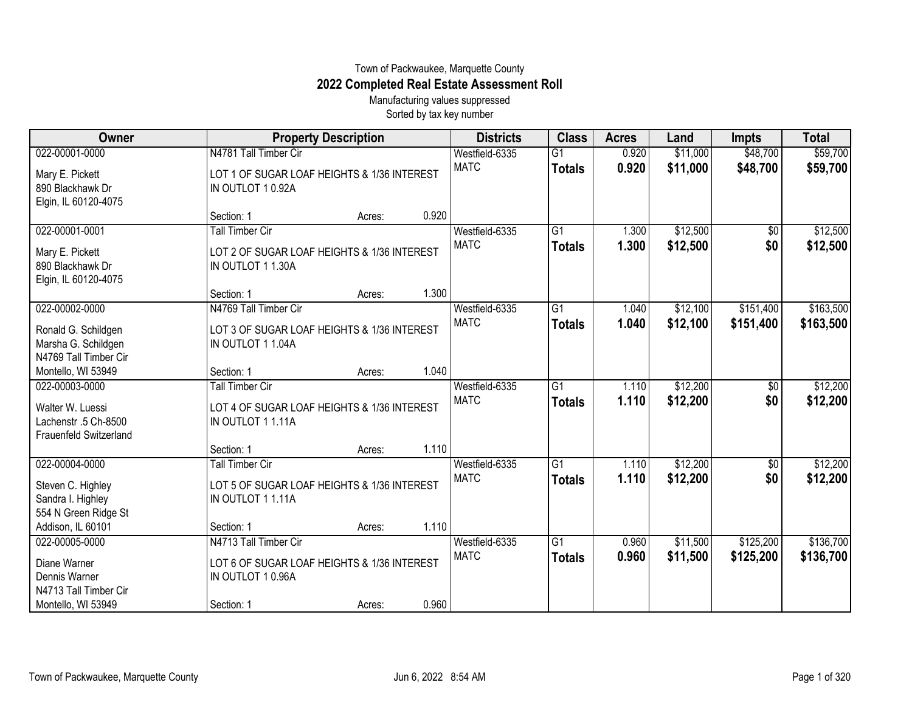Town of Packwaukee, Marquette County

# 2022 Completed Real Estate Assessment Roll

Manufacturing values suppressed

Sorted by tax key number

| Owner | Property Description | Districts | Class | Acres | Land | Impts | Total |
|---|---|---|---|---|---|---|---|
| 022-00001-0000<br>Mary E. Pickett<br>890 Blackhawk Dr<br>Elgin, IL 60120-4075 | N4781 Tall Timber Cir<br>LOT 1 OF SUGAR LOAF HEIGHTS & 1/36 INTEREST IN OUTLOT 1 0.92A<br>Section: 1 Acres: 0.920 | Westfield-6335<br>MATC | G1<br>**Totals** | 0.920<br>**0.920** | $11,000<br>**$11,000** | $48,700<br>**$48,700** | $59,700<br>**$59,700** |
| 022-00001-0001<br>Mary E. Pickett<br>890 Blackhawk Dr<br>Elgin, IL 60120-4075 | Tall Timber Cir<br>LOT 2 OF SUGAR LOAF HEIGHTS & 1/36 INTEREST IN OUTLOT 1 1.30A<br>Section: 1 Acres: 1.300 | Westfield-6335<br>MATC | G1<br>**Totals** | 1.300<br>**1.300** | $12,500<br>**$12,500** | $0<br>**$0** | $12,500<br>**$12,500** |
| 022-00002-0000<br>Ronald G. Schildgen<br>Marsha G. Schildgen<br>N4769 Tall Timber Cir<br>Montello, WI 53949 | N4769 Tall Timber Cir<br>LOT 3 OF SUGAR LOAF HEIGHTS & 1/36 INTEREST IN OUTLOT 1 1.04A<br>Section: 1 Acres: 1.040 | Westfield-6335<br>MATC | G1<br>**Totals** | 1.040<br>**1.040** | $12,100<br>**$12,100** | $151,400<br>**$151,400** | $163,500<br>**$163,500** |
| 022-00003-0000<br>Walter W. Luessi<br>Lachenstr .5 Ch-8500<br>Frauenfeld Switzerland | Tall Timber Cir<br>LOT 4 OF SUGAR LOAF HEIGHTS & 1/36 INTEREST IN OUTLOT 1 1.11A<br>Section: 1 Acres: 1.110 | Westfield-6335<br>MATC | G1<br>**Totals** | 1.110<br>**1.110** | $12,200<br>**$12,200** | $0<br>**$0** | $12,200<br>**$12,200** |
| 022-00004-0000<br>Steven C. Highley<br>Sandra I. Highley<br>554 N Green Ridge St<br>Addison, IL 60101 | Tall Timber Cir<br>LOT 5 OF SUGAR LOAF HEIGHTS & 1/36 INTEREST IN OUTLOT 1 1.11A<br>Section: 1 Acres: 1.110 | Westfield-6335<br>MATC | G1<br>**Totals** | 1.110<br>**1.110** | $12,200<br>**$12,200** | $0<br>**$0** | $12,200<br>**$12,200** |
| 022-00005-0000<br>Diane Warner<br>Dennis Warner<br>N4713 Tall Timber Cir<br>Montello, WI 53949 | N4713 Tall Timber Cir<br>LOT 6 OF SUGAR LOAF HEIGHTS & 1/36 INTEREST IN OUTLOT 1 0.96A<br>Section: 1 Acres: 0.960 | Westfield-6335<br>MATC | G1<br>**Totals** | 0.960<br>**0.960** | $11,500<br>**$11,500** | $125,200<br>**$125,200** | $136,700<br>**$136,700** |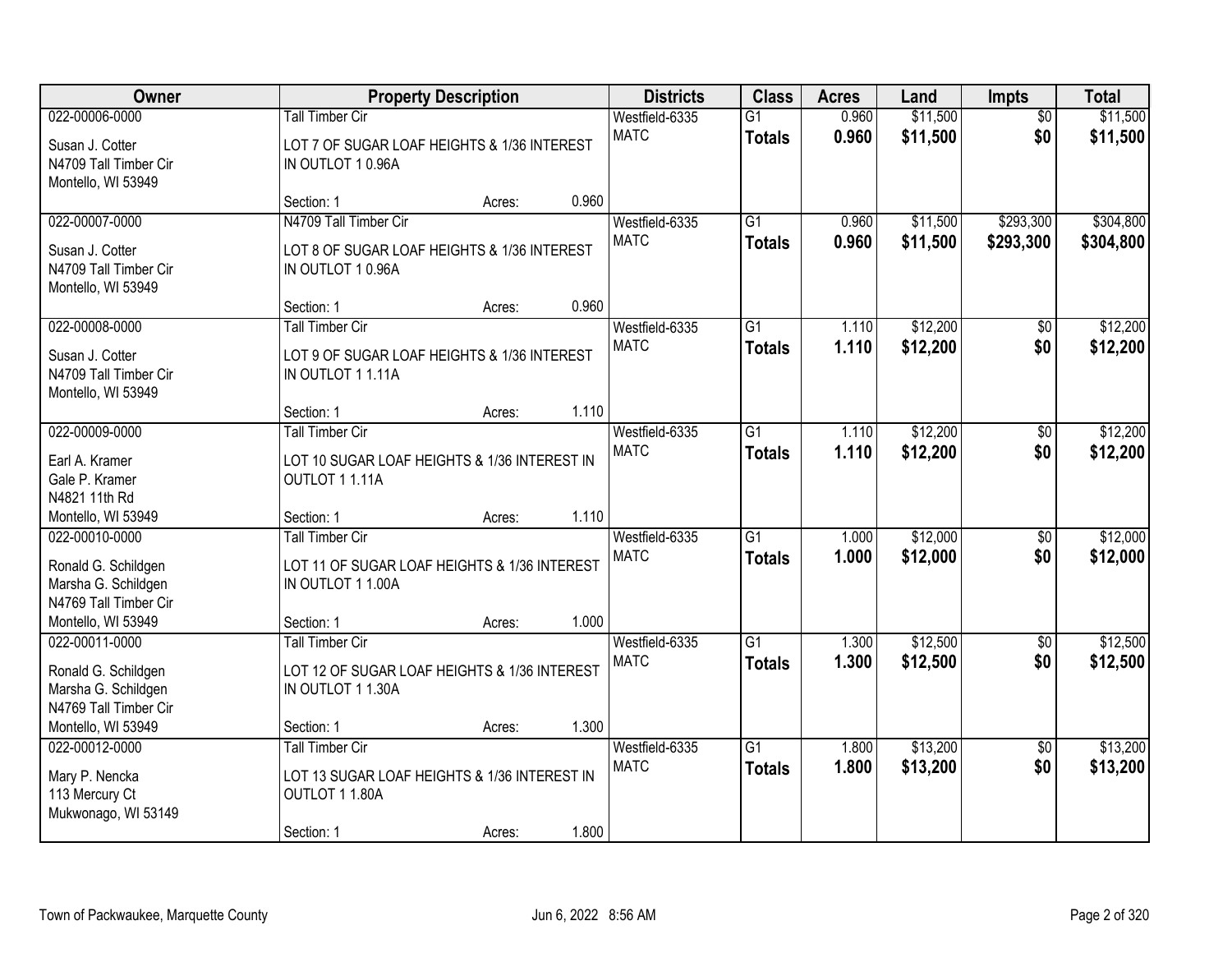| Owner | Property Description | Districts | Class | Acres | Land | Impts | Total |
|---|---|---|---|---|---|---|---|
| 022-00006-0000<br>Susan J. Cotter<br>N4709 Tall Timber Cir<br>Montello, WI 53949 | Tall Timber Cir<br>LOT 7 OF SUGAR LOAF HEIGHTS & 1/36 INTEREST IN OUTLOT 1 0.96A<br>Section: 1 Acres: 0.960 | Westfield-6335<br>MATC | G1<br>**Totals** | 0.960<br>**0.960** | $11,500<br>**$11,500** | $0<br>**$0** | $11,500<br>**$11,500** |
| 022-00007-0000<br>Susan J. Cotter<br>N4709 Tall Timber Cir<br>Montello, WI 53949 | N4709 Tall Timber Cir<br>LOT 8 OF SUGAR LOAF HEIGHTS & 1/36 INTEREST IN OUTLOT 1 0.96A<br>Section: 1 Acres: 0.960 | Westfield-6335<br>MATC | G1<br>**Totals** | 0.960<br>**0.960** | $11,500<br>**$11,500** | $293,300<br>**$293,300** | $304,800<br>**$304,800** |
| 022-00008-0000<br>Susan J. Cotter<br>N4709 Tall Timber Cir<br>Montello, WI 53949 | Tall Timber Cir<br>LOT 9 OF SUGAR LOAF HEIGHTS & 1/36 INTEREST IN OUTLOT 1 1.11A<br>Section: 1 Acres: 1.110 | Westfield-6335<br>MATC | G1<br>**Totals** | 1.110<br>**1.110** | $12,200<br>**$12,200** | $0<br>**$0** | $12,200<br>**$12,200** |
| 022-00009-0000<br>Earl A. Kramer<br>Gale P. Kramer<br>N4821 11th Rd<br>Montello, WI 53949 | Tall Timber Cir<br>LOT 10 SUGAR LOAF HEIGHTS & 1/36 INTEREST IN OUTLOT 1 1.11A<br>Section: 1 Acres: 1.110 | Westfield-6335<br>MATC | G1<br>**Totals** | 1.110<br>**1.110** | $12,200<br>**$12,200** | $0<br>**$0** | $12,200<br>**$12,200** |
| 022-00010-0000<br>Ronald G. Schildgen<br>Marsha G. Schildgen<br>N4769 Tall Timber Cir<br>Montello, WI 53949 | Tall Timber Cir<br>LOT 11 OF SUGAR LOAF HEIGHTS & 1/36 INTEREST IN OUTLOT 1 1.00A<br>Section: 1 Acres: 1.000 | Westfield-6335<br>MATC | G1<br>**Totals** | 1.000<br>**1.000** | $12,000<br>**$12,000** | $0<br>**$0** | $12,000<br>**$12,000** |
| 022-00011-0000<br>Ronald G. Schildgen<br>Marsha G. Schildgen<br>N4769 Tall Timber Cir<br>Montello, WI 53949 | Tall Timber Cir<br>LOT 12 OF SUGAR LOAF HEIGHTS & 1/36 INTEREST IN OUTLOT 1 1.30A<br>Section: 1 Acres: 1.300 | Westfield-6335<br>MATC | G1<br>**Totals** | 1.300<br>**1.300** | $12,500<br>**$12,500** | $0<br>**$0** | $12,500<br>**$12,500** |
| 022-00012-0000<br>Mary P. Nencka<br>113 Mercury Ct<br>Mukwonago, WI 53149 | Tall Timber Cir<br>LOT 13 SUGAR LOAF HEIGHTS & 1/36 INTEREST IN OUTLOT 1 1.80A<br>Section: 1 Acres: 1.800 | Westfield-6335<br>MATC | G1<br>**Totals** | 1.800<br>**1.800** | $13,200<br>**$13,200** | $0<br>**$0** | $13,200<br>**$13,200** |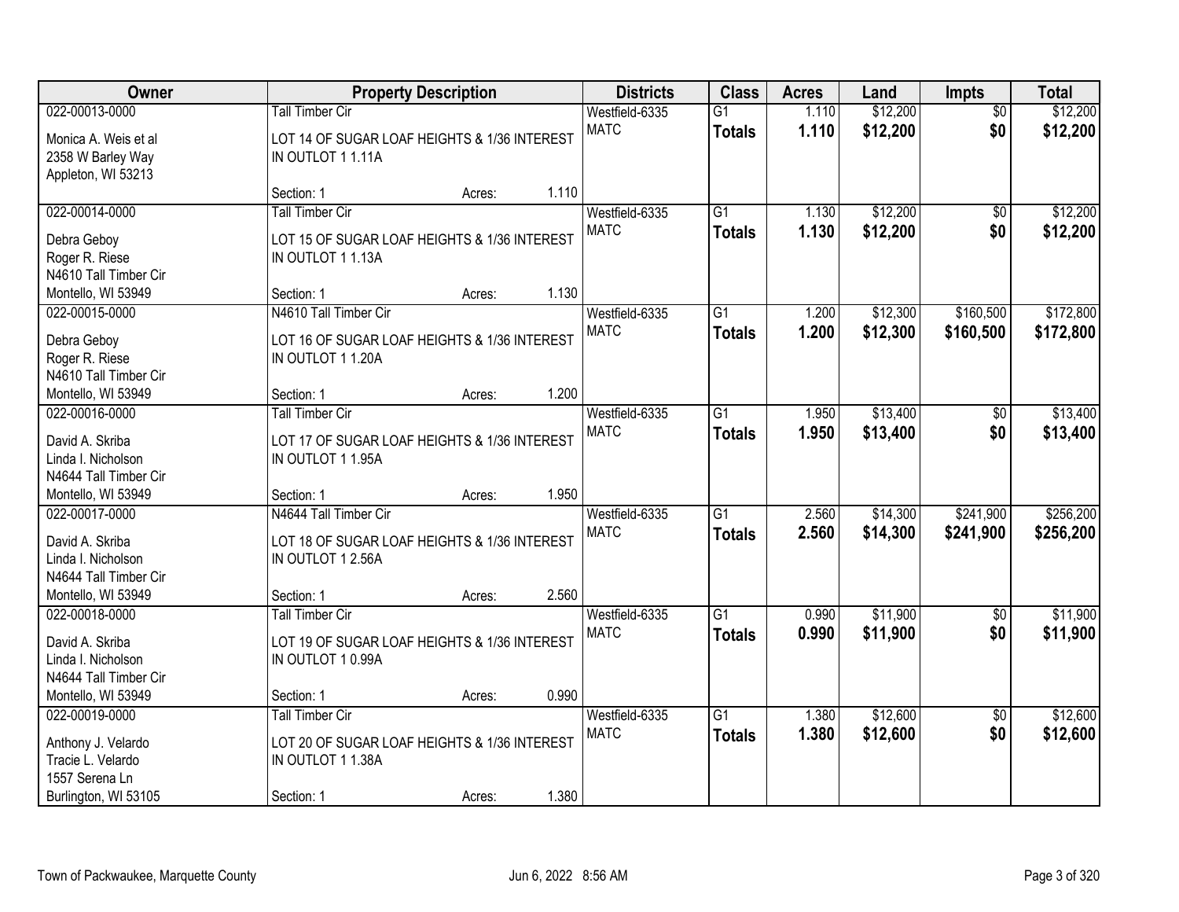| Owner | Property Description | Districts | Class | Acres | Land | Impts | Total |
|---|---|---|---|---|---|---|---|
| 022-00013-0000<br>Monica A. Weis et al<br>2358 W Barley Way<br>Appleton, WI 53213 | Tall Timber Cir<br>LOT 14 OF SUGAR LOAF HEIGHTS & 1/36 INTEREST IN OUTLOT 1 1.11A<br>Section: 1 Acres: 1.110 | Westfield-6335<br>MATC | G1<br>**Totals** | 1.110<br>**1.110** | $12,200<br>**$12,200** | $0<br>**$0** | $12,200<br>**$12,200** |
| 022-00014-0000<br>Debra Geboy<br>Roger R. Riese<br>N4610 Tall Timber Cir<br>Montello, WI 53949 | Tall Timber Cir<br>LOT 15 OF SUGAR LOAF HEIGHTS & 1/36 INTEREST IN OUTLOT 1 1.13A<br>Section: 1 Acres: 1.130 | Westfield-6335<br>MATC | G1<br>**Totals** | 1.130<br>**1.130** | $12,200<br>**$12,200** | $0<br>**$0** | $12,200<br>**$12,200** |
| 022-00015-0000<br>Debra Geboy<br>Roger R. Riese<br>N4610 Tall Timber Cir<br>Montello, WI 53949 | N4610 Tall Timber Cir<br>LOT 16 OF SUGAR LOAF HEIGHTS & 1/36 INTEREST IN OUTLOT 1 1.20A<br>Section: 1 Acres: 1.200 | Westfield-6335<br>MATC | G1<br>**Totals** | 1.200<br>**1.200** | $12,300<br>**$12,300** | $160,500<br>**$160,500** | $172,800<br>**$172,800** |
| 022-00016-0000<br>David A. Skriba<br>Linda I. Nicholson<br>N4644 Tall Timber Cir<br>Montello, WI 53949 | Tall Timber Cir<br>LOT 17 OF SUGAR LOAF HEIGHTS & 1/36 INTEREST IN OUTLOT 1 1.95A<br>Section: 1 Acres: 1.950 | Westfield-6335<br>MATC | G1<br>**Totals** | 1.950<br>**1.950** | $13,400<br>**$13,400** | $0<br>**$0** | $13,400<br>**$13,400** |
| 022-00017-0000<br>David A. Skriba<br>Linda I. Nicholson<br>N4644 Tall Timber Cir<br>Montello, WI 53949 | N4644 Tall Timber Cir<br>LOT 18 OF SUGAR LOAF HEIGHTS & 1/36 INTEREST IN OUTLOT 1 2.56A<br>Section: 1 Acres: 2.560 | Westfield-6335<br>MATC | G1<br>**Totals** | 2.560<br>**2.560** | $14,300<br>**$14,300** | $241,900<br>**$241,900** | $256,200<br>**$256,200** |
| 022-00018-0000<br>David A. Skriba<br>Linda I. Nicholson<br>N4644 Tall Timber Cir<br>Montello, WI 53949 | Tall Timber Cir<br>LOT 19 OF SUGAR LOAF HEIGHTS & 1/36 INTEREST IN OUTLOT 1 0.99A<br>Section: 1 Acres: 0.990 | Westfield-6335<br>MATC | G1<br>**Totals** | 0.990<br>**0.990** | $11,900<br>**$11,900** | $0<br>**$0** | $11,900<br>**$11,900** |
| 022-00019-0000<br>Anthony J. Velardo<br>Tracie L. Velardo<br>1557 Serena Ln<br>Burlington, WI 53105 | Tall Timber Cir<br>LOT 20 OF SUGAR LOAF HEIGHTS & 1/36 INTEREST IN OUTLOT 1 1.38A<br>Section: 1 Acres: 1.380 | Westfield-6335<br>MATC | G1<br>**Totals** | 1.380<br>**1.380** | $12,600<br>**$12,600** | $0<br>**$0** | $12,600<br>**$12,600** |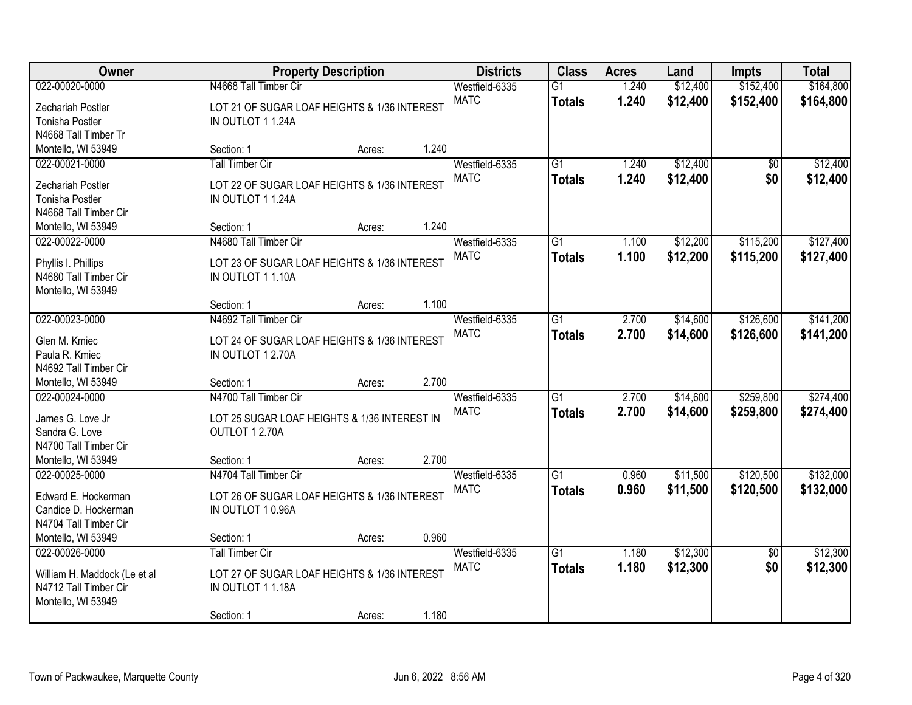| Owner | Property Description | Districts | Class | Acres | Land | Impts | Total |
|---|---|---|---|---|---|---|---|
| 022-00020-0000<br>Zechariah Postler<br>Tonisha Postler<br>N4668 Tall Timber Tr<br>Montello, WI 53949 | N4668 Tall Timber Cir<br>LOT 21 OF SUGAR LOAF HEIGHTS & 1/36 INTEREST IN OUTLOT 1 1.24A<br>Section: 1 Acres: 1.240 | Westfield-6335<br>MATC | G1<br>**Totals** | 1.240<br>**1.240** | $12,400<br>**$12,400** | $152,400<br>**$152,400** | $164,800<br>**$164,800** |
| 022-00021-0000<br>Zechariah Postler<br>Tonisha Postler<br>N4668 Tall Timber Cir<br>Montello, WI 53949 | Tall Timber Cir<br>LOT 22 OF SUGAR LOAF HEIGHTS & 1/36 INTEREST IN OUTLOT 1 1.24A<br>Section: 1 Acres: 1.240 | Westfield-6335<br>MATC | G1<br>**Totals** | 1.240<br>**1.240** | $12,400<br>**$12,400** | $0<br>**$0** | $12,400<br>**$12,400** |
| 022-00022-0000<br>Phyllis I. Phillips<br>N4680 Tall Timber Cir<br>Montello, WI 53949 | N4680 Tall Timber Cir<br>LOT 23 OF SUGAR LOAF HEIGHTS & 1/36 INTEREST IN OUTLOT 1 1.10A<br>Section: 1 Acres: 1.100 | Westfield-6335<br>MATC | G1<br>**Totals** | 1.100<br>**1.100** | $12,200<br>**$12,200** | $115,200<br>**$115,200** | $127,400<br>**$127,400** |
| 022-00023-0000<br>Glen M. Kmiec<br>Paula R. Kmiec<br>N4692 Tall Timber Cir<br>Montello, WI 53949 | N4692 Tall Timber Cir<br>LOT 24 OF SUGAR LOAF HEIGHTS & 1/36 INTEREST IN OUTLOT 1 2.70A<br>Section: 1 Acres: 2.700 | Westfield-6335<br>MATC | G1<br>**Totals** | 2.700<br>**2.700** | $14,600<br>**$14,600** | $126,600<br>**$126,600** | $141,200<br>**$141,200** |
| 022-00024-0000<br>James G. Love Jr<br>Sandra G. Love<br>N4700 Tall Timber Cir<br>Montello, WI 53949 | N4700 Tall Timber Cir<br>LOT 25 SUGAR LOAF HEIGHTS & 1/36 INTEREST IN OUTLOT 1 2.70A<br>Section: 1 Acres: 2.700 | Westfield-6335<br>MATC | G1<br>**Totals** | 2.700<br>**2.700** | $14,600<br>**$14,600** | $259,800<br>**$259,800** | $274,400<br>**$274,400** |
| 022-00025-0000<br>Edward E. Hockerman<br>Candice D. Hockerman<br>N4704 Tall Timber Cir<br>Montello, WI 53949 | N4704 Tall Timber Cir<br>LOT 26 OF SUGAR LOAF HEIGHTS & 1/36 INTEREST IN OUTLOT 1 0.96A<br>Section: 1 Acres: 0.960 | Westfield-6335<br>MATC | G1<br>**Totals** | 0.960<br>**0.960** | $11,500<br>**$11,500** | $120,500<br>**$120,500** | $132,000<br>**$132,000** |
| 022-00026-0000<br>William H. Maddock (Le et al<br>N4712 Tall Timber Cir<br>Montello, WI 53949 | Tall Timber Cir<br>LOT 27 OF SUGAR LOAF HEIGHTS & 1/36 INTEREST IN OUTLOT 1 1.18A<br>Section: 1 Acres: 1.180 | Westfield-6335<br>MATC | G1<br>**Totals** | 1.180<br>**1.180** | $12,300<br>**$12,300** | $0<br>**$0** | $12,300<br>**$12,300** |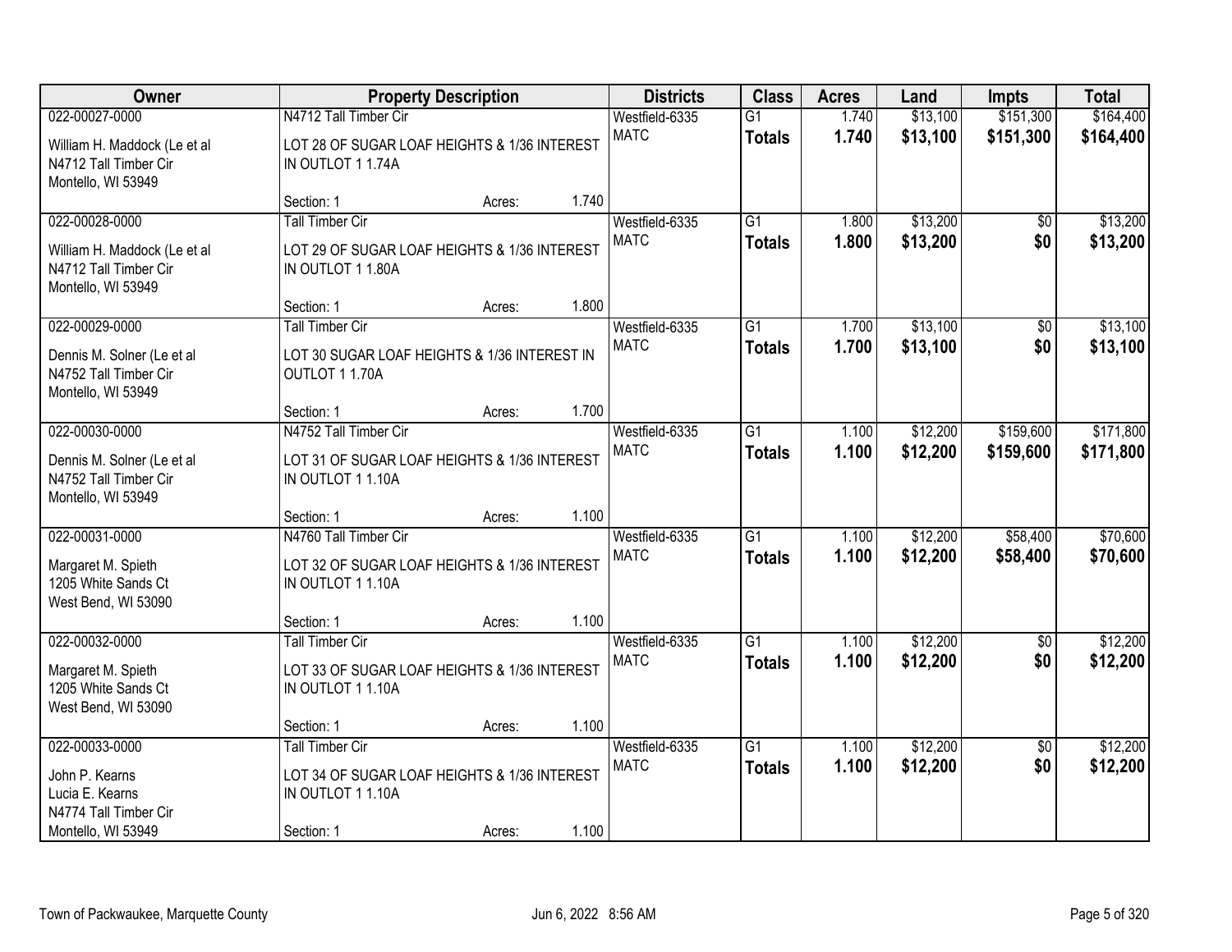| Owner | Property Description | Districts | Class | Acres | Land | Impts | Total |
|---|---|---|---|---|---|---|---|
| 022-00027-0000<br>William H. Maddock (Le et al<br>N4712 Tall Timber Cir<br>Montello, WI 53949 | N4712 Tall Timber Cir<br>LOT 28 OF SUGAR LOAF HEIGHTS & 1/36 INTEREST IN OUTLOT 1 1.74A<br>Section: 1 Acres: 1.740 | Westfield-6335<br>MATC | G1<br>**Totals** | 1.740<br>**1.740** | $13,100<br>**$13,100** | $151,300<br>**$151,300** | $164,400<br>**$164,400** |
| 022-00028-0000<br>William H. Maddock (Le et al<br>N4712 Tall Timber Cir<br>Montello, WI 53949 | Tall Timber Cir<br>LOT 29 OF SUGAR LOAF HEIGHTS & 1/36 INTEREST IN OUTLOT 1 1.80A<br>Section: 1 Acres: 1.800 | Westfield-6335<br>MATC | G1<br>**Totals** | 1.800<br>**1.800** | $13,200<br>**$13,200** | $0<br>**$0** | $13,200<br>**$13,200** |
| 022-00029-0000<br>Dennis M. Solner (Le et al<br>N4752 Tall Timber Cir<br>Montello, WI 53949 | Tall Timber Cir<br>LOT 30 SUGAR LOAF HEIGHTS & 1/36 INTEREST IN OUTLOT 1 1.70A<br>Section: 1 Acres: 1.700 | Westfield-6335<br>MATC | G1<br>**Totals** | 1.700<br>**1.700** | $13,100<br>**$13,100** | $0<br>**$0** | $13,100<br>**$13,100** |
| 022-00030-0000<br>Dennis M. Solner (Le et al<br>N4752 Tall Timber Cir<br>Montello, WI 53949 | N4752 Tall Timber Cir<br>LOT 31 OF SUGAR LOAF HEIGHTS & 1/36 INTEREST IN OUTLOT 1 1.10A<br>Section: 1 Acres: 1.100 | Westfield-6335<br>MATC | G1<br>**Totals** | 1.100<br>**1.100** | $12,200<br>**$12,200** | $159,600<br>**$159,600** | $171,800<br>**$171,800** |
| 022-00031-0000<br>Margaret M. Spieth<br>1205 White Sands Ct<br>West Bend, WI 53090 | N4760 Tall Timber Cir<br>LOT 32 OF SUGAR LOAF HEIGHTS & 1/36 INTEREST IN OUTLOT 1 1.10A<br>Section: 1 Acres: 1.100 | Westfield-6335<br>MATC | G1<br>**Totals** | 1.100<br>**1.100** | $12,200<br>**$12,200** | $58,400<br>**$58,400** | $70,600<br>**$70,600** |
| 022-00032-0000<br>Margaret M. Spieth<br>1205 White Sands Ct<br>West Bend, WI 53090 | Tall Timber Cir<br>LOT 33 OF SUGAR LOAF HEIGHTS & 1/36 INTEREST IN OUTLOT 1 1.10A<br>Section: 1 Acres: 1.100 | Westfield-6335<br>MATC | G1<br>**Totals** | 1.100<br>**1.100** | $12,200<br>**$12,200** | $0<br>**$0** | $12,200<br>**$12,200** |
| 022-00033-0000<br>John P. Kearns<br>Lucia E. Kearns<br>N4774 Tall Timber Cir<br>Montello, WI 53949 | Tall Timber Cir<br>LOT 34 OF SUGAR LOAF HEIGHTS & 1/36 INTEREST IN OUTLOT 1 1.10A<br>Section: 1 Acres: 1.100 | Westfield-6335<br>MATC | G1<br>**Totals** | 1.100<br>**1.100** | $12,200<br>**$12,200** | $0<br>**$0** | $12,200<br>**$12,200** |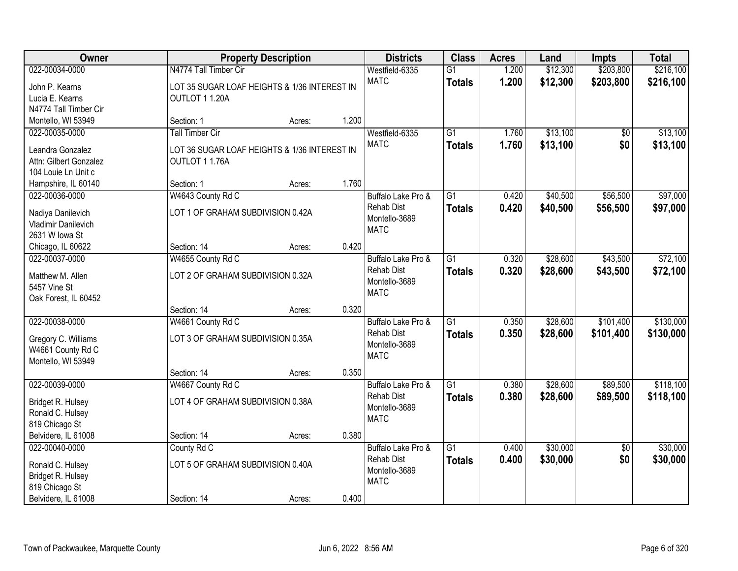| Owner | Property Description | | | Districts | Class | Acres | Land | Impts | Total |
|---|---|---|---|---|---|---|---|---|---|
| 022-00034-0000<br>John P. Kearns<br>Lucia E. Kearns<br>N4774 Tall Timber Cir<br>Montello, WI 53949 | N4774 Tall Timber Cir<br>LOT 35 SUGAR LOAF HEIGHTS & 1/36 INTEREST IN OUTLOT 1 1.20A<br>Section: 1 | Acres: | 1.200 | Westfield-6335<br>MATC | G1<br>**Totals** | 1.200<br>**1.200** | $12,300<br>**$12,300** | $203,800<br>**$203,800** | $216,100<br>**$216,100** |
| 022-00035-0000<br>Leandra Gonzalez<br>Attn: Gilbert Gonzalez<br>104 Louie Ln Unit c<br>Hampshire, IL 60140 | Tall Timber Cir<br>LOT 36 SUGAR LOAF HEIGHTS & 1/36 INTEREST IN OUTLOT 1 1.76A<br>Section: 1 | Acres: | 1.760 | Westfield-6335<br>MATC | G1<br>**Totals** | 1.760<br>**1.760** | $13,100<br>**$13,100** | $0<br>**$0** | $13,100<br>**$13,100** |
| 022-00036-0000<br>Nadiya Danilevich<br>Vladimir Danilevich<br>2631 W Iowa St<br>Chicago, IL 60622 | W4643 County Rd C<br>LOT 1 OF GRAHAM SUBDIVISION 0.42A<br>Section: 14 | Acres: | 0.420 | Buffalo Lake Pro & Rehab Dist<br>Montello-3689<br>MATC | G1<br>**Totals** | 0.420<br>**0.420** | $40,500<br>**$40,500** | $56,500<br>**$56,500** | $97,000<br>**$97,000** |
| 022-00037-0000<br>Matthew M. Allen<br>5457 Vine St<br>Oak Forest, IL 60452 | W4655 County Rd C<br>LOT 2 OF GRAHAM SUBDIVISION 0.32A<br>Section: 14 | Acres: | 0.320 | Buffalo Lake Pro & Rehab Dist<br>Montello-3689<br>MATC | G1<br>**Totals** | 0.320<br>**0.320** | $28,600<br>**$28,600** | $43,500<br>**$43,500** | $72,100<br>**$72,100** |
| 022-00038-0000<br>Gregory C. Williams<br>W4661 County Rd C<br>Montello, WI 53949 | W4661 County Rd C<br>LOT 3 OF GRAHAM SUBDIVISION 0.35A<br>Section: 14 | Acres: | 0.350 | Buffalo Lake Pro & Rehab Dist<br>Montello-3689<br>MATC | G1<br>**Totals** | 0.350<br>**0.350** | $28,600<br>**$28,600** | $101,400<br>**$101,400** | $130,000<br>**$130,000** |
| 022-00039-0000<br>Bridget R. Hulsey<br>Ronald C. Hulsey<br>819 Chicago St<br>Belvidere, IL 61008 | W4667 County Rd C<br>LOT 4 OF GRAHAM SUBDIVISION 0.38A<br>Section: 14 | Acres: | 0.380 | Buffalo Lake Pro & Rehab Dist<br>Montello-3689<br>MATC | G1<br>**Totals** | 0.380<br>**0.380** | $28,600<br>**$28,600** | $89,500<br>**$89,500** | $118,100<br>**$118,100** |
| 022-00040-0000<br>Ronald C. Hulsey<br>Bridget R. Hulsey<br>819 Chicago St<br>Belvidere, IL 61008 | County Rd C<br>LOT 5 OF GRAHAM SUBDIVISION 0.40A<br>Section: 14 | Acres: | 0.400 | Buffalo Lake Pro & Rehab Dist<br>Montello-3689<br>MATC | G1<br>**Totals** | 0.400<br>**0.400** | $30,000<br>**$30,000** | $0<br>**$0** | $30,000<br>**$30,000** |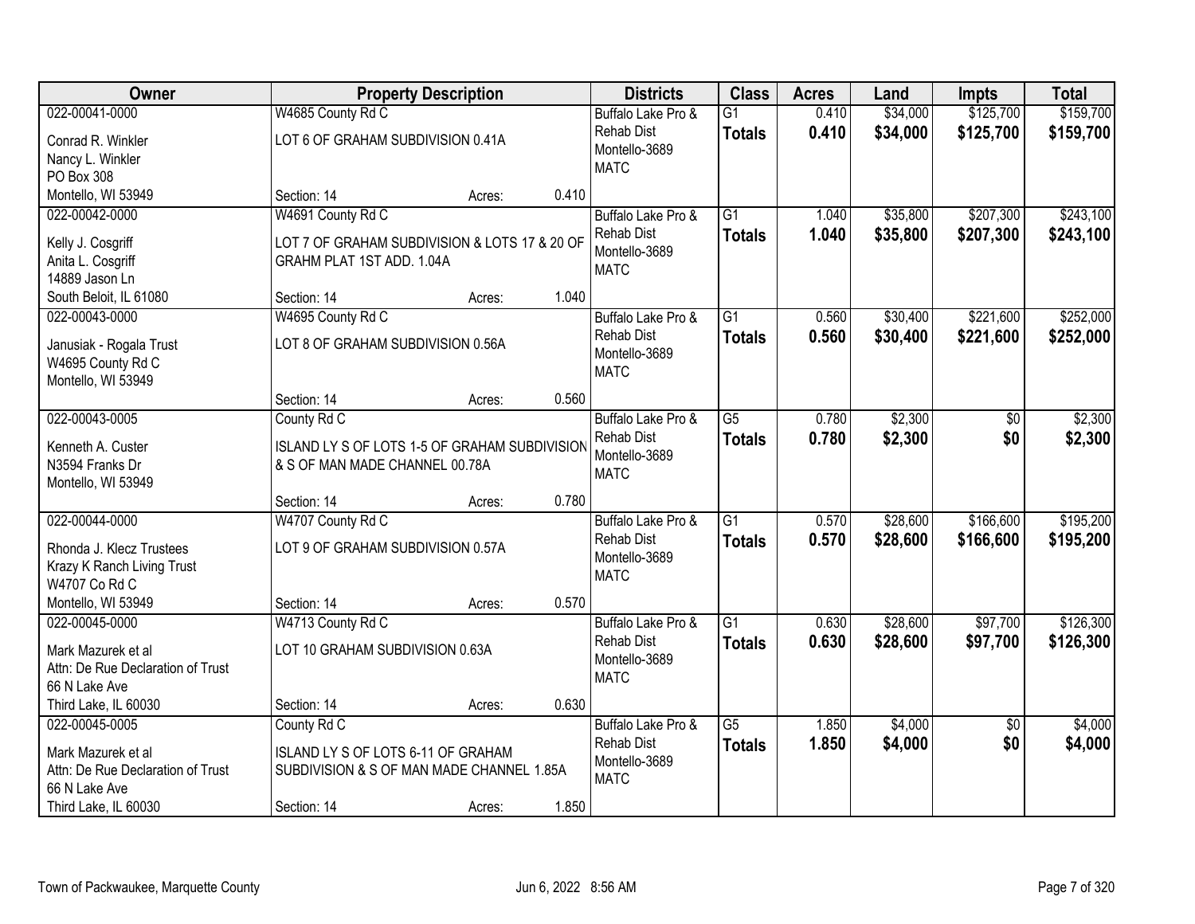| Owner | Property Description | | | Districts | Class | Acres | Land | Impts | Total |
|---|---|---|---|---|---|---|---|---|---|
| 022-00041-0000<br>Conrad R. Winkler<br>Nancy L. Winkler<br>PO Box 308<br>Montello, WI 53949 | W4685 County Rd C<br>LOT 6 OF GRAHAM SUBDIVISION 0.41A<br>Section: 14 | Acres: | 0.410 | Buffalo Lake Pro & Rehab Dist<br>Montello-3689<br>MATC | G1<br>**Totals** | 0.410<br>**0.410** | $34,000<br>**$34,000** | $125,700<br>**$125,700** | $159,700<br>**$159,700** |
| 022-00042-0000<br>Kelly J. Cosgriff<br>Anita L. Cosgriff<br>14889 Jason Ln<br>South Beloit, IL 61080 | W4691 County Rd C<br>LOT 7 OF GRAHAM SUBDIVISION & LOTS 17 & 20 OF GRAHM PLAT 1ST ADD. 1.04A<br>Section: 14 | Acres: | 1.040 | Buffalo Lake Pro & Rehab Dist<br>Montello-3689<br>MATC | G1<br>**Totals** | 1.040<br>**1.040** | $35,800<br>**$35,800** | $207,300<br>**$207,300** | $243,100<br>**$243,100** |
| 022-00043-0000<br>Janusiak - Rogala Trust<br>W4695 County Rd C<br>Montello, WI 53949 | W4695 County Rd C<br>LOT 8 OF GRAHAM SUBDIVISION 0.56A<br>Section: 14 | Acres: | 0.560 | Buffalo Lake Pro & Rehab Dist<br>Montello-3689<br>MATC | G1<br>**Totals** | 0.560<br>**0.560** | $30,400<br>**$30,400** | $221,600<br>**$221,600** | $252,000<br>**$252,000** |
| 022-00043-0005<br>Kenneth A. Custer<br>N3594 Franks Dr<br>Montello, WI 53949 | County Rd C<br>ISLAND LY S OF LOTS 1-5 OF GRAHAM SUBDIVISION & S OF MAN MADE CHANNEL 00.78A<br>Section: 14 | Acres: | 0.780 | Buffalo Lake Pro & Rehab Dist<br>Montello-3689<br>MATC | G5<br>**Totals** | 0.780<br>**0.780** | $2,300<br>**$2,300** | $0<br>**$0** | $2,300<br>**$2,300** |
| 022-00044-0000<br>Rhonda J. Klecz Trustees<br>Krazy K Ranch Living Trust<br>W4707 Co Rd C<br>Montello, WI 53949 | W4707 County Rd C<br>LOT 9 OF GRAHAM SUBDIVISION 0.57A<br>Section: 14 | Acres: | 0.570 | Buffalo Lake Pro & Rehab Dist<br>Montello-3689<br>MATC | G1<br>**Totals** | 0.570<br>**0.570** | $28,600<br>**$28,600** | $166,600<br>**$166,600** | $195,200<br>**$195,200** |
| 022-00045-0000<br>Mark Mazurek et al<br>Attn: De Rue Declaration of Trust<br>66 N Lake Ave<br>Third Lake, IL 60030 | W4713 County Rd C<br>LOT 10 GRAHAM SUBDIVISION 0.63A<br>Section: 14 | Acres: | 0.630 | Buffalo Lake Pro & Rehab Dist<br>Montello-3689<br>MATC | G1<br>**Totals** | 0.630<br>**0.630** | $28,600<br>**$28,600** | $97,700<br>**$97,700** | $126,300<br>**$126,300** |
| 022-00045-0005<br>Mark Mazurek et al<br>Attn: De Rue Declaration of Trust<br>66 N Lake Ave<br>Third Lake, IL 60030 | County Rd C<br>ISLAND LY S OF LOTS 6-11 OF GRAHAM SUBDIVISION & S OF MAN MADE CHANNEL 1.85A<br>Section: 14 | Acres: | 1.850 | Buffalo Lake Pro & Rehab Dist<br>Montello-3689<br>MATC | G5<br>**Totals** | 1.850<br>**1.850** | $4,000<br>**$4,000** | $0<br>**$0** | $4,000<br>**$4,000** |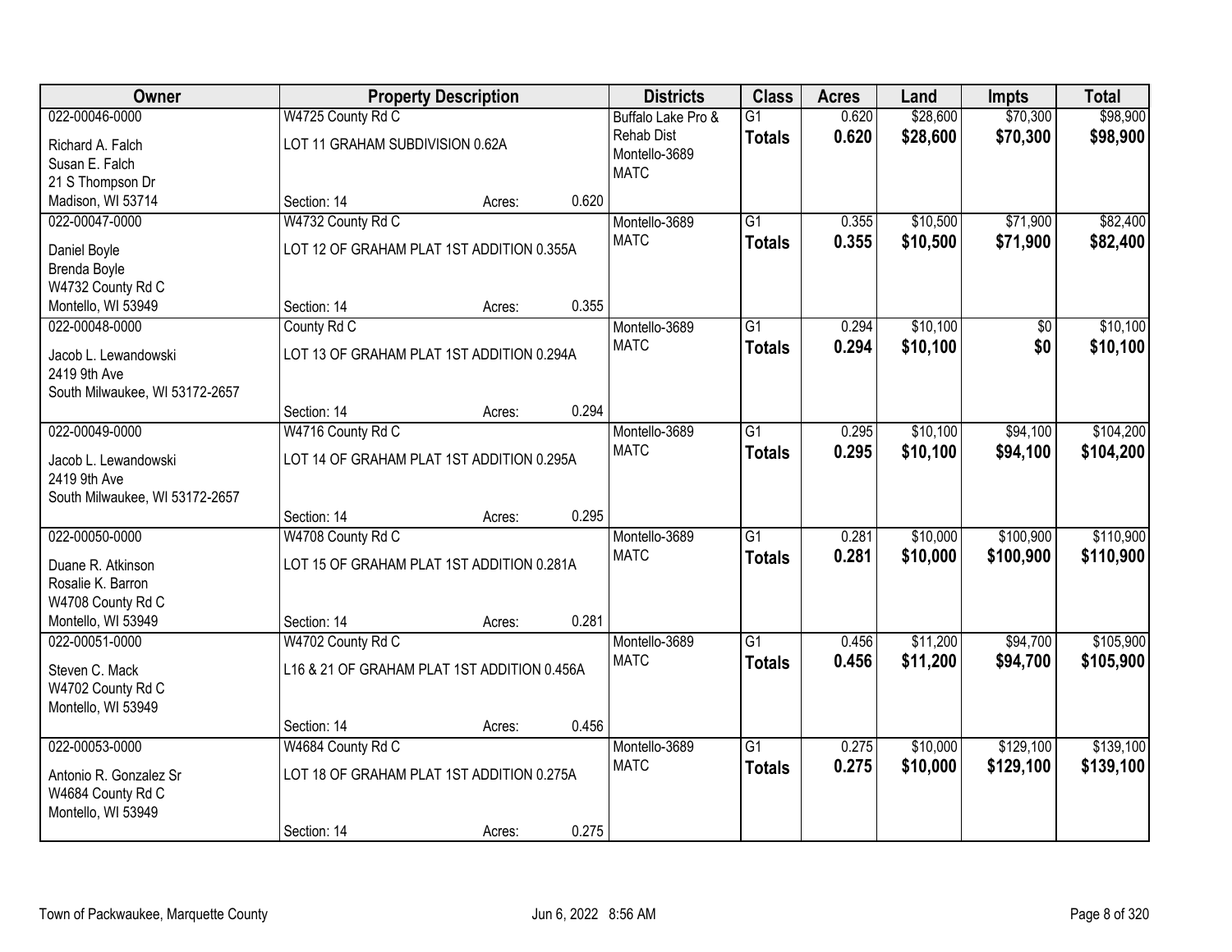| Owner | Property Description | | | Districts | Class | Acres | Land | Impts | Total |
|---|---|---|---|---|---|---|---|---|---|
| 022-00046-0000 | W4725 County Rd C | | | Buffalo Lake Pro & Rehab Dist | G1 | 0.620 | $28,600 | $70,300 | $98,900 |
| Richard A. Falch<br>Susan E. Falch<br>21 S Thompson Dr<br>Madison, WI 53714 | LOT 11 GRAHAM SUBDIVISION 0.62A | | | Montello-3689<br>MATC | **Totals** | **0.620** | **$28,600** | **$70,300** | **$98,900** |
| | Section: 14 | Acres: | 0.620 | | | | | | |
| 022-00047-0000 | W4732 County Rd C | | | Montello-3689 | G1 | 0.355 | $10,500 | $71,900 | $82,400 |
| Daniel Boyle<br>Brenda Boyle<br>W4732 County Rd C<br>Montello, WI 53949 | LOT 12 OF GRAHAM PLAT 1ST ADDITION 0.355A | | | MATC | **Totals** | **0.355** | **$10,500** | **$71,900** | **$82,400** |
| | Section: 14 | Acres: | 0.355 | | | | | | |
| 022-00048-0000 | County Rd C | | | Montello-3689 | G1 | 0.294 | $10,100 | $0 | $10,100 |
| Jacob L. Lewandowski<br>2419 9th Ave<br>South Milwaukee, WI 53172-2657 | LOT 13 OF GRAHAM PLAT 1ST ADDITION 0.294A | | | MATC | **Totals** | **0.294** | **$10,100** | **$0** | **$10,100** |
| | Section: 14 | Acres: | 0.294 | | | | | | |
| 022-00049-0000 | W4716 County Rd C | | | Montello-3689 | G1 | 0.295 | $10,100 | $94,100 | $104,200 |
| Jacob L. Lewandowski<br>2419 9th Ave<br>South Milwaukee, WI 53172-2657 | LOT 14 OF GRAHAM PLAT 1ST ADDITION 0.295A | | | MATC | **Totals** | **0.295** | **$10,100** | **$94,100** | **$104,200** |
| | Section: 14 | Acres: | 0.295 | | | | | | |
| 022-00050-0000 | W4708 County Rd C | | | Montello-3689 | G1 | 0.281 | $10,000 | $100,900 | $110,900 |
| Duane R. Atkinson<br>Rosalie K. Barron<br>W4708 County Rd C<br>Montello, WI 53949 | LOT 15 OF GRAHAM PLAT 1ST ADDITION 0.281A | | | MATC | **Totals** | **0.281** | **$10,000** | **$100,900** | **$110,900** |
| | Section: 14 | Acres: | 0.281 | | | | | | |
| 022-00051-0000 | W4702 County Rd C | | | Montello-3689 | G1 | 0.456 | $11,200 | $94,700 | $105,900 |
| Steven C. Mack<br>W4702 County Rd C<br>Montello, WI 53949 | L16 & 21 OF GRAHAM PLAT 1ST ADDITION 0.456A | | | MATC | **Totals** | **0.456** | **$11,200** | **$94,700** | **$105,900** |
| | Section: 14 | Acres: | 0.456 | | | | | | |
| 022-00053-0000 | W4684 County Rd C | | | Montello-3689 | G1 | 0.275 | $10,000 | $129,100 | $139,100 |
| Antonio R. Gonzalez Sr<br>W4684 County Rd C<br>Montello, WI 53949 | LOT 18 OF GRAHAM PLAT 1ST ADDITION 0.275A | | | MATC | **Totals** | **0.275** | **$10,000** | **$129,100** | **$139,100** |
| | Section: 14 | Acres: | 0.275 | | | | | | |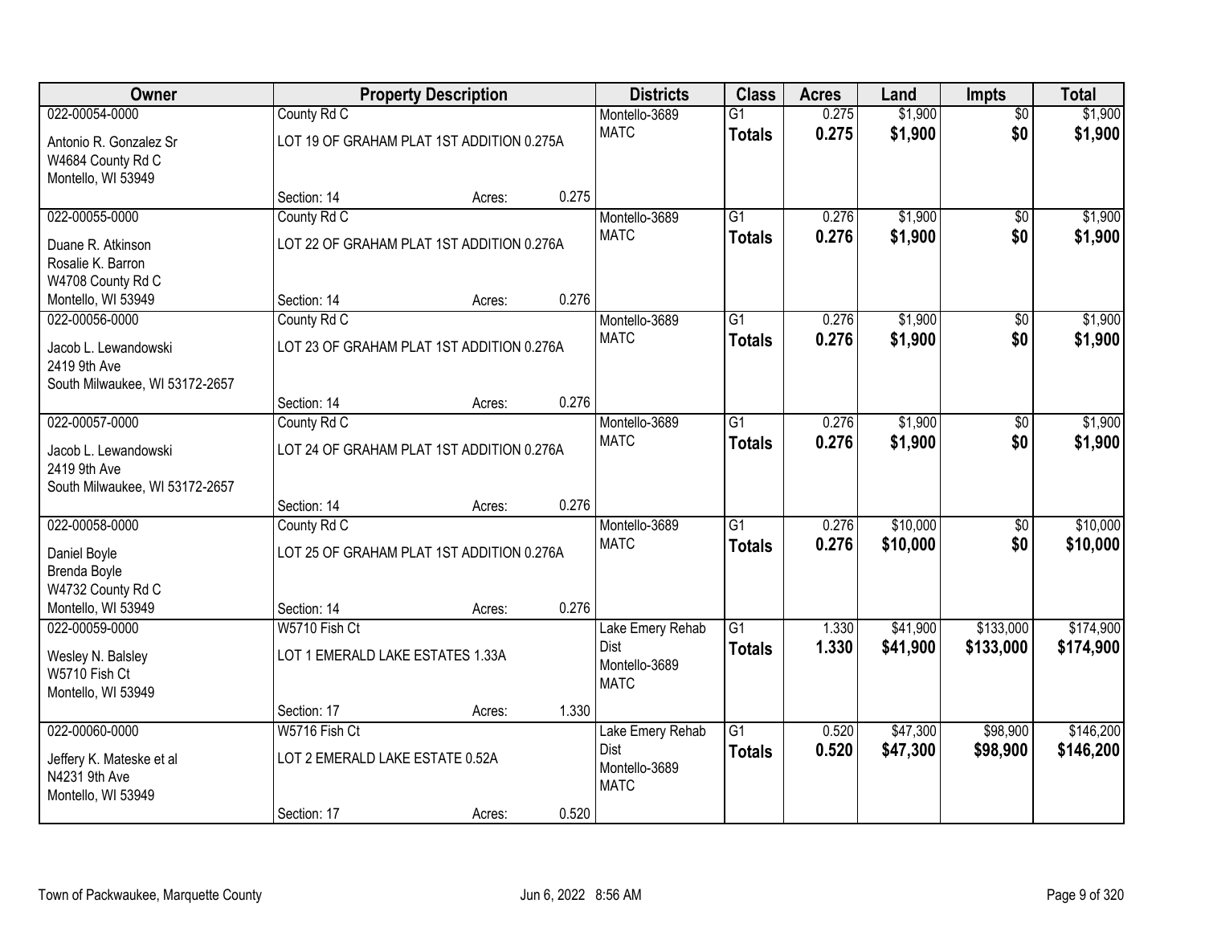| Owner | Property Description | | | Districts | Class | Acres | Land | Impts | Total |
|---|---|---|---|---|---|---|---|---|---|
| 022-00054-0000 | County Rd C | | | Montello-3689 | G1 | 0.275 | $1,900 | $0 | $1,900 |
| Antonio R. Gonzalez Sr<br>W4684 County Rd C<br>Montello, WI 53949 | LOT 19 OF GRAHAM PLAT 1ST ADDITION 0.275A | | | MATC | **Totals** | **0.275** | **$1,900** | **$0** | **$1,900** |
| | Section: 14 | Acres: | 0.275 | | | | | | |
| 022-00055-0000 | County Rd C | | | Montello-3689 | G1 | 0.276 | $1,900 | $0 | $1,900 |
| Duane R. Atkinson<br>Rosalie K. Barron<br>W4708 County Rd C<br>Montello, WI 53949 | LOT 22 OF GRAHAM PLAT 1ST ADDITION 0.276A | | | MATC | **Totals** | **0.276** | **$1,900** | **$0** | **$1,900** |
| | Section: 14 | Acres: | 0.276 | | | | | | |
| 022-00056-0000 | County Rd C | | | Montello-3689 | G1 | 0.276 | $1,900 | $0 | $1,900 |
| Jacob L. Lewandowski<br>2419 9th Ave<br>South Milwaukee, WI 53172-2657 | LOT 23 OF GRAHAM PLAT 1ST ADDITION 0.276A | | | MATC | **Totals** | **0.276** | **$1,900** | **$0** | **$1,900** |
| | Section: 14 | Acres: | 0.276 | | | | | | |
| 022-00057-0000 | County Rd C | | | Montello-3689 | G1 | 0.276 | $1,900 | $0 | $1,900 |
| Jacob L. Lewandowski<br>2419 9th Ave<br>South Milwaukee, WI 53172-2657 | LOT 24 OF GRAHAM PLAT 1ST ADDITION 0.276A | | | MATC | **Totals** | **0.276** | **$1,900** | **$0** | **$1,900** |
| | Section: 14 | Acres: | 0.276 | | | | | | |
| 022-00058-0000 | County Rd C | | | Montello-3689 | G1 | 0.276 | $10,000 | $0 | $10,000 |
| Daniel Boyle<br>Brenda Boyle<br>W4732 County Rd C<br>Montello, WI 53949 | LOT 25 OF GRAHAM PLAT 1ST ADDITION 0.276A | | | MATC | **Totals** | **0.276** | **$10,000** | **$0** | **$10,000** |
| | Section: 14 | Acres: | 0.276 | | | | | | |
| 022-00059-0000 | W5710 Fish Ct | | | Lake Emery Rehab Dist | G1 | 1.330 | $41,900 | $133,000 | $174,900 |
| Wesley N. Balsley<br>W5710 Fish Ct<br>Montello, WI 53949 | LOT 1 EMERALD LAKE ESTATES 1.33A | | | Montello-3689<br>MATC | **Totals** | **1.330** | **$41,900** | **$133,000** | **$174,900** |
| | Section: 17 | Acres: | 1.330 | | | | | | |
| 022-00060-0000 | W5716 Fish Ct | | | Lake Emery Rehab Dist | G1 | 0.520 | $47,300 | $98,900 | $146,200 |
| Jeffery K. Mateske et al<br>N4231 9th Ave<br>Montello, WI 53949 | LOT 2 EMERALD LAKE ESTATE 0.52A | | | Montello-3689<br>MATC | **Totals** | **0.520** | **$47,300** | **$98,900** | **$146,200** |
| | Section: 17 | Acres: | 0.520 | | | | | | |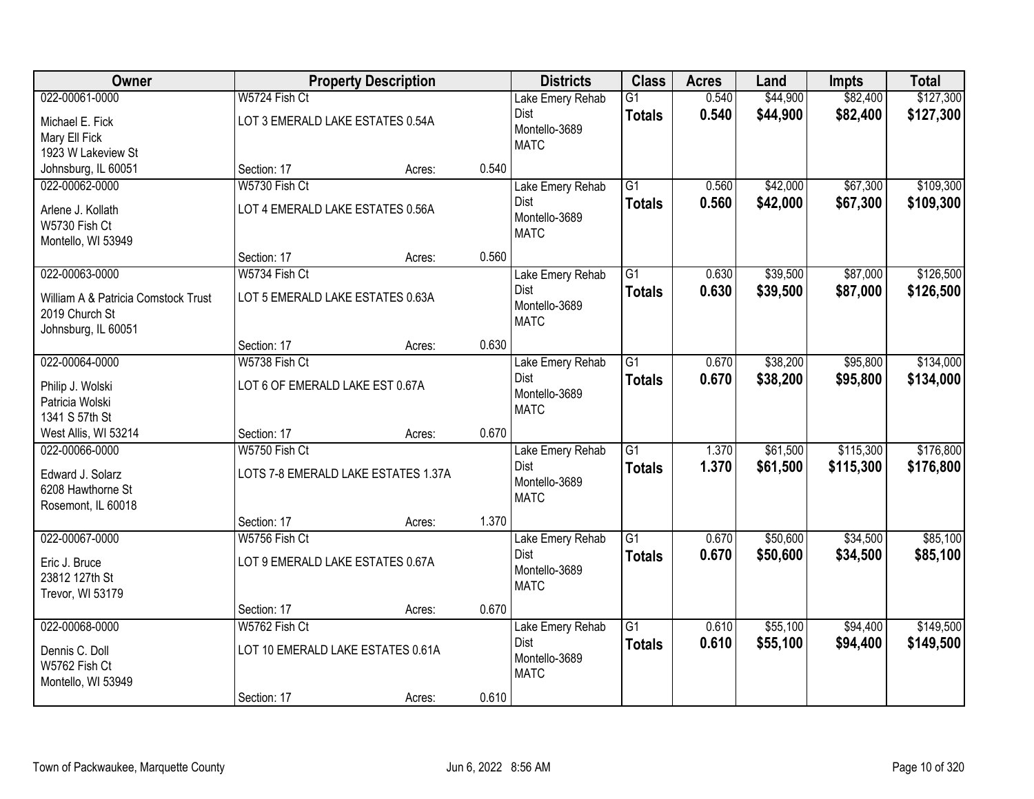| Owner | Property Description | | | Districts | Class | Acres | Land | Impts | Total |
|---|---|---|---|---|---|---|---|---|---|
| 022-00061-0000<br>Michael E. Fick<br>Mary Ell Fick<br>1923 W Lakeview St<br>Johnsburg, IL 60051 | W5724 Fish Ct<br>LOT 3 EMERALD LAKE ESTATES 0.54A<br>Section: 17 | Acres: | 0.540 | Lake Emery Rehab Dist<br>Montello-3689<br>MATC | G1<br>**Totals** | 0.540<br>**0.540** | $44,900<br>**$44,900** | $82,400<br>**$82,400** | $127,300<br>**$127,300** |
| 022-00062-0000<br>Arlene J. Kollath<br>W5730 Fish Ct<br>Montello, WI 53949 | W5730 Fish Ct<br>LOT 4 EMERALD LAKE ESTATES 0.56A<br>Section: 17 | Acres: | 0.560 | Lake Emery Rehab Dist<br>Montello-3689<br>MATC | G1<br>**Totals** | 0.560<br>**0.560** | $42,000<br>**$42,000** | $67,300<br>**$67,300** | $109,300<br>**$109,300** |
| 022-00063-0000<br>William A & Patricia Comstock Trust<br>2019 Church St<br>Johnsburg, IL 60051 | W5734 Fish Ct<br>LOT 5 EMERALD LAKE ESTATES 0.63A<br>Section: 17 | Acres: | 0.630 | Lake Emery Rehab Dist<br>Montello-3689<br>MATC | G1<br>**Totals** | 0.630<br>**0.630** | $39,500<br>**$39,500** | $87,000<br>**$87,000** | $126,500<br>**$126,500** |
| 022-00064-0000<br>Philip J. Wolski<br>Patricia Wolski<br>1341 S 57th St<br>West Allis, WI 53214 | W5738 Fish Ct<br>LOT 6 OF EMERALD LAKE EST 0.67A<br>Section: 17 | Acres: | 0.670 | Lake Emery Rehab Dist<br>Montello-3689<br>MATC | G1<br>**Totals** | 0.670<br>**0.670** | $38,200<br>**$38,200** | $95,800<br>**$95,800** | $134,000<br>**$134,000** |
| 022-00066-0000<br>Edward J. Solarz<br>6208 Hawthorne St<br>Rosemont, IL 60018 | W5750 Fish Ct<br>LOTS 7-8 EMERALD LAKE ESTATES 1.37A<br>Section: 17 | Acres: | 1.370 | Lake Emery Rehab Dist<br>Montello-3689<br>MATC | G1<br>**Totals** | 1.370<br>**1.370** | $61,500<br>**$61,500** | $115,300<br>**$115,300** | $176,800<br>**$176,800** |
| 022-00067-0000<br>Eric J. Bruce<br>23812 127th St<br>Trevor, WI 53179 | W5756 Fish Ct<br>LOT 9 EMERALD LAKE ESTATES 0.67A<br>Section: 17 | Acres: | 0.670 | Lake Emery Rehab Dist<br>Montello-3689<br>MATC | G1<br>**Totals** | 0.670<br>**0.670** | $50,600<br>**$50,600** | $34,500<br>**$34,500** | $85,100<br>**$85,100** |
| 022-00068-0000<br>Dennis C. Doll<br>W5762 Fish Ct<br>Montello, WI 53949 | W5762 Fish Ct<br>LOT 10 EMERALD LAKE ESTATES 0.61A<br>Section: 17 | Acres: | 0.610 | Lake Emery Rehab Dist<br>Montello-3689<br>MATC | G1<br>**Totals** | 0.610<br>**0.610** | $55,100<br>**$55,100** | $94,400<br>**$94,400** | $149,500<br>**$149,500** |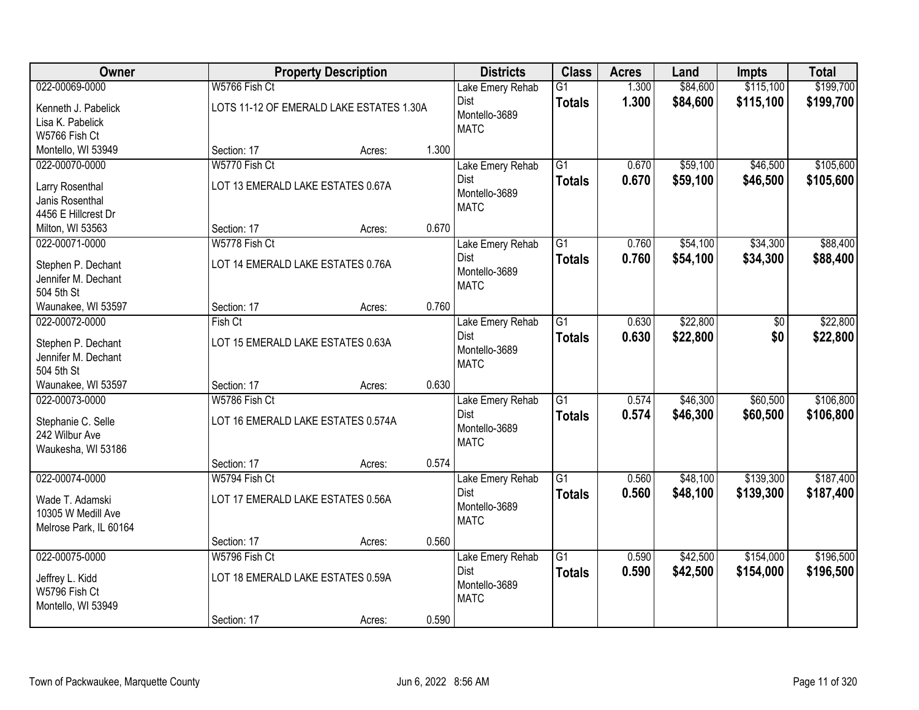| Owner | Property Description | | | Districts | Class | Acres | Land | Impts | Total |
|---|---|---|---|---|---|---|---|---|---|
| 022-00069-0000 | W5766 Fish Ct | | | Lake Emery Rehab Dist | G1 | 1.300 | $84,600 | $115,100 | $199,700 |
| Kenneth J. Pabelick<br>Lisa K. Pabelick<br>W5766 Fish Ct<br>Montello, WI 53949 | LOTS 11-12 OF EMERALD LAKE ESTATES 1.30A | | | Montello-3689<br>MATC | **Totals** | **1.300** | **$84,600** | **$115,100** | **$199,700** |
| | Section: 17 | Acres: | 1.300 | | | | | | |
| 022-00070-0000 | W5770 Fish Ct | | | Lake Emery Rehab Dist | G1 | 0.670 | $59,100 | $46,500 | $105,600 |
| Larry Rosenthal<br>Janis Rosenthal<br>4456 E Hillcrest Dr<br>Milton, WI 53563 | LOT 13 EMERALD LAKE ESTATES 0.67A | | | Montello-3689<br>MATC | **Totals** | **0.670** | **$59,100** | **$46,500** | **$105,600** |
| | Section: 17 | Acres: | 0.670 | | | | | | |
| 022-00071-0000 | W5778 Fish Ct | | | Lake Emery Rehab Dist | G1 | 0.760 | $54,100 | $34,300 | $88,400 |
| Stephen P. Dechant<br>Jennifer M. Dechant<br>504 5th St<br>Waunakee, WI 53597 | LOT 14 EMERALD LAKE ESTATES 0.76A | | | Montello-3689<br>MATC | **Totals** | **0.760** | **$54,100** | **$34,300** | **$88,400** |
| | Section: 17 | Acres: | 0.760 | | | | | | |
| 022-00072-0000 | Fish Ct | | | Lake Emery Rehab Dist | G1 | 0.630 | $22,800 | $0 | $22,800 |
| Stephen P. Dechant<br>Jennifer M. Dechant<br>504 5th St<br>Waunakee, WI 53597 | LOT 15 EMERALD LAKE ESTATES 0.63A | | | Montello-3689<br>MATC | **Totals** | **0.630** | **$22,800** | **$0** | **$22,800** |
| | Section: 17 | Acres: | 0.630 | | | | | | |
| 022-00073-0000 | W5786 Fish Ct | | | Lake Emery Rehab Dist | G1 | 0.574 | $46,300 | $60,500 | $106,800 |
| Stephanie C. Selle<br>242 Wilbur Ave<br>Waukesha, WI 53186 | LOT 16 EMERALD LAKE ESTATES 0.574A | | | Montello-3689<br>MATC | **Totals** | **0.574** | **$46,300** | **$60,500** | **$106,800** |
| | Section: 17 | Acres: | 0.574 | | | | | | |
| 022-00074-0000 | W5794 Fish Ct | | | Lake Emery Rehab Dist | G1 | 0.560 | $48,100 | $139,300 | $187,400 |
| Wade T. Adamski<br>10305 W Medill Ave<br>Melrose Park, IL 60164 | LOT 17 EMERALD LAKE ESTATES 0.56A | | | Montello-3689<br>MATC | **Totals** | **0.560** | **$48,100** | **$139,300** | **$187,400** |
| | Section: 17 | Acres: | 0.560 | | | | | | |
| 022-00075-0000 | W5796 Fish Ct | | | Lake Emery Rehab Dist | G1 | 0.590 | $42,500 | $154,000 | $196,500 |
| Jeffrey L. Kidd<br>W5796 Fish Ct<br>Montello, WI 53949 | LOT 18 EMERALD LAKE ESTATES 0.59A | | | Montello-3689<br>MATC | **Totals** | **0.590** | **$42,500** | **$154,000** | **$196,500** |
| | Section: 17 | Acres: | 0.590 | | | | | | |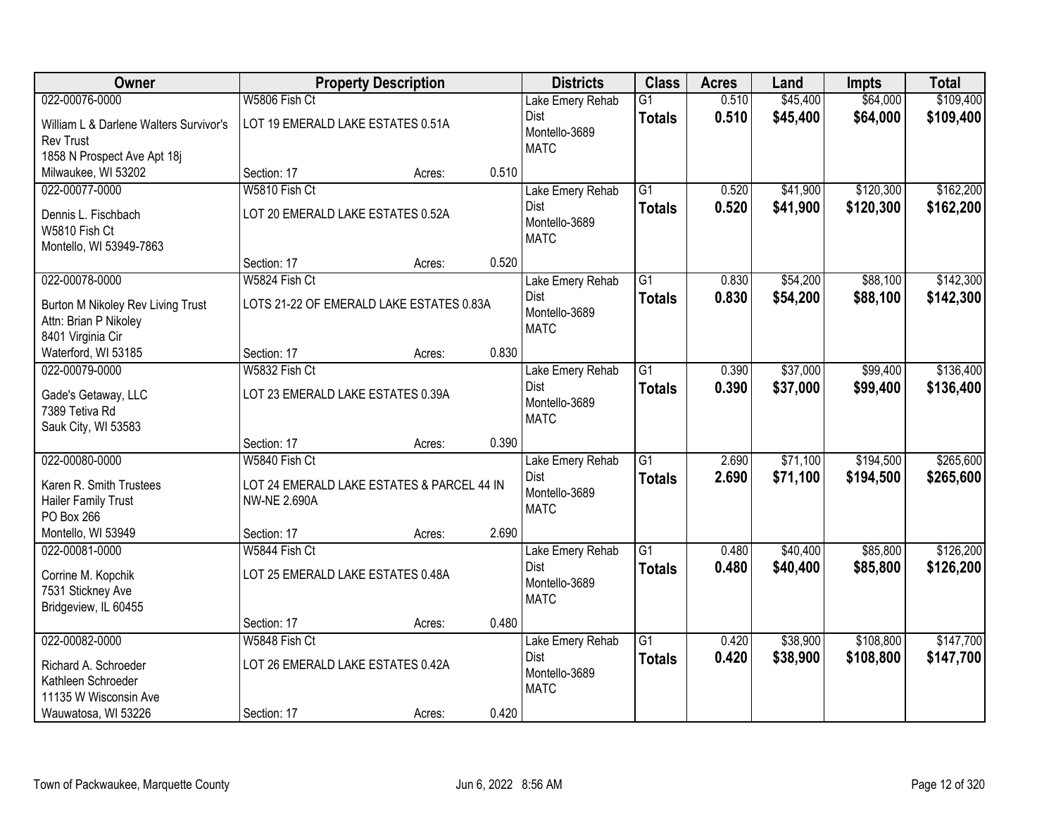| Owner | Property Description | | | Districts | Class | Acres | Land | Impts | Total |
|---|---|---|---|---|---|---|---|---|---|
| 022-00076-0000 | W5806 Fish Ct | | | Lake Emery Rehab Dist | G1 | 0.510 | $45,400 | $64,000 | $109,400 |
| William L & Darlene Walters Survivor's Rev Trust<br>1858 N Prospect Ave Apt 18j<br>Milwaukee, WI 53202 | LOT 19 EMERALD LAKE ESTATES 0.51A | | | Montello-3689<br>MATC | **Totals** | **0.510** | **$45,400** | **$64,000** | **$109,400** |
| | Section: 17 | Acres: | 0.510 | | | | | | |
| 022-00077-0000 | W5810 Fish Ct | | | Lake Emery Rehab Dist | G1 | 0.520 | $41,900 | $120,300 | $162,200 |
| Dennis L. Fischbach<br>W5810 Fish Ct<br>Montello, WI 53949-7863 | LOT 20 EMERALD LAKE ESTATES 0.52A | | | Montello-3689<br>MATC | **Totals** | **0.520** | **$41,900** | **$120,300** | **$162,200** |
| | Section: 17 | Acres: | 0.520 | | | | | | |
| 022-00078-0000 | W5824 Fish Ct | | | Lake Emery Rehab Dist | G1 | 0.830 | $54,200 | $88,100 | $142,300 |
| Burton M Nikoley Rev Living Trust<br>Attn: Brian P Nikoley<br>8401 Virginia Cir<br>Waterford, WI 53185 | LOTS 21-22 OF EMERALD LAKE ESTATES 0.83A | | | Montello-3689<br>MATC | **Totals** | **0.830** | **$54,200** | **$88,100** | **$142,300** |
| | Section: 17 | Acres: | 0.830 | | | | | | |
| 022-00079-0000 | W5832 Fish Ct | | | Lake Emery Rehab Dist | G1 | 0.390 | $37,000 | $99,400 | $136,400 |
| Gade's Getaway, LLC<br>7389 Tetiva Rd<br>Sauk City, WI 53583 | LOT 23 EMERALD LAKE ESTATES 0.39A | | | Montello-3689<br>MATC | **Totals** | **0.390** | **$37,000** | **$99,400** | **$136,400** |
| | Section: 17 | Acres: | 0.390 | | | | | | |
| 022-00080-0000 | W5840 Fish Ct | | | Lake Emery Rehab Dist | G1 | 2.690 | $71,100 | $194,500 | $265,600 |
| Karen R. Smith Trustees<br>Hailer Family Trust<br>PO Box 266<br>Montello, WI 53949 | LOT 24 EMERALD LAKE ESTATES & PARCEL 44 IN NW-NE 2.690A | | | Montello-3689<br>MATC | **Totals** | **2.690** | **$71,100** | **$194,500** | **$265,600** |
| | Section: 17 | Acres: | 2.690 | | | | | | |
| 022-00081-0000 | W5844 Fish Ct | | | Lake Emery Rehab Dist | G1 | 0.480 | $40,400 | $85,800 | $126,200 |
| Corrine M. Kopchik<br>7531 Stickney Ave<br>Bridgeview, IL 60455 | LOT 25 EMERALD LAKE ESTATES 0.48A | | | Montello-3689<br>MATC | **Totals** | **0.480** | **$40,400** | **$85,800** | **$126,200** |
| | Section: 17 | Acres: | 0.480 | | | | | | |
| 022-00082-0000 | W5848 Fish Ct | | | Lake Emery Rehab Dist | G1 | 0.420 | $38,900 | $108,800 | $147,700 |
| Richard A. Schroeder<br>Kathleen Schroeder<br>11135 W Wisconsin Ave<br>Wauwatosa, WI 53226 | LOT 26 EMERALD LAKE ESTATES 0.42A | | | Montello-3689<br>MATC | **Totals** | **0.420** | **$38,900** | **$108,800** | **$147,700** |
| | Section: 17 | Acres: | 0.420 | | | | | | |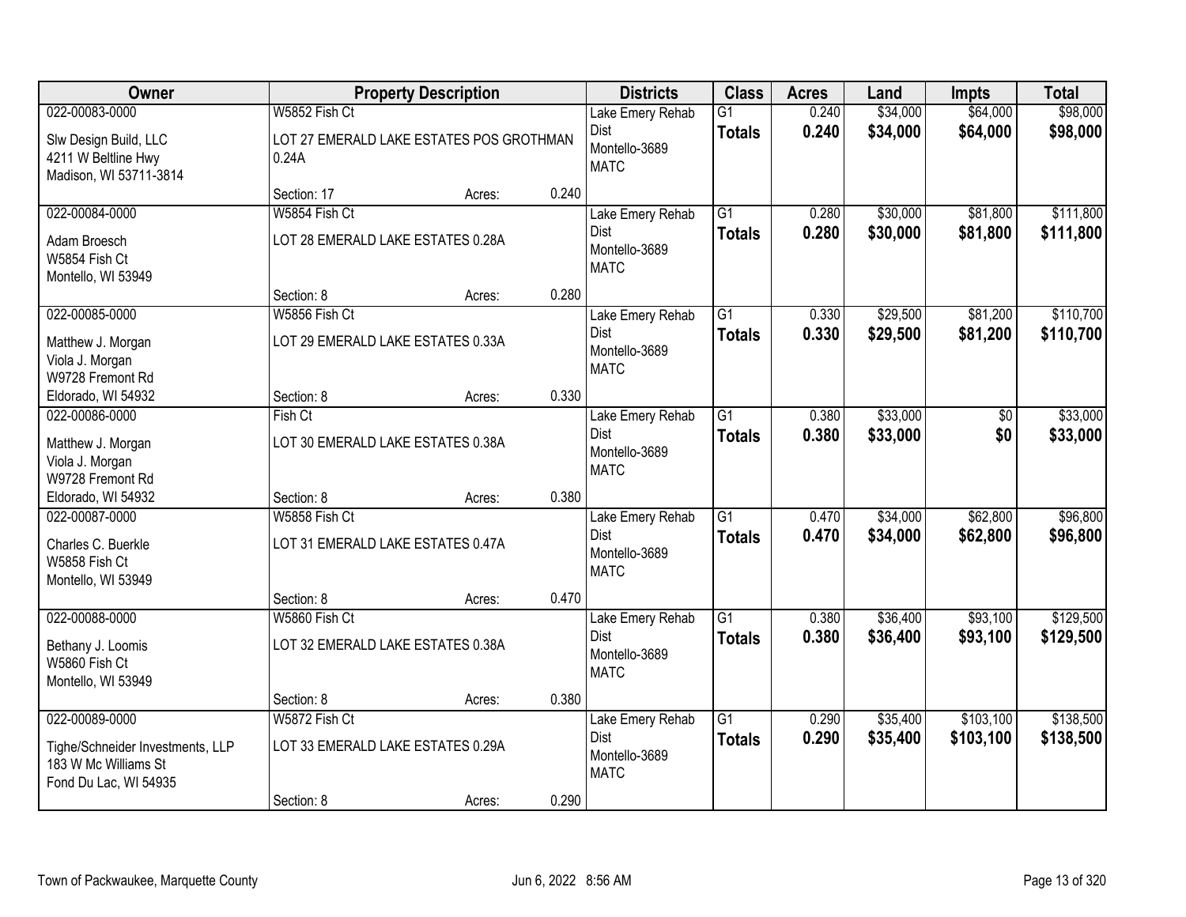| Owner | Property Description | | | Districts | Class | Acres | Land | Impts | Total |
|---|---|---|---|---|---|---|---|---|---|
| 022-00083-0000 | W5852 Fish Ct | | | Lake Emery Rehab Dist | G1 | 0.240 | $34,000 | $64,000 | $98,000 |
| Slw Design Build, LLC<br>4211 W Beltline Hwy<br>Madison, WI 53711-3814 | LOT 27 EMERALD LAKE ESTATES POS GROTHMAN 0.24A | | | Montello-3689<br>MATC | **Totals** | **0.240** | **$34,000** | **$64,000** | **$98,000** |
| | Section: 17 | Acres: | 0.240 | | | | | | |
| 022-00084-0000 | W5854 Fish Ct | | | Lake Emery Rehab Dist | G1 | 0.280 | $30,000 | $81,800 | $111,800 |
| Adam Broesch<br>W5854 Fish Ct<br>Montello, WI 53949 | LOT 28 EMERALD LAKE ESTATES 0.28A | | | Montello-3689<br>MATC | **Totals** | **0.280** | **$30,000** | **$81,800** | **$111,800** |
| | Section: 8 | Acres: | 0.280 | | | | | | |
| 022-00085-0000 | W5856 Fish Ct | | | Lake Emery Rehab Dist | G1 | 0.330 | $29,500 | $81,200 | $110,700 |
| Matthew J. Morgan<br>Viola J. Morgan<br>W9728 Fremont Rd<br>Eldorado, WI 54932 | LOT 29 EMERALD LAKE ESTATES 0.33A | | | Montello-3689<br>MATC | **Totals** | **0.330** | **$29,500** | **$81,200** | **$110,700** |
| | Section: 8 | Acres: | 0.330 | | | | | | |
| 022-00086-0000 | Fish Ct | | | Lake Emery Rehab Dist | G1 | 0.380 | $33,000 | $0 | $33,000 |
| Matthew J. Morgan<br>Viola J. Morgan<br>W9728 Fremont Rd<br>Eldorado, WI 54932 | LOT 30 EMERALD LAKE ESTATES 0.38A | | | Montello-3689<br>MATC | **Totals** | **0.380** | **$33,000** | **$0** | **$33,000** |
| | Section: 8 | Acres: | 0.380 | | | | | | |
| 022-00087-0000 | W5858 Fish Ct | | | Lake Emery Rehab Dist | G1 | 0.470 | $34,000 | $62,800 | $96,800 |
| Charles C. Buerkle<br>W5858 Fish Ct<br>Montello, WI 53949 | LOT 31 EMERALD LAKE ESTATES 0.47A | | | Montello-3689<br>MATC | **Totals** | **0.470** | **$34,000** | **$62,800** | **$96,800** |
| | Section: 8 | Acres: | 0.470 | | | | | | |
| 022-00088-0000 | W5860 Fish Ct | | | Lake Emery Rehab Dist | G1 | 0.380 | $36,400 | $93,100 | $129,500 |
| Bethany J. Loomis<br>W5860 Fish Ct<br>Montello, WI 53949 | LOT 32 EMERALD LAKE ESTATES 0.38A | | | Montello-3689<br>MATC | **Totals** | **0.380** | **$36,400** | **$93,100** | **$129,500** |
| | Section: 8 | Acres: | 0.380 | | | | | | |
| 022-00089-0000 | W5872 Fish Ct | | | Lake Emery Rehab Dist | G1 | 0.290 | $35,400 | $103,100 | $138,500 |
| Tighe/Schneider Investments, LLP<br>183 W Mc Williams St<br>Fond Du Lac, WI 54935 | LOT 33 EMERALD LAKE ESTATES 0.29A | | | Montello-3689<br>MATC | **Totals** | **0.290** | **$35,400** | **$103,100** | **$138,500** |
| | Section: 8 | Acres: | 0.290 | | | | | | |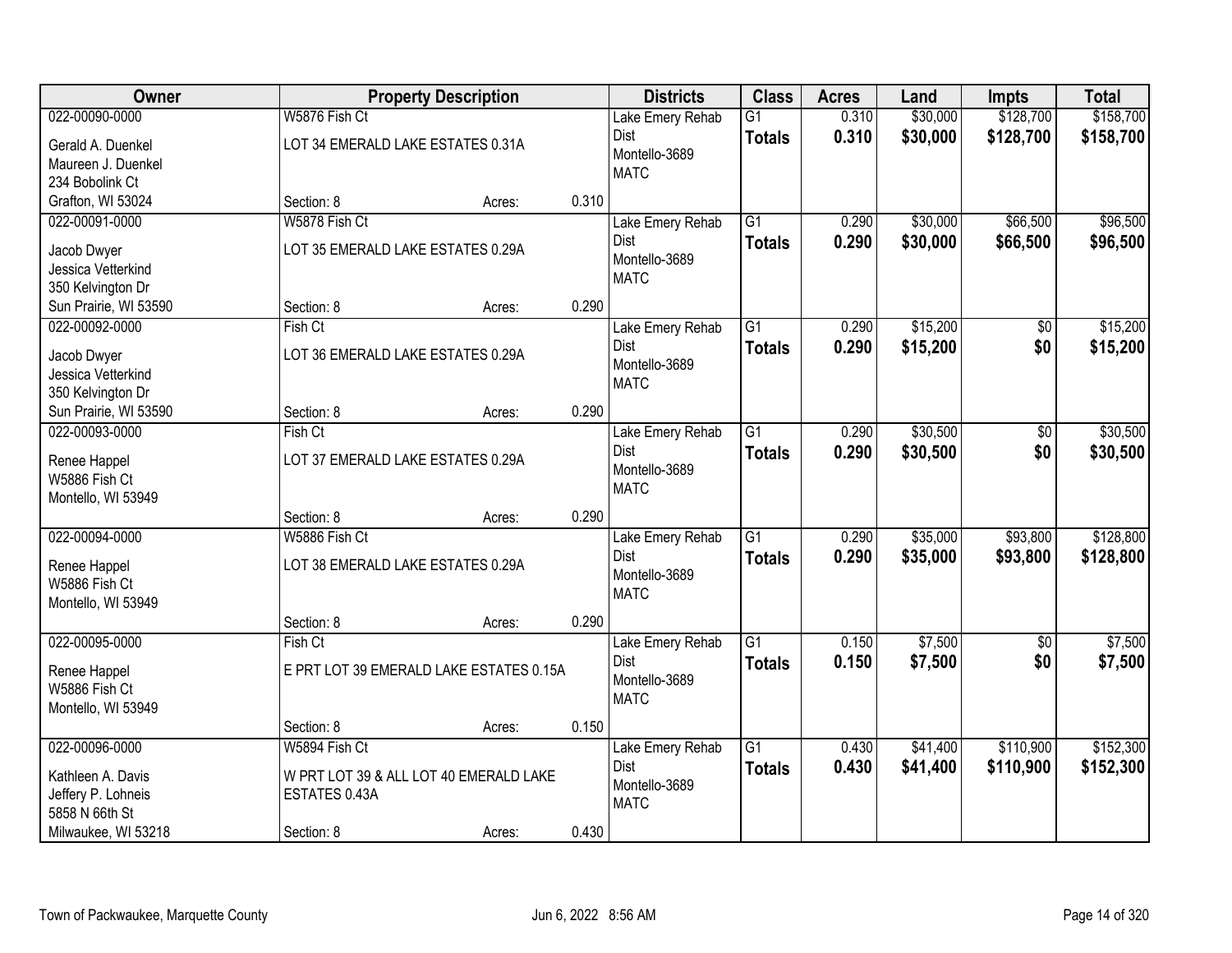| Owner | Property Description | | | Districts | Class | Acres | Land | Impts | Total |
|---|---|---|---|---|---|---|---|---|---|
| 022-00090-0000<br>Gerald A. Duenkel<br>Maureen J. Duenkel<br>234 Bobolink Ct<br>Grafton, WI 53024 | W5876 Fish Ct<br>LOT 34 EMERALD LAKE ESTATES 0.31A<br>Section: 8 | Acres: | 0.310 | Lake Emery Rehab Dist<br>Montello-3689<br>MATC | G1<br>**Totals** | 0.310<br>**0.310** | \$30,000<br>**\$30,000** | \$128,700<br>**\$128,700** | \$158,700<br>**\$158,700** |
| 022-00091-0000<br>Jacob Dwyer<br>Jessica Vetterkind<br>350 Kelvington Dr<br>Sun Prairie, WI 53590 | W5878 Fish Ct<br>LOT 35 EMERALD LAKE ESTATES 0.29A<br>Section: 8 | Acres: | 0.290 | Lake Emery Rehab Dist<br>Montello-3689<br>MATC | G1<br>**Totals** | 0.290<br>**0.290** | \$30,000<br>**\$30,000** | \$66,500<br>**\$66,500** | \$96,500<br>**\$96,500** |
| 022-00092-0000<br>Jacob Dwyer<br>Jessica Vetterkind<br>350 Kelvington Dr<br>Sun Prairie, WI 53590 | Fish Ct<br>LOT 36 EMERALD LAKE ESTATES 0.29A<br>Section: 8 | Acres: | 0.290 | Lake Emery Rehab Dist<br>Montello-3689<br>MATC | G1<br>**Totals** | 0.290<br>**0.290** | \$15,200<br>**\$15,200** | \$0<br>**\$0** | \$15,200<br>**\$15,200** |
| 022-00093-0000<br>Renee Happel<br>W5886 Fish Ct<br>Montello, WI 53949 | Fish Ct<br>LOT 37 EMERALD LAKE ESTATES 0.29A<br>Section: 8 | Acres: | 0.290 | Lake Emery Rehab Dist<br>Montello-3689<br>MATC | G1<br>**Totals** | 0.290<br>**0.290** | \$30,500<br>**\$30,500** | \$0<br>**\$0** | \$30,500<br>**\$30,500** |
| 022-00094-0000<br>Renee Happel<br>W5886 Fish Ct<br>Montello, WI 53949 | W5886 Fish Ct<br>LOT 38 EMERALD LAKE ESTATES 0.29A<br>Section: 8 | Acres: | 0.290 | Lake Emery Rehab Dist<br>Montello-3689<br>MATC | G1<br>**Totals** | 0.290<br>**0.290** | \$35,000<br>**\$35,000** | \$93,800<br>**\$93,800** | \$128,800<br>**\$128,800** |
| 022-00095-0000<br>Renee Happel<br>W5886 Fish Ct<br>Montello, WI 53949 | Fish Ct<br>E PRT LOT 39 EMERALD LAKE ESTATES 0.15A<br>Section: 8 | Acres: | 0.150 | Lake Emery Rehab Dist<br>Montello-3689<br>MATC | G1<br>**Totals** | 0.150<br>**0.150** | \$7,500<br>**\$7,500** | \$0<br>**\$0** | \$7,500<br>**\$7,500** |
| 022-00096-0000<br>Kathleen A. Davis<br>Jeffery P. Lohneis<br>5858 N 66th St<br>Milwaukee, WI 53218 | W5894 Fish Ct<br>W PRT LOT 39 & ALL LOT 40 EMERALD LAKE ESTATES 0.43A<br>Section: 8 | Acres: | 0.430 | Lake Emery Rehab Dist<br>Montello-3689<br>MATC | G1<br>**Totals** | 0.430<br>**0.430** | \$41,400<br>**\$41,400** | \$110,900<br>**\$110,900** | \$152,300<br>**\$152,300** |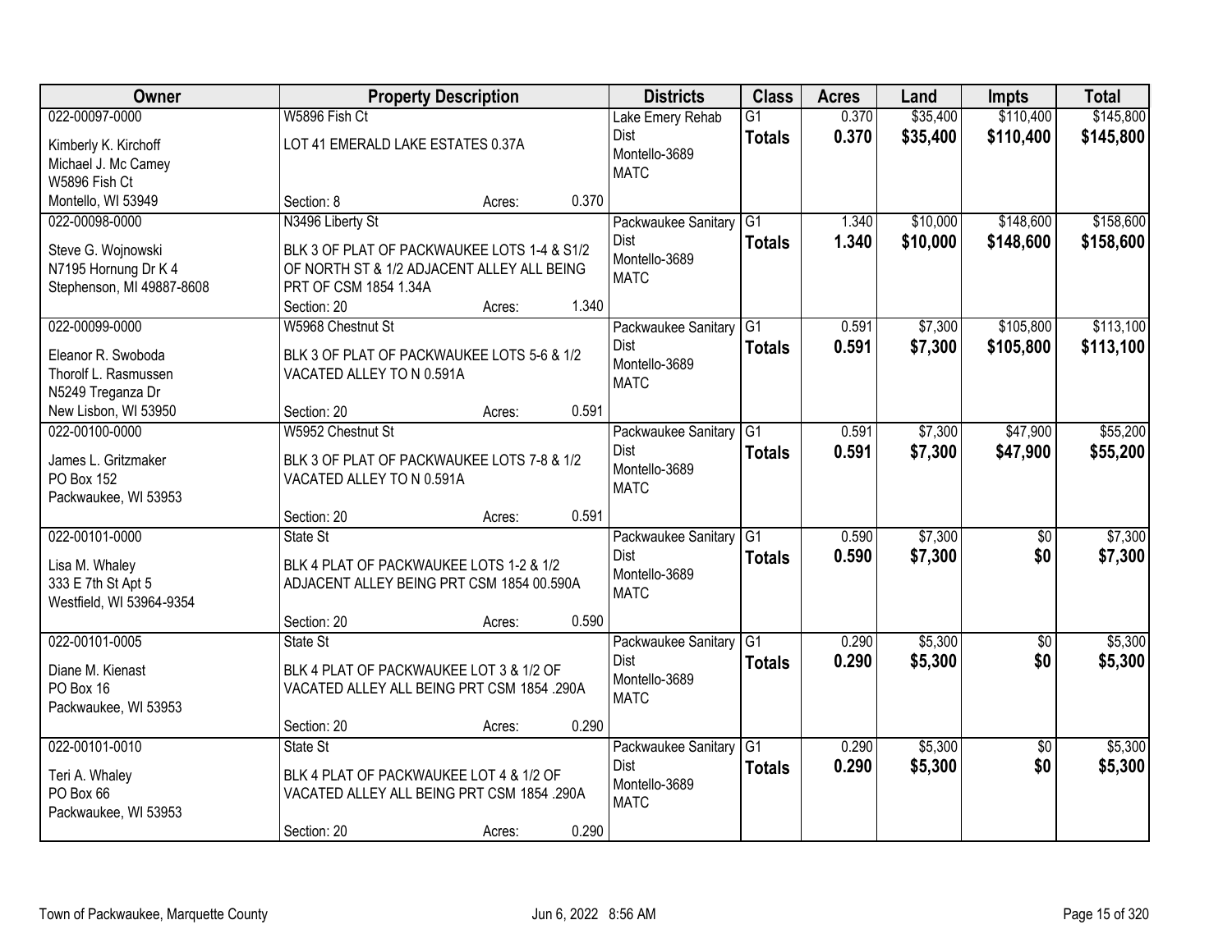| Owner | Property Description | Districts | Class | Acres | Land | Impts | Total |
|---|---|---|---|---|---|---|---|
| 022-00097-0000<br>Kimberly K. Kirchoff<br>Michael J. Mc Camey<br>W5896 Fish Ct<br>Montello, WI 53949 | W5896 Fish Ct<br>LOT 41 EMERALD LAKE ESTATES 0.37A<br>Section: 8 Acres: 0.370 | Lake Emery Rehab Dist<br>Montello-3689<br>MATC | G1<br>**Totals** | 0.370<br>**0.370** | $35,400<br>**$35,400** | $110,400<br>**$110,400** | $145,800<br>**$145,800** |
| 022-00098-0000<br>Steve G. Wojnowski<br>N7195 Hornung Dr K 4<br>Stephenson, MI 49887-8608 | N3496 Liberty St<br>BLK 3 OF PLAT OF PACKWAUKEE LOTS 1-4 & S1/2 OF NORTH ST & 1/2 ADJACENT ALLEY ALL BEING PRT OF CSM 1854 1.34A<br>Section: 20 Acres: 1.340 | Packwaukee Sanitary Dist<br>Montello-3689<br>MATC | G1<br>**Totals** | 1.340<br>**1.340** | $10,000<br>**$10,000** | $148,600<br>**$148,600** | $158,600<br>**$158,600** |
| 022-00099-0000<br>Eleanor R. Swoboda<br>Thorolf L. Rasmussen<br>N5249 Treganza Dr<br>New Lisbon, WI 53950 | W5968 Chestnut St<br>BLK 3 OF PLAT OF PACKWAUKEE LOTS 5-6 & 1/2 VACATED ALLEY TO N 0.591A<br>Section: 20 Acres: 0.591 | Packwaukee Sanitary Dist<br>Montello-3689<br>MATC | G1<br>**Totals** | 0.591<br>**0.591** | $7,300<br>**$7,300** | $105,800<br>**$105,800** | $113,100<br>**$113,100** |
| 022-00100-0000<br>James L. Gritzmaker<br>PO Box 152<br>Packwaukee, WI 53953 | W5952 Chestnut St<br>BLK 3 OF PLAT OF PACKWAUKEE LOTS 7-8 & 1/2 VACATED ALLEY TO N 0.591A<br>Section: 20 Acres: 0.591 | Packwaukee Sanitary Dist<br>Montello-3689<br>MATC | G1<br>**Totals** | 0.591<br>**0.591** | $7,300<br>**$7,300** | $47,900<br>**$47,900** | $55,200<br>**$55,200** |
| 022-00101-0000<br>Lisa M. Whaley<br>333 E 7th St Apt 5<br>Westfield, WI 53964-9354 | State St<br>BLK 4 PLAT OF PACKWAUKEE LOTS 1-2 & 1/2 ADJACENT ALLEY BEING PRT CSM 1854 00.590A<br>Section: 20 Acres: 0.590 | Packwaukee Sanitary Dist<br>Montello-3689<br>MATC | G1<br>**Totals** | 0.590<br>**0.590** | $7,300<br>**$7,300** | $0<br>**$0** | $7,300<br>**$7,300** |
| 022-00101-0005<br>Diane M. Kienast<br>PO Box 16<br>Packwaukee, WI 53953 | State St<br>BLK 4 PLAT OF PACKWAUKEE LOT 3 & 1/2 OF VACATED ALLEY ALL BEING PRT CSM 1854 .290A<br>Section: 20 Acres: 0.290 | Packwaukee Sanitary Dist<br>Montello-3689<br>MATC | G1<br>**Totals** | 0.290<br>**0.290** | $5,300<br>**$5,300** | $0<br>**$0** | $5,300<br>**$5,300** |
| 022-00101-0010<br>Teri A. Whaley<br>PO Box 66<br>Packwaukee, WI 53953 | State St<br>BLK 4 PLAT OF PACKWAUKEE LOT 4 & 1/2 OF VACATED ALLEY ALL BEING PRT CSM 1854 .290A<br>Section: 20 Acres: 0.290 | Packwaukee Sanitary Dist<br>Montello-3689<br>MATC | G1<br>**Totals** | 0.290<br>**0.290** | $5,300<br>**$5,300** | $0<br>**$0** | $5,300<br>**$5,300** |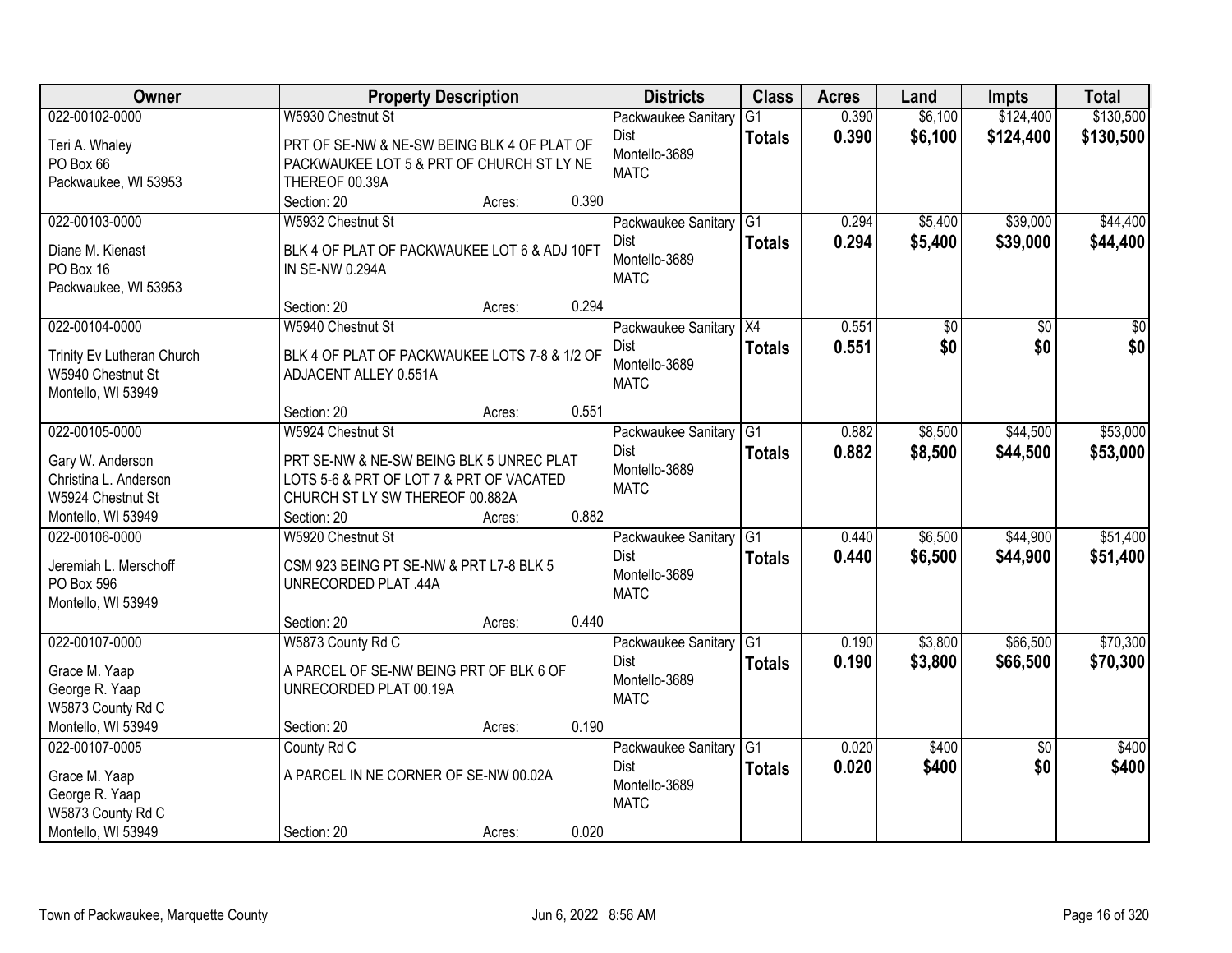| Owner | Property Description | Districts | Class | Acres | Land | Impts | Total |
|---|---|---|---|---|---|---|---|
| 022-00102-0000<br>Teri A. Whaley<br>PO Box 66<br>Packwaukee, WI 53953 | W5930 Chestnut St<br>PRT OF SE-NW & NE-SW BEING BLK 4 OF PLAT OF PACKWAUKEE LOT 5 & PRT OF CHURCH ST LY NE THEREOF 00.39A<br>Section: 20 Acres: 0.390 | Packwaukee Sanitary Dist<br>Montello-3689<br>MATC | G1<br>**Totals** | 0.390<br>**0.390** | $6,100<br>**$6,100** | $124,400<br>**$124,400** | $130,500<br>**$130,500** |
| 022-00103-0000<br>Diane M. Kienast<br>PO Box 16<br>Packwaukee, WI 53953 | W5932 Chestnut St<br>BLK 4 OF PLAT OF PACKWAUKEE LOT 6 & ADJ 10FT IN SE-NW 0.294A<br>Section: 20 Acres: 0.294 | Packwaukee Sanitary Dist<br>Montello-3689<br>MATC | G1<br>**Totals** | 0.294<br>**0.294** | $5,400<br>**$5,400** | $39,000<br>**$39,000** | $44,400<br>**$44,400** |
| 022-00104-0000<br>Trinity Ev Lutheran Church<br>W5940 Chestnut St<br>Montello, WI 53949 | W5940 Chestnut St<br>BLK 4 OF PLAT OF PACKWAUKEE LOTS 7-8 & 1/2 OF ADJACENT ALLEY 0.551A<br>Section: 20 Acres: 0.551 | Packwaukee Sanitary Dist<br>Montello-3689<br>MATC | X4<br>**Totals** | 0.551<br>**0.551** | $0<br>**$0** | $0<br>**$0** | $0<br>**$0** |
| 022-00105-0000<br>Gary W. Anderson<br>Christina L. Anderson<br>W5924 Chestnut St<br>Montello, WI 53949 | W5924 Chestnut St<br>PRT SE-NW & NE-SW BEING BLK 5 UNREC PLAT LOTS 5-6 & PRT OF LOT 7 & PRT OF VACATED CHURCH ST LY SW THEREOF 00.882A<br>Section: 20 Acres: 0.882 | Packwaukee Sanitary Dist<br>Montello-3689<br>MATC | G1<br>**Totals** | 0.882<br>**0.882** | $8,500<br>**$8,500** | $44,500<br>**$44,500** | $53,000<br>**$53,000** |
| 022-00106-0000<br>Jeremiah L. Merschoff<br>PO Box 596<br>Montello, WI 53949 | W5920 Chestnut St<br>CSM 923 BEING PT SE-NW & PRT L7-8 BLK 5 UNRECORDED PLAT .44A<br>Section: 20 Acres: 0.440 | Packwaukee Sanitary Dist<br>Montello-3689<br>MATC | G1<br>**Totals** | 0.440<br>**0.440** | $6,500<br>**$6,500** | $44,900<br>**$44,900** | $51,400<br>**$51,400** |
| 022-00107-0000<br>Grace M. Yaap<br>George R. Yaap<br>W5873 County Rd C<br>Montello, WI 53949 | W5873 County Rd C<br>A PARCEL OF SE-NW BEING PRT OF BLK 6 OF UNRECORDED PLAT 00.19A<br>Section: 20 Acres: 0.190 | Packwaukee Sanitary Dist<br>Montello-3689<br>MATC | G1<br>**Totals** | 0.190<br>**0.190** | $3,800<br>**$3,800** | $66,500<br>**$66,500** | $70,300<br>**$70,300** |
| 022-00107-0005<br>Grace M. Yaap<br>George R. Yaap<br>W5873 County Rd C<br>Montello, WI 53949 | County Rd C<br>A PARCEL IN NE CORNER OF SE-NW 00.02A<br>Section: 20 Acres: 0.020 | Packwaukee Sanitary Dist<br>Montello-3689<br>MATC | G1<br>**Totals** | 0.020<br>**0.020** | $400<br>**$400** | $0<br>**$0** | $400<br>**$400** |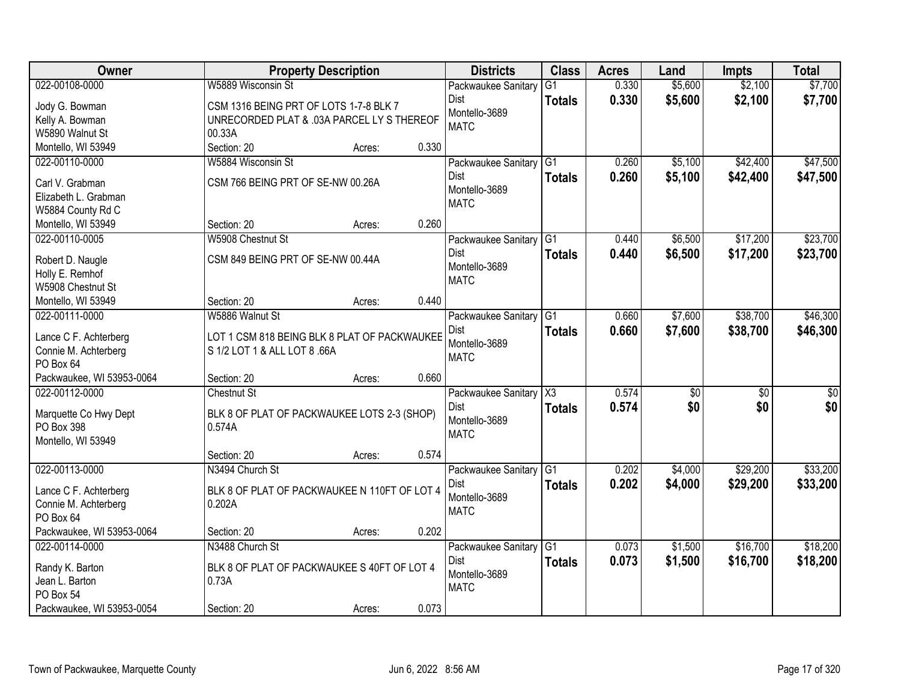| Owner | Property Description | Districts | Class | Acres | Land | Impts | Total |
|---|---|---|---|---|---|---|---|
| 022-00108-0000<br>Jody G. Bowman<br>Kelly A. Bowman<br>W5890 Walnut St<br>Montello, WI 53949 | W5889 Wisconsin St<br>CSM 1316 BEING PRT OF LOTS 1-7-8 BLK 7 UNRECORDED PLAT & .03A PARCEL LY S THEREOF 00.33A<br>Section: 20 Acres: 0.330 | Packwaukee Sanitary Dist<br>Montello-3689<br>MATC | G1<br>**Totals** | 0.330<br>**0.330** | $5,600<br>**$5,600** | $2,100<br>**$2,100** | $7,700<br>**$7,700** |
| 022-00110-0000<br>Carl V. Grabman<br>Elizabeth L. Grabman<br>W5884 County Rd C<br>Montello, WI 53949 | W5884 Wisconsin St<br>CSM 766 BEING PRT OF SE-NW 00.26A<br>Section: 20 Acres: 0.260 | Packwaukee Sanitary Dist<br>Montello-3689<br>MATC | G1<br>**Totals** | 0.260<br>**0.260** | $5,100<br>**$5,100** | $42,400<br>**$42,400** | $47,500<br>**$47,500** |
| 022-00110-0005<br>Robert D. Naugle<br>Holly E. Remhof<br>W5908 Chestnut St<br>Montello, WI 53949 | W5908 Chestnut St<br>CSM 849 BEING PRT OF SE-NW 00.44A<br>Section: 20 Acres: 0.440 | Packwaukee Sanitary Dist<br>Montello-3689<br>MATC | G1<br>**Totals** | 0.440<br>**0.440** | $6,500<br>**$6,500** | $17,200<br>**$17,200** | $23,700<br>**$23,700** |
| 022-00111-0000<br>Lance C F. Achterberg<br>Connie M. Achterberg<br>PO Box 64<br>Packwaukee, WI 53953-0064 | W5886 Walnut St<br>LOT 1 CSM 818 BEING BLK 8 PLAT OF PACKWAUKEE S 1/2 LOT 1 & ALL LOT 8 .66A<br>Section: 20 Acres: 0.660 | Packwaukee Sanitary Dist<br>Montello-3689<br>MATC | G1<br>**Totals** | 0.660<br>**0.660** | $7,600<br>**$7,600** | $38,700<br>**$38,700** | $46,300<br>**$46,300** |
| 022-00112-0000<br>Marquette Co Hwy Dept<br>PO Box 398<br>Montello, WI 53949 | Chestnut St<br>BLK 8 OF PLAT OF PACKWAUKEE LOTS 2-3 (SHOP) 0.574A<br>Section: 20 Acres: 0.574 | Packwaukee Sanitary Dist<br>Montello-3689<br>MATC | X3<br>**Totals** | 0.574<br>**0.574** | $0<br>**$0** | $0<br>**$0** | $0<br>**$0** |
| 022-00113-0000<br>Lance C F. Achterberg<br>Connie M. Achterberg<br>PO Box 64<br>Packwaukee, WI 53953-0064 | N3494 Church St<br>BLK 8 OF PLAT OF PACKWAUKEE N 110FT OF LOT 4 0.202A<br>Section: 20 Acres: 0.202 | Packwaukee Sanitary Dist<br>Montello-3689<br>MATC | G1<br>**Totals** | 0.202<br>**0.202** | $4,000<br>**$4,000** | $29,200<br>**$29,200** | $33,200<br>**$33,200** |
| 022-00114-0000<br>Randy K. Barton<br>Jean L. Barton<br>PO Box 54<br>Packwaukee, WI 53953-0054 | N3488 Church St<br>BLK 8 OF PLAT OF PACKWAUKEE S 40FT OF LOT 4 0.73A<br>Section: 20 Acres: 0.073 | Packwaukee Sanitary Dist<br>Montello-3689<br>MATC | G1<br>**Totals** | 0.073<br>**0.073** | $1,500<br>**$1,500** | $16,700<br>**$16,700** | $18,200<br>**$18,200** |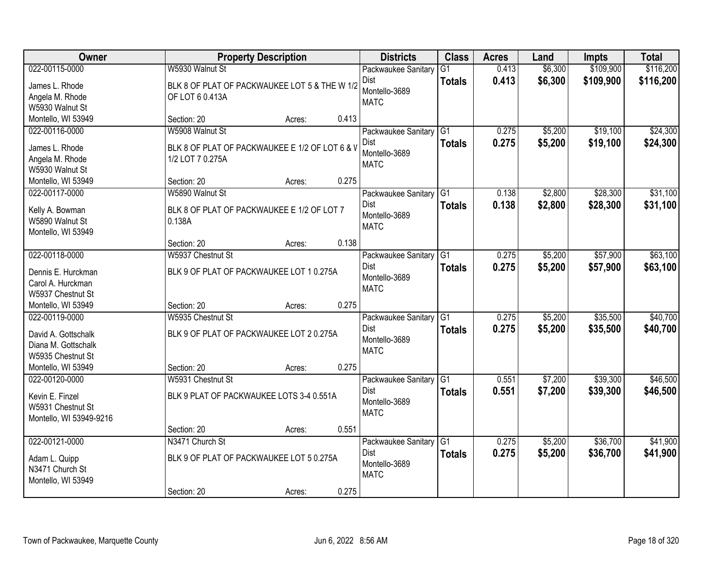| Owner | Property Description | Districts | Class | Acres | Land | Impts | Total |
|---|---|---|---|---|---|---|---|
| 022-00115-0000<br>James L. Rhode<br>Angela M. Rhode<br>W5930 Walnut St<br>Montello, WI 53949 | W5930 Walnut St<br>BLK 8 OF PLAT OF PACKWAUKEE LOT 5 & THE W 1/2 OF LOT 6 0.413A<br>Section: 20 Acres: 0.413 | Packwaukee Sanitary Dist<br>Montello-3689<br>MATC | G1<br>**Totals** | 0.413<br>**0.413** | $6,300<br>**$6,300** | $109,900<br>**$109,900** | $116,200<br>**$116,200** |
| 022-00116-0000<br>James L. Rhode<br>Angela M. Rhode<br>W5930 Walnut St<br>Montello, WI 53949 | W5908 Walnut St<br>BLK 8 OF PLAT OF PACKWAUKEE E 1/2 OF LOT 6 & W 1/2 LOT 7 0.275A<br>Section: 20 Acres: 0.275 | Packwaukee Sanitary Dist<br>Montello-3689<br>MATC | G1<br>**Totals** | 0.275<br>**0.275** | $5,200<br>**$5,200** | $19,100<br>**$19,100** | $24,300<br>**$24,300** |
| 022-00117-0000<br>Kelly A. Bowman<br>W5890 Walnut St<br>Montello, WI 53949 | W5890 Walnut St<br>BLK 8 OF PLAT OF PACKWAUKEE E 1/2 OF LOT 7 0.138A<br>Section: 20 Acres: 0.138 | Packwaukee Sanitary Dist<br>Montello-3689<br>MATC | G1<br>**Totals** | 0.138<br>**0.138** | $2,800<br>**$2,800** | $28,300<br>**$28,300** | $31,100<br>**$31,100** |
| 022-00118-0000<br>Dennis E. Hurckman<br>Carol A. Hurckman<br>W5937 Chestnut St<br>Montello, WI 53949 | W5937 Chestnut St<br>BLK 9 OF PLAT OF PACKWAUKEE LOT 1 0.275A<br>Section: 20 Acres: 0.275 | Packwaukee Sanitary Dist<br>Montello-3689<br>MATC | G1<br>**Totals** | 0.275<br>**0.275** | $5,200<br>**$5,200** | $57,900<br>**$57,900** | $63,100<br>**$63,100** |
| 022-00119-0000<br>David A. Gottschalk<br>Diana M. Gottschalk<br>W5935 Chestnut St<br>Montello, WI 53949 | W5935 Chestnut St<br>BLK 9 OF PLAT OF PACKWAUKEE LOT 2 0.275A<br>Section: 20 Acres: 0.275 | Packwaukee Sanitary Dist<br>Montello-3689<br>MATC | G1<br>**Totals** | 0.275<br>**0.275** | $5,200<br>**$5,200** | $35,500<br>**$35,500** | $40,700<br>**$40,700** |
| 022-00120-0000<br>Kevin E. Finzel<br>W5931 Chestnut St<br>Montello, WI 53949-9216 | W5931 Chestnut St<br>BLK 9 PLAT OF PACKWAUKEE LOTS 3-4 0.551A<br>Section: 20 Acres: 0.551 | Packwaukee Sanitary Dist<br>Montello-3689<br>MATC | G1<br>**Totals** | 0.551<br>**0.551** | $7,200<br>**$7,200** | $39,300<br>**$39,300** | $46,500<br>**$46,500** |
| 022-00121-0000<br>Adam L. Quipp<br>N3471 Church St<br>Montello, WI 53949 | N3471 Church St<br>BLK 9 OF PLAT OF PACKWAUKEE LOT 5 0.275A<br>Section: 20 Acres: 0.275 | Packwaukee Sanitary Dist<br>Montello-3689<br>MATC | G1<br>**Totals** | 0.275<br>**0.275** | $5,200<br>**$5,200** | $36,700<br>**$36,700** | $41,900<br>**$41,900** |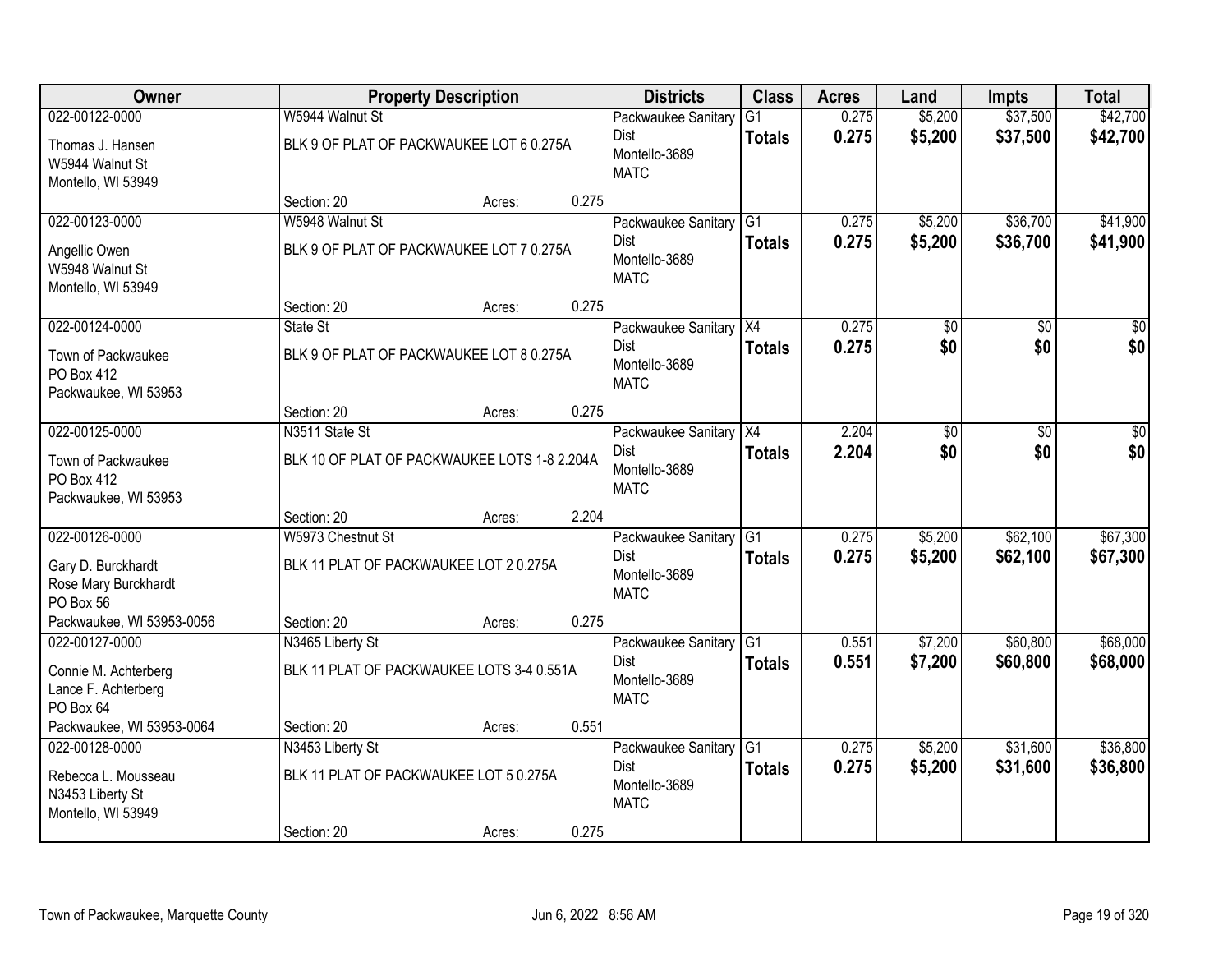| Owner | Property Description | | | Districts | Class | Acres | Land | Impts | Total |
|---|---|---|---|---|---|---|---|---|---|
| 022-00122-0000<br>Thomas J. Hansen<br>W5944 Walnut St<br>Montello, WI 53949 | W5944 Walnut St<br>BLK 9 OF PLAT OF PACKWAUKEE LOT 6 0.275A<br>Section: 20 | Acres: | 0.275 | Packwaukee Sanitary Dist<br>Montello-3689<br>MATC | G1<br>**Totals** | 0.275<br>**0.275** | $5,200<br>**$5,200** | $37,500<br>**$37,500** | $42,700<br>**$42,700** |
| 022-00123-0000<br>Angellic Owen<br>W5948 Walnut St<br>Montello, WI 53949 | W5948 Walnut St<br>BLK 9 OF PLAT OF PACKWAUKEE LOT 7 0.275A<br>Section: 20 | Acres: | 0.275 | Packwaukee Sanitary Dist<br>Montello-3689<br>MATC | G1<br>**Totals** | 0.275<br>**0.275** | $5,200<br>**$5,200** | $36,700<br>**$36,700** | $41,900<br>**$41,900** |
| 022-00124-0000<br>Town of Packwaukee<br>PO Box 412<br>Packwaukee, WI 53953 | State St<br>BLK 9 OF PLAT OF PACKWAUKEE LOT 8 0.275A<br>Section: 20 | Acres: | 0.275 | Packwaukee Sanitary Dist<br>Montello-3689<br>MATC | X4<br>**Totals** | 0.275<br>**0.275** | $0<br>**$0** | $0<br>**$0** | $0<br>**$0** |
| 022-00125-0000<br>Town of Packwaukee<br>PO Box 412<br>Packwaukee, WI 53953 | N3511 State St<br>BLK 10 OF PLAT OF PACKWAUKEE LOTS 1-8 2.204A<br>Section: 20 | Acres: | 2.204 | Packwaukee Sanitary Dist<br>Montello-3689<br>MATC | X4<br>**Totals** | 2.204<br>**2.204** | $0<br>**$0** | $0<br>**$0** | $0<br>**$0** |
| 022-00126-0000<br>Gary D. Burckhardt<br>Rose Mary Burckhardt<br>PO Box 56<br>Packwaukee, WI 53953-0056 | W5973 Chestnut St<br>BLK 11 PLAT OF PACKWAUKEE LOT 2 0.275A<br>Section: 20 | Acres: | 0.275 | Packwaukee Sanitary Dist<br>Montello-3689<br>MATC | G1<br>**Totals** | 0.275<br>**0.275** | $5,200<br>**$5,200** | $62,100<br>**$62,100** | $67,300<br>**$67,300** |
| 022-00127-0000<br>Connie M. Achterberg<br>Lance F. Achterberg<br>PO Box 64<br>Packwaukee, WI 53953-0064 | N3465 Liberty St<br>BLK 11 PLAT OF PACKWAUKEE LOTS 3-4 0.551A<br>Section: 20 | Acres: | 0.551 | Packwaukee Sanitary Dist<br>Montello-3689<br>MATC | G1<br>**Totals** | 0.551<br>**0.551** | $7,200<br>**$7,200** | $60,800<br>**$60,800** | $68,000<br>**$68,000** |
| 022-00128-0000<br>Rebecca L. Mousseau<br>N3453 Liberty St<br>Montello, WI 53949 | N3453 Liberty St<br>BLK 11 PLAT OF PACKWAUKEE LOT 5 0.275A<br>Section: 20 | Acres: | 0.275 | Packwaukee Sanitary Dist<br>Montello-3689<br>MATC | G1<br>**Totals** | 0.275<br>**0.275** | $5,200<br>**$5,200** | $31,600<br>**$31,600** | $36,800<br>**$36,800** |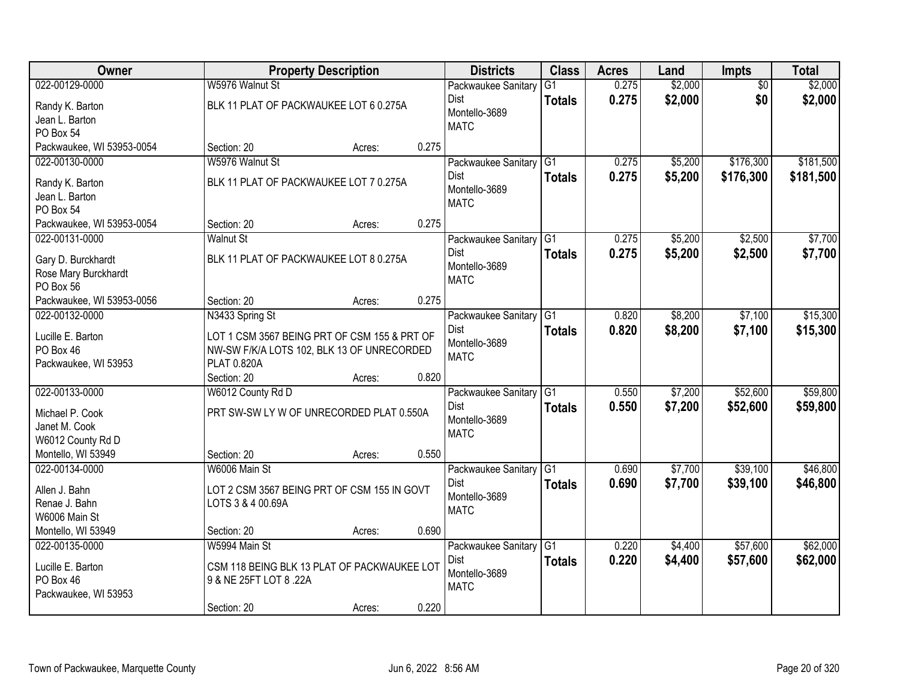| Owner | Property Description | | | Districts | Class | Acres | Land | Impts | Total |
|---|---|---|---|---|---|---|---|---|---|
| 022-00129-0000<br>Randy K. Barton<br>Jean L. Barton<br>PO Box 54<br>Packwaukee, WI 53953-0054 | W5976 Walnut St<br>BLK 11 PLAT OF PACKWAUKEE LOT 6 0.275A<br>Section: 20 | Acres: | 0.275 | Packwaukee Sanitary Dist<br>Montello-3689<br>MATC | G1<br>**Totals** | 0.275<br>**0.275** | $2,000<br>**$2,000** | $0<br>**$0** | $2,000<br>**$2,000** |
| 022-00130-0000<br>Randy K. Barton<br>Jean L. Barton<br>PO Box 54<br>Packwaukee, WI 53953-0054 | W5976 Walnut St<br>BLK 11 PLAT OF PACKWAUKEE LOT 7 0.275A<br>Section: 20 | Acres: | 0.275 | Packwaukee Sanitary Dist<br>Montello-3689<br>MATC | G1<br>**Totals** | 0.275<br>**0.275** | $5,200<br>**$5,200** | $176,300<br>**$176,300** | $181,500<br>**$181,500** |
| 022-00131-0000<br>Gary D. Burckhardt<br>Rose Mary Burckhardt<br>PO Box 56<br>Packwaukee, WI 53953-0056 | Walnut St<br>BLK 11 PLAT OF PACKWAUKEE LOT 8 0.275A<br>Section: 20 | Acres: | 0.275 | Packwaukee Sanitary Dist<br>Montello-3689<br>MATC | G1<br>**Totals** | 0.275<br>**0.275** | $5,200<br>**$5,200** | $2,500<br>**$2,500** | $7,700<br>**$7,700** |
| 022-00132-0000<br>Lucille E. Barton<br>PO Box 46<br>Packwaukee, WI 53953 | N3433 Spring St<br>LOT 1 CSM 3567 BEING PRT OF CSM 155 & PRT OF NW-SW F/K/A LOTS 102, BLK 13 OF UNRECORDED PLAT 0.820A<br>Section: 20 | Acres: | 0.820 | Packwaukee Sanitary Dist<br>Montello-3689<br>MATC | G1<br>**Totals** | 0.820<br>**0.820** | $8,200<br>**$8,200** | $7,100<br>**$7,100** | $15,300<br>**$15,300** |
| 022-00133-0000<br>Michael P. Cook<br>Janet M. Cook<br>W6012 County Rd D<br>Montello, WI 53949 | W6012 County Rd D<br>PRT SW-SW LY W OF UNRECORDED PLAT 0.550A<br>Section: 20 | Acres: | 0.550 | Packwaukee Sanitary Dist<br>Montello-3689<br>MATC | G1<br>**Totals** | 0.550<br>**0.550** | $7,200<br>**$7,200** | $52,600<br>**$52,600** | $59,800<br>**$59,800** |
| 022-00134-0000<br>Allen J. Bahn<br>Renae J. Bahn<br>W6006 Main St<br>Montello, WI 53949 | W6006 Main St<br>LOT 2 CSM 3567 BEING PRT OF CSM 155 IN GOVT LOTS 3 & 4 00.69A<br>Section: 20 | Acres: | 0.690 | Packwaukee Sanitary Dist<br>Montello-3689<br>MATC | G1<br>**Totals** | 0.690<br>**0.690** | $7,700<br>**$7,700** | $39,100<br>**$39,100** | $46,800<br>**$46,800** |
| 022-00135-0000<br>Lucille E. Barton<br>PO Box 46<br>Packwaukee, WI 53953 | W5994 Main St<br>CSM 118 BEING BLK 13 PLAT OF PACKWAUKEE LOT 9 & NE 25FT LOT 8 .22A<br>Section: 20 | Acres: | 0.220 | Packwaukee Sanitary Dist<br>Montello-3689<br>MATC | G1<br>**Totals** | 0.220<br>**0.220** | $4,400<br>**$4,400** | $57,600<br>**$57,600** | $62,000<br>**$62,000** |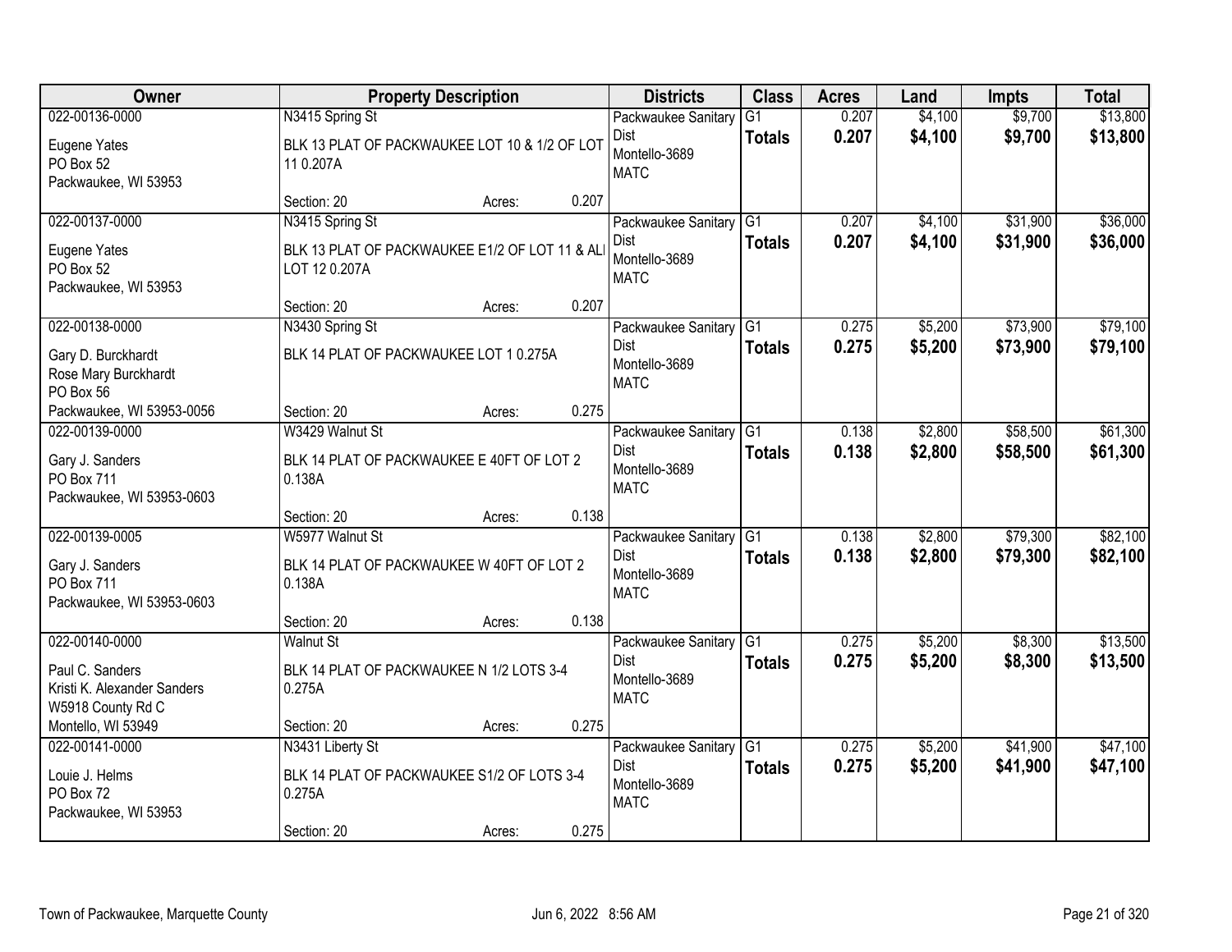| Owner | Property Description | Districts | Class | Acres | Land | Impts | Total |
|---|---|---|---|---|---|---|---|
| 022-00136-0000<br>Eugene Yates<br>PO Box 52<br>Packwaukee, WI 53953 | N3415 Spring St<br>BLK 13 PLAT OF PACKWAUKEE LOT 10 & 1/2 OF LOT 11 0.207A<br>Section: 20 Acres: 0.207 | Packwaukee Sanitary Dist<br>Montello-3689<br>MATC | G1<br>**Totals** | 0.207<br>**0.207** | $4,100<br>**$4,100** | $9,700<br>**$9,700** | $13,800<br>**$13,800** |
| 022-00137-0000<br>Eugene Yates<br>PO Box 52<br>Packwaukee, WI 53953 | N3415 Spring St<br>BLK 13 PLAT OF PACKWAUKEE E1/2 OF LOT 11 & ALL LOT 12 0.207A<br>Section: 20 Acres: 0.207 | Packwaukee Sanitary Dist<br>Montello-3689<br>MATC | G1<br>**Totals** | 0.207<br>**0.207** | $4,100<br>**$4,100** | $31,900<br>**$31,900** | $36,000<br>**$36,000** |
| 022-00138-0000<br>Gary D. Burckhardt<br>Rose Mary Burckhardt<br>PO Box 56<br>Packwaukee, WI 53953-0056 | N3430 Spring St<br>BLK 14 PLAT OF PACKWAUKEE LOT 1 0.275A<br>Section: 20 Acres: 0.275 | Packwaukee Sanitary Dist<br>Montello-3689<br>MATC | G1<br>**Totals** | 0.275<br>**0.275** | $5,200<br>**$5,200** | $73,900<br>**$73,900** | $79,100<br>**$79,100** |
| 022-00139-0000<br>Gary J. Sanders<br>PO Box 711<br>Packwaukee, WI 53953-0603 | W3429 Walnut St<br>BLK 14 PLAT OF PACKWAUKEE E 40FT OF LOT 2 0.138A<br>Section: 20 Acres: 0.138 | Packwaukee Sanitary Dist<br>Montello-3689<br>MATC | G1<br>**Totals** | 0.138<br>**0.138** | $2,800<br>**$2,800** | $58,500<br>**$58,500** | $61,300<br>**$61,300** |
| 022-00139-0005<br>Gary J. Sanders<br>PO Box 711<br>Packwaukee, WI 53953-0603 | W5977 Walnut St<br>BLK 14 PLAT OF PACKWAUKEE W 40FT OF LOT 2 0.138A<br>Section: 20 Acres: 0.138 | Packwaukee Sanitary Dist<br>Montello-3689<br>MATC | G1<br>**Totals** | 0.138<br>**0.138** | $2,800<br>**$2,800** | $79,300<br>**$79,300** | $82,100<br>**$82,100** |
| 022-00140-0000<br>Paul C. Sanders<br>Kristi K. Alexander Sanders<br>W5918 County Rd C<br>Montello, WI 53949 | Walnut St<br>BLK 14 PLAT OF PACKWAUKEE N 1/2 LOTS 3-4 0.275A<br>Section: 20 Acres: 0.275 | Packwaukee Sanitary Dist<br>Montello-3689<br>MATC | G1<br>**Totals** | 0.275<br>**0.275** | $5,200<br>**$5,200** | $8,300<br>**$8,300** | $13,500<br>**$13,500** |
| 022-00141-0000<br>Louie J. Helms<br>PO Box 72<br>Packwaukee, WI 53953 | N3431 Liberty St<br>BLK 14 PLAT OF PACKWAUKEE S1/2 OF LOTS 3-4 0.275A<br>Section: 20 Acres: 0.275 | Packwaukee Sanitary Dist<br>Montello-3689<br>MATC | G1<br>**Totals** | 0.275<br>**0.275** | $5,200<br>**$5,200** | $41,900<br>**$41,900** | $47,100<br>**$47,100** |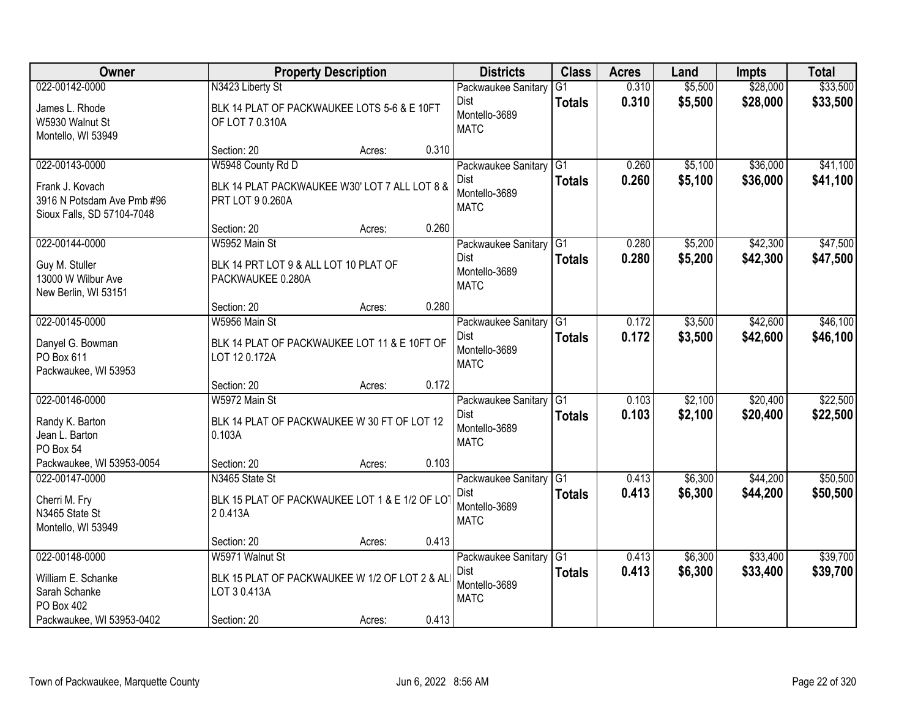| Owner | Property Description | Districts | Class | Acres | Land | Impts | Total |
|---|---|---|---|---|---|---|---|
| 022-00142-0000<br>James L. Rhode<br>W5930 Walnut St<br>Montello, WI 53949 | N3423 Liberty St<br>BLK 14 PLAT OF PACKWAUKEE LOTS 5-6 & E 10FT OF LOT 7 0.310A<br>Section: 20 Acres: 0.310 | Packwaukee Sanitary Dist<br>Montello-3689<br>MATC | G1<br>**Totals** | 0.310<br>**0.310** | $5,500<br>**$5,500** | $28,000<br>**$28,000** | $33,500<br>**$33,500** |
| 022-00143-0000<br>Frank J. Kovach<br>3916 N Potsdam Ave Pmb #96<br>Sioux Falls, SD 57104-7048 | W5948 County Rd D<br>BLK 14 PLAT PACKWAUKEE W30' LOT 7 ALL LOT 8 & PRT LOT 9 0.260A<br>Section: 20 Acres: 0.260 | Packwaukee Sanitary Dist<br>Montello-3689<br>MATC | G1<br>**Totals** | 0.260<br>**0.260** | $5,100<br>**$5,100** | $36,000<br>**$36,000** | $41,100<br>**$41,100** |
| 022-00144-0000<br>Guy M. Stuller<br>13000 W Wilbur Ave<br>New Berlin, WI 53151 | W5952 Main St<br>BLK 14 PRT LOT 9 & ALL LOT 10 PLAT OF PACKWAUKEE 0.280A<br>Section: 20 Acres: 0.280 | Packwaukee Sanitary Dist<br>Montello-3689<br>MATC | G1<br>**Totals** | 0.280<br>**0.280** | $5,200<br>**$5,200** | $42,300<br>**$42,300** | $47,500<br>**$47,500** |
| 022-00145-0000<br>Danyel G. Bowman<br>PO Box 611<br>Packwaukee, WI 53953 | W5956 Main St<br>BLK 14 PLAT OF PACKWAUKEE LOT 11 & E 10FT OF LOT 12 0.172A<br>Section: 20 Acres: 0.172 | Packwaukee Sanitary Dist<br>Montello-3689<br>MATC | G1<br>**Totals** | 0.172<br>**0.172** | $3,500<br>**$3,500** | $42,600<br>**$42,600** | $46,100<br>**$46,100** |
| 022-00146-0000<br>Randy K. Barton<br>Jean L. Barton<br>PO Box 54<br>Packwaukee, WI 53953-0054 | W5972 Main St<br>BLK 14 PLAT OF PACKWAUKEE W 30 FT OF LOT 12 0.103A<br>Section: 20 Acres: 0.103 | Packwaukee Sanitary Dist<br>Montello-3689<br>MATC | G1<br>**Totals** | 0.103<br>**0.103** | $2,100<br>**$2,100** | $20,400<br>**$20,400** | $22,500<br>**$22,500** |
| 022-00147-0000<br>Cherri M. Fry<br>N3465 State St<br>Montello, WI 53949 | N3465 State St<br>BLK 15 PLAT OF PACKWAUKEE LOT 1 & E 1/2 OF LOT 2 0.413A<br>Section: 20 Acres: 0.413 | Packwaukee Sanitary Dist<br>Montello-3689<br>MATC | G1<br>**Totals** | 0.413<br>**0.413** | $6,300<br>**$6,300** | $44,200<br>**$44,200** | $50,500<br>**$50,500** |
| 022-00148-0000<br>William E. Schanke<br>Sarah Schanke<br>PO Box 402<br>Packwaukee, WI 53953-0402 | W5971 Walnut St<br>BLK 15 PLAT OF PACKWAUKEE W 1/2 OF LOT 2 & ALL LOT 3 0.413A<br>Section: 20 Acres: 0.413 | Packwaukee Sanitary Dist<br>Montello-3689<br>MATC | G1<br>**Totals** | 0.413<br>**0.413** | $6,300<br>**$6,300** | $33,400<br>**$33,400** | $39,700<br>**$39,700** |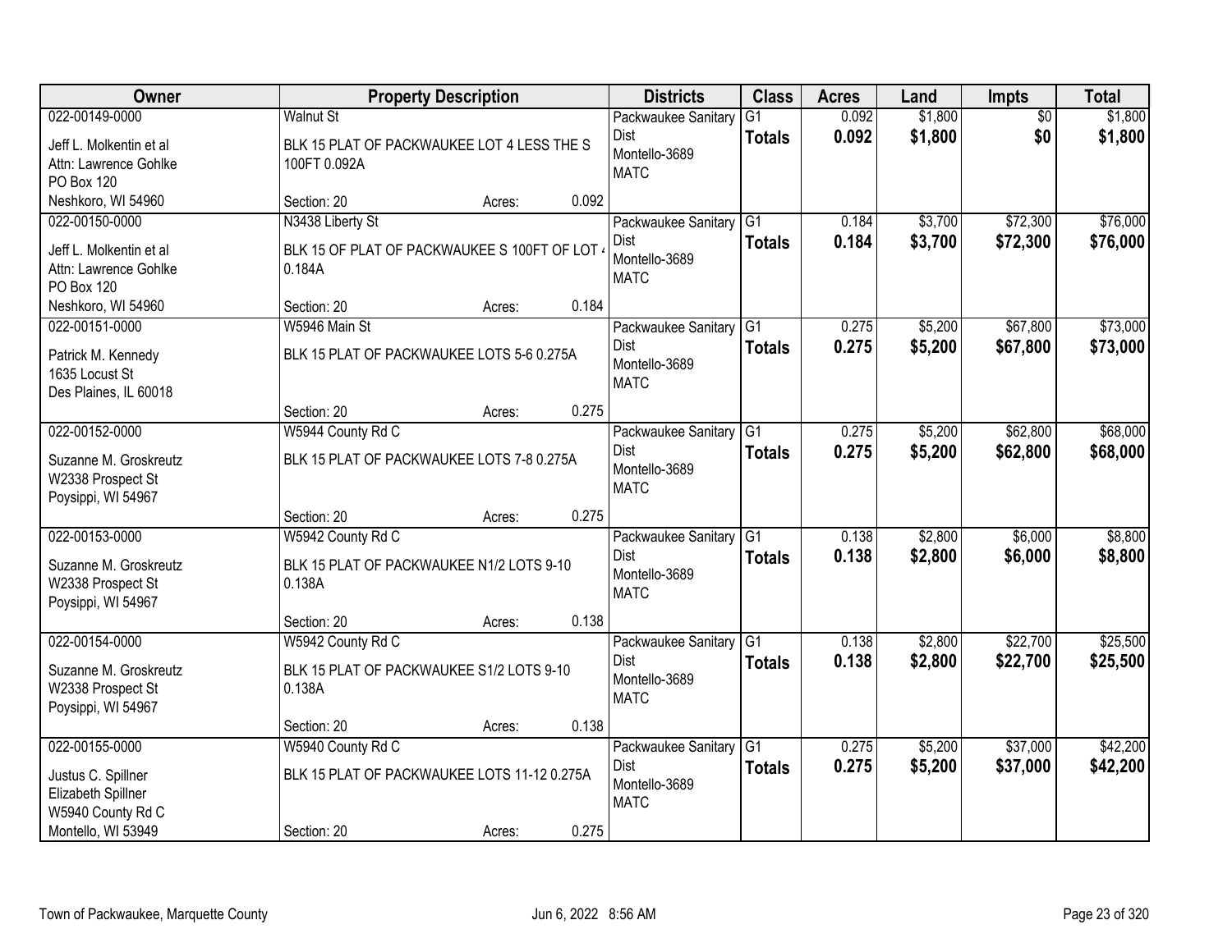| Owner | Property Description | Districts | Class | Acres | Land | Impts | Total |
|---|---|---|---|---|---|---|---|
| 022-00149-0000<br>Jeff L. Molkentin et al<br>Attn: Lawrence Gohlke<br>PO Box 120<br>Neshkoro, WI 54960 | Walnut St<br>BLK 15 PLAT OF PACKWAUKEE LOT 4 LESS THE S 100FT 0.092A<br>Section: 20 Acres: 0.092 | Packwaukee Sanitary Dist<br>Montello-3689<br>MATC | G1<br>**Totals** | 0.092<br>**0.092** | $1,800<br>**$1,800** | $0<br>**$0** | $1,800<br>**$1,800** |
| 022-00150-0000<br>Jeff L. Molkentin et al<br>Attn: Lawrence Gohlke<br>PO Box 120<br>Neshkoro, WI 54960 | N3438 Liberty St<br>BLK 15 OF PLAT OF PACKWAUKEE S 100FT OF LOT 4 0.184A<br>Section: 20 Acres: 0.184 | Packwaukee Sanitary Dist<br>Montello-3689<br>MATC | G1<br>**Totals** | 0.184<br>**0.184** | $3,700<br>**$3,700** | $72,300<br>**$72,300** | $76,000<br>**$76,000** |
| 022-00151-0000<br>Patrick M. Kennedy<br>1635 Locust St<br>Des Plaines, IL 60018 | W5946 Main St<br>BLK 15 PLAT OF PACKWAUKEE LOTS 5-6 0.275A<br>Section: 20 Acres: 0.275 | Packwaukee Sanitary Dist<br>Montello-3689<br>MATC | G1<br>**Totals** | 0.275<br>**0.275** | $5,200<br>**$5,200** | $67,800<br>**$67,800** | $73,000<br>**$73,000** |
| 022-00152-0000<br>Suzanne M. Groskreutz<br>W2338 Prospect St<br>Poysippi, WI 54967 | W5944 County Rd C<br>BLK 15 PLAT OF PACKWAUKEE LOTS 7-8 0.275A<br>Section: 20 Acres: 0.275 | Packwaukee Sanitary Dist<br>Montello-3689<br>MATC | G1<br>**Totals** | 0.275<br>**0.275** | $5,200<br>**$5,200** | $62,800<br>**$62,800** | $68,000<br>**$68,000** |
| 022-00153-0000<br>Suzanne M. Groskreutz<br>W2338 Prospect St<br>Poysippi, WI 54967 | W5942 County Rd C<br>BLK 15 PLAT OF PACKWAUKEE N1/2 LOTS 9-10 0.138A<br>Section: 20 Acres: 0.138 | Packwaukee Sanitary Dist<br>Montello-3689<br>MATC | G1<br>**Totals** | 0.138<br>**0.138** | $2,800<br>**$2,800** | $6,000<br>**$6,000** | $8,800<br>**$8,800** |
| 022-00154-0000<br>Suzanne M. Groskreutz<br>W2338 Prospect St<br>Poysippi, WI 54967 | W5942 County Rd C<br>BLK 15 PLAT OF PACKWAUKEE S1/2 LOTS 9-10 0.138A<br>Section: 20 Acres: 0.138 | Packwaukee Sanitary Dist<br>Montello-3689<br>MATC | G1<br>**Totals** | 0.138<br>**0.138** | $2,800<br>**$2,800** | $22,700<br>**$22,700** | $25,500<br>**$25,500** |
| 022-00155-0000<br>Justus C. Spillner<br>Elizabeth Spillner<br>W5940 County Rd C<br>Montello, WI 53949 | W5940 County Rd C<br>BLK 15 PLAT OF PACKWAUKEE LOTS 11-12 0.275A<br>Section: 20 Acres: 0.275 | Packwaukee Sanitary Dist<br>Montello-3689<br>MATC | G1<br>**Totals** | 0.275<br>**0.275** | $5,200<br>**$5,200** | $37,000<br>**$37,000** | $42,200<br>**$42,200** |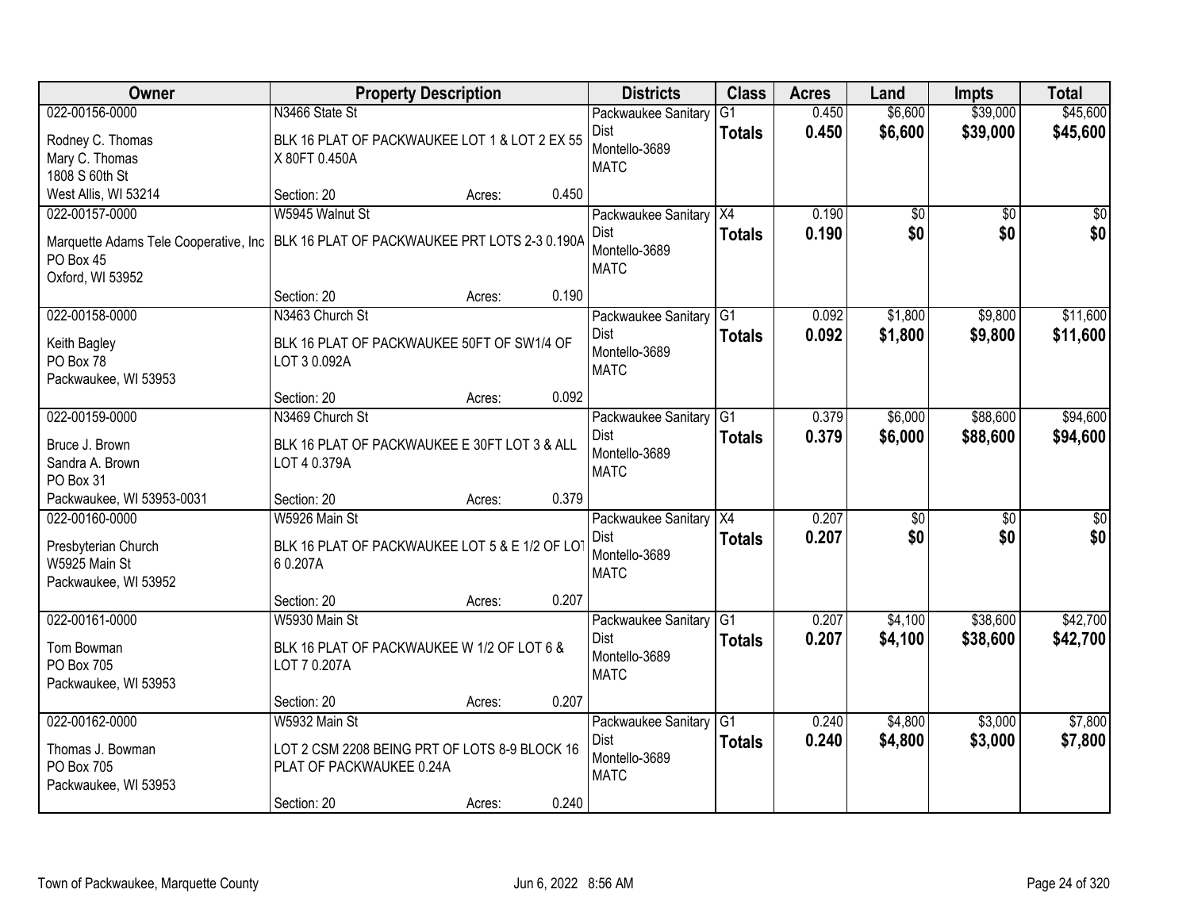| Owner | Property Description | Districts | Class | Acres | Land | Impts | Total |
|---|---|---|---|---|---|---|---|
| 022-00156-0000<br>Rodney C. Thomas<br>Mary C. Thomas<br>1808 S 60th St<br>West Allis, WI 53214 | N3466 State St<br>BLK 16 PLAT OF PACKWAUKEE LOT 1 & LOT 2 EX 55 X 80FT 0.450A<br>Section: 20 Acres: 0.450 | Packwaukee Sanitary Dist<br>Montello-3689<br>MATC | G1<br>**Totals** | 0.450<br>**0.450** | $6,600<br>**$6,600** | $39,000<br>**$39,000** | $45,600<br>**$45,600** |
| 022-00157-0000<br>Marquette Adams Tele Cooperative, Inc<br>PO Box 45<br>Oxford, WI 53952 | W5945 Walnut St<br>BLK 16 PLAT OF PACKWAUKEE PRT LOTS 2-3 0.190A<br>Section: 20 Acres: 0.190 | Packwaukee Sanitary Dist<br>Montello-3689<br>MATC | X4<br>**Totals** | 0.190<br>**0.190** | $0<br>**$0** | $0<br>**$0** | $0<br>**$0** |
| 022-00158-0000<br>Keith Bagley<br>PO Box 78<br>Packwaukee, WI 53953 | N3463 Church St<br>BLK 16 PLAT OF PACKWAUKEE 50FT OF SW1/4 OF LOT 3 0.092A<br>Section: 20 Acres: 0.092 | Packwaukee Sanitary Dist<br>Montello-3689<br>MATC | G1<br>**Totals** | 0.092<br>**0.092** | $1,800<br>**$1,800** | $9,800<br>**$9,800** | $11,600<br>**$11,600** |
| 022-00159-0000<br>Bruce J. Brown<br>Sandra A. Brown<br>PO Box 31<br>Packwaukee, WI 53953-0031 | N3469 Church St<br>BLK 16 PLAT OF PACKWAUKEE E 30FT LOT 3 & ALL LOT 4 0.379A<br>Section: 20 Acres: 0.379 | Packwaukee Sanitary Dist<br>Montello-3689<br>MATC | G1<br>**Totals** | 0.379<br>**0.379** | $6,000<br>**$6,000** | $88,600<br>**$88,600** | $94,600<br>**$94,600** |
| 022-00160-0000<br>Presbyterian Church<br>W5925 Main St<br>Packwaukee, WI 53952 | W5926 Main St<br>BLK 16 PLAT OF PACKWAUKEE LOT 5 & E 1/2 OF LOT 6 0.207A<br>Section: 20 Acres: 0.207 | Packwaukee Sanitary Dist<br>Montello-3689<br>MATC | X4<br>**Totals** | 0.207<br>**0.207** | $0<br>**$0** | $0<br>**$0** | $0<br>**$0** |
| 022-00161-0000<br>Tom Bowman<br>PO Box 705<br>Packwaukee, WI 53953 | W5930 Main St<br>BLK 16 PLAT OF PACKWAUKEE W 1/2 OF LOT 6 & LOT 7 0.207A<br>Section: 20 Acres: 0.207 | Packwaukee Sanitary Dist<br>Montello-3689<br>MATC | G1<br>**Totals** | 0.207<br>**0.207** | $4,100<br>**$4,100** | $38,600<br>**$38,600** | $42,700<br>**$42,700** |
| 022-00162-0000<br>Thomas J. Bowman<br>PO Box 705<br>Packwaukee, WI 53953 | W5932 Main St<br>LOT 2 CSM 2208 BEING PRT OF LOTS 8-9 BLOCK 16 PLAT OF PACKWAUKEE 0.24A<br>Section: 20 Acres: 0.240 | Packwaukee Sanitary Dist<br>Montello-3689<br>MATC | G1<br>**Totals** | 0.240<br>**0.240** | $4,800<br>**$4,800** | $3,000<br>**$3,000** | $7,800<br>**$7,800** |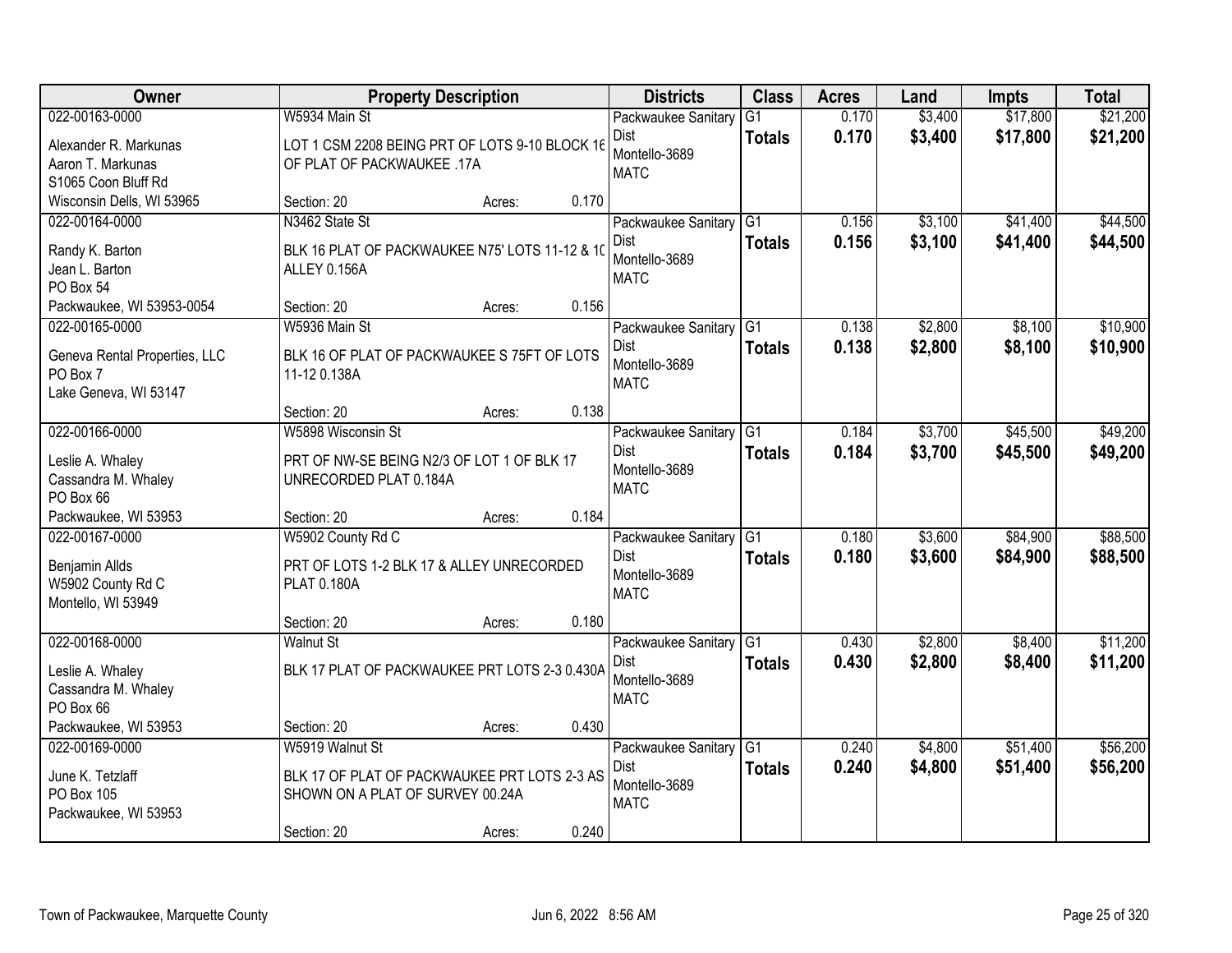| Owner | Property Description | Districts | Class | Acres | Land | Impts | Total |
|---|---|---|---|---|---|---|---|
| 022-00163-0000<br>Alexander R. Markunas<br>Aaron T. Markunas<br>S1065 Coon Bluff Rd<br>Wisconsin Dells, WI 53965 | W5934 Main St<br>LOT 1 CSM 2208 BEING PRT OF LOTS 9-10 BLOCK 16 OF PLAT OF PACKWAUKEE .17A<br>Section: 20 Acres: 0.170 | Packwaukee Sanitary Dist<br>Montello-3689<br>MATC | G1<br>**Totals** | 0.170<br>**0.170** | $3,400<br>**$3,400** | $17,800<br>**$17,800** | $21,200<br>**$21,200** |
| 022-00164-0000<br>Randy K. Barton<br>Jean L. Barton<br>PO Box 54<br>Packwaukee, WI 53953-0054 | N3462 State St<br>BLK 16 PLAT OF PACKWAUKEE N75' LOTS 11-12 & 10 ALLEY 0.156A<br>Section: 20 Acres: 0.156 | Packwaukee Sanitary Dist<br>Montello-3689<br>MATC | G1<br>**Totals** | 0.156<br>**0.156** | $3,100<br>**$3,100** | $41,400<br>**$41,400** | $44,500<br>**$44,500** |
| 022-00165-0000<br>Geneva Rental Properties, LLC<br>PO Box 7<br>Lake Geneva, WI 53147 | W5936 Main St<br>BLK 16 OF PLAT OF PACKWAUKEE S 75FT OF LOTS 11-12 0.138A<br>Section: 20 Acres: 0.138 | Packwaukee Sanitary Dist<br>Montello-3689<br>MATC | G1<br>**Totals** | 0.138<br>**0.138** | $2,800<br>**$2,800** | $8,100<br>**$8,100** | $10,900<br>**$10,900** |
| 022-00166-0000<br>Leslie A. Whaley<br>Cassandra M. Whaley<br>PO Box 66<br>Packwaukee, WI 53953 | W5898 Wisconsin St<br>PRT OF NW-SE BEING N2/3 OF LOT 1 OF BLK 17 UNRECORDED PLAT 0.184A<br>Section: 20 Acres: 0.184 | Packwaukee Sanitary Dist<br>Montello-3689<br>MATC | G1<br>**Totals** | 0.184<br>**0.184** | $3,700<br>**$3,700** | $45,500<br>**$45,500** | $49,200<br>**$49,200** |
| 022-00167-0000<br>Benjamin Allds<br>W5902 County Rd C<br>Montello, WI 53949 | W5902 County Rd C<br>PRT OF LOTS 1-2 BLK 17 & ALLEY UNRECORDED PLAT 0.180A<br>Section: 20 Acres: 0.180 | Packwaukee Sanitary Dist<br>Montello-3689<br>MATC | G1<br>**Totals** | 0.180<br>**0.180** | $3,600<br>**$3,600** | $84,900<br>**$84,900** | $88,500<br>**$88,500** |
| 022-00168-0000<br>Leslie A. Whaley<br>Cassandra M. Whaley<br>PO Box 66<br>Packwaukee, WI 53953 | Walnut St<br>BLK 17 PLAT OF PACKWAUKEE PRT LOTS 2-3 0.430A<br>Section: 20 Acres: 0.430 | Packwaukee Sanitary Dist<br>Montello-3689<br>MATC | G1<br>**Totals** | 0.430<br>**0.430** | $2,800<br>**$2,800** | $8,400<br>**$8,400** | $11,200<br>**$11,200** |
| 022-00169-0000<br>June K. Tetzlaff<br>PO Box 105<br>Packwaukee, WI 53953 | W5919 Walnut St<br>BLK 17 OF PLAT OF PACKWAUKEE PRT LOTS 2-3 AS SHOWN ON A PLAT OF SURVEY 00.24A<br>Section: 20 Acres: 0.240 | Packwaukee Sanitary Dist<br>Montello-3689<br>MATC | G1<br>**Totals** | 0.240<br>**0.240** | $4,800<br>**$4,800** | $51,400<br>**$51,400** | $56,200<br>**$56,200** |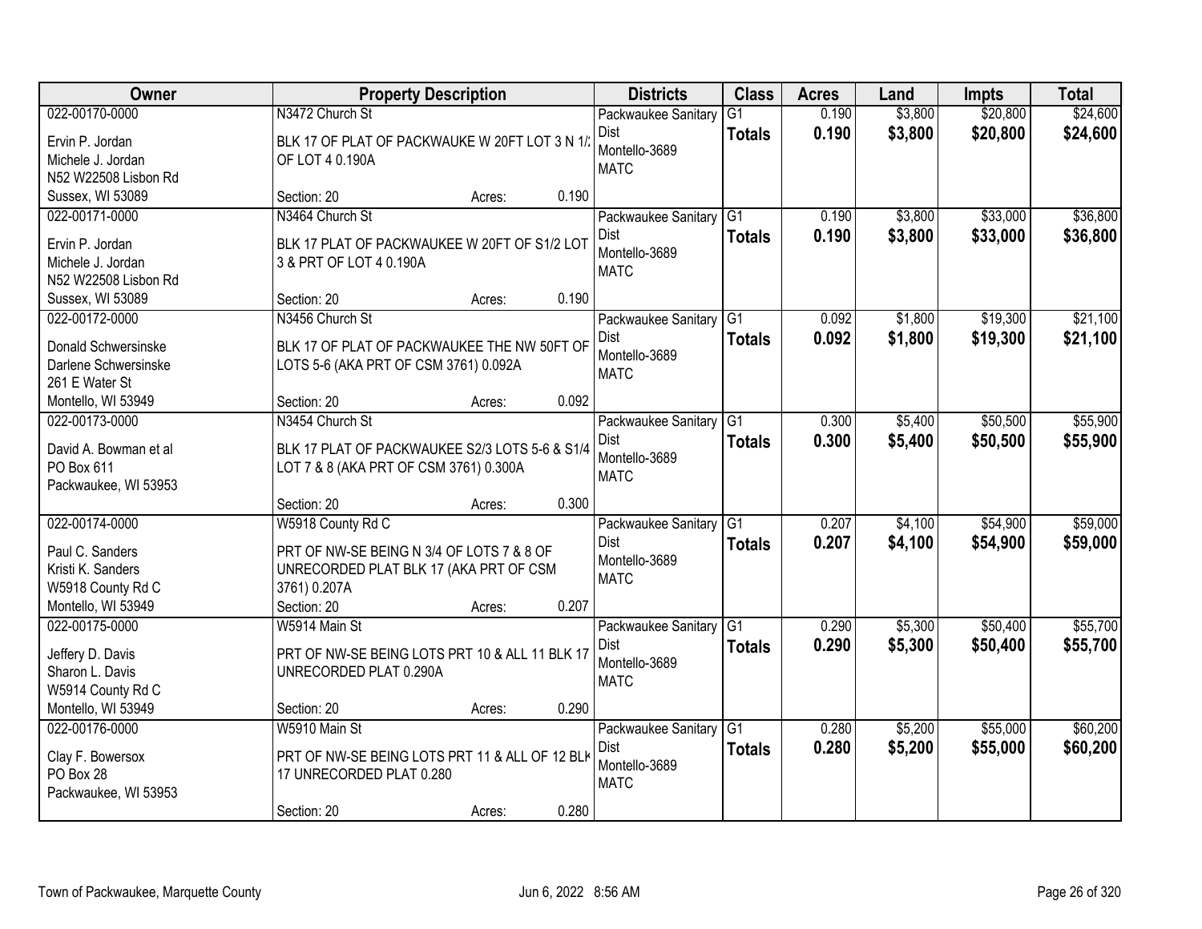| Owner | Property Description | Districts | Class | Acres | Land | Impts | Total |
|---|---|---|---|---|---|---|---|
| 022-00170-0000<br>Ervin P. Jordan<br>Michele J. Jordan<br>N52 W22508 Lisbon Rd<br>Sussex, WI 53089 | N3472 Church St<br>BLK 17 OF PLAT OF PACKWAUKE W 20FT LOT 3 N 1/2 OF LOT 4 0.190A<br>Section: 20 Acres: 0.190 | Packwaukee Sanitary Dist<br>Montello-3689<br>MATC | G1<br>**Totals** | 0.190<br>**0.190** | $3,800<br>**$3,800** | $20,800<br>**$20,800** | $24,600<br>**$24,600** |
| 022-00171-0000<br>Ervin P. Jordan<br>Michele J. Jordan<br>N52 W22508 Lisbon Rd<br>Sussex, WI 53089 | N3464 Church St<br>BLK 17 PLAT OF PACKWAUKEE W 20FT OF S1/2 LOT 3 & PRT OF LOT 4 0.190A<br>Section: 20 Acres: 0.190 | Packwaukee Sanitary Dist<br>Montello-3689<br>MATC | G1<br>**Totals** | 0.190<br>**0.190** | $3,800<br>**$3,800** | $33,000<br>**$33,000** | $36,800<br>**$36,800** |
| 022-00172-0000<br>Donald Schwersinske<br>Darlene Schwersinske<br>261 E Water St<br>Montello, WI 53949 | N3456 Church St<br>BLK 17 OF PLAT OF PACKWAUKEE THE NW 50FT OF LOTS 5-6 (AKA PRT OF CSM 3761) 0.092A<br>Section: 20 Acres: 0.092 | Packwaukee Sanitary Dist<br>Montello-3689<br>MATC | G1<br>**Totals** | 0.092<br>**0.092** | $1,800<br>**$1,800** | $19,300<br>**$19,300** | $21,100<br>**$21,100** |
| 022-00173-0000<br>David A. Bowman et al<br>PO Box 611<br>Packwaukee, WI 53953 | N3454 Church St<br>BLK 17 PLAT OF PACKWAUKEE S2/3 LOTS 5-6 & S1/4 LOT 7 & 8 (AKA PRT OF CSM 3761) 0.300A<br>Section: 20 Acres: 0.300 | Packwaukee Sanitary Dist<br>Montello-3689<br>MATC | G1<br>**Totals** | 0.300<br>**0.300** | $5,400<br>**$5,400** | $50,500<br>**$50,500** | $55,900<br>**$55,900** |
| 022-00174-0000<br>Paul C. Sanders<br>Kristi K. Sanders<br>W5918 County Rd C<br>Montello, WI 53949 | W5918 County Rd C<br>PRT OF NW-SE BEING N 3/4 OF LOTS 7 & 8 OF UNRECORDED PLAT BLK 17 (AKA PRT OF CSM 3761) 0.207A<br>Section: 20 Acres: 0.207 | Packwaukee Sanitary Dist<br>Montello-3689<br>MATC | G1<br>**Totals** | 0.207<br>**0.207** | $4,100<br>**$4,100** | $54,900<br>**$54,900** | $59,000<br>**$59,000** |
| 022-00175-0000<br>Jeffery D. Davis<br>Sharon L. Davis<br>W5914 County Rd C<br>Montello, WI 53949 | W5914 Main St<br>PRT OF NW-SE BEING LOTS PRT 10 & ALL 11 BLK 17 UNRECORDED PLAT 0.290A<br>Section: 20 Acres: 0.290 | Packwaukee Sanitary Dist<br>Montello-3689<br>MATC | G1<br>**Totals** | 0.290<br>**0.290** | $5,300<br>**$5,300** | $50,400<br>**$50,400** | $55,700<br>**$55,700** |
| 022-00176-0000<br>Clay F. Bowersox<br>PO Box 28<br>Packwaukee, WI 53953 | W5910 Main St<br>PRT OF NW-SE BEING LOTS PRT 11 & ALL OF 12 BLK 17 UNRECORDED PLAT 0.280<br>Section: 20 Acres: 0.280 | Packwaukee Sanitary Dist<br>Montello-3689<br>MATC | G1<br>**Totals** | 0.280<br>**0.280** | $5,200<br>**$5,200** | $55,000<br>**$55,000** | $60,200<br>**$60,200** |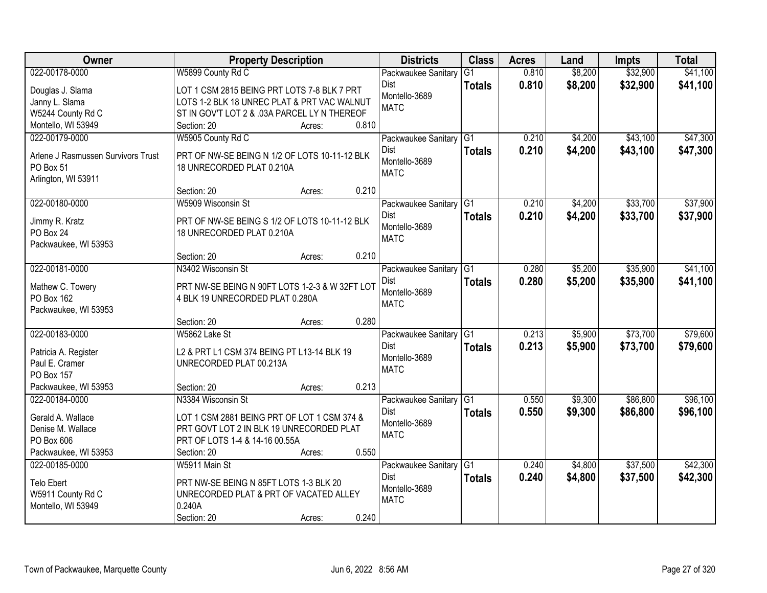| Owner | Property Description | Districts | Class | Acres | Land | Impts | Total |
|---|---|---|---|---|---|---|---|
| 022-00178-0000<br>Douglas J. Slama<br>Janny L. Slama<br>W5244 County Rd C<br>Montello, WI 53949 | W5899 County Rd C<br>LOT 1 CSM 2815 BEING PRT LOTS 7-8 BLK 7 PRT LOTS 1-2 BLK 18 UNREC PLAT & PRT VAC WALNUT ST IN GOV'T LOT 2 & .03A PARCEL LY N THEREOF<br>Section: 20 Acres: 0.810 | Packwaukee Sanitary Dist<br>Montello-3689<br>MATC | G1<br>**Totals** | 0.810<br>**0.810** | $8,200<br>**$8,200** | $32,900<br>**$32,900** | $41,100<br>**$41,100** |
| 022-00179-0000<br>Arlene J Rasmussen Survivors Trust<br>PO Box 51<br>Arlington, WI 53911 | W5905 County Rd C<br>PRT OF NW-SE BEING N 1/2 OF LOTS 10-11-12 BLK 18 UNRECORDED PLAT 0.210A<br>Section: 20 Acres: 0.210 | Packwaukee Sanitary Dist<br>Montello-3689<br>MATC | G1<br>**Totals** | 0.210<br>**0.210** | $4,200<br>**$4,200** | $43,100<br>**$43,100** | $47,300<br>**$47,300** |
| 022-00180-0000<br>Jimmy R. Kratz<br>PO Box 24<br>Packwaukee, WI 53953 | W5909 Wisconsin St<br>PRT OF NW-SE BEING S 1/2 OF LOTS 10-11-12 BLK 18 UNRECORDED PLAT 0.210A<br>Section: 20 Acres: 0.210 | Packwaukee Sanitary Dist<br>Montello-3689<br>MATC | G1<br>**Totals** | 0.210<br>**0.210** | $4,200<br>**$4,200** | $33,700<br>**$33,700** | $37,900<br>**$37,900** |
| 022-00181-0000<br>Mathew C. Towery<br>PO Box 162<br>Packwaukee, WI 53953 | N3402 Wisconsin St<br>PRT NW-SE BEING N 90FT LOTS 1-2-3 & W 32FT LOT 4 BLK 19 UNRECORDED PLAT 0.280A<br>Section: 20 Acres: 0.280 | Packwaukee Sanitary Dist<br>Montello-3689<br>MATC | G1<br>**Totals** | 0.280<br>**0.280** | $5,200<br>**$5,200** | $35,900<br>**$35,900** | $41,100<br>**$41,100** |
| 022-00183-0000<br>Patricia A. Register<br>Paul E. Cramer<br>PO Box 157<br>Packwaukee, WI 53953 | W5862 Lake St<br>L2 & PRT L1 CSM 374 BEING PT L13-14 BLK 19 UNRECORDED PLAT 00.213A<br>Section: 20 Acres: 0.213 | Packwaukee Sanitary Dist<br>Montello-3689<br>MATC | G1<br>**Totals** | 0.213<br>**0.213** | $5,900<br>**$5,900** | $73,700<br>**$73,700** | $79,600<br>**$79,600** |
| 022-00184-0000<br>Gerald A. Wallace<br>Denise M. Wallace<br>PO Box 606<br>Packwaukee, WI 53953 | N3384 Wisconsin St<br>LOT 1 CSM 2881 BEING PRT OF LOT 1 CSM 374 & PRT GOVT LOT 2 IN BLK 19 UNRECORDED PLAT PRT OF LOTS 1-4 & 14-16 00.55A<br>Section: 20 Acres: 0.550 | Packwaukee Sanitary Dist<br>Montello-3689<br>MATC | G1<br>**Totals** | 0.550<br>**0.550** | $9,300<br>**$9,300** | $86,800<br>**$86,800** | $96,100<br>**$96,100** |
| 022-00185-0000<br>Telo Ebert<br>W5911 County Rd C<br>Montello, WI 53949 | W5911 Main St<br>PRT NW-SE BEING N 85FT LOTS 1-3 BLK 20 UNRECORDED PLAT & PRT OF VACATED ALLEY 0.240A<br>Section: 20 Acres: 0.240 | Packwaukee Sanitary Dist<br>Montello-3689<br>MATC | G1<br>**Totals** | 0.240<br>**0.240** | $4,800<br>**$4,800** | $37,500<br>**$37,500** | $42,300<br>**$42,300** |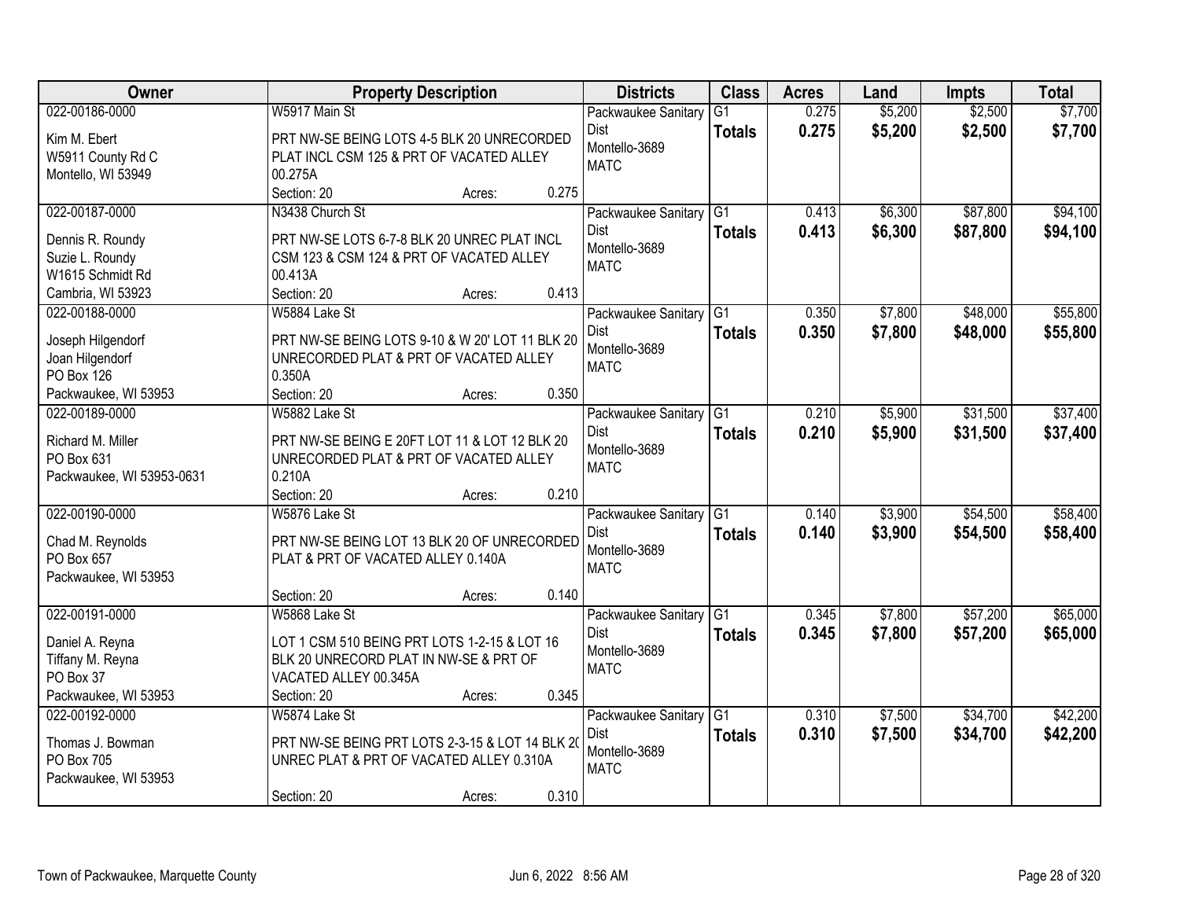| Owner | Property Description | Districts | Class | Acres | Land | Impts | Total |
|---|---|---|---|---|---|---|---|
| 022-00186-0000<br>Kim M. Ebert<br>W5911 County Rd C<br>Montello, WI 53949 | W5917 Main St<br>PRT NW-SE BEING LOTS 4-5 BLK 20 UNRECORDED PLAT INCL CSM 125 & PRT OF VACATED ALLEY 00.275A<br>Section: 20 Acres: 0.275 | Packwaukee Sanitary Dist<br>Montello-3689<br>MATC | G1<br>**Totals** | 0.275<br>**0.275** | $5,200<br>**$5,200** | $2,500<br>**$2,500** | $7,700<br>**$7,700** |
| 022-00187-0000<br>Dennis R. Roundy<br>Suzie L. Roundy<br>W1615 Schmidt Rd<br>Cambria, WI 53923 | N3438 Church St<br>PRT NW-SE LOTS 6-7-8 BLK 20 UNREC PLAT INCL CSM 123 & CSM 124 & PRT OF VACATED ALLEY 00.413A<br>Section: 20 Acres: 0.413 | Packwaukee Sanitary Dist<br>Montello-3689<br>MATC | G1<br>**Totals** | 0.413<br>**0.413** | $6,300<br>**$6,300** | $87,800<br>**$87,800** | $94,100<br>**$94,100** |
| 022-00188-0000<br>Joseph Hilgendorf<br>Joan Hilgendorf<br>PO Box 126<br>Packwaukee, WI 53953 | W5884 Lake St<br>PRT NW-SE BEING LOTS 9-10 & W 20' LOT 11 BLK 20 UNRECORDED PLAT & PRT OF VACATED ALLEY 0.350A<br>Section: 20 Acres: 0.350 | Packwaukee Sanitary Dist<br>Montello-3689<br>MATC | G1<br>**Totals** | 0.350<br>**0.350** | $7,800<br>**$7,800** | $48,000<br>**$48,000** | $55,800<br>**$55,800** |
| 022-00189-0000<br>Richard M. Miller<br>PO Box 631<br>Packwaukee, WI 53953-0631 | W5882 Lake St<br>PRT NW-SE BEING E 20FT LOT 11 & LOT 12 BLK 20 UNRECORDED PLAT & PRT OF VACATED ALLEY 0.210A<br>Section: 20 Acres: 0.210 | Packwaukee Sanitary Dist<br>Montello-3689<br>MATC | G1<br>**Totals** | 0.210<br>**0.210** | $5,900<br>**$5,900** | $31,500<br>**$31,500** | $37,400<br>**$37,400** |
| 022-00190-0000<br>Chad M. Reynolds<br>PO Box 657<br>Packwaukee, WI 53953 | W5876 Lake St<br>PRT NW-SE BEING LOT 13 BLK 20 OF UNRECORDED PLAT & PRT OF VACATED ALLEY 0.140A<br>Section: 20 Acres: 0.140 | Packwaukee Sanitary Dist<br>Montello-3689<br>MATC | G1<br>**Totals** | 0.140<br>**0.140** | $3,900<br>**$3,900** | $54,500<br>**$54,500** | $58,400<br>**$58,400** |
| 022-00191-0000<br>Daniel A. Reyna<br>Tiffany M. Reyna<br>PO Box 37<br>Packwaukee, WI 53953 | W5868 Lake St<br>LOT 1 CSM 510 BEING PRT LOTS 1-2-15 & LOT 16 BLK 20 UNRECORD PLAT IN NW-SE & PRT OF VACATED ALLEY 00.345A<br>Section: 20 Acres: 0.345 | Packwaukee Sanitary Dist<br>Montello-3689<br>MATC | G1<br>**Totals** | 0.345<br>**0.345** | $7,800<br>**$7,800** | $57,200<br>**$57,200** | $65,000<br>**$65,000** |
| 022-00192-0000<br>Thomas J. Bowman<br>PO Box 705<br>Packwaukee, WI 53953 | W5874 Lake St<br>PRT NW-SE BEING PRT LOTS 2-3-15 & LOT 14 BLK 20 UNREC PLAT & PRT OF VACATED ALLEY 0.310A<br>Section: 20 Acres: 0.310 | Packwaukee Sanitary Dist<br>Montello-3689<br>MATC | G1<br>**Totals** | 0.310<br>**0.310** | $7,500<br>**$7,500** | $34,700<br>**$34,700** | $42,200<br>**$42,200** |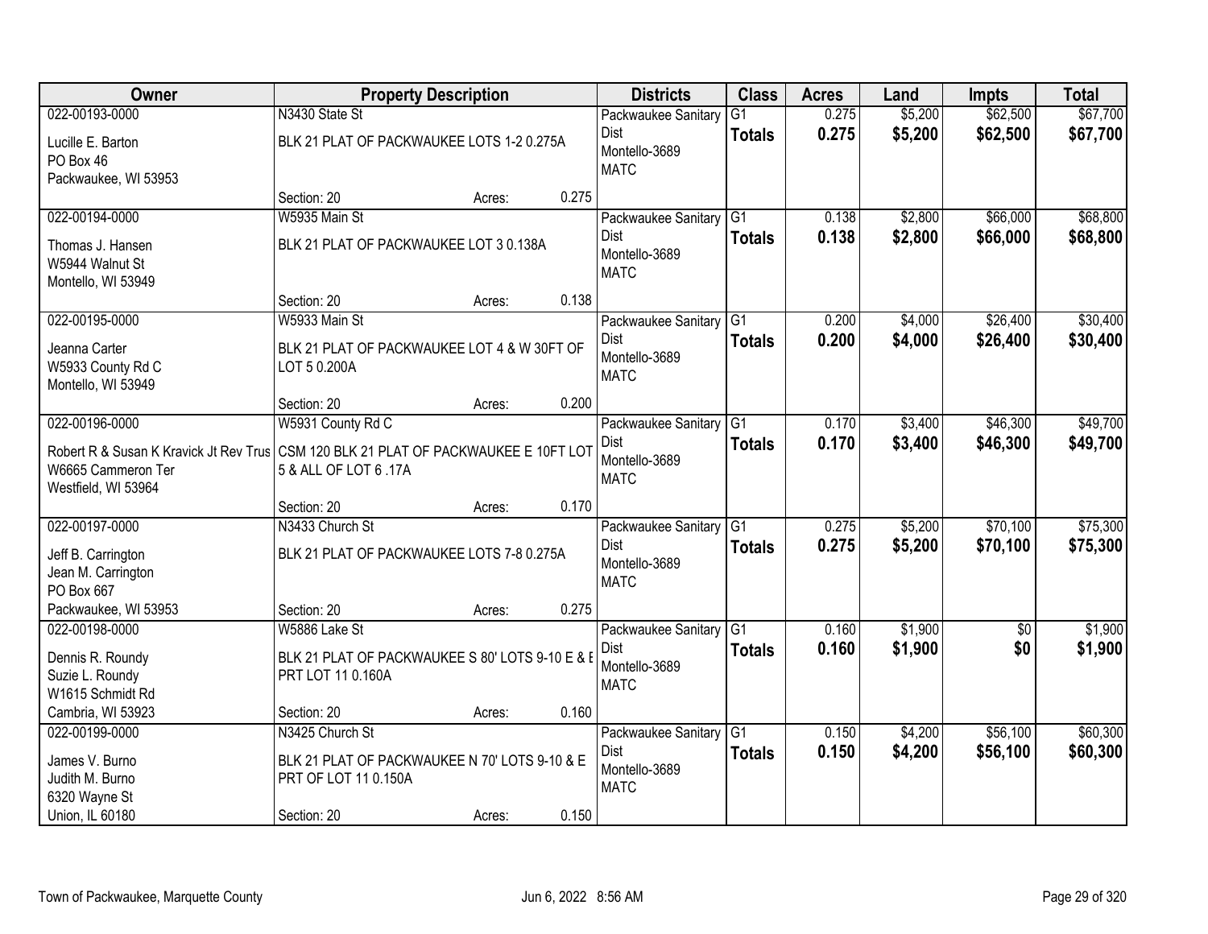| Owner | Property Description | | | Districts | Class | Acres | Land | Impts | Total |
|---|---|---|---|---|---|---|---|---|---|
| 022-00193-0000 | N3430 State St | | | Packwaukee Sanitary Dist | G1 | 0.275 | $5,200 | $62,500 | $67,700 |
| Lucille E. Barton<br>PO Box 46<br>Packwaukee, WI 53953 | BLK 21 PLAT OF PACKWAUKEE LOTS 1-2 0.275A | | | Montello-3689<br>MATC | **Totals** | **0.275** | **$5,200** | **$62,500** | **$67,700** |
| | Section: 20 | Acres: | 0.275 | | | | | | |
| 022-00194-0000 | W5935 Main St | | | Packwaukee Sanitary Dist | G1 | 0.138 | $2,800 | $66,000 | $68,800 |
| Thomas J. Hansen<br>W5944 Walnut St<br>Montello, WI 53949 | BLK 21 PLAT OF PACKWAUKEE LOT 3 0.138A | | | Montello-3689<br>MATC | **Totals** | **0.138** | **$2,800** | **$66,000** | **$68,800** |
| | Section: 20 | Acres: | 0.138 | | | | | | |
| 022-00195-0000 | W5933 Main St | | | Packwaukee Sanitary Dist | G1 | 0.200 | $4,000 | $26,400 | $30,400 |
| Jeanna Carter<br>W5933 County Rd C<br>Montello, WI 53949 | BLK 21 PLAT OF PACKWAUKEE LOT 4 & W 30FT OF LOT 5 0.200A | | | Montello-3689<br>MATC | **Totals** | **0.200** | **$4,000** | **$26,400** | **$30,400** |
| | Section: 20 | Acres: | 0.200 | | | | | | |
| 022-00196-0000 | W5931 County Rd C | | | Packwaukee Sanitary Dist | G1 | 0.170 | $3,400 | $46,300 | $49,700 |
| Robert R & Susan K Kravick Jt Rev Trus<br>W6665 Cammeron Ter<br>Westfield, WI 53964 | CSM 120 BLK 21 PLAT OF PACKWAUKEE E 10FT LOT 5 & ALL OF LOT 6 .17A | | | Montello-3689<br>MATC | **Totals** | **0.170** | **$3,400** | **$46,300** | **$49,700** |
| | Section: 20 | Acres: | 0.170 | | | | | | |
| 022-00197-0000 | N3433 Church St | | | Packwaukee Sanitary Dist | G1 | 0.275 | $5,200 | $70,100 | $75,300 |
| Jeff B. Carrington<br>Jean M. Carrington<br>PO Box 667<br>Packwaukee, WI 53953 | BLK 21 PLAT OF PACKWAUKEE LOTS 7-8 0.275A | | | Montello-3689<br>MATC | **Totals** | **0.275** | **$5,200** | **$70,100** | **$75,300** |
| | Section: 20 | Acres: | 0.275 | | | | | | |
| 022-00198-0000 | W5886 Lake St | | | Packwaukee Sanitary Dist | G1 | 0.160 | $1,900 | $0 | $1,900 |
| Dennis R. Roundy<br>Suzie L. Roundy<br>W1615 Schmidt Rd<br>Cambria, WI 53923 | BLK 21 PLAT OF PACKWAUKEE S 80' LOTS 9-10 E & E PRT LOT 11 0.160A | | | Montello-3689<br>MATC | **Totals** | **0.160** | **$1,900** | **$0** | **$1,900** |
| | Section: 20 | Acres: | 0.160 | | | | | | |
| 022-00199-0000 | N3425 Church St | | | Packwaukee Sanitary Dist | G1 | 0.150 | $4,200 | $56,100 | $60,300 |
| James V. Burno<br>Judith M. Burno<br>6320 Wayne St<br>Union, IL 60180 | BLK 21 PLAT OF PACKWAUKEE N 70' LOTS 9-10 & E PRT OF LOT 11 0.150A | | | Montello-3689<br>MATC | **Totals** | **0.150** | **$4,200** | **$56,100** | **$60,300** |
| | Section: 20 | Acres: | 0.150 | | | | | | |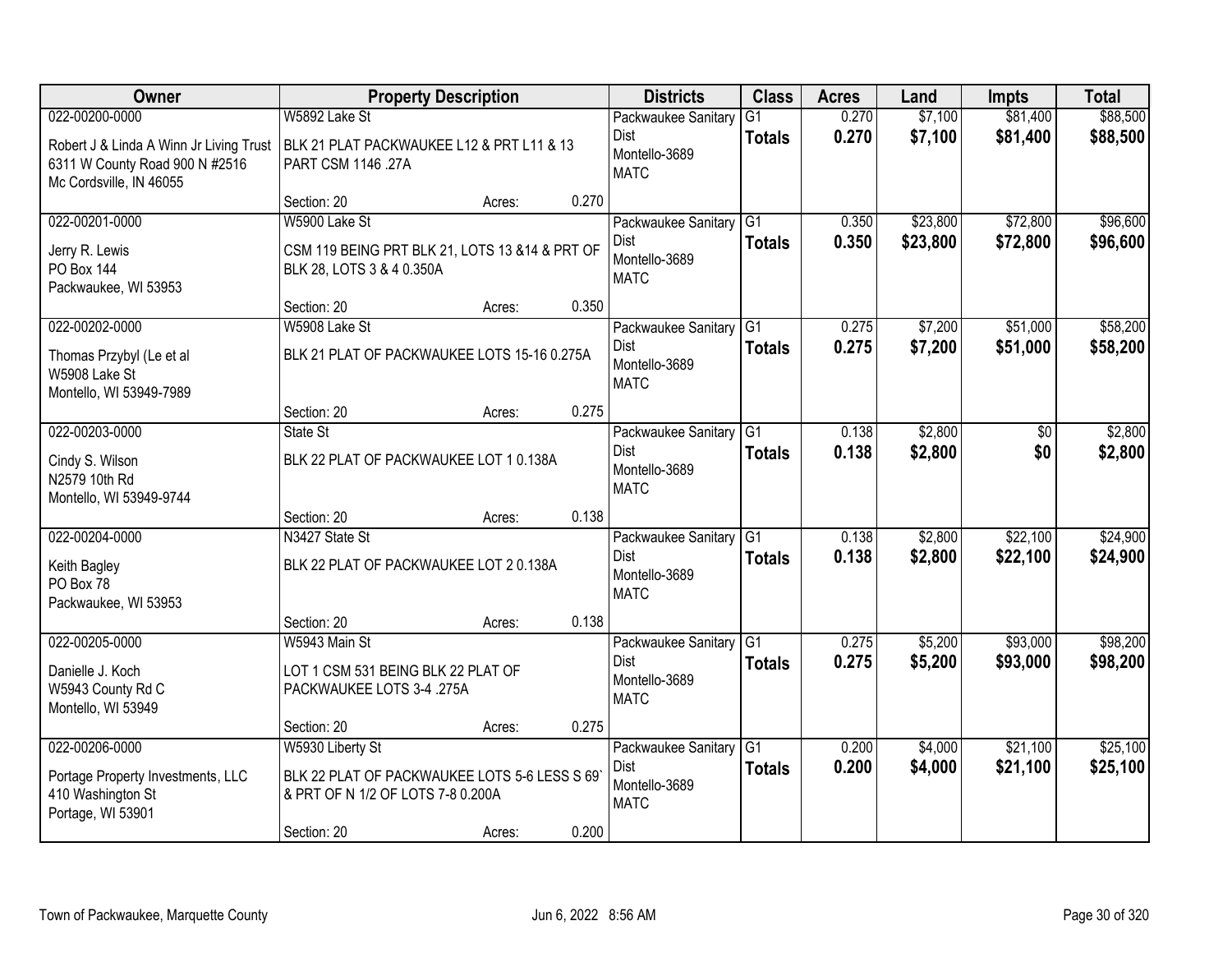| Owner | Property Description | | | Districts | Class | Acres | Land | Impts | Total |
|---|---|---|---|---|---|---|---|---|---|
| 022-00200-0000 | W5892 Lake St | | | Packwaukee Sanitary Dist Montello-3689 MATC | G1 | 0.270 | $7,100 | $81,400 | $88,500 |
| Robert J & Linda A Winn Jr Living Trust 6311 W County Road 900 N #2516 Mc Cordsville, IN 46055 | BLK 21 PLAT PACKWAUKEE L12 & PRT L11 & 13 PART CSM 1146 .27A | | | | Totals | 0.270 | $7,100 | $81,400 | $88,500 |
| | Section: 20 | Acres: | 0.270 | | | | | | |
| 022-00201-0000 | W5900 Lake St | | | Packwaukee Sanitary Dist Montello-3689 MATC | G1 | 0.350 | $23,800 | $72,800 | $96,600 |
| Jerry R. Lewis PO Box 144 Packwaukee, WI 53953 | CSM 119 BEING PRT BLK 21, LOTS 13 &14 & PRT OF BLK 28, LOTS 3 & 4 0.350A | | | | Totals | 0.350 | $23,800 | $72,800 | $96,600 |
| | Section: 20 | Acres: | 0.350 | | | | | | |
| 022-00202-0000 | W5908 Lake St | | | Packwaukee Sanitary Dist Montello-3689 MATC | G1 | 0.275 | $7,200 | $51,000 | $58,200 |
| Thomas Przybyl (Le et al W5908 Lake St Montello, WI 53949-7989 | BLK 21 PLAT OF PACKWAUKEE LOTS 15-16 0.275A | | | | Totals | 0.275 | $7,200 | $51,000 | $58,200 |
| | Section: 20 | Acres: | 0.275 | | | | | | |
| 022-00203-0000 | State St | | | Packwaukee Sanitary Dist Montello-3689 MATC | G1 | 0.138 | $2,800 | $0 | $2,800 |
| Cindy S. Wilson N2579 10th Rd Montello, WI 53949-9744 | BLK 22 PLAT OF PACKWAUKEE LOT 1 0.138A | | | | Totals | 0.138 | $2,800 | $0 | $2,800 |
| | Section: 20 | Acres: | 0.138 | | | | | | |
| 022-00204-0000 | N3427 State St | | | Packwaukee Sanitary Dist Montello-3689 MATC | G1 | 0.138 | $2,800 | $22,100 | $24,900 |
| Keith Bagley PO Box 78 Packwaukee, WI 53953 | BLK 22 PLAT OF PACKWAUKEE LOT 2 0.138A | | | | Totals | 0.138 | $2,800 | $22,100 | $24,900 |
| | Section: 20 | Acres: | 0.138 | | | | | | |
| 022-00205-0000 | W5943 Main St | | | Packwaukee Sanitary Dist Montello-3689 MATC | G1 | 0.275 | $5,200 | $93,000 | $98,200 |
| Danielle J. Koch W5943 County Rd C Montello, WI 53949 | LOT 1 CSM 531 BEING BLK 22 PLAT OF PACKWAUKEE LOTS 3-4 .275A | | | | Totals | 0.275 | $5,200 | $93,000 | $98,200 |
| | Section: 20 | Acres: | 0.275 | | | | | | |
| 022-00206-0000 | W5930 Liberty St | | | Packwaukee Sanitary Dist Montello-3689 MATC | G1 | 0.200 | $4,000 | $21,100 | $25,100 |
| Portage Property Investments, LLC 410 Washington St Portage, WI 53901 | BLK 22 PLAT OF PACKWAUKEE LOTS 5-6 LESS S 69` & PRT OF N 1/2 OF LOTS 7-8 0.200A | | | | Totals | 0.200 | $4,000 | $21,100 | $25,100 |
| | Section: 20 | Acres: | 0.200 | | | | | | |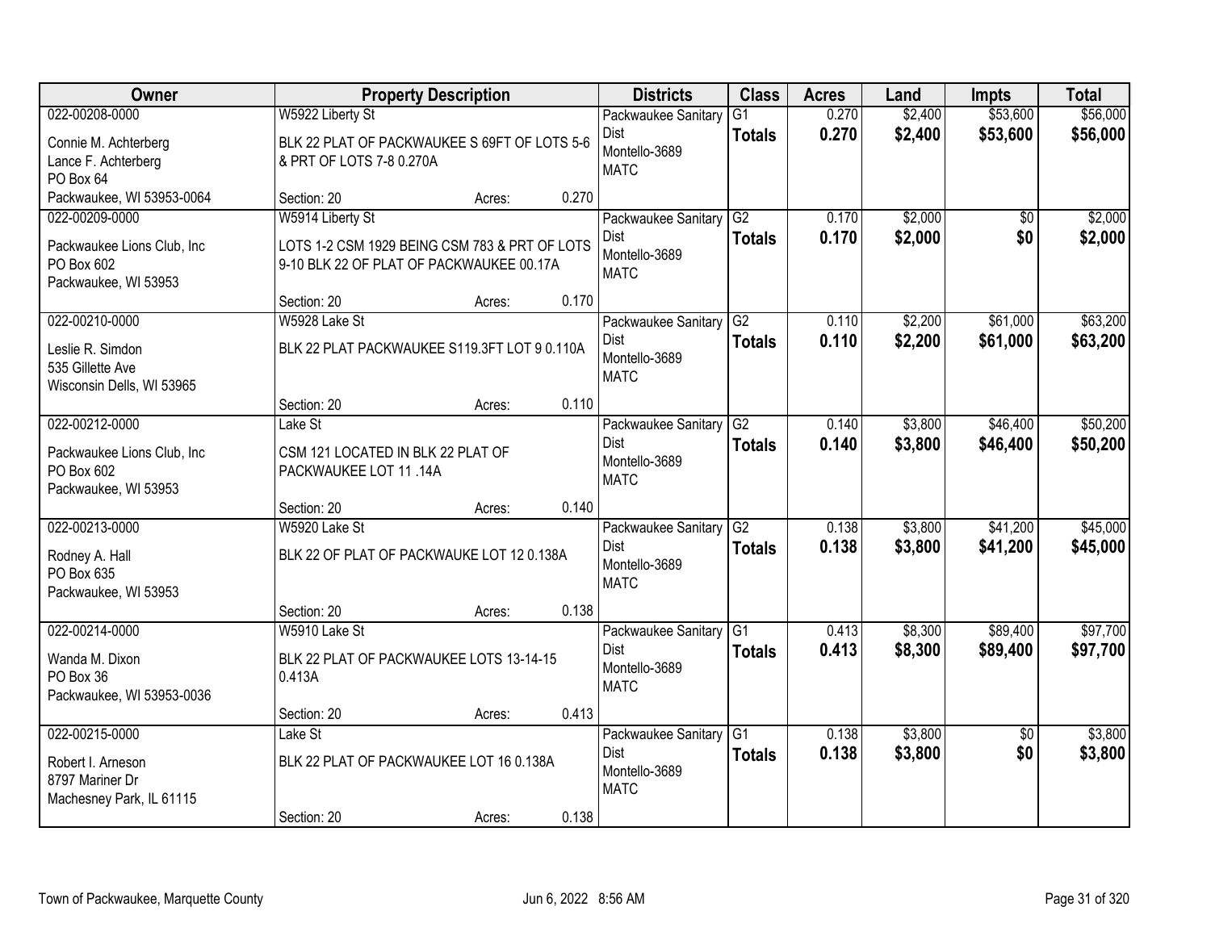| Owner | Property Description | Districts | Class | Acres | Land | Impts | Total |
|---|---|---|---|---|---|---|---|
| 022-00208-0000<br>Connie M. Achterberg<br>Lance F. Achterberg<br>PO Box 64<br>Packwaukee, WI 53953-0064 | W5922 Liberty St<br>BLK 22 PLAT OF PACKWAUKEE S 69FT OF LOTS 5-6 & PRT OF LOTS 7-8 0.270A<br>Section: 20 Acres: 0.270 | Packwaukee Sanitary Dist<br>Montello-3689<br>MATC | G1<br>**Totals** | 0.270<br>**0.270** | $2,400<br>**$2,400** | $53,600<br>**$53,600** | $56,000<br>**$56,000** |
| 022-00209-0000<br>Packwaukee Lions Club, Inc<br>PO Box 602<br>Packwaukee, WI 53953 | W5914 Liberty St<br>LOTS 1-2 CSM 1929 BEING CSM 783 & PRT OF LOTS 9-10 BLK 22 OF PLAT OF PACKWAUKEE 00.17A<br>Section: 20 Acres: 0.170 | Packwaukee Sanitary Dist<br>Montello-3689<br>MATC | G2<br>**Totals** | 0.170<br>**0.170** | $2,000<br>**$2,000** | $0<br>**$0** | $2,000<br>**$2,000** |
| 022-00210-0000<br>Leslie R. Simdon<br>535 Gillette Ave<br>Wisconsin Dells, WI 53965 | W5928 Lake St<br>BLK 22 PLAT PACKWAUKEE S119.3FT LOT 9 0.110A<br>Section: 20 Acres: 0.110 | Packwaukee Sanitary Dist<br>Montello-3689<br>MATC | G2<br>**Totals** | 0.110<br>**0.110** | $2,200<br>**$2,200** | $61,000<br>**$61,000** | $63,200<br>**$63,200** |
| 022-00212-0000<br>Packwaukee Lions Club, Inc<br>PO Box 602<br>Packwaukee, WI 53953 | Lake St<br>CSM 121 LOCATED IN BLK 22 PLAT OF PACKWAUKEE LOT 11 .14A<br>Section: 20 Acres: 0.140 | Packwaukee Sanitary Dist<br>Montello-3689<br>MATC | G2<br>**Totals** | 0.140<br>**0.140** | $3,800<br>**$3,800** | $46,400<br>**$46,400** | $50,200<br>**$50,200** |
| 022-00213-0000<br>Rodney A. Hall<br>PO Box 635<br>Packwaukee, WI 53953 | W5920 Lake St<br>BLK 22 OF PLAT OF PACKWAUKE LOT 12 0.138A<br>Section: 20 Acres: 0.138 | Packwaukee Sanitary Dist<br>Montello-3689<br>MATC | G2<br>**Totals** | 0.138<br>**0.138** | $3,800<br>**$3,800** | $41,200<br>**$41,200** | $45,000<br>**$45,000** |
| 022-00214-0000<br>Wanda M. Dixon<br>PO Box 36<br>Packwaukee, WI 53953-0036 | W5910 Lake St<br>BLK 22 PLAT OF PACKWAUKEE LOTS 13-14-15 0.413A<br>Section: 20 Acres: 0.413 | Packwaukee Sanitary Dist<br>Montello-3689<br>MATC | G1<br>**Totals** | 0.413<br>**0.413** | $8,300<br>**$8,300** | $89,400<br>**$89,400** | $97,700<br>**$97,700** |
| 022-00215-0000<br>Robert I. Arneson<br>8797 Mariner Dr<br>Machesney Park, IL 61115 | Lake St<br>BLK 22 PLAT OF PACKWAUKEE LOT 16 0.138A<br>Section: 20 Acres: 0.138 | Packwaukee Sanitary Dist<br>Montello-3689<br>MATC | G1<br>**Totals** | 0.138<br>**0.138** | $3,800<br>**$3,800** | $0<br>**$0** | $3,800<br>**$3,800** |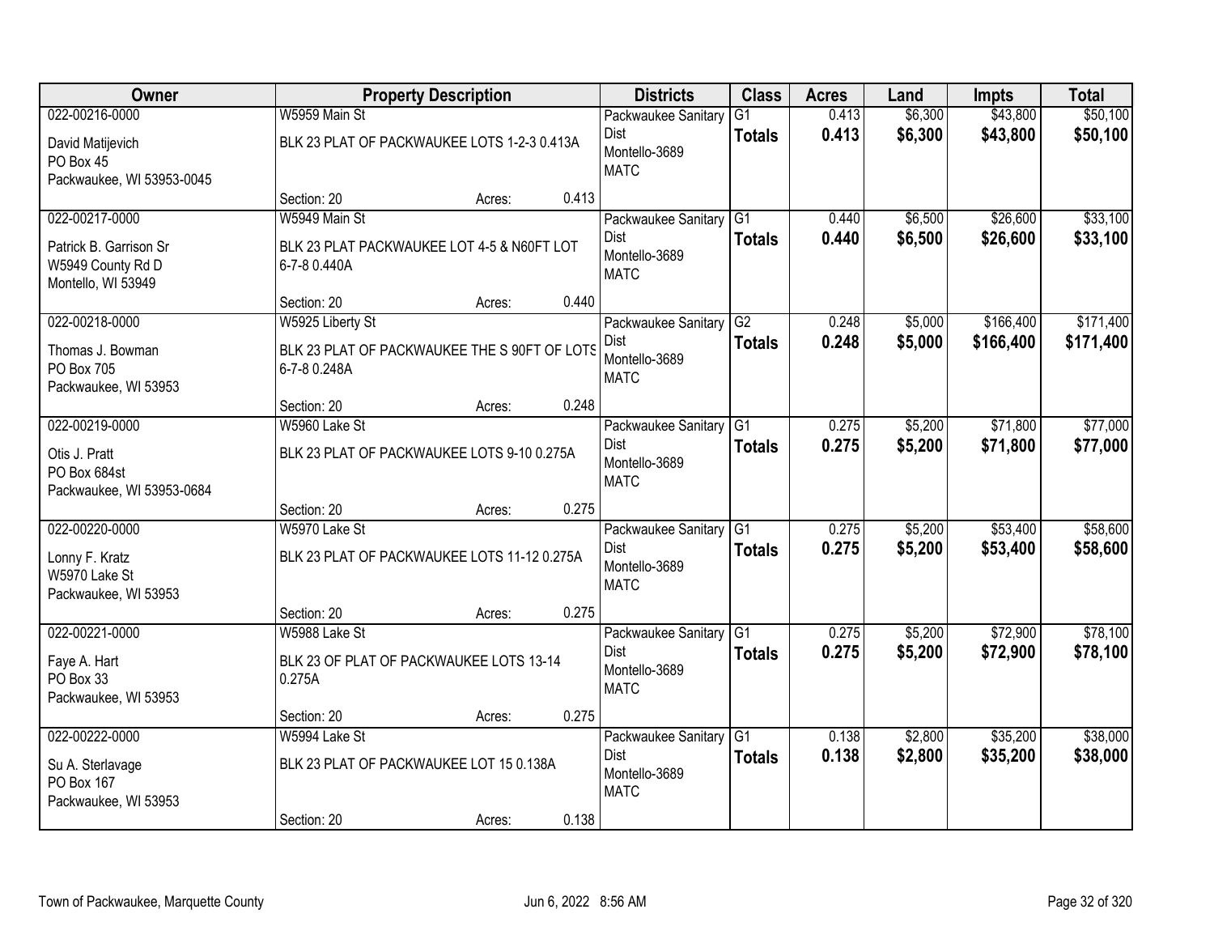| Owner | Property Description | Districts | Class | Acres | Land | Impts | Total |
|---|---|---|---|---|---|---|---|
| 022-00216-0000<br>David Matijevich<br>PO Box 45<br>Packwaukee, WI 53953-0045 | W5959 Main St<br>BLK 23 PLAT OF PACKWAUKEE LOTS 1-2-3 0.413A<br>Section: 20 Acres: 0.413 | Packwaukee Sanitary Dist<br>Montello-3689<br>MATC | G1<br>**Totals** | 0.413<br>**0.413** | $6,300<br>**$6,300** | $43,800<br>**$43,800** | $50,100<br>**$50,100** |
| 022-00217-0000<br>Patrick B. Garrison Sr<br>W5949 County Rd D<br>Montello, WI 53949 | W5949 Main St<br>BLK 23 PLAT PACKWAUKEE LOT 4-5 & N60FT LOT 6-7-8 0.440A<br>Section: 20 Acres: 0.440 | Packwaukee Sanitary Dist<br>Montello-3689<br>MATC | G1<br>**Totals** | 0.440<br>**0.440** | $6,500<br>**$6,500** | $26,600<br>**$26,600** | $33,100<br>**$33,100** |
| 022-00218-0000<br>Thomas J. Bowman<br>PO Box 705<br>Packwaukee, WI 53953 | W5925 Liberty St<br>BLK 23 PLAT OF PACKWAUKEE THE S 90FT OF LOTS 6-7-8 0.248A<br>Section: 20 Acres: 0.248 | Packwaukee Sanitary Dist<br>Montello-3689<br>MATC | G2<br>**Totals** | 0.248<br>**0.248** | $5,000<br>**$5,000** | $166,400<br>**$166,400** | $171,400<br>**$171,400** |
| 022-00219-0000<br>Otis J. Pratt<br>PO Box 684st<br>Packwaukee, WI 53953-0684 | W5960 Lake St<br>BLK 23 PLAT OF PACKWAUKEE LOTS 9-10 0.275A<br>Section: 20 Acres: 0.275 | Packwaukee Sanitary Dist<br>Montello-3689<br>MATC | G1<br>**Totals** | 0.275<br>**0.275** | $5,200<br>**$5,200** | $71,800<br>**$71,800** | $77,000<br>**$77,000** |
| 022-00220-0000<br>Lonny F. Kratz<br>W5970 Lake St<br>Packwaukee, WI 53953 | W5970 Lake St<br>BLK 23 PLAT OF PACKWAUKEE LOTS 11-12 0.275A<br>Section: 20 Acres: 0.275 | Packwaukee Sanitary Dist<br>Montello-3689<br>MATC | G1<br>**Totals** | 0.275<br>**0.275** | $5,200<br>**$5,200** | $53,400<br>**$53,400** | $58,600<br>**$58,600** |
| 022-00221-0000<br>Faye A. Hart<br>PO Box 33<br>Packwaukee, WI 53953 | W5988 Lake St<br>BLK 23 OF PLAT OF PACKWAUKEE LOTS 13-14 0.275A<br>Section: 20 Acres: 0.275 | Packwaukee Sanitary Dist<br>Montello-3689<br>MATC | G1<br>**Totals** | 0.275<br>**0.275** | $5,200<br>**$5,200** | $72,900<br>**$72,900** | $78,100<br>**$78,100** |
| 022-00222-0000<br>Su A. Sterlavage<br>PO Box 167<br>Packwaukee, WI 53953 | W5994 Lake St<br>BLK 23 PLAT OF PACKWAUKEE LOT 15 0.138A<br>Section: 20 Acres: 0.138 | Packwaukee Sanitary Dist<br>Montello-3689<br>MATC | G1<br>**Totals** | 0.138<br>**0.138** | $2,800<br>**$2,800** | $35,200<br>**$35,200** | $38,000<br>**$38,000** |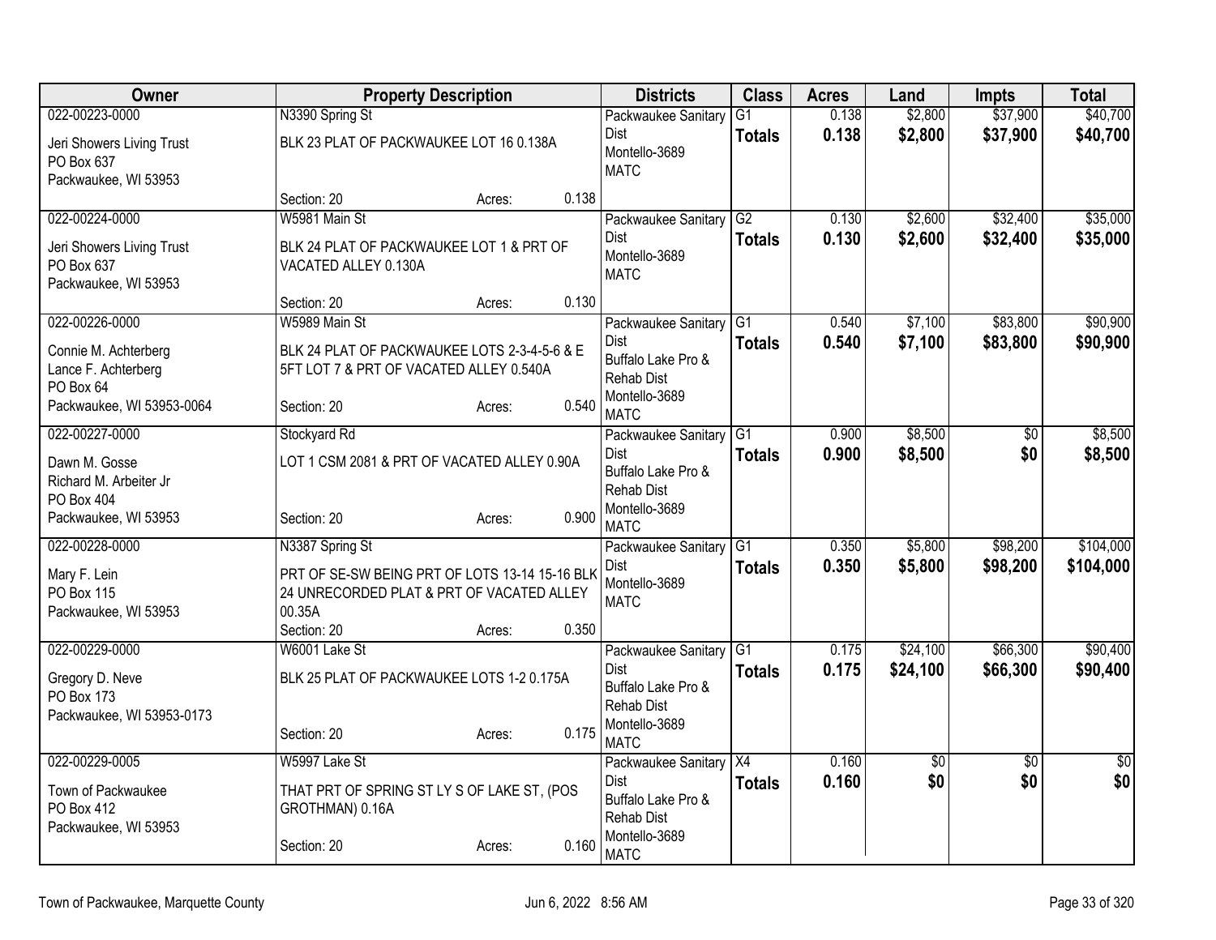| Owner | Property Description | Districts | Class | Acres | Land | Impts | Total |
|---|---|---|---|---|---|---|---|
| 022-00223-0000<br>Jeri Showers Living Trust<br>PO Box 637<br>Packwaukee, WI 53953 | N3390 Spring St<br>BLK 23 PLAT OF PACKWAUKEE LOT 16 0.138A<br>Section: 20 Acres: 0.138 | Packwaukee Sanitary Dist<br>Montello-3689<br>MATC | G1<br>**Totals** | 0.138<br>**0.138** | $2,800<br>**$2,800** | $37,900<br>**$37,900** | $40,700<br>**$40,700** |
| 022-00224-0000<br>Jeri Showers Living Trust<br>PO Box 637<br>Packwaukee, WI 53953 | W5981 Main St<br>BLK 24 PLAT OF PACKWAUKEE LOT 1 & PRT OF VACATED ALLEY 0.130A<br>Section: 20 Acres: 0.130 | Packwaukee Sanitary Dist<br>Montello-3689<br>MATC | G2<br>**Totals** | 0.130<br>**0.130** | $2,600<br>**$2,600** | $32,400<br>**$32,400** | $35,000<br>**$35,000** |
| 022-00226-0000<br>Connie M. Achterberg<br>Lance F. Achterberg<br>PO Box 64<br>Packwaukee, WI 53953-0064 | W5989 Main St<br>BLK 24 PLAT OF PACKWAUKEE LOTS 2-3-4-5-6 & E 5FT LOT 7 & PRT OF VACATED ALLEY 0.540A<br>Section: 20 Acres: 0.540 | Packwaukee Sanitary Dist<br>Buffalo Lake Pro & Rehab Dist<br>Montello-3689<br>MATC | G1<br>**Totals** | 0.540<br>**0.540** | $7,100<br>**$7,100** | $83,800<br>**$83,800** | $90,900<br>**$90,900** |
| 022-00227-0000<br>Dawn M. Gosse<br>Richard M. Arbeiter Jr<br>PO Box 404<br>Packwaukee, WI 53953 | Stockyard Rd<br>LOT 1 CSM 2081 & PRT OF VACATED ALLEY 0.90A<br>Section: 20 Acres: 0.900 | Packwaukee Sanitary Dist<br>Buffalo Lake Pro & Rehab Dist<br>Montello-3689<br>MATC | G1<br>**Totals** | 0.900<br>**0.900** | $8,500<br>**$8,500** | $0<br>**$0** | $8,500<br>**$8,500** |
| 022-00228-0000<br>Mary F. Lein<br>PO Box 115<br>Packwaukee, WI 53953 | N3387 Spring St<br>PRT OF SE-SW BEING PRT OF LOTS 13-14 15-16 BLK 24 UNRECORDED PLAT & PRT OF VACATED ALLEY 00.35A<br>Section: 20 Acres: 0.350 | Packwaukee Sanitary Dist<br>Montello-3689<br>MATC | G1<br>**Totals** | 0.350<br>**0.350** | $5,800<br>**$5,800** | $98,200<br>**$98,200** | $104,000<br>**$104,000** |
| 022-00229-0000<br>Gregory D. Neve<br>PO Box 173<br>Packwaukee, WI 53953-0173 | W6001 Lake St<br>BLK 25 PLAT OF PACKWAUKEE LOTS 1-2 0.175A<br>Section: 20 Acres: 0.175 | Packwaukee Sanitary Dist<br>Buffalo Lake Pro & Rehab Dist<br>Montello-3689<br>MATC | G1<br>**Totals** | 0.175<br>**0.175** | $24,100<br>**$24,100** | $66,300<br>**$66,300** | $90,400<br>**$90,400** |
| 022-00229-0005<br>Town of Packwaukee<br>PO Box 412<br>Packwaukee, WI 53953 | W5997 Lake St<br>THAT PRT OF SPRING ST LY S OF LAKE ST, (POS GROTHMAN) 0.16A<br>Section: 20 Acres: 0.160 | Packwaukee Sanitary Dist<br>Buffalo Lake Pro & Rehab Dist<br>Montello-3689<br>MATC | X4<br>**Totals** | 0.160<br>**0.160** | $0<br>**$0** | $0<br>**$0** | $0<br>**$0** |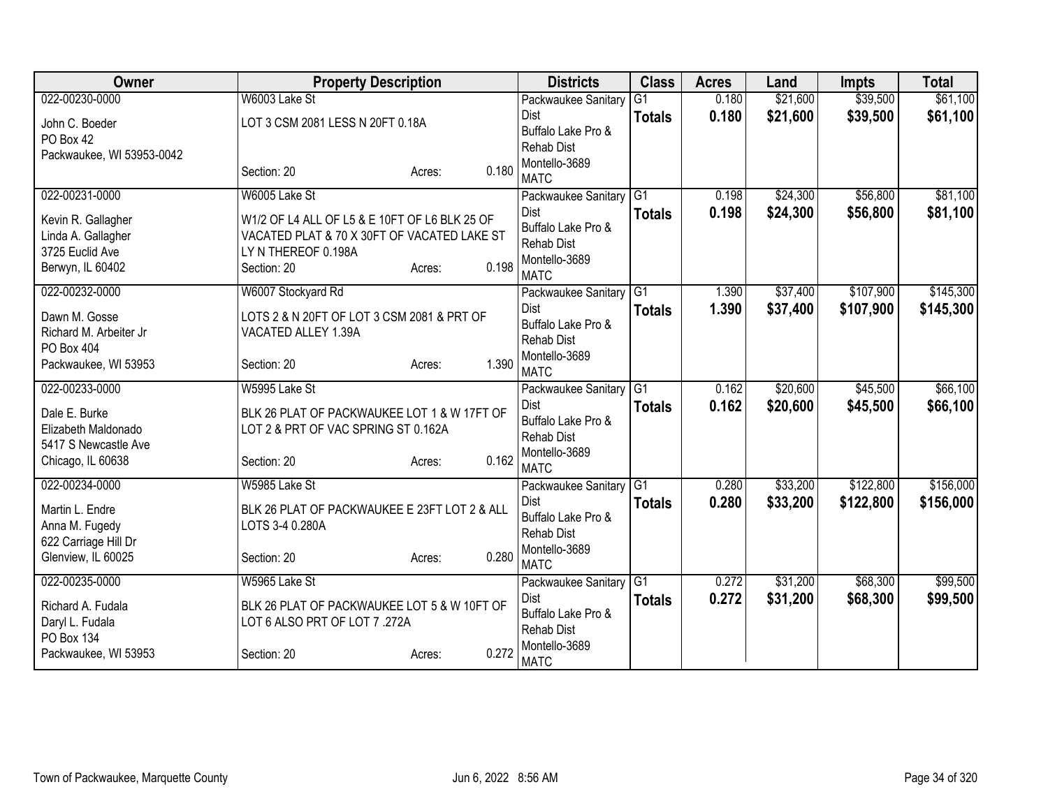| Owner | Property Description | Districts | Class | Acres | Land | Impts | Total |
|---|---|---|---|---|---|---|---|
| 022-00230-0000<br>John C. Boeder<br>PO Box 42<br>Packwaukee, WI 53953-0042 | W6003 Lake St<br>LOT 3 CSM 2081 LESS N 20FT 0.18A<br>Section: 20 Acres: 0.180 | Packwaukee Sanitary Dist<br>Buffalo Lake Pro & Rehab Dist<br>Montello-3689<br>MATC | G1<br>**Totals** | 0.180<br>**0.180** | $21,600<br>**$21,600** | $39,500<br>**$39,500** | $61,100<br>**$61,100** |
| 022-00231-0000<br>Kevin R. Gallagher<br>Linda A. Gallagher<br>3725 Euclid Ave<br>Berwyn, IL 60402 | W6005 Lake St<br>W1/2 OF L4 ALL OF L5 & E 10FT OF L6 BLK 25 OF VACATED PLAT & 70 X 30FT OF VACATED LAKE ST LY N THEREOF 0.198A<br>Section: 20 Acres: 0.198 | Packwaukee Sanitary Dist<br>Buffalo Lake Pro & Rehab Dist<br>Montello-3689<br>MATC | G1<br>**Totals** | 0.198<br>**0.198** | $24,300<br>**$24,300** | $56,800<br>**$56,800** | $81,100<br>**$81,100** |
| 022-00232-0000<br>Dawn M. Gosse<br>Richard M. Arbeiter Jr<br>PO Box 404<br>Packwaukee, WI 53953 | W6007 Stockyard Rd<br>LOTS 2 & N 20FT OF LOT 3 CSM 2081 & PRT OF VACATED ALLEY 1.39A<br>Section: 20 Acres: 1.390 | Packwaukee Sanitary Dist<br>Buffalo Lake Pro & Rehab Dist<br>Montello-3689<br>MATC | G1<br>**Totals** | 1.390<br>**1.390** | $37,400<br>**$37,400** | $107,900<br>**$107,900** | $145,300<br>**$145,300** |
| 022-00233-0000<br>Dale E. Burke<br>Elizabeth Maldonado<br>5417 S Newcastle Ave<br>Chicago, IL 60638 | W5995 Lake St<br>BLK 26 PLAT OF PACKWAUKEE LOT 1 & W 17FT OF LOT 2 & PRT OF VAC SPRING ST 0.162A<br>Section: 20 Acres: 0.162 | Packwaukee Sanitary Dist<br>Buffalo Lake Pro & Rehab Dist<br>Montello-3689<br>MATC | G1<br>**Totals** | 0.162<br>**0.162** | $20,600<br>**$20,600** | $45,500<br>**$45,500** | $66,100<br>**$66,100** |
| 022-00234-0000<br>Martin L. Endre<br>Anna M. Fugedy<br>622 Carriage Hill Dr<br>Glenview, IL 60025 | W5985 Lake St<br>BLK 26 PLAT OF PACKWAUKEE E 23FT LOT 2 & ALL LOTS 3-4 0.280A<br>Section: 20 Acres: 0.280 | Packwaukee Sanitary Dist<br>Buffalo Lake Pro & Rehab Dist<br>Montello-3689<br>MATC | G1<br>**Totals** | 0.280<br>**0.280** | $33,200<br>**$33,200** | $122,800<br>**$122,800** | $156,000<br>**$156,000** |
| 022-00235-0000<br>Richard A. Fudala<br>Daryl L. Fudala<br>PO Box 134<br>Packwaukee, WI 53953 | W5965 Lake St<br>BLK 26 PLAT OF PACKWAUKEE LOT 5 & W 10FT OF LOT 6 ALSO PRT OF LOT 7 .272A<br>Section: 20 Acres: 0.272 | Packwaukee Sanitary Dist<br>Buffalo Lake Pro & Rehab Dist<br>Montello-3689<br>MATC | G1<br>**Totals** | 0.272<br>**0.272** | $31,200<br>**$31,200** | $68,300<br>**$68,300** | $99,500<br>**$99,500** |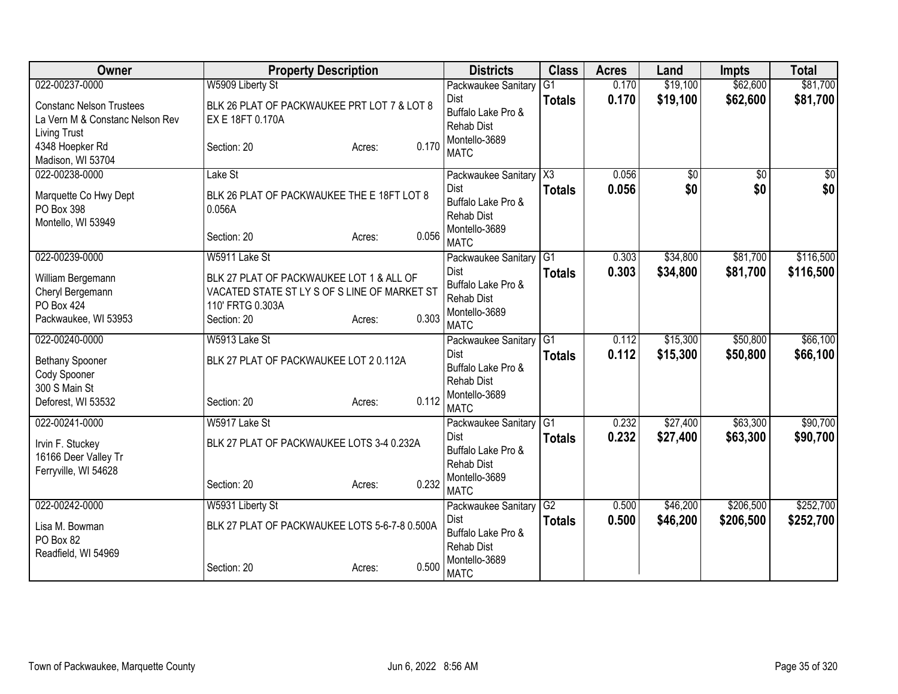| Owner | Property Description | Districts | Class | Acres | Land | Impts | Total |
|---|---|---|---|---|---|---|---|
| 022-00237-0000<br>Constanc Nelson Trustees<br>La Vern M & Constanc Nelson Rev Living Trust<br>4348 Hoepker Rd<br>Madison, WI 53704 | W5909 Liberty St<br>BLK 26 PLAT OF PACKWAUKEE PRT LOT 7 & LOT 8 EX E 18FT 0.170A<br>Section: 20 Acres: 0.170 | Packwaukee Sanitary Dist<br>Buffalo Lake Pro & Rehab Dist<br>Montello-3689<br>MATC | G1<br>**Totals** | 0.170<br>**0.170** | $19,100<br>**$19,100** | $62,600<br>**$62,600** | $81,700<br>**$81,700** |
| 022-00238-0000<br>Marquette Co Hwy Dept<br>PO Box 398<br>Montello, WI 53949 | Lake St<br>BLK 26 PLAT OF PACKWAUKEE THE E 18FT LOT 8 0.056A<br>Section: 20 Acres: 0.056 | Packwaukee Sanitary Dist<br>Buffalo Lake Pro & Rehab Dist<br>Montello-3689<br>MATC | X3<br>**Totals** | 0.056<br>**0.056** | $0<br>**$0** | $0<br>**$0** | $0<br>**$0** |
| 022-00239-0000<br>William Bergemann<br>Cheryl Bergemann<br>PO Box 424<br>Packwaukee, WI 53953 | W5911 Lake St<br>BLK 27 PLAT OF PACKWAUKEE LOT 1 & ALL OF VACATED STATE ST LY S OF S LINE OF MARKET ST 110' FRTG 0.303A<br>Section: 20 Acres: 0.303 | Packwaukee Sanitary Dist<br>Buffalo Lake Pro & Rehab Dist<br>Montello-3689<br>MATC | G1<br>**Totals** | 0.303<br>**0.303** | $34,800<br>**$34,800** | $81,700<br>**$81,700** | $116,500<br>**$116,500** |
| 022-00240-0000<br>Bethany Spooner<br>Cody Spooner<br>300 S Main St<br>Deforest, WI 53532 | W5913 Lake St<br>BLK 27 PLAT OF PACKWAUKEE LOT 2 0.112A<br>Section: 20 Acres: 0.112 | Packwaukee Sanitary Dist<br>Buffalo Lake Pro & Rehab Dist<br>Montello-3689<br>MATC | G1<br>**Totals** | 0.112<br>**0.112** | $15,300<br>**$15,300** | $50,800<br>**$50,800** | $66,100<br>**$66,100** |
| 022-00241-0000<br>Irvin F. Stuckey<br>16166 Deer Valley Tr<br>Ferryville, WI 54628 | W5917 Lake St<br>BLK 27 PLAT OF PACKWAUKEE LOTS 3-4 0.232A<br>Section: 20 Acres: 0.232 | Packwaukee Sanitary Dist<br>Buffalo Lake Pro & Rehab Dist<br>Montello-3689<br>MATC | G1<br>**Totals** | 0.232<br>**0.232** | $27,400<br>**$27,400** | $63,300<br>**$63,300** | $90,700<br>**$90,700** |
| 022-00242-0000<br>Lisa M. Bowman<br>PO Box 82<br>Readfield, WI 54969 | W5931 Liberty St<br>BLK 27 PLAT OF PACKWAUKEE LOTS 5-6-7-8 0.500A<br>Section: 20 Acres: 0.500 | Packwaukee Sanitary Dist<br>Buffalo Lake Pro & Rehab Dist<br>Montello-3689<br>MATC | G2<br>**Totals** | 0.500<br>**0.500** | $46,200<br>**$46,200** | $206,500<br>**$206,500** | $252,700<br>**$252,700** |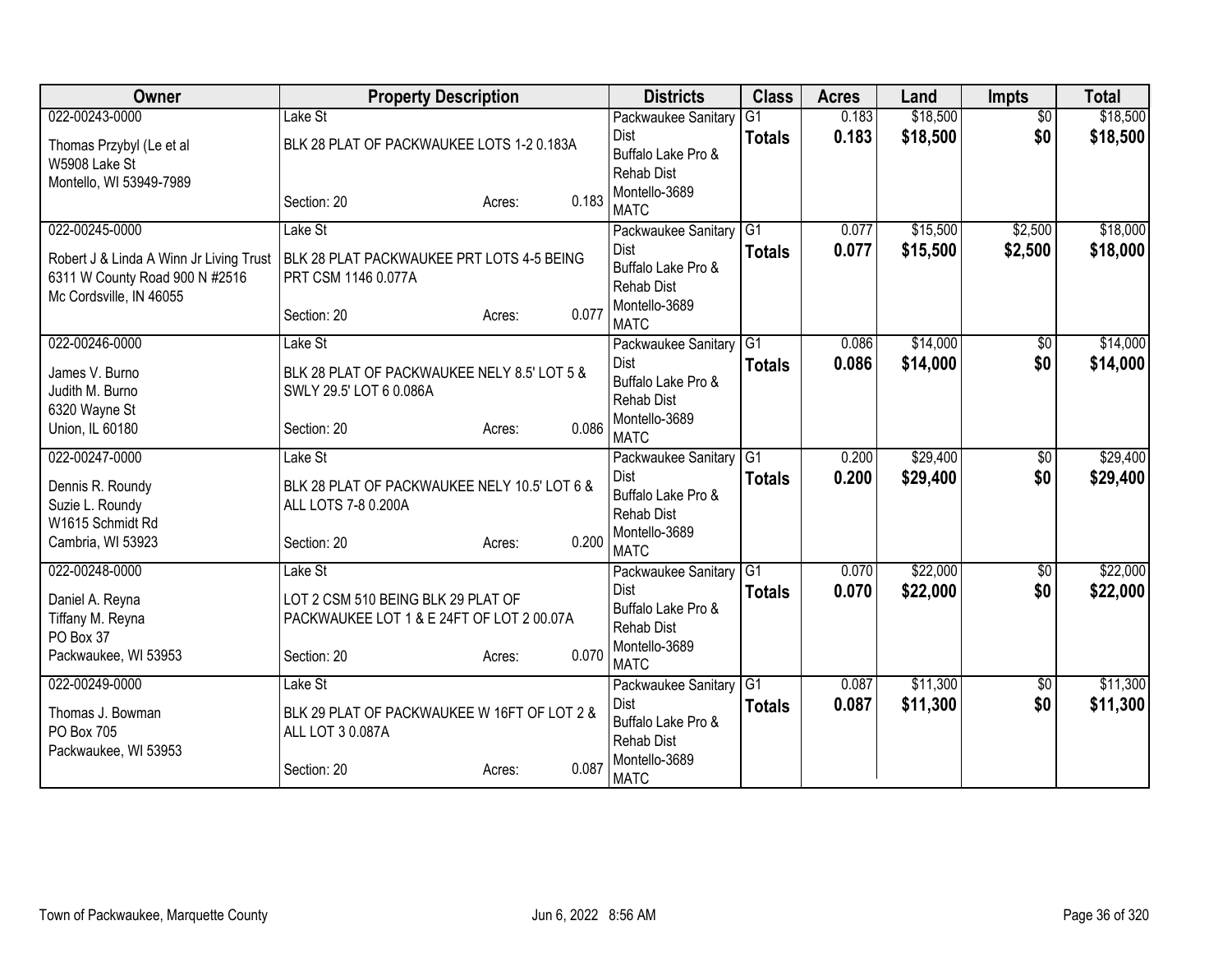| Owner | Property Description | | | Districts | Class | Acres | Land | Impts | Total |
|---|---|---|---|---|---|---|---|---|---|
| 022-00243-0000<br>Thomas Przybyl (Le et al<br>W5908 Lake St<br>Montello, WI 53949-7989 | Lake St<br>BLK 28 PLAT OF PACKWAUKEE LOTS 1-2 0.183A<br>Section: 20 | Acres: | 0.183 | Packwaukee Sanitary Dist<br>Buffalo Lake Pro & Rehab Dist<br>Montello-3689<br>MATC | G1<br>**Totals** | 0.183<br>**0.183** | $18,500<br>**$18,500** | $0<br>**$0** | $18,500<br>**$18,500** |
| 022-00245-0000<br>Robert J & Linda A Winn Jr Living Trust<br>6311 W County Road 900 N #2516<br>Mc Cordsville, IN 46055 | Lake St<br>BLK 28 PLAT PACKWAUKEE PRT LOTS 4-5 BEING PRT CSM 1146 0.077A<br>Section: 20 | Acres: | 0.077 | Packwaukee Sanitary Dist<br>Buffalo Lake Pro & Rehab Dist<br>Montello-3689<br>MATC | G1<br>**Totals** | 0.077<br>**0.077** | $15,500<br>**$15,500** | $2,500<br>**$2,500** | $18,000<br>**$18,000** |
| 022-00246-0000<br>James V. Burno<br>Judith M. Burno<br>6320 Wayne St<br>Union, IL 60180 | Lake St<br>BLK 28 PLAT OF PACKWAUKEE NELY 8.5' LOT 5 & SWLY 29.5' LOT 6 0.086A<br>Section: 20 | Acres: | 0.086 | Packwaukee Sanitary Dist<br>Buffalo Lake Pro & Rehab Dist<br>Montello-3689<br>MATC | G1<br>**Totals** | 0.086<br>**0.086** | $14,000<br>**$14,000** | $0<br>**$0** | $14,000<br>**$14,000** |
| 022-00247-0000<br>Dennis R. Roundy<br>Suzie L. Roundy<br>W1615 Schmidt Rd<br>Cambria, WI 53923 | Lake St<br>BLK 28 PLAT OF PACKWAUKEE NELY 10.5' LOT 6 & ALL LOTS 7-8 0.200A<br>Section: 20 | Acres: | 0.200 | Packwaukee Sanitary Dist<br>Buffalo Lake Pro & Rehab Dist<br>Montello-3689<br>MATC | G1<br>**Totals** | 0.200<br>**0.200** | $29,400<br>**$29,400** | $0<br>**$0** | $29,400<br>**$29,400** |
| 022-00248-0000<br>Daniel A. Reyna<br>Tiffany M. Reyna<br>PO Box 37<br>Packwaukee, WI 53953 | Lake St<br>LOT 2 CSM 510 BEING BLK 29 PLAT OF PACKWAUKEE LOT 1 & E 24FT OF LOT 2 00.07A<br>Section: 20 | Acres: | 0.070 | Packwaukee Sanitary Dist<br>Buffalo Lake Pro & Rehab Dist<br>Montello-3689<br>MATC | G1<br>**Totals** | 0.070<br>**0.070** | $22,000<br>**$22,000** | $0<br>**$0** | $22,000<br>**$22,000** |
| 022-00249-0000<br>Thomas J. Bowman<br>PO Box 705<br>Packwaukee, WI 53953 | Lake St<br>BLK 29 PLAT OF PACKWAUKEE W 16FT OF LOT 2 & ALL LOT 3 0.087A<br>Section: 20 | Acres: | 0.087 | Packwaukee Sanitary Dist<br>Buffalo Lake Pro & Rehab Dist<br>Montello-3689<br>MATC | G1<br>**Totals** | 0.087<br>**0.087** | $11,300<br>**$11,300** | $0<br>**$0** | $11,300<br>**$11,300** |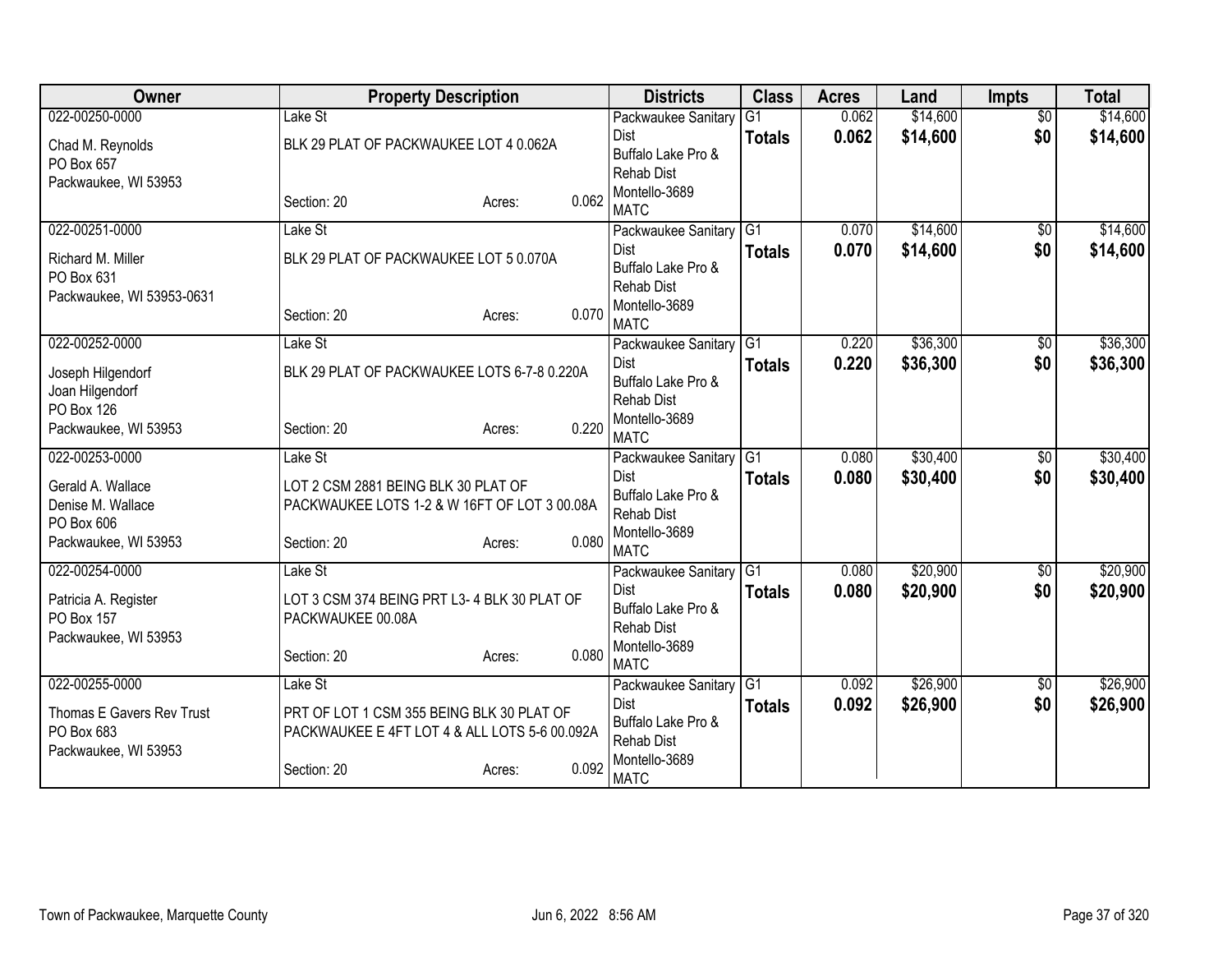| Owner | Property Description | | | Districts | Class | Acres | Land | Impts | Total |
|---|---|---|---|---|---|---|---|---|---|
| 022-00250-0000 | Lake St | | | Packwaukee Sanitary Dist | G1 | 0.062 | $14,600 | $0 | $14,600 |
| Chad M. Reynolds<br>PO Box 657<br>Packwaukee, WI 53953 | BLK 29 PLAT OF PACKWAUKEE LOT 4 0.062A | | | Buffalo Lake Pro & Rehab Dist | **Totals** | **0.062** | **$14,600** | **$0** | **$14,600** |
| | Section: 20 | Acres: | 0.062 | Montello-3689<br>MATC | | | | | |
| 022-00251-0000 | Lake St | | | Packwaukee Sanitary Dist | G1 | 0.070 | $14,600 | $0 | $14,600 |
| Richard M. Miller<br>PO Box 631<br>Packwaukee, WI 53953-0631 | BLK 29 PLAT OF PACKWAUKEE LOT 5 0.070A | | | Buffalo Lake Pro & Rehab Dist | **Totals** | **0.070** | **$14,600** | **$0** | **$14,600** |
| | Section: 20 | Acres: | 0.070 | Montello-3689<br>MATC | | | | | |
| 022-00252-0000 | Lake St | | | Packwaukee Sanitary Dist | G1 | 0.220 | $36,300 | $0 | $36,300 |
| Joseph Hilgendorf<br>Joan Hilgendorf<br>PO Box 126<br>Packwaukee, WI 53953 | BLK 29 PLAT OF PACKWAUKEE LOTS 6-7-8 0.220A | | | Buffalo Lake Pro & Rehab Dist | **Totals** | **0.220** | **$36,300** | **$0** | **$36,300** |
| | Section: 20 | Acres: | 0.220 | Montello-3689<br>MATC | | | | | |
| 022-00253-0000 | Lake St | | | Packwaukee Sanitary Dist | G1 | 0.080 | $30,400 | $0 | $30,400 |
| Gerald A. Wallace<br>Denise M. Wallace<br>PO Box 606<br>Packwaukee, WI 53953 | LOT 2 CSM 2881 BEING BLK 30 PLAT OF PACKWAUKEE LOTS 1-2 & W 16FT OF LOT 3 00.08A | | | Buffalo Lake Pro & Rehab Dist | **Totals** | **0.080** | **$30,400** | **$0** | **$30,400** |
| | Section: 20 | Acres: | 0.080 | Montello-3689<br>MATC | | | | | |
| 022-00254-0000 | Lake St | | | Packwaukee Sanitary Dist | G1 | 0.080 | $20,900 | $0 | $20,900 |
| Patricia A. Register<br>PO Box 157<br>Packwaukee, WI 53953 | LOT 3 CSM 374 BEING PRT L3- 4 BLK 30 PLAT OF PACKWAUKEE 00.08A | | | Buffalo Lake Pro & Rehab Dist | **Totals** | **0.080** | **$20,900** | **$0** | **$20,900** |
| | Section: 20 | Acres: | 0.080 | Montello-3689<br>MATC | | | | | |
| 022-00255-0000 | Lake St | | | Packwaukee Sanitary Dist | G1 | 0.092 | $26,900 | $0 | $26,900 |
| Thomas E Gavers Rev Trust<br>PO Box 683<br>Packwaukee, WI 53953 | PRT OF LOT 1 CSM 355 BEING BLK 30 PLAT OF PACKWAUKEE E 4FT LOT 4 & ALL LOTS 5-6 00.092A | | | Buffalo Lake Pro & Rehab Dist | **Totals** | **0.092** | **$26,900** | **$0** | **$26,900** |
| | Section: 20 | Acres: | 0.092 | Montello-3689<br>MATC | | | | | |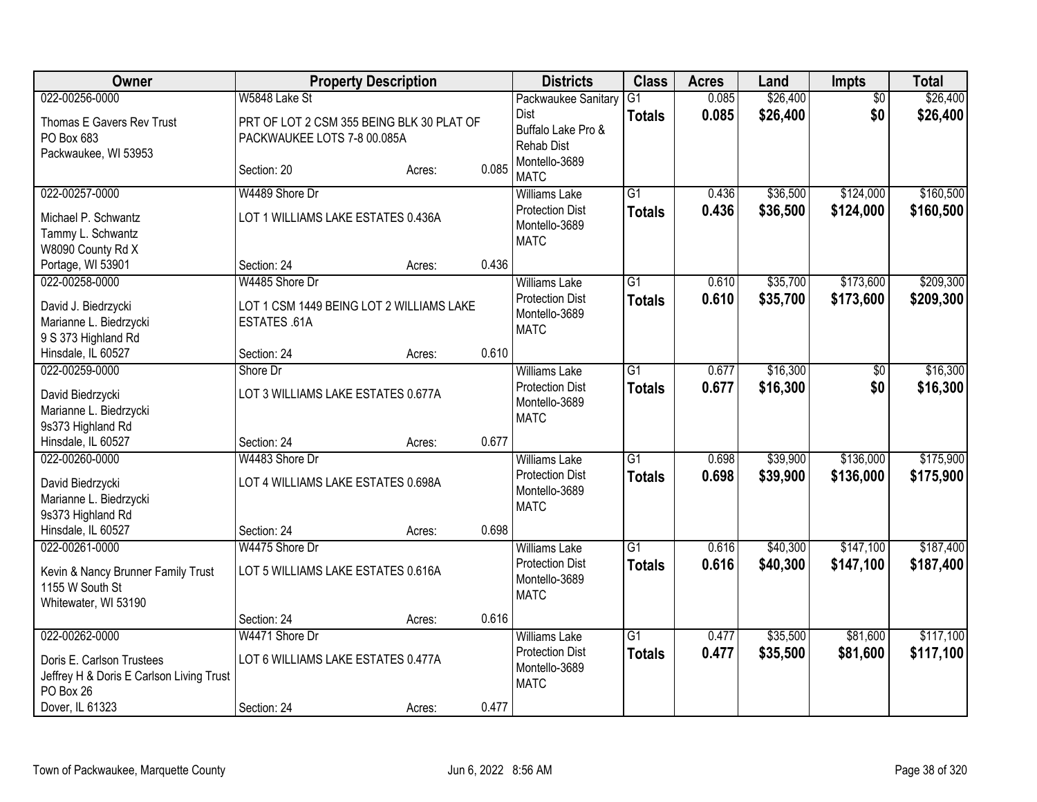| Owner | Property Description | | | Districts | Class | Acres | Land | Impts | Total |
|---|---|---|---|---|---|---|---|---|---|
| 022-00256-0000<br>Thomas E Gavers Rev Trust<br>PO Box 683<br>Packwaukee, WI 53953 | W5848 Lake St<br>PRT OF LOT 2 CSM 355 BEING BLK 30 PLAT OF PACKWAUKEE LOTS 7-8 00.085A<br>Section: 20 | Acres: | 0.085 | Packwaukee Sanitary Dist<br>Buffalo Lake Pro & Rehab Dist<br>Montello-3689<br>MATC | G1<br>**Totals** | 0.085<br>**0.085** | $26,400<br>**$26,400** | $0<br>**$0** | $26,400<br>**$26,400** |
| 022-00257-0000<br>Michael P. Schwantz<br>Tammy L. Schwantz<br>W8090 County Rd X<br>Portage, WI 53901 | W4489 Shore Dr<br>LOT 1 WILLIAMS LAKE ESTATES 0.436A<br>Section: 24 | Acres: | 0.436 | Williams Lake Protection Dist<br>Montello-3689<br>MATC | G1<br>**Totals** | 0.436<br>**0.436** | $36,500<br>**$36,500** | $124,000<br>**$124,000** | $160,500<br>**$160,500** |
| 022-00258-0000<br>David J. Biedrzycki<br>Marianne L. Biedrzycki<br>9 S 373 Highland Rd<br>Hinsdale, IL 60527 | W4485 Shore Dr<br>LOT 1 CSM 1449 BEING LOT 2 WILLIAMS LAKE ESTATES .61A<br>Section: 24 | Acres: | 0.610 | Williams Lake Protection Dist<br>Montello-3689<br>MATC | G1<br>**Totals** | 0.610<br>**0.610** | $35,700<br>**$35,700** | $173,600<br>**$173,600** | $209,300<br>**$209,300** |
| 022-00259-0000<br>David Biedrzycki<br>Marianne L. Biedrzycki<br>9s373 Highland Rd<br>Hinsdale, IL 60527 | Shore Dr<br>LOT 3 WILLIAMS LAKE ESTATES 0.677A<br>Section: 24 | Acres: | 0.677 | Williams Lake Protection Dist<br>Montello-3689<br>MATC | G1<br>**Totals** | 0.677<br>**0.677** | $16,300<br>**$16,300** | $0<br>**$0** | $16,300<br>**$16,300** |
| 022-00260-0000<br>David Biedrzycki<br>Marianne L. Biedrzycki<br>9s373 Highland Rd<br>Hinsdale, IL 60527 | W4483 Shore Dr<br>LOT 4 WILLIAMS LAKE ESTATES 0.698A<br>Section: 24 | Acres: | 0.698 | Williams Lake Protection Dist<br>Montello-3689<br>MATC | G1<br>**Totals** | 0.698<br>**0.698** | $39,900<br>**$39,900** | $136,000<br>**$136,000** | $175,900<br>**$175,900** |
| 022-00261-0000<br>Kevin & Nancy Brunner Family Trust<br>1155 W South St<br>Whitewater, WI 53190 | W4475 Shore Dr<br>LOT 5 WILLIAMS LAKE ESTATES 0.616A<br>Section: 24 | Acres: | 0.616 | Williams Lake Protection Dist<br>Montello-3689<br>MATC | G1<br>**Totals** | 0.616<br>**0.616** | $40,300<br>**$40,300** | $147,100<br>**$147,100** | $187,400<br>**$187,400** |
| 022-00262-0000<br>Doris E. Carlson Trustees<br>Jeffrey H & Doris E Carlson Living Trust<br>PO Box 26<br>Dover, IL 61323 | W4471 Shore Dr<br>LOT 6 WILLIAMS LAKE ESTATES 0.477A<br>Section: 24 | Acres: | 0.477 | Williams Lake Protection Dist<br>Montello-3689<br>MATC | G1<br>**Totals** | 0.477<br>**0.477** | $35,500<br>**$35,500** | $81,600<br>**$81,600** | $117,100<br>**$117,100** |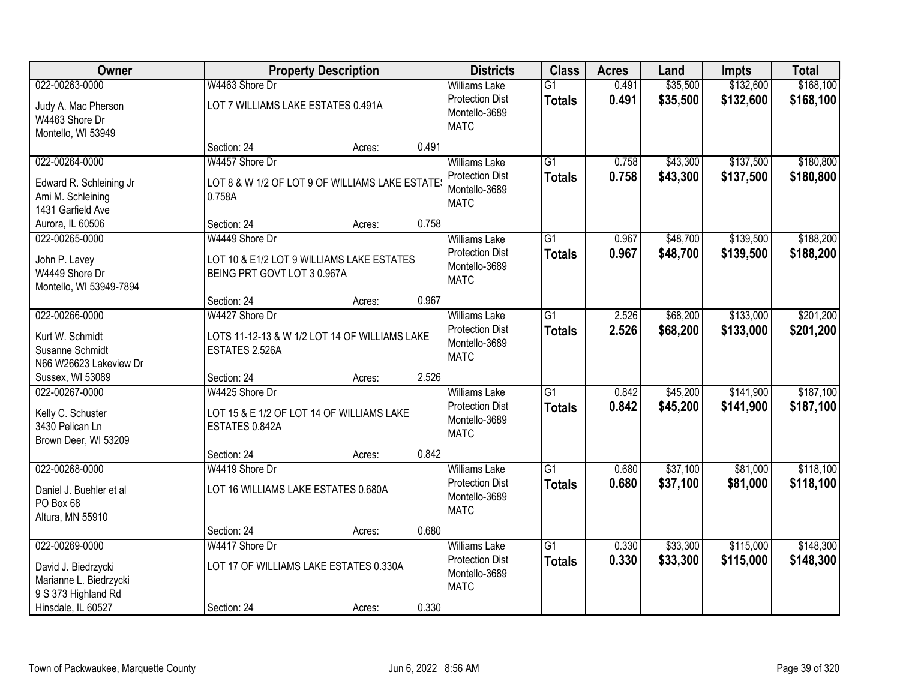| Owner | Property Description | Districts | Class | Acres | Land | Impts | Total |
|---|---|---|---|---|---|---|---|
| 022-00263-0000<br>Judy A. Mac Pherson<br>W4463 Shore Dr<br>Montello, WI 53949 | W4463 Shore Dr<br>LOT 7 WILLIAMS LAKE ESTATES 0.491A<br>Section: 24 Acres: 0.491 | Williams Lake<br>Protection Dist<br>Montello-3689<br>MATC | G1<br>**Totals** | 0.491<br>**0.491** | $35,500<br>**$35,500** | $132,600<br>**$132,600** | $168,100<br>**$168,100** |
| 022-00264-0000<br>Edward R. Schleining Jr<br>Ami M. Schleining<br>1431 Garfield Ave<br>Aurora, IL 60506 | W4457 Shore Dr<br>LOT 8 & W 1/2 OF LOT 9 OF WILLIAMS LAKE ESTATES 0.758A<br>Section: 24 Acres: 0.758 | Williams Lake<br>Protection Dist<br>Montello-3689<br>MATC | G1<br>**Totals** | 0.758<br>**0.758** | $43,300<br>**$43,300** | $137,500<br>**$137,500** | $180,800<br>**$180,800** |
| 022-00265-0000<br>John P. Lavey<br>W4449 Shore Dr<br>Montello, WI 53949-7894 | W4449 Shore Dr<br>LOT 10 & E1/2 LOT 9 WILLIAMS LAKE ESTATES BEING PRT GOVT LOT 3 0.967A<br>Section: 24 Acres: 0.967 | Williams Lake<br>Protection Dist<br>Montello-3689<br>MATC | G1<br>**Totals** | 0.967<br>**0.967** | $48,700<br>**$48,700** | $139,500<br>**$139,500** | $188,200<br>**$188,200** |
| 022-00266-0000<br>Kurt W. Schmidt<br>Susanne Schmidt<br>N66 W26623 Lakeview Dr<br>Sussex, WI 53089 | W4427 Shore Dr<br>LOTS 11-12-13 & W 1/2 LOT 14 OF WILLIAMS LAKE ESTATES 2.526A<br>Section: 24 Acres: 2.526 | Williams Lake<br>Protection Dist<br>Montello-3689<br>MATC | G1<br>**Totals** | 2.526<br>**2.526** | $68,200<br>**$68,200** | $133,000<br>**$133,000** | $201,200<br>**$201,200** |
| 022-00267-0000<br>Kelly C. Schuster<br>3430 Pelican Ln<br>Brown Deer, WI 53209 | W4425 Shore Dr<br>LOT 15 & E 1/2 OF LOT 14 OF WILLIAMS LAKE ESTATES 0.842A<br>Section: 24 Acres: 0.842 | Williams Lake<br>Protection Dist<br>Montello-3689<br>MATC | G1<br>**Totals** | 0.842<br>**0.842** | $45,200<br>**$45,200** | $141,900<br>**$141,900** | $187,100<br>**$187,100** |
| 022-00268-0000<br>Daniel J. Buehler et al<br>PO Box 68<br>Altura, MN 55910 | W4419 Shore Dr<br>LOT 16 WILLIAMS LAKE ESTATES 0.680A<br>Section: 24 Acres: 0.680 | Williams Lake<br>Protection Dist<br>Montello-3689<br>MATC | G1<br>**Totals** | 0.680<br>**0.680** | $37,100<br>**$37,100** | $81,000<br>**$81,000** | $118,100<br>**$118,100** |
| 022-00269-0000<br>David J. Biedrzycki<br>Marianne L. Biedrzycki<br>9 S 373 Highland Rd<br>Hinsdale, IL 60527 | W4417 Shore Dr<br>LOT 17 OF WILLIAMS LAKE ESTATES 0.330A<br>Section: 24 Acres: 0.330 | Williams Lake<br>Protection Dist<br>Montello-3689<br>MATC | G1<br>**Totals** | 0.330<br>**0.330** | $33,300<br>**$33,300** | $115,000<br>**$115,000** | $148,300<br>**$148,300** |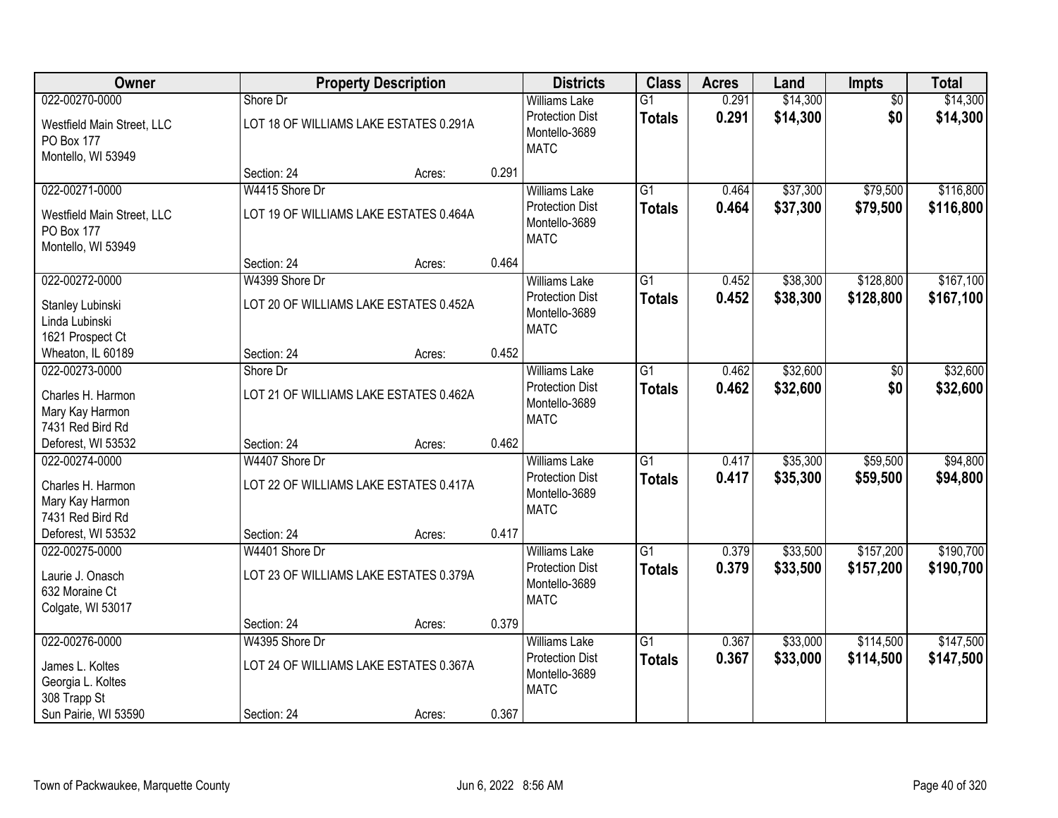| Owner | Property Description | | | Districts | Class | Acres | Land | Impts | Total |
|---|---|---|---|---|---|---|---|---|---|
| 022-00270-0000 | Shore Dr | | | Williams Lake | G1 | 0.291 | $14,300 | $0 | $14,300 |
| Westfield Main Street, LLC<br>PO Box 177<br>Montello, WI 53949 | LOT 18 OF WILLIAMS LAKE ESTATES 0.291A | | | Protection Dist<br>Montello-3689<br>MATC | **Totals** | **0.291** | **$14,300** | **$0** | **$14,300** |
| | Section: 24 | Acres: | 0.291 | | | | | | |
| 022-00271-0000 | W4415 Shore Dr | | | Williams Lake | G1 | 0.464 | $37,300 | $79,500 | $116,800 |
| Westfield Main Street, LLC<br>PO Box 177<br>Montello, WI 53949 | LOT 19 OF WILLIAMS LAKE ESTATES 0.464A | | | Protection Dist<br>Montello-3689<br>MATC | **Totals** | **0.464** | **$37,300** | **$79,500** | **$116,800** |
| | Section: 24 | Acres: | 0.464 | | | | | | |
| 022-00272-0000 | W4399 Shore Dr | | | Williams Lake | G1 | 0.452 | $38,300 | $128,800 | $167,100 |
| Stanley Lubinski<br>Linda Lubinski<br>1621 Prospect Ct<br>Wheaton, IL 60189 | LOT 20 OF WILLIAMS LAKE ESTATES 0.452A | | | Protection Dist<br>Montello-3689<br>MATC | **Totals** | **0.452** | **$38,300** | **$128,800** | **$167,100** |
| | Section: 24 | Acres: | 0.452 | | | | | | |
| 022-00273-0000 | Shore Dr | | | Williams Lake | G1 | 0.462 | $32,600 | $0 | $32,600 |
| Charles H. Harmon<br>Mary Kay Harmon<br>7431 Red Bird Rd<br>Deforest, WI 53532 | LOT 21 OF WILLIAMS LAKE ESTATES 0.462A | | | Protection Dist<br>Montello-3689<br>MATC | **Totals** | **0.462** | **$32,600** | **$0** | **$32,600** |
| | Section: 24 | Acres: | 0.462 | | | | | | |
| 022-00274-0000 | W4407 Shore Dr | | | Williams Lake | G1 | 0.417 | $35,300 | $59,500 | $94,800 |
| Charles H. Harmon<br>Mary Kay Harmon<br>7431 Red Bird Rd<br>Deforest, WI 53532 | LOT 22 OF WILLIAMS LAKE ESTATES 0.417A | | | Protection Dist<br>Montello-3689<br>MATC | **Totals** | **0.417** | **$35,300** | **$59,500** | **$94,800** |
| | Section: 24 | Acres: | 0.417 | | | | | | |
| 022-00275-0000 | W4401 Shore Dr | | | Williams Lake | G1 | 0.379 | $33,500 | $157,200 | $190,700 |
| Laurie J. Onasch<br>632 Moraine Ct<br>Colgate, WI 53017 | LOT 23 OF WILLIAMS LAKE ESTATES 0.379A | | | Protection Dist<br>Montello-3689<br>MATC | **Totals** | **0.379** | **$33,500** | **$157,200** | **$190,700** |
| | Section: 24 | Acres: | 0.379 | | | | | | |
| 022-00276-0000 | W4395 Shore Dr | | | Williams Lake | G1 | 0.367 | $33,000 | $114,500 | $147,500 |
| James L. Koltes<br>Georgia L. Koltes<br>308 Trapp St<br>Sun Pairie, WI 53590 | LOT 24 OF WILLIAMS LAKE ESTATES 0.367A | | | Protection Dist<br>Montello-3689<br>MATC | **Totals** | **0.367** | **$33,000** | **$114,500** | **$147,500** |
| | Section: 24 | Acres: | 0.367 | | | | | | |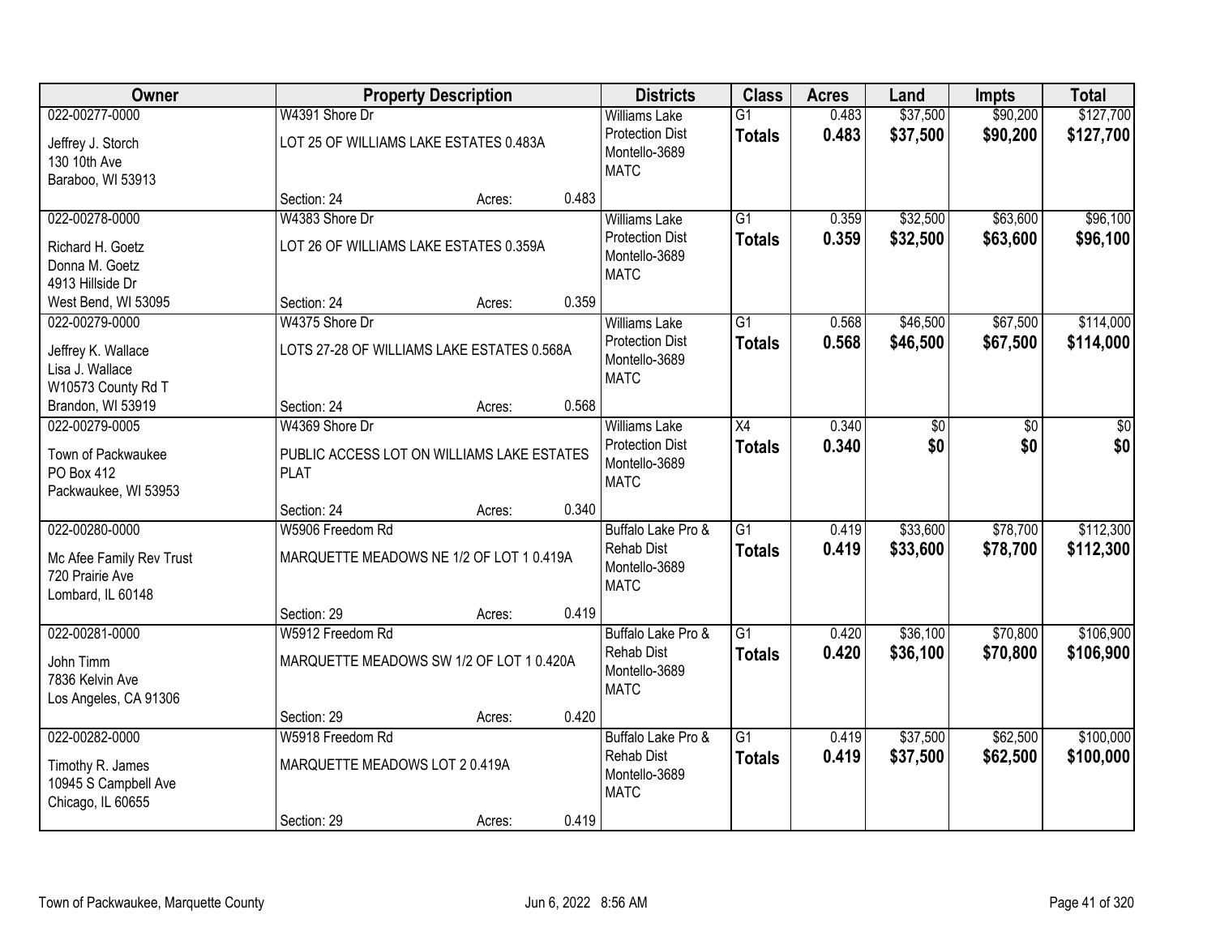| Owner | Property Description | | | Districts | Class | Acres | Land | Impts | Total |
|---|---|---|---|---|---|---|---|---|---|
| 022-00277-0000<br>Jeffrey J. Storch<br>130 10th Ave<br>Baraboo, WI 53913 | W4391 Shore Dr<br>LOT 25 OF WILLIAMS LAKE ESTATES 0.483A<br>Section: 24 | Acres: | 0.483 | Williams Lake Protection Dist<br>Montello-3689<br>MATC | G1<br>**Totals** | 0.483<br>**0.483** | $37,500<br>**$37,500** | $90,200<br>**$90,200** | $127,700<br>**$127,700** |
| 022-00278-0000<br>Richard H. Goetz<br>Donna M. Goetz<br>4913 Hillside Dr<br>West Bend, WI 53095 | W4383 Shore Dr<br>LOT 26 OF WILLIAMS LAKE ESTATES 0.359A<br>Section: 24 | Acres: | 0.359 | Williams Lake Protection Dist<br>Montello-3689<br>MATC | G1<br>**Totals** | 0.359<br>**0.359** | $32,500<br>**$32,500** | $63,600<br>**$63,600** | $96,100<br>**$96,100** |
| 022-00279-0000<br>Jeffrey K. Wallace<br>Lisa J. Wallace<br>W10573 County Rd T<br>Brandon, WI 53919 | W4375 Shore Dr<br>LOTS 27-28 OF WILLIAMS LAKE ESTATES 0.568A<br>Section: 24 | Acres: | 0.568 | Williams Lake Protection Dist<br>Montello-3689<br>MATC | G1<br>**Totals** | 0.568<br>**0.568** | $46,500<br>**$46,500** | $67,500<br>**$67,500** | $114,000<br>**$114,000** |
| 022-00279-0005<br>Town of Packwaukee<br>PO Box 412<br>Packwaukee, WI 53953 | W4369 Shore Dr<br>PUBLIC ACCESS LOT ON WILLIAMS LAKE ESTATES PLAT<br>Section: 24 | Acres: | 0.340 | Williams Lake Protection Dist<br>Montello-3689<br>MATC | X4<br>**Totals** | 0.340<br>**0.340** | $0<br>**$0** | $0<br>**$0** | $0<br>**$0** |
| 022-00280-0000<br>Mc Afee Family Rev Trust<br>720 Prairie Ave<br>Lombard, IL 60148 | W5906 Freedom Rd<br>MARQUETTE MEADOWS NE 1/2 OF LOT 1 0.419A<br>Section: 29 | Acres: | 0.419 | Buffalo Lake Pro & Rehab Dist<br>Montello-3689<br>MATC | G1<br>**Totals** | 0.419<br>**0.419** | $33,600<br>**$33,600** | $78,700<br>**$78,700** | $112,300<br>**$112,300** |
| 022-00281-0000<br>John Timm<br>7836 Kelvin Ave<br>Los Angeles, CA 91306 | W5912 Freedom Rd<br>MARQUETTE MEADOWS SW 1/2 OF LOT 1 0.420A<br>Section: 29 | Acres: | 0.420 | Buffalo Lake Pro & Rehab Dist<br>Montello-3689<br>MATC | G1<br>**Totals** | 0.420<br>**0.420** | $36,100<br>**$36,100** | $70,800<br>**$70,800** | $106,900<br>**$106,900** |
| 022-00282-0000<br>Timothy R. James<br>10945 S Campbell Ave<br>Chicago, IL 60655 | W5918 Freedom Rd<br>MARQUETTE MEADOWS LOT 2 0.419A<br>Section: 29 | Acres: | 0.419 | Buffalo Lake Pro & Rehab Dist<br>Montello-3689<br>MATC | G1<br>**Totals** | 0.419<br>**0.419** | $37,500<br>**$37,500** | $62,500<br>**$62,500** | $100,000<br>**$100,000** |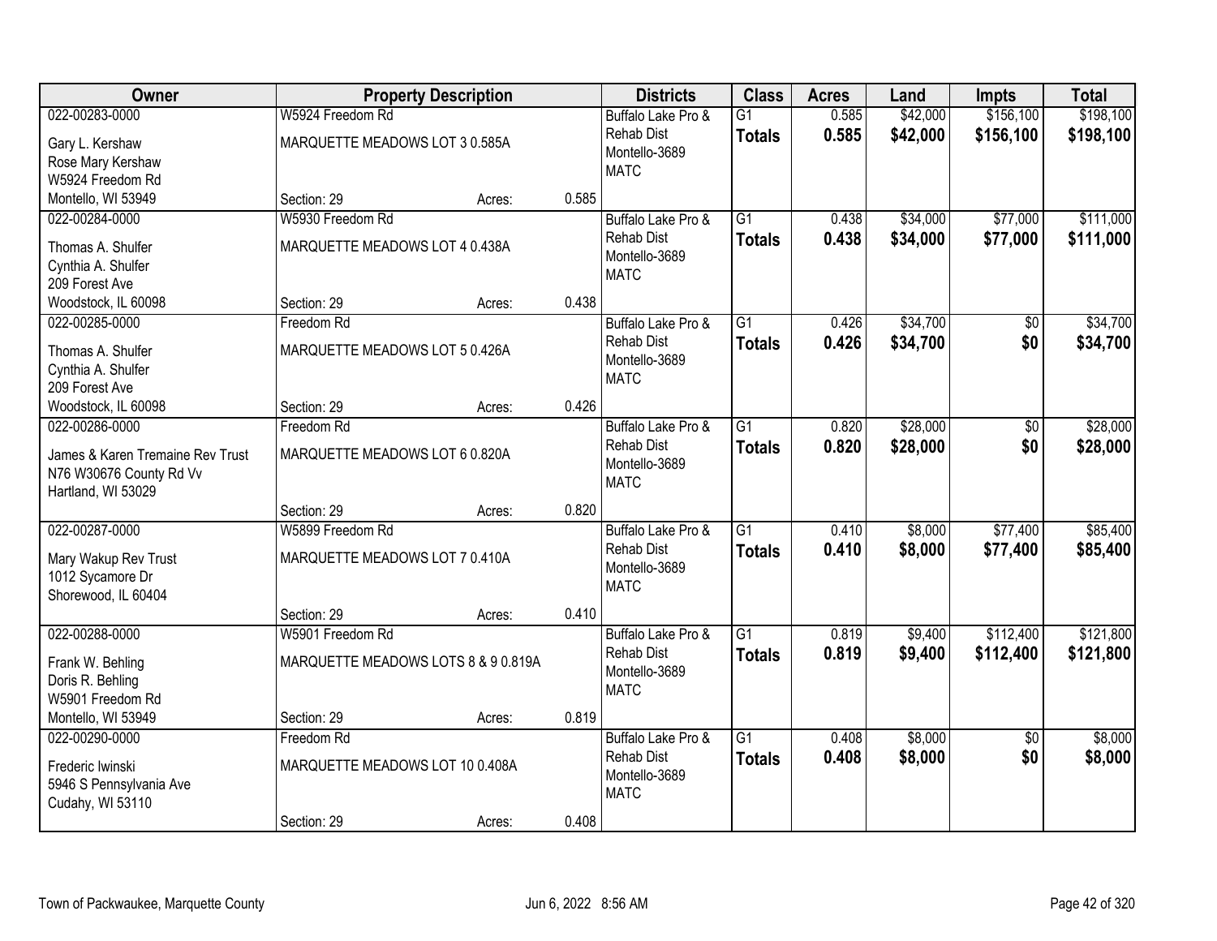| Owner | Property Description | | | Districts | Class | Acres | Land | Impts | Total |
|---|---|---|---|---|---|---|---|---|---|
| 022-00283-0000<br>Gary L. Kershaw<br>Rose Mary Kershaw<br>W5924 Freedom Rd<br>Montello, WI 53949 | W5924 Freedom Rd<br>MARQUETTE MEADOWS LOT 3 0.585A<br>Section: 29 | Acres: | 0.585 | Buffalo Lake Pro & Rehab Dist<br>Montello-3689<br>MATC | G1<br>**Totals** | 0.585<br>**0.585** | $42,000<br>**$42,000** | $156,100<br>**$156,100** | $198,100<br>**$198,100** |
| 022-00284-0000<br>Thomas A. Shulfer<br>Cynthia A. Shulfer<br>209 Forest Ave<br>Woodstock, IL 60098 | W5930 Freedom Rd<br>MARQUETTE MEADOWS LOT 4 0.438A<br>Section: 29 | Acres: | 0.438 | Buffalo Lake Pro & Rehab Dist<br>Montello-3689<br>MATC | G1<br>**Totals** | 0.438<br>**0.438** | $34,000<br>**$34,000** | $77,000<br>**$77,000** | $111,000<br>**$111,000** |
| 022-00285-0000<br>Thomas A. Shulfer<br>Cynthia A. Shulfer<br>209 Forest Ave<br>Woodstock, IL 60098 | Freedom Rd<br>MARQUETTE MEADOWS LOT 5 0.426A<br>Section: 29 | Acres: | 0.426 | Buffalo Lake Pro & Rehab Dist<br>Montello-3689<br>MATC | G1<br>**Totals** | 0.426<br>**0.426** | $34,700<br>**$34,700** | $0<br>**$0** | $34,700<br>**$34,700** |
| 022-00286-0000<br>James & Karen Tremaine Rev Trust<br>N76 W30676 County Rd Vv<br>Hartland, WI 53029 | Freedom Rd<br>MARQUETTE MEADOWS LOT 6 0.820A<br>Section: 29 | Acres: | 0.820 | Buffalo Lake Pro & Rehab Dist<br>Montello-3689<br>MATC | G1<br>**Totals** | 0.820<br>**0.820** | $28,000<br>**$28,000** | $0<br>**$0** | $28,000<br>**$28,000** |
| 022-00287-0000<br>Mary Wakup Rev Trust<br>1012 Sycamore Dr<br>Shorewood, IL 60404 | W5899 Freedom Rd<br>MARQUETTE MEADOWS LOT 7 0.410A<br>Section: 29 | Acres: | 0.410 | Buffalo Lake Pro & Rehab Dist<br>Montello-3689<br>MATC | G1<br>**Totals** | 0.410<br>**0.410** | $8,000<br>**$8,000** | $77,400<br>**$77,400** | $85,400<br>**$85,400** |
| 022-00288-0000<br>Frank W. Behling<br>Doris R. Behling<br>W5901 Freedom Rd<br>Montello, WI 53949 | W5901 Freedom Rd<br>MARQUETTE MEADOWS LOTS 8 & 9 0.819A<br>Section: 29 | Acres: | 0.819 | Buffalo Lake Pro & Rehab Dist<br>Montello-3689<br>MATC | G1<br>**Totals** | 0.819<br>**0.819** | $9,400<br>**$9,400** | $112,400<br>**$112,400** | $121,800<br>**$121,800** |
| 022-00290-0000<br>Frederic Iwinski<br>5946 S Pennsylvania Ave<br>Cudahy, WI 53110 | Freedom Rd<br>MARQUETTE MEADOWS LOT 10 0.408A<br>Section: 29 | Acres: | 0.408 | Buffalo Lake Pro & Rehab Dist<br>Montello-3689<br>MATC | G1<br>**Totals** | 0.408<br>**0.408** | $8,000<br>**$8,000** | $0<br>**$0** | $8,000<br>**$8,000** |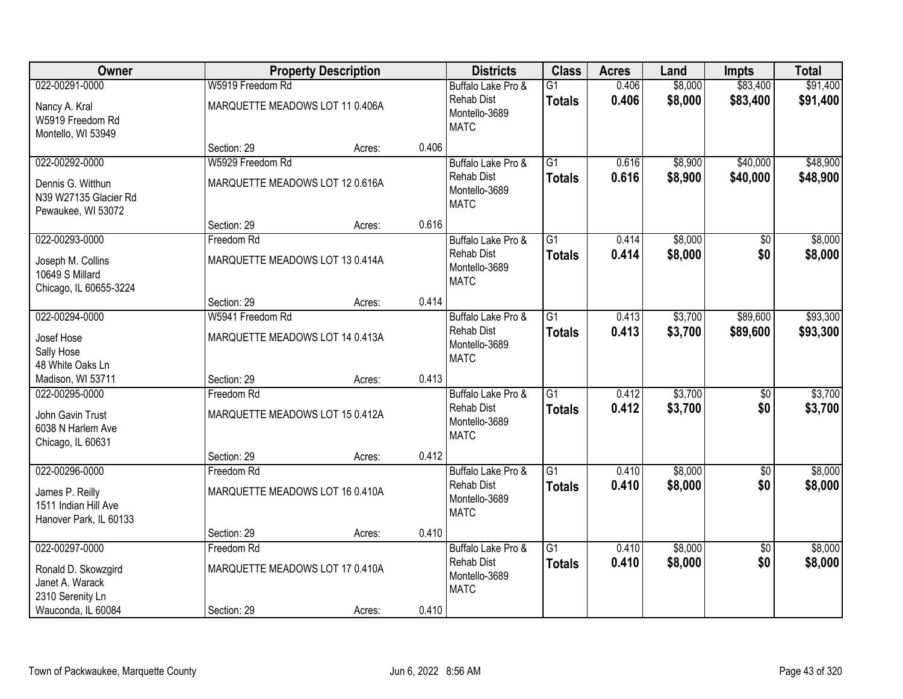| Owner | Property Description | | | Districts | Class | Acres | Land | Impts | Total |
|---|---|---|---|---|---|---|---|---|---|
| 022-00291-0000 | W5919 Freedom Rd | | | Buffalo Lake Pro & | G1 | 0.406 | $8,000 | $83,400 | $91,400 |
| Nancy A. Kral<br>W5919 Freedom Rd<br>Montello, WI 53949 | MARQUETTE MEADOWS LOT 11 0.406A | | | Rehab Dist<br>Montello-3689<br>MATC | **Totals** | **0.406** | **$8,000** | **$83,400** | **$91,400** |
| | Section: 29 | Acres: | 0.406 | | | | | | |
| 022-00292-0000 | W5929 Freedom Rd | | | Buffalo Lake Pro & | G1 | 0.616 | $8,900 | $40,000 | $48,900 |
| Dennis G. Witthun<br>N39 W27135 Glacier Rd<br>Pewaukee, WI 53072 | MARQUETTE MEADOWS LOT 12 0.616A | | | Rehab Dist<br>Montello-3689<br>MATC | **Totals** | **0.616** | **$8,900** | **$40,000** | **$48,900** |
| | Section: 29 | Acres: | 0.616 | | | | | | |
| 022-00293-0000 | Freedom Rd | | | Buffalo Lake Pro & | G1 | 0.414 | $8,000 | $0 | $8,000 |
| Joseph M. Collins<br>10649 S Millard<br>Chicago, IL 60655-3224 | MARQUETTE MEADOWS LOT 13 0.414A | | | Rehab Dist<br>Montello-3689<br>MATC | **Totals** | **0.414** | **$8,000** | **$0** | **$8,000** |
| | Section: 29 | Acres: | 0.414 | | | | | | |
| 022-00294-0000 | W5941 Freedom Rd | | | Buffalo Lake Pro & | G1 | 0.413 | $3,700 | $89,600 | $93,300 |
| Josef Hose<br>Sally Hose<br>48 White Oaks Ln<br>Madison, WI 53711 | MARQUETTE MEADOWS LOT 14 0.413A | | | Rehab Dist<br>Montello-3689<br>MATC | **Totals** | **0.413** | **$3,700** | **$89,600** | **$93,300** |
| | Section: 29 | Acres: | 0.413 | | | | | | |
| 022-00295-0000 | Freedom Rd | | | Buffalo Lake Pro & | G1 | 0.412 | $3,700 | $0 | $3,700 |
| John Gavin Trust<br>6038 N Harlem Ave<br>Chicago, IL 60631 | MARQUETTE MEADOWS LOT 15 0.412A | | | Rehab Dist<br>Montello-3689<br>MATC | **Totals** | **0.412** | **$3,700** | **$0** | **$3,700** |
| | Section: 29 | Acres: | 0.412 | | | | | | |
| 022-00296-0000 | Freedom Rd | | | Buffalo Lake Pro & | G1 | 0.410 | $8,000 | $0 | $8,000 |
| James P. Reilly<br>1511 Indian Hill Ave<br>Hanover Park, IL 60133 | MARQUETTE MEADOWS LOT 16 0.410A | | | Rehab Dist<br>Montello-3689<br>MATC | **Totals** | **0.410** | **$8,000** | **$0** | **$8,000** |
| | Section: 29 | Acres: | 0.410 | | | | | | |
| 022-00297-0000 | Freedom Rd | | | Buffalo Lake Pro & | G1 | 0.410 | $8,000 | $0 | $8,000 |
| Ronald D. Skowzgird<br>Janet A. Warack<br>2310 Serenity Ln<br>Wauconda, IL 60084 | MARQUETTE MEADOWS LOT 17 0.410A | | | Rehab Dist<br>Montello-3689<br>MATC | **Totals** | **0.410** | **$8,000** | **$0** | **$8,000** |
| | Section: 29 | Acres: | 0.410 | | | | | | |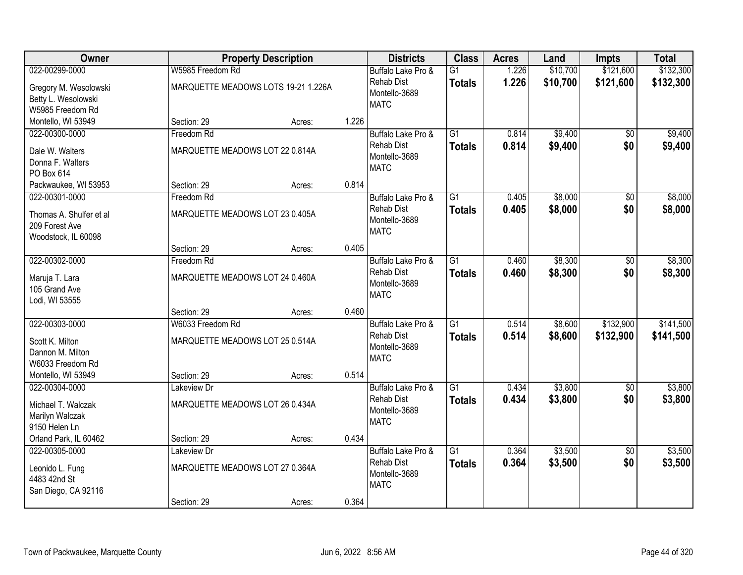| Owner | Property Description | | | Districts | Class | Acres | Land | Impts | Total |
|---|---|---|---|---|---|---|---|---|---|
| 022-00299-0000<br>Gregory M. Wesolowski<br>Betty L. Wesolowski<br>W5985 Freedom Rd<br>Montello, WI 53949 | W5985 Freedom Rd<br>MARQUETTE MEADOWS LOTS 19-21 1.226A<br>Section: 29 | Acres: | 1.226 | Buffalo Lake Pro & Rehab Dist<br>Montello-3689<br>MATC | G1<br>**Totals** | 1.226<br>**1.226** | $10,700<br>**$10,700** | $121,600<br>**$121,600** | $132,300<br>**$132,300** |
| 022-00300-0000<br>Dale W. Walters<br>Donna F. Walters<br>PO Box 614<br>Packwaukee, WI 53953 | Freedom Rd<br>MARQUETTE MEADOWS LOT 22 0.814A<br>Section: 29 | Acres: | 0.814 | Buffalo Lake Pro & Rehab Dist<br>Montello-3689<br>MATC | G1<br>**Totals** | 0.814<br>**0.814** | $9,400<br>**$9,400** | $0<br>**$0** | $9,400<br>**$9,400** |
| 022-00301-0000<br>Thomas A. Shulfer et al<br>209 Forest Ave<br>Woodstock, IL 60098 | Freedom Rd<br>MARQUETTE MEADOWS LOT 23 0.405A<br>Section: 29 | Acres: | 0.405 | Buffalo Lake Pro & Rehab Dist<br>Montello-3689<br>MATC | G1<br>**Totals** | 0.405<br>**0.405** | $8,000<br>**$8,000** | $0<br>**$0** | $8,000<br>**$8,000** |
| 022-00302-0000<br>Maruja T. Lara<br>105 Grand Ave<br>Lodi, WI 53555 | Freedom Rd<br>MARQUETTE MEADOWS LOT 24 0.460A<br>Section: 29 | Acres: | 0.460 | Buffalo Lake Pro & Rehab Dist<br>Montello-3689<br>MATC | G1<br>**Totals** | 0.460<br>**0.460** | $8,300<br>**$8,300** | $0<br>**$0** | $8,300<br>**$8,300** |
| 022-00303-0000<br>Scott K. Milton<br>Dannon M. Milton<br>W6033 Freedom Rd<br>Montello, WI 53949 | W6033 Freedom Rd<br>MARQUETTE MEADOWS LOT 25 0.514A<br>Section: 29 | Acres: | 0.514 | Buffalo Lake Pro & Rehab Dist<br>Montello-3689<br>MATC | G1<br>**Totals** | 0.514<br>**0.514** | $8,600<br>**$8,600** | $132,900<br>**$132,900** | $141,500<br>**$141,500** |
| 022-00304-0000<br>Michael T. Walczak<br>Marilyn Walczak<br>9150 Helen Ln<br>Orland Park, IL 60462 | Lakeview Dr<br>MARQUETTE MEADOWS LOT 26 0.434A<br>Section: 29 | Acres: | 0.434 | Buffalo Lake Pro & Rehab Dist<br>Montello-3689<br>MATC | G1<br>**Totals** | 0.434<br>**0.434** | $3,800<br>**$3,800** | $0<br>**$0** | $3,800<br>**$3,800** |
| 022-00305-0000<br>Leonido L. Fung<br>4483 42nd St<br>San Diego, CA 92116 | Lakeview Dr<br>MARQUETTE MEADOWS LOT 27 0.364A<br>Section: 29 | Acres: | 0.364 | Buffalo Lake Pro & Rehab Dist<br>Montello-3689<br>MATC | G1<br>**Totals** | 0.364<br>**0.364** | $3,500<br>**$3,500** | $0<br>**$0** | $3,500<br>**$3,500** |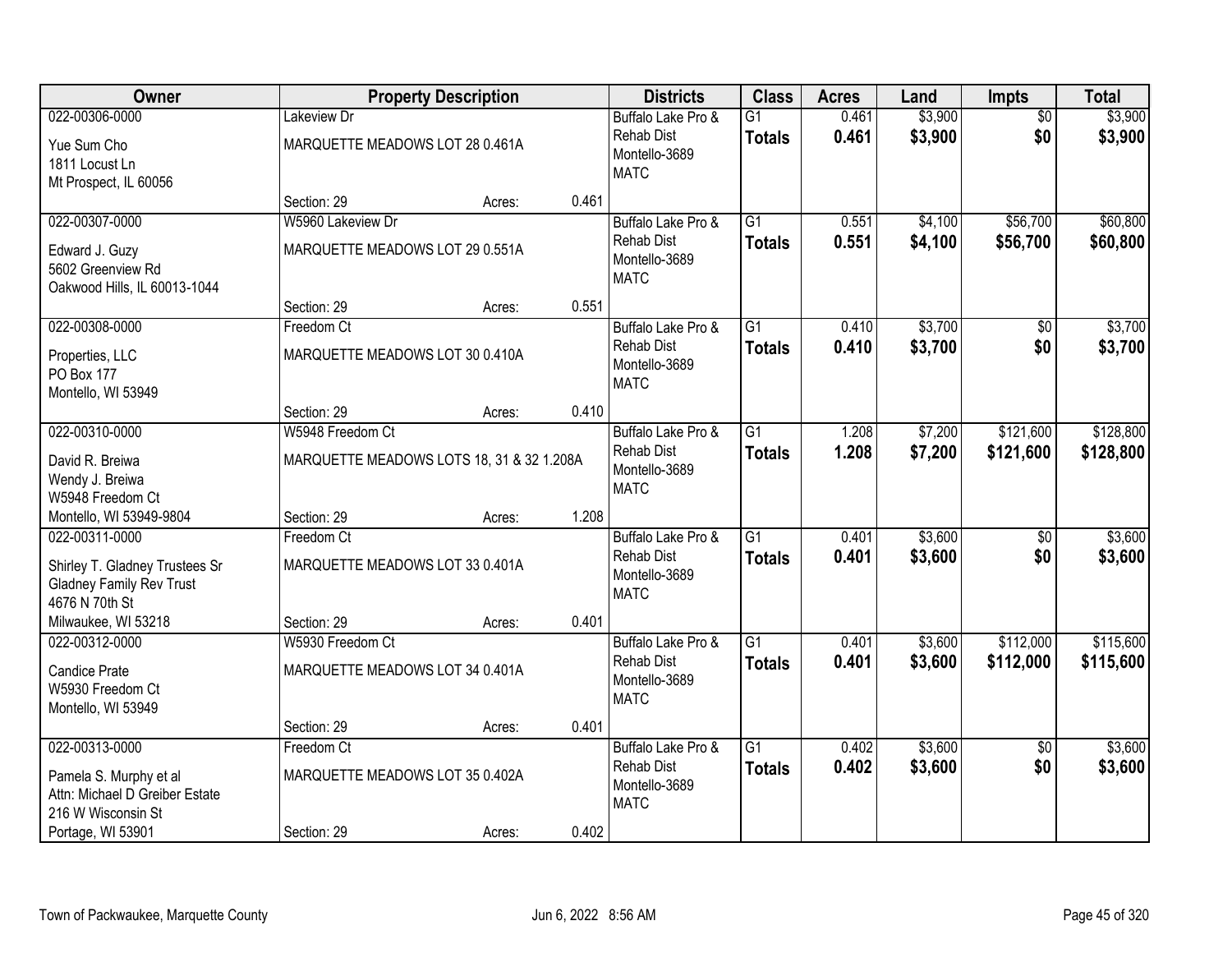| Owner | Property Description | | | Districts | Class | Acres | Land | Impts | Total |
|---|---|---|---|---|---|---|---|---|---|
| 022-00306-0000<br>Yue Sum Cho<br>1811 Locust Ln<br>Mt Prospect, IL 60056 | Lakeview Dr<br>MARQUETTE MEADOWS LOT 28 0.461A<br>Section: 29 | Acres: | 0.461 | Buffalo Lake Pro & Rehab Dist<br>Montello-3689<br>MATC | G1<br>**Totals** | 0.461<br>**0.461** | $3,900<br>**$3,900** | $0<br>**$0** | $3,900<br>**$3,900** |
| 022-00307-0000<br>Edward J. Guzy<br>5602 Greenview Rd<br>Oakwood Hills, IL 60013-1044 | W5960 Lakeview Dr<br>MARQUETTE MEADOWS LOT 29 0.551A<br>Section: 29 | Acres: | 0.551 | Buffalo Lake Pro & Rehab Dist<br>Montello-3689<br>MATC | G1<br>**Totals** | 0.551<br>**0.551** | $4,100<br>**$4,100** | $56,700<br>**$56,700** | $60,800<br>**$60,800** |
| 022-00308-0000<br>Properties, LLC<br>PO Box 177<br>Montello, WI 53949 | Freedom Ct<br>MARQUETTE MEADOWS LOT 30 0.410A<br>Section: 29 | Acres: | 0.410 | Buffalo Lake Pro & Rehab Dist<br>Montello-3689<br>MATC | G1<br>**Totals** | 0.410<br>**0.410** | $3,700<br>**$3,700** | $0<br>**$0** | $3,700<br>**$3,700** |
| 022-00310-0000<br>David R. Breiwa<br>Wendy J. Breiwa<br>W5948 Freedom Ct<br>Montello, WI 53949-9804 | W5948 Freedom Ct<br>MARQUETTE MEADOWS LOTS 18, 31 & 32 1.208A<br>Section: 29 | Acres: | 1.208 | Buffalo Lake Pro & Rehab Dist<br>Montello-3689<br>MATC | G1<br>**Totals** | 1.208<br>**1.208** | $7,200<br>**$7,200** | $121,600<br>**$121,600** | $128,800<br>**$128,800** |
| 022-00311-0000<br>Shirley T. Gladney Trustees Sr<br>Gladney Family Rev Trust<br>4676 N 70th St<br>Milwaukee, WI 53218 | Freedom Ct<br>MARQUETTE MEADOWS LOT 33 0.401A<br>Section: 29 | Acres: | 0.401 | Buffalo Lake Pro & Rehab Dist<br>Montello-3689<br>MATC | G1<br>**Totals** | 0.401<br>**0.401** | $3,600<br>**$3,600** | $0<br>**$0** | $3,600<br>**$3,600** |
| 022-00312-0000<br>Candice Prate<br>W5930 Freedom Ct<br>Montello, WI 53949 | W5930 Freedom Ct<br>MARQUETTE MEADOWS LOT 34 0.401A<br>Section: 29 | Acres: | 0.401 | Buffalo Lake Pro & Rehab Dist<br>Montello-3689<br>MATC | G1<br>**Totals** | 0.401<br>**0.401** | $3,600<br>**$3,600** | $112,000<br>**$112,000** | $115,600<br>**$115,600** |
| 022-00313-0000<br>Pamela S. Murphy et al<br>Attn: Michael D Greiber Estate<br>216 W Wisconsin St<br>Portage, WI 53901 | Freedom Ct<br>MARQUETTE MEADOWS LOT 35 0.402A<br>Section: 29 | Acres: | 0.402 | Buffalo Lake Pro & Rehab Dist<br>Montello-3689<br>MATC | G1<br>**Totals** | 0.402<br>**0.402** | $3,600<br>**$3,600** | $0<br>**$0** | $3,600<br>**$3,600** |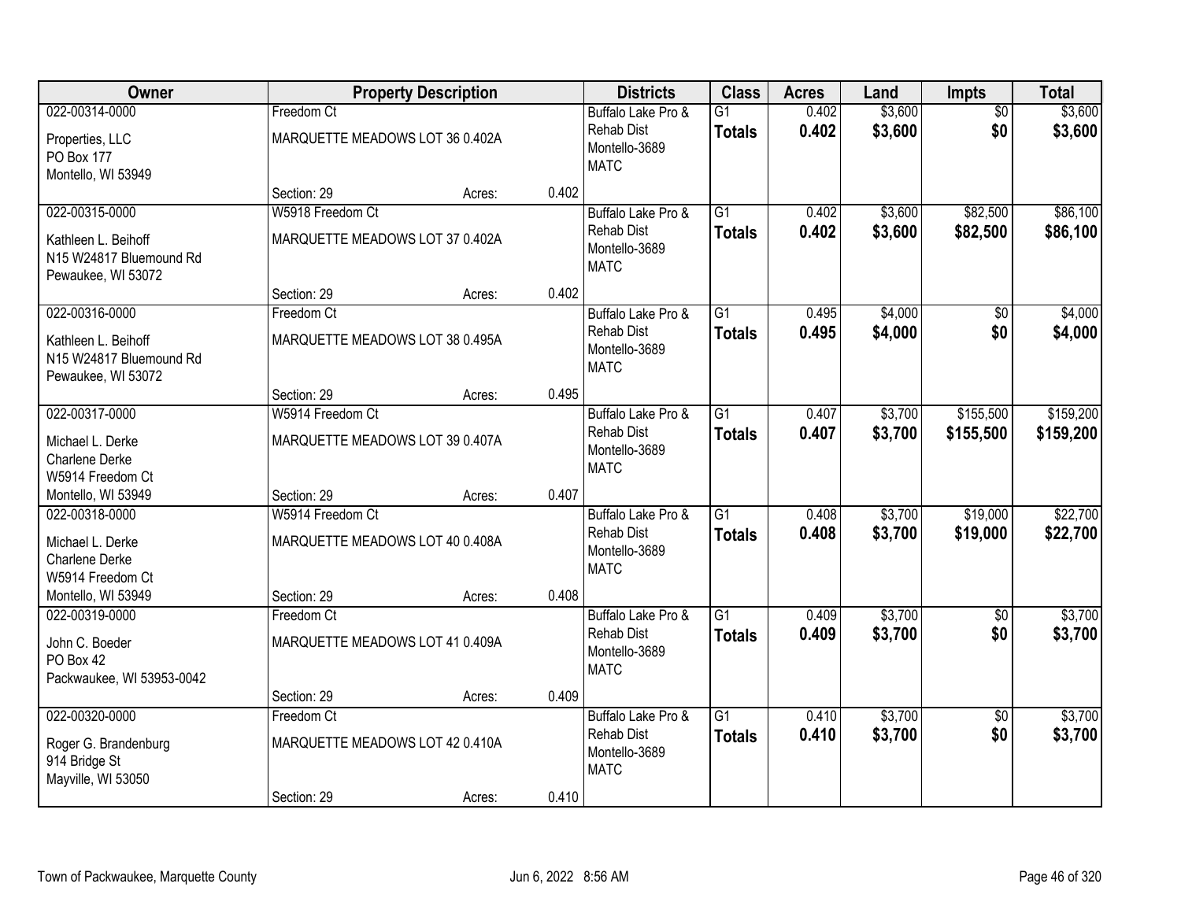| Owner | Property Description | | | Districts | Class | Acres | Land | Impts | Total |
|---|---|---|---|---|---|---|---|---|---|
| 022-00314-0000<br>Properties, LLC<br>PO Box 177<br>Montello, WI 53949 | Freedom Ct<br>MARQUETTE MEADOWS LOT 36 0.402A<br>Section: 29 | Acres: | 0.402 | Buffalo Lake Pro & Rehab Dist<br>Montello-3689<br>MATC | G1<br>**Totals** | 0.402<br>**0.402** | $3,600<br>**$3,600** | $0<br>**$0** | $3,600<br>**$3,600** |
| 022-00315-0000<br>Kathleen L. Beihoff<br>N15 W24817 Bluemound Rd<br>Pewaukee, WI 53072 | W5918 Freedom Ct<br>MARQUETTE MEADOWS LOT 37 0.402A<br>Section: 29 | Acres: | 0.402 | Buffalo Lake Pro & Rehab Dist<br>Montello-3689<br>MATC | G1<br>**Totals** | 0.402<br>**0.402** | $3,600<br>**$3,600** | $82,500<br>**$82,500** | $86,100<br>**$86,100** |
| 022-00316-0000<br>Kathleen L. Beihoff<br>N15 W24817 Bluemound Rd<br>Pewaukee, WI 53072 | Freedom Ct<br>MARQUETTE MEADOWS LOT 38 0.495A<br>Section: 29 | Acres: | 0.495 | Buffalo Lake Pro & Rehab Dist<br>Montello-3689<br>MATC | G1<br>**Totals** | 0.495<br>**0.495** | $4,000<br>**$4,000** | $0<br>**$0** | $4,000<br>**$4,000** |
| 022-00317-0000<br>Michael L. Derke<br>Charlene Derke<br>W5914 Freedom Ct<br>Montello, WI 53949 | W5914 Freedom Ct<br>MARQUETTE MEADOWS LOT 39 0.407A<br>Section: 29 | Acres: | 0.407 | Buffalo Lake Pro & Rehab Dist<br>Montello-3689<br>MATC | G1<br>**Totals** | 0.407<br>**0.407** | $3,700<br>**$3,700** | $155,500<br>**$155,500** | $159,200<br>**$159,200** |
| 022-00318-0000<br>Michael L. Derke<br>Charlene Derke<br>W5914 Freedom Ct<br>Montello, WI 53949 | W5914 Freedom Ct<br>MARQUETTE MEADOWS LOT 40 0.408A<br>Section: 29 | Acres: | 0.408 | Buffalo Lake Pro & Rehab Dist<br>Montello-3689<br>MATC | G1<br>**Totals** | 0.408<br>**0.408** | $3,700<br>**$3,700** | $19,000<br>**$19,000** | $22,700<br>**$22,700** |
| 022-00319-0000<br>John C. Boeder<br>PO Box 42<br>Packwaukee, WI 53953-0042 | Freedom Ct<br>MARQUETTE MEADOWS LOT 41 0.409A<br>Section: 29 | Acres: | 0.409 | Buffalo Lake Pro & Rehab Dist<br>Montello-3689<br>MATC | G1<br>**Totals** | 0.409<br>**0.409** | $3,700<br>**$3,700** | $0<br>**$0** | $3,700<br>**$3,700** |
| 022-00320-0000<br>Roger G. Brandenburg<br>914 Bridge St<br>Mayville, WI 53050 | Freedom Ct<br>MARQUETTE MEADOWS LOT 42 0.410A<br>Section: 29 | Acres: | 0.410 | Buffalo Lake Pro & Rehab Dist<br>Montello-3689<br>MATC | G1<br>**Totals** | 0.410<br>**0.410** | $3,700<br>**$3,700** | $0<br>**$0** | $3,700<br>**$3,700** |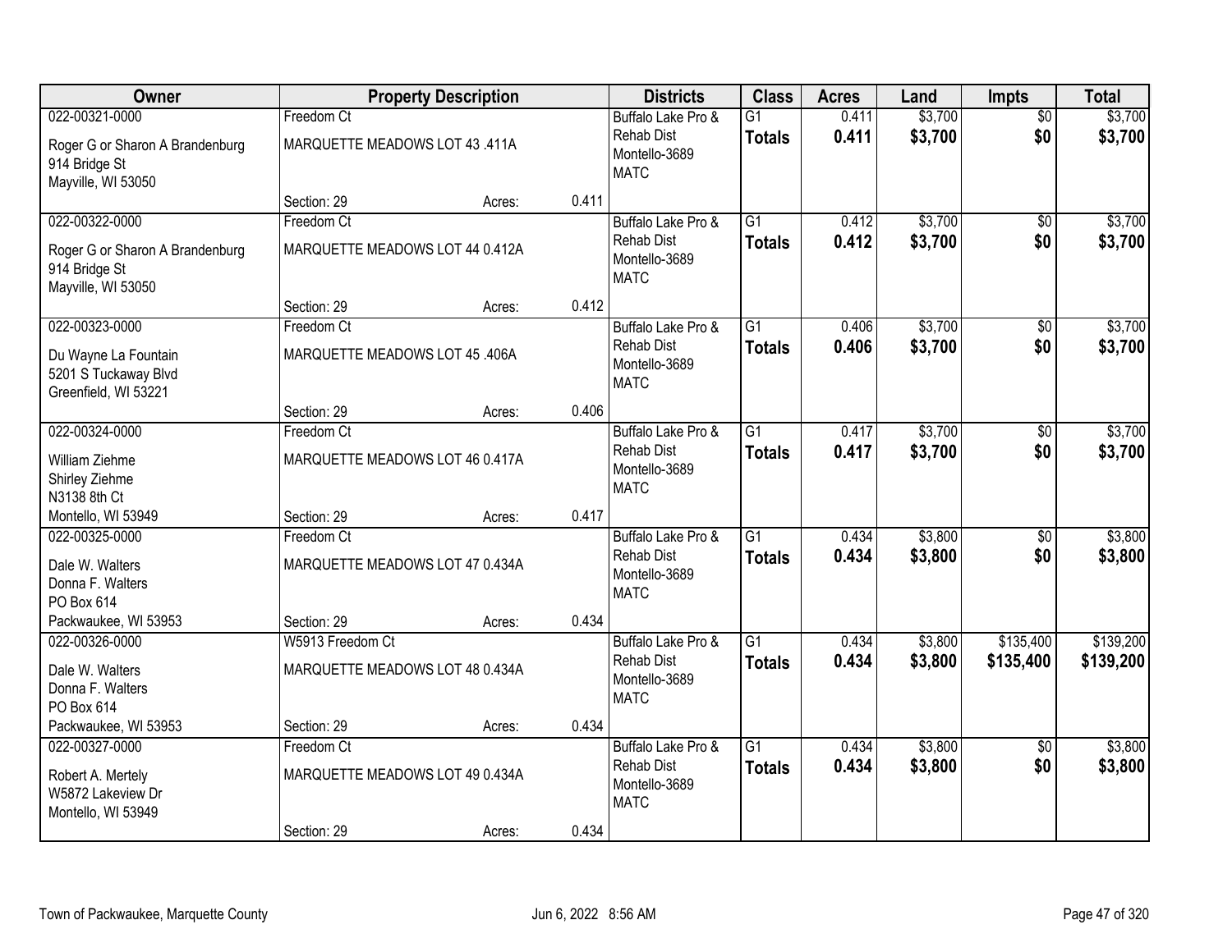| Owner | Property Description | | | Districts | Class | Acres | Land | Impts | Total |
|---|---|---|---|---|---|---|---|---|---|
| 022-00321-0000<br>Roger G or Sharon A Brandenburg<br>914 Bridge St<br>Mayville, WI 53050 | Freedom Ct<br>MARQUETTE MEADOWS LOT 43 .411A<br>Section: 29 | Acres: | 0.411 | Buffalo Lake Pro & Rehab Dist<br>Montello-3689<br>MATC | G1<br>**Totals** | 0.411<br>**0.411** | $3,700<br>**$3,700** | $0<br>**$0** | $3,700<br>**$3,700** |
| 022-00322-0000<br>Roger G or Sharon A Brandenburg<br>914 Bridge St<br>Mayville, WI 53050 | Freedom Ct<br>MARQUETTE MEADOWS LOT 44 0.412A<br>Section: 29 | Acres: | 0.412 | Buffalo Lake Pro & Rehab Dist<br>Montello-3689<br>MATC | G1<br>**Totals** | 0.412<br>**0.412** | $3,700<br>**$3,700** | $0<br>**$0** | $3,700<br>**$3,700** |
| 022-00323-0000<br>Du Wayne La Fountain<br>5201 S Tuckaway Blvd<br>Greenfield, WI 53221 | Freedom Ct<br>MARQUETTE MEADOWS LOT 45 .406A<br>Section: 29 | Acres: | 0.406 | Buffalo Lake Pro & Rehab Dist<br>Montello-3689<br>MATC | G1<br>**Totals** | 0.406<br>**0.406** | $3,700<br>**$3,700** | $0<br>**$0** | $3,700<br>**$3,700** |
| 022-00324-0000<br>William Ziehme<br>Shirley Ziehme<br>N3138 8th Ct<br>Montello, WI 53949 | Freedom Ct<br>MARQUETTE MEADOWS LOT 46 0.417A<br>Section: 29 | Acres: | 0.417 | Buffalo Lake Pro & Rehab Dist<br>Montello-3689<br>MATC | G1<br>**Totals** | 0.417<br>**0.417** | $3,700<br>**$3,700** | $0<br>**$0** | $3,700<br>**$3,700** |
| 022-00325-0000<br>Dale W. Walters<br>Donna F. Walters<br>PO Box 614<br>Packwaukee, WI 53953 | Freedom Ct<br>MARQUETTE MEADOWS LOT 47 0.434A<br>Section: 29 | Acres: | 0.434 | Buffalo Lake Pro & Rehab Dist<br>Montello-3689<br>MATC | G1<br>**Totals** | 0.434<br>**0.434** | $3,800<br>**$3,800** | $0<br>**$0** | $3,800<br>**$3,800** |
| 022-00326-0000<br>Dale W. Walters<br>Donna F. Walters<br>PO Box 614<br>Packwaukee, WI 53953 | W5913 Freedom Ct<br>MARQUETTE MEADOWS LOT 48 0.434A<br>Section: 29 | Acres: | 0.434 | Buffalo Lake Pro & Rehab Dist<br>Montello-3689<br>MATC | G1<br>**Totals** | 0.434<br>**0.434** | $3,800<br>**$3,800** | $135,400<br>**$135,400** | $139,200<br>**$139,200** |
| 022-00327-0000<br>Robert A. Mertely<br>W5872 Lakeview Dr<br>Montello, WI 53949 | Freedom Ct<br>MARQUETTE MEADOWS LOT 49 0.434A<br>Section: 29 | Acres: | 0.434 | Buffalo Lake Pro & Rehab Dist<br>Montello-3689<br>MATC | G1<br>**Totals** | 0.434<br>**0.434** | $3,800<br>**$3,800** | $0<br>**$0** | $3,800<br>**$3,800** |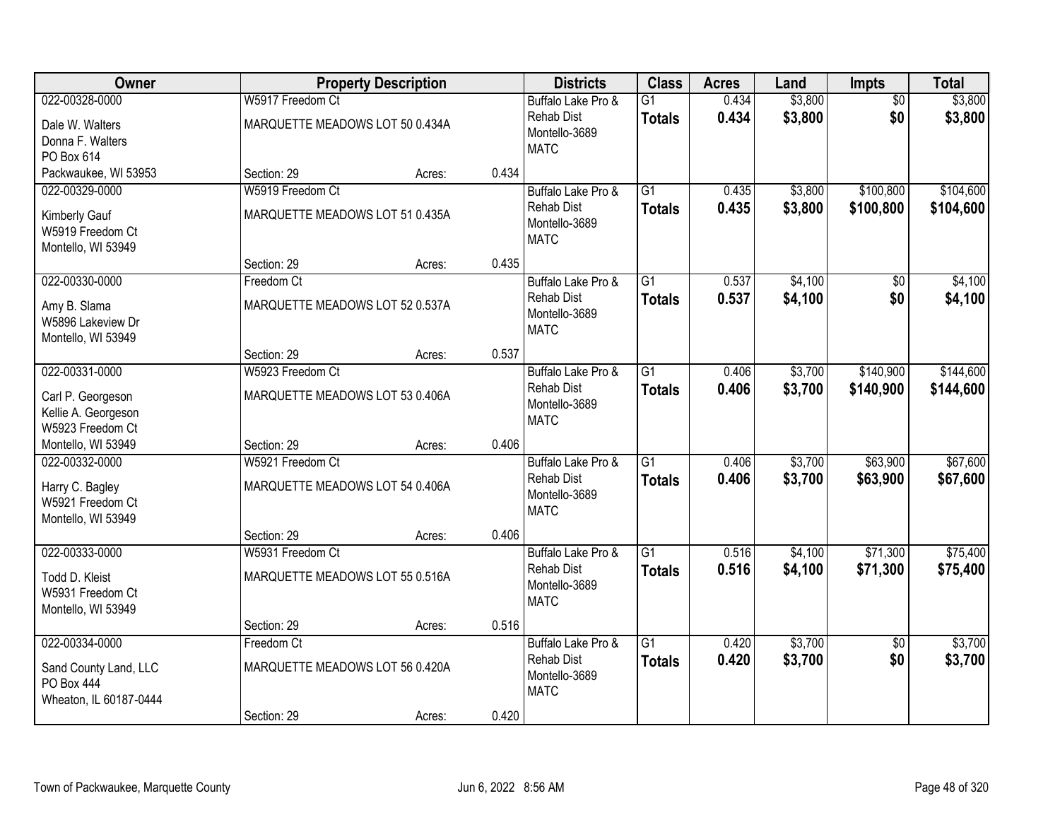| Owner | Property Description | | | Districts | Class | Acres | Land | Impts | Total |
|---|---|---|---|---|---|---|---|---|---|
| 022-00328-0000<br>Dale W. Walters<br>Donna F. Walters<br>PO Box 614<br>Packwaukee, WI 53953 | W5917 Freedom Ct<br>MARQUETTE MEADOWS LOT 50 0.434A<br>Section: 29 | Acres: | 0.434 | Buffalo Lake Pro & Rehab Dist<br>Montello-3689<br>MATC | G1<br>**Totals** | 0.434<br>**0.434** | $3,800<br>**$3,800** | $0<br>**$0** | $3,800<br>**$3,800** |
| 022-00329-0000<br>Kimberly Gauf<br>W5919 Freedom Ct<br>Montello, WI 53949 | W5919 Freedom Ct<br>MARQUETTE MEADOWS LOT 51 0.435A<br>Section: 29 | Acres: | 0.435 | Buffalo Lake Pro & Rehab Dist<br>Montello-3689<br>MATC | G1<br>**Totals** | 0.435<br>**0.435** | $3,800<br>**$3,800** | $100,800<br>**$100,800** | $104,600<br>**$104,600** |
| 022-00330-0000<br>Amy B. Slama<br>W5896 Lakeview Dr<br>Montello, WI 53949 | Freedom Ct<br>MARQUETTE MEADOWS LOT 52 0.537A<br>Section: 29 | Acres: | 0.537 | Buffalo Lake Pro & Rehab Dist<br>Montello-3689<br>MATC | G1<br>**Totals** | 0.537<br>**0.537** | $4,100<br>**$4,100** | $0<br>**$0** | $4,100<br>**$4,100** |
| 022-00331-0000<br>Carl P. Georgeson<br>Kellie A. Georgeson<br>W5923 Freedom Ct<br>Montello, WI 53949 | W5923 Freedom Ct<br>MARQUETTE MEADOWS LOT 53 0.406A<br>Section: 29 | Acres: | 0.406 | Buffalo Lake Pro & Rehab Dist<br>Montello-3689<br>MATC | G1<br>**Totals** | 0.406<br>**0.406** | $3,700<br>**$3,700** | $140,900<br>**$140,900** | $144,600<br>**$144,600** |
| 022-00332-0000<br>Harry C. Bagley<br>W5921 Freedom Ct<br>Montello, WI 53949 | W5921 Freedom Ct<br>MARQUETTE MEADOWS LOT 54 0.406A<br>Section: 29 | Acres: | 0.406 | Buffalo Lake Pro & Rehab Dist<br>Montello-3689<br>MATC | G1<br>**Totals** | 0.406<br>**0.406** | $3,700<br>**$3,700** | $63,900<br>**$63,900** | $67,600<br>**$67,600** |
| 022-00333-0000<br>Todd D. Kleist<br>W5931 Freedom Ct<br>Montello, WI 53949 | W5931 Freedom Ct<br>MARQUETTE MEADOWS LOT 55 0.516A<br>Section: 29 | Acres: | 0.516 | Buffalo Lake Pro & Rehab Dist<br>Montello-3689<br>MATC | G1<br>**Totals** | 0.516<br>**0.516** | $4,100<br>**$4,100** | $71,300<br>**$71,300** | $75,400<br>**$75,400** |
| 022-00334-0000<br>Sand County Land, LLC<br>PO Box 444<br>Wheaton, IL 60187-0444 | Freedom Ct<br>MARQUETTE MEADOWS LOT 56 0.420A<br>Section: 29 | Acres: | 0.420 | Buffalo Lake Pro & Rehab Dist<br>Montello-3689<br>MATC | G1<br>**Totals** | 0.420<br>**0.420** | $3,700<br>**$3,700** | $0<br>**$0** | $3,700<br>**$3,700** |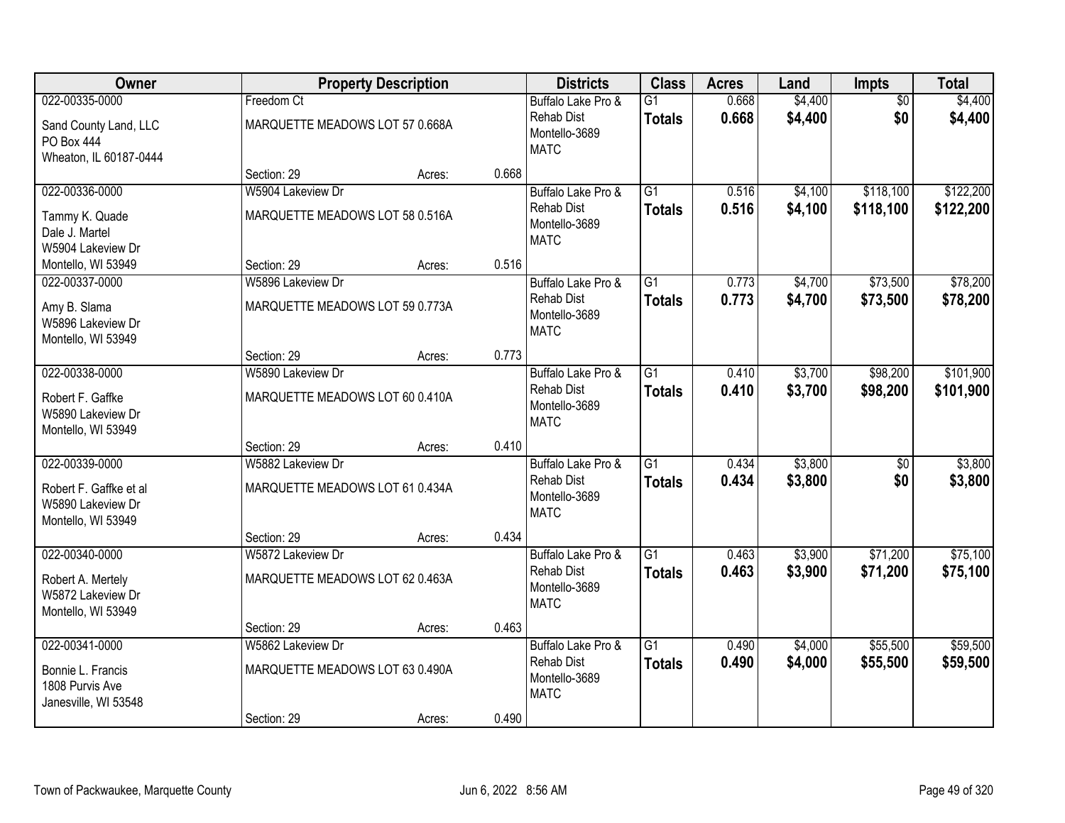| Owner | Property Description | | | Districts | Class | Acres | Land | Impts | Total |
|---|---|---|---|---|---|---|---|---|---|
| 022-00335-0000<br>Sand County Land, LLC<br>PO Box 444<br>Wheaton, IL 60187-0444 | Freedom Ct<br>MARQUETTE MEADOWS LOT 57 0.668A<br>Section: 29 | Acres: | 0.668 | Buffalo Lake Pro & Rehab Dist<br>Montello-3689<br>MATC | G1<br>**Totals** | 0.668<br>**0.668** | $4,400<br>**$4,400** | $0<br>**$0** | $4,400<br>**$4,400** |
| 022-00336-0000<br>Tammy K. Quade<br>Dale J. Martel<br>W5904 Lakeview Dr<br>Montello, WI 53949 | W5904 Lakeview Dr<br>MARQUETTE MEADOWS LOT 58 0.516A<br>Section: 29 | Acres: | 0.516 | Buffalo Lake Pro & Rehab Dist<br>Montello-3689<br>MATC | G1<br>**Totals** | 0.516<br>**0.516** | $4,100<br>**$4,100** | $118,100<br>**$118,100** | $122,200<br>**$122,200** |
| 022-00337-0000<br>Amy B. Slama<br>W5896 Lakeview Dr<br>Montello, WI 53949 | W5896 Lakeview Dr<br>MARQUETTE MEADOWS LOT 59 0.773A<br>Section: 29 | Acres: | 0.773 | Buffalo Lake Pro & Rehab Dist<br>Montello-3689<br>MATC | G1<br>**Totals** | 0.773<br>**0.773** | $4,700<br>**$4,700** | $73,500<br>**$73,500** | $78,200<br>**$78,200** |
| 022-00338-0000<br>Robert F. Gaffke<br>W5890 Lakeview Dr<br>Montello, WI 53949 | W5890 Lakeview Dr<br>MARQUETTE MEADOWS LOT 60 0.410A<br>Section: 29 | Acres: | 0.410 | Buffalo Lake Pro & Rehab Dist<br>Montello-3689<br>MATC | G1<br>**Totals** | 0.410<br>**0.410** | $3,700<br>**$3,700** | $98,200<br>**$98,200** | $101,900<br>**$101,900** |
| 022-00339-0000<br>Robert F. Gaffke et al<br>W5890 Lakeview Dr<br>Montello, WI 53949 | W5882 Lakeview Dr<br>MARQUETTE MEADOWS LOT 61 0.434A<br>Section: 29 | Acres: | 0.434 | Buffalo Lake Pro & Rehab Dist<br>Montello-3689<br>MATC | G1<br>**Totals** | 0.434<br>**0.434** | $3,800<br>**$3,800** | $0<br>**$0** | $3,800<br>**$3,800** |
| 022-00340-0000<br>Robert A. Mertely<br>W5872 Lakeview Dr<br>Montello, WI 53949 | W5872 Lakeview Dr<br>MARQUETTE MEADOWS LOT 62 0.463A<br>Section: 29 | Acres: | 0.463 | Buffalo Lake Pro & Rehab Dist<br>Montello-3689<br>MATC | G1<br>**Totals** | 0.463<br>**0.463** | $3,900<br>**$3,900** | $71,200<br>**$71,200** | $75,100<br>**$75,100** |
| 022-00341-0000<br>Bonnie L. Francis<br>1808 Purvis Ave<br>Janesville, WI 53548 | W5862 Lakeview Dr<br>MARQUETTE MEADOWS LOT 63 0.490A<br>Section: 29 | Acres: | 0.490 | Buffalo Lake Pro & Rehab Dist<br>Montello-3689<br>MATC | G1<br>**Totals** | 0.490<br>**0.490** | $4,000<br>**$4,000** | $55,500<br>**$55,500** | $59,500<br>**$59,500** |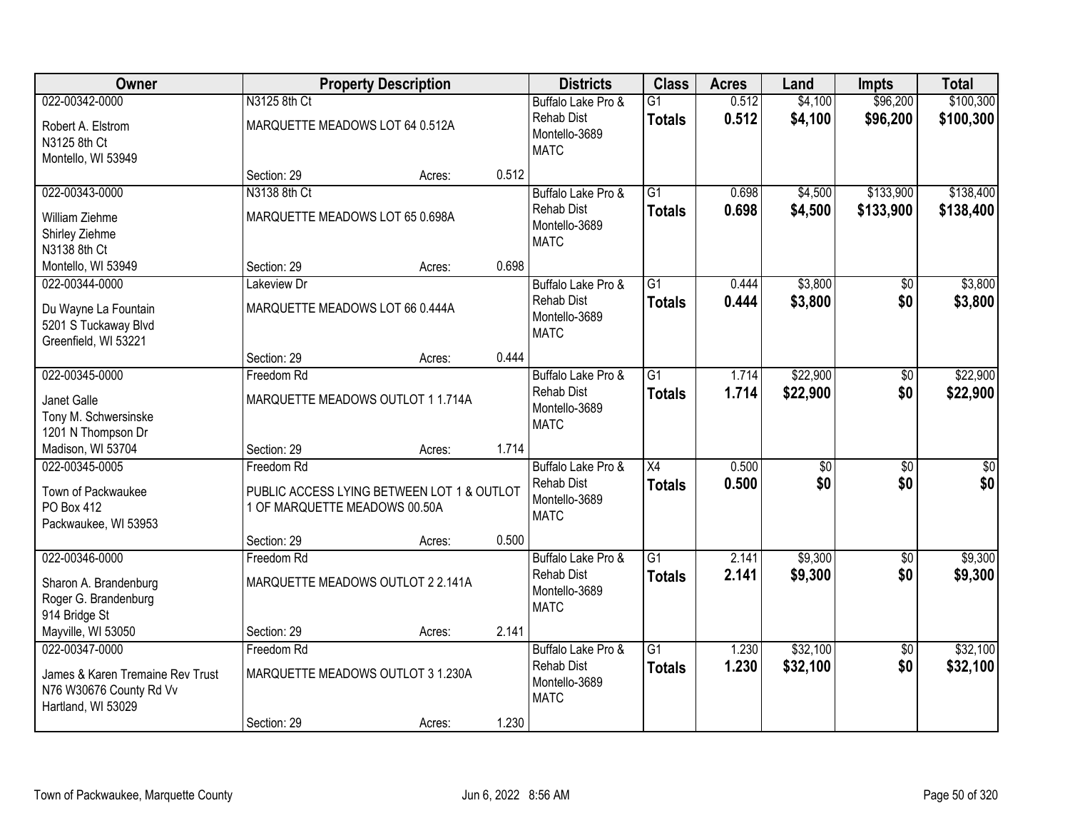| Owner | Property Description | | | Districts | Class | Acres | Land | Impts | Total |
|---|---|---|---|---|---|---|---|---|---|
| 022-00342-0000<br>Robert A. Elstrom<br>N3125 8th Ct<br>Montello, WI 53949 | N3125 8th Ct<br>MARQUETTE MEADOWS LOT 64 0.512A<br>Section: 29 | Acres: | 0.512 | Buffalo Lake Pro &<br>Rehab Dist<br>Montello-3689<br>MATC | G1<br>**Totals** | 0.512<br>**0.512** | $4,100<br>**$4,100** | $96,200<br>**$96,200** | $100,300<br>**$100,300** |
| 022-00343-0000<br>William Ziehme<br>Shirley Ziehme<br>N3138 8th Ct<br>Montello, WI 53949 | N3138 8th Ct<br>MARQUETTE MEADOWS LOT 65 0.698A<br>Section: 29 | Acres: | 0.698 | Buffalo Lake Pro &<br>Rehab Dist<br>Montello-3689<br>MATC | G1<br>**Totals** | 0.698<br>**0.698** | $4,500<br>**$4,500** | $133,900<br>**$133,900** | $138,400<br>**$138,400** |
| 022-00344-0000<br>Du Wayne La Fountain<br>5201 S Tuckaway Blvd<br>Greenfield, WI 53221 | Lakeview Dr<br>MARQUETTE MEADOWS LOT 66 0.444A<br>Section: 29 | Acres: | 0.444 | Buffalo Lake Pro &<br>Rehab Dist<br>Montello-3689<br>MATC | G1<br>**Totals** | 0.444<br>**0.444** | $3,800<br>**$3,800** | $0<br>**$0** | $3,800<br>**$3,800** |
| 022-00345-0000<br>Janet Galle<br>Tony M. Schwersinske<br>1201 N Thompson Dr<br>Madison, WI 53704 | Freedom Rd<br>MARQUETTE MEADOWS OUTLOT 1 1.714A<br>Section: 29 | Acres: | 1.714 | Buffalo Lake Pro &<br>Rehab Dist<br>Montello-3689<br>MATC | G1<br>**Totals** | 1.714<br>**1.714** | $22,900<br>**$22,900** | $0<br>**$0** | $22,900<br>**$22,900** |
| 022-00345-0005<br>Town of Packwaukee<br>PO Box 412<br>Packwaukee, WI 53953 | Freedom Rd<br>PUBLIC ACCESS LYING BETWEEN LOT 1 & OUTLOT 1 OF MARQUETTE MEADOWS 00.50A<br>Section: 29 | Acres: | 0.500 | Buffalo Lake Pro &<br>Rehab Dist<br>Montello-3689<br>MATC | X4<br>**Totals** | 0.500<br>**0.500** | $0<br>**$0** | $0<br>**$0** | $0<br>**$0** |
| 022-00346-0000<br>Sharon A. Brandenburg<br>Roger G. Brandenburg<br>914 Bridge St<br>Mayville, WI 53050 | Freedom Rd<br>MARQUETTE MEADOWS OUTLOT 2 2.141A<br>Section: 29 | Acres: | 2.141 | Buffalo Lake Pro &<br>Rehab Dist<br>Montello-3689<br>MATC | G1<br>**Totals** | 2.141<br>**2.141** | $9,300<br>**$9,300** | $0<br>**$0** | $9,300<br>**$9,300** |
| 022-00347-0000<br>James & Karen Tremaine Rev Trust<br>N76 W30676 County Rd Vv<br>Hartland, WI 53029 | Freedom Rd<br>MARQUETTE MEADOWS OUTLOT 3 1.230A<br>Section: 29 | Acres: | 1.230 | Buffalo Lake Pro &<br>Rehab Dist<br>Montello-3689<br>MATC | G1<br>**Totals** | 1.230<br>**1.230** | $32,100<br>**$32,100** | $0<br>**$0** | $32,100<br>**$32,100** |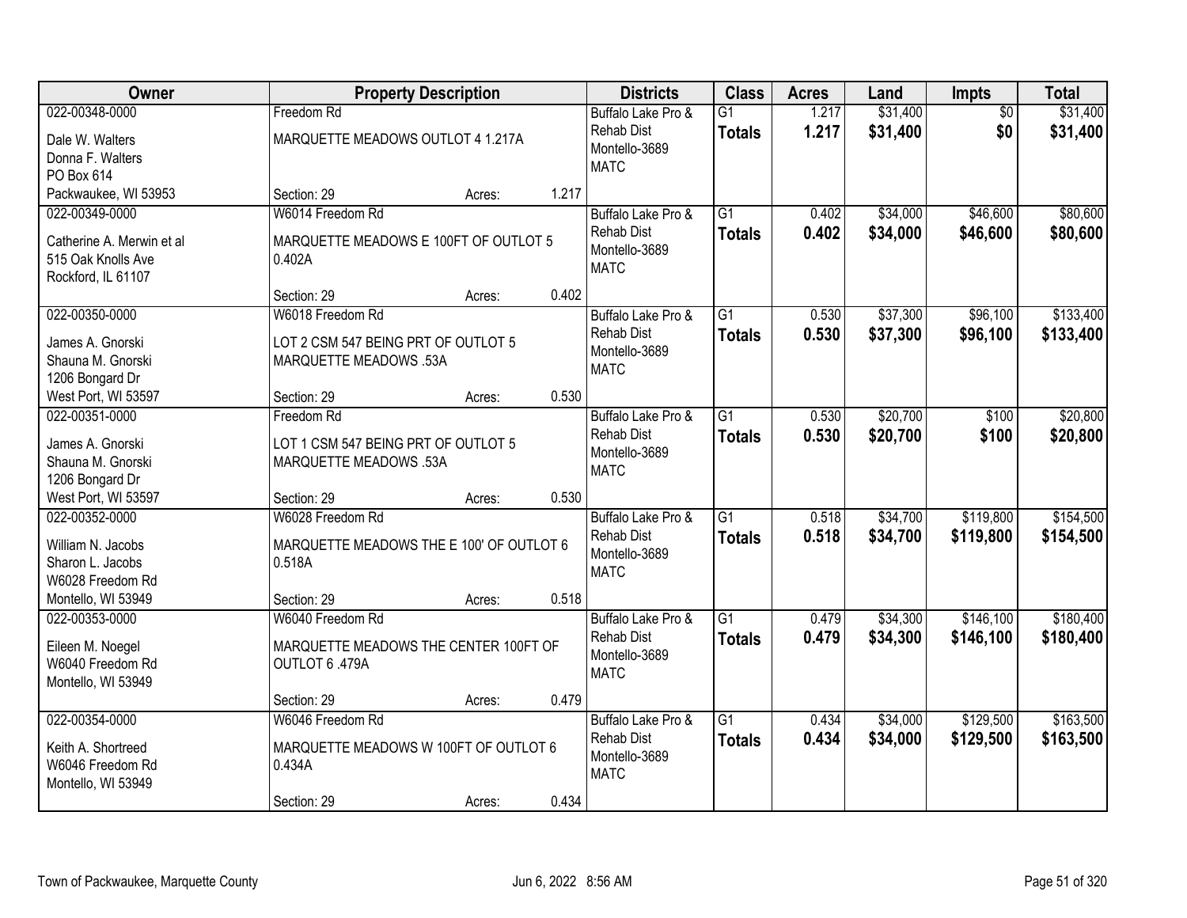| Owner | Property Description | Districts | Class | Acres | Land | Impts | Total |
|---|---|---|---|---|---|---|---|
| 022-00348-0000<br>Dale W. Walters<br>Donna F. Walters<br>PO Box 614<br>Packwaukee, WI 53953 | Freedom Rd<br>MARQUETTE MEADOWS OUTLOT 4 1.217A<br>Section: 29 Acres: 1.217 | Buffalo Lake Pro & Rehab Dist<br>Montello-3689<br>MATC | G1<br>**Totals** | 1.217<br>**1.217** | $31,400<br>**$31,400** | $0<br>**$0** | $31,400<br>**$31,400** |
| 022-00349-0000<br>Catherine A. Merwin et al<br>515 Oak Knolls Ave<br>Rockford, IL 61107 | W6014 Freedom Rd<br>MARQUETTE MEADOWS E 100FT OF OUTLOT 5 0.402A<br>Section: 29 Acres: 0.402 | Buffalo Lake Pro & Rehab Dist<br>Montello-3689<br>MATC | G1<br>**Totals** | 0.402<br>**0.402** | $34,000<br>**$34,000** | $46,600<br>**$46,600** | $80,600<br>**$80,600** |
| 022-00350-0000<br>James A. Gnorski<br>Shauna M. Gnorski<br>1206 Bongard Dr<br>West Port, WI 53597 | W6018 Freedom Rd<br>LOT 2 CSM 547 BEING PRT OF OUTLOT 5 MARQUETTE MEADOWS .53A<br>Section: 29 Acres: 0.530 | Buffalo Lake Pro & Rehab Dist<br>Montello-3689<br>MATC | G1<br>**Totals** | 0.530<br>**0.530** | $37,300<br>**$37,300** | $96,100<br>**$96,100** | $133,400<br>**$133,400** |
| 022-00351-0000<br>James A. Gnorski<br>Shauna M. Gnorski<br>1206 Bongard Dr<br>West Port, WI 53597 | Freedom Rd<br>LOT 1 CSM 547 BEING PRT OF OUTLOT 5 MARQUETTE MEADOWS .53A<br>Section: 29 Acres: 0.530 | Buffalo Lake Pro & Rehab Dist<br>Montello-3689<br>MATC | G1<br>**Totals** | 0.530<br>**0.530** | $20,700<br>**$20,700** | $100<br>**$100** | $20,800<br>**$20,800** |
| 022-00352-0000<br>William N. Jacobs<br>Sharon L. Jacobs<br>W6028 Freedom Rd<br>Montello, WI 53949 | W6028 Freedom Rd<br>MARQUETTE MEADOWS THE E 100' OF OUTLOT 6 0.518A<br>Section: 29 Acres: 0.518 | Buffalo Lake Pro & Rehab Dist<br>Montello-3689<br>MATC | G1<br>**Totals** | 0.518<br>**0.518** | $34,700<br>**$34,700** | $119,800<br>**$119,800** | $154,500<br>**$154,500** |
| 022-00353-0000<br>Eileen M. Noegel<br>W6040 Freedom Rd<br>Montello, WI 53949 | W6040 Freedom Rd<br>MARQUETTE MEADOWS THE CENTER 100FT OF OUTLOT 6 .479A<br>Section: 29 Acres: 0.479 | Buffalo Lake Pro & Rehab Dist<br>Montello-3689<br>MATC | G1<br>**Totals** | 0.479<br>**0.479** | $34,300<br>**$34,300** | $146,100<br>**$146,100** | $180,400<br>**$180,400** |
| 022-00354-0000<br>Keith A. Shortreed<br>W6046 Freedom Rd<br>Montello, WI 53949 | W6046 Freedom Rd<br>MARQUETTE MEADOWS W 100FT OF OUTLOT 6 0.434A<br>Section: 29 Acres: 0.434 | Buffalo Lake Pro & Rehab Dist<br>Montello-3689<br>MATC | G1<br>**Totals** | 0.434<br>**0.434** | $34,000<br>**$34,000** | $129,500<br>**$129,500** | $163,500<br>**$163,500** |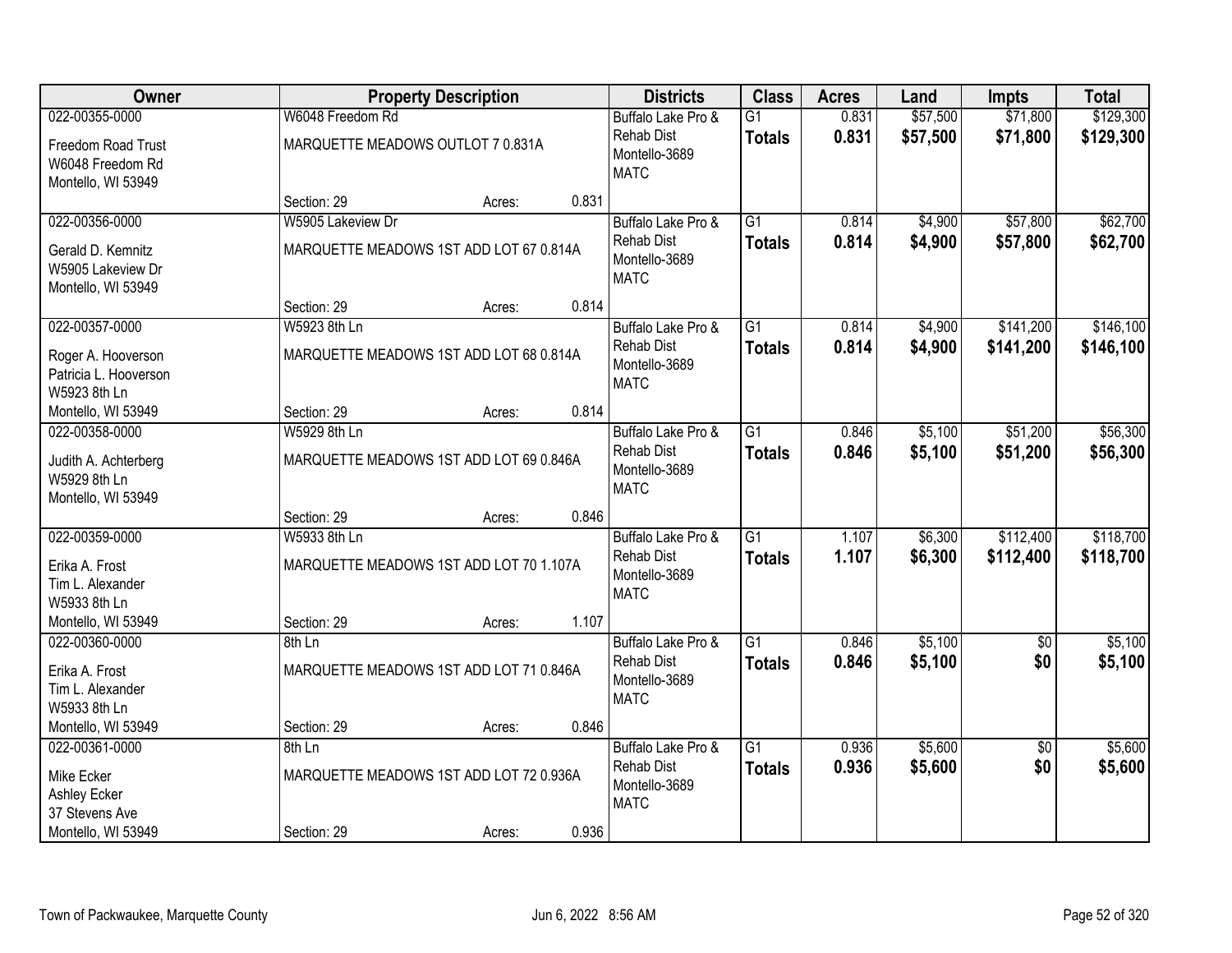| Owner | Property Description | | | Districts | Class | Acres | Land | Impts | Total |
|---|---|---|---|---|---|---|---|---|---|
| 022-00355-0000<br>Freedom Road Trust<br>W6048 Freedom Rd<br>Montello, WI 53949 | W6048 Freedom Rd<br>MARQUETTE MEADOWS OUTLOT 7 0.831A<br>Section: 29 | Acres: | 0.831 | Buffalo Lake Pro & Rehab Dist<br>Montello-3689<br>MATC | G1<br>**Totals** | 0.831<br>**0.831** | $57,500<br>**$57,500** | $71,800<br>**$71,800** | $129,300<br>**$129,300** |
| 022-00356-0000<br>Gerald D. Kemnitz<br>W5905 Lakeview Dr<br>Montello, WI 53949 | W5905 Lakeview Dr<br>MARQUETTE MEADOWS 1ST ADD LOT 67 0.814A<br>Section: 29 | Acres: | 0.814 | Buffalo Lake Pro & Rehab Dist<br>Montello-3689<br>MATC | G1<br>**Totals** | 0.814<br>**0.814** | $4,900<br>**$4,900** | $57,800<br>**$57,800** | $62,700<br>**$62,700** |
| 022-00357-0000<br>Roger A. Hooverson<br>Patricia L. Hooverson<br>W5923 8th Ln<br>Montello, WI 53949 | W5923 8th Ln<br>MARQUETTE MEADOWS 1ST ADD LOT 68 0.814A<br>Section: 29 | Acres: | 0.814 | Buffalo Lake Pro & Rehab Dist<br>Montello-3689<br>MATC | G1<br>**Totals** | 0.814<br>**0.814** | $4,900<br>**$4,900** | $141,200<br>**$141,200** | $146,100<br>**$146,100** |
| 022-00358-0000<br>Judith A. Achterberg<br>W5929 8th Ln<br>Montello, WI 53949 | W5929 8th Ln<br>MARQUETTE MEADOWS 1ST ADD LOT 69 0.846A<br>Section: 29 | Acres: | 0.846 | Buffalo Lake Pro & Rehab Dist<br>Montello-3689<br>MATC | G1<br>**Totals** | 0.846<br>**0.846** | $5,100<br>**$5,100** | $51,200<br>**$51,200** | $56,300<br>**$56,300** |
| 022-00359-0000<br>Erika A. Frost<br>Tim L. Alexander<br>W5933 8th Ln<br>Montello, WI 53949 | W5933 8th Ln<br>MARQUETTE MEADOWS 1ST ADD LOT 70 1.107A<br>Section: 29 | Acres: | 1.107 | Buffalo Lake Pro & Rehab Dist<br>Montello-3689<br>MATC | G1<br>**Totals** | 1.107<br>**1.107** | $6,300<br>**$6,300** | $112,400<br>**$112,400** | $118,700<br>**$118,700** |
| 022-00360-0000<br>Erika A. Frost<br>Tim L. Alexander<br>W5933 8th Ln<br>Montello, WI 53949 | 8th Ln<br>MARQUETTE MEADOWS 1ST ADD LOT 71 0.846A<br>Section: 29 | Acres: | 0.846 | Buffalo Lake Pro & Rehab Dist<br>Montello-3689<br>MATC | G1<br>**Totals** | 0.846<br>**0.846** | $5,100<br>**$5,100** | $0<br>**$0** | $5,100<br>**$5,100** |
| 022-00361-0000<br>Mike Ecker<br>Ashley Ecker<br>37 Stevens Ave<br>Montello, WI 53949 | 8th Ln<br>MARQUETTE MEADOWS 1ST ADD LOT 72 0.936A<br>Section: 29 | Acres: | 0.936 | Buffalo Lake Pro & Rehab Dist<br>Montello-3689<br>MATC | G1<br>**Totals** | 0.936<br>**0.936** | $5,600<br>**$5,600** | $0<br>**$0** | $5,600<br>**$5,600** |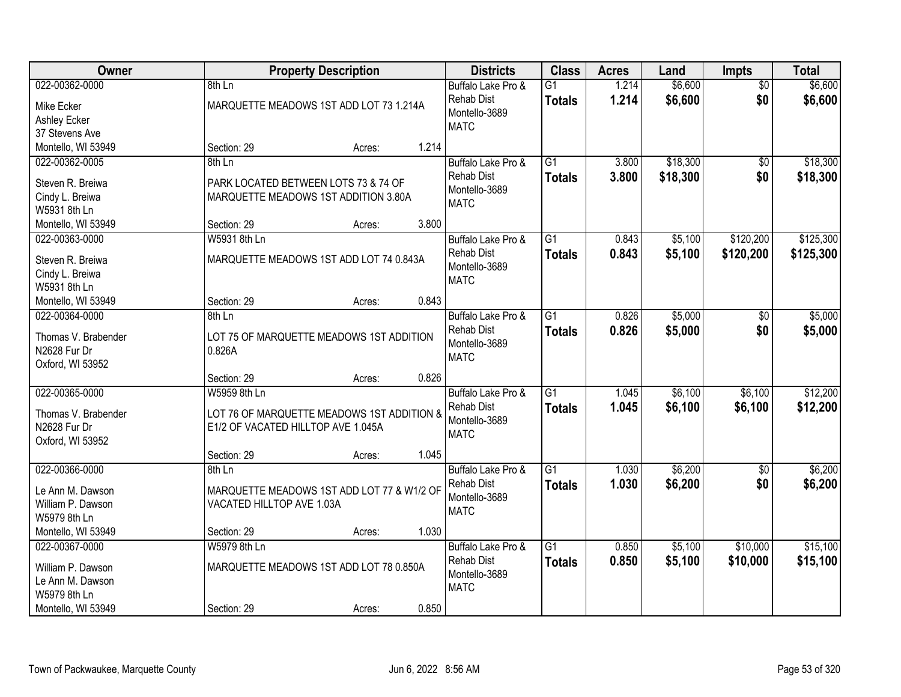| Owner | Property Description | | | Districts | Class | Acres | Land | Impts | Total |
|---|---|---|---|---|---|---|---|---|---|
| 022-00362-0000<br>Mike Ecker<br>Ashley Ecker<br>37 Stevens Ave<br>Montello, WI 53949 | 8th Ln<br>MARQUETTE MEADOWS 1ST ADD LOT 73 1.214A<br>Section: 29 | Acres: | 1.214 | Buffalo Lake Pro & Rehab Dist<br>Montello-3689<br>MATC | G1<br>**Totals** | 1.214<br>**1.214** | $6,600<br>**$6,600** | $0<br>**$0** | $6,600<br>**$6,600** |
| 022-00362-0005<br>Steven R. Breiwa<br>Cindy L. Breiwa<br>W5931 8th Ln<br>Montello, WI 53949 | 8th Ln<br>PARK LOCATED BETWEEN LOTS 73 & 74 OF MARQUETTE MEADOWS 1ST ADDITION 3.80A<br>Section: 29 | Acres: | 3.800 | Buffalo Lake Pro & Rehab Dist<br>Montello-3689<br>MATC | G1<br>**Totals** | 3.800<br>**3.800** | $18,300<br>**$18,300** | $0<br>**$0** | $18,300<br>**$18,300** |
| 022-00363-0000<br>Steven R. Breiwa<br>Cindy L. Breiwa<br>W5931 8th Ln<br>Montello, WI 53949 | W5931 8th Ln<br>MARQUETTE MEADOWS 1ST ADD LOT 74 0.843A<br>Section: 29 | Acres: | 0.843 | Buffalo Lake Pro & Rehab Dist<br>Montello-3689<br>MATC | G1<br>**Totals** | 0.843<br>**0.843** | $5,100<br>**$5,100** | $120,200<br>**$120,200** | $125,300<br>**$125,300** |
| 022-00364-0000<br>Thomas V. Brabender<br>N2628 Fur Dr<br>Oxford, WI 53952 | 8th Ln<br>LOT 75 OF MARQUETTE MEADOWS 1ST ADDITION 0.826A<br>Section: 29 | Acres: | 0.826 | Buffalo Lake Pro & Rehab Dist<br>Montello-3689<br>MATC | G1<br>**Totals** | 0.826<br>**0.826** | $5,000<br>**$5,000** | $0<br>**$0** | $5,000<br>**$5,000** |
| 022-00365-0000<br>Thomas V. Brabender<br>N2628 Fur Dr<br>Oxford, WI 53952 | W5959 8th Ln<br>LOT 76 OF MARQUETTE MEADOWS 1ST ADDITION & E1/2 OF VACATED HILLTOP AVE 1.045A<br>Section: 29 | Acres: | 1.045 | Buffalo Lake Pro & Rehab Dist<br>Montello-3689<br>MATC | G1<br>**Totals** | 1.045<br>**1.045** | $6,100<br>**$6,100** | $6,100<br>**$6,100** | $12,200<br>**$12,200** |
| 022-00366-0000<br>Le Ann M. Dawson<br>William P. Dawson<br>W5979 8th Ln<br>Montello, WI 53949 | 8th Ln<br>MARQUETTE MEADOWS 1ST ADD LOT 77 & W1/2 OF VACATED HILLTOP AVE 1.03A<br>Section: 29 | Acres: | 1.030 | Buffalo Lake Pro & Rehab Dist<br>Montello-3689<br>MATC | G1<br>**Totals** | 1.030<br>**1.030** | $6,200<br>**$6,200** | $0<br>**$0** | $6,200<br>**$6,200** |
| 022-00367-0000<br>William P. Dawson<br>Le Ann M. Dawson<br>W5979 8th Ln<br>Montello, WI 53949 | W5979 8th Ln<br>MARQUETTE MEADOWS 1ST ADD LOT 78 0.850A<br>Section: 29 | Acres: | 0.850 | Buffalo Lake Pro & Rehab Dist<br>Montello-3689<br>MATC | G1<br>**Totals** | 0.850<br>**0.850** | $5,100<br>**$5,100** | $10,000<br>**$10,000** | $15,100<br>**$15,100** |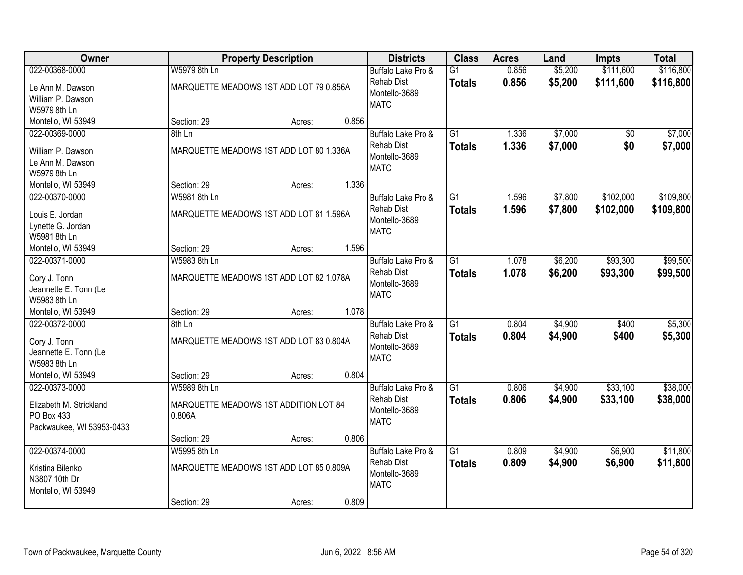| Owner | Property Description | Districts | Class | Acres | Land | Impts | Total |
|---|---|---|---|---|---|---|---|
| 022-00368-0000<br>Le Ann M. Dawson<br>William P. Dawson<br>W5979 8th Ln<br>Montello, WI 53949 | W5979 8th Ln<br>MARQUETTE MEADOWS 1ST ADD LOT 79 0.856A<br>Section: 29 Acres: 0.856 | Buffalo Lake Pro & Rehab Dist<br>Montello-3689<br>MATC | G1<br>**Totals** | 0.856<br>**0.856** | $5,200<br>**$5,200** | $111,600<br>**$111,600** | $116,800<br>**$116,800** |
| 022-00369-0000<br>William P. Dawson<br>Le Ann M. Dawson<br>W5979 8th Ln<br>Montello, WI 53949 | 8th Ln<br>MARQUETTE MEADOWS 1ST ADD LOT 80 1.336A<br>Section: 29 Acres: 1.336 | Buffalo Lake Pro & Rehab Dist<br>Montello-3689<br>MATC | G1<br>**Totals** | 1.336<br>**1.336** | $7,000<br>**$7,000** | $0<br>**$0** | $7,000<br>**$7,000** |
| 022-00370-0000<br>Louis E. Jordan<br>Lynette G. Jordan<br>W5981 8th Ln<br>Montello, WI 53949 | W5981 8th Ln<br>MARQUETTE MEADOWS 1ST ADD LOT 81 1.596A<br>Section: 29 Acres: 1.596 | Buffalo Lake Pro & Rehab Dist<br>Montello-3689<br>MATC | G1<br>**Totals** | 1.596<br>**1.596** | $7,800<br>**$7,800** | $102,000<br>**$102,000** | $109,800<br>**$109,800** |
| 022-00371-0000<br>Cory J. Tonn<br>Jeannette E. Tonn (Le<br>W5983 8th Ln<br>Montello, WI 53949 | W5983 8th Ln<br>MARQUETTE MEADOWS 1ST ADD LOT 82 1.078A<br>Section: 29 Acres: 1.078 | Buffalo Lake Pro & Rehab Dist<br>Montello-3689<br>MATC | G1<br>**Totals** | 1.078<br>**1.078** | $6,200<br>**$6,200** | $93,300<br>**$93,300** | $99,500<br>**$99,500** |
| 022-00372-0000<br>Cory J. Tonn<br>Jeannette E. Tonn (Le<br>W5983 8th Ln<br>Montello, WI 53949 | 8th Ln<br>MARQUETTE MEADOWS 1ST ADD LOT 83 0.804A<br>Section: 29 Acres: 0.804 | Buffalo Lake Pro & Rehab Dist<br>Montello-3689<br>MATC | G1<br>**Totals** | 0.804<br>**0.804** | $4,900<br>**$4,900** | $400<br>**$400** | $5,300<br>**$5,300** |
| 022-00373-0000<br>Elizabeth M. Strickland<br>PO Box 433<br>Packwaukee, WI 53953-0433 | W5989 8th Ln<br>MARQUETTE MEADOWS 1ST ADDITION LOT 84 0.806A<br>Section: 29 Acres: 0.806 | Buffalo Lake Pro & Rehab Dist<br>Montello-3689<br>MATC | G1<br>**Totals** | 0.806<br>**0.806** | $4,900<br>**$4,900** | $33,100<br>**$33,100** | $38,000<br>**$38,000** |
| 022-00374-0000<br>Kristina Bilenko<br>N3807 10th Dr<br>Montello, WI 53949 | W5995 8th Ln<br>MARQUETTE MEADOWS 1ST ADD LOT 85 0.809A<br>Section: 29 Acres: 0.809 | Buffalo Lake Pro & Rehab Dist<br>Montello-3689<br>MATC | G1<br>**Totals** | 0.809<br>**0.809** | $4,900<br>**$4,900** | $6,900<br>**$6,900** | $11,800<br>**$11,800** |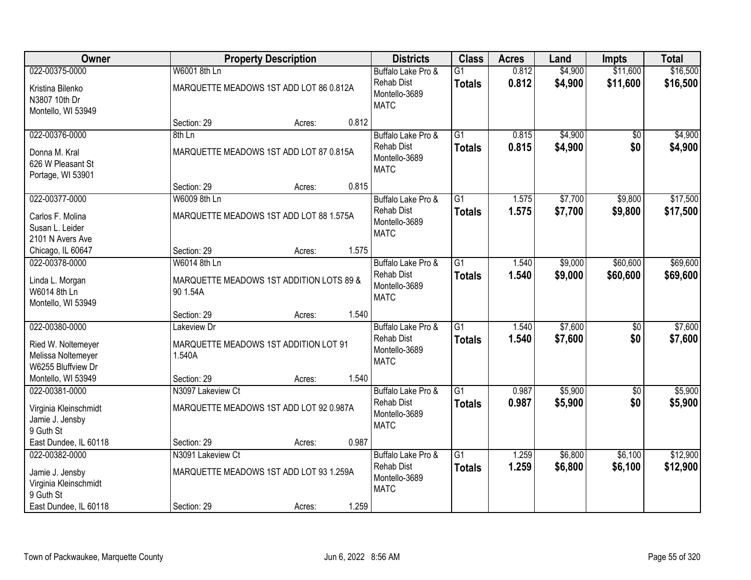| Owner | Property Description | | | Districts | Class | Acres | Land | Impts | Total |
|---|---|---|---|---|---|---|---|---|---|
| 022-00375-0000<br>Kristina Bilenko<br>N3807 10th Dr<br>Montello, WI 53949 | W6001 8th Ln<br>MARQUETTE MEADOWS 1ST ADD LOT 86 0.812A<br>Section: 29 | Acres: | 0.812 | Buffalo Lake Pro & Rehab Dist<br>Montello-3689<br>MATC | G1<br>**Totals** | 0.812<br>**0.812** | $4,900<br>**$4,900** | $11,600<br>**$11,600** | $16,500<br>**$16,500** |
| 022-00376-0000<br>Donna M. Kral<br>626 W Pleasant St<br>Portage, WI 53901 | 8th Ln<br>MARQUETTE MEADOWS 1ST ADD LOT 87 0.815A<br>Section: 29 | Acres: | 0.815 | Buffalo Lake Pro & Rehab Dist<br>Montello-3689<br>MATC | G1<br>**Totals** | 0.815<br>**0.815** | $4,900<br>**$4,900** | $0<br>**$0** | $4,900<br>**$4,900** |
| 022-00377-0000<br>Carlos F. Molina<br>Susan L. Leider<br>2101 N Avers Ave<br>Chicago, IL 60647 | W6009 8th Ln<br>MARQUETTE MEADOWS 1ST ADD LOT 88 1.575A<br>Section: 29 | Acres: | 1.575 | Buffalo Lake Pro & Rehab Dist<br>Montello-3689<br>MATC | G1<br>**Totals** | 1.575<br>**1.575** | $7,700<br>**$7,700** | $9,800<br>**$9,800** | $17,500<br>**$17,500** |
| 022-00378-0000<br>Linda L. Morgan<br>W6014 8th Ln<br>Montello, WI 53949 | W6014 8th Ln<br>MARQUETTE MEADOWS 1ST ADDITION LOTS 89 & 90 1.54A<br>Section: 29 | Acres: | 1.540 | Buffalo Lake Pro & Rehab Dist<br>Montello-3689<br>MATC | G1<br>**Totals** | 1.540<br>**1.540** | $9,000<br>**$9,000** | $60,600<br>**$60,600** | $69,600<br>**$69,600** |
| 022-00380-0000<br>Ried W. Noltemeyer<br>Melissa Noltemeyer<br>W6255 Bluffview Dr<br>Montello, WI 53949 | Lakeview Dr<br>MARQUETTE MEADOWS 1ST ADDITION LOT 91 1.540A<br>Section: 29 | Acres: | 1.540 | Buffalo Lake Pro & Rehab Dist<br>Montello-3689<br>MATC | G1<br>**Totals** | 1.540<br>**1.540** | $7,600<br>**$7,600** | $0<br>**$0** | $7,600<br>**$7,600** |
| 022-00381-0000<br>Virginia Kleinschmidt<br>Jamie J. Jensby<br>9 Guth St<br>East Dundee, IL 60118 | N3097 Lakeview Ct<br>MARQUETTE MEADOWS 1ST ADD LOT 92 0.987A<br>Section: 29 | Acres: | 0.987 | Buffalo Lake Pro & Rehab Dist<br>Montello-3689<br>MATC | G1<br>**Totals** | 0.987<br>**0.987** | $5,900<br>**$5,900** | $0<br>**$0** | $5,900<br>**$5,900** |
| 022-00382-0000<br>Jamie J. Jensby<br>Virginia Kleinschmidt<br>9 Guth St<br>East Dundee, IL 60118 | N3091 Lakeview Ct<br>MARQUETTE MEADOWS 1ST ADD LOT 93 1.259A<br>Section: 29 | Acres: | 1.259 | Buffalo Lake Pro & Rehab Dist<br>Montello-3689<br>MATC | G1<br>**Totals** | 1.259<br>**1.259** | $6,800<br>**$6,800** | $6,100<br>**$6,100** | $12,900<br>**$12,900** |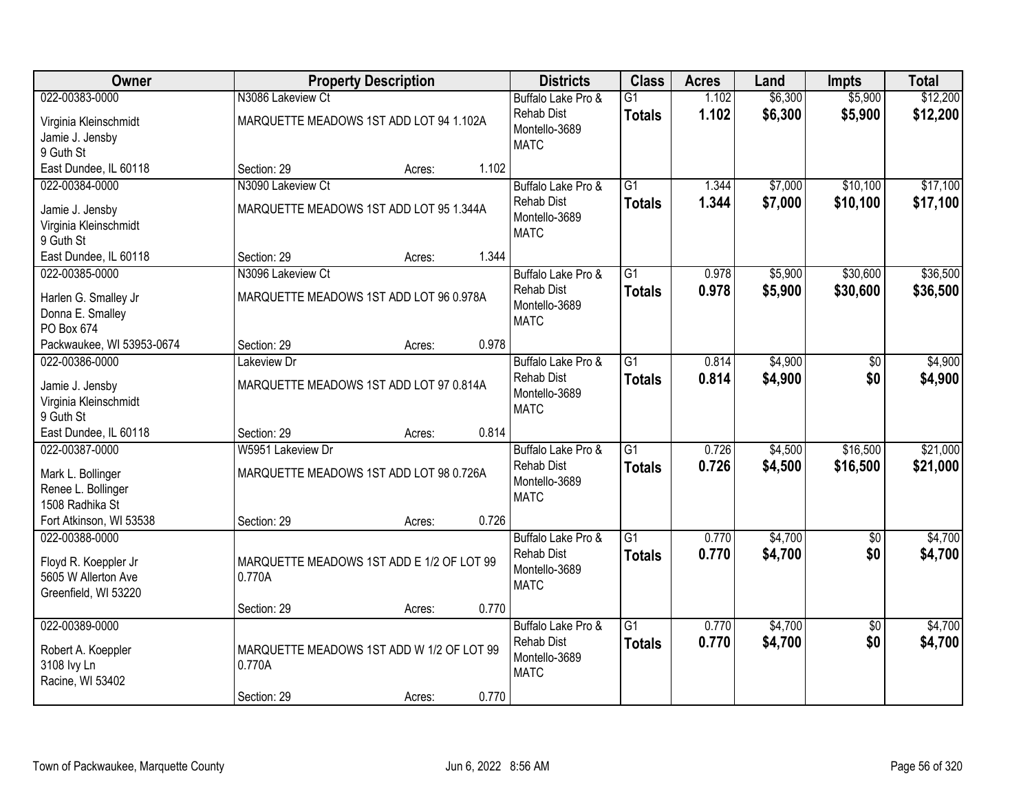| Owner | Property Description | Districts | Class | Acres | Land | Impts | Total |
|---|---|---|---|---|---|---|---|
| 022-00383-0000<br>Virginia Kleinschmidt<br>Jamie J. Jensby<br>9 Guth St<br>East Dundee, IL 60118 | N3086 Lakeview Ct<br>MARQUETTE MEADOWS 1ST ADD LOT 94 1.102A<br>Section: 29 Acres: 1.102 | Buffalo Lake Pro & Rehab Dist<br>Montello-3689<br>MATC | G1<br>**Totals** | 1.102<br>**1.102** | $6,300<br>**$6,300** | $5,900<br>**$5,900** | $12,200<br>**$12,200** |
| 022-00384-0000<br>Jamie J. Jensby<br>Virginia Kleinschmidt<br>9 Guth St<br>East Dundee, IL 60118 | N3090 Lakeview Ct<br>MARQUETTE MEADOWS 1ST ADD LOT 95 1.344A<br>Section: 29 Acres: 1.344 | Buffalo Lake Pro & Rehab Dist<br>Montello-3689<br>MATC | G1<br>**Totals** | 1.344<br>**1.344** | $7,000<br>**$7,000** | $10,100<br>**$10,100** | $17,100<br>**$17,100** |
| 022-00385-0000<br>Harlen G. Smalley Jr<br>Donna E. Smalley<br>PO Box 674<br>Packwaukee, WI 53953-0674 | N3096 Lakeview Ct<br>MARQUETTE MEADOWS 1ST ADD LOT 96 0.978A<br>Section: 29 Acres: 0.978 | Buffalo Lake Pro & Rehab Dist<br>Montello-3689<br>MATC | G1<br>**Totals** | 0.978<br>**0.978** | $5,900<br>**$5,900** | $30,600<br>**$30,600** | $36,500<br>**$36,500** |
| 022-00386-0000<br>Jamie J. Jensby<br>Virginia Kleinschmidt<br>9 Guth St<br>East Dundee, IL 60118 | Lakeview Dr<br>MARQUETTE MEADOWS 1ST ADD LOT 97 0.814A<br>Section: 29 Acres: 0.814 | Buffalo Lake Pro & Rehab Dist<br>Montello-3689<br>MATC | G1<br>**Totals** | 0.814<br>**0.814** | $4,900<br>**$4,900** | $0<br>**$0** | $4,900<br>**$4,900** |
| 022-00387-0000<br>Mark L. Bollinger<br>Renee L. Bollinger<br>1508 Radhika St<br>Fort Atkinson, WI 53538 | W5951 Lakeview Dr<br>MARQUETTE MEADOWS 1ST ADD LOT 98 0.726A<br>Section: 29 Acres: 0.726 | Buffalo Lake Pro & Rehab Dist<br>Montello-3689<br>MATC | G1<br>**Totals** | 0.726<br>**0.726** | $4,500<br>**$4,500** | $16,500<br>**$16,500** | $21,000<br>**$21,000** |
| 022-00388-0000<br>Floyd R. Koeppler Jr<br>5605 W Allerton Ave<br>Greenfield, WI 53220 | MARQUETTE MEADOWS 1ST ADD E 1/2 OF LOT 99 0.770A<br>Section: 29 Acres: 0.770 | Buffalo Lake Pro & Rehab Dist<br>Montello-3689<br>MATC | G1<br>**Totals** | 0.770<br>**0.770** | $4,700<br>**$4,700** | $0<br>**$0** | $4,700<br>**$4,700** |
| 022-00389-0000<br>Robert A. Koeppler<br>3108 Ivy Ln<br>Racine, WI 53402 | MARQUETTE MEADOWS 1ST ADD W 1/2 OF LOT 99 0.770A<br>Section: 29 Acres: 0.770 | Buffalo Lake Pro & Rehab Dist<br>Montello-3689<br>MATC | G1<br>**Totals** | 0.770<br>**0.770** | $4,700<br>**$4,700** | $0<br>**$0** | $4,700<br>**$4,700** |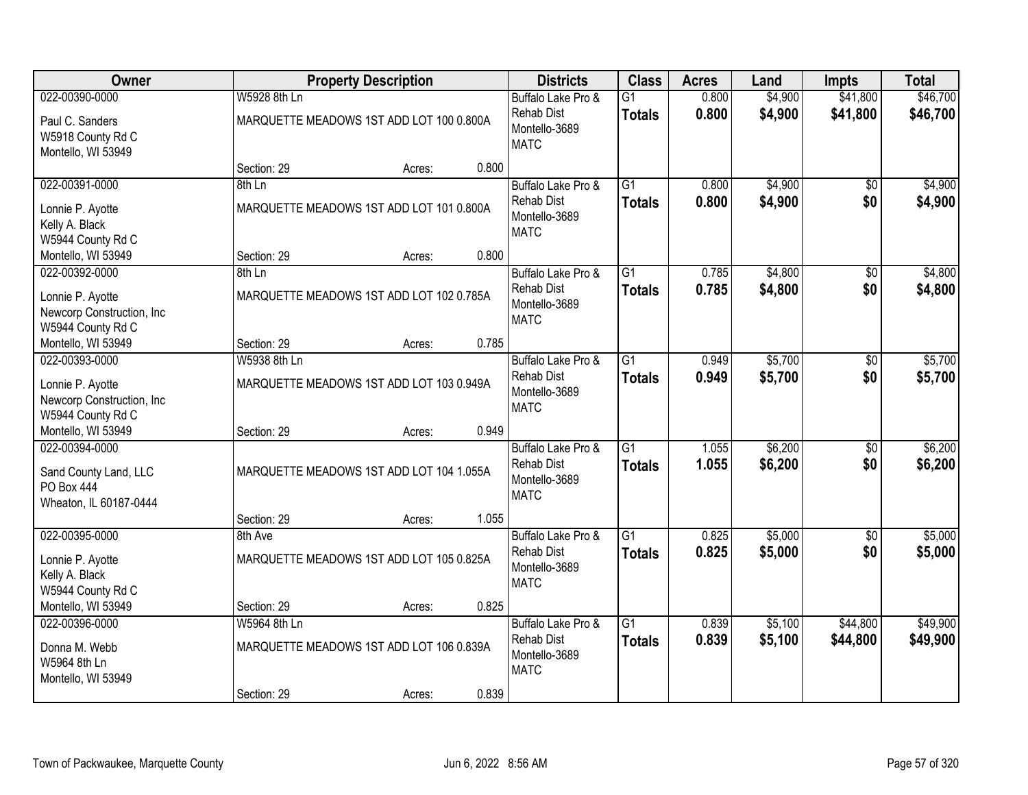| Owner | Property Description | | | Districts | Class | Acres | Land | Impts | Total |
|---|---|---|---|---|---|---|---|---|---|
| 022-00390-0000 | W5928 8th Ln | | | Buffalo Lake Pro & | G1 | 0.800 | $4,900 | $41,800 | $46,700 |
| Paul C. Sanders<br>W5918 County Rd C<br>Montello, WI 53949 | MARQUETTE MEADOWS 1ST ADD LOT 100 0.800A | | | Rehab Dist<br>Montello-3689<br>MATC | **Totals** | **0.800** | **$4,900** | **$41,800** | **$46,700** |
| | Section: 29 | Acres: | 0.800 | | | | | | |
| 022-00391-0000 | 8th Ln | | | Buffalo Lake Pro & | G1 | 0.800 | $4,900 | $0 | $4,900 |
| Lonnie P. Ayotte<br>Kelly A. Black<br>W5944 County Rd C<br>Montello, WI 53949 | MARQUETTE MEADOWS 1ST ADD LOT 101 0.800A | | | Rehab Dist<br>Montello-3689<br>MATC | **Totals** | **0.800** | **$4,900** | **$0** | **$4,900** |
| | Section: 29 | Acres: | 0.800 | | | | | | |
| 022-00392-0000 | 8th Ln | | | Buffalo Lake Pro & | G1 | 0.785 | $4,800 | $0 | $4,800 |
| Lonnie P. Ayotte<br>Newcorp Construction, Inc<br>W5944 County Rd C<br>Montello, WI 53949 | MARQUETTE MEADOWS 1ST ADD LOT 102 0.785A | | | Rehab Dist<br>Montello-3689<br>MATC | **Totals** | **0.785** | **$4,800** | **$0** | **$4,800** |
| | Section: 29 | Acres: | 0.785 | | | | | | |
| 022-00393-0000 | W5938 8th Ln | | | Buffalo Lake Pro & | G1 | 0.949 | $5,700 | $0 | $5,700 |
| Lonnie P. Ayotte<br>Newcorp Construction, Inc<br>W5944 County Rd C<br>Montello, WI 53949 | MARQUETTE MEADOWS 1ST ADD LOT 103 0.949A | | | Rehab Dist<br>Montello-3689<br>MATC | **Totals** | **0.949** | **$5,700** | **$0** | **$5,700** |
| | Section: 29 | Acres: | 0.949 | | | | | | |
| 022-00394-0000 | | | | Buffalo Lake Pro & | G1 | 1.055 | $6,200 | $0 | $6,200 |
| Sand County Land, LLC<br>PO Box 444<br>Wheaton, IL 60187-0444 | MARQUETTE MEADOWS 1ST ADD LOT 104 1.055A | | | Rehab Dist<br>Montello-3689<br>MATC | **Totals** | **1.055** | **$6,200** | **$0** | **$6,200** |
| | Section: 29 | Acres: | 1.055 | | | | | | |
| 022-00395-0000 | 8th Ave | | | Buffalo Lake Pro & | G1 | 0.825 | $5,000 | $0 | $5,000 |
| Lonnie P. Ayotte<br>Kelly A. Black<br>W5944 County Rd C<br>Montello, WI 53949 | MARQUETTE MEADOWS 1ST ADD LOT 105 0.825A | | | Rehab Dist<br>Montello-3689<br>MATC | **Totals** | **0.825** | **$5,000** | **$0** | **$5,000** |
| | Section: 29 | Acres: | 0.825 | | | | | | |
| 022-00396-0000 | W5964 8th Ln | | | Buffalo Lake Pro & | G1 | 0.839 | $5,100 | $44,800 | $49,900 |
| Donna M. Webb<br>W5964 8th Ln<br>Montello, WI 53949 | MARQUETTE MEADOWS 1ST ADD LOT 106 0.839A | | | Rehab Dist<br>Montello-3689<br>MATC | **Totals** | **0.839** | **$5,100** | **$44,800** | **$49,900** |
| | Section: 29 | Acres: | 0.839 | | | | | | |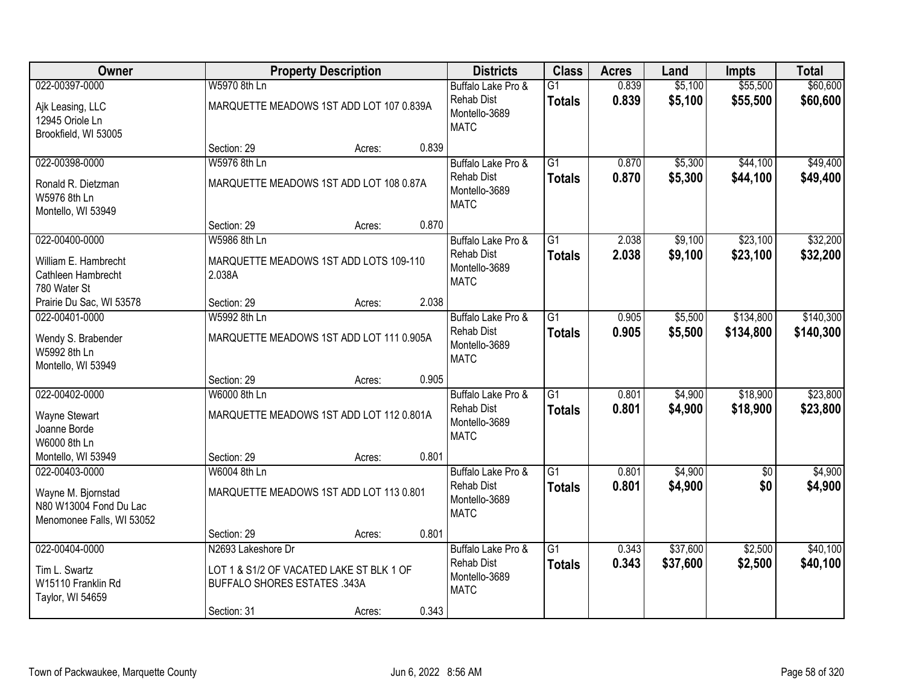| Owner | Property Description | | | Districts | Class | Acres | Land | Impts | Total |
|---|---|---|---|---|---|---|---|---|---|
| 022-00397-0000<br>Ajk Leasing, LLC<br>12945 Oriole Ln<br>Brookfield, WI 53005 | W5970 8th Ln<br>MARQUETTE MEADOWS 1ST ADD LOT 107 0.839A<br>Section: 29 | Acres: | 0.839 | Buffalo Lake Pro & Rehab Dist<br>Montello-3689<br>MATC | G1<br>**Totals** | 0.839<br>**0.839** | $5,100<br>**$5,100** | $55,500<br>**$55,500** | $60,600<br>**$60,600** |
| 022-00398-0000<br>Ronald R. Dietzman<br>W5976 8th Ln<br>Montello, WI 53949 | W5976 8th Ln<br>MARQUETTE MEADOWS 1ST ADD LOT 108 0.87A<br>Section: 29 | Acres: | 0.870 | Buffalo Lake Pro & Rehab Dist<br>Montello-3689<br>MATC | G1<br>**Totals** | 0.870<br>**0.870** | $5,300<br>**$5,300** | $44,100<br>**$44,100** | $49,400<br>**$49,400** |
| 022-00400-0000<br>William E. Hambrecht<br>Cathleen Hambrecht<br>780 Water St<br>Prairie Du Sac, WI 53578 | W5986 8th Ln<br>MARQUETTE MEADOWS 1ST ADD LOTS 109-110 2.038A<br>Section: 29 | Acres: | 2.038 | Buffalo Lake Pro & Rehab Dist<br>Montello-3689<br>MATC | G1<br>**Totals** | 2.038<br>**2.038** | $9,100<br>**$9,100** | $23,100<br>**$23,100** | $32,200<br>**$32,200** |
| 022-00401-0000<br>Wendy S. Brabender<br>W5992 8th Ln<br>Montello, WI 53949 | W5992 8th Ln<br>MARQUETTE MEADOWS 1ST ADD LOT 111 0.905A<br>Section: 29 | Acres: | 0.905 | Buffalo Lake Pro & Rehab Dist<br>Montello-3689<br>MATC | G1<br>**Totals** | 0.905<br>**0.905** | $5,500<br>**$5,500** | $134,800<br>**$134,800** | $140,300<br>**$140,300** |
| 022-00402-0000<br>Wayne Stewart<br>Joanne Borde<br>W6000 8th Ln<br>Montello, WI 53949 | W6000 8th Ln<br>MARQUETTE MEADOWS 1ST ADD LOT 112 0.801A<br>Section: 29 | Acres: | 0.801 | Buffalo Lake Pro & Rehab Dist<br>Montello-3689<br>MATC | G1<br>**Totals** | 0.801<br>**0.801** | $4,900<br>**$4,900** | $18,900<br>**$18,900** | $23,800<br>**$23,800** |
| 022-00403-0000<br>Wayne M. Bjornstad<br>N80 W13004 Fond Du Lac<br>Menomonee Falls, WI 53052 | W6004 8th Ln<br>MARQUETTE MEADOWS 1ST ADD LOT 113 0.801<br>Section: 29 | Acres: | 0.801 | Buffalo Lake Pro & Rehab Dist<br>Montello-3689<br>MATC | G1<br>**Totals** | 0.801<br>**0.801** | $4,900<br>**$4,900** | $0<br>**$0** | $4,900<br>**$4,900** |
| 022-00404-0000<br>Tim L. Swartz<br>W15110 Franklin Rd<br>Taylor, WI 54659 | N2693 Lakeshore Dr<br>LOT 1 & S1/2 OF VACATED LAKE ST BLK 1 OF BUFFALO SHORES ESTATES .343A<br>Section: 31 | Acres: | 0.343 | Buffalo Lake Pro & Rehab Dist<br>Montello-3689<br>MATC | G1<br>**Totals** | 0.343<br>**0.343** | $37,600<br>**$37,600** | $2,500<br>**$2,500** | $40,100<br>**$40,100** |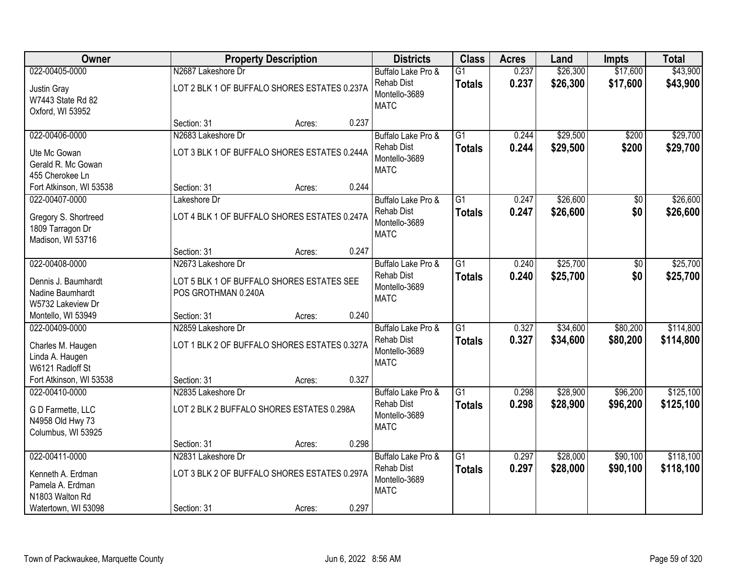| Owner | Property Description | | | Districts | Class | Acres | Land | Impts | Total |
|---|---|---|---|---|---|---|---|---|---|
| 022-00405-0000<br>Justin Gray<br>W7443 State Rd 82<br>Oxford, WI 53952 | N2687 Lakeshore Dr<br>LOT 2 BLK 1 OF BUFFALO SHORES ESTATES 0.237A | | | Buffalo Lake Pro & Rehab Dist<br>Montello-3689<br>MATC | G1<br>**Totals** | 0.237<br>**0.237** | $26,300<br>**$26,300** | $17,600<br>**$17,600** | $43,900<br>**$43,900** |
| | Section: 31 | Acres: | 0.237 | | | | | | |
| 022-00406-0000<br>Ute Mc Gowan<br>Gerald R. Mc Gowan<br>455 Cherokee Ln<br>Fort Atkinson, WI 53538 | N2683 Lakeshore Dr<br>LOT 3 BLK 1 OF BUFFALO SHORES ESTATES 0.244A | | | Buffalo Lake Pro & Rehab Dist<br>Montello-3689<br>MATC | G1<br>**Totals** | 0.244<br>**0.244** | $29,500<br>**$29,500** | $200<br>**$200** | $29,700<br>**$29,700** |
| | Section: 31 | Acres: | 0.244 | | | | | | |
| 022-00407-0000<br>Gregory S. Shortreed<br>1809 Tarragon Dr<br>Madison, WI 53716 | Lakeshore Dr<br>LOT 4 BLK 1 OF BUFFALO SHORES ESTATES 0.247A | | | Buffalo Lake Pro & Rehab Dist<br>Montello-3689<br>MATC | G1<br>**Totals** | 0.247<br>**0.247** | $26,600<br>**$26,600** | $0<br>**$0** | $26,600<br>**$26,600** |
| | Section: 31 | Acres: | 0.247 | | | | | | |
| 022-00408-0000<br>Dennis J. Baumhardt<br>Nadine Baumhardt<br>W5732 Lakeview Dr<br>Montello, WI 53949 | N2673 Lakeshore Dr<br>LOT 5 BLK 1 OF BUFFALO SHORES ESTATES SEE POS GROTHMAN 0.240A | | | Buffalo Lake Pro & Rehab Dist<br>Montello-3689<br>MATC | G1<br>**Totals** | 0.240<br>**0.240** | $25,700<br>**$25,700** | $0<br>**$0** | $25,700<br>**$25,700** |
| | Section: 31 | Acres: | 0.240 | | | | | | |
| 022-00409-0000<br>Charles M. Haugen<br>Linda A. Haugen<br>W6121 Radloff St<br>Fort Atkinson, WI 53538 | N2859 Lakeshore Dr<br>LOT 1 BLK 2 OF BUFFALO SHORES ESTATES 0.327A | | | Buffalo Lake Pro & Rehab Dist<br>Montello-3689<br>MATC | G1<br>**Totals** | 0.327<br>**0.327** | $34,600<br>**$34,600** | $80,200<br>**$80,200** | $114,800<br>**$114,800** |
| | Section: 31 | Acres: | 0.327 | | | | | | |
| 022-00410-0000<br>G D Farmette, LLC<br>N4958 Old Hwy 73<br>Columbus, WI 53925 | N2835 Lakeshore Dr<br>LOT 2 BLK 2 BUFFALO SHORES ESTATES 0.298A | | | Buffalo Lake Pro & Rehab Dist<br>Montello-3689<br>MATC | G1<br>**Totals** | 0.298<br>**0.298** | $28,900<br>**$28,900** | $96,200<br>**$96,200** | $125,100<br>**$125,100** |
| | Section: 31 | Acres: | 0.298 | | | | | | |
| 022-00411-0000<br>Kenneth A. Erdman<br>Pamela A. Erdman<br>N1803 Walton Rd<br>Watertown, WI 53098 | N2831 Lakeshore Dr<br>LOT 3 BLK 2 OF BUFFALO SHORES ESTATES 0.297A | | | Buffalo Lake Pro & Rehab Dist<br>Montello-3689<br>MATC | G1<br>**Totals** | 0.297<br>**0.297** | $28,000<br>**$28,000** | $90,100<br>**$90,100** | $118,100<br>**$118,100** |
| | Section: 31 | Acres: | 0.297 | | | | | | |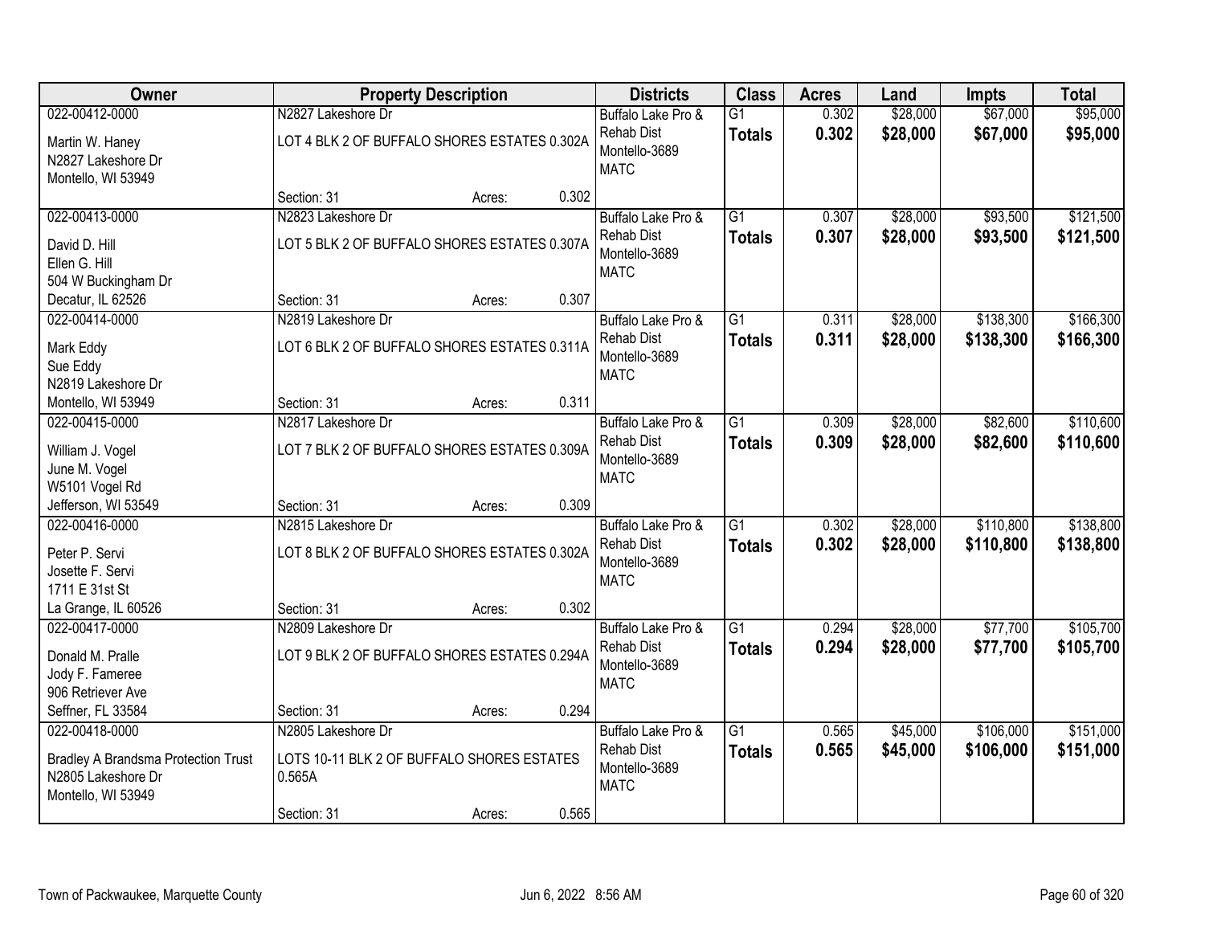| Owner | Property Description | | | Districts | Class | Acres | Land | Impts | Total |
|---|---|---|---|---|---|---|---|---|---|
| 022-00412-0000<br>Martin W. Haney<br>N2827 Lakeshore Dr<br>Montello, WI 53949 | N2827 Lakeshore Dr<br>LOT 4 BLK 2 OF BUFFALO SHORES ESTATES 0.302A<br>Section: 31 | Acres: | 0.302 | Buffalo Lake Pro & Rehab Dist<br>Montello-3689<br>MATC | G1<br>**Totals** | 0.302<br>**0.302** | $28,000<br>**$28,000** | $67,000<br>**$67,000** | $95,000<br>**$95,000** |
| 022-00413-0000<br>David D. Hill<br>Ellen G. Hill<br>504 W Buckingham Dr<br>Decatur, IL 62526 | N2823 Lakeshore Dr<br>LOT 5 BLK 2 OF BUFFALO SHORES ESTATES 0.307A<br>Section: 31 | Acres: | 0.307 | Buffalo Lake Pro & Rehab Dist<br>Montello-3689<br>MATC | G1<br>**Totals** | 0.307<br>**0.307** | $28,000<br>**$28,000** | $93,500<br>**$93,500** | $121,500<br>**$121,500** |
| 022-00414-0000<br>Mark Eddy<br>Sue Eddy<br>N2819 Lakeshore Dr<br>Montello, WI 53949 | N2819 Lakeshore Dr<br>LOT 6 BLK 2 OF BUFFALO SHORES ESTATES 0.311A<br>Section: 31 | Acres: | 0.311 | Buffalo Lake Pro & Rehab Dist<br>Montello-3689<br>MATC | G1<br>**Totals** | 0.311<br>**0.311** | $28,000<br>**$28,000** | $138,300<br>**$138,300** | $166,300<br>**$166,300** |
| 022-00415-0000<br>William J. Vogel<br>June M. Vogel<br>W5101 Vogel Rd<br>Jefferson, WI 53549 | N2817 Lakeshore Dr<br>LOT 7 BLK 2 OF BUFFALO SHORES ESTATES 0.309A<br>Section: 31 | Acres: | 0.309 | Buffalo Lake Pro & Rehab Dist<br>Montello-3689<br>MATC | G1<br>**Totals** | 0.309<br>**0.309** | $28,000<br>**$28,000** | $82,600<br>**$82,600** | $110,600<br>**$110,600** |
| 022-00416-0000<br>Peter P. Servi<br>Josette F. Servi<br>1711 E 31st St<br>La Grange, IL 60526 | N2815 Lakeshore Dr<br>LOT 8 BLK 2 OF BUFFALO SHORES ESTATES 0.302A<br>Section: 31 | Acres: | 0.302 | Buffalo Lake Pro & Rehab Dist<br>Montello-3689<br>MATC | G1<br>**Totals** | 0.302<br>**0.302** | $28,000<br>**$28,000** | $110,800<br>**$110,800** | $138,800<br>**$138,800** |
| 022-00417-0000<br>Donald M. Pralle<br>Jody F. Fameree<br>906 Retriever Ave<br>Seffner, FL 33584 | N2809 Lakeshore Dr<br>LOT 9 BLK 2 OF BUFFALO SHORES ESTATES 0.294A<br>Section: 31 | Acres: | 0.294 | Buffalo Lake Pro & Rehab Dist<br>Montello-3689<br>MATC | G1<br>**Totals** | 0.294<br>**0.294** | $28,000<br>**$28,000** | $77,700<br>**$77,700** | $105,700<br>**$105,700** |
| 022-00418-0000<br>Bradley A Brandsma Protection Trust<br>N2805 Lakeshore Dr<br>Montello, WI 53949 | N2805 Lakeshore Dr<br>LOTS 10-11 BLK 2 OF BUFFALO SHORES ESTATES 0.565A<br>Section: 31 | Acres: | 0.565 | Buffalo Lake Pro & Rehab Dist<br>Montello-3689<br>MATC | G1<br>**Totals** | 0.565<br>**0.565** | $45,000<br>**$45,000** | $106,000<br>**$106,000** | $151,000<br>**$151,000** |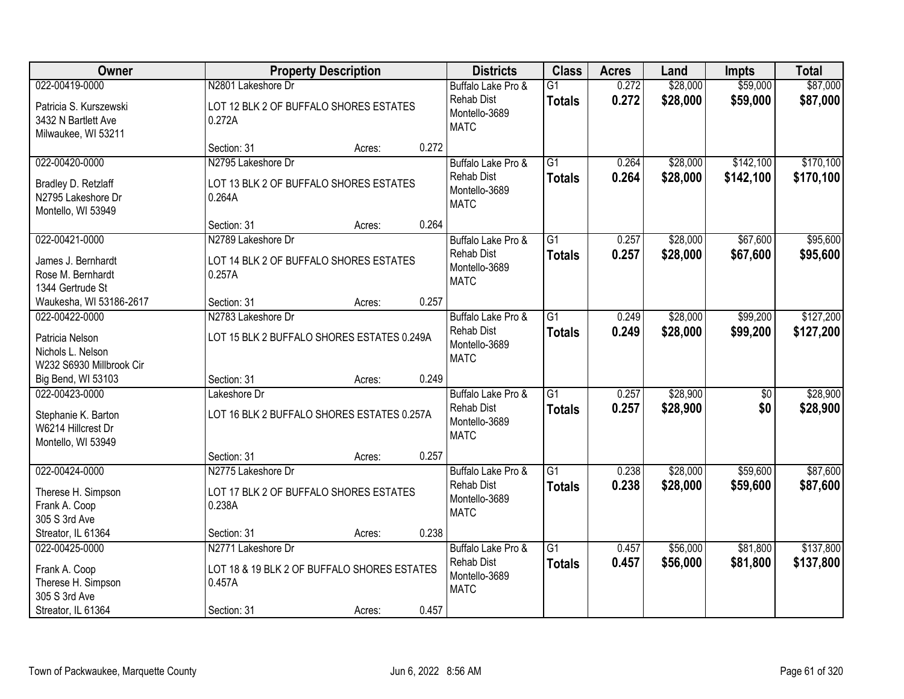| Owner | Property Description | | | Districts | Class | Acres | Land | Impts | Total |
|---|---|---|---|---|---|---|---|---|---|
| 022-00419-0000<br>Patricia S. Kurszewski<br>3432 N Bartlett Ave<br>Milwaukee, WI 53211 | N2801 Lakeshore Dr<br>LOT 12 BLK 2 OF BUFFALO SHORES ESTATES 0.272A<br>Section: 31 | Acres: | 0.272 | Buffalo Lake Pro & Rehab Dist<br>Montello-3689<br>MATC | G1<br>**Totals** | 0.272<br>**0.272** | $28,000<br>**$28,000** | $59,000<br>**$59,000** | $87,000<br>**$87,000** |
| 022-00420-0000<br>Bradley D. Retzlaff<br>N2795 Lakeshore Dr<br>Montello, WI 53949 | N2795 Lakeshore Dr<br>LOT 13 BLK 2 OF BUFFALO SHORES ESTATES 0.264A<br>Section: 31 | Acres: | 0.264 | Buffalo Lake Pro & Rehab Dist<br>Montello-3689<br>MATC | G1<br>**Totals** | 0.264<br>**0.264** | $28,000<br>**$28,000** | $142,100<br>**$142,100** | $170,100<br>**$170,100** |
| 022-00421-0000<br>James J. Bernhardt<br>Rose M. Bernhardt<br>1344 Gertrude St<br>Waukesha, WI 53186-2617 | N2789 Lakeshore Dr<br>LOT 14 BLK 2 OF BUFFALO SHORES ESTATES 0.257A<br>Section: 31 | Acres: | 0.257 | Buffalo Lake Pro & Rehab Dist<br>Montello-3689<br>MATC | G1<br>**Totals** | 0.257<br>**0.257** | $28,000<br>**$28,000** | $67,600<br>**$67,600** | $95,600<br>**$95,600** |
| 022-00422-0000<br>Patricia Nelson<br>Nichols L. Nelson<br>W232 S6930 Millbrook Cir<br>Big Bend, WI 53103 | N2783 Lakeshore Dr<br>LOT 15 BLK 2 BUFFALO SHORES ESTATES 0.249A<br>Section: 31 | Acres: | 0.249 | Buffalo Lake Pro & Rehab Dist<br>Montello-3689<br>MATC | G1<br>**Totals** | 0.249<br>**0.249** | $28,000<br>**$28,000** | $99,200<br>**$99,200** | $127,200<br>**$127,200** |
| 022-00423-0000<br>Stephanie K. Barton<br>W6214 Hillcrest Dr<br>Montello, WI 53949 | Lakeshore Dr<br>LOT 16 BLK 2 BUFFALO SHORES ESTATES 0.257A<br>Section: 31 | Acres: | 0.257 | Buffalo Lake Pro & Rehab Dist<br>Montello-3689<br>MATC | G1<br>**Totals** | 0.257<br>**0.257** | $28,900<br>**$28,900** | $0<br>**$0** | $28,900<br>**$28,900** |
| 022-00424-0000<br>Therese H. Simpson<br>Frank A. Coop<br>305 S 3rd Ave<br>Streator, IL 61364 | N2775 Lakeshore Dr<br>LOT 17 BLK 2 OF BUFFALO SHORES ESTATES 0.238A<br>Section: 31 | Acres: | 0.238 | Buffalo Lake Pro & Rehab Dist<br>Montello-3689<br>MATC | G1<br>**Totals** | 0.238<br>**0.238** | $28,000<br>**$28,000** | $59,600<br>**$59,600** | $87,600<br>**$87,600** |
| 022-00425-0000<br>Frank A. Coop<br>Therese H. Simpson<br>305 S 3rd Ave<br>Streator, IL 61364 | N2771 Lakeshore Dr<br>LOT 18 & 19 BLK 2 OF BUFFALO SHORES ESTATES 0.457A<br>Section: 31 | Acres: | 0.457 | Buffalo Lake Pro & Rehab Dist<br>Montello-3689<br>MATC | G1<br>**Totals** | 0.457<br>**0.457** | $56,000<br>**$56,000** | $81,800<br>**$81,800** | $137,800<br>**$137,800** |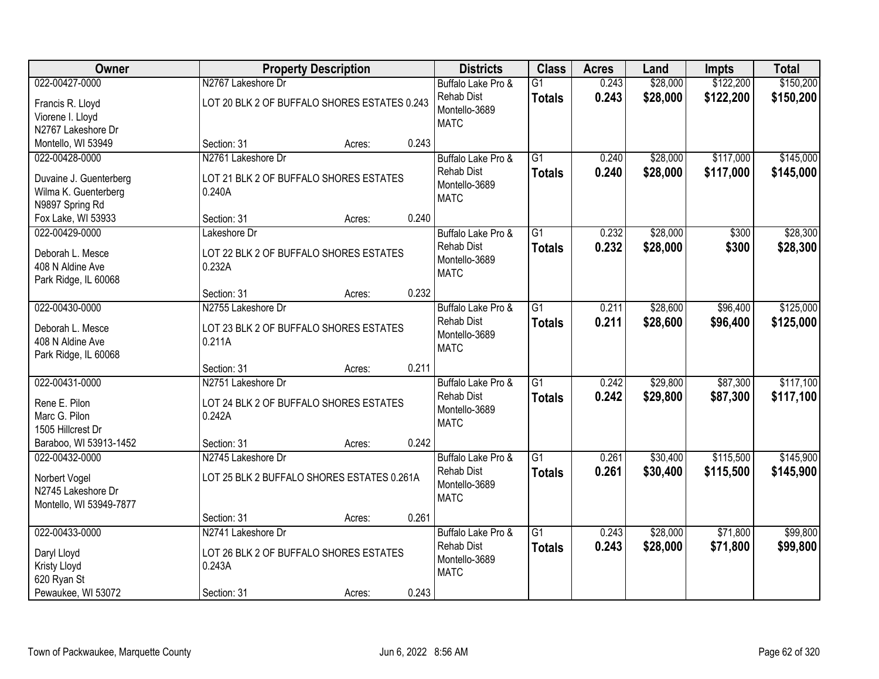| Owner | Property Description | Districts | Class | Acres | Land | Impts | Total |
|---|---|---|---|---|---|---|---|
| 022-00427-0000<br>Francis R. Lloyd<br>Viorene I. Lloyd<br>N2767 Lakeshore Dr<br>Montello, WI 53949 | N2767 Lakeshore Dr<br>LOT 20 BLK 2 OF BUFFALO SHORES ESTATES 0.243<br>Section: 31 Acres: 0.243 | Buffalo Lake Pro & Rehab Dist<br>Montello-3689<br>MATC | G1<br>**Totals** | 0.243<br>**0.243** | $28,000<br>**$28,000** | $122,200<br>**$122,200** | $150,200<br>**$150,200** |
| 022-00428-0000<br>Duvaine J. Guenterberg<br>Wilma K. Guenterberg<br>N9897 Spring Rd<br>Fox Lake, WI 53933 | N2761 Lakeshore Dr<br>LOT 21 BLK 2 OF BUFFALO SHORES ESTATES 0.240A<br>Section: 31 Acres: 0.240 | Buffalo Lake Pro & Rehab Dist<br>Montello-3689<br>MATC | G1<br>**Totals** | 0.240<br>**0.240** | $28,000<br>**$28,000** | $117,000<br>**$117,000** | $145,000<br>**$145,000** |
| 022-00429-0000<br>Deborah L. Mesce<br>408 N Aldine Ave<br>Park Ridge, IL 60068 | Lakeshore Dr<br>LOT 22 BLK 2 OF BUFFALO SHORES ESTATES 0.232A<br>Section: 31 Acres: 0.232 | Buffalo Lake Pro & Rehab Dist<br>Montello-3689<br>MATC | G1<br>**Totals** | 0.232<br>**0.232** | $28,000<br>**$28,000** | $300<br>**$300** | $28,300<br>**$28,300** |
| 022-00430-0000<br>Deborah L. Mesce<br>408 N Aldine Ave<br>Park Ridge, IL 60068 | N2755 Lakeshore Dr<br>LOT 23 BLK 2 OF BUFFALO SHORES ESTATES 0.211A<br>Section: 31 Acres: 0.211 | Buffalo Lake Pro & Rehab Dist<br>Montello-3689<br>MATC | G1<br>**Totals** | 0.211<br>**0.211** | $28,600<br>**$28,600** | $96,400<br>**$96,400** | $125,000<br>**$125,000** |
| 022-00431-0000<br>Rene E. Pilon<br>Marc G. Pilon<br>1505 Hillcrest Dr<br>Baraboo, WI 53913-1452 | N2751 Lakeshore Dr<br>LOT 24 BLK 2 OF BUFFALO SHORES ESTATES 0.242A<br>Section: 31 Acres: 0.242 | Buffalo Lake Pro & Rehab Dist<br>Montello-3689<br>MATC | G1<br>**Totals** | 0.242<br>**0.242** | $29,800<br>**$29,800** | $87,300<br>**$87,300** | $117,100<br>**$117,100** |
| 022-00432-0000<br>Norbert Vogel<br>N2745 Lakeshore Dr<br>Montello, WI 53949-7877 | N2745 Lakeshore Dr<br>LOT 25 BLK 2 BUFFALO SHORES ESTATES 0.261A<br>Section: 31 Acres: 0.261 | Buffalo Lake Pro & Rehab Dist<br>Montello-3689<br>MATC | G1<br>**Totals** | 0.261<br>**0.261** | $30,400<br>**$30,400** | $115,500<br>**$115,500** | $145,900<br>**$145,900** |
| 022-00433-0000<br>Daryl Lloyd<br>Kristy Lloyd<br>620 Ryan St<br>Pewaukee, WI 53072 | N2741 Lakeshore Dr<br>LOT 26 BLK 2 OF BUFFALO SHORES ESTATES 0.243A<br>Section: 31 Acres: 0.243 | Buffalo Lake Pro & Rehab Dist<br>Montello-3689<br>MATC | G1<br>**Totals** | 0.243<br>**0.243** | $28,000<br>**$28,000** | $71,800<br>**$71,800** | $99,800<br>**$99,800** |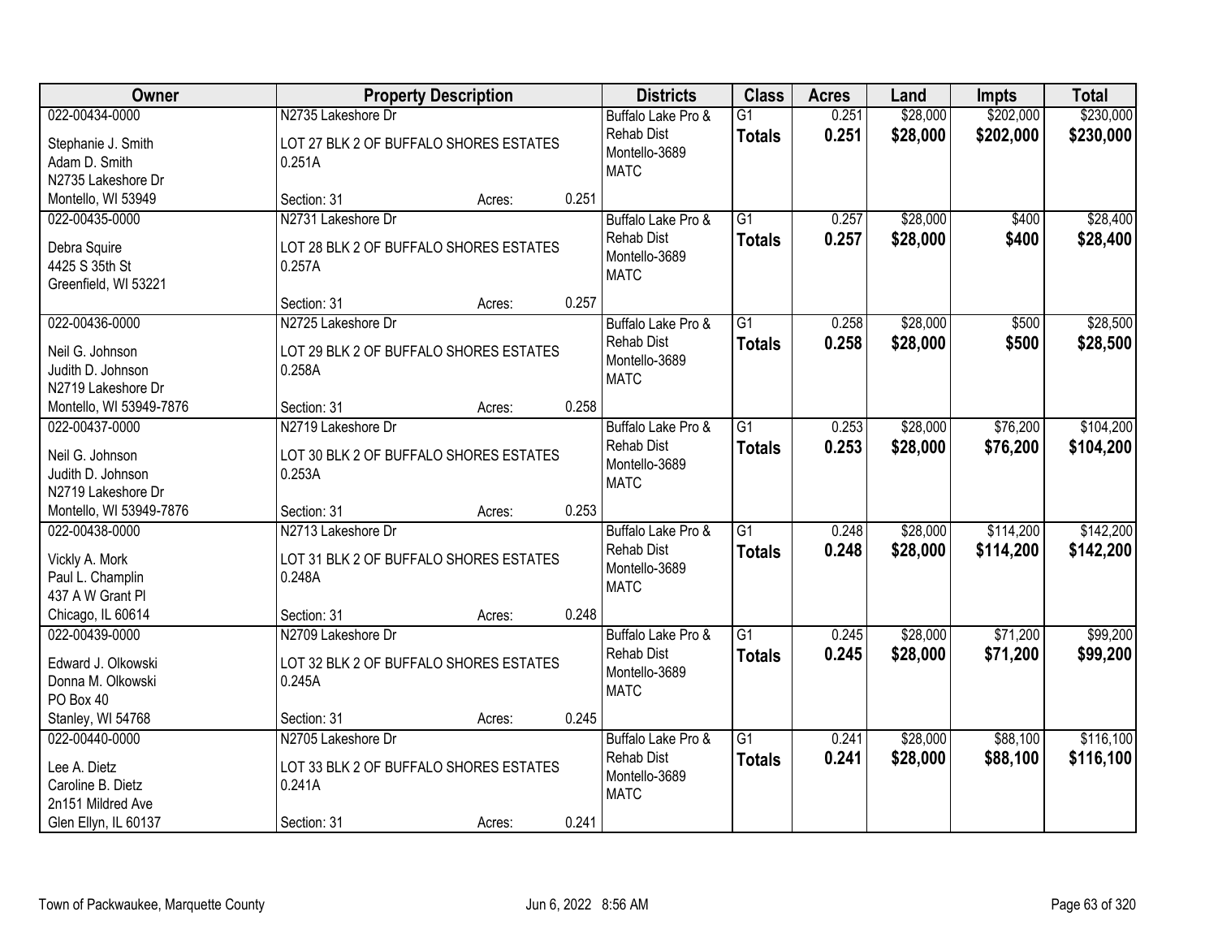| Owner | Property Description | | | Districts | Class | Acres | Land | Impts | Total |
|---|---|---|---|---|---|---|---|---|---|
| 022-00434-0000<br>Stephanie J. Smith<br>Adam D. Smith<br>N2735 Lakeshore Dr<br>Montello, WI 53949 | N2735 Lakeshore Dr<br>LOT 27 BLK 2 OF BUFFALO SHORES ESTATES 0.251A<br>Section: 31 | Acres: | 0.251 | Buffalo Lake Pro & Rehab Dist<br>Montello-3689<br>MATC | G1<br>**Totals** | 0.251<br>**0.251** | $28,000<br>**$28,000** | $202,000<br>**$202,000** | $230,000<br>**$230,000** |
| 022-00435-0000<br>Debra Squire<br>4425 S 35th St<br>Greenfield, WI 53221 | N2731 Lakeshore Dr<br>LOT 28 BLK 2 OF BUFFALO SHORES ESTATES 0.257A<br>Section: 31 | Acres: | 0.257 | Buffalo Lake Pro & Rehab Dist<br>Montello-3689<br>MATC | G1<br>**Totals** | 0.257<br>**0.257** | $28,000<br>**$28,000** | $400<br>**$400** | $28,400<br>**$28,400** |
| 022-00436-0000<br>Neil G. Johnson<br>Judith D. Johnson<br>N2719 Lakeshore Dr<br>Montello, WI 53949-7876 | N2725 Lakeshore Dr<br>LOT 29 BLK 2 OF BUFFALO SHORES ESTATES 0.258A<br>Section: 31 | Acres: | 0.258 | Buffalo Lake Pro & Rehab Dist<br>Montello-3689<br>MATC | G1<br>**Totals** | 0.258<br>**0.258** | $28,000<br>**$28,000** | $500<br>**$500** | $28,500<br>**$28,500** |
| 022-00437-0000<br>Neil G. Johnson<br>Judith D. Johnson<br>N2719 Lakeshore Dr<br>Montello, WI 53949-7876 | N2719 Lakeshore Dr<br>LOT 30 BLK 2 OF BUFFALO SHORES ESTATES 0.253A<br>Section: 31 | Acres: | 0.253 | Buffalo Lake Pro & Rehab Dist<br>Montello-3689<br>MATC | G1<br>**Totals** | 0.253<br>**0.253** | $28,000<br>**$28,000** | $76,200<br>**$76,200** | $104,200<br>**$104,200** |
| 022-00438-0000<br>Vickly A. Mork<br>Paul L. Champlin<br>437 A W Grant Pl<br>Chicago, IL 60614 | N2713 Lakeshore Dr<br>LOT 31 BLK 2 OF BUFFALO SHORES ESTATES 0.248A<br>Section: 31 | Acres: | 0.248 | Buffalo Lake Pro & Rehab Dist<br>Montello-3689<br>MATC | G1<br>**Totals** | 0.248<br>**0.248** | $28,000<br>**$28,000** | $114,200<br>**$114,200** | $142,200<br>**$142,200** |
| 022-00439-0000<br>Edward J. Olkowski<br>Donna M. Olkowski<br>PO Box 40<br>Stanley, WI 54768 | N2709 Lakeshore Dr<br>LOT 32 BLK 2 OF BUFFALO SHORES ESTATES 0.245A<br>Section: 31 | Acres: | 0.245 | Buffalo Lake Pro & Rehab Dist<br>Montello-3689<br>MATC | G1<br>**Totals** | 0.245<br>**0.245** | $28,000<br>**$28,000** | $71,200<br>**$71,200** | $99,200<br>**$99,200** |
| 022-00440-0000<br>Lee A. Dietz<br>Caroline B. Dietz<br>2n151 Mildred Ave<br>Glen Ellyn, IL 60137 | N2705 Lakeshore Dr<br>LOT 33 BLK 2 OF BUFFALO SHORES ESTATES 0.241A<br>Section: 31 | Acres: | 0.241 | Buffalo Lake Pro & Rehab Dist<br>Montello-3689<br>MATC | G1<br>**Totals** | 0.241<br>**0.241** | $28,000<br>**$28,000** | $88,100<br>**$88,100** | $116,100<br>**$116,100** |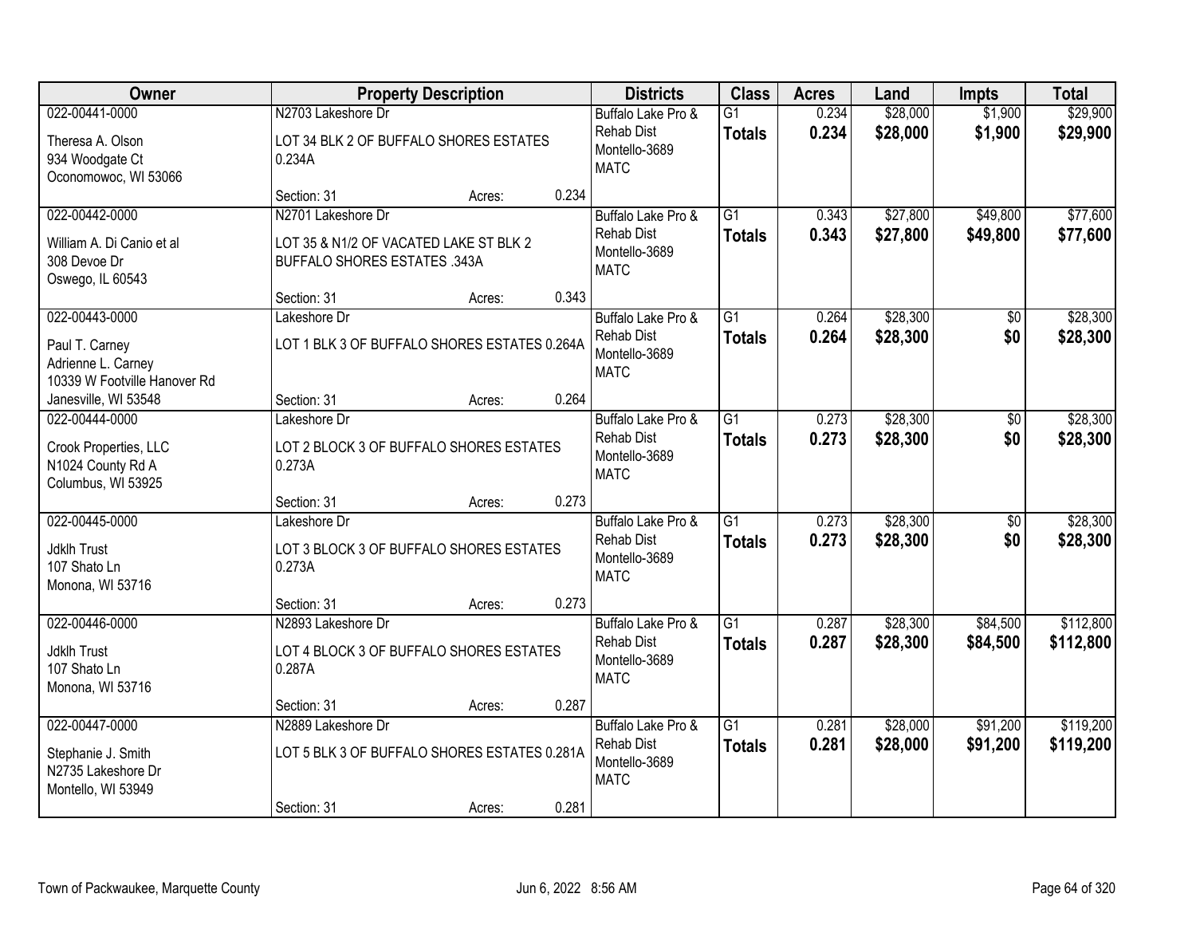| Owner | Property Description | | | Districts | Class | Acres | Land | Impts | Total |
|---|---|---|---|---|---|---|---|---|---|
| 022-00441-0000<br>Theresa A. Olson<br>934 Woodgate Ct<br>Oconomowoc, WI 53066 | N2703 Lakeshore Dr<br>LOT 34 BLK 2 OF BUFFALO SHORES ESTATES 0.234A<br>Section: 31 | Acres: | 0.234 | Buffalo Lake Pro & Rehab Dist<br>Montello-3689<br>MATC | G1<br>**Totals** | 0.234<br>**0.234** | $28,000<br>**$28,000** | $1,900<br>**$1,900** | $29,900<br>**$29,900** |
| 022-00442-0000<br>William A. Di Canio et al<br>308 Devoe Dr<br>Oswego, IL 60543 | N2701 Lakeshore Dr<br>LOT 35 & N1/2 OF VACATED LAKE ST BLK 2 BUFFALO SHORES ESTATES .343A<br>Section: 31 | Acres: | 0.343 | Buffalo Lake Pro & Rehab Dist<br>Montello-3689<br>MATC | G1<br>**Totals** | 0.343<br>**0.343** | $27,800<br>**$27,800** | $49,800<br>**$49,800** | $77,600<br>**$77,600** |
| 022-00443-0000<br>Paul T. Carney<br>Adrienne L. Carney<br>10339 W Footville Hanover Rd<br>Janesville, WI 53548 | Lakeshore Dr<br>LOT 1 BLK 3 OF BUFFALO SHORES ESTATES 0.264A<br>Section: 31 | Acres: | 0.264 | Buffalo Lake Pro & Rehab Dist<br>Montello-3689<br>MATC | G1<br>**Totals** | 0.264<br>**0.264** | $28,300<br>**$28,300** | $0<br>**$0** | $28,300<br>**$28,300** |
| 022-00444-0000<br>Crook Properties, LLC<br>N1024 County Rd A<br>Columbus, WI 53925 | Lakeshore Dr<br>LOT 2 BLOCK 3 OF BUFFALO SHORES ESTATES 0.273A<br>Section: 31 | Acres: | 0.273 | Buffalo Lake Pro & Rehab Dist<br>Montello-3689<br>MATC | G1<br>**Totals** | 0.273<br>**0.273** | $28,300<br>**$28,300** | $0<br>**$0** | $28,300<br>**$28,300** |
| 022-00445-0000<br>Jdklh Trust<br>107 Shato Ln<br>Monona, WI 53716 | Lakeshore Dr<br>LOT 3 BLOCK 3 OF BUFFALO SHORES ESTATES 0.273A<br>Section: 31 | Acres: | 0.273 | Buffalo Lake Pro & Rehab Dist<br>Montello-3689<br>MATC | G1<br>**Totals** | 0.273<br>**0.273** | $28,300<br>**$28,300** | $0<br>**$0** | $28,300<br>**$28,300** |
| 022-00446-0000<br>Jdklh Trust<br>107 Shato Ln<br>Monona, WI 53716 | N2893 Lakeshore Dr<br>LOT 4 BLOCK 3 OF BUFFALO SHORES ESTATES 0.287A<br>Section: 31 | Acres: | 0.287 | Buffalo Lake Pro & Rehab Dist<br>Montello-3689<br>MATC | G1<br>**Totals** | 0.287<br>**0.287** | $28,300<br>**$28,300** | $84,500<br>**$84,500** | $112,800<br>**$112,800** |
| 022-00447-0000<br>Stephanie J. Smith<br>N2735 Lakeshore Dr<br>Montello, WI 53949 | N2889 Lakeshore Dr<br>LOT 5 BLK 3 OF BUFFALO SHORES ESTATES 0.281A<br>Section: 31 | Acres: | 0.281 | Buffalo Lake Pro & Rehab Dist<br>Montello-3689<br>MATC | G1<br>**Totals** | 0.281<br>**0.281** | $28,000<br>**$28,000** | $91,200<br>**$91,200** | $119,200<br>**$119,200** |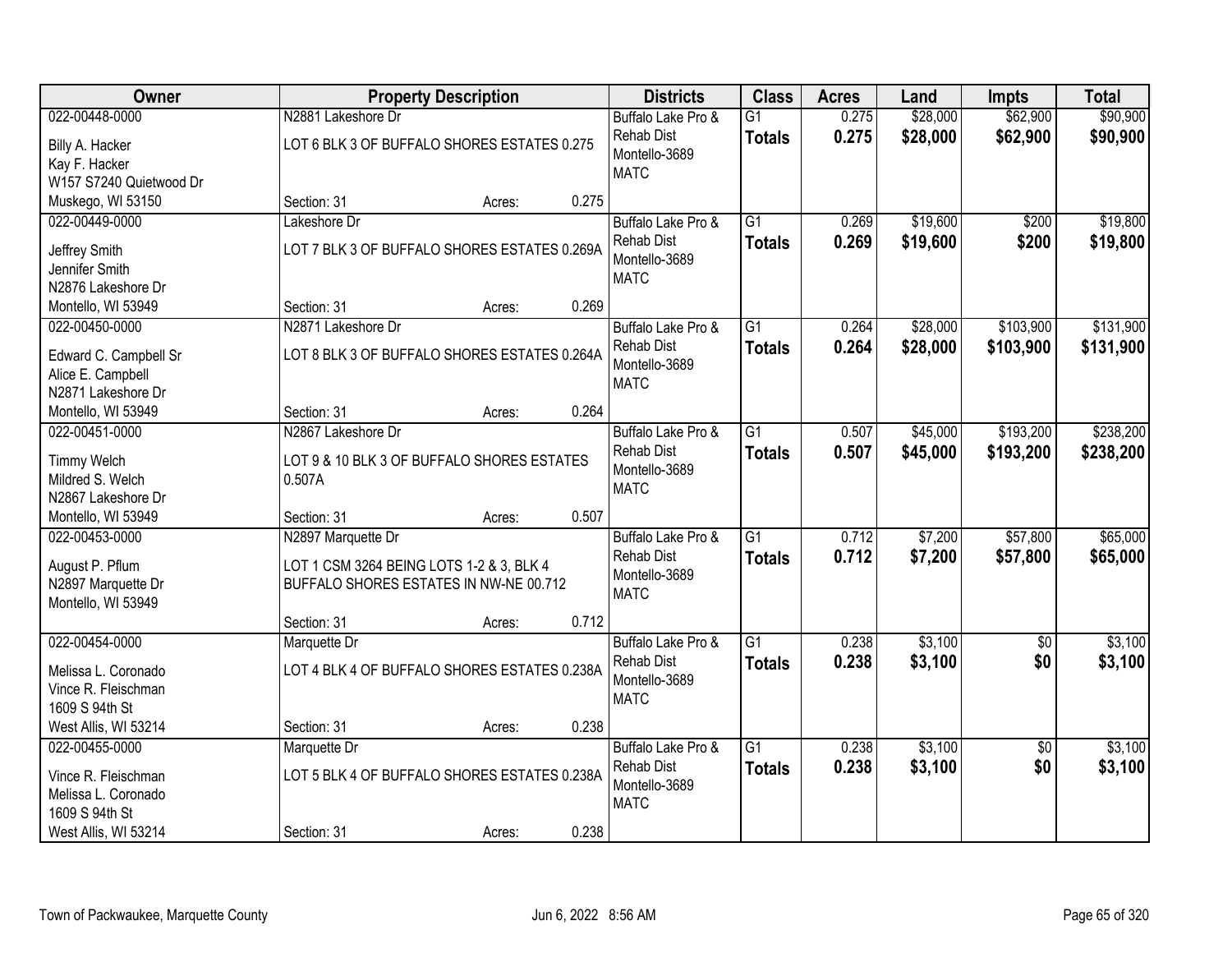| Owner | Property Description | Districts | Class | Acres | Land | Impts | Total |
|---|---|---|---|---|---|---|---|
| 022-00448-0000<br>Billy A. Hacker<br>Kay F. Hacker<br>W157 S7240 Quietwood Dr<br>Muskego, WI 53150 | N2881 Lakeshore Dr<br>LOT 6 BLK 3 OF BUFFALO SHORES ESTATES 0.275<br>Section: 31 Acres: 0.275 | Buffalo Lake Pro & Rehab Dist<br>Montello-3689<br>MATC | G1<br>**Totals** | 0.275<br>**0.275** | $28,000<br>**$28,000** | $62,900<br>**$62,900** | $90,900<br>**$90,900** |
| 022-00449-0000<br>Jeffrey Smith<br>Jennifer Smith<br>N2876 Lakeshore Dr<br>Montello, WI 53949 | Lakeshore Dr<br>LOT 7 BLK 3 OF BUFFALO SHORES ESTATES 0.269A<br>Section: 31 Acres: 0.269 | Buffalo Lake Pro & Rehab Dist<br>Montello-3689<br>MATC | G1<br>**Totals** | 0.269<br>**0.269** | $19,600<br>**$19,600** | $200<br>**$200** | $19,800<br>**$19,800** |
| 022-00450-0000<br>Edward C. Campbell Sr<br>Alice E. Campbell<br>N2871 Lakeshore Dr<br>Montello, WI 53949 | N2871 Lakeshore Dr<br>LOT 8 BLK 3 OF BUFFALO SHORES ESTATES 0.264A<br>Section: 31 Acres: 0.264 | Buffalo Lake Pro & Rehab Dist<br>Montello-3689<br>MATC | G1<br>**Totals** | 0.264<br>**0.264** | $28,000<br>**$28,000** | $103,900<br>**$103,900** | $131,900<br>**$131,900** |
| 022-00451-0000<br>Timmy Welch<br>Mildred S. Welch<br>N2867 Lakeshore Dr<br>Montello, WI 53949 | N2867 Lakeshore Dr<br>LOT 9 & 10 BLK 3 OF BUFFALO SHORES ESTATES 0.507A<br>Section: 31 Acres: 0.507 | Buffalo Lake Pro & Rehab Dist<br>Montello-3689<br>MATC | G1<br>**Totals** | 0.507<br>**0.507** | $45,000<br>**$45,000** | $193,200<br>**$193,200** | $238,200<br>**$238,200** |
| 022-00453-0000<br>August P. Pflum<br>N2897 Marquette Dr<br>Montello, WI 53949 | N2897 Marquette Dr<br>LOT 1 CSM 3264 BEING LOTS 1-2 & 3, BLK 4 BUFFALO SHORES ESTATES IN NW-NE 00.712<br>Section: 31 Acres: 0.712 | Buffalo Lake Pro & Rehab Dist<br>Montello-3689<br>MATC | G1<br>**Totals** | 0.712<br>**0.712** | $7,200<br>**$7,200** | $57,800<br>**$57,800** | $65,000<br>**$65,000** |
| 022-00454-0000<br>Melissa L. Coronado<br>Vince R. Fleischman<br>1609 S 94th St<br>West Allis, WI 53214 | Marquette Dr<br>LOT 4 BLK 4 OF BUFFALO SHORES ESTATES 0.238A<br>Section: 31 Acres: 0.238 | Buffalo Lake Pro & Rehab Dist<br>Montello-3689<br>MATC | G1<br>**Totals** | 0.238<br>**0.238** | $3,100<br>**$3,100** | $0<br>**$0** | $3,100<br>**$3,100** |
| 022-00455-0000<br>Vince R. Fleischman<br>Melissa L. Coronado<br>1609 S 94th St<br>West Allis, WI 53214 | Marquette Dr<br>LOT 5 BLK 4 OF BUFFALO SHORES ESTATES 0.238A<br>Section: 31 Acres: 0.238 | Buffalo Lake Pro & Rehab Dist<br>Montello-3689<br>MATC | G1<br>**Totals** | 0.238<br>**0.238** | $3,100<br>**$3,100** | $0<br>**$0** | $3,100<br>**$3,100** |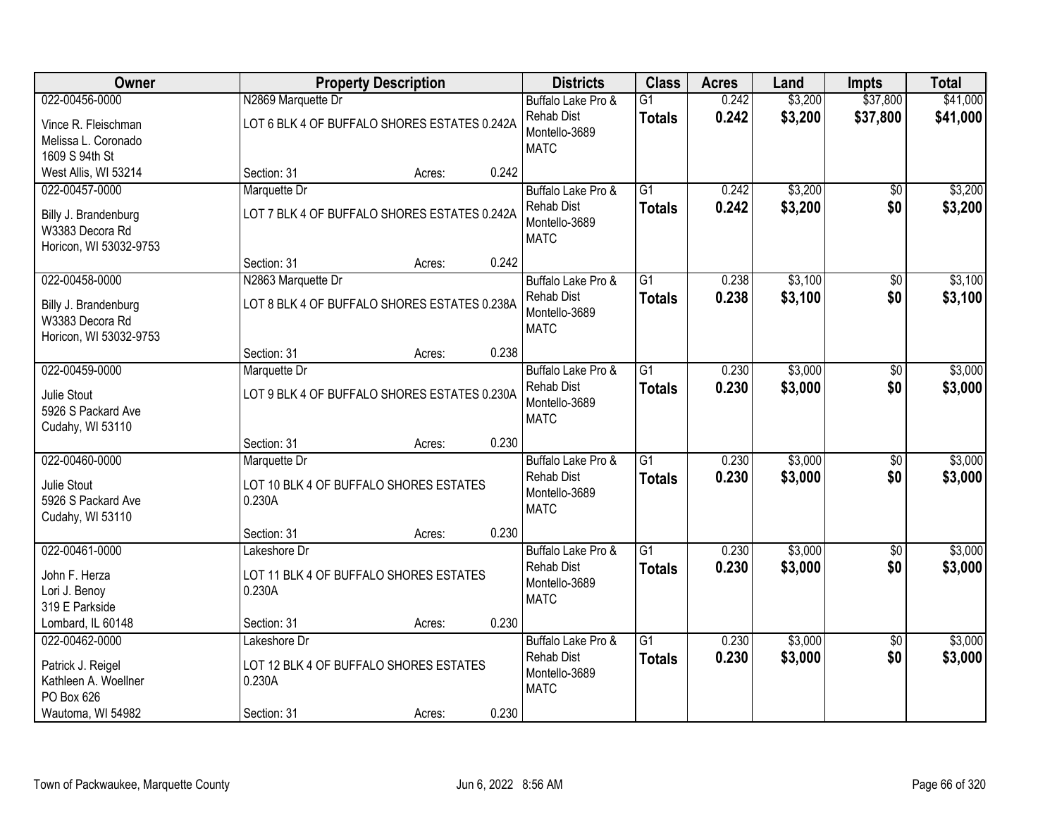| Owner | Property Description | Districts | Class | Acres | Land | Impts | Total |
|---|---|---|---|---|---|---|---|
| 022-00456-0000<br>Vince R. Fleischman<br>Melissa L. Coronado<br>1609 S 94th St<br>West Allis, WI 53214 | N2869 Marquette Dr<br>LOT 6 BLK 4 OF BUFFALO SHORES ESTATES 0.242A<br>Section: 31 Acres: 0.242 | Buffalo Lake Pro & Rehab Dist<br>Montello-3689<br>MATC | G1<br>**Totals** | 0.242<br>**0.242** | $3,200<br>**$3,200** | $37,800<br>**$37,800** | $41,000<br>**$41,000** |
| 022-00457-0000<br>Billy J. Brandenburg<br>W3383 Decora Rd<br>Horicon, WI 53032-9753 | Marquette Dr<br>LOT 7 BLK 4 OF BUFFALO SHORES ESTATES 0.242A<br>Section: 31 Acres: 0.242 | Buffalo Lake Pro & Rehab Dist<br>Montello-3689<br>MATC | G1<br>**Totals** | 0.242<br>**0.242** | $3,200<br>**$3,200** | $0<br>**$0** | $3,200<br>**$3,200** |
| 022-00458-0000<br>Billy J. Brandenburg<br>W3383 Decora Rd<br>Horicon, WI 53032-9753 | N2863 Marquette Dr<br>LOT 8 BLK 4 OF BUFFALO SHORES ESTATES 0.238A<br>Section: 31 Acres: 0.238 | Buffalo Lake Pro & Rehab Dist<br>Montello-3689<br>MATC | G1<br>**Totals** | 0.238<br>**0.238** | $3,100<br>**$3,100** | $0<br>**$0** | $3,100<br>**$3,100** |
| 022-00459-0000<br>Julie Stout<br>5926 S Packard Ave<br>Cudahy, WI 53110 | Marquette Dr<br>LOT 9 BLK 4 OF BUFFALO SHORES ESTATES 0.230A<br>Section: 31 Acres: 0.230 | Buffalo Lake Pro & Rehab Dist<br>Montello-3689<br>MATC | G1<br>**Totals** | 0.230<br>**0.230** | $3,000<br>**$3,000** | $0<br>**$0** | $3,000<br>**$3,000** |
| 022-00460-0000<br>Julie Stout<br>5926 S Packard Ave<br>Cudahy, WI 53110 | Marquette Dr<br>LOT 10 BLK 4 OF BUFFALO SHORES ESTATES 0.230A<br>Section: 31 Acres: 0.230 | Buffalo Lake Pro & Rehab Dist<br>Montello-3689<br>MATC | G1<br>**Totals** | 0.230<br>**0.230** | $3,000<br>**$3,000** | $0<br>**$0** | $3,000<br>**$3,000** |
| 022-00461-0000<br>John F. Herza<br>Lori J. Benoy<br>319 E Parkside<br>Lombard, IL 60148 | Lakeshore Dr<br>LOT 11 BLK 4 OF BUFFALO SHORES ESTATES 0.230A<br>Section: 31 Acres: 0.230 | Buffalo Lake Pro & Rehab Dist<br>Montello-3689<br>MATC | G1<br>**Totals** | 0.230<br>**0.230** | $3,000<br>**$3,000** | $0<br>**$0** | $3,000<br>**$3,000** |
| 022-00462-0000<br>Patrick J. Reigel<br>Kathleen A. Woellner<br>PO Box 626<br>Wautoma, WI 54982 | Lakeshore Dr<br>LOT 12 BLK 4 OF BUFFALO SHORES ESTATES 0.230A<br>Section: 31 Acres: 0.230 | Buffalo Lake Pro & Rehab Dist<br>Montello-3689<br>MATC | G1<br>**Totals** | 0.230<br>**0.230** | $3,000<br>**$3,000** | $0<br>**$0** | $3,000<br>**$3,000** |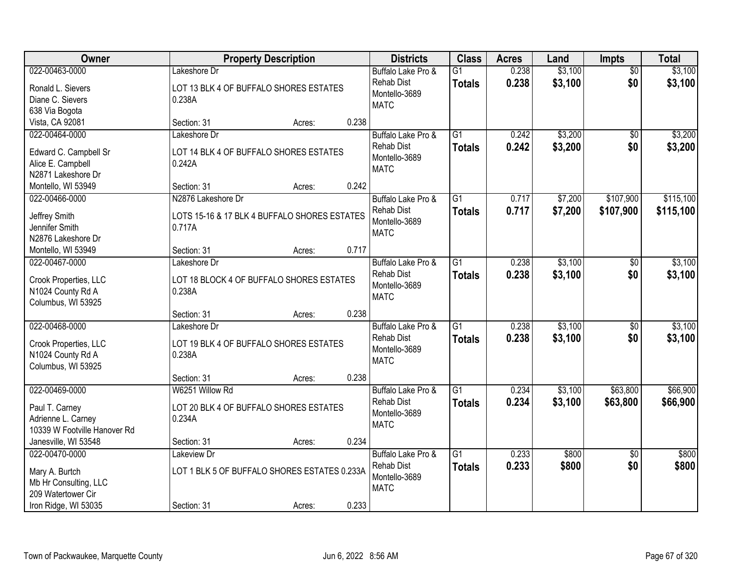| Owner | Property Description | | | Districts | Class | Acres | Land | Impts | Total |
|---|---|---|---|---|---|---|---|---|---|
| 022-00463-0000 | Lakeshore Dr | | | Buffalo Lake Pro & | G1 | 0.238 | $3,100 | $0 | $3,100 |
| Ronald L. Sievers | LOT 13 BLK 4 OF BUFFALO SHORES ESTATES | | | Rehab Dist | **Totals** | **0.238** | **$3,100** | **$0** | **$3,100** |
| Diane C. Sievers | 0.238A | | | Montello-3689 | | | | | |
| 638 Via Bogota | | | | MATC | | | | | |
| Vista, CA 92081 | Section: 31 | Acres: | 0.238 | | | | | | |
| 022-00464-0000 | Lakeshore Dr | | | Buffalo Lake Pro & | G1 | 0.242 | $3,200 | $0 | $3,200 |
| Edward C. Campbell Sr | LOT 14 BLK 4 OF BUFFALO SHORES ESTATES | | | Rehab Dist | **Totals** | **0.242** | **$3,200** | **$0** | **$3,200** |
| Alice E. Campbell | 0.242A | | | Montello-3689 | | | | | |
| N2871 Lakeshore Dr | | | | MATC | | | | | |
| Montello, WI 53949 | Section: 31 | Acres: | 0.242 | | | | | | |
| 022-00466-0000 | N2876 Lakeshore Dr | | | Buffalo Lake Pro & | G1 | 0.717 | $7,200 | $107,900 | $115,100 |
| Jeffrey Smith | LOTS 15-16 & 17 BLK 4 BUFFALO SHORES ESTATES | | | Rehab Dist | **Totals** | **0.717** | **$7,200** | **$107,900** | **$115,100** |
| Jennifer Smith | 0.717A | | | Montello-3689 | | | | | |
| N2876 Lakeshore Dr | | | | MATC | | | | | |
| Montello, WI 53949 | Section: 31 | Acres: | 0.717 | | | | | | |
| 022-00467-0000 | Lakeshore Dr | | | Buffalo Lake Pro & | G1 | 0.238 | $3,100 | $0 | $3,100 |
| Crook Properties, LLC | LOT 18 BLOCK 4 OF BUFFALO SHORES ESTATES | | | Rehab Dist | **Totals** | **0.238** | **$3,100** | **$0** | **$3,100** |
| N1024 County Rd A | 0.238A | | | Montello-3689 | | | | | |
| Columbus, WI 53925 | | | | MATC | | | | | |
| | Section: 31 | Acres: | 0.238 | | | | | | |
| 022-00468-0000 | Lakeshore Dr | | | Buffalo Lake Pro & | G1 | 0.238 | $3,100 | $0 | $3,100 |
| Crook Properties, LLC | LOT 19 BLK 4 OF BUFFALO SHORES ESTATES | | | Rehab Dist | **Totals** | **0.238** | **$3,100** | **$0** | **$3,100** |
| N1024 County Rd A | 0.238A | | | Montello-3689 | | | | | |
| Columbus, WI 53925 | | | | MATC | | | | | |
| | Section: 31 | Acres: | 0.238 | | | | | | |
| 022-00469-0000 | W6251 Willow Rd | | | Buffalo Lake Pro & | G1 | 0.234 | $3,100 | $63,800 | $66,900 |
| Paul T. Carney | LOT 20 BLK 4 OF BUFFALO SHORES ESTATES | | | Rehab Dist | **Totals** | **0.234** | **$3,100** | **$63,800** | **$66,900** |
| Adrienne L. Carney | 0.234A | | | Montello-3689 | | | | | |
| 10339 W Footville Hanover Rd | | | | MATC | | | | | |
| Janesville, WI 53548 | Section: 31 | Acres: | 0.234 | | | | | | |
| 022-00470-0000 | Lakeview Dr | | | Buffalo Lake Pro & | G1 | 0.233 | $800 | $0 | $800 |
| Mary A. Burtch | LOT 1 BLK 5 OF BUFFALO SHORES ESTATES 0.233A | | | Rehab Dist | **Totals** | **0.233** | **$800** | **$0** | **$800** |
| Mb Hr Consulting, LLC | | | | Montello-3689 | | | | | |
| 209 Watertower Cir | | | | MATC | | | | | |
| Iron Ridge, WI 53035 | Section: 31 | Acres: | 0.233 | | | | | | |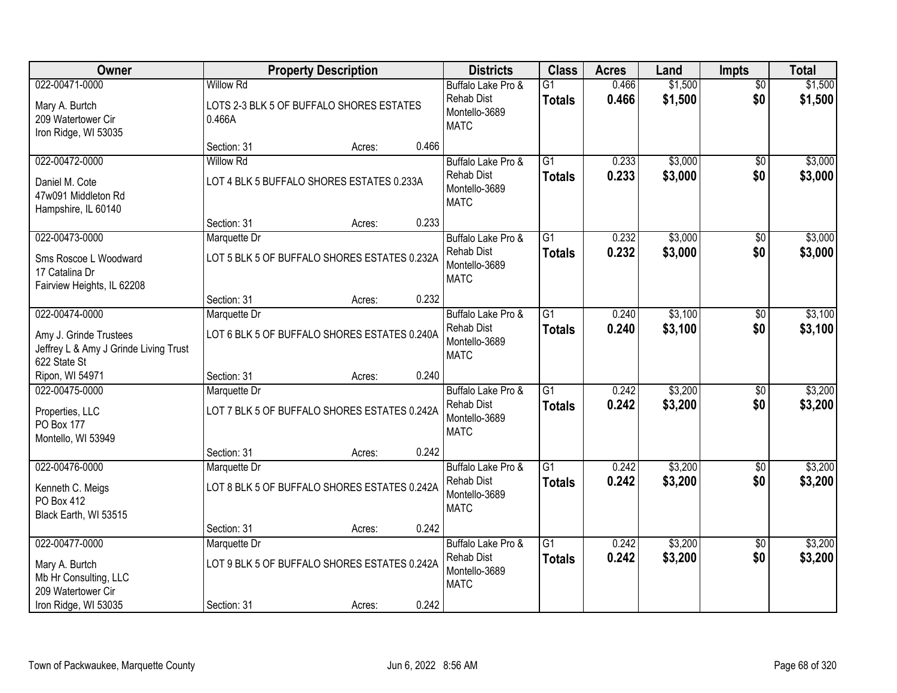| Owner | Property Description | Districts | Class | Acres | Land | Impts | Total |
|---|---|---|---|---|---|---|---|
| 022-00471-0000<br>Mary A. Burtch<br>209 Watertower Cir<br>Iron Ridge, WI 53035 | Willow Rd<br>LOTS 2-3 BLK 5 OF BUFFALO SHORES ESTATES 0.466A<br>Section: 31 Acres: 0.466 | Buffalo Lake Pro & Rehab Dist<br>Montello-3689<br>MATC | G1<br>**Totals** | 0.466<br>**0.466** | $1,500<br>**$1,500** | $0<br>**$0** | $1,500<br>**$1,500** |
| 022-00472-0000<br>Daniel M. Cote<br>47w091 Middleton Rd<br>Hampshire, IL 60140 | Willow Rd<br>LOT 4 BLK 5 BUFFALO SHORES ESTATES 0.233A<br>Section: 31 Acres: 0.233 | Buffalo Lake Pro & Rehab Dist<br>Montello-3689<br>MATC | G1<br>**Totals** | 0.233<br>**0.233** | $3,000<br>**$3,000** | $0<br>**$0** | $3,000<br>**$3,000** |
| 022-00473-0000<br>Sms Roscoe L Woodward<br>17 Catalina Dr<br>Fairview Heights, IL 62208 | Marquette Dr<br>LOT 5 BLK 5 OF BUFFALO SHORES ESTATES 0.232A<br>Section: 31 Acres: 0.232 | Buffalo Lake Pro & Rehab Dist<br>Montello-3689<br>MATC | G1<br>**Totals** | 0.232<br>**0.232** | $3,000<br>**$3,000** | $0<br>**$0** | $3,000<br>**$3,000** |
| 022-00474-0000<br>Amy J. Grinde Trustees<br>Jeffrey L & Amy J Grinde Living Trust<br>622 State St<br>Ripon, WI 54971 | Marquette Dr<br>LOT 6 BLK 5 OF BUFFALO SHORES ESTATES 0.240A<br>Section: 31 Acres: 0.240 | Buffalo Lake Pro & Rehab Dist<br>Montello-3689<br>MATC | G1<br>**Totals** | 0.240<br>**0.240** | $3,100<br>**$3,100** | $0<br>**$0** | $3,100<br>**$3,100** |
| 022-00475-0000<br>Properties, LLC<br>PO Box 177<br>Montello, WI 53949 | Marquette Dr<br>LOT 7 BLK 5 OF BUFFALO SHORES ESTATES 0.242A<br>Section: 31 Acres: 0.242 | Buffalo Lake Pro & Rehab Dist<br>Montello-3689<br>MATC | G1<br>**Totals** | 0.242<br>**0.242** | $3,200<br>**$3,200** | $0<br>**$0** | $3,200<br>**$3,200** |
| 022-00476-0000<br>Kenneth C. Meigs<br>PO Box 412<br>Black Earth, WI 53515 | Marquette Dr<br>LOT 8 BLK 5 OF BUFFALO SHORES ESTATES 0.242A<br>Section: 31 Acres: 0.242 | Buffalo Lake Pro & Rehab Dist<br>Montello-3689<br>MATC | G1<br>**Totals** | 0.242<br>**0.242** | $3,200<br>**$3,200** | $0<br>**$0** | $3,200<br>**$3,200** |
| 022-00477-0000<br>Mary A. Burtch<br>Mb Hr Consulting, LLC<br>209 Watertower Cir<br>Iron Ridge, WI 53035 | Marquette Dr<br>LOT 9 BLK 5 OF BUFFALO SHORES ESTATES 0.242A<br>Section: 31 Acres: 0.242 | Buffalo Lake Pro & Rehab Dist<br>Montello-3689<br>MATC | G1<br>**Totals** | 0.242<br>**0.242** | $3,200<br>**$3,200** | $0<br>**$0** | $3,200<br>**$3,200** |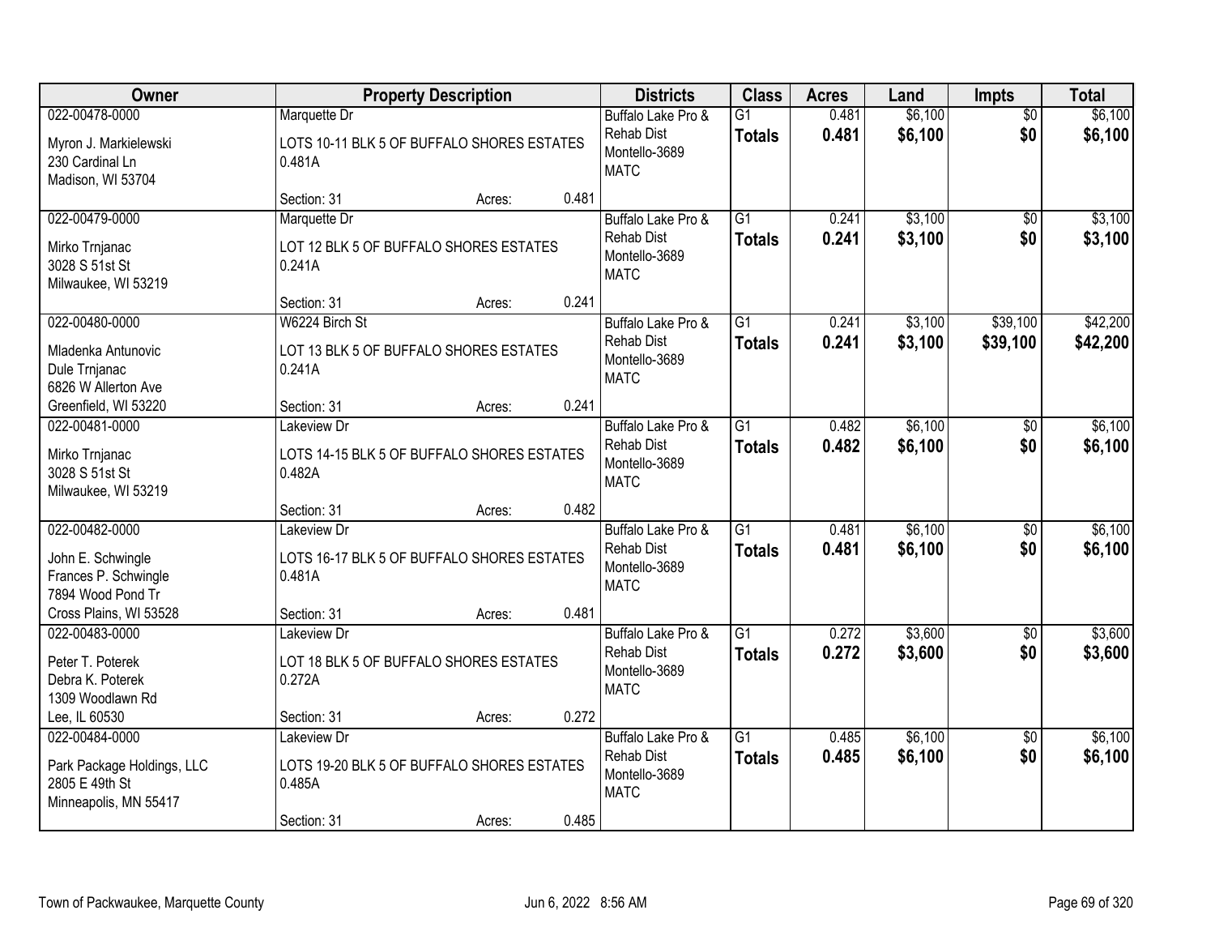| Owner | Property Description | | | Districts | Class | Acres | Land | Impts | Total |
|---|---|---|---|---|---|---|---|---|---|
| 022-00478-0000<br>Myron J. Markielewski<br>230 Cardinal Ln<br>Madison, WI 53704 | Marquette Dr<br>LOTS 10-11 BLK 5 OF BUFFALO SHORES ESTATES 0.481A<br>Section: 31 | Acres: | 0.481 | Buffalo Lake Pro & Rehab Dist<br>Montello-3689<br>MATC | G1<br>**Totals** | 0.481<br>**0.481** | $6,100<br>**$6,100** | $0<br>**$0** | $6,100<br>**$6,100** |
| 022-00479-0000<br>Mirko Trnjanac<br>3028 S 51st St<br>Milwaukee, WI 53219 | Marquette Dr<br>LOT 12 BLK 5 OF BUFFALO SHORES ESTATES 0.241A<br>Section: 31 | Acres: | 0.241 | Buffalo Lake Pro & Rehab Dist<br>Montello-3689<br>MATC | G1<br>**Totals** | 0.241<br>**0.241** | $3,100<br>**$3,100** | $0<br>**$0** | $3,100<br>**$3,100** |
| 022-00480-0000<br>Mladenka Antunovic<br>Dule Trnjanac<br>6826 W Allerton Ave<br>Greenfield, WI 53220 | W6224 Birch St<br>LOT 13 BLK 5 OF BUFFALO SHORES ESTATES 0.241A<br>Section: 31 | Acres: | 0.241 | Buffalo Lake Pro & Rehab Dist<br>Montello-3689<br>MATC | G1<br>**Totals** | 0.241<br>**0.241** | $3,100<br>**$3,100** | $39,100<br>**$39,100** | $42,200<br>**$42,200** |
| 022-00481-0000<br>Mirko Trnjanac<br>3028 S 51st St<br>Milwaukee, WI 53219 | Lakeview Dr<br>LOTS 14-15 BLK 5 OF BUFFALO SHORES ESTATES 0.482A<br>Section: 31 | Acres: | 0.482 | Buffalo Lake Pro & Rehab Dist<br>Montello-3689<br>MATC | G1<br>**Totals** | 0.482<br>**0.482** | $6,100<br>**$6,100** | $0<br>**$0** | $6,100<br>**$6,100** |
| 022-00482-0000<br>John E. Schwingle<br>Frances P. Schwingle<br>7894 Wood Pond Tr<br>Cross Plains, WI 53528 | Lakeview Dr<br>LOTS 16-17 BLK 5 OF BUFFALO SHORES ESTATES 0.481A<br>Section: 31 | Acres: | 0.481 | Buffalo Lake Pro & Rehab Dist<br>Montello-3689<br>MATC | G1<br>**Totals** | 0.481<br>**0.481** | $6,100<br>**$6,100** | $0<br>**$0** | $6,100<br>**$6,100** |
| 022-00483-0000<br>Peter T. Poterek<br>Debra K. Poterek<br>1309 Woodlawn Rd<br>Lee, IL 60530 | Lakeview Dr<br>LOT 18 BLK 5 OF BUFFALO SHORES ESTATES 0.272A<br>Section: 31 | Acres: | 0.272 | Buffalo Lake Pro & Rehab Dist<br>Montello-3689<br>MATC | G1<br>**Totals** | 0.272<br>**0.272** | $3,600<br>**$3,600** | $0<br>**$0** | $3,600<br>**$3,600** |
| 022-00484-0000<br>Park Package Holdings, LLC<br>2805 E 49th St<br>Minneapolis, MN 55417 | Lakeview Dr<br>LOTS 19-20 BLK 5 OF BUFFALO SHORES ESTATES 0.485A<br>Section: 31 | Acres: | 0.485 | Buffalo Lake Pro & Rehab Dist<br>Montello-3689<br>MATC | G1<br>**Totals** | 0.485<br>**0.485** | $6,100<br>**$6,100** | $0<br>**$0** | $6,100<br>**$6,100** |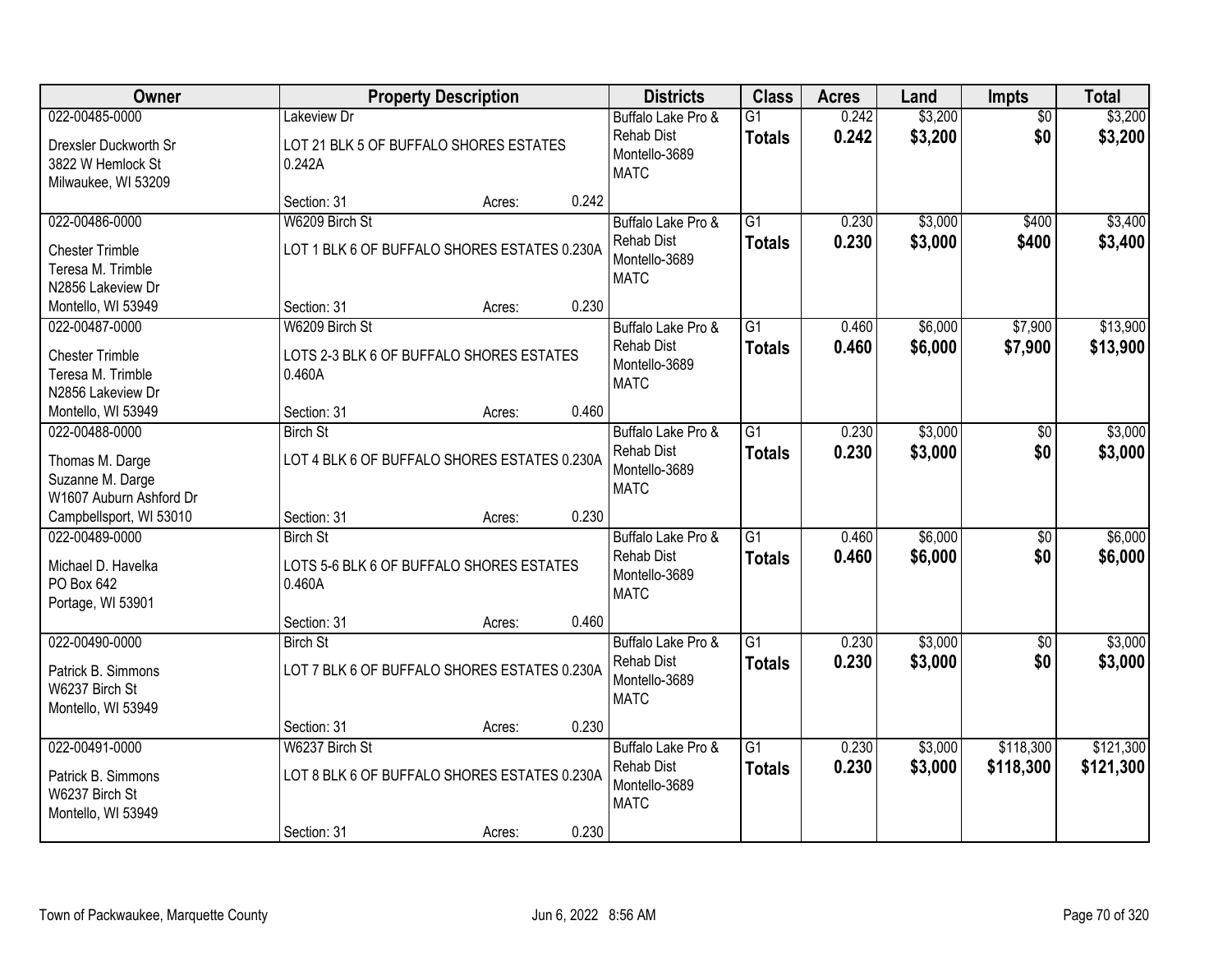| Owner | Property Description | | | Districts | Class | Acres | Land | Impts | Total |
|---|---|---|---|---|---|---|---|---|---|
| 022-00485-0000<br>Drexsler Duckworth Sr<br>3822 W Hemlock St<br>Milwaukee, WI 53209 | Lakeview Dr<br>LOT 21 BLK 5 OF BUFFALO SHORES ESTATES 0.242A<br>Section: 31 | Acres: | 0.242 | Buffalo Lake Pro &<br>Rehab Dist<br>Montello-3689<br>MATC | G1<br>**Totals** | 0.242<br>**0.242** | $3,200<br>**$3,200** | $0<br>**$0** | $3,200<br>**$3,200** |
| 022-00486-0000<br>Chester Trimble<br>Teresa M. Trimble<br>N2856 Lakeview Dr<br>Montello, WI 53949 | W6209 Birch St<br>LOT 1 BLK 6 OF BUFFALO SHORES ESTATES 0.230A<br>Section: 31 | Acres: | 0.230 | Buffalo Lake Pro &<br>Rehab Dist<br>Montello-3689<br>MATC | G1<br>**Totals** | 0.230<br>**0.230** | $3,000<br>**$3,000** | $400<br>**$400** | $3,400<br>**$3,400** |
| 022-00487-0000<br>Chester Trimble<br>Teresa M. Trimble<br>N2856 Lakeview Dr<br>Montello, WI 53949 | W6209 Birch St<br>LOTS 2-3 BLK 6 OF BUFFALO SHORES ESTATES 0.460A<br>Section: 31 | Acres: | 0.460 | Buffalo Lake Pro &<br>Rehab Dist<br>Montello-3689<br>MATC | G1<br>**Totals** | 0.460<br>**0.460** | $6,000<br>**$6,000** | $7,900<br>**$7,900** | $13,900<br>**$13,900** |
| 022-00488-0000<br>Thomas M. Darge<br>Suzanne M. Darge<br>W1607 Auburn Ashford Dr<br>Campbellsport, WI 53010 | Birch St<br>LOT 4 BLK 6 OF BUFFALO SHORES ESTATES 0.230A<br>Section: 31 | Acres: | 0.230 | Buffalo Lake Pro &<br>Rehab Dist<br>Montello-3689<br>MATC | G1<br>**Totals** | 0.230<br>**0.230** | $3,000<br>**$3,000** | $0<br>**$0** | $3,000<br>**$3,000** |
| 022-00489-0000<br>Michael D. Havelka<br>PO Box 642<br>Portage, WI 53901 | Birch St<br>LOTS 5-6 BLK 6 OF BUFFALO SHORES ESTATES 0.460A<br>Section: 31 | Acres: | 0.460 | Buffalo Lake Pro &<br>Rehab Dist<br>Montello-3689<br>MATC | G1<br>**Totals** | 0.460<br>**0.460** | $6,000<br>**$6,000** | $0<br>**$0** | $6,000<br>**$6,000** |
| 022-00490-0000<br>Patrick B. Simmons<br>W6237 Birch St<br>Montello, WI 53949 | Birch St<br>LOT 7 BLK 6 OF BUFFALO SHORES ESTATES 0.230A<br>Section: 31 | Acres: | 0.230 | Buffalo Lake Pro &<br>Rehab Dist<br>Montello-3689<br>MATC | G1<br>**Totals** | 0.230<br>**0.230** | $3,000<br>**$3,000** | $0<br>**$0** | $3,000<br>**$3,000** |
| 022-00491-0000<br>Patrick B. Simmons<br>W6237 Birch St<br>Montello, WI 53949 | W6237 Birch St<br>LOT 8 BLK 6 OF BUFFALO SHORES ESTATES 0.230A<br>Section: 31 | Acres: | 0.230 | Buffalo Lake Pro &<br>Rehab Dist<br>Montello-3689<br>MATC | G1<br>**Totals** | 0.230<br>**0.230** | $3,000<br>**$3,000** | $118,300<br>**$118,300** | $121,300<br>**$121,300** |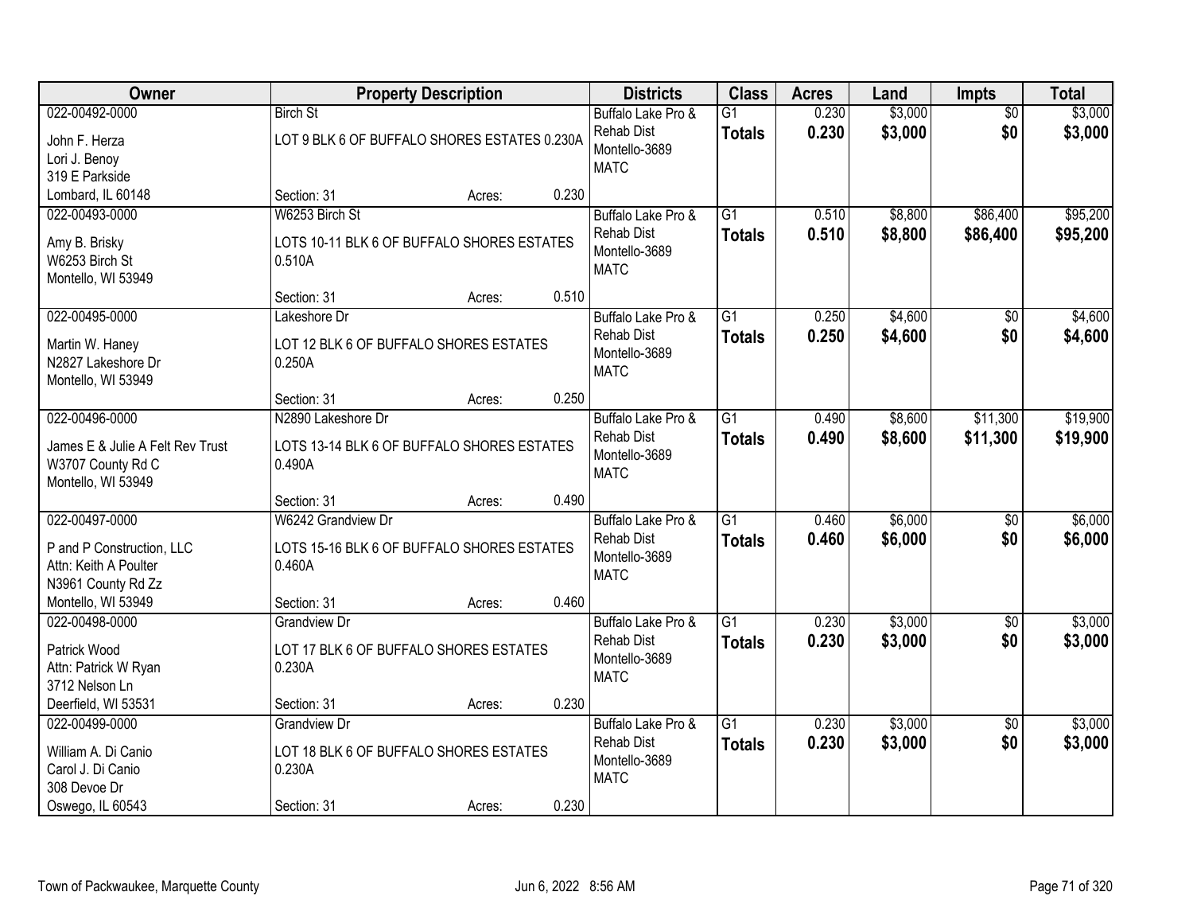| Owner | Property Description | Districts | Class | Acres | Land | Impts | Total |
|---|---|---|---|---|---|---|---|
| 022-00492-0000<br>John F. Herza<br>Lori J. Benoy<br>319 E Parkside<br>Lombard, IL 60148 | Birch St<br>LOT 9 BLK 6 OF BUFFALO SHORES ESTATES 0.230A<br>Section: 31 Acres: 0.230 | Buffalo Lake Pro & Rehab Dist<br>Montello-3689<br>MATC | G1<br>**Totals** | 0.230<br>**0.230** | $3,000<br>**$3,000** | $0<br>**$0** | $3,000<br>**$3,000** |
| 022-00493-0000<br>Amy B. Brisky<br>W6253 Birch St<br>Montello, WI 53949 | W6253 Birch St<br>LOTS 10-11 BLK 6 OF BUFFALO SHORES ESTATES 0.510A<br>Section: 31 Acres: 0.510 | Buffalo Lake Pro & Rehab Dist<br>Montello-3689<br>MATC | G1<br>**Totals** | 0.510<br>**0.510** | $8,800<br>**$8,800** | $86,400<br>**$86,400** | $95,200<br>**$95,200** |
| 022-00495-0000<br>Martin W. Haney<br>N2827 Lakeshore Dr<br>Montello, WI 53949 | Lakeshore Dr<br>LOT 12 BLK 6 OF BUFFALO SHORES ESTATES 0.250A<br>Section: 31 Acres: 0.250 | Buffalo Lake Pro & Rehab Dist<br>Montello-3689<br>MATC | G1<br>**Totals** | 0.250<br>**0.250** | $4,600<br>**$4,600** | $0<br>**$0** | $4,600<br>**$4,600** |
| 022-00496-0000<br>James E & Julie A Felt Rev Trust<br>W3707 County Rd C<br>Montello, WI 53949 | N2890 Lakeshore Dr<br>LOTS 13-14 BLK 6 OF BUFFALO SHORES ESTATES 0.490A<br>Section: 31 Acres: 0.490 | Buffalo Lake Pro & Rehab Dist<br>Montello-3689<br>MATC | G1<br>**Totals** | 0.490<br>**0.490** | $8,600<br>**$8,600** | $11,300<br>**$11,300** | $19,900<br>**$19,900** |
| 022-00497-0000<br>P and P Construction, LLC<br>Attn: Keith A Poulter<br>N3961 County Rd Zz<br>Montello, WI 53949 | W6242 Grandview Dr<br>LOTS 15-16 BLK 6 OF BUFFALO SHORES ESTATES 0.460A<br>Section: 31 Acres: 0.460 | Buffalo Lake Pro & Rehab Dist<br>Montello-3689<br>MATC | G1<br>**Totals** | 0.460<br>**0.460** | $6,000<br>**$6,000** | $0<br>**$0** | $6,000<br>**$6,000** |
| 022-00498-0000<br>Patrick Wood<br>Attn: Patrick W Ryan<br>3712 Nelson Ln<br>Deerfield, WI 53531 | Grandview Dr<br>LOT 17 BLK 6 OF BUFFALO SHORES ESTATES 0.230A<br>Section: 31 Acres: 0.230 | Buffalo Lake Pro & Rehab Dist<br>Montello-3689<br>MATC | G1<br>**Totals** | 0.230<br>**0.230** | $3,000<br>**$3,000** | $0<br>**$0** | $3,000<br>**$3,000** |
| 022-00499-0000<br>William A. Di Canio<br>Carol J. Di Canio<br>308 Devoe Dr<br>Oswego, IL 60543 | Grandview Dr<br>LOT 18 BLK 6 OF BUFFALO SHORES ESTATES 0.230A<br>Section: 31 Acres: 0.230 | Buffalo Lake Pro & Rehab Dist<br>Montello-3689<br>MATC | G1<br>**Totals** | 0.230<br>**0.230** | $3,000<br>**$3,000** | $0<br>**$0** | $3,000<br>**$3,000** |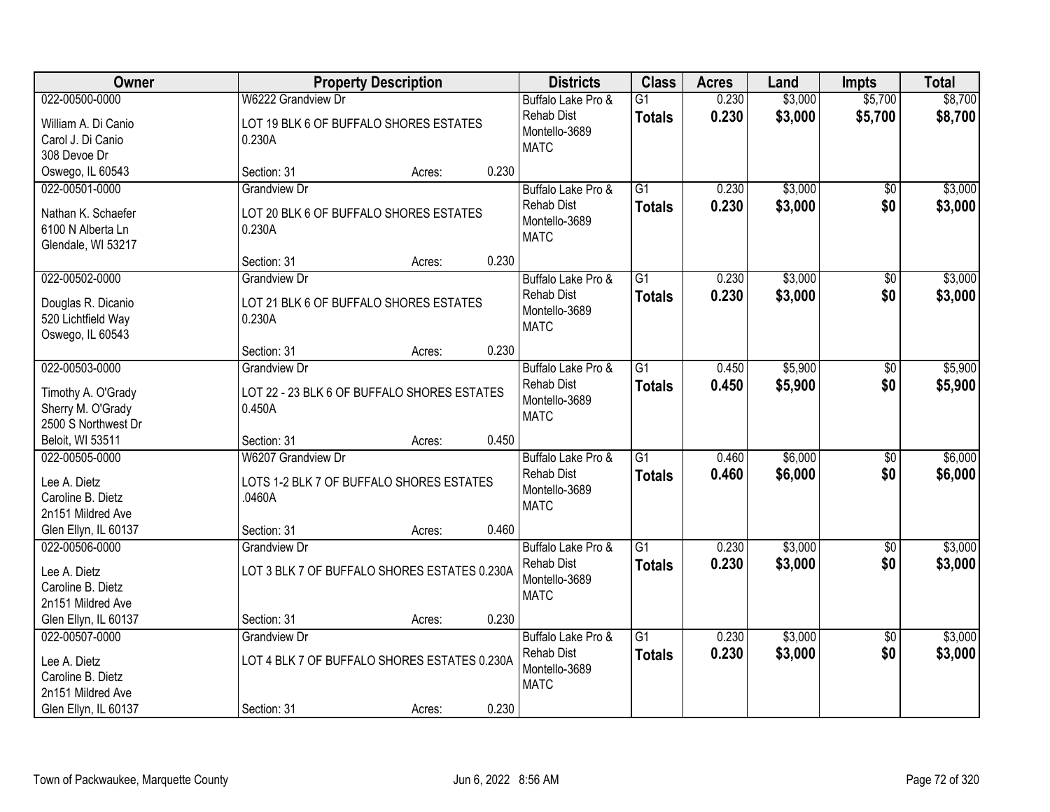| Owner | Property Description | | | Districts | Class | Acres | Land | Impts | Total |
|---|---|---|---|---|---|---|---|---|---|
| 022-00500-0000<br>William A. Di Canio<br>Carol J. Di Canio<br>308 Devoe Dr<br>Oswego, IL 60543 | W6222 Grandview Dr<br>LOT 19 BLK 6 OF BUFFALO SHORES ESTATES 0.230A<br>Section: 31 | Acres: | 0.230 | Buffalo Lake Pro & Rehab Dist<br>Montello-3689<br>MATC | G1<br>**Totals** | 0.230<br>**0.230** | $3,000<br>**$3,000** | $5,700<br>**$5,700** | $8,700<br>**$8,700** |
| 022-00501-0000<br>Nathan K. Schaefer<br>6100 N Alberta Ln<br>Glendale, WI 53217 | Grandview Dr<br>LOT 20 BLK 6 OF BUFFALO SHORES ESTATES 0.230A<br>Section: 31 | Acres: | 0.230 | Buffalo Lake Pro & Rehab Dist<br>Montello-3689<br>MATC | G1<br>**Totals** | 0.230<br>**0.230** | $3,000<br>**$3,000** | $0<br>**$0** | $3,000<br>**$3,000** |
| 022-00502-0000<br>Douglas R. Dicanio<br>520 Lichtfield Way<br>Oswego, IL 60543 | Grandview Dr<br>LOT 21 BLK 6 OF BUFFALO SHORES ESTATES 0.230A<br>Section: 31 | Acres: | 0.230 | Buffalo Lake Pro & Rehab Dist<br>Montello-3689<br>MATC | G1<br>**Totals** | 0.230<br>**0.230** | $3,000<br>**$3,000** | $0<br>**$0** | $3,000<br>**$3,000** |
| 022-00503-0000<br>Timothy A. O'Grady<br>Sherry M. O'Grady<br>2500 S Northwest Dr<br>Beloit, WI 53511 | Grandview Dr<br>LOT 22 - 23 BLK 6 OF BUFFALO SHORES ESTATES 0.450A<br>Section: 31 | Acres: | 0.450 | Buffalo Lake Pro & Rehab Dist<br>Montello-3689<br>MATC | G1<br>**Totals** | 0.450<br>**0.450** | $5,900<br>**$5,900** | $0<br>**$0** | $5,900<br>**$5,900** |
| 022-00505-0000<br>Lee A. Dietz<br>Caroline B. Dietz<br>2n151 Mildred Ave<br>Glen Ellyn, IL 60137 | W6207 Grandview Dr<br>LOTS 1-2 BLK 7 OF BUFFALO SHORES ESTATES .0460A<br>Section: 31 | Acres: | 0.460 | Buffalo Lake Pro & Rehab Dist<br>Montello-3689<br>MATC | G1<br>**Totals** | 0.460<br>**0.460** | $6,000<br>**$6,000** | $0<br>**$0** | $6,000<br>**$6,000** |
| 022-00506-0000<br>Lee A. Dietz<br>Caroline B. Dietz<br>2n151 Mildred Ave<br>Glen Ellyn, IL 60137 | Grandview Dr<br>LOT 3 BLK 7 OF BUFFALO SHORES ESTATES 0.230A<br>Section: 31 | Acres: | 0.230 | Buffalo Lake Pro & Rehab Dist<br>Montello-3689<br>MATC | G1<br>**Totals** | 0.230<br>**0.230** | $3,000<br>**$3,000** | $0<br>**$0** | $3,000<br>**$3,000** |
| 022-00507-0000<br>Lee A. Dietz<br>Caroline B. Dietz<br>2n151 Mildred Ave<br>Glen Ellyn, IL 60137 | Grandview Dr<br>LOT 4 BLK 7 OF BUFFALO SHORES ESTATES 0.230A<br>Section: 31 | Acres: | 0.230 | Buffalo Lake Pro & Rehab Dist<br>Montello-3689<br>MATC | G1<br>**Totals** | 0.230<br>**0.230** | $3,000<br>**$3,000** | $0<br>**$0** | $3,000<br>**$3,000** |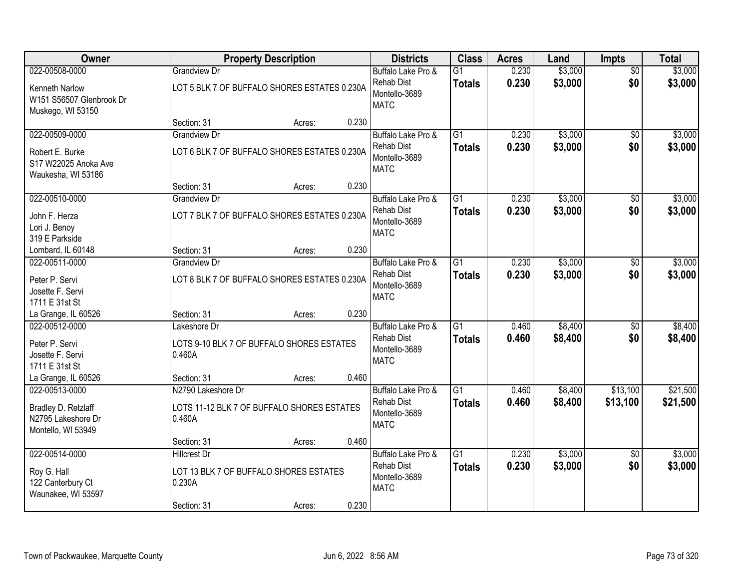| Owner | Property Description | | | Districts | Class | Acres | Land | Impts | Total |
|---|---|---|---|---|---|---|---|---|---|
| 022-00508-0000<br>Kenneth Narlow<br>W151 S56507 Glenbrook Dr<br>Muskego, WI 53150 | Grandview Dr<br>LOT 5 BLK 7 OF BUFFALO SHORES ESTATES 0.230A<br>Section: 31 | Acres: | 0.230 | Buffalo Lake Pro & Rehab Dist<br>Montello-3689<br>MATC | G1<br>**Totals** | 0.230<br>**0.230** | $3,000<br>**$3,000** | $0<br>**$0** | $3,000<br>**$3,000** |
| 022-00509-0000<br>Robert E. Burke<br>S17 W22025 Anoka Ave<br>Waukesha, WI 53186 | Grandview Dr<br>LOT 6 BLK 7 OF BUFFALO SHORES ESTATES 0.230A<br>Section: 31 | Acres: | 0.230 | Buffalo Lake Pro & Rehab Dist<br>Montello-3689<br>MATC | G1<br>**Totals** | 0.230<br>**0.230** | $3,000<br>**$3,000** | $0<br>**$0** | $3,000<br>**$3,000** |
| 022-00510-0000<br>John F. Herza<br>Lori J. Benoy<br>319 E Parkside<br>Lombard, IL 60148 | Grandview Dr<br>LOT 7 BLK 7 OF BUFFALO SHORES ESTATES 0.230A<br>Section: 31 | Acres: | 0.230 | Buffalo Lake Pro & Rehab Dist<br>Montello-3689<br>MATC | G1<br>**Totals** | 0.230<br>**0.230** | $3,000<br>**$3,000** | $0<br>**$0** | $3,000<br>**$3,000** |
| 022-00511-0000<br>Peter P. Servi<br>Josette F. Servi<br>1711 E 31st St<br>La Grange, IL 60526 | Grandview Dr<br>LOT 8 BLK 7 OF BUFFALO SHORES ESTATES 0.230A<br>Section: 31 | Acres: | 0.230 | Buffalo Lake Pro & Rehab Dist<br>Montello-3689<br>MATC | G1<br>**Totals** | 0.230<br>**0.230** | $3,000<br>**$3,000** | $0<br>**$0** | $3,000<br>**$3,000** |
| 022-00512-0000<br>Peter P. Servi<br>Josette F. Servi<br>1711 E 31st St<br>La Grange, IL 60526 | Lakeshore Dr<br>LOTS 9-10 BLK 7 OF BUFFALO SHORES ESTATES 0.460A<br>Section: 31 | Acres: | 0.460 | Buffalo Lake Pro & Rehab Dist<br>Montello-3689<br>MATC | G1<br>**Totals** | 0.460<br>**0.460** | $8,400<br>**$8,400** | $0<br>**$0** | $8,400<br>**$8,400** |
| 022-00513-0000<br>Bradley D. Retzlaff<br>N2795 Lakeshore Dr<br>Montello, WI 53949 | N2790 Lakeshore Dr<br>LOTS 11-12 BLK 7 OF BUFFALO SHORES ESTATES 0.460A<br>Section: 31 | Acres: | 0.460 | Buffalo Lake Pro & Rehab Dist<br>Montello-3689<br>MATC | G1<br>**Totals** | 0.460<br>**0.460** | $8,400<br>**$8,400** | $13,100<br>**$13,100** | $21,500<br>**$21,500** |
| 022-00514-0000<br>Roy G. Hall<br>122 Canterbury Ct<br>Waunakee, WI 53597 | Hillcrest Dr<br>LOT 13 BLK 7 OF BUFFALO SHORES ESTATES 0.230A<br>Section: 31 | Acres: | 0.230 | Buffalo Lake Pro & Rehab Dist<br>Montello-3689<br>MATC | G1<br>**Totals** | 0.230<br>**0.230** | $3,000<br>**$3,000** | $0<br>**$0** | $3,000<br>**$3,000** |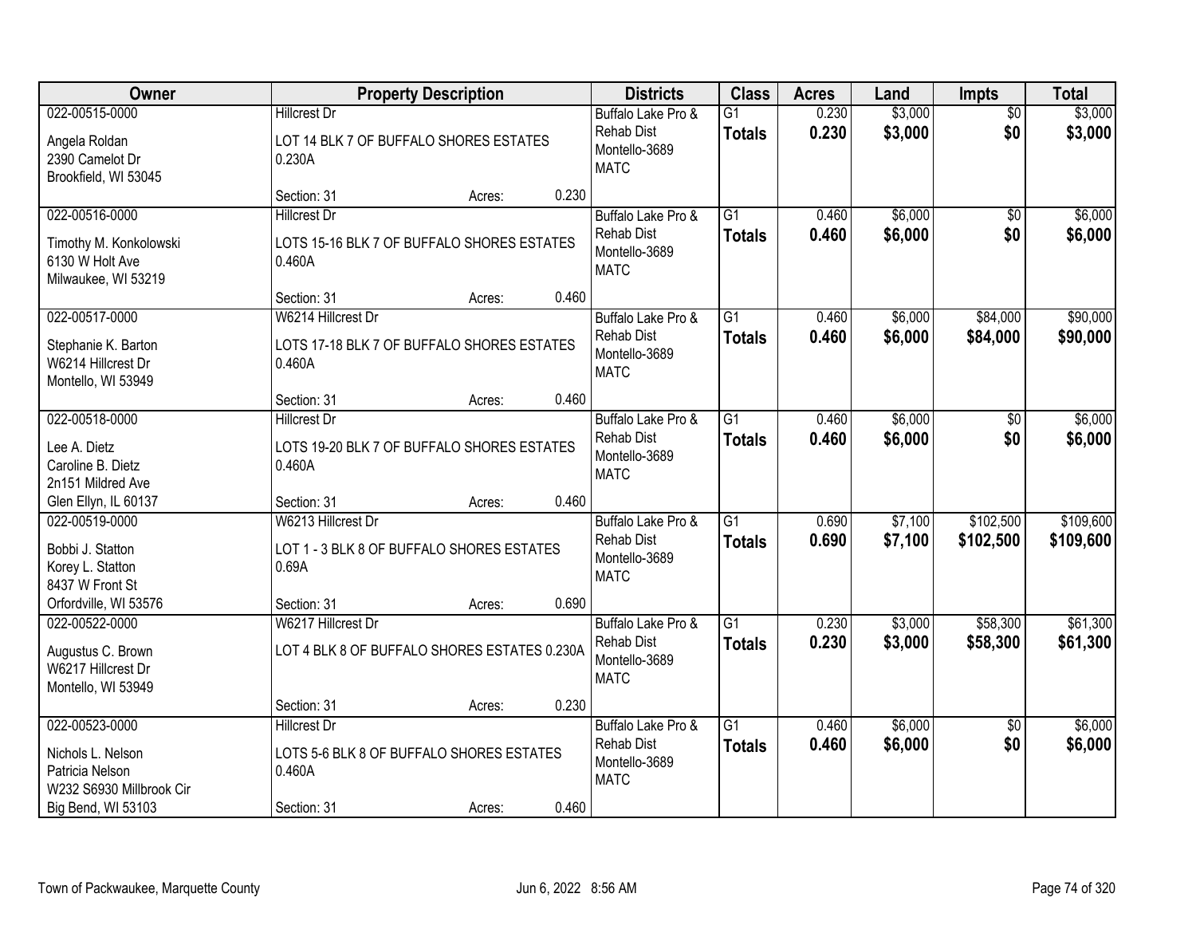| Owner | Property Description | | | Districts | Class | Acres | Land | Impts | Total |
|---|---|---|---|---|---|---|---|---|---|
| 022-00515-0000<br>Angela Roldan<br>2390 Camelot Dr<br>Brookfield, WI 53045 | Hillcrest Dr<br>LOT 14 BLK 7 OF BUFFALO SHORES ESTATES 0.230A<br>Section: 31 | Acres: | 0.230 | Buffalo Lake Pro & Rehab Dist<br>Montello-3689<br>MATC | G1<br>**Totals** | 0.230<br>**0.230** | $3,000<br>**$3,000** | $0<br>**$0** | $3,000<br>**$3,000** |
| 022-00516-0000<br>Timothy M. Konkolowski<br>6130 W Holt Ave<br>Milwaukee, WI 53219 | Hillcrest Dr<br>LOTS 15-16 BLK 7 OF BUFFALO SHORES ESTATES 0.460A<br>Section: 31 | Acres: | 0.460 | Buffalo Lake Pro & Rehab Dist<br>Montello-3689<br>MATC | G1<br>**Totals** | 0.460<br>**0.460** | $6,000<br>**$6,000** | $0<br>**$0** | $6,000<br>**$6,000** |
| 022-00517-0000<br>Stephanie K. Barton<br>W6214 Hillcrest Dr<br>Montello, WI 53949 | W6214 Hillcrest Dr<br>LOTS 17-18 BLK 7 OF BUFFALO SHORES ESTATES 0.460A<br>Section: 31 | Acres: | 0.460 | Buffalo Lake Pro & Rehab Dist<br>Montello-3689<br>MATC | G1<br>**Totals** | 0.460<br>**0.460** | $6,000<br>**$6,000** | $84,000<br>**$84,000** | $90,000<br>**$90,000** |
| 022-00518-0000<br>Lee A. Dietz<br>Caroline B. Dietz<br>2n151 Mildred Ave<br>Glen Ellyn, IL 60137 | Hillcrest Dr<br>LOTS 19-20 BLK 7 OF BUFFALO SHORES ESTATES 0.460A<br>Section: 31 | Acres: | 0.460 | Buffalo Lake Pro & Rehab Dist<br>Montello-3689<br>MATC | G1<br>**Totals** | 0.460<br>**0.460** | $6,000<br>**$6,000** | $0<br>**$0** | $6,000<br>**$6,000** |
| 022-00519-0000<br>Bobbi J. Statton<br>Korey L. Statton<br>8437 W Front St<br>Orfordville, WI 53576 | W6213 Hillcrest Dr<br>LOT 1 - 3 BLK 8 OF BUFFALO SHORES ESTATES 0.69A<br>Section: 31 | Acres: | 0.690 | Buffalo Lake Pro & Rehab Dist<br>Montello-3689<br>MATC | G1<br>**Totals** | 0.690<br>**0.690** | $7,100<br>**$7,100** | $102,500<br>**$102,500** | $109,600<br>**$109,600** |
| 022-00522-0000<br>Augustus C. Brown<br>W6217 Hillcrest Dr<br>Montello, WI 53949 | W6217 Hillcrest Dr<br>LOT 4 BLK 8 OF BUFFALO SHORES ESTATES 0.230A<br>Section: 31 | Acres: | 0.230 | Buffalo Lake Pro & Rehab Dist<br>Montello-3689<br>MATC | G1<br>**Totals** | 0.230<br>**0.230** | $3,000<br>**$3,000** | $58,300<br>**$58,300** | $61,300<br>**$61,300** |
| 022-00523-0000<br>Nichols L. Nelson<br>Patricia Nelson<br>W232 S6930 Millbrook Cir<br>Big Bend, WI 53103 | Hillcrest Dr<br>LOTS 5-6 BLK 8 OF BUFFALO SHORES ESTATES 0.460A<br>Section: 31 | Acres: | 0.460 | Buffalo Lake Pro & Rehab Dist<br>Montello-3689<br>MATC | G1<br>**Totals** | 0.460<br>**0.460** | $6,000<br>**$6,000** | $0<br>**$0** | $6,000<br>**$6,000** |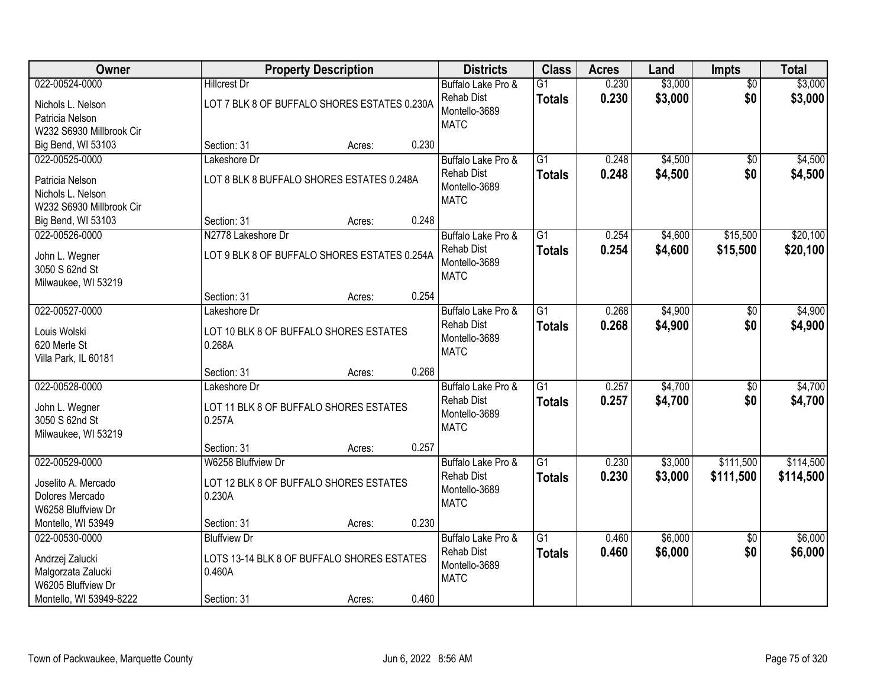| Owner | Property Description | Districts | Class | Acres | Land | Impts | Total |
|---|---|---|---|---|---|---|---|
| 022-00524-0000<br>Nichols L. Nelson<br>Patricia Nelson<br>W232 S6930 Millbrook Cir<br>Big Bend, WI 53103 | Hillcrest Dr<br>LOT 7 BLK 8 OF BUFFALO SHORES ESTATES 0.230A<br>Section: 31 Acres: 0.230 | Buffalo Lake Pro & Rehab Dist<br>Montello-3689<br>MATC | G1<br>**Totals** | 0.230<br>**0.230** | $3,000<br>**$3,000** | $0<br>**$0** | $3,000<br>**$3,000** |
| 022-00525-0000<br>Patricia Nelson<br>Nichols L. Nelson<br>W232 S6930 Millbrook Cir<br>Big Bend, WI 53103 | Lakeshore Dr<br>LOT 8 BLK 8 BUFFALO SHORES ESTATES 0.248A<br>Section: 31 Acres: 0.248 | Buffalo Lake Pro & Rehab Dist<br>Montello-3689<br>MATC | G1<br>**Totals** | 0.248<br>**0.248** | $4,500<br>**$4,500** | $0<br>**$0** | $4,500<br>**$4,500** |
| 022-00526-0000<br>John L. Wegner<br>3050 S 62nd St<br>Milwaukee, WI 53219 | N2778 Lakeshore Dr<br>LOT 9 BLK 8 OF BUFFALO SHORES ESTATES 0.254A<br>Section: 31 Acres: 0.254 | Buffalo Lake Pro & Rehab Dist<br>Montello-3689<br>MATC | G1<br>**Totals** | 0.254<br>**0.254** | $4,600<br>**$4,600** | $15,500<br>**$15,500** | $20,100<br>**$20,100** |
| 022-00527-0000<br>Louis Wolski<br>620 Merle St<br>Villa Park, IL 60181 | Lakeshore Dr<br>LOT 10 BLK 8 OF BUFFALO SHORES ESTATES 0.268A<br>Section: 31 Acres: 0.268 | Buffalo Lake Pro & Rehab Dist<br>Montello-3689<br>MATC | G1<br>**Totals** | 0.268<br>**0.268** | $4,900<br>**$4,900** | $0<br>**$0** | $4,900<br>**$4,900** |
| 022-00528-0000<br>John L. Wegner<br>3050 S 62nd St<br>Milwaukee, WI 53219 | Lakeshore Dr<br>LOT 11 BLK 8 OF BUFFALO SHORES ESTATES 0.257A<br>Section: 31 Acres: 0.257 | Buffalo Lake Pro & Rehab Dist<br>Montello-3689<br>MATC | G1<br>**Totals** | 0.257<br>**0.257** | $4,700<br>**$4,700** | $0<br>**$0** | $4,700<br>**$4,700** |
| 022-00529-0000<br>Joselito A. Mercado<br>Dolores Mercado<br>W6258 Bluffview Dr<br>Montello, WI 53949 | W6258 Bluffview Dr<br>LOT 12 BLK 8 OF BUFFALO SHORES ESTATES 0.230A<br>Section: 31 Acres: 0.230 | Buffalo Lake Pro & Rehab Dist<br>Montello-3689<br>MATC | G1<br>**Totals** | 0.230<br>**0.230** | $3,000<br>**$3,000** | $111,500<br>**$111,500** | $114,500<br>**$114,500** |
| 022-00530-0000<br>Andrzej Zalucki<br>Malgorzata Zalucki<br>W6205 Bluffview Dr<br>Montello, WI 53949-8222 | Bluffview Dr<br>LOTS 13-14 BLK 8 OF BUFFALO SHORES ESTATES 0.460A<br>Section: 31 Acres: 0.460 | Buffalo Lake Pro & Rehab Dist<br>Montello-3689<br>MATC | G1<br>**Totals** | 0.460<br>**0.460** | $6,000<br>**$6,000** | $0<br>**$0** | $6,000<br>**$6,000** |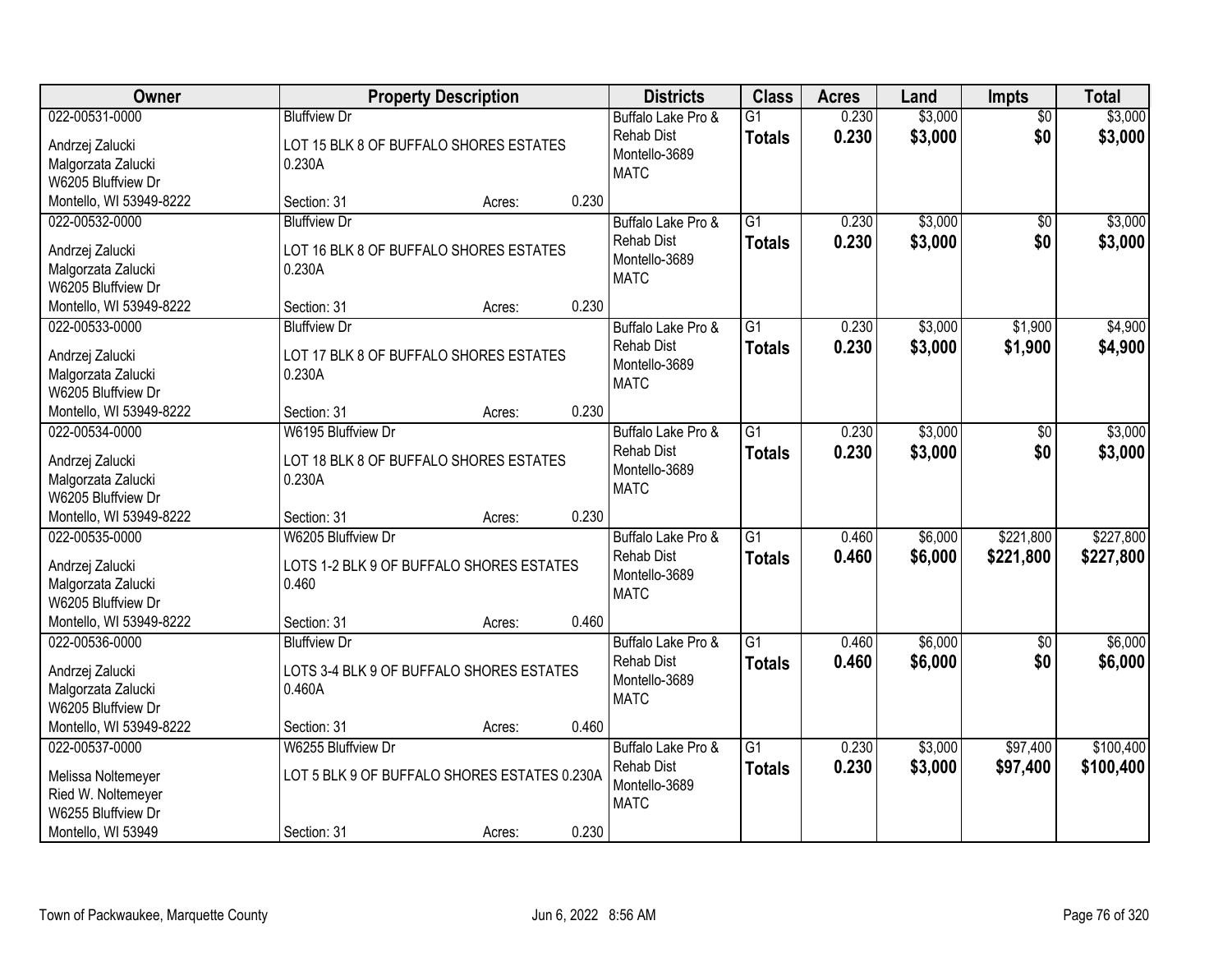| Owner | Property Description | Districts | Class | Acres | Land | Impts | Total |
|---|---|---|---|---|---|---|---|
| 022-00531-0000<br>Andrzej Zalucki<br>Malgorzata Zalucki<br>W6205 Bluffview Dr<br>Montello, WI 53949-8222 | Bluffview Dr<br>LOT 15 BLK 8 OF BUFFALO SHORES ESTATES 0.230A<br>Section: 31 Acres: 0.230 | Buffalo Lake Pro & Rehab Dist<br>Montello-3689<br>MATC | G1<br>**Totals** | 0.230<br>**0.230** | $3,000<br>**$3,000** | $0<br>**$0** | $3,000<br>**$3,000** |
| 022-00532-0000<br>Andrzej Zalucki<br>Malgorzata Zalucki<br>W6205 Bluffview Dr<br>Montello, WI 53949-8222 | Bluffview Dr<br>LOT 16 BLK 8 OF BUFFALO SHORES ESTATES 0.230A<br>Section: 31 Acres: 0.230 | Buffalo Lake Pro & Rehab Dist<br>Montello-3689<br>MATC | G1<br>**Totals** | 0.230<br>**0.230** | $3,000<br>**$3,000** | $0<br>**$0** | $3,000<br>**$3,000** |
| 022-00533-0000<br>Andrzej Zalucki<br>Malgorzata Zalucki<br>W6205 Bluffview Dr<br>Montello, WI 53949-8222 | Bluffview Dr<br>LOT 17 BLK 8 OF BUFFALO SHORES ESTATES 0.230A<br>Section: 31 Acres: 0.230 | Buffalo Lake Pro & Rehab Dist<br>Montello-3689<br>MATC | G1<br>**Totals** | 0.230<br>**0.230** | $3,000<br>**$3,000** | $1,900<br>**$1,900** | $4,900<br>**$4,900** |
| 022-00534-0000<br>Andrzej Zalucki<br>Malgorzata Zalucki<br>W6205 Bluffview Dr<br>Montello, WI 53949-8222 | W6195 Bluffview Dr<br>LOT 18 BLK 8 OF BUFFALO SHORES ESTATES 0.230A<br>Section: 31 Acres: 0.230 | Buffalo Lake Pro & Rehab Dist<br>Montello-3689<br>MATC | G1<br>**Totals** | 0.230<br>**0.230** | $3,000<br>**$3,000** | $0<br>**$0** | $3,000<br>**$3,000** |
| 022-00535-0000<br>Andrzej Zalucki<br>Malgorzata Zalucki<br>W6205 Bluffview Dr<br>Montello, WI 53949-8222 | W6205 Bluffview Dr<br>LOTS 1-2 BLK 9 OF BUFFALO SHORES ESTATES 0.460<br>Section: 31 Acres: 0.460 | Buffalo Lake Pro & Rehab Dist<br>Montello-3689<br>MATC | G1<br>**Totals** | 0.460<br>**0.460** | $6,000<br>**$6,000** | $221,800<br>**$221,800** | $227,800<br>**$227,800** |
| 022-00536-0000<br>Andrzej Zalucki<br>Malgorzata Zalucki<br>W6205 Bluffview Dr<br>Montello, WI 53949-8222 | Bluffview Dr<br>LOTS 3-4 BLK 9 OF BUFFALO SHORES ESTATES 0.460A<br>Section: 31 Acres: 0.460 | Buffalo Lake Pro & Rehab Dist<br>Montello-3689<br>MATC | G1<br>**Totals** | 0.460<br>**0.460** | $6,000<br>**$6,000** | $0<br>**$0** | $6,000<br>**$6,000** |
| 022-00537-0000<br>Melissa Noltemeyer<br>Ried W. Noltemeyer<br>W6255 Bluffview Dr<br>Montello, WI 53949 | W6255 Bluffview Dr<br>LOT 5 BLK 9 OF BUFFALO SHORES ESTATES 0.230A<br>Section: 31 Acres: 0.230 | Buffalo Lake Pro & Rehab Dist<br>Montello-3689<br>MATC | G1<br>**Totals** | 0.230<br>**0.230** | $3,000<br>**$3,000** | $97,400<br>**$97,400** | $100,400<br>**$100,400** |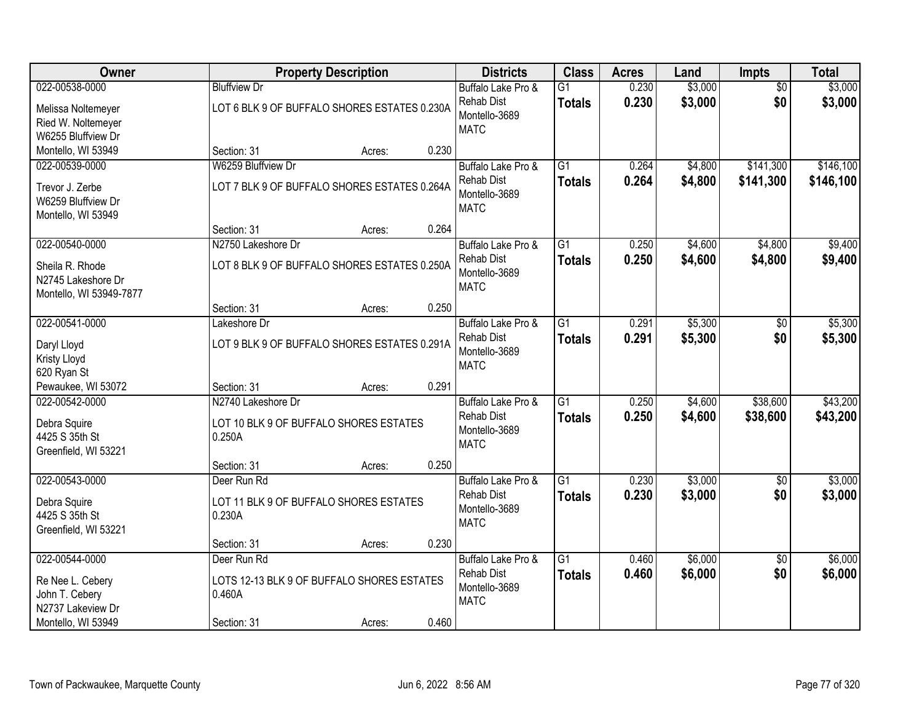| Owner | Property Description | Districts | Class | Acres | Land | Impts | Total |
|---|---|---|---|---|---|---|---|
| 022-00538-0000<br>Melissa Noltemeyer<br>Ried W. Noltemeyer<br>W6255 Bluffview Dr<br>Montello, WI 53949 | Bluffview Dr<br>LOT 6 BLK 9 OF BUFFALO SHORES ESTATES 0.230A<br>Section: 31 Acres: 0.230 | Buffalo Lake Pro & Rehab Dist<br>Montello-3689<br>MATC | G1<br>**Totals** | 0.230<br>**0.230** | $3,000<br>**$3,000** | $0<br>**$0** | $3,000<br>**$3,000** |
| 022-00539-0000<br>Trevor J. Zerbe<br>W6259 Bluffview Dr<br>Montello, WI 53949 | W6259 Bluffview Dr<br>LOT 7 BLK 9 OF BUFFALO SHORES ESTATES 0.264A<br>Section: 31 Acres: 0.264 | Buffalo Lake Pro & Rehab Dist<br>Montello-3689<br>MATC | G1<br>**Totals** | 0.264<br>**0.264** | $4,800<br>**$4,800** | $141,300<br>**$141,300** | $146,100<br>**$146,100** |
| 022-00540-0000<br>Sheila R. Rhode<br>N2745 Lakeshore Dr<br>Montello, WI 53949-7877 | N2750 Lakeshore Dr<br>LOT 8 BLK 9 OF BUFFALO SHORES ESTATES 0.250A<br>Section: 31 Acres: 0.250 | Buffalo Lake Pro & Rehab Dist<br>Montello-3689<br>MATC | G1<br>**Totals** | 0.250<br>**0.250** | $4,600<br>**$4,600** | $4,800<br>**$4,800** | $9,400<br>**$9,400** |
| 022-00541-0000<br>Daryl Lloyd<br>Kristy Lloyd<br>620 Ryan St<br>Pewaukee, WI 53072 | Lakeshore Dr<br>LOT 9 BLK 9 OF BUFFALO SHORES ESTATES 0.291A<br>Section: 31 Acres: 0.291 | Buffalo Lake Pro & Rehab Dist<br>Montello-3689<br>MATC | G1<br>**Totals** | 0.291<br>**0.291** | $5,300<br>**$5,300** | $0<br>**$0** | $5,300<br>**$5,300** |
| 022-00542-0000<br>Debra Squire<br>4425 S 35th St<br>Greenfield, WI 53221 | N2740 Lakeshore Dr<br>LOT 10 BLK 9 OF BUFFALO SHORES ESTATES 0.250A<br>Section: 31 Acres: 0.250 | Buffalo Lake Pro & Rehab Dist<br>Montello-3689<br>MATC | G1<br>**Totals** | 0.250<br>**0.250** | $4,600<br>**$4,600** | $38,600<br>**$38,600** | $43,200<br>**$43,200** |
| 022-00543-0000<br>Debra Squire<br>4425 S 35th St<br>Greenfield, WI 53221 | Deer Run Rd<br>LOT 11 BLK 9 OF BUFFALO SHORES ESTATES 0.230A<br>Section: 31 Acres: 0.230 | Buffalo Lake Pro & Rehab Dist<br>Montello-3689<br>MATC | G1<br>**Totals** | 0.230<br>**0.230** | $3,000<br>**$3,000** | $0<br>**$0** | $3,000<br>**$3,000** |
| 022-00544-0000<br>Re Nee L. Cebery<br>John T. Cebery<br>N2737 Lakeview Dr<br>Montello, WI 53949 | Deer Run Rd<br>LOTS 12-13 BLK 9 OF BUFFALO SHORES ESTATES 0.460A<br>Section: 31 Acres: 0.460 | Buffalo Lake Pro & Rehab Dist<br>Montello-3689<br>MATC | G1<br>**Totals** | 0.460<br>**0.460** | $6,000<br>**$6,000** | $0<br>**$0** | $6,000<br>**$6,000** |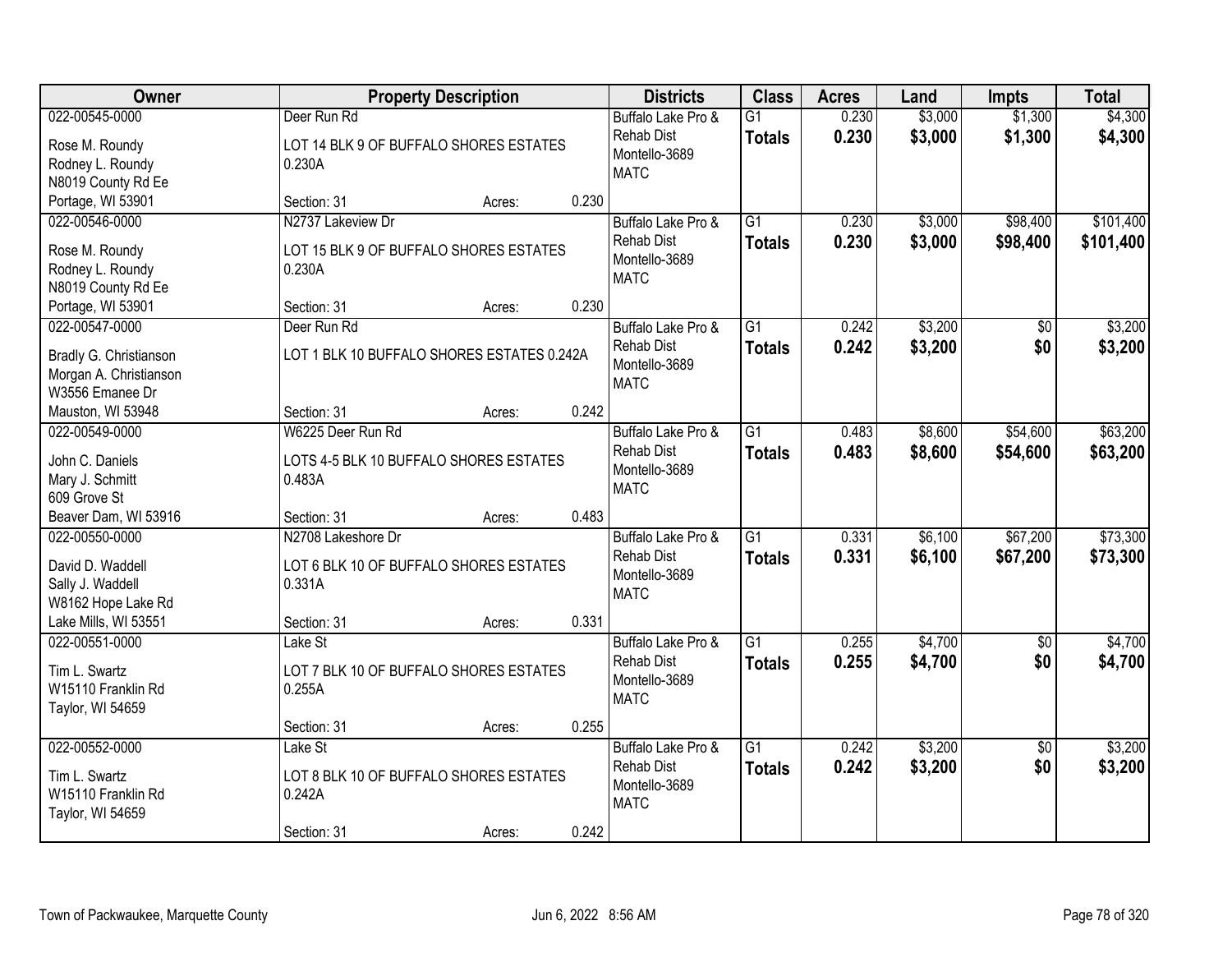| Owner | Property Description | Districts | Class | Acres | Land | Impts | Total |
|---|---|---|---|---|---|---|---|
| 022-00545-0000<br>Rose M. Roundy<br>Rodney L. Roundy<br>N8019 County Rd Ee<br>Portage, WI 53901 | Deer Run Rd<br>LOT 14 BLK 9 OF BUFFALO SHORES ESTATES 0.230A<br>Section: 31 Acres: 0.230 | Buffalo Lake Pro & Rehab Dist<br>Montello-3689<br>MATC | G1<br>**Totals** | 0.230<br>**0.230** | $3,000<br>**$3,000** | $1,300<br>**$1,300** | $4,300<br>**$4,300** |
| 022-00546-0000<br>Rose M. Roundy<br>Rodney L. Roundy<br>N8019 County Rd Ee<br>Portage, WI 53901 | N2737 Lakeview Dr<br>LOT 15 BLK 9 OF BUFFALO SHORES ESTATES 0.230A<br>Section: 31 Acres: 0.230 | Buffalo Lake Pro & Rehab Dist<br>Montello-3689<br>MATC | G1<br>**Totals** | 0.230<br>**0.230** | $3,000<br>**$3,000** | $98,400<br>**$98,400** | $101,400<br>**$101,400** |
| 022-00547-0000<br>Bradly G. Christianson<br>Morgan A. Christianson<br>W3556 Emanee Dr<br>Mauston, WI 53948 | Deer Run Rd<br>LOT 1 BLK 10 BUFFALO SHORES ESTATES 0.242A<br>Section: 31 Acres: 0.242 | Buffalo Lake Pro & Rehab Dist<br>Montello-3689<br>MATC | G1<br>**Totals** | 0.242<br>**0.242** | $3,200<br>**$3,200** | $0<br>**$0** | $3,200<br>**$3,200** |
| 022-00549-0000<br>John C. Daniels<br>Mary J. Schmitt<br>609 Grove St<br>Beaver Dam, WI 53916 | W6225 Deer Run Rd<br>LOTS 4-5 BLK 10 BUFFALO SHORES ESTATES 0.483A<br>Section: 31 Acres: 0.483 | Buffalo Lake Pro & Rehab Dist<br>Montello-3689<br>MATC | G1<br>**Totals** | 0.483<br>**0.483** | $8,600<br>**$8,600** | $54,600<br>**$54,600** | $63,200<br>**$63,200** |
| 022-00550-0000<br>David D. Waddell<br>Sally J. Waddell<br>W8162 Hope Lake Rd<br>Lake Mills, WI 53551 | N2708 Lakeshore Dr<br>LOT 6 BLK 10 OF BUFFALO SHORES ESTATES 0.331A<br>Section: 31 Acres: 0.331 | Buffalo Lake Pro & Rehab Dist<br>Montello-3689<br>MATC | G1<br>**Totals** | 0.331<br>**0.331** | $6,100<br>**$6,100** | $67,200<br>**$67,200** | $73,300<br>**$73,300** |
| 022-00551-0000<br>Tim L. Swartz<br>W15110 Franklin Rd<br>Taylor, WI 54659 | Lake St<br>LOT 7 BLK 10 OF BUFFALO SHORES ESTATES 0.255A<br>Section: 31 Acres: 0.255 | Buffalo Lake Pro & Rehab Dist<br>Montello-3689<br>MATC | G1<br>**Totals** | 0.255<br>**0.255** | $4,700<br>**$4,700** | $0<br>**$0** | $4,700<br>**$4,700** |
| 022-00552-0000<br>Tim L. Swartz<br>W15110 Franklin Rd<br>Taylor, WI 54659 | Lake St<br>LOT 8 BLK 10 OF BUFFALO SHORES ESTATES 0.242A<br>Section: 31 Acres: 0.242 | Buffalo Lake Pro & Rehab Dist<br>Montello-3689<br>MATC | G1<br>**Totals** | 0.242<br>**0.242** | $3,200<br>**$3,200** | $0<br>**$0** | $3,200<br>**$3,200** |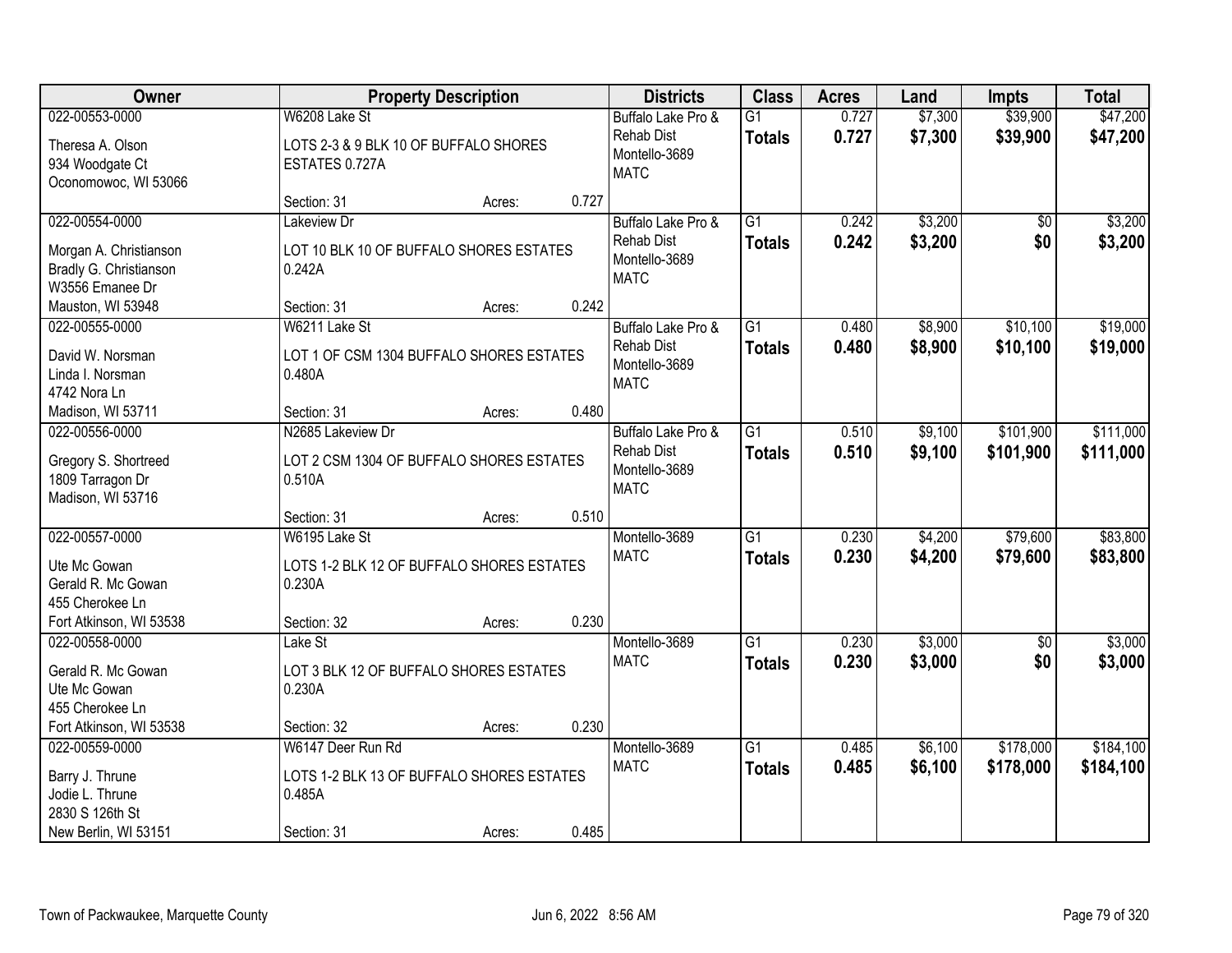| Owner | Property Description | | | Districts | Class | Acres | Land | Impts | Total |
|---|---|---|---|---|---|---|---|---|---|
| 022-00553-0000<br>Theresa A. Olson<br>934 Woodgate Ct<br>Oconomowoc, WI 53066 | W6208 Lake St<br>LOTS 2-3 & 9 BLK 10 OF BUFFALO SHORES ESTATES 0.727A<br>Section: 31 | Acres: | 0.727 | Buffalo Lake Pro & Rehab Dist<br>Montello-3689<br>MATC | G1<br>**Totals** | 0.727<br>**0.727** | $7,300<br>**$7,300** | $39,900<br>**$39,900** | $47,200<br>**$47,200** |
| 022-00554-0000<br>Morgan A. Christianson<br>Bradly G. Christianson<br>W3556 Emanee Dr<br>Mauston, WI 53948 | Lakeview Dr<br>LOT 10 BLK 10 OF BUFFALO SHORES ESTATES 0.242A<br>Section: 31 | Acres: | 0.242 | Buffalo Lake Pro & Rehab Dist<br>Montello-3689<br>MATC | G1<br>**Totals** | 0.242<br>**0.242** | $3,200<br>**$3,200** | $0<br>**$0** | $3,200<br>**$3,200** |
| 022-00555-0000<br>David W. Norsman<br>Linda I. Norsman<br>4742 Nora Ln<br>Madison, WI 53711 | W6211 Lake St<br>LOT 1 OF CSM 1304 BUFFALO SHORES ESTATES 0.480A<br>Section: 31 | Acres: | 0.480 | Buffalo Lake Pro & Rehab Dist<br>Montello-3689<br>MATC | G1<br>**Totals** | 0.480<br>**0.480** | $8,900<br>**$8,900** | $10,100<br>**$10,100** | $19,000<br>**$19,000** |
| 022-00556-0000<br>Gregory S. Shortreed<br>1809 Tarragon Dr<br>Madison, WI 53716 | N2685 Lakeview Dr<br>LOT 2 CSM 1304 OF BUFFALO SHORES ESTATES 0.510A<br>Section: 31 | Acres: | 0.510 | Buffalo Lake Pro & Rehab Dist<br>Montello-3689<br>MATC | G1<br>**Totals** | 0.510<br>**0.510** | $9,100<br>**$9,100** | $101,900<br>**$101,900** | $111,000<br>**$111,000** |
| 022-00557-0000<br>Ute Mc Gowan<br>Gerald R. Mc Gowan<br>455 Cherokee Ln<br>Fort Atkinson, WI 53538 | W6195 Lake St<br>LOTS 1-2 BLK 12 OF BUFFALO SHORES ESTATES 0.230A<br>Section: 32 | Acres: | 0.230 | Montello-3689<br>MATC | G1<br>**Totals** | 0.230<br>**0.230** | $4,200<br>**$4,200** | $79,600<br>**$79,600** | $83,800<br>**$83,800** |
| 022-00558-0000<br>Gerald R. Mc Gowan<br>Ute Mc Gowan<br>455 Cherokee Ln<br>Fort Atkinson, WI 53538 | Lake St<br>LOT 3 BLK 12 OF BUFFALO SHORES ESTATES 0.230A<br>Section: 32 | Acres: | 0.230 | Montello-3689<br>MATC | G1<br>**Totals** | 0.230<br>**0.230** | $3,000<br>**$3,000** | $0<br>**$0** | $3,000<br>**$3,000** |
| 022-00559-0000<br>Barry J. Thrune<br>Jodie L. Thrune<br>2830 S 126th St<br>New Berlin, WI 53151 | W6147 Deer Run Rd<br>LOTS 1-2 BLK 13 OF BUFFALO SHORES ESTATES 0.485A<br>Section: 31 | Acres: | 0.485 | Montello-3689<br>MATC | G1<br>**Totals** | 0.485<br>**0.485** | $6,100<br>**$6,100** | $178,000<br>**$178,000** | $184,100<br>**$184,100** |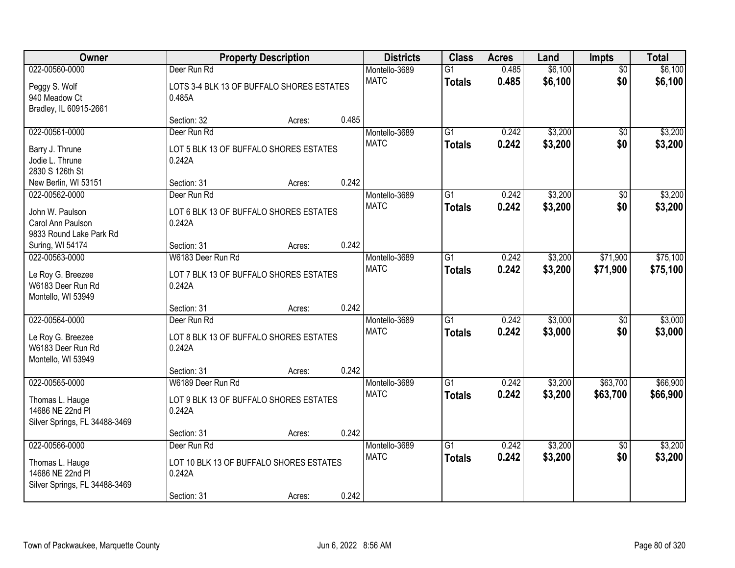| Owner | Property Description | | | Districts | Class | Acres | Land | Impts | Total |
|---|---|---|---|---|---|---|---|---|---|
| 022-00560-0000<br>Peggy S. Wolf<br>940 Meadow Ct<br>Bradley, IL 60915-2661 | Deer Run Rd<br>LOTS 3-4 BLK 13 OF BUFFALO SHORES ESTATES 0.485A<br>Section: 32 | Acres: | 0.485 | Montello-3689<br>MATC | G1<br>**Totals** | 0.485<br>**0.485** | $6,100<br>**$6,100** | $0<br>**$0** | $6,100<br>**$6,100** |
| 022-00561-0000<br>Barry J. Thrune<br>Jodie L. Thrune<br>2830 S 126th St<br>New Berlin, WI 53151 | Deer Run Rd<br>LOT 5 BLK 13 OF BUFFALO SHORES ESTATES 0.242A<br>Section: 31 | Acres: | 0.242 | Montello-3689<br>MATC | G1<br>**Totals** | 0.242<br>**0.242** | $3,200<br>**$3,200** | $0<br>**$0** | $3,200<br>**$3,200** |
| 022-00562-0000<br>John W. Paulson<br>Carol Ann Paulson<br>9833 Round Lake Park Rd<br>Suring, WI 54174 | Deer Run Rd<br>LOT 6 BLK 13 OF BUFFALO SHORES ESTATES 0.242A<br>Section: 31 | Acres: | 0.242 | Montello-3689<br>MATC | G1<br>**Totals** | 0.242<br>**0.242** | $3,200<br>**$3,200** | $0<br>**$0** | $3,200<br>**$3,200** |
| 022-00563-0000<br>Le Roy G. Breezee<br>W6183 Deer Run Rd<br>Montello, WI 53949 | W6183 Deer Run Rd<br>LOT 7 BLK 13 OF BUFFALO SHORES ESTATES 0.242A<br>Section: 31 | Acres: | 0.242 | Montello-3689<br>MATC | G1<br>**Totals** | 0.242<br>**0.242** | $3,200<br>**$3,200** | $71,900<br>**$71,900** | $75,100<br>**$75,100** |
| 022-00564-0000<br>Le Roy G. Breezee<br>W6183 Deer Run Rd<br>Montello, WI 53949 | Deer Run Rd<br>LOT 8 BLK 13 OF BUFFALO SHORES ESTATES 0.242A<br>Section: 31 | Acres: | 0.242 | Montello-3689<br>MATC | G1<br>**Totals** | 0.242<br>**0.242** | $3,000<br>**$3,000** | $0<br>**$0** | $3,000<br>**$3,000** |
| 022-00565-0000<br>Thomas L. Hauge<br>14686 NE 22nd Pl<br>Silver Springs, FL 34488-3469 | W6189 Deer Run Rd<br>LOT 9 BLK 13 OF BUFFALO SHORES ESTATES 0.242A<br>Section: 31 | Acres: | 0.242 | Montello-3689<br>MATC | G1<br>**Totals** | 0.242<br>**0.242** | $3,200<br>**$3,200** | $63,700<br>**$63,700** | $66,900<br>**$66,900** |
| 022-00566-0000<br>Thomas L. Hauge<br>14686 NE 22nd Pl<br>Silver Springs, FL 34488-3469 | Deer Run Rd<br>LOT 10 BLK 13 OF BUFFALO SHORES ESTATES 0.242A<br>Section: 31 | Acres: | 0.242 | Montello-3689<br>MATC | G1<br>**Totals** | 0.242<br>**0.242** | $3,200<br>**$3,200** | $0<br>**$0** | $3,200<br>**$3,200** |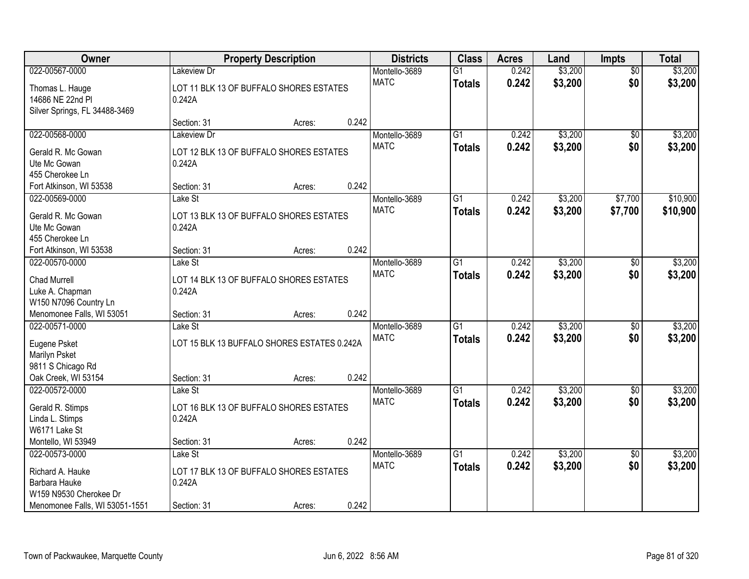| Owner | Property Description | | | Districts | Class | Acres | Land | Impts | Total |
|---|---|---|---|---|---|---|---|---|---|
| 022-00567-0000 | Lakeview Dr | | | Montello-3689 | G1 | 0.242 | $3,200 | $0 | $3,200 |
| Thomas L. Hauge<br>14686 NE 22nd Pl<br>Silver Springs, FL 34488-3469 | LOT 11 BLK 13 OF BUFFALO SHORES ESTATES 0.242A | | | MATC | **Totals** | **0.242** | **$3,200** | **$0** | **$3,200** |
| | Section: 31 | Acres: | 0.242 | | | | | | |
| 022-00568-0000 | Lakeview Dr | | | Montello-3689 | G1 | 0.242 | $3,200 | $0 | $3,200 |
| Gerald R. Mc Gowan<br>Ute Mc Gowan<br>455 Cherokee Ln<br>Fort Atkinson, WI 53538 | LOT 12 BLK 13 OF BUFFALO SHORES ESTATES 0.242A | | | MATC | **Totals** | **0.242** | **$3,200** | **$0** | **$3,200** |
| | Section: 31 | Acres: | 0.242 | | | | | | |
| 022-00569-0000 | Lake St | | | Montello-3689 | G1 | 0.242 | $3,200 | $7,700 | $10,900 |
| Gerald R. Mc Gowan<br>Ute Mc Gowan<br>455 Cherokee Ln<br>Fort Atkinson, WI 53538 | LOT 13 BLK 13 OF BUFFALO SHORES ESTATES 0.242A | | | MATC | **Totals** | **0.242** | **$3,200** | **$7,700** | **$10,900** |
| | Section: 31 | Acres: | 0.242 | | | | | | |
| 022-00570-0000 | Lake St | | | Montello-3689 | G1 | 0.242 | $3,200 | $0 | $3,200 |
| Chad Murrell<br>Luke A. Chapman<br>W150 N7096 Country Ln<br>Menomonee Falls, WI 53051 | LOT 14 BLK 13 OF BUFFALO SHORES ESTATES 0.242A | | | MATC | **Totals** | **0.242** | **$3,200** | **$0** | **$3,200** |
| | Section: 31 | Acres: | 0.242 | | | | | | |
| 022-00571-0000 | Lake St | | | Montello-3689 | G1 | 0.242 | $3,200 | $0 | $3,200 |
| Eugene Psket<br>Marilyn Psket<br>9811 S Chicago Rd<br>Oak Creek, WI 53154 | LOT 15 BLK 13 BUFFALO SHORES ESTATES 0.242A | | | MATC | **Totals** | **0.242** | **$3,200** | **$0** | **$3,200** |
| | Section: 31 | Acres: | 0.242 | | | | | | |
| 022-00572-0000 | Lake St | | | Montello-3689 | G1 | 0.242 | $3,200 | $0 | $3,200 |
| Gerald R. Stimps<br>Linda L. Stimps<br>W6171 Lake St<br>Montello, WI 53949 | LOT 16 BLK 13 OF BUFFALO SHORES ESTATES 0.242A | | | MATC | **Totals** | **0.242** | **$3,200** | **$0** | **$3,200** |
| | Section: 31 | Acres: | 0.242 | | | | | | |
| 022-00573-0000 | Lake St | | | Montello-3689 | G1 | 0.242 | $3,200 | $0 | $3,200 |
| Richard A. Hauke<br>Barbara Hauke<br>W159 N9530 Cherokee Dr<br>Menomonee Falls, WI 53051-1551 | LOT 17 BLK 13 OF BUFFALO SHORES ESTATES 0.242A | | | MATC | **Totals** | **0.242** | **$3,200** | **$0** | **$3,200** |
| | Section: 31 | Acres: | 0.242 | | | | | | |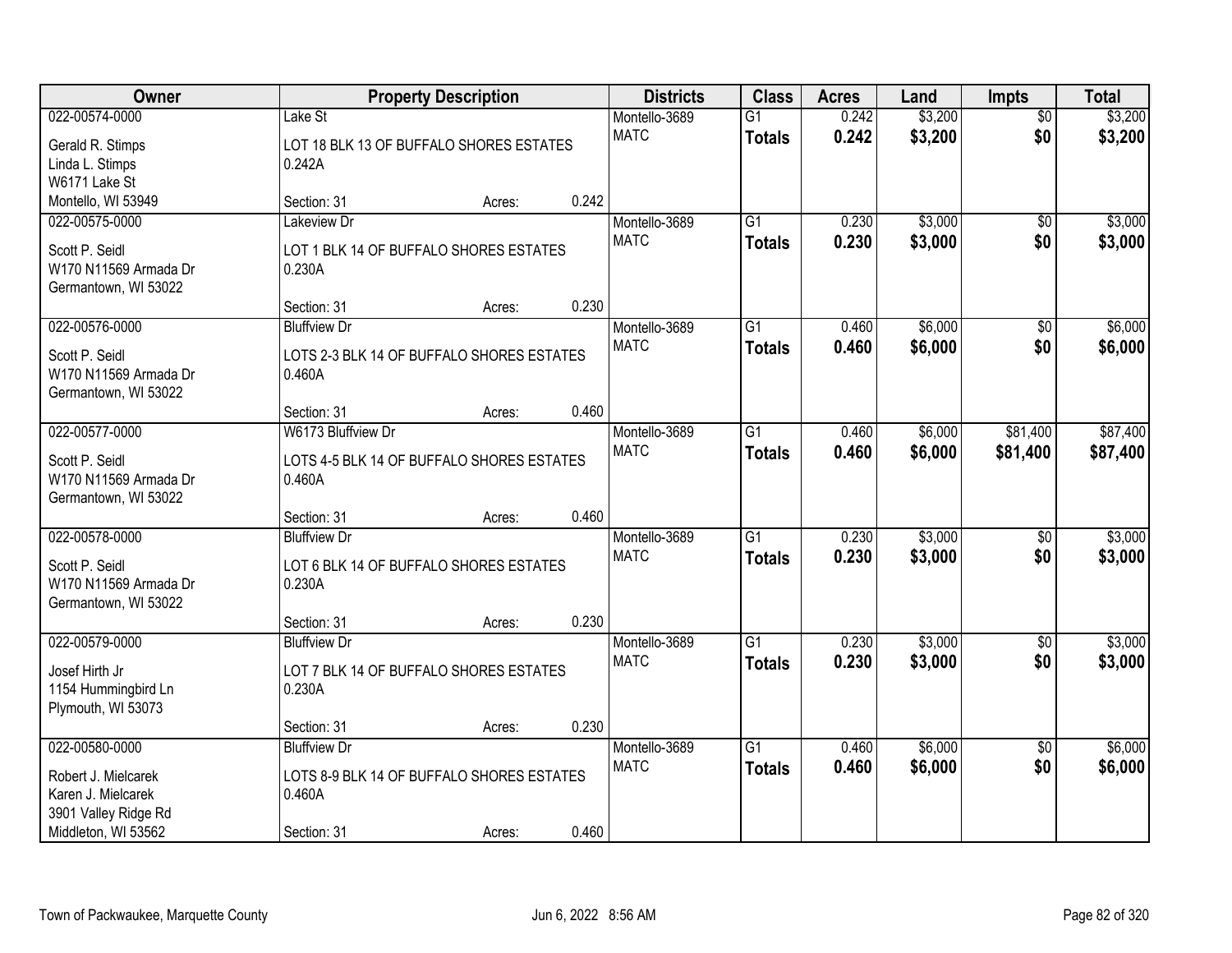| Owner | Property Description | Districts | Class | Acres | Land | Impts | Total |
|---|---|---|---|---|---|---|---|
| 022-00574-0000<br>Gerald R. Stimps<br>Linda L. Stimps<br>W6171 Lake St<br>Montello, WI 53949 | Lake St<br>LOT 18 BLK 13 OF BUFFALO SHORES ESTATES 0.242A<br>Section: 31 Acres: 0.242 | Montello-3689<br>MATC | G1<br>**Totals** | 0.242<br>**0.242** | $3,200<br>**$3,200** | $0<br>**$0** | $3,200<br>**$3,200** |
| 022-00575-0000<br>Scott P. Seidl<br>W170 N11569 Armada Dr<br>Germantown, WI 53022 | Lakeview Dr<br>LOT 1 BLK 14 OF BUFFALO SHORES ESTATES 0.230A<br>Section: 31 Acres: 0.230 | Montello-3689<br>MATC | G1<br>**Totals** | 0.230<br>**0.230** | $3,000<br>**$3,000** | $0<br>**$0** | $3,000<br>**$3,000** |
| 022-00576-0000<br>Scott P. Seidl<br>W170 N11569 Armada Dr<br>Germantown, WI 53022 | Bluffview Dr<br>LOTS 2-3 BLK 14 OF BUFFALO SHORES ESTATES 0.460A<br>Section: 31 Acres: 0.460 | Montello-3689<br>MATC | G1<br>**Totals** | 0.460<br>**0.460** | $6,000<br>**$6,000** | $0<br>**$0** | $6,000<br>**$6,000** |
| 022-00577-0000<br>Scott P. Seidl<br>W170 N11569 Armada Dr<br>Germantown, WI 53022 | W6173 Bluffview Dr<br>LOTS 4-5 BLK 14 OF BUFFALO SHORES ESTATES 0.460A<br>Section: 31 Acres: 0.460 | Montello-3689<br>MATC | G1<br>**Totals** | 0.460<br>**0.460** | $6,000<br>**$6,000** | $81,400<br>**$81,400** | $87,400<br>**$87,400** |
| 022-00578-0000<br>Scott P. Seidl<br>W170 N11569 Armada Dr<br>Germantown, WI 53022 | Bluffview Dr<br>LOT 6 BLK 14 OF BUFFALO SHORES ESTATES 0.230A<br>Section: 31 Acres: 0.230 | Montello-3689<br>MATC | G1<br>**Totals** | 0.230<br>**0.230** | $3,000<br>**$3,000** | $0<br>**$0** | $3,000<br>**$3,000** |
| 022-00579-0000<br>Josef Hirth Jr<br>1154 Hummingbird Ln<br>Plymouth, WI 53073 | Bluffview Dr<br>LOT 7 BLK 14 OF BUFFALO SHORES ESTATES 0.230A<br>Section: 31 Acres: 0.230 | Montello-3689<br>MATC | G1<br>**Totals** | 0.230<br>**0.230** | $3,000<br>**$3,000** | $0<br>**$0** | $3,000<br>**$3,000** |
| 022-00580-0000<br>Robert J. Mielcarek<br>Karen J. Mielcarek<br>3901 Valley Ridge Rd<br>Middleton, WI 53562 | Bluffview Dr<br>LOTS 8-9 BLK 14 OF BUFFALO SHORES ESTATES 0.460A<br>Section: 31 Acres: 0.460 | Montello-3689<br>MATC | G1<br>**Totals** | 0.460<br>**0.460** | $6,000<br>**$6,000** | $0<br>**$0** | $6,000<br>**$6,000** |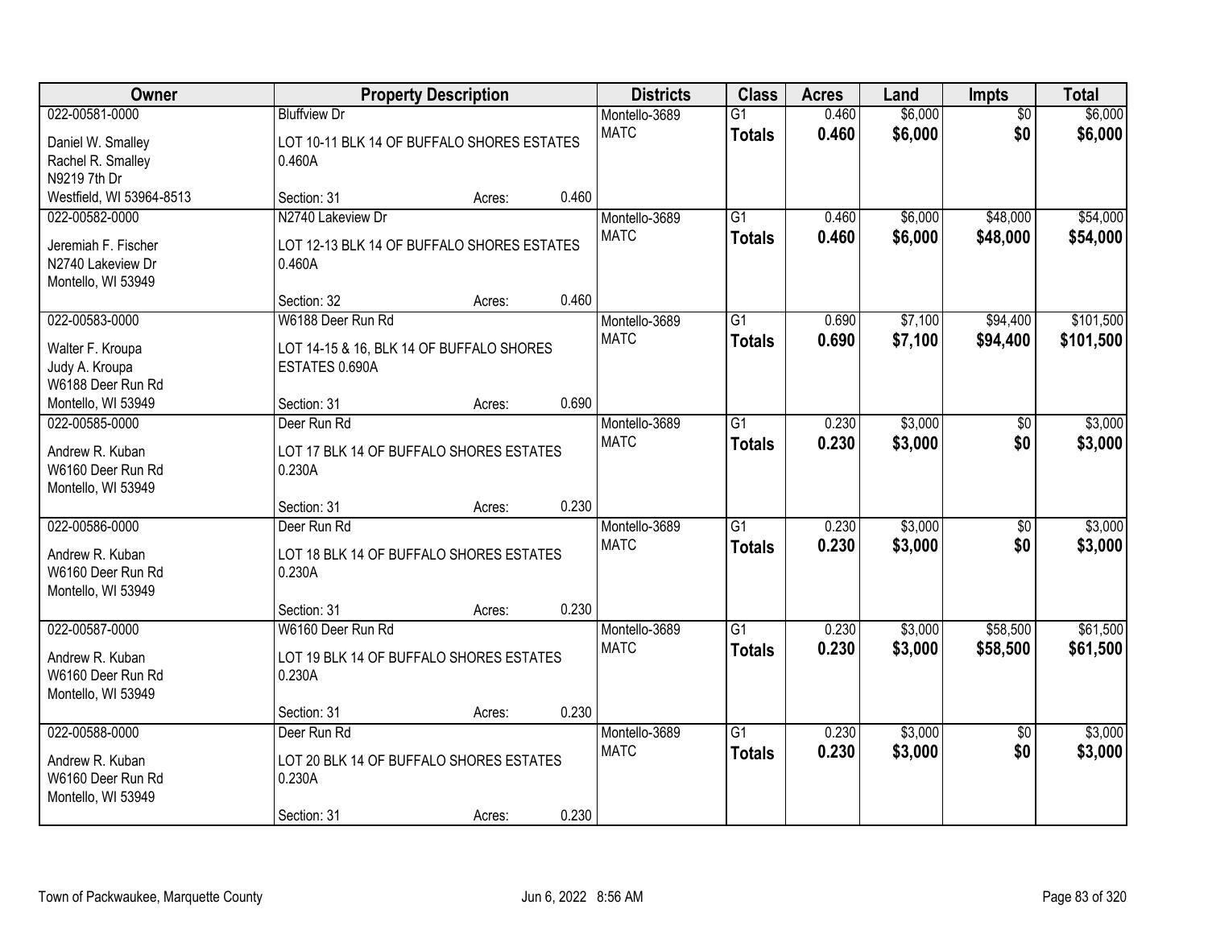| Owner | Property Description | | | Districts | Class | Acres | Land | Impts | Total |
|---|---|---|---|---|---|---|---|---|---|
| 022-00581-0000<br>Daniel W. Smalley<br>Rachel R. Smalley<br>N9219 7th Dr<br>Westfield, WI 53964-8513 | Bluffview Dr<br>LOT 10-11 BLK 14 OF BUFFALO SHORES ESTATES 0.460A<br>Section: 31 | Acres: | 0.460 | Montello-3689<br>MATC | G1<br>**Totals** | 0.460<br>**0.460** | $6,000<br>**$6,000** | $0<br>**$0** | $6,000<br>**$6,000** |
| 022-00582-0000<br>Jeremiah F. Fischer<br>N2740 Lakeview Dr<br>Montello, WI 53949 | N2740 Lakeview Dr<br>LOT 12-13 BLK 14 OF BUFFALO SHORES ESTATES 0.460A<br>Section: 32 | Acres: | 0.460 | Montello-3689<br>MATC | G1<br>**Totals** | 0.460<br>**0.460** | $6,000<br>**$6,000** | $48,000<br>**$48,000** | $54,000<br>**$54,000** |
| 022-00583-0000<br>Walter F. Kroupa<br>Judy A. Kroupa<br>W6188 Deer Run Rd<br>Montello, WI 53949 | W6188 Deer Run Rd<br>LOT 14-15 & 16, BLK 14 OF BUFFALO SHORES ESTATES 0.690A<br>Section: 31 | Acres: | 0.690 | Montello-3689<br>MATC | G1<br>**Totals** | 0.690<br>**0.690** | $7,100<br>**$7,100** | $94,400<br>**$94,400** | $101,500<br>**$101,500** |
| 022-00585-0000<br>Andrew R. Kuban<br>W6160 Deer Run Rd<br>Montello, WI 53949 | Deer Run Rd<br>LOT 17 BLK 14 OF BUFFALO SHORES ESTATES 0.230A<br>Section: 31 | Acres: | 0.230 | Montello-3689<br>MATC | G1<br>**Totals** | 0.230<br>**0.230** | $3,000<br>**$3,000** | $0<br>**$0** | $3,000<br>**$3,000** |
| 022-00586-0000<br>Andrew R. Kuban<br>W6160 Deer Run Rd<br>Montello, WI 53949 | Deer Run Rd<br>LOT 18 BLK 14 OF BUFFALO SHORES ESTATES 0.230A<br>Section: 31 | Acres: | 0.230 | Montello-3689<br>MATC | G1<br>**Totals** | 0.230<br>**0.230** | $3,000<br>**$3,000** | $0<br>**$0** | $3,000<br>**$3,000** |
| 022-00587-0000<br>Andrew R. Kuban<br>W6160 Deer Run Rd<br>Montello, WI 53949 | W6160 Deer Run Rd<br>LOT 19 BLK 14 OF BUFFALO SHORES ESTATES 0.230A<br>Section: 31 | Acres: | 0.230 | Montello-3689<br>MATC | G1<br>**Totals** | 0.230<br>**0.230** | $3,000<br>**$3,000** | $58,500<br>**$58,500** | $61,500<br>**$61,500** |
| 022-00588-0000<br>Andrew R. Kuban<br>W6160 Deer Run Rd<br>Montello, WI 53949 | Deer Run Rd<br>LOT 20 BLK 14 OF BUFFALO SHORES ESTATES 0.230A<br>Section: 31 | Acres: | 0.230 | Montello-3689<br>MATC | G1<br>**Totals** | 0.230<br>**0.230** | $3,000<br>**$3,000** | $0<br>**$0** | $3,000<br>**$3,000** |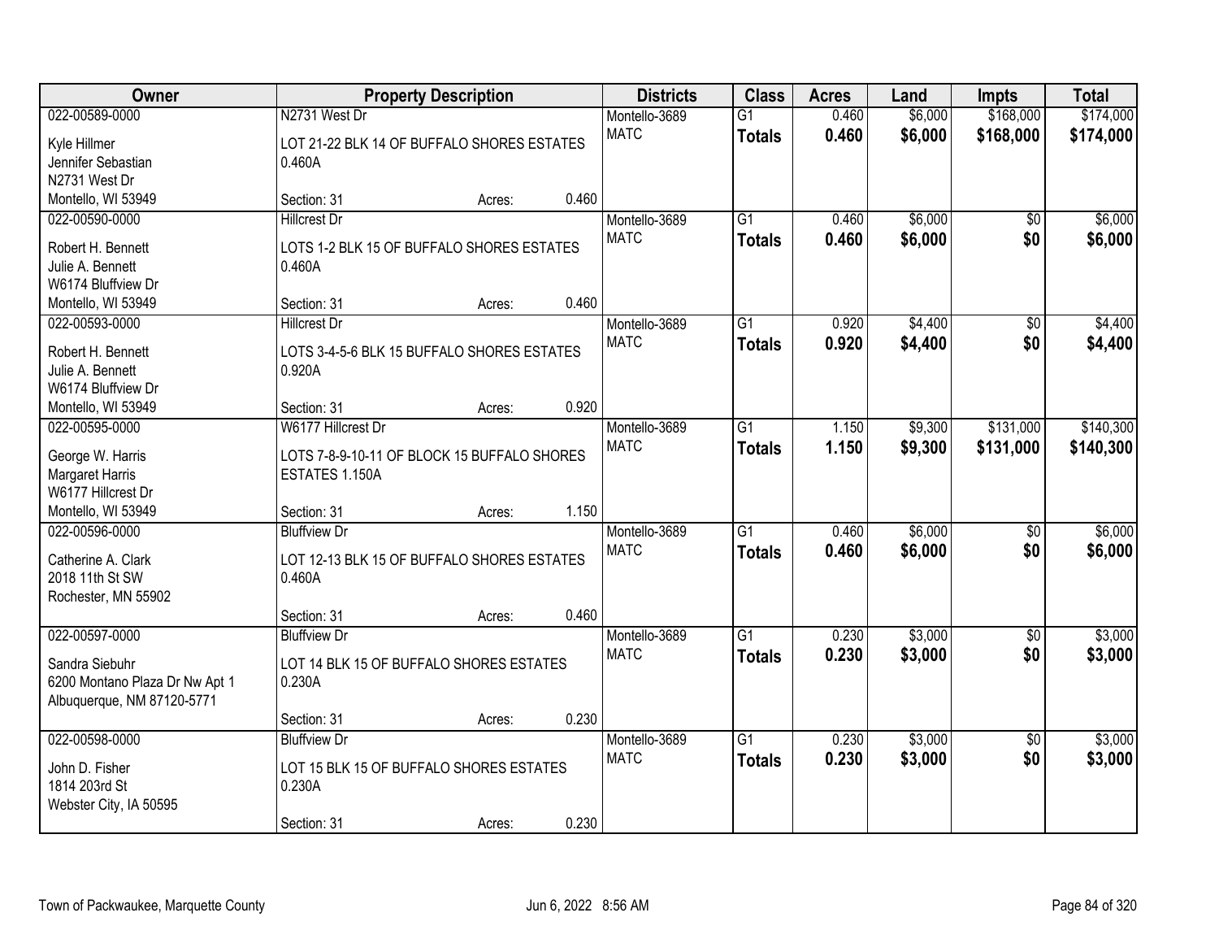| Owner | Property Description | | | Districts | Class | Acres | Land | Impts | Total |
|---|---|---|---|---|---|---|---|---|---|
| 022-00589-0000 | N2731 West Dr | | | Montello-3689 | G1 | 0.460 | $6,000 | $168,000 | $174,000 |
| Kyle Hillmer<br>Jennifer Sebastian<br>N2731 West Dr<br>Montello, WI 53949 | LOT 21-22 BLK 14 OF BUFFALO SHORES ESTATES 0.460A | | | MATC | **Totals** | **0.460** | **$6,000** | **$168,000** | **$174,000** |
| | Section: 31 | Acres: | 0.460 | | | | | | |
| 022-00590-0000 | Hillcrest Dr | | | Montello-3689 | G1 | 0.460 | $6,000 | $0 | $6,000 |
| Robert H. Bennett<br>Julie A. Bennett<br>W6174 Bluffview Dr<br>Montello, WI 53949 | LOTS 1-2 BLK 15 OF BUFFALO SHORES ESTATES 0.460A | | | MATC | **Totals** | **0.460** | **$6,000** | **$0** | **$6,000** |
| | Section: 31 | Acres: | 0.460 | | | | | | |
| 022-00593-0000 | Hillcrest Dr | | | Montello-3689 | G1 | 0.920 | $4,400 | $0 | $4,400 |
| Robert H. Bennett<br>Julie A. Bennett<br>W6174 Bluffview Dr<br>Montello, WI 53949 | LOTS 3-4-5-6 BLK 15 BUFFALO SHORES ESTATES 0.920A | | | MATC | **Totals** | **0.920** | **$4,400** | **$0** | **$4,400** |
| | Section: 31 | Acres: | 0.920 | | | | | | |
| 022-00595-0000 | W6177 Hillcrest Dr | | | Montello-3689 | G1 | 1.150 | $9,300 | $131,000 | $140,300 |
| George W. Harris<br>Margaret Harris<br>W6177 Hillcrest Dr<br>Montello, WI 53949 | LOTS 7-8-9-10-11 OF BLOCK 15 BUFFALO SHORES ESTATES 1.150A | | | MATC | **Totals** | **1.150** | **$9,300** | **$131,000** | **$140,300** |
| | Section: 31 | Acres: | 1.150 | | | | | | |
| 022-00596-0000 | Bluffview Dr | | | Montello-3689 | G1 | 0.460 | $6,000 | $0 | $6,000 |
| Catherine A. Clark<br>2018 11th St SW<br>Rochester, MN 55902 | LOT 12-13 BLK 15 OF BUFFALO SHORES ESTATES 0.460A | | | MATC | **Totals** | **0.460** | **$6,000** | **$0** | **$6,000** |
| | Section: 31 | Acres: | 0.460 | | | | | | |
| 022-00597-0000 | Bluffview Dr | | | Montello-3689 | G1 | 0.230 | $3,000 | $0 | $3,000 |
| Sandra Siebuhr<br>6200 Montano Plaza Dr Nw Apt 1<br>Albuquerque, NM 87120-5771 | LOT 14 BLK 15 OF BUFFALO SHORES ESTATES 0.230A | | | MATC | **Totals** | **0.230** | **$3,000** | **$0** | **$3,000** |
| | Section: 31 | Acres: | 0.230 | | | | | | |
| 022-00598-0000 | Bluffview Dr | | | Montello-3689 | G1 | 0.230 | $3,000 | $0 | $3,000 |
| John D. Fisher<br>1814 203rd St<br>Webster City, IA 50595 | LOT 15 BLK 15 OF BUFFALO SHORES ESTATES 0.230A | | | MATC | **Totals** | **0.230** | **$3,000** | **$0** | **$3,000** |
| | Section: 31 | Acres: | 0.230 | | | | | | |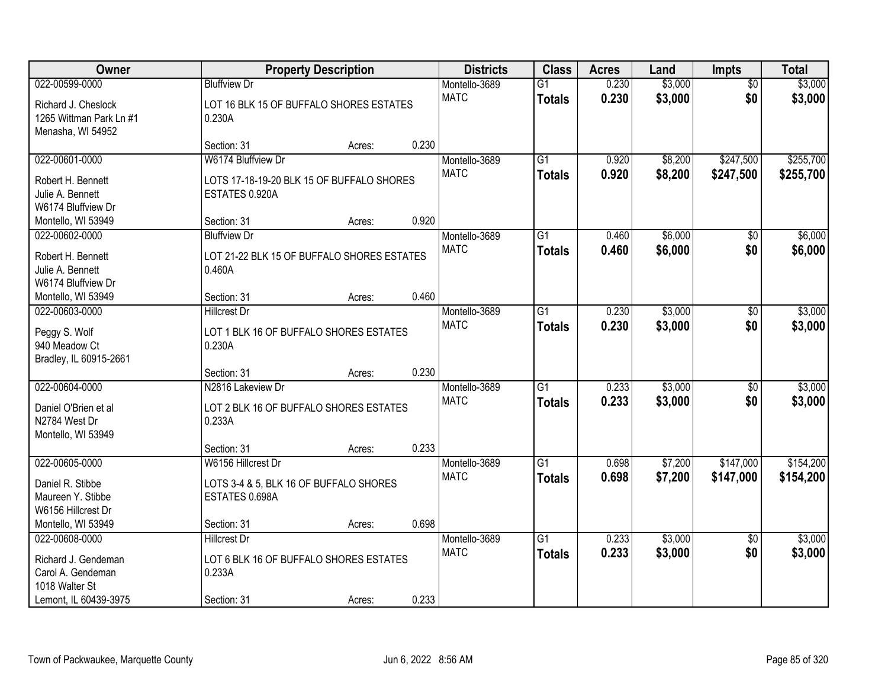| Owner | Property Description | | | Districts | Class | Acres | Land | Impts | Total |
|---|---|---|---|---|---|---|---|---|---|
| 022-00599-0000<br>Richard J. Cheslock<br>1265 Wittman Park Ln #1<br>Menasha, WI 54952 | Bluffview Dr<br>LOT 16 BLK 15 OF BUFFALO SHORES ESTATES 0.230A<br>Section: 31 | Acres: | 0.230 | Montello-3689<br>MATC | G1<br>**Totals** | 0.230<br>**0.230** | $3,000<br>**$3,000** | $0<br>**$0** | $3,000<br>**$3,000** |
| 022-00601-0000<br>Robert H. Bennett<br>Julie A. Bennett<br>W6174 Bluffview Dr<br>Montello, WI 53949 | W6174 Bluffview Dr<br>LOTS 17-18-19-20 BLK 15 OF BUFFALO SHORES ESTATES 0.920A<br>Section: 31 | Acres: | 0.920 | Montello-3689<br>MATC | G1<br>**Totals** | 0.920<br>**0.920** | $8,200<br>**$8,200** | $247,500<br>**$247,500** | $255,700<br>**$255,700** |
| 022-00602-0000<br>Robert H. Bennett<br>Julie A. Bennett<br>W6174 Bluffview Dr<br>Montello, WI 53949 | Bluffview Dr<br>LOT 21-22 BLK 15 OF BUFFALO SHORES ESTATES 0.460A<br>Section: 31 | Acres: | 0.460 | Montello-3689<br>MATC | G1<br>**Totals** | 0.460<br>**0.460** | $6,000<br>**$6,000** | $0<br>**$0** | $6,000<br>**$6,000** |
| 022-00603-0000<br>Peggy S. Wolf<br>940 Meadow Ct<br>Bradley, IL 60915-2661 | Hillcrest Dr<br>LOT 1 BLK 16 OF BUFFALO SHORES ESTATES 0.230A<br>Section: 31 | Acres: | 0.230 | Montello-3689<br>MATC | G1<br>**Totals** | 0.230<br>**0.230** | $3,000<br>**$3,000** | $0<br>**$0** | $3,000<br>**$3,000** |
| 022-00604-0000<br>Daniel O'Brien et al<br>N2784 West Dr<br>Montello, WI 53949 | N2816 Lakeview Dr<br>LOT 2 BLK 16 OF BUFFALO SHORES ESTATES 0.233A<br>Section: 31 | Acres: | 0.233 | Montello-3689<br>MATC | G1<br>**Totals** | 0.233<br>**0.233** | $3,000<br>**$3,000** | $0<br>**$0** | $3,000<br>**$3,000** |
| 022-00605-0000<br>Daniel R. Stibbe<br>Maureen Y. Stibbe<br>W6156 Hillcrest Dr<br>Montello, WI 53949 | W6156 Hillcrest Dr<br>LOTS 3-4 & 5, BLK 16 OF BUFFALO SHORES ESTATES 0.698A<br>Section: 31 | Acres: | 0.698 | Montello-3689<br>MATC | G1<br>**Totals** | 0.698<br>**0.698** | $7,200<br>**$7,200** | $147,000<br>**$147,000** | $154,200<br>**$154,200** |
| 022-00608-0000<br>Richard J. Gendeman<br>Carol A. Gendeman<br>1018 Walter St<br>Lemont, IL 60439-3975 | Hillcrest Dr<br>LOT 6 BLK 16 OF BUFFALO SHORES ESTATES 0.233A<br>Section: 31 | Acres: | 0.233 | Montello-3689<br>MATC | G1<br>**Totals** | 0.233<br>**0.233** | $3,000<br>**$3,000** | $0<br>**$0** | $3,000<br>**$3,000** |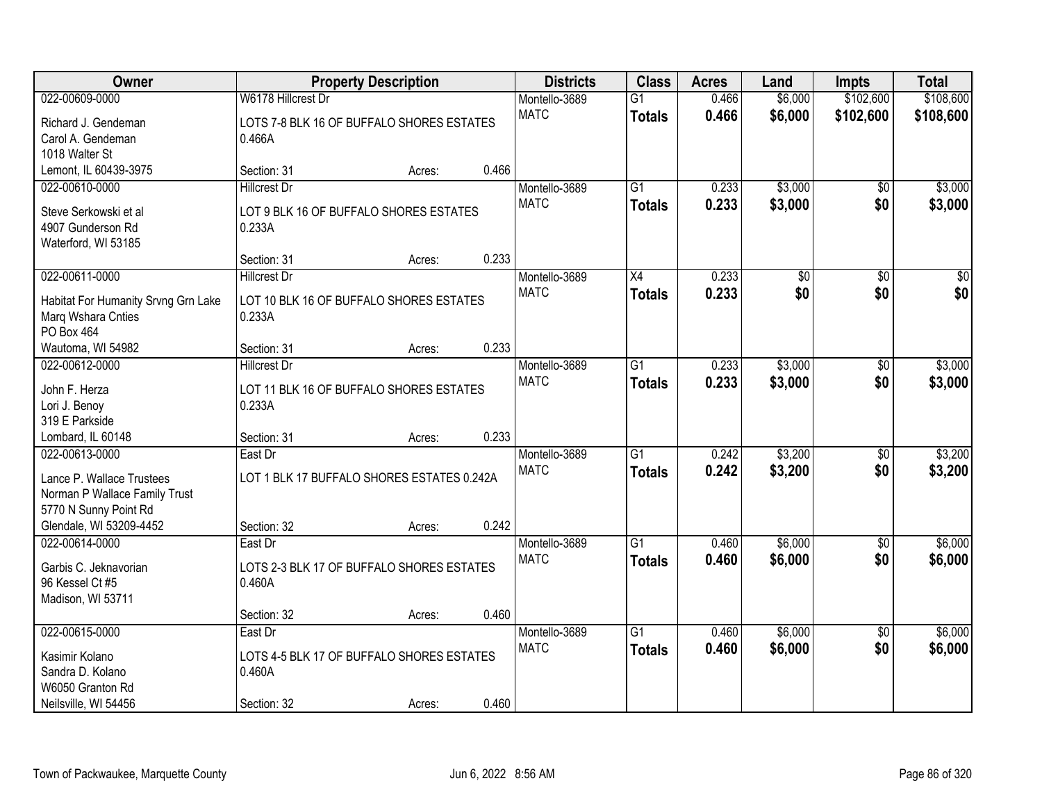| Owner | Property Description | | | Districts | Class | Acres | Land | Impts | Total |
|---|---|---|---|---|---|---|---|---|---|
| 022-00609-0000 | W6178 Hillcrest Dr | | | Montello-3689 | G1 | 0.466 | $6,000 | $102,600 | $108,600 |
| Richard J. Gendeman<br>Carol A. Gendeman<br>1018 Walter St<br>Lemont, IL 60439-3975 | LOTS 7-8 BLK 16 OF BUFFALO SHORES ESTATES 0.466A | | | MATC | **Totals** | **0.466** | **$6,000** | **$102,600** | **$108,600** |
| | Section: 31 | Acres: | 0.466 | | | | | | |
| 022-00610-0000 | Hillcrest Dr | | | Montello-3689 | G1 | 0.233 | $3,000 | $0 | $3,000 |
| Steve Serkowski et al<br>4907 Gunderson Rd<br>Waterford, WI 53185 | LOT 9 BLK 16 OF BUFFALO SHORES ESTATES 0.233A | | | MATC | **Totals** | **0.233** | **$3,000** | **$0** | **$3,000** |
| | Section: 31 | Acres: | 0.233 | | | | | | |
| 022-00611-0000 | Hillcrest Dr | | | Montello-3689 | X4 | 0.233 | $0 | $0 | $0 |
| Habitat For Humanity Srvng Grn Lake<br>Marq Wshara Cnties<br>PO Box 464<br>Wautoma, WI 54982 | LOT 10 BLK 16 OF BUFFALO SHORES ESTATES 0.233A | | | MATC | **Totals** | **0.233** | **$0** | **$0** | **$0** |
| | Section: 31 | Acres: | 0.233 | | | | | | |
| 022-00612-0000 | Hillcrest Dr | | | Montello-3689 | G1 | 0.233 | $3,000 | $0 | $3,000 |
| John F. Herza<br>Lori J. Benoy<br>319 E Parkside<br>Lombard, IL 60148 | LOT 11 BLK 16 OF BUFFALO SHORES ESTATES 0.233A | | | MATC | **Totals** | **0.233** | **$3,000** | **$0** | **$3,000** |
| | Section: 31 | Acres: | 0.233 | | | | | | |
| 022-00613-0000 | East Dr | | | Montello-3689 | G1 | 0.242 | $3,200 | $0 | $3,200 |
| Lance P. Wallace Trustees<br>Norman P Wallace Family Trust<br>5770 N Sunny Point Rd<br>Glendale, WI 53209-4452 | LOT 1 BLK 17 BUFFALO SHORES ESTATES 0.242A | | | MATC | **Totals** | **0.242** | **$3,200** | **$0** | **$3,200** |
| | Section: 32 | Acres: | 0.242 | | | | | | |
| 022-00614-0000 | East Dr | | | Montello-3689 | G1 | 0.460 | $6,000 | $0 | $6,000 |
| Garbis C. Jeknavorian<br>96 Kessel Ct #5<br>Madison, WI 53711 | LOTS 2-3 BLK 17 OF BUFFALO SHORES ESTATES 0.460A | | | MATC | **Totals** | **0.460** | **$6,000** | **$0** | **$6,000** |
| | Section: 32 | Acres: | 0.460 | | | | | | |
| 022-00615-0000 | East Dr | | | Montello-3689 | G1 | 0.460 | $6,000 | $0 | $6,000 |
| Kasimir Kolano<br>Sandra D. Kolano<br>W6050 Granton Rd<br>Neilsville, WI 54456 | LOTS 4-5 BLK 17 OF BUFFALO SHORES ESTATES 0.460A | | | MATC | **Totals** | **0.460** | **$6,000** | **$0** | **$6,000** |
| | Section: 32 | Acres: | 0.460 | | | | | | |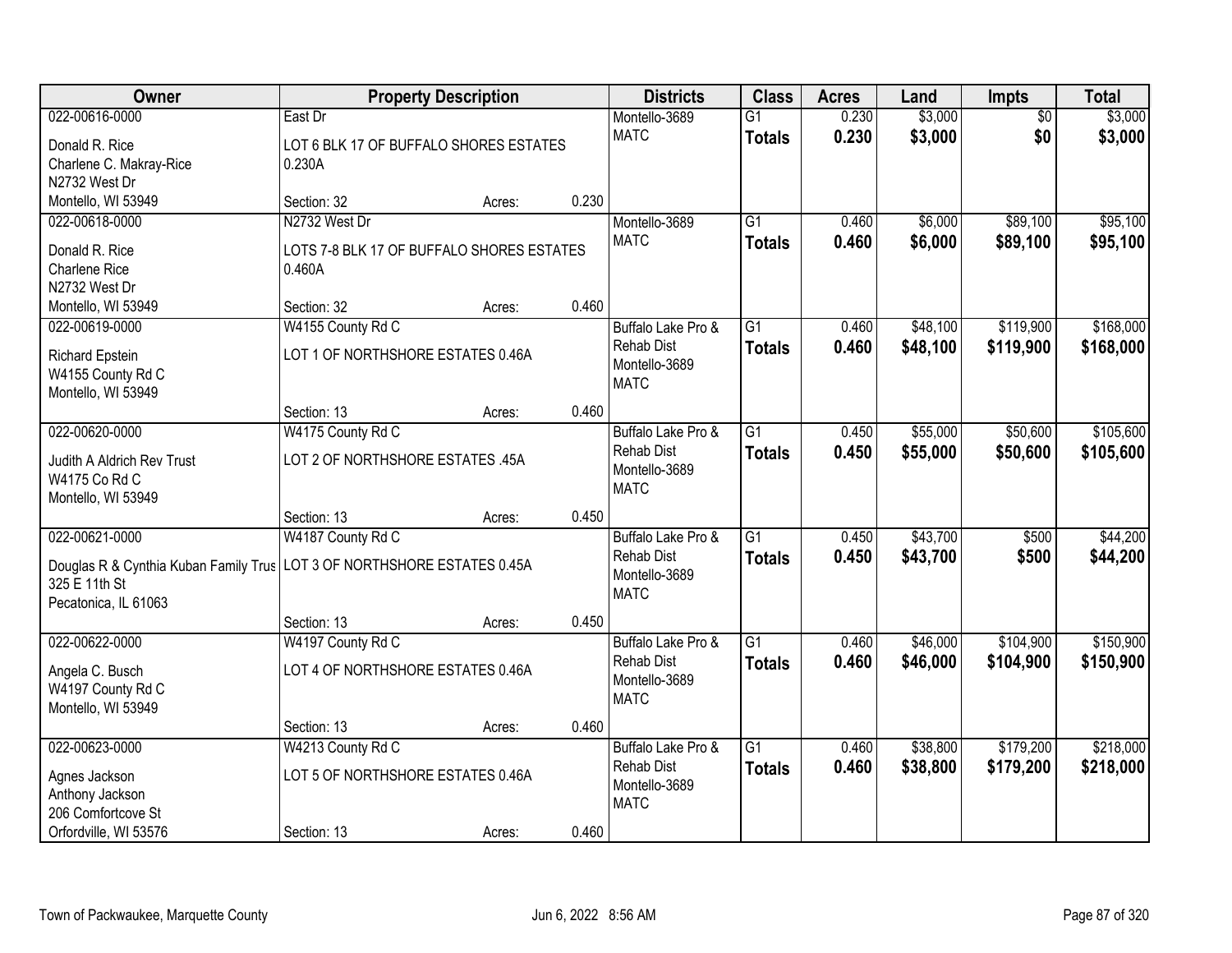| Owner | Property Description | Districts | Class | Acres | Land | Impts | Total |
|---|---|---|---|---|---|---|---|
| 022-00616-0000<br>Donald R. Rice<br>Charlene C. Makray-Rice<br>N2732 West Dr<br>Montello, WI 53949 | East Dr<br>LOT 6 BLK 17 OF BUFFALO SHORES ESTATES 0.230A<br>Section: 32 Acres: 0.230 | Montello-3689<br>MATC | G1<br>**Totals** | 0.230<br>**0.230** | $3,000<br>**$3,000** | $0<br>**$0** | $3,000<br>**$3,000** |
| 022-00618-0000<br>Donald R. Rice<br>Charlene Rice<br>N2732 West Dr<br>Montello, WI 53949 | N2732 West Dr<br>LOTS 7-8 BLK 17 OF BUFFALO SHORES ESTATES 0.460A<br>Section: 32 Acres: 0.460 | Montello-3689<br>MATC | G1<br>**Totals** | 0.460<br>**0.460** | $6,000<br>**$6,000** | $89,100<br>**$89,100** | $95,100<br>**$95,100** |
| 022-00619-0000<br>Richard Epstein<br>W4155 County Rd C<br>Montello, WI 53949 | W4155 County Rd C<br>LOT 1 OF NORTHSHORE ESTATES 0.46A<br>Section: 13 Acres: 0.460 | Buffalo Lake Pro & Rehab Dist<br>Montello-3689<br>MATC | G1<br>**Totals** | 0.460<br>**0.460** | $48,100<br>**$48,100** | $119,900<br>**$119,900** | $168,000<br>**$168,000** |
| 022-00620-0000<br>Judith A Aldrich Rev Trust<br>W4175 Co Rd C<br>Montello, WI 53949 | W4175 County Rd C<br>LOT 2 OF NORTHSHORE ESTATES .45A<br>Section: 13 Acres: 0.450 | Buffalo Lake Pro & Rehab Dist<br>Montello-3689<br>MATC | G1<br>**Totals** | 0.450<br>**0.450** | $55,000<br>**$55,000** | $50,600<br>**$50,600** | $105,600<br>**$105,600** |
| 022-00621-0000<br>Douglas R & Cynthia Kuban Family Trus<br>325 E 11th St<br>Pecatonica, IL 61063 | W4187 County Rd C<br>LOT 3 OF NORTHSHORE ESTATES 0.45A<br>Section: 13 Acres: 0.450 | Buffalo Lake Pro & Rehab Dist<br>Montello-3689<br>MATC | G1<br>**Totals** | 0.450<br>**0.450** | $43,700<br>**$43,700** | $500<br>**$500** | $44,200<br>**$44,200** |
| 022-00622-0000<br>Angela C. Busch<br>W4197 County Rd C<br>Montello, WI 53949 | W4197 County Rd C<br>LOT 4 OF NORTHSHORE ESTATES 0.46A<br>Section: 13 Acres: 0.460 | Buffalo Lake Pro & Rehab Dist<br>Montello-3689<br>MATC | G1<br>**Totals** | 0.460<br>**0.460** | $46,000<br>**$46,000** | $104,900<br>**$104,900** | $150,900<br>**$150,900** |
| 022-00623-0000<br>Agnes Jackson<br>Anthony Jackson<br>206 Comfortcove St<br>Orfordville, WI 53576 | W4213 County Rd C<br>LOT 5 OF NORTHSHORE ESTATES 0.46A<br>Section: 13 Acres: 0.460 | Buffalo Lake Pro & Rehab Dist<br>Montello-3689<br>MATC | G1<br>**Totals** | 0.460<br>**0.460** | $38,800<br>**$38,800** | $179,200<br>**$179,200** | $218,000<br>**$218,000** |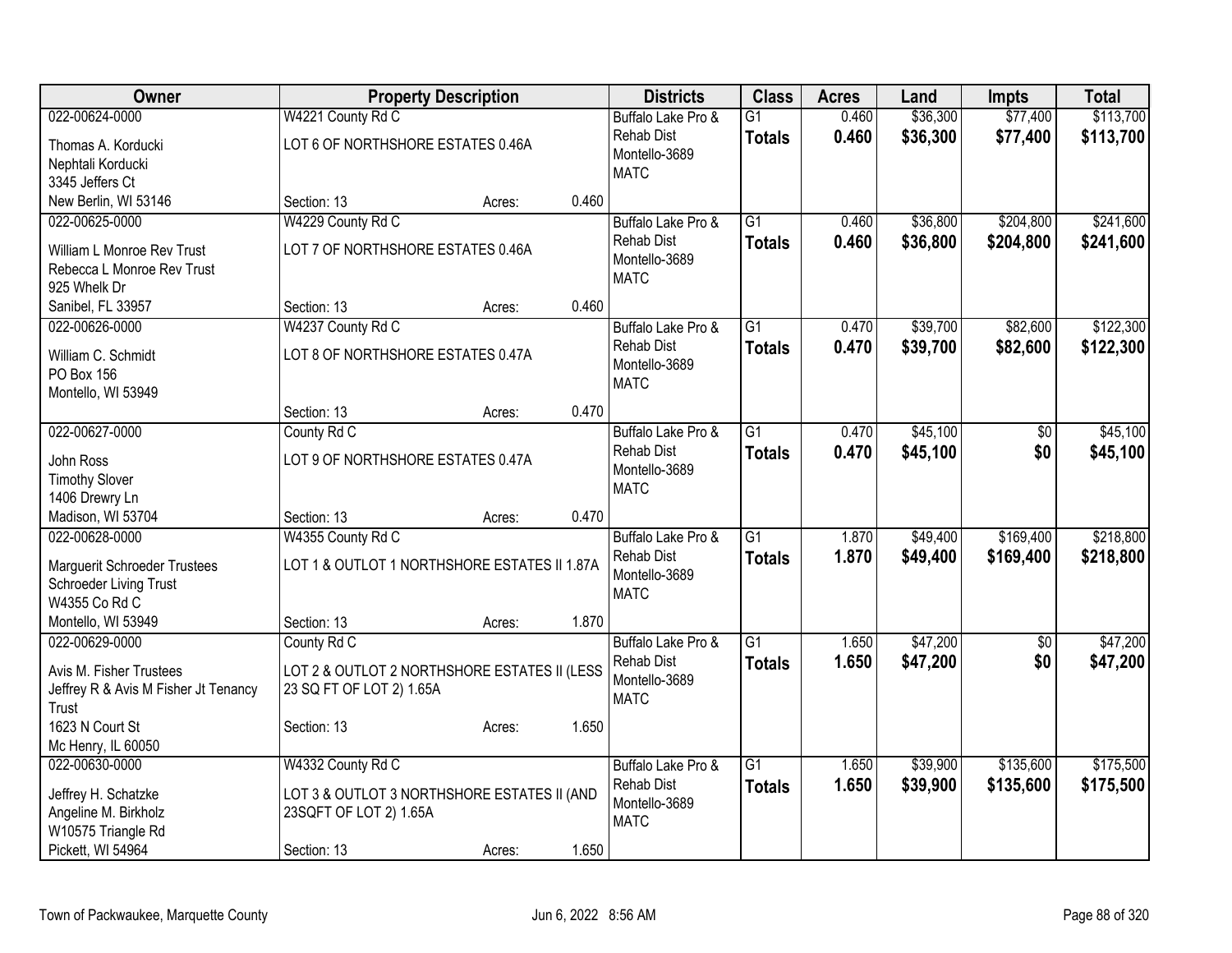| Owner | Property Description | | | Districts | Class | Acres | Land | Impts | Total |
|---|---|---|---|---|---|---|---|---|---|
| 022-00624-0000 | W4221 County Rd C | | | Buffalo Lake Pro & | G1 | 0.460 | $36,300 | $77,400 | $113,700 |
| Thomas A. Korducki | LOT 6 OF NORTHSHORE ESTATES 0.46A | | | Rehab Dist | **Totals** | **0.460** | **$36,300** | **$77,400** | **$113,700** |
| Nephtali Korducki | | | | Montello-3689 | | | | | |
| 3345 Jeffers Ct | | | | MATC | | | | | |
| New Berlin, WI 53146 | Section: 13 | Acres: | 0.460 | | | | | | |
| 022-00625-0000 | W4229 County Rd C | | | Buffalo Lake Pro & | G1 | 0.460 | $36,800 | $204,800 | $241,600 |
| William L Monroe Rev Trust | LOT 7 OF NORTHSHORE ESTATES 0.46A | | | Rehab Dist | **Totals** | **0.460** | **$36,800** | **$204,800** | **$241,600** |
| Rebecca L Monroe Rev Trust | | | | Montello-3689 | | | | | |
| 925 Whelk Dr | | | | MATC | | | | | |
| Sanibel, FL 33957 | Section: 13 | Acres: | 0.460 | | | | | | |
| 022-00626-0000 | W4237 County Rd C | | | Buffalo Lake Pro & | G1 | 0.470 | $39,700 | $82,600 | $122,300 |
| William C. Schmidt | LOT 8 OF NORTHSHORE ESTATES 0.47A | | | Rehab Dist | **Totals** | **0.470** | **$39,700** | **$82,600** | **$122,300** |
| PO Box 156 | | | | Montello-3689 | | | | | |
| Montello, WI 53949 | | | | MATC | | | | | |
| | Section: 13 | Acres: | 0.470 | | | | | | |
| 022-00627-0000 | County Rd C | | | Buffalo Lake Pro & | G1 | 0.470 | $45,100 | $0 | $45,100 |
| John Ross | LOT 9 OF NORTHSHORE ESTATES 0.47A | | | Rehab Dist | **Totals** | **0.470** | **$45,100** | **$0** | **$45,100** |
| Timothy Slover | | | | Montello-3689 | | | | | |
| 1406 Drewry Ln | | | | MATC | | | | | |
| Madison, WI 53704 | Section: 13 | Acres: | 0.470 | | | | | | |
| 022-00628-0000 | W4355 County Rd C | | | Buffalo Lake Pro & | G1 | 1.870 | $49,400 | $169,400 | $218,800 |
| Marguerit Schroeder Trustees | LOT 1 & OUTLOT 1 NORTHSHORE ESTATES II 1.87A | | | Rehab Dist | **Totals** | **1.870** | **$49,400** | **$169,400** | **$218,800** |
| Schroeder Living Trust | | | | Montello-3689 | | | | | |
| W4355 Co Rd C | | | | MATC | | | | | |
| Montello, WI 53949 | Section: 13 | Acres: | 1.870 | | | | | | |
| 022-00629-0000 | County Rd C | | | Buffalo Lake Pro & | G1 | 1.650 | $47,200 | $0 | $47,200 |
| Avis M. Fisher Trustees | LOT 2 & OUTLOT 2 NORTHSHORE ESTATES II (LESS 23 SQ FT OF LOT 2) 1.65A | | | Rehab Dist | **Totals** | **1.650** | **$47,200** | **$0** | **$47,200** |
| Jeffrey R & Avis M Fisher Jt Tenancy Trust | | | | Montello-3689 | | | | | |
| 1623 N Court St | Section: 13 | Acres: | 1.650 | MATC | | | | | |
| Mc Henry, IL 60050 | | | | | | | | | |
| 022-00630-0000 | W4332 County Rd C | | | Buffalo Lake Pro & | G1 | 1.650 | $39,900 | $135,600 | $175,500 |
| Jeffrey H. Schatzke | LOT 3 & OUTLOT 3 NORTHSHORE ESTATES II (AND 23SQFT OF LOT 2) 1.65A | | | Rehab Dist | **Totals** | **1.650** | **$39,900** | **$135,600** | **$175,500** |
| Angeline M. Birkholz | | | | Montello-3689 | | | | | |
| W10575 Triangle Rd | | | | MATC | | | | | |
| Pickett, WI 54964 | Section: 13 | Acres: | 1.650 | | | | | | |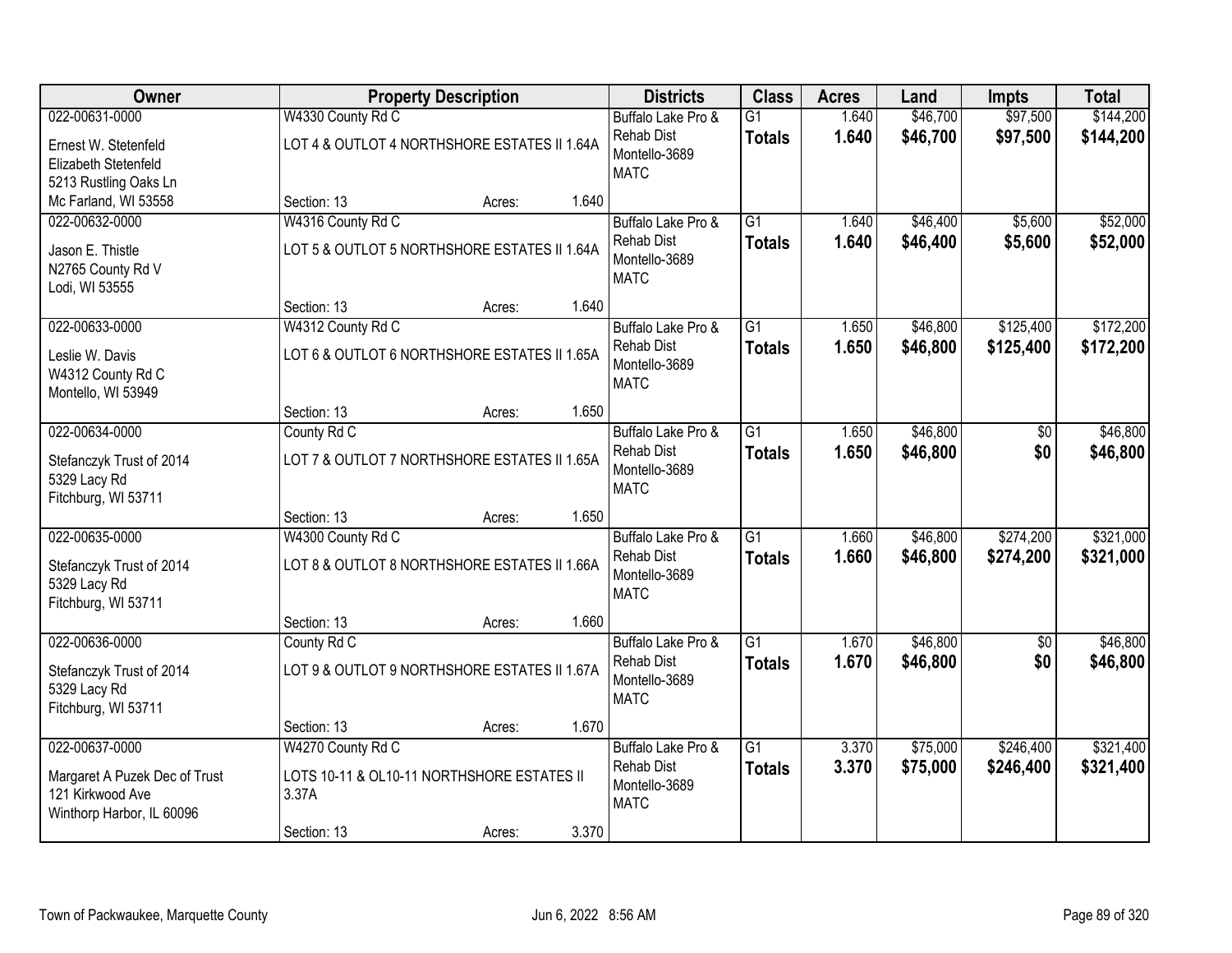| Owner | Property Description | | | Districts | Class | Acres | Land | Impts | Total |
|---|---|---|---|---|---|---|---|---|---|
| 022-00631-0000<br>Ernest W. Stetenfeld<br>Elizabeth Stetenfeld<br>5213 Rustling Oaks Ln<br>Mc Farland, WI 53558 | W4330 County Rd C<br>LOT 4 & OUTLOT 4 NORTHSHORE ESTATES II 1.64A<br>Section: 13 | Acres: | 1.640 | Buffalo Lake Pro & Rehab Dist<br>Montello-3689<br>MATC | G1<br>**Totals** | 1.640<br>**1.640** | $46,700<br>**$46,700** | $97,500<br>**$97,500** | $144,200<br>**$144,200** |
| 022-00632-0000<br>Jason E. Thistle<br>N2765 County Rd V<br>Lodi, WI 53555 | W4316 County Rd C<br>LOT 5 & OUTLOT 5 NORTHSHORE ESTATES II 1.64A<br>Section: 13 | Acres: | 1.640 | Buffalo Lake Pro & Rehab Dist<br>Montello-3689<br>MATC | G1<br>**Totals** | 1.640<br>**1.640** | $46,400<br>**$46,400** | $5,600<br>**$5,600** | $52,000<br>**$52,000** |
| 022-00633-0000<br>Leslie W. Davis<br>W4312 County Rd C<br>Montello, WI 53949 | W4312 County Rd C<br>LOT 6 & OUTLOT 6 NORTHSHORE ESTATES II 1.65A<br>Section: 13 | Acres: | 1.650 | Buffalo Lake Pro & Rehab Dist<br>Montello-3689<br>MATC | G1<br>**Totals** | 1.650<br>**1.650** | $46,800<br>**$46,800** | $125,400<br>**$125,400** | $172,200<br>**$172,200** |
| 022-00634-0000<br>Stefanczyk Trust of 2014<br>5329 Lacy Rd<br>Fitchburg, WI 53711 | County Rd C<br>LOT 7 & OUTLOT 7 NORTHSHORE ESTATES II 1.65A<br>Section: 13 | Acres: | 1.650 | Buffalo Lake Pro & Rehab Dist<br>Montello-3689<br>MATC | G1<br>**Totals** | 1.650<br>**1.650** | $46,800<br>**$46,800** | $0<br>**$0** | $46,800<br>**$46,800** |
| 022-00635-0000<br>Stefanczyk Trust of 2014<br>5329 Lacy Rd<br>Fitchburg, WI 53711 | W4300 County Rd C<br>LOT 8 & OUTLOT 8 NORTHSHORE ESTATES II 1.66A<br>Section: 13 | Acres: | 1.660 | Buffalo Lake Pro & Rehab Dist<br>Montello-3689<br>MATC | G1<br>**Totals** | 1.660<br>**1.660** | $46,800<br>**$46,800** | $274,200<br>**$274,200** | $321,000<br>**$321,000** |
| 022-00636-0000<br>Stefanczyk Trust of 2014<br>5329 Lacy Rd<br>Fitchburg, WI 53711 | County Rd C<br>LOT 9 & OUTLOT 9 NORTHSHORE ESTATES II 1.67A<br>Section: 13 | Acres: | 1.670 | Buffalo Lake Pro & Rehab Dist<br>Montello-3689<br>MATC | G1<br>**Totals** | 1.670<br>**1.670** | $46,800<br>**$46,800** | $0<br>**$0** | $46,800<br>**$46,800** |
| 022-00637-0000<br>Margaret A Puzek Dec of Trust<br>121 Kirkwood Ave<br>Winthorp Harbor, IL 60096 | W4270 County Rd C<br>LOTS 10-11 & OL10-11 NORTHSHORE ESTATES II 3.37A<br>Section: 13 | Acres: | 3.370 | Buffalo Lake Pro & Rehab Dist<br>Montello-3689<br>MATC | G1<br>**Totals** | 3.370<br>**3.370** | $75,000<br>**$75,000** | $246,400<br>**$246,400** | $321,400<br>**$321,400** |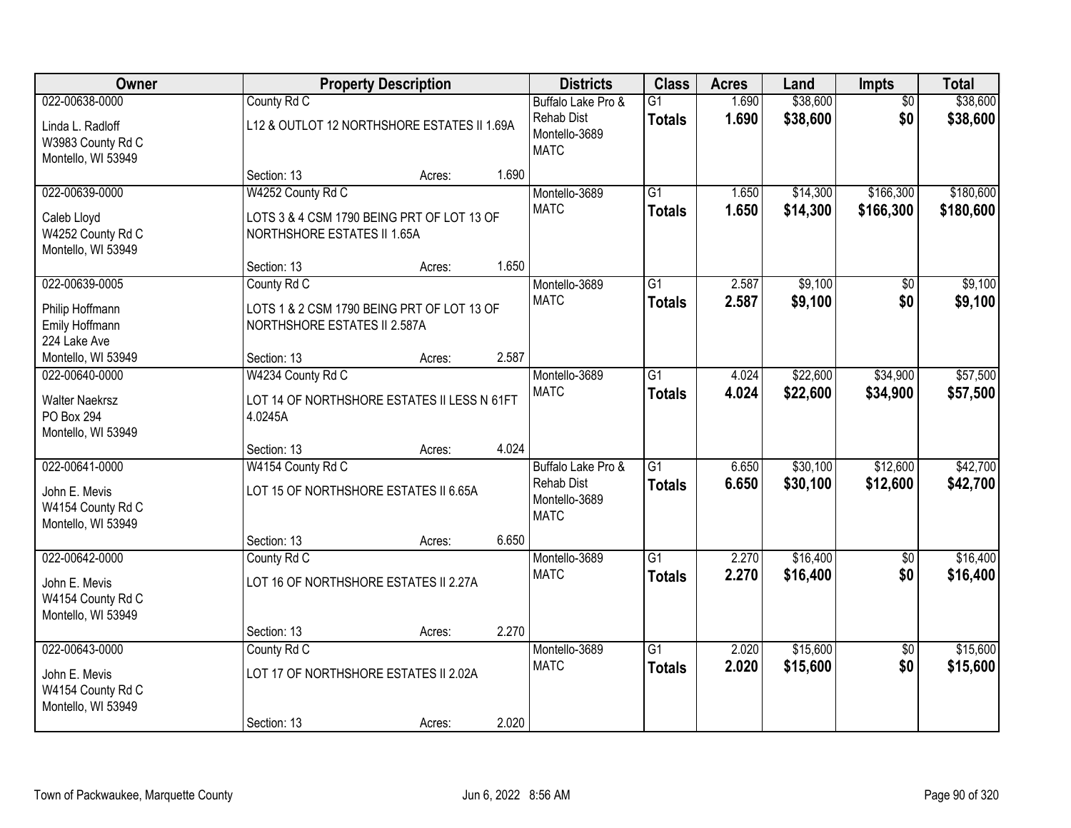| Owner | Property Description | Districts | Class | Acres | Land | Impts | Total |
|---|---|---|---|---|---|---|---|
| 022-00638-0000<br>Linda L. Radloff<br>W3983 County Rd C<br>Montello, WI 53949 | County Rd C<br>L12 & OUTLOT 12 NORTHSHORE ESTATES II 1.69A<br>Section: 13 Acres: 1.690 | Buffalo Lake Pro & Rehab Dist<br>Montello-3689<br>MATC | G1<br>**Totals** | 1.690<br>**1.690** | $38,600<br>**$38,600** | $0<br>**$0** | $38,600<br>**$38,600** |
| 022-00639-0000<br>Caleb Lloyd<br>W4252 County Rd C<br>Montello, WI 53949 | W4252 County Rd C<br>LOTS 3 & 4 CSM 1790 BEING PRT OF LOT 13 OF NORTHSHORE ESTATES II 1.65A<br>Section: 13 Acres: 1.650 | Montello-3689<br>MATC | G1<br>**Totals** | 1.650<br>**1.650** | $14,300<br>**$14,300** | $166,300<br>**$166,300** | $180,600<br>**$180,600** |
| 022-00639-0005<br>Philip Hoffmann<br>Emily Hoffmann<br>224 Lake Ave<br>Montello, WI 53949 | County Rd C<br>LOTS 1 & 2 CSM 1790 BEING PRT OF LOT 13 OF NORTHSHORE ESTATES II 2.587A<br>Section: 13 Acres: 2.587 | Montello-3689<br>MATC | G1<br>**Totals** | 2.587<br>**2.587** | $9,100<br>**$9,100** | $0<br>**$0** | $9,100<br>**$9,100** |
| 022-00640-0000<br>Walter Naekrsz<br>PO Box 294<br>Montello, WI 53949 | W4234 County Rd C<br>LOT 14 OF NORTHSHORE ESTATES II LESS N 61FT 4.0245A<br>Section: 13 Acres: 4.024 | Montello-3689<br>MATC | G1<br>**Totals** | 4.024<br>**4.024** | $22,600<br>**$22,600** | $34,900<br>**$34,900** | $57,500<br>**$57,500** |
| 022-00641-0000<br>John E. Mevis<br>W4154 County Rd C<br>Montello, WI 53949 | W4154 County Rd C<br>LOT 15 OF NORTHSHORE ESTATES II 6.65A<br>Section: 13 Acres: 6.650 | Buffalo Lake Pro & Rehab Dist<br>Montello-3689<br>MATC | G1<br>**Totals** | 6.650<br>**6.650** | $30,100<br>**$30,100** | $12,600<br>**$12,600** | $42,700<br>**$42,700** |
| 022-00642-0000<br>John E. Mevis<br>W4154 County Rd C<br>Montello, WI 53949 | County Rd C<br>LOT 16 OF NORTHSHORE ESTATES II 2.27A<br>Section: 13 Acres: 2.270 | Montello-3689<br>MATC | G1<br>**Totals** | 2.270<br>**2.270** | $16,400<br>**$16,400** | $0<br>**$0** | $16,400<br>**$16,400** |
| 022-00643-0000<br>John E. Mevis<br>W4154 County Rd C<br>Montello, WI 53949 | County Rd C<br>LOT 17 OF NORTHSHORE ESTATES II 2.02A<br>Section: 13 Acres: 2.020 | Montello-3689<br>MATC | G1<br>**Totals** | 2.020<br>**2.020** | $15,600<br>**$15,600** | $0<br>**$0** | $15,600<br>**$15,600** |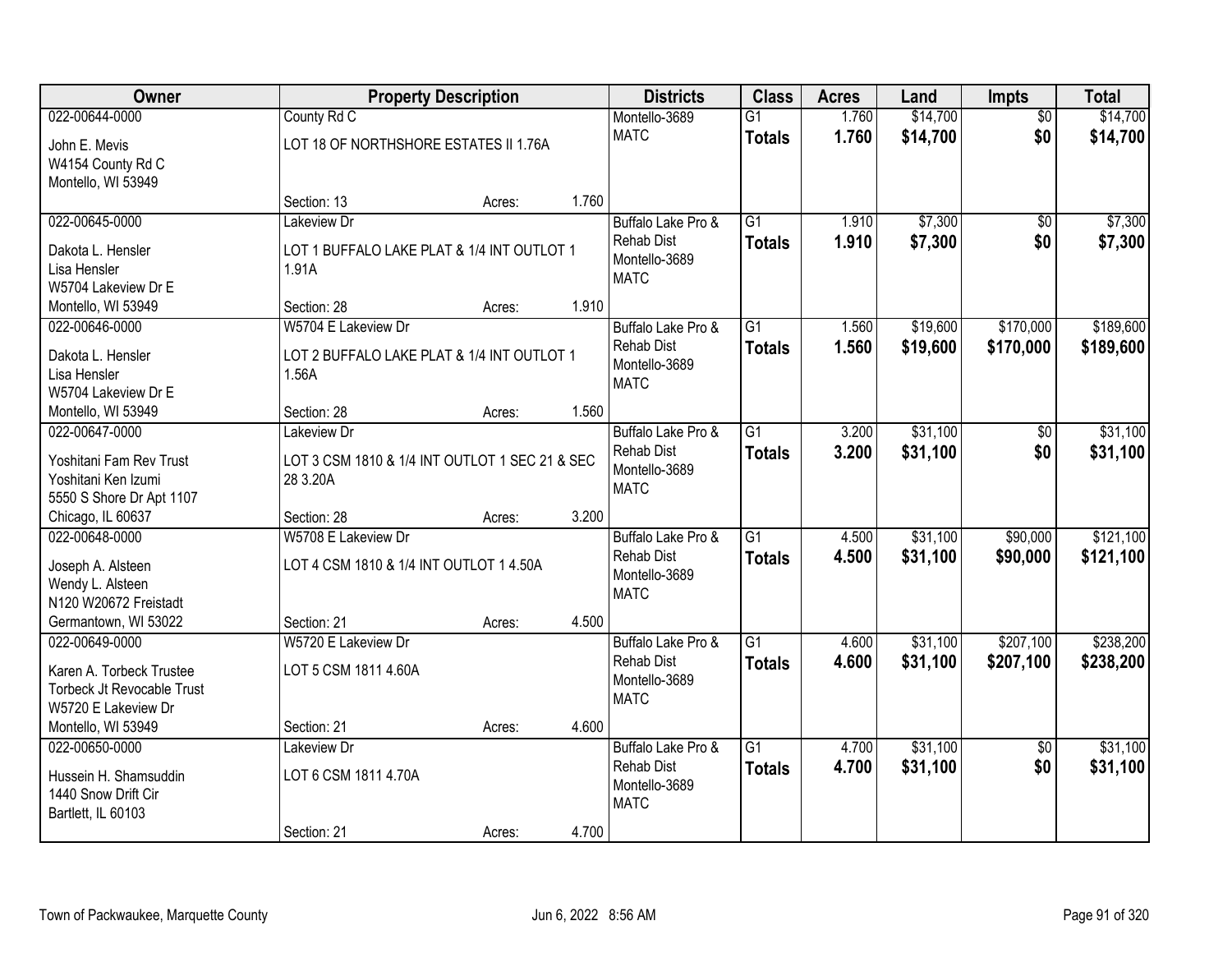| Owner | Property Description | | | Districts | Class | Acres | Land | Impts | Total |
|---|---|---|---|---|---|---|---|---|---|
| 022-00644-0000 | County Rd C | | | Montello-3689 | G1 | 1.760 | $14,700 | $0 | $14,700 |
| John E. Mevis<br>W4154 County Rd C<br>Montello, WI 53949 | LOT 18 OF NORTHSHORE ESTATES II 1.76A | | | MATC | **Totals** | **1.760** | **$14,700** | **$0** | **$14,700** |
| | Section: 13 | Acres: | 1.760 | | | | | | |
| 022-00645-0000 | Lakeview Dr | | | Buffalo Lake Pro & | G1 | 1.910 | $7,300 | $0 | $7,300 |
| Dakota L. Hensler<br>Lisa Hensler<br>W5704 Lakeview Dr E<br>Montello, WI 53949 | LOT 1 BUFFALO LAKE PLAT & 1/4 INT OUTLOT 1 1.91A | | | Rehab Dist<br>Montello-3689<br>MATC | **Totals** | **1.910** | **$7,300** | **$0** | **$7,300** |
| | Section: 28 | Acres: | 1.910 | | | | | | |
| 022-00646-0000 | W5704 E Lakeview Dr | | | Buffalo Lake Pro & | G1 | 1.560 | $19,600 | $170,000 | $189,600 |
| Dakota L. Hensler<br>Lisa Hensler<br>W5704 Lakeview Dr E<br>Montello, WI 53949 | LOT 2 BUFFALO LAKE PLAT & 1/4 INT OUTLOT 1 1.56A | | | Rehab Dist<br>Montello-3689<br>MATC | **Totals** | **1.560** | **$19,600** | **$170,000** | **$189,600** |
| | Section: 28 | Acres: | 1.560 | | | | | | |
| 022-00647-0000 | Lakeview Dr | | | Buffalo Lake Pro & | G1 | 3.200 | $31,100 | $0 | $31,100 |
| Yoshitani Fam Rev Trust<br>Yoshitani Ken Izumi<br>5550 S Shore Dr Apt 1107<br>Chicago, IL 60637 | LOT 3 CSM 1810 & 1/4 INT OUTLOT 1 SEC 21 & SEC 28 3.20A | | | Rehab Dist<br>Montello-3689<br>MATC | **Totals** | **3.200** | **$31,100** | **$0** | **$31,100** |
| | Section: 28 | Acres: | 3.200 | | | | | | |
| 022-00648-0000 | W5708 E Lakeview Dr | | | Buffalo Lake Pro & | G1 | 4.500 | $31,100 | $90,000 | $121,100 |
| Joseph A. Alsteen<br>Wendy L. Alsteen<br>N120 W20672 Freistadt<br>Germantown, WI 53022 | LOT 4 CSM 1810 & 1/4 INT OUTLOT 1 4.50A | | | Rehab Dist<br>Montello-3689<br>MATC | **Totals** | **4.500** | **$31,100** | **$90,000** | **$121,100** |
| | Section: 21 | Acres: | 4.500 | | | | | | |
| 022-00649-0000 | W5720 E Lakeview Dr | | | Buffalo Lake Pro & | G1 | 4.600 | $31,100 | $207,100 | $238,200 |
| Karen A. Torbeck Trustee<br>Torbeck Jt Revocable Trust<br>W5720 E Lakeview Dr<br>Montello, WI 53949 | LOT 5 CSM 1811 4.60A | | | Rehab Dist<br>Montello-3689<br>MATC | **Totals** | **4.600** | **$31,100** | **$207,100** | **$238,200** |
| | Section: 21 | Acres: | 4.600 | | | | | | |
| 022-00650-0000 | Lakeview Dr | | | Buffalo Lake Pro & | G1 | 4.700 | $31,100 | $0 | $31,100 |
| Hussein H. Shamsuddin<br>1440 Snow Drift Cir<br>Bartlett, IL 60103 | LOT 6 CSM 1811 4.70A | | | Rehab Dist<br>Montello-3689<br>MATC | **Totals** | **4.700** | **$31,100** | **$0** | **$31,100** |
| | Section: 21 | Acres: | 4.700 | | | | | | |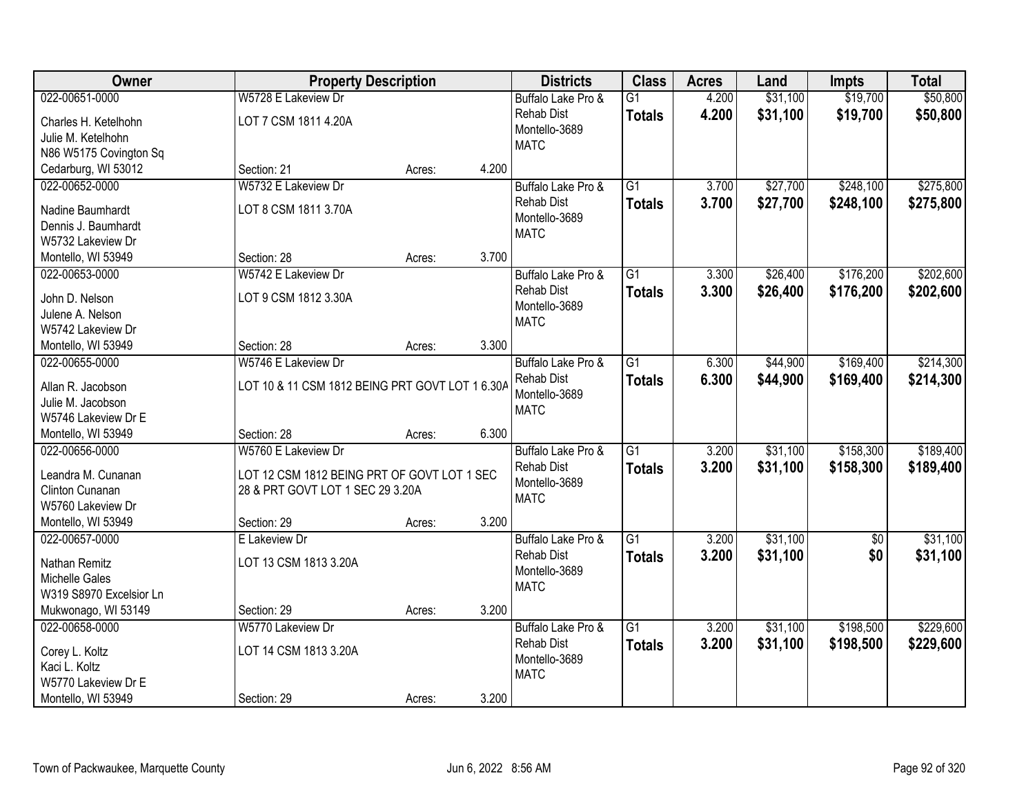| Owner | Property Description | Districts | Class | Acres | Land | Impts | Total |
|---|---|---|---|---|---|---|---|
| 022-00651-0000<br>Charles H. Ketelhohn<br>Julie M. Ketelhohn<br>N86 W5175 Covington Sq<br>Cedarburg, WI 53012 | W5728 E Lakeview Dr<br>LOT 7 CSM 1811 4.20A<br>Section: 21 Acres: 4.200 | Buffalo Lake Pro & Rehab Dist<br>Montello-3689<br>MATC | G1<br>**Totals** | 4.200<br>**4.200** | $31,100<br>**$31,100** | $19,700<br>**$19,700** | $50,800<br>**$50,800** |
| 022-00652-0000<br>Nadine Baumhardt<br>Dennis J. Baumhardt<br>W5732 Lakeview Dr<br>Montello, WI 53949 | W5732 E Lakeview Dr<br>LOT 8 CSM 1811 3.70A<br>Section: 28 Acres: 3.700 | Buffalo Lake Pro & Rehab Dist<br>Montello-3689<br>MATC | G1<br>**Totals** | 3.700<br>**3.700** | $27,700<br>**$27,700** | $248,100<br>**$248,100** | $275,800<br>**$275,800** |
| 022-00653-0000<br>John D. Nelson<br>Julene A. Nelson<br>W5742 Lakeview Dr<br>Montello, WI 53949 | W5742 E Lakeview Dr<br>LOT 9 CSM 1812 3.30A<br>Section: 28 Acres: 3.300 | Buffalo Lake Pro & Rehab Dist<br>Montello-3689<br>MATC | G1<br>**Totals** | 3.300<br>**3.300** | $26,400<br>**$26,400** | $176,200<br>**$176,200** | $202,600<br>**$202,600** |
| 022-00655-0000<br>Allan R. Jacobson<br>Julie M. Jacobson<br>W5746 Lakeview Dr E<br>Montello, WI 53949 | W5746 E Lakeview Dr<br>LOT 10 & 11 CSM 1812 BEING PRT GOVT LOT 1 6.30A<br>Section: 28 Acres: 6.300 | Buffalo Lake Pro & Rehab Dist<br>Montello-3689<br>MATC | G1<br>**Totals** | 6.300<br>**6.300** | $44,900<br>**$44,900** | $169,400<br>**$169,400** | $214,300<br>**$214,300** |
| 022-00656-0000<br>Leandra M. Cunanan<br>Clinton Cunanan<br>W5760 Lakeview Dr<br>Montello, WI 53949 | W5760 E Lakeview Dr<br>LOT 12 CSM 1812 BEING PRT OF GOVT LOT 1 SEC 28 & PRT GOVT LOT 1 SEC 29 3.20A<br>Section: 29 Acres: 3.200 | Buffalo Lake Pro & Rehab Dist<br>Montello-3689<br>MATC | G1<br>**Totals** | 3.200<br>**3.200** | $31,100<br>**$31,100** | $158,300<br>**$158,300** | $189,400<br>**$189,400** |
| 022-00657-0000<br>Nathan Remitz<br>Michelle Gales<br>W319 S8970 Excelsior Ln<br>Mukwonago, WI 53149 | E Lakeview Dr<br>LOT 13 CSM 1813 3.20A<br>Section: 29 Acres: 3.200 | Buffalo Lake Pro & Rehab Dist<br>Montello-3689<br>MATC | G1<br>**Totals** | 3.200<br>**3.200** | $31,100<br>**$31,100** | $0<br>**$0** | $31,100<br>**$31,100** |
| 022-00658-0000<br>Corey L. Koltz<br>Kaci L. Koltz<br>W5770 Lakeview Dr E<br>Montello, WI 53949 | W5770 Lakeview Dr<br>LOT 14 CSM 1813 3.20A<br>Section: 29 Acres: 3.200 | Buffalo Lake Pro & Rehab Dist<br>Montello-3689<br>MATC | G1<br>**Totals** | 3.200<br>**3.200** | $31,100<br>**$31,100** | $198,500<br>**$198,500** | $229,600<br>**$229,600** |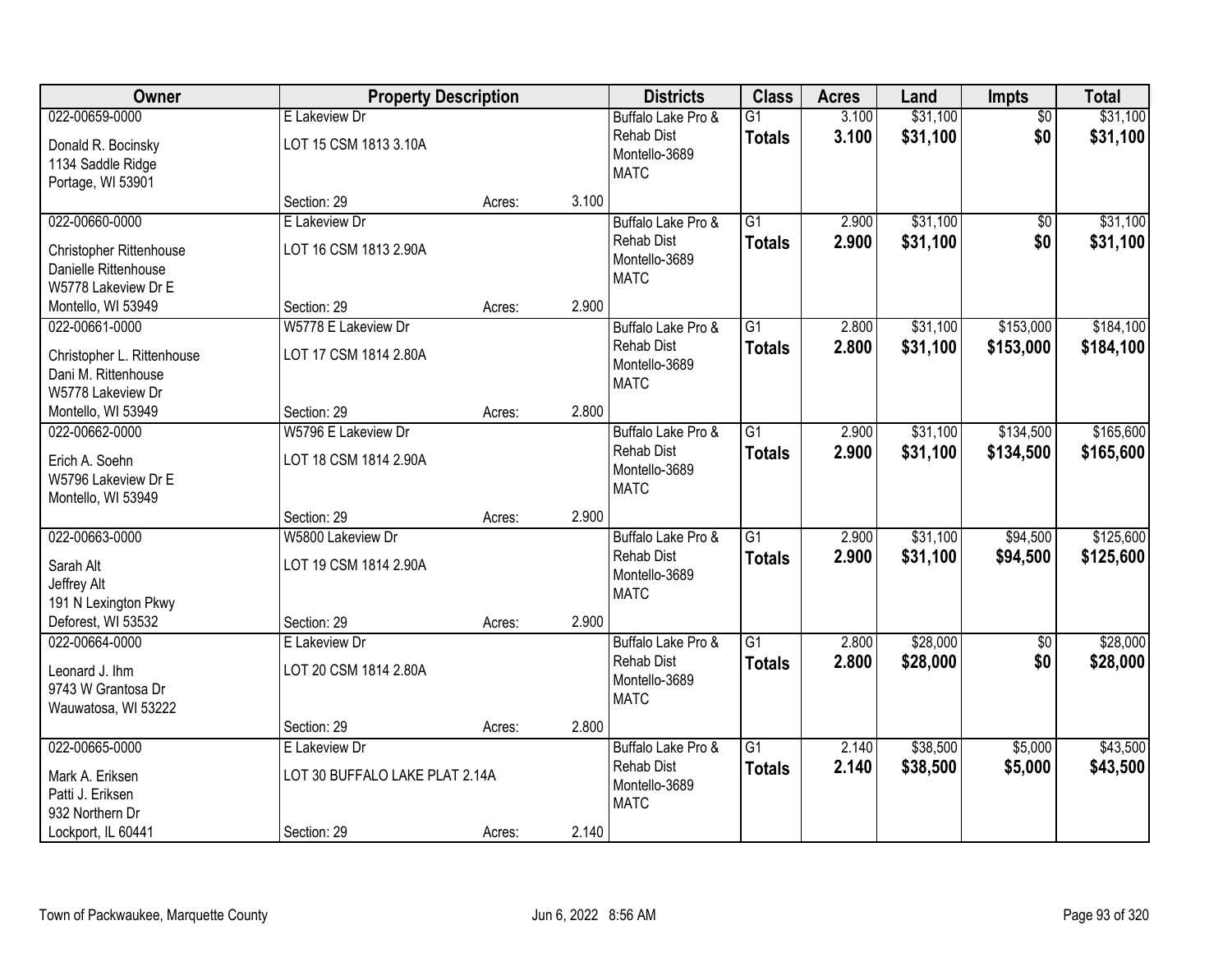| Owner | Property Description | | | Districts | Class | Acres | Land | Impts | Total |
|---|---|---|---|---|---|---|---|---|---|
| 022-00659-0000<br>Donald R. Bocinsky<br>1134 Saddle Ridge<br>Portage, WI 53901 | E Lakeview Dr<br>LOT 15 CSM 1813 3.10A<br>Section: 29 | Acres: | 3.100 | Buffalo Lake Pro & Rehab Dist<br>Montello-3689<br>MATC | G1<br>**Totals** | 3.100<br>**3.100** | $31,100<br>**$31,100** | $0<br>**$0** | $31,100<br>**$31,100** |
| 022-00660-0000<br>Christopher Rittenhouse<br>Danielle Rittenhouse<br>W5778 Lakeview Dr E<br>Montello, WI 53949 | E Lakeview Dr<br>LOT 16 CSM 1813 2.90A<br>Section: 29 | Acres: | 2.900 | Buffalo Lake Pro & Rehab Dist<br>Montello-3689<br>MATC | G1<br>**Totals** | 2.900<br>**2.900** | $31,100<br>**$31,100** | $0<br>**$0** | $31,100<br>**$31,100** |
| 022-00661-0000<br>Christopher L. Rittenhouse<br>Dani M. Rittenhouse<br>W5778 Lakeview Dr<br>Montello, WI 53949 | W5778 E Lakeview Dr<br>LOT 17 CSM 1814 2.80A<br>Section: 29 | Acres: | 2.800 | Buffalo Lake Pro & Rehab Dist<br>Montello-3689<br>MATC | G1<br>**Totals** | 2.800<br>**2.800** | $31,100<br>**$31,100** | $153,000<br>**$153,000** | $184,100<br>**$184,100** |
| 022-00662-0000<br>Erich A. Soehn<br>W5796 Lakeview Dr E<br>Montello, WI 53949 | W5796 E Lakeview Dr<br>LOT 18 CSM 1814 2.90A<br>Section: 29 | Acres: | 2.900 | Buffalo Lake Pro & Rehab Dist<br>Montello-3689<br>MATC | G1<br>**Totals** | 2.900<br>**2.900** | $31,100<br>**$31,100** | $134,500<br>**$134,500** | $165,600<br>**$165,600** |
| 022-00663-0000<br>Sarah Alt<br>Jeffrey Alt<br>191 N Lexington Pkwy<br>Deforest, WI 53532 | W5800 Lakeview Dr<br>LOT 19 CSM 1814 2.90A<br>Section: 29 | Acres: | 2.900 | Buffalo Lake Pro & Rehab Dist<br>Montello-3689<br>MATC | G1<br>**Totals** | 2.900<br>**2.900** | $31,100<br>**$31,100** | $94,500<br>**$94,500** | $125,600<br>**$125,600** |
| 022-00664-0000<br>Leonard J. Ihm<br>9743 W Grantosa Dr<br>Wauwatosa, WI 53222 | E Lakeview Dr<br>LOT 20 CSM 1814 2.80A<br>Section: 29 | Acres: | 2.800 | Buffalo Lake Pro & Rehab Dist<br>Montello-3689<br>MATC | G1<br>**Totals** | 2.800<br>**2.800** | $28,000<br>**$28,000** | $0<br>**$0** | $28,000<br>**$28,000** |
| 022-00665-0000<br>Mark A. Eriksen<br>Patti J. Eriksen<br>932 Northern Dr<br>Lockport, IL 60441 | E Lakeview Dr<br>LOT 30 BUFFALO LAKE PLAT 2.14A<br>Section: 29 | Acres: | 2.140 | Buffalo Lake Pro & Rehab Dist<br>Montello-3689<br>MATC | G1<br>**Totals** | 2.140<br>**2.140** | $38,500<br>**$38,500** | $5,000<br>**$5,000** | $43,500<br>**$43,500** |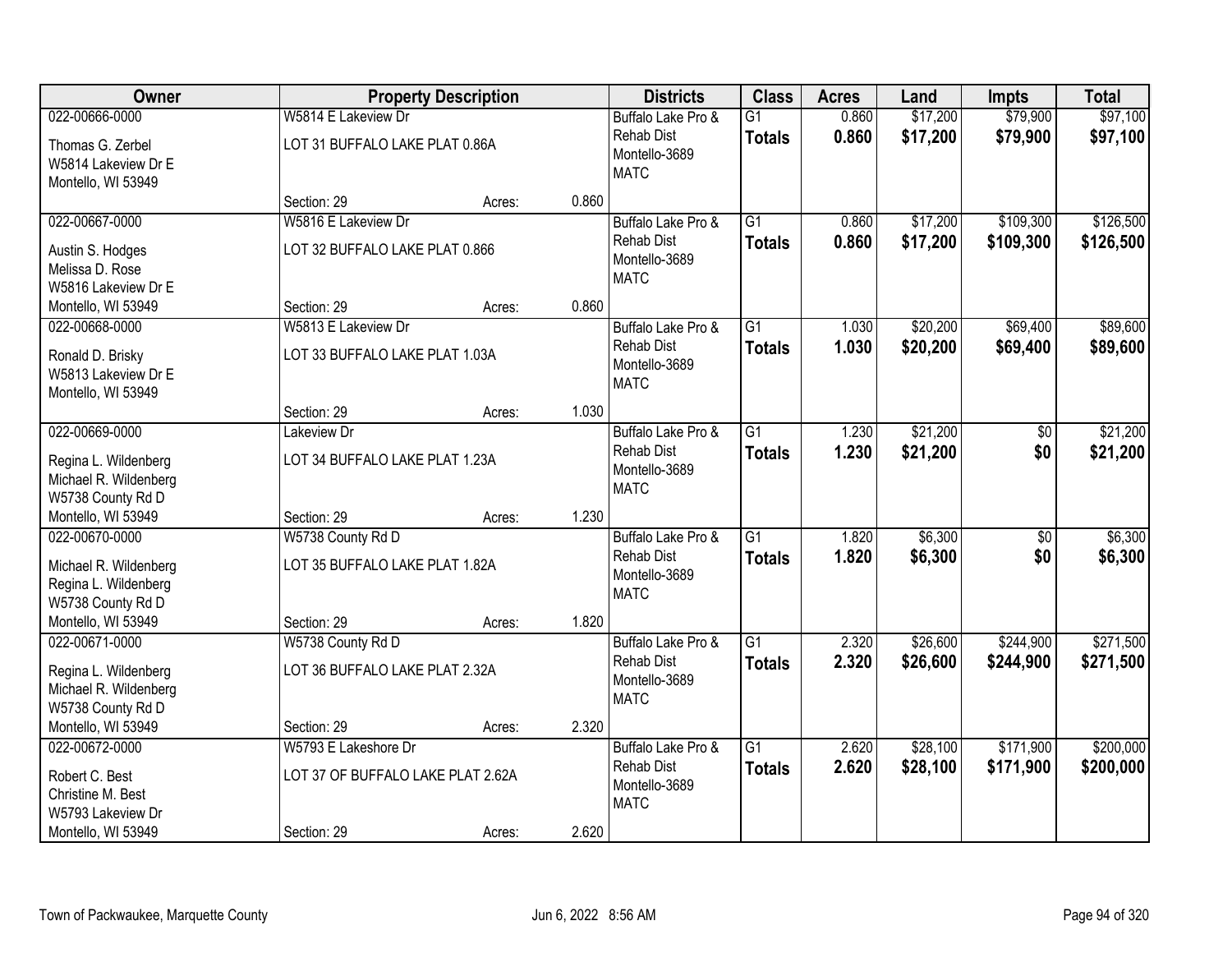| Owner | Property Description | | | Districts | Class | Acres | Land | Impts | Total |
|---|---|---|---|---|---|---|---|---|---|
| 022-00666-0000<br>Thomas G. Zerbel<br>W5814 Lakeview Dr E<br>Montello, WI 53949 | W5814 E Lakeview Dr<br>LOT 31 BUFFALO LAKE PLAT 0.86A<br>Section: 29 | Acres: | 0.860 | Buffalo Lake Pro & Rehab Dist<br>Montello-3689<br>MATC | G1<br>**Totals** | 0.860<br>**0.860** | $17,200<br>**$17,200** | $79,900<br>**$79,900** | $97,100<br>**$97,100** |
| 022-00667-0000<br>Austin S. Hodges<br>Melissa D. Rose<br>W5816 Lakeview Dr E<br>Montello, WI 53949 | W5816 E Lakeview Dr<br>LOT 32 BUFFALO LAKE PLAT 0.866<br>Section: 29 | Acres: | 0.860 | Buffalo Lake Pro & Rehab Dist<br>Montello-3689<br>MATC | G1<br>**Totals** | 0.860<br>**0.860** | $17,200<br>**$17,200** | $109,300<br>**$109,300** | $126,500<br>**$126,500** |
| 022-00668-0000<br>Ronald D. Brisky<br>W5813 Lakeview Dr E<br>Montello, WI 53949 | W5813 E Lakeview Dr<br>LOT 33 BUFFALO LAKE PLAT 1.03A<br>Section: 29 | Acres: | 1.030 | Buffalo Lake Pro & Rehab Dist<br>Montello-3689<br>MATC | G1<br>**Totals** | 1.030<br>**1.030** | $20,200<br>**$20,200** | $69,400<br>**$69,400** | $89,600<br>**$89,600** |
| 022-00669-0000<br>Regina L. Wildenberg<br>Michael R. Wildenberg<br>W5738 County Rd D<br>Montello, WI 53949 | Lakeview Dr<br>LOT 34 BUFFALO LAKE PLAT 1.23A<br>Section: 29 | Acres: | 1.230 | Buffalo Lake Pro & Rehab Dist<br>Montello-3689<br>MATC | G1<br>**Totals** | 1.230<br>**1.230** | $21,200<br>**$21,200** | $0<br>**$0** | $21,200<br>**$21,200** |
| 022-00670-0000<br>Michael R. Wildenberg<br>Regina L. Wildenberg<br>W5738 County Rd D<br>Montello, WI 53949 | W5738 County Rd D<br>LOT 35 BUFFALO LAKE PLAT 1.82A<br>Section: 29 | Acres: | 1.820 | Buffalo Lake Pro & Rehab Dist<br>Montello-3689<br>MATC | G1<br>**Totals** | 1.820<br>**1.820** | $6,300<br>**$6,300** | $0<br>**$0** | $6,300<br>**$6,300** |
| 022-00671-0000<br>Regina L. Wildenberg<br>Michael R. Wildenberg<br>W5738 County Rd D<br>Montello, WI 53949 | W5738 County Rd D<br>LOT 36 BUFFALO LAKE PLAT 2.32A<br>Section: 29 | Acres: | 2.320 | Buffalo Lake Pro & Rehab Dist<br>Montello-3689<br>MATC | G1<br>**Totals** | 2.320<br>**2.320** | $26,600<br>**$26,600** | $244,900<br>**$244,900** | $271,500<br>**$271,500** |
| 022-00672-0000<br>Robert C. Best<br>Christine M. Best<br>W5793 Lakeview Dr<br>Montello, WI 53949 | W5793 E Lakeshore Dr<br>LOT 37 OF BUFFALO LAKE PLAT 2.62A<br>Section: 29 | Acres: | 2.620 | Buffalo Lake Pro & Rehab Dist<br>Montello-3689<br>MATC | G1<br>**Totals** | 2.620<br>**2.620** | $28,100<br>**$28,100** | $171,900<br>**$171,900** | $200,000<br>**$200,000** |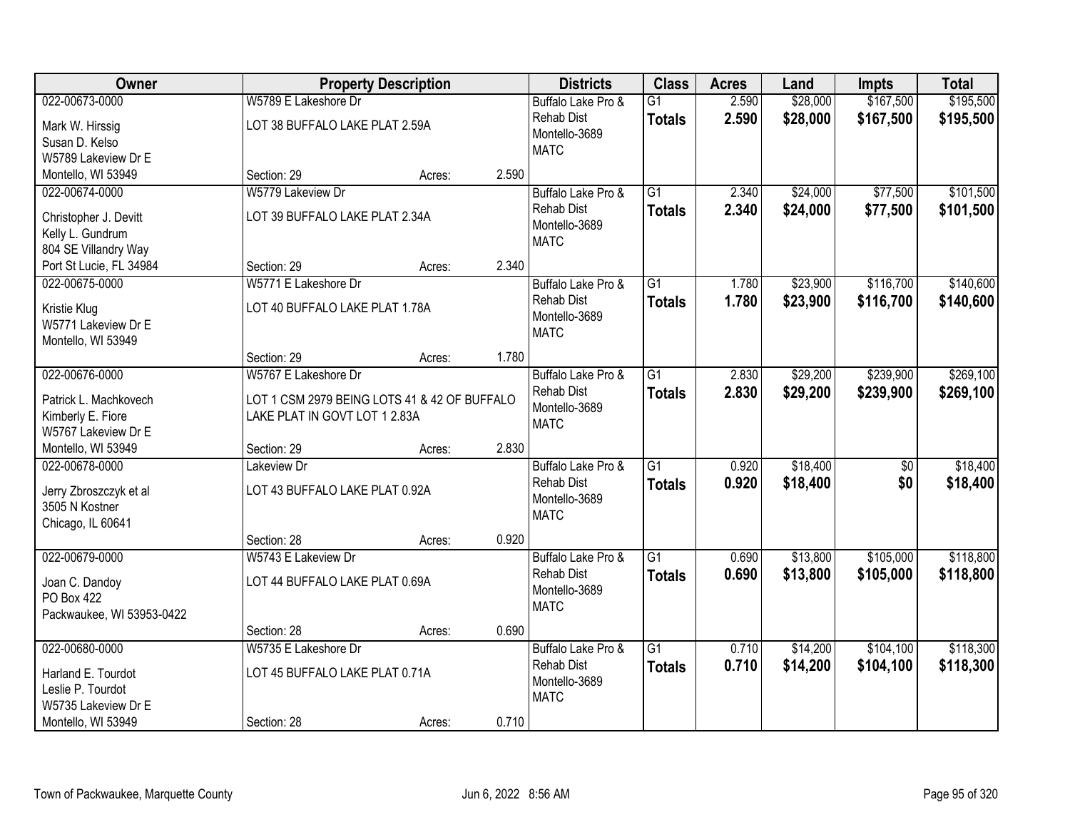| Owner | Property Description | Districts | Class | Acres | Land | Impts | Total |
|---|---|---|---|---|---|---|---|
| 022-00673-0000<br>Mark W. Hirssig<br>Susan D. Kelso<br>W5789 Lakeview Dr E<br>Montello, WI 53949 | W5789 E Lakeshore Dr<br>LOT 38 BUFFALO LAKE PLAT 2.59A<br>Section: 29 Acres: 2.590 | Buffalo Lake Pro & Rehab Dist<br>Montello-3689<br>MATC | G1<br>**Totals** | 2.590<br>**2.590** | $28,000<br>**$28,000** | $167,500<br>**$167,500** | $195,500<br>**$195,500** |
| 022-00674-0000<br>Christopher J. Devitt<br>Kelly L. Gundrum<br>804 SE Villandry Way<br>Port St Lucie, FL 34984 | W5779 Lakeview Dr<br>LOT 39 BUFFALO LAKE PLAT 2.34A<br>Section: 29 Acres: 2.340 | Buffalo Lake Pro & Rehab Dist<br>Montello-3689<br>MATC | G1<br>**Totals** | 2.340<br>**2.340** | $24,000<br>**$24,000** | $77,500<br>**$77,500** | $101,500<br>**$101,500** |
| 022-00675-0000<br>Kristie Klug<br>W5771 Lakeview Dr E<br>Montello, WI 53949 | W5771 E Lakeshore Dr<br>LOT 40 BUFFALO LAKE PLAT 1.78A<br>Section: 29 Acres: 1.780 | Buffalo Lake Pro & Rehab Dist<br>Montello-3689<br>MATC | G1<br>**Totals** | 1.780<br>**1.780** | $23,900<br>**$23,900** | $116,700<br>**$116,700** | $140,600<br>**$140,600** |
| 022-00676-0000<br>Patrick L. Machkovech<br>Kimberly E. Fiore<br>W5767 Lakeview Dr E<br>Montello, WI 53949 | W5767 E Lakeshore Dr<br>LOT 1 CSM 2979 BEING LOTS 41 & 42 OF BUFFALO LAKE PLAT IN GOVT LOT 1 2.83A<br>Section: 29 Acres: 2.830 | Buffalo Lake Pro & Rehab Dist<br>Montello-3689<br>MATC | G1<br>**Totals** | 2.830<br>**2.830** | $29,200<br>**$29,200** | $239,900<br>**$239,900** | $269,100<br>**$269,100** |
| 022-00678-0000<br>Jerry Zbroszczyk et al<br>3505 N Kostner<br>Chicago, IL 60641 | Lakeview Dr<br>LOT 43 BUFFALO LAKE PLAT 0.92A<br>Section: 28 Acres: 0.920 | Buffalo Lake Pro & Rehab Dist<br>Montello-3689<br>MATC | G1<br>**Totals** | 0.920<br>**0.920** | $18,400<br>**$18,400** | $0<br>**$0** | $18,400<br>**$18,400** |
| 022-00679-0000<br>Joan C. Dandoy<br>PO Box 422<br>Packwaukee, WI 53953-0422 | W5743 E Lakeview Dr<br>LOT 44 BUFFALO LAKE PLAT 0.69A<br>Section: 28 Acres: 0.690 | Buffalo Lake Pro & Rehab Dist<br>Montello-3689<br>MATC | G1<br>**Totals** | 0.690<br>**0.690** | $13,800<br>**$13,800** | $105,000<br>**$105,000** | $118,800<br>**$118,800** |
| 022-00680-0000<br>Harland E. Tourdot<br>Leslie P. Tourdot<br>W5735 Lakeview Dr E<br>Montello, WI 53949 | W5735 E Lakeshore Dr<br>LOT 45 BUFFALO LAKE PLAT 0.71A<br>Section: 28 Acres: 0.710 | Buffalo Lake Pro & Rehab Dist<br>Montello-3689<br>MATC | G1<br>**Totals** | 0.710<br>**0.710** | $14,200<br>**$14,200** | $104,100<br>**$104,100** | $118,300<br>**$118,300** |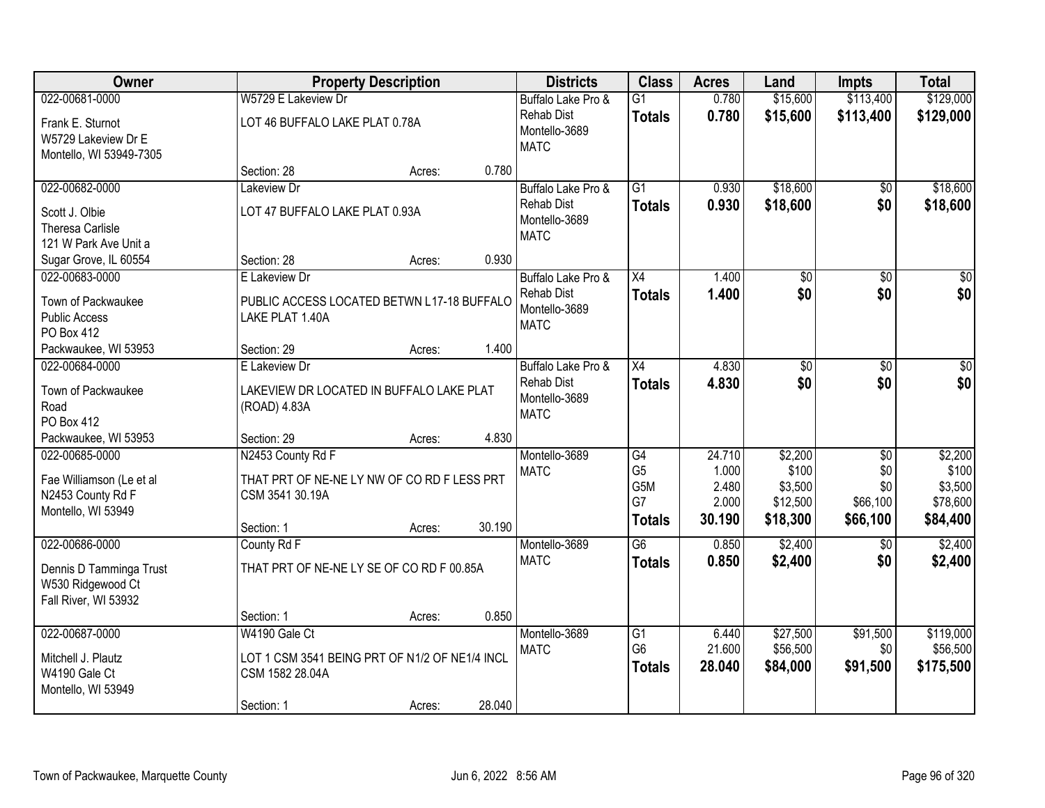| Owner | Property Description | Districts | Class | Acres | Land | Impts | Total |
|---|---|---|---|---|---|---|---|
| 022-00681-0000<br>Frank E. Sturnot<br>W5729 Lakeview Dr E<br>Montello, WI 53949-7305 | W5729 E Lakeview Dr<br>LOT 46 BUFFALO LAKE PLAT 0.78A<br>Section: 28 Acres: 0.780 | Buffalo Lake Pro & Rehab Dist<br>Montello-3689<br>MATC | G1<br>**Totals** | 0.780<br>**0.780** | $15,600<br>**$15,600** | $113,400<br>**$113,400** | $129,000<br>**$129,000** |
| 022-00682-0000<br>Scott J. Olbie<br>Theresa Carlisle<br>121 W Park Ave Unit a<br>Sugar Grove, IL 60554 | Lakeview Dr<br>LOT 47 BUFFALO LAKE PLAT 0.93A<br>Section: 28 Acres: 0.930 | Buffalo Lake Pro & Rehab Dist<br>Montello-3689<br>MATC | G1<br>**Totals** | 0.930<br>**0.930** | $18,600<br>**$18,600** | $0<br>**$0** | $18,600<br>**$18,600** |
| 022-00683-0000<br>Town of Packwaukee<br>Public Access<br>PO Box 412<br>Packwaukee, WI 53953 | E Lakeview Dr<br>PUBLIC ACCESS LOCATED BETWN L17-18 BUFFALO LAKE PLAT 1.40A<br>Section: 29 Acres: 1.400 | Buffalo Lake Pro & Rehab Dist<br>Montello-3689<br>MATC | X4<br>**Totals** | 1.400<br>**1.400** | $0<br>**$0** | $0<br>**$0** | $0<br>**$0** |
| 022-00684-0000<br>Town of Packwaukee<br>Road<br>PO Box 412<br>Packwaukee, WI 53953 | E Lakeview Dr<br>LAKEVIEW DR LOCATED IN BUFFALO LAKE PLAT (ROAD) 4.83A<br>Section: 29 Acres: 4.830 | Buffalo Lake Pro & Rehab Dist<br>Montello-3689<br>MATC | X4<br>**Totals** | 4.830<br>**4.830** | $0<br>**$0** | $0<br>**$0** | $0<br>**$0** |
| 022-00685-0000<br>Fae Williamson (Le et al<br>N2453 County Rd F<br>Montello, WI 53949 | N2453 County Rd F<br>THAT PRT OF NE-NE LY NW OF CO RD F LESS PRT CSM 3541 30.19A<br>Section: 1 Acres: 30.190 | Montello-3689<br>MATC | G4<br>G5<br>G5M<br>G7<br>**Totals** | 24.710<br>1.000<br>2.480<br>2.000<br>**30.190** | $2,200<br>$100<br>$3,500<br>$12,500<br>**$18,300** | $0<br>$0<br>$0<br>$66,100<br>**$66,100** | $2,200<br>$100<br>$3,500<br>$78,600<br>**$84,400** |
| 022-00686-0000<br>Dennis D Tamminga Trust<br>W530 Ridgewood Ct<br>Fall River, WI 53932 | County Rd F<br>THAT PRT OF NE-NE LY SE OF CO RD F 00.85A<br>Section: 1 Acres: 0.850 | Montello-3689<br>MATC | G6<br>**Totals** | 0.850<br>**0.850** | $2,400<br>**$2,400** | $0<br>**$0** | $2,400<br>**$2,400** |
| 022-00687-0000<br>Mitchell J. Plautz<br>W4190 Gale Ct<br>Montello, WI 53949 | W4190 Gale Ct<br>LOT 1 CSM 3541 BEING PRT OF N1/2 OF NE1/4 INCL CSM 1582 28.04A<br>Section: 1 Acres: 28.040 | Montello-3689<br>MATC | G1<br>G6<br>**Totals** | 6.440<br>21.600<br>**28.040** | $27,500<br>$56,500<br>**$84,000** | $91,500<br>$0<br>**$91,500** | $119,000<br>$56,500<br>**$175,500** |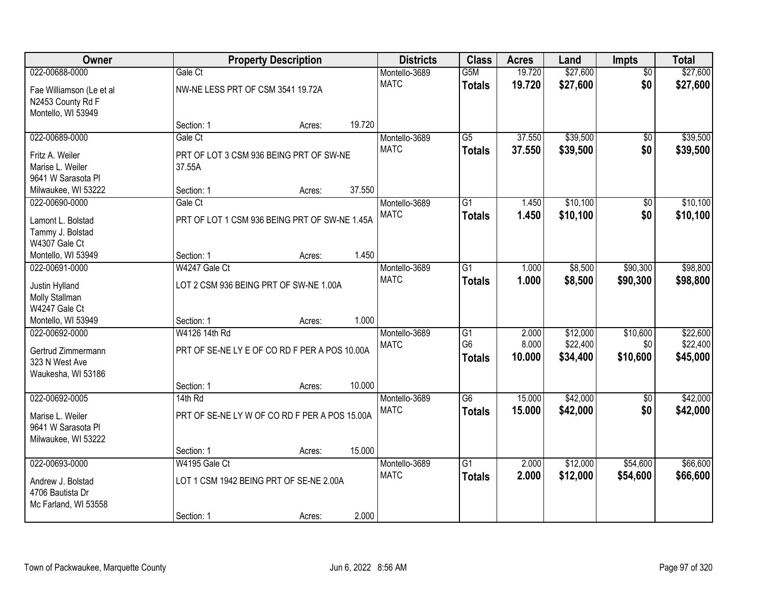| Owner | Property Description | Districts | Class | Acres | Land | Impts | Total |
|---|---|---|---|---|---|---|---|
| 022-00688-0000<br>Fae Williamson (Le et al<br>N2453 County Rd F<br>Montello, WI 53949 | Gale Ct<br>NW-NE LESS PRT OF CSM 3541 19.72A<br>Section: 1 Acres: 19.720 | Montello-3689<br>MATC | G5M<br>**Totals** | 19.720<br>**19.720** | $27,600<br>**$27,600** | $0<br>**$0** | $27,600<br>**$27,600** |
| 022-00689-0000<br>Fritz A. Weiler<br>Marise L. Weiler<br>9641 W Sarasota Pl<br>Milwaukee, WI 53222 | Gale Ct<br>PRT OF LOT 3 CSM 936 BEING PRT OF SW-NE 37.55A<br>Section: 1 Acres: 37.550 | Montello-3689<br>MATC | G5<br>**Totals** | 37.550<br>**37.550** | $39,500<br>**$39,500** | $0<br>**$0** | $39,500<br>**$39,500** |
| 022-00690-0000<br>Lamont L. Bolstad<br>Tammy J. Bolstad<br>W4307 Gale Ct<br>Montello, WI 53949 | Gale Ct<br>PRT OF LOT 1 CSM 936 BEING PRT OF SW-NE 1.45A<br>Section: 1 Acres: 1.450 | Montello-3689<br>MATC | G1<br>**Totals** | 1.450<br>**1.450** | $10,100<br>**$10,100** | $0<br>**$0** | $10,100<br>**$10,100** |
| 022-00691-0000<br>Justin Hylland<br>Molly Stallman<br>W4247 Gale Ct<br>Montello, WI 53949 | W4247 Gale Ct<br>LOT 2 CSM 936 BEING PRT OF SW-NE 1.00A<br>Section: 1 Acres: 1.000 | Montello-3689<br>MATC | G1<br>**Totals** | 1.000<br>**1.000** | $8,500<br>**$8,500** | $90,300<br>**$90,300** | $98,800<br>**$98,800** |
| 022-00692-0000<br>Gertrud Zimmermann<br>323 N West Ave<br>Waukesha, WI 53186 | W4126 14th Rd<br>PRT OF SE-NE LY E OF CO RD F PER A POS 10.00A<br>Section: 1 Acres: 10.000 | Montello-3689<br>MATC | G1<br>G6<br>**Totals** | 2.000<br>8.000<br>**10.000** | $12,000<br>$22,400<br>**$34,400** | $10,600<br>$0<br>**$10,600** | $22,600<br>$22,400<br>**$45,000** |
| 022-00692-0005<br>Marise L. Weiler<br>9641 W Sarasota Pl<br>Milwaukee, WI 53222 | 14th Rd<br>PRT OF SE-NE LY W OF CO RD F PER A POS 15.00A<br>Section: 1 Acres: 15.000 | Montello-3689<br>MATC | G6<br>**Totals** | 15.000<br>**15.000** | $42,000<br>**$42,000** | $0<br>**$0** | $42,000<br>**$42,000** |
| 022-00693-0000<br>Andrew J. Bolstad<br>4706 Bautista Dr<br>Mc Farland, WI 53558 | W4195 Gale Ct<br>LOT 1 CSM 1942 BEING PRT OF SE-NE 2.00A<br>Section: 1 Acres: 2.000 | Montello-3689<br>MATC | G1<br>**Totals** | 2.000<br>**2.000** | $12,000<br>**$12,000** | $54,600<br>**$54,600** | $66,600<br>**$66,600** |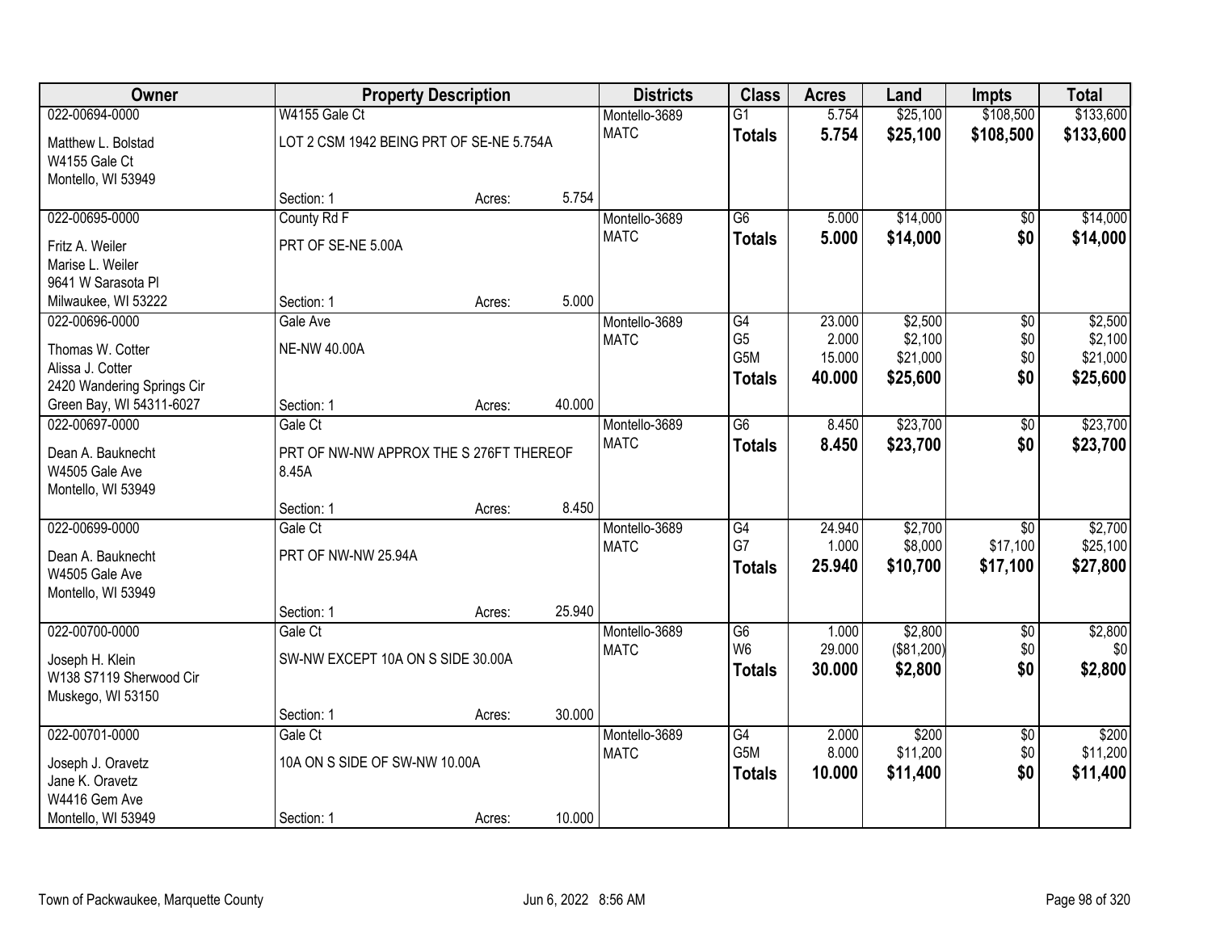| Owner | Property Description | | | Districts | Class | Acres | Land | Impts | Total |
|---|---|---|---|---|---|---|---|---|---|
| 022-00694-0000 | W4155 Gale Ct | | | Montello-3689 | G1 | 5.754 | $25,100 | $108,500 | $133,600 |
| Matthew L. Bolstad<br>W4155 Gale Ct<br>Montello, WI 53949 | LOT 2 CSM 1942 BEING PRT OF SE-NE 5.754A | | | MATC | **Totals** | **5.754** | **$25,100** | **$108,500** | **$133,600** |
| | Section: 1 | Acres: | 5.754 | | | | | | |
| 022-00695-0000 | County Rd F | | | Montello-3689 | G6 | 5.000 | $14,000 | $0 | $14,000 |
| Fritz A. Weiler<br>Marise L. Weiler<br>9641 W Sarasota Pl<br>Milwaukee, WI 53222 | PRT OF SE-NE 5.00A | | | MATC | **Totals** | **5.000** | **$14,000** | **$0** | **$14,000** |
| | Section: 1 | Acres: | 5.000 | | | | | | |
| 022-00696-0000 | Gale Ave | | | Montello-3689 | G4 | 23.000 | $2,500 | $0 | $2,500 |
| Thomas W. Cotter<br>Alissa J. Cotter<br>2420 Wandering Springs Cir<br>Green Bay, WI 54311-6027 | NE-NW 40.00A | | | MATC | G5 | 2.000 | $2,100 | $0 | $2,100 |
| | | | | | G5M | 15.000 | $21,000 | $0 | $21,000 |
| | | | | | **Totals** | **40.000** | **$25,600** | **$0** | **$25,600** |
| | Section: 1 | Acres: | 40.000 | | | | | | |
| 022-00697-0000 | Gale Ct | | | Montello-3689 | G6 | 8.450 | $23,700 | $0 | $23,700 |
| Dean A. Bauknecht<br>W4505 Gale Ave<br>Montello, WI 53949 | PRT OF NW-NW APPROX THE S 276FT THEREOF 8.45A | | | MATC | **Totals** | **8.450** | **$23,700** | **$0** | **$23,700** |
| | Section: 1 | Acres: | 8.450 | | | | | | |
| 022-00699-0000 | Gale Ct | | | Montello-3689 | G4 | 24.940 | $2,700 | $0 | $2,700 |
| Dean A. Bauknecht<br>W4505 Gale Ave<br>Montello, WI 53949 | PRT OF NW-NW 25.94A | | | MATC | G7 | 1.000 | $8,000 | $17,100 | $25,100 |
| | | | | | **Totals** | **25.940** | **$10,700** | **$17,100** | **$27,800** |
| | Section: 1 | Acres: | 25.940 | | | | | | |
| 022-00700-0000 | Gale Ct | | | Montello-3689 | G6 | 1.000 | $2,800 | $0 | $2,800 |
| Joseph H. Klein<br>W138 S7119 Sherwood Cir<br>Muskego, WI 53150 | SW-NW EXCEPT 10A ON S SIDE 30.00A | | | MATC | W6 | 29.000 | ($81,200) | $0 | $0 |
| | | | | | **Totals** | **30.000** | **$2,800** | **$0** | **$2,800** |
| | Section: 1 | Acres: | 30.000 | | | | | | |
| 022-00701-0000 | Gale Ct | | | Montello-3689 | G4 | 2.000 | $200 | $0 | $200 |
| Joseph J. Oravetz<br>Jane K. Oravetz<br>W4416 Gem Ave<br>Montello, WI 53949 | 10A ON S SIDE OF SW-NW 10.00A | | | MATC | G5M | 8.000 | $11,200 | $0 | $11,200 |
| | | | | | **Totals** | **10.000** | **$11,400** | **$0** | **$11,400** |
| | Section: 1 | Acres: | 10.000 | | | | | | |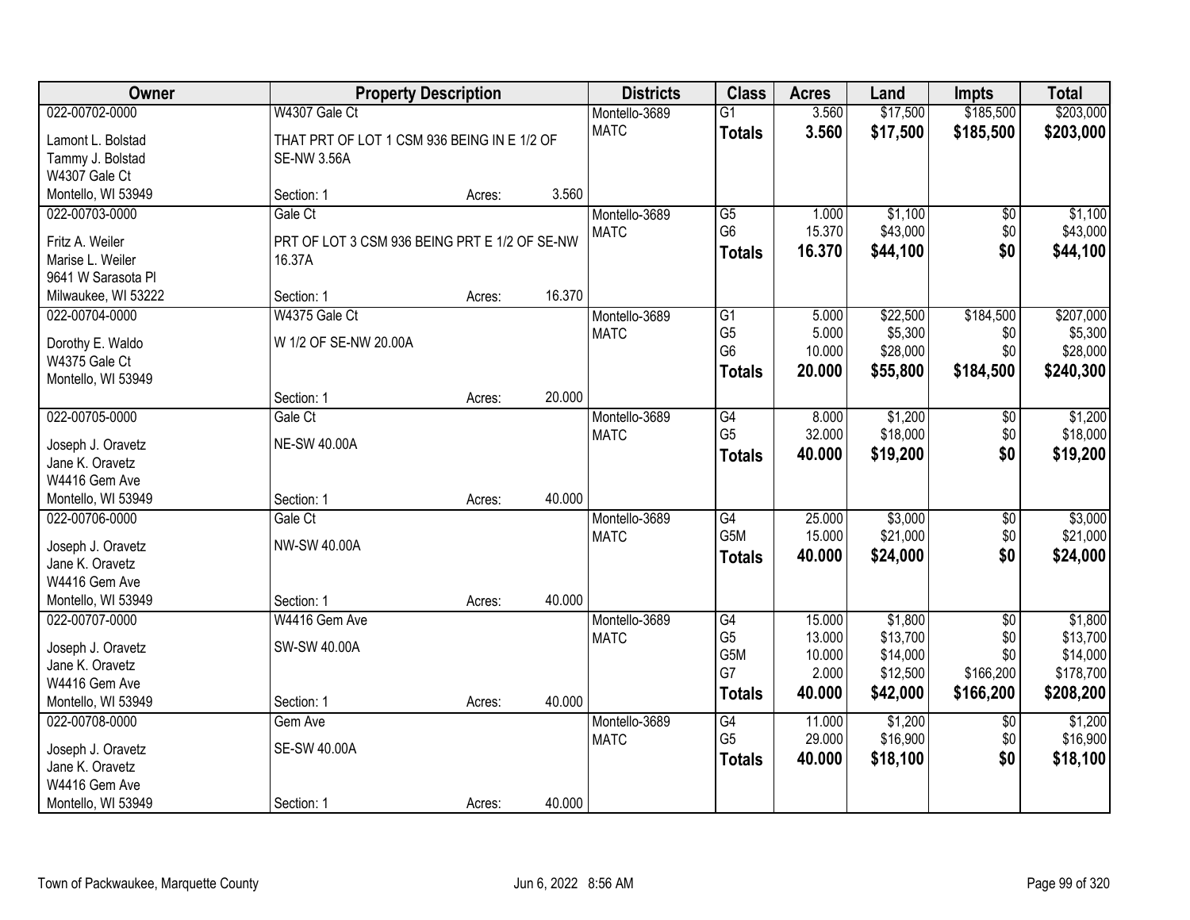| Owner | Property Description | | | Districts | Class | Acres | Land | Impts | Total |
|---|---|---|---|---|---|---|---|---|---|
| 022-00702-0000 | W4307 Gale Ct | | | Montello-3689 | G1 | 3.560 | $17,500 | $185,500 | $203,000 |
| Lamont L. Bolstad | THAT PRT OF LOT 1 CSM 936 BEING IN E 1/2 OF | | | MATC | **Totals** | **3.560** | **$17,500** | **$185,500** | **$203,000** |
| Tammy J. Bolstad | SE-NW 3.56A | | | | | | | | |
| W4307 Gale Ct | | | | | | | | | |
| Montello, WI 53949 | Section: 1 | Acres: | 3.560 | | | | | | |
| 022-00703-0000 | Gale Ct | | | Montello-3689 | G5 | 1.000 | $1,100 | $0 | $1,100 |
| Fritz A. Weiler | PRT OF LOT 3 CSM 936 BEING PRT E 1/2 OF SE-NW | | | MATC | G6 | 15.370 | $43,000 | $0 | $43,000 |
| Marise L. Weiler | 16.37A | | | | **Totals** | **16.370** | **$44,100** | **$0** | **$44,100** |
| 9641 W Sarasota Pl | | | | | | | | | |
| Milwaukee, WI 53222 | Section: 1 | Acres: | 16.370 | | | | | | |
| 022-00704-0000 | W4375 Gale Ct | | | Montello-3689 | G1 | 5.000 | $22,500 | $184,500 | $207,000 |
| Dorothy E. Waldo | W 1/2 OF SE-NW 20.00A | | | MATC | G5 | 5.000 | $5,300 | $0 | $5,300 |
| W4375 Gale Ct | | | | | G6 | 10.000 | $28,000 | $0 | $28,000 |
| Montello, WI 53949 | | | | | **Totals** | **20.000** | **$55,800** | **$184,500** | **$240,300** |
| | Section: 1 | Acres: | 20.000 | | | | | | |
| 022-00705-0000 | Gale Ct | | | Montello-3689 | G4 | 8.000 | $1,200 | $0 | $1,200 |
| Joseph J. Oravetz | NE-SW 40.00A | | | MATC | G5 | 32.000 | $18,000 | $0 | $18,000 |
| Jane K. Oravetz | | | | | **Totals** | **40.000** | **$19,200** | **$0** | **$19,200** |
| W4416 Gem Ave | | | | | | | | | |
| Montello, WI 53949 | Section: 1 | Acres: | 40.000 | | | | | | |
| 022-00706-0000 | Gale Ct | | | Montello-3689 | G4 | 25.000 | $3,000 | $0 | $3,000 |
| Joseph J. Oravetz | NW-SW 40.00A | | | MATC | G5M | 15.000 | $21,000 | $0 | $21,000 |
| Jane K. Oravetz | | | | | **Totals** | **40.000** | **$24,000** | **$0** | **$24,000** |
| W4416 Gem Ave | | | | | | | | | |
| Montello, WI 53949 | Section: 1 | Acres: | 40.000 | | | | | | |
| 022-00707-0000 | W4416 Gem Ave | | | Montello-3689 | G4 | 15.000 | $1,800 | $0 | $1,800 |
| Joseph J. Oravetz | SW-SW 40.00A | | | MATC | G5 | 13.000 | $13,700 | $0 | $13,700 |
| Jane K. Oravetz | | | | | G5M | 10.000 | $14,000 | $0 | $14,000 |
| W4416 Gem Ave | | | | | G7 | 2.000 | $12,500 | $166,200 | $178,700 |
| Montello, WI 53949 | Section: 1 | Acres: | 40.000 | | **Totals** | **40.000** | **$42,000** | **$166,200** | **$208,200** |
| 022-00708-0000 | Gem Ave | | | Montello-3689 | G4 | 11.000 | $1,200 | $0 | $1,200 |
| Joseph J. Oravetz | SE-SW 40.00A | | | MATC | G5 | 29.000 | $16,900 | $0 | $16,900 |
| Jane K. Oravetz | | | | | **Totals** | **40.000** | **$18,100** | **$0** | **$18,100** |
| W4416 Gem Ave | | | | | | | | | |
| Montello, WI 53949 | Section: 1 | Acres: | 40.000 | | | | | | |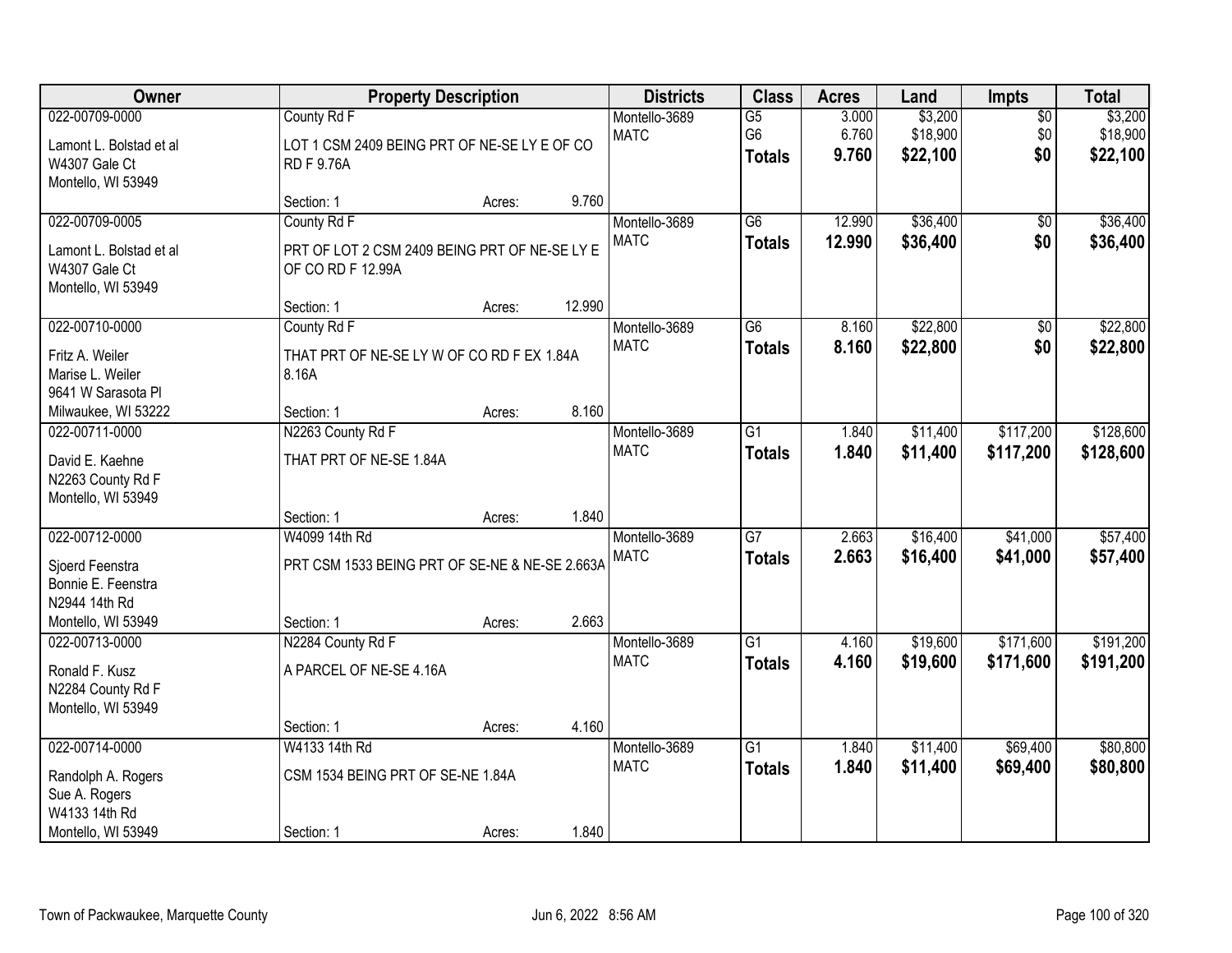| Owner | Property Description | | | Districts | Class | Acres | Land | Impts | Total |
|---|---|---|---|---|---|---|---|---|---|
| 022-00709-0000 | County Rd F | | | Montello-3689 | G5 | 3.000 | $3,200 | $0 | $3,200 |
| Lamont L. Bolstad et al<br>W4307 Gale Ct<br>Montello, WI 53949 | LOT 1 CSM 2409 BEING PRT OF NE-SE LY E OF CO RD F 9.76A | | | MATC | G6 | 6.760 | $18,900 | $0 | $18,900 |
| | | | | | **Totals** | **9.760** | **$22,100** | **$0** | **$22,100** |
| | Section: 1 | Acres: | 9.760 | | | | | | |
| 022-00709-0005 | County Rd F | | | Montello-3689 | G6 | 12.990 | $36,400 | $0 | $36,400 |
| Lamont L. Bolstad et al<br>W4307 Gale Ct<br>Montello, WI 53949 | PRT OF LOT 2 CSM 2409 BEING PRT OF NE-SE LY E OF CO RD F 12.99A | | | MATC | **Totals** | **12.990** | **$36,400** | **$0** | **$36,400** |
| | Section: 1 | Acres: | 12.990 | | | | | | |
| 022-00710-0000 | County Rd F | | | Montello-3689 | G6 | 8.160 | $22,800 | $0 | $22,800 |
| Fritz A. Weiler<br>Marise L. Weiler<br>9641 W Sarasota Pl<br>Milwaukee, WI 53222 | THAT PRT OF NE-SE LY W OF CO RD F EX 1.84A 8.16A | | | MATC | **Totals** | **8.160** | **$22,800** | **$0** | **$22,800** |
| | Section: 1 | Acres: | 8.160 | | | | | | |
| 022-00711-0000 | N2263 County Rd F | | | Montello-3689 | G1 | 1.840 | $11,400 | $117,200 | $128,600 |
| David E. Kaehne<br>N2263 County Rd F<br>Montello, WI 53949 | THAT PRT OF NE-SE 1.84A | | | MATC | **Totals** | **1.840** | **$11,400** | **$117,200** | **$128,600** |
| | Section: 1 | Acres: | 1.840 | | | | | | |
| 022-00712-0000 | W4099 14th Rd | | | Montello-3689 | G7 | 2.663 | $16,400 | $41,000 | $57,400 |
| Sjoerd Feenstra<br>Bonnie E. Feenstra<br>N2944 14th Rd<br>Montello, WI 53949 | PRT CSM 1533 BEING PRT OF SE-NE & NE-SE 2.663A | | | MATC | **Totals** | **2.663** | **$16,400** | **$41,000** | **$57,400** |
| | Section: 1 | Acres: | 2.663 | | | | | | |
| 022-00713-0000 | N2284 County Rd F | | | Montello-3689 | G1 | 4.160 | $19,600 | $171,600 | $191,200 |
| Ronald F. Kusz<br>N2284 County Rd F<br>Montello, WI 53949 | A PARCEL OF NE-SE 4.16A | | | MATC | **Totals** | **4.160** | **$19,600** | **$171,600** | **$191,200** |
| | Section: 1 | Acres: | 4.160 | | | | | | |
| 022-00714-0000 | W4133 14th Rd | | | Montello-3689 | G1 | 1.840 | $11,400 | $69,400 | $80,800 |
| Randolph A. Rogers<br>Sue A. Rogers<br>W4133 14th Rd<br>Montello, WI 53949 | CSM 1534 BEING PRT OF SE-NE 1.84A | | | MATC | **Totals** | **1.840** | **$11,400** | **$69,400** | **$80,800** |
| | Section: 1 | Acres: | 1.840 | | | | | | |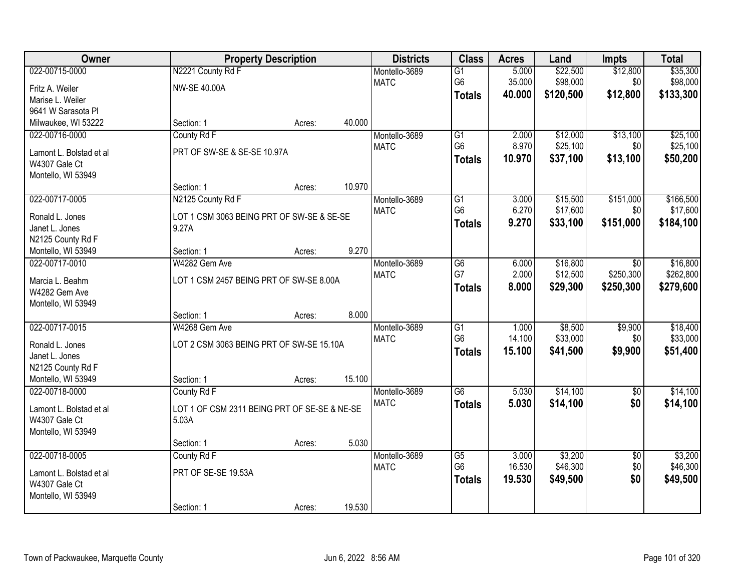| Owner | Property Description | | | Districts | Class | Acres | Land | Impts | Total |
|---|---|---|---|---|---|---|---|---|---|
| 022-00715-0000 | N2221 County Rd F | | | Montello-3689 | G1 | 5.000 | $22,500 | $12,800 | $35,300 |
| Fritz A. Weiler | NW-SE 40.00A | | | MATC | G6 | 35.000 | $98,000 | $0 | $98,000 |
| Marise L. Weiler | | | | | **Totals** | **40.000** | **$120,500** | **$12,800** | **$133,300** |
| 9641 W Sarasota Pl | | | | | | | | | |
| Milwaukee, WI 53222 | Section: 1 | Acres: | 40.000 | | | | | | |
| 022-00716-0000 | County Rd F | | | Montello-3689 | G1 | 2.000 | $12,000 | $13,100 | $25,100 |
| Lamont L. Bolstad et al | PRT OF SW-SE & SE-SE 10.97A | | | MATC | G6 | 8.970 | $25,100 | $0 | $25,100 |
| W4307 Gale Ct | | | | | **Totals** | **10.970** | **$37,100** | **$13,100** | **$50,200** |
| Montello, WI 53949 | | | | | | | | | |
| | Section: 1 | Acres: | 10.970 | | | | | | |
| 022-00717-0005 | N2125 County Rd F | | | Montello-3689 | G1 | 3.000 | $15,500 | $151,000 | $166,500 |
| Ronald L. Jones | LOT 1 CSM 3063 BEING PRT OF SW-SE & SE-SE 9.27A | | | MATC | G6 | 6.270 | $17,600 | $0 | $17,600 |
| Janet L. Jones | | | | | **Totals** | **9.270** | **$33,100** | **$151,000** | **$184,100** |
| N2125 County Rd F | | | | | | | | | |
| Montello, WI 53949 | Section: 1 | Acres: | 9.270 | | | | | | |
| 022-00717-0010 | W4282 Gem Ave | | | Montello-3689 | G6 | 6.000 | $16,800 | $0 | $16,800 |
| Marcia L. Beahm | LOT 1 CSM 2457 BEING PRT OF SW-SE 8.00A | | | MATC | G7 | 2.000 | $12,500 | $250,300 | $262,800 |
| W4282 Gem Ave | | | | | **Totals** | **8.000** | **$29,300** | **$250,300** | **$279,600** |
| Montello, WI 53949 | | | | | | | | | |
| | Section: 1 | Acres: | 8.000 | | | | | | |
| 022-00717-0015 | W4268 Gem Ave | | | Montello-3689 | G1 | 1.000 | $8,500 | $9,900 | $18,400 |
| Ronald L. Jones | LOT 2 CSM 3063 BEING PRT OF SW-SE 15.10A | | | MATC | G6 | 14.100 | $33,000 | $0 | $33,000 |
| Janet L. Jones | | | | | **Totals** | **15.100** | **$41,500** | **$9,900** | **$51,400** |
| N2125 County Rd F | | | | | | | | | |
| Montello, WI 53949 | Section: 1 | Acres: | 15.100 | | | | | | |
| 022-00718-0000 | County Rd F | | | Montello-3689 | G6 | 5.030 | $14,100 | $0 | $14,100 |
| Lamont L. Bolstad et al | LOT 1 OF CSM 2311 BEING PRT OF SE-SE & NE-SE 5.03A | | | MATC | **Totals** | **5.030** | **$14,100** | **$0** | **$14,100** |
| W4307 Gale Ct | | | | | | | | | |
| Montello, WI 53949 | | | | | | | | | |
| | Section: 1 | Acres: | 5.030 | | | | | | |
| 022-00718-0005 | County Rd F | | | Montello-3689 | G5 | 3.000 | $3,200 | $0 | $3,200 |
| Lamont L. Bolstad et al | PRT OF SE-SE 19.53A | | | MATC | G6 | 16.530 | $46,300 | $0 | $46,300 |
| W4307 Gale Ct | | | | | **Totals** | **19.530** | **$49,500** | **$0** | **$49,500** |
| Montello, WI 53949 | | | | | | | | | |
| | Section: 1 | Acres: | 19.530 | | | | | | |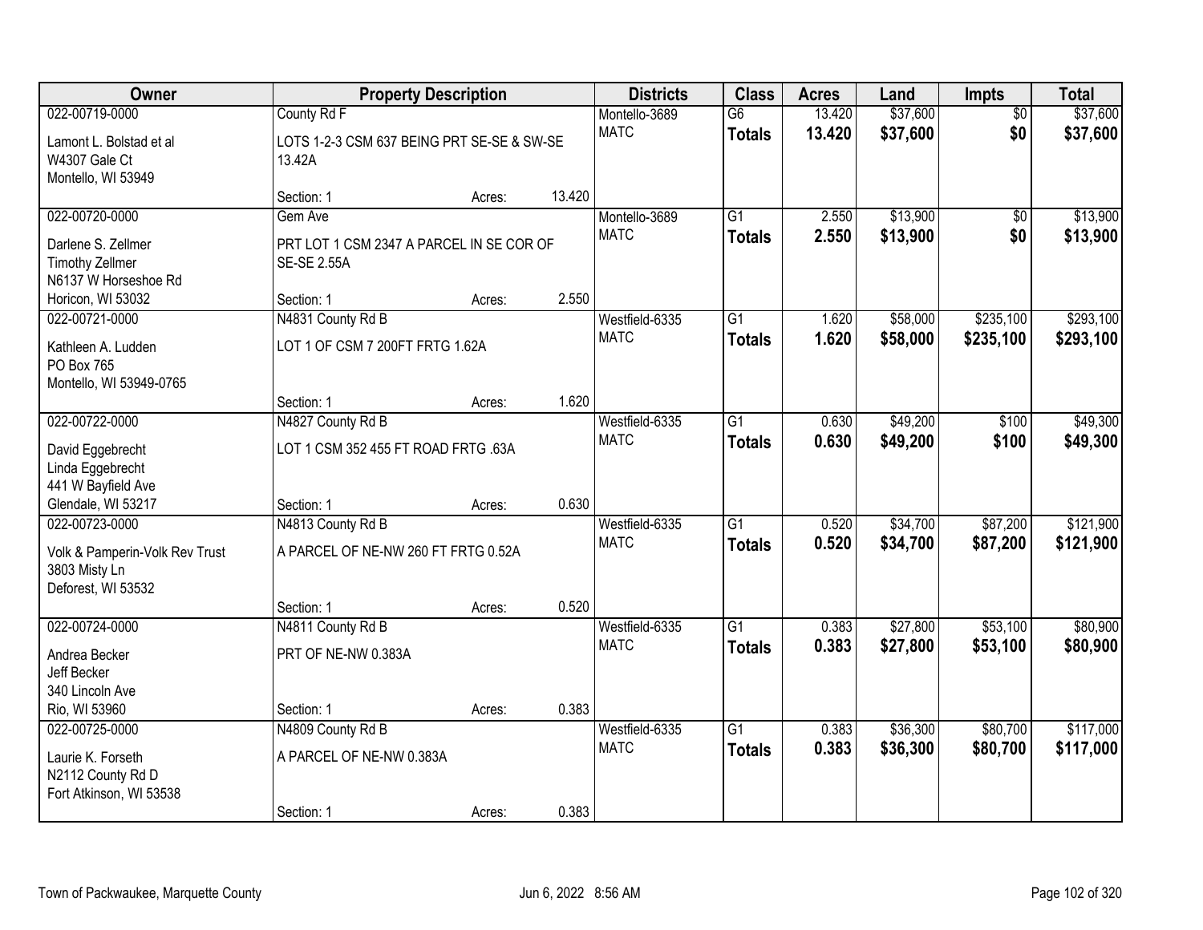| Owner | Property Description | | | Districts | Class | Acres | Land | Impts | Total |
|---|---|---|---|---|---|---|---|---|---|
| 022-00719-0000<br>Lamont L. Bolstad et al<br>W4307 Gale Ct<br>Montello, WI 53949 | County Rd F<br>LOTS 1-2-3 CSM 637 BEING PRT SE-SE & SW-SE 13.42A<br>Section: 1 | Acres: | 13.420 | Montello-3689<br>MATC | G6<br>**Totals** | 13.420<br>**13.420** | $37,600<br>**$37,600** | $0<br>**$0** | $37,600<br>**$37,600** |
| 022-00720-0000<br>Darlene S. Zellmer<br>Timothy Zellmer<br>N6137 W Horseshoe Rd<br>Horicon, WI 53032 | Gem Ave<br>PRT LOT 1 CSM 2347 A PARCEL IN SE COR OF SE-SE 2.55A<br>Section: 1 | Acres: | 2.550 | Montello-3689<br>MATC | G1<br>**Totals** | 2.550<br>**2.550** | $13,900<br>**$13,900** | $0<br>**$0** | $13,900<br>**$13,900** |
| 022-00721-0000<br>Kathleen A. Ludden<br>PO Box 765<br>Montello, WI 53949-0765 | N4831 County Rd B<br>LOT 1 OF CSM 7 200FT FRTG 1.62A<br>Section: 1 | Acres: | 1.620 | Westfield-6335<br>MATC | G1<br>**Totals** | 1.620<br>**1.620** | $58,000<br>**$58,000** | $235,100<br>**$235,100** | $293,100<br>**$293,100** |
| 022-00722-0000<br>David Eggebrecht<br>Linda Eggebrecht<br>441 W Bayfield Ave<br>Glendale, WI 53217 | N4827 County Rd B<br>LOT 1 CSM 352 455 FT ROAD FRTG .63A<br>Section: 1 | Acres: | 0.630 | Westfield-6335<br>MATC | G1<br>**Totals** | 0.630<br>**0.630** | $49,200<br>**$49,200** | $100<br>**$100** | $49,300<br>**$49,300** |
| 022-00723-0000<br>Volk & Pamperin-Volk Rev Trust<br>3803 Misty Ln<br>Deforest, WI 53532 | N4813 County Rd B<br>A PARCEL OF NE-NW 260 FT FRTG 0.52A<br>Section: 1 | Acres: | 0.520 | Westfield-6335<br>MATC | G1<br>**Totals** | 0.520<br>**0.520** | $34,700<br>**$34,700** | $87,200<br>**$87,200** | $121,900<br>**$121,900** |
| 022-00724-0000<br>Andrea Becker<br>Jeff Becker<br>340 Lincoln Ave<br>Rio, WI 53960 | N4811 County Rd B<br>PRT OF NE-NW 0.383A<br>Section: 1 | Acres: | 0.383 | Westfield-6335<br>MATC | G1<br>**Totals** | 0.383<br>**0.383** | $27,800<br>**$27,800** | $53,100<br>**$53,100** | $80,900<br>**$80,900** |
| 022-00725-0000<br>Laurie K. Forseth<br>N2112 County Rd D<br>Fort Atkinson, WI 53538 | N4809 County Rd B<br>A PARCEL OF NE-NW 0.383A<br>Section: 1 | Acres: | 0.383 | Westfield-6335<br>MATC | G1<br>**Totals** | 0.383<br>**0.383** | $36,300<br>**$36,300** | $80,700<br>**$80,700** | $117,000<br>**$117,000** |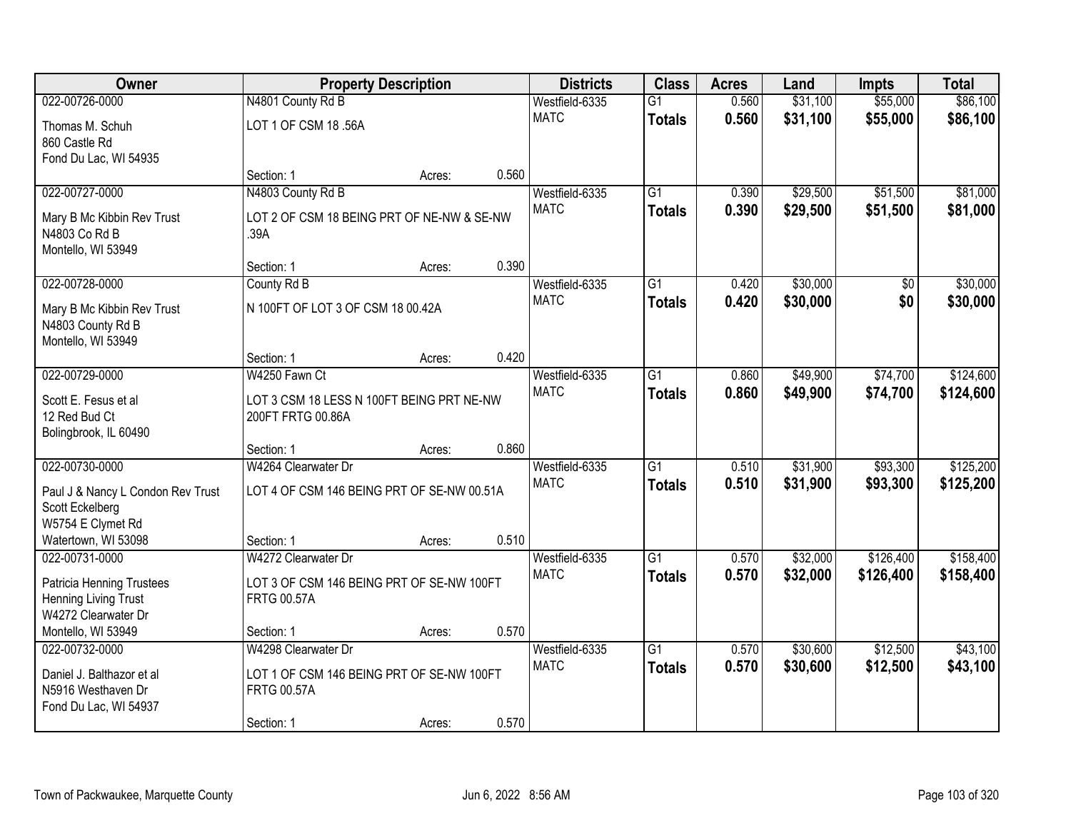| Owner | Property Description | | | Districts | Class | Acres | Land | Impts | Total |
|---|---|---|---|---|---|---|---|---|---|
| 022-00726-0000 | N4801 County Rd B | | | Westfield-6335 | G1 | 0.560 | $31,100 | $55,000 | $86,100 |
| Thomas M. Schuh<br>860 Castle Rd<br>Fond Du Lac, WI 54935 | LOT 1 OF CSM 18 .56A | | | MATC | **Totals** | **0.560** | **$31,100** | **$55,000** | **$86,100** |
| | Section: 1 | Acres: | 0.560 | | | | | | |
| 022-00727-0000 | N4803 County Rd B | | | Westfield-6335 | G1 | 0.390 | $29,500 | $51,500 | $81,000 |
| Mary B Mc Kibbin Rev Trust<br>N4803 Co Rd B<br>Montello, WI 53949 | LOT 2 OF CSM 18 BEING PRT OF NE-NW & SE-NW .39A | | | MATC | **Totals** | **0.390** | **$29,500** | **$51,500** | **$81,000** |
| | Section: 1 | Acres: | 0.390 | | | | | | |
| 022-00728-0000 | County Rd B | | | Westfield-6335 | G1 | 0.420 | $30,000 | $0 | $30,000 |
| Mary B Mc Kibbin Rev Trust<br>N4803 County Rd B<br>Montello, WI 53949 | N 100FT OF LOT 3 OF CSM 18 00.42A | | | MATC | **Totals** | **0.420** | **$30,000** | **$0** | **$30,000** |
| | Section: 1 | Acres: | 0.420 | | | | | | |
| 022-00729-0000 | W4250 Fawn Ct | | | Westfield-6335 | G1 | 0.860 | $49,900 | $74,700 | $124,600 |
| Scott E. Fesus et al<br>12 Red Bud Ct<br>Bolingbrook, IL 60490 | LOT 3 CSM 18 LESS N 100FT BEING PRT NE-NW 200FT FRTG 00.86A | | | MATC | **Totals** | **0.860** | **$49,900** | **$74,700** | **$124,600** |
| | Section: 1 | Acres: | 0.860 | | | | | | |
| 022-00730-0000 | W4264 Clearwater Dr | | | Westfield-6335 | G1 | 0.510 | $31,900 | $93,300 | $125,200 |
| Paul J & Nancy L Condon Rev Trust<br>Scott Eckelberg<br>W5754 E Clymet Rd<br>Watertown, WI 53098 | LOT 4 OF CSM 146 BEING PRT OF SE-NW 00.51A | | | MATC | **Totals** | **0.510** | **$31,900** | **$93,300** | **$125,200** |
| | Section: 1 | Acres: | 0.510 | | | | | | |
| 022-00731-0000 | W4272 Clearwater Dr | | | Westfield-6335 | G1 | 0.570 | $32,000 | $126,400 | $158,400 |
| Patricia Henning Trustees<br>Henning Living Trust<br>W4272 Clearwater Dr<br>Montello, WI 53949 | LOT 3 OF CSM 146 BEING PRT OF SE-NW 100FT FRTG 00.57A | | | MATC | **Totals** | **0.570** | **$32,000** | **$126,400** | **$158,400** |
| | Section: 1 | Acres: | 0.570 | | | | | | |
| 022-00732-0000 | W4298 Clearwater Dr | | | Westfield-6335 | G1 | 0.570 | $30,600 | $12,500 | $43,100 |
| Daniel J. Balthazor et al<br>N5916 Westhaven Dr<br>Fond Du Lac, WI 54937 | LOT 1 OF CSM 146 BEING PRT OF SE-NW 100FT FRTG 00.57A | | | MATC | **Totals** | **0.570** | **$30,600** | **$12,500** | **$43,100** |
| | Section: 1 | Acres: | 0.570 | | | | | | |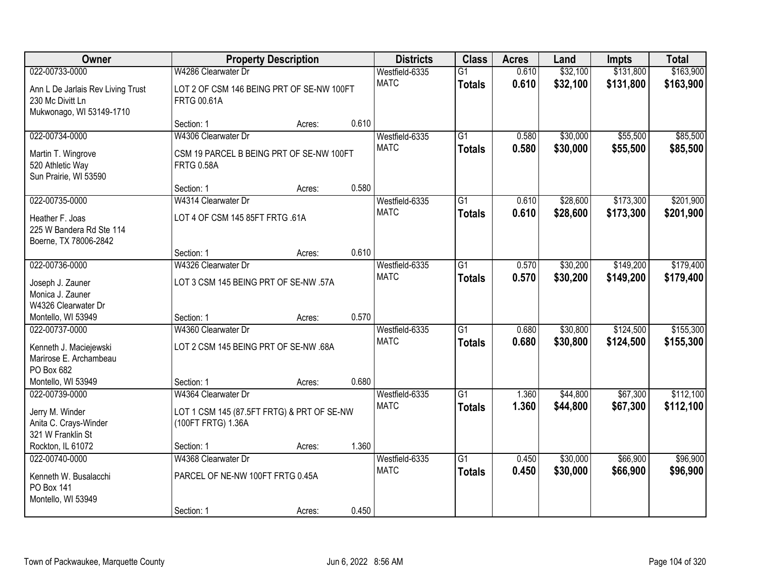| Owner | Property Description | | | Districts | Class | Acres | Land | Impts | Total |
|---|---|---|---|---|---|---|---|---|---|
| 022-00733-0000 | W4286 Clearwater Dr | | | Westfield-6335 | G1 | 0.610 | $32,100 | $131,800 | $163,900 |
| Ann L De Jarlais Rev Living Trust<br>230 Mc Divitt Ln<br>Mukwonago, WI 53149-1710 | LOT 2 OF CSM 146 BEING PRT OF SE-NW 100FT FRTG 00.61A | | | MATC | **Totals** | **0.610** | **$32,100** | **$131,800** | **$163,900** |
| | Section: 1 | Acres: | 0.610 | | | | | | |
| 022-00734-0000 | W4306 Clearwater Dr | | | Westfield-6335 | G1 | 0.580 | $30,000 | $55,500 | $85,500 |
| Martin T. Wingrove<br>520 Athletic Way<br>Sun Prairie, WI 53590 | CSM 19 PARCEL B BEING PRT OF SE-NW 100FT FRTG 0.58A | | | MATC | **Totals** | **0.580** | **$30,000** | **$55,500** | **$85,500** |
| | Section: 1 | Acres: | 0.580 | | | | | | |
| 022-00735-0000 | W4314 Clearwater Dr | | | Westfield-6335 | G1 | 0.610 | $28,600 | $173,300 | $201,900 |
| Heather F. Joas<br>225 W Bandera Rd Ste 114<br>Boerne, TX 78006-2842 | LOT 4 OF CSM 145 85FT FRTG .61A | | | MATC | **Totals** | **0.610** | **$28,600** | **$173,300** | **$201,900** |
| | Section: 1 | Acres: | 0.610 | | | | | | |
| 022-00736-0000 | W4326 Clearwater Dr | | | Westfield-6335 | G1 | 0.570 | $30,200 | $149,200 | $179,400 |
| Joseph J. Zauner<br>Monica J. Zauner<br>W4326 Clearwater Dr<br>Montello, WI 53949 | LOT 3 CSM 145 BEING PRT OF SE-NW .57A | | | MATC | **Totals** | **0.570** | **$30,200** | **$149,200** | **$179,400** |
| | Section: 1 | Acres: | 0.570 | | | | | | |
| 022-00737-0000 | W4360 Clearwater Dr | | | Westfield-6335 | G1 | 0.680 | $30,800 | $124,500 | $155,300 |
| Kenneth J. Maciejewski<br>Marirose E. Archambeau<br>PO Box 682<br>Montello, WI 53949 | LOT 2 CSM 145 BEING PRT OF SE-NW .68A | | | MATC | **Totals** | **0.680** | **$30,800** | **$124,500** | **$155,300** |
| | Section: 1 | Acres: | 0.680 | | | | | | |
| 022-00739-0000 | W4364 Clearwater Dr | | | Westfield-6335 | G1 | 1.360 | $44,800 | $67,300 | $112,100 |
| Jerry M. Winder<br>Anita C. Crays-Winder<br>321 W Franklin St<br>Rockton, IL 61072 | LOT 1 CSM 145 (87.5FT FRTG) & PRT OF SE-NW (100FT FRTG) 1.36A | | | MATC | **Totals** | **1.360** | **$44,800** | **$67,300** | **$112,100** |
| | Section: 1 | Acres: | 1.360 | | | | | | |
| 022-00740-0000 | W4368 Clearwater Dr | | | Westfield-6335 | G1 | 0.450 | $30,000 | $66,900 | $96,900 |
| Kenneth W. Busalacchi<br>PO Box 141<br>Montello, WI 53949 | PARCEL OF NE-NW 100FT FRTG 0.45A | | | MATC | **Totals** | **0.450** | **$30,000** | **$66,900** | **$96,900** |
| | Section: 1 | Acres: | 0.450 | | | | | | |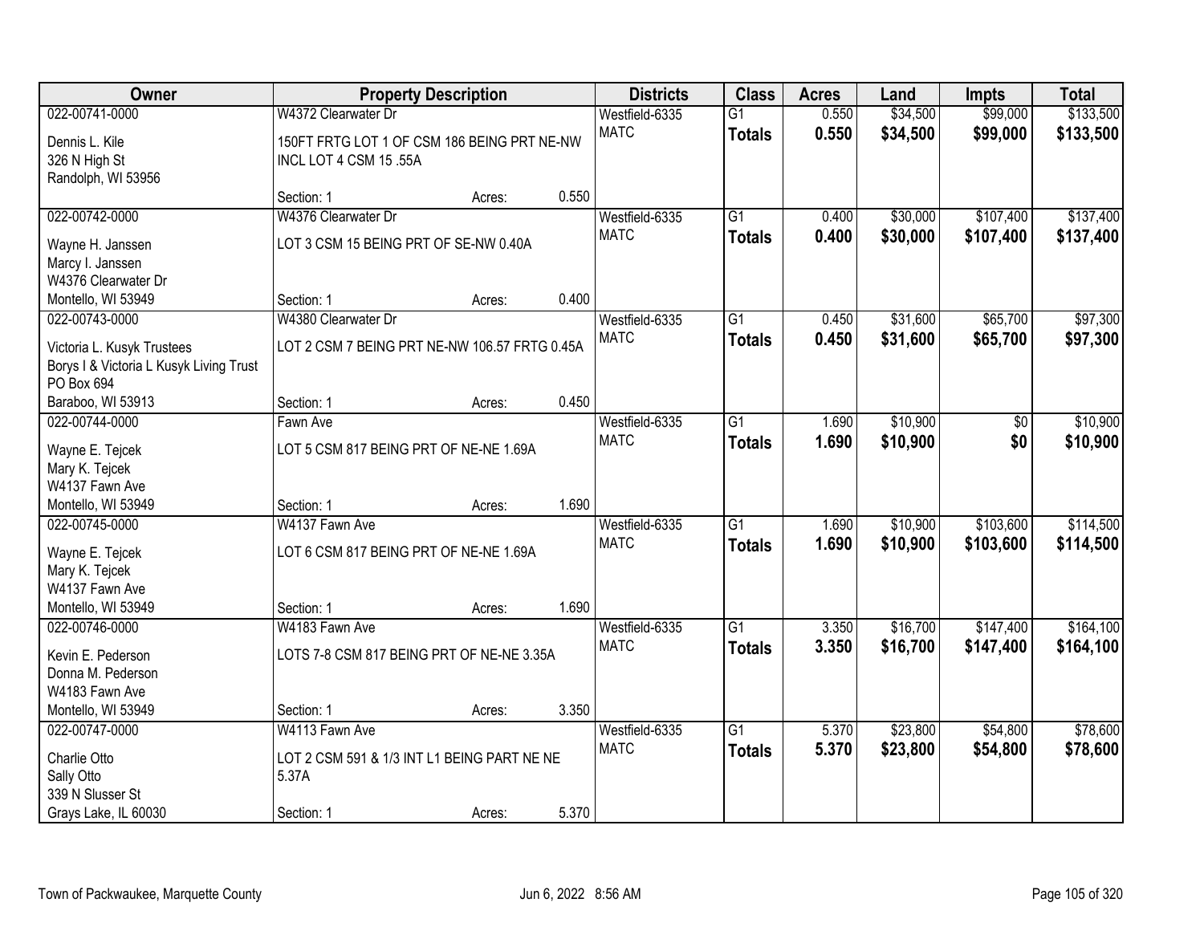| Owner | Property Description | | | Districts | Class | Acres | Land | Impts | Total |
|---|---|---|---|---|---|---|---|---|---|
| 022-00741-0000 | W4372 Clearwater Dr | | | Westfield-6335 | G1 | 0.550 | $34,500 | $99,000 | $133,500 |
| Dennis L. Kile<br>326 N High St<br>Randolph, WI 53956 | 150FT FRTG LOT 1 OF CSM 186 BEING PRT NE-NW INCL LOT 4 CSM 15 .55A | | | MATC | **Totals** | **0.550** | **$34,500** | **$99,000** | **$133,500** |
| | Section: 1 | Acres: | 0.550 | | | | | | |
| 022-00742-0000 | W4376 Clearwater Dr | | | Westfield-6335 | G1 | 0.400 | $30,000 | $107,400 | $137,400 |
| Wayne H. Janssen<br>Marcy I. Janssen<br>W4376 Clearwater Dr<br>Montello, WI 53949 | LOT 3 CSM 15 BEING PRT OF SE-NW 0.40A | | | MATC | **Totals** | **0.400** | **$30,000** | **$107,400** | **$137,400** |
| | Section: 1 | Acres: | 0.400 | | | | | | |
| 022-00743-0000 | W4380 Clearwater Dr | | | Westfield-6335 | G1 | 0.450 | $31,600 | $65,700 | $97,300 |
| Victoria L. Kusyk Trustees<br>Borys I & Victoria L Kusyk Living Trust<br>PO Box 694<br>Baraboo, WI 53913 | LOT 2 CSM 7 BEING PRT NE-NW 106.57 FRTG 0.45A | | | MATC | **Totals** | **0.450** | **$31,600** | **$65,700** | **$97,300** |
| | Section: 1 | Acres: | 0.450 | | | | | | |
| 022-00744-0000 | Fawn Ave | | | Westfield-6335 | G1 | 1.690 | $10,900 | $0 | $10,900 |
| Wayne E. Tejcek<br>Mary K. Tejcek<br>W4137 Fawn Ave<br>Montello, WI 53949 | LOT 5 CSM 817 BEING PRT OF NE-NE 1.69A | | | MATC | **Totals** | **1.690** | **$10,900** | **$0** | **$10,900** |
| | Section: 1 | Acres: | 1.690 | | | | | | |
| 022-00745-0000 | W4137 Fawn Ave | | | Westfield-6335 | G1 | 1.690 | $10,900 | $103,600 | $114,500 |
| Wayne E. Tejcek<br>Mary K. Tejcek<br>W4137 Fawn Ave<br>Montello, WI 53949 | LOT 6 CSM 817 BEING PRT OF NE-NE 1.69A | | | MATC | **Totals** | **1.690** | **$10,900** | **$103,600** | **$114,500** |
| | Section: 1 | Acres: | 1.690 | | | | | | |
| 022-00746-0000 | W4183 Fawn Ave | | | Westfield-6335 | G1 | 3.350 | $16,700 | $147,400 | $164,100 |
| Kevin E. Pederson<br>Donna M. Pederson<br>W4183 Fawn Ave<br>Montello, WI 53949 | LOTS 7-8 CSM 817 BEING PRT OF NE-NE 3.35A | | | MATC | **Totals** | **3.350** | **$16,700** | **$147,400** | **$164,100** |
| | Section: 1 | Acres: | 3.350 | | | | | | |
| 022-00747-0000 | W4113 Fawn Ave | | | Westfield-6335 | G1 | 5.370 | $23,800 | $54,800 | $78,600 |
| Charlie Otto<br>Sally Otto<br>339 N Slusser St<br>Grays Lake, IL 60030 | LOT 2 CSM 591 & 1/3 INT L1 BEING PART NE NE 5.37A | | | MATC | **Totals** | **5.370** | **$23,800** | **$54,800** | **$78,600** |
| | Section: 1 | Acres: | 5.370 | | | | | | |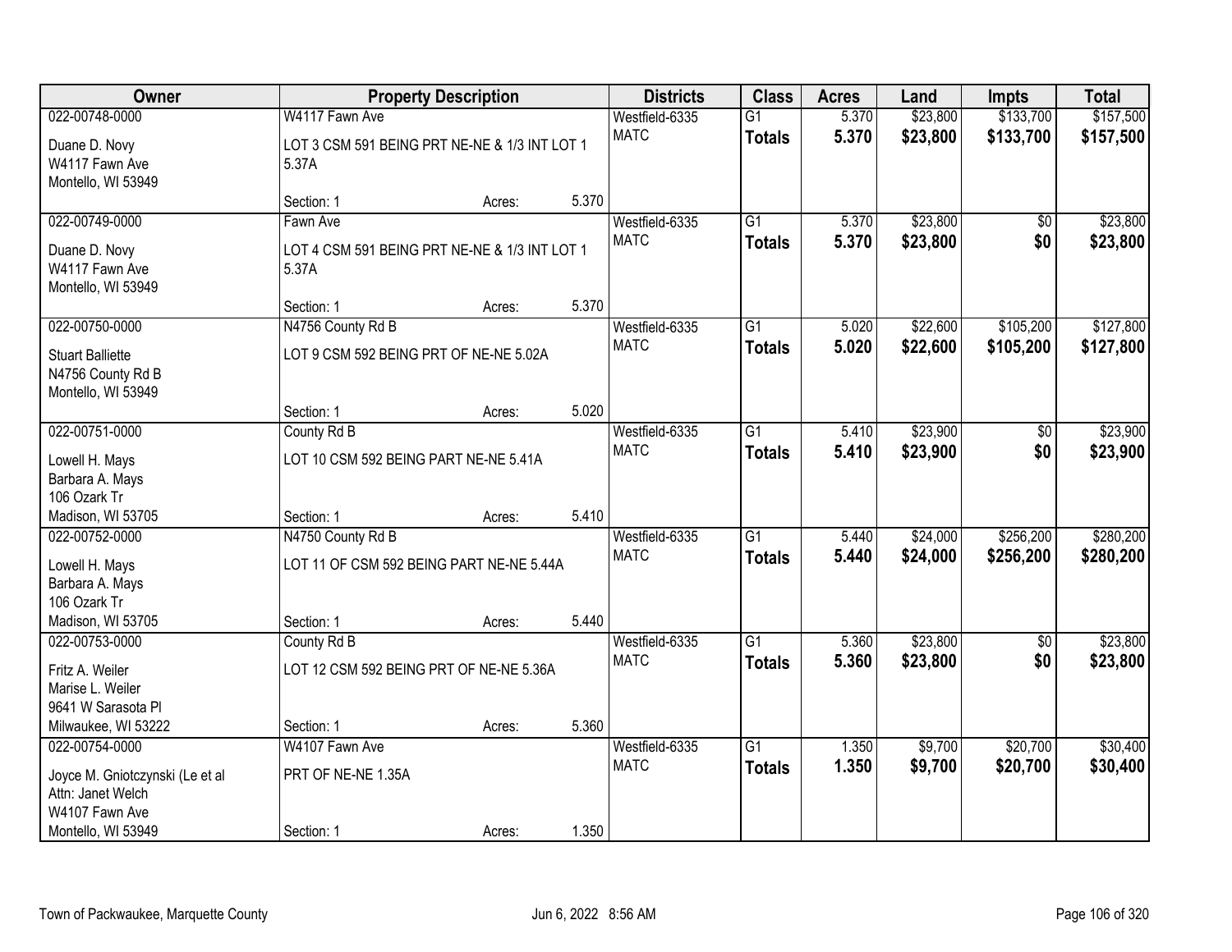| Owner | Property Description | | | Districts | Class | Acres | Land | Impts | Total |
|---|---|---|---|---|---|---|---|---|---|
| 022-00748-0000<br>Duane D. Novy<br>W4117 Fawn Ave<br>Montello, WI 53949 | W4117 Fawn Ave<br>LOT 3 CSM 591 BEING PRT NE-NE & 1/3 INT LOT 1 5.37A | | | Westfield-6335<br>MATC | G1<br>**Totals** | 5.370<br>**5.370** | $23,800<br>**$23,800** | $133,700<br>**$133,700** | $157,500<br>**$157,500** |
| | Section: 1 | Acres: | 5.370 | | | | | | |
| 022-00749-0000<br>Duane D. Novy<br>W4117 Fawn Ave<br>Montello, WI 53949 | Fawn Ave<br>LOT 4 CSM 591 BEING PRT NE-NE & 1/3 INT LOT 1 5.37A | | | Westfield-6335<br>MATC | G1<br>**Totals** | 5.370<br>**5.370** | $23,800<br>**$23,800** | $0<br>**$0** | $23,800<br>**$23,800** |
| | Section: 1 | Acres: | 5.370 | | | | | | |
| 022-00750-0000<br>Stuart Balliette<br>N4756 County Rd B<br>Montello, WI 53949 | N4756 County Rd B<br>LOT 9 CSM 592 BEING PRT OF NE-NE 5.02A | | | Westfield-6335<br>MATC | G1<br>**Totals** | 5.020<br>**5.020** | $22,600<br>**$22,600** | $105,200<br>**$105,200** | $127,800<br>**$127,800** |
| | Section: 1 | Acres: | 5.020 | | | | | | |
| 022-00751-0000<br>Lowell H. Mays<br>Barbara A. Mays<br>106 Ozark Tr<br>Madison, WI 53705 | County Rd B<br>LOT 10 CSM 592 BEING PART NE-NE 5.41A | | | Westfield-6335<br>MATC | G1<br>**Totals** | 5.410<br>**5.410** | $23,900<br>**$23,900** | $0<br>**$0** | $23,900<br>**$23,900** |
| | Section: 1 | Acres: | 5.410 | | | | | | |
| 022-00752-0000<br>Lowell H. Mays<br>Barbara A. Mays<br>106 Ozark Tr<br>Madison, WI 53705 | N4750 County Rd B<br>LOT 11 OF CSM 592 BEING PART NE-NE 5.44A | | | Westfield-6335<br>MATC | G1<br>**Totals** | 5.440<br>**5.440** | $24,000<br>**$24,000** | $256,200<br>**$256,200** | $280,200<br>**$280,200** |
| | Section: 1 | Acres: | 5.440 | | | | | | |
| 022-00753-0000<br>Fritz A. Weiler<br>Marise L. Weiler<br>9641 W Sarasota Pl<br>Milwaukee, WI 53222 | County Rd B<br>LOT 12 CSM 592 BEING PRT OF NE-NE 5.36A | | | Westfield-6335<br>MATC | G1<br>**Totals** | 5.360<br>**5.360** | $23,800<br>**$23,800** | $0<br>**$0** | $23,800<br>**$23,800** |
| | Section: 1 | Acres: | 5.360 | | | | | | |
| 022-00754-0000<br>Joyce M. Gniotczynski (Le et al<br>Attn: Janet Welch<br>W4107 Fawn Ave<br>Montello, WI 53949 | W4107 Fawn Ave<br>PRT OF NE-NE 1.35A | | | Westfield-6335<br>MATC | G1<br>**Totals** | 1.350<br>**1.350** | $9,700<br>**$9,700** | $20,700<br>**$20,700** | $30,400<br>**$30,400** |
| | Section: 1 | Acres: | 1.350 | | | | | | |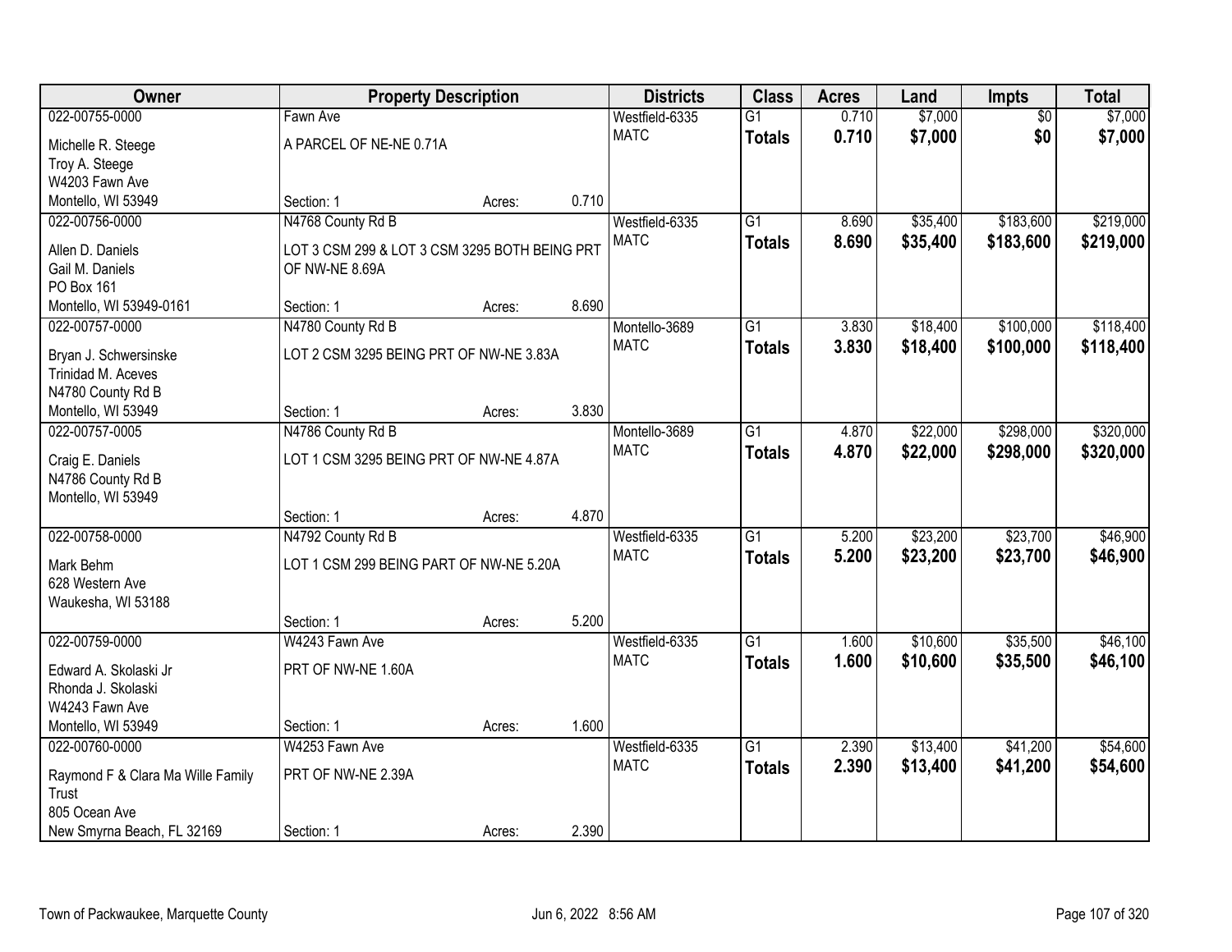| Owner | Property Description | | | Districts | Class | Acres | Land | Impts | Total |
|---|---|---|---|---|---|---|---|---|---|
| 022-00755-0000 | Fawn Ave | | | Westfield-6335 | G1 | 0.710 | $7,000 | $0 | $7,000 |
| Michelle R. Steege<br>Troy A. Steege<br>W4203 Fawn Ave<br>Montello, WI 53949 | A PARCEL OF NE-NE 0.71A | | | MATC | **Totals** | **0.710** | **$7,000** | **$0** | **$7,000** |
| | Section: 1 | Acres: | 0.710 | | | | | | |
| 022-00756-0000 | N4768 County Rd B | | | Westfield-6335 | G1 | 8.690 | $35,400 | $183,600 | $219,000 |
| Allen D. Daniels<br>Gail M. Daniels<br>PO Box 161<br>Montello, WI 53949-0161 | LOT 3 CSM 299 & LOT 3 CSM 3295 BOTH BEING PRT OF NW-NE 8.69A | | | MATC | **Totals** | **8.690** | **$35,400** | **$183,600** | **$219,000** |
| | Section: 1 | Acres: | 8.690 | | | | | | |
| 022-00757-0000 | N4780 County Rd B | | | Montello-3689 | G1 | 3.830 | $18,400 | $100,000 | $118,400 |
| Bryan J. Schwersinske<br>Trinidad M. Aceves<br>N4780 County Rd B<br>Montello, WI 53949 | LOT 2 CSM 3295 BEING PRT OF NW-NE 3.83A | | | MATC | **Totals** | **3.830** | **$18,400** | **$100,000** | **$118,400** |
| | Section: 1 | Acres: | 3.830 | | | | | | |
| 022-00757-0005 | N4786 County Rd B | | | Montello-3689 | G1 | 4.870 | $22,000 | $298,000 | $320,000 |
| Craig E. Daniels<br>N4786 County Rd B<br>Montello, WI 53949 | LOT 1 CSM 3295 BEING PRT OF NW-NE 4.87A | | | MATC | **Totals** | **4.870** | **$22,000** | **$298,000** | **$320,000** |
| | Section: 1 | Acres: | 4.870 | | | | | | |
| 022-00758-0000 | N4792 County Rd B | | | Westfield-6335 | G1 | 5.200 | $23,200 | $23,700 | $46,900 |
| Mark Behm<br>628 Western Ave<br>Waukesha, WI 53188 | LOT 1 CSM 299 BEING PART OF NW-NE 5.20A | | | MATC | **Totals** | **5.200** | **$23,200** | **$23,700** | **$46,900** |
| | Section: 1 | Acres: | 5.200 | | | | | | |
| 022-00759-0000 | W4243 Fawn Ave | | | Westfield-6335 | G1 | 1.600 | $10,600 | $35,500 | $46,100 |
| Edward A. Skolaski Jr<br>Rhonda J. Skolaski<br>W4243 Fawn Ave<br>Montello, WI 53949 | PRT OF NW-NE 1.60A | | | MATC | **Totals** | **1.600** | **$10,600** | **$35,500** | **$46,100** |
| | Section: 1 | Acres: | 1.600 | | | | | | |
| 022-00760-0000 | W4253 Fawn Ave | | | Westfield-6335 | G1 | 2.390 | $13,400 | $41,200 | $54,600 |
| Raymond F & Clara Ma Wille Family Trust<br>805 Ocean Ave<br>New Smyrna Beach, FL 32169 | PRT OF NW-NE 2.39A | | | MATC | **Totals** | **2.390** | **$13,400** | **$41,200** | **$54,600** |
| | Section: 1 | Acres: | 2.390 | | | | | | |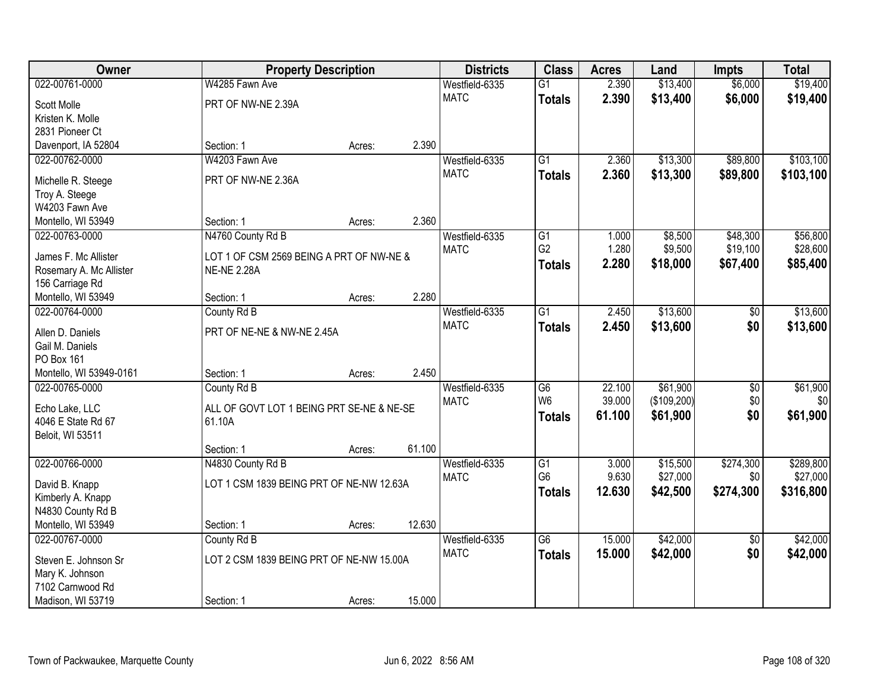| Owner | Property Description | | | Districts | Class | Acres | Land | Impts | Total |
|---|---|---|---|---|---|---|---|---|---|
| 022-00761-0000 | W4285 Fawn Ave | | | Westfield-6335 | G1 | 2.390 | $13,400 | $6,000 | $19,400 |
| Scott Molle | PRT OF NW-NE 2.39A | | | MATC | **Totals** | **2.390** | **$13,400** | **$6,000** | **$19,400** |
| Kristen K. Molle | | | | | | | | | |
| 2831 Pioneer Ct | | | | | | | | | |
| Davenport, IA 52804 | Section: 1 | Acres: | 2.390 | | | | | | |
| 022-00762-0000 | W4203 Fawn Ave | | | Westfield-6335 | G1 | 2.360 | $13,300 | $89,800 | $103,100 |
| Michelle R. Steege | PRT OF NW-NE 2.36A | | | MATC | **Totals** | **2.360** | **$13,300** | **$89,800** | **$103,100** |
| Troy A. Steege | | | | | | | | | |
| W4203 Fawn Ave | | | | | | | | | |
| Montello, WI 53949 | Section: 1 | Acres: | 2.360 | | | | | | |
| 022-00763-0000 | N4760 County Rd B | | | Westfield-6335 | G1 | 1.000 | $8,500 | $48,300 | $56,800 |
| James F. Mc Allister | LOT 1 OF CSM 2569 BEING A PRT OF NW-NE & | | | MATC | G2 | 1.280 | $9,500 | $19,100 | $28,600 |
| Rosemary A. Mc Allister | NE-NE 2.28A | | | | **Totals** | **2.280** | **$18,000** | **$67,400** | **$85,400** |
| 156 Carriage Rd | | | | | | | | | |
| Montello, WI 53949 | Section: 1 | Acres: | 2.280 | | | | | | |
| 022-00764-0000 | County Rd B | | | Westfield-6335 | G1 | 2.450 | $13,600 | $0 | $13,600 |
| Allen D. Daniels | PRT OF NE-NE & NW-NE 2.45A | | | MATC | **Totals** | **2.450** | **$13,600** | **$0** | **$13,600** |
| Gail M. Daniels | | | | | | | | | |
| PO Box 161 | | | | | | | | | |
| Montello, WI 53949-0161 | Section: 1 | Acres: | 2.450 | | | | | | |
| 022-00765-0000 | County Rd B | | | Westfield-6335 | G6 | 22.100 | $61,900 | $0 | $61,900 |
| Echo Lake, LLC | ALL OF GOVT LOT 1 BEING PRT SE-NE & NE-SE | | | MATC | W6 | 39.000 | ($109,200) | $0 | $0 |
| 4046 E State Rd 67 | 61.10A | | | | **Totals** | **61.100** | **$61,900** | **$0** | **$61,900** |
| Beloit, WI 53511 | | | | | | | | | |
| | Section: 1 | Acres: | 61.100 | | | | | | |
| 022-00766-0000 | N4830 County Rd B | | | Westfield-6335 | G1 | 3.000 | $15,500 | $274,300 | $289,800 |
| David B. Knapp | LOT 1 CSM 1839 BEING PRT OF NE-NW 12.63A | | | MATC | G6 | 9.630 | $27,000 | $0 | $27,000 |
| Kimberly A. Knapp | | | | | **Totals** | **12.630** | **$42,500** | **$274,300** | **$316,800** |
| N4830 County Rd B | | | | | | | | | |
| Montello, WI 53949 | Section: 1 | Acres: | 12.630 | | | | | | |
| 022-00767-0000 | County Rd B | | | Westfield-6335 | G6 | 15.000 | $42,000 | $0 | $42,000 |
| Steven E. Johnson Sr | LOT 2 CSM 1839 BEING PRT OF NE-NW 15.00A | | | MATC | **Totals** | **15.000** | **$42,000** | **$0** | **$42,000** |
| Mary K. Johnson | | | | | | | | | |
| 7102 Carnwood Rd | | | | | | | | | |
| Madison, WI 53719 | Section: 1 | Acres: | 15.000 | | | | | | |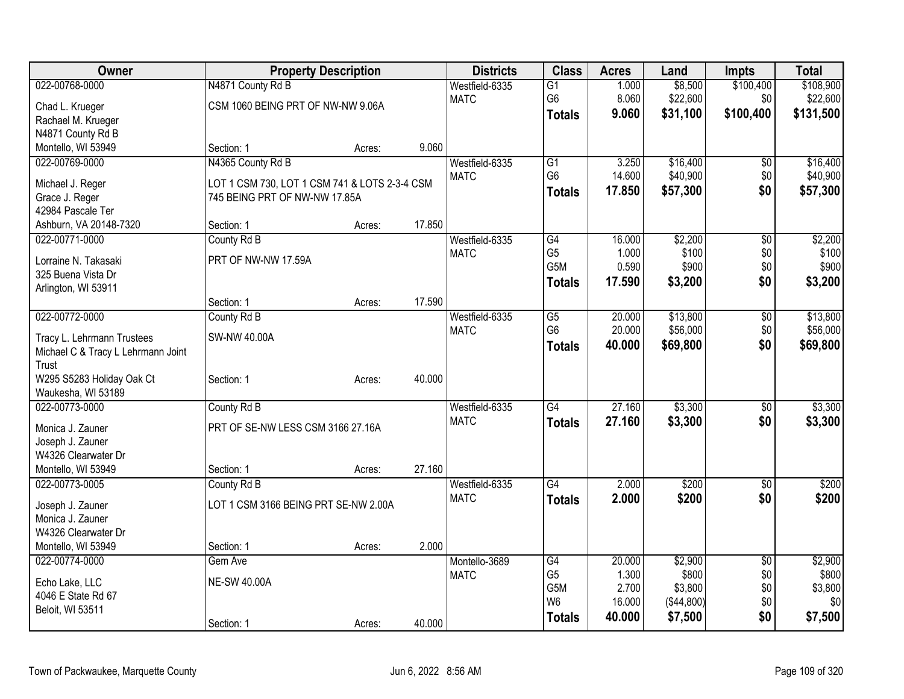| Owner | Property Description | | | Districts | Class | Acres | Land | Impts | Total |
|---|---|---|---|---|---|---|---|---|---|
| 022-00768-0000 | N4871 County Rd B | | | Westfield-6335 | G1 | 1.000 | $8,500 | $100,400 | $108,900 |
| Chad L. Krueger | CSM 1060 BEING PRT OF NW-NW 9.06A | | | MATC | G6 | 8.060 | $22,600 | $0 | $22,600 |
| Rachael M. Krueger | | | | | **Totals** | **9.060** | **$31,100** | **$100,400** | **$131,500** |
| N4871 County Rd B | | | | | | | | | |
| Montello, WI 53949 | Section: 1 | Acres: | 9.060 | | | | | | |
| 022-00769-0000 | N4365 County Rd B | | | Westfield-6335 | G1 | 3.250 | $16,400 | $0 | $16,400 |
| Michael J. Reger | LOT 1 CSM 730, LOT 1 CSM 741 & LOTS 2-3-4 CSM | | | MATC | G6 | 14.600 | $40,900 | $0 | $40,900 |
| Grace J. Reger | 745 BEING PRT OF NW-NW 17.85A | | | | **Totals** | **17.850** | **$57,300** | **$0** | **$57,300** |
| 42984 Pascale Ter | | | | | | | | | |
| Ashburn, VA 20148-7320 | Section: 1 | Acres: | 17.850 | | | | | | |
| 022-00771-0000 | County Rd B | | | Westfield-6335 | G4 | 16.000 | $2,200 | $0 | $2,200 |
| Lorraine N. Takasaki | PRT OF NW-NW 17.59A | | | MATC | G5 | 1.000 | $100 | $0 | $100 |
| 325 Buena Vista Dr | | | | | G5M | 0.590 | $900 | $0 | $900 |
| Arlington, WI 53911 | | | | | **Totals** | **17.590** | **$3,200** | **$0** | **$3,200** |
| | Section: 1 | Acres: | 17.590 | | | | | | |
| 022-00772-0000 | County Rd B | | | Westfield-6335 | G5 | 20.000 | $13,800 | $0 | $13,800 |
| Tracy L. Lehrmann Trustees | SW-NW 40.00A | | | MATC | G6 | 20.000 | $56,000 | $0 | $56,000 |
| Michael C & Tracy L Lehrmann Joint Trust | | | | | **Totals** | **40.000** | **$69,800** | **$0** | **$69,800** |
| W295 S5283 Holiday Oak Ct | Section: 1 | Acres: | 40.000 | | | | | | |
| Waukesha, WI 53189 | | | | | | | | | |
| 022-00773-0000 | County Rd B | | | Westfield-6335 | G4 | 27.160 | $3,300 | $0 | $3,300 |
| Monica J. Zauner | PRT OF SE-NW LESS CSM 3166 27.16A | | | MATC | **Totals** | **27.160** | **$3,300** | **$0** | **$3,300** |
| Joseph J. Zauner | | | | | | | | | |
| W4326 Clearwater Dr | | | | | | | | | |
| Montello, WI 53949 | Section: 1 | Acres: | 27.160 | | | | | | |
| 022-00773-0005 | County Rd B | | | Westfield-6335 | G4 | 2.000 | $200 | $0 | $200 |
| Joseph J. Zauner | LOT 1 CSM 3166 BEING PRT SE-NW 2.00A | | | MATC | **Totals** | **2.000** | **$200** | **$0** | **$200** |
| Monica J. Zauner | | | | | | | | | |
| W4326 Clearwater Dr | | | | | | | | | |
| Montello, WI 53949 | Section: 1 | Acres: | 2.000 | | | | | | |
| 022-00774-0000 | Gem Ave | | | Montello-3689 | G4 | 20.000 | $2,900 | $0 | $2,900 |
| Echo Lake, LLC | NE-SW 40.00A | | | MATC | G5 | 1.300 | $800 | $0 | $800 |
| 4046 E State Rd 67 | | | | | G5M | 2.700 | $3,800 | $0 | $3,800 |
| Beloit, WI 53511 | | | | | W6 | 16.000 | ($44,800) | $0 | $0 |
| | Section: 1 | Acres: | 40.000 | | **Totals** | **40.000** | **$7,500** | **$0** | **$7,500** |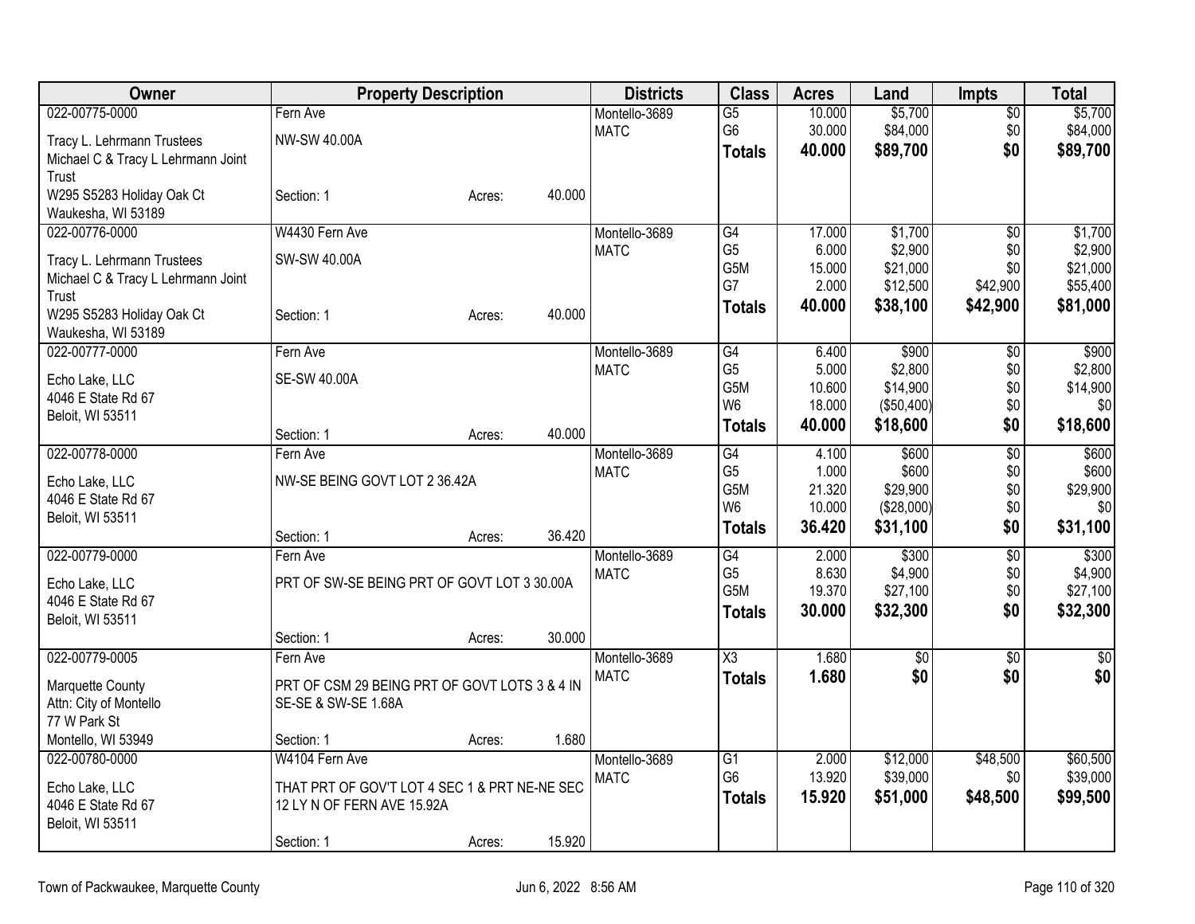| Owner | Property Description | | | Districts | Class | Acres | Land | Impts | Total |
|---|---|---|---|---|---|---|---|---|---|
| 022-00775-0000 | Fern Ave | | | Montello-3689 | G5 | 10.000 | $5,700 | $0 | $5,700 |
| Tracy L. Lehrmann Trustees | NW-SW 40.00A | | | MATC | G6 | 30.000 | $84,000 | $0 | $84,000 |
| Michael C & Tracy L Lehrmann Joint Trust | | | | | **Totals** | **40.000** | **$89,700** | **$0** | **$89,700** |
| W295 S5283 Holiday Oak Ct | Section: 1 | Acres: | 40.000 | | | | | | |
| Waukesha, WI 53189 | | | | | | | | | |
| 022-00776-0000 | W4430 Fern Ave | | | Montello-3689 | G4 | 17.000 | $1,700 | $0 | $1,700 |
| Tracy L. Lehrmann Trustees | SW-SW 40.00A | | | MATC | G5 | 6.000 | $2,900 | $0 | $2,900 |
| Michael C & Tracy L Lehrmann Joint Trust | | | | | G5M | 15.000 | $21,000 | $0 | $21,000 |
| | | | | | G7 | 2.000 | $12,500 | $42,900 | $55,400 |
| W295 S5283 Holiday Oak Ct | Section: 1 | Acres: | 40.000 | | **Totals** | **40.000** | **$38,100** | **$42,900** | **$81,000** |
| Waukesha, WI 53189 | | | | | | | | | |
| 022-00777-0000 | Fern Ave | | | Montello-3689 | G4 | 6.400 | $900 | $0 | $900 |
| Echo Lake, LLC | SE-SW 40.00A | | | MATC | G5 | 5.000 | $2,800 | $0 | $2,800 |
| 4046 E State Rd 67 | | | | | G5M | 10.600 | $14,900 | $0 | $14,900 |
| Beloit, WI 53511 | | | | | W6 | 18.000 | ($50,400) | $0 | $0 |
| | Section: 1 | Acres: | 40.000 | | **Totals** | **40.000** | **$18,600** | **$0** | **$18,600** |
| 022-00778-0000 | Fern Ave | | | Montello-3689 | G4 | 4.100 | $600 | $0 | $600 |
| Echo Lake, LLC | NW-SE BEING GOVT LOT 2 36.42A | | | MATC | G5 | 1.000 | $600 | $0 | $600 |
| 4046 E State Rd 67 | | | | | G5M | 21.320 | $29,900 | $0 | $29,900 |
| Beloit, WI 53511 | | | | | W6 | 10.000 | ($28,000) | $0 | $0 |
| | Section: 1 | Acres: | 36.420 | | **Totals** | **36.420** | **$31,100** | **$0** | **$31,100** |
| 022-00779-0000 | Fern Ave | | | Montello-3689 | G4 | 2.000 | $300 | $0 | $300 |
| Echo Lake, LLC | PRT OF SW-SE BEING PRT OF GOVT LOT 3 30.00A | | | MATC | G5 | 8.630 | $4,900 | $0 | $4,900 |
| 4046 E State Rd 67 | | | | | G5M | 19.370 | $27,100 | $0 | $27,100 |
| Beloit, WI 53511 | | | | | **Totals** | **30.000** | **$32,300** | **$0** | **$32,300** |
| | Section: 1 | Acres: | 30.000 | | | | | | |
| 022-00779-0005 | Fern Ave | | | Montello-3689 | X3 | 1.680 | $0 | $0 | $0 |
| Marquette County | PRT OF CSM 29 BEING PRT OF GOVT LOTS 3 & 4 IN SE-SE & SW-SE 1.68A | | | MATC | **Totals** | **1.680** | **$0** | **$0** | **$0** |
| Attn: City of Montello | | | | | | | | | |
| 77 W Park St | | | | | | | | | |
| Montello, WI 53949 | Section: 1 | Acres: | 1.680 | | | | | | |
| 022-00780-0000 | W4104 Fern Ave | | | Montello-3689 | G1 | 2.000 | $12,000 | $48,500 | $60,500 |
| Echo Lake, LLC | THAT PRT OF GOV'T LOT 4 SEC 1 & PRT NE-NE SEC 12 LY N OF FERN AVE 15.92A | | | MATC | G6 | 13.920 | $39,000 | $0 | $39,000 |
| 4046 E State Rd 67 | | | | | **Totals** | **15.920** | **$51,000** | **$48,500** | **$99,500** |
| Beloit, WI 53511 | | | | | | | | | |
| | Section: 1 | Acres: | 15.920 | | | | | | |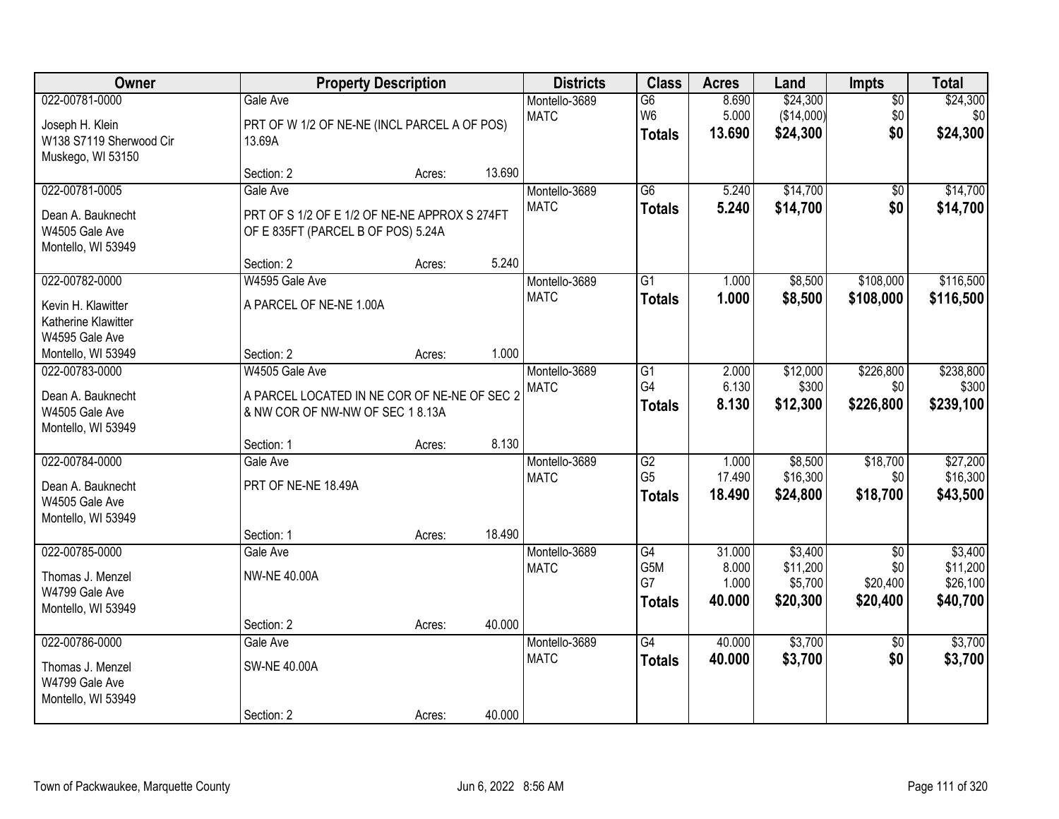| Owner | Property Description | | | Districts | Class | Acres | Land | Impts | Total |
|---|---|---|---|---|---|---|---|---|---|
| 022-00781-0000 | Gale Ave | | | Montello-3689 | G6 | 8.690 | $24,300 | $0 | $24,300 |
| Joseph H. Klein<br>W138 S7119 Sherwood Cir<br>Muskego, WI 53150 | PRT OF W 1/2 OF NE-NE (INCL PARCEL A OF POS) 13.69A | | | MATC | W6 | 5.000 | ($14,000) | $0 | $0 |
| | | | | | **Totals** | **13.690** | **$24,300** | **$0** | **$24,300** |
| | Section: 2 | Acres: | 13.690 | | | | | | |
| 022-00781-0005 | Gale Ave | | | Montello-3689 | G6 | 5.240 | $14,700 | $0 | $14,700 |
| Dean A. Bauknecht<br>W4505 Gale Ave<br>Montello, WI 53949 | PRT OF S 1/2 OF E 1/2 OF NE-NE APPROX S 274FT OF E 835FT (PARCEL B OF POS) 5.24A | | | MATC | **Totals** | **5.240** | **$14,700** | **$0** | **$14,700** |
| | Section: 2 | Acres: | 5.240 | | | | | | |
| 022-00782-0000 | W4595 Gale Ave | | | Montello-3689 | G1 | 1.000 | $8,500 | $108,000 | $116,500 |
| Kevin H. Klawitter<br>Katherine Klawitter<br>W4595 Gale Ave<br>Montello, WI 53949 | A PARCEL OF NE-NE 1.00A | | | MATC | **Totals** | **1.000** | **$8,500** | **$108,000** | **$116,500** |
| | Section: 2 | Acres: | 1.000 | | | | | | |
| 022-00783-0000 | W4505 Gale Ave | | | Montello-3689 | G1 | 2.000 | $12,000 | $226,800 | $238,800 |
| Dean A. Bauknecht<br>W4505 Gale Ave<br>Montello, WI 53949 | A PARCEL LOCATED IN NE COR OF NE-NE OF SEC 2 & NW COR OF NW-NW OF SEC 1 8.13A | | | MATC | G4 | 6.130 | $300 | $0 | $300 |
| | | | | | **Totals** | **8.130** | **$12,300** | **$226,800** | **$239,100** |
| | Section: 1 | Acres: | 8.130 | | | | | | |
| 022-00784-0000 | Gale Ave | | | Montello-3689 | G2 | 1.000 | $8,500 | $18,700 | $27,200 |
| Dean A. Bauknecht<br>W4505 Gale Ave<br>Montello, WI 53949 | PRT OF NE-NE 18.49A | | | MATC | G5 | 17.490 | $16,300 | $0 | $16,300 |
| | | | | | **Totals** | **18.490** | **$24,800** | **$18,700** | **$43,500** |
| | Section: 1 | Acres: | 18.490 | | | | | | |
| 022-00785-0000 | Gale Ave | | | Montello-3689 | G4 | 31.000 | $3,400 | $0 | $3,400 |
| Thomas J. Menzel<br>W4799 Gale Ave<br>Montello, WI 53949 | NW-NE 40.00A | | | MATC | G5M | 8.000 | $11,200 | $0 | $11,200 |
| | | | | | G7 | 1.000 | $5,700 | $20,400 | $26,100 |
| | | | | | **Totals** | **40.000** | **$20,300** | **$20,400** | **$40,700** |
| | Section: 2 | Acres: | 40.000 | | | | | | |
| 022-00786-0000 | Gale Ave | | | Montello-3689 | G4 | 40.000 | $3,700 | $0 | $3,700 |
| Thomas J. Menzel<br>W4799 Gale Ave<br>Montello, WI 53949 | SW-NE 40.00A | | | MATC | **Totals** | **40.000** | **$3,700** | **$0** | **$3,700** |
| | Section: 2 | Acres: | 40.000 | | | | | | |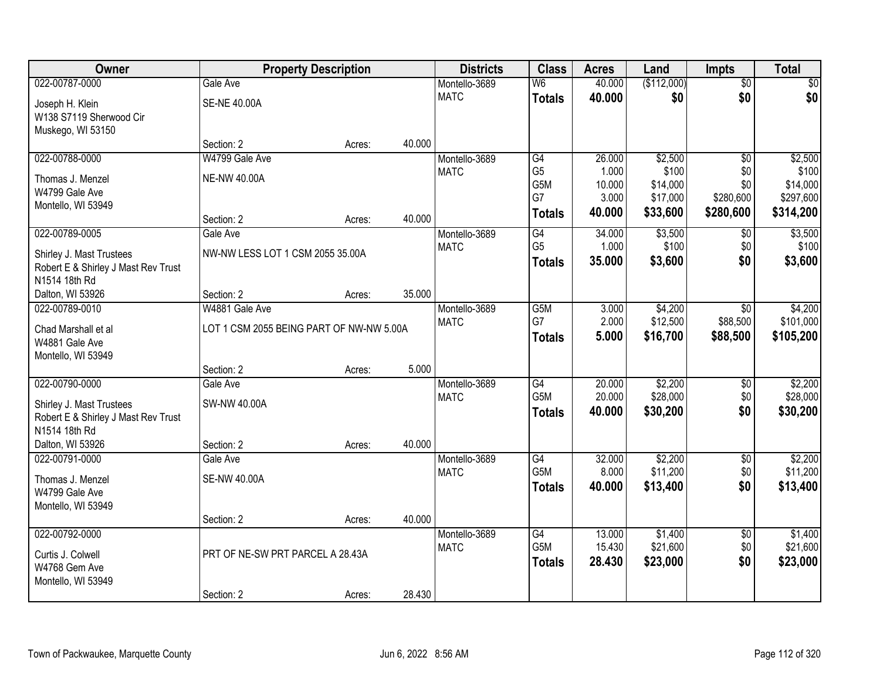| Owner | Property Description | | | Districts | Class | Acres | Land | Impts | Total |
|---|---|---|---|---|---|---|---|---|---|
| 022-00787-0000 | Gale Ave | | | Montello-3689 | W6 | 40.000 | ($112,000) | $0 | $0 |
| Joseph H. Klein<br>W138 S7119 Sherwood Cir<br>Muskego, WI 53150 | SE-NE 40.00A | | | MATC | **Totals** | **40.000** | **$0** | **$0** | **$0** |
| | Section: 2 | Acres: | 40.000 | | | | | | |
| 022-00788-0000 | W4799 Gale Ave | | | Montello-3689 | G4 | 26.000 | $2,500 | $0 | $2,500 |
| Thomas J. Menzel<br>W4799 Gale Ave<br>Montello, WI 53949 | NE-NW 40.00A | | | MATC | G5 | 1.000 | $100 | $0 | $100 |
| | | | | | G5M | 10.000 | $14,000 | $0 | $14,000 |
| | | | | | G7 | 3.000 | $17,000 | $280,600 | $297,600 |
| | Section: 2 | Acres: | 40.000 | | **Totals** | **40.000** | **$33,600** | **$280,600** | **$314,200** |
| 022-00789-0005 | Gale Ave | | | Montello-3689 | G4 | 34.000 | $3,500 | $0 | $3,500 |
| Shirley J. Mast Trustees<br>Robert E & Shirley J Mast Rev Trust<br>N1514 18th Rd<br>Dalton, WI 53926 | NW-NW LESS LOT 1 CSM 2055 35.00A | | | MATC | G5 | 1.000 | $100 | $0 | $100 |
| | | | | | **Totals** | **35.000** | **$3,600** | **$0** | **$3,600** |
| | Section: 2 | Acres: | 35.000 | | | | | | |
| 022-00789-0010 | W4881 Gale Ave | | | Montello-3689 | G5M | 3.000 | $4,200 | $0 | $4,200 |
| Chad Marshall et al<br>W4881 Gale Ave<br>Montello, WI 53949 | LOT 1 CSM 2055 BEING PART OF NW-NW 5.00A | | | MATC | G7 | 2.000 | $12,500 | $88,500 | $101,000 |
| | | | | | **Totals** | **5.000** | **$16,700** | **$88,500** | **$105,200** |
| | Section: 2 | Acres: | 5.000 | | | | | | |
| 022-00790-0000 | Gale Ave | | | Montello-3689 | G4 | 20.000 | $2,200 | $0 | $2,200 |
| Shirley J. Mast Trustees<br>Robert E & Shirley J Mast Rev Trust<br>N1514 18th Rd<br>Dalton, WI 53926 | SW-NW 40.00A | | | MATC | G5M | 20.000 | $28,000 | $0 | $28,000 |
| | | | | | **Totals** | **40.000** | **$30,200** | **$0** | **$30,200** |
| | Section: 2 | Acres: | 40.000 | | | | | | |
| 022-00791-0000 | Gale Ave | | | Montello-3689 | G4 | 32.000 | $2,200 | $0 | $2,200 |
| Thomas J. Menzel<br>W4799 Gale Ave<br>Montello, WI 53949 | SE-NW 40.00A | | | MATC | G5M | 8.000 | $11,200 | $0 | $11,200 |
| | | | | | **Totals** | **40.000** | **$13,400** | **$0** | **$13,400** |
| | Section: 2 | Acres: | 40.000 | | | | | | |
| 022-00792-0000 | | | | Montello-3689 | G4 | 13.000 | $1,400 | $0 | $1,400 |
| Curtis J. Colwell<br>W4768 Gem Ave<br>Montello, WI 53949 | PRT OF NE-SW PRT PARCEL A 28.43A | | | MATC | G5M | 15.430 | $21,600 | $0 | $21,600 |
| | | | | | **Totals** | **28.430** | **$23,000** | **$0** | **$23,000** |
| | Section: 2 | Acres: | 28.430 | | | | | | |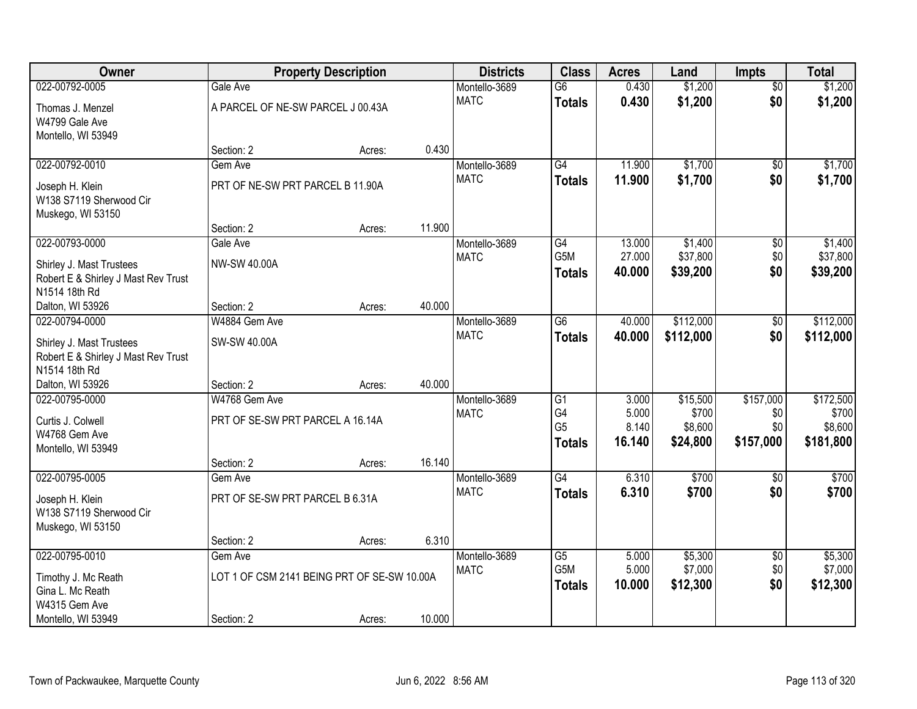| Owner | Property Description | | | Districts | Class | Acres | Land | Impts | Total |
|---|---|---|---|---|---|---|---|---|---|
| 022-00792-0005 | Gale Ave | | | Montello-3689 | G6 | 0.430 | $1,200 | $0 | $1,200 |
| Thomas J. Menzel<br>W4799 Gale Ave<br>Montello, WI 53949 | A PARCEL OF NE-SW PARCEL J 00.43A | | | MATC | **Totals** | **0.430** | **$1,200** | **$0** | **$1,200** |
| | Section: 2 | Acres: | 0.430 | | | | | | |
| 022-00792-0010 | Gem Ave | | | Montello-3689 | G4 | 11.900 | $1,700 | $0 | $1,700 |
| Joseph H. Klein<br>W138 S7119 Sherwood Cir<br>Muskego, WI 53150 | PRT OF NE-SW PRT PARCEL B 11.90A | | | MATC | **Totals** | **11.900** | **$1,700** | **$0** | **$1,700** |
| | Section: 2 | Acres: | 11.900 | | | | | | |
| 022-00793-0000 | Gale Ave | | | Montello-3689 | G4 | 13.000 | $1,400 | $0 | $1,400 |
| Shirley J. Mast Trustees<br>Robert E & Shirley J Mast Rev Trust<br>N1514 18th Rd<br>Dalton, WI 53926 | NW-SW 40.00A | | | MATC | G5M | 27.000 | $37,800 | $0 | $37,800 |
| | | | | | **Totals** | **40.000** | **$39,200** | **$0** | **$39,200** |
| | Section: 2 | Acres: | 40.000 | | | | | | |
| 022-00794-0000 | W4884 Gem Ave | | | Montello-3689 | G6 | 40.000 | $112,000 | $0 | $112,000 |
| Shirley J. Mast Trustees<br>Robert E & Shirley J Mast Rev Trust<br>N1514 18th Rd<br>Dalton, WI 53926 | SW-SW 40.00A | | | MATC | **Totals** | **40.000** | **$112,000** | **$0** | **$112,000** |
| | Section: 2 | Acres: | 40.000 | | | | | | |
| 022-00795-0000 | W4768 Gem Ave | | | Montello-3689 | G1 | 3.000 | $15,500 | $157,000 | $172,500 |
| Curtis J. Colwell<br>W4768 Gem Ave<br>Montello, WI 53949 | PRT OF SE-SW PRT PARCEL A 16.14A | | | MATC | G4 | 5.000 | $700 | $0 | $700 |
| | | | | | G5 | 8.140 | $8,600 | $0 | $8,600 |
| | | | | | **Totals** | **16.140** | **$24,800** | **$157,000** | **$181,800** |
| | Section: 2 | Acres: | 16.140 | | | | | | |
| 022-00795-0005 | Gem Ave | | | Montello-3689 | G4 | 6.310 | $700 | $0 | $700 |
| Joseph H. Klein<br>W138 S7119 Sherwood Cir<br>Muskego, WI 53150 | PRT OF SE-SW PRT PARCEL B 6.31A | | | MATC | **Totals** | **6.310** | **$700** | **$0** | **$700** |
| | Section: 2 | Acres: | 6.310 | | | | | | |
| 022-00795-0010 | Gem Ave | | | Montello-3689 | G5 | 5.000 | $5,300 | $0 | $5,300 |
| Timothy J. Mc Reath<br>Gina L. Mc Reath<br>W4315 Gem Ave<br>Montello, WI 53949 | LOT 1 OF CSM 2141 BEING PRT OF SE-SW 10.00A | | | MATC | G5M | 5.000 | $7,000 | $0 | $7,000 |
| | | | | | **Totals** | **10.000** | **$12,300** | **$0** | **$12,300** |
| | Section: 2 | Acres: | 10.000 | | | | | | |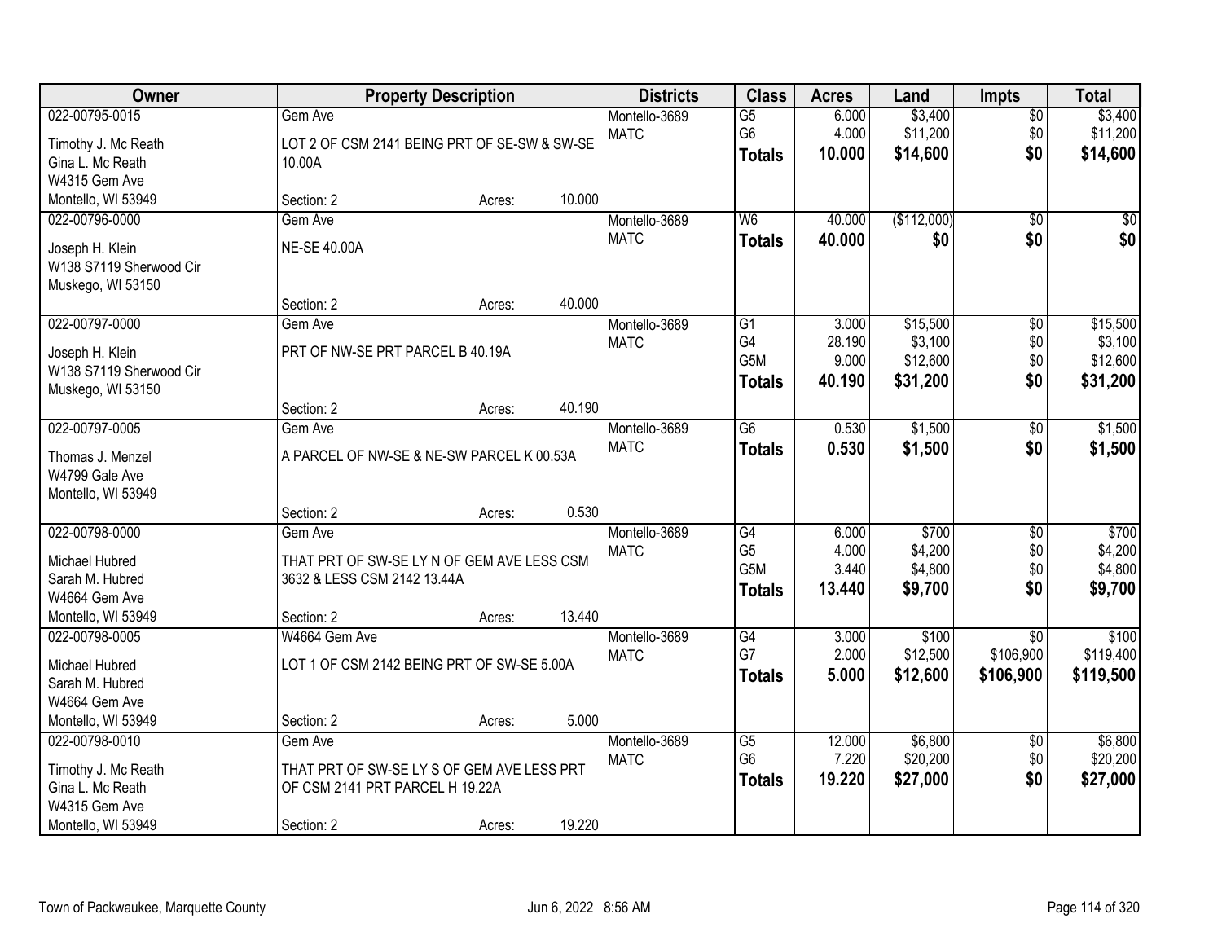| Owner | Property Description | | | Districts | Class | Acres | Land | Impts | Total |
|---|---|---|---|---|---|---|---|---|---|
| 022-00795-0015 | Gem Ave | | | Montello-3689 | G5 | 6.000 | $3,400 | $0 | $3,400 |
| Timothy J. Mc Reath | LOT 2 OF CSM 2141 BEING PRT OF SE-SW & SW-SE | | | MATC | G6 | 4.000 | $11,200 | $0 | $11,200 |
| Gina L. Mc Reath | 10.00A | | | | **Totals** | **10.000** | **$14,600** | **$0** | **$14,600** |
| W4315 Gem Ave | | | | | | | | | |
| Montello, WI 53949 | Section: 2 | Acres: | 10.000 | | | | | | |
| 022-00796-0000 | Gem Ave | | | Montello-3689 | W6 | 40.000 | ($112,000) | $0 | $0 |
| Joseph H. Klein | NE-SE 40.00A | | | MATC | **Totals** | **40.000** | **$0** | **$0** | **$0** |
| W138 S7119 Sherwood Cir | | | | | | | | | |
| Muskego, WI 53150 | | | | | | | | | |
| | Section: 2 | Acres: | 40.000 | | | | | | |
| 022-00797-0000 | Gem Ave | | | Montello-3689 | G1 | 3.000 | $15,500 | $0 | $15,500 |
| Joseph H. Klein | PRT OF NW-SE PRT PARCEL B 40.19A | | | MATC | G4 | 28.190 | $3,100 | $0 | $3,100 |
| W138 S7119 Sherwood Cir | | | | | G5M | 9.000 | $12,600 | $0 | $12,600 |
| Muskego, WI 53150 | | | | | **Totals** | **40.190** | **$31,200** | **$0** | **$31,200** |
| | Section: 2 | Acres: | 40.190 | | | | | | |
| 022-00797-0005 | Gem Ave | | | Montello-3689 | G6 | 0.530 | $1,500 | $0 | $1,500 |
| Thomas J. Menzel | A PARCEL OF NW-SE & NE-SW PARCEL K 00.53A | | | MATC | **Totals** | **0.530** | **$1,500** | **$0** | **$1,500** |
| W4799 Gale Ave | | | | | | | | | |
| Montello, WI 53949 | | | | | | | | | |
| | Section: 2 | Acres: | 0.530 | | | | | | |
| 022-00798-0000 | Gem Ave | | | Montello-3689 | G4 | 6.000 | $700 | $0 | $700 |
| Michael Hubred | THAT PRT OF SW-SE LY N OF GEM AVE LESS CSM | | | MATC | G5 | 4.000 | $4,200 | $0 | $4,200 |
| Sarah M. Hubred | 3632 & LESS CSM 2142 13.44A | | | | G5M | 3.440 | $4,800 | $0 | $4,800 |
| W4664 Gem Ave | | | | | **Totals** | **13.440** | **$9,700** | **$0** | **$9,700** |
| Montello, WI 53949 | Section: 2 | Acres: | 13.440 | | | | | | |
| 022-00798-0005 | W4664 Gem Ave | | | Montello-3689 | G4 | 3.000 | $100 | $0 | $100 |
| Michael Hubred | LOT 1 OF CSM 2142 BEING PRT OF SW-SE 5.00A | | | MATC | G7 | 2.000 | $12,500 | $106,900 | $119,400 |
| Sarah M. Hubred | | | | | **Totals** | **5.000** | **$12,600** | **$106,900** | **$119,500** |
| W4664 Gem Ave | | | | | | | | | |
| Montello, WI 53949 | Section: 2 | Acres: | 5.000 | | | | | | |
| 022-00798-0010 | Gem Ave | | | Montello-3689 | G5 | 12.000 | $6,800 | $0 | $6,800 |
| Timothy J. Mc Reath | THAT PRT OF SW-SE LY S OF GEM AVE LESS PRT | | | MATC | G6 | 7.220 | $20,200 | $0 | $20,200 |
| Gina L. Mc Reath | OF CSM 2141 PRT PARCEL H 19.22A | | | | **Totals** | **19.220** | **$27,000** | **$0** | **$27,000** |
| W4315 Gem Ave | | | | | | | | | |
| Montello, WI 53949 | Section: 2 | Acres: | 19.220 | | | | | | |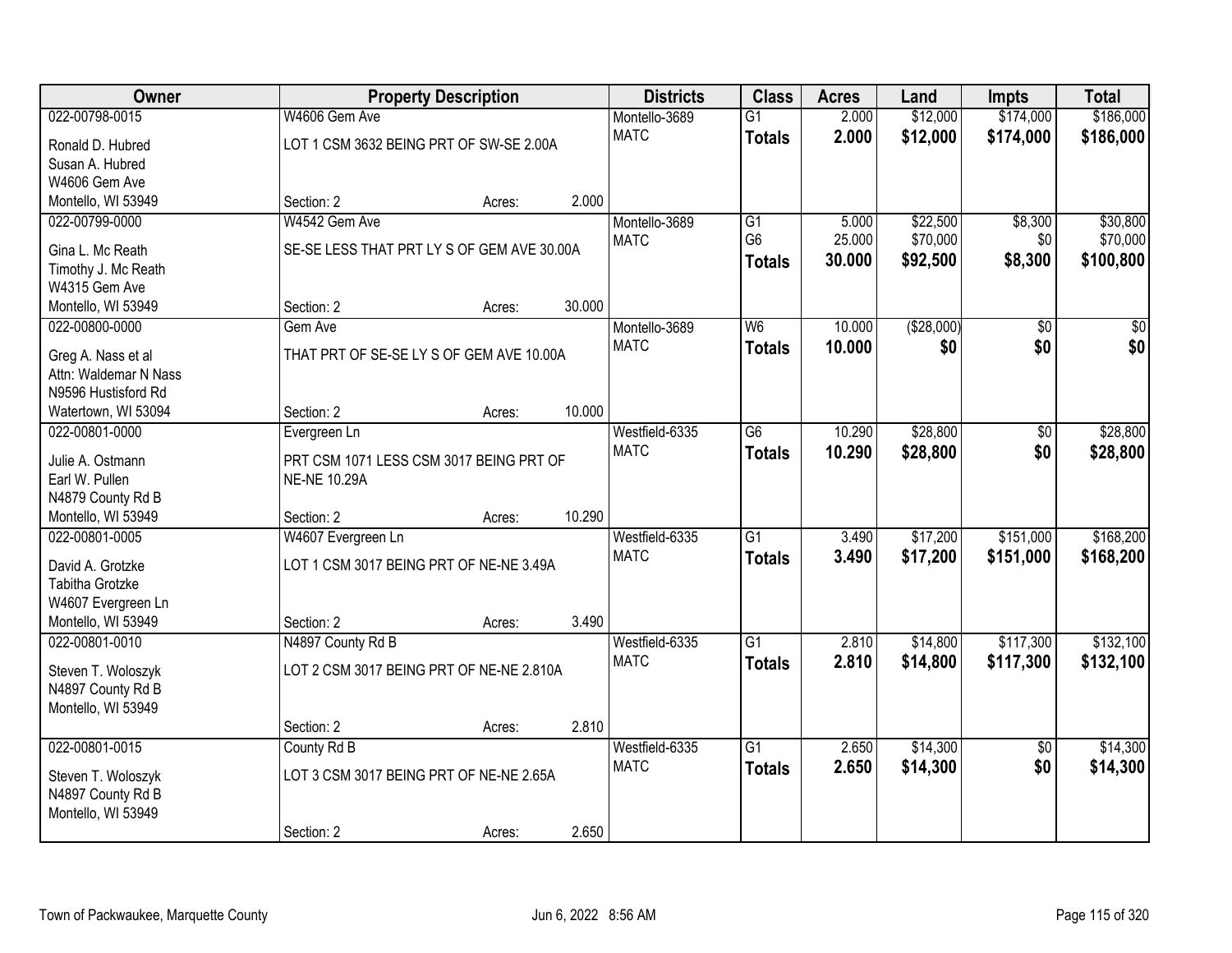| Owner | Property Description | Districts | Class | Acres | Land | Impts | Total |
|---|---|---|---|---|---|---|---|
| 022-00798-0015<br>Ronald D. Hubred<br>Susan A. Hubred<br>W4606 Gem Ave<br>Montello, WI 53949 | W4606 Gem Ave<br>LOT 1 CSM 3632 BEING PRT OF SW-SE 2.00A<br>Section: 2 Acres: 2.000 | Montello-3689<br>MATC | G1<br>**Totals** | 2.000<br>**2.000** | $12,000<br>**$12,000** | $174,000<br>**$174,000** | $186,000<br>**$186,000** |
| 022-00799-0000<br>Gina L. Mc Reath<br>Timothy J. Mc Reath<br>W4315 Gem Ave<br>Montello, WI 53949 | W4542 Gem Ave<br>SE-SE LESS THAT PRT LY S OF GEM AVE 30.00A<br>Section: 2 Acres: 30.000 | Montello-3689<br>MATC | G1<br>G6<br>**Totals** | 5.000<br>25.000<br>**30.000** | $22,500<br>$70,000<br>**$92,500** | $8,300<br>$0<br>**$8,300** | $30,800<br>$70,000<br>**$100,800** |
| 022-00800-0000<br>Greg A. Nass et al<br>Attn: Waldemar N Nass<br>N9596 Hustisford Rd<br>Watertown, WI 53094 | Gem Ave<br>THAT PRT OF SE-SE LY S OF GEM AVE 10.00A<br>Section: 2 Acres: 10.000 | Montello-3689<br>MATC | W6<br>**Totals** | 10.000<br>**10.000** | ($28,000)<br>**$0** | $0<br>**$0** | $0<br>**$0** |
| 022-00801-0000<br>Julie A. Ostmann<br>Earl W. Pullen<br>N4879 County Rd B<br>Montello, WI 53949 | Evergreen Ln<br>PRT CSM 1071 LESS CSM 3017 BEING PRT OF NE-NE 10.29A<br>Section: 2 Acres: 10.290 | Westfield-6335<br>MATC | G6<br>**Totals** | 10.290<br>**10.290** | $28,800<br>**$28,800** | $0<br>**$0** | $28,800<br>**$28,800** |
| 022-00801-0005<br>David A. Grotzke<br>Tabitha Grotzke<br>W4607 Evergreen Ln<br>Montello, WI 53949 | W4607 Evergreen Ln<br>LOT 1 CSM 3017 BEING PRT OF NE-NE 3.49A<br>Section: 2 Acres: 3.490 | Westfield-6335<br>MATC | G1<br>**Totals** | 3.490<br>**3.490** | $17,200<br>**$17,200** | $151,000<br>**$151,000** | $168,200<br>**$168,200** |
| 022-00801-0010<br>Steven T. Woloszyk<br>N4897 County Rd B<br>Montello, WI 53949 | N4897 County Rd B<br>LOT 2 CSM 3017 BEING PRT OF NE-NE 2.810A<br>Section: 2 Acres: 2.810 | Westfield-6335<br>MATC | G1<br>**Totals** | 2.810<br>**2.810** | $14,800<br>**$14,800** | $117,300<br>**$117,300** | $132,100<br>**$132,100** |
| 022-00801-0015<br>Steven T. Woloszyk<br>N4897 County Rd B<br>Montello, WI 53949 | County Rd B<br>LOT 3 CSM 3017 BEING PRT OF NE-NE 2.65A<br>Section: 2 Acres: 2.650 | Westfield-6335<br>MATC | G1<br>**Totals** | 2.650<br>**2.650** | $14,300<br>**$14,300** | $0<br>**$0** | $14,300<br>**$14,300** |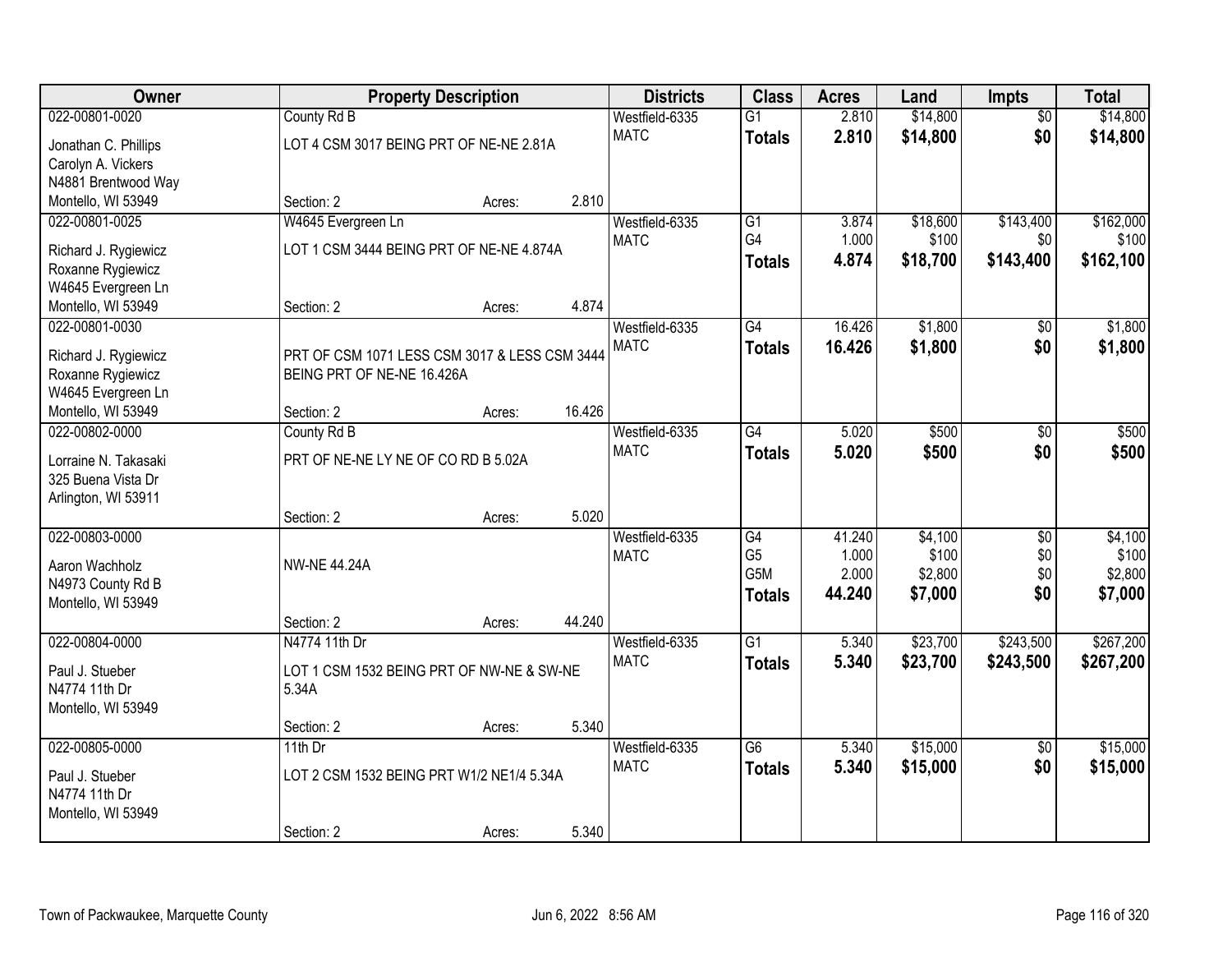| Owner | Property Description | Districts | Class | Acres | Land | Impts | Total |
|---|---|---|---|---|---|---|---|
| 022-00801-0020<br>Jonathan C. Phillips<br>Carolyn A. Vickers<br>N4881 Brentwood Way<br>Montello, WI 53949 | County Rd B<br>LOT 4 CSM 3017 BEING PRT OF NE-NE 2.81A<br>Section: 2 Acres: 2.810 | Westfield-6335<br>MATC | G1<br>**Totals** | 2.810<br>**2.810** | $14,800<br>**$14,800** | $0<br>**$0** | $14,800<br>**$14,800** |
| 022-00801-0025<br>Richard J. Rygiewicz<br>Roxanne Rygiewicz<br>W4645 Evergreen Ln<br>Montello, WI 53949 | W4645 Evergreen Ln<br>LOT 1 CSM 3444 BEING PRT OF NE-NE 4.874A<br>Section: 2 Acres: 4.874 | Westfield-6335<br>MATC | G1<br>G4<br>**Totals** | 3.874<br>1.000<br>**4.874** | $18,600<br>$100<br>**$18,700** | $143,400<br>$0<br>**$143,400** | $162,000<br>$100<br>**$162,100** |
| 022-00801-0030<br>Richard J. Rygiewicz<br>Roxanne Rygiewicz<br>W4645 Evergreen Ln<br>Montello, WI 53949 | PRT OF CSM 1071 LESS CSM 3017 & LESS CSM 3444 BEING PRT OF NE-NE 16.426A<br>Section: 2 Acres: 16.426 | Westfield-6335<br>MATC | G4<br>**Totals** | 16.426<br>**16.426** | $1,800<br>**$1,800** | $0<br>**$0** | $1,800<br>**$1,800** |
| 022-00802-0000<br>Lorraine N. Takasaki<br>325 Buena Vista Dr<br>Arlington, WI 53911 | County Rd B<br>PRT OF NE-NE LY NE OF CO RD B 5.02A<br>Section: 2 Acres: 5.020 | Westfield-6335<br>MATC | G4<br>**Totals** | 5.020<br>**5.020** | $500<br>**$500** | $0<br>**$0** | $500<br>**$500** |
| 022-00803-0000<br>Aaron Wachholz<br>N4973 County Rd B<br>Montello, WI 53949 | NW-NE 44.24A<br>Section: 2 Acres: 44.240 | Westfield-6335<br>MATC | G4<br>G5<br>G5M<br>**Totals** | 41.240<br>1.000<br>2.000<br>**44.240** | $4,100<br>$100<br>$2,800<br>**$7,000** | $0<br>$0<br>$0<br>**$0** | $4,100<br>$100<br>$2,800<br>**$7,000** |
| 022-00804-0000<br>Paul J. Stueber<br>N4774 11th Dr<br>Montello, WI 53949 | N4774 11th Dr<br>LOT 1 CSM 1532 BEING PRT OF NW-NE & SW-NE 5.34A<br>Section: 2 Acres: 5.340 | Westfield-6335<br>MATC | G1<br>**Totals** | 5.340<br>**5.340** | $23,700<br>**$23,700** | $243,500<br>**$243,500** | $267,200<br>**$267,200** |
| 022-00805-0000<br>Paul J. Stueber<br>N4774 11th Dr<br>Montello, WI 53949 | 11th Dr<br>LOT 2 CSM 1532 BEING PRT W1/2 NE1/4 5.34A<br>Section: 2 Acres: 5.340 | Westfield-6335<br>MATC | G6<br>**Totals** | 5.340<br>**5.340** | $15,000<br>**$15,000** | $0<br>**$0** | $15,000<br>**$15,000** |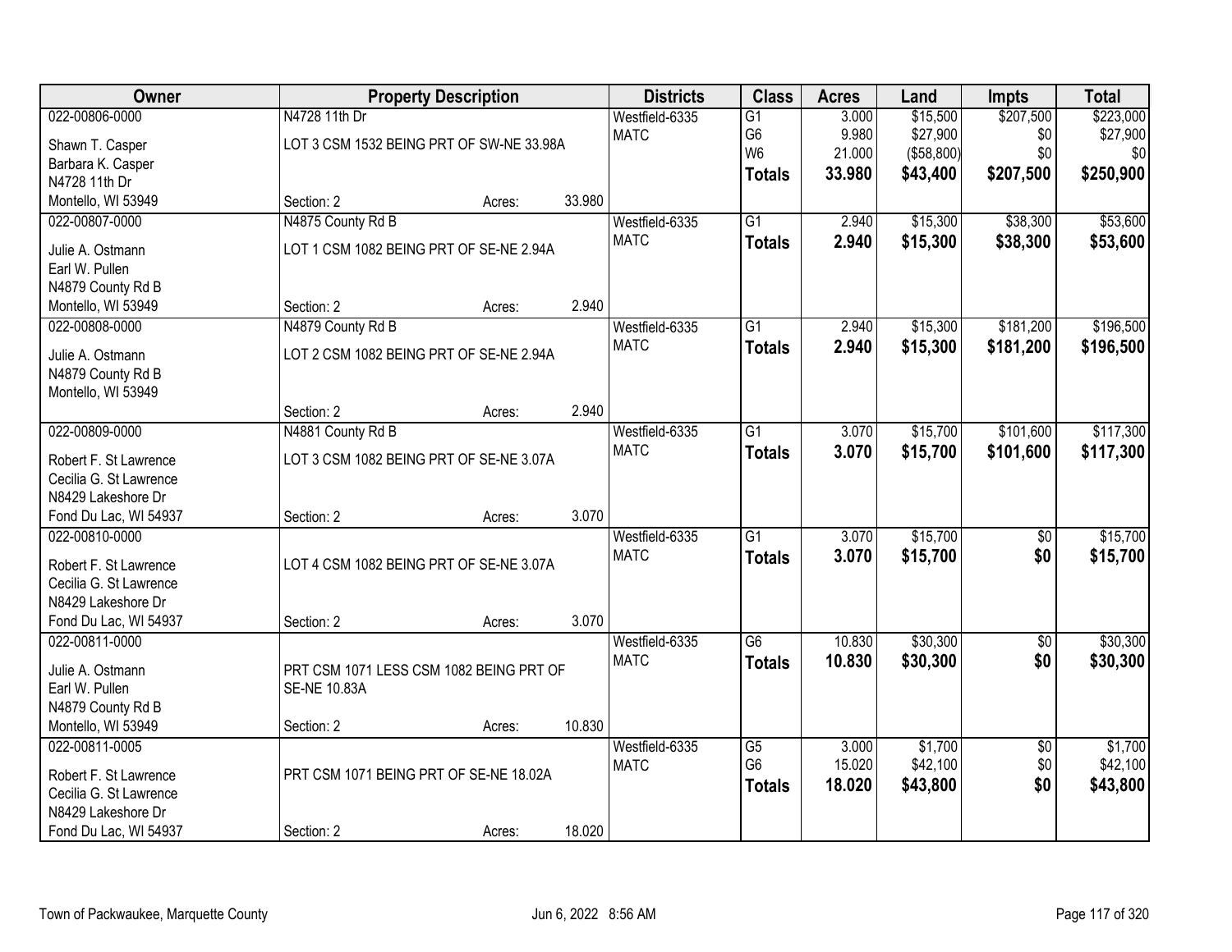| Owner | Property Description | | | Districts | Class | Acres | Land | Impts | Total |
|---|---|---|---|---|---|---|---|---|---|
| 022-00806-0000 | N4728 11th Dr | | | Westfield-6335 | G1 | 3.000 | $15,500 | $207,500 | $223,000 |
| Shawn T. Casper | LOT 3 CSM 1532 BEING PRT OF SW-NE 33.98A | | | MATC | G6 | 9.980 | $27,900 | $0 | $27,900 |
| Barbara K. Casper | | | | | W6 | 21.000 | ($58,800) | $0 | $0 |
| N4728 11th Dr | | | | | **Totals** | **33.980** | **$43,400** | **$207,500** | **$250,900** |
| Montello, WI 53949 | Section: 2 | Acres: | 33.980 | | | | | | |
| 022-00807-0000 | N4875 County Rd B | | | Westfield-6335 | G1 | 2.940 | $15,300 | $38,300 | $53,600 |
| Julie A. Ostmann | LOT 1 CSM 1082 BEING PRT OF SE-NE 2.94A | | | MATC | **Totals** | **2.940** | **$15,300** | **$38,300** | **$53,600** |
| Earl W. Pullen | | | | | | | | | |
| N4879 County Rd B | | | | | | | | | |
| Montello, WI 53949 | Section: 2 | Acres: | 2.940 | | | | | | |
| 022-00808-0000 | N4879 County Rd B | | | Westfield-6335 | G1 | 2.940 | $15,300 | $181,200 | $196,500 |
| Julie A. Ostmann | LOT 2 CSM 1082 BEING PRT OF SE-NE 2.94A | | | MATC | **Totals** | **2.940** | **$15,300** | **$181,200** | **$196,500** |
| N4879 County Rd B | | | | | | | | | |
| Montello, WI 53949 | | | | | | | | | |
| | Section: 2 | Acres: | 2.940 | | | | | | |
| 022-00809-0000 | N4881 County Rd B | | | Westfield-6335 | G1 | 3.070 | $15,700 | $101,600 | $117,300 |
| Robert F. St Lawrence | LOT 3 CSM 1082 BEING PRT OF SE-NE 3.07A | | | MATC | **Totals** | **3.070** | **$15,700** | **$101,600** | **$117,300** |
| Cecilia G. St Lawrence | | | | | | | | | |
| N8429 Lakeshore Dr | | | | | | | | | |
| Fond Du Lac, WI 54937 | Section: 2 | Acres: | 3.070 | | | | | | |
| 022-00810-0000 | | | | Westfield-6335 | G1 | 3.070 | $15,700 | $0 | $15,700 |
| Robert F. St Lawrence | LOT 4 CSM 1082 BEING PRT OF SE-NE 3.07A | | | MATC | **Totals** | **3.070** | **$15,700** | **$0** | **$15,700** |
| Cecilia G. St Lawrence | | | | | | | | | |
| N8429 Lakeshore Dr | | | | | | | | | |
| Fond Du Lac, WI 54937 | Section: 2 | Acres: | 3.070 | | | | | | |
| 022-00811-0000 | | | | Westfield-6335 | G6 | 10.830 | $30,300 | $0 | $30,300 |
| Julie A. Ostmann | PRT CSM 1071 LESS CSM 1082 BEING PRT OF SE-NE 10.83A | | | MATC | **Totals** | **10.830** | **$30,300** | **$0** | **$30,300** |
| Earl W. Pullen | | | | | | | | | |
| N4879 County Rd B | | | | | | | | | |
| Montello, WI 53949 | Section: 2 | Acres: | 10.830 | | | | | | |
| 022-00811-0005 | | | | Westfield-6335 | G5 | 3.000 | $1,700 | $0 | $1,700 |
| Robert F. St Lawrence | PRT CSM 1071 BEING PRT OF SE-NE 18.02A | | | MATC | G6 | 15.020 | $42,100 | $0 | $42,100 |
| Cecilia G. St Lawrence | | | | | **Totals** | **18.020** | **$43,800** | **$0** | **$43,800** |
| N8429 Lakeshore Dr | | | | | | | | | |
| Fond Du Lac, WI 54937 | Section: 2 | Acres: | 18.020 | | | | | | |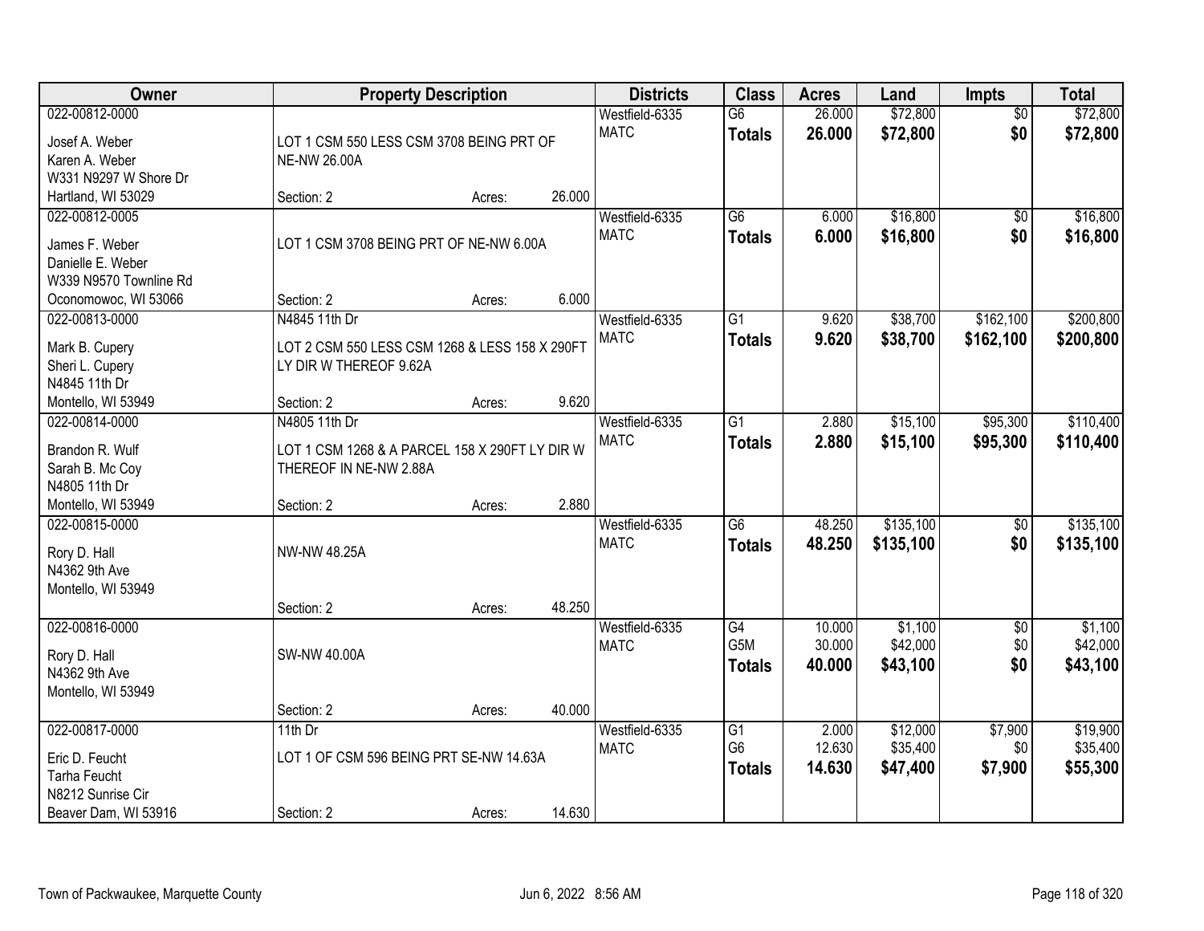| Owner | Property Description | Districts | Class | Acres | Land | Impts | Total |
|---|---|---|---|---|---|---|---|
| 022-00812-0000<br>Josef A. Weber<br>Karen A. Weber<br>W331 N9297 W Shore Dr<br>Hartland, WI 53029 | LOT 1 CSM 550 LESS CSM 3708 BEING PRT OF NE-NW 26.00A<br>Section: 2 Acres: 26.000 | Westfield-6335<br>MATC | G6<br>**Totals** | 26.000<br>**26.000** | $72,800<br>**$72,800** | $0<br>**$0** | $72,800<br>**$72,800** |
| 022-00812-0005<br>James F. Weber<br>Danielle E. Weber<br>W339 N9570 Townline Rd<br>Oconomowoc, WI 53066 | LOT 1 CSM 3708 BEING PRT OF NE-NW 6.00A<br>Section: 2 Acres: 6.000 | Westfield-6335<br>MATC | G6<br>**Totals** | 6.000<br>**6.000** | $16,800<br>**$16,800** | $0<br>**$0** | $16,800<br>**$16,800** |
| 022-00813-0000<br>Mark B. Cupery<br>Sheri L. Cupery<br>N4845 11th Dr<br>Montello, WI 53949 | N4845 11th Dr<br>LOT 2 CSM 550 LESS CSM 1268 & LESS 158 X 290FT LY DIR W THEREOF 9.62A<br>Section: 2 Acres: 9.620 | Westfield-6335<br>MATC | G1<br>**Totals** | 9.620<br>**9.620** | $38,700<br>**$38,700** | $162,100<br>**$162,100** | $200,800<br>**$200,800** |
| 022-00814-0000<br>Brandon R. Wulf<br>Sarah B. Mc Coy<br>N4805 11th Dr<br>Montello, WI 53949 | N4805 11th Dr<br>LOT 1 CSM 1268 & A PARCEL 158 X 290FT LY DIR W THEREOF IN NE-NW 2.88A<br>Section: 2 Acres: 2.880 | Westfield-6335<br>MATC | G1<br>**Totals** | 2.880<br>**2.880** | $15,100<br>**$15,100** | $95,300<br>**$95,300** | $110,400<br>**$110,400** |
| 022-00815-0000<br>Rory D. Hall<br>N4362 9th Ave<br>Montello, WI 53949 | NW-NW 48.25A<br>Section: 2 Acres: 48.250 | Westfield-6335<br>MATC | G6<br>**Totals** | 48.250<br>**48.250** | $135,100<br>**$135,100** | $0<br>**$0** | $135,100<br>**$135,100** |
| 022-00816-0000<br>Rory D. Hall<br>N4362 9th Ave<br>Montello, WI 53949 | SW-NW 40.00A<br>Section: 2 Acres: 40.000 | Westfield-6335<br>MATC | G4<br>G5M<br>**Totals** | 10.000<br>30.000<br>**40.000** | $1,100<br>$42,000<br>**$43,100** | $0<br>$0<br>**$0** | $1,100<br>$42,000<br>**$43,100** |
| 022-00817-0000<br>Eric D. Feucht<br>Tarha Feucht<br>N8212 Sunrise Cir<br>Beaver Dam, WI 53916 | 11th Dr<br>LOT 1 OF CSM 596 BEING PRT SE-NW 14.63A<br>Section: 2 Acres: 14.630 | Westfield-6335<br>MATC | G1<br>G6<br>**Totals** | 2.000<br>12.630<br>**14.630** | $12,000<br>$35,400<br>**$47,400** | $7,900<br>$0<br>**$7,900** | $19,900<br>$35,400<br>**$55,300** |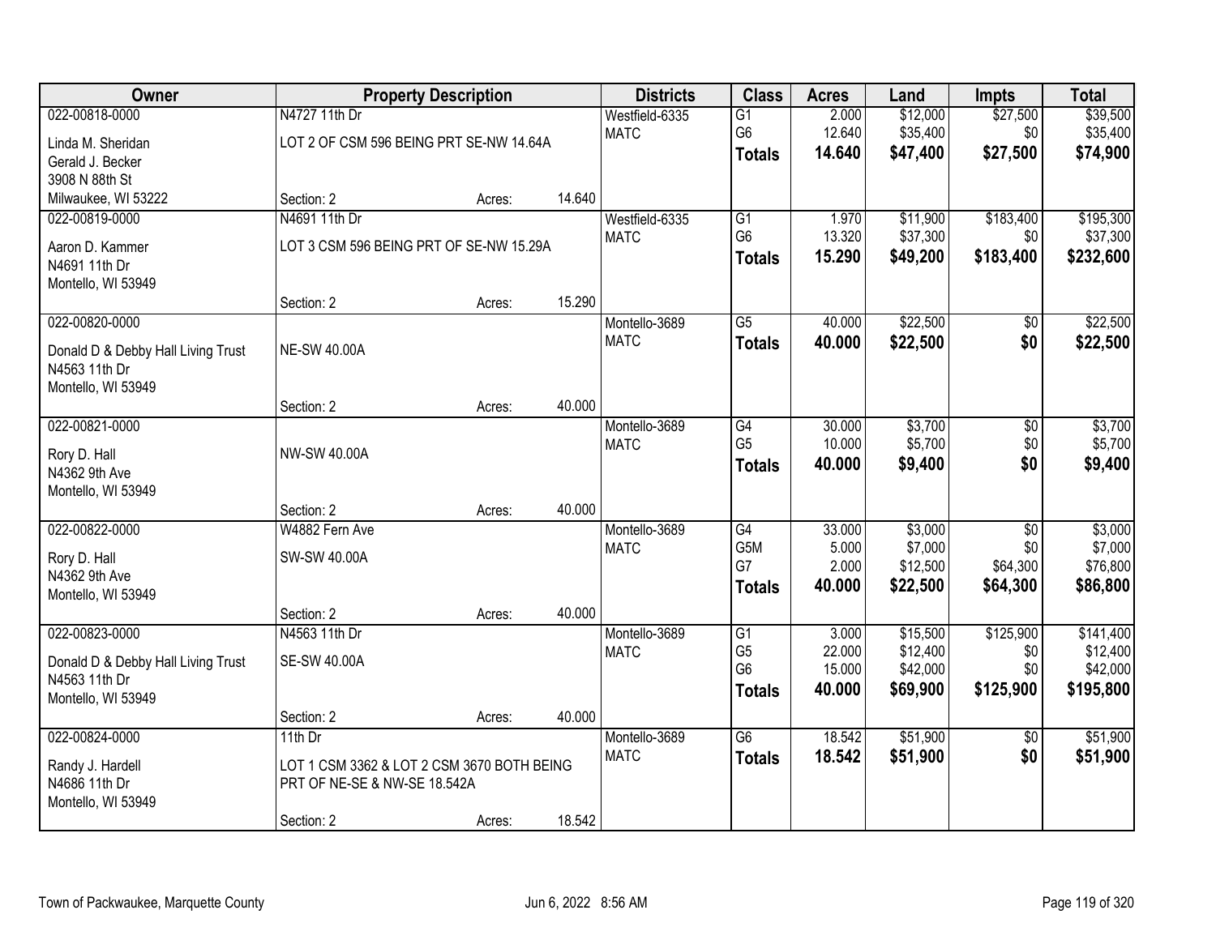| Owner | Property Description | | | Districts | Class | Acres | Land | Impts | Total |
|---|---|---|---|---|---|---|---|---|---|
| 022-00818-0000 | N4727 11th Dr | | | Westfield-6335 | G1 | 2.000 | $12,000 | $27,500 | $39,500 |
| Linda M. Sheridan | LOT 2 OF CSM 596 BEING PRT SE-NW 14.64A | | | MATC | G6 | 12.640 | $35,400 | $0 | $35,400 |
| Gerald J. Becker | | | | | **Totals** | **14.640** | **$47,400** | **$27,500** | **$74,900** |
| 3908 N 88th St | | | | | | | | | |
| Milwaukee, WI 53222 | Section: 2 | Acres: | 14.640 | | | | | | |
| 022-00819-0000 | N4691 11th Dr | | | Westfield-6335 | G1 | 1.970 | $11,900 | $183,400 | $195,300 |
| Aaron D. Kammer | LOT 3 CSM 596 BEING PRT OF SE-NW 15.29A | | | MATC | G6 | 13.320 | $37,300 | $0 | $37,300 |
| N4691 11th Dr | | | | | **Totals** | **15.290** | **$49,200** | **$183,400** | **$232,600** |
| Montello, WI 53949 | | | | | | | | | |
| | Section: 2 | Acres: | 15.290 | | | | | | |
| 022-00820-0000 | | | | Montello-3689 | G5 | 40.000 | $22,500 | $0 | $22,500 |
| Donald D & Debby Hall Living Trust | NE-SW 40.00A | | | MATC | **Totals** | **40.000** | **$22,500** | **$0** | **$22,500** |
| N4563 11th Dr | | | | | | | | | |
| Montello, WI 53949 | | | | | | | | | |
| | Section: 2 | Acres: | 40.000 | | | | | | |
| 022-00821-0000 | | | | Montello-3689 | G4 | 30.000 | $3,700 | $0 | $3,700 |
| Rory D. Hall | NW-SW 40.00A | | | MATC | G5 | 10.000 | $5,700 | $0 | $5,700 |
| N4362 9th Ave | | | | | **Totals** | **40.000** | **$9,400** | **$0** | **$9,400** |
| Montello, WI 53949 | | | | | | | | | |
| | Section: 2 | Acres: | 40.000 | | | | | | |
| 022-00822-0000 | W4882 Fern Ave | | | Montello-3689 | G4 | 33.000 | $3,000 | $0 | $3,000 |
| Rory D. Hall | SW-SW 40.00A | | | MATC | G5M | 5.000 | $7,000 | $0 | $7,000 |
| N4362 9th Ave | | | | | G7 | 2.000 | $12,500 | $64,300 | $76,800 |
| Montello, WI 53949 | | | | | **Totals** | **40.000** | **$22,500** | **$64,300** | **$86,800** |
| | Section: 2 | Acres: | 40.000 | | | | | | |
| 022-00823-0000 | N4563 11th Dr | | | Montello-3689 | G1 | 3.000 | $15,500 | $125,900 | $141,400 |
| Donald D & Debby Hall Living Trust | SE-SW 40.00A | | | MATC | G5 | 22.000 | $12,400 | $0 | $12,400 |
| N4563 11th Dr | | | | | G6 | 15.000 | $42,000 | $0 | $42,000 |
| Montello, WI 53949 | | | | | **Totals** | **40.000** | **$69,900** | **$125,900** | **$195,800** |
| | Section: 2 | Acres: | 40.000 | | | | | | |
| 022-00824-0000 | 11th Dr | | | Montello-3689 | G6 | 18.542 | $51,900 | $0 | $51,900 |
| Randy J. Hardell | LOT 1 CSM 3362 & LOT 2 CSM 3670 BOTH BEING PRT OF NE-SE & NW-SE 18.542A | | | MATC | **Totals** | **18.542** | **$51,900** | **$0** | **$51,900** |
| N4686 11th Dr | | | | | | | | | |
| Montello, WI 53949 | | | | | | | | | |
| | Section: 2 | Acres: | 18.542 | | | | | | |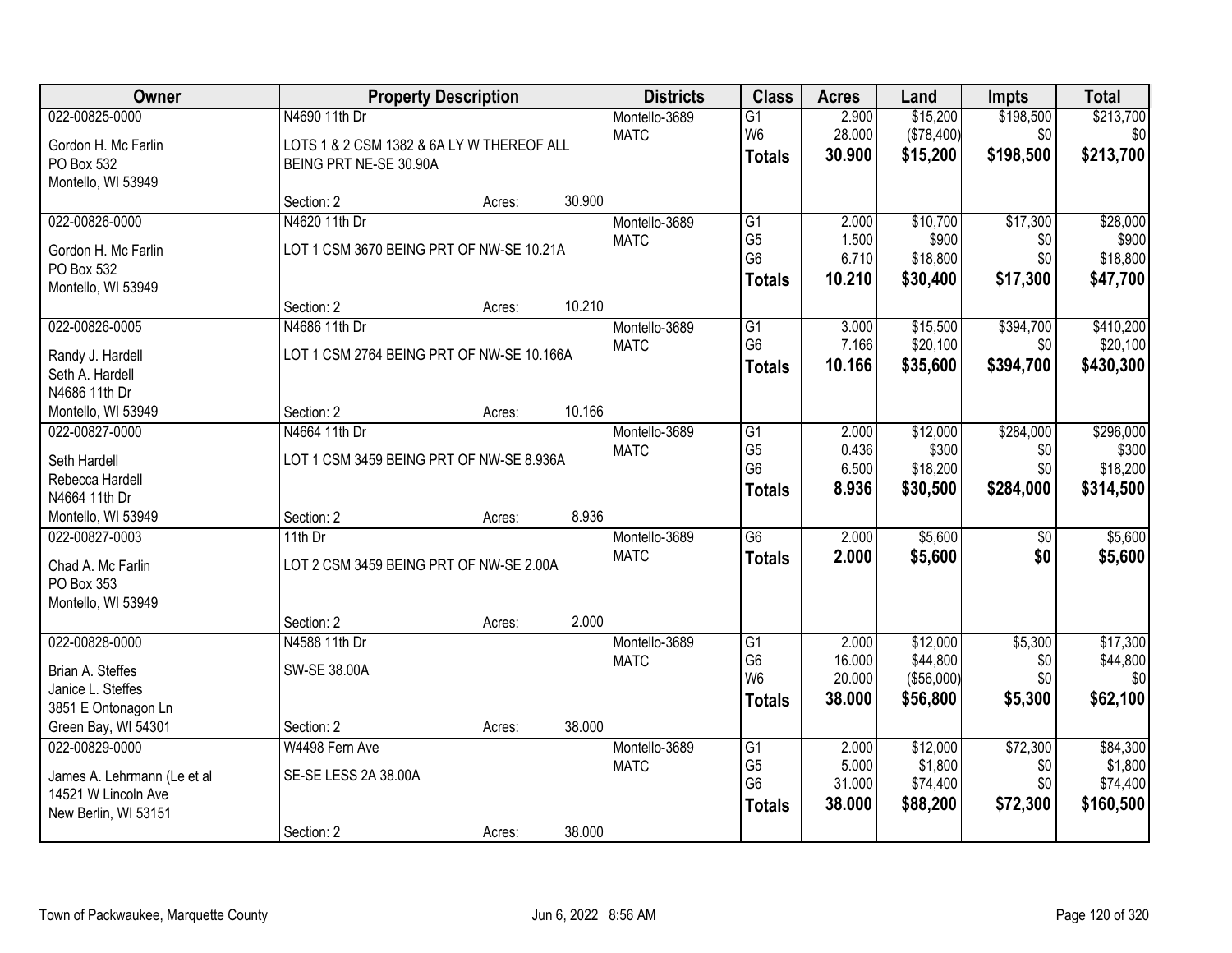| Owner | Property Description | | | Districts | Class | Acres | Land | Impts | Total |
|---|---|---|---|---|---|---|---|---|---|
| 022-00825-0000 | N4690 11th Dr | | | Montello-3689 | G1 | 2.900 | $15,200 | $198,500 | $213,700 |
| Gordon H. Mc Farlin | LOTS 1 & 2 CSM 1382 & 6A LY W THEREOF ALL | | | MATC | W6 | 28.000 | ($78,400) | $0 | $0 |
| PO Box 532 | BEING PRT NE-SE 30.90A | | | | **Totals** | **30.900** | **$15,200** | **$198,500** | **$213,700** |
| Montello, WI 53949 | | | | | | | | | |
| | Section: 2 | Acres: | 30.900 | | | | | | |
| 022-00826-0000 | N4620 11th Dr | | | Montello-3689 | G1 | 2.000 | $10,700 | $17,300 | $28,000 |
| Gordon H. Mc Farlin | LOT 1 CSM 3670 BEING PRT OF NW-SE 10.21A | | | MATC | G5 | 1.500 | $900 | $0 | $900 |
| PO Box 532 | | | | | G6 | 6.710 | $18,800 | $0 | $18,800 |
| Montello, WI 53949 | | | | | **Totals** | **10.210** | **$30,400** | **$17,300** | **$47,700** |
| | Section: 2 | Acres: | 10.210 | | | | | | |
| 022-00826-0005 | N4686 11th Dr | | | Montello-3689 | G1 | 3.000 | $15,500 | $394,700 | $410,200 |
| Randy J. Hardell | LOT 1 CSM 2764 BEING PRT OF NW-SE 10.166A | | | MATC | G6 | 7.166 | $20,100 | $0 | $20,100 |
| Seth A. Hardell | | | | | **Totals** | **10.166** | **$35,600** | **$394,700** | **$430,300** |
| N4686 11th Dr | | | | | | | | | |
| Montello, WI 53949 | Section: 2 | Acres: | 10.166 | | | | | | |
| 022-00827-0000 | N4664 11th Dr | | | Montello-3689 | G1 | 2.000 | $12,000 | $284,000 | $296,000 |
| Seth Hardell | LOT 1 CSM 3459 BEING PRT OF NW-SE 8.936A | | | MATC | G5 | 0.436 | $300 | $0 | $300 |
| Rebecca Hardell | | | | | G6 | 6.500 | $18,200 | $0 | $18,200 |
| N4664 11th Dr | | | | | **Totals** | **8.936** | **$30,500** | **$284,000** | **$314,500** |
| Montello, WI 53949 | Section: 2 | Acres: | 8.936 | | | | | | |
| 022-00827-0003 | 11th Dr | | | Montello-3689 | G6 | 2.000 | $5,600 | $0 | $5,600 |
| Chad A. Mc Farlin | LOT 2 CSM 3459 BEING PRT OF NW-SE 2.00A | | | MATC | **Totals** | **2.000** | **$5,600** | **$0** | **$5,600** |
| PO Box 353 | | | | | | | | | |
| Montello, WI 53949 | | | | | | | | | |
| | Section: 2 | Acres: | 2.000 | | | | | | |
| 022-00828-0000 | N4588 11th Dr | | | Montello-3689 | G1 | 2.000 | $12,000 | $5,300 | $17,300 |
| Brian A. Steffes | SW-SE 38.00A | | | MATC | G6 | 16.000 | $44,800 | $0 | $44,800 |
| Janice L. Steffes | | | | | W6 | 20.000 | ($56,000) | $0 | $0 |
| 3851 E Ontonagon Ln | | | | | **Totals** | **38.000** | **$56,800** | **$5,300** | **$62,100** |
| Green Bay, WI 54301 | Section: 2 | Acres: | 38.000 | | | | | | |
| 022-00829-0000 | W4498 Fern Ave | | | Montello-3689 | G1 | 2.000 | $12,000 | $72,300 | $84,300 |
| James A. Lehrmann (Le et al | SE-SE LESS 2A 38.00A | | | MATC | G5 | 5.000 | $1,800 | $0 | $1,800 |
| 14521 W Lincoln Ave | | | | | G6 | 31.000 | $74,400 | $0 | $74,400 |
| New Berlin, WI 53151 | | | | | **Totals** | **38.000** | **$88,200** | **$72,300** | **$160,500** |
| | Section: 2 | Acres: | 38.000 | | | | | | |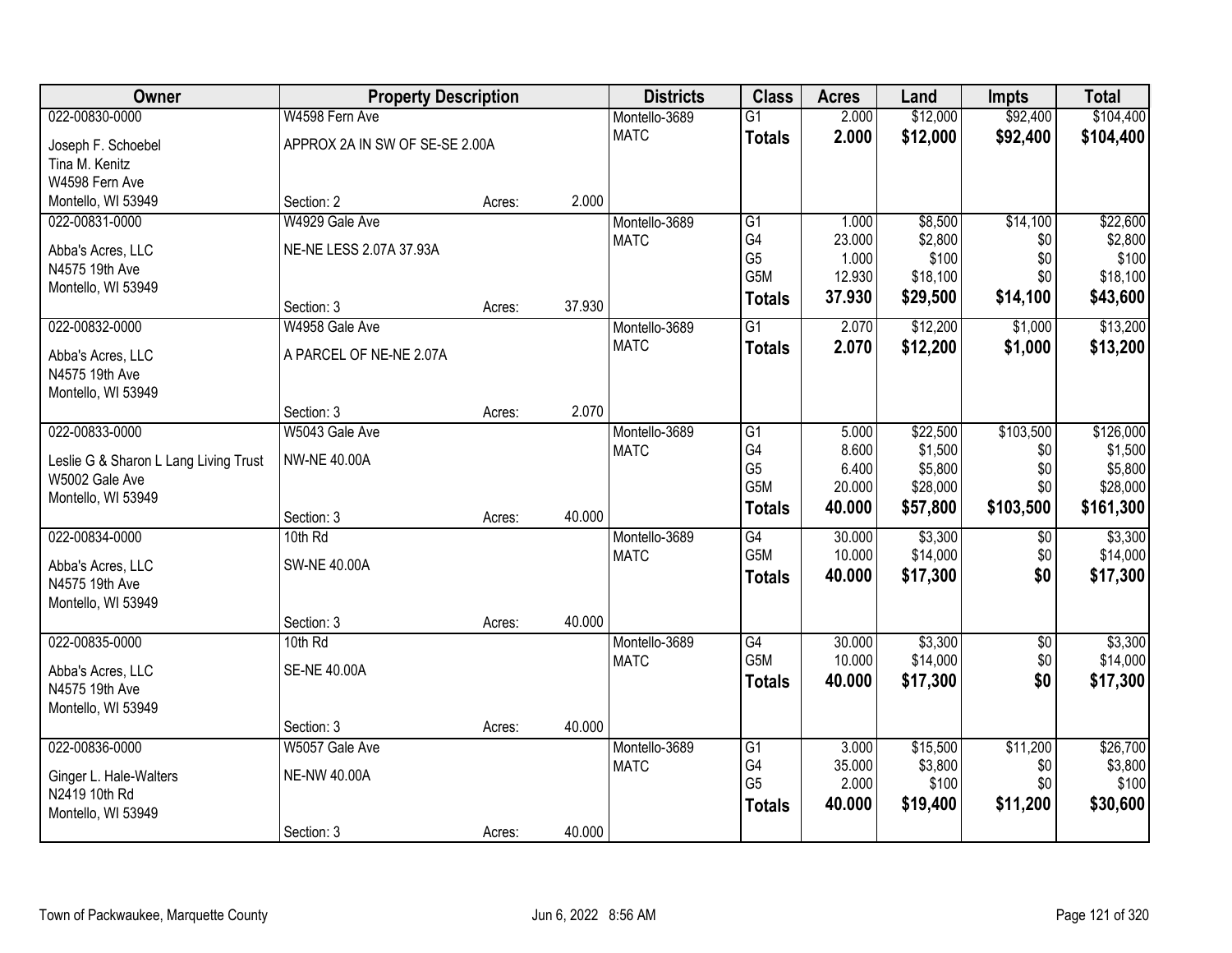| Owner | Property Description | | | Districts | Class | Acres | Land | Impts | Total |
|---|---|---|---|---|---|---|---|---|---|
| 022-00830-0000 | W4598 Fern Ave | | | Montello-3689 | G1 | 2.000 | $12,000 | $92,400 | $104,400 |
| Joseph F. Schoebel<br>Tina M. Kenitz<br>W4598 Fern Ave<br>Montello, WI 53949 | APPROX 2A IN SW OF SE-SE 2.00A | | | MATC | **Totals** | **2.000** | **$12,000** | **$92,400** | **$104,400** |
| | Section: 2 | Acres: | 2.000 | | | | | | |
| 022-00831-0000 | W4929 Gale Ave | | | Montello-3689 | G1 | 1.000 | $8,500 | $14,100 | $22,600 |
| Abba's Acres, LLC<br>N4575 19th Ave<br>Montello, WI 53949 | NE-NE LESS 2.07A 37.93A | | | MATC | G4 | 23.000 | $2,800 | $0 | $2,800 |
| | | | | | G5 | 1.000 | $100 | $0 | $100 |
| | | | | | G5M | 12.930 | $18,100 | $0 | $18,100 |
| | Section: 3 | Acres: | 37.930 | | **Totals** | **37.930** | **$29,500** | **$14,100** | **$43,600** |
| 022-00832-0000 | W4958 Gale Ave | | | Montello-3689 | G1 | 2.070 | $12,200 | $1,000 | $13,200 |
| Abba's Acres, LLC<br>N4575 19th Ave<br>Montello, WI 53949 | A PARCEL OF NE-NE 2.07A | | | MATC | **Totals** | **2.070** | **$12,200** | **$1,000** | **$13,200** |
| | Section: 3 | Acres: | 2.070 | | | | | | |
| 022-00833-0000 | W5043 Gale Ave | | | Montello-3689 | G1 | 5.000 | $22,500 | $103,500 | $126,000 |
| Leslie G & Sharon L Lang Living Trust<br>W5002 Gale Ave<br>Montello, WI 53949 | NW-NE 40.00A | | | MATC | G4 | 8.600 | $1,500 | $0 | $1,500 |
| | | | | | G5 | 6.400 | $5,800 | $0 | $5,800 |
| | | | | | G5M | 20.000 | $28,000 | $0 | $28,000 |
| | Section: 3 | Acres: | 40.000 | | **Totals** | **40.000** | **$57,800** | **$103,500** | **$161,300** |
| 022-00834-0000 | 10th Rd | | | Montello-3689 | G4 | 30.000 | $3,300 | $0 | $3,300 |
| Abba's Acres, LLC<br>N4575 19th Ave<br>Montello, WI 53949 | SW-NE 40.00A | | | MATC | G5M | 10.000 | $14,000 | $0 | $14,000 |
| | | | | | **Totals** | **40.000** | **$17,300** | **$0** | **$17,300** |
| | Section: 3 | Acres: | 40.000 | | | | | | |
| 022-00835-0000 | 10th Rd | | | Montello-3689 | G4 | 30.000 | $3,300 | $0 | $3,300 |
| Abba's Acres, LLC<br>N4575 19th Ave<br>Montello, WI 53949 | SE-NE 40.00A | | | MATC | G5M | 10.000 | $14,000 | $0 | $14,000 |
| | | | | | **Totals** | **40.000** | **$17,300** | **$0** | **$17,300** |
| | Section: 3 | Acres: | 40.000 | | | | | | |
| 022-00836-0000 | W5057 Gale Ave | | | Montello-3689 | G1 | 3.000 | $15,500 | $11,200 | $26,700 |
| Ginger L. Hale-Walters<br>N2419 10th Rd<br>Montello, WI 53949 | NE-NW 40.00A | | | MATC | G4 | 35.000 | $3,800 | $0 | $3,800 |
| | | | | | G5 | 2.000 | $100 | $0 | $100 |
| | | | | | **Totals** | **40.000** | **$19,400** | **$11,200** | **$30,600** |
| | Section: 3 | Acres: | 40.000 | | | | | | |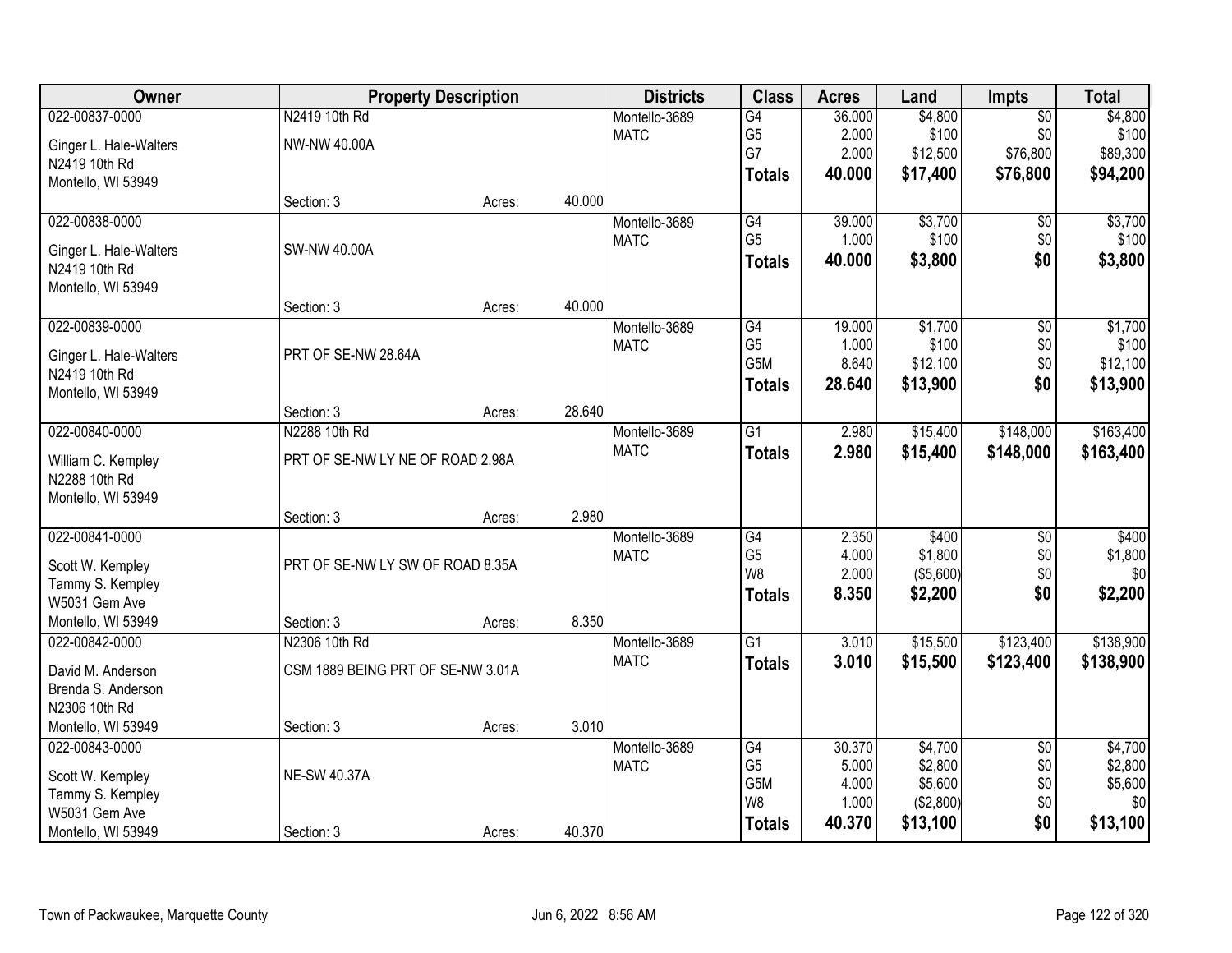| Owner | Property Description | | | Districts | Class | Acres | Land | Impts | Total |
|---|---|---|---|---|---|---|---|---|---|
| 022-00837-0000 | N2419 10th Rd | | | Montello-3689 | G4 | 36.000 | $4,800 | $0 | $4,800 |
| Ginger L. Hale-Walters | NW-NW 40.00A | | | MATC | G5 | 2.000 | $100 | $0 | $100 |
| N2419 10th Rd | | | | | G7 | 2.000 | $12,500 | $76,800 | $89,300 |
| Montello, WI 53949 | | | | | **Totals** | **40.000** | **$17,400** | **$76,800** | **$94,200** |
| | Section: 3 | Acres: | 40.000 | | | | | | |
| 022-00838-0000 | | | | Montello-3689 | G4 | 39.000 | $3,700 | $0 | $3,700 |
| Ginger L. Hale-Walters | SW-NW 40.00A | | | MATC | G5 | 1.000 | $100 | $0 | $100 |
| N2419 10th Rd | | | | | **Totals** | **40.000** | **$3,800** | **$0** | **$3,800** |
| Montello, WI 53949 | | | | | | | | | |
| | Section: 3 | Acres: | 40.000 | | | | | | |
| 022-00839-0000 | | | | Montello-3689 | G4 | 19.000 | $1,700 | $0 | $1,700 |
| Ginger L. Hale-Walters | PRT OF SE-NW 28.64A | | | MATC | G5 | 1.000 | $100 | $0 | $100 |
| N2419 10th Rd | | | | | G5M | 8.640 | $12,100 | $0 | $12,100 |
| Montello, WI 53949 | | | | | **Totals** | **28.640** | **$13,900** | **$0** | **$13,900** |
| | Section: 3 | Acres: | 28.640 | | | | | | |
| 022-00840-0000 | N2288 10th Rd | | | Montello-3689 | G1 | 2.980 | $15,400 | $148,000 | $163,400 |
| William C. Kempley | PRT OF SE-NW LY NE OF ROAD 2.98A | | | MATC | **Totals** | **2.980** | **$15,400** | **$148,000** | **$163,400** |
| N2288 10th Rd | | | | | | | | | |
| Montello, WI 53949 | | | | | | | | | |
| | Section: 3 | Acres: | 2.980 | | | | | | |
| 022-00841-0000 | | | | Montello-3689 | G4 | 2.350 | $400 | $0 | $400 |
| Scott W. Kempley | PRT OF SE-NW LY SW OF ROAD 8.35A | | | MATC | G5 | 4.000 | $1,800 | $0 | $1,800 |
| Tammy S. Kempley | | | | | W8 | 2.000 | ($5,600) | $0 | $0 |
| W5031 Gem Ave | | | | | **Totals** | **8.350** | **$2,200** | **$0** | **$2,200** |
| Montello, WI 53949 | Section: 3 | Acres: | 8.350 | | | | | | |
| 022-00842-0000 | N2306 10th Rd | | | Montello-3689 | G1 | 3.010 | $15,500 | $123,400 | $138,900 |
| David M. Anderson | CSM 1889 BEING PRT OF SE-NW 3.01A | | | MATC | **Totals** | **3.010** | **$15,500** | **$123,400** | **$138,900** |
| Brenda S. Anderson | | | | | | | | | |
| N2306 10th Rd | | | | | | | | | |
| Montello, WI 53949 | Section: 3 | Acres: | 3.010 | | | | | | |
| 022-00843-0000 | | | | Montello-3689 | G4 | 30.370 | $4,700 | $0 | $4,700 |
| Scott W. Kempley | NE-SW 40.37A | | | MATC | G5 | 5.000 | $2,800 | $0 | $2,800 |
| Tammy S. Kempley | | | | | G5M | 4.000 | $5,600 | $0 | $5,600 |
| W5031 Gem Ave | | | | | W8 | 1.000 | ($2,800) | $0 | $0 |
| Montello, WI 53949 | Section: 3 | Acres: | 40.370 | | **Totals** | **40.370** | **$13,100** | **$0** | **$13,100** |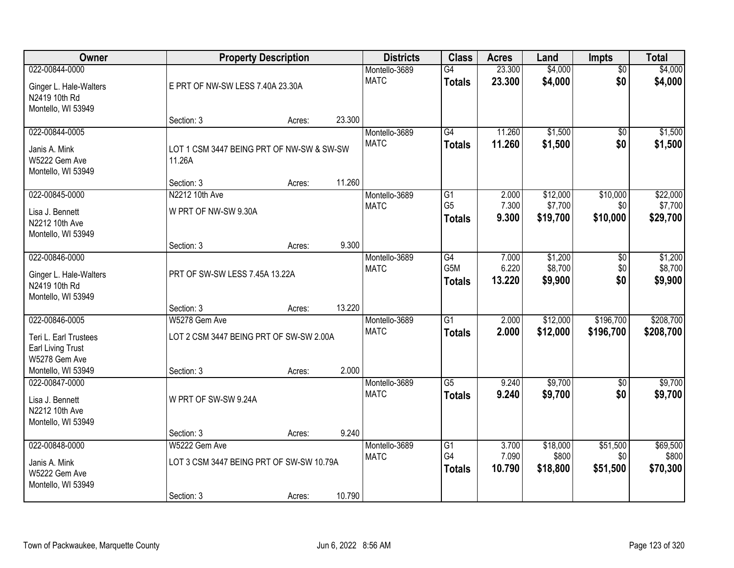| Owner | Property Description | | | Districts | Class | Acres | Land | Impts | Total |
|---|---|---|---|---|---|---|---|---|---|
| 022-00844-0000 | | | | Montello-3689 | G4 | 23.300 | $4,000 | $0 | $4,000 |
| Ginger L. Hale-Walters<br>N2419 10th Rd<br>Montello, WI 53949 | E PRT OF NW-SW LESS 7.40A 23.30A | | | MATC | **Totals** | **23.300** | **$4,000** | **$0** | **$4,000** |
| | Section: 3 | Acres: | 23.300 | | | | | | |
| 022-00844-0005 | | | | Montello-3689 | G4 | 11.260 | $1,500 | $0 | $1,500 |
| Janis A. Mink<br>W5222 Gem Ave<br>Montello, WI 53949 | LOT 1 CSM 3447 BEING PRT OF NW-SW & SW-SW 11.26A | | | MATC | **Totals** | **11.260** | **$1,500** | **$0** | **$1,500** |
| | Section: 3 | Acres: | 11.260 | | | | | | |
| 022-00845-0000 | N2212 10th Ave | | | Montello-3689 | G1 | 2.000 | $12,000 | $10,000 | $22,000 |
| Lisa J. Bennett<br>N2212 10th Ave<br>Montello, WI 53949 | W PRT OF NW-SW 9.30A | | | MATC | G5 | 7.300 | $7,700 | $0 | $7,700 |
| | | | | | **Totals** | **9.300** | **$19,700** | **$10,000** | **$29,700** |
| | Section: 3 | Acres: | 9.300 | | | | | | |
| 022-00846-0000 | | | | Montello-3689 | G4 | 7.000 | $1,200 | $0 | $1,200 |
| Ginger L. Hale-Walters<br>N2419 10th Rd<br>Montello, WI 53949 | PRT OF SW-SW LESS 7.45A 13.22A | | | MATC | G5M | 6.220 | $8,700 | $0 | $8,700 |
| | | | | | **Totals** | **13.220** | **$9,900** | **$0** | **$9,900** |
| | Section: 3 | Acres: | 13.220 | | | | | | |
| 022-00846-0005 | W5278 Gem Ave | | | Montello-3689 | G1 | 2.000 | $12,000 | $196,700 | $208,700 |
| Teri L. Earl Trustees<br>Earl Living Trust<br>W5278 Gem Ave<br>Montello, WI 53949 | LOT 2 CSM 3447 BEING PRT OF SW-SW 2.00A | | | MATC | **Totals** | **2.000** | **$12,000** | **$196,700** | **$208,700** |
| | Section: 3 | Acres: | 2.000 | | | | | | |
| 022-00847-0000 | | | | Montello-3689 | G5 | 9.240 | $9,700 | $0 | $9,700 |
| Lisa J. Bennett<br>N2212 10th Ave<br>Montello, WI 53949 | W PRT OF SW-SW 9.24A | | | MATC | **Totals** | **9.240** | **$9,700** | **$0** | **$9,700** |
| | Section: 3 | Acres: | 9.240 | | | | | | |
| 022-00848-0000 | W5222 Gem Ave | | | Montello-3689 | G1 | 3.700 | $18,000 | $51,500 | $69,500 |
| Janis A. Mink<br>W5222 Gem Ave<br>Montello, WI 53949 | LOT 3 CSM 3447 BEING PRT OF SW-SW 10.79A | | | MATC | G4 | 7.090 | $800 | $0 | $800 |
| | | | | | **Totals** | **10.790** | **$18,800** | **$51,500** | **$70,300** |
| | Section: 3 | Acres: | 10.790 | | | | | | |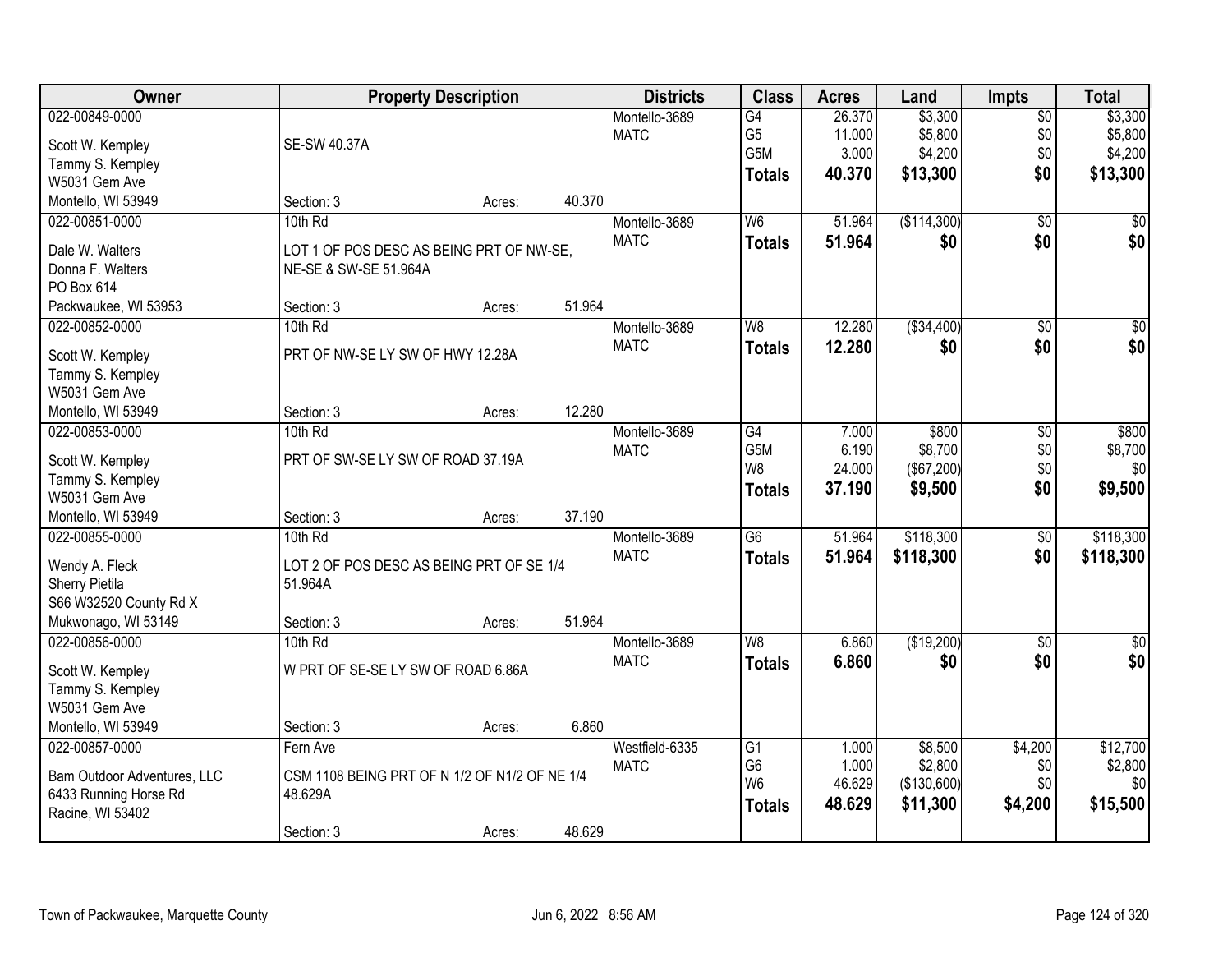| Owner | Property Description | Districts | Class | Acres | Land | Impts | Total |
|---|---|---|---|---|---|---|---|
| 022-00849-0000<br>Scott W. Kempley<br>Tammy S. Kempley<br>W5031 Gem Ave<br>Montello, WI 53949 | SE-SW 40.37A<br>Section: 3 Acres: 40.370 | Montello-3689<br>MATC | G4<br>G5<br>G5M<br>**Totals** | 26.370<br>11.000<br>3.000<br>**40.370** | $3,300<br>$5,800<br>$4,200<br>**$13,300** | $0<br>$0<br>$0<br>**$0** | $3,300<br>$5,800<br>$4,200<br>**$13,300** |
| 022-00851-0000<br>Dale W. Walters<br>Donna F. Walters<br>PO Box 614<br>Packwaukee, WI 53953 | 10th Rd<br>LOT 1 OF POS DESC AS BEING PRT OF NW-SE, NE-SE & SW-SE 51.964A<br>Section: 3 Acres: 51.964 | Montello-3689<br>MATC | W6<br>**Totals** | 51.964<br>**51.964** | ($114,300)<br>**$0** | $0<br>**$0** | $0<br>**$0** |
| 022-00852-0000<br>Scott W. Kempley<br>Tammy S. Kempley<br>W5031 Gem Ave<br>Montello, WI 53949 | 10th Rd<br>PRT OF NW-SE LY SW OF HWY 12.28A<br>Section: 3 Acres: 12.280 | Montello-3689<br>MATC | W8<br>**Totals** | 12.280<br>**12.280** | ($34,400)<br>**$0** | $0<br>**$0** | $0<br>**$0** |
| 022-00853-0000<br>Scott W. Kempley<br>Tammy S. Kempley<br>W5031 Gem Ave<br>Montello, WI 53949 | 10th Rd<br>PRT OF SW-SE LY SW OF ROAD 37.19A<br>Section: 3 Acres: 37.190 | Montello-3689<br>MATC | G4<br>G5M<br>W8<br>**Totals** | 7.000<br>6.190<br>24.000<br>**37.190** | $800<br>$8,700<br>($67,200)<br>**$9,500** | $0<br>$0<br>$0<br>**$0** | $800<br>$8,700<br>$0<br>**$9,500** |
| 022-00855-0000<br>Wendy A. Fleck<br>Sherry Pietila<br>S66 W32520 County Rd X<br>Mukwonago, WI 53149 | 10th Rd<br>LOT 2 OF POS DESC AS BEING PRT OF SE 1/4 51.964A<br>Section: 3 Acres: 51.964 | Montello-3689<br>MATC | G6<br>**Totals** | 51.964<br>**51.964** | $118,300<br>**$118,300** | $0<br>**$0** | $118,300<br>**$118,300** |
| 022-00856-0000<br>Scott W. Kempley<br>Tammy S. Kempley<br>W5031 Gem Ave<br>Montello, WI 53949 | 10th Rd<br>W PRT OF SE-SE LY SW OF ROAD 6.86A<br>Section: 3 Acres: 6.860 | Montello-3689<br>MATC | W8<br>**Totals** | 6.860<br>**6.860** | ($19,200)<br>**$0** | $0<br>**$0** | $0<br>**$0** |
| 022-00857-0000<br>Bam Outdoor Adventures, LLC<br>6433 Running Horse Rd<br>Racine, WI 53402 | Fern Ave<br>CSM 1108 BEING PRT OF N 1/2 OF N1/2 OF NE 1/4 48.629A<br>Section: 3 Acres: 48.629 | Westfield-6335<br>MATC | G1<br>G6<br>W6<br>**Totals** | 1.000<br>1.000<br>46.629<br>**48.629** | $8,500<br>$2,800<br>($130,600)<br>**$11,300** | $4,200<br>$0<br>$0<br>**$4,200** | $12,700<br>$2,800<br>$0<br>**$15,500** |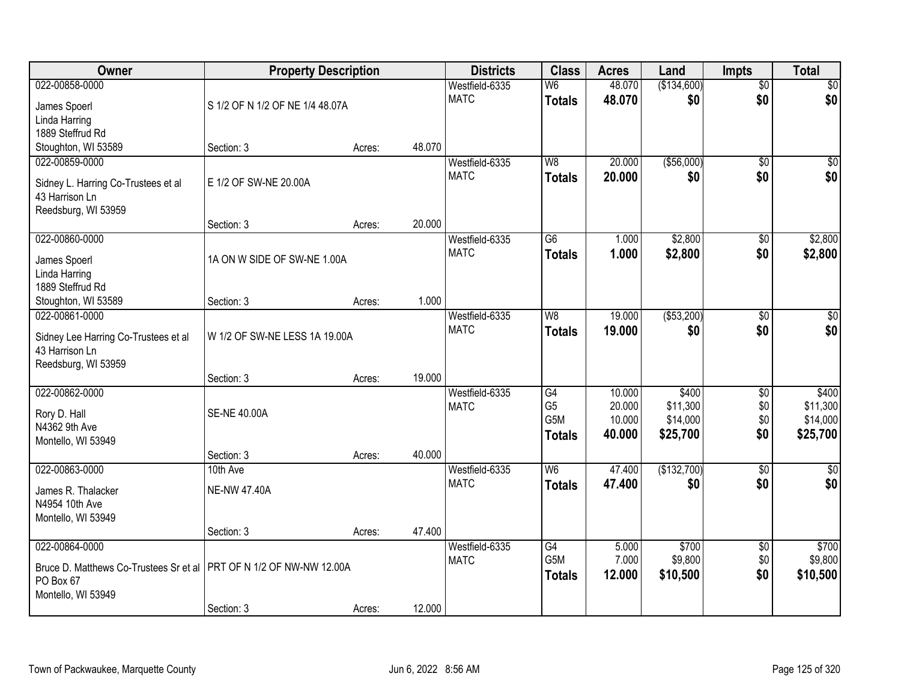| Owner | Property Description | | | Districts | Class | Acres | Land | Impts | Total |
|---|---|---|---|---|---|---|---|---|---|
| 022-00858-0000<br>James Spoerl<br>Linda Harring<br>1889 Steffrud Rd<br>Stoughton, WI 53589 | S 1/2 OF N 1/2 OF NE 1/4 48.07A<br>Section: 3 | Acres: | 48.070 | Westfield-6335<br>MATC | W6<br>**Totals** | 48.070<br>**48.070** | ($134,600)<br>**$0** | $0<br>**$0** | $0<br>**$0** |
| 022-00859-0000<br>Sidney L. Harring Co-Trustees et al<br>43 Harrison Ln<br>Reedsburg, WI 53959 | E 1/2 OF SW-NE 20.00A<br>Section: 3 | Acres: | 20.000 | Westfield-6335<br>MATC | W8<br>**Totals** | 20.000<br>**20.000** | ($56,000)<br>**$0** | $0<br>**$0** | $0<br>**$0** |
| 022-00860-0000<br>James Spoerl<br>Linda Harring<br>1889 Steffrud Rd<br>Stoughton, WI 53589 | 1A ON W SIDE OF SW-NE 1.00A<br>Section: 3 | Acres: | 1.000 | Westfield-6335<br>MATC | G6<br>**Totals** | 1.000<br>**1.000** | $2,800<br>**$2,800** | $0<br>**$0** | $2,800<br>**$2,800** |
| 022-00861-0000<br>Sidney Lee Harring Co-Trustees et al<br>43 Harrison Ln<br>Reedsburg, WI 53959 | W 1/2 OF SW-NE LESS 1A 19.00A<br>Section: 3 | Acres: | 19.000 | Westfield-6335<br>MATC | W8<br>**Totals** | 19.000<br>**19.000** | ($53,200)<br>**$0** | $0<br>**$0** | $0<br>**$0** |
| 022-00862-0000<br>Rory D. Hall<br>N4362 9th Ave<br>Montello, WI 53949 | SE-NE 40.00A<br>Section: 3 | Acres: | 40.000 | Westfield-6335<br>MATC | G4<br>G5<br>G5M<br>**Totals** | 10.000<br>20.000<br>10.000<br>**40.000** | $400<br>$11,300<br>$14,000<br>**$25,700** | $0<br>$0<br>$0<br>**$0** | $400<br>$11,300<br>$14,000<br>**$25,700** |
| 022-00863-0000<br>James R. Thalacker<br>N4954 10th Ave<br>Montello, WI 53949 | 10th Ave<br>NE-NW 47.40A<br>Section: 3 | Acres: | 47.400 | Westfield-6335<br>MATC | W6<br>**Totals** | 47.400<br>**47.400** | ($132,700)<br>**$0** | $0<br>**$0** | $0<br>**$0** |
| 022-00864-0000<br>Bruce D. Matthews Co-Trustees Sr et al<br>PO Box 67<br>Montello, WI 53949 | PRT OF N 1/2 OF NW-NW 12.00A<br>Section: 3 | Acres: | 12.000 | Westfield-6335<br>MATC | G4<br>G5M<br>**Totals** | 5.000<br>7.000<br>**12.000** | $700<br>$9,800<br>**$10,500** | $0<br>$0<br>**$0** | $700<br>$9,800<br>**$10,500** |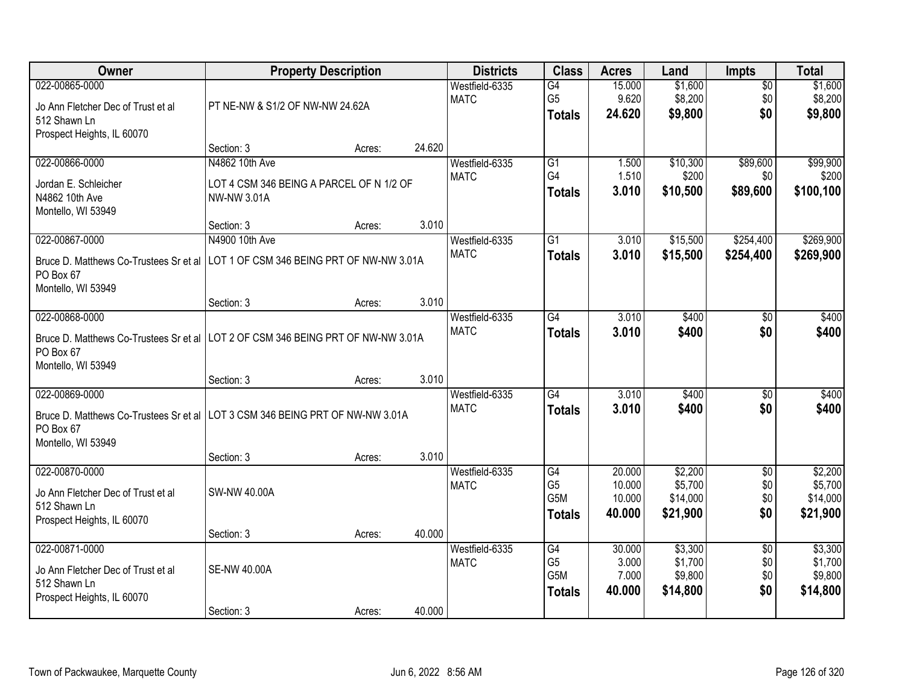| Owner | Property Description | Districts | Class | Acres | Land | Impts | Total |
|---|---|---|---|---|---|---|---|
| 022-00865-0000<br>Jo Ann Fletcher Dec of Trust et al<br>512 Shawn Ln<br>Prospect Heights, IL 60070 | PT NE-NW & S1/2 OF NW-NW 24.62A<br>Section: 3 Acres: 24.620 | Westfield-6335<br>MATC | G4<br>G5<br>**Totals** | 15.000<br>9.620<br>**24.620** | $1,600<br>$8,200<br>**$9,800** | $0<br>$0<br>**$0** | $1,600<br>$8,200<br>**$9,800** |
| 022-00866-0000<br>Jordan E. Schleicher<br>N4862 10th Ave<br>Montello, WI 53949 | N4862 10th Ave<br>LOT 4 CSM 346 BEING A PARCEL OF N 1/2 OF NW-NW 3.01A<br>Section: 3 Acres: 3.010 | Westfield-6335<br>MATC | G1<br>G4<br>**Totals** | 1.500<br>1.510<br>**3.010** | $10,300<br>$200<br>**$10,500** | $89,600<br>$0<br>**$89,600** | $99,900<br>$200<br>**$100,100** |
| 022-00867-0000<br>Bruce D. Matthews Co-Trustees Sr et al<br>PO Box 67<br>Montello, WI 53949 | N4900 10th Ave<br>LOT 1 OF CSM 346 BEING PRT OF NW-NW 3.01A<br>Section: 3 Acres: 3.010 | Westfield-6335<br>MATC | G1<br>**Totals** | 3.010<br>**3.010** | $15,500<br>**$15,500** | $254,400<br>**$254,400** | $269,900<br>**$269,900** |
| 022-00868-0000<br>Bruce D. Matthews Co-Trustees Sr et al<br>PO Box 67<br>Montello, WI 53949 | LOT 2 OF CSM 346 BEING PRT OF NW-NW 3.01A<br>Section: 3 Acres: 3.010 | Westfield-6335<br>MATC | G4<br>**Totals** | 3.010<br>**3.010** | $400<br>**$400** | $0<br>**$0** | $400<br>**$400** |
| 022-00869-0000<br>Bruce D. Matthews Co-Trustees Sr et al<br>PO Box 67<br>Montello, WI 53949 | LOT 3 CSM 346 BEING PRT OF NW-NW 3.01A<br>Section: 3 Acres: 3.010 | Westfield-6335<br>MATC | G4<br>**Totals** | 3.010<br>**3.010** | $400<br>**$400** | $0<br>**$0** | $400<br>**$400** |
| 022-00870-0000<br>Jo Ann Fletcher Dec of Trust et al<br>512 Shawn Ln<br>Prospect Heights, IL 60070 | SW-NW 40.00A<br>Section: 3 Acres: 40.000 | Westfield-6335<br>MATC | G4<br>G5<br>G5M<br>**Totals** | 20.000<br>10.000<br>10.000<br>**40.000** | $2,200<br>$5,700<br>$14,000<br>**$21,900** | $0<br>$0<br>$0<br>**$0** | $2,200<br>$5,700<br>$14,000<br>**$21,900** |
| 022-00871-0000<br>Jo Ann Fletcher Dec of Trust et al<br>512 Shawn Ln<br>Prospect Heights, IL 60070 | SE-NW 40.00A<br>Section: 3 Acres: 40.000 | Westfield-6335<br>MATC | G4<br>G5<br>G5M<br>**Totals** | 30.000<br>3.000<br>7.000<br>**40.000** | $3,300<br>$1,700<br>$9,800<br>**$14,800** | $0<br>$0<br>$0<br>**$0** | $3,300<br>$1,700<br>$9,800<br>**$14,800** |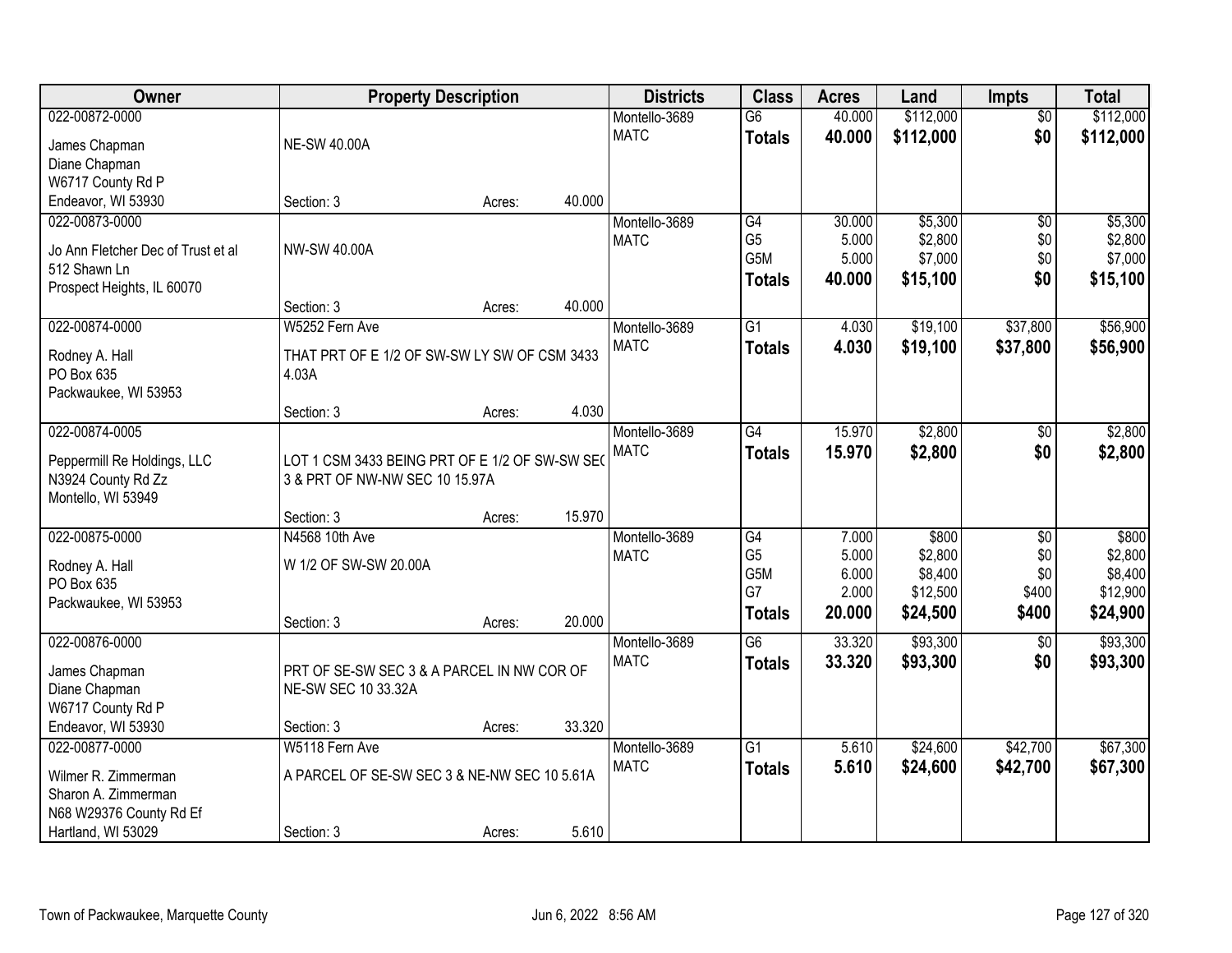| Owner | Property Description | | | Districts | Class | Acres | Land | Impts | Total |
|---|---|---|---|---|---|---|---|---|---|
| 022-00872-0000 | | | | Montello-3689 | G6 | 40.000 | $112,000 | $0 | $112,000 |
| James Chapman<br>Diane Chapman<br>W6717 County Rd P<br>Endeavor, WI 53930 | NE-SW 40.00A | | | MATC | **Totals** | **40.000** | **$112,000** | **$0** | **$112,000** |
| | Section: 3 | Acres: | 40.000 | | | | | | |
| 022-00873-0000 | | | | Montello-3689 | G4 | 30.000 | $5,300 | $0 | $5,300 |
| Jo Ann Fletcher Dec of Trust et al<br>512 Shawn Ln<br>Prospect Heights, IL 60070 | NW-SW 40.00A | | | MATC | G5 | 5.000 | $2,800 | $0 | $2,800 |
| | | | | | G5M | 5.000 | $7,000 | $0 | $7,000 |
| | | | | | **Totals** | **40.000** | **$15,100** | **$0** | **$15,100** |
| | Section: 3 | Acres: | 40.000 | | | | | | |
| 022-00874-0000 | W5252 Fern Ave | | | Montello-3689 | G1 | 4.030 | $19,100 | $37,800 | $56,900 |
| Rodney A. Hall<br>PO Box 635<br>Packwaukee, WI 53953 | THAT PRT OF E 1/2 OF SW-SW LY SW OF CSM 3433 4.03A | | | MATC | **Totals** | **4.030** | **$19,100** | **$37,800** | **$56,900** |
| | Section: 3 | Acres: | 4.030 | | | | | | |
| 022-00874-0005 | | | | Montello-3689 | G4 | 15.970 | $2,800 | $0 | $2,800 |
| Peppermill Re Holdings, LLC<br>N3924 County Rd Zz<br>Montello, WI 53949 | LOT 1 CSM 3433 BEING PRT OF E 1/2 OF SW-SW SEC 3 & PRT OF NW-NW SEC 10 15.97A | | | MATC | **Totals** | **15.970** | **$2,800** | **$0** | **$2,800** |
| | Section: 3 | Acres: | 15.970 | | | | | | |
| 022-00875-0000 | N4568 10th Ave | | | Montello-3689 | G4 | 7.000 | $800 | $0 | $800 |
| Rodney A. Hall<br>PO Box 635<br>Packwaukee, WI 53953 | W 1/2 OF SW-SW 20.00A | | | MATC | G5 | 5.000 | $2,800 | $0 | $2,800 |
| | | | | | G5M | 6.000 | $8,400 | $0 | $8,400 |
| | | | | | G7 | 2.000 | $12,500 | $400 | $12,900 |
| | | | | | **Totals** | **20.000** | **$24,500** | **$400** | **$24,900** |
| | Section: 3 | Acres: | 20.000 | | | | | | |
| 022-00876-0000 | | | | Montello-3689 | G6 | 33.320 | $93,300 | $0 | $93,300 |
| James Chapman<br>Diane Chapman<br>W6717 County Rd P<br>Endeavor, WI 53930 | PRT OF SE-SW SEC 3 & A PARCEL IN NW COR OF NE-SW SEC 10 33.32A | | | MATC | **Totals** | **33.320** | **$93,300** | **$0** | **$93,300** |
| | Section: 3 | Acres: | 33.320 | | | | | | |
| 022-00877-0000 | W5118 Fern Ave | | | Montello-3689 | G1 | 5.610 | $24,600 | $42,700 | $67,300 |
| Wilmer R. Zimmerman<br>Sharon A. Zimmerman<br>N68 W29376 County Rd Ef<br>Hartland, WI 53029 | A PARCEL OF SE-SW SEC 3 & NE-NW SEC 10 5.61A | | | MATC | **Totals** | **5.610** | **$24,600** | **$42,700** | **$67,300** |
| | Section: 3 | Acres: | 5.610 | | | | | | |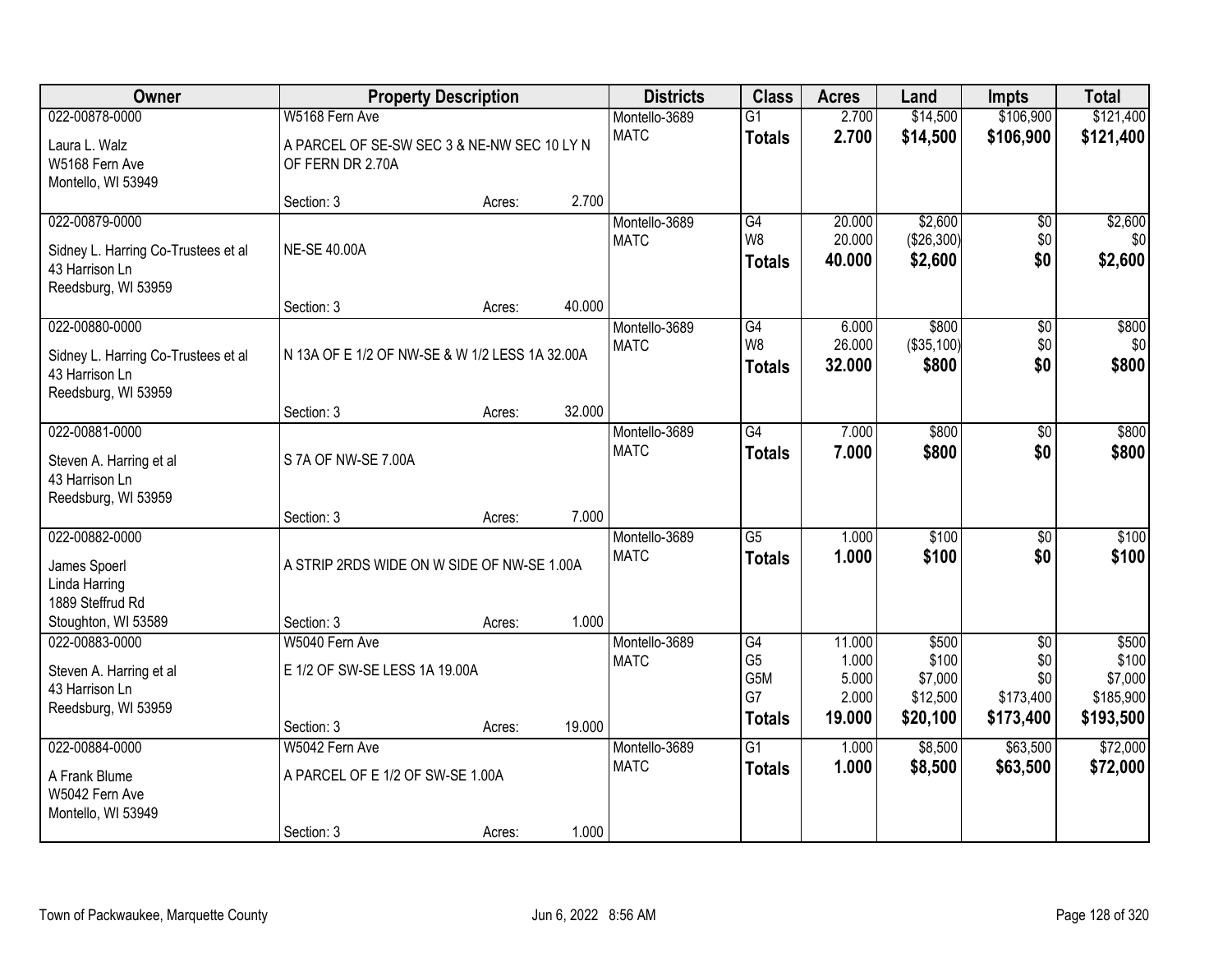| Owner | Property Description | | | Districts | Class | Acres | Land | Impts | Total |
|---|---|---|---|---|---|---|---|---|---|
| 022-00878-0000<br>Laura L. Walz<br>W5168 Fern Ave<br>Montello, WI 53949 | W5168 Fern Ave<br>A PARCEL OF SE-SW SEC 3 & NE-NW SEC 10 LY N OF FERN DR 2.70A<br>Section: 3 | Acres: | 2.700 | Montello-3689<br>MATC | G1<br>**Totals** | 2.700<br>**2.700** | $14,500<br>**$14,500** | $106,900<br>**$106,900** | $121,400<br>**$121,400** |
| 022-00879-0000<br>Sidney L. Harring Co-Trustees et al<br>43 Harrison Ln<br>Reedsburg, WI 53959 | NE-SE 40.00A<br>Section: 3 | Acres: | 40.000 | Montello-3689<br>MATC | G4<br>W8<br>**Totals** | 20.000<br>20.000<br>**40.000** | $2,600<br>($26,300)<br>**$2,600** | $0<br>$0<br>**$0** | $2,600<br>$0<br>**$2,600** |
| 022-00880-0000<br>Sidney L. Harring Co-Trustees et al<br>43 Harrison Ln<br>Reedsburg, WI 53959 | N 13A OF E 1/2 OF NW-SE & W 1/2 LESS 1A 32.00A<br>Section: 3 | Acres: | 32.000 | Montello-3689<br>MATC | G4<br>W8<br>**Totals** | 6.000<br>26.000<br>**32.000** | $800<br>($35,100)<br>**$800** | $0<br>$0<br>**$0** | $800<br>$0<br>**$800** |
| 022-00881-0000<br>Steven A. Harring et al<br>43 Harrison Ln<br>Reedsburg, WI 53959 | S 7A OF NW-SE 7.00A<br>Section: 3 | Acres: | 7.000 | Montello-3689<br>MATC | G4<br>**Totals** | 7.000<br>**7.000** | $800<br>**$800** | $0<br>**$0** | $800<br>**$800** |
| 022-00882-0000<br>James Spoerl<br>Linda Harring<br>1889 Steffrud Rd<br>Stoughton, WI 53589 | A STRIP 2RDS WIDE ON W SIDE OF NW-SE 1.00A<br>Section: 3 | Acres: | 1.000 | Montello-3689<br>MATC | G5<br>**Totals** | 1.000<br>**1.000** | $100<br>**$100** | $0<br>**$0** | $100<br>**$100** |
| 022-00883-0000<br>Steven A. Harring et al<br>43 Harrison Ln<br>Reedsburg, WI 53959 | W5040 Fern Ave<br>E 1/2 OF SW-SE LESS 1A 19.00A<br>Section: 3 | Acres: | 19.000 | Montello-3689<br>MATC | G4<br>G5<br>G5M<br>G7<br>**Totals** | 11.000<br>1.000<br>5.000<br>2.000<br>**19.000** | $500<br>$100<br>$7,000<br>$12,500<br>**$20,100** | $0<br>$0<br>$0<br>$173,400<br>**$173,400** | $500<br>$100<br>$7,000<br>$185,900<br>**$193,500** |
| 022-00884-0000<br>A Frank Blume<br>W5042 Fern Ave<br>Montello, WI 53949 | W5042 Fern Ave<br>A PARCEL OF E 1/2 OF SW-SE 1.00A<br>Section: 3 | Acres: | 1.000 | Montello-3689<br>MATC | G1<br>**Totals** | 1.000<br>**1.000** | $8,500<br>**$8,500** | $63,500<br>**$63,500** | $72,000<br>**$72,000** |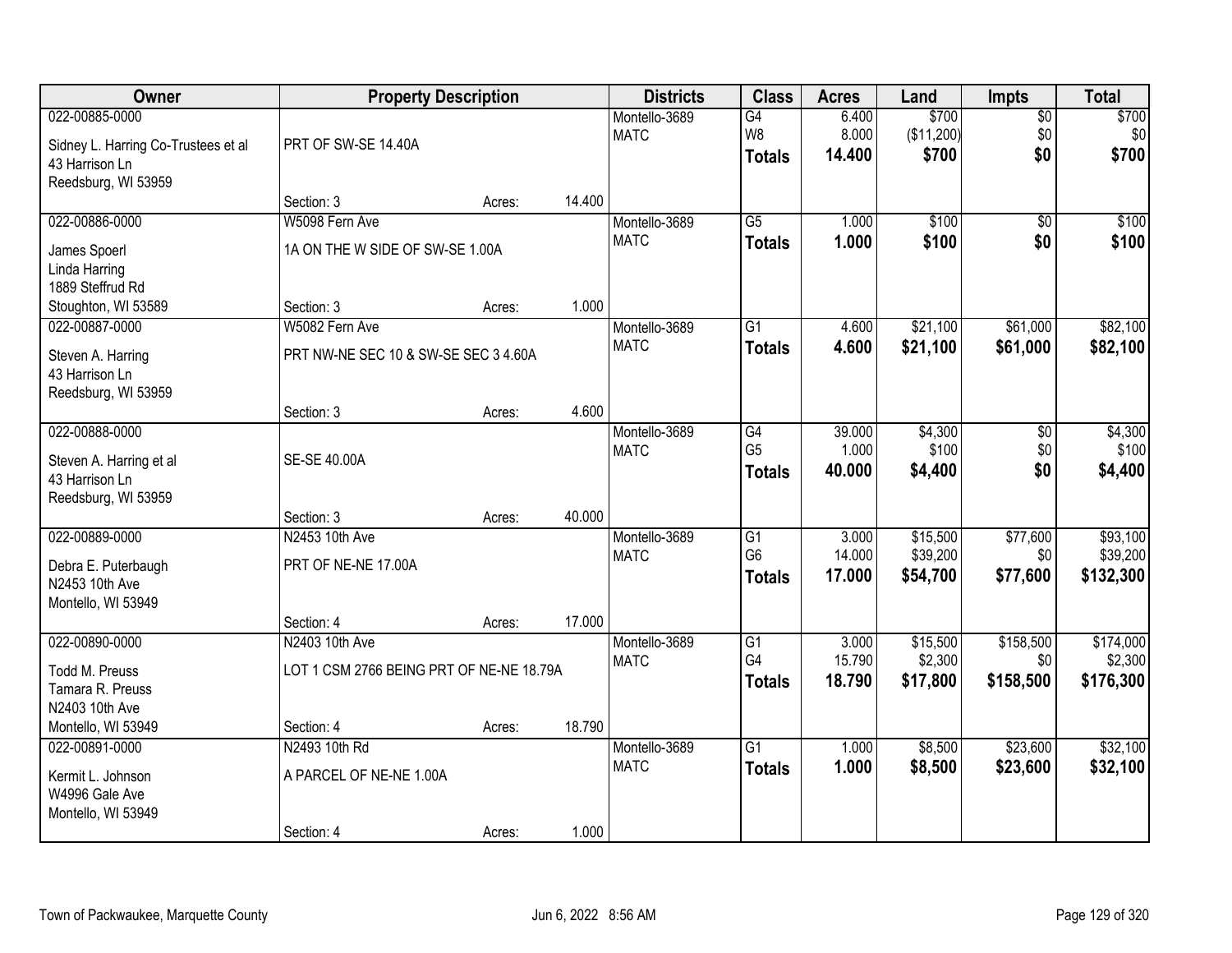| Owner | Property Description | | | Districts | Class | Acres | Land | Impts | Total |
|---|---|---|---|---|---|---|---|---|---|
| 022-00885-0000 | | | | Montello-3689 | G4 | 6.400 | $700 | $0 | $700 |
| Sidney L. Harring Co-Trustees et al | PRT OF SW-SE 14.40A | | | MATC | W8 | 8.000 | ($11,200) | $0 | $0 |
| 43 Harrison Ln | | | | | **Totals** | **14.400** | **$700** | **$0** | **$700** |
| Reedsburg, WI 53959 | | | | | | | | | |
| | Section: 3 | Acres: | 14.400 | | | | | | |
| 022-00886-0000 | W5098 Fern Ave | | | Montello-3689 | G5 | 1.000 | $100 | $0 | $100 |
| James Spoerl | 1A ON THE W SIDE OF SW-SE 1.00A | | | MATC | **Totals** | **1.000** | **$100** | **$0** | **$100** |
| Linda Harring | | | | | | | | | |
| 1889 Steffrud Rd | | | | | | | | | |
| Stoughton, WI 53589 | Section: 3 | Acres: | 1.000 | | | | | | |
| 022-00887-0000 | W5082 Fern Ave | | | Montello-3689 | G1 | 4.600 | $21,100 | $61,000 | $82,100 |
| Steven A. Harring | PRT NW-NE SEC 10 & SW-SE SEC 3 4.60A | | | MATC | **Totals** | **4.600** | **$21,100** | **$61,000** | **$82,100** |
| 43 Harrison Ln | | | | | | | | | |
| Reedsburg, WI 53959 | | | | | | | | | |
| | Section: 3 | Acres: | 4.600 | | | | | | |
| 022-00888-0000 | | | | Montello-3689 | G4 | 39.000 | $4,300 | $0 | $4,300 |
| Steven A. Harring et al | SE-SE 40.00A | | | MATC | G5 | 1.000 | $100 | $0 | $100 |
| 43 Harrison Ln | | | | | **Totals** | **40.000** | **$4,400** | **$0** | **$4,400** |
| Reedsburg, WI 53959 | | | | | | | | | |
| | Section: 3 | Acres: | 40.000 | | | | | | |
| 022-00889-0000 | N2453 10th Ave | | | Montello-3689 | G1 | 3.000 | $15,500 | $77,600 | $93,100 |
| Debra E. Puterbaugh | PRT OF NE-NE 17.00A | | | MATC | G6 | 14.000 | $39,200 | $0 | $39,200 |
| N2453 10th Ave | | | | | **Totals** | **17.000** | **$54,700** | **$77,600** | **$132,300** |
| Montello, WI 53949 | | | | | | | | | |
| | Section: 4 | Acres: | 17.000 | | | | | | |
| 022-00890-0000 | N2403 10th Ave | | | Montello-3689 | G1 | 3.000 | $15,500 | $158,500 | $174,000 |
| Todd M. Preuss | LOT 1 CSM 2766 BEING PRT OF NE-NE 18.79A | | | MATC | G4 | 15.790 | $2,300 | $0 | $2,300 |
| Tamara R. Preuss | | | | | **Totals** | **18.790** | **$17,800** | **$158,500** | **$176,300** |
| N2403 10th Ave | | | | | | | | | |
| Montello, WI 53949 | Section: 4 | Acres: | 18.790 | | | | | | |
| 022-00891-0000 | N2493 10th Rd | | | Montello-3689 | G1 | 1.000 | $8,500 | $23,600 | $32,100 |
| Kermit L. Johnson | A PARCEL OF NE-NE 1.00A | | | MATC | **Totals** | **1.000** | **$8,500** | **$23,600** | **$32,100** |
| W4996 Gale Ave | | | | | | | | | |
| Montello, WI 53949 | | | | | | | | | |
| | Section: 4 | Acres: | 1.000 | | | | | | |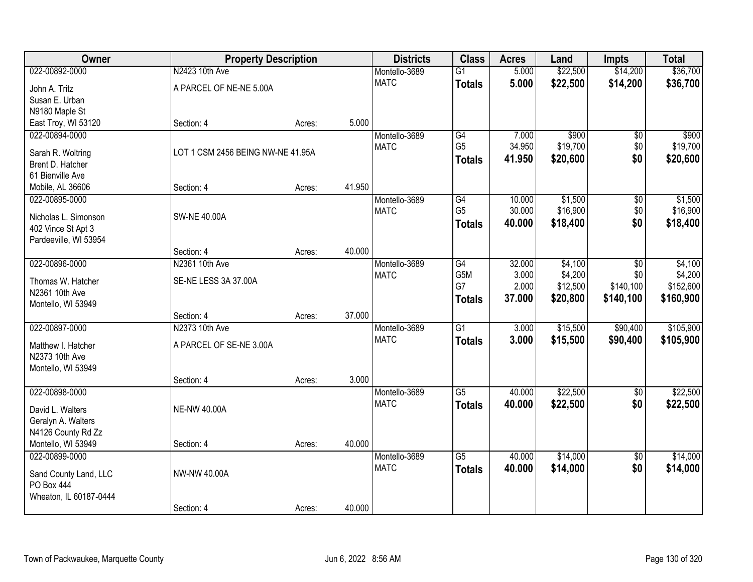| Owner | Property Description | | | Districts | Class | Acres | Land | Impts | Total |
|---|---|---|---|---|---|---|---|---|---|
| 022-00892-0000 | N2423 10th Ave | | | Montello-3689 | G1 | 5.000 | $22,500 | $14,200 | $36,700 |
| John A. Tritz | A PARCEL OF NE-NE 5.00A | | | MATC | **Totals** | **5.000** | **$22,500** | **$14,200** | **$36,700** |
| Susan E. Urban | | | | | | | | | |
| N9180 Maple St | | | | | | | | | |
| East Troy, WI 53120 | Section: 4 | Acres: | 5.000 | | | | | | |
| 022-00894-0000 | | | | Montello-3689 | G4 | 7.000 | $900 | $0 | $900 |
| Sarah R. Woltring | LOT 1 CSM 2456 BEING NW-NE 41.95A | | | MATC | G5 | 34.950 | $19,700 | $0 | $19,700 |
| Brent D. Hatcher | | | | | **Totals** | **41.950** | **$20,600** | **$0** | **$20,600** |
| 61 Bienville Ave | | | | | | | | | |
| Mobile, AL 36606 | Section: 4 | Acres: | 41.950 | | | | | | |
| 022-00895-0000 | | | | Montello-3689 | G4 | 10.000 | $1,500 | $0 | $1,500 |
| Nicholas L. Simonson | SW-NE 40.00A | | | MATC | G5 | 30.000 | $16,900 | $0 | $16,900 |
| 402 Vince St Apt 3 | | | | | **Totals** | **40.000** | **$18,400** | **$0** | **$18,400** |
| Pardeeville, WI 53954 | | | | | | | | | |
| | Section: 4 | Acres: | 40.000 | | | | | | |
| 022-00896-0000 | N2361 10th Ave | | | Montello-3689 | G4 | 32.000 | $4,100 | $0 | $4,100 |
| Thomas W. Hatcher | SE-NE LESS 3A 37.00A | | | MATC | G5M | 3.000 | $4,200 | $0 | $4,200 |
| N2361 10th Ave | | | | | G7 | 2.000 | $12,500 | $140,100 | $152,600 |
| Montello, WI 53949 | | | | | **Totals** | **37.000** | **$20,800** | **$140,100** | **$160,900** |
| | Section: 4 | Acres: | 37.000 | | | | | | |
| 022-00897-0000 | N2373 10th Ave | | | Montello-3689 | G1 | 3.000 | $15,500 | $90,400 | $105,900 |
| Matthew I. Hatcher | A PARCEL OF SE-NE 3.00A | | | MATC | **Totals** | **3.000** | **$15,500** | **$90,400** | **$105,900** |
| N2373 10th Ave | | | | | | | | | |
| Montello, WI 53949 | | | | | | | | | |
| | Section: 4 | Acres: | 3.000 | | | | | | |
| 022-00898-0000 | | | | Montello-3689 | G5 | 40.000 | $22,500 | $0 | $22,500 |
| David L. Walters | NE-NW 40.00A | | | MATC | **Totals** | **40.000** | **$22,500** | **$0** | **$22,500** |
| Geralyn A. Walters | | | | | | | | | |
| N4126 County Rd Zz | | | | | | | | | |
| Montello, WI 53949 | Section: 4 | Acres: | 40.000 | | | | | | |
| 022-00899-0000 | | | | Montello-3689 | G5 | 40.000 | $14,000 | $0 | $14,000 |
| Sand County Land, LLC | NW-NW 40.00A | | | MATC | **Totals** | **40.000** | **$14,000** | **$0** | **$14,000** |
| PO Box 444 | | | | | | | | | |
| Wheaton, IL 60187-0444 | | | | | | | | | |
| | Section: 4 | Acres: | 40.000 | | | | | | |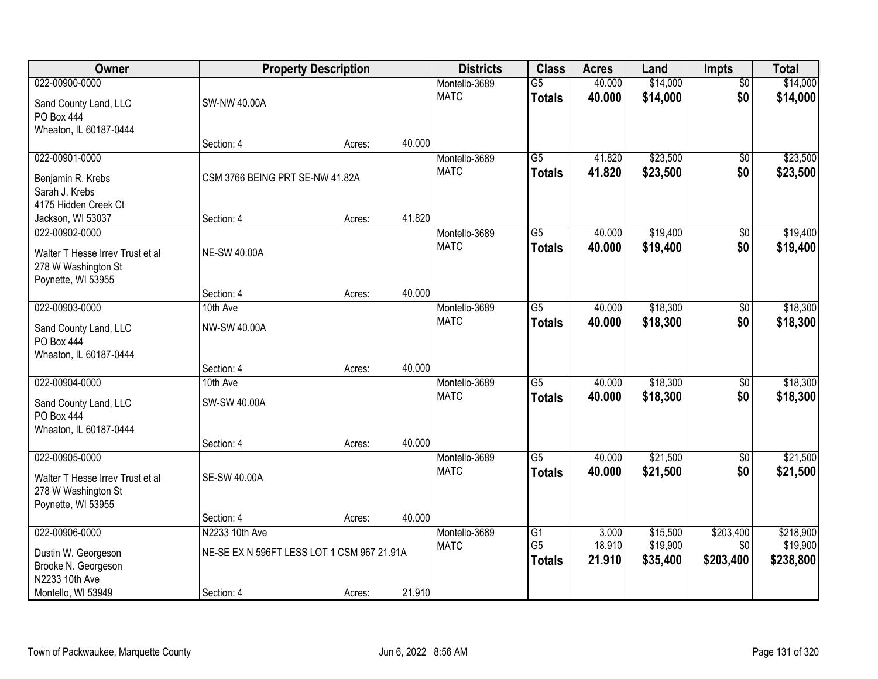| Owner | Property Description | | | Districts | Class | Acres | Land | Impts | Total |
|---|---|---|---|---|---|---|---|---|---|
| 022-00900-0000 | | | | Montello-3689 | G5 | 40.000 | $14,000 | $0 | $14,000 |
| Sand County Land, LLC<br>PO Box 444<br>Wheaton, IL 60187-0444 | SW-NW 40.00A | | | MATC | **Totals** | **40.000** | **$14,000** | **$0** | **$14,000** |
| | Section: 4 | Acres: | 40.000 | | | | | | |
| 022-00901-0000 | | | | Montello-3689 | G5 | 41.820 | $23,500 | $0 | $23,500 |
| Benjamin R. Krebs<br>Sarah J. Krebs<br>4175 Hidden Creek Ct<br>Jackson, WI 53037 | CSM 3766 BEING PRT SE-NW 41.82A | | | MATC | **Totals** | **41.820** | **$23,500** | **$0** | **$23,500** |
| | Section: 4 | Acres: | 41.820 | | | | | | |
| 022-00902-0000 | | | | Montello-3689 | G5 | 40.000 | $19,400 | $0 | $19,400 |
| Walter T Hesse Irrev Trust et al<br>278 W Washington St<br>Poynette, WI 53955 | NE-SW 40.00A | | | MATC | **Totals** | **40.000** | **$19,400** | **$0** | **$19,400** |
| | Section: 4 | Acres: | 40.000 | | | | | | |
| 022-00903-0000 | 10th Ave | | | Montello-3689 | G5 | 40.000 | $18,300 | $0 | $18,300 |
| Sand County Land, LLC<br>PO Box 444<br>Wheaton, IL 60187-0444 | NW-SW 40.00A | | | MATC | **Totals** | **40.000** | **$18,300** | **$0** | **$18,300** |
| | Section: 4 | Acres: | 40.000 | | | | | | |
| 022-00904-0000 | 10th Ave | | | Montello-3689 | G5 | 40.000 | $18,300 | $0 | $18,300 |
| Sand County Land, LLC<br>PO Box 444<br>Wheaton, IL 60187-0444 | SW-SW 40.00A | | | MATC | **Totals** | **40.000** | **$18,300** | **$0** | **$18,300** |
| | Section: 4 | Acres: | 40.000 | | | | | | |
| 022-00905-0000 | | | | Montello-3689 | G5 | 40.000 | $21,500 | $0 | $21,500 |
| Walter T Hesse Irrev Trust et al<br>278 W Washington St<br>Poynette, WI 53955 | SE-SW 40.00A | | | MATC | **Totals** | **40.000** | **$21,500** | **$0** | **$21,500** |
| | Section: 4 | Acres: | 40.000 | | | | | | |
| 022-00906-0000 | N2233 10th Ave | | | Montello-3689 | G1 | 3.000 | $15,500 | $203,400 | $218,900 |
| Dustin W. Georgeson<br>Brooke N. Georgeson<br>N2233 10th Ave<br>Montello, WI 53949 | NE-SE EX N 596FT LESS LOT 1 CSM 967 21.91A | | | MATC | G5 | 18.910 | $19,900 | $0 | $19,900 |
| | | | | | **Totals** | **21.910** | **$35,400** | **$203,400** | **$238,800** |
| | Section: 4 | Acres: | 21.910 | | | | | | |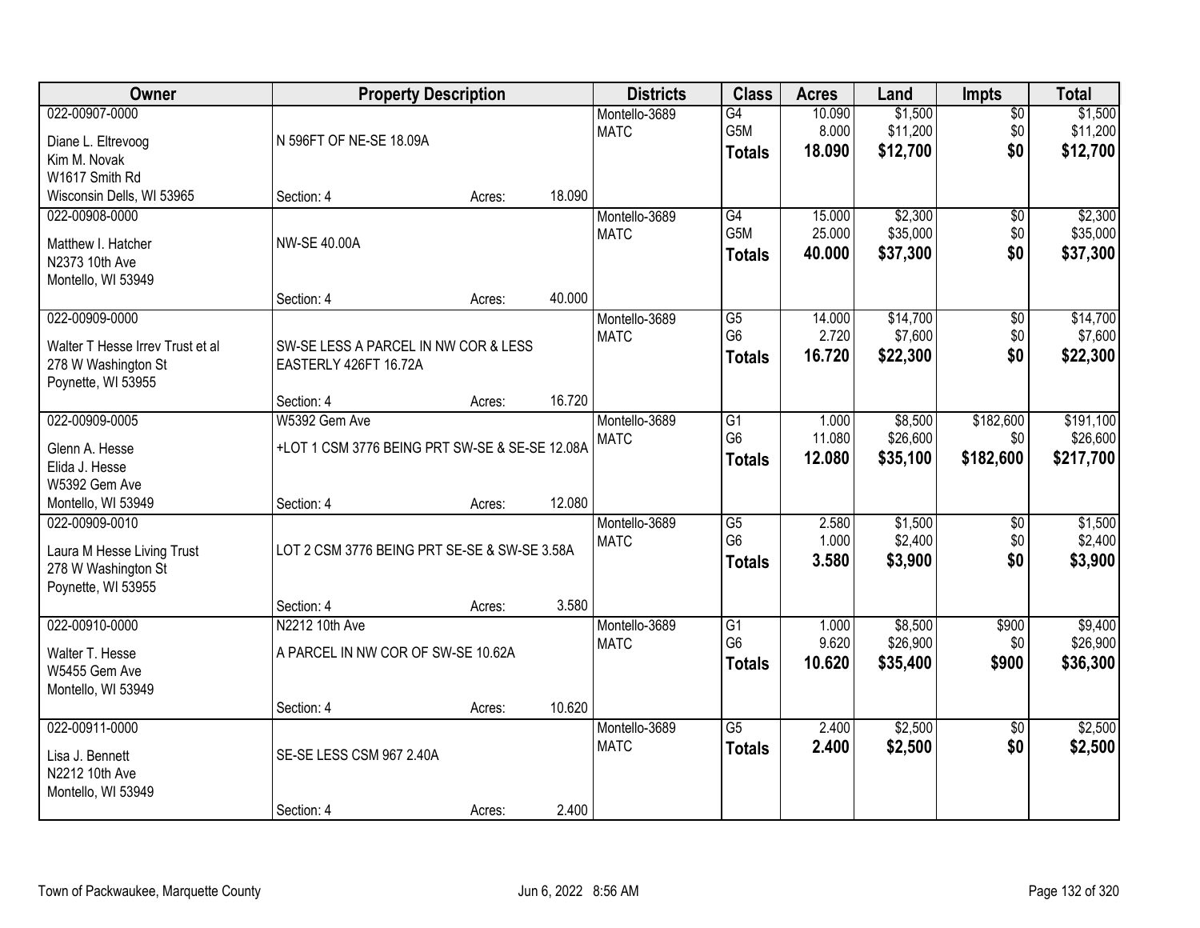| Owner | Property Description | | | Districts | Class | Acres | Land | Impts | Total |
|---|---|---|---|---|---|---|---|---|---|
| 022-00907-0000<br>Diane L. Eltrevoog<br>Kim M. Novak<br>W1617 Smith Rd<br>Wisconsin Dells, WI 53965 | N 596FT OF NE-SE 18.09A<br>Section: 4 | Acres: | 18.090 | Montello-3689<br>MATC | G4<br>G5M<br>**Totals** | 10.090<br>8.000<br>**18.090** | $1,500<br>$11,200<br>**$12,700** | $0<br>$0<br>**$0** | $1,500<br>$11,200<br>**$12,700** |
| 022-00908-0000<br>Matthew I. Hatcher<br>N2373 10th Ave<br>Montello, WI 53949 | NW-SE 40.00A<br>Section: 4 | Acres: | 40.000 | Montello-3689<br>MATC | G4<br>G5M<br>**Totals** | 15.000<br>25.000<br>**40.000** | $2,300<br>$35,000<br>**$37,300** | $0<br>$0<br>**$0** | $2,300<br>$35,000<br>**$37,300** |
| 022-00909-0000<br>Walter T Hesse Irrev Trust et al<br>278 W Washington St<br>Poynette, WI 53955 | SW-SE LESS A PARCEL IN NW COR & LESS EASTERLY 426FT 16.72A<br>Section: 4 | Acres: | 16.720 | Montello-3689<br>MATC | G5<br>G6<br>**Totals** | 14.000<br>2.720<br>**16.720** | $14,700<br>$7,600<br>**$22,300** | $0<br>$0<br>**$0** | $14,700<br>$7,600<br>**$22,300** |
| 022-00909-0005<br>Glenn A. Hesse<br>Elida J. Hesse<br>W5392 Gem Ave<br>Montello, WI 53949 | W5392 Gem Ave<br>+LOT 1 CSM 3776 BEING PRT SW-SE & SE-SE 12.08A<br>Section: 4 | Acres: | 12.080 | Montello-3689<br>MATC | G1<br>G6<br>**Totals** | 1.000<br>11.080<br>**12.080** | $8,500<br>$26,600<br>**$35,100** | $182,600<br>$0<br>**$182,600** | $191,100<br>$26,600<br>**$217,700** |
| 022-00909-0010<br>Laura M Hesse Living Trust<br>278 W Washington St<br>Poynette, WI 53955 | LOT 2 CSM 3776 BEING PRT SE-SE & SW-SE 3.58A<br>Section: 4 | Acres: | 3.580 | Montello-3689<br>MATC | G5<br>G6<br>**Totals** | 2.580<br>1.000<br>**3.580** | $1,500<br>$2,400<br>**$3,900** | $0<br>$0<br>**$0** | $1,500<br>$2,400<br>**$3,900** |
| 022-00910-0000<br>Walter T. Hesse<br>W5455 Gem Ave<br>Montello, WI 53949 | N2212 10th Ave<br>A PARCEL IN NW COR OF SW-SE 10.62A<br>Section: 4 | Acres: | 10.620 | Montello-3689<br>MATC | G1<br>G6<br>**Totals** | 1.000<br>9.620<br>**10.620** | $8,500<br>$26,900<br>**$35,400** | $900<br>$0<br>**$900** | $9,400<br>$26,900<br>**$36,300** |
| 022-00911-0000<br>Lisa J. Bennett<br>N2212 10th Ave<br>Montello, WI 53949 | SE-SE LESS CSM 967 2.40A<br>Section: 4 | Acres: | 2.400 | Montello-3689<br>MATC | G5<br>**Totals** | 2.400<br>**2.400** | $2,500<br>**$2,500** | $0<br>**$0** | $2,500<br>**$2,500** |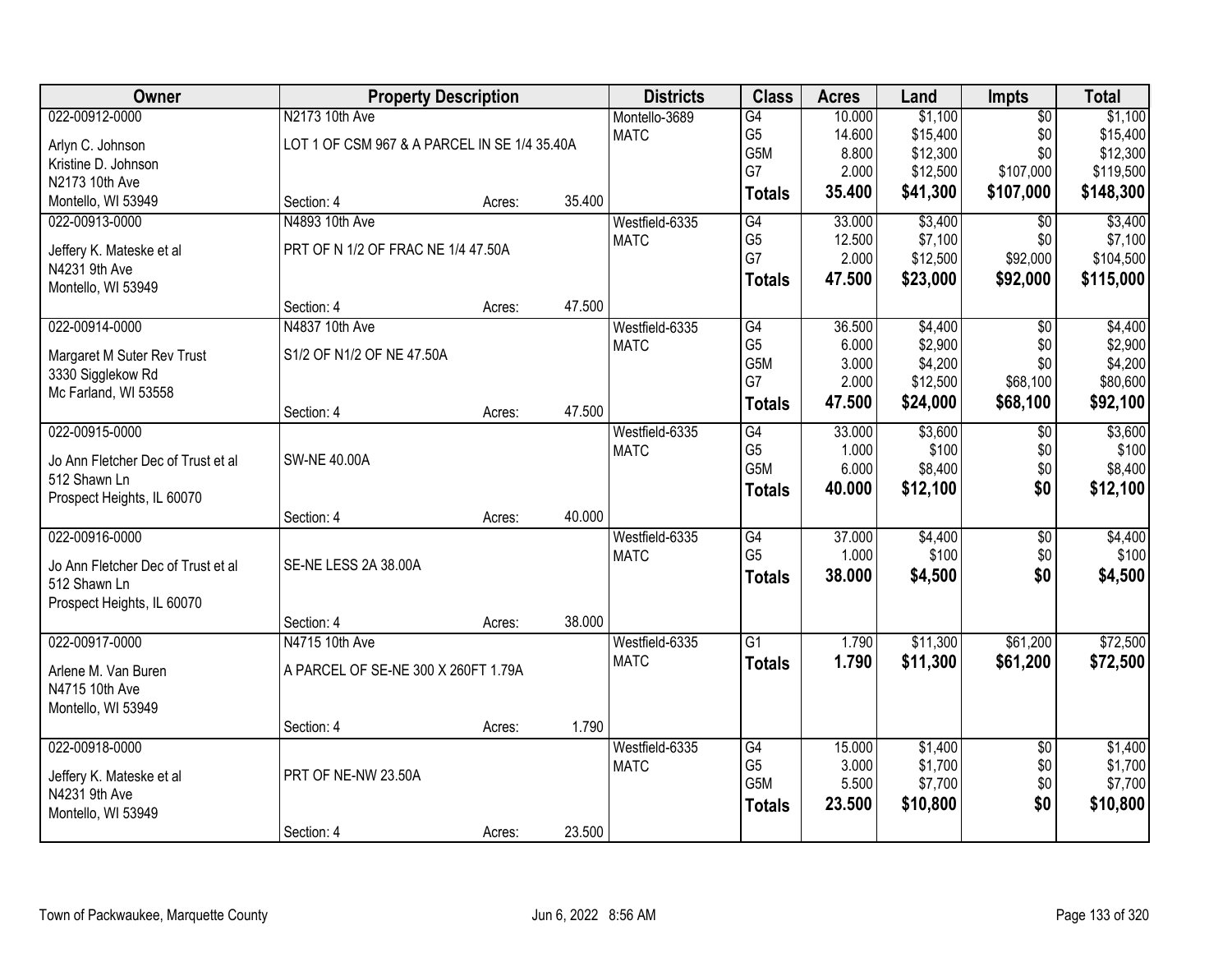| Owner | Property Description | | | Districts | Class | Acres | Land | Impts | Total |
|---|---|---|---|---|---|---|---|---|---|
| 022-00912-0000 | N2173 10th Ave | | | Montello-3689 | G4 | 10.000 | $1,100 | $0 | $1,100 |
| Arlyn C. Johnson | LOT 1 OF CSM 967 & A PARCEL IN SE 1/4 35.40A | | | MATC | G5 | 14.600 | $15,400 | $0 | $15,400 |
| Kristine D. Johnson | | | | | G5M | 8.800 | $12,300 | $0 | $12,300 |
| N2173 10th Ave | | | | | G7 | 2.000 | $12,500 | $107,000 | $119,500 |
| Montello, WI 53949 | Section: 4 | Acres: | 35.400 | | **Totals** | **35.400** | **$41,300** | **$107,000** | **$148,300** |
| 022-00913-0000 | N4893 10th Ave | | | Westfield-6335 | G4 | 33.000 | $3,400 | $0 | $3,400 |
| Jeffery K. Mateske et al | PRT OF N 1/2 OF FRAC NE 1/4 47.50A | | | MATC | G5 | 12.500 | $7,100 | $0 | $7,100 |
| N4231 9th Ave | | | | | G7 | 2.000 | $12,500 | $92,000 | $104,500 |
| Montello, WI 53949 | | | | | **Totals** | **47.500** | **$23,000** | **$92,000** | **$115,000** |
| | Section: 4 | Acres: | 47.500 | | | | | | |
| 022-00914-0000 | N4837 10th Ave | | | Westfield-6335 | G4 | 36.500 | $4,400 | $0 | $4,400 |
| Margaret M Suter Rev Trust | S1/2 OF N1/2 OF NE 47.50A | | | MATC | G5 | 6.000 | $2,900 | $0 | $2,900 |
| 3330 Sigglekow Rd | | | | | G5M | 3.000 | $4,200 | $0 | $4,200 |
| Mc Farland, WI 53558 | | | | | G7 | 2.000 | $12,500 | $68,100 | $80,600 |
| | Section: 4 | Acres: | 47.500 | | **Totals** | **47.500** | **$24,000** | **$68,100** | **$92,100** |
| 022-00915-0000 | | | | Westfield-6335 | G4 | 33.000 | $3,600 | $0 | $3,600 |
| Jo Ann Fletcher Dec of Trust et al | SW-NE 40.00A | | | MATC | G5 | 1.000 | $100 | $0 | $100 |
| 512 Shawn Ln | | | | | G5M | 6.000 | $8,400 | $0 | $8,400 |
| Prospect Heights, IL 60070 | | | | | **Totals** | **40.000** | **$12,100** | **$0** | **$12,100** |
| | Section: 4 | Acres: | 40.000 | | | | | | |
| 022-00916-0000 | | | | Westfield-6335 | G4 | 37.000 | $4,400 | $0 | $4,400 |
| Jo Ann Fletcher Dec of Trust et al | SE-NE LESS 2A 38.00A | | | MATC | G5 | 1.000 | $100 | $0 | $100 |
| 512 Shawn Ln | | | | | **Totals** | **38.000** | **$4,500** | **$0** | **$4,500** |
| Prospect Heights, IL 60070 | | | | | | | | | |
| | Section: 4 | Acres: | 38.000 | | | | | | |
| 022-00917-0000 | N4715 10th Ave | | | Westfield-6335 | G1 | 1.790 | $11,300 | $61,200 | $72,500 |
| Arlene M. Van Buren | A PARCEL OF SE-NE 300 X 260FT 1.79A | | | MATC | **Totals** | **1.790** | **$11,300** | **$61,200** | **$72,500** |
| N4715 10th Ave | | | | | | | | | |
| Montello, WI 53949 | | | | | | | | | |
| | Section: 4 | Acres: | 1.790 | | | | | | |
| 022-00918-0000 | | | | Westfield-6335 | G4 | 15.000 | $1,400 | $0 | $1,400 |
| Jeffery K. Mateske et al | PRT OF NE-NW 23.50A | | | MATC | G5 | 3.000 | $1,700 | $0 | $1,700 |
| N4231 9th Ave | | | | | G5M | 5.500 | $7,700 | $0 | $7,700 |
| Montello, WI 53949 | | | | | **Totals** | **23.500** | **$10,800** | **$0** | **$10,800** |
| | Section: 4 | Acres: | 23.500 | | | | | | |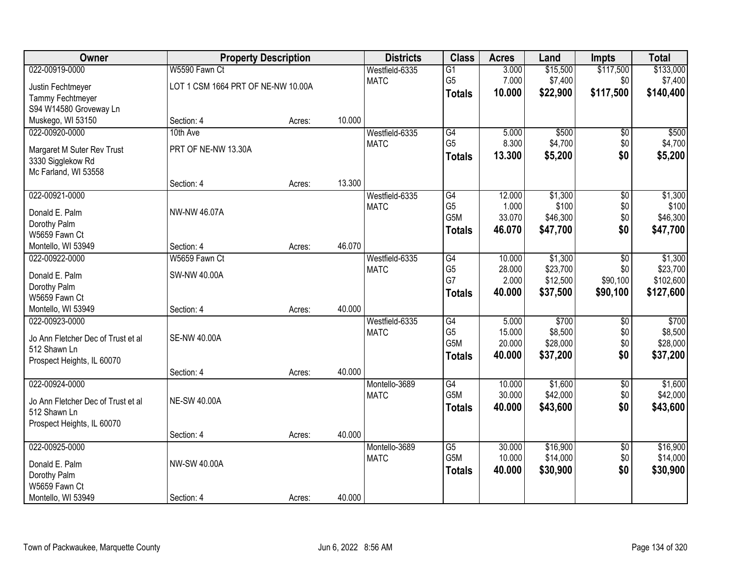| Owner | Property Description | | | Districts | Class | Acres | Land | Impts | Total |
|---|---|---|---|---|---|---|---|---|---|
| 022-00919-0000 | W5590 Fawn Ct | | | Westfield-6335 | G1 | 3.000 | $15,500 | $117,500 | $133,000 |
| Justin Fechtmeyer | LOT 1 CSM 1664 PRT OF NE-NW 10.00A | | | MATC | G5 | 7.000 | $7,400 | $0 | $7,400 |
| Tammy Fechtmeyer | | | | | **Totals** | **10.000** | **$22,900** | **$117,500** | **$140,400** |
| S94 W14580 Groveway Ln | | | | | | | | | |
| Muskego, WI 53150 | Section: 4 | Acres: | 10.000 | | | | | | |
| 022-00920-0000 | 10th Ave | | | Westfield-6335 | G4 | 5.000 | $500 | $0 | $500 |
| Margaret M Suter Rev Trust | PRT OF NE-NW 13.30A | | | MATC | G5 | 8.300 | $4,700 | $0 | $4,700 |
| 3330 Sigglekow Rd | | | | | **Totals** | **13.300** | **$5,200** | **$0** | **$5,200** |
| Mc Farland, WI 53558 | | | | | | | | | |
| | Section: 4 | Acres: | 13.300 | | | | | | |
| 022-00921-0000 | | | | Westfield-6335 | G4 | 12.000 | $1,300 | $0 | $1,300 |
| Donald E. Palm | NW-NW 46.07A | | | MATC | G5 | 1.000 | $100 | $0 | $100 |
| Dorothy Palm | | | | | G5M | 33.070 | $46,300 | $0 | $46,300 |
| W5659 Fawn Ct | | | | | **Totals** | **46.070** | **$47,700** | **$0** | **$47,700** |
| Montello, WI 53949 | Section: 4 | Acres: | 46.070 | | | | | | |
| 022-00922-0000 | W5659 Fawn Ct | | | Westfield-6335 | G4 | 10.000 | $1,300 | $0 | $1,300 |
| Donald E. Palm | SW-NW 40.00A | | | MATC | G5 | 28.000 | $23,700 | $0 | $23,700 |
| Dorothy Palm | | | | | G7 | 2.000 | $12,500 | $90,100 | $102,600 |
| W5659 Fawn Ct | | | | | **Totals** | **40.000** | **$37,500** | **$90,100** | **$127,600** |
| Montello, WI 53949 | Section: 4 | Acres: | 40.000 | | | | | | |
| 022-00923-0000 | | | | Westfield-6335 | G4 | 5.000 | $700 | $0 | $700 |
| Jo Ann Fletcher Dec of Trust et al | SE-NW 40.00A | | | MATC | G5 | 15.000 | $8,500 | $0 | $8,500 |
| 512 Shawn Ln | | | | | G5M | 20.000 | $28,000 | $0 | $28,000 |
| Prospect Heights, IL 60070 | | | | | **Totals** | **40.000** | **$37,200** | **$0** | **$37,200** |
| | Section: 4 | Acres: | 40.000 | | | | | | |
| 022-00924-0000 | | | | Montello-3689 | G4 | 10.000 | $1,600 | $0 | $1,600 |
| Jo Ann Fletcher Dec of Trust et al | NE-SW 40.00A | | | MATC | G5M | 30.000 | $42,000 | $0 | $42,000 |
| 512 Shawn Ln | | | | | **Totals** | **40.000** | **$43,600** | **$0** | **$43,600** |
| Prospect Heights, IL 60070 | | | | | | | | | |
| | Section: 4 | Acres: | 40.000 | | | | | | |
| 022-00925-0000 | | | | Montello-3689 | G5 | 30.000 | $16,900 | $0 | $16,900 |
| Donald E. Palm | NW-SW 40.00A | | | MATC | G5M | 10.000 | $14,000 | $0 | $14,000 |
| Dorothy Palm | | | | | **Totals** | **40.000** | **$30,900** | **$0** | **$30,900** |
| W5659 Fawn Ct | | | | | | | | | |
| Montello, WI 53949 | Section: 4 | Acres: | 40.000 | | | | | | |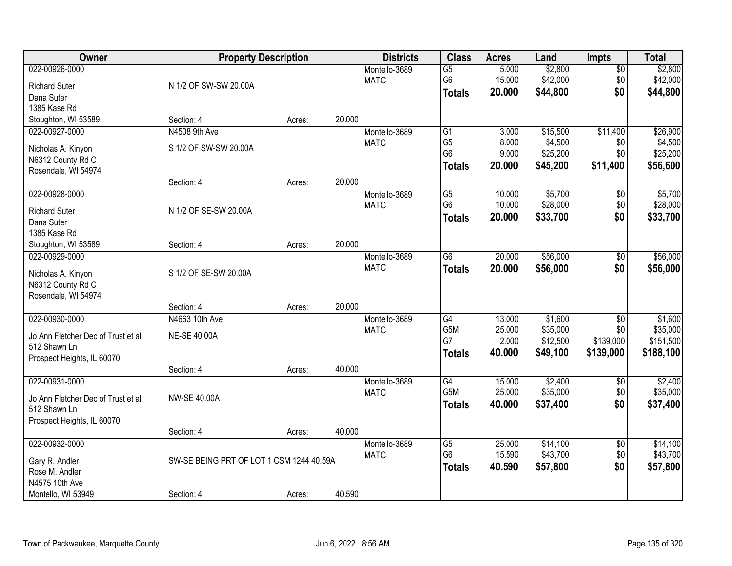| Owner | Property Description | | | Districts | Class | Acres | Land | Impts | Total |
|---|---|---|---|---|---|---|---|---|---|
| 022-00926-0000 | | | | Montello-3689 | G5 | 5.000 | $2,800 | $0 | $2,800 |
| Richard Suter | N 1/2 OF SW-SW 20.00A | | | MATC | G6 | 15.000 | $42,000 | $0 | $42,000 |
| Dana Suter | | | | | **Totals** | **20.000** | **$44,800** | **$0** | **$44,800** |
| 1385 Kase Rd | | | | | | | | | |
| Stoughton, WI 53589 | Section: 4 | Acres: | 20.000 | | | | | | |
| 022-00927-0000 | N4508 9th Ave | | | Montello-3689 | G1 | 3.000 | $15,500 | $11,400 | $26,900 |
| Nicholas A. Kinyon | S 1/2 OF SW-SW 20.00A | | | MATC | G5 | 8.000 | $4,500 | $0 | $4,500 |
| N6312 County Rd C | | | | | G6 | 9.000 | $25,200 | $0 | $25,200 |
| Rosendale, WI 54974 | | | | | **Totals** | **20.000** | **$45,200** | **$11,400** | **$56,600** |
| | Section: 4 | Acres: | 20.000 | | | | | | |
| 022-00928-0000 | | | | Montello-3689 | G5 | 10.000 | $5,700 | $0 | $5,700 |
| Richard Suter | N 1/2 OF SE-SW 20.00A | | | MATC | G6 | 10.000 | $28,000 | $0 | $28,000 |
| Dana Suter | | | | | **Totals** | **20.000** | **$33,700** | **$0** | **$33,700** |
| 1385 Kase Rd | | | | | | | | | |
| Stoughton, WI 53589 | Section: 4 | Acres: | 20.000 | | | | | | |
| 022-00929-0000 | | | | Montello-3689 | G6 | 20.000 | $56,000 | $0 | $56,000 |
| Nicholas A. Kinyon | S 1/2 OF SE-SW 20.00A | | | MATC | **Totals** | **20.000** | **$56,000** | **$0** | **$56,000** |
| N6312 County Rd C | | | | | | | | | |
| Rosendale, WI 54974 | | | | | | | | | |
| | Section: 4 | Acres: | 20.000 | | | | | | |
| 022-00930-0000 | N4663 10th Ave | | | Montello-3689 | G4 | 13.000 | $1,600 | $0 | $1,600 |
| Jo Ann Fletcher Dec of Trust et al | NE-SE 40.00A | | | MATC | G5M | 25.000 | $35,000 | $0 | $35,000 |
| 512 Shawn Ln | | | | | G7 | 2.000 | $12,500 | $139,000 | $151,500 |
| Prospect Heights, IL 60070 | | | | | **Totals** | **40.000** | **$49,100** | **$139,000** | **$188,100** |
| | Section: 4 | Acres: | 40.000 | | | | | | |
| 022-00931-0000 | | | | Montello-3689 | G4 | 15.000 | $2,400 | $0 | $2,400 |
| Jo Ann Fletcher Dec of Trust et al | NW-SE 40.00A | | | MATC | G5M | 25.000 | $35,000 | $0 | $35,000 |
| 512 Shawn Ln | | | | | **Totals** | **40.000** | **$37,400** | **$0** | **$37,400** |
| Prospect Heights, IL 60070 | | | | | | | | | |
| | Section: 4 | Acres: | 40.000 | | | | | | |
| 022-00932-0000 | | | | Montello-3689 | G5 | 25.000 | $14,100 | $0 | $14,100 |
| Gary R. Andler | SW-SE BEING PRT OF LOT 1 CSM 1244 40.59A | | | MATC | G6 | 15.590 | $43,700 | $0 | $43,700 |
| Rose M. Andler | | | | | **Totals** | **40.590** | **$57,800** | **$0** | **$57,800** |
| N4575 10th Ave | | | | | | | | | |
| Montello, WI 53949 | Section: 4 | Acres: | 40.590 | | | | | | |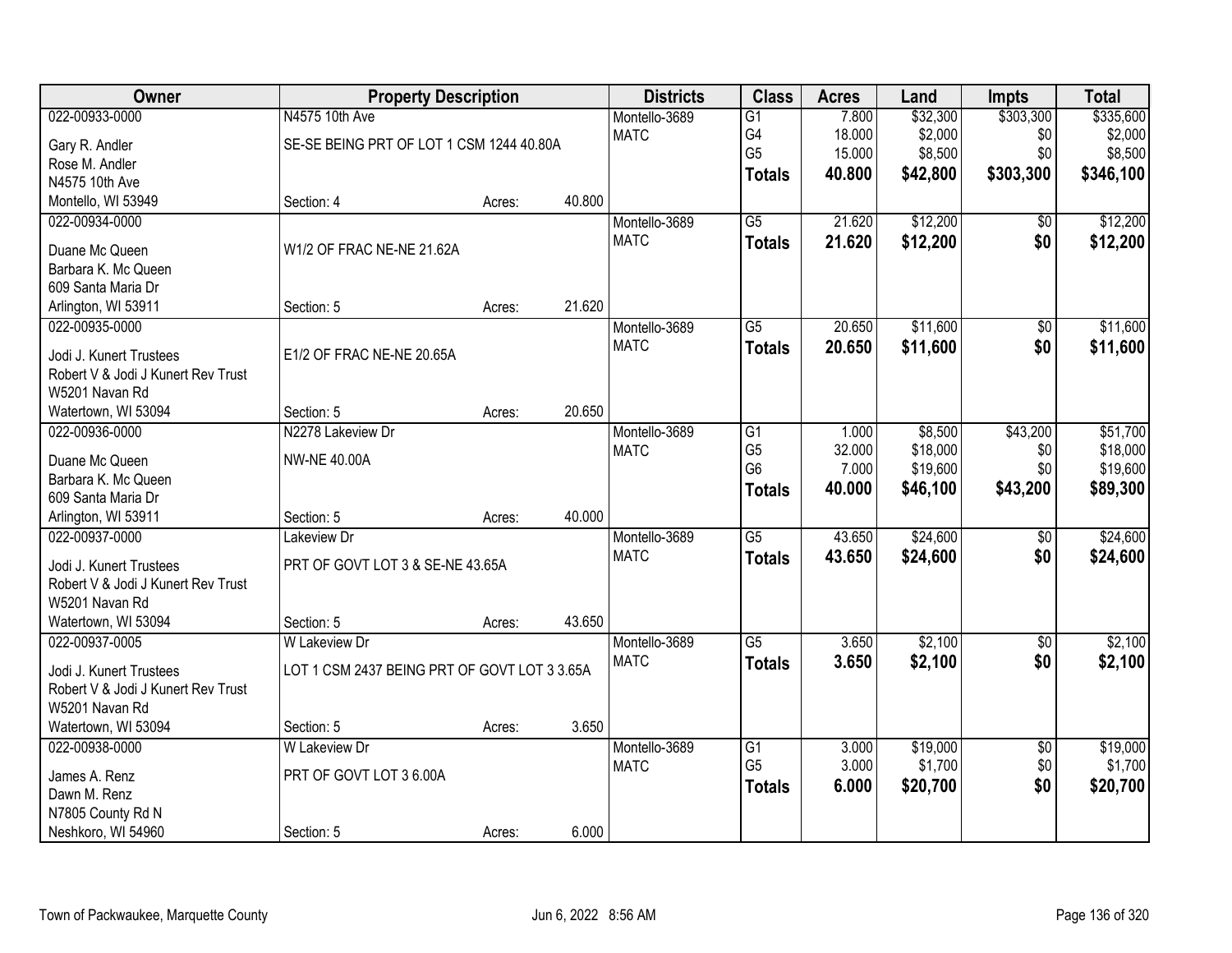| Owner | Property Description | | | Districts | Class | Acres | Land | Impts | Total |
|---|---|---|---|---|---|---|---|---|---|
| 022-00933-0000 | N4575 10th Ave | | | Montello-3689 | G1 | 7.800 | $32,300 | $303,300 | $335,600 |
| Gary R. Andler | SE-SE BEING PRT OF LOT 1 CSM 1244 40.80A | | | MATC | G4 | 18.000 | $2,000 | $0 | $2,000 |
| Rose M. Andler | | | | | G5 | 15.000 | $8,500 | $0 | $8,500 |
| N4575 10th Ave | | | | | **Totals** | **40.800** | **$42,800** | **$303,300** | **$346,100** |
| Montello, WI 53949 | Section: 4 | Acres: | 40.800 | | | | | | |
| 022-00934-0000 | | | | Montello-3689 | G5 | 21.620 | $12,200 | $0 | $12,200 |
| Duane Mc Queen | W1/2 OF FRAC NE-NE 21.62A | | | MATC | **Totals** | **21.620** | **$12,200** | **$0** | **$12,200** |
| Barbara K. Mc Queen | | | | | | | | | |
| 609 Santa Maria Dr | | | | | | | | | |
| Arlington, WI 53911 | Section: 5 | Acres: | 21.620 | | | | | | |
| 022-00935-0000 | | | | Montello-3689 | G5 | 20.650 | $11,600 | $0 | $11,600 |
| Jodi J. Kunert Trustees | E1/2 OF FRAC NE-NE 20.65A | | | MATC | **Totals** | **20.650** | **$11,600** | **$0** | **$11,600** |
| Robert V & Jodi J Kunert Rev Trust | | | | | | | | | |
| W5201 Navan Rd | | | | | | | | | |
| Watertown, WI 53094 | Section: 5 | Acres: | 20.650 | | | | | | |
| 022-00936-0000 | N2278 Lakeview Dr | | | Montello-3689 | G1 | 1.000 | $8,500 | $43,200 | $51,700 |
| Duane Mc Queen | NW-NE 40.00A | | | MATC | G5 | 32.000 | $18,000 | $0 | $18,000 |
| Barbara K. Mc Queen | | | | | G6 | 7.000 | $19,600 | $0 | $19,600 |
| 609 Santa Maria Dr | | | | | **Totals** | **40.000** | **$46,100** | **$43,200** | **$89,300** |
| Arlington, WI 53911 | Section: 5 | Acres: | 40.000 | | | | | | |
| 022-00937-0000 | Lakeview Dr | | | Montello-3689 | G5 | 43.650 | $24,600 | $0 | $24,600 |
| Jodi J. Kunert Trustees | PRT OF GOVT LOT 3 & SE-NE 43.65A | | | MATC | **Totals** | **43.650** | **$24,600** | **$0** | **$24,600** |
| Robert V & Jodi J Kunert Rev Trust | | | | | | | | | |
| W5201 Navan Rd | | | | | | | | | |
| Watertown, WI 53094 | Section: 5 | Acres: | 43.650 | | | | | | |
| 022-00937-0005 | W Lakeview Dr | | | Montello-3689 | G5 | 3.650 | $2,100 | $0 | $2,100 |
| Jodi J. Kunert Trustees | LOT 1 CSM 2437 BEING PRT OF GOVT LOT 3 3.65A | | | MATC | **Totals** | **3.650** | **$2,100** | **$0** | **$2,100** |
| Robert V & Jodi J Kunert Rev Trust | | | | | | | | | |
| W5201 Navan Rd | | | | | | | | | |
| Watertown, WI 53094 | Section: 5 | Acres: | 3.650 | | | | | | |
| 022-00938-0000 | W Lakeview Dr | | | Montello-3689 | G1 | 3.000 | $19,000 | $0 | $19,000 |
| James A. Renz | PRT OF GOVT LOT 3 6.00A | | | MATC | G5 | 3.000 | $1,700 | $0 | $1,700 |
| Dawn M. Renz | | | | | **Totals** | **6.000** | **$20,700** | **$0** | **$20,700** |
| N7805 County Rd N | | | | | | | | | |
| Neshkoro, WI 54960 | Section: 5 | Acres: | 6.000 | | | | | | |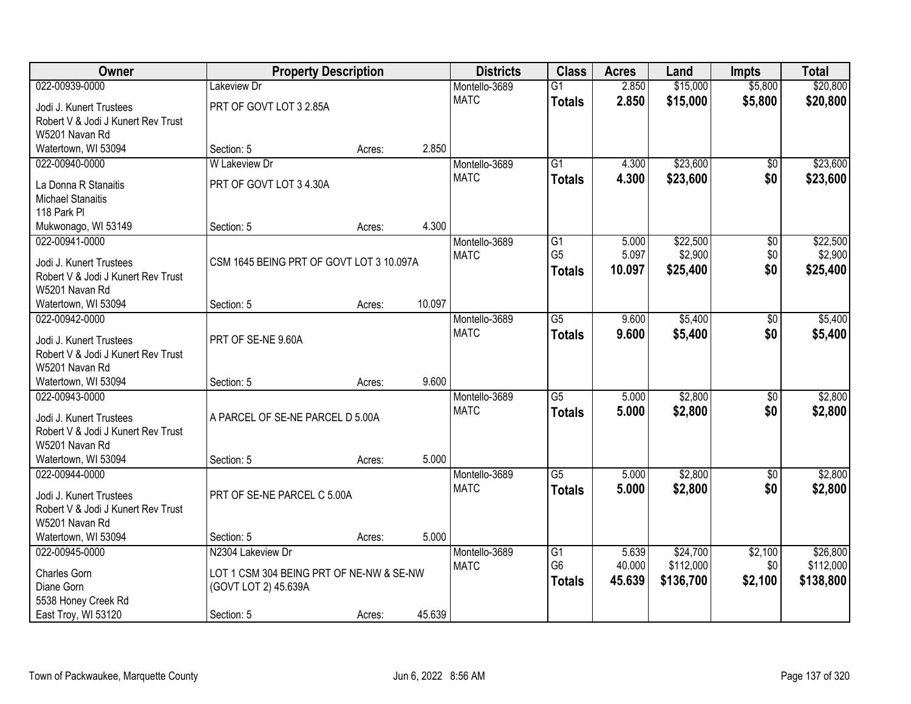| Owner | Property Description | | | Districts | Class | Acres | Land | Impts | Total |
|---|---|---|---|---|---|---|---|---|---|
| 022-00939-0000 | Lakeview Dr | | | Montello-3689 | G1 | 2.850 | $15,000 | $5,800 | $20,800 |
| Jodi J. Kunert Trustees | PRT OF GOVT LOT 3 2.85A | | | MATC | **Totals** | **2.850** | **$15,000** | **$5,800** | **$20,800** |
| Robert V & Jodi J Kunert Rev Trust | | | | | | | | | |
| W5201 Navan Rd | | | | | | | | | |
| Watertown, WI 53094 | Section: 5 | Acres: | 2.850 | | | | | | |
| 022-00940-0000 | W Lakeview Dr | | | Montello-3689 | G1 | 4.300 | $23,600 | $0 | $23,600 |
| La Donna R Stanaitis | PRT OF GOVT LOT 3 4.30A | | | MATC | **Totals** | **4.300** | **$23,600** | **$0** | **$23,600** |
| Michael Stanaitis | | | | | | | | | |
| 118 Park Pl | | | | | | | | | |
| Mukwonago, WI 53149 | Section: 5 | Acres: | 4.300 | | | | | | |
| 022-00941-0000 | | | | Montello-3689 | G1 | 5.000 | $22,500 | $0 | $22,500 |
| Jodi J. Kunert Trustees | CSM 1645 BEING PRT OF GOVT LOT 3 10.097A | | | MATC | G5 | 5.097 | $2,900 | $0 | $2,900 |
| Robert V & Jodi J Kunert Rev Trust | | | | | **Totals** | **10.097** | **$25,400** | **$0** | **$25,400** |
| W5201 Navan Rd | | | | | | | | | |
| Watertown, WI 53094 | Section: 5 | Acres: | 10.097 | | | | | | |
| 022-00942-0000 | | | | Montello-3689 | G5 | 9.600 | $5,400 | $0 | $5,400 |
| Jodi J. Kunert Trustees | PRT OF SE-NE 9.60A | | | MATC | **Totals** | **9.600** | **$5,400** | **$0** | **$5,400** |
| Robert V & Jodi J Kunert Rev Trust | | | | | | | | | |
| W5201 Navan Rd | | | | | | | | | |
| Watertown, WI 53094 | Section: 5 | Acres: | 9.600 | | | | | | |
| 022-00943-0000 | | | | Montello-3689 | G5 | 5.000 | $2,800 | $0 | $2,800 |
| Jodi J. Kunert Trustees | A PARCEL OF SE-NE PARCEL D 5.00A | | | MATC | **Totals** | **5.000** | **$2,800** | **$0** | **$2,800** |
| Robert V & Jodi J Kunert Rev Trust | | | | | | | | | |
| W5201 Navan Rd | | | | | | | | | |
| Watertown, WI 53094 | Section: 5 | Acres: | 5.000 | | | | | | |
| 022-00944-0000 | | | | Montello-3689 | G5 | 5.000 | $2,800 | $0 | $2,800 |
| Jodi J. Kunert Trustees | PRT OF SE-NE PARCEL C 5.00A | | | MATC | **Totals** | **5.000** | **$2,800** | **$0** | **$2,800** |
| Robert V & Jodi J Kunert Rev Trust | | | | | | | | | |
| W5201 Navan Rd | | | | | | | | | |
| Watertown, WI 53094 | Section: 5 | Acres: | 5.000 | | | | | | |
| 022-00945-0000 | N2304 Lakeview Dr | | | Montello-3689 | G1 | 5.639 | $24,700 | $2,100 | $26,800 |
| Charles Gorn | LOT 1 CSM 304 BEING PRT OF NE-NW & SE-NW | | | MATC | G6 | 40.000 | $112,000 | $0 | $112,000 |
| Diane Gorn | (GOVT LOT 2) 45.639A | | | | **Totals** | **45.639** | **$136,700** | **$2,100** | **$138,800** |
| 5538 Honey Creek Rd | | | | | | | | | |
| East Troy, WI 53120 | Section: 5 | Acres: | 45.639 | | | | | | |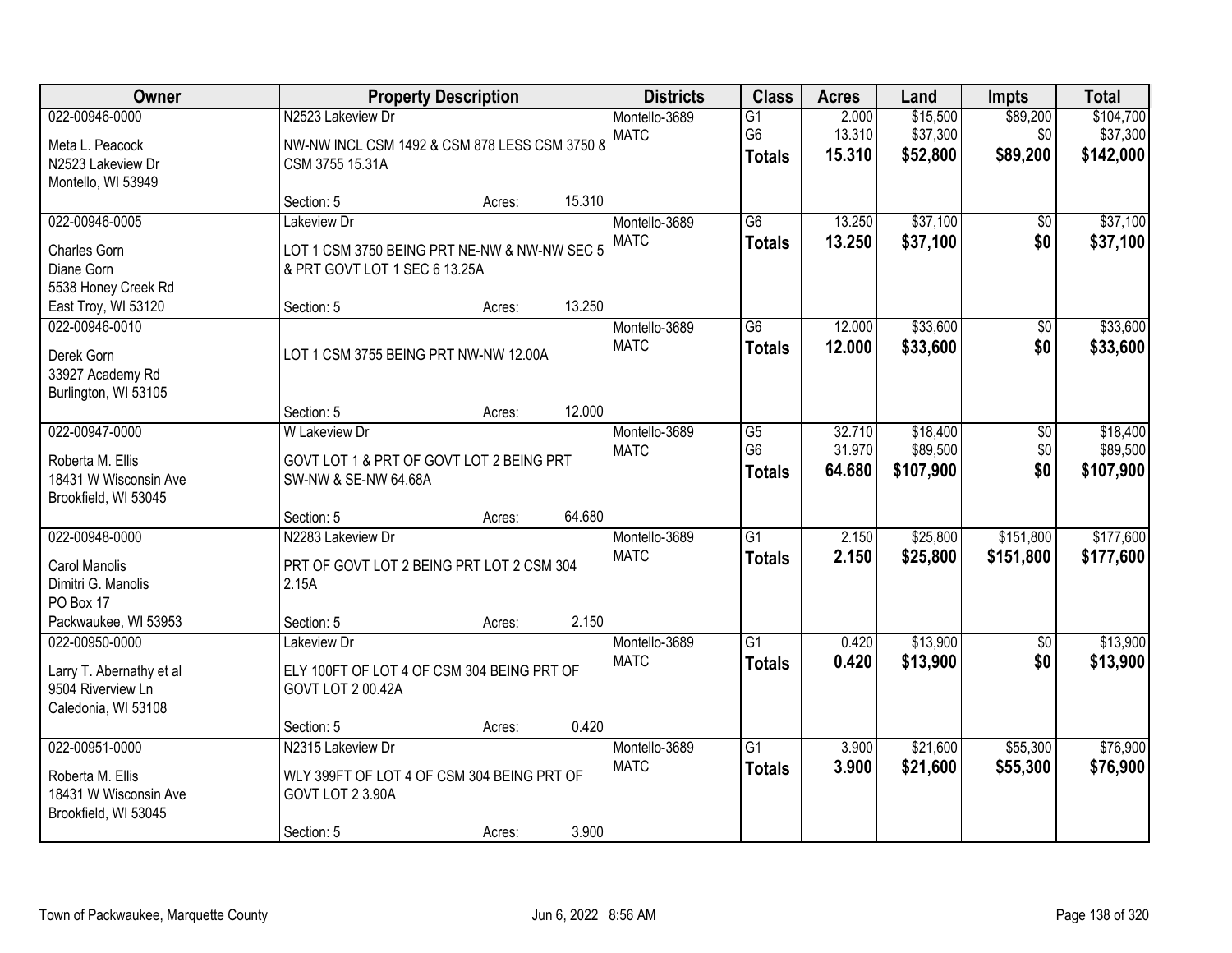| Owner | Property Description | | | Districts | Class | Acres | Land | Impts | Total |
|---|---|---|---|---|---|---|---|---|---|
| 022-00946-0000 | N2523 Lakeview Dr | | | Montello-3689 | G1 | 2.000 | $15,500 | $89,200 | $104,700 |
| Meta L. Peacock | NW-NW INCL CSM 1492 & CSM 878 LESS CSM 3750 & | | | MATC | G6 | 13.310 | $37,300 | $0 | $37,300 |
| N2523 Lakeview Dr | CSM 3755 15.31A | | | | **Totals** | **15.310** | **$52,800** | **$89,200** | **$142,000** |
| Montello, WI 53949 | | | | | | | | | |
| | Section: 5 | Acres: | 15.310 | | | | | | |
| 022-00946-0005 | Lakeview Dr | | | Montello-3689 | G6 | 13.250 | $37,100 | $0 | $37,100 |
| Charles Gorn | LOT 1 CSM 3750 BEING PRT NE-NW & NW-NW SEC 5 | | | MATC | **Totals** | **13.250** | **$37,100** | **$0** | **$37,100** |
| Diane Gorn | & PRT GOVT LOT 1 SEC 6 13.25A | | | | | | | | |
| 5538 Honey Creek Rd | | | | | | | | | |
| East Troy, WI 53120 | Section: 5 | Acres: | 13.250 | | | | | | |
| 022-00946-0010 | | | | Montello-3689 | G6 | 12.000 | $33,600 | $0 | $33,600 |
| Derek Gorn | LOT 1 CSM 3755 BEING PRT NW-NW 12.00A | | | MATC | **Totals** | **12.000** | **$33,600** | **$0** | **$33,600** |
| 33927 Academy Rd | | | | | | | | | |
| Burlington, WI 53105 | | | | | | | | | |
| | Section: 5 | Acres: | 12.000 | | | | | | |
| 022-00947-0000 | W Lakeview Dr | | | Montello-3689 | G5 | 32.710 | $18,400 | $0 | $18,400 |
| Roberta M. Ellis | GOVT LOT 1 & PRT OF GOVT LOT 2 BEING PRT | | | MATC | G6 | 31.970 | $89,500 | $0 | $89,500 |
| 18431 W Wisconsin Ave | SW-NW & SE-NW 64.68A | | | | **Totals** | **64.680** | **$107,900** | **$0** | **$107,900** |
| Brookfield, WI 53045 | | | | | | | | | |
| | Section: 5 | Acres: | 64.680 | | | | | | |
| 022-00948-0000 | N2283 Lakeview Dr | | | Montello-3689 | G1 | 2.150 | $25,800 | $151,800 | $177,600 |
| Carol Manolis | PRT OF GOVT LOT 2 BEING PRT LOT 2 CSM 304 | | | MATC | **Totals** | **2.150** | **$25,800** | **$151,800** | **$177,600** |
| Dimitri G. Manolis | 2.15A | | | | | | | | |
| PO Box 17 | | | | | | | | | |
| Packwaukee, WI 53953 | Section: 5 | Acres: | 2.150 | | | | | | |
| 022-00950-0000 | Lakeview Dr | | | Montello-3689 | G1 | 0.420 | $13,900 | $0 | $13,900 |
| Larry T. Abernathy et al | ELY 100FT OF LOT 4 OF CSM 304 BEING PRT OF | | | MATC | **Totals** | **0.420** | **$13,900** | **$0** | **$13,900** |
| 9504 Riverview Ln | GOVT LOT 2 00.42A | | | | | | | | |
| Caledonia, WI 53108 | | | | | | | | | |
| | Section: 5 | Acres: | 0.420 | | | | | | |
| 022-00951-0000 | N2315 Lakeview Dr | | | Montello-3689 | G1 | 3.900 | $21,600 | $55,300 | $76,900 |
| Roberta M. Ellis | WLY 399FT OF LOT 4 OF CSM 304 BEING PRT OF | | | MATC | **Totals** | **3.900** | **$21,600** | **$55,300** | **$76,900** |
| 18431 W Wisconsin Ave | GOVT LOT 2 3.90A | | | | | | | | |
| Brookfield, WI 53045 | | | | | | | | | |
| | Section: 5 | Acres: | 3.900 | | | | | | |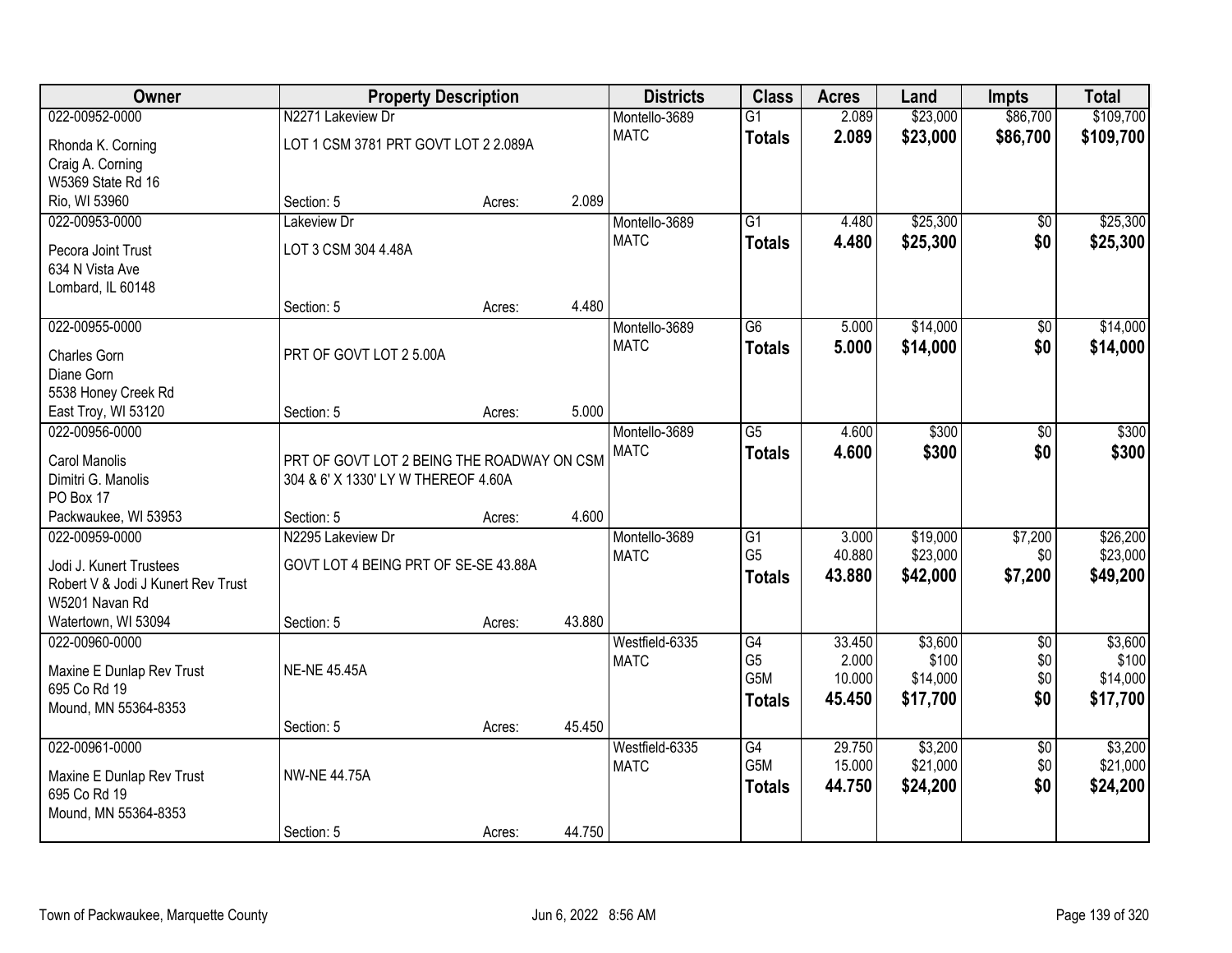| Owner | Property Description | | | Districts | Class | Acres | Land | Impts | Total |
|---|---|---|---|---|---|---|---|---|---|
| 022-00952-0000 | N2271 Lakeview Dr | | | Montello-3689 | G1 | 2.089 | $23,000 | $86,700 | $109,700 |
| Rhonda K. Corning | LOT 1 CSM 3781 PRT GOVT LOT 2 2.089A | | | MATC | **Totals** | **2.089** | **$23,000** | **$86,700** | **$109,700** |
| Craig A. Corning | | | | | | | | | |
| W5369 State Rd 16 | | | | | | | | | |
| Rio, WI 53960 | Section: 5 | Acres: | 2.089 | | | | | | |
| 022-00953-0000 | Lakeview Dr | | | Montello-3689 | G1 | 4.480 | $25,300 | $0 | $25,300 |
| Pecora Joint Trust | LOT 3 CSM 304 4.48A | | | MATC | **Totals** | **4.480** | **$25,300** | **$0** | **$25,300** |
| 634 N Vista Ave | | | | | | | | | |
| Lombard, IL 60148 | | | | | | | | | |
| | Section: 5 | Acres: | 4.480 | | | | | | |
| 022-00955-0000 | | | | Montello-3689 | G6 | 5.000 | $14,000 | $0 | $14,000 |
| Charles Gorn | PRT OF GOVT LOT 2 5.00A | | | MATC | **Totals** | **5.000** | **$14,000** | **$0** | **$14,000** |
| Diane Gorn | | | | | | | | | |
| 5538 Honey Creek Rd | | | | | | | | | |
| East Troy, WI 53120 | Section: 5 | Acres: | 5.000 | | | | | | |
| 022-00956-0000 | | | | Montello-3689 | G5 | 4.600 | $300 | $0 | $300 |
| Carol Manolis | PRT OF GOVT LOT 2 BEING THE ROADWAY ON CSM | | | MATC | **Totals** | **4.600** | **$300** | **$0** | **$300** |
| Dimitri G. Manolis | 304 & 6' X 1330' LY W THEREOF 4.60A | | | | | | | | |
| PO Box 17 | | | | | | | | | |
| Packwaukee, WI 53953 | Section: 5 | Acres: | 4.600 | | | | | | |
| 022-00959-0000 | N2295 Lakeview Dr | | | Montello-3689 | G1 | 3.000 | $19,000 | $7,200 | $26,200 |
| Jodi J. Kunert Trustees | GOVT LOT 4 BEING PRT OF SE-SE 43.88A | | | MATC | G5 | 40.880 | $23,000 | $0 | $23,000 |
| Robert V & Jodi J Kunert Rev Trust | | | | | **Totals** | **43.880** | **$42,000** | **$7,200** | **$49,200** |
| W5201 Navan Rd | | | | | | | | | |
| Watertown, WI 53094 | Section: 5 | Acres: | 43.880 | | | | | | |
| 022-00960-0000 | | | | Westfield-6335 | G4 | 33.450 | $3,600 | $0 | $3,600 |
| Maxine E Dunlap Rev Trust | NE-NE 45.45A | | | MATC | G5 | 2.000 | $100 | $0 | $100 |
| 695 Co Rd 19 | | | | | G5M | 10.000 | $14,000 | $0 | $14,000 |
| Mound, MN 55364-8353 | | | | | **Totals** | **45.450** | **$17,700** | **$0** | **$17,700** |
| | Section: 5 | Acres: | 45.450 | | | | | | |
| 022-00961-0000 | | | | Westfield-6335 | G4 | 29.750 | $3,200 | $0 | $3,200 |
| Maxine E Dunlap Rev Trust | NW-NE 44.75A | | | MATC | G5M | 15.000 | $21,000 | $0 | $21,000 |
| 695 Co Rd 19 | | | | | **Totals** | **44.750** | **$24,200** | **$0** | **$24,200** |
| Mound, MN 55364-8353 | | | | | | | | | |
| | Section: 5 | Acres: | 44.750 | | | | | | |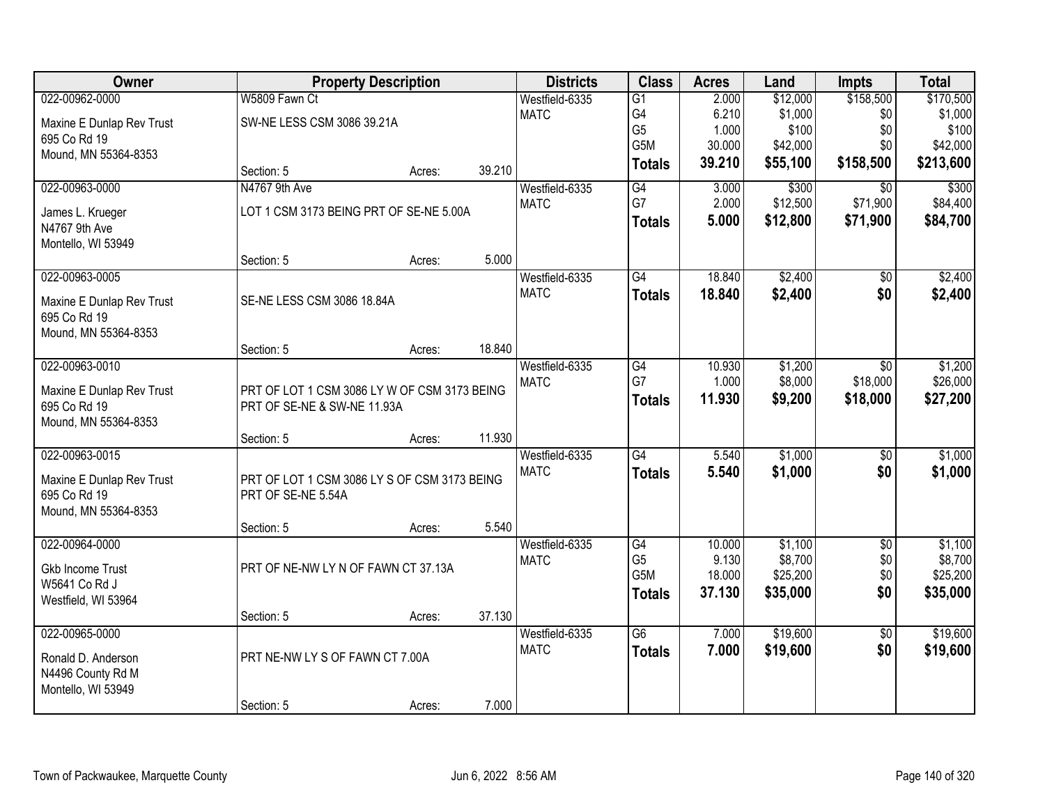| Owner | Property Description | Districts | Class | Acres | Land | Impts | Total |
|---|---|---|---|---|---|---|---|
| 022-00962-0000<br>Maxine E Dunlap Rev Trust<br>695 Co Rd 19<br>Mound, MN 55364-8353 | W5809 Fawn Ct<br>SW-NE LESS CSM 3086 39.21A<br>Section: 5 Acres: 39.210 | Westfield-6335<br>MATC | G1<br>G4<br>G5<br>G5M<br>**Totals** | 2.000<br>6.210<br>1.000<br>30.000<br>**39.210** | $12,000<br>$1,000<br>$100<br>$42,000<br>**$55,100** | $158,500<br>$0<br>$0<br>$0<br>**$158,500** | $170,500<br>$1,000<br>$100<br>$42,000<br>**$213,600** |
| 022-00963-0000<br>James L. Krueger<br>N4767 9th Ave<br>Montello, WI 53949 | N4767 9th Ave<br>LOT 1 CSM 3173 BEING PRT OF SE-NE 5.00A<br>Section: 5 Acres: 5.000 | Westfield-6335<br>MATC | G4<br>G7<br>**Totals** | 3.000<br>2.000<br>**5.000** | $300<br>$12,500<br>**$12,800** | $0<br>$71,900<br>**$71,900** | $300<br>$84,400<br>**$84,700** |
| 022-00963-0005<br>Maxine E Dunlap Rev Trust<br>695 Co Rd 19<br>Mound, MN 55364-8353 | SE-NE LESS CSM 3086 18.84A<br>Section: 5 Acres: 18.840 | Westfield-6335<br>MATC | G4<br>**Totals** | 18.840<br>**18.840** | $2,400<br>**$2,400** | $0<br>**$0** | $2,400<br>**$2,400** |
| 022-00963-0010<br>Maxine E Dunlap Rev Trust<br>695 Co Rd 19<br>Mound, MN 55364-8353 | PRT OF LOT 1 CSM 3086 LY W OF CSM 3173 BEING PRT OF SE-NE & SW-NE 11.93A<br>Section: 5 Acres: 11.930 | Westfield-6335<br>MATC | G4<br>G7<br>**Totals** | 10.930<br>1.000<br>**11.930** | $1,200<br>$8,000<br>**$9,200** | $0<br>$18,000<br>**$18,000** | $1,200<br>$26,000<br>**$27,200** |
| 022-00963-0015<br>Maxine E Dunlap Rev Trust<br>695 Co Rd 19<br>Mound, MN 55364-8353 | PRT OF LOT 1 CSM 3086 LY S OF CSM 3173 BEING PRT OF SE-NE 5.54A<br>Section: 5 Acres: 5.540 | Westfield-6335<br>MATC | G4<br>**Totals** | 5.540<br>**5.540** | $1,000<br>**$1,000** | $0<br>**$0** | $1,000<br>**$1,000** |
| 022-00964-0000<br>Gkb Income Trust<br>W5641 Co Rd J<br>Westfield, WI 53964 | PRT OF NE-NW LY N OF FAWN CT 37.13A<br>Section: 5 Acres: 37.130 | Westfield-6335<br>MATC | G4<br>G5<br>G5M<br>**Totals** | 10.000<br>9.130<br>18.000<br>**37.130** | $1,100<br>$8,700<br>$25,200<br>**$35,000** | $0<br>$0<br>$0<br>**$0** | $1,100<br>$8,700<br>$25,200<br>**$35,000** |
| 022-00965-0000<br>Ronald D. Anderson<br>N4496 County Rd M<br>Montello, WI 53949 | PRT NE-NW LY S OF FAWN CT 7.00A<br>Section: 5 Acres: 7.000 | Westfield-6335<br>MATC | G6<br>**Totals** | 7.000<br>**7.000** | $19,600<br>**$19,600** | $0<br>**$0** | $19,600<br>**$19,600** |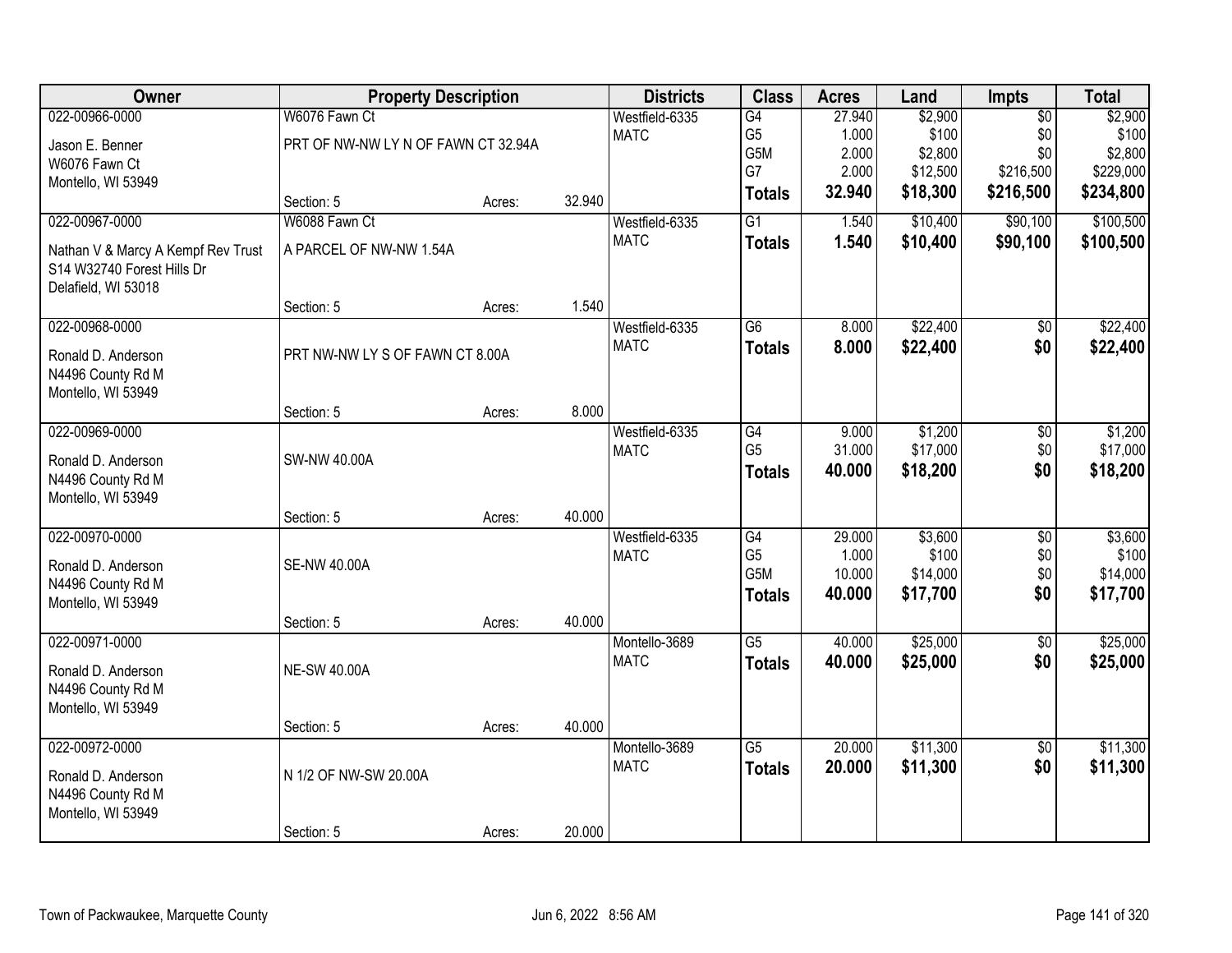| Owner | Property Description | | | Districts | Class | Acres | Land | Impts | Total |
|---|---|---|---|---|---|---|---|---|---|
| 022-00966-0000 | W6076 Fawn Ct | | | Westfield-6335 | G4 | 27.940 | $2,900 | $0 | $2,900 |
| Jason E. Benner | PRT OF NW-NW LY N OF FAWN CT 32.94A | | | MATC | G5 | 1.000 | $100 | $0 | $100 |
| W6076 Fawn Ct | | | | | G5M | 2.000 | $2,800 | $0 | $2,800 |
| Montello, WI 53949 | | | | | G7 | 2.000 | $12,500 | $216,500 | $229,000 |
| | Section: 5 | Acres: | 32.940 | | **Totals** | **32.940** | **$18,300** | **$216,500** | **$234,800** |
| 022-00967-0000 | W6088 Fawn Ct | | | Westfield-6335 | G1 | 1.540 | $10,400 | $90,100 | $100,500 |
| Nathan V & Marcy A Kempf Rev Trust | A PARCEL OF NW-NW 1.54A | | | MATC | **Totals** | **1.540** | **$10,400** | **$90,100** | **$100,500** |
| S14 W32740 Forest Hills Dr | | | | | | | | | |
| Delafield, WI 53018 | | | | | | | | | |
| | Section: 5 | Acres: | 1.540 | | | | | | |
| 022-00968-0000 | | | | Westfield-6335 | G6 | 8.000 | $22,400 | $0 | $22,400 |
| Ronald D. Anderson | PRT NW-NW LY S OF FAWN CT 8.00A | | | MATC | **Totals** | **8.000** | **$22,400** | **$0** | **$22,400** |
| N4496 County Rd M | | | | | | | | | |
| Montello, WI 53949 | | | | | | | | | |
| | Section: 5 | Acres: | 8.000 | | | | | | |
| 022-00969-0000 | | | | Westfield-6335 | G4 | 9.000 | $1,200 | $0 | $1,200 |
| Ronald D. Anderson | SW-NW 40.00A | | | MATC | G5 | 31.000 | $17,000 | $0 | $17,000 |
| N4496 County Rd M | | | | | **Totals** | **40.000** | **$18,200** | **$0** | **$18,200** |
| Montello, WI 53949 | | | | | | | | | |
| | Section: 5 | Acres: | 40.000 | | | | | | |
| 022-00970-0000 | | | | Westfield-6335 | G4 | 29.000 | $3,600 | $0 | $3,600 |
| Ronald D. Anderson | SE-NW 40.00A | | | MATC | G5 | 1.000 | $100 | $0 | $100 |
| N4496 County Rd M | | | | | G5M | 10.000 | $14,000 | $0 | $14,000 |
| Montello, WI 53949 | | | | | **Totals** | **40.000** | **$17,700** | **$0** | **$17,700** |
| | Section: 5 | Acres: | 40.000 | | | | | | |
| 022-00971-0000 | | | | Montello-3689 | G5 | 40.000 | $25,000 | $0 | $25,000 |
| Ronald D. Anderson | NE-SW 40.00A | | | MATC | **Totals** | **40.000** | **$25,000** | **$0** | **$25,000** |
| N4496 County Rd M | | | | | | | | | |
| Montello, WI 53949 | | | | | | | | | |
| | Section: 5 | Acres: | 40.000 | | | | | | |
| 022-00972-0000 | | | | Montello-3689 | G5 | 20.000 | $11,300 | $0 | $11,300 |
| Ronald D. Anderson | N 1/2 OF NW-SW 20.00A | | | MATC | **Totals** | **20.000** | **$11,300** | **$0** | **$11,300** |
| N4496 County Rd M | | | | | | | | | |
| Montello, WI 53949 | | | | | | | | | |
| | Section: 5 | Acres: | 20.000 | | | | | | |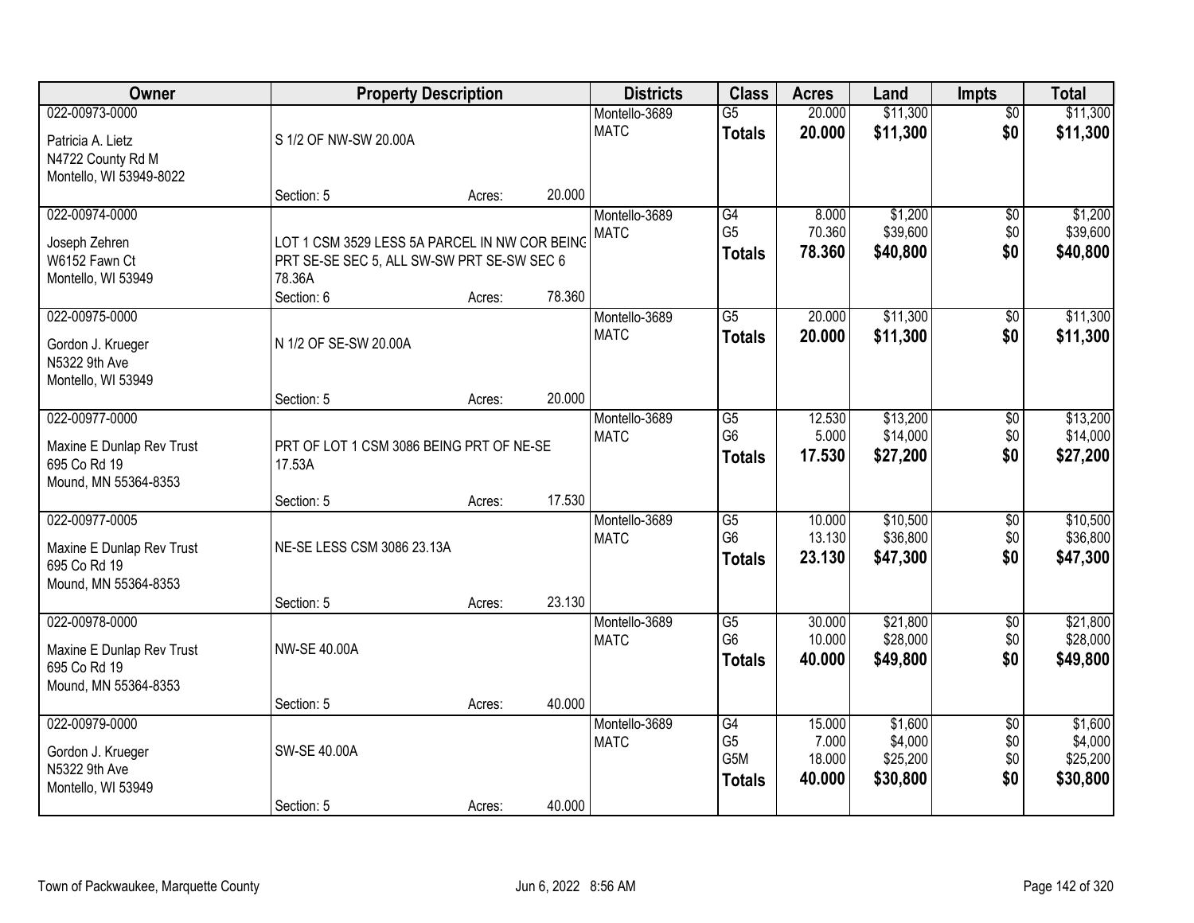| Owner | Property Description | Districts | Class | Acres | Land | Impts | Total |
|---|---|---|---|---|---|---|---|
| 022-00973-0000<br>Patricia A. Lietz<br>N4722 County Rd M<br>Montello, WI 53949-8022 | S 1/2 OF NW-SW 20.00A<br>Section: 5 Acres: 20.000 | Montello-3689<br>MATC | G5<br>**Totals** | 20.000<br>**20.000** | $11,300<br>**$11,300** | $0<br>**$0** | $11,300<br>**$11,300** |
| 022-00974-0000<br>Joseph Zehren<br>W6152 Fawn Ct<br>Montello, WI 53949 | LOT 1 CSM 3529 LESS 5A PARCEL IN NW COR BEING PRT SE-SE SEC 5, ALL SW-SW PRT SE-SW SEC 6 78.36A<br>Section: 6 Acres: 78.360 | Montello-3689<br>MATC | G4<br>G5<br>**Totals** | 8.000<br>70.360<br>**78.360** | $1,200<br>$39,600<br>**$40,800** | $0<br>$0<br>**$0** | $1,200<br>$39,600<br>**$40,800** |
| 022-00975-0000<br>Gordon J. Krueger<br>N5322 9th Ave<br>Montello, WI 53949 | N 1/2 OF SE-SW 20.00A<br>Section: 5 Acres: 20.000 | Montello-3689<br>MATC | G5<br>**Totals** | 20.000<br>**20.000** | $11,300<br>**$11,300** | $0<br>**$0** | $11,300<br>**$11,300** |
| 022-00977-0000<br>Maxine E Dunlap Rev Trust<br>695 Co Rd 19<br>Mound, MN 55364-8353 | PRT OF LOT 1 CSM 3086 BEING PRT OF NE-SE 17.53A<br>Section: 5 Acres: 17.530 | Montello-3689<br>MATC | G5<br>G6<br>**Totals** | 12.530<br>5.000<br>**17.530** | $13,200<br>$14,000<br>**$27,200** | $0<br>$0<br>**$0** | $13,200<br>$14,000<br>**$27,200** |
| 022-00977-0005<br>Maxine E Dunlap Rev Trust<br>695 Co Rd 19<br>Mound, MN 55364-8353 | NE-SE LESS CSM 3086 23.13A<br>Section: 5 Acres: 23.130 | Montello-3689<br>MATC | G5<br>G6<br>**Totals** | 10.000<br>13.130<br>**23.130** | $10,500<br>$36,800<br>**$47,300** | $0<br>$0<br>**$0** | $10,500<br>$36,800<br>**$47,300** |
| 022-00978-0000<br>Maxine E Dunlap Rev Trust<br>695 Co Rd 19<br>Mound, MN 55364-8353 | NW-SE 40.00A<br>Section: 5 Acres: 40.000 | Montello-3689<br>MATC | G5<br>G6<br>**Totals** | 30.000<br>10.000<br>**40.000** | $21,800<br>$28,000<br>**$49,800** | $0<br>$0<br>**$0** | $21,800<br>$28,000<br>**$49,800** |
| 022-00979-0000<br>Gordon J. Krueger<br>N5322 9th Ave<br>Montello, WI 53949 | SW-SE 40.00A<br>Section: 5 Acres: 40.000 | Montello-3689<br>MATC | G4<br>G5<br>G5M<br>**Totals** | 15.000<br>7.000<br>18.000<br>**40.000** | $1,600<br>$4,000<br>$25,200<br>**$30,800** | $0<br>$0<br>$0<br>**$0** | $1,600<br>$4,000<br>$25,200<br>**$30,800** |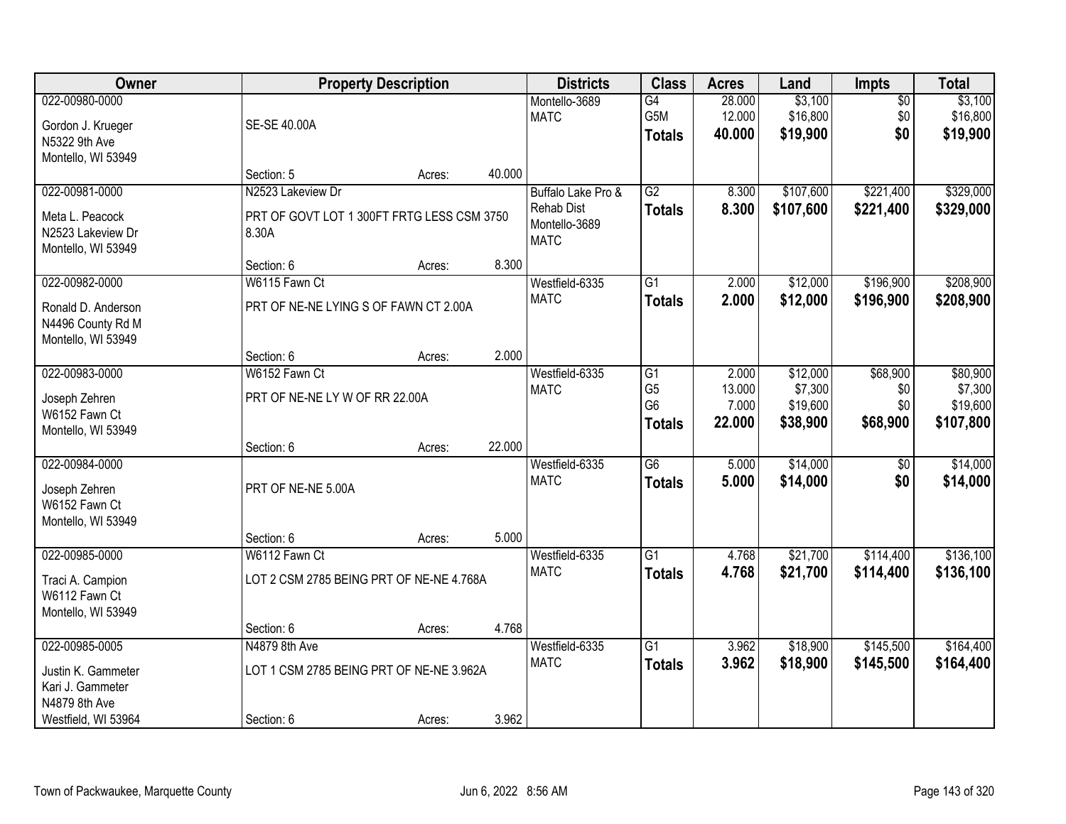| Owner | Property Description | Districts | Class | Acres | Land | Impts | Total |
|---|---|---|---|---|---|---|---|
| 022-00980-0000<br>Gordon J. Krueger<br>N5322 9th Ave<br>Montello, WI 53949 | SE-SE 40.00A<br>Section: 5 Acres: 40.000 | Montello-3689<br>MATC | G4<br>G5M<br>**Totals** | 28.000<br>12.000<br>**40.000** | $3,100<br>$16,800<br>**$19,900** | $0<br>$0<br>**$0** | $3,100<br>$16,800<br>**$19,900** |
| 022-00981-0000<br>Meta L. Peacock<br>N2523 Lakeview Dr<br>Montello, WI 53949 | N2523 Lakeview Dr<br>PRT OF GOVT LOT 1 300FT FRTG LESS CSM 3750 8.30A<br>Section: 6 Acres: 8.300 | Buffalo Lake Pro & Rehab Dist<br>Montello-3689<br>MATC | G2<br>**Totals** | 8.300<br>**8.300** | $107,600<br>**$107,600** | $221,400<br>**$221,400** | $329,000<br>**$329,000** |
| 022-00982-0000<br>Ronald D. Anderson<br>N4496 County Rd M<br>Montello, WI 53949 | W6115 Fawn Ct<br>PRT OF NE-NE LYING S OF FAWN CT 2.00A<br>Section: 6 Acres: 2.000 | Westfield-6335<br>MATC | G1<br>**Totals** | 2.000<br>**2.000** | $12,000<br>**$12,000** | $196,900<br>**$196,900** | $208,900<br>**$208,900** |
| 022-00983-0000<br>Joseph Zehren<br>W6152 Fawn Ct<br>Montello, WI 53949 | W6152 Fawn Ct<br>PRT OF NE-NE LY W OF RR 22.00A<br>Section: 6 Acres: 22.000 | Westfield-6335<br>MATC | G1<br>G5<br>G6<br>**Totals** | 2.000<br>13.000<br>7.000<br>**22.000** | $12,000<br>$7,300<br>$19,600<br>**$38,900** | $68,900<br>$0<br>$0<br>**$68,900** | $80,900<br>$7,300<br>$19,600<br>**$107,800** |
| 022-00984-0000<br>Joseph Zehren<br>W6152 Fawn Ct<br>Montello, WI 53949 | PRT OF NE-NE 5.00A<br>Section: 6 Acres: 5.000 | Westfield-6335<br>MATC | G6<br>**Totals** | 5.000<br>**5.000** | $14,000<br>**$14,000** | $0<br>**$0** | $14,000<br>**$14,000** |
| 022-00985-0000<br>Traci A. Campion<br>W6112 Fawn Ct<br>Montello, WI 53949 | W6112 Fawn Ct<br>LOT 2 CSM 2785 BEING PRT OF NE-NE 4.768A<br>Section: 6 Acres: 4.768 | Westfield-6335<br>MATC | G1<br>**Totals** | 4.768<br>**4.768** | $21,700<br>**$21,700** | $114,400<br>**$114,400** | $136,100<br>**$136,100** |
| 022-00985-0005<br>Justin K. Gammeter<br>Kari J. Gammeter<br>N4879 8th Ave<br>Westfield, WI 53964 | N4879 8th Ave<br>LOT 1 CSM 2785 BEING PRT OF NE-NE 3.962A<br>Section: 6 Acres: 3.962 | Westfield-6335<br>MATC | G1<br>**Totals** | 3.962<br>**3.962** | $18,900<br>**$18,900** | $145,500<br>**$145,500** | $164,400<br>**$164,400** |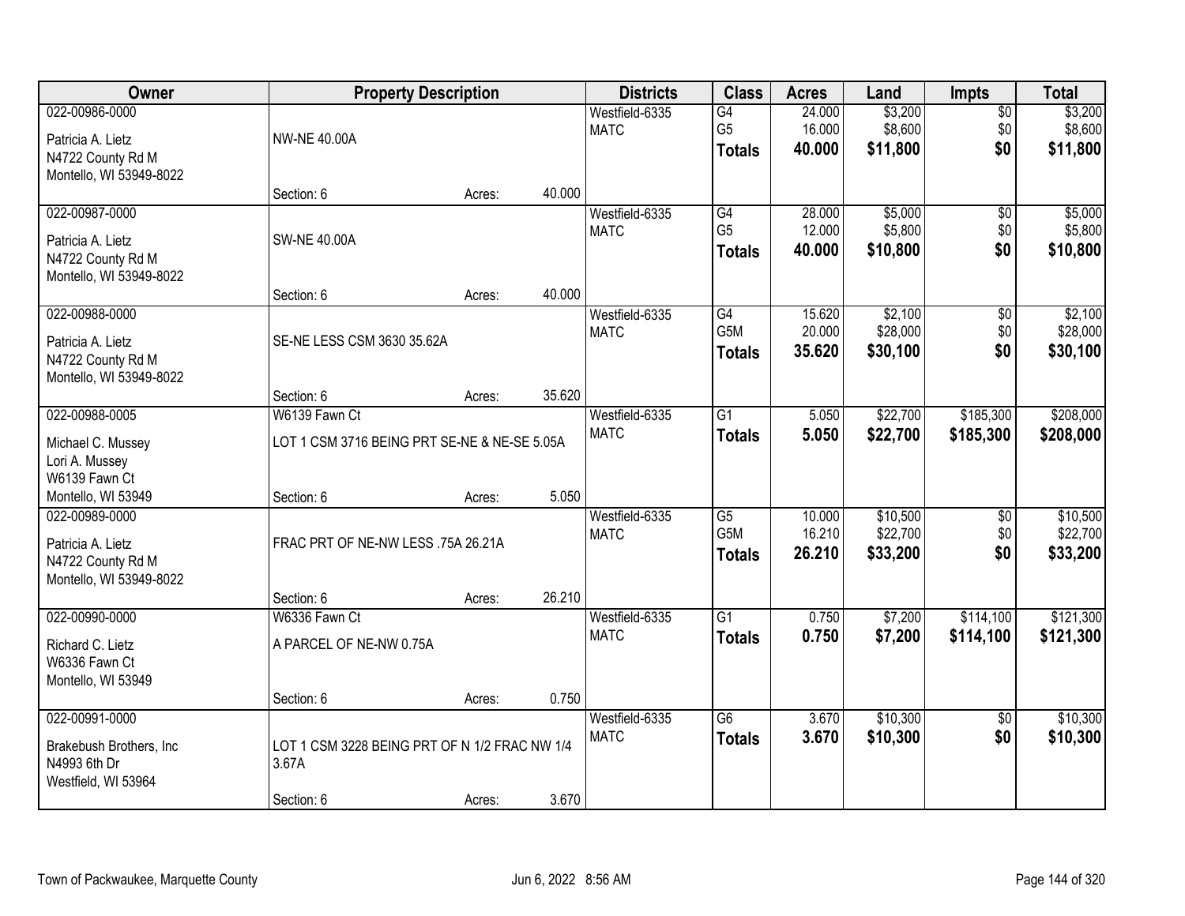| Owner | Property Description | | | Districts | Class | Acres | Land | Impts | Total |
|---|---|---|---|---|---|---|---|---|---|
| 022-00986-0000 | | | | Westfield-6335 | G4 | 24.000 | $3,200 | $0 | $3,200 |
| Patricia A. Lietz | NW-NE 40.00A | | | MATC | G5 | 16.000 | $8,600 | $0 | $8,600 |
| N4722 County Rd M | | | | | **Totals** | **40.000** | **$11,800** | **$0** | **$11,800** |
| Montello, WI 53949-8022 | | | | | | | | | |
| | Section: 6 | Acres: | 40.000 | | | | | | |
| 022-00987-0000 | | | | Westfield-6335 | G4 | 28.000 | $5,000 | $0 | $5,000 |
| Patricia A. Lietz | SW-NE 40.00A | | | MATC | G5 | 12.000 | $5,800 | $0 | $5,800 |
| N4722 County Rd M | | | | | **Totals** | **40.000** | **$10,800** | **$0** | **$10,800** |
| Montello, WI 53949-8022 | | | | | | | | | |
| | Section: 6 | Acres: | 40.000 | | | | | | |
| 022-00988-0000 | | | | Westfield-6335 | G4 | 15.620 | $2,100 | $0 | $2,100 |
| Patricia A. Lietz | SE-NE LESS CSM 3630 35.62A | | | MATC | G5M | 20.000 | $28,000 | $0 | $28,000 |
| N4722 County Rd M | | | | | **Totals** | **35.620** | **$30,100** | **$0** | **$30,100** |
| Montello, WI 53949-8022 | | | | | | | | | |
| | Section: 6 | Acres: | 35.620 | | | | | | |
| 022-00988-0005 | W6139 Fawn Ct | | | Westfield-6335 | G1 | 5.050 | $22,700 | $185,300 | $208,000 |
| Michael C. Mussey | LOT 1 CSM 3716 BEING PRT SE-NE & NE-SE 5.05A | | | MATC | **Totals** | **5.050** | **$22,700** | **$185,300** | **$208,000** |
| Lori A. Mussey | | | | | | | | | |
| W6139 Fawn Ct | | | | | | | | | |
| Montello, WI 53949 | Section: 6 | Acres: | 5.050 | | | | | | |
| 022-00989-0000 | | | | Westfield-6335 | G5 | 10.000 | $10,500 | $0 | $10,500 |
| Patricia A. Lietz | FRAC PRT OF NE-NW LESS .75A 26.21A | | | MATC | G5M | 16.210 | $22,700 | $0 | $22,700 |
| N4722 County Rd M | | | | | **Totals** | **26.210** | **$33,200** | **$0** | **$33,200** |
| Montello, WI 53949-8022 | | | | | | | | | |
| | Section: 6 | Acres: | 26.210 | | | | | | |
| 022-00990-0000 | W6336 Fawn Ct | | | Westfield-6335 | G1 | 0.750 | $7,200 | $114,100 | $121,300 |
| Richard C. Lietz | A PARCEL OF NE-NW 0.75A | | | MATC | **Totals** | **0.750** | **$7,200** | **$114,100** | **$121,300** |
| W6336 Fawn Ct | | | | | | | | | |
| Montello, WI 53949 | | | | | | | | | |
| | Section: 6 | Acres: | 0.750 | | | | | | |
| 022-00991-0000 | | | | Westfield-6335 | G6 | 3.670 | $10,300 | $0 | $10,300 |
| Brakebush Brothers, Inc | LOT 1 CSM 3228 BEING PRT OF N 1/2 FRAC NW 1/4 3.67A | | | MATC | **Totals** | **3.670** | **$10,300** | **$0** | **$10,300** |
| N4993 6th Dr | | | | | | | | | |
| Westfield, WI 53964 | | | | | | | | | |
| | Section: 6 | Acres: | 3.670 | | | | | | |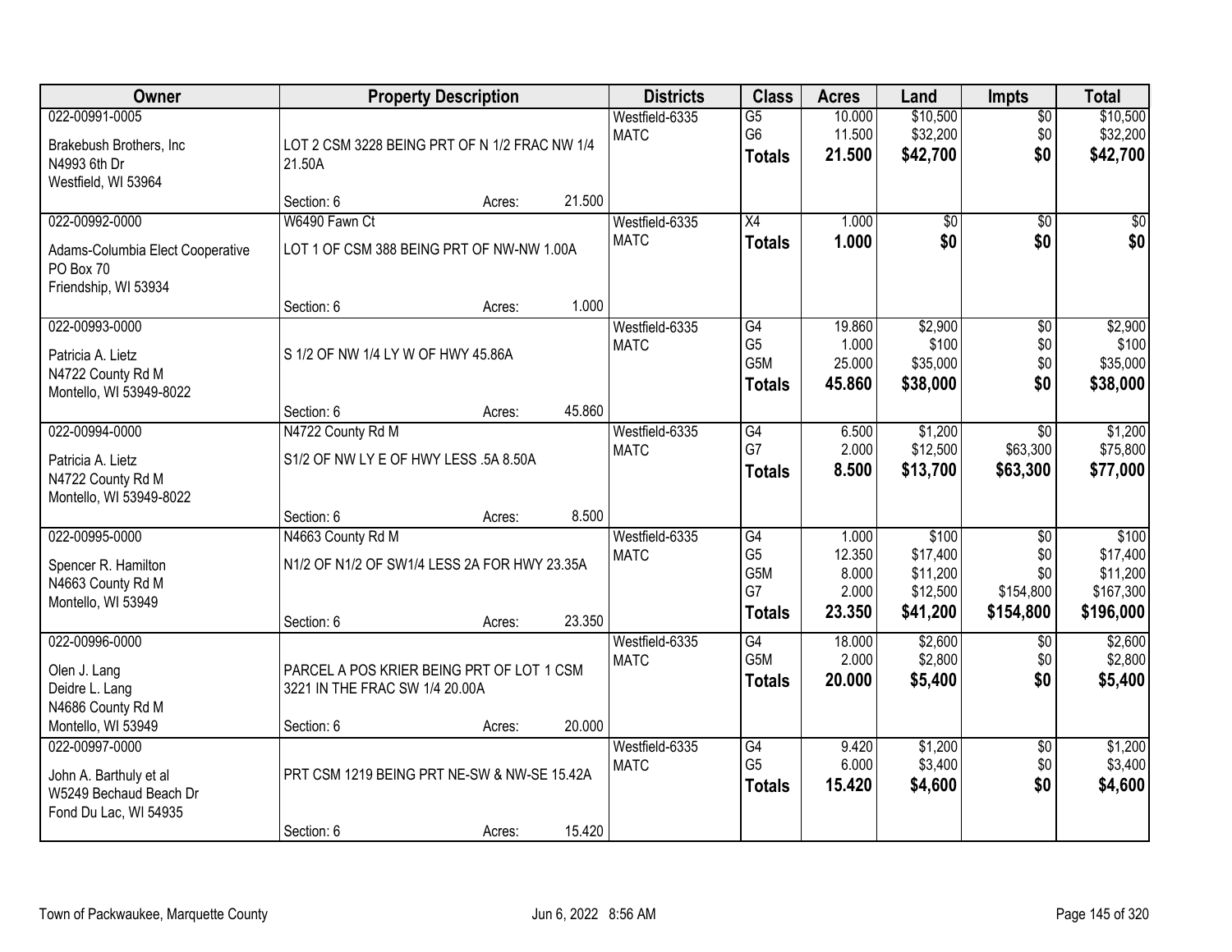| Owner | Property Description | Districts | Class | Acres | Land | Impts | Total |
|---|---|---|---|---|---|---|---|
| 022-00991-0005<br>Brakebush Brothers, Inc<br>N4993 6th Dr<br>Westfield, WI 53964 | LOT 2 CSM 3228 BEING PRT OF N 1/2 FRAC NW 1/4 21.50A<br>Section: 6 Acres: 21.500 | Westfield-6335<br>MATC | G5<br>G6<br>**Totals** | 10.000<br>11.500<br>**21.500** | $10,500<br>$32,200<br>**$42,700** | $0<br>$0<br>**$0** | $10,500<br>$32,200<br>**$42,700** |
| 022-00992-0000<br>Adams-Columbia Elect Cooperative<br>PO Box 70<br>Friendship, WI 53934 | W6490 Fawn Ct<br>LOT 1 OF CSM 388 BEING PRT OF NW-NW 1.00A<br>Section: 6 Acres: 1.000 | Westfield-6335<br>MATC | X4<br>**Totals** | 1.000<br>**1.000** | $0<br>**$0** | $0<br>**$0** | $0<br>**$0** |
| 022-00993-0000<br>Patricia A. Lietz<br>N4722 County Rd M<br>Montello, WI 53949-8022 | S 1/2 OF NW 1/4 LY W OF HWY 45.86A<br>Section: 6 Acres: 45.860 | Westfield-6335<br>MATC | G4<br>G5<br>G5M<br>**Totals** | 19.860<br>1.000<br>25.000<br>**45.860** | $2,900<br>$100<br>$35,000<br>**$38,000** | $0<br>$0<br>$0<br>**$0** | $2,900<br>$100<br>$35,000<br>**$38,000** |
| 022-00994-0000<br>Patricia A. Lietz<br>N4722 County Rd M<br>Montello, WI 53949-8022 | N4722 County Rd M<br>S1/2 OF NW LY E OF HWY LESS .5A 8.50A<br>Section: 6 Acres: 8.500 | Westfield-6335<br>MATC | G4<br>G7<br>**Totals** | 6.500<br>2.000<br>**8.500** | $1,200<br>$12,500<br>**$13,700** | $0<br>$63,300<br>**$63,300** | $1,200<br>$75,800<br>**$77,000** |
| 022-00995-0000<br>Spencer R. Hamilton<br>N4663 County Rd M<br>Montello, WI 53949 | N4663 County Rd M<br>N1/2 OF N1/2 OF SW1/4 LESS 2A FOR HWY 23.35A<br>Section: 6 Acres: 23.350 | Westfield-6335<br>MATC | G4<br>G5<br>G5M<br>G7<br>**Totals** | 1.000<br>12.350<br>8.000<br>2.000<br>**23.350** | $100<br>$17,400<br>$11,200<br>$12,500<br>**$41,200** | $0<br>$0<br>$0<br>$154,800<br>**$154,800** | $100<br>$17,400<br>$11,200<br>$167,300<br>**$196,000** |
| 022-00996-0000<br>Olen J. Lang<br>Deidre L. Lang<br>N4686 County Rd M<br>Montello, WI 53949 | PARCEL A POS KRIER BEING PRT OF LOT 1 CSM 3221 IN THE FRAC SW 1/4 20.00A<br>Section: 6 Acres: 20.000 | Westfield-6335<br>MATC | G4<br>G5M<br>**Totals** | 18.000<br>2.000<br>**20.000** | $2,600<br>$2,800<br>**$5,400** | $0<br>$0<br>**$0** | $2,600<br>$2,800<br>**$5,400** |
| 022-00997-0000<br>John A. Barthuly et al<br>W5249 Bechaud Beach Dr<br>Fond Du Lac, WI 54935 | PRT CSM 1219 BEING PRT NE-SW & NW-SE 15.42A<br>Section: 6 Acres: 15.420 | Westfield-6335<br>MATC | G4<br>G5<br>**Totals** | 9.420<br>6.000<br>**15.420** | $1,200<br>$3,400<br>**$4,600** | $0<br>$0<br>**$0** | $1,200<br>$3,400<br>**$4,600** |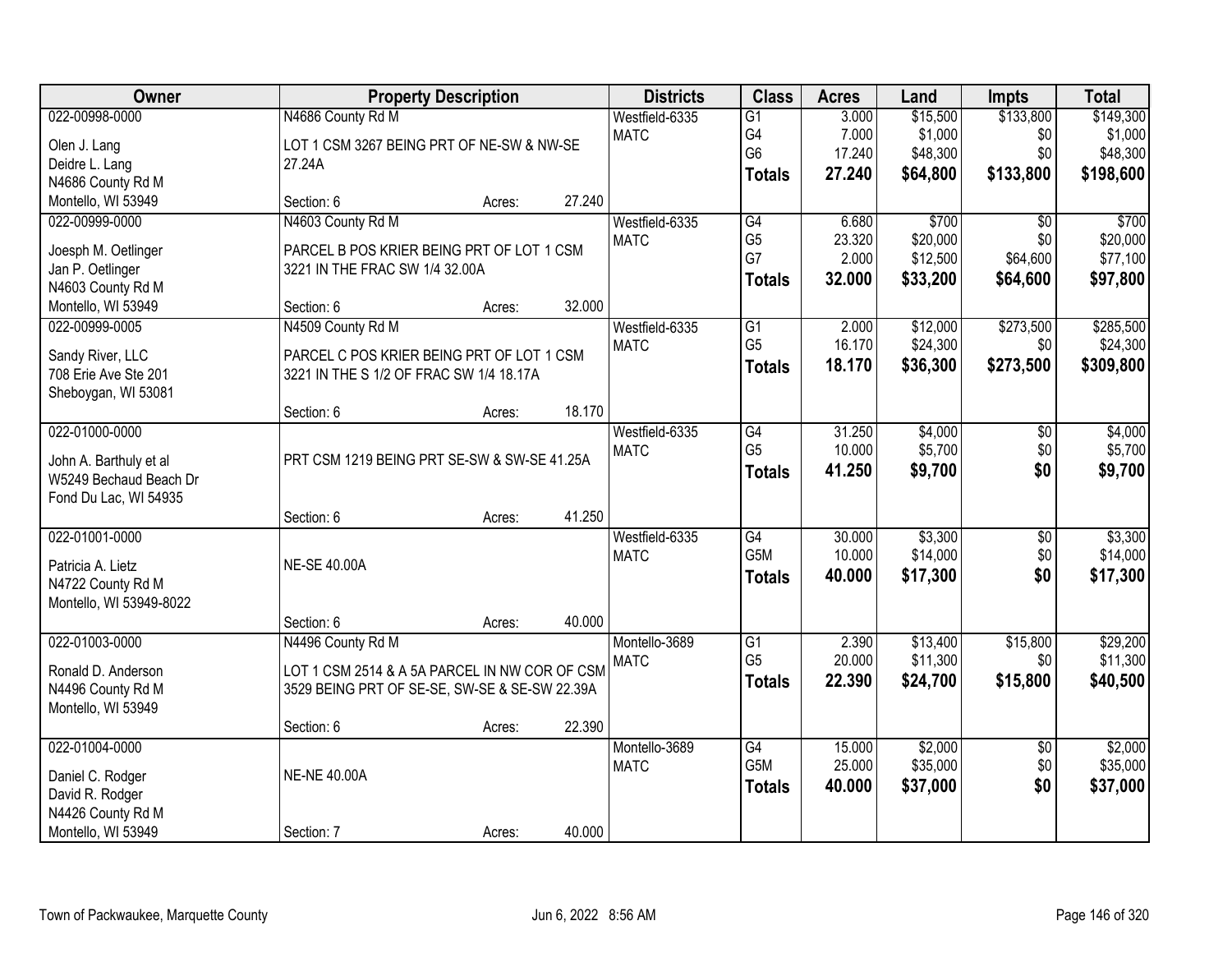| Owner | Property Description | Districts | Class | Acres | Land | Impts | Total |
|---|---|---|---|---|---|---|---|
| 022-00998-0000<br><br>Olen J. Lang<br>Deidre L. Lang<br>N4686 County Rd M<br>Montello, WI 53949 | N4686 County Rd M<br><br>LOT 1 CSM 3267 BEING PRT OF NE-SW & NW-SE 27.24A<br><br>Section: 6 Acres: 27.240 | Westfield-6335<br>MATC | G1<br>G4<br>G6<br>**Totals** | 3.000<br>7.000<br>17.240<br>**27.240** | $15,500<br>$1,000<br>$48,300<br>**$64,800** | $133,800<br>$0<br>$0<br>**$133,800** | $149,300<br>$1,000<br>$48,300<br>**$198,600** |
| 022-00999-0000<br><br>Joesph M. Oetlinger<br>Jan P. Oetlinger<br>N4603 County Rd M<br>Montello, WI 53949 | N4603 County Rd M<br><br>PARCEL B POS KRIER BEING PRT OF LOT 1 CSM 3221 IN THE FRAC SW 1/4 32.00A<br><br>Section: 6 Acres: 32.000 | Westfield-6335<br>MATC | G4<br>G5<br>G7<br>**Totals** | 6.680<br>23.320<br>2.000<br>**32.000** | $700<br>$20,000<br>$12,500<br>**$33,200** | $0<br>$0<br>$64,600<br>**$64,600** | $700<br>$20,000<br>$77,100<br>**$97,800** |
| 022-00999-0005<br><br>Sandy River, LLC<br>708 Erie Ave Ste 201<br>Sheboygan, WI 53081 | N4509 County Rd M<br><br>PARCEL C POS KRIER BEING PRT OF LOT 1 CSM 3221 IN THE S 1/2 OF FRAC SW 1/4 18.17A<br><br>Section: 6 Acres: 18.170 | Westfield-6335<br>MATC | G1<br>G5<br>**Totals** | 2.000<br>16.170<br>**18.170** | $12,000<br>$24,300<br>**$36,300** | $273,500<br>$0<br>**$273,500** | $285,500<br>$24,300<br>**$309,800** |
| 022-01000-0000<br><br>John A. Barthuly et al<br>W5249 Bechaud Beach Dr<br>Fond Du Lac, WI 54935 | PRT CSM 1219 BEING PRT SE-SW & SW-SE 41.25A<br><br>Section: 6 Acres: 41.250 | Westfield-6335<br>MATC | G4<br>G5<br>**Totals** | 31.250<br>10.000<br>**41.250** | $4,000<br>$5,700<br>**$9,700** | $0<br>$0<br>**$0** | $4,000<br>$5,700<br>**$9,700** |
| 022-01001-0000<br><br>Patricia A. Lietz<br>N4722 County Rd M<br>Montello, WI 53949-8022 | NE-SE 40.00A<br><br>Section: 6 Acres: 40.000 | Westfield-6335<br>MATC | G4<br>G5M<br>**Totals** | 30.000<br>10.000<br>**40.000** | $3,300<br>$14,000<br>**$17,300** | $0<br>$0<br>**$0** | $3,300<br>$14,000<br>**$17,300** |
| 022-01003-0000<br><br>Ronald D. Anderson<br>N4496 County Rd M<br>Montello, WI 53949 | N4496 County Rd M<br><br>LOT 1 CSM 2514 & A 5A PARCEL IN NW COR OF CSM 3529 BEING PRT OF SE-SE, SW-SE & SE-SW 22.39A<br><br>Section: 6 Acres: 22.390 | Montello-3689<br>MATC | G1<br>G5<br>**Totals** | 2.390<br>20.000<br>**22.390** | $13,400<br>$11,300<br>**$24,700** | $15,800<br>$0<br>**$15,800** | $29,200<br>$11,300<br>**$40,500** |
| 022-01004-0000<br><br>Daniel C. Rodger<br>David R. Rodger<br>N4426 County Rd M<br>Montello, WI 53949 | NE-NE 40.00A<br><br>Section: 7 Acres: 40.000 | Montello-3689<br>MATC | G4<br>G5M<br>**Totals** | 15.000<br>25.000<br>**40.000** | $2,000<br>$35,000<br>**$37,000** | $0<br>$0<br>**$0** | $2,000<br>$35,000<br>**$37,000** |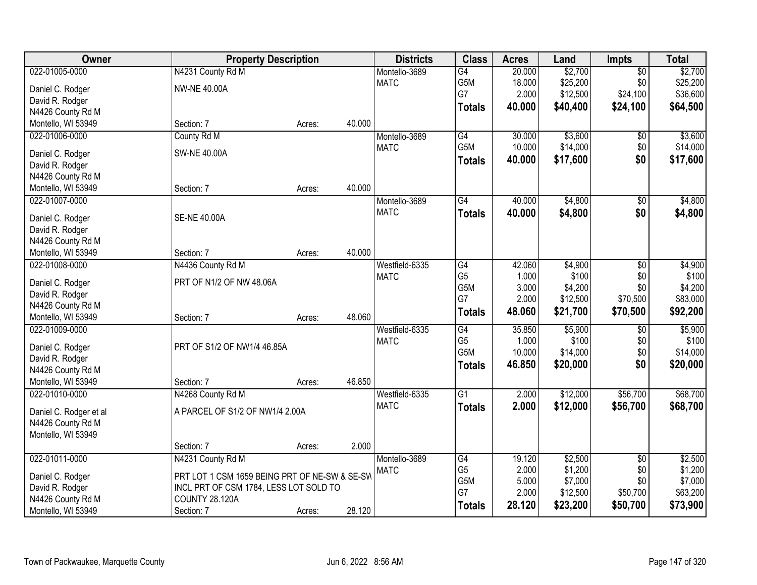| Owner | Property Description | | | Districts | Class | Acres | Land | Impts | Total |
|---|---|---|---|---|---|---|---|---|---|
| 022-01005-0000 | N4231 County Rd M | | | Montello-3689 | G4 | 20.000 | $2,700 | $0 | $2,700 |
| Daniel C. Rodger | NW-NE 40.00A | | | MATC | G5M | 18.000 | $25,200 | $0 | $25,200 |
| David R. Rodger | | | | | G7 | 2.000 | $12,500 | $24,100 | $36,600 |
| N4426 County Rd M | | | | | **Totals** | **40.000** | **$40,400** | **$24,100** | **$64,500** |
| Montello, WI 53949 | Section: 7 | Acres: | 40.000 | | | | | | |
| 022-01006-0000 | County Rd M | | | Montello-3689 | G4 | 30.000 | $3,600 | $0 | $3,600 |
| Daniel C. Rodger | SW-NE 40.00A | | | MATC | G5M | 10.000 | $14,000 | $0 | $14,000 |
| David R. Rodger | | | | | **Totals** | **40.000** | **$17,600** | **$0** | **$17,600** |
| N4426 County Rd M | | | | | | | | | |
| Montello, WI 53949 | Section: 7 | Acres: | 40.000 | | | | | | |
| 022-01007-0000 | | | | Montello-3689 | G4 | 40.000 | $4,800 | $0 | $4,800 |
| Daniel C. Rodger | SE-NE 40.00A | | | MATC | **Totals** | **40.000** | **$4,800** | **$0** | **$4,800** |
| David R. Rodger | | | | | | | | | |
| N4426 County Rd M | | | | | | | | | |
| Montello, WI 53949 | Section: 7 | Acres: | 40.000 | | | | | | |
| 022-01008-0000 | N4436 County Rd M | | | Westfield-6335 | G4 | 42.060 | $4,900 | $0 | $4,900 |
| Daniel C. Rodger | PRT OF N1/2 OF NW 48.06A | | | MATC | G5 | 1.000 | $100 | $0 | $100 |
| David R. Rodger | | | | | G5M | 3.000 | $4,200 | $0 | $4,200 |
| N4426 County Rd M | | | | | G7 | 2.000 | $12,500 | $70,500 | $83,000 |
| Montello, WI 53949 | Section: 7 | Acres: | 48.060 | | **Totals** | **48.060** | **$21,700** | **$70,500** | **$92,200** |
| 022-01009-0000 | | | | Westfield-6335 | G4 | 35.850 | $5,900 | $0 | $5,900 |
| Daniel C. Rodger | PRT OF S1/2 OF NW1/4 46.85A | | | MATC | G5 | 1.000 | $100 | $0 | $100 |
| David R. Rodger | | | | | G5M | 10.000 | $14,000 | $0 | $14,000 |
| N4426 County Rd M | | | | | **Totals** | **46.850** | **$20,000** | **$0** | **$20,000** |
| Montello, WI 53949 | Section: 7 | Acres: | 46.850 | | | | | | |
| 022-01010-0000 | N4268 County Rd M | | | Westfield-6335 | G1 | 2.000 | $12,000 | $56,700 | $68,700 |
| Daniel C. Rodger et al | A PARCEL OF S1/2 OF NW1/4 2.00A | | | MATC | **Totals** | **2.000** | **$12,000** | **$56,700** | **$68,700** |
| N4426 County Rd M | | | | | | | | | |
| Montello, WI 53949 | | | | | | | | | |
| | Section: 7 | Acres: | 2.000 | | | | | | |
| 022-01011-0000 | N4231 County Rd M | | | Montello-3689 | G4 | 19.120 | $2,500 | $0 | $2,500 |
| Daniel C. Rodger | PRT LOT 1 CSM 1659 BEING PRT OF NE-SW & SE-SW | | | MATC | G5 | 2.000 | $1,200 | $0 | $1,200 |
| David R. Rodger | INCL PRT OF CSM 1784, LESS LOT SOLD TO | | | | G5M | 5.000 | $7,000 | $0 | $7,000 |
| N4426 County Rd M | COUNTY 28.120A | | | | G7 | 2.000 | $12,500 | $50,700 | $63,200 |
| Montello, WI 53949 | Section: 7 | Acres: | 28.120 | | **Totals** | **28.120** | **$23,200** | **$50,700** | **$73,900** |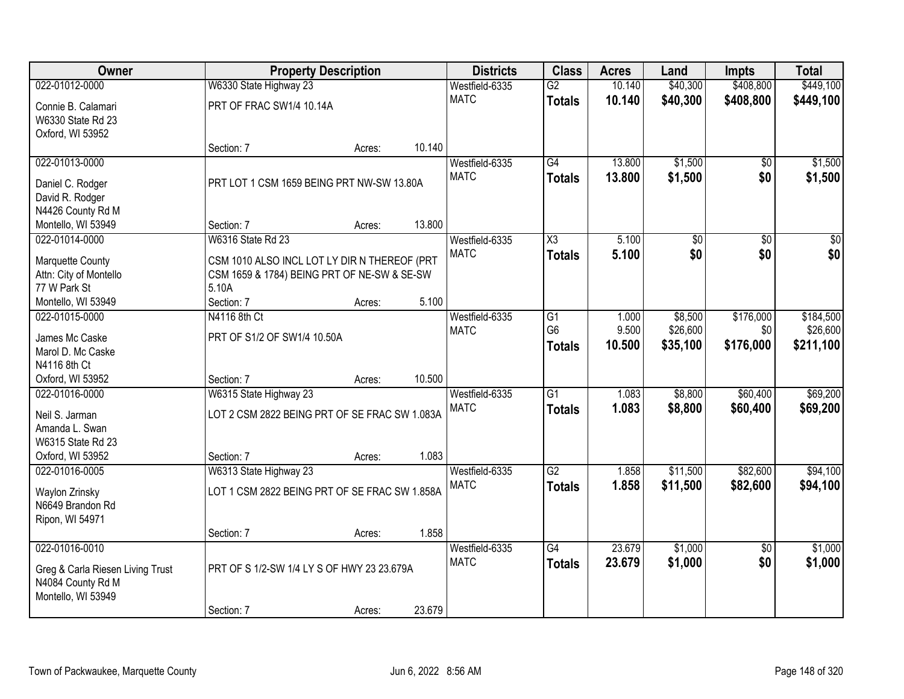| Owner | Property Description | | | Districts | Class | Acres | Land | Impts | Total |
|---|---|---|---|---|---|---|---|---|---|
| 022-01012-0000 | W6330 State Highway 23 | | | Westfield-6335 | G2 | 10.140 | $40,300 | $408,800 | $449,100 |
| Connie B. Calamari<br>W6330 State Rd 23<br>Oxford, WI 53952 | PRT OF FRAC SW1/4 10.14A | | | MATC | **Totals** | **10.140** | **$40,300** | **$408,800** | **$449,100** |
| | Section: 7 | Acres: | 10.140 | | | | | | |
| 022-01013-0000 | | | | Westfield-6335 | G4 | 13.800 | $1,500 | $0 | $1,500 |
| Daniel C. Rodger<br>David R. Rodger<br>N4426 County Rd M<br>Montello, WI 53949 | PRT LOT 1 CSM 1659 BEING PRT NW-SW 13.80A | | | MATC | **Totals** | **13.800** | **$1,500** | **$0** | **$1,500** |
| | Section: 7 | Acres: | 13.800 | | | | | | |
| 022-01014-0000 | W6316 State Rd 23 | | | Westfield-6335 | X3 | 5.100 | $0 | $0 | $0 |
| Marquette County<br>Attn: City of Montello<br>77 W Park St<br>Montello, WI 53949 | CSM 1010 ALSO INCL LOT LY DIR N THEREOF (PRT CSM 1659 & 1784) BEING PRT OF NE-SW & SE-SW 5.10A | | | MATC | **Totals** | **5.100** | **$0** | **$0** | **$0** |
| | Section: 7 | Acres: | 5.100 | | | | | | |
| 022-01015-0000 | N4116 8th Ct | | | Westfield-6335 | G1 | 1.000 | $8,500 | $176,000 | $184,500 |
| James Mc Caske<br>Marol D. Mc Caske<br>N4116 8th Ct<br>Oxford, WI 53952 | PRT OF S1/2 OF SW1/4 10.50A | | | MATC | G6 | 9.500 | $26,600 | $0 | $26,600 |
| | | | | | **Totals** | **10.500** | **$35,100** | **$176,000** | **$211,100** |
| | Section: 7 | Acres: | 10.500 | | | | | | |
| 022-01016-0000 | W6315 State Highway 23 | | | Westfield-6335 | G1 | 1.083 | $8,800 | $60,400 | $69,200 |
| Neil S. Jarman<br>Amanda L. Swan<br>W6315 State Rd 23<br>Oxford, WI 53952 | LOT 2 CSM 2822 BEING PRT OF SE FRAC SW 1.083A | | | MATC | **Totals** | **1.083** | **$8,800** | **$60,400** | **$69,200** |
| | Section: 7 | Acres: | 1.083 | | | | | | |
| 022-01016-0005 | W6313 State Highway 23 | | | Westfield-6335 | G2 | 1.858 | $11,500 | $82,600 | $94,100 |
| Waylon Zrinsky<br>N6649 Brandon Rd<br>Ripon, WI 54971 | LOT 1 CSM 2822 BEING PRT OF SE FRAC SW 1.858A | | | MATC | **Totals** | **1.858** | **$11,500** | **$82,600** | **$94,100** |
| | Section: 7 | Acres: | 1.858 | | | | | | |
| 022-01016-0010 | | | | Westfield-6335 | G4 | 23.679 | $1,000 | $0 | $1,000 |
| Greg & Carla Riesen Living Trust<br>N4084 County Rd M<br>Montello, WI 53949 | PRT OF S 1/2-SW 1/4 LY S OF HWY 23 23.679A | | | MATC | **Totals** | **23.679** | **$1,000** | **$0** | **$1,000** |
| | Section: 7 | Acres: | 23.679 | | | | | | |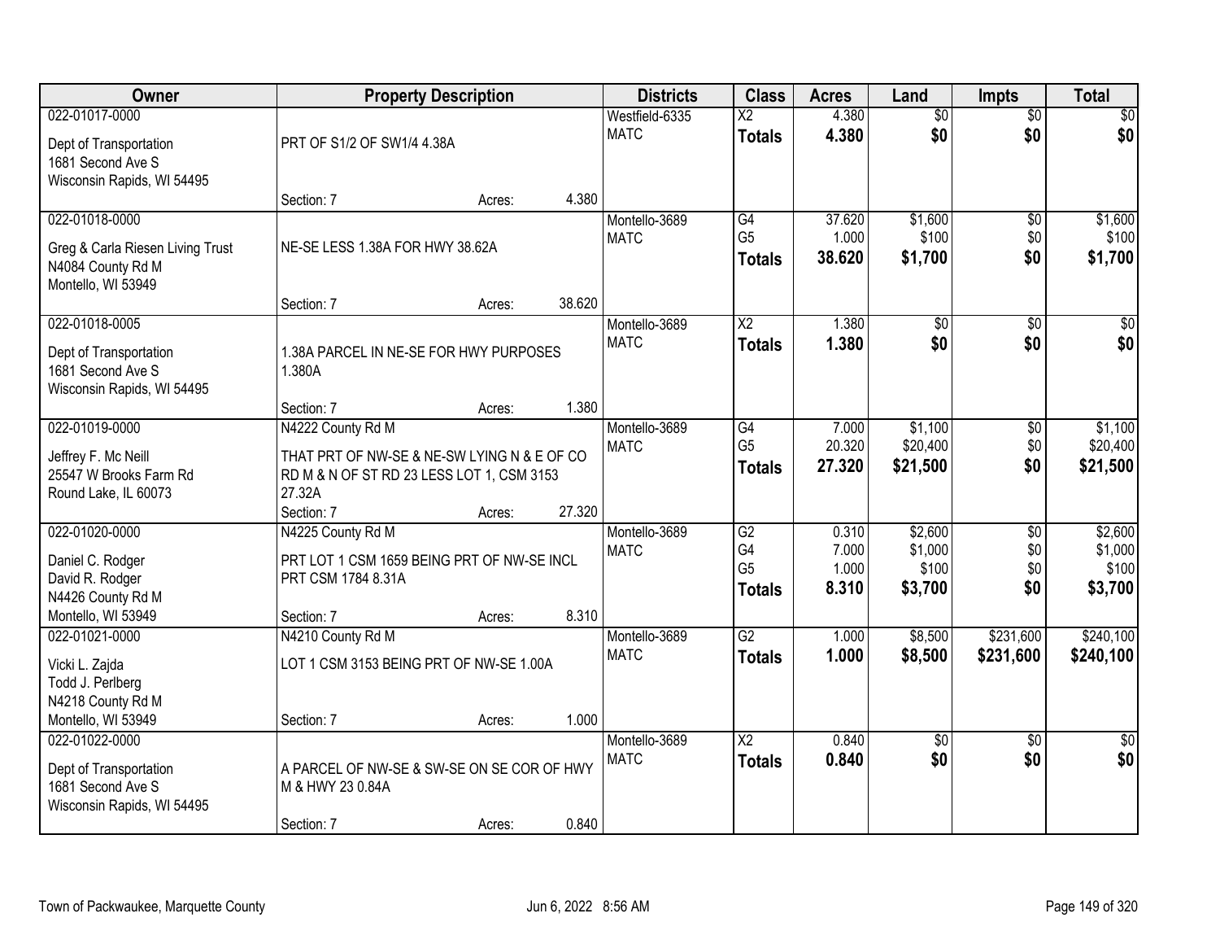| Owner | Property Description | Districts | Class | Acres | Land | Impts | Total |
|---|---|---|---|---|---|---|---|
| 022-01017-0000<br>Dept of Transportation<br>1681 Second Ave S<br>Wisconsin Rapids, WI 54495 | PRT OF S1/2 OF SW1/4 4.38A<br>Section: 7 Acres: 4.380 | Westfield-6335<br>MATC | X2<br>**Totals** | 4.380<br>**4.380** | $0<br>**$0** | $0<br>**$0** | $0<br>**$0** |
| 022-01018-0000<br>Greg & Carla Riesen Living Trust<br>N4084 County Rd M<br>Montello, WI 53949 | NE-SE LESS 1.38A FOR HWY 38.62A<br>Section: 7 Acres: 38.620 | Montello-3689<br>MATC | G4<br>G5<br>**Totals** | 37.620<br>1.000<br>**38.620** | $1,600<br>$100<br>**$1,700** | $0<br>$0<br>**$0** | $1,600<br>$100<br>**$1,700** |
| 022-01018-0005<br>Dept of Transportation<br>1681 Second Ave S<br>Wisconsin Rapids, WI 54495 | 1.38A PARCEL IN NE-SE FOR HWY PURPOSES 1.380A<br>Section: 7 Acres: 1.380 | Montello-3689<br>MATC | X2<br>**Totals** | 1.380<br>**1.380** | $0<br>**$0** | $0<br>**$0** | $0<br>**$0** |
| 022-01019-0000<br>Jeffrey F. Mc Neill<br>25547 W Brooks Farm Rd<br>Round Lake, IL 60073 | N4222 County Rd M<br>THAT PRT OF NW-SE & NE-SW LYING N & E OF CO RD M & N OF ST RD 23 LESS LOT 1, CSM 3153 27.32A<br>Section: 7 Acres: 27.320 | Montello-3689<br>MATC | G4<br>G5<br>**Totals** | 7.000<br>20.320<br>**27.320** | $1,100<br>$20,400<br>**$21,500** | $0<br>$0<br>**$0** | $1,100<br>$20,400<br>**$21,500** |
| 022-01020-0000<br>Daniel C. Rodger<br>David R. Rodger<br>N4426 County Rd M<br>Montello, WI 53949 | N4225 County Rd M<br>PRT LOT 1 CSM 1659 BEING PRT OF NW-SE INCL PRT CSM 1784 8.31A<br>Section: 7 Acres: 8.310 | Montello-3689<br>MATC | G2<br>G4<br>G5<br>**Totals** | 0.310<br>7.000<br>1.000<br>**8.310** | $2,600<br>$1,000<br>$100<br>**$3,700** | $0<br>$0<br>$0<br>**$0** | $2,600<br>$1,000<br>$100<br>**$3,700** |
| 022-01021-0000<br>Vicki L. Zajda<br>Todd J. Perlberg<br>N4218 County Rd M<br>Montello, WI 53949 | N4210 County Rd M<br>LOT 1 CSM 3153 BEING PRT OF NW-SE 1.00A<br>Section: 7 Acres: 1.000 | Montello-3689<br>MATC | G2<br>**Totals** | 1.000<br>**1.000** | $8,500<br>**$8,500** | $231,600<br>**$231,600** | $240,100<br>**$240,100** |
| 022-01022-0000<br>Dept of Transportation<br>1681 Second Ave S<br>Wisconsin Rapids, WI 54495 | A PARCEL OF NW-SE & SW-SE ON SE COR OF HWY M & HWY 23 0.84A<br>Section: 7 Acres: 0.840 | Montello-3689<br>MATC | X2<br>**Totals** | 0.840<br>**0.840** | $0<br>**$0** | $0<br>**$0** | $0<br>**$0** |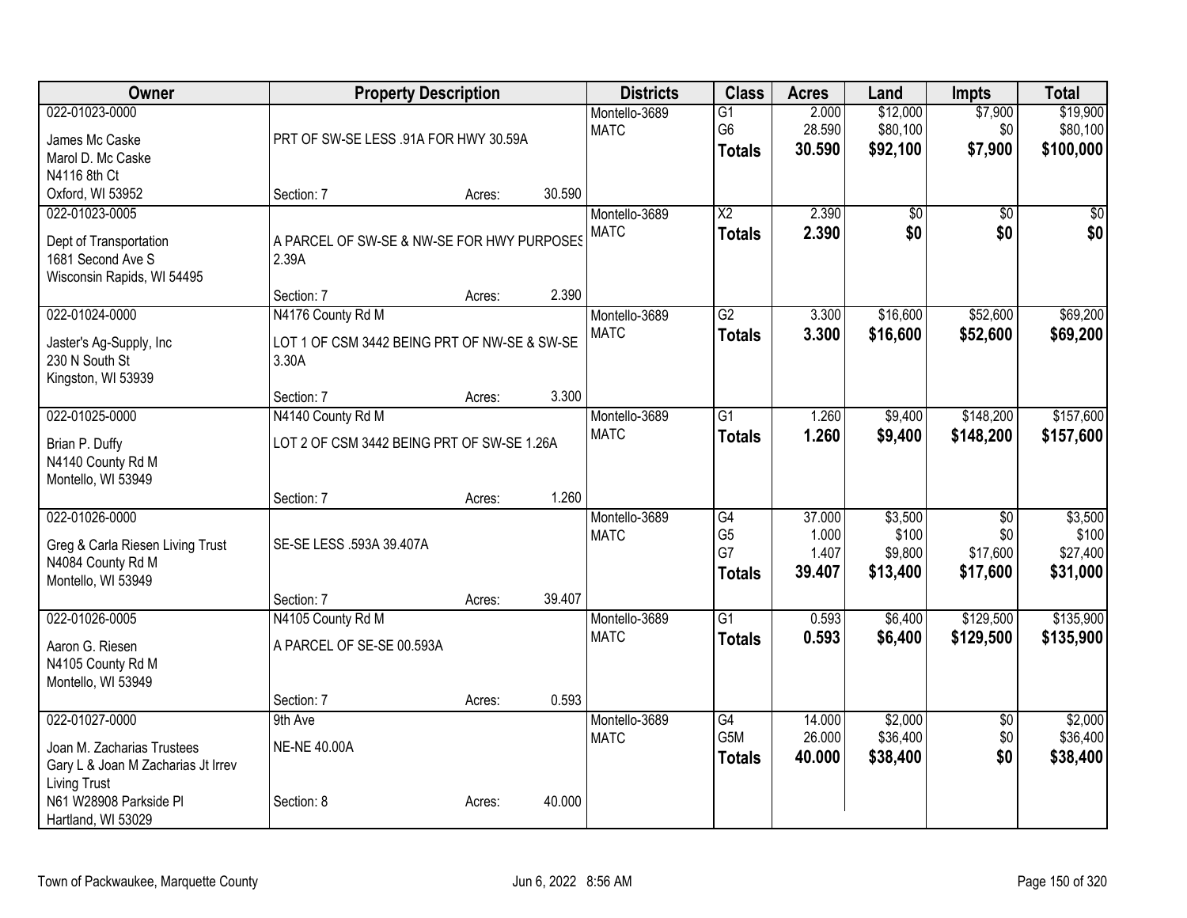| Owner | Property Description | | | Districts | Class | Acres | Land | Impts | Total |
|---|---|---|---|---|---|---|---|---|---|
| 022-01023-0000 | | | | Montello-3689 | G1 | 2.000 | $12,000 | $7,900 | $19,900 |
| James Mc Caske | PRT OF SW-SE LESS .91A FOR HWY 30.59A | | | MATC | G6 | 28.590 | $80,100 | $0 | $80,100 |
| Marol D. Mc Caske | | | | | **Totals** | **30.590** | **$92,100** | **$7,900** | **$100,000** |
| N4116 8th Ct | | | | | | | | | |
| Oxford, WI 53952 | Section: 7 | Acres: | 30.590 | | | | | | |
| 022-01023-0005 | | | | Montello-3689 | X2 | 2.390 | $0 | $0 | $0 |
| Dept of Transportation | A PARCEL OF SW-SE & NW-SE FOR HWY PURPOSES 2.39A | | | MATC | **Totals** | **2.390** | **$0** | **$0** | **$0** |
| 1681 Second Ave S | | | | | | | | | |
| Wisconsin Rapids, WI 54495 | | | | | | | | | |
| | Section: 7 | Acres: | 2.390 | | | | | | |
| 022-01024-0000 | N4176 County Rd M | | | Montello-3689 | G2 | 3.300 | $16,600 | $52,600 | $69,200 |
| Jaster's Ag-Supply, Inc | LOT 1 OF CSM 3442 BEING PRT OF NW-SE & SW-SE 3.30A | | | MATC | **Totals** | **3.300** | **$16,600** | **$52,600** | **$69,200** |
| 230 N South St | | | | | | | | | |
| Kingston, WI 53939 | | | | | | | | | |
| | Section: 7 | Acres: | 3.300 | | | | | | |
| 022-01025-0000 | N4140 County Rd M | | | Montello-3689 | G1 | 1.260 | $9,400 | $148,200 | $157,600 |
| Brian P. Duffy | LOT 2 OF CSM 3442 BEING PRT OF SW-SE 1.26A | | | MATC | **Totals** | **1.260** | **$9,400** | **$148,200** | **$157,600** |
| N4140 County Rd M | | | | | | | | | |
| Montello, WI 53949 | | | | | | | | | |
| | Section: 7 | Acres: | 1.260 | | | | | | |
| 022-01026-0000 | | | | Montello-3689 | G4 | 37.000 | $3,500 | $0 | $3,500 |
| Greg & Carla Riesen Living Trust | SE-SE LESS .593A 39.407A | | | MATC | G5 | 1.000 | $100 | $0 | $100 |
| N4084 County Rd M | | | | | G7 | 1.407 | $9,800 | $17,600 | $27,400 |
| Montello, WI 53949 | | | | | **Totals** | **39.407** | **$13,400** | **$17,600** | **$31,000** |
| | Section: 7 | Acres: | 39.407 | | | | | | |
| 022-01026-0005 | N4105 County Rd M | | | Montello-3689 | G1 | 0.593 | $6,400 | $129,500 | $135,900 |
| Aaron G. Riesen | A PARCEL OF SE-SE 00.593A | | | MATC | **Totals** | **0.593** | **$6,400** | **$129,500** | **$135,900** |
| N4105 County Rd M | | | | | | | | | |
| Montello, WI 53949 | | | | | | | | | |
| | Section: 7 | Acres: | 0.593 | | | | | | |
| 022-01027-0000 | 9th Ave | | | Montello-3689 | G4 | 14.000 | $2,000 | $0 | $2,000 |
| Joan M. Zacharias Trustees | NE-NE 40.00A | | | MATC | G5M | 26.000 | $36,400 | $0 | $36,400 |
| Gary L & Joan M Zacharias Jt Irrev Living Trust | | | | | **Totals** | **40.000** | **$38,400** | **$0** | **$38,400** |
| N61 W28908 Parkside Pl | Section: 8 | Acres: | 40.000 | | | | | | |
| Hartland, WI 53029 | | | | | | | | | |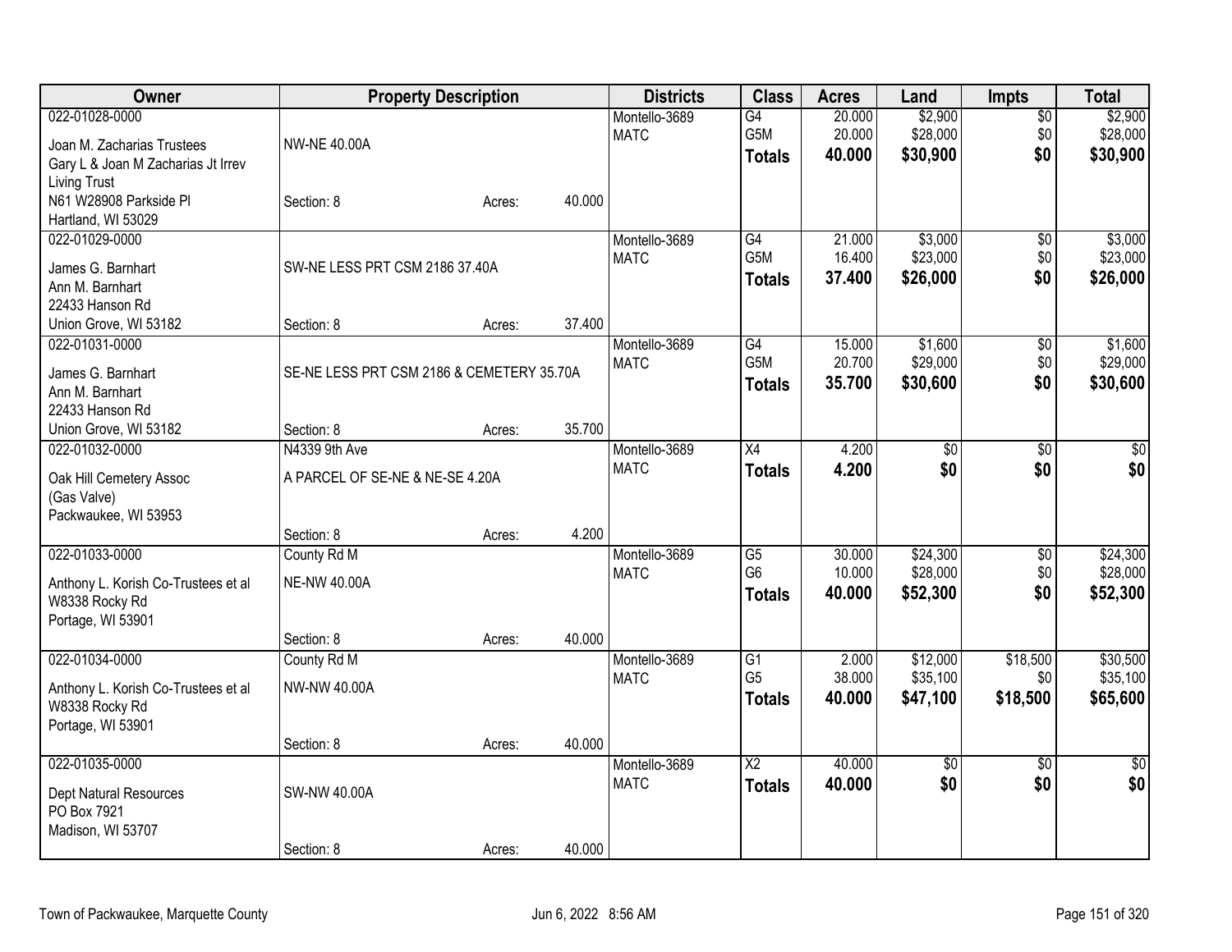| Owner | Property Description | | | Districts | Class | Acres | Land | Impts | Total |
|---|---|---|---|---|---|---|---|---|---|
| 022-01028-0000 | | | | Montello-3689 | G4 | 20.000 | $2,900 | $0 | $2,900 |
| Joan M. Zacharias Trustees | NW-NE 40.00A | | | MATC | G5M | 20.000 | $28,000 | $0 | $28,000 |
| Gary L & Joan M Zacharias Jt Irrev | | | | | **Totals** | **40.000** | **$30,900** | **$0** | **$30,900** |
| Living Trust | | | | | | | | | |
| N61 W28908 Parkside Pl | Section: 8 | Acres: | 40.000 | | | | | | |
| Hartland, WI 53029 | | | | | | | | | |
| 022-01029-0000 | | | | Montello-3689 | G4 | 21.000 | $3,000 | $0 | $3,000 |
| James G. Barnhart | SW-NE LESS PRT CSM 2186 37.40A | | | MATC | G5M | 16.400 | $23,000 | $0 | $23,000 |
| Ann M. Barnhart | | | | | **Totals** | **37.400** | **$26,000** | **$0** | **$26,000** |
| 22433 Hanson Rd | | | | | | | | | |
| Union Grove, WI 53182 | Section: 8 | Acres: | 37.400 | | | | | | |
| 022-01031-0000 | | | | Montello-3689 | G4 | 15.000 | $1,600 | $0 | $1,600 |
| James G. Barnhart | SE-NE LESS PRT CSM 2186 & CEMETERY 35.70A | | | MATC | G5M | 20.700 | $29,000 | $0 | $29,000 |
| Ann M. Barnhart | | | | | **Totals** | **35.700** | **$30,600** | **$0** | **$30,600** |
| 22433 Hanson Rd | | | | | | | | | |
| Union Grove, WI 53182 | Section: 8 | Acres: | 35.700 | | | | | | |
| 022-01032-0000 | N4339 9th Ave | | | Montello-3689 | X4 | 4.200 | $0 | $0 | $0 |
| Oak Hill Cemetery Assoc | A PARCEL OF SE-NE & NE-SE 4.20A | | | MATC | **Totals** | **4.200** | **$0** | **$0** | **$0** |
| (Gas Valve) | | | | | | | | | |
| Packwaukee, WI 53953 | | | | | | | | | |
| | Section: 8 | Acres: | 4.200 | | | | | | |
| 022-01033-0000 | County Rd M | | | Montello-3689 | G5 | 30.000 | $24,300 | $0 | $24,300 |
| Anthony L. Korish Co-Trustees et al | NE-NW 40.00A | | | MATC | G6 | 10.000 | $28,000 | $0 | $28,000 |
| W8338 Rocky Rd | | | | | **Totals** | **40.000** | **$52,300** | **$0** | **$52,300** |
| Portage, WI 53901 | | | | | | | | | |
| | Section: 8 | Acres: | 40.000 | | | | | | |
| 022-01034-0000 | County Rd M | | | Montello-3689 | G1 | 2.000 | $12,000 | $18,500 | $30,500 |
| Anthony L. Korish Co-Trustees et al | NW-NW 40.00A | | | MATC | G5 | 38.000 | $35,100 | $0 | $35,100 |
| W8338 Rocky Rd | | | | | **Totals** | **40.000** | **$47,100** | **$18,500** | **$65,600** |
| Portage, WI 53901 | | | | | | | | | |
| | Section: 8 | Acres: | 40.000 | | | | | | |
| 022-01035-0000 | | | | Montello-3689 | X2 | 40.000 | $0 | $0 | $0 |
| Dept Natural Resources | SW-NW 40.00A | | | MATC | **Totals** | **40.000** | **$0** | **$0** | **$0** |
| PO Box 7921 | | | | | | | | | |
| Madison, WI 53707 | | | | | | | | | |
| | Section: 8 | Acres: | 40.000 | | | | | | |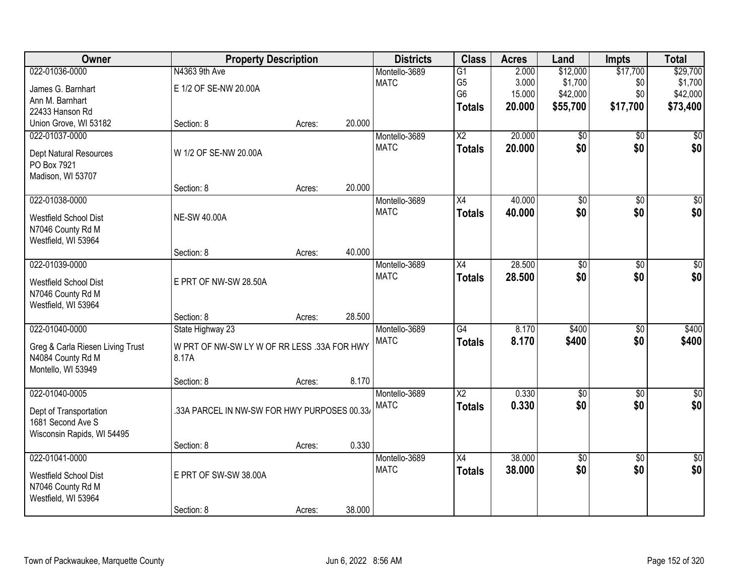| Owner | Property Description | | | Districts | Class | Acres | Land | Impts | Total |
|---|---|---|---|---|---|---|---|---|---|
| 022-01036-0000<br>James G. Barnhart<br>Ann M. Barnhart<br>22433 Hanson Rd<br>Union Grove, WI 53182 | N4363 9th Ave<br>E 1/2 OF SE-NW 20.00A<br>Section: 8 | Acres: | 20.000 | Montello-3689<br>MATC | G1<br>G5<br>G6<br>**Totals** | 2.000<br>3.000<br>15.000<br>**20.000** | $12,000<br>$1,700<br>$42,000<br>**$55,700** | $17,700<br>$0<br>$0<br>**$17,700** | $29,700<br>$1,700<br>$42,000<br>**$73,400** |
| 022-01037-0000<br>Dept Natural Resources<br>PO Box 7921<br>Madison, WI 53707 | W 1/2 OF SE-NW 20.00A<br>Section: 8 | Acres: | 20.000 | Montello-3689<br>MATC | X2<br>**Totals** | 20.000<br>**20.000** | $0<br>**$0** | $0<br>**$0** | $0<br>**$0** |
| 022-01038-0000<br>Westfield School Dist<br>N7046 County Rd M<br>Westfield, WI 53964 | NE-SW 40.00A<br>Section: 8 | Acres: | 40.000 | Montello-3689<br>MATC | X4<br>**Totals** | 40.000<br>**40.000** | $0<br>**$0** | $0<br>**$0** | $0<br>**$0** |
| 022-01039-0000<br>Westfield School Dist<br>N7046 County Rd M<br>Westfield, WI 53964 | E PRT OF NW-SW 28.50A<br>Section: 8 | Acres: | 28.500 | Montello-3689<br>MATC | X4<br>**Totals** | 28.500<br>**28.500** | $0<br>**$0** | $0<br>**$0** | $0<br>**$0** |
| 022-01040-0000<br>Greg & Carla Riesen Living Trust<br>N4084 County Rd M<br>Montello, WI 53949 | State Highway 23<br>W PRT OF NW-SW LY W OF RR LESS .33A FOR HWY 8.17A<br>Section: 8 | Acres: | 8.170 | Montello-3689<br>MATC | G4<br>**Totals** | 8.170<br>**8.170** | $400<br>**$400** | $0<br>**$0** | $400<br>**$400** |
| 022-01040-0005<br>Dept of Transportation<br>1681 Second Ave S<br>Wisconsin Rapids, WI 54495 | .33A PARCEL IN NW-SW FOR HWY PURPOSES 00.33A<br>Section: 8 | Acres: | 0.330 | Montello-3689<br>MATC | X2<br>**Totals** | 0.330<br>**0.330** | $0<br>**$0** | $0<br>**$0** | $0<br>**$0** |
| 022-01041-0000<br>Westfield School Dist<br>N7046 County Rd M<br>Westfield, WI 53964 | E PRT OF SW-SW 38.00A<br>Section: 8 | Acres: | 38.000 | Montello-3689<br>MATC | X4<br>**Totals** | 38.000<br>**38.000** | $0<br>**$0** | $0<br>**$0** | $0<br>**$0** |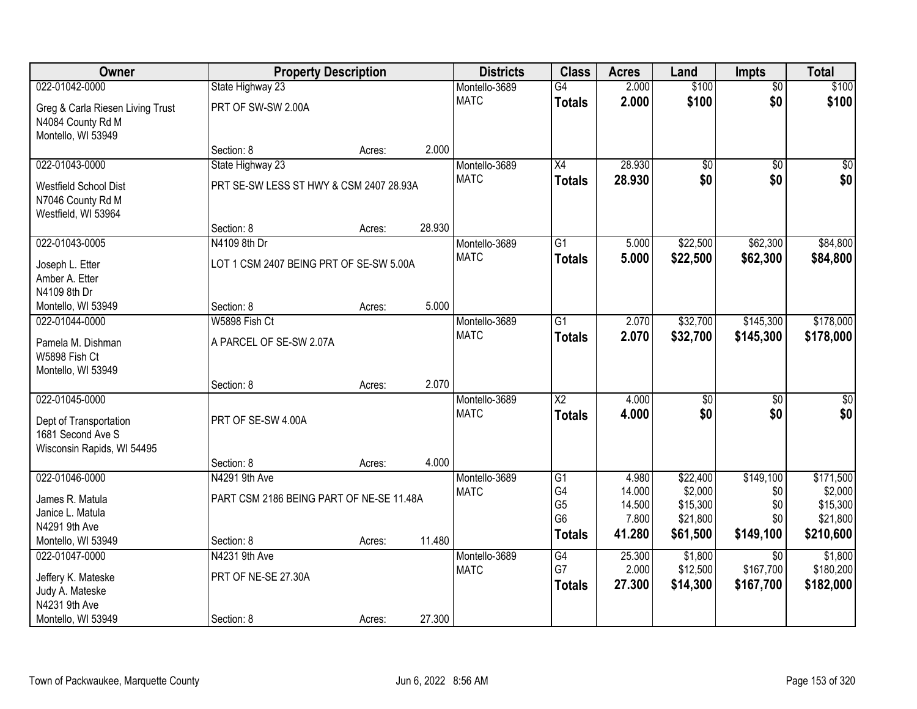| Owner | Property Description | | | Districts | Class | Acres | Land | Impts | Total |
|---|---|---|---|---|---|---|---|---|---|
| 022-01042-0000 | State Highway 23 | | | Montello-3689 | G4 | 2.000 | $100 | $0 | $100 |
| Greg & Carla Riesen Living Trust | PRT OF SW-SW 2.00A | | | MATC | **Totals** | **2.000** | **$100** | **$0** | **$100** |
| N4084 County Rd M | | | | | | | | | |
| Montello, WI 53949 | | | | | | | | | |
| | Section: 8 | Acres: | 2.000 | | | | | | |
| 022-01043-0000 | State Highway 23 | | | Montello-3689 | X4 | 28.930 | $0 | $0 | $0 |
| Westfield School Dist | PRT SE-SW LESS ST HWY & CSM 2407 28.93A | | | MATC | **Totals** | **28.930** | **$0** | **$0** | **$0** |
| N7046 County Rd M | | | | | | | | | |
| Westfield, WI 53964 | | | | | | | | | |
| | Section: 8 | Acres: | 28.930 | | | | | | |
| 022-01043-0005 | N4109 8th Dr | | | Montello-3689 | G1 | 5.000 | $22,500 | $62,300 | $84,800 |
| Joseph L. Etter | LOT 1 CSM 2407 BEING PRT OF SE-SW 5.00A | | | MATC | **Totals** | **5.000** | **$22,500** | **$62,300** | **$84,800** |
| Amber A. Etter | | | | | | | | | |
| N4109 8th Dr | | | | | | | | | |
| Montello, WI 53949 | Section: 8 | Acres: | 5.000 | | | | | | |
| 022-01044-0000 | W5898 Fish Ct | | | Montello-3689 | G1 | 2.070 | $32,700 | $145,300 | $178,000 |
| Pamela M. Dishman | A PARCEL OF SE-SW 2.07A | | | MATC | **Totals** | **2.070** | **$32,700** | **$145,300** | **$178,000** |
| W5898 Fish Ct | | | | | | | | | |
| Montello, WI 53949 | | | | | | | | | |
| | Section: 8 | Acres: | 2.070 | | | | | | |
| 022-01045-0000 | | | | Montello-3689 | X2 | 4.000 | $0 | $0 | $0 |
| Dept of Transportation | PRT OF SE-SW 4.00A | | | MATC | **Totals** | **4.000** | **$0** | **$0** | **$0** |
| 1681 Second Ave S | | | | | | | | | |
| Wisconsin Rapids, WI 54495 | | | | | | | | | |
| | Section: 8 | Acres: | 4.000 | | | | | | |
| 022-01046-0000 | N4291 9th Ave | | | Montello-3689 | G1 | 4.980 | $22,400 | $149,100 | $171,500 |
| James R. Matula | PART CSM 2186 BEING PART OF NE-SE 11.48A | | | MATC | G4 | 14.000 | $2,000 | $0 | $2,000 |
| Janice L. Matula | | | | | G5 | 14.500 | $15,300 | $0 | $15,300 |
| N4291 9th Ave | | | | | G6 | 7.800 | $21,800 | $0 | $21,800 |
| Montello, WI 53949 | Section: 8 | Acres: | 11.480 | | **Totals** | **41.280** | **$61,500** | **$149,100** | **$210,600** |
| 022-01047-0000 | N4231 9th Ave | | | Montello-3689 | G4 | 25.300 | $1,800 | $0 | $1,800 |
| Jeffery K. Mateske | PRT OF NE-SE 27.30A | | | MATC | G7 | 2.000 | $12,500 | $167,700 | $180,200 |
| Judy A. Mateske | | | | | **Totals** | **27.300** | **$14,300** | **$167,700** | **$182,000** |
| N4231 9th Ave | | | | | | | | | |
| Montello, WI 53949 | Section: 8 | Acres: | 27.300 | | | | | | |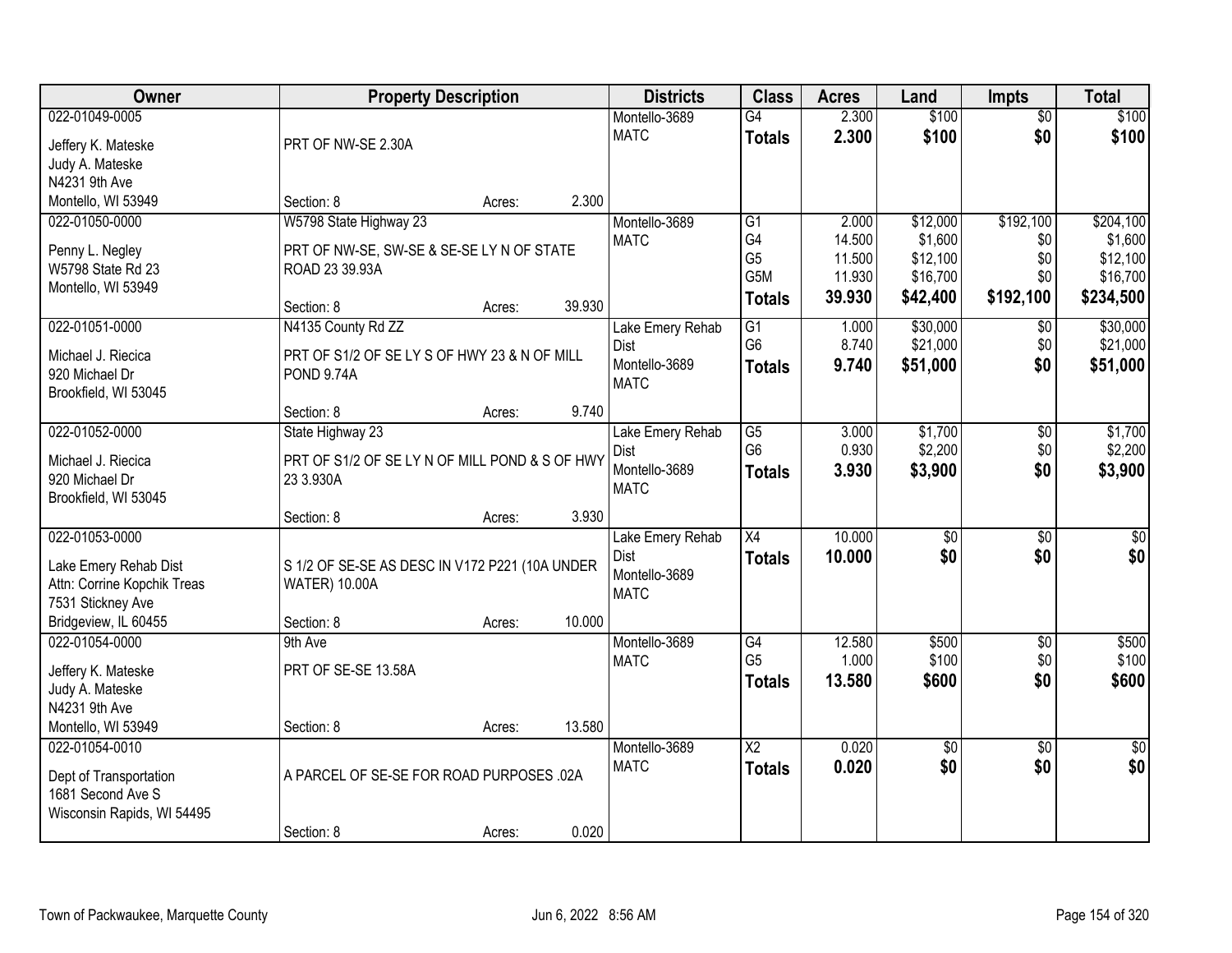| Owner | Property Description | Districts | Class | Acres | Land | Impts | Total |
|---|---|---|---|---|---|---|---|
| 022-01049-0005<br>Jeffery K. Mateske<br>Judy A. Mateske<br>N4231 9th Ave<br>Montello, WI 53949 | PRT OF NW-SE 2.30A<br>Section: 8 Acres: 2.300 | Montello-3689<br>MATC | G4<br>**Totals** | 2.300<br>**2.300** | $100<br>**$100** | $0<br>**$0** | $100<br>**$100** |
| 022-01050-0000<br>Penny L. Negley<br>W5798 State Rd 23<br>Montello, WI 53949 | W5798 State Highway 23<br>PRT OF NW-SE, SW-SE & SE-SE LY N OF STATE ROAD 23 39.93A<br>Section: 8 Acres: 39.930 | Montello-3689<br>MATC | G1<br>G4<br>G5<br>G5M<br>**Totals** | 2.000<br>14.500<br>11.500<br>11.930<br>**39.930** | $12,000<br>$1,600<br>$12,100<br>$16,700<br>**$42,400** | $192,100<br>$0<br>$0<br>$0<br>**$192,100** | $204,100<br>$1,600<br>$12,100<br>$16,700<br>**$234,500** |
| 022-01051-0000<br>Michael J. Riecica<br>920 Michael Dr<br>Brookfield, WI 53045 | N4135 County Rd ZZ<br>PRT OF S1/2 OF SE LY S OF HWY 23 & N OF MILL POND 9.74A<br>Section: 8 Acres: 9.740 | Lake Emery Rehab Dist<br>Montello-3689<br>MATC | G1<br>G6<br>**Totals** | 1.000<br>8.740<br>**9.740** | $30,000<br>$21,000<br>**$51,000** | $0<br>$0<br>**$0** | $30,000<br>$21,000<br>**$51,000** |
| 022-01052-0000<br>Michael J. Riecica<br>920 Michael Dr<br>Brookfield, WI 53045 | State Highway 23<br>PRT OF S1/2 OF SE LY N OF MILL POND & S OF HWY 23 3.930A<br>Section: 8 Acres: 3.930 | Lake Emery Rehab Dist<br>Montello-3689<br>MATC | G5<br>G6<br>**Totals** | 3.000<br>0.930<br>**3.930** | $1,700<br>$2,200<br>**$3,900** | $0<br>$0<br>**$0** | $1,700<br>$2,200<br>**$3,900** |
| 022-01053-0000<br>Lake Emery Rehab Dist<br>Attn: Corrine Kopchik Treas<br>7531 Stickney Ave<br>Bridgeview, IL 60455 | S 1/2 OF SE-SE AS DESC IN V172 P221 (10A UNDER WATER) 10.00A<br>Section: 8 Acres: 10.000 | Lake Emery Rehab Dist<br>Montello-3689<br>MATC | X4<br>**Totals** | 10.000<br>**10.000** | $0<br>**$0** | $0<br>**$0** | $0<br>**$0** |
| 022-01054-0000<br>Jeffery K. Mateske<br>Judy A. Mateske<br>N4231 9th Ave<br>Montello, WI 53949 | 9th Ave<br>PRT OF SE-SE 13.58A<br>Section: 8 Acres: 13.580 | Montello-3689<br>MATC | G4<br>G5<br>**Totals** | 12.580<br>1.000<br>**13.580** | $500<br>$100<br>**$600** | $0<br>$0<br>**$0** | $500<br>$100<br>**$600** |
| 022-01054-0010<br>Dept of Transportation<br>1681 Second Ave S<br>Wisconsin Rapids, WI 54495 | A PARCEL OF SE-SE FOR ROAD PURPOSES .02A<br>Section: 8 Acres: 0.020 | Montello-3689<br>MATC | X2<br>**Totals** | 0.020<br>**0.020** | $0<br>**$0** | $0<br>**$0** | $0<br>**$0** |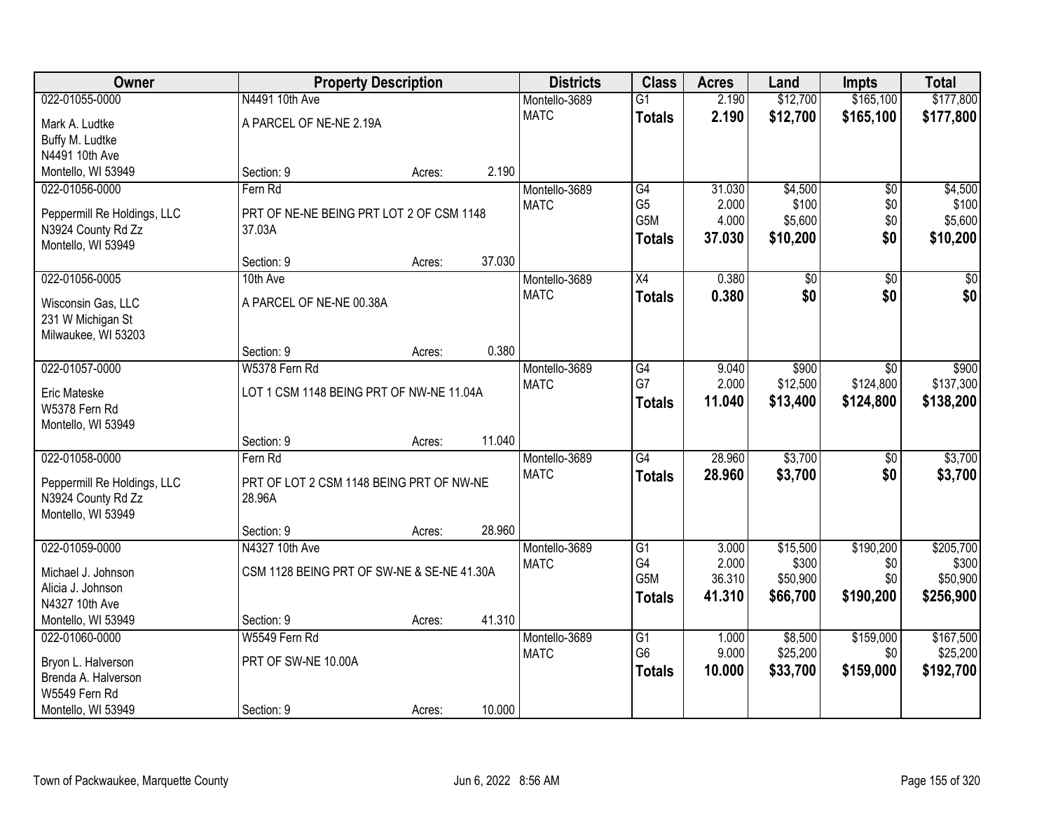| Owner | Property Description | | | Districts | Class | Acres | Land | Impts | Total |
|---|---|---|---|---|---|---|---|---|---|
| 022-01055-0000 | N4491 10th Ave | | | Montello-3689 | G1 | 2.190 | $12,700 | $165,100 | $177,800 |
| Mark A. Ludtke | A PARCEL OF NE-NE 2.19A | | | MATC | **Totals** | **2.190** | **$12,700** | **$165,100** | **$177,800** |
| Buffy M. Ludtke | | | | | | | | | |
| N4491 10th Ave | | | | | | | | | |
| Montello, WI 53949 | Section: 9 | Acres: | 2.190 | | | | | | |
| 022-01056-0000 | Fern Rd | | | Montello-3689 | G4 | 31.030 | $4,500 | $0 | $4,500 |
| Peppermill Re Holdings, LLC | PRT OF NE-NE BEING PRT LOT 2 OF CSM 1148 | | | MATC | G5 | 2.000 | $100 | $0 | $100 |
| N3924 County Rd Zz | 37.03A | | | | G5M | 4.000 | $5,600 | $0 | $5,600 |
| Montello, WI 53949 | | | | | **Totals** | **37.030** | **$10,200** | **$0** | **$10,200** |
| | Section: 9 | Acres: | 37.030 | | | | | | |
| 022-01056-0005 | 10th Ave | | | Montello-3689 | X4 | 0.380 | $0 | $0 | $0 |
| Wisconsin Gas, LLC | A PARCEL OF NE-NE 00.38A | | | MATC | **Totals** | **0.380** | **$0** | **$0** | **$0** |
| 231 W Michigan St | | | | | | | | | |
| Milwaukee, WI 53203 | | | | | | | | | |
| | Section: 9 | Acres: | 0.380 | | | | | | |
| 022-01057-0000 | W5378 Fern Rd | | | Montello-3689 | G4 | 9.040 | $900 | $0 | $900 |
| Eric Mateske | LOT 1 CSM 1148 BEING PRT OF NW-NE 11.04A | | | MATC | G7 | 2.000 | $12,500 | $124,800 | $137,300 |
| W5378 Fern Rd | | | | | **Totals** | **11.040** | **$13,400** | **$124,800** | **$138,200** |
| Montello, WI 53949 | | | | | | | | | |
| | Section: 9 | Acres: | 11.040 | | | | | | |
| 022-01058-0000 | Fern Rd | | | Montello-3689 | G4 | 28.960 | $3,700 | $0 | $3,700 |
| Peppermill Re Holdings, LLC | PRT OF LOT 2 CSM 1148 BEING PRT OF NW-NE | | | MATC | **Totals** | **28.960** | **$3,700** | **$0** | **$3,700** |
| N3924 County Rd Zz | 28.96A | | | | | | | | |
| Montello, WI 53949 | | | | | | | | | |
| | Section: 9 | Acres: | 28.960 | | | | | | |
| 022-01059-0000 | N4327 10th Ave | | | Montello-3689 | G1 | 3.000 | $15,500 | $190,200 | $205,700 |
| Michael J. Johnson | CSM 1128 BEING PRT OF SW-NE & SE-NE 41.30A | | | MATC | G4 | 2.000 | $300 | $0 | $300 |
| Alicia J. Johnson | | | | | G5M | 36.310 | $50,900 | $0 | $50,900 |
| N4327 10th Ave | | | | | **Totals** | **41.310** | **$66,700** | **$190,200** | **$256,900** |
| Montello, WI 53949 | Section: 9 | Acres: | 41.310 | | | | | | |
| 022-01060-0000 | W5549 Fern Rd | | | Montello-3689 | G1 | 1.000 | $8,500 | $159,000 | $167,500 |
| Bryon L. Halverson | PRT OF SW-NE 10.00A | | | MATC | G6 | 9.000 | $25,200 | $0 | $25,200 |
| Brenda A. Halverson | | | | | **Totals** | **10.000** | **$33,700** | **$159,000** | **$192,700** |
| W5549 Fern Rd | | | | | | | | | |
| Montello, WI 53949 | Section: 9 | Acres: | 10.000 | | | | | | |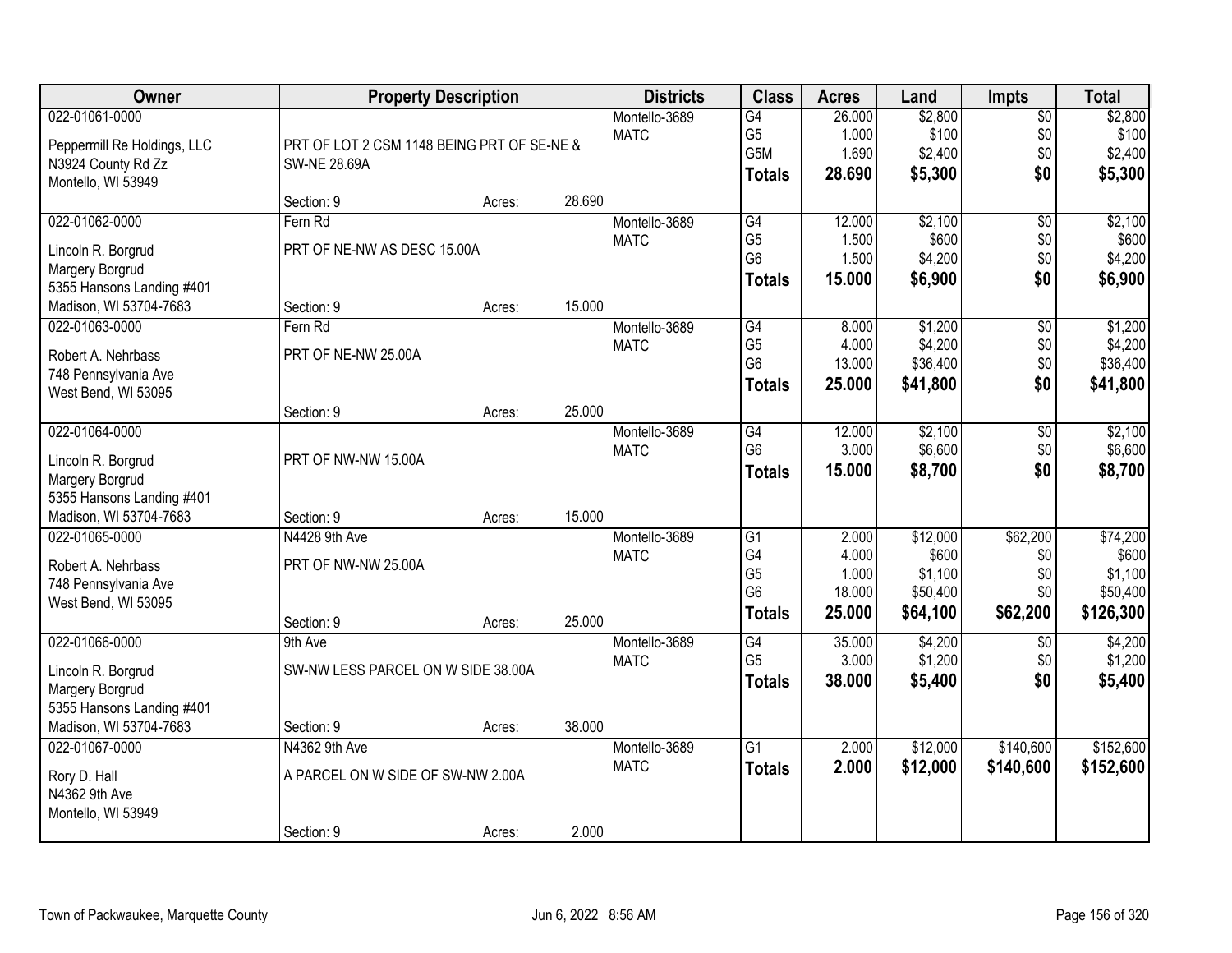| Owner | Property Description | | | Districts | Class | Acres | Land | Impts | Total |
|---|---|---|---|---|---|---|---|---|---|
| 022-01061-0000 | | | | Montello-3689 | G4 | 26.000 | $2,800 | $0 | $2,800 |
| Peppermill Re Holdings, LLC | PRT OF LOT 2 CSM 1148 BEING PRT OF SE-NE & | | | MATC | G5 | 1.000 | $100 | $0 | $100 |
| N3924 County Rd Zz | SW-NE 28.69A | | | | G5M | 1.690 | $2,400 | $0 | $2,400 |
| Montello, WI 53949 | | | | | **Totals** | **28.690** | **$5,300** | **$0** | **$5,300** |
| | Section: 9 | Acres: | 28.690 | | | | | | |
| 022-01062-0000 | Fern Rd | | | Montello-3689 | G4 | 12.000 | $2,100 | $0 | $2,100 |
| Lincoln R. Borgrud | PRT OF NE-NW AS DESC 15.00A | | | MATC | G5 | 1.500 | $600 | $0 | $600 |
| Margery Borgrud | | | | | G6 | 1.500 | $4,200 | $0 | $4,200 |
| 5355 Hansons Landing #401 | | | | | **Totals** | **15.000** | **$6,900** | **$0** | **$6,900** |
| Madison, WI 53704-7683 | Section: 9 | Acres: | 15.000 | | | | | | |
| 022-01063-0000 | Fern Rd | | | Montello-3689 | G4 | 8.000 | $1,200 | $0 | $1,200 |
| Robert A. Nehrbass | PRT OF NE-NW 25.00A | | | MATC | G5 | 4.000 | $4,200 | $0 | $4,200 |
| 748 Pennsylvania Ave | | | | | G6 | 13.000 | $36,400 | $0 | $36,400 |
| West Bend, WI 53095 | | | | | **Totals** | **25.000** | **$41,800** | **$0** | **$41,800** |
| | Section: 9 | Acres: | 25.000 | | | | | | |
| 022-01064-0000 | | | | Montello-3689 | G4 | 12.000 | $2,100 | $0 | $2,100 |
| Lincoln R. Borgrud | PRT OF NW-NW 15.00A | | | MATC | G6 | 3.000 | $6,600 | $0 | $6,600 |
| Margery Borgrud | | | | | **Totals** | **15.000** | **$8,700** | **$0** | **$8,700** |
| 5355 Hansons Landing #401 | | | | | | | | | |
| Madison, WI 53704-7683 | Section: 9 | Acres: | 15.000 | | | | | | |
| 022-01065-0000 | N4428 9th Ave | | | Montello-3689 | G1 | 2.000 | $12,000 | $62,200 | $74,200 |
| Robert A. Nehrbass | PRT OF NW-NW 25.00A | | | MATC | G4 | 4.000 | $600 | $0 | $600 |
| 748 Pennsylvania Ave | | | | | G5 | 1.000 | $1,100 | $0 | $1,100 |
| West Bend, WI 53095 | | | | | G6 | 18.000 | $50,400 | $0 | $50,400 |
| | Section: 9 | Acres: | 25.000 | | **Totals** | **25.000** | **$64,100** | **$62,200** | **$126,300** |
| 022-01066-0000 | 9th Ave | | | Montello-3689 | G4 | 35.000 | $4,200 | $0 | $4,200 |
| Lincoln R. Borgrud | SW-NW LESS PARCEL ON W SIDE 38.00A | | | MATC | G5 | 3.000 | $1,200 | $0 | $1,200 |
| Margery Borgrud | | | | | **Totals** | **38.000** | **$5,400** | **$0** | **$5,400** |
| 5355 Hansons Landing #401 | | | | | | | | | |
| Madison, WI 53704-7683 | Section: 9 | Acres: | 38.000 | | | | | | |
| 022-01067-0000 | N4362 9th Ave | | | Montello-3689 | G1 | 2.000 | $12,000 | $140,600 | $152,600 |
| Rory D. Hall | A PARCEL ON W SIDE OF SW-NW 2.00A | | | MATC | **Totals** | **2.000** | **$12,000** | **$140,600** | **$152,600** |
| N4362 9th Ave | | | | | | | | | |
| Montello, WI 53949 | | | | | | | | | |
| | Section: 9 | Acres: | 2.000 | | | | | | |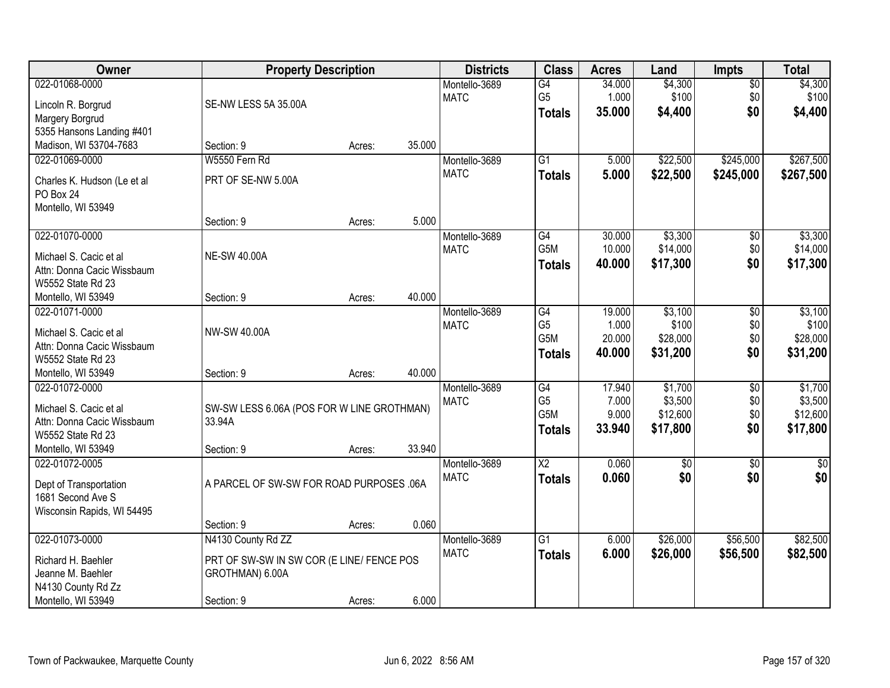| Owner | Property Description | | | Districts | Class | Acres | Land | Impts | Total |
|---|---|---|---|---|---|---|---|---|---|
| 022-01068-0000<br>Lincoln R. Borgrud<br>Margery Borgrud<br>5355 Hansons Landing #401<br>Madison, WI 53704-7683 | SE-NW LESS 5A 35.00A<br>Section: 9 | Acres: | 35.000 | Montello-3689<br>MATC | G4<br>G5<br>**Totals** | 34.000<br>1.000<br>**35.000** | $4,300<br>$100<br>**$4,400** | $0<br>$0<br>**$0** | $4,300<br>$100<br>**$4,400** |
| 022-01069-0000<br>Charles K. Hudson (Le et al<br>PO Box 24<br>Montello, WI 53949 | W5550 Fern Rd<br>PRT OF SE-NW 5.00A<br>Section: 9 | Acres: | 5.000 | Montello-3689<br>MATC | G1<br>**Totals** | 5.000<br>**5.000** | $22,500<br>**$22,500** | $245,000<br>**$245,000** | $267,500<br>**$267,500** |
| 022-01070-0000<br>Michael S. Cacic et al<br>Attn: Donna Cacic Wissbaum<br>W5552 State Rd 23<br>Montello, WI 53949 | NE-SW 40.00A<br>Section: 9 | Acres: | 40.000 | Montello-3689<br>MATC | G4<br>G5M<br>**Totals** | 30.000<br>10.000<br>**40.000** | $3,300<br>$14,000<br>**$17,300** | $0<br>$0<br>**$0** | $3,300<br>$14,000<br>**$17,300** |
| 022-01071-0000<br>Michael S. Cacic et al<br>Attn: Donna Cacic Wissbaum<br>W5552 State Rd 23<br>Montello, WI 53949 | NW-SW 40.00A<br>Section: 9 | Acres: | 40.000 | Montello-3689<br>MATC | G4<br>G5<br>G5M<br>**Totals** | 19.000<br>1.000<br>20.000<br>**40.000** | $3,100<br>$100<br>$28,000<br>**$31,200** | $0<br>$0<br>$0<br>**$0** | $3,100<br>$100<br>$28,000<br>**$31,200** |
| 022-01072-0000<br>Michael S. Cacic et al<br>Attn: Donna Cacic Wissbaum<br>W5552 State Rd 23<br>Montello, WI 53949 | SW-SW LESS 6.06A (POS FOR W LINE GROTHMAN) 33.94A<br>Section: 9 | Acres: | 33.940 | Montello-3689<br>MATC | G4<br>G5<br>G5M<br>**Totals** | 17.940<br>7.000<br>9.000<br>**33.940** | $1,700<br>$3,500<br>$12,600<br>**$17,800** | $0<br>$0<br>$0<br>**$0** | $1,700<br>$3,500<br>$12,600<br>**$17,800** |
| 022-01072-0005<br>Dept of Transportation<br>1681 Second Ave S<br>Wisconsin Rapids, WI 54495 | A PARCEL OF SW-SW FOR ROAD PURPOSES .06A<br>Section: 9 | Acres: | 0.060 | Montello-3689<br>MATC | X2<br>**Totals** | 0.060<br>**0.060** | $0<br>**$0** | $0<br>**$0** | $0<br>**$0** |
| 022-01073-0000<br>Richard H. Baehler<br>Jeanne M. Baehler<br>N4130 County Rd Zz<br>Montello, WI 53949 | N4130 County Rd ZZ<br>PRT OF SW-SW IN SW COR (E LINE/ FENCE POS GROTHMAN) 6.00A<br>Section: 9 | Acres: | 6.000 | Montello-3689<br>MATC | G1<br>**Totals** | 6.000<br>**6.000** | $26,000<br>**$26,000** | $56,500<br>**$56,500** | $82,500<br>**$82,500** |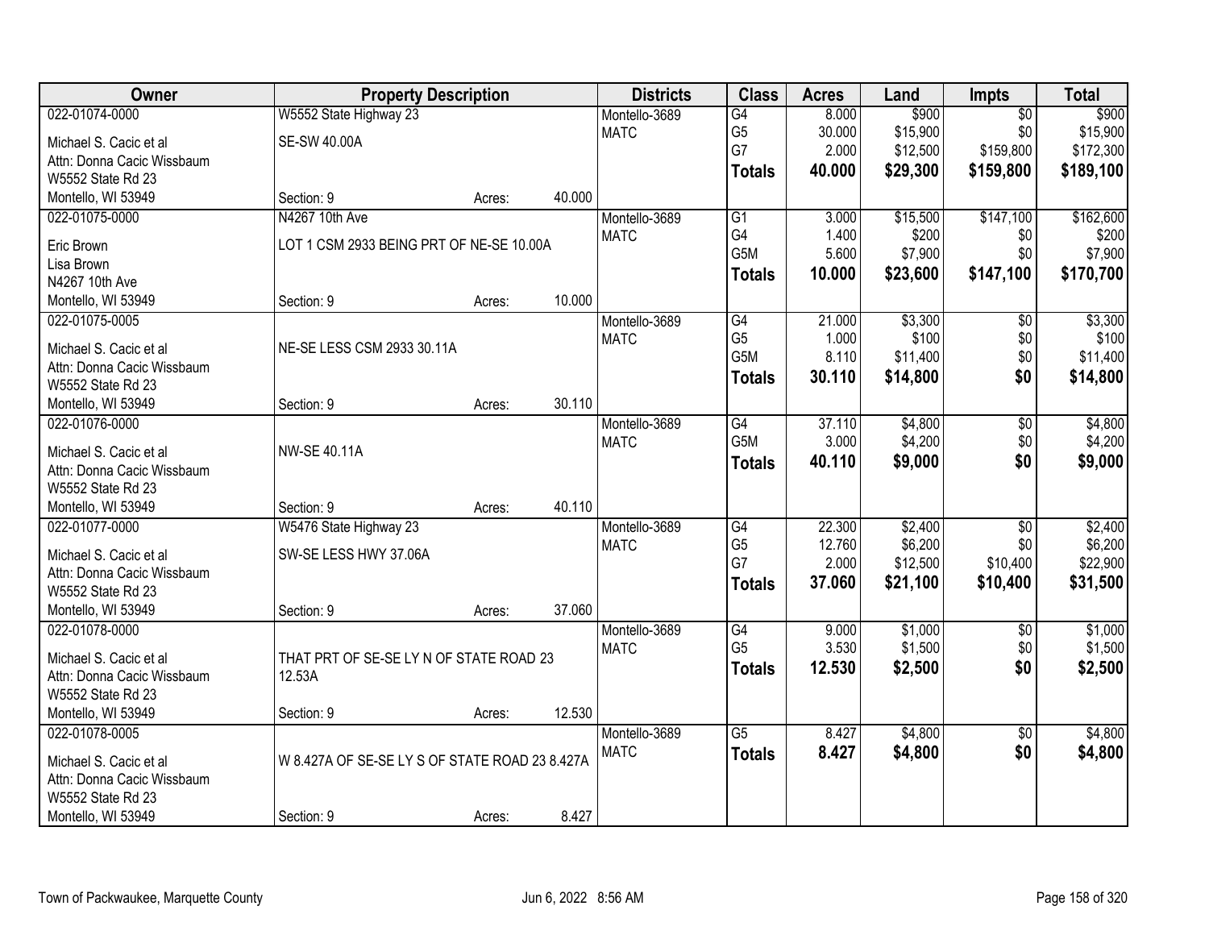| Owner | Property Description | | | Districts | Class | Acres | Land | Impts | Total |
|---|---|---|---|---|---|---|---|---|---|
| 022-01074-0000 | W5552 State Highway 23 | | | Montello-3689 | G4 | 8.000 | $900 | $0 | $900 |
| Michael S. Cacic et al | SE-SW 40.00A | | | MATC | G5 | 30.000 | $15,900 | $0 | $15,900 |
| Attn: Donna Cacic Wissbaum | | | | | G7 | 2.000 | $12,500 | $159,800 | $172,300 |
| W5552 State Rd 23 | | | | | **Totals** | **40.000** | **$29,300** | **$159,800** | **$189,100** |
| Montello, WI 53949 | Section: 9 | Acres: | 40.000 | | | | | | |
| 022-01075-0000 | N4267 10th Ave | | | Montello-3689 | G1 | 3.000 | $15,500 | $147,100 | $162,600 |
| Eric Brown | LOT 1 CSM 2933 BEING PRT OF NE-SE 10.00A | | | MATC | G4 | 1.400 | $200 | $0 | $200 |
| Lisa Brown | | | | | G5M | 5.600 | $7,900 | $0 | $7,900 |
| N4267 10th Ave | | | | | **Totals** | **10.000** | **$23,600** | **$147,100** | **$170,700** |
| Montello, WI 53949 | Section: 9 | Acres: | 10.000 | | | | | | |
| 022-01075-0005 | | | | Montello-3689 | G4 | 21.000 | $3,300 | $0 | $3,300 |
| Michael S. Cacic et al | NE-SE LESS CSM 2933 30.11A | | | MATC | G5 | 1.000 | $100 | $0 | $100 |
| Attn: Donna Cacic Wissbaum | | | | | G5M | 8.110 | $11,400 | $0 | $11,400 |
| W5552 State Rd 23 | | | | | **Totals** | **30.110** | **$14,800** | **$0** | **$14,800** |
| Montello, WI 53949 | Section: 9 | Acres: | 30.110 | | | | | | |
| 022-01076-0000 | | | | Montello-3689 | G4 | 37.110 | $4,800 | $0 | $4,800 |
| Michael S. Cacic et al | NW-SE 40.11A | | | MATC | G5M | 3.000 | $4,200 | $0 | $4,200 |
| Attn: Donna Cacic Wissbaum | | | | | **Totals** | **40.110** | **$9,000** | **$0** | **$9,000** |
| W5552 State Rd 23 | | | | | | | | | |
| Montello, WI 53949 | Section: 9 | Acres: | 40.110 | | | | | | |
| 022-01077-0000 | W5476 State Highway 23 | | | Montello-3689 | G4 | 22.300 | $2,400 | $0 | $2,400 |
| Michael S. Cacic et al | SW-SE LESS HWY 37.06A | | | MATC | G5 | 12.760 | $6,200 | $0 | $6,200 |
| Attn: Donna Cacic Wissbaum | | | | | G7 | 2.000 | $12,500 | $10,400 | $22,900 |
| W5552 State Rd 23 | | | | | **Totals** | **37.060** | **$21,100** | **$10,400** | **$31,500** |
| Montello, WI 53949 | Section: 9 | Acres: | 37.060 | | | | | | |
| 022-01078-0000 | | | | Montello-3689 | G4 | 9.000 | $1,000 | $0 | $1,000 |
| Michael S. Cacic et al | THAT PRT OF SE-SE LY N OF STATE ROAD 23 | | | MATC | G5 | 3.530 | $1,500 | $0 | $1,500 |
| Attn: Donna Cacic Wissbaum | 12.53A | | | | **Totals** | **12.530** | **$2,500** | **$0** | **$2,500** |
| W5552 State Rd 23 | | | | | | | | | |
| Montello, WI 53949 | Section: 9 | Acres: | 12.530 | | | | | | |
| 022-01078-0005 | | | | Montello-3689 | G5 | 8.427 | $4,800 | $0 | $4,800 |
| Michael S. Cacic et al | W 8.427A OF SE-SE LY S OF STATE ROAD 23 8.427A | | | MATC | **Totals** | **8.427** | **$4,800** | **$0** | **$4,800** |
| Attn: Donna Cacic Wissbaum | | | | | | | | | |
| W5552 State Rd 23 | | | | | | | | | |
| Montello, WI 53949 | Section: 9 | Acres: | 8.427 | | | | | | |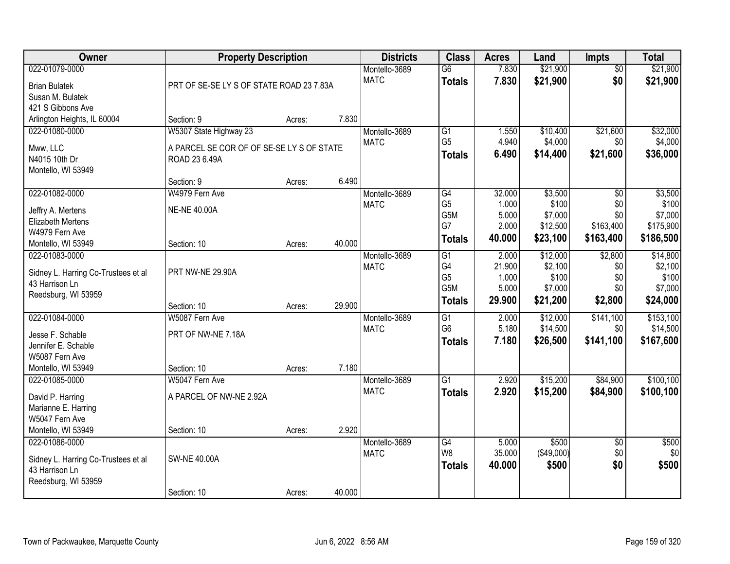| Owner | Property Description | | | Districts | Class | Acres | Land | Impts | Total |
|---|---|---|---|---|---|---|---|---|---|
| 022-01079-0000<br>Brian Bulatek<br>Susan M. Bulatek<br>421 S Gibbons Ave<br>Arlington Heights, IL 60004 | PRT OF SE-SE LY S OF STATE ROAD 23 7.83A<br>Section: 9 | Acres: | 7.830 | Montello-3689<br>MATC | G6<br>**Totals** | 7.830<br>**7.830** | \$21,900<br>**\$21,900** | \$0<br>**\$0** | \$21,900<br>**\$21,900** |
| 022-01080-0000<br>Mww, LLC<br>N4015 10th Dr<br>Montello, WI 53949 | W5307 State Highway 23<br>A PARCEL SE COR OF OF SE-SE LY S OF STATE ROAD 23 6.49A<br>Section: 9 | Acres: | 6.490 | Montello-3689<br>MATC | G1<br>G5<br>**Totals** | 1.550<br>4.940<br>**6.490** | \$10,400<br>\$4,000<br>**\$14,400** | \$21,600<br>\$0<br>**\$21,600** | \$32,000<br>\$4,000<br>**\$36,000** |
| 022-01082-0000<br>Jeffry A. Mertens<br>Elizabeth Mertens<br>W4979 Fern Ave<br>Montello, WI 53949 | W4979 Fern Ave<br>NE-NE 40.00A<br>Section: 10 | Acres: | 40.000 | Montello-3689<br>MATC | G4<br>G5<br>G5M<br>G7<br>**Totals** | 32.000<br>1.000<br>5.000<br>2.000<br>**40.000** | \$3,500<br>\$100<br>\$7,000<br>\$12,500<br>**\$23,100** | \$0<br>\$0<br>\$0<br>\$163,400<br>**\$163,400** | \$3,500<br>\$100<br>\$7,000<br>\$175,900<br>**\$186,500** |
| 022-01083-0000<br>Sidney L. Harring Co-Trustees et al<br>43 Harrison Ln<br>Reedsburg, WI 53959 | PRT NW-NE 29.90A<br>Section: 10 | Acres: | 29.900 | Montello-3689<br>MATC | G1<br>G4<br>G5<br>G5M<br>**Totals** | 2.000<br>21.900<br>1.000<br>5.000<br>**29.900** | \$12,000<br>\$2,100<br>\$100<br>\$7,000<br>**\$21,200** | \$2,800<br>\$0<br>\$0<br>\$0<br>**\$2,800** | \$14,800<br>\$2,100<br>\$100<br>\$7,000<br>**\$24,000** |
| 022-01084-0000<br>Jesse F. Schable<br>Jennifer E. Schable<br>W5087 Fern Ave<br>Montello, WI 53949 | W5087 Fern Ave<br>PRT OF NW-NE 7.18A<br>Section: 10 | Acres: | 7.180 | Montello-3689<br>MATC | G1<br>G6<br>**Totals** | 2.000<br>5.180<br>**7.180** | \$12,000<br>\$14,500<br>**\$26,500** | \$141,100<br>\$0<br>**\$141,100** | \$153,100<br>\$14,500<br>**\$167,600** |
| 022-01085-0000<br>David P. Harring<br>Marianne E. Harring<br>W5047 Fern Ave<br>Montello, WI 53949 | W5047 Fern Ave<br>A PARCEL OF NW-NE 2.92A<br>Section: 10 | Acres: | 2.920 | Montello-3689<br>MATC | G1<br>**Totals** | 2.920<br>**2.920** | \$15,200<br>**\$15,200** | \$84,900<br>**\$84,900** | \$100,100<br>**\$100,100** |
| 022-01086-0000<br>Sidney L. Harring Co-Trustees et al<br>43 Harrison Ln<br>Reedsburg, WI 53959 | SW-NE 40.00A<br>Section: 10 | Acres: | 40.000 | Montello-3689<br>MATC | G4<br>W8<br>**Totals** | 5.000<br>35.000<br>**40.000** | \$500<br>(\$49,000)<br>**\$500** | \$0<br>\$0<br>**\$0** | \$500<br>\$0<br>**\$500** |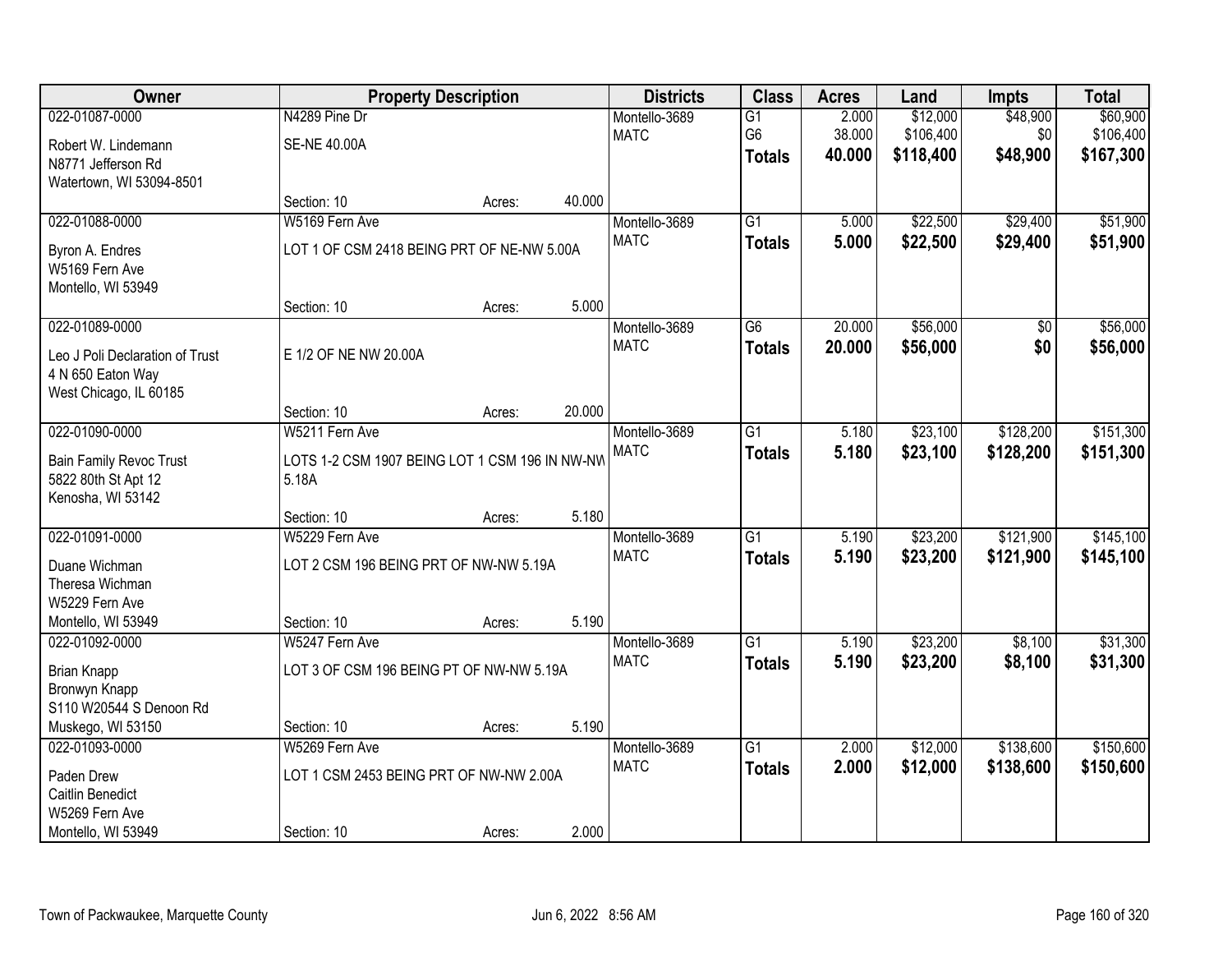| Owner | Property Description | | | Districts | Class | Acres | Land | Impts | Total |
|---|---|---|---|---|---|---|---|---|---|
| 022-01087-0000 | N4289 Pine Dr | | | Montello-3689 | G1 | 2.000 | $12,000 | $48,900 | $60,900 |
| Robert W. Lindemann | SE-NE 40.00A | | | MATC | G6 | 38.000 | $106,400 | $0 | $106,400 |
| N8771 Jefferson Rd | | | | | **Totals** | **40.000** | **$118,400** | **$48,900** | **$167,300** |
| Watertown, WI 53094-8501 | | | | | | | | | |
| | Section: 10 | Acres: | 40.000 | | | | | | |
| 022-01088-0000 | W5169 Fern Ave | | | Montello-3689 | G1 | 5.000 | $22,500 | $29,400 | $51,900 |
| Byron A. Endres | LOT 1 OF CSM 2418 BEING PRT OF NE-NW 5.00A | | | MATC | **Totals** | **5.000** | **$22,500** | **$29,400** | **$51,900** |
| W5169 Fern Ave | | | | | | | | | |
| Montello, WI 53949 | | | | | | | | | |
| | Section: 10 | Acres: | 5.000 | | | | | | |
| 022-01089-0000 | | | | Montello-3689 | G6 | 20.000 | $56,000 | $0 | $56,000 |
| Leo J Poli Declaration of Trust | E 1/2 OF NE NW 20.00A | | | MATC | **Totals** | **20.000** | **$56,000** | **$0** | **$56,000** |
| 4 N 650 Eaton Way | | | | | | | | | |
| West Chicago, IL 60185 | | | | | | | | | |
| | Section: 10 | Acres: | 20.000 | | | | | | |
| 022-01090-0000 | W5211 Fern Ave | | | Montello-3689 | G1 | 5.180 | $23,100 | $128,200 | $151,300 |
| Bain Family Revoc Trust | LOTS 1-2 CSM 1907 BEING LOT 1 CSM 196 IN NW-NW 5.18A | | | MATC | **Totals** | **5.180** | **$23,100** | **$128,200** | **$151,300** |
| 5822 80th St Apt 12 | | | | | | | | | |
| Kenosha, WI 53142 | | | | | | | | | |
| | Section: 10 | Acres: | 5.180 | | | | | | |
| 022-01091-0000 | W5229 Fern Ave | | | Montello-3689 | G1 | 5.190 | $23,200 | $121,900 | $145,100 |
| Duane Wichman | LOT 2 CSM 196 BEING PRT OF NW-NW 5.19A | | | MATC | **Totals** | **5.190** | **$23,200** | **$121,900** | **$145,100** |
| Theresa Wichman | | | | | | | | | |
| W5229 Fern Ave | | | | | | | | | |
| Montello, WI 53949 | Section: 10 | Acres: | 5.190 | | | | | | |
| 022-01092-0000 | W5247 Fern Ave | | | Montello-3689 | G1 | 5.190 | $23,200 | $8,100 | $31,300 |
| Brian Knapp | LOT 3 OF CSM 196 BEING PT OF NW-NW 5.19A | | | MATC | **Totals** | **5.190** | **$23,200** | **$8,100** | **$31,300** |
| Bronwyn Knapp | | | | | | | | | |
| S110 W20544 S Denoon Rd | | | | | | | | | |
| Muskego, WI 53150 | Section: 10 | Acres: | 5.190 | | | | | | |
| 022-01093-0000 | W5269 Fern Ave | | | Montello-3689 | G1 | 2.000 | $12,000 | $138,600 | $150,600 |
| Paden Drew | LOT 1 CSM 2453 BEING PRT OF NW-NW 2.00A | | | MATC | **Totals** | **2.000** | **$12,000** | **$138,600** | **$150,600** |
| Caitlin Benedict | | | | | | | | | |
| W5269 Fern Ave | | | | | | | | | |
| Montello, WI 53949 | Section: 10 | Acres: | 2.000 | | | | | | |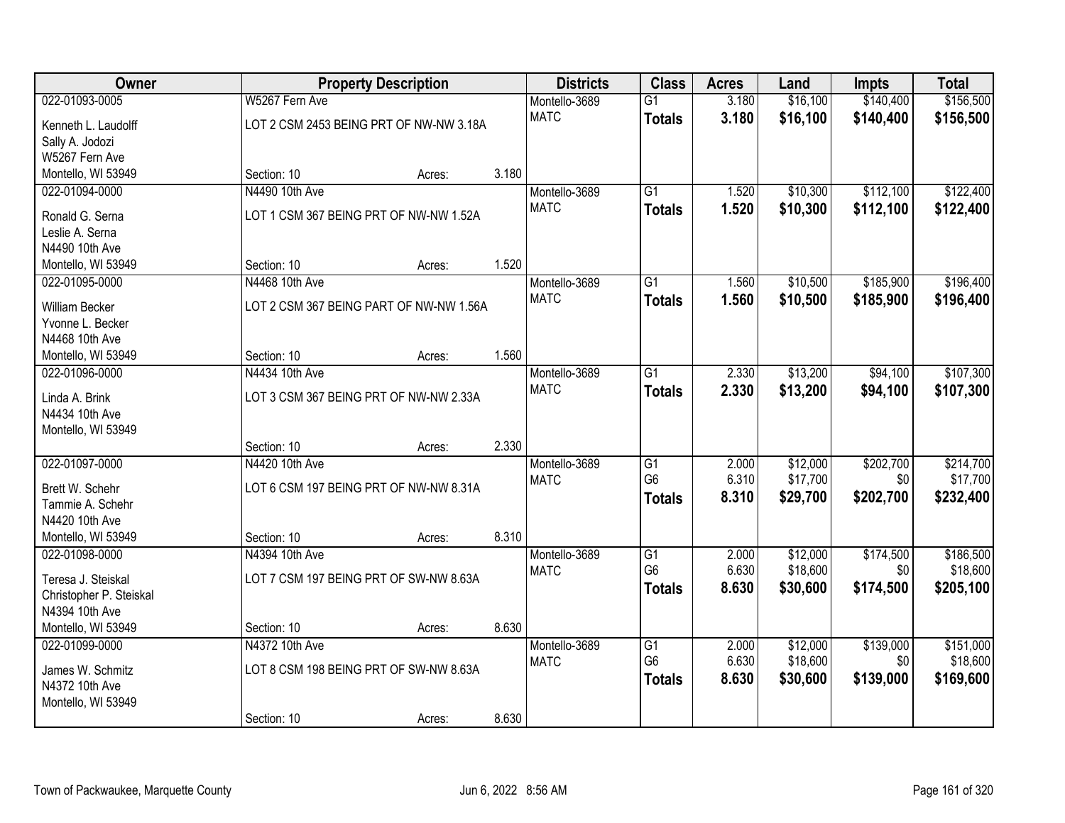| Owner | Property Description | | | Districts | Class | Acres | Land | Impts | Total |
|---|---|---|---|---|---|---|---|---|---|
| 022-01093-0005 | W5267 Fern Ave | | | Montello-3689 | G1 | 3.180 | $16,100 | $140,400 | $156,500 |
| Kenneth L. Laudolff<br>Sally A. Jodozi<br>W5267 Fern Ave<br>Montello, WI 53949 | LOT 2 CSM 2453 BEING PRT OF NW-NW 3.18A | | | MATC | **Totals** | **3.180** | **$16,100** | **$140,400** | **$156,500** |
| | Section: 10 | Acres: | 3.180 | | | | | | |
| 022-01094-0000 | N4490 10th Ave | | | Montello-3689 | G1 | 1.520 | $10,300 | $112,100 | $122,400 |
| Ronald G. Serna<br>Leslie A. Serna<br>N4490 10th Ave<br>Montello, WI 53949 | LOT 1 CSM 367 BEING PRT OF NW-NW 1.52A | | | MATC | **Totals** | **1.520** | **$10,300** | **$112,100** | **$122,400** |
| | Section: 10 | Acres: | 1.520 | | | | | | |
| 022-01095-0000 | N4468 10th Ave | | | Montello-3689 | G1 | 1.560 | $10,500 | $185,900 | $196,400 |
| William Becker<br>Yvonne L. Becker<br>N4468 10th Ave<br>Montello, WI 53949 | LOT 2 CSM 367 BEING PART OF NW-NW 1.56A | | | MATC | **Totals** | **1.560** | **$10,500** | **$185,900** | **$196,400** |
| | Section: 10 | Acres: | 1.560 | | | | | | |
| 022-01096-0000 | N4434 10th Ave | | | Montello-3689 | G1 | 2.330 | $13,200 | $94,100 | $107,300 |
| Linda A. Brink<br>N4434 10th Ave<br>Montello, WI 53949 | LOT 3 CSM 367 BEING PRT OF NW-NW 2.33A | | | MATC | **Totals** | **2.330** | **$13,200** | **$94,100** | **$107,300** |
| | Section: 10 | Acres: | 2.330 | | | | | | |
| 022-01097-0000 | N4420 10th Ave | | | Montello-3689 | G1 | 2.000 | $12,000 | $202,700 | $214,700 |
| Brett W. Schehr<br>Tammie A. Schehr<br>N4420 10th Ave<br>Montello, WI 53949 | LOT 6 CSM 197 BEING PRT OF NW-NW 8.31A | | | MATC | G6 | 6.310 | $17,700 | $0 | $17,700 |
| | | | | | **Totals** | **8.310** | **$29,700** | **$202,700** | **$232,400** |
| | Section: 10 | Acres: | 8.310 | | | | | | |
| 022-01098-0000 | N4394 10th Ave | | | Montello-3689 | G1 | 2.000 | $12,000 | $174,500 | $186,500 |
| Teresa J. Steiskal<br>Christopher P. Steiskal<br>N4394 10th Ave<br>Montello, WI 53949 | LOT 7 CSM 197 BEING PRT OF SW-NW 8.63A | | | MATC | G6 | 6.630 | $18,600 | $0 | $18,600 |
| | | | | | **Totals** | **8.630** | **$30,600** | **$174,500** | **$205,100** |
| | Section: 10 | Acres: | 8.630 | | | | | | |
| 022-01099-0000 | N4372 10th Ave | | | Montello-3689 | G1 | 2.000 | $12,000 | $139,000 | $151,000 |
| James W. Schmitz<br>N4372 10th Ave<br>Montello, WI 53949 | LOT 8 CSM 198 BEING PRT OF SW-NW 8.63A | | | MATC | G6 | 6.630 | $18,600 | $0 | $18,600 |
| | | | | | **Totals** | **8.630** | **$30,600** | **$139,000** | **$169,600** |
| | Section: 10 | Acres: | 8.630 | | | | | | |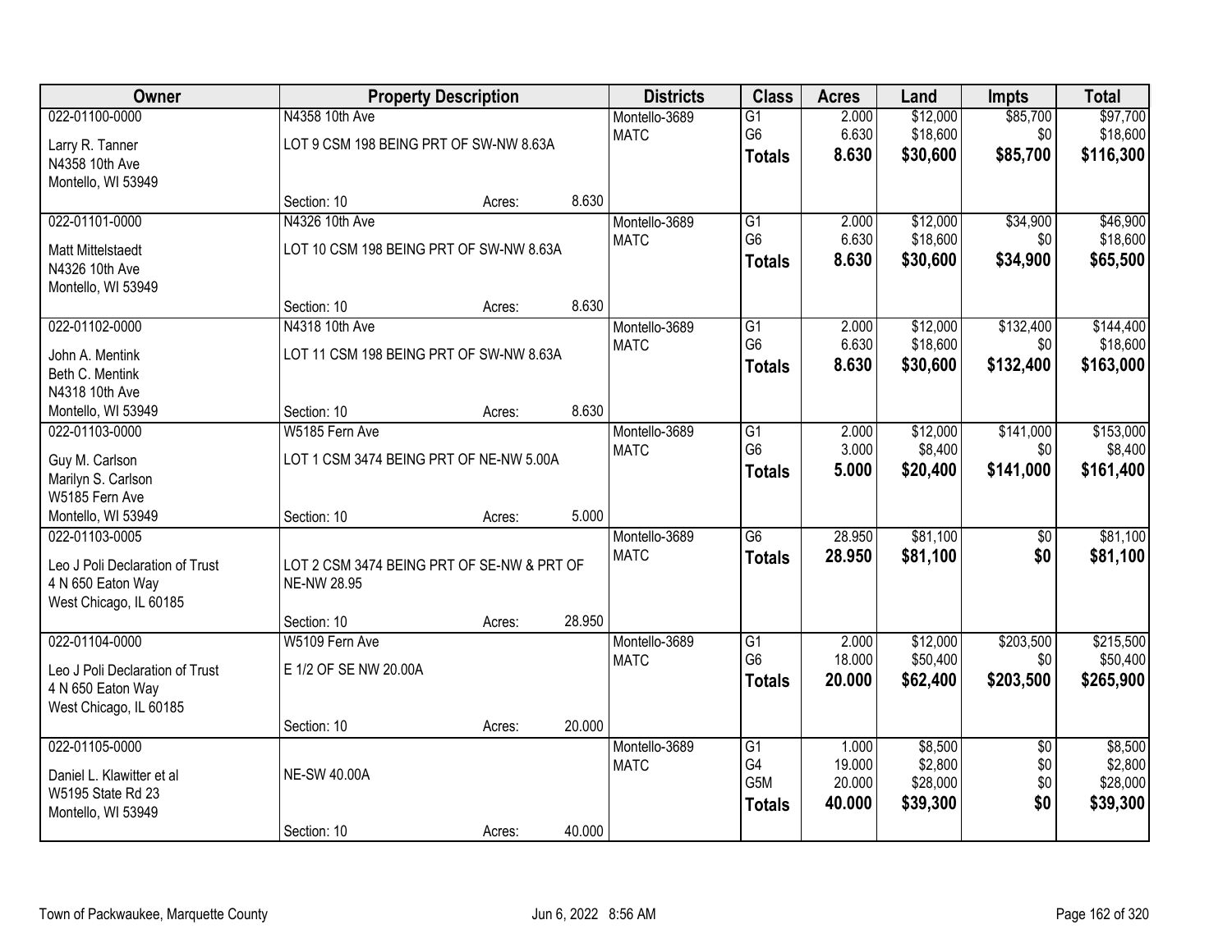| Owner | Property Description | | | Districts | Class | Acres | Land | Impts | Total |
|---|---|---|---|---|---|---|---|---|---|
| 022-01100-0000 | N4358 10th Ave | | | Montello-3689 | G1 | 2.000 | $12,000 | $85,700 | $97,700 |
| Larry R. Tanner | LOT 9 CSM 198 BEING PRT OF SW-NW 8.63A | | | MATC | G6 | 6.630 | $18,600 | $0 | $18,600 |
| N4358 10th Ave | | | | | **Totals** | **8.630** | **$30,600** | **$85,700** | **$116,300** |
| Montello, WI 53949 | | | | | | | | | |
| | Section: 10 | Acres: | 8.630 | | | | | | |
| 022-01101-0000 | N4326 10th Ave | | | Montello-3689 | G1 | 2.000 | $12,000 | $34,900 | $46,900 |
| Matt Mittelstaedt | LOT 10 CSM 198 BEING PRT OF SW-NW 8.63A | | | MATC | G6 | 6.630 | $18,600 | $0 | $18,600 |
| N4326 10th Ave | | | | | **Totals** | **8.630** | **$30,600** | **$34,900** | **$65,500** |
| Montello, WI 53949 | | | | | | | | | |
| | Section: 10 | Acres: | 8.630 | | | | | | |
| 022-01102-0000 | N4318 10th Ave | | | Montello-3689 | G1 | 2.000 | $12,000 | $132,400 | $144,400 |
| John A. Mentink | LOT 11 CSM 198 BEING PRT OF SW-NW 8.63A | | | MATC | G6 | 6.630 | $18,600 | $0 | $18,600 |
| Beth C. Mentink | | | | | **Totals** | **8.630** | **$30,600** | **$132,400** | **$163,000** |
| N4318 10th Ave | | | | | | | | | |
| Montello, WI 53949 | Section: 10 | Acres: | 8.630 | | | | | | |
| 022-01103-0000 | W5185 Fern Ave | | | Montello-3689 | G1 | 2.000 | $12,000 | $141,000 | $153,000 |
| Guy M. Carlson | LOT 1 CSM 3474 BEING PRT OF NE-NW 5.00A | | | MATC | G6 | 3.000 | $8,400 | $0 | $8,400 |
| Marilyn S. Carlson | | | | | **Totals** | **5.000** | **$20,400** | **$141,000** | **$161,400** |
| W5185 Fern Ave | | | | | | | | | |
| Montello, WI 53949 | Section: 10 | Acres: | 5.000 | | | | | | |
| 022-01103-0005 | | | | Montello-3689 | G6 | 28.950 | $81,100 | $0 | $81,100 |
| Leo J Poli Declaration of Trust | LOT 2 CSM 3474 BEING PRT OF SE-NW & PRT OF NE-NW 28.95 | | | MATC | **Totals** | **28.950** | **$81,100** | **$0** | **$81,100** |
| 4 N 650 Eaton Way | | | | | | | | | |
| West Chicago, IL 60185 | | | | | | | | | |
| | Section: 10 | Acres: | 28.950 | | | | | | |
| 022-01104-0000 | W5109 Fern Ave | | | Montello-3689 | G1 | 2.000 | $12,000 | $203,500 | $215,500 |
| Leo J Poli Declaration of Trust | E 1/2 OF SE NW 20.00A | | | MATC | G6 | 18.000 | $50,400 | $0 | $50,400 |
| 4 N 650 Eaton Way | | | | | **Totals** | **20.000** | **$62,400** | **$203,500** | **$265,900** |
| West Chicago, IL 60185 | | | | | | | | | |
| | Section: 10 | Acres: | 20.000 | | | | | | |
| 022-01105-0000 | | | | Montello-3689 | G1 | 1.000 | $8,500 | $0 | $8,500 |
| Daniel L. Klawitter et al | NE-SW 40.00A | | | MATC | G4 | 19.000 | $2,800 | $0 | $2,800 |
| W5195 State Rd 23 | | | | | G5M | 20.000 | $28,000 | $0 | $28,000 |
| Montello, WI 53949 | | | | | **Totals** | **40.000** | **$39,300** | **$0** | **$39,300** |
| | Section: 10 | Acres: | 40.000 | | | | | | |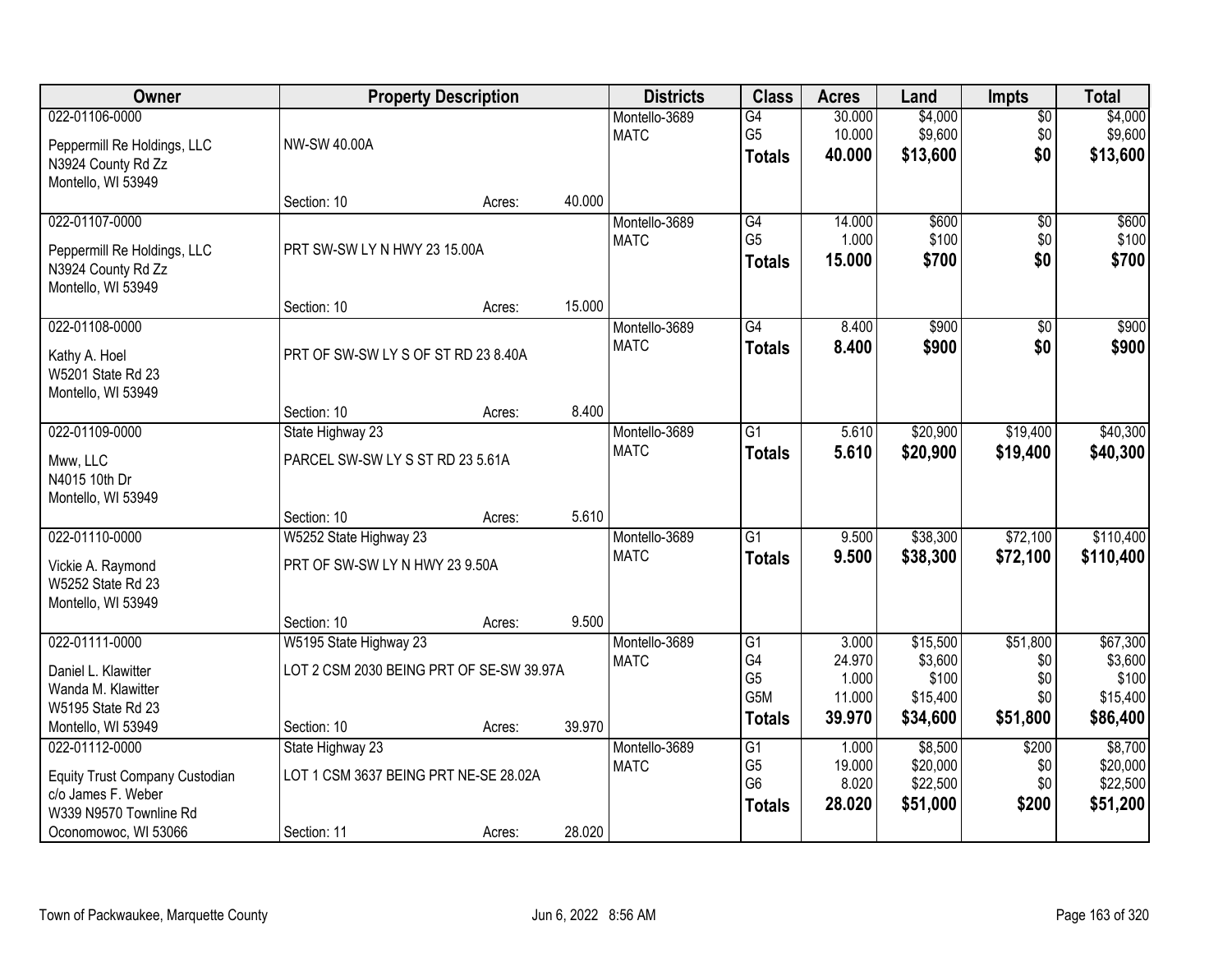| Owner | Property Description | | | Districts | Class | Acres | Land | Impts | Total |
|---|---|---|---|---|---|---|---|---|---|
| 022-01106-0000 | | | | Montello-3689 | G4 | 30.000 | $4,000 | $0 | $4,000 |
| Peppermill Re Holdings, LLC | NW-SW 40.00A | | | MATC | G5 | 10.000 | $9,600 | $0 | $9,600 |
| N3924 County Rd Zz | | | | | **Totals** | **40.000** | **$13,600** | **$0** | **$13,600** |
| Montello, WI 53949 | | | | | | | | | |
| | Section: 10 | Acres: | 40.000 | | | | | | |
| 022-01107-0000 | | | | Montello-3689 | G4 | 14.000 | $600 | $0 | $600 |
| Peppermill Re Holdings, LLC | PRT SW-SW LY N HWY 23 15.00A | | | MATC | G5 | 1.000 | $100 | $0 | $100 |
| N3924 County Rd Zz | | | | | **Totals** | **15.000** | **$700** | **$0** | **$700** |
| Montello, WI 53949 | | | | | | | | | |
| | Section: 10 | Acres: | 15.000 | | | | | | |
| 022-01108-0000 | | | | Montello-3689 | G4 | 8.400 | $900 | $0 | $900 |
| Kathy A. Hoel | PRT OF SW-SW LY S OF ST RD 23 8.40A | | | MATC | **Totals** | **8.400** | **$900** | **$0** | **$900** |
| W5201 State Rd 23 | | | | | | | | | |
| Montello, WI 53949 | | | | | | | | | |
| | Section: 10 | Acres: | 8.400 | | | | | | |
| 022-01109-0000 | State Highway 23 | | | Montello-3689 | G1 | 5.610 | $20,900 | $19,400 | $40,300 |
| Mww, LLC | PARCEL SW-SW LY S ST RD 23 5.61A | | | MATC | **Totals** | **5.610** | **$20,900** | **$19,400** | **$40,300** |
| N4015 10th Dr | | | | | | | | | |
| Montello, WI 53949 | | | | | | | | | |
| | Section: 10 | Acres: | 5.610 | | | | | | |
| 022-01110-0000 | W5252 State Highway 23 | | | Montello-3689 | G1 | 9.500 | $38,300 | $72,100 | $110,400 |
| Vickie A. Raymond | PRT OF SW-SW LY N HWY 23 9.50A | | | MATC | **Totals** | **9.500** | **$38,300** | **$72,100** | **$110,400** |
| W5252 State Rd 23 | | | | | | | | | |
| Montello, WI 53949 | | | | | | | | | |
| | Section: 10 | Acres: | 9.500 | | | | | | |
| 022-01111-0000 | W5195 State Highway 23 | | | Montello-3689 | G1 | 3.000 | $15,500 | $51,800 | $67,300 |
| Daniel L. Klawitter | LOT 2 CSM 2030 BEING PRT OF SE-SW 39.97A | | | MATC | G4 | 24.970 | $3,600 | $0 | $3,600 |
| Wanda M. Klawitter | | | | | G5 | 1.000 | $100 | $0 | $100 |
| W5195 State Rd 23 | | | | | G5M | 11.000 | $15,400 | $0 | $15,400 |
| Montello, WI 53949 | Section: 10 | Acres: | 39.970 | | **Totals** | **39.970** | **$34,600** | **$51,800** | **$86,400** |
| 022-01112-0000 | State Highway 23 | | | Montello-3689 | G1 | 1.000 | $8,500 | $200 | $8,700 |
| Equity Trust Company Custodian | LOT 1 CSM 3637 BEING PRT NE-SE 28.02A | | | MATC | G5 | 19.000 | $20,000 | $0 | $20,000 |
| c/o James F. Weber | | | | | G6 | 8.020 | $22,500 | $0 | $22,500 |
| W339 N9570 Townline Rd | | | | | **Totals** | **28.020** | **$51,000** | **$200** | **$51,200** |
| Oconomowoc, WI 53066 | Section: 11 | Acres: | 28.020 | | | | | | |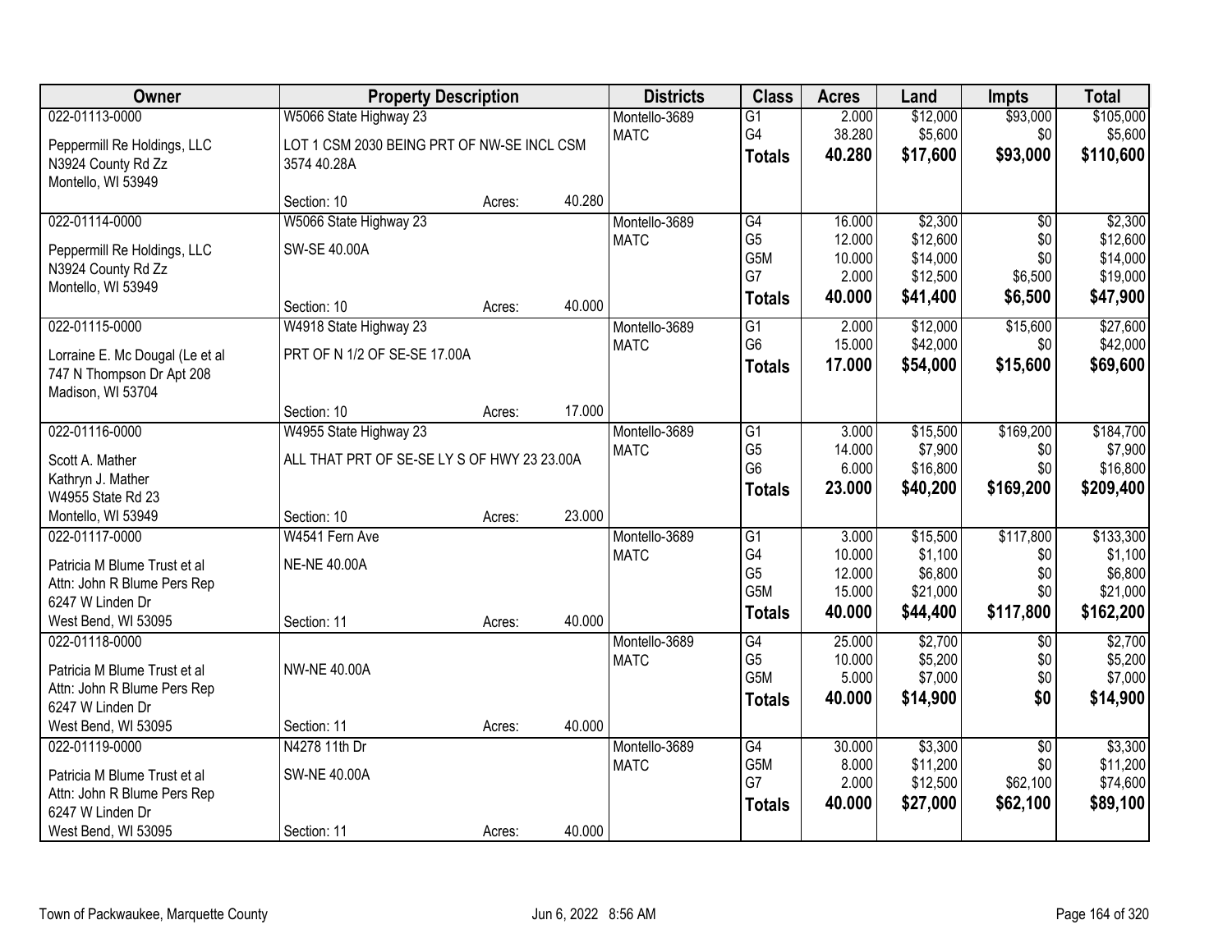| Owner | Property Description | | | Districts | Class | Acres | Land | Impts | Total |
|---|---|---|---|---|---|---|---|---|---|
| 022-01113-0000 | W5066 State Highway 23 | | | Montello-3689 | G1 | 2.000 | $12,000 | $93,000 | $105,000 |
| Peppermill Re Holdings, LLC | LOT 1 CSM 2030 BEING PRT OF NW-SE INCL CSM | | | MATC | G4 | 38.280 | $5,600 | $0 | $5,600 |
| N3924 County Rd Zz | 3574 40.28A | | | | **Totals** | **40.280** | **$17,600** | **$93,000** | **$110,600** |
| Montello, WI 53949 | | | | | | | | | |
| | Section: 10 | Acres: | 40.280 | | | | | | |
| 022-01114-0000 | W5066 State Highway 23 | | | Montello-3689 | G4 | 16.000 | $2,300 | $0 | $2,300 |
| Peppermill Re Holdings, LLC | SW-SE 40.00A | | | MATC | G5 | 12.000 | $12,600 | $0 | $12,600 |
| N3924 County Rd Zz | | | | | G5M | 10.000 | $14,000 | $0 | $14,000 |
| Montello, WI 53949 | | | | | G7 | 2.000 | $12,500 | $6,500 | $19,000 |
| | Section: 10 | Acres: | 40.000 | | **Totals** | **40.000** | **$41,400** | **$6,500** | **$47,900** |
| 022-01115-0000 | W4918 State Highway 23 | | | Montello-3689 | G1 | 2.000 | $12,000 | $15,600 | $27,600 |
| Lorraine E. Mc Dougal (Le et al | PRT OF N 1/2 OF SE-SE 17.00A | | | MATC | G6 | 15.000 | $42,000 | $0 | $42,000 |
| 747 N Thompson Dr Apt 208 | | | | | **Totals** | **17.000** | **$54,000** | **$15,600** | **$69,600** |
| Madison, WI 53704 | | | | | | | | | |
| | Section: 10 | Acres: | 17.000 | | | | | | |
| 022-01116-0000 | W4955 State Highway 23 | | | Montello-3689 | G1 | 3.000 | $15,500 | $169,200 | $184,700 |
| Scott A. Mather | ALL THAT PRT OF SE-SE LY S OF HWY 23 23.00A | | | MATC | G5 | 14.000 | $7,900 | $0 | $7,900 |
| Kathryn J. Mather | | | | | G6 | 6.000 | $16,800 | $0 | $16,800 |
| W4955 State Rd 23 | | | | | **Totals** | **23.000** | **$40,200** | **$169,200** | **$209,400** |
| Montello, WI 53949 | Section: 10 | Acres: | 23.000 | | | | | | |
| 022-01117-0000 | W4541 Fern Ave | | | Montello-3689 | G1 | 3.000 | $15,500 | $117,800 | $133,300 |
| Patricia M Blume Trust et al | NE-NE 40.00A | | | MATC | G4 | 10.000 | $1,100 | $0 | $1,100 |
| Attn: John R Blume Pers Rep | | | | | G5 | 12.000 | $6,800 | $0 | $6,800 |
| 6247 W Linden Dr | | | | | G5M | 15.000 | $21,000 | $0 | $21,000 |
| West Bend, WI 53095 | Section: 11 | Acres: | 40.000 | | **Totals** | **40.000** | **$44,400** | **$117,800** | **$162,200** |
| 022-01118-0000 | | | | Montello-3689 | G4 | 25.000 | $2,700 | $0 | $2,700 |
| Patricia M Blume Trust et al | NW-NE 40.00A | | | MATC | G5 | 10.000 | $5,200 | $0 | $5,200 |
| Attn: John R Blume Pers Rep | | | | | G5M | 5.000 | $7,000 | $0 | $7,000 |
| 6247 W Linden Dr | | | | | **Totals** | **40.000** | **$14,900** | **$0** | **$14,900** |
| West Bend, WI 53095 | Section: 11 | Acres: | 40.000 | | | | | | |
| 022-01119-0000 | N4278 11th Dr | | | Montello-3689 | G4 | 30.000 | $3,300 | $0 | $3,300 |
| Patricia M Blume Trust et al | SW-NE 40.00A | | | MATC | G5M | 8.000 | $11,200 | $0 | $11,200 |
| Attn: John R Blume Pers Rep | | | | | G7 | 2.000 | $12,500 | $62,100 | $74,600 |
| 6247 W Linden Dr | | | | | **Totals** | **40.000** | **$27,000** | **$62,100** | **$89,100** |
| West Bend, WI 53095 | Section: 11 | Acres: | 40.000 | | | | | | |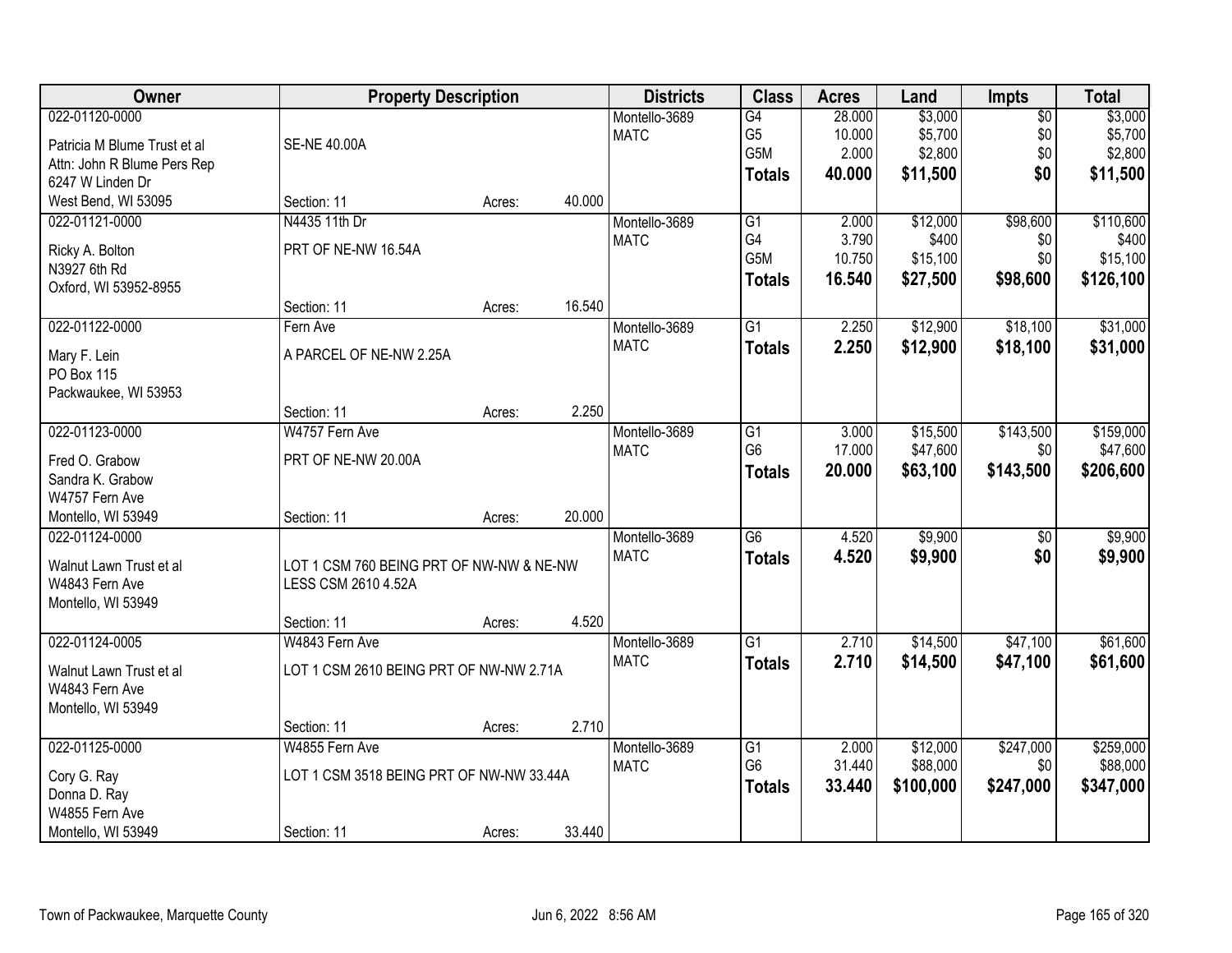| Owner | Property Description | | | Districts | Class | Acres | Land | Impts | Total |
|---|---|---|---|---|---|---|---|---|---|
| 022-01120-0000<br>Patricia M Blume Trust et al<br>Attn: John R Blume Pers Rep<br>6247 W Linden Dr<br>West Bend, WI 53095 | SE-NE 40.00A<br>Section: 11 | Acres: | 40.000 | Montello-3689<br>MATC | G4<br>G5<br>G5M<br>**Totals** | 28.000<br>10.000<br>2.000<br>**40.000** | $3,000<br>$5,700<br>$2,800<br>**$11,500** | $0<br>$0<br>$0<br>**$0** | $3,000<br>$5,700<br>$2,800<br>**$11,500** |
| 022-01121-0000<br>Ricky A. Bolton<br>N3927 6th Rd<br>Oxford, WI 53952-8955 | N4435 11th Dr<br>PRT OF NE-NW 16.54A<br>Section: 11 | Acres: | 16.540 | Montello-3689<br>MATC | G1<br>G4<br>G5M<br>**Totals** | 2.000<br>3.790<br>10.750<br>**16.540** | $12,000<br>$400<br>$15,100<br>**$27,500** | $98,600<br>$0<br>$0<br>**$98,600** | $110,600<br>$400<br>$15,100<br>**$126,100** |
| 022-01122-0000<br>Mary F. Lein<br>PO Box 115<br>Packwaukee, WI 53953 | Fern Ave<br>A PARCEL OF NE-NW 2.25A<br>Section: 11 | Acres: | 2.250 | Montello-3689<br>MATC | G1<br>**Totals** | 2.250<br>**2.250** | $12,900<br>**$12,900** | $18,100<br>**$18,100** | $31,000<br>**$31,000** |
| 022-01123-0000<br>Fred O. Grabow<br>Sandra K. Grabow<br>W4757 Fern Ave<br>Montello, WI 53949 | W4757 Fern Ave<br>PRT OF NE-NW 20.00A<br>Section: 11 | Acres: | 20.000 | Montello-3689<br>MATC | G1<br>G6<br>**Totals** | 3.000<br>17.000<br>**20.000** | $15,500<br>$47,600<br>**$63,100** | $143,500<br>$0<br>**$143,500** | $159,000<br>$47,600<br>**$206,600** |
| 022-01124-0000<br>Walnut Lawn Trust et al<br>W4843 Fern Ave<br>Montello, WI 53949 | LOT 1 CSM 760 BEING PRT OF NW-NW & NE-NW LESS CSM 2610 4.52A<br>Section: 11 | Acres: | 4.520 | Montello-3689<br>MATC | G6<br>**Totals** | 4.520<br>**4.520** | $9,900<br>**$9,900** | $0<br>**$0** | $9,900<br>**$9,900** |
| 022-01124-0005<br>Walnut Lawn Trust et al<br>W4843 Fern Ave<br>Montello, WI 53949 | W4843 Fern Ave<br>LOT 1 CSM 2610 BEING PRT OF NW-NW 2.71A<br>Section: 11 | Acres: | 2.710 | Montello-3689<br>MATC | G1<br>**Totals** | 2.710<br>**2.710** | $14,500<br>**$14,500** | $47,100<br>**$47,100** | $61,600<br>**$61,600** |
| 022-01125-0000<br>Cory G. Ray<br>Donna D. Ray<br>W4855 Fern Ave<br>Montello, WI 53949 | W4855 Fern Ave<br>LOT 1 CSM 3518 BEING PRT OF NW-NW 33.44A<br>Section: 11 | Acres: | 33.440 | Montello-3689<br>MATC | G1<br>G6<br>**Totals** | 2.000<br>31.440<br>**33.440** | $12,000<br>$88,000<br>**$100,000** | $247,000<br>$0<br>**$247,000** | $259,000<br>$88,000<br>**$347,000** |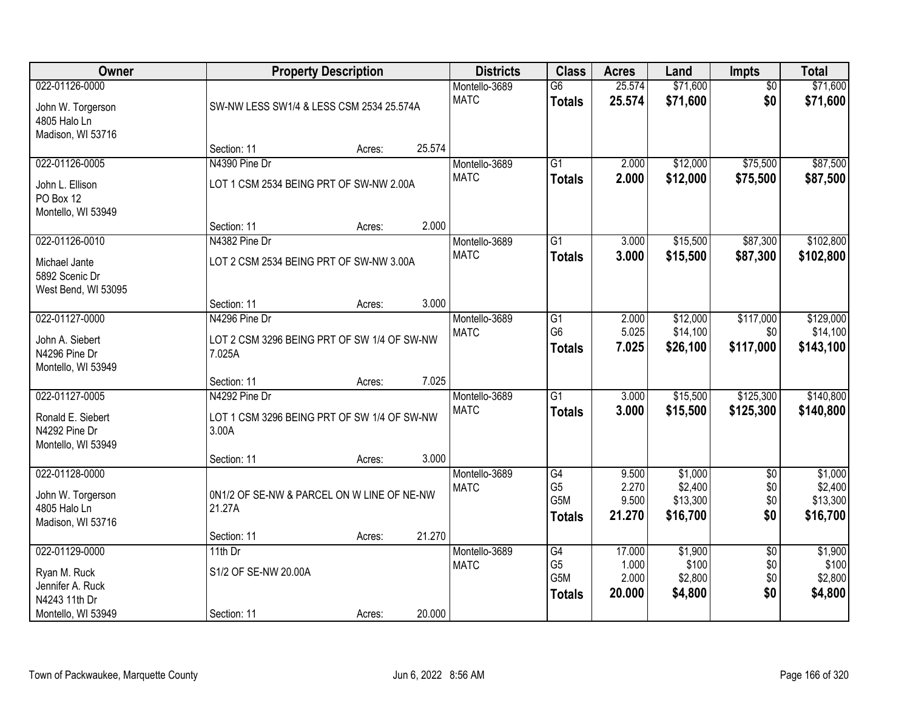| Owner | Property Description | | | Districts | Class | Acres | Land | Impts | Total |
|---|---|---|---|---|---|---|---|---|---|
| 022-01126-0000<br>John W. Torgerson<br>4805 Halo Ln<br>Madison, WI 53716 | SW-NW LESS SW1/4 & LESS CSM 2534 25.574A<br>Section: 11 | Acres: | 25.574 | Montello-3689<br>MATC | G6<br>**Totals** | 25.574<br>**25.574** | $71,600<br>**$71,600** | $0<br>**$0** | $71,600<br>**$71,600** |
| 022-01126-0005<br>John L. Ellison<br>PO Box 12<br>Montello, WI 53949 | N4390 Pine Dr<br>LOT 1 CSM 2534 BEING PRT OF SW-NW 2.00A<br>Section: 11 | Acres: | 2.000 | Montello-3689<br>MATC | G1<br>**Totals** | 2.000<br>**2.000** | $12,000<br>**$12,000** | $75,500<br>**$75,500** | $87,500<br>**$87,500** |
| 022-01126-0010<br>Michael Jante<br>5892 Scenic Dr<br>West Bend, WI 53095 | N4382 Pine Dr<br>LOT 2 CSM 2534 BEING PRT OF SW-NW 3.00A<br>Section: 11 | Acres: | 3.000 | Montello-3689<br>MATC | G1<br>**Totals** | 3.000<br>**3.000** | $15,500<br>**$15,500** | $87,300<br>**$87,300** | $102,800<br>**$102,800** |
| 022-01127-0000<br>John A. Siebert<br>N4296 Pine Dr<br>Montello, WI 53949 | N4296 Pine Dr<br>LOT 2 CSM 3296 BEING PRT OF SW 1/4 OF SW-NW 7.025A<br>Section: 11 | Acres: | 7.025 | Montello-3689<br>MATC | G1<br>G6<br>**Totals** | 2.000<br>5.025<br>**7.025** | $12,000<br>$14,100<br>**$26,100** | $117,000<br>$0<br>**$117,000** | $129,000<br>$14,100<br>**$143,100** |
| 022-01127-0005<br>Ronald E. Siebert<br>N4292 Pine Dr<br>Montello, WI 53949 | N4292 Pine Dr<br>LOT 1 CSM 3296 BEING PRT OF SW 1/4 OF SW-NW 3.00A<br>Section: 11 | Acres: | 3.000 | Montello-3689<br>MATC | G1<br>**Totals** | 3.000<br>**3.000** | $15,500<br>**$15,500** | $125,300<br>**$125,300** | $140,800<br>**$140,800** |
| 022-01128-0000<br>John W. Torgerson<br>4805 Halo Ln<br>Madison, WI 53716 | 0N1/2 OF SE-NW & PARCEL ON W LINE OF NE-NW 21.27A<br>Section: 11 | Acres: | 21.270 | Montello-3689<br>MATC | G4<br>G5<br>G5M<br>**Totals** | 9.500<br>2.270<br>9.500<br>**21.270** | $1,000<br>$2,400<br>$13,300<br>**$16,700** | $0<br>$0<br>$0<br>**$0** | $1,000<br>$2,400<br>$13,300<br>**$16,700** |
| 022-01129-0000<br>Ryan M. Ruck<br>Jennifer A. Ruck<br>N4243 11th Dr<br>Montello, WI 53949 | 11th Dr<br>S1/2 OF SE-NW 20.00A<br>Section: 11 | Acres: | 20.000 | Montello-3689<br>MATC | G4<br>G5<br>G5M<br>**Totals** | 17.000<br>1.000<br>2.000<br>**20.000** | $1,900<br>$100<br>$2,800<br>**$4,800** | $0<br>$0<br>$0<br>**$0** | $1,900<br>$100<br>$2,800<br>**$4,800** |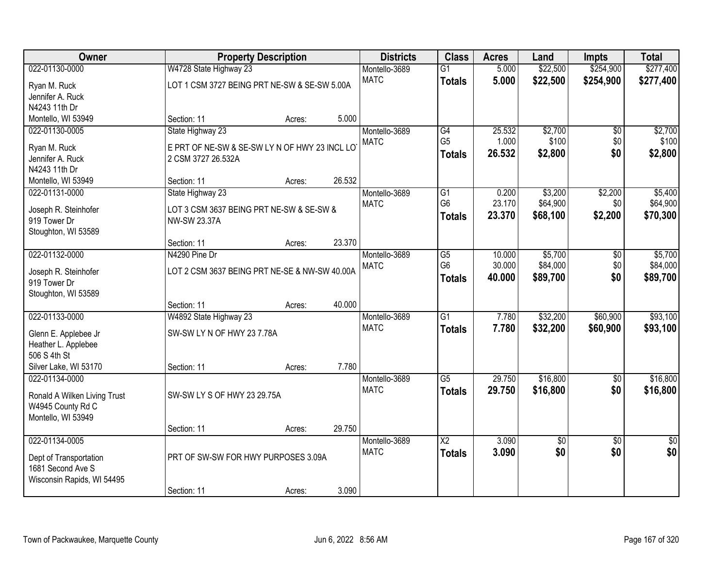| Owner | Property Description | | | Districts | Class | Acres | Land | Impts | Total |
|---|---|---|---|---|---|---|---|---|---|
| 022-01130-0000 | W4728 State Highway 23 | | | Montello-3689 | G1 | 5.000 | $22,500 | $254,900 | $277,400 |
| Ryan M. Ruck<br>Jennifer A. Ruck<br>N4243 11th Dr<br>Montello, WI 53949 | LOT 1 CSM 3727 BEING PRT NE-SW & SE-SW 5.00A | | | MATC | **Totals** | **5.000** | **$22,500** | **$254,900** | **$277,400** |
| | Section: 11 | Acres: | 5.000 | | | | | | |
| 022-01130-0005 | State Highway 23 | | | Montello-3689 | G4 | 25.532 | $2,700 | $0 | $2,700 |
| Ryan M. Ruck<br>Jennifer A. Ruck<br>N4243 11th Dr<br>Montello, WI 53949 | E PRT OF NE-SW & SE-SW LY N OF HWY 23 INCL LOT 2 CSM 3727 26.532A | | | MATC | G5 | 1.000 | $100 | $0 | $100 |
| | | | | | **Totals** | **26.532** | **$2,800** | **$0** | **$2,800** |
| | Section: 11 | Acres: | 26.532 | | | | | | |
| 022-01131-0000 | State Highway 23 | | | Montello-3689 | G1 | 0.200 | $3,200 | $2,200 | $5,400 |
| Joseph R. Steinhofer<br>919 Tower Dr<br>Stoughton, WI 53589 | LOT 3 CSM 3637 BEING PRT NE-SW & SE-SW & NW-SW 23.37A | | | MATC | G6 | 23.170 | $64,900 | $0 | $64,900 |
| | | | | | **Totals** | **23.370** | **$68,100** | **$2,200** | **$70,300** |
| | Section: 11 | Acres: | 23.370 | | | | | | |
| 022-01132-0000 | N4290 Pine Dr | | | Montello-3689 | G5 | 10.000 | $5,700 | $0 | $5,700 |
| Joseph R. Steinhofer<br>919 Tower Dr<br>Stoughton, WI 53589 | LOT 2 CSM 3637 BEING PRT NE-SE & NW-SW 40.00A | | | MATC | G6 | 30.000 | $84,000 | $0 | $84,000 |
| | | | | | **Totals** | **40.000** | **$89,700** | **$0** | **$89,700** |
| | Section: 11 | Acres: | 40.000 | | | | | | |
| 022-01133-0000 | W4892 State Highway 23 | | | Montello-3689 | G1 | 7.780 | $32,200 | $60,900 | $93,100 |
| Glenn E. Applebee Jr<br>Heather L. Applebee<br>506 S 4th St<br>Silver Lake, WI 53170 | SW-SW LY N OF HWY 23 7.78A | | | MATC | **Totals** | **7.780** | **$32,200** | **$60,900** | **$93,100** |
| | Section: 11 | Acres: | 7.780 | | | | | | |
| 022-01134-0000 | | | | Montello-3689 | G5 | 29.750 | $16,800 | $0 | $16,800 |
| Ronald A Wilken Living Trust<br>W4945 County Rd C<br>Montello, WI 53949 | SW-SW LY S OF HWY 23 29.75A | | | MATC | **Totals** | **29.750** | **$16,800** | **$0** | **$16,800** |
| | Section: 11 | Acres: | 29.750 | | | | | | |
| 022-01134-0005 | | | | Montello-3689 | X2 | 3.090 | $0 | $0 | $0 |
| Dept of Transportation<br>1681 Second Ave S<br>Wisconsin Rapids, WI 54495 | PRT OF SW-SW FOR HWY PURPOSES 3.09A | | | MATC | **Totals** | **3.090** | **$0** | **$0** | **$0** |
| | Section: 11 | Acres: | 3.090 | | | | | | |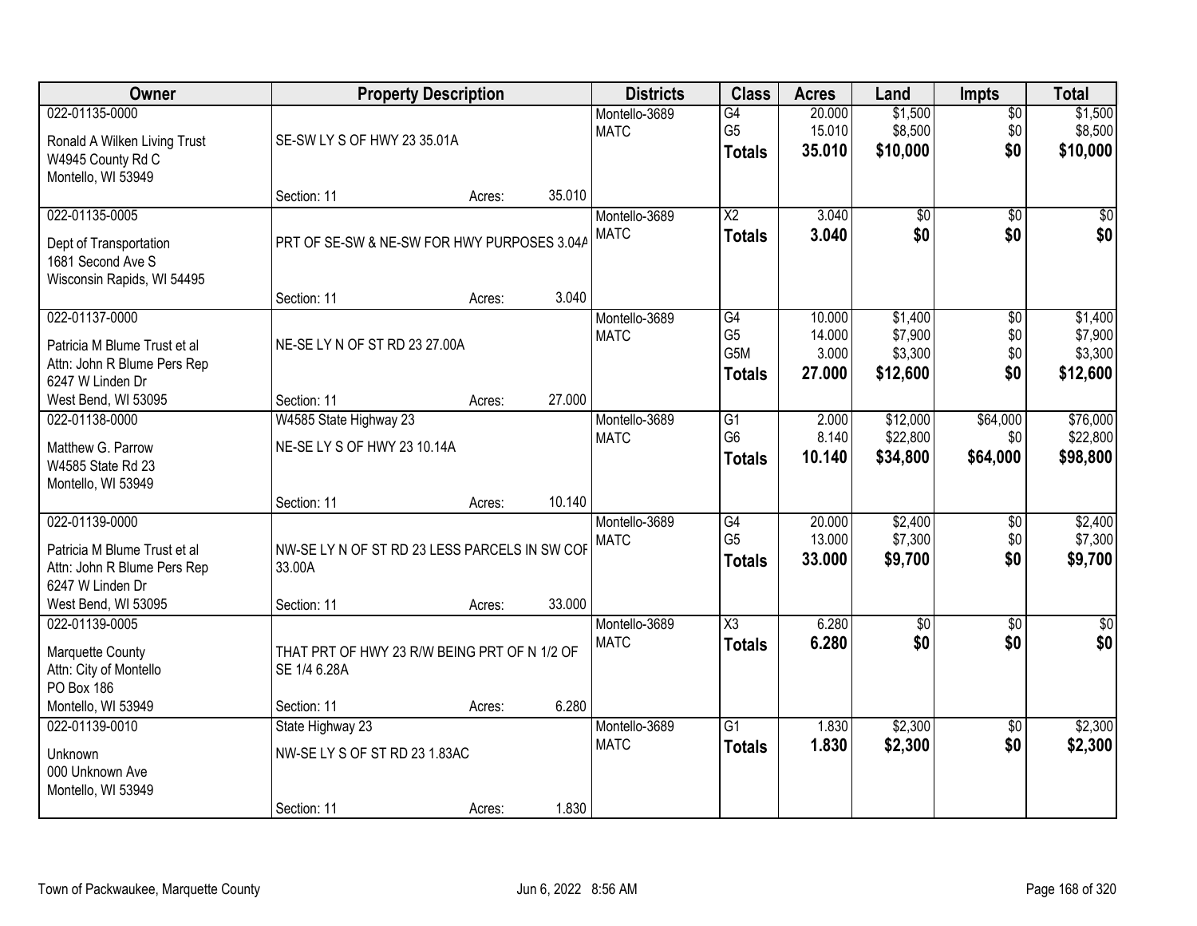| Owner | Property Description | | | Districts | Class | Acres | Land | Impts | Total |
|---|---|---|---|---|---|---|---|---|---|
| 022-01135-0000 | | | | Montello-3689 | G4 | 20.000 | $1,500 | $0 | $1,500 |
| Ronald A Wilken Living Trust | SE-SW LY S OF HWY 23 35.01A | | | MATC | G5 | 15.010 | $8,500 | $0 | $8,500 |
| W4945 County Rd C | | | | | **Totals** | **35.010** | **$10,000** | **$0** | **$10,000** |
| Montello, WI 53949 | | | | | | | | | |
| | Section: 11 | Acres: | 35.010 | | | | | | |
| 022-01135-0005 | | | | Montello-3689 | X2 | 3.040 | $0 | $0 | $0 |
| Dept of Transportation | PRT OF SE-SW & NE-SW FOR HWY PURPOSES 3.04A | | | MATC | **Totals** | **3.040** | **$0** | **$0** | **$0** |
| 1681 Second Ave S | | | | | | | | | |
| Wisconsin Rapids, WI 54495 | | | | | | | | | |
| | Section: 11 | Acres: | 3.040 | | | | | | |
| 022-01137-0000 | | | | Montello-3689 | G4 | 10.000 | $1,400 | $0 | $1,400 |
| Patricia M Blume Trust et al | NE-SE LY N OF ST RD 23 27.00A | | | MATC | G5 | 14.000 | $7,900 | $0 | $7,900 |
| Attn: John R Blume Pers Rep | | | | | G5M | 3.000 | $3,300 | $0 | $3,300 |
| 6247 W Linden Dr | | | | | **Totals** | **27.000** | **$12,600** | **$0** | **$12,600** |
| West Bend, WI 53095 | Section: 11 | Acres: | 27.000 | | | | | | |
| 022-01138-0000 | W4585 State Highway 23 | | | Montello-3689 | G1 | 2.000 | $12,000 | $64,000 | $76,000 |
| Matthew G. Parrow | NE-SE LY S OF HWY 23 10.14A | | | MATC | G6 | 8.140 | $22,800 | $0 | $22,800 |
| W4585 State Rd 23 | | | | | **Totals** | **10.140** | **$34,800** | **$64,000** | **$98,800** |
| Montello, WI 53949 | | | | | | | | | |
| | Section: 11 | Acres: | 10.140 | | | | | | |
| 022-01139-0000 | | | | Montello-3689 | G4 | 20.000 | $2,400 | $0 | $2,400 |
| Patricia M Blume Trust et al | NW-SE LY N OF ST RD 23 LESS PARCELS IN SW COR | | | MATC | G5 | 13.000 | $7,300 | $0 | $7,300 |
| Attn: John R Blume Pers Rep | 33.00A | | | | **Totals** | **33.000** | **$9,700** | **$0** | **$9,700** |
| 6247 W Linden Dr | | | | | | | | | |
| West Bend, WI 53095 | Section: 11 | Acres: | 33.000 | | | | | | |
| 022-01139-0005 | | | | Montello-3689 | X3 | 6.280 | $0 | $0 | $0 |
| Marquette County | THAT PRT OF HWY 23 R/W BEING PRT OF N 1/2 OF | | | MATC | **Totals** | **6.280** | **$0** | **$0** | **$0** |
| Attn: City of Montello | SE 1/4 6.28A | | | | | | | | |
| PO Box 186 | | | | | | | | | |
| Montello, WI 53949 | Section: 11 | Acres: | 6.280 | | | | | | |
| 022-01139-0010 | State Highway 23 | | | Montello-3689 | G1 | 1.830 | $2,300 | $0 | $2,300 |
| Unknown | NW-SE LY S OF ST RD 23 1.83AC | | | MATC | **Totals** | **1.830** | **$2,300** | **$0** | **$2,300** |
| 000 Unknown Ave | | | | | | | | | |
| Montello, WI 53949 | | | | | | | | | |
| | Section: 11 | Acres: | 1.830 | | | | | | |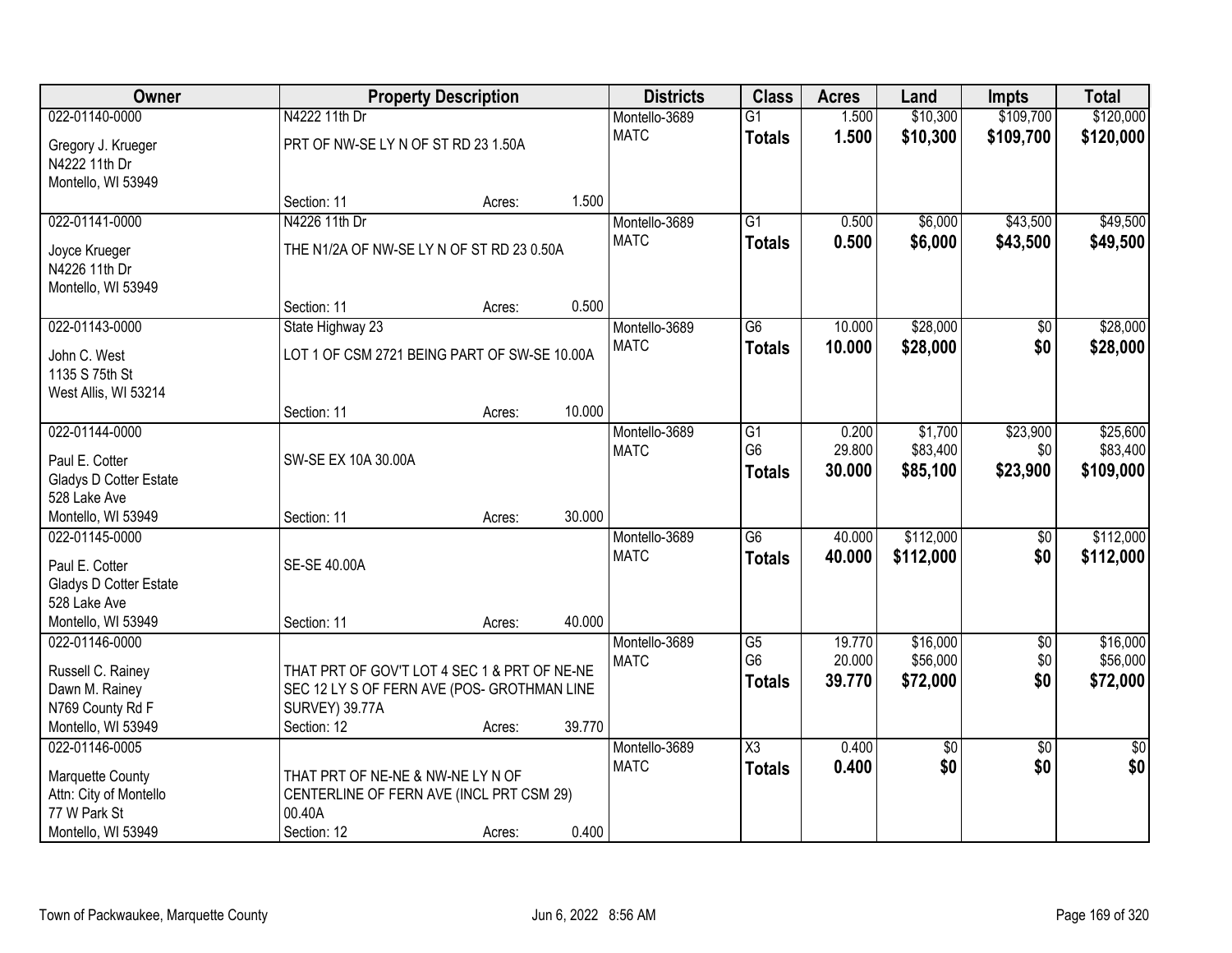| Owner | Property Description | | | Districts | Class | Acres | Land | Impts | Total |
|---|---|---|---|---|---|---|---|---|---|
| 022-01140-0000 | N4222 11th Dr | | | Montello-3689 | G1 | 1.500 | $10,300 | $109,700 | $120,000 |
| Gregory J. Krueger<br>N4222 11th Dr<br>Montello, WI 53949 | PRT OF NW-SE LY N OF ST RD 23 1.50A | | | MATC | **Totals** | **1.500** | **$10,300** | **$109,700** | **$120,000** |
| | Section: 11 | Acres: | 1.500 | | | | | | |
| 022-01141-0000 | N4226 11th Dr | | | Montello-3689 | G1 | 0.500 | $6,000 | $43,500 | $49,500 |
| Joyce Krueger<br>N4226 11th Dr<br>Montello, WI 53949 | THE N1/2A OF NW-SE LY N OF ST RD 23 0.50A | | | MATC | **Totals** | **0.500** | **$6,000** | **$43,500** | **$49,500** |
| | Section: 11 | Acres: | 0.500 | | | | | | |
| 022-01143-0000 | State Highway 23 | | | Montello-3689 | G6 | 10.000 | $28,000 | $0 | $28,000 |
| John C. West<br>1135 S 75th St<br>West Allis, WI 53214 | LOT 1 OF CSM 2721 BEING PART OF SW-SE 10.00A | | | MATC | **Totals** | **10.000** | **$28,000** | **$0** | **$28,000** |
| | Section: 11 | Acres: | 10.000 | | | | | | |
| 022-01144-0000 | | | | Montello-3689 | G1 | 0.200 | $1,700 | $23,900 | $25,600 |
| Paul E. Cotter<br>Gladys D Cotter Estate<br>528 Lake Ave | SW-SE EX 10A 30.00A | | | MATC | G6 | 29.800 | $83,400 | $0 | $83,400 |
| | | | | | **Totals** | **30.000** | **$85,100** | **$23,900** | **$109,000** |
| Montello, WI 53949 | Section: 11 | Acres: | 30.000 | | | | | | |
| 022-01145-0000 | | | | Montello-3689 | G6 | 40.000 | $112,000 | $0 | $112,000 |
| Paul E. Cotter<br>Gladys D Cotter Estate<br>528 Lake Ave | SE-SE 40.00A | | | MATC | **Totals** | **40.000** | **$112,000** | **$0** | **$112,000** |
| Montello, WI 53949 | Section: 11 | Acres: | 40.000 | | | | | | |
| 022-01146-0000 | | | | Montello-3689 | G5 | 19.770 | $16,000 | $0 | $16,000 |
| Russell C. Rainey<br>Dawn M. Rainey<br>N769 County Rd F | THAT PRT OF GOV'T LOT 4 SEC 1 & PRT OF NE-NE SEC 12 LY S OF FERN AVE (POS- GROTHMAN LINE SURVEY) 39.77A | | | MATC | G6 | 20.000 | $56,000 | $0 | $56,000 |
| | | | | | **Totals** | **39.770** | **$72,000** | **$0** | **$72,000** |
| Montello, WI 53949 | Section: 12 | Acres: | 39.770 | | | | | | |
| 022-01146-0005 | | | | Montello-3689 | X3 | 0.400 | $0 | $0 | $0 |
| Marquette County<br>Attn: City of Montello<br>77 W Park St | THAT PRT OF NE-NE & NW-NE LY N OF CENTERLINE OF FERN AVE (INCL PRT CSM 29) 00.40A | | | MATC | **Totals** | **0.400** | **$0** | **$0** | **$0** |
| Montello, WI 53949 | Section: 12 | Acres: | 0.400 | | | | | | |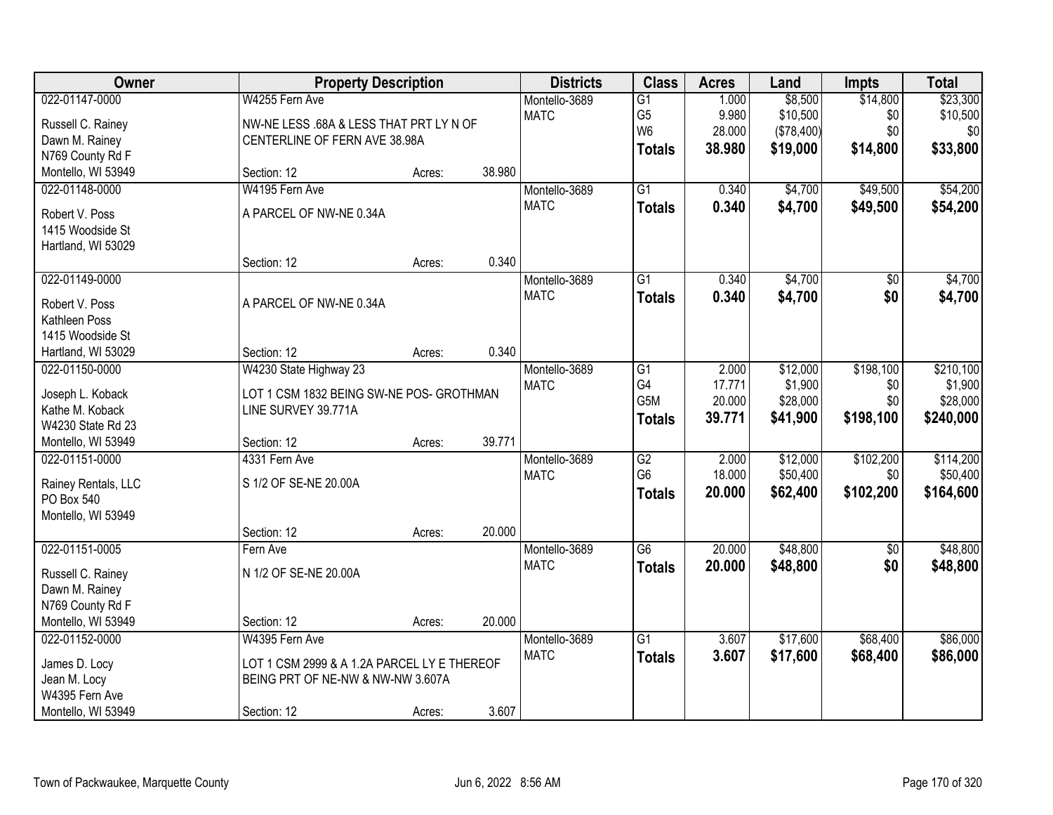| Owner | Property Description | | | Districts | Class | Acres | Land | Impts | Total |
|---|---|---|---|---|---|---|---|---|---|
| 022-01147-0000 | W4255 Fern Ave | | | Montello-3689 | G1 | 1.000 | $8,500 | $14,800 | $23,300 |
| Russell C. Rainey | NW-NE LESS .68A & LESS THAT PRT LY N OF | | | MATC | G5 | 9.980 | $10,500 | $0 | $10,500 |
| Dawn M. Rainey | CENTERLINE OF FERN AVE 38.98A | | | | W6 | 28.000 | ($78,400) | $0 | $0 |
| N769 County Rd F | | | | | **Totals** | **38.980** | **$19,000** | **$14,800** | **$33,800** |
| Montello, WI 53949 | Section: 12 | Acres: | 38.980 | | | | | | |
| 022-01148-0000 | W4195 Fern Ave | | | Montello-3689 | G1 | 0.340 | $4,700 | $49,500 | $54,200 |
| Robert V. Poss | A PARCEL OF NW-NE 0.34A | | | MATC | **Totals** | **0.340** | **$4,700** | **$49,500** | **$54,200** |
| 1415 Woodside St | | | | | | | | | |
| Hartland, WI 53029 | | | | | | | | | |
| | Section: 12 | Acres: | 0.340 | | | | | | |
| 022-01149-0000 | | | | Montello-3689 | G1 | 0.340 | $4,700 | $0 | $4,700 |
| Robert V. Poss | A PARCEL OF NW-NE 0.34A | | | MATC | **Totals** | **0.340** | **$4,700** | **$0** | **$4,700** |
| Kathleen Poss | | | | | | | | | |
| 1415 Woodside St | | | | | | | | | |
| Hartland, WI 53029 | Section: 12 | Acres: | 0.340 | | | | | | |
| 022-01150-0000 | W4230 State Highway 23 | | | Montello-3689 | G1 | 2.000 | $12,000 | $198,100 | $210,100 |
| Joseph L. Koback | LOT 1 CSM 1832 BEING SW-NE POS- GROTHMAN | | | MATC | G4 | 17.771 | $1,900 | $0 | $1,900 |
| Kathe M. Koback | LINE SURVEY 39.771A | | | | G5M | 20.000 | $28,000 | $0 | $28,000 |
| W4230 State Rd 23 | | | | | **Totals** | **39.771** | **$41,900** | **$198,100** | **$240,000** |
| Montello, WI 53949 | Section: 12 | Acres: | 39.771 | | | | | | |
| 022-01151-0000 | 4331 Fern Ave | | | Montello-3689 | G2 | 2.000 | $12,000 | $102,200 | $114,200 |
| Rainey Rentals, LLC | S 1/2 OF SE-NE 20.00A | | | MATC | G6 | 18.000 | $50,400 | $0 | $50,400 |
| PO Box 540 | | | | | **Totals** | **20.000** | **$62,400** | **$102,200** | **$164,600** |
| Montello, WI 53949 | | | | | | | | | |
| | Section: 12 | Acres: | 20.000 | | | | | | |
| 022-01151-0005 | Fern Ave | | | Montello-3689 | G6 | 20.000 | $48,800 | $0 | $48,800 |
| Russell C. Rainey | N 1/2 OF SE-NE 20.00A | | | MATC | **Totals** | **20.000** | **$48,800** | **$0** | **$48,800** |
| Dawn M. Rainey | | | | | | | | | |
| N769 County Rd F | | | | | | | | | |
| Montello, WI 53949 | Section: 12 | Acres: | 20.000 | | | | | | |
| 022-01152-0000 | W4395 Fern Ave | | | Montello-3689 | G1 | 3.607 | $17,600 | $68,400 | $86,000 |
| James D. Locy | LOT 1 CSM 2999 & A 1.2A PARCEL LY E THEREOF | | | MATC | **Totals** | **3.607** | **$17,600** | **$68,400** | **$86,000** |
| Jean M. Locy | BEING PRT OF NE-NW & NW-NW 3.607A | | | | | | | | |
| W4395 Fern Ave | | | | | | | | | |
| Montello, WI 53949 | Section: 12 | Acres: | 3.607 | | | | | | |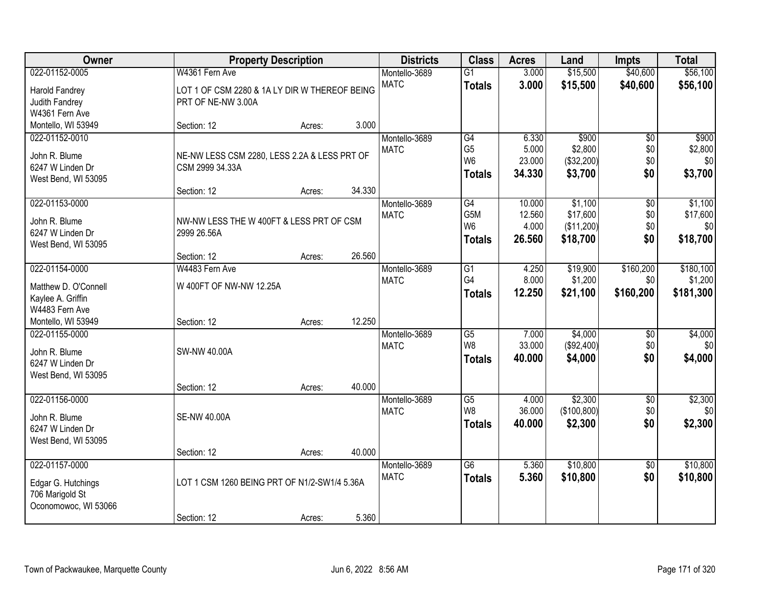| Owner | Property Description | | | Districts | Class | Acres | Land | Impts | Total |
|---|---|---|---|---|---|---|---|---|---|
| 022-01152-0005 | W4361 Fern Ave | | | Montello-3689 | G1 | 3.000 | $15,500 | $40,600 | $56,100 |
| Harold Fandrey<br>Judith Fandrey<br>W4361 Fern Ave<br>Montello, WI 53949 | LOT 1 OF CSM 2280 & 1A LY DIR W THEREOF BEING PRT OF NE-NW 3.00A | | | MATC | **Totals** | **3.000** | **$15,500** | **$40,600** | **$56,100** |
| | Section: 12 | Acres: | 3.000 | | | | | | |
| 022-01152-0010 | | | | Montello-3689 | G4 | 6.330 | $900 | $0 | $900 |
| John R. Blume<br>6247 W Linden Dr<br>West Bend, WI 53095 | NE-NW LESS CSM 2280, LESS 2.2A & LESS PRT OF CSM 2999 34.33A | | | MATC | G5 | 5.000 | $2,800 | $0 | $2,800 |
| | | | | | W6 | 23.000 | ($32,200) | $0 | $0 |
| | | | | | **Totals** | **34.330** | **$3,700** | **$0** | **$3,700** |
| | Section: 12 | Acres: | 34.330 | | | | | | |
| 022-01153-0000 | | | | Montello-3689 | G4 | 10.000 | $1,100 | $0 | $1,100 |
| John R. Blume<br>6247 W Linden Dr<br>West Bend, WI 53095 | NW-NW LESS THE W 400FT & LESS PRT OF CSM 2999 26.56A | | | MATC | G5M | 12.560 | $17,600 | $0 | $17,600 |
| | | | | | W6 | 4.000 | ($11,200) | $0 | $0 |
| | | | | | **Totals** | **26.560** | **$18,700** | **$0** | **$18,700** |
| | Section: 12 | Acres: | 26.560 | | | | | | |
| 022-01154-0000 | W4483 Fern Ave | | | Montello-3689 | G1 | 4.250 | $19,900 | $160,200 | $180,100 |
| Matthew D. O'Connell<br>Kaylee A. Griffin<br>W4483 Fern Ave<br>Montello, WI 53949 | W 400FT OF NW-NW 12.25A | | | MATC | G4 | 8.000 | $1,200 | $0 | $1,200 |
| | | | | | **Totals** | **12.250** | **$21,100** | **$160,200** | **$181,300** |
| | Section: 12 | Acres: | 12.250 | | | | | | |
| 022-01155-0000 | | | | Montello-3689 | G5 | 7.000 | $4,000 | $0 | $4,000 |
| John R. Blume<br>6247 W Linden Dr<br>West Bend, WI 53095 | SW-NW 40.00A | | | MATC | W8 | 33.000 | ($92,400) | $0 | $0 |
| | | | | | **Totals** | **40.000** | **$4,000** | **$0** | **$4,000** |
| | Section: 12 | Acres: | 40.000 | | | | | | |
| 022-01156-0000 | | | | Montello-3689 | G5 | 4.000 | $2,300 | $0 | $2,300 |
| John R. Blume<br>6247 W Linden Dr<br>West Bend, WI 53095 | SE-NW 40.00A | | | MATC | W8 | 36.000 | ($100,800) | $0 | $0 |
| | | | | | **Totals** | **40.000** | **$2,300** | **$0** | **$2,300** |
| | Section: 12 | Acres: | 40.000 | | | | | | |
| 022-01157-0000 | | | | Montello-3689 | G6 | 5.360 | $10,800 | $0 | $10,800 |
| Edgar G. Hutchings<br>706 Marigold St<br>Oconomowoc, WI 53066 | LOT 1 CSM 1260 BEING PRT OF N1/2-SW1/4 5.36A | | | MATC | **Totals** | **5.360** | **$10,800** | **$0** | **$10,800** |
| | Section: 12 | Acres: | 5.360 | | | | | | |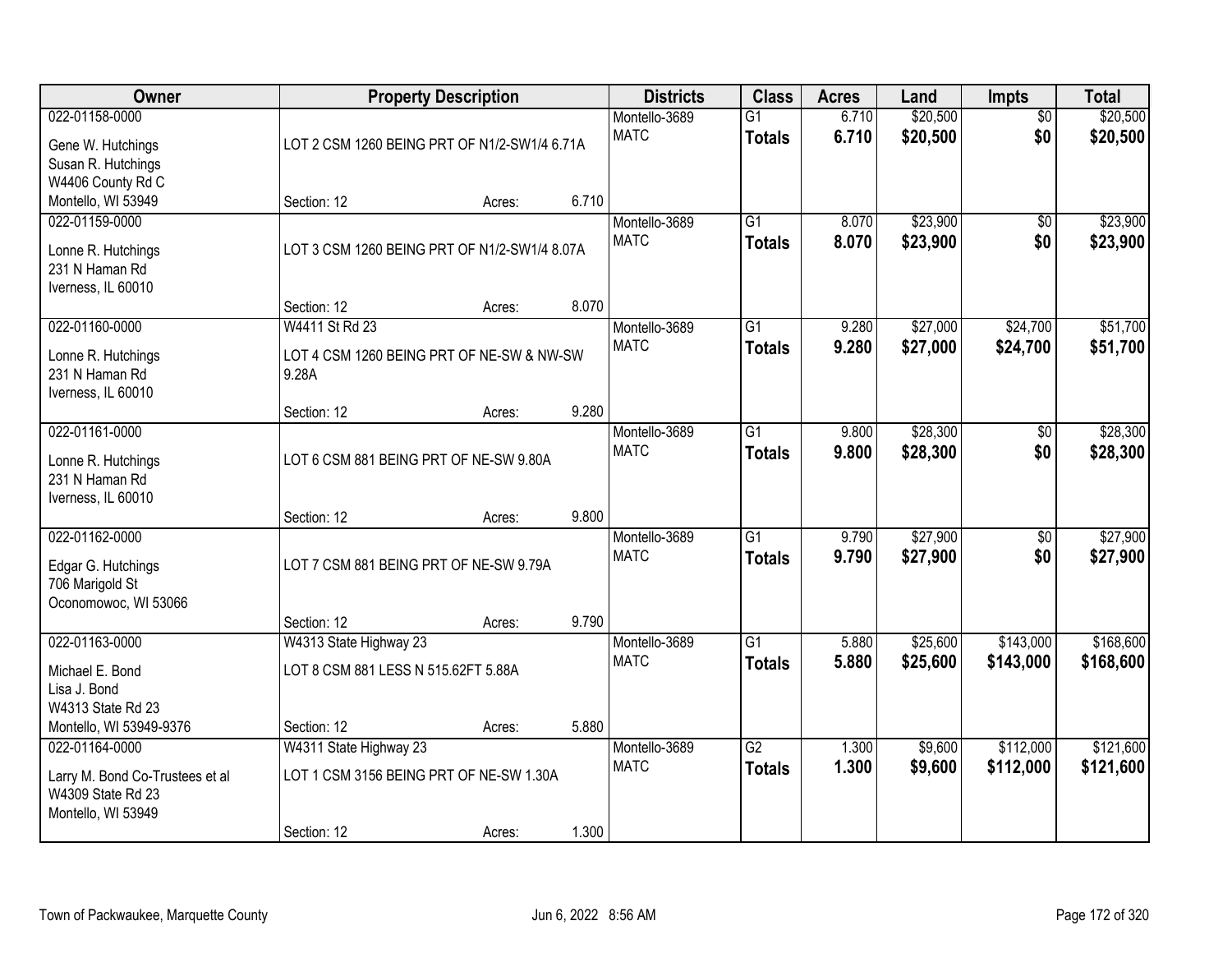| Owner | Property Description | | | Districts | Class | Acres | Land | Impts | Total |
|---|---|---|---|---|---|---|---|---|---|
| 022-01158-0000<br>Gene W. Hutchings<br>Susan R. Hutchings<br>W4406 County Rd C<br>Montello, WI 53949 | LOT 2 CSM 1260 BEING PRT OF N1/2-SW1/4 6.71A<br>Section: 12 | Acres: | 6.710 | Montello-3689<br>MATC | G1<br>**Totals** | 6.710<br>**6.710** | $20,500<br>**$20,500** | $0<br>**$0** | $20,500<br>**$20,500** |
| 022-01159-0000<br>Lonne R. Hutchings<br>231 N Haman Rd<br>Iverness, IL 60010 | LOT 3 CSM 1260 BEING PRT OF N1/2-SW1/4 8.07A<br>Section: 12 | Acres: | 8.070 | Montello-3689<br>MATC | G1<br>**Totals** | 8.070<br>**8.070** | $23,900<br>**$23,900** | $0<br>**$0** | $23,900<br>**$23,900** |
| 022-01160-0000<br>Lonne R. Hutchings<br>231 N Haman Rd<br>Iverness, IL 60010 | W4411 St Rd 23<br>LOT 4 CSM 1260 BEING PRT OF NE-SW & NW-SW 9.28A<br>Section: 12 | Acres: | 9.280 | Montello-3689<br>MATC | G1<br>**Totals** | 9.280<br>**9.280** | $27,000<br>**$27,000** | $24,700<br>**$24,700** | $51,700<br>**$51,700** |
| 022-01161-0000<br>Lonne R. Hutchings<br>231 N Haman Rd<br>Iverness, IL 60010 | LOT 6 CSM 881 BEING PRT OF NE-SW 9.80A<br>Section: 12 | Acres: | 9.800 | Montello-3689<br>MATC | G1<br>**Totals** | 9.800<br>**9.800** | $28,300<br>**$28,300** | $0<br>**$0** | $28,300<br>**$28,300** |
| 022-01162-0000<br>Edgar G. Hutchings<br>706 Marigold St<br>Oconomowoc, WI 53066 | LOT 7 CSM 881 BEING PRT OF NE-SW 9.79A<br>Section: 12 | Acres: | 9.790 | Montello-3689<br>MATC | G1<br>**Totals** | 9.790<br>**9.790** | $27,900<br>**$27,900** | $0<br>**$0** | $27,900<br>**$27,900** |
| 022-01163-0000<br>Michael E. Bond<br>Lisa J. Bond<br>W4313 State Rd 23<br>Montello, WI 53949-9376 | W4313 State Highway 23<br>LOT 8 CSM 881 LESS N 515.62FT 5.88A<br>Section: 12 | Acres: | 5.880 | Montello-3689<br>MATC | G1<br>**Totals** | 5.880<br>**5.880** | $25,600<br>**$25,600** | $143,000<br>**$143,000** | $168,600<br>**$168,600** |
| 022-01164-0000<br>Larry M. Bond Co-Trustees et al<br>W4309 State Rd 23<br>Montello, WI 53949 | W4311 State Highway 23<br>LOT 1 CSM 3156 BEING PRT OF NE-SW 1.30A<br>Section: 12 | Acres: | 1.300 | Montello-3689<br>MATC | G2<br>**Totals** | 1.300<br>**1.300** | $9,600<br>**$9,600** | $112,000<br>**$112,000** | $121,600<br>**$121,600** |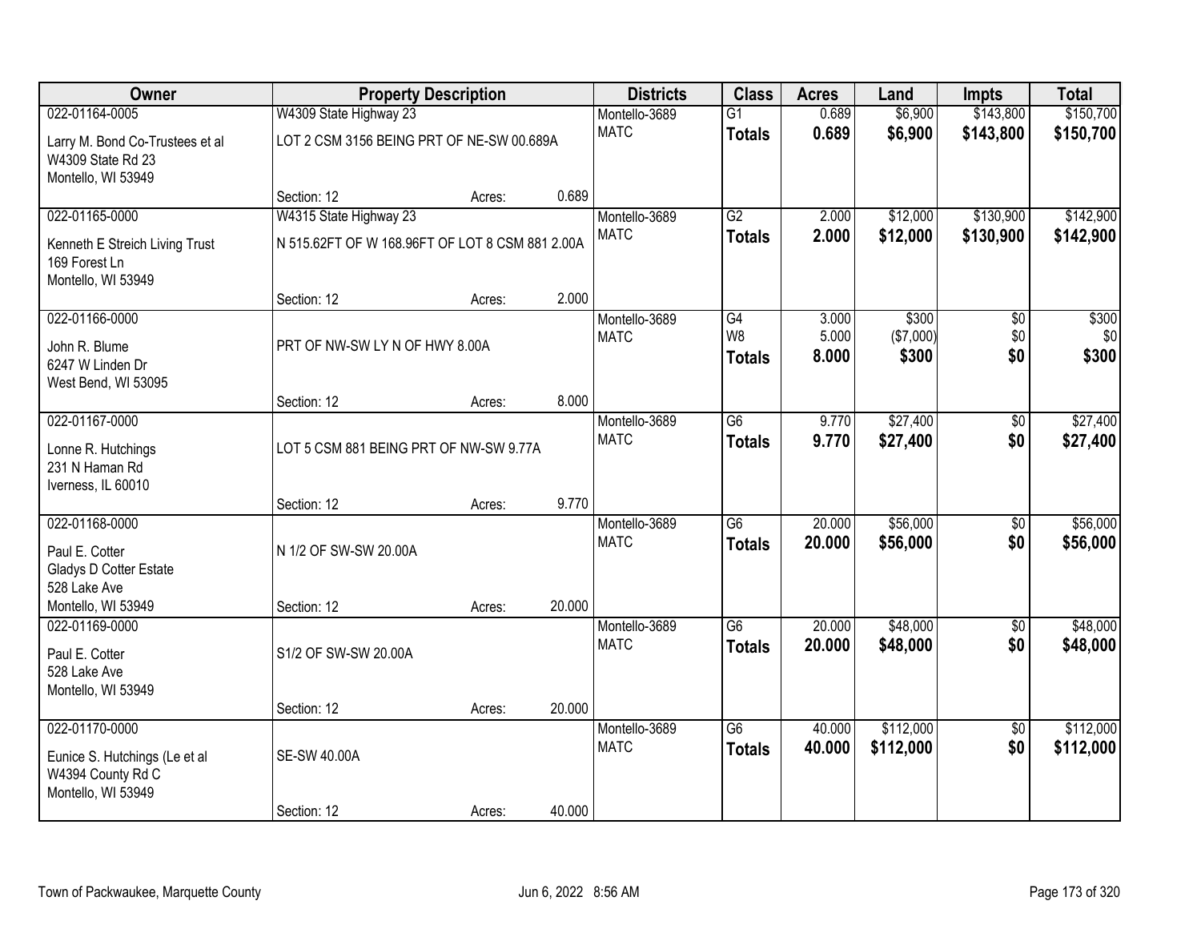| Owner | Property Description | Districts | Class | Acres | Land | Impts | Total |
|---|---|---|---|---|---|---|---|
| 022-01164-0005<br>Larry M. Bond Co-Trustees et al<br>W4309 State Rd 23<br>Montello, WI 53949 | W4309 State Highway 23<br>LOT 2 CSM 3156 BEING PRT OF NE-SW 00.689A<br>Section: 12 Acres: 0.689 | Montello-3689<br>MATC | G1<br>**Totals** | 0.689<br>**0.689** | $6,900<br>**$6,900** | $143,800<br>**$143,800** | $150,700<br>**$150,700** |
| 022-01165-0000<br>Kenneth E Streich Living Trust<br>169 Forest Ln<br>Montello, WI 53949 | W4315 State Highway 23<br>N 515.62FT OF W 168.96FT OF LOT 8 CSM 881 2.00A<br>Section: 12 Acres: 2.000 | Montello-3689<br>MATC | G2<br>**Totals** | 2.000<br>**2.000** | $12,000<br>**$12,000** | $130,900<br>**$130,900** | $142,900<br>**$142,900** |
| 022-01166-0000<br>John R. Blume<br>6247 W Linden Dr<br>West Bend, WI 53095 | PRT OF NW-SW LY N OF HWY 8.00A<br>Section: 12 Acres: 8.000 | Montello-3689<br>MATC | G4<br>W8<br>**Totals** | 3.000<br>5.000<br>**8.000** | $300<br>($7,000)<br>**$300** | $0<br>$0<br>**$0** | $300<br>$0<br>**$300** |
| 022-01167-0000<br>Lonne R. Hutchings<br>231 N Haman Rd<br>Iverness, IL 60010 | LOT 5 CSM 881 BEING PRT OF NW-SW 9.77A<br>Section: 12 Acres: 9.770 | Montello-3689<br>MATC | G6<br>**Totals** | 9.770<br>**9.770** | $27,400<br>**$27,400** | $0<br>**$0** | $27,400<br>**$27,400** |
| 022-01168-0000<br>Paul E. Cotter<br>Gladys D Cotter Estate<br>528 Lake Ave<br>Montello, WI 53949 | N 1/2 OF SW-SW 20.00A<br>Section: 12 Acres: 20.000 | Montello-3689<br>MATC | G6<br>**Totals** | 20.000<br>**20.000** | $56,000<br>**$56,000** | $0<br>**$0** | $56,000<br>**$56,000** |
| 022-01169-0000<br>Paul E. Cotter<br>528 Lake Ave<br>Montello, WI 53949 | S1/2 OF SW-SW 20.00A<br>Section: 12 Acres: 20.000 | Montello-3689<br>MATC | G6<br>**Totals** | 20.000<br>**20.000** | $48,000<br>**$48,000** | $0<br>**$0** | $48,000<br>**$48,000** |
| 022-01170-0000<br>Eunice S. Hutchings (Le et al<br>W4394 County Rd C<br>Montello, WI 53949 | SE-SW 40.00A<br>Section: 12 Acres: 40.000 | Montello-3689<br>MATC | G6<br>**Totals** | 40.000<br>**40.000** | $112,000<br>**$112,000** | $0<br>**$0** | $112,000<br>**$112,000** |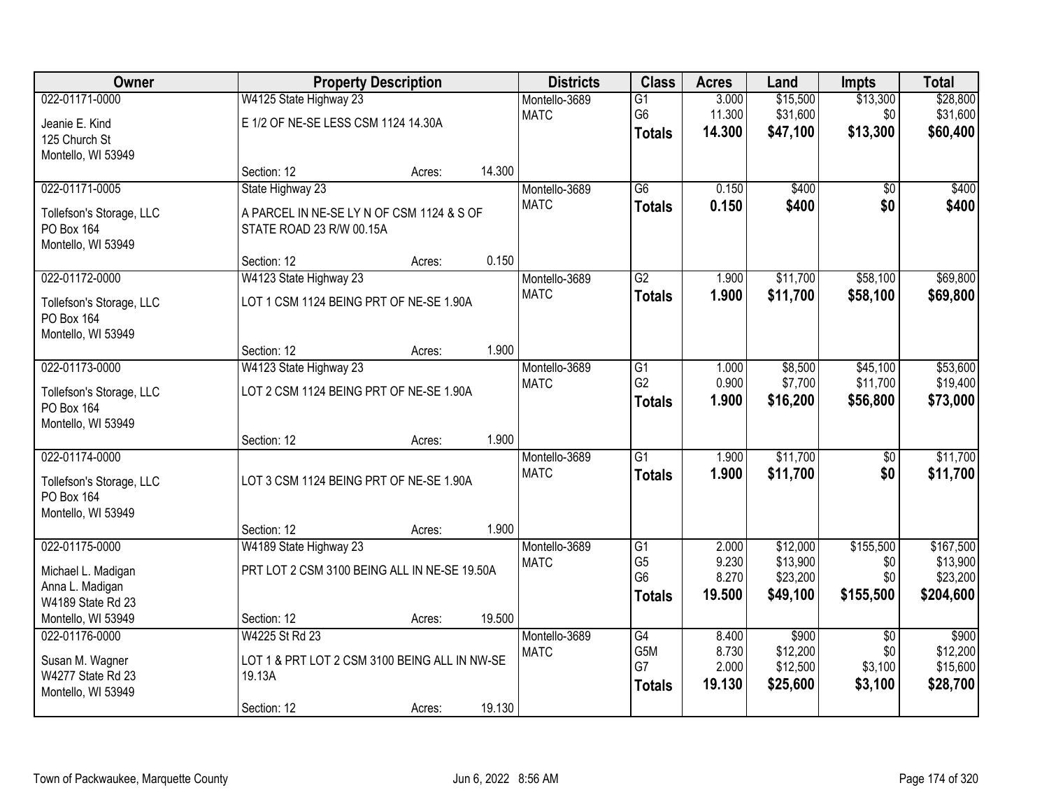| Owner | Property Description | | | Districts | Class | Acres | Land | Impts | Total |
|---|---|---|---|---|---|---|---|---|---|
| 022-01171-0000 | W4125 State Highway 23 | | | Montello-3689 | G1 | 3.000 | $15,500 | $13,300 | $28,800 |
| Jeanie E. Kind | E 1/2 OF NE-SE LESS CSM 1124 14.30A | | | MATC | G6 | 11.300 | $31,600 | $0 | $31,600 |
| 125 Church St | | | | | **Totals** | **14.300** | **$47,100** | **$13,300** | **$60,400** |
| Montello, WI 53949 | | | | | | | | | |
| | Section: 12 | Acres: | 14.300 | | | | | | |
| 022-01171-0005 | State Highway 23 | | | Montello-3689 | G6 | 0.150 | $400 | $0 | $400 |
| Tollefson's Storage, LLC | A PARCEL IN NE-SE LY N OF CSM 1124 & S OF STATE ROAD 23 R/W 00.15A | | | MATC | **Totals** | **0.150** | **$400** | **$0** | **$400** |
| PO Box 164 | | | | | | | | | |
| Montello, WI 53949 | | | | | | | | | |
| | Section: 12 | Acres: | 0.150 | | | | | | |
| 022-01172-0000 | W4123 State Highway 23 | | | Montello-3689 | G2 | 1.900 | $11,700 | $58,100 | $69,800 |
| Tollefson's Storage, LLC | LOT 1 CSM 1124 BEING PRT OF NE-SE 1.90A | | | MATC | **Totals** | **1.900** | **$11,700** | **$58,100** | **$69,800** |
| PO Box 164 | | | | | | | | | |
| Montello, WI 53949 | | | | | | | | | |
| | Section: 12 | Acres: | 1.900 | | | | | | |
| 022-01173-0000 | W4123 State Highway 23 | | | Montello-3689 | G1 | 1.000 | $8,500 | $45,100 | $53,600 |
| Tollefson's Storage, LLC | LOT 2 CSM 1124 BEING PRT OF NE-SE 1.90A | | | MATC | G2 | 0.900 | $7,700 | $11,700 | $19,400 |
| PO Box 164 | | | | | **Totals** | **1.900** | **$16,200** | **$56,800** | **$73,000** |
| Montello, WI 53949 | | | | | | | | | |
| | Section: 12 | Acres: | 1.900 | | | | | | |
| 022-01174-0000 | | | | Montello-3689 | G1 | 1.900 | $11,700 | $0 | $11,700 |
| Tollefson's Storage, LLC | LOT 3 CSM 1124 BEING PRT OF NE-SE 1.90A | | | MATC | **Totals** | **1.900** | **$11,700** | **$0** | **$11,700** |
| PO Box 164 | | | | | | | | | |
| Montello, WI 53949 | | | | | | | | | |
| | Section: 12 | Acres: | 1.900 | | | | | | |
| 022-01175-0000 | W4189 State Highway 23 | | | Montello-3689 | G1 | 2.000 | $12,000 | $155,500 | $167,500 |
| Michael L. Madigan | PRT LOT 2 CSM 3100 BEING ALL IN NE-SE 19.50A | | | MATC | G5 | 9.230 | $13,900 | $0 | $13,900 |
| Anna L. Madigan | | | | | G6 | 8.270 | $23,200 | $0 | $23,200 |
| W4189 State Rd 23 | | | | | **Totals** | **19.500** | **$49,100** | **$155,500** | **$204,600** |
| Montello, WI 53949 | Section: 12 | Acres: | 19.500 | | | | | | |
| 022-01176-0000 | W4225 St Rd 23 | | | Montello-3689 | G4 | 8.400 | $900 | $0 | $900 |
| Susan M. Wagner | LOT 1 & PRT LOT 2 CSM 3100 BEING ALL IN NW-SE 19.13A | | | MATC | G5M | 8.730 | $12,200 | $0 | $12,200 |
| W4277 State Rd 23 | | | | | G7 | 2.000 | $12,500 | $3,100 | $15,600 |
| Montello, WI 53949 | | | | | **Totals** | **19.130** | **$25,600** | **$3,100** | **$28,700** |
| | Section: 12 | Acres: | 19.130 | | | | | | |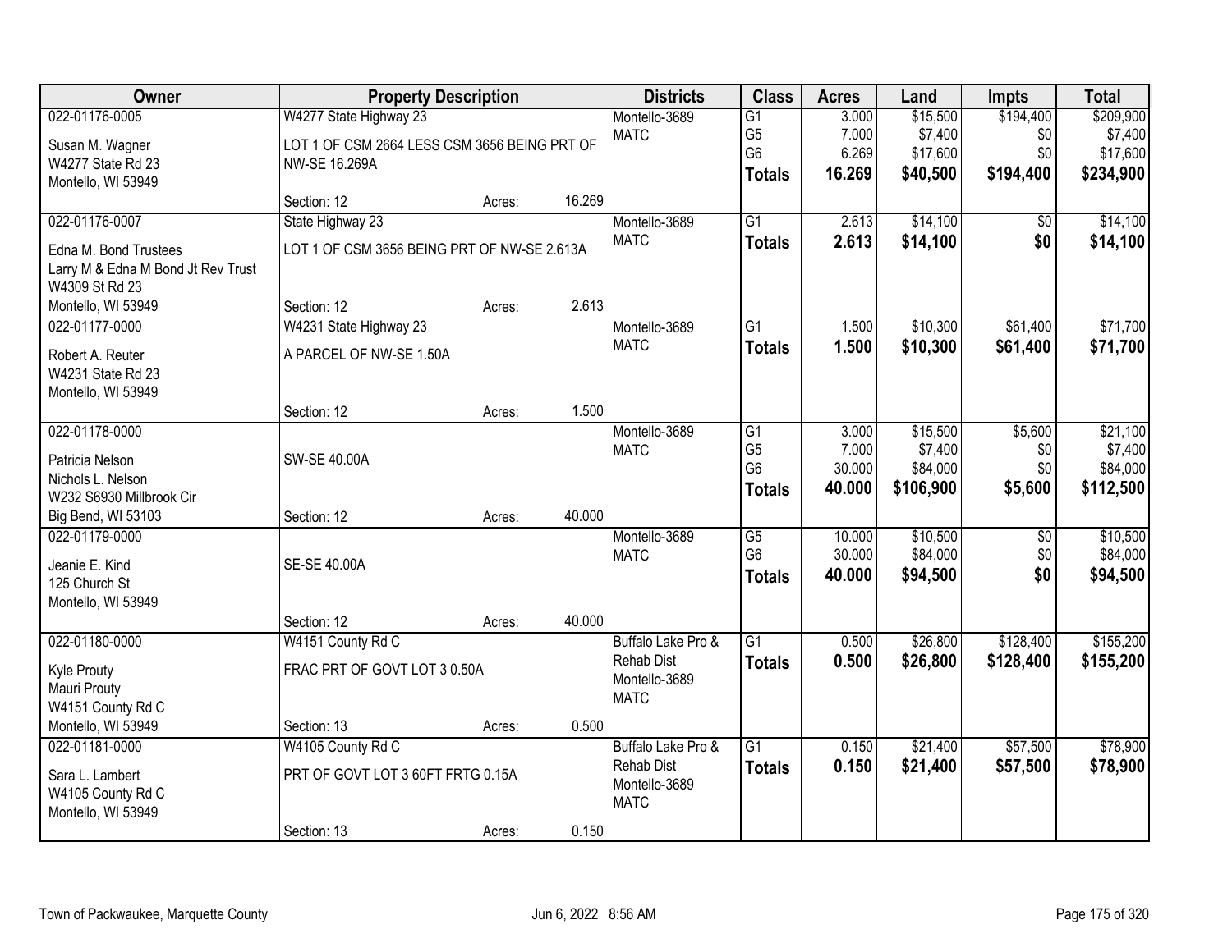| Owner | Property Description | | | Districts | Class | Acres | Land | Impts | Total |
|---|---|---|---|---|---|---|---|---|---|
| 022-01176-0005<br>Susan M. Wagner<br>W4277 State Rd 23<br>Montello, WI 53949 | W4277 State Highway 23<br>LOT 1 OF CSM 2664 LESS CSM 3656 BEING PRT OF NW-SE 16.269A<br>Section: 12 | Acres: | 16.269 | Montello-3689<br>MATC | G1<br>G5<br>G6<br>**Totals** | 3.000<br>7.000<br>6.269<br>**16.269** | $15,500<br>$7,400<br>$17,600<br>**$40,500** | $194,400<br>$0<br>$0<br>**$194,400** | $209,900<br>$7,400<br>$17,600<br>**$234,900** |
| 022-01176-0007<br>Edna M. Bond Trustees<br>Larry M & Edna M Bond Jt Rev Trust<br>W4309 St Rd 23<br>Montello, WI 53949 | State Highway 23<br>LOT 1 OF CSM 3656 BEING PRT OF NW-SE 2.613A<br>Section: 12 | Acres: | 2.613 | Montello-3689<br>MATC | G1<br>**Totals** | 2.613<br>**2.613** | $14,100<br>**$14,100** | $0<br>**$0** | $14,100<br>**$14,100** |
| 022-01177-0000<br>Robert A. Reuter<br>W4231 State Rd 23<br>Montello, WI 53949 | W4231 State Highway 23<br>A PARCEL OF NW-SE 1.50A<br>Section: 12 | Acres: | 1.500 | Montello-3689<br>MATC | G1<br>**Totals** | 1.500<br>**1.500** | $10,300<br>**$10,300** | $61,400<br>**$61,400** | $71,700<br>**$71,700** |
| 022-01178-0000<br>Patricia Nelson<br>Nichols L. Nelson<br>W232 S6930 Millbrook Cir<br>Big Bend, WI 53103 | SW-SE 40.00A<br>Section: 12 | Acres: | 40.000 | Montello-3689<br>MATC | G1<br>G5<br>G6<br>**Totals** | 3.000<br>7.000<br>30.000<br>**40.000** | $15,500<br>$7,400<br>$84,000<br>**$106,900** | $5,600<br>$0<br>$0<br>**$5,600** | $21,100<br>$7,400<br>$84,000<br>**$112,500** |
| 022-01179-0000<br>Jeanie E. Kind<br>125 Church St<br>Montello, WI 53949 | SE-SE 40.00A<br>Section: 12 | Acres: | 40.000 | Montello-3689<br>MATC | G5<br>G6<br>**Totals** | 10.000<br>30.000<br>**40.000** | $10,500<br>$84,000<br>**$94,500** | $0<br>$0<br>**$0** | $10,500<br>$84,000<br>**$94,500** |
| 022-01180-0000<br>Kyle Prouty<br>Mauri Prouty<br>W4151 County Rd C<br>Montello, WI 53949 | W4151 County Rd C<br>FRAC PRT OF GOVT LOT 3 0.50A<br>Section: 13 | Acres: | 0.500 | Buffalo Lake Pro & Rehab Dist<br>Montello-3689<br>MATC | G1<br>**Totals** | 0.500<br>**0.500** | $26,800<br>**$26,800** | $128,400<br>**$128,400** | $155,200<br>**$155,200** |
| 022-01181-0000<br>Sara L. Lambert<br>W4105 County Rd C<br>Montello, WI 53949 | W4105 County Rd C<br>PRT OF GOVT LOT 3 60FT FRTG 0.15A<br>Section: 13 | Acres: | 0.150 | Buffalo Lake Pro & Rehab Dist<br>Montello-3689<br>MATC | G1<br>**Totals** | 0.150<br>**0.150** | $21,400<br>**$21,400** | $57,500<br>**$57,500** | $78,900<br>**$78,900** |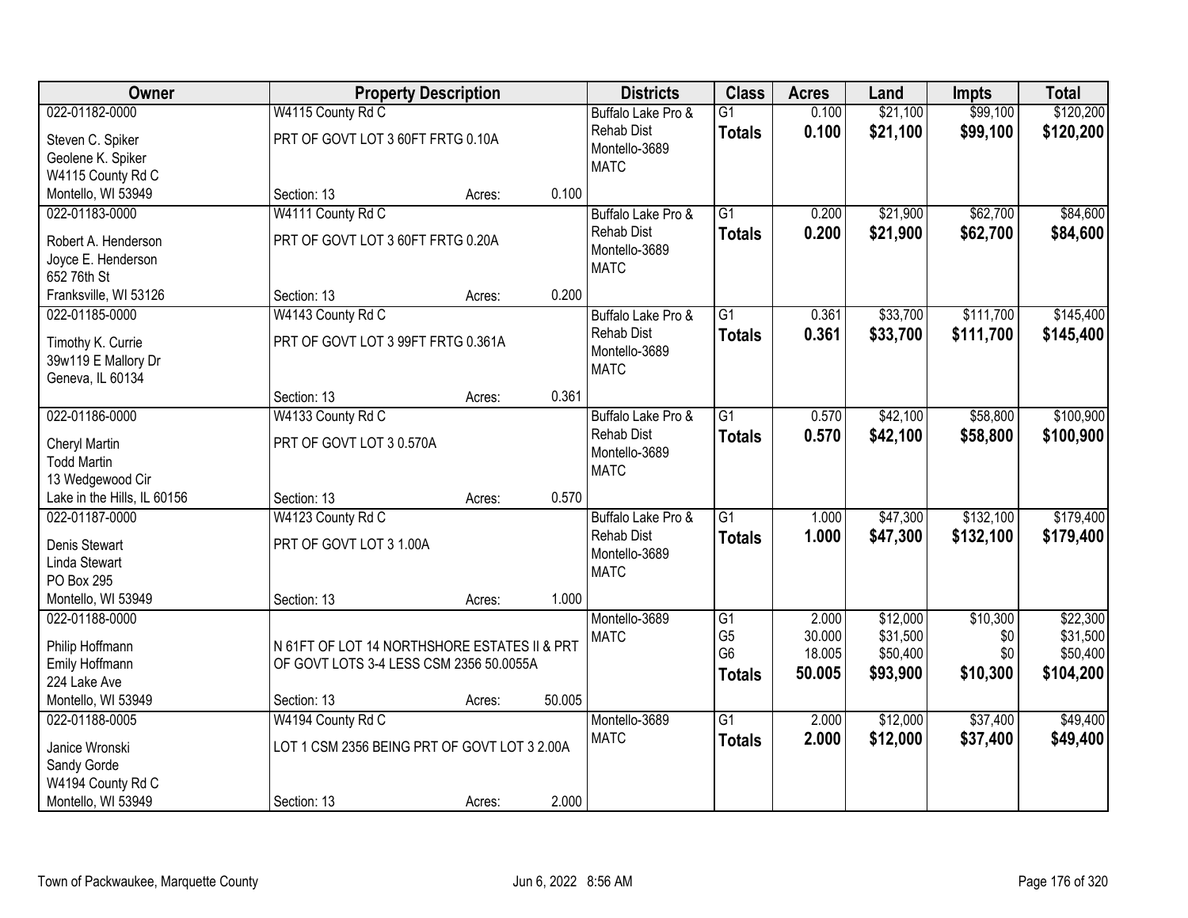| Owner | Property Description | | | Districts | Class | Acres | Land | Impts | Total |
|---|---|---|---|---|---|---|---|---|---|
| 022-01182-0000 | W4115 County Rd C | | | Buffalo Lake Pro & | G1 | 0.100 | $21,100 | $99,100 | $120,200 |
| Steven C. Spiker | PRT OF GOVT LOT 3 60FT FRTG 0.10A | | | Rehab Dist | **Totals** | **0.100** | **$21,100** | **$99,100** | **$120,200** |
| Geolene K. Spiker | | | | Montello-3689 | | | | | |
| W4115 County Rd C | | | | MATC | | | | | |
| Montello, WI 53949 | Section: 13 | Acres: | 0.100 | | | | | | |
| 022-01183-0000 | W4111 County Rd C | | | Buffalo Lake Pro & | G1 | 0.200 | $21,900 | $62,700 | $84,600 |
| Robert A. Henderson | PRT OF GOVT LOT 3 60FT FRTG 0.20A | | | Rehab Dist | **Totals** | **0.200** | **$21,900** | **$62,700** | **$84,600** |
| Joyce E. Henderson | | | | Montello-3689 | | | | | |
| 652 76th St | | | | MATC | | | | | |
| Franksville, WI 53126 | Section: 13 | Acres: | 0.200 | | | | | | |
| 022-01185-0000 | W4143 County Rd C | | | Buffalo Lake Pro & | G1 | 0.361 | $33,700 | $111,700 | $145,400 |
| Timothy K. Currie | PRT OF GOVT LOT 3 99FT FRTG 0.361A | | | Rehab Dist | **Totals** | **0.361** | **$33,700** | **$111,700** | **$145,400** |
| 39w119 E Mallory Dr | | | | Montello-3689 | | | | | |
| Geneva, IL 60134 | | | | MATC | | | | | |
| | Section: 13 | Acres: | 0.361 | | | | | | |
| 022-01186-0000 | W4133 County Rd C | | | Buffalo Lake Pro & | G1 | 0.570 | $42,100 | $58,800 | $100,900 |
| Cheryl Martin | PRT OF GOVT LOT 3 0.570A | | | Rehab Dist | **Totals** | **0.570** | **$42,100** | **$58,800** | **$100,900** |
| Todd Martin | | | | Montello-3689 | | | | | |
| 13 Wedgewood Cir | | | | MATC | | | | | |
| Lake in the Hills, IL 60156 | Section: 13 | Acres: | 0.570 | | | | | | |
| 022-01187-0000 | W4123 County Rd C | | | Buffalo Lake Pro & | G1 | 1.000 | $47,300 | $132,100 | $179,400 |
| Denis Stewart | PRT OF GOVT LOT 3 1.00A | | | Rehab Dist | **Totals** | **1.000** | **$47,300** | **$132,100** | **$179,400** |
| Linda Stewart | | | | Montello-3689 | | | | | |
| PO Box 295 | | | | MATC | | | | | |
| Montello, WI 53949 | Section: 13 | Acres: | 1.000 | | | | | | |
| 022-01188-0000 | | | | Montello-3689 | G1 | 2.000 | $12,000 | $10,300 | $22,300 |
| Philip Hoffmann | N 61FT OF LOT 14 NORTHSHORE ESTATES II & PRT | | | MATC | G5 | 30.000 | $31,500 | $0 | $31,500 |
| Emily Hoffmann | OF GOVT LOTS 3-4 LESS CSM 2356 50.0055A | | | | G6 | 18.005 | $50,400 | $0 | $50,400 |
| 224 Lake Ave | | | | | **Totals** | **50.005** | **$93,900** | **$10,300** | **$104,200** |
| Montello, WI 53949 | Section: 13 | Acres: | 50.005 | | | | | | |
| 022-01188-0005 | W4194 County Rd C | | | Montello-3689 | G1 | 2.000 | $12,000 | $37,400 | $49,400 |
| Janice Wronski | LOT 1 CSM 2356 BEING PRT OF GOVT LOT 3 2.00A | | | MATC | **Totals** | **2.000** | **$12,000** | **$37,400** | **$49,400** |
| Sandy Gorde | | | | | | | | | |
| W4194 County Rd C | | | | | | | | | |
| Montello, WI 53949 | Section: 13 | Acres: | 2.000 | | | | | | |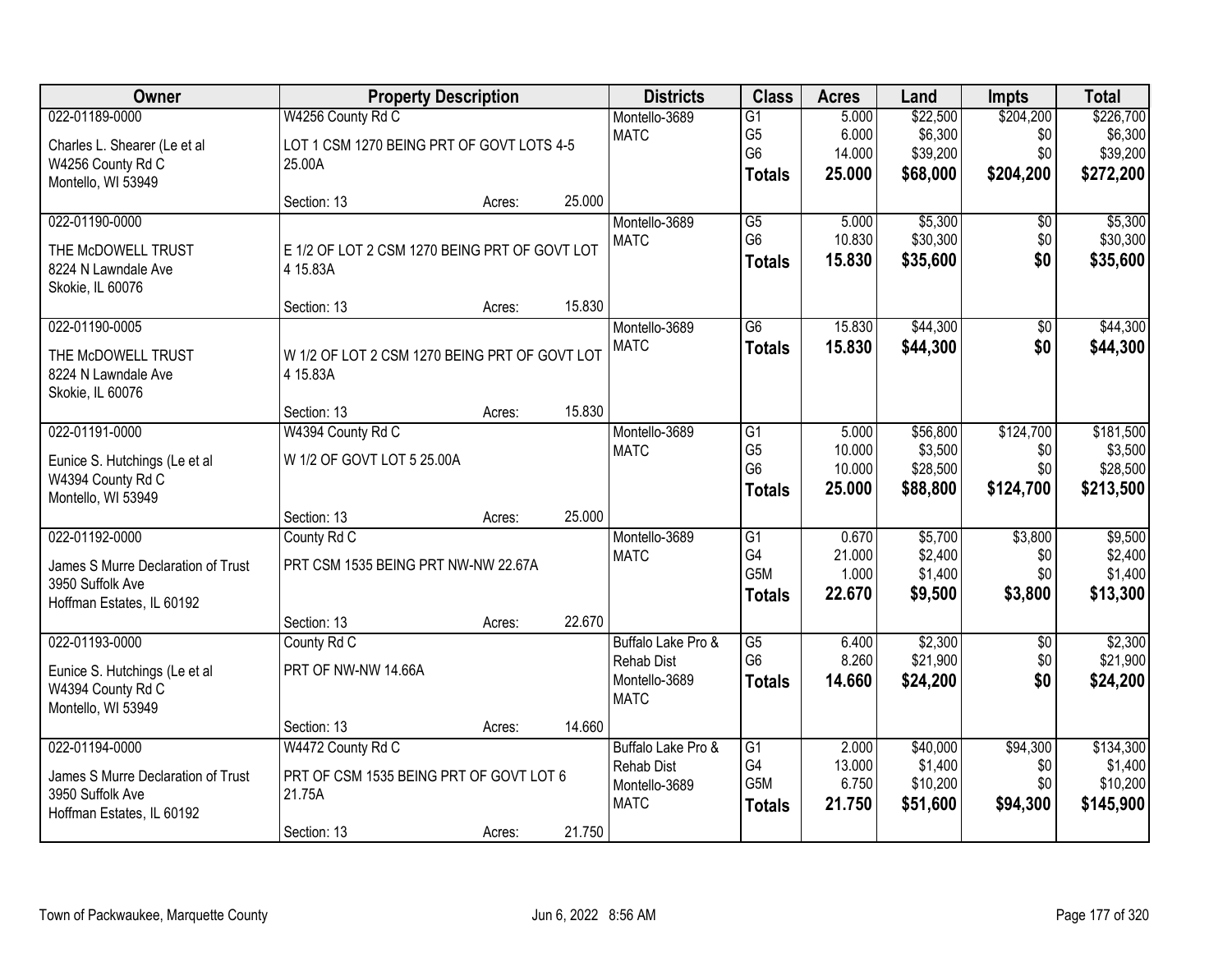| Owner | Property Description | | | Districts | Class | Acres | Land | Impts | Total |
|---|---|---|---|---|---|---|---|---|---|
| 022-01189-0000<br>Charles L. Shearer (Le et al<br>W4256 County Rd C<br>Montello, WI 53949 | W4256 County Rd C<br>LOT 1 CSM 1270 BEING PRT OF GOVT LOTS 4-5 25.00A<br>Section: 13 | Acres: | 25.000 | Montello-3689<br>MATC | G1<br>G5<br>G6<br>**Totals** | 5.000<br>6.000<br>14.000<br>**25.000** | $22,500<br>$6,300<br>$39,200<br>**$68,000** | $204,200<br>$0<br>$0<br>**$204,200** | $226,700<br>$6,300<br>$39,200<br>**$272,200** |
| 022-01190-0000<br>THE McDOWELL TRUST<br>8224 N Lawndale Ave<br>Skokie, IL 60076 | E 1/2 OF LOT 2 CSM 1270 BEING PRT OF GOVT LOT 4 15.83A<br>Section: 13 | Acres: | 15.830 | Montello-3689<br>MATC | G5<br>G6<br>**Totals** | 5.000<br>10.830<br>**15.830** | $5,300<br>$30,300<br>**$35,600** | $0<br>$0<br>**$0** | $5,300<br>$30,300<br>**$35,600** |
| 022-01190-0005<br>THE McDOWELL TRUST<br>8224 N Lawndale Ave<br>Skokie, IL 60076 | W 1/2 OF LOT 2 CSM 1270 BEING PRT OF GOVT LOT 4 15.83A<br>Section: 13 | Acres: | 15.830 | Montello-3689<br>MATC | G6<br>**Totals** | 15.830<br>**15.830** | $44,300<br>**$44,300** | $0<br>**$0** | $44,300<br>**$44,300** |
| 022-01191-0000<br>Eunice S. Hutchings (Le et al<br>W4394 County Rd C<br>Montello, WI 53949 | W4394 County Rd C<br>W 1/2 OF GOVT LOT 5 25.00A<br>Section: 13 | Acres: | 25.000 | Montello-3689<br>MATC | G1<br>G5<br>G6<br>**Totals** | 5.000<br>10.000<br>10.000<br>**25.000** | $56,800<br>$3,500<br>$28,500<br>**$88,800** | $124,700<br>$0<br>$0<br>**$124,700** | $181,500<br>$3,500<br>$28,500<br>**$213,500** |
| 022-01192-0000<br>James S Murre Declaration of Trust<br>3950 Suffolk Ave<br>Hoffman Estates, IL 60192 | County Rd C<br>PRT CSM 1535 BEING PRT NW-NW 22.67A<br>Section: 13 | Acres: | 22.670 | Montello-3689<br>MATC | G1<br>G4<br>G5M<br>**Totals** | 0.670<br>21.000<br>1.000<br>**22.670** | $5,700<br>$2,400<br>$1,400<br>**$9,500** | $3,800<br>$0<br>$0<br>**$3,800** | $9,500<br>$2,400<br>$1,400<br>**$13,300** |
| 022-01193-0000<br>Eunice S. Hutchings (Le et al<br>W4394 County Rd C<br>Montello, WI 53949 | County Rd C<br>PRT OF NW-NW 14.66A<br>Section: 13 | Acres: | 14.660 | Buffalo Lake Pro & Rehab Dist<br>Montello-3689<br>MATC | G5<br>G6<br>**Totals** | 6.400<br>8.260<br>**14.660** | $2,300<br>$21,900<br>**$24,200** | $0<br>$0<br>**$0** | $2,300<br>$21,900<br>**$24,200** |
| 022-01194-0000<br>James S Murre Declaration of Trust<br>3950 Suffolk Ave<br>Hoffman Estates, IL 60192 | W4472 County Rd C<br>PRT OF CSM 1535 BEING PRT OF GOVT LOT 6 21.75A<br>Section: 13 | Acres: | 21.750 | Buffalo Lake Pro & Rehab Dist<br>Montello-3689<br>MATC | G1<br>G4<br>G5M<br>**Totals** | 2.000<br>13.000<br>6.750<br>**21.750** | $40,000<br>$1,400<br>$10,200<br>**$51,600** | $94,300<br>$0<br>$0<br>**$94,300** | $134,300<br>$1,400<br>$10,200<br>**$145,900** |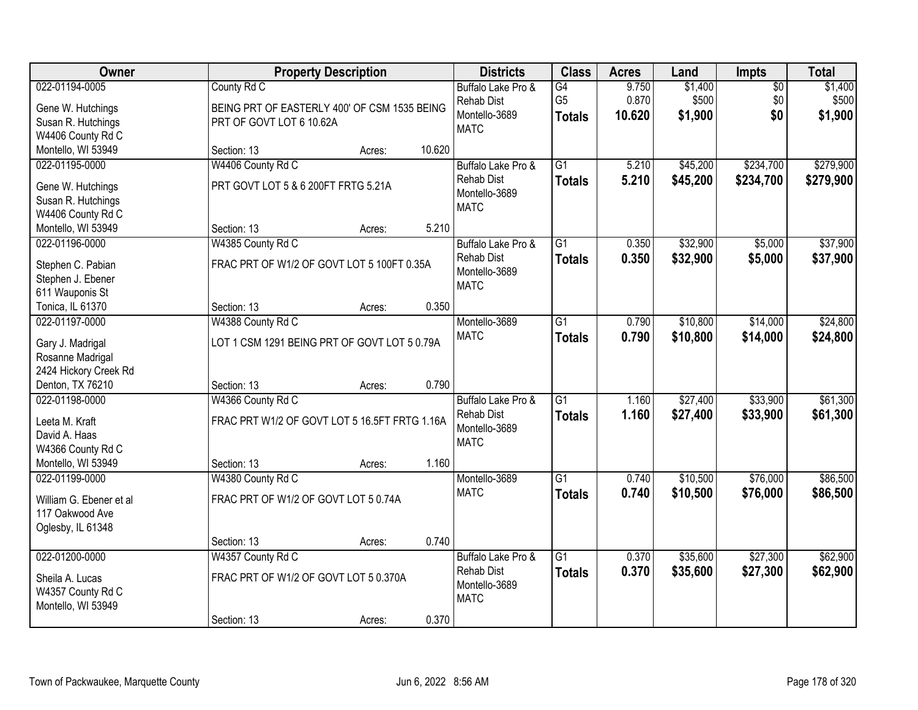| Owner | Property Description | Districts | Class | Acres | Land | Impts | Total |
|---|---|---|---|---|---|---|---|
| 022-01194-0005<br>Gene W. Hutchings<br>Susan R. Hutchings<br>W4406 County Rd C<br>Montello, WI 53949 | County Rd C<br>BEING PRT OF EASTERLY 400' OF CSM 1535 BEING PRT OF GOVT LOT 6 10.62A<br>Section: 13 Acres: 10.620 | Buffalo Lake Pro & Rehab Dist<br>Montello-3689<br>MATC | G4<br>G5<br>**Totals** | 9.750<br>0.870<br>**10.620** | $1,400<br>$500<br>**$1,900** | $0<br>$0<br>**$0** | $1,400<br>$500<br>**$1,900** |
| 022-01195-0000<br>Gene W. Hutchings<br>Susan R. Hutchings<br>W4406 County Rd C<br>Montello, WI 53949 | W4406 County Rd C<br>PRT GOVT LOT 5 & 6 200FT FRTG 5.21A<br>Section: 13 Acres: 5.210 | Buffalo Lake Pro & Rehab Dist<br>Montello-3689<br>MATC | G1<br>**Totals** | 5.210<br>**5.210** | $45,200<br>**$45,200** | $234,700<br>**$234,700** | $279,900<br>**$279,900** |
| 022-01196-0000<br>Stephen C. Pabian<br>Stephen J. Ebener<br>611 Wauponis St<br>Tonica, IL 61370 | W4385 County Rd C<br>FRAC PRT OF W1/2 OF GOVT LOT 5 100FT 0.35A<br>Section: 13 Acres: 0.350 | Buffalo Lake Pro & Rehab Dist<br>Montello-3689<br>MATC | G1<br>**Totals** | 0.350<br>**0.350** | $32,900<br>**$32,900** | $5,000<br>**$5,000** | $37,900<br>**$37,900** |
| 022-01197-0000<br>Gary J. Madrigal<br>Rosanne Madrigal<br>2424 Hickory Creek Rd<br>Denton, TX 76210 | W4388 County Rd C<br>LOT 1 CSM 1291 BEING PRT OF GOVT LOT 5 0.79A<br>Section: 13 Acres: 0.790 | Montello-3689<br>MATC | G1<br>**Totals** | 0.790<br>**0.790** | $10,800<br>**$10,800** | $14,000<br>**$14,000** | $24,800<br>**$24,800** |
| 022-01198-0000<br>Leeta M. Kraft<br>David A. Haas<br>W4366 County Rd C<br>Montello, WI 53949 | W4366 County Rd C<br>FRAC PRT W1/2 OF GOVT LOT 5 16.5FT FRTG 1.16A<br>Section: 13 Acres: 1.160 | Buffalo Lake Pro & Rehab Dist<br>Montello-3689<br>MATC | G1<br>**Totals** | 1.160<br>**1.160** | $27,400<br>**$27,400** | $33,900<br>**$33,900** | $61,300<br>**$61,300** |
| 022-01199-0000<br>William G. Ebener et al<br>117 Oakwood Ave<br>Oglesby, IL 61348 | W4380 County Rd C<br>FRAC PRT OF W1/2 OF GOVT LOT 5 0.74A<br>Section: 13 Acres: 0.740 | Montello-3689<br>MATC | G1<br>**Totals** | 0.740<br>**0.740** | $10,500<br>**$10,500** | $76,000<br>**$76,000** | $86,500<br>**$86,500** |
| 022-01200-0000<br>Sheila A. Lucas<br>W4357 County Rd C<br>Montello, WI 53949 | W4357 County Rd C<br>FRAC PRT OF W1/2 OF GOVT LOT 5 0.370A<br>Section: 13 Acres: 0.370 | Buffalo Lake Pro & Rehab Dist<br>Montello-3689<br>MATC | G1<br>**Totals** | 0.370<br>**0.370** | $35,600<br>**$35,600** | $27,300<br>**$27,300** | $62,900<br>**$62,900** |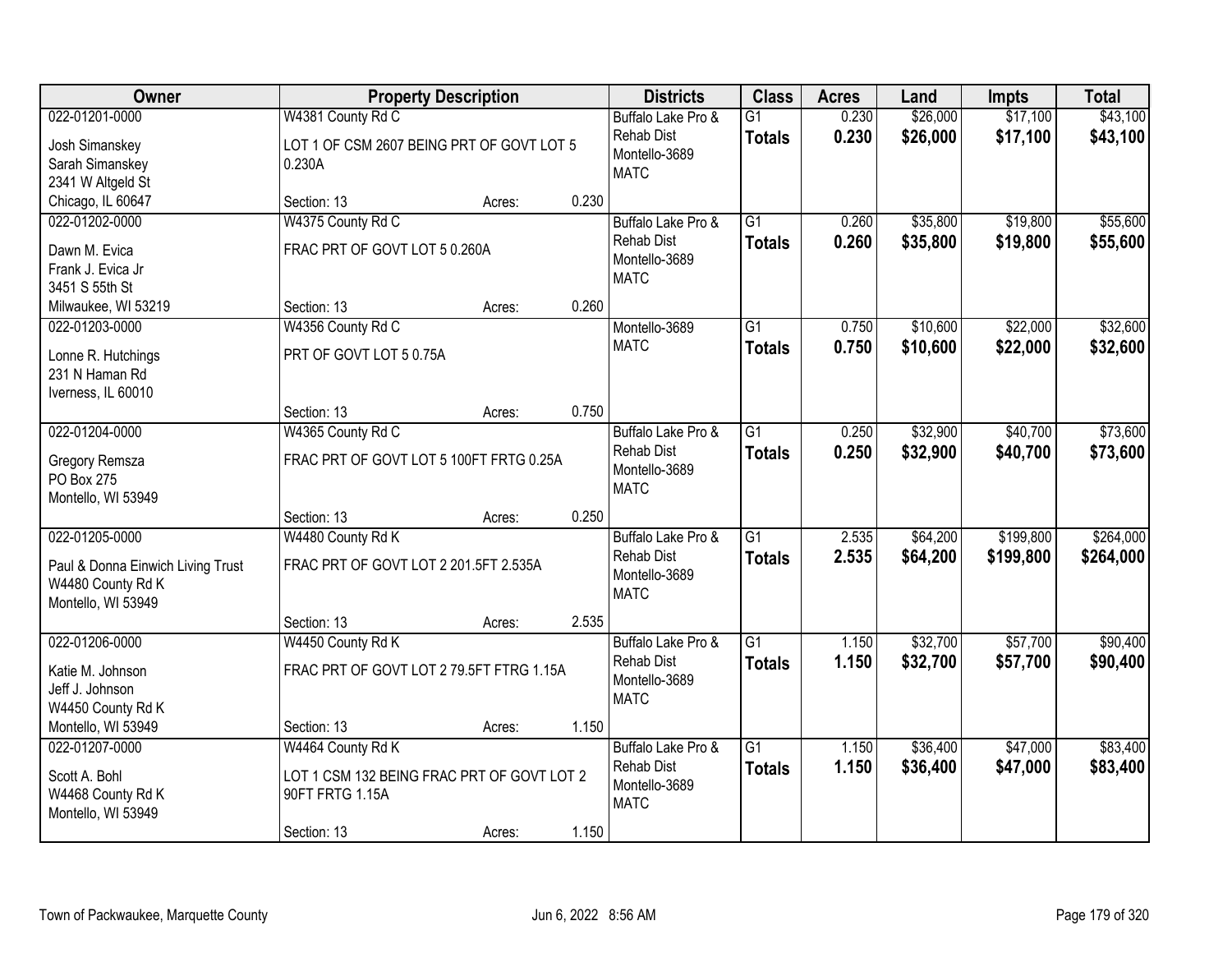| Owner | Property Description | | | Districts | Class | Acres | Land | Impts | Total |
|---|---|---|---|---|---|---|---|---|---|
| 022-01201-0000 | W4381 County Rd C | | | Buffalo Lake Pro & | G1 | 0.230 | $26,000 | $17,100 | $43,100 |
| Josh Simanskey<br>Sarah Simanskey<br>2341 W Altgeld St<br>Chicago, IL 60647 | LOT 1 OF CSM 2607 BEING PRT OF GOVT LOT 5 0.230A | | | Rehab Dist<br>Montello-3689<br>MATC | **Totals** | **0.230** | **$26,000** | **$17,100** | **$43,100** |
| | Section: 13 | Acres: | 0.230 | | | | | | |
| 022-01202-0000 | W4375 County Rd C | | | Buffalo Lake Pro & | G1 | 0.260 | $35,800 | $19,800 | $55,600 |
| Dawn M. Evica<br>Frank J. Evica Jr<br>3451 S 55th St<br>Milwaukee, WI 53219 | FRAC PRT OF GOVT LOT 5 0.260A | | | Rehab Dist<br>Montello-3689<br>MATC | **Totals** | **0.260** | **$35,800** | **$19,800** | **$55,600** |
| | Section: 13 | Acres: | 0.260 | | | | | | |
| 022-01203-0000 | W4356 County Rd C | | | Montello-3689 | G1 | 0.750 | $10,600 | $22,000 | $32,600 |
| Lonne R. Hutchings<br>231 N Haman Rd<br>Iverness, IL 60010 | PRT OF GOVT LOT 5 0.75A | | | MATC | **Totals** | **0.750** | **$10,600** | **$22,000** | **$32,600** |
| | Section: 13 | Acres: | 0.750 | | | | | | |
| 022-01204-0000 | W4365 County Rd C | | | Buffalo Lake Pro & | G1 | 0.250 | $32,900 | $40,700 | $73,600 |
| Gregory Remsza<br>PO Box 275<br>Montello, WI 53949 | FRAC PRT OF GOVT LOT 5 100FT FRTG 0.25A | | | Rehab Dist<br>Montello-3689<br>MATC | **Totals** | **0.250** | **$32,900** | **$40,700** | **$73,600** |
| | Section: 13 | Acres: | 0.250 | | | | | | |
| 022-01205-0000 | W4480 County Rd K | | | Buffalo Lake Pro & | G1 | 2.535 | $64,200 | $199,800 | $264,000 |
| Paul & Donna Einwich Living Trust<br>W4480 County Rd K<br>Montello, WI 53949 | FRAC PRT OF GOVT LOT 2 201.5FT 2.535A | | | Rehab Dist<br>Montello-3689<br>MATC | **Totals** | **2.535** | **$64,200** | **$199,800** | **$264,000** |
| | Section: 13 | Acres: | 2.535 | | | | | | |
| 022-01206-0000 | W4450 County Rd K | | | Buffalo Lake Pro & | G1 | 1.150 | $32,700 | $57,700 | $90,400 |
| Katie M. Johnson<br>Jeff J. Johnson<br>W4450 County Rd K<br>Montello, WI 53949 | FRAC PRT OF GOVT LOT 2 79.5FT FTRG 1.15A | | | Rehab Dist<br>Montello-3689<br>MATC | **Totals** | **1.150** | **$32,700** | **$57,700** | **$90,400** |
| | Section: 13 | Acres: | 1.150 | | | | | | |
| 022-01207-0000 | W4464 County Rd K | | | Buffalo Lake Pro & | G1 | 1.150 | $36,400 | $47,000 | $83,400 |
| Scott A. Bohl<br>W4468 County Rd K<br>Montello, WI 53949 | LOT 1 CSM 132 BEING FRAC PRT OF GOVT LOT 2 90FT FRTG 1.15A | | | Rehab Dist<br>Montello-3689<br>MATC | **Totals** | **1.150** | **$36,400** | **$47,000** | **$83,400** |
| | Section: 13 | Acres: | 1.150 | | | | | | |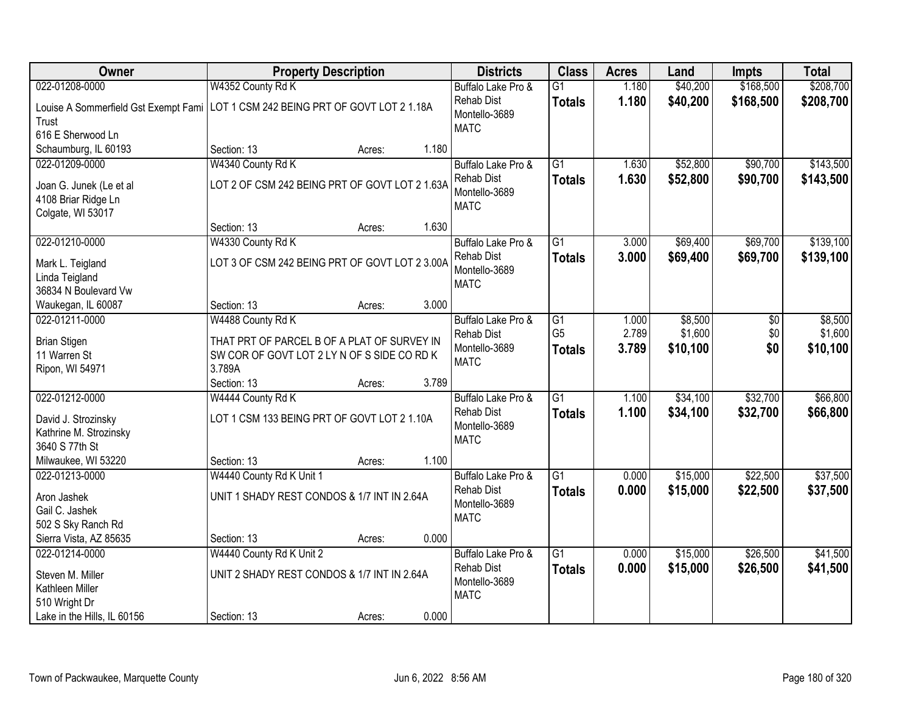| Owner | Property Description | Districts | Class | Acres | Land | Impts | Total |
|---|---|---|---|---|---|---|---|
| 022-01208-0000 | W4352 County Rd K | Buffalo Lake Pro & | G1 | 1.180 | $40,200 | $168,500 | $208,700 |
| Louise A Sommerfield Gst Exempt Fami Trust 616 E Sherwood Ln Schaumburg, IL 60193 | LOT 1 CSM 242 BEING PRT OF GOVT LOT 2 1.18A Section: 13 Acres: 1.180 | Rehab Dist Montello-3689 MATC | **Totals** | **1.180** | **$40,200** | **$168,500** | **$208,700** |
| 022-01209-0000 | W4340 County Rd K | Buffalo Lake Pro & | G1 | 1.630 | $52,800 | $90,700 | $143,500 |
| Joan G. Junek (Le et al 4108 Briar Ridge Ln Colgate, WI 53017 | LOT 2 OF CSM 242 BEING PRT OF GOVT LOT 2 1.63A Section: 13 Acres: 1.630 | Rehab Dist Montello-3689 MATC | **Totals** | **1.630** | **$52,800** | **$90,700** | **$143,500** |
| 022-01210-0000 | W4330 County Rd K | Buffalo Lake Pro & | G1 | 3.000 | $69,400 | $69,700 | $139,100 |
| Mark L. Teigland Linda Teigland 36834 N Boulevard Vw Waukegan, IL 60087 | LOT 3 OF CSM 242 BEING PRT OF GOVT LOT 2 3.00A Section: 13 Acres: 3.000 | Rehab Dist Montello-3689 MATC | **Totals** | **3.000** | **$69,400** | **$69,700** | **$139,100** |
| 022-01211-0000 | W4488 County Rd K | Buffalo Lake Pro & | G1 | 1.000 | $8,500 | $0 | $8,500 |
| Brian Stigen 11 Warren St Ripon, WI 54971 | THAT PRT OF PARCEL B OF A PLAT OF SURVEY IN SW COR OF GOVT LOT 2 LY N OF S SIDE CO RD K 3.789A Section: 13 Acres: 3.789 | Rehab Dist Montello-3689 MATC | G5 | 2.789 | $1,600 | $0 | $1,600 |
| | | | **Totals** | **3.789** | **$10,100** | **$0** | **$10,100** |
| 022-01212-0000 | W4444 County Rd K | Buffalo Lake Pro & | G1 | 1.100 | $34,100 | $32,700 | $66,800 |
| David J. Strozinsky Kathrine M. Strozinsky 3640 S 77th St Milwaukee, WI 53220 | LOT 1 CSM 133 BEING PRT OF GOVT LOT 2 1.10A Section: 13 Acres: 1.100 | Rehab Dist Montello-3689 MATC | **Totals** | **1.100** | **$34,100** | **$32,700** | **$66,800** |
| 022-01213-0000 | W4440 County Rd K Unit 1 | Buffalo Lake Pro & | G1 | 0.000 | $15,000 | $22,500 | $37,500 |
| Aron Jashek Gail C. Jashek 502 S Sky Ranch Rd Sierra Vista, AZ 85635 | UNIT 1 SHADY REST CONDOS & 1/7 INT IN 2.64A Section: 13 Acres: 0.000 | Rehab Dist Montello-3689 MATC | **Totals** | **0.000** | **$15,000** | **$22,500** | **$37,500** |
| 022-01214-0000 | W4440 County Rd K Unit 2 | Buffalo Lake Pro & | G1 | 0.000 | $15,000 | $26,500 | $41,500 |
| Steven M. Miller Kathleen Miller 510 Wright Dr Lake in the Hills, IL 60156 | UNIT 2 SHADY REST CONDOS & 1/7 INT IN 2.64A Section: 13 Acres: 0.000 | Rehab Dist Montello-3689 MATC | **Totals** | **0.000** | **$15,000** | **$26,500** | **$41,500** |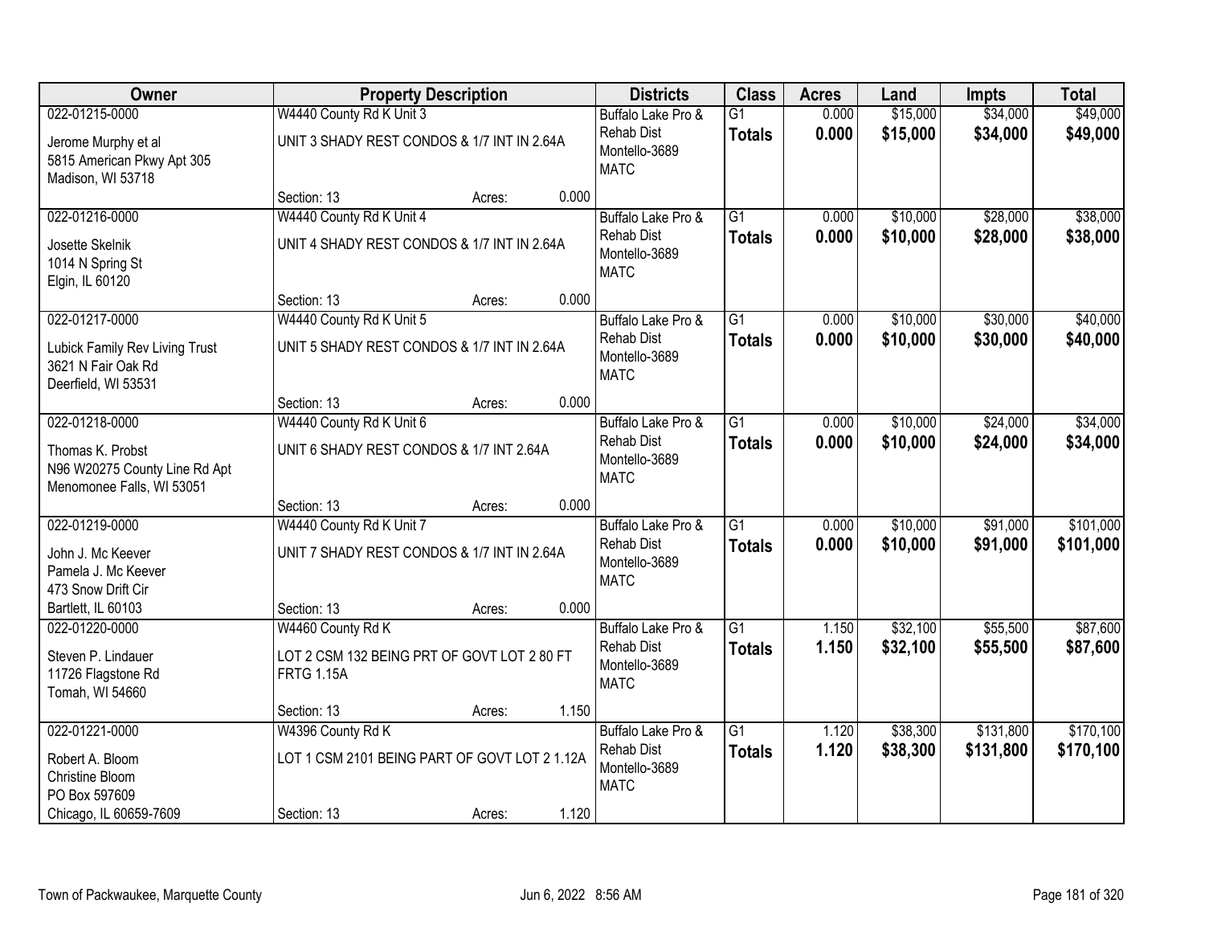| Owner | Property Description | | | Districts | Class | Acres | Land | Impts | Total |
|---|---|---|---|---|---|---|---|---|---|
| 022-01215-0000 | W4440 County Rd K Unit 3 | | | Buffalo Lake Pro & Rehab Dist | G1 | 0.000 | $15,000 | $34,000 | $49,000 |
| Jerome Murphy et al<br>5815 American Pkwy Apt 305<br>Madison, WI 53718 | UNIT 3 SHADY REST CONDOS & 1/7 INT IN 2.64A | | | Montello-3689<br>MATC | **Totals** | **0.000** | **$15,000** | **$34,000** | **$49,000** |
| | Section: 13 | Acres: | 0.000 | | | | | | |
| 022-01216-0000 | W4440 County Rd K Unit 4 | | | Buffalo Lake Pro & Rehab Dist | G1 | 0.000 | $10,000 | $28,000 | $38,000 |
| Josette Skelnik<br>1014 N Spring St<br>Elgin, IL 60120 | UNIT 4 SHADY REST CONDOS & 1/7 INT IN 2.64A | | | Montello-3689<br>MATC | **Totals** | **0.000** | **$10,000** | **$28,000** | **$38,000** |
| | Section: 13 | Acres: | 0.000 | | | | | | |
| 022-01217-0000 | W4440 County Rd K Unit 5 | | | Buffalo Lake Pro & Rehab Dist | G1 | 0.000 | $10,000 | $30,000 | $40,000 |
| Lubick Family Rev Living Trust<br>3621 N Fair Oak Rd<br>Deerfield, WI 53531 | UNIT 5 SHADY REST CONDOS & 1/7 INT IN 2.64A | | | Montello-3689<br>MATC | **Totals** | **0.000** | **$10,000** | **$30,000** | **$40,000** |
| | Section: 13 | Acres: | 0.000 | | | | | | |
| 022-01218-0000 | W4440 County Rd K Unit 6 | | | Buffalo Lake Pro & Rehab Dist | G1 | 0.000 | $10,000 | $24,000 | $34,000 |
| Thomas K. Probst<br>N96 W20275 County Line Rd Apt<br>Menomonee Falls, WI 53051 | UNIT 6 SHADY REST CONDOS & 1/7 INT 2.64A | | | Montello-3689<br>MATC | **Totals** | **0.000** | **$10,000** | **$24,000** | **$34,000** |
| | Section: 13 | Acres: | 0.000 | | | | | | |
| 022-01219-0000 | W4440 County Rd K Unit 7 | | | Buffalo Lake Pro & Rehab Dist | G1 | 0.000 | $10,000 | $91,000 | $101,000 |
| John J. Mc Keever<br>Pamela J. Mc Keever<br>473 Snow Drift Cir<br>Bartlett, IL 60103 | UNIT 7 SHADY REST CONDOS & 1/7 INT IN 2.64A | | | Montello-3689<br>MATC | **Totals** | **0.000** | **$10,000** | **$91,000** | **$101,000** |
| | Section: 13 | Acres: | 0.000 | | | | | | |
| 022-01220-0000 | W4460 County Rd K | | | Buffalo Lake Pro & Rehab Dist | G1 | 1.150 | $32,100 | $55,500 | $87,600 |
| Steven P. Lindauer<br>11726 Flagstone Rd<br>Tomah, WI 54660 | LOT 2 CSM 132 BEING PRT OF GOVT LOT 2 80 FT FRTG 1.15A | | | Montello-3689<br>MATC | **Totals** | **1.150** | **$32,100** | **$55,500** | **$87,600** |
| | Section: 13 | Acres: | 1.150 | | | | | | |
| 022-01221-0000 | W4396 County Rd K | | | Buffalo Lake Pro & Rehab Dist | G1 | 1.120 | $38,300 | $131,800 | $170,100 |
| Robert A. Bloom<br>Christine Bloom<br>PO Box 597609<br>Chicago, IL 60659-7609 | LOT 1 CSM 2101 BEING PART OF GOVT LOT 2 1.12A | | | Montello-3689<br>MATC | **Totals** | **1.120** | **$38,300** | **$131,800** | **$170,100** |
| | Section: 13 | Acres: | 1.120 | | | | | | |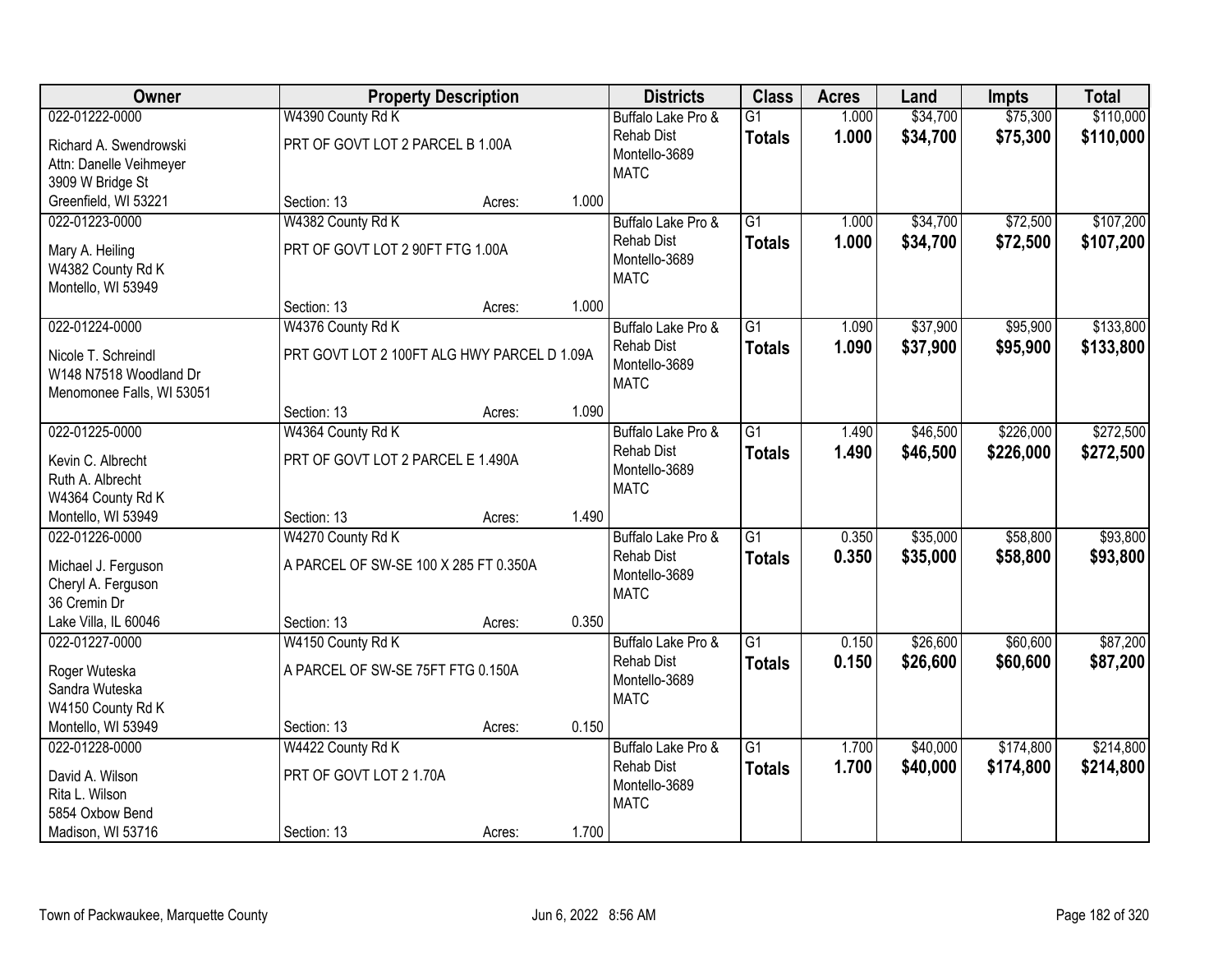| Owner | Property Description | | | Districts | Class | Acres | Land | Impts | Total |
|---|---|---|---|---|---|---|---|---|---|
| 022-01222-0000 | W4390 County Rd K | | | Buffalo Lake Pro & | G1 | 1.000 | $34,700 | $75,300 | $110,000 |
| Richard A. Swendrowski<br>Attn: Danelle Veihmeyer<br>3909 W Bridge St<br>Greenfield, WI 53221 | PRT OF GOVT LOT 2 PARCEL B 1.00A | | | Rehab Dist<br>Montello-3689<br>MATC | **Totals** | **1.000** | **$34,700** | **$75,300** | **$110,000** |
| | Section: 13 | Acres: | 1.000 | | | | | | |
| 022-01223-0000 | W4382 County Rd K | | | Buffalo Lake Pro & | G1 | 1.000 | $34,700 | $72,500 | $107,200 |
| Mary A. Heiling<br>W4382 County Rd K<br>Montello, WI 53949 | PRT OF GOVT LOT 2 90FT FTG 1.00A | | | Rehab Dist<br>Montello-3689<br>MATC | **Totals** | **1.000** | **$34,700** | **$72,500** | **$107,200** |
| | Section: 13 | Acres: | 1.000 | | | | | | |
| 022-01224-0000 | W4376 County Rd K | | | Buffalo Lake Pro & | G1 | 1.090 | $37,900 | $95,900 | $133,800 |
| Nicole T. Schreindl<br>W148 N7518 Woodland Dr<br>Menomonee Falls, WI 53051 | PRT GOVT LOT 2 100FT ALG HWY PARCEL D 1.09A | | | Rehab Dist<br>Montello-3689<br>MATC | **Totals** | **1.090** | **$37,900** | **$95,900** | **$133,800** |
| | Section: 13 | Acres: | 1.090 | | | | | | |
| 022-01225-0000 | W4364 County Rd K | | | Buffalo Lake Pro & | G1 | 1.490 | $46,500 | $226,000 | $272,500 |
| Kevin C. Albrecht<br>Ruth A. Albrecht<br>W4364 County Rd K<br>Montello, WI 53949 | PRT OF GOVT LOT 2 PARCEL E 1.490A | | | Rehab Dist<br>Montello-3689<br>MATC | **Totals** | **1.490** | **$46,500** | **$226,000** | **$272,500** |
| | Section: 13 | Acres: | 1.490 | | | | | | |
| 022-01226-0000 | W4270 County Rd K | | | Buffalo Lake Pro & | G1 | 0.350 | $35,000 | $58,800 | $93,800 |
| Michael J. Ferguson<br>Cheryl A. Ferguson<br>36 Cremin Dr<br>Lake Villa, IL 60046 | A PARCEL OF SW-SE 100 X 285 FT 0.350A | | | Rehab Dist<br>Montello-3689<br>MATC | **Totals** | **0.350** | **$35,000** | **$58,800** | **$93,800** |
| | Section: 13 | Acres: | 0.350 | | | | | | |
| 022-01227-0000 | W4150 County Rd K | | | Buffalo Lake Pro & | G1 | 0.150 | $26,600 | $60,600 | $87,200 |
| Roger Wuteska<br>Sandra Wuteska<br>W4150 County Rd K<br>Montello, WI 53949 | A PARCEL OF SW-SE 75FT FTG 0.150A | | | Rehab Dist<br>Montello-3689<br>MATC | **Totals** | **0.150** | **$26,600** | **$60,600** | **$87,200** |
| | Section: 13 | Acres: | 0.150 | | | | | | |
| 022-01228-0000 | W4422 County Rd K | | | Buffalo Lake Pro & | G1 | 1.700 | $40,000 | $174,800 | $214,800 |
| David A. Wilson<br>Rita L. Wilson<br>5854 Oxbow Bend<br>Madison, WI 53716 | PRT OF GOVT LOT 2 1.70A | | | Rehab Dist<br>Montello-3689<br>MATC | **Totals** | **1.700** | **$40,000** | **$174,800** | **$214,800** |
| | Section: 13 | Acres: | 1.700 | | | | | | |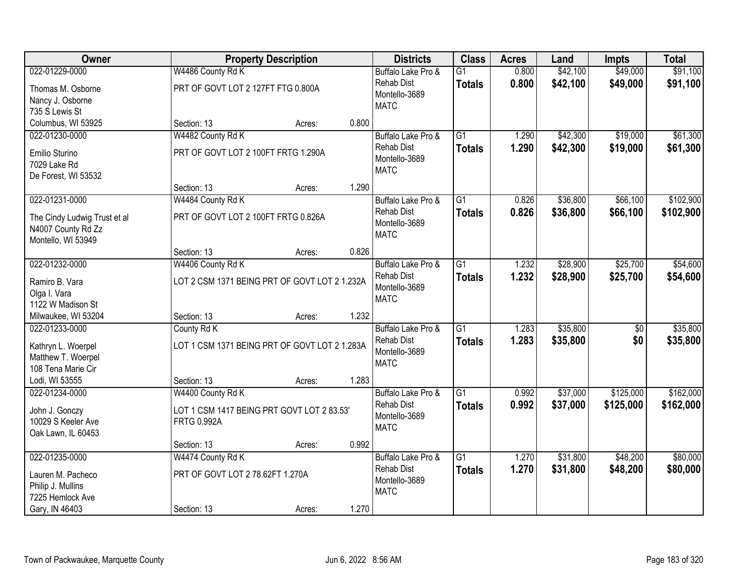| Owner | Property Description | | | Districts | Class | Acres | Land | Impts | Total |
|---|---|---|---|---|---|---|---|---|---|
| 022-01229-0000<br>Thomas M. Osborne<br>Nancy J. Osborne<br>735 S Lewis St<br>Columbus, WI 53925 | W4486 County Rd K<br>PRT OF GOVT LOT 2 127FT FTG 0.800A<br>Section: 13 | Acres: | 0.800 | Buffalo Lake Pro &<br>Rehab Dist<br>Montello-3689<br>MATC | G1<br>**Totals** | 0.800<br>**0.800** | $42,100<br>**$42,100** | $49,000<br>**$49,000** | $91,100<br>**$91,100** |
| 022-01230-0000<br>Emilio Sturino<br>7029 Lake Rd<br>De Forest, WI 53532 | W4482 County Rd K<br>PRT OF GOVT LOT 2 100FT FRTG 1.290A<br>Section: 13 | Acres: | 1.290 | Buffalo Lake Pro &<br>Rehab Dist<br>Montello-3689<br>MATC | G1<br>**Totals** | 1.290<br>**1.290** | $42,300<br>**$42,300** | $19,000<br>**$19,000** | $61,300<br>**$61,300** |
| 022-01231-0000<br>The Cindy Ludwig Trust et al<br>N4007 County Rd Zz<br>Montello, WI 53949 | W4484 County Rd K<br>PRT OF GOVT LOT 2 100FT FRTG 0.826A<br>Section: 13 | Acres: | 0.826 | Buffalo Lake Pro &<br>Rehab Dist<br>Montello-3689<br>MATC | G1<br>**Totals** | 0.826<br>**0.826** | $36,800<br>**$36,800** | $66,100<br>**$66,100** | $102,900<br>**$102,900** |
| 022-01232-0000<br>Ramiro B. Vara<br>Olga I. Vara<br>1122 W Madison St<br>Milwaukee, WI 53204 | W4406 County Rd K<br>LOT 2 CSM 1371 BEING PRT OF GOVT LOT 2 1.232A<br>Section: 13 | Acres: | 1.232 | Buffalo Lake Pro &<br>Rehab Dist<br>Montello-3689<br>MATC | G1<br>**Totals** | 1.232<br>**1.232** | $28,900<br>**$28,900** | $25,700<br>**$25,700** | $54,600<br>**$54,600** |
| 022-01233-0000<br>Kathryn L. Woerpel<br>Matthew T. Woerpel<br>108 Tena Marie Cir<br>Lodi, WI 53555 | County Rd K<br>LOT 1 CSM 1371 BEING PRT OF GOVT LOT 2 1.283A<br>Section: 13 | Acres: | 1.283 | Buffalo Lake Pro &<br>Rehab Dist<br>Montello-3689<br>MATC | G1<br>**Totals** | 1.283<br>**1.283** | $35,800<br>**$35,800** | $0<br>**$0** | $35,800<br>**$35,800** |
| 022-01234-0000<br>John J. Gonczy<br>10029 S Keeler Ave<br>Oak Lawn, IL 60453 | W4400 County Rd K<br>LOT 1 CSM 1417 BEING PRT GOVT LOT 2 83.53' FRTG 0.992A<br>Section: 13 | Acres: | 0.992 | Buffalo Lake Pro &<br>Rehab Dist<br>Montello-3689<br>MATC | G1<br>**Totals** | 0.992<br>**0.992** | $37,000<br>**$37,000** | $125,000<br>**$125,000** | $162,000<br>**$162,000** |
| 022-01235-0000<br>Lauren M. Pacheco<br>Philip J. Mullins<br>7225 Hemlock Ave<br>Gary, IN 46403 | W4474 County Rd K<br>PRT OF GOVT LOT 2 78.62FT 1.270A<br>Section: 13 | Acres: | 1.270 | Buffalo Lake Pro &<br>Rehab Dist<br>Montello-3689<br>MATC | G1<br>**Totals** | 1.270<br>**1.270** | $31,800<br>**$31,800** | $48,200<br>**$48,200** | $80,000<br>**$80,000** |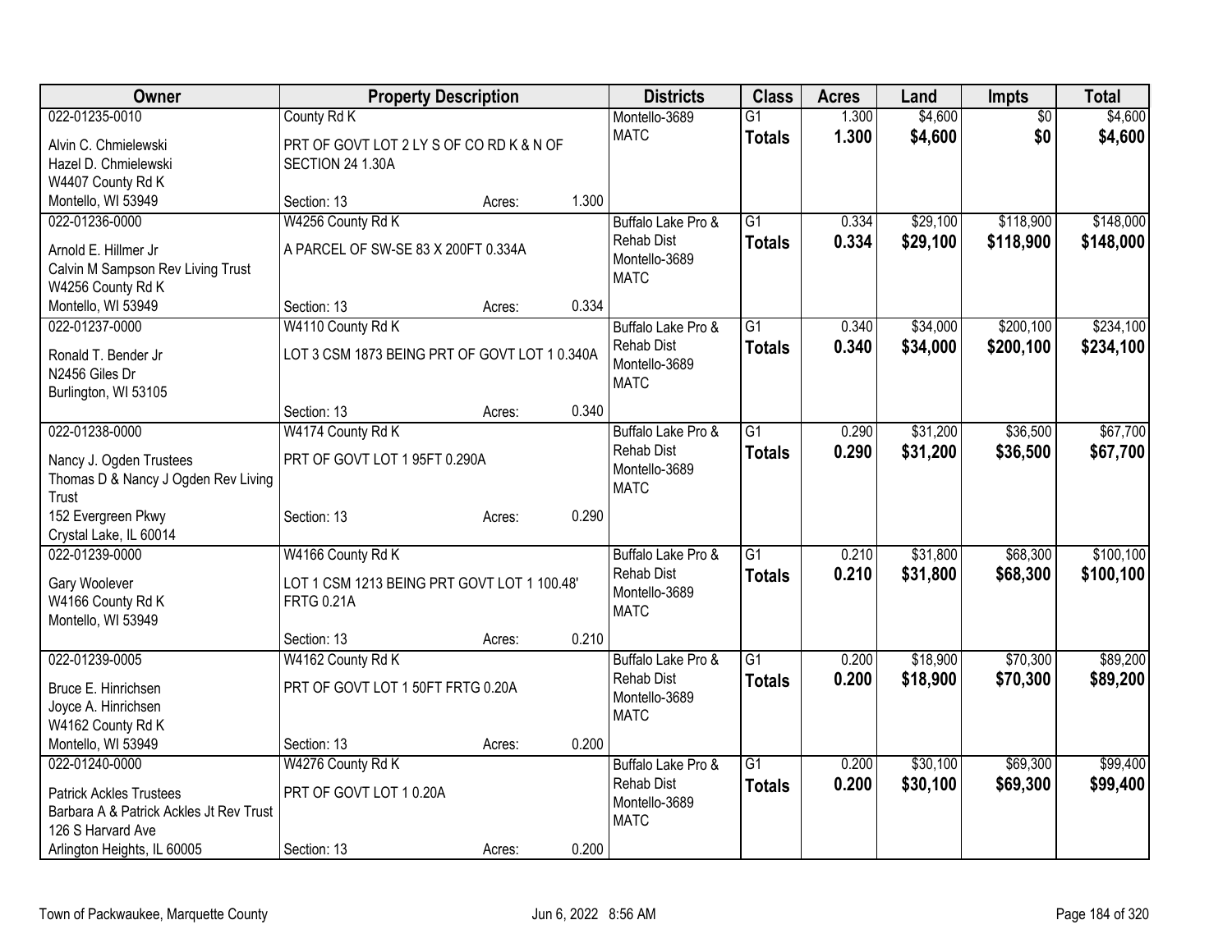| Owner | Property Description | Districts | Class | Acres | Land | Impts | Total |
|---|---|---|---|---|---|---|---|
| 022-01235-0010<br>Alvin C. Chmielewski<br>Hazel D. Chmielewski<br>W4407 County Rd K<br>Montello, WI 53949 | County Rd K<br>PRT OF GOVT LOT 2 LY S OF CO RD K & N OF SECTION 24 1.30A<br>Section: 13 Acres: 1.300 | Montello-3689<br>MATC | G1<br>**Totals** | 1.300<br>**1.300** | $4,600<br>**$4,600** | $0<br>**$0** | $4,600<br>**$4,600** |
| 022-01236-0000<br>Arnold E. Hillmer Jr<br>Calvin M Sampson Rev Living Trust<br>W4256 County Rd K<br>Montello, WI 53949 | W4256 County Rd K<br>A PARCEL OF SW-SE 83 X 200FT 0.334A<br>Section: 13 Acres: 0.334 | Buffalo Lake Pro & Rehab Dist<br>Montello-3689<br>MATC | G1<br>**Totals** | 0.334<br>**0.334** | $29,100<br>**$29,100** | $118,900<br>**$118,900** | $148,000<br>**$148,000** |
| 022-01237-0000<br>Ronald T. Bender Jr<br>N2456 Giles Dr<br>Burlington, WI 53105 | W4110 County Rd K<br>LOT 3 CSM 1873 BEING PRT OF GOVT LOT 1 0.340A<br>Section: 13 Acres: 0.340 | Buffalo Lake Pro & Rehab Dist<br>Montello-3689<br>MATC | G1<br>**Totals** | 0.340<br>**0.340** | $34,000<br>**$34,000** | $200,100<br>**$200,100** | $234,100<br>**$234,100** |
| 022-01238-0000<br>Nancy J. Ogden Trustees<br>Thomas D & Nancy J Ogden Rev Living Trust<br>152 Evergreen Pkwy<br>Crystal Lake, IL 60014 | W4174 County Rd K<br>PRT OF GOVT LOT 1 95FT 0.290A<br>Section: 13 Acres: 0.290 | Buffalo Lake Pro & Rehab Dist<br>Montello-3689<br>MATC | G1<br>**Totals** | 0.290<br>**0.290** | $31,200<br>**$31,200** | $36,500<br>**$36,500** | $67,700<br>**$67,700** |
| 022-01239-0000<br>Gary Woolever<br>W4166 County Rd K<br>Montello, WI 53949 | W4166 County Rd K<br>LOT 1 CSM 1213 BEING PRT GOVT LOT 1 100.48' FRTG 0.21A<br>Section: 13 Acres: 0.210 | Buffalo Lake Pro & Rehab Dist<br>Montello-3689<br>MATC | G1<br>**Totals** | 0.210<br>**0.210** | $31,800<br>**$31,800** | $68,300<br>**$68,300** | $100,100<br>**$100,100** |
| 022-01239-0005<br>Bruce E. Hinrichsen<br>Joyce A. Hinrichsen<br>W4162 County Rd K<br>Montello, WI 53949 | W4162 County Rd K<br>PRT OF GOVT LOT 1 50FT FRTG 0.20A<br>Section: 13 Acres: 0.200 | Buffalo Lake Pro & Rehab Dist<br>Montello-3689<br>MATC | G1<br>**Totals** | 0.200<br>**0.200** | $18,900<br>**$18,900** | $70,300<br>**$70,300** | $89,200<br>**$89,200** |
| 022-01240-0000<br>Patrick Ackles Trustees<br>Barbara A & Patrick Ackles Jt Rev Trust<br>126 S Harvard Ave<br>Arlington Heights, IL 60005 | W4276 County Rd K<br>PRT OF GOVT LOT 1 0.20A<br>Section: 13 Acres: 0.200 | Buffalo Lake Pro & Rehab Dist<br>Montello-3689<br>MATC | G1<br>**Totals** | 0.200<br>**0.200** | $30,100<br>**$30,100** | $69,300<br>**$69,300** | $99,400<br>**$99,400** |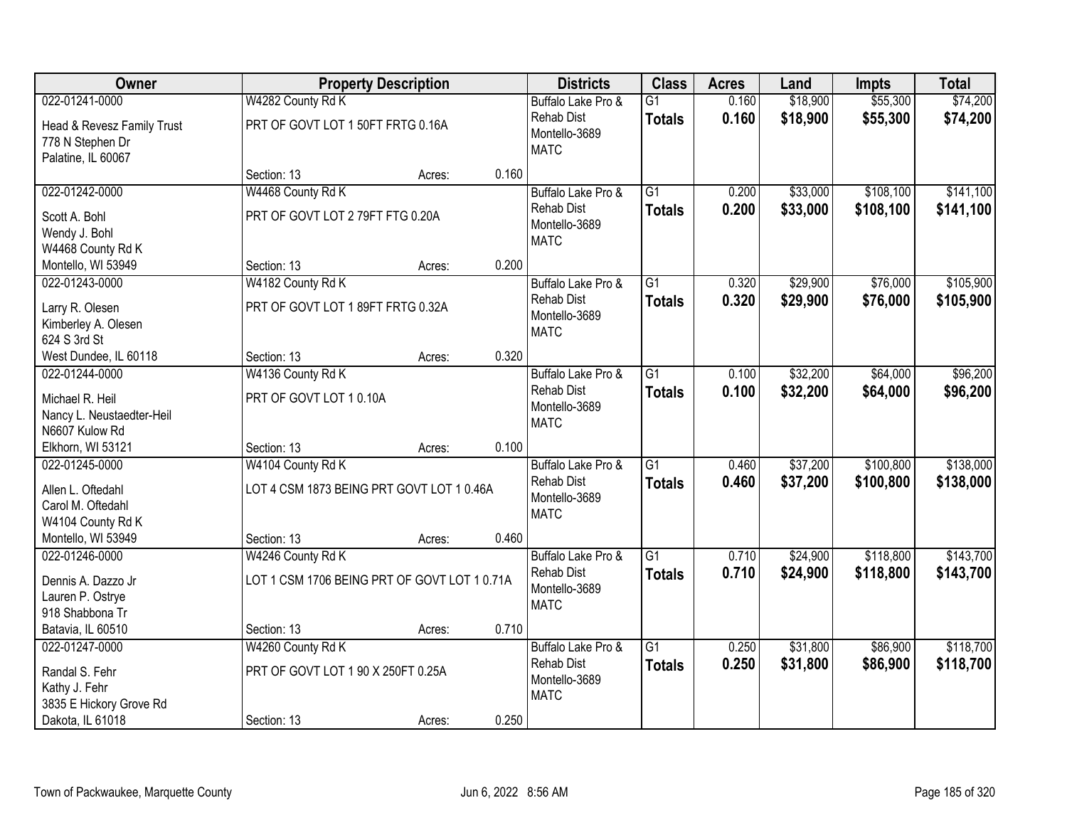| Owner | Property Description | | | Districts | Class | Acres | Land | Impts | Total |
|---|---|---|---|---|---|---|---|---|---|
| 022-01241-0000 | W4282 County Rd K | | | Buffalo Lake Pro & | G1 | 0.160 | $18,900 | $55,300 | $74,200 |
| Head & Revesz Family Trust<br>778 N Stephen Dr<br>Palatine, IL 60067 | PRT OF GOVT LOT 1 50FT FRTG 0.16A | | | Rehab Dist<br>Montello-3689<br>MATC | **Totals** | **0.160** | **$18,900** | **$55,300** | **$74,200** |
| | Section: 13 | Acres: | 0.160 | | | | | | |
| 022-01242-0000 | W4468 County Rd K | | | Buffalo Lake Pro & | G1 | 0.200 | $33,000 | $108,100 | $141,100 |
| Scott A. Bohl<br>Wendy J. Bohl<br>W4468 County Rd K<br>Montello, WI 53949 | PRT OF GOVT LOT 2 79FT FTG 0.20A | | | Rehab Dist<br>Montello-3689<br>MATC | **Totals** | **0.200** | **$33,000** | **$108,100** | **$141,100** |
| | Section: 13 | Acres: | 0.200 | | | | | | |
| 022-01243-0000 | W4182 County Rd K | | | Buffalo Lake Pro & | G1 | 0.320 | $29,900 | $76,000 | $105,900 |
| Larry R. Olesen<br>Kimberley A. Olesen<br>624 S 3rd St<br>West Dundee, IL 60118 | PRT OF GOVT LOT 1 89FT FRTG 0.32A | | | Rehab Dist<br>Montello-3689<br>MATC | **Totals** | **0.320** | **$29,900** | **$76,000** | **$105,900** |
| | Section: 13 | Acres: | 0.320 | | | | | | |
| 022-01244-0000 | W4136 County Rd K | | | Buffalo Lake Pro & | G1 | 0.100 | $32,200 | $64,000 | $96,200 |
| Michael R. Heil<br>Nancy L. Neustaedter-Heil<br>N6607 Kulow Rd<br>Elkhorn, WI 53121 | PRT OF GOVT LOT 1 0.10A | | | Rehab Dist<br>Montello-3689<br>MATC | **Totals** | **0.100** | **$32,200** | **$64,000** | **$96,200** |
| | Section: 13 | Acres: | 0.100 | | | | | | |
| 022-01245-0000 | W4104 County Rd K | | | Buffalo Lake Pro & | G1 | 0.460 | $37,200 | $100,800 | $138,000 |
| Allen L. Oftedahl<br>Carol M. Oftedahl<br>W4104 County Rd K<br>Montello, WI 53949 | LOT 4 CSM 1873 BEING PRT GOVT LOT 1 0.46A | | | Rehab Dist<br>Montello-3689<br>MATC | **Totals** | **0.460** | **$37,200** | **$100,800** | **$138,000** |
| | Section: 13 | Acres: | 0.460 | | | | | | |
| 022-01246-0000 | W4246 County Rd K | | | Buffalo Lake Pro & | G1 | 0.710 | $24,900 | $118,800 | $143,700 |
| Dennis A. Dazzo Jr<br>Lauren P. Ostrye<br>918 Shabbona Tr<br>Batavia, IL 60510 | LOT 1 CSM 1706 BEING PRT OF GOVT LOT 1 0.71A | | | Rehab Dist<br>Montello-3689<br>MATC | **Totals** | **0.710** | **$24,900** | **$118,800** | **$143,700** |
| | Section: 13 | Acres: | 0.710 | | | | | | |
| 022-01247-0000 | W4260 County Rd K | | | Buffalo Lake Pro & | G1 | 0.250 | $31,800 | $86,900 | $118,700 |
| Randal S. Fehr<br>Kathy J. Fehr<br>3835 E Hickory Grove Rd<br>Dakota, IL 61018 | PRT OF GOVT LOT 1 90 X 250FT 0.25A | | | Rehab Dist<br>Montello-3689<br>MATC | **Totals** | **0.250** | **$31,800** | **$86,900** | **$118,700** |
| | Section: 13 | Acres: | 0.250 | | | | | | |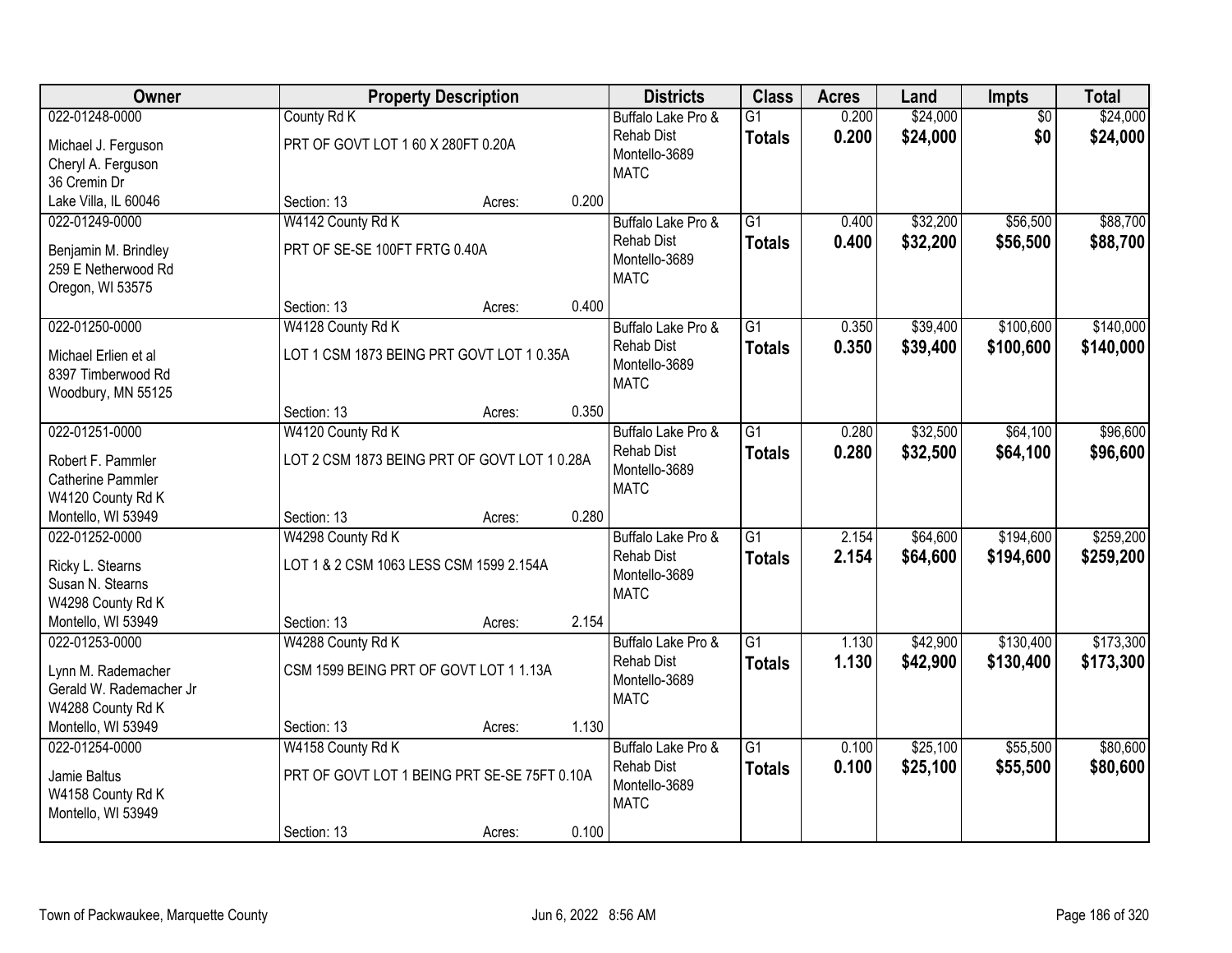| Owner | Property Description | | | Districts | Class | Acres | Land | Impts | Total |
|---|---|---|---|---|---|---|---|---|---|
| 022-01248-0000 | County Rd K | | | Buffalo Lake Pro & | G1 | 0.200 | $24,000 | $0 | $24,000 |
| Michael J. Ferguson<br>Cheryl A. Ferguson<br>36 Cremin Dr<br>Lake Villa, IL 60046 | PRT OF GOVT LOT 1 60 X 280FT 0.20A | | | Rehab Dist<br>Montello-3689<br>MATC | **Totals** | **0.200** | **$24,000** | **$0** | **$24,000** |
| | Section: 13 | Acres: | 0.200 | | | | | | |
| 022-01249-0000 | W4142 County Rd K | | | Buffalo Lake Pro & | G1 | 0.400 | $32,200 | $56,500 | $88,700 |
| Benjamin M. Brindley<br>259 E Netherwood Rd<br>Oregon, WI 53575 | PRT OF SE-SE 100FT FRTG 0.40A | | | Rehab Dist<br>Montello-3689<br>MATC | **Totals** | **0.400** | **$32,200** | **$56,500** | **$88,700** |
| | Section: 13 | Acres: | 0.400 | | | | | | |
| 022-01250-0000 | W4128 County Rd K | | | Buffalo Lake Pro & | G1 | 0.350 | $39,400 | $100,600 | $140,000 |
| Michael Erlien et al<br>8397 Timberwood Rd<br>Woodbury, MN 55125 | LOT 1 CSM 1873 BEING PRT GOVT LOT 1 0.35A | | | Rehab Dist<br>Montello-3689<br>MATC | **Totals** | **0.350** | **$39,400** | **$100,600** | **$140,000** |
| | Section: 13 | Acres: | 0.350 | | | | | | |
| 022-01251-0000 | W4120 County Rd K | | | Buffalo Lake Pro & | G1 | 0.280 | $32,500 | $64,100 | $96,600 |
| Robert F. Pammler<br>Catherine Pammler<br>W4120 County Rd K<br>Montello, WI 53949 | LOT 2 CSM 1873 BEING PRT OF GOVT LOT 1 0.28A | | | Rehab Dist<br>Montello-3689<br>MATC | **Totals** | **0.280** | **$32,500** | **$64,100** | **$96,600** |
| | Section: 13 | Acres: | 0.280 | | | | | | |
| 022-01252-0000 | W4298 County Rd K | | | Buffalo Lake Pro & | G1 | 2.154 | $64,600 | $194,600 | $259,200 |
| Ricky L. Stearns<br>Susan N. Stearns<br>W4298 County Rd K<br>Montello, WI 53949 | LOT 1 & 2 CSM 1063 LESS CSM 1599 2.154A | | | Rehab Dist<br>Montello-3689<br>MATC | **Totals** | **2.154** | **$64,600** | **$194,600** | **$259,200** |
| | Section: 13 | Acres: | 2.154 | | | | | | |
| 022-01253-0000 | W4288 County Rd K | | | Buffalo Lake Pro & | G1 | 1.130 | $42,900 | $130,400 | $173,300 |
| Lynn M. Rademacher<br>Gerald W. Rademacher Jr<br>W4288 County Rd K<br>Montello, WI 53949 | CSM 1599 BEING PRT OF GOVT LOT 1 1.13A | | | Rehab Dist<br>Montello-3689<br>MATC | **Totals** | **1.130** | **$42,900** | **$130,400** | **$173,300** |
| | Section: 13 | Acres: | 1.130 | | | | | | |
| 022-01254-0000 | W4158 County Rd K | | | Buffalo Lake Pro & | G1 | 0.100 | $25,100 | $55,500 | $80,600 |
| Jamie Baltus<br>W4158 County Rd K<br>Montello, WI 53949 | PRT OF GOVT LOT 1 BEING PRT SE-SE 75FT 0.10A | | | Rehab Dist<br>Montello-3689<br>MATC | **Totals** | **0.100** | **$25,100** | **$55,500** | **$80,600** |
| | Section: 13 | Acres: | 0.100 | | | | | | |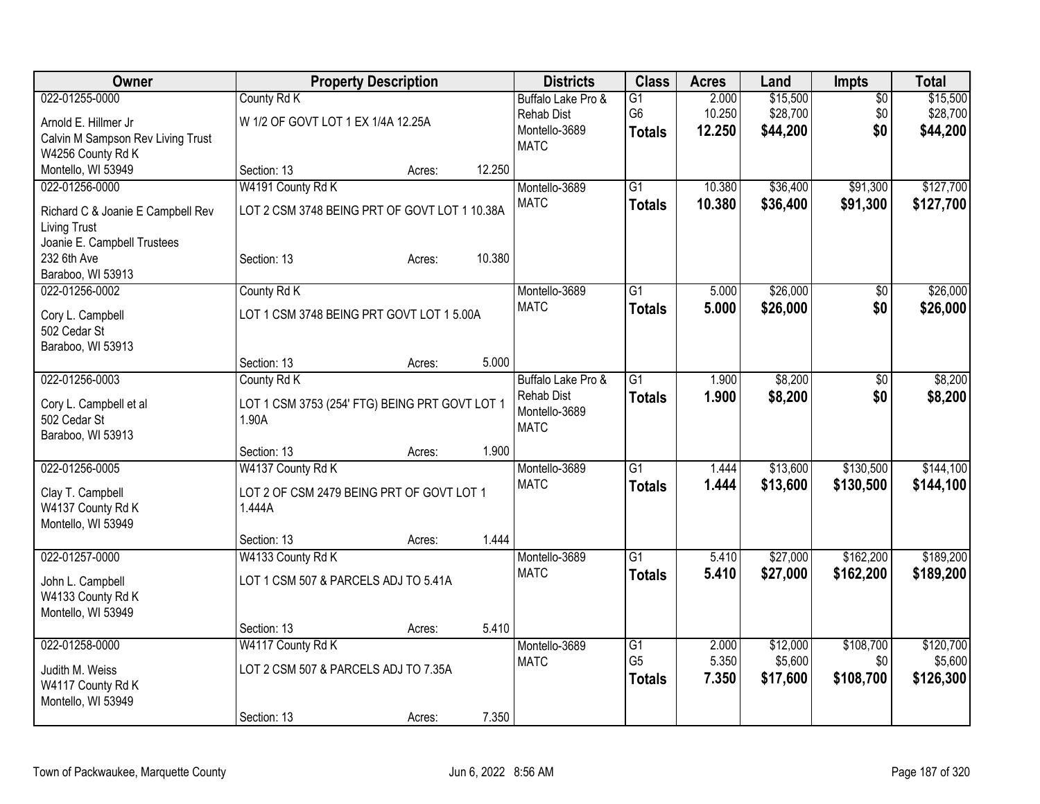| Owner | Property Description | Districts | Class | Acres | Land | Impts | Total |
|---|---|---|---|---|---|---|---|
| 022-01255-0000<br>Arnold E. Hillmer Jr<br>Calvin M Sampson Rev Living Trust<br>W4256 County Rd K<br>Montello, WI 53949 | County Rd K<br>W 1/2 OF GOVT LOT 1 EX 1/4A 12.25A<br>Section: 13 Acres: 12.250 | Buffalo Lake Pro & Rehab Dist<br>Montello-3689<br>MATC | G1<br>G6<br>**Totals** | 2.000<br>10.250<br>**12.250** | $15,500<br>$28,700<br>**$44,200** | $0<br>$0<br>**$0** | $15,500<br>$28,700<br>**$44,200** |
| 022-01256-0000<br>Richard C & Joanie E Campbell Rev Living Trust<br>Joanie E. Campbell Trustees<br>232 6th Ave<br>Baraboo, WI 53913 | W4191 County Rd K<br>LOT 2 CSM 3748 BEING PRT OF GOVT LOT 1 10.38A<br>Section: 13 Acres: 10.380 | Montello-3689<br>MATC | G1<br>**Totals** | 10.380<br>**10.380** | $36,400<br>**$36,400** | $91,300<br>**$91,300** | $127,700<br>**$127,700** |
| 022-01256-0002<br>Cory L. Campbell<br>502 Cedar St<br>Baraboo, WI 53913 | County Rd K<br>LOT 1 CSM 3748 BEING PRT GOVT LOT 1 5.00A<br>Section: 13 Acres: 5.000 | Montello-3689<br>MATC | G1<br>**Totals** | 5.000<br>**5.000** | $26,000<br>**$26,000** | $0<br>**$0** | $26,000<br>**$26,000** |
| 022-01256-0003<br>Cory L. Campbell et al<br>502 Cedar St<br>Baraboo, WI 53913 | County Rd K<br>LOT 1 CSM 3753 (254' FTG) BEING PRT GOVT LOT 1 1.90A<br>Section: 13 Acres: 1.900 | Buffalo Lake Pro & Rehab Dist<br>Montello-3689<br>MATC | G1<br>**Totals** | 1.900<br>**1.900** | $8,200<br>**$8,200** | $0<br>**$0** | $8,200<br>**$8,200** |
| 022-01256-0005<br>Clay T. Campbell<br>W4137 County Rd K<br>Montello, WI 53949 | W4137 County Rd K<br>LOT 2 OF CSM 2479 BEING PRT OF GOVT LOT 1 1.444A<br>Section: 13 Acres: 1.444 | Montello-3689<br>MATC | G1<br>**Totals** | 1.444<br>**1.444** | $13,600<br>**$13,600** | $130,500<br>**$130,500** | $144,100<br>**$144,100** |
| 022-01257-0000<br>John L. Campbell<br>W4133 County Rd K<br>Montello, WI 53949 | W4133 County Rd K<br>LOT 1 CSM 507 & PARCELS ADJ TO 5.41A<br>Section: 13 Acres: 5.410 | Montello-3689<br>MATC | G1<br>**Totals** | 5.410<br>**5.410** | $27,000<br>**$27,000** | $162,200<br>**$162,200** | $189,200<br>**$189,200** |
| 022-01258-0000<br>Judith M. Weiss<br>W4117 County Rd K<br>Montello, WI 53949 | W4117 County Rd K<br>LOT 2 CSM 507 & PARCELS ADJ TO 7.35A<br>Section: 13 Acres: 7.350 | Montello-3689<br>MATC | G1<br>G5<br>**Totals** | 2.000<br>5.350<br>**7.350** | $12,000<br>$5,600<br>**$17,600** | $108,700<br>$0<br>**$108,700** | $120,700<br>$5,600<br>**$126,300** |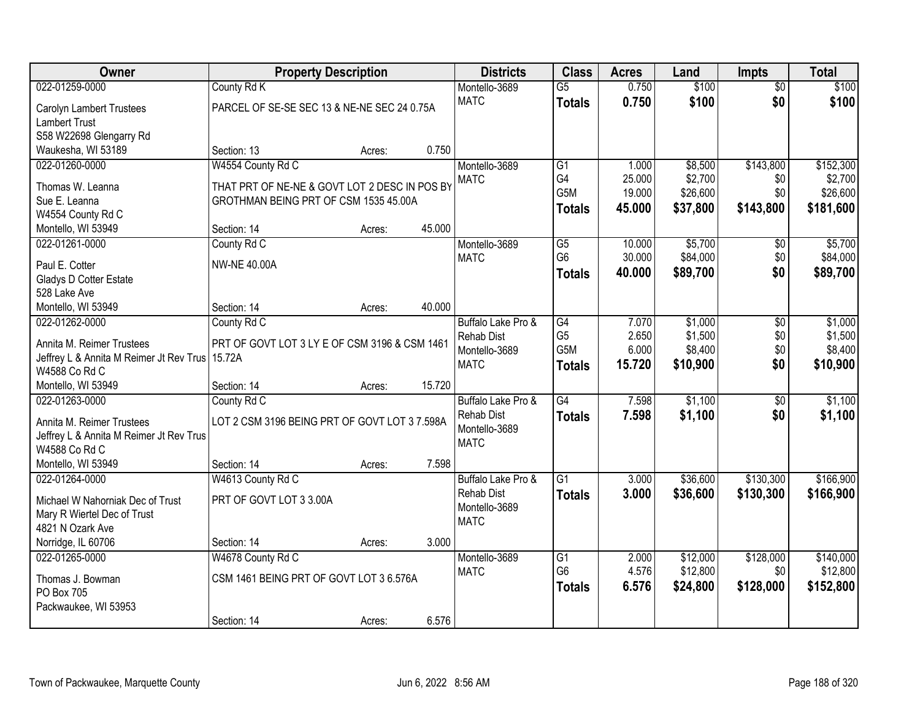| Owner | Property Description | Districts | Class | Acres | Land | Impts | Total |
|---|---|---|---|---|---|---|---|
| 022-01259-0000<br>Carolyn Lambert Trustees<br>Lambert Trust<br>S58 W22698 Glengarry Rd<br>Waukesha, WI 53189 | County Rd K<br>PARCEL OF SE-SE SEC 13 & NE-NE SEC 24 0.75A<br>Section: 13 Acres: 0.750 | Montello-3689<br>MATC | G5<br>**Totals** | 0.750<br>**0.750** | $100<br>**$100** | $0<br>**$0** | $100<br>**$100** |
| 022-01260-0000<br>Thomas W. Leanna<br>Sue E. Leanna<br>W4554 County Rd C<br>Montello, WI 53949 | W4554 County Rd C<br>THAT PRT OF NE-NE & GOVT LOT 2 DESC IN POS BY GROTHMAN BEING PRT OF CSM 1535 45.00A<br>Section: 14 Acres: 45.000 | Montello-3689<br>MATC | G1<br>G4<br>G5M<br>**Totals** | 1.000<br>25.000<br>19.000<br>**45.000** | $8,500<br>$2,700<br>$26,600<br>**$37,800** | $143,800<br>$0<br>$0<br>**$143,800** | $152,300<br>$2,700<br>$26,600<br>**$181,600** |
| 022-01261-0000<br>Paul E. Cotter<br>Gladys D Cotter Estate<br>528 Lake Ave<br>Montello, WI 53949 | County Rd C<br>NW-NE 40.00A<br>Section: 14 Acres: 40.000 | Montello-3689<br>MATC | G5<br>G6<br>**Totals** | 10.000<br>30.000<br>**40.000** | $5,700<br>$84,000<br>**$89,700** | $0<br>$0<br>**$0** | $5,700<br>$84,000<br>**$89,700** |
| 022-01262-0000<br>Annita M. Reimer Trustees<br>Jeffrey L & Annita M Reimer Jt Rev Trus<br>W4588 Co Rd C<br>Montello, WI 53949 | County Rd C<br>PRT OF GOVT LOT 3 LY E OF CSM 3196 & CSM 1461 15.72A<br>Section: 14 Acres: 15.720 | Buffalo Lake Pro & Rehab Dist<br>Montello-3689<br>MATC | G4<br>G5<br>G5M<br>**Totals** | 7.070<br>2.650<br>6.000<br>**15.720** | $1,000<br>$1,500<br>$8,400<br>**$10,900** | $0<br>$0<br>$0<br>**$0** | $1,000<br>$1,500<br>$8,400<br>**$10,900** |
| 022-01263-0000<br>Annita M. Reimer Trustees<br>Jeffrey L & Annita M Reimer Jt Rev Trus<br>W4588 Co Rd C<br>Montello, WI 53949 | County Rd C<br>LOT 2 CSM 3196 BEING PRT OF GOVT LOT 3 7.598A<br>Section: 14 Acres: 7.598 | Buffalo Lake Pro & Rehab Dist<br>Montello-3689<br>MATC | G4<br>**Totals** | 7.598<br>**7.598** | $1,100<br>**$1,100** | $0<br>**$0** | $1,100<br>**$1,100** |
| 022-01264-0000<br>Michael W Nahorniak Dec of Trust<br>Mary R Wiertel Dec of Trust<br>4821 N Ozark Ave<br>Norridge, IL 60706 | W4613 County Rd C<br>PRT OF GOVT LOT 3 3.00A<br>Section: 14 Acres: 3.000 | Buffalo Lake Pro & Rehab Dist<br>Montello-3689<br>MATC | G1<br>**Totals** | 3.000<br>**3.000** | $36,600<br>**$36,600** | $130,300<br>**$130,300** | $166,900<br>**$166,900** |
| 022-01265-0000<br>Thomas J. Bowman<br>PO Box 705<br>Packwaukee, WI 53953 | W4678 County Rd C<br>CSM 1461 BEING PRT OF GOVT LOT 3 6.576A<br>Section: 14 Acres: 6.576 | Montello-3689<br>MATC | G1<br>G6<br>**Totals** | 2.000<br>4.576<br>**6.576** | $12,000<br>$12,800<br>**$24,800** | $128,000<br>$0<br>**$128,000** | $140,000<br>$12,800<br>**$152,800** |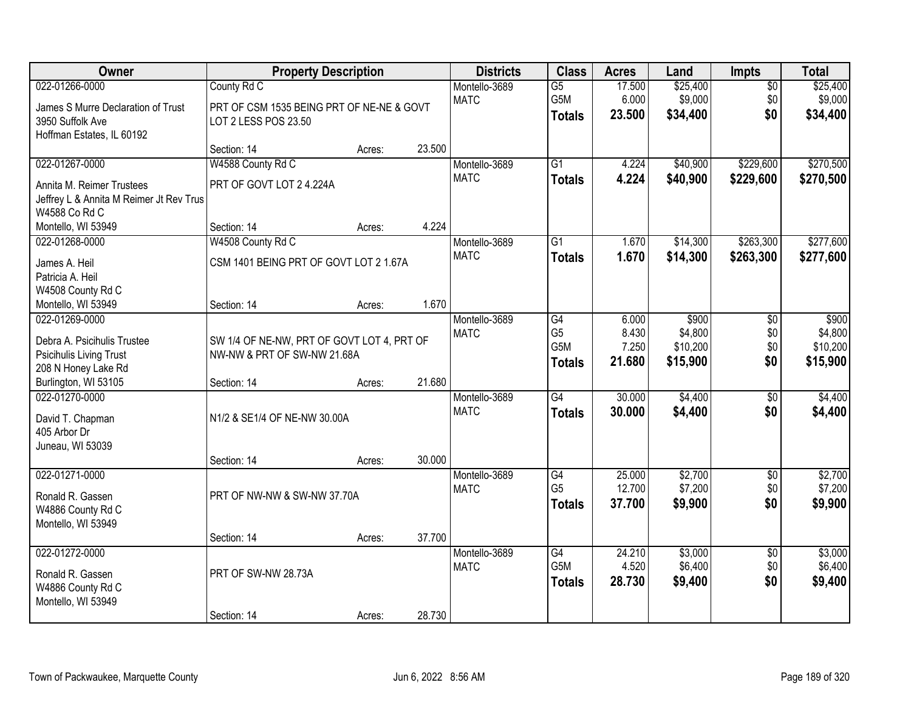| Owner | Property Description | | | Districts | Class | Acres | Land | Impts | Total |
|---|---|---|---|---|---|---|---|---|---|
| 022-01266-0000 | County Rd C | | | Montello-3689 | G5 | 17.500 | $25,400 | $0 | $25,400 |
| James S Murre Declaration of Trust | PRT OF CSM 1535 BEING PRT OF NE-NE & GOVT | | | MATC | G5M | 6.000 | $9,000 | $0 | $9,000 |
| 3950 Suffolk Ave | LOT 2 LESS POS 23.50 | | | | **Totals** | **23.500** | **$34,400** | **$0** | **$34,400** |
| Hoffman Estates, IL 60192 | | | | | | | | | |
| | Section: 14 | Acres: | 23.500 | | | | | | |
| 022-01267-0000 | W4588 County Rd C | | | Montello-3689 | G1 | 4.224 | $40,900 | $229,600 | $270,500 |
| Annita M. Reimer Trustees | PRT OF GOVT LOT 2 4.224A | | | MATC | **Totals** | **4.224** | **$40,900** | **$229,600** | **$270,500** |
| Jeffrey L & Annita M Reimer Jt Rev Trus | | | | | | | | | |
| W4588 Co Rd C | | | | | | | | | |
| Montello, WI 53949 | Section: 14 | Acres: | 4.224 | | | | | | |
| 022-01268-0000 | W4508 County Rd C | | | Montello-3689 | G1 | 1.670 | $14,300 | $263,300 | $277,600 |
| James A. Heil | CSM 1401 BEING PRT OF GOVT LOT 2 1.67A | | | MATC | **Totals** | **1.670** | **$14,300** | **$263,300** | **$277,600** |
| Patricia A. Heil | | | | | | | | | |
| W4508 County Rd C | | | | | | | | | |
| Montello, WI 53949 | Section: 14 | Acres: | 1.670 | | | | | | |
| 022-01269-0000 | | | | Montello-3689 | G4 | 6.000 | $900 | $0 | $900 |
| Debra A. Psicihulis Trustee | SW 1/4 OF NE-NW, PRT OF GOVT LOT 4, PRT OF | | | MATC | G5 | 8.430 | $4,800 | $0 | $4,800 |
| Psicihulis Living Trust | NW-NW & PRT OF SW-NW 21.68A | | | | G5M | 7.250 | $10,200 | $0 | $10,200 |
| 208 N Honey Lake Rd | | | | | **Totals** | **21.680** | **$15,900** | **$0** | **$15,900** |
| Burlington, WI 53105 | Section: 14 | Acres: | 21.680 | | | | | | |
| 022-01270-0000 | | | | Montello-3689 | G4 | 30.000 | $4,400 | $0 | $4,400 |
| David T. Chapman | N1/2 & SE1/4 OF NE-NW 30.00A | | | MATC | **Totals** | **30.000** | **$4,400** | **$0** | **$4,400** |
| 405 Arbor Dr | | | | | | | | | |
| Juneau, WI 53039 | | | | | | | | | |
| | Section: 14 | Acres: | 30.000 | | | | | | |
| 022-01271-0000 | | | | Montello-3689 | G4 | 25.000 | $2,700 | $0 | $2,700 |
| Ronald R. Gassen | PRT OF NW-NW & SW-NW 37.70A | | | MATC | G5 | 12.700 | $7,200 | $0 | $7,200 |
| W4886 County Rd C | | | | | **Totals** | **37.700** | **$9,900** | **$0** | **$9,900** |
| Montello, WI 53949 | | | | | | | | | |
| | Section: 14 | Acres: | 37.700 | | | | | | |
| 022-01272-0000 | | | | Montello-3689 | G4 | 24.210 | $3,000 | $0 | $3,000 |
| Ronald R. Gassen | PRT OF SW-NW 28.73A | | | MATC | G5M | 4.520 | $6,400 | $0 | $6,400 |
| W4886 County Rd C | | | | | **Totals** | **28.730** | **$9,400** | **$0** | **$9,400** |
| Montello, WI 53949 | | | | | | | | | |
| | Section: 14 | Acres: | 28.730 | | | | | | |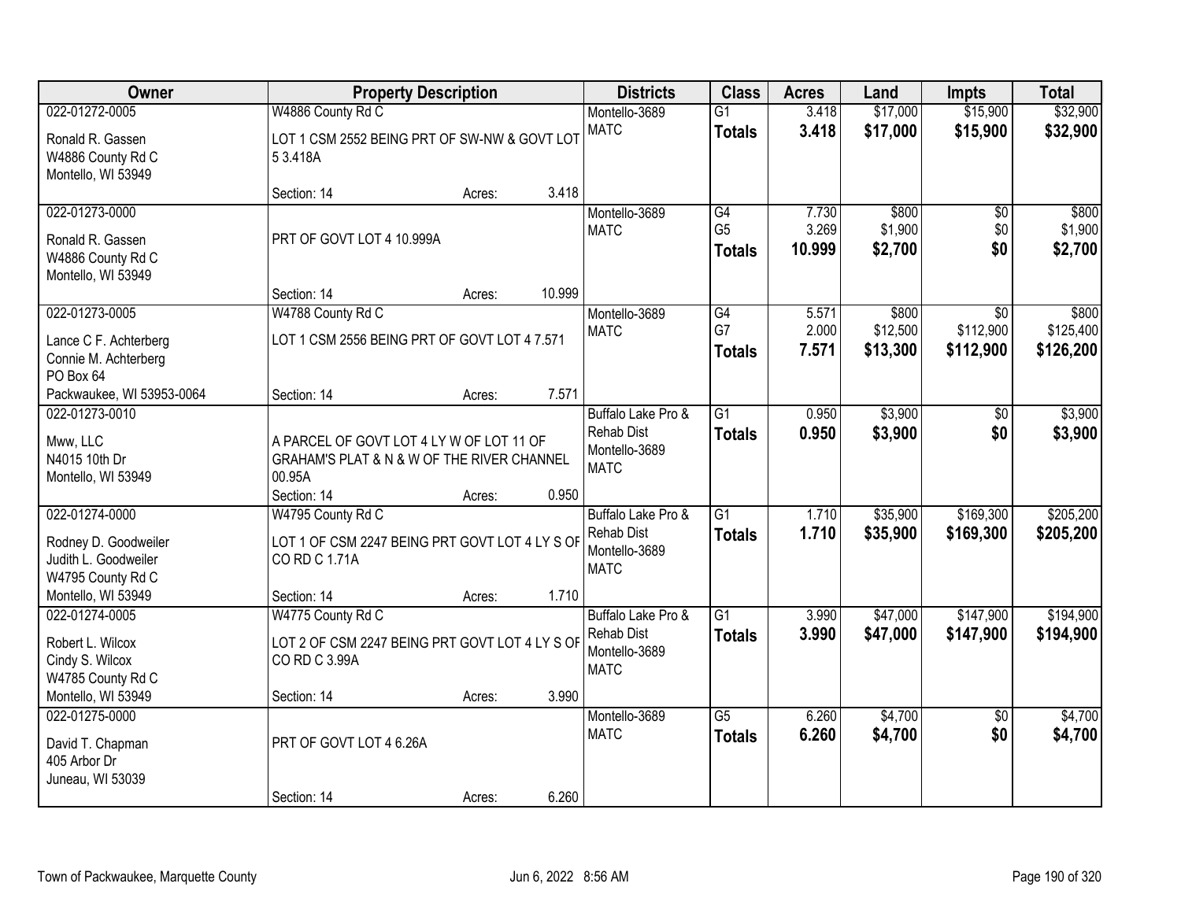| Owner | Property Description | | | Districts | Class | Acres | Land | Impts | Total |
|---|---|---|---|---|---|---|---|---|---|
| 022-01272-0005<br>Ronald R. Gassen<br>W4886 County Rd C<br>Montello, WI 53949 | W4886 County Rd C<br>LOT 1 CSM 2552 BEING PRT OF SW-NW & GOVT LOT 5 3.418A<br>Section: 14 | Acres: | 3.418 | Montello-3689<br>MATC | G1<br>**Totals** | 3.418<br>**3.418** | $17,000<br>**$17,000** | $15,900<br>**$15,900** | $32,900<br>**$32,900** |
| 022-01273-0000<br>Ronald R. Gassen<br>W4886 County Rd C<br>Montello, WI 53949 | PRT OF GOVT LOT 4 10.999A<br>Section: 14 | Acres: | 10.999 | Montello-3689<br>MATC | G4<br>G5<br>**Totals** | 7.730<br>3.269<br>**10.999** | $800<br>$1,900<br>**$2,700** | $0<br>$0<br>**$0** | $800<br>$1,900<br>**$2,700** |
| 022-01273-0005<br>Lance C F. Achterberg<br>Connie M. Achterberg<br>PO Box 64<br>Packwaukee, WI 53953-0064 | W4788 County Rd C<br>LOT 1 CSM 2556 BEING PRT OF GOVT LOT 4 7.571<br>Section: 14 | Acres: | 7.571 | Montello-3689<br>MATC | G4<br>G7<br>**Totals** | 5.571<br>2.000<br>**7.571** | $800<br>$12,500<br>**$13,300** | $0<br>$112,900<br>**$112,900** | $800<br>$125,400<br>**$126,200** |
| 022-01273-0010<br>Mww, LLC<br>N4015 10th Dr<br>Montello, WI 53949 | A PARCEL OF GOVT LOT 4 LY W OF LOT 11 OF GRAHAM'S PLAT & N & W OF THE RIVER CHANNEL 00.95A<br>Section: 14 | Acres: | 0.950 | Buffalo Lake Pro & Rehab Dist<br>Montello-3689<br>MATC | G1<br>**Totals** | 0.950<br>**0.950** | $3,900<br>**$3,900** | $0<br>**$0** | $3,900<br>**$3,900** |
| 022-01274-0000<br>Rodney D. Goodweiler<br>Judith L. Goodweiler<br>W4795 County Rd C<br>Montello, WI 53949 | W4795 County Rd C<br>LOT 1 OF CSM 2247 BEING PRT GOVT LOT 4 LY S OF CO RD C 1.71A<br>Section: 14 | Acres: | 1.710 | Buffalo Lake Pro & Rehab Dist<br>Montello-3689<br>MATC | G1<br>**Totals** | 1.710<br>**1.710** | $35,900<br>**$35,900** | $169,300<br>**$169,300** | $205,200<br>**$205,200** |
| 022-01274-0005<br>Robert L. Wilcox<br>Cindy S. Wilcox<br>W4785 County Rd C<br>Montello, WI 53949 | W4775 County Rd C<br>LOT 2 OF CSM 2247 BEING PRT GOVT LOT 4 LY S OF CO RD C 3.99A<br>Section: 14 | Acres: | 3.990 | Buffalo Lake Pro & Rehab Dist<br>Montello-3689<br>MATC | G1<br>**Totals** | 3.990<br>**3.990** | $47,000<br>**$47,000** | $147,900<br>**$147,900** | $194,900<br>**$194,900** |
| 022-01275-0000<br>David T. Chapman<br>405 Arbor Dr<br>Juneau, WI 53039 | PRT OF GOVT LOT 4 6.26A<br>Section: 14 | Acres: | 6.260 | Montello-3689<br>MATC | G5<br>**Totals** | 6.260<br>**6.260** | $4,700<br>**$4,700** | $0<br>**$0** | $4,700<br>**$4,700** |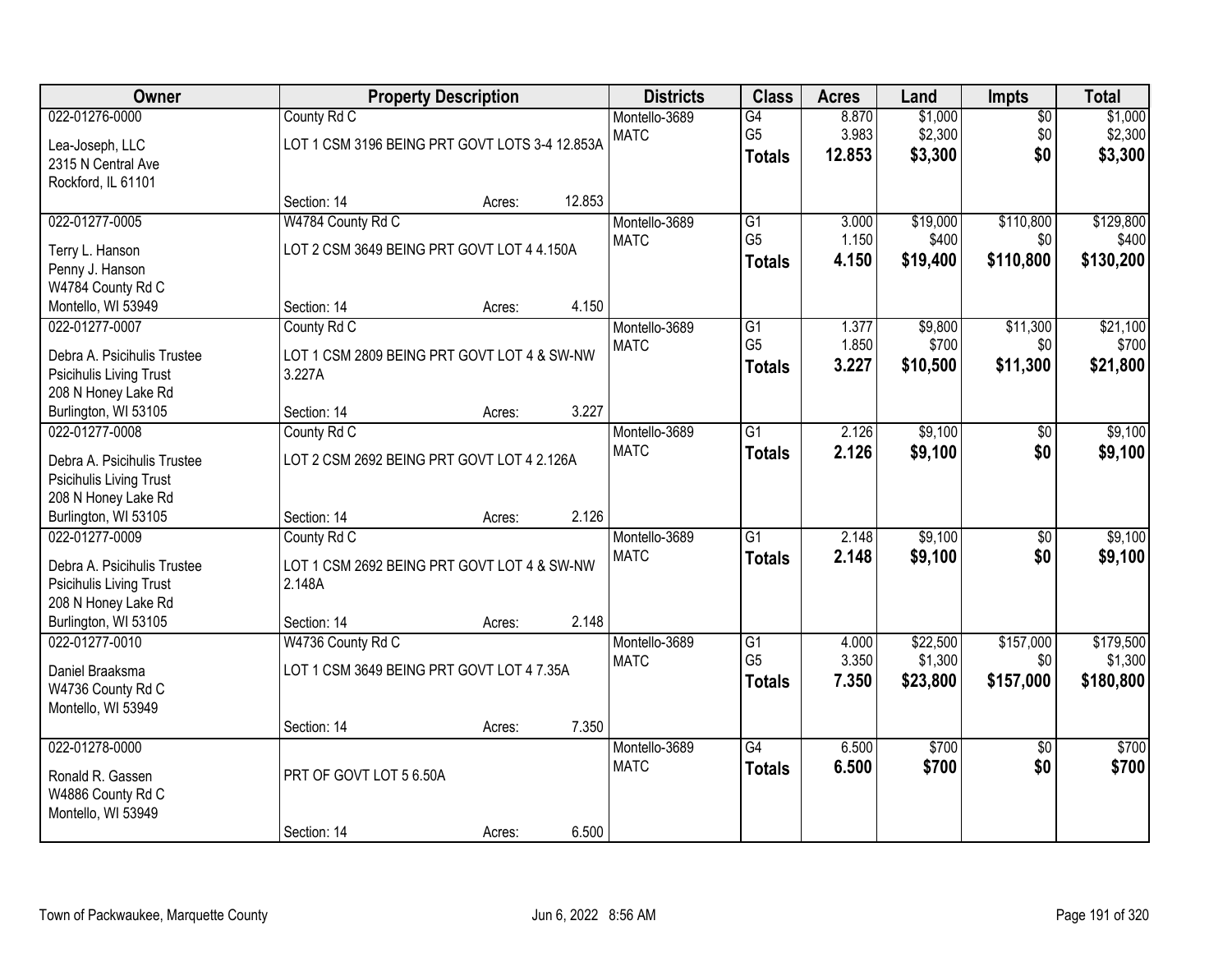| Owner | Property Description | Districts | Class | Acres | Land | Impts | Total |
|---|---|---|---|---|---|---|---|
| 022-01276-0000<br>Lea-Joseph, LLC<br>2315 N Central Ave<br>Rockford, IL 61101 | County Rd C<br>LOT 1 CSM 3196 BEING PRT GOVT LOTS 3-4 12.853A<br>Section: 14 Acres: 12.853 | Montello-3689<br>MATC | G4<br>G5<br>**Totals** | 8.870<br>3.983<br>**12.853** | $1,000<br>$2,300<br>**$3,300** | $0<br>$0<br>**$0** | $1,000<br>$2,300<br>**$3,300** |
| 022-01277-0005<br>Terry L. Hanson<br>Penny J. Hanson<br>W4784 County Rd C<br>Montello, WI 53949 | W4784 County Rd C<br>LOT 2 CSM 3649 BEING PRT GOVT LOT 4 4.150A<br>Section: 14 Acres: 4.150 | Montello-3689<br>MATC | G1<br>G5<br>**Totals** | 3.000<br>1.150<br>**4.150** | $19,000<br>$400<br>**$19,400** | $110,800<br>$0<br>**$110,800** | $129,800<br>$400<br>**$130,200** |
| 022-01277-0007<br>Debra A. Psicihulis Trustee<br>Psicihulis Living Trust<br>208 N Honey Lake Rd<br>Burlington, WI 53105 | County Rd C<br>LOT 1 CSM 2809 BEING PRT GOVT LOT 4 & SW-NW 3.227A<br>Section: 14 Acres: 3.227 | Montello-3689<br>MATC | G1<br>G5<br>**Totals** | 1.377<br>1.850<br>**3.227** | $9,800<br>$700<br>**$10,500** | $11,300<br>$0<br>**$11,300** | $21,100<br>$700<br>**$21,800** |
| 022-01277-0008<br>Debra A. Psicihulis Trustee<br>Psicihulis Living Trust<br>208 N Honey Lake Rd<br>Burlington, WI 53105 | County Rd C<br>LOT 2 CSM 2692 BEING PRT GOVT LOT 4 2.126A<br>Section: 14 Acres: 2.126 | Montello-3689<br>MATC | G1<br>**Totals** | 2.126<br>**2.126** | $9,100<br>**$9,100** | $0<br>**$0** | $9,100<br>**$9,100** |
| 022-01277-0009<br>Debra A. Psicihulis Trustee<br>Psicihulis Living Trust<br>208 N Honey Lake Rd<br>Burlington, WI 53105 | County Rd C<br>LOT 1 CSM 2692 BEING PRT GOVT LOT 4 & SW-NW 2.148A<br>Section: 14 Acres: 2.148 | Montello-3689<br>MATC | G1<br>**Totals** | 2.148<br>**2.148** | $9,100<br>**$9,100** | $0<br>**$0** | $9,100<br>**$9,100** |
| 022-01277-0010<br>Daniel Braaksma<br>W4736 County Rd C<br>Montello, WI 53949 | W4736 County Rd C<br>LOT 1 CSM 3649 BEING PRT GOVT LOT 4 7.35A<br>Section: 14 Acres: 7.350 | Montello-3689<br>MATC | G1<br>G5<br>**Totals** | 4.000<br>3.350<br>**7.350** | $22,500<br>$1,300<br>**$23,800** | $157,000<br>$0<br>**$157,000** | $179,500<br>$1,300<br>**$180,800** |
| 022-01278-0000<br>Ronald R. Gassen<br>W4886 County Rd C<br>Montello, WI 53949 | PRT OF GOVT LOT 5 6.50A<br>Section: 14 Acres: 6.500 | Montello-3689<br>MATC | G4<br>**Totals** | 6.500<br>**6.500** | $700<br>**$700** | $0<br>**$0** | $700<br>**$700** |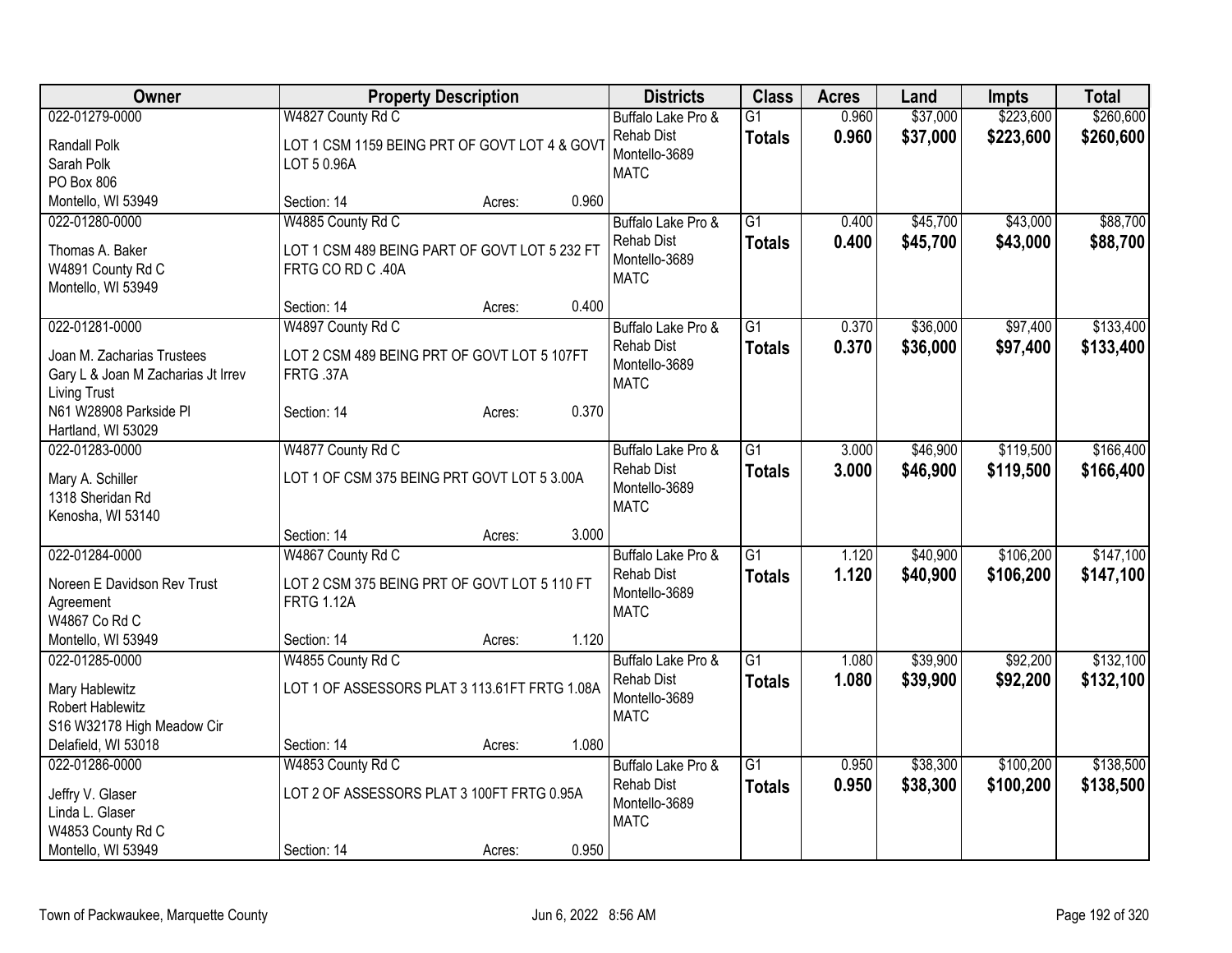| Owner | Property Description | Districts | Class | Acres | Land | Impts | Total |
|---|---|---|---|---|---|---|---|
| 022-01279-0000<br>Randall Polk<br>Sarah Polk<br>PO Box 806<br>Montello, WI 53949 | W4827 County Rd C<br>LOT 1 CSM 1159 BEING PRT OF GOVT LOT 4 & GOVT LOT 5 0.96A<br>Section: 14 Acres: 0.960 | Buffalo Lake Pro & Rehab Dist<br>Montello-3689<br>MATC | G1<br>**Totals** | 0.960<br>**0.960** | $37,000<br>**$37,000** | $223,600<br>**$223,600** | $260,600<br>**$260,600** |
| 022-01280-0000<br>Thomas A. Baker<br>W4891 County Rd C<br>Montello, WI 53949 | W4885 County Rd C<br>LOT 1 CSM 489 BEING PART OF GOVT LOT 5 232 FT FRTG CO RD C .40A<br>Section: 14 Acres: 0.400 | Buffalo Lake Pro & Rehab Dist<br>Montello-3689<br>MATC | G1<br>**Totals** | 0.400<br>**0.400** | $45,700<br>**$45,700** | $43,000<br>**$43,000** | $88,700<br>**$88,700** |
| 022-01281-0000<br>Joan M. Zacharias Trustees<br>Gary L & Joan M Zacharias Jt Irrev Living Trust<br>N61 W28908 Parkside Pl<br>Hartland, WI 53029 | W4897 County Rd C<br>LOT 2 CSM 489 BEING PRT OF GOVT LOT 5 107FT FRTG .37A<br>Section: 14 Acres: 0.370 | Buffalo Lake Pro & Rehab Dist<br>Montello-3689<br>MATC | G1<br>**Totals** | 0.370<br>**0.370** | $36,000<br>**$36,000** | $97,400<br>**$97,400** | $133,400<br>**$133,400** |
| 022-01283-0000<br>Mary A. Schiller<br>1318 Sheridan Rd<br>Kenosha, WI 53140 | W4877 County Rd C<br>LOT 1 OF CSM 375 BEING PRT GOVT LOT 5 3.00A<br>Section: 14 Acres: 3.000 | Buffalo Lake Pro & Rehab Dist<br>Montello-3689<br>MATC | G1<br>**Totals** | 3.000<br>**3.000** | $46,900<br>**$46,900** | $119,500<br>**$119,500** | $166,400<br>**$166,400** |
| 022-01284-0000<br>Noreen E Davidson Rev Trust Agreement<br>W4867 Co Rd C<br>Montello, WI 53949 | W4867 County Rd C<br>LOT 2 CSM 375 BEING PRT OF GOVT LOT 5 110 FT FRTG 1.12A<br>Section: 14 Acres: 1.120 | Buffalo Lake Pro & Rehab Dist<br>Montello-3689<br>MATC | G1<br>**Totals** | 1.120<br>**1.120** | $40,900<br>**$40,900** | $106,200<br>**$106,200** | $147,100<br>**$147,100** |
| 022-01285-0000<br>Mary Hablewitz<br>Robert Hablewitz<br>S16 W32178 High Meadow Cir<br>Delafield, WI 53018 | W4855 County Rd C<br>LOT 1 OF ASSESSORS PLAT 3 113.61FT FRTG 1.08A<br>Section: 14 Acres: 1.080 | Buffalo Lake Pro & Rehab Dist<br>Montello-3689<br>MATC | G1<br>**Totals** | 1.080<br>**1.080** | $39,900<br>**$39,900** | $92,200<br>**$92,200** | $132,100<br>**$132,100** |
| 022-01286-0000<br>Jeffry V. Glaser<br>Linda L. Glaser<br>W4853 County Rd C<br>Montello, WI 53949 | W4853 County Rd C<br>LOT 2 OF ASSESSORS PLAT 3 100FT FRTG 0.95A<br>Section: 14 Acres: 0.950 | Buffalo Lake Pro & Rehab Dist<br>Montello-3689<br>MATC | G1<br>**Totals** | 0.950<br>**0.950** | $38,300<br>**$38,300** | $100,200<br>**$100,200** | $138,500<br>**$138,500** |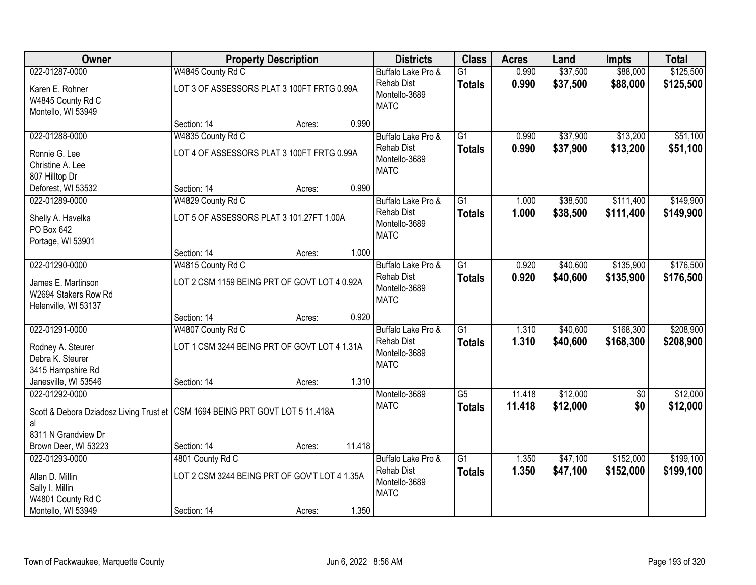| Owner | Property Description | | | Districts | Class | Acres | Land | Impts | Total |
|---|---|---|---|---|---|---|---|---|---|
| 022-01287-0000 | W4845 County Rd C | | | Buffalo Lake Pro & | G1 | 0.990 | $37,500 | $88,000 | $125,500 |
| Karen E. Rohner<br>W4845 County Rd C<br>Montello, WI 53949 | LOT 3 OF ASSESSORS PLAT 3 100FT FRTG 0.99A | | | Rehab Dist<br>Montello-3689<br>MATC | **Totals** | **0.990** | **$37,500** | **$88,000** | **$125,500** |
| | Section: 14 | Acres: | 0.990 | | | | | | |
| 022-01288-0000 | W4835 County Rd C | | | Buffalo Lake Pro & | G1 | 0.990 | $37,900 | $13,200 | $51,100 |
| Ronnie G. Lee<br>Christine A. Lee<br>807 Hilltop Dr<br>Deforest, WI 53532 | LOT 4 OF ASSESSORS PLAT 3 100FT FRTG 0.99A | | | Rehab Dist<br>Montello-3689<br>MATC | **Totals** | **0.990** | **$37,900** | **$13,200** | **$51,100** |
| | Section: 14 | Acres: | 0.990 | | | | | | |
| 022-01289-0000 | W4829 County Rd C | | | Buffalo Lake Pro & | G1 | 1.000 | $38,500 | $111,400 | $149,900 |
| Shelly A. Havelka<br>PO Box 642<br>Portage, WI 53901 | LOT 5 OF ASSESSORS PLAT 3 101.27FT 1.00A | | | Rehab Dist<br>Montello-3689<br>MATC | **Totals** | **1.000** | **$38,500** | **$111,400** | **$149,900** |
| | Section: 14 | Acres: | 1.000 | | | | | | |
| 022-01290-0000 | W4815 County Rd C | | | Buffalo Lake Pro & | G1 | 0.920 | $40,600 | $135,900 | $176,500 |
| James E. Martinson<br>W2694 Stakers Row Rd<br>Helenville, WI 53137 | LOT 2 CSM 1159 BEING PRT OF GOVT LOT 4 0.92A | | | Rehab Dist<br>Montello-3689<br>MATC | **Totals** | **0.920** | **$40,600** | **$135,900** | **$176,500** |
| | Section: 14 | Acres: | 0.920 | | | | | | |
| 022-01291-0000 | W4807 County Rd C | | | Buffalo Lake Pro & | G1 | 1.310 | $40,600 | $168,300 | $208,900 |
| Rodney A. Steurer<br>Debra K. Steurer<br>3415 Hampshire Rd<br>Janesville, WI 53546 | LOT 1 CSM 3244 BEING PRT OF GOVT LOT 4 1.31A | | | Rehab Dist<br>Montello-3689<br>MATC | **Totals** | **1.310** | **$40,600** | **$168,300** | **$208,900** |
| | Section: 14 | Acres: | 1.310 | | | | | | |
| 022-01292-0000 | | | | Montello-3689 | G5 | 11.418 | $12,000 | $0 | $12,000 |
| Scott & Debora Dziadosz Living Trust et al<br>8311 N Grandview Dr<br>Brown Deer, WI 53223 | CSM 1694 BEING PRT GOVT LOT 5 11.418A | | | MATC | **Totals** | **11.418** | **$12,000** | **$0** | **$12,000** |
| | Section: 14 | Acres: | 11.418 | | | | | | |
| 022-01293-0000 | 4801 County Rd C | | | Buffalo Lake Pro & | G1 | 1.350 | $47,100 | $152,000 | $199,100 |
| Allan D. Millin<br>Sally I. Millin<br>W4801 County Rd C<br>Montello, WI 53949 | LOT 2 CSM 3244 BEING PRT OF GOV'T LOT 4 1.35A | | | Rehab Dist<br>Montello-3689<br>MATC | **Totals** | **1.350** | **$47,100** | **$152,000** | **$199,100** |
| | Section: 14 | Acres: | 1.350 | | | | | | |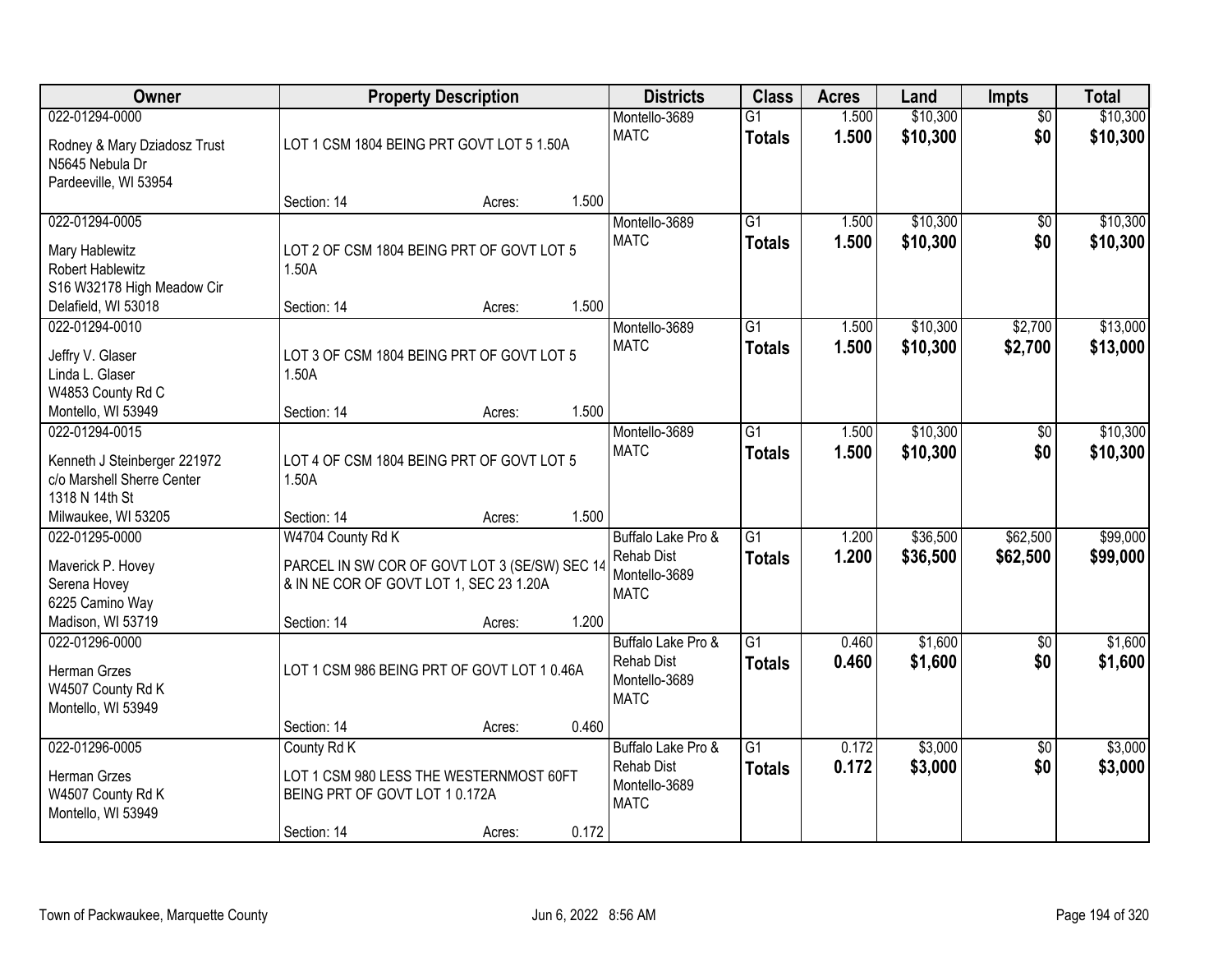| Owner | Property Description | | | Districts | Class | Acres | Land | Impts | Total |
|---|---|---|---|---|---|---|---|---|---|
| 022-01294-0000<br>Rodney & Mary Dziadosz Trust<br>N5645 Nebula Dr<br>Pardeeville, WI 53954 | LOT 1 CSM 1804 BEING PRT GOVT LOT 5 1.50A | | | Montello-3689<br>MATC | G1<br>**Totals** | 1.500<br>**1.500** | $10,300<br>**$10,300** | $0<br>**$0** | $10,300<br>**$10,300** |
| | Section: 14 | Acres: | 1.500 | | | | | | |
| 022-01294-0005<br>Mary Hablewitz<br>Robert Hablewitz<br>S16 W32178 High Meadow Cir<br>Delafield, WI 53018 | LOT 2 OF CSM 1804 BEING PRT OF GOVT LOT 5 1.50A | | | Montello-3689<br>MATC | G1<br>**Totals** | 1.500<br>**1.500** | $10,300<br>**$10,300** | $0<br>**$0** | $10,300<br>**$10,300** |
| | Section: 14 | Acres: | 1.500 | | | | | | |
| 022-01294-0010<br>Jeffry V. Glaser<br>Linda L. Glaser<br>W4853 County Rd C<br>Montello, WI 53949 | LOT 3 OF CSM 1804 BEING PRT OF GOVT LOT 5 1.50A | | | Montello-3689<br>MATC | G1<br>**Totals** | 1.500<br>**1.500** | $10,300<br>**$10,300** | $2,700<br>**$2,700** | $13,000<br>**$13,000** |
| | Section: 14 | Acres: | 1.500 | | | | | | |
| 022-01294-0015<br>Kenneth J Steinberger 221972<br>c/o Marshell Sherre Center<br>1318 N 14th St<br>Milwaukee, WI 53205 | LOT 4 OF CSM 1804 BEING PRT OF GOVT LOT 5 1.50A | | | Montello-3689<br>MATC | G1<br>**Totals** | 1.500<br>**1.500** | $10,300<br>**$10,300** | $0<br>**$0** | $10,300<br>**$10,300** |
| | Section: 14 | Acres: | 1.500 | | | | | | |
| 022-01295-0000<br>Maverick P. Hovey<br>Serena Hovey<br>6225 Camino Way<br>Madison, WI 53719 | W4704 County Rd K<br>PARCEL IN SW COR OF GOVT LOT 3 (SE/SW) SEC 14 & IN NE COR OF GOVT LOT 1, SEC 23 1.20A | | | Buffalo Lake Pro & Rehab Dist<br>Montello-3689<br>MATC | G1<br>**Totals** | 1.200<br>**1.200** | $36,500<br>**$36,500** | $62,500<br>**$62,500** | $99,000<br>**$99,000** |
| | Section: 14 | Acres: | 1.200 | | | | | | |
| 022-01296-0000<br>Herman Grzes<br>W4507 County Rd K<br>Montello, WI 53949 | LOT 1 CSM 986 BEING PRT OF GOVT LOT 1 0.46A | | | Buffalo Lake Pro & Rehab Dist<br>Montello-3689<br>MATC | G1<br>**Totals** | 0.460<br>**0.460** | $1,600<br>**$1,600** | $0<br>**$0** | $1,600<br>**$1,600** |
| | Section: 14 | Acres: | 0.460 | | | | | | |
| 022-01296-0005<br>Herman Grzes<br>W4507 County Rd K<br>Montello, WI 53949 | County Rd K<br>LOT 1 CSM 980 LESS THE WESTERNMOST 60FT BEING PRT OF GOVT LOT 1 0.172A | | | Buffalo Lake Pro & Rehab Dist<br>Montello-3689<br>MATC | G1<br>**Totals** | 0.172<br>**0.172** | $3,000<br>**$3,000** | $0<br>**$0** | $3,000<br>**$3,000** |
| | Section: 14 | Acres: | 0.172 | | | | | | |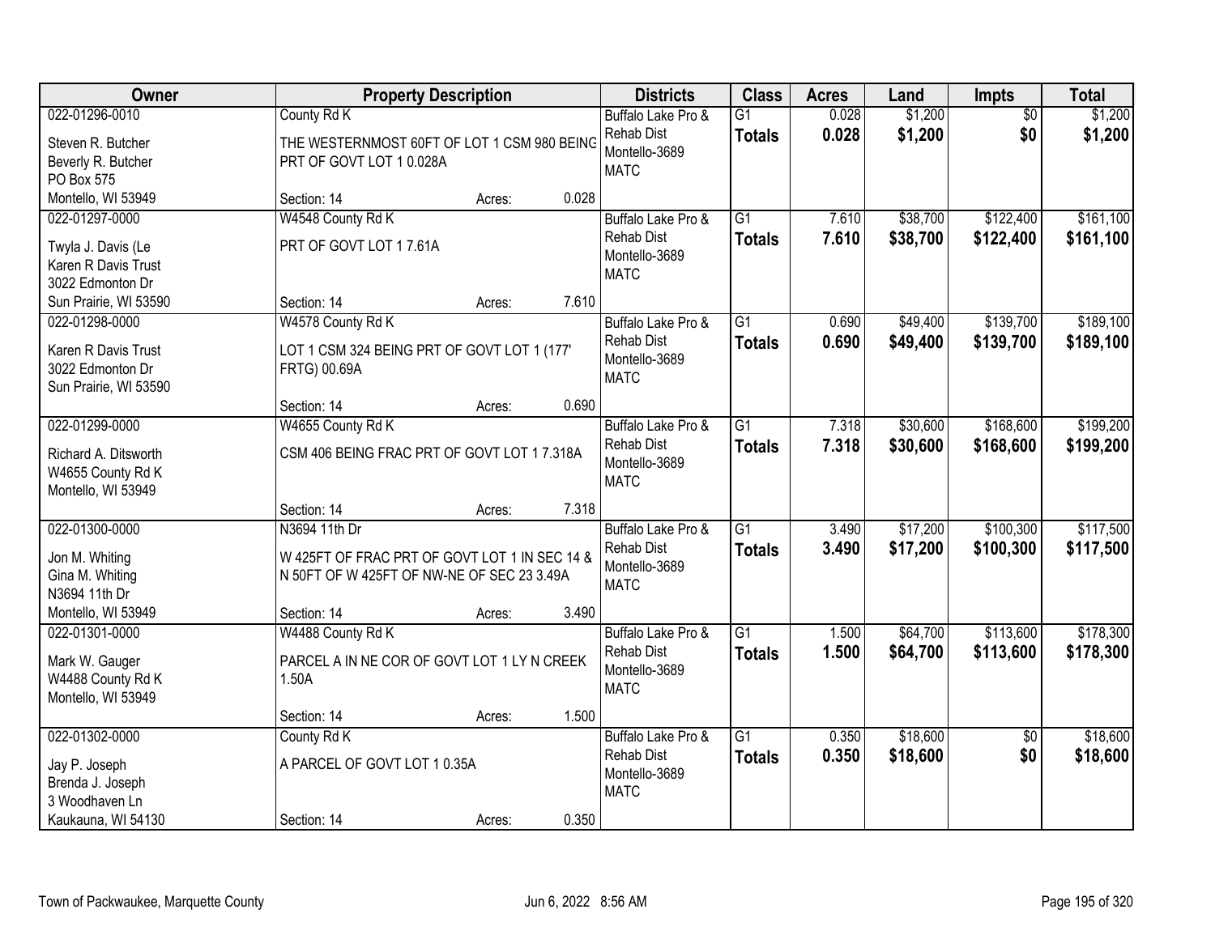| Owner | Property Description | | | Districts | Class | Acres | Land | Impts | Total |
|---|---|---|---|---|---|---|---|---|---|
| 022-01296-0010 | County Rd K | | | Buffalo Lake Pro & | G1 | 0.028 | $1,200 | $0 | $1,200 |
| Steven R. Butcher<br>Beverly R. Butcher<br>PO Box 575<br>Montello, WI 53949 | THE WESTERNMOST 60FT OF LOT 1 CSM 980 BEING PRT OF GOVT LOT 1 0.028A | | | Rehab Dist<br>Montello-3689<br>MATC | **Totals** | **0.028** | **$1,200** | **$0** | **$1,200** |
| | Section: 14 | Acres: | 0.028 | | | | | | |
| 022-01297-0000 | W4548 County Rd K | | | Buffalo Lake Pro & | G1 | 7.610 | $38,700 | $122,400 | $161,100 |
| Twyla J. Davis (Le<br>Karen R Davis Trust<br>3022 Edmonton Dr<br>Sun Prairie, WI 53590 | PRT OF GOVT LOT 1 7.61A | | | Rehab Dist<br>Montello-3689<br>MATC | **Totals** | **7.610** | **$38,700** | **$122,400** | **$161,100** |
| | Section: 14 | Acres: | 7.610 | | | | | | |
| 022-01298-0000 | W4578 County Rd K | | | Buffalo Lake Pro & | G1 | 0.690 | $49,400 | $139,700 | $189,100 |
| Karen R Davis Trust<br>3022 Edmonton Dr<br>Sun Prairie, WI 53590 | LOT 1 CSM 324 BEING PRT OF GOVT LOT 1 (177' FRTG) 00.69A | | | Rehab Dist<br>Montello-3689<br>MATC | **Totals** | **0.690** | **$49,400** | **$139,700** | **$189,100** |
| | Section: 14 | Acres: | 0.690 | | | | | | |
| 022-01299-0000 | W4655 County Rd K | | | Buffalo Lake Pro & | G1 | 7.318 | $30,600 | $168,600 | $199,200 |
| Richard A. Ditsworth<br>W4655 County Rd K<br>Montello, WI 53949 | CSM 406 BEING FRAC PRT OF GOVT LOT 1 7.318A | | | Rehab Dist<br>Montello-3689<br>MATC | **Totals** | **7.318** | **$30,600** | **$168,600** | **$199,200** |
| | Section: 14 | Acres: | 7.318 | | | | | | |
| 022-01300-0000 | N3694 11th Dr | | | Buffalo Lake Pro & | G1 | 3.490 | $17,200 | $100,300 | $117,500 |
| Jon M. Whiting<br>Gina M. Whiting<br>N3694 11th Dr<br>Montello, WI 53949 | W 425FT OF FRAC PRT OF GOVT LOT 1 IN SEC 14 & N 50FT OF W 425FT OF NW-NE OF SEC 23 3.49A | | | Rehab Dist<br>Montello-3689<br>MATC | **Totals** | **3.490** | **$17,200** | **$100,300** | **$117,500** |
| | Section: 14 | Acres: | 3.490 | | | | | | |
| 022-01301-0000 | W4488 County Rd K | | | Buffalo Lake Pro & | G1 | 1.500 | $64,700 | $113,600 | $178,300 |
| Mark W. Gauger<br>W4488 County Rd K<br>Montello, WI 53949 | PARCEL A IN NE COR OF GOVT LOT 1 LY N CREEK 1.50A | | | Rehab Dist<br>Montello-3689<br>MATC | **Totals** | **1.500** | **$64,700** | **$113,600** | **$178,300** |
| | Section: 14 | Acres: | 1.500 | | | | | | |
| 022-01302-0000 | County Rd K | | | Buffalo Lake Pro & | G1 | 0.350 | $18,600 | $0 | $18,600 |
| Jay P. Joseph<br>Brenda J. Joseph<br>3 Woodhaven Ln<br>Kaukauna, WI 54130 | A PARCEL OF GOVT LOT 1 0.35A | | | Rehab Dist<br>Montello-3689<br>MATC | **Totals** | **0.350** | **$18,600** | **$0** | **$18,600** |
| | Section: 14 | Acres: | 0.350 | | | | | | |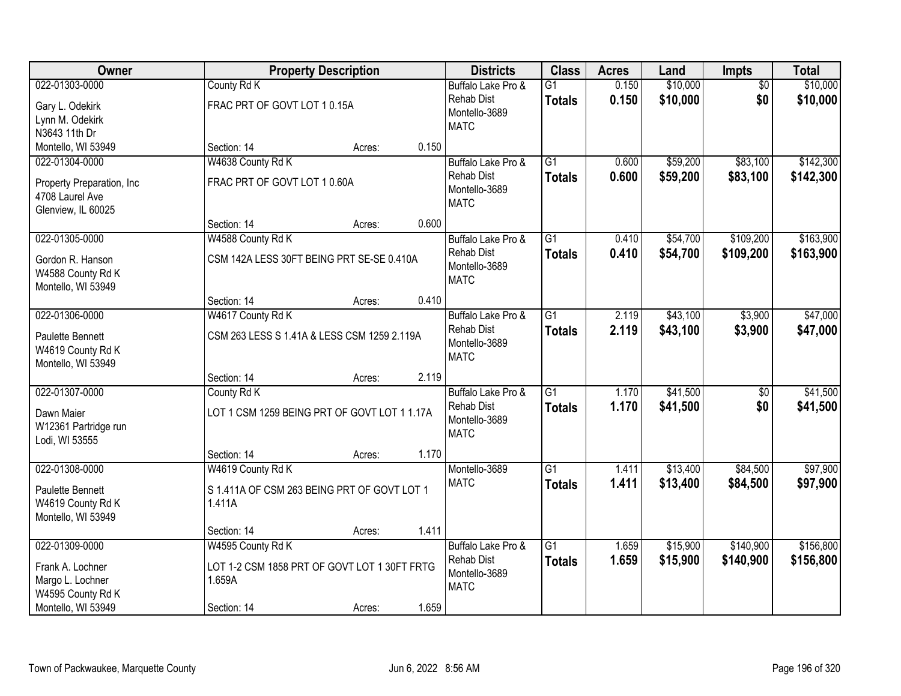| Owner | Property Description | Districts | Class | Acres | Land | Impts | Total |
|---|---|---|---|---|---|---|---|
| 022-01303-0000<br>Gary L. Odekirk<br>Lynn M. Odekirk<br>N3643 11th Dr<br>Montello, WI 53949 | County Rd K<br>FRAC PRT OF GOVT LOT 1 0.15A<br>Section: 14 Acres: 0.150 | Buffalo Lake Pro & Rehab Dist<br>Montello-3689<br>MATC | G1<br>**Totals** | 0.150<br>**0.150** | $10,000<br>**$10,000** | $0<br>**$0** | $10,000<br>**$10,000** |
| 022-01304-0000<br>Property Preparation, Inc<br>4708 Laurel Ave<br>Glenview, IL 60025 | W4638 County Rd K<br>FRAC PRT OF GOVT LOT 1 0.60A<br>Section: 14 Acres: 0.600 | Buffalo Lake Pro & Rehab Dist<br>Montello-3689<br>MATC | G1<br>**Totals** | 0.600<br>**0.600** | $59,200<br>**$59,200** | $83,100<br>**$83,100** | $142,300<br>**$142,300** |
| 022-01305-0000<br>Gordon R. Hanson<br>W4588 County Rd K<br>Montello, WI 53949 | W4588 County Rd K<br>CSM 142A LESS 30FT BEING PRT SE-SE 0.410A<br>Section: 14 Acres: 0.410 | Buffalo Lake Pro & Rehab Dist<br>Montello-3689<br>MATC | G1<br>**Totals** | 0.410<br>**0.410** | $54,700<br>**$54,700** | $109,200<br>**$109,200** | $163,900<br>**$163,900** |
| 022-01306-0000<br>Paulette Bennett<br>W4619 County Rd K<br>Montello, WI 53949 | W4617 County Rd K<br>CSM 263 LESS S 1.41A & LESS CSM 1259 2.119A<br>Section: 14 Acres: 2.119 | Buffalo Lake Pro & Rehab Dist<br>Montello-3689<br>MATC | G1<br>**Totals** | 2.119<br>**2.119** | $43,100<br>**$43,100** | $3,900<br>**$3,900** | $47,000<br>**$47,000** |
| 022-01307-0000<br>Dawn Maier<br>W12361 Partridge run<br>Lodi, WI 53555 | County Rd K<br>LOT 1 CSM 1259 BEING PRT OF GOVT LOT 1 1.17A<br>Section: 14 Acres: 1.170 | Buffalo Lake Pro & Rehab Dist<br>Montello-3689<br>MATC | G1<br>**Totals** | 1.170<br>**1.170** | $41,500<br>**$41,500** | $0<br>**$0** | $41,500<br>**$41,500** |
| 022-01308-0000<br>Paulette Bennett<br>W4619 County Rd K<br>Montello, WI 53949 | W4619 County Rd K<br>S 1.411A OF CSM 263 BEING PRT OF GOVT LOT 1 1.411A<br>Section: 14 Acres: 1.411 | Montello-3689<br>MATC | G1<br>**Totals** | 1.411<br>**1.411** | $13,400<br>**$13,400** | $84,500<br>**$84,500** | $97,900<br>**$97,900** |
| 022-01309-0000<br>Frank A. Lochner<br>Margo L. Lochner<br>W4595 County Rd K<br>Montello, WI 53949 | W4595 County Rd K<br>LOT 1-2 CSM 1858 PRT OF GOVT LOT 1 30FT FRTG 1.659A<br>Section: 14 Acres: 1.659 | Buffalo Lake Pro & Rehab Dist<br>Montello-3689<br>MATC | G1<br>**Totals** | 1.659<br>**1.659** | $15,900<br>**$15,900** | $140,900<br>**$140,900** | $156,800<br>**$156,800** |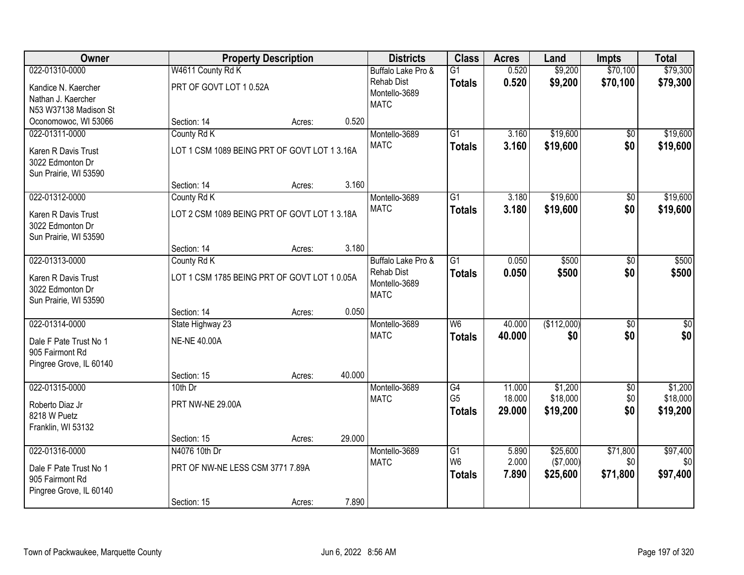| Owner | Property Description | | | Districts | Class | Acres | Land | Impts | Total |
|---|---|---|---|---|---|---|---|---|---|
| 022-01310-0000 | W4611 County Rd K | | | Buffalo Lake Pro & Rehab Dist | G1 | 0.520 | $9,200 | $70,100 | $79,300 |
| Kandice N. Kaercher<br>Nathan J. Kaercher<br>N53 W37138 Madison St<br>Oconomowoc, WI 53066 | PRT OF GOVT LOT 1 0.52A | | | Montello-3689<br>MATC | **Totals** | **0.520** | **$9,200** | **$70,100** | **$79,300** |
| | Section: 14 | Acres: | 0.520 | | | | | | |
| 022-01311-0000 | County Rd K | | | Montello-3689 | G1 | 3.160 | $19,600 | $0 | $19,600 |
| Karen R Davis Trust<br>3022 Edmonton Dr<br>Sun Prairie, WI 53590 | LOT 1 CSM 1089 BEING PRT OF GOVT LOT 1 3.16A | | | MATC | **Totals** | **3.160** | **$19,600** | **$0** | **$19,600** |
| | Section: 14 | Acres: | 3.160 | | | | | | |
| 022-01312-0000 | County Rd K | | | Montello-3689 | G1 | 3.180 | $19,600 | $0 | $19,600 |
| Karen R Davis Trust<br>3022 Edmonton Dr<br>Sun Prairie, WI 53590 | LOT 2 CSM 1089 BEING PRT OF GOVT LOT 1 3.18A | | | MATC | **Totals** | **3.180** | **$19,600** | **$0** | **$19,600** |
| | Section: 14 | Acres: | 3.180 | | | | | | |
| 022-01313-0000 | County Rd K | | | Buffalo Lake Pro & Rehab Dist | G1 | 0.050 | $500 | $0 | $500 |
| Karen R Davis Trust<br>3022 Edmonton Dr<br>Sun Prairie, WI 53590 | LOT 1 CSM 1785 BEING PRT OF GOVT LOT 1 0.05A | | | Montello-3689<br>MATC | **Totals** | **0.050** | **$500** | **$0** | **$500** |
| | Section: 14 | Acres: | 0.050 | | | | | | |
| 022-01314-0000 | State Highway 23 | | | Montello-3689 | W6 | 40.000 | ($112,000) | $0 | $0 |
| Dale F Pate Trust No 1<br>905 Fairmont Rd<br>Pingree Grove, IL 60140 | NE-NE 40.00A | | | MATC | **Totals** | **40.000** | **$0** | **$0** | **$0** |
| | Section: 15 | Acres: | 40.000 | | | | | | |
| 022-01315-0000 | 10th Dr | | | Montello-3689 | G4 | 11.000 | $1,200 | $0 | $1,200 |
| Roberto Diaz Jr<br>8218 W Puetz<br>Franklin, WI 53132 | PRT NW-NE 29.00A | | | MATC | G5 | 18.000 | $18,000 | $0 | $18,000 |
| | | | | | **Totals** | **29.000** | **$19,200** | **$0** | **$19,200** |
| | Section: 15 | Acres: | 29.000 | | | | | | |
| 022-01316-0000 | N4076 10th Dr | | | Montello-3689 | G1 | 5.890 | $25,600 | $71,800 | $97,400 |
| Dale F Pate Trust No 1<br>905 Fairmont Rd<br>Pingree Grove, IL 60140 | PRT OF NW-NE LESS CSM 3771 7.89A | | | MATC | W6 | 2.000 | ($7,000) | $0 | $0 |
| | | | | | **Totals** | **7.890** | **$25,600** | **$71,800** | **$97,400** |
| | Section: 15 | Acres: | 7.890 | | | | | | |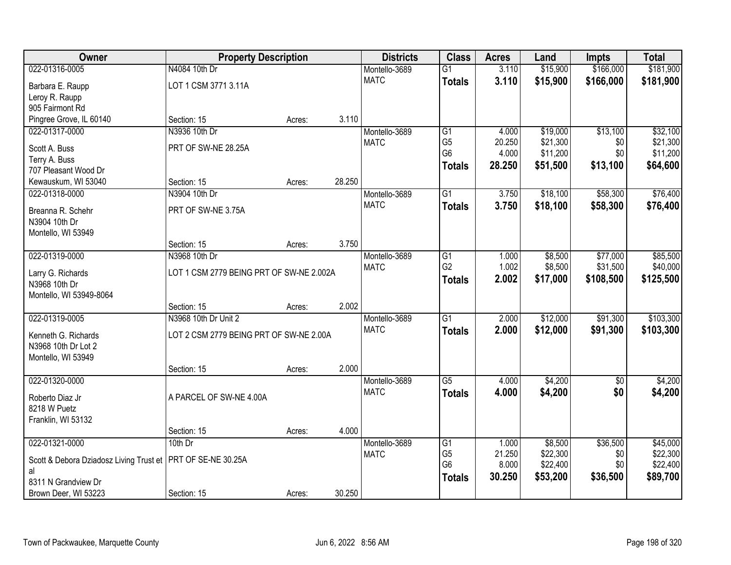| Owner | Property Description | | | Districts | Class | Acres | Land | Impts | Total |
|---|---|---|---|---|---|---|---|---|---|
| 022-01316-0005 | N4084 10th Dr | | | Montello-3689 | G1 | 3.110 | $15,900 | $166,000 | $181,900 |
| Barbara E. Raupp<br>Leroy R. Raupp<br>905 Fairmont Rd<br>Pingree Grove, IL 60140 | LOT 1 CSM 3771 3.11A | | | MATC | **Totals** | **3.110** | **$15,900** | **$166,000** | **$181,900** |
| | Section: 15 | Acres: | 3.110 | | | | | | |
| 022-01317-0000 | N3936 10th Dr | | | Montello-3689 | G1 | 4.000 | $19,000 | $13,100 | $32,100 |
| Scott A. Buss<br>Terry A. Buss<br>707 Pleasant Wood Dr<br>Kewauskum, WI 53040 | PRT OF SW-NE 28.25A | | | MATC | G5 | 20.250 | $21,300 | $0 | $21,300 |
| | | | | | G6 | 4.000 | $11,200 | $0 | $11,200 |
| | | | | | **Totals** | **28.250** | **$51,500** | **$13,100** | **$64,600** |
| | Section: 15 | Acres: | 28.250 | | | | | | |
| 022-01318-0000 | N3904 10th Dr | | | Montello-3689 | G1 | 3.750 | $18,100 | $58,300 | $76,400 |
| Breanna R. Schehr<br>N3904 10th Dr<br>Montello, WI 53949 | PRT OF SW-NE 3.75A | | | MATC | **Totals** | **3.750** | **$18,100** | **$58,300** | **$76,400** |
| | Section: 15 | Acres: | 3.750 | | | | | | |
| 022-01319-0000 | N3968 10th Dr | | | Montello-3689 | G1 | 1.000 | $8,500 | $77,000 | $85,500 |
| Larry G. Richards<br>N3968 10th Dr<br>Montello, WI 53949-8064 | LOT 1 CSM 2779 BEING PRT OF SW-NE 2.002A | | | MATC | G2 | 1.002 | $8,500 | $31,500 | $40,000 |
| | | | | | **Totals** | **2.002** | **$17,000** | **$108,500** | **$125,500** |
| | Section: 15 | Acres: | 2.002 | | | | | | |
| 022-01319-0005 | N3968 10th Dr Unit 2 | | | Montello-3689 | G1 | 2.000 | $12,000 | $91,300 | $103,300 |
| Kenneth G. Richards<br>N3968 10th Dr Lot 2<br>Montello, WI 53949 | LOT 2 CSM 2779 BEING PRT OF SW-NE 2.00A | | | MATC | **Totals** | **2.000** | **$12,000** | **$91,300** | **$103,300** |
| | Section: 15 | Acres: | 2.000 | | | | | | |
| 022-01320-0000 | | | | Montello-3689 | G5 | 4.000 | $4,200 | $0 | $4,200 |
| Roberto Diaz Jr<br>8218 W Puetz<br>Franklin, WI 53132 | A PARCEL OF SW-NE 4.00A | | | MATC | **Totals** | **4.000** | **$4,200** | **$0** | **$4,200** |
| | Section: 15 | Acres: | 4.000 | | | | | | |
| 022-01321-0000 | 10th Dr | | | Montello-3689 | G1 | 1.000 | $8,500 | $36,500 | $45,000 |
| Scott & Debora Dziadosz Living Trust et al<br>8311 N Grandview Dr<br>Brown Deer, WI 53223 | PRT OF SE-NE 30.25A | | | MATC | G5 | 21.250 | $22,300 | $0 | $22,300 |
| | | | | | G6 | 8.000 | $22,400 | $0 | $22,400 |
| | | | | | **Totals** | **30.250** | **$53,200** | **$36,500** | **$89,700** |
| | Section: 15 | Acres: | 30.250 | | | | | | |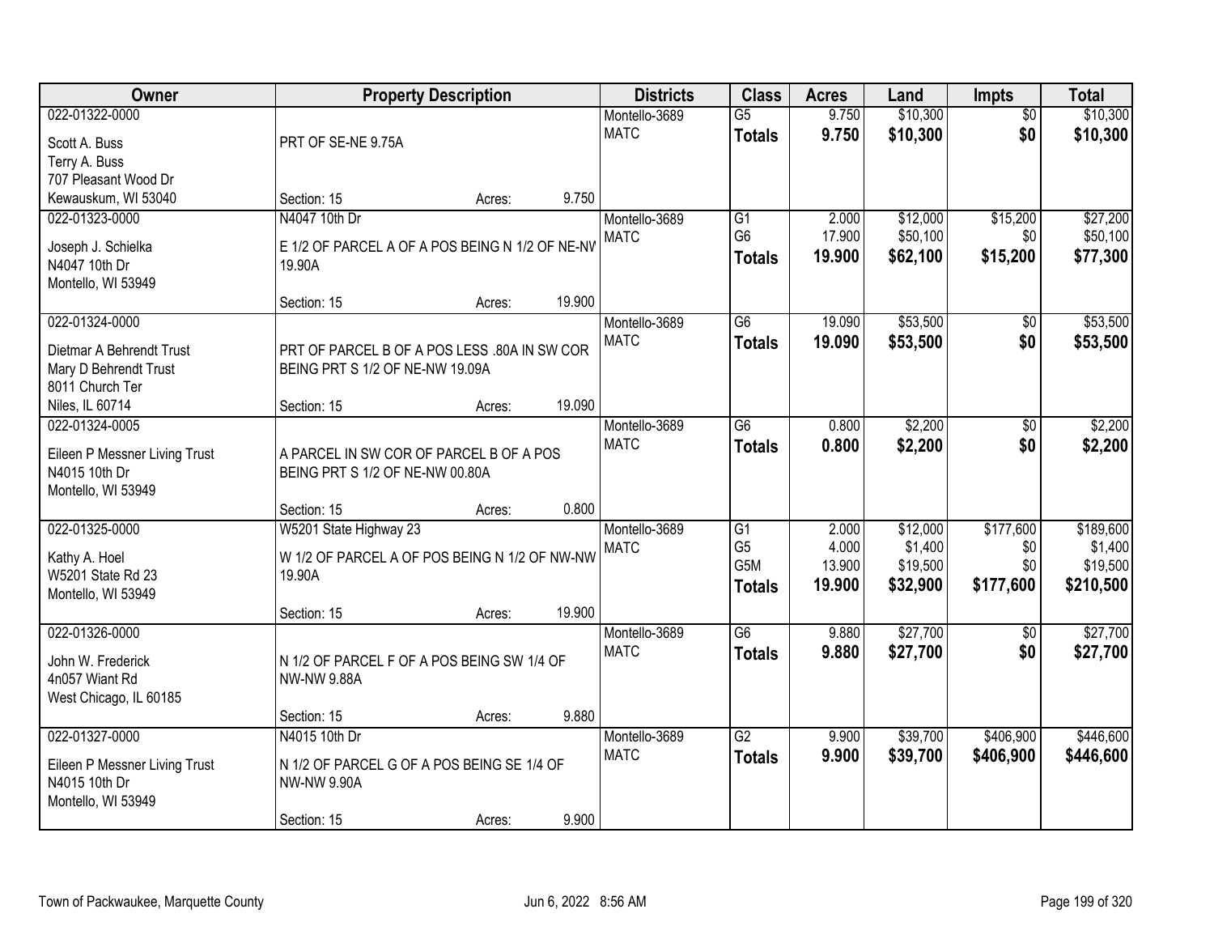| Owner | Property Description | Districts | Class | Acres | Land | Impts | Total |
|---|---|---|---|---|---|---|---|
| 022-01322-0000<br>Scott A. Buss<br>Terry A. Buss<br>707 Pleasant Wood Dr<br>Kewauskum, WI 53040 | PRT OF SE-NE 9.75A<br>Section: 15 Acres: 9.750 | Montello-3689<br>MATC | G5<br>**Totals** | 9.750<br>**9.750** | $10,300<br>**$10,300** | $0<br>**$0** | $10,300<br>**$10,300** |
| 022-01323-0000<br>Joseph J. Schielka<br>N4047 10th Dr<br>Montello, WI 53949 | N4047 10th Dr<br>E 1/2 OF PARCEL A OF A POS BEING N 1/2 OF NE-NW 19.90A<br>Section: 15 Acres: 19.900 | Montello-3689<br>MATC | G1<br>G6<br>**Totals** | 2.000<br>17.900<br>**19.900** | $12,000<br>$50,100<br>**$62,100** | $15,200<br>$0<br>**$15,200** | $27,200<br>$50,100<br>**$77,300** |
| 022-01324-0000<br>Dietmar A Behrendt Trust<br>Mary D Behrendt Trust<br>8011 Church Ter<br>Niles, IL 60714 | PRT OF PARCEL B OF A POS LESS .80A IN SW COR BEING PRT S 1/2 OF NE-NW 19.09A<br>Section: 15 Acres: 19.090 | Montello-3689<br>MATC | G6<br>**Totals** | 19.090<br>**19.090** | $53,500<br>**$53,500** | $0<br>**$0** | $53,500<br>**$53,500** |
| 022-01324-0005<br>Eileen P Messner Living Trust<br>N4015 10th Dr<br>Montello, WI 53949 | A PARCEL IN SW COR OF PARCEL B OF A POS BEING PRT S 1/2 OF NE-NW 00.80A<br>Section: 15 Acres: 0.800 | Montello-3689<br>MATC | G6<br>**Totals** | 0.800<br>**0.800** | $2,200<br>**$2,200** | $0<br>**$0** | $2,200<br>**$2,200** |
| 022-01325-0000<br>Kathy A. Hoel<br>W5201 State Rd 23<br>Montello, WI 53949 | W5201 State Highway 23<br>W 1/2 OF PARCEL A OF POS BEING N 1/2 OF NW-NW 19.90A<br>Section: 15 Acres: 19.900 | Montello-3689<br>MATC | G1<br>G5<br>G5M<br>**Totals** | 2.000<br>4.000<br>13.900<br>**19.900** | $12,000<br>$1,400<br>$19,500<br>**$32,900** | $177,600<br>$0<br>$0<br>**$177,600** | $189,600<br>$1,400<br>$19,500<br>**$210,500** |
| 022-01326-0000<br>John W. Frederick<br>4n057 Wiant Rd<br>West Chicago, IL 60185 | N 1/2 OF PARCEL F OF A POS BEING SW 1/4 OF NW-NW 9.88A<br>Section: 15 Acres: 9.880 | Montello-3689<br>MATC | G6<br>**Totals** | 9.880<br>**9.880** | $27,700<br>**$27,700** | $0<br>**$0** | $27,700<br>**$27,700** |
| 022-01327-0000<br>Eileen P Messner Living Trust<br>N4015 10th Dr<br>Montello, WI 53949 | N4015 10th Dr<br>N 1/2 OF PARCEL G OF A POS BEING SE 1/4 OF NW-NW 9.90A<br>Section: 15 Acres: 9.900 | Montello-3689<br>MATC | G2<br>**Totals** | 9.900<br>**9.900** | $39,700<br>**$39,700** | $406,900<br>**$406,900** | $446,600<br>**$446,600** |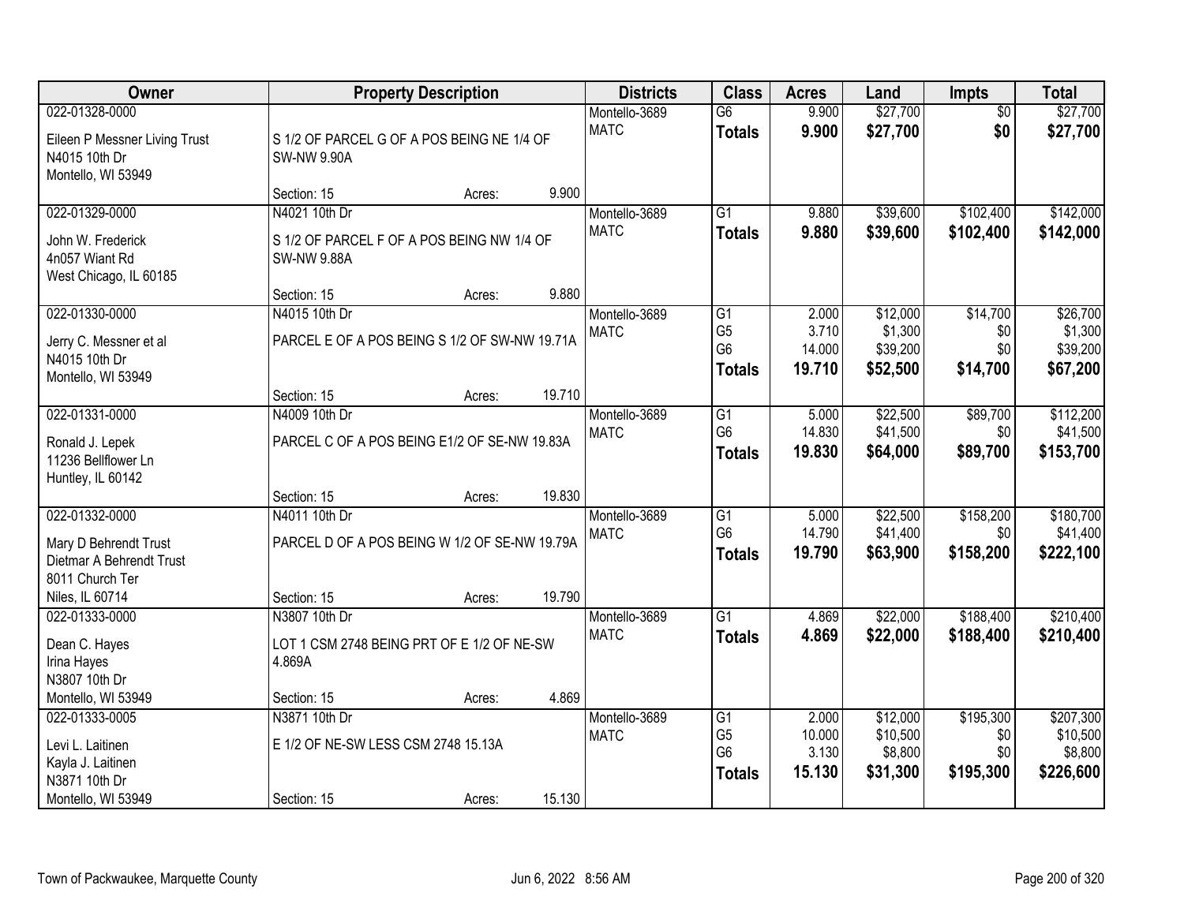| Owner | Property Description | | | Districts | Class | Acres | Land | Impts | Total |
|---|---|---|---|---|---|---|---|---|---|
| 022-01328-0000 | | | | Montello-3689 | G6 | 9.900 | $27,700 | $0 | $27,700 |
| Eileen P Messner Living Trust<br>N4015 10th Dr<br>Montello, WI 53949 | S 1/2 OF PARCEL G OF A POS BEING NE 1/4 OF SW-NW 9.90A | | | MATC | **Totals** | **9.900** | **$27,700** | **$0** | **$27,700** |
| | Section: 15 | Acres: | 9.900 | | | | | | |
| 022-01329-0000 | N4021 10th Dr | | | Montello-3689 | G1 | 9.880 | $39,600 | $102,400 | $142,000 |
| John W. Frederick<br>4n057 Wiant Rd<br>West Chicago, IL 60185 | S 1/2 OF PARCEL F OF A POS BEING NW 1/4 OF SW-NW 9.88A | | | MATC | **Totals** | **9.880** | **$39,600** | **$102,400** | **$142,000** |
| | Section: 15 | Acres: | 9.880 | | | | | | |
| 022-01330-0000 | N4015 10th Dr | | | Montello-3689 | G1 | 2.000 | $12,000 | $14,700 | $26,700 |
| Jerry C. Messner et al<br>N4015 10th Dr<br>Montello, WI 53949 | PARCEL E OF A POS BEING S 1/2 OF SW-NW 19.71A | | | MATC | G5 | 3.710 | $1,300 | $0 | $1,300 |
| | | | | | G6 | 14.000 | $39,200 | $0 | $39,200 |
| | | | | | **Totals** | **19.710** | **$52,500** | **$14,700** | **$67,200** |
| | Section: 15 | Acres: | 19.710 | | | | | | |
| 022-01331-0000 | N4009 10th Dr | | | Montello-3689 | G1 | 5.000 | $22,500 | $89,700 | $112,200 |
| Ronald J. Lepek<br>11236 Bellflower Ln<br>Huntley, IL 60142 | PARCEL C OF A POS BEING E1/2 OF SE-NW 19.83A | | | MATC | G6 | 14.830 | $41,500 | $0 | $41,500 |
| | | | | | **Totals** | **19.830** | **$64,000** | **$89,700** | **$153,700** |
| | Section: 15 | Acres: | 19.830 | | | | | | |
| 022-01332-0000 | N4011 10th Dr | | | Montello-3689 | G1 | 5.000 | $22,500 | $158,200 | $180,700 |
| Mary D Behrendt Trust<br>Dietmar A Behrendt Trust<br>8011 Church Ter<br>Niles, IL 60714 | PARCEL D OF A POS BEING W 1/2 OF SE-NW 19.79A | | | MATC | G6 | 14.790 | $41,400 | $0 | $41,400 |
| | | | | | **Totals** | **19.790** | **$63,900** | **$158,200** | **$222,100** |
| | Section: 15 | Acres: | 19.790 | | | | | | |
| 022-01333-0000 | N3807 10th Dr | | | Montello-3689 | G1 | 4.869 | $22,000 | $188,400 | $210,400 |
| Dean C. Hayes<br>Irina Hayes<br>N3807 10th Dr<br>Montello, WI 53949 | LOT 1 CSM 2748 BEING PRT OF E 1/2 OF NE-SW 4.869A | | | MATC | **Totals** | **4.869** | **$22,000** | **$188,400** | **$210,400** |
| | Section: 15 | Acres: | 4.869 | | | | | | |
| 022-01333-0005 | N3871 10th Dr | | | Montello-3689 | G1 | 2.000 | $12,000 | $195,300 | $207,300 |
| Levi L. Laitinen<br>Kayla J. Laitinen<br>N3871 10th Dr<br>Montello, WI 53949 | E 1/2 OF NE-SW LESS CSM 2748 15.13A | | | MATC | G5 | 10.000 | $10,500 | $0 | $10,500 |
| | | | | | G6 | 3.130 | $8,800 | $0 | $8,800 |
| | | | | | **Totals** | **15.130** | **$31,300** | **$195,300** | **$226,600** |
| | Section: 15 | Acres: | 15.130 | | | | | | |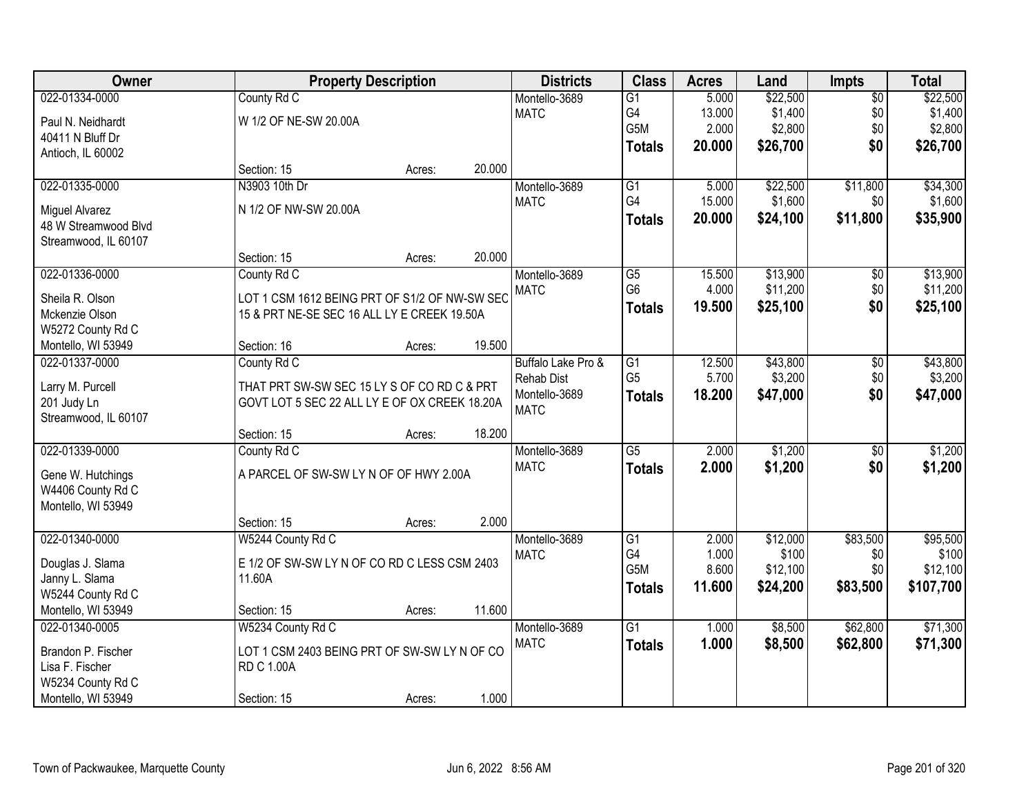| Owner | Property Description | | | Districts | Class | Acres | Land | Impts | Total |
|---|---|---|---|---|---|---|---|---|---|
| 022-01334-0000 | County Rd C | | | Montello-3689 | G1 | 5.000 | $22,500 | $0 | $22,500 |
| Paul N. Neidhardt | W 1/2 OF NE-SW 20.00A | | | MATC | G4 | 13.000 | $1,400 | $0 | $1,400 |
| 40411 N Bluff Dr | | | | | G5M | 2.000 | $2,800 | $0 | $2,800 |
| Antioch, IL 60002 | | | | | **Totals** | **20.000** | **$26,700** | **$0** | **$26,700** |
| | Section: 15 | Acres: | 20.000 | | | | | | |
| 022-01335-0000 | N3903 10th Dr | | | Montello-3689 | G1 | 5.000 | $22,500 | $11,800 | $34,300 |
| Miguel Alvarez | N 1/2 OF NW-SW 20.00A | | | MATC | G4 | 15.000 | $1,600 | $0 | $1,600 |
| 48 W Streamwood Blvd | | | | | **Totals** | **20.000** | **$24,100** | **$11,800** | **$35,900** |
| Streamwood, IL 60107 | | | | | | | | | |
| | Section: 15 | Acres: | 20.000 | | | | | | |
| 022-01336-0000 | County Rd C | | | Montello-3689 | G5 | 15.500 | $13,900 | $0 | $13,900 |
| Sheila R. Olson | LOT 1 CSM 1612 BEING PRT OF S1/2 OF NW-SW SEC | | | MATC | G6 | 4.000 | $11,200 | $0 | $11,200 |
| Mckenzie Olson | 15 & PRT NE-SE SEC 16 ALL LY E CREEK 19.50A | | | | **Totals** | **19.500** | **$25,100** | **$0** | **$25,100** |
| W5272 County Rd C | | | | | | | | | |
| Montello, WI 53949 | Section: 16 | Acres: | 19.500 | | | | | | |
| 022-01337-0000 | County Rd C | | | Buffalo Lake Pro & | G1 | 12.500 | $43,800 | $0 | $43,800 |
| Larry M. Purcell | THAT PRT SW-SW SEC 15 LY S OF CO RD C & PRT | | | Rehab Dist | G5 | 5.700 | $3,200 | $0 | $3,200 |
| 201 Judy Ln | GOVT LOT 5 SEC 22 ALL LY E OF OX CREEK 18.20A | | | Montello-3689 | **Totals** | **18.200** | **$47,000** | **$0** | **$47,000** |
| Streamwood, IL 60107 | | | | MATC | | | | | |
| | Section: 15 | Acres: | 18.200 | | | | | | |
| 022-01339-0000 | County Rd C | | | Montello-3689 | G5 | 2.000 | $1,200 | $0 | $1,200 |
| Gene W. Hutchings | A PARCEL OF SW-SW LY N OF OF HWY 2.00A | | | MATC | **Totals** | **2.000** | **$1,200** | **$0** | **$1,200** |
| W4406 County Rd C | | | | | | | | | |
| Montello, WI 53949 | | | | | | | | | |
| | Section: 15 | Acres: | 2.000 | | | | | | |
| 022-01340-0000 | W5244 County Rd C | | | Montello-3689 | G1 | 2.000 | $12,000 | $83,500 | $95,500 |
| Douglas J. Slama | E 1/2 OF SW-SW LY N OF CO RD C LESS CSM 2403 | | | MATC | G4 | 1.000 | $100 | $0 | $100 |
| Janny L. Slama | 11.60A | | | | G5M | 8.600 | $12,100 | $0 | $12,100 |
| W5244 County Rd C | | | | | **Totals** | **11.600** | **$24,200** | **$83,500** | **$107,700** |
| Montello, WI 53949 | Section: 15 | Acres: | 11.600 | | | | | | |
| 022-01340-0005 | W5234 County Rd C | | | Montello-3689 | G1 | 1.000 | $8,500 | $62,800 | $71,300 |
| Brandon P. Fischer | LOT 1 CSM 2403 BEING PRT OF SW-SW LY N OF CO | | | MATC | **Totals** | **1.000** | **$8,500** | **$62,800** | **$71,300** |
| Lisa F. Fischer | RD C 1.00A | | | | | | | | |
| W5234 County Rd C | | | | | | | | | |
| Montello, WI 53949 | Section: 15 | Acres: | 1.000 | | | | | | |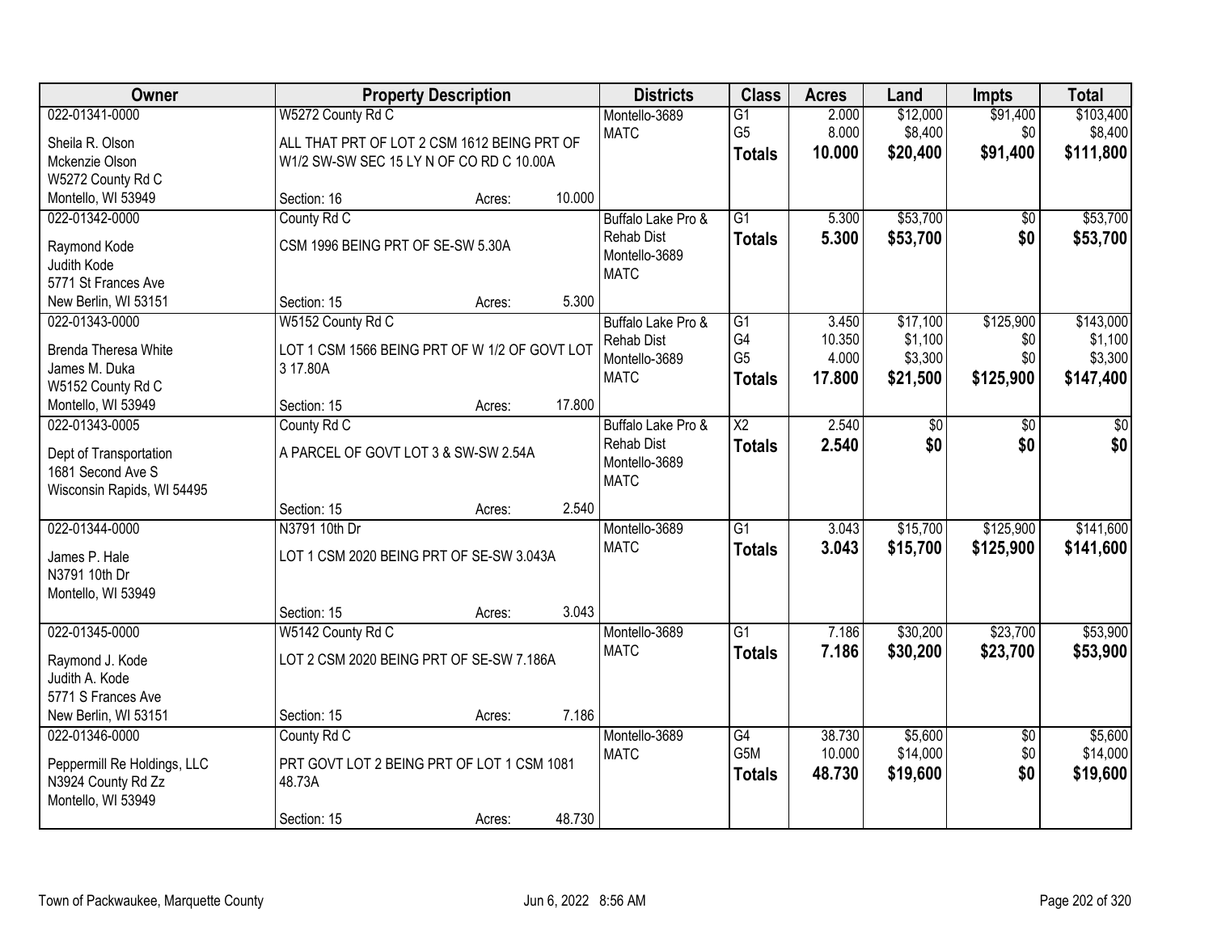| Owner | Property Description | | | Districts | Class | Acres | Land | Impts | Total |
|---|---|---|---|---|---|---|---|---|---|
| 022-01341-0000 | W5272 County Rd C | | | Montello-3689 | G1 | 2.000 | $12,000 | $91,400 | $103,400 |
| Sheila R. Olson | ALL THAT PRT OF LOT 2 CSM 1612 BEING PRT OF | | | MATC | G5 | 8.000 | $8,400 | $0 | $8,400 |
| Mckenzie Olson | W1/2 SW-SW SEC 15 LY N OF CO RD C 10.00A | | | | **Totals** | **10.000** | **$20,400** | **$91,400** | **$111,800** |
| W5272 County Rd C | | | | | | | | | |
| Montello, WI 53949 | Section: 16 | Acres: | 10.000 | | | | | | |
| 022-01342-0000 | County Rd C | | | Buffalo Lake Pro & | G1 | 5.300 | $53,700 | $0 | $53,700 |
| Raymond Kode | CSM 1996 BEING PRT OF SE-SW 5.30A | | | Rehab Dist | **Totals** | **5.300** | **$53,700** | **$0** | **$53,700** |
| Judith Kode | | | | Montello-3689 | | | | | |
| 5771 St Frances Ave | | | | MATC | | | | | |
| New Berlin, WI 53151 | Section: 15 | Acres: | 5.300 | | | | | | |
| 022-01343-0000 | W5152 County Rd C | | | Buffalo Lake Pro & | G1 | 3.450 | $17,100 | $125,900 | $143,000 |
| Brenda Theresa White | LOT 1 CSM 1566 BEING PRT OF W 1/2 OF GOVT LOT | | | Rehab Dist | G4 | 10.350 | $1,100 | $0 | $1,100 |
| James M. Duka | 3 17.80A | | | Montello-3689 | G5 | 4.000 | $3,300 | $0 | $3,300 |
| W5152 County Rd C | | | | MATC | **Totals** | **17.800** | **$21,500** | **$125,900** | **$147,400** |
| Montello, WI 53949 | Section: 15 | Acres: | 17.800 | | | | | | |
| 022-01343-0005 | County Rd C | | | Buffalo Lake Pro & | X2 | 2.540 | $0 | $0 | $0 |
| Dept of Transportation | A PARCEL OF GOVT LOT 3 & SW-SW 2.54A | | | Rehab Dist | **Totals** | **2.540** | **$0** | **$0** | **$0** |
| 1681 Second Ave S | | | | Montello-3689 | | | | | |
| Wisconsin Rapids, WI 54495 | | | | MATC | | | | | |
| | Section: 15 | Acres: | 2.540 | | | | | | |
| 022-01344-0000 | N3791 10th Dr | | | Montello-3689 | G1 | 3.043 | $15,700 | $125,900 | $141,600 |
| James P. Hale | LOT 1 CSM 2020 BEING PRT OF SE-SW 3.043A | | | MATC | **Totals** | **3.043** | **$15,700** | **$125,900** | **$141,600** |
| N3791 10th Dr | | | | | | | | | |
| Montello, WI 53949 | | | | | | | | | |
| | Section: 15 | Acres: | 3.043 | | | | | | |
| 022-01345-0000 | W5142 County Rd C | | | Montello-3689 | G1 | 7.186 | $30,200 | $23,700 | $53,900 |
| Raymond J. Kode | LOT 2 CSM 2020 BEING PRT OF SE-SW 7.186A | | | MATC | **Totals** | **7.186** | **$30,200** | **$23,700** | **$53,900** |
| Judith A. Kode | | | | | | | | | |
| 5771 S Frances Ave | | | | | | | | | |
| New Berlin, WI 53151 | Section: 15 | Acres: | 7.186 | | | | | | |
| 022-01346-0000 | County Rd C | | | Montello-3689 | G4 | 38.730 | $5,600 | $0 | $5,600 |
| Peppermill Re Holdings, LLC | PRT GOVT LOT 2 BEING PRT OF LOT 1 CSM 1081 | | | MATC | G5M | 10.000 | $14,000 | $0 | $14,000 |
| N3924 County Rd Zz | 48.73A | | | | **Totals** | **48.730** | **$19,600** | **$0** | **$19,600** |
| Montello, WI 53949 | | | | | | | | | |
| | Section: 15 | Acres: | 48.730 | | | | | | |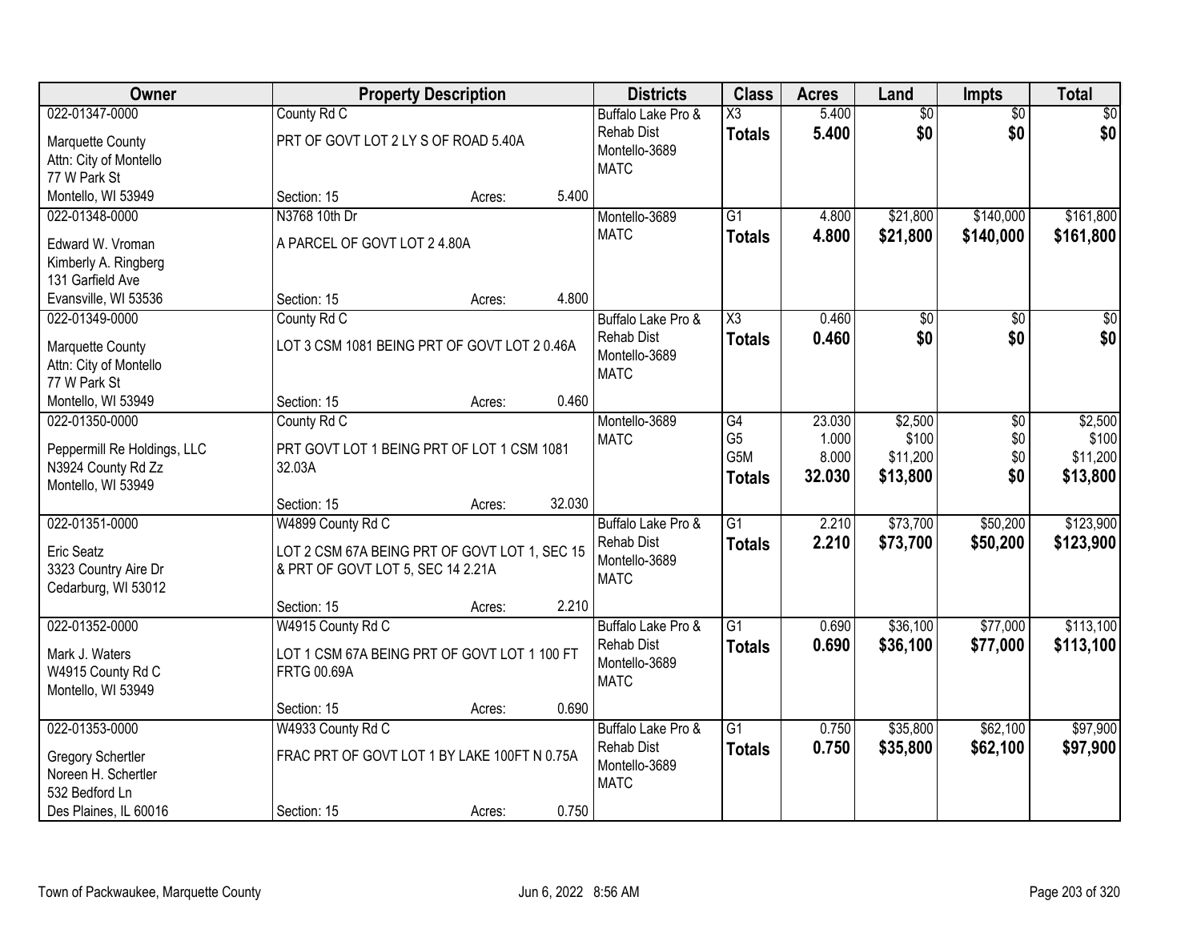| Owner | Property Description | Districts | Class | Acres | Land | Impts | Total |
|---|---|---|---|---|---|---|---|
| 022-01347-0000<br>Marquette County<br>Attn: City of Montello<br>77 W Park St<br>Montello, WI 53949 | County Rd C<br>PRT OF GOVT LOT 2 LY S OF ROAD 5.40A<br>Section: 15 Acres: 5.400 | Buffalo Lake Pro & Rehab Dist<br>Montello-3689<br>MATC | X3<br>**Totals** | 5.400<br>**5.400** | $0<br>**$0** | $0<br>**$0** | $0<br>**$0** |
| 022-01348-0000<br>Edward W. Vroman<br>Kimberly A. Ringberg<br>131 Garfield Ave<br>Evansville, WI 53536 | N3768 10th Dr<br>A PARCEL OF GOVT LOT 2 4.80A<br>Section: 15 Acres: 4.800 | Montello-3689<br>MATC | G1<br>**Totals** | 4.800<br>**4.800** | $21,800<br>**$21,800** | $140,000<br>**$140,000** | $161,800<br>**$161,800** |
| 022-01349-0000<br>Marquette County<br>Attn: City of Montello<br>77 W Park St<br>Montello, WI 53949 | County Rd C<br>LOT 3 CSM 1081 BEING PRT OF GOVT LOT 2 0.46A<br>Section: 15 Acres: 0.460 | Buffalo Lake Pro & Rehab Dist<br>Montello-3689<br>MATC | X3<br>**Totals** | 0.460<br>**0.460** | $0<br>**$0** | $0<br>**$0** | $0<br>**$0** |
| 022-01350-0000<br>Peppermill Re Holdings, LLC<br>N3924 County Rd Zz<br>Montello, WI 53949 | County Rd C<br>PRT GOVT LOT 1 BEING PRT OF LOT 1 CSM 1081 32.03A<br>Section: 15 Acres: 32.030 | Montello-3689<br>MATC | G4<br>G5<br>G5M<br>**Totals** | 23.030<br>1.000<br>8.000<br>**32.030** | $2,500<br>$100<br>$11,200<br>**$13,800** | $0<br>$0<br>$0<br>**$0** | $2,500<br>$100<br>$11,200<br>**$13,800** |
| 022-01351-0000<br>Eric Seatz<br>3323 Country Aire Dr<br>Cedarburg, WI 53012 | W4899 County Rd C<br>LOT 2 CSM 67A BEING PRT OF GOVT LOT 1, SEC 15 & PRT OF GOVT LOT 5, SEC 14 2.21A<br>Section: 15 Acres: 2.210 | Buffalo Lake Pro & Rehab Dist<br>Montello-3689<br>MATC | G1<br>**Totals** | 2.210<br>**2.210** | $73,700<br>**$73,700** | $50,200<br>**$50,200** | $123,900<br>**$123,900** |
| 022-01352-0000<br>Mark J. Waters<br>W4915 County Rd C<br>Montello, WI 53949 | W4915 County Rd C<br>LOT 1 CSM 67A BEING PRT OF GOVT LOT 1 100 FT FRTG 00.69A<br>Section: 15 Acres: 0.690 | Buffalo Lake Pro & Rehab Dist<br>Montello-3689<br>MATC | G1<br>**Totals** | 0.690<br>**0.690** | $36,100<br>**$36,100** | $77,000<br>**$77,000** | $113,100<br>**$113,100** |
| 022-01353-0000<br>Gregory Schertler<br>Noreen H. Schertler<br>532 Bedford Ln<br>Des Plaines, IL 60016 | W4933 County Rd C<br>FRAC PRT OF GOVT LOT 1 BY LAKE 100FT N 0.75A<br>Section: 15 Acres: 0.750 | Buffalo Lake Pro & Rehab Dist<br>Montello-3689<br>MATC | G1<br>**Totals** | 0.750<br>**0.750** | $35,800<br>**$35,800** | $62,100<br>**$62,100** | $97,900<br>**$97,900** |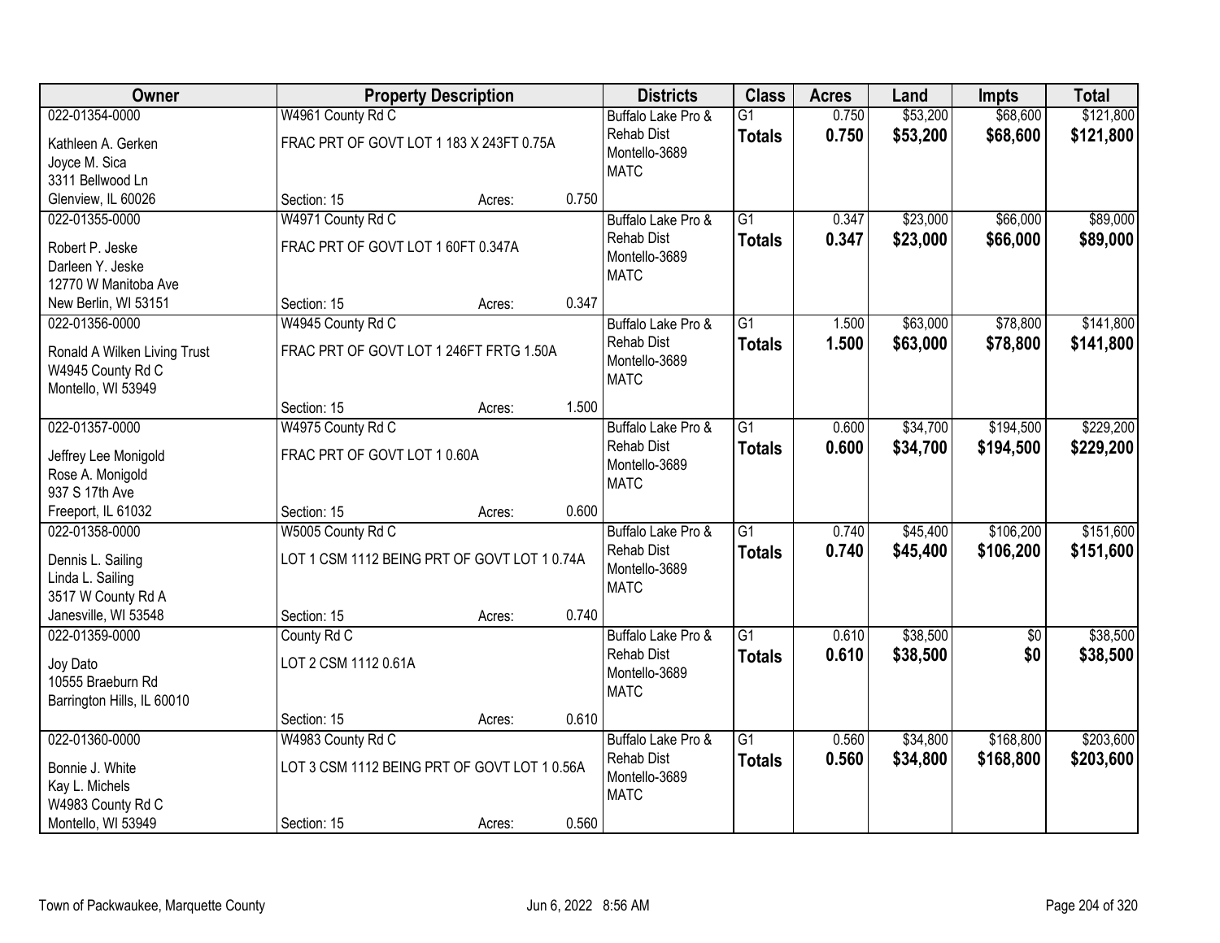| Owner | Property Description | | | Districts | Class | Acres | Land | Impts | Total |
|---|---|---|---|---|---|---|---|---|---|
| 022-01354-0000 | W4961 County Rd C | | | Buffalo Lake Pro & Rehab Dist Montello-3689 MATC | G1 | 0.750 | $53,200 | $68,600 | $121,800 |
| Kathleen A. Gerken Joyce M. Sica 3311 Bellwood Ln Glenview, IL 60026 | FRAC PRT OF GOVT LOT 1 183 X 243FT 0.75A | | | | **Totals** | **0.750** | **$53,200** | **$68,600** | **$121,800** |
| | Section: 15 | Acres: | 0.750 | | | | | | |
| 022-01355-0000 | W4971 County Rd C | | | Buffalo Lake Pro & Rehab Dist Montello-3689 MATC | G1 | 0.347 | $23,000 | $66,000 | $89,000 |
| Robert P. Jeske Darleen Y. Jeske 12770 W Manitoba Ave New Berlin, WI 53151 | FRAC PRT OF GOVT LOT 1 60FT 0.347A | | | | **Totals** | **0.347** | **$23,000** | **$66,000** | **$89,000** |
| | Section: 15 | Acres: | 0.347 | | | | | | |
| 022-01356-0000 | W4945 County Rd C | | | Buffalo Lake Pro & Rehab Dist Montello-3689 MATC | G1 | 1.500 | $63,000 | $78,800 | $141,800 |
| Ronald A Wilken Living Trust W4945 County Rd C Montello, WI 53949 | FRAC PRT OF GOVT LOT 1 246FT FRTG 1.50A | | | | **Totals** | **1.500** | **$63,000** | **$78,800** | **$141,800** |
| | Section: 15 | Acres: | 1.500 | | | | | | |
| 022-01357-0000 | W4975 County Rd C | | | Buffalo Lake Pro & Rehab Dist Montello-3689 MATC | G1 | 0.600 | $34,700 | $194,500 | $229,200 |
| Jeffrey Lee Monigold Rose A. Monigold 937 S 17th Ave Freeport, IL 61032 | FRAC PRT OF GOVT LOT 1 0.60A | | | | **Totals** | **0.600** | **$34,700** | **$194,500** | **$229,200** |
| | Section: 15 | Acres: | 0.600 | | | | | | |
| 022-01358-0000 | W5005 County Rd C | | | Buffalo Lake Pro & Rehab Dist Montello-3689 MATC | G1 | 0.740 | $45,400 | $106,200 | $151,600 |
| Dennis L. Sailing Linda L. Sailing 3517 W County Rd A Janesville, WI 53548 | LOT 1 CSM 1112 BEING PRT OF GOVT LOT 1 0.74A | | | | **Totals** | **0.740** | **$45,400** | **$106,200** | **$151,600** |
| | Section: 15 | Acres: | 0.740 | | | | | | |
| 022-01359-0000 | County Rd C | | | Buffalo Lake Pro & Rehab Dist Montello-3689 MATC | G1 | 0.610 | $38,500 | $0 | $38,500 |
| Joy Dato 10555 Braeburn Rd Barrington Hills, IL 60010 | LOT 2 CSM 1112 0.61A | | | | **Totals** | **0.610** | **$38,500** | **$0** | **$38,500** |
| | Section: 15 | Acres: | 0.610 | | | | | | |
| 022-01360-0000 | W4983 County Rd C | | | Buffalo Lake Pro & Rehab Dist Montello-3689 MATC | G1 | 0.560 | $34,800 | $168,800 | $203,600 |
| Bonnie J. White Kay L. Michels W4983 County Rd C Montello, WI 53949 | LOT 3 CSM 1112 BEING PRT OF GOVT LOT 1 0.56A | | | | **Totals** | **0.560** | **$34,800** | **$168,800** | **$203,600** |
| | Section: 15 | Acres: | 0.560 | | | | | | |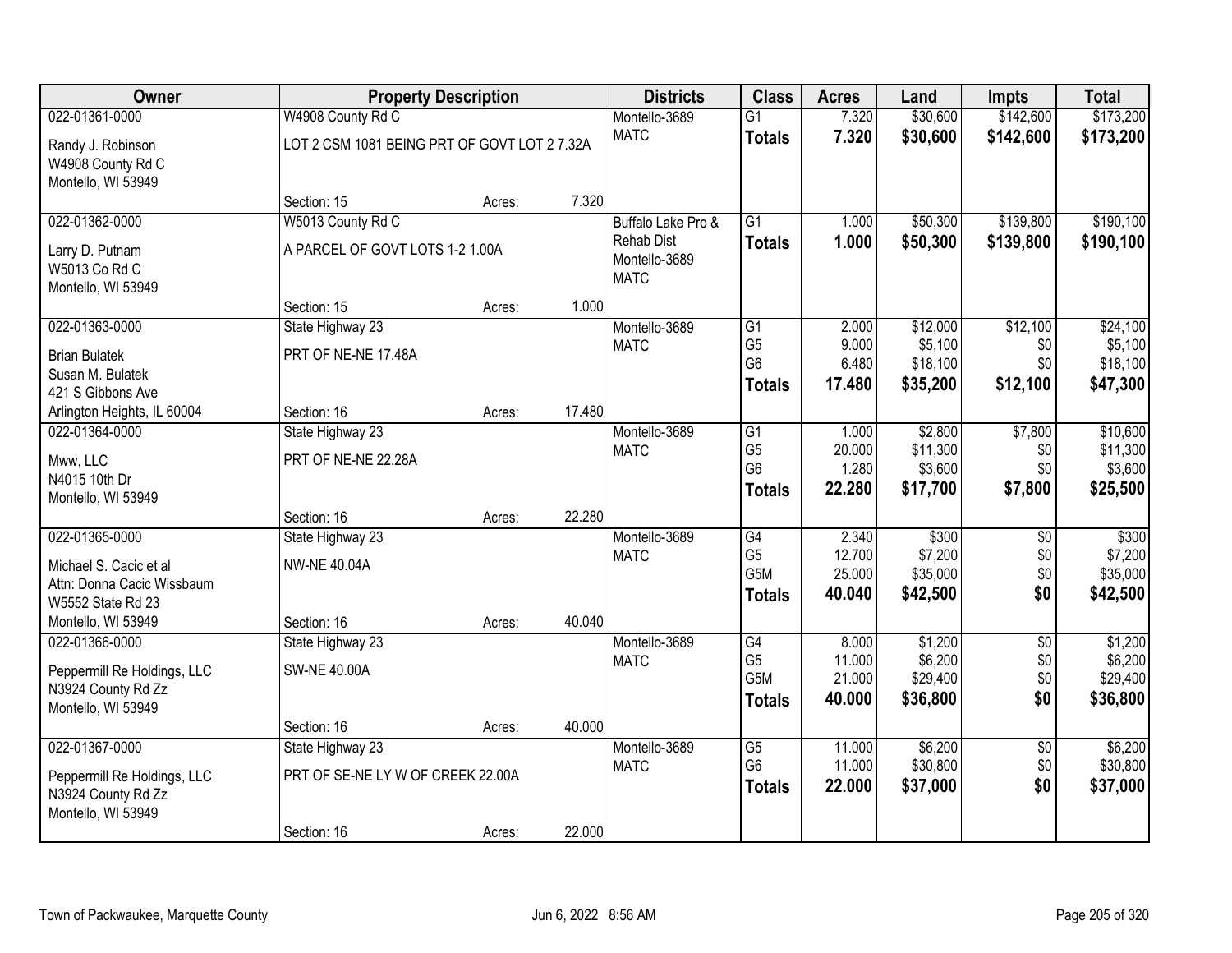| Owner | Property Description | | | Districts | Class | Acres | Land | Impts | Total |
|---|---|---|---|---|---|---|---|---|---|
| 022-01361-0000<br>Randy J. Robinson<br>W4908 County Rd C<br>Montello, WI 53949 | W4908 County Rd C<br>LOT 2 CSM 1081 BEING PRT OF GOVT LOT 2 7.32A | | | Montello-3689<br>MATC | G1<br>**Totals** | 7.320<br>**7.320** | $30,600<br>**$30,600** | $142,600<br>**$142,600** | $173,200<br>**$173,200** |
| | Section: 15 | Acres: | 7.320 | | | | | | |
| 022-01362-0000<br>Larry D. Putnam<br>W5013 Co Rd C<br>Montello, WI 53949 | W5013 County Rd C<br>A PARCEL OF GOVT LOTS 1-2 1.00A | | | Buffalo Lake Pro & Rehab Dist<br>Montello-3689<br>MATC | G1<br>**Totals** | 1.000<br>**1.000** | $50,300<br>**$50,300** | $139,800<br>**$139,800** | $190,100<br>**$190,100** |
| | Section: 15 | Acres: | 1.000 | | | | | | |
| 022-01363-0000<br>Brian Bulatek<br>Susan M. Bulatek<br>421 S Gibbons Ave<br>Arlington Heights, IL 60004 | State Highway 23<br>PRT OF NE-NE 17.48A | | | Montello-3689<br>MATC | G1<br>G5<br>G6<br>**Totals** | 2.000<br>9.000<br>6.480<br>**17.480** | $12,000<br>$5,100<br>$18,100<br>**$35,200** | $12,100<br>$0<br>$0<br>**$12,100** | $24,100<br>$5,100<br>$18,100<br>**$47,300** |
| | Section: 16 | Acres: | 17.480 | | | | | | |
| 022-01364-0000<br>Mww, LLC<br>N4015 10th Dr<br>Montello, WI 53949 | State Highway 23<br>PRT OF NE-NE 22.28A | | | Montello-3689<br>MATC | G1<br>G5<br>G6<br>**Totals** | 1.000<br>20.000<br>1.280<br>**22.280** | $2,800<br>$11,300<br>$3,600<br>**$17,700** | $7,800<br>$0<br>$0<br>**$7,800** | $10,600<br>$11,300<br>$3,600<br>**$25,500** |
| | Section: 16 | Acres: | 22.280 | | | | | | |
| 022-01365-0000<br>Michael S. Cacic et al<br>Attn: Donna Cacic Wissbaum<br>W5552 State Rd 23<br>Montello, WI 53949 | State Highway 23<br>NW-NE 40.04A | | | Montello-3689<br>MATC | G4<br>G5<br>G5M<br>**Totals** | 2.340<br>12.700<br>25.000<br>**40.040** | $300<br>$7,200<br>$35,000<br>**$42,500** | $0<br>$0<br>$0<br>**$0** | $300<br>$7,200<br>$35,000<br>**$42,500** |
| | Section: 16 | Acres: | 40.040 | | | | | | |
| 022-01366-0000<br>Peppermill Re Holdings, LLC<br>N3924 County Rd Zz<br>Montello, WI 53949 | State Highway 23<br>SW-NE 40.00A | | | Montello-3689<br>MATC | G4<br>G5<br>G5M<br>**Totals** | 8.000<br>11.000<br>21.000<br>**40.000** | $1,200<br>$6,200<br>$29,400<br>**$36,800** | $0<br>$0<br>$0<br>**$0** | $1,200<br>$6,200<br>$29,400<br>**$36,800** |
| | Section: 16 | Acres: | 40.000 | | | | | | |
| 022-01367-0000<br>Peppermill Re Holdings, LLC<br>N3924 County Rd Zz<br>Montello, WI 53949 | State Highway 23<br>PRT OF SE-NE LY W OF CREEK 22.00A | | | Montello-3689<br>MATC | G5<br>G6<br>**Totals** | 11.000<br>11.000<br>**22.000** | $6,200<br>$30,800<br>**$37,000** | $0<br>$0<br>**$0** | $6,200<br>$30,800<br>**$37,000** |
| | Section: 16 | Acres: | 22.000 | | | | | | |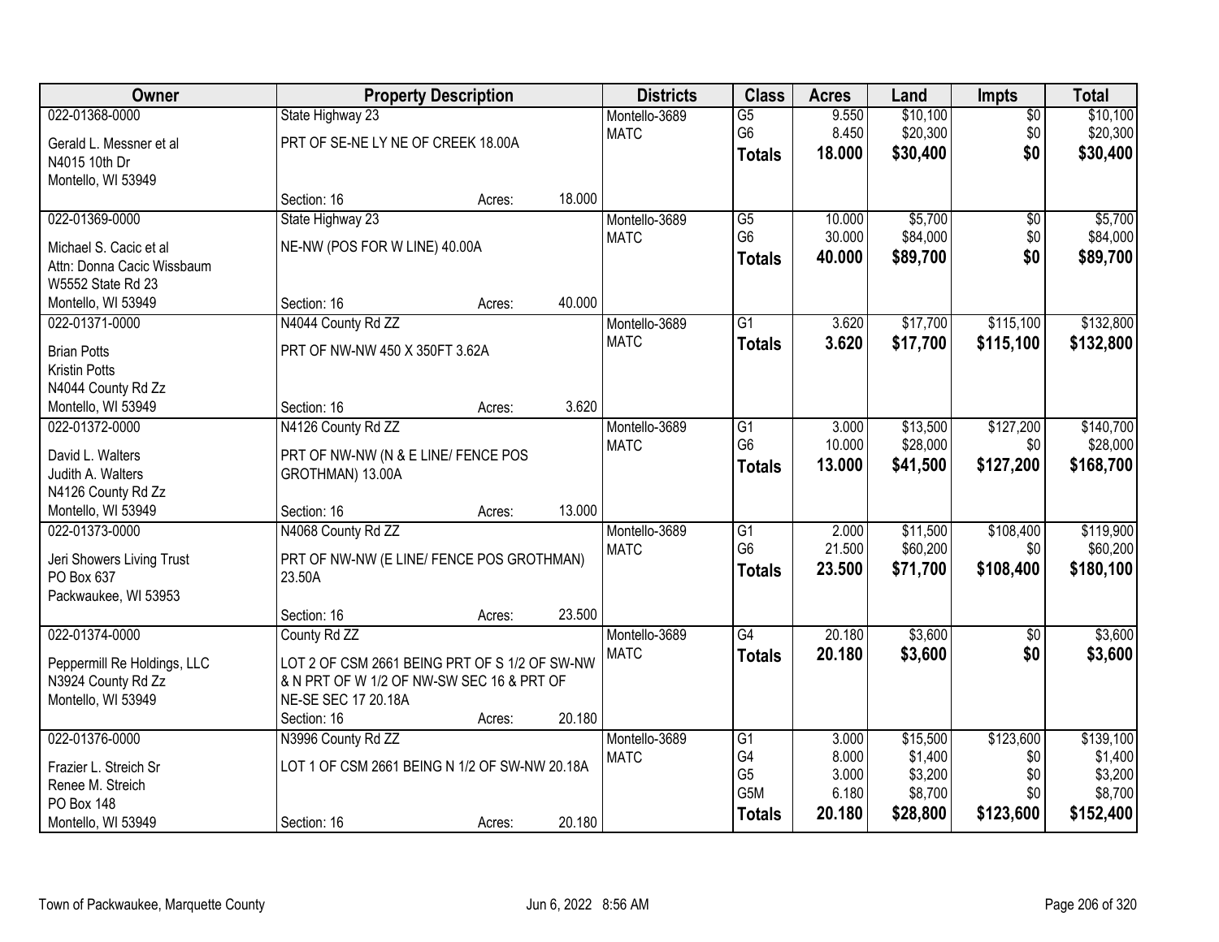| Owner | Property Description | | | Districts | Class | Acres | Land | Impts | Total |
|---|---|---|---|---|---|---|---|---|---|
| 022-01368-0000 | State Highway 23 | | | Montello-3689 | G5 | 9.550 | $10,100 | $0 | $10,100 |
| Gerald L. Messner et al | PRT OF SE-NE LY NE OF CREEK 18.00A | | | MATC | G6 | 8.450 | $20,300 | $0 | $20,300 |
| N4015 10th Dr | | | | | **Totals** | **18.000** | **$30,400** | **$0** | **$30,400** |
| Montello, WI 53949 | | | | | | | | | |
| | Section: 16 | Acres: | 18.000 | | | | | | |
| 022-01369-0000 | State Highway 23 | | | Montello-3689 | G5 | 10.000 | $5,700 | $0 | $5,700 |
| Michael S. Cacic et al | NE-NW (POS FOR W LINE) 40.00A | | | MATC | G6 | 30.000 | $84,000 | $0 | $84,000 |
| Attn: Donna Cacic Wissbaum | | | | | **Totals** | **40.000** | **$89,700** | **$0** | **$89,700** |
| W5552 State Rd 23 | | | | | | | | | |
| Montello, WI 53949 | Section: 16 | Acres: | 40.000 | | | | | | |
| 022-01371-0000 | N4044 County Rd ZZ | | | Montello-3689 | G1 | 3.620 | $17,700 | $115,100 | $132,800 |
| Brian Potts | PRT OF NW-NW 450 X 350FT 3.62A | | | MATC | **Totals** | **3.620** | **$17,700** | **$115,100** | **$132,800** |
| Kristin Potts | | | | | | | | | |
| N4044 County Rd Zz | | | | | | | | | |
| Montello, WI 53949 | Section: 16 | Acres: | 3.620 | | | | | | |
| 022-01372-0000 | N4126 County Rd ZZ | | | Montello-3689 | G1 | 3.000 | $13,500 | $127,200 | $140,700 |
| David L. Walters | PRT OF NW-NW (N & E LINE/ FENCE POS GROTHMAN) 13.00A | | | MATC | G6 | 10.000 | $28,000 | $0 | $28,000 |
| Judith A. Walters | | | | | **Totals** | **13.000** | **$41,500** | **$127,200** | **$168,700** |
| N4126 County Rd Zz | | | | | | | | | |
| Montello, WI 53949 | Section: 16 | Acres: | 13.000 | | | | | | |
| 022-01373-0000 | N4068 County Rd ZZ | | | Montello-3689 | G1 | 2.000 | $11,500 | $108,400 | $119,900 |
| Jeri Showers Living Trust | PRT OF NW-NW (E LINE/ FENCE POS GROTHMAN) 23.50A | | | MATC | G6 | 21.500 | $60,200 | $0 | $60,200 |
| PO Box 637 | | | | | **Totals** | **23.500** | **$71,700** | **$108,400** | **$180,100** |
| Packwaukee, WI 53953 | | | | | | | | | |
| | Section: 16 | Acres: | 23.500 | | | | | | |
| 022-01374-0000 | County Rd ZZ | | | Montello-3689 | G4 | 20.180 | $3,600 | $0 | $3,600 |
| Peppermill Re Holdings, LLC | LOT 2 OF CSM 2661 BEING PRT OF S 1/2 OF SW-NW & N PRT OF W 1/2 OF NW-SW SEC 16 & PRT OF NE-SE SEC 17 20.18A | | | MATC | **Totals** | **20.180** | **$3,600** | **$0** | **$3,600** |
| N3924 County Rd Zz | | | | | | | | | |
| Montello, WI 53949 | | | | | | | | | |
| | Section: 16 | Acres: | 20.180 | | | | | | |
| 022-01376-0000 | N3996 County Rd ZZ | | | Montello-3689 | G1 | 3.000 | $15,500 | $123,600 | $139,100 |
| Frazier L. Streich Sr | LOT 1 OF CSM 2661 BEING N 1/2 OF SW-NW 20.18A | | | MATC | G4 | 8.000 | $1,400 | $0 | $1,400 |
| Renee M. Streich | | | | | G5 | 3.000 | $3,200 | $0 | $3,200 |
| PO Box 148 | | | | | G5M | 6.180 | $8,700 | $0 | $8,700 |
| Montello, WI 53949 | Section: 16 | Acres: | 20.180 | | **Totals** | **20.180** | **$28,800** | **$123,600** | **$152,400** |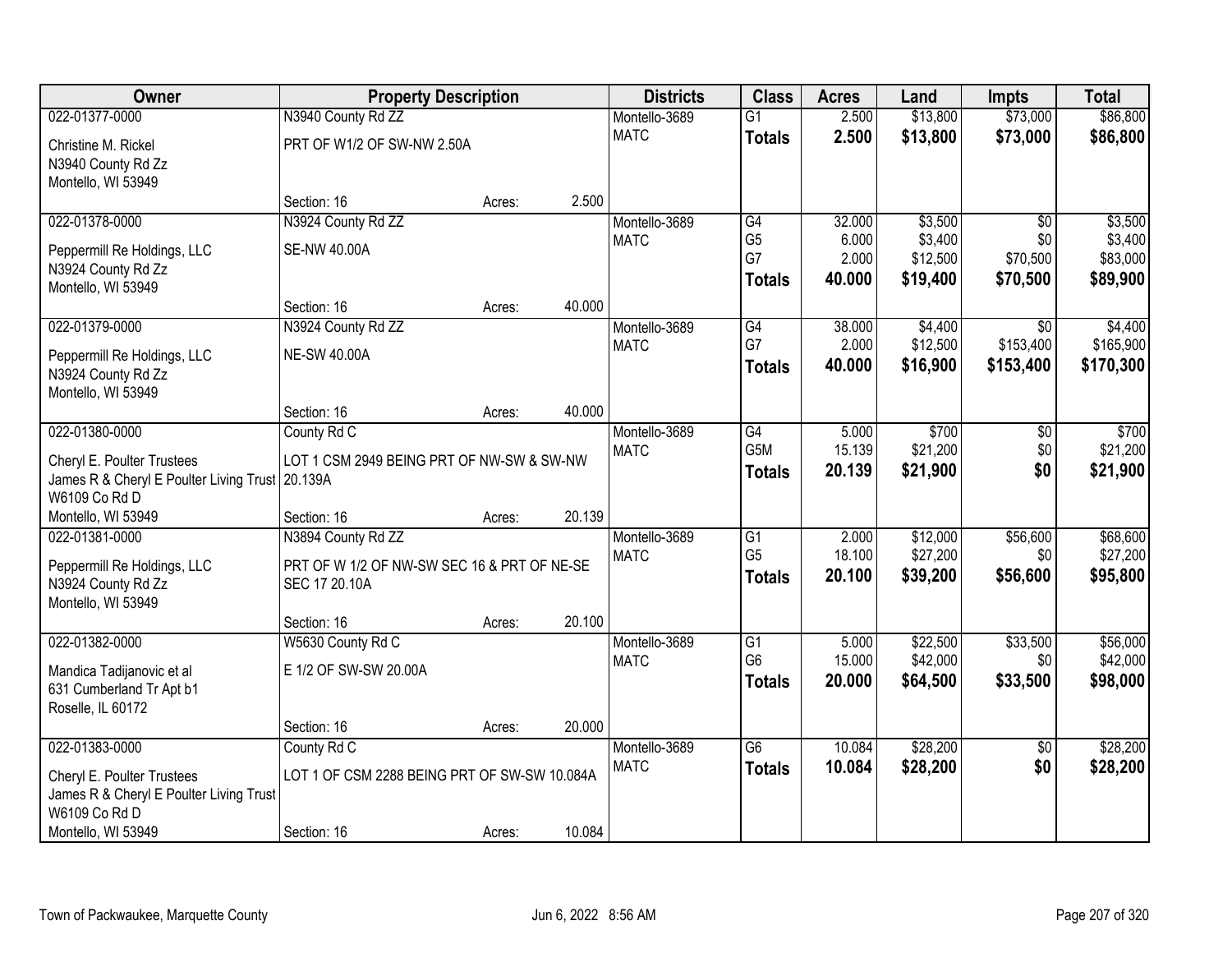| Owner | Property Description | | | Districts | Class | Acres | Land | Impts | Total |
|---|---|---|---|---|---|---|---|---|---|
| 022-01377-0000 | N3940 County Rd ZZ | | | Montello-3689 | G1 | 2.500 | $13,800 | $73,000 | $86,800 |
| Christine M. Rickel<br>N3940 County Rd Zz<br>Montello, WI 53949 | PRT OF W1/2 OF SW-NW 2.50A | | | MATC | **Totals** | **2.500** | **$13,800** | **$73,000** | **$86,800** |
| | Section: 16 | Acres: | 2.500 | | | | | | |
| 022-01378-0000 | N3924 County Rd ZZ | | | Montello-3689 | G4 | 32.000 | $3,500 | $0 | $3,500 |
| Peppermill Re Holdings, LLC<br>N3924 County Rd Zz<br>Montello, WI 53949 | SE-NW 40.00A | | | MATC | G5 | 6.000 | $3,400 | $0 | $3,400 |
| | | | | | G7 | 2.000 | $12,500 | $70,500 | $83,000 |
| | | | | | **Totals** | **40.000** | **$19,400** | **$70,500** | **$89,900** |
| | Section: 16 | Acres: | 40.000 | | | | | | |
| 022-01379-0000 | N3924 County Rd ZZ | | | Montello-3689 | G4 | 38.000 | $4,400 | $0 | $4,400 |
| Peppermill Re Holdings, LLC<br>N3924 County Rd Zz<br>Montello, WI 53949 | NE-SW 40.00A | | | MATC | G7 | 2.000 | $12,500 | $153,400 | $165,900 |
| | | | | | **Totals** | **40.000** | **$16,900** | **$153,400** | **$170,300** |
| | Section: 16 | Acres: | 40.000 | | | | | | |
| 022-01380-0000 | County Rd C | | | Montello-3689 | G4 | 5.000 | $700 | $0 | $700 |
| Cheryl E. Poulter Trustees<br>James R & Cheryl E Poulter Living Trust<br>W6109 Co Rd D<br>Montello, WI 53949 | LOT 1 CSM 2949 BEING PRT OF NW-SW & SW-NW 20.139A | | | MATC | G5M | 15.139 | $21,200 | $0 | $21,200 |
| | | | | | **Totals** | **20.139** | **$21,900** | **$0** | **$21,900** |
| | Section: 16 | Acres: | 20.139 | | | | | | |
| 022-01381-0000 | N3894 County Rd ZZ | | | Montello-3689 | G1 | 2.000 | $12,000 | $56,600 | $68,600 |
| Peppermill Re Holdings, LLC<br>N3924 County Rd Zz<br>Montello, WI 53949 | PRT OF W 1/2 OF NW-SW SEC 16 & PRT OF NE-SE SEC 17 20.10A | | | MATC | G5 | 18.100 | $27,200 | $0 | $27,200 |
| | | | | | **Totals** | **20.100** | **$39,200** | **$56,600** | **$95,800** |
| | Section: 16 | Acres: | 20.100 | | | | | | |
| 022-01382-0000 | W5630 County Rd C | | | Montello-3689 | G1 | 5.000 | $22,500 | $33,500 | $56,000 |
| Mandica Tadijanovic et al<br>631 Cumberland Tr Apt b1<br>Roselle, IL 60172 | E 1/2 OF SW-SW 20.00A | | | MATC | G6 | 15.000 | $42,000 | $0 | $42,000 |
| | | | | | **Totals** | **20.000** | **$64,500** | **$33,500** | **$98,000** |
| | Section: 16 | Acres: | 20.000 | | | | | | |
| 022-01383-0000 | County Rd C | | | Montello-3689 | G6 | 10.084 | $28,200 | $0 | $28,200 |
| Cheryl E. Poulter Trustees<br>James R & Cheryl E Poulter Living Trust<br>W6109 Co Rd D<br>Montello, WI 53949 | LOT 1 OF CSM 2288 BEING PRT OF SW-SW 10.084A | | | MATC | **Totals** | **10.084** | **$28,200** | **$0** | **$28,200** |
| | Section: 16 | Acres: | 10.084 | | | | | | |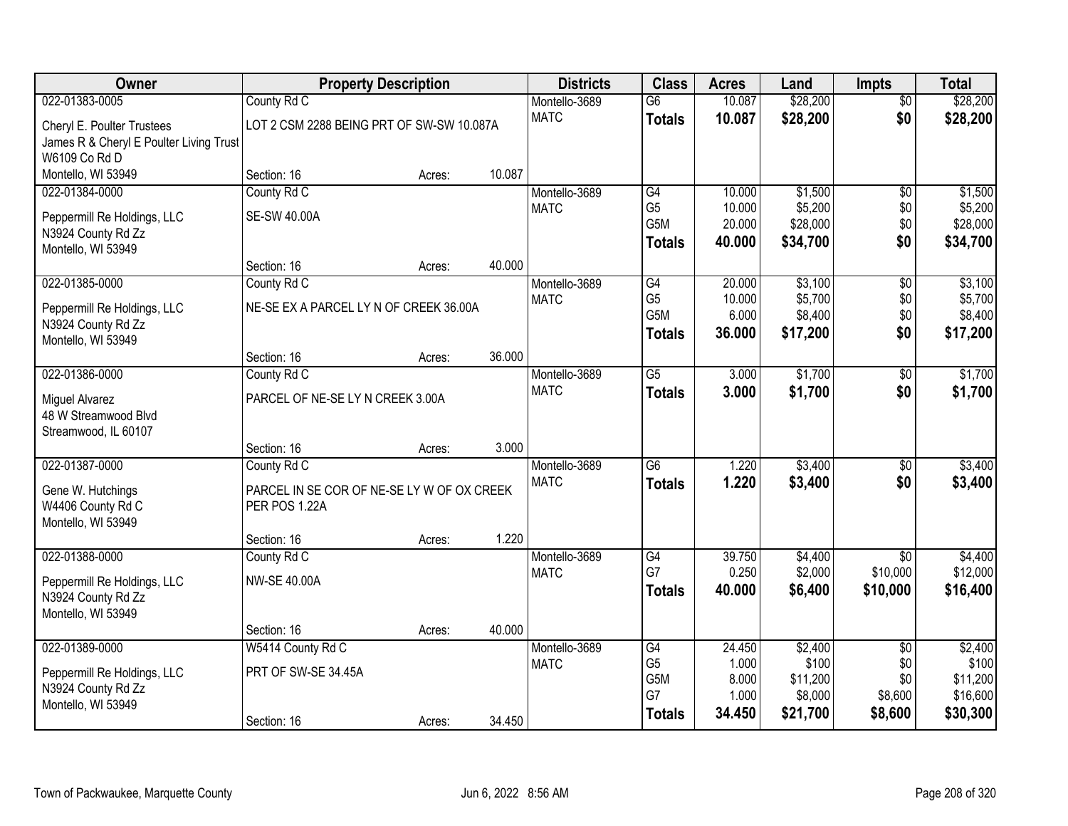| Owner | Property Description | | | Districts | Class | Acres | Land | Impts | Total |
|---|---|---|---|---|---|---|---|---|---|
| 022-01383-0005 | County Rd C | | | Montello-3689 | G6 | 10.087 | $28,200 | $0 | $28,200 |
| Cheryl E. Poulter Trustees<br>James R & Cheryl E Poulter Living Trust<br>W6109 Co Rd D<br>Montello, WI 53949 | LOT 2 CSM 2288 BEING PRT OF SW-SW 10.087A | | | MATC | **Totals** | **10.087** | **$28,200** | **$0** | **$28,200** |
| | Section: 16 | Acres: | 10.087 | | | | | | |
| 022-01384-0000 | County Rd C | | | Montello-3689 | G4 | 10.000 | $1,500 | $0 | $1,500 |
| Peppermill Re Holdings, LLC<br>N3924 County Rd Zz<br>Montello, WI 53949 | SE-SW 40.00A | | | MATC | G5 | 10.000 | $5,200 | $0 | $5,200 |
| | | | | | G5M | 20.000 | $28,000 | $0 | $28,000 |
| | | | | | **Totals** | **40.000** | **$34,700** | **$0** | **$34,700** |
| | Section: 16 | Acres: | 40.000 | | | | | | |
| 022-01385-0000 | County Rd C | | | Montello-3689 | G4 | 20.000 | $3,100 | $0 | $3,100 |
| Peppermill Re Holdings, LLC<br>N3924 County Rd Zz<br>Montello, WI 53949 | NE-SE EX A PARCEL LY N OF CREEK 36.00A | | | MATC | G5 | 10.000 | $5,700 | $0 | $5,700 |
| | | | | | G5M | 6.000 | $8,400 | $0 | $8,400 |
| | | | | | **Totals** | **36.000** | **$17,200** | **$0** | **$17,200** |
| | Section: 16 | Acres: | 36.000 | | | | | | |
| 022-01386-0000 | County Rd C | | | Montello-3689 | G5 | 3.000 | $1,700 | $0 | $1,700 |
| Miguel Alvarez<br>48 W Streamwood Blvd<br>Streamwood, IL 60107 | PARCEL OF NE-SE LY N CREEK 3.00A | | | MATC | **Totals** | **3.000** | **$1,700** | **$0** | **$1,700** |
| | Section: 16 | Acres: | 3.000 | | | | | | |
| 022-01387-0000 | County Rd C | | | Montello-3689 | G6 | 1.220 | $3,400 | $0 | $3,400 |
| Gene W. Hutchings<br>W4406 County Rd C<br>Montello, WI 53949 | PARCEL IN SE COR OF NE-SE LY W OF OX CREEK PER POS 1.22A | | | MATC | **Totals** | **1.220** | **$3,400** | **$0** | **$3,400** |
| | Section: 16 | Acres: | 1.220 | | | | | | |
| 022-01388-0000 | County Rd C | | | Montello-3689 | G4 | 39.750 | $4,400 | $0 | $4,400 |
| Peppermill Re Holdings, LLC<br>N3924 County Rd Zz<br>Montello, WI 53949 | NW-SE 40.00A | | | MATC | G7 | 0.250 | $2,000 | $10,000 | $12,000 |
| | | | | | **Totals** | **40.000** | **$6,400** | **$10,000** | **$16,400** |
| | Section: 16 | Acres: | 40.000 | | | | | | |
| 022-01389-0000 | W5414 County Rd C | | | Montello-3689 | G4 | 24.450 | $2,400 | $0 | $2,400 |
| Peppermill Re Holdings, LLC<br>N3924 County Rd Zz<br>Montello, WI 53949 | PRT OF SW-SE 34.45A | | | MATC | G5 | 1.000 | $100 | $0 | $100 |
| | | | | | G5M | 8.000 | $11,200 | $0 | $11,200 |
| | | | | | G7 | 1.000 | $8,000 | $8,600 | $16,600 |
| | Section: 16 | Acres: | 34.450 | | **Totals** | **34.450** | **$21,700** | **$8,600** | **$30,300** |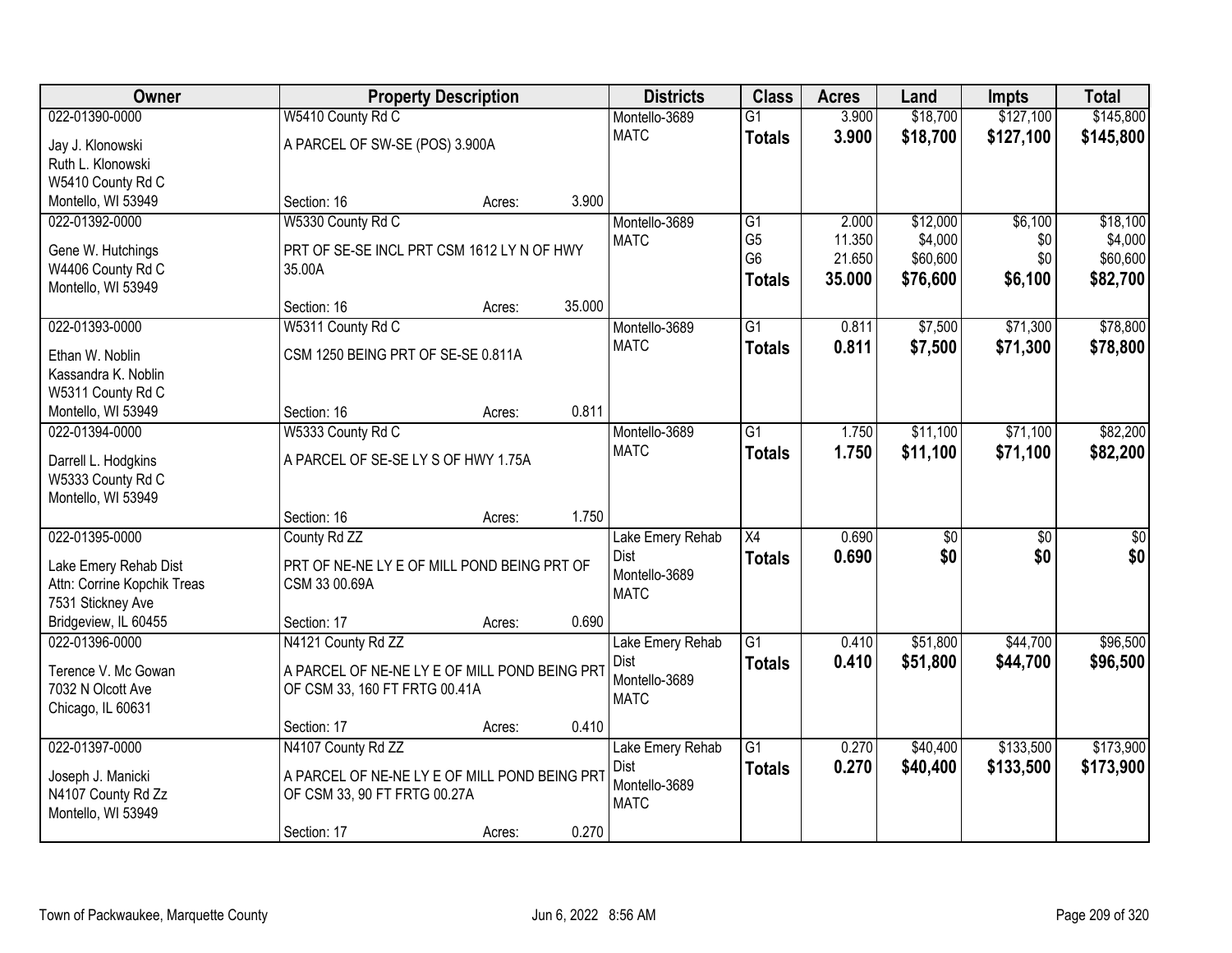| Owner | Property Description | Districts | Class | Acres | Land | Impts | Total |
|---|---|---|---|---|---|---|---|
| 022-01390-0000<br>Jay J. Klonowski<br>Ruth L. Klonowski<br>W5410 County Rd C<br>Montello, WI 53949 | W5410 County Rd C<br>A PARCEL OF SW-SE (POS) 3.900A<br>Section: 16 Acres: 3.900 | Montello-3689<br>MATC | G1<br>**Totals** | 3.900<br>**3.900** | $18,700<br>**$18,700** | $127,100<br>**$127,100** | $145,800<br>**$145,800** |
| 022-01392-0000<br>Gene W. Hutchings<br>W4406 County Rd C<br>Montello, WI 53949 | W5330 County Rd C<br>PRT OF SE-SE INCL PRT CSM 1612 LY N OF HWY 35.00A<br>Section: 16 Acres: 35.000 | Montello-3689<br>MATC | G1<br>G5<br>G6<br>**Totals** | 2.000<br>11.350<br>21.650<br>**35.000** | $12,000<br>$4,000<br>$60,600<br>**$76,600** | $6,100<br>$0<br>$0<br>**$6,100** | $18,100<br>$4,000<br>$60,600<br>**$82,700** |
| 022-01393-0000<br>Ethan W. Noblin<br>Kassandra K. Noblin<br>W5311 County Rd C<br>Montello, WI 53949 | W5311 County Rd C<br>CSM 1250 BEING PRT OF SE-SE 0.811A<br>Section: 16 Acres: 0.811 | Montello-3689<br>MATC | G1<br>**Totals** | 0.811<br>**0.811** | $7,500<br>**$7,500** | $71,300<br>**$71,300** | $78,800<br>**$78,800** |
| 022-01394-0000<br>Darrell L. Hodgkins<br>W5333 County Rd C<br>Montello, WI 53949 | W5333 County Rd C<br>A PARCEL OF SE-SE LY S OF HWY 1.75A<br>Section: 16 Acres: 1.750 | Montello-3689<br>MATC | G1<br>**Totals** | 1.750<br>**1.750** | $11,100<br>**$11,100** | $71,100<br>**$71,100** | $82,200<br>**$82,200** |
| 022-01395-0000<br>Lake Emery Rehab Dist<br>Attn: Corrine Kopchik Treas<br>7531 Stickney Ave<br>Bridgeview, IL 60455 | County Rd ZZ<br>PRT OF NE-NE LY E OF MILL POND BEING PRT OF CSM 33 00.69A<br>Section: 17 Acres: 0.690 | Lake Emery Rehab Dist<br>Montello-3689<br>MATC | X4<br>**Totals** | 0.690<br>**0.690** | $0<br>**$0** | $0<br>**$0** | $0<br>**$0** |
| 022-01396-0000<br>Terence V. Mc Gowan<br>7032 N Olcott Ave<br>Chicago, IL 60631 | N4121 County Rd ZZ<br>A PARCEL OF NE-NE LY E OF MILL POND BEING PRT OF CSM 33, 160 FT FRTG 00.41A<br>Section: 17 Acres: 0.410 | Lake Emery Rehab Dist<br>Montello-3689<br>MATC | G1<br>**Totals** | 0.410<br>**0.410** | $51,800<br>**$51,800** | $44,700<br>**$44,700** | $96,500<br>**$96,500** |
| 022-01397-0000<br>Joseph J. Manicki<br>N4107 County Rd Zz<br>Montello, WI 53949 | N4107 County Rd ZZ<br>A PARCEL OF NE-NE LY E OF MILL POND BEING PRT OF CSM 33, 90 FT FRTG 00.27A<br>Section: 17 Acres: 0.270 | Lake Emery Rehab Dist<br>Montello-3689<br>MATC | G1<br>**Totals** | 0.270<br>**0.270** | $40,400<br>**$40,400** | $133,500<br>**$133,500** | $173,900<br>**$173,900** |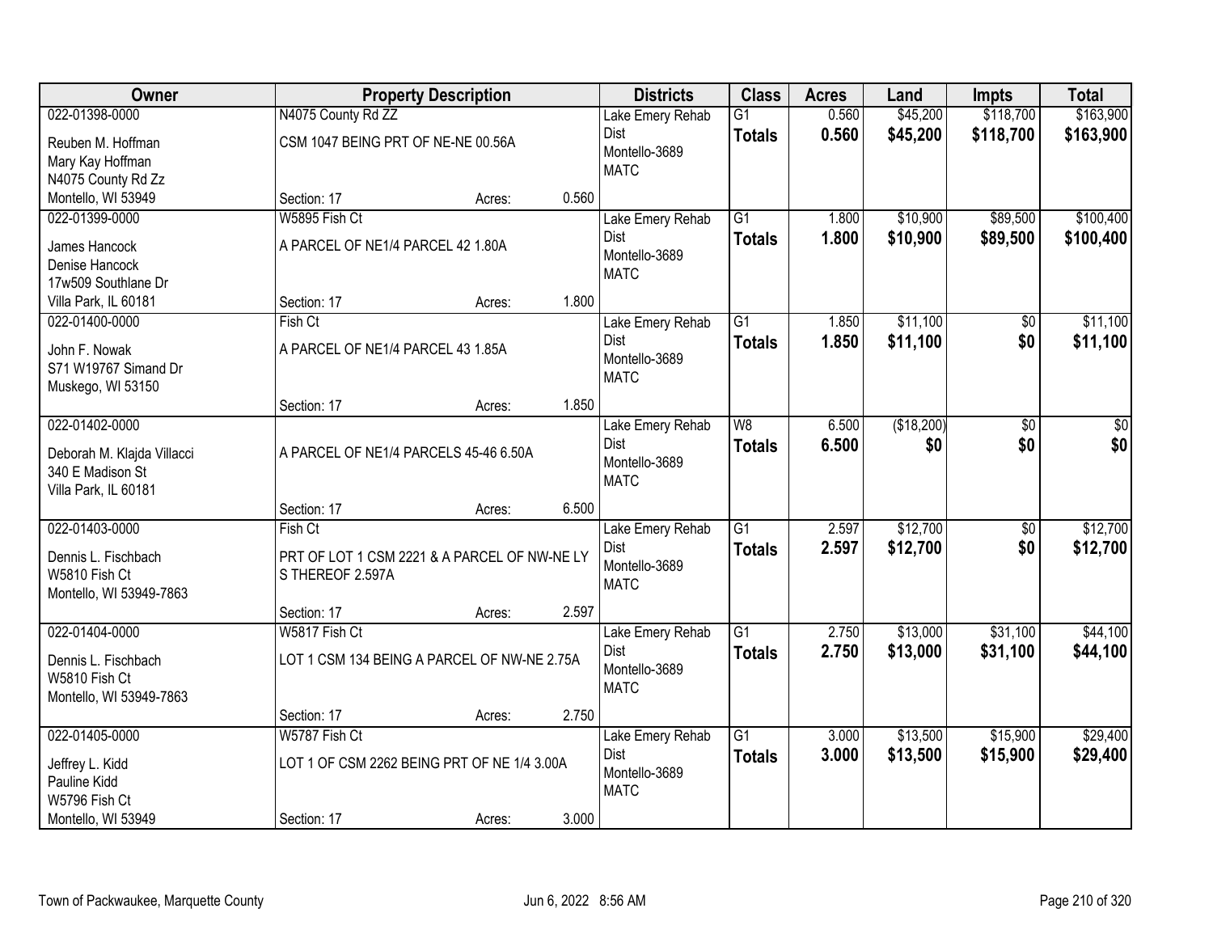| Owner | Property Description | Districts | Class | Acres | Land | Impts | Total |
|---|---|---|---|---|---|---|---|
| 022-01398-0000<br>Reuben M. Hoffman<br>Mary Kay Hoffman<br>N4075 County Rd Zz<br>Montello, WI 53949 | N4075 County Rd ZZ<br>CSM 1047 BEING PRT OF NE-NE 00.56A<br>Section: 17 Acres: 0.560 | Lake Emery Rehab Dist<br>Montello-3689<br>MATC | G1<br>**Totals** | 0.560<br>**0.560** | $45,200<br>**$45,200** | $118,700<br>**$118,700** | $163,900<br>**$163,900** |
| 022-01399-0000<br>James Hancock<br>Denise Hancock<br>17w509 Southlane Dr<br>Villa Park, IL 60181 | W5895 Fish Ct<br>A PARCEL OF NE1/4 PARCEL 42 1.80A<br>Section: 17 Acres: 1.800 | Lake Emery Rehab Dist<br>Montello-3689<br>MATC | G1<br>**Totals** | 1.800<br>**1.800** | $10,900<br>**$10,900** | $89,500<br>**$89,500** | $100,400<br>**$100,400** |
| 022-01400-0000<br>John F. Nowak<br>S71 W19767 Simand Dr<br>Muskego, WI 53150 | Fish Ct<br>A PARCEL OF NE1/4 PARCEL 43 1.85A<br>Section: 17 Acres: 1.850 | Lake Emery Rehab Dist<br>Montello-3689<br>MATC | G1<br>**Totals** | 1.850<br>**1.850** | $11,100<br>**$11,100** | $0<br>**$0** | $11,100<br>**$11,100** |
| 022-01402-0000<br>Deborah M. Klajda Villacci<br>340 E Madison St<br>Villa Park, IL 60181 | A PARCEL OF NE1/4 PARCELS 45-46 6.50A<br>Section: 17 Acres: 6.500 | Lake Emery Rehab Dist<br>Montello-3689<br>MATC | W8<br>**Totals** | 6.500<br>**6.500** | ($18,200)<br>**$0** | $0<br>**$0** | $0<br>**$0** |
| 022-01403-0000<br>Dennis L. Fischbach<br>W5810 Fish Ct<br>Montello, WI 53949-7863 | Fish Ct<br>PRT OF LOT 1 CSM 2221 & A PARCEL OF NW-NE LY S THEREOF 2.597A<br>Section: 17 Acres: 2.597 | Lake Emery Rehab Dist<br>Montello-3689<br>MATC | G1<br>**Totals** | 2.597<br>**2.597** | $12,700<br>**$12,700** | $0<br>**$0** | $12,700<br>**$12,700** |
| 022-01404-0000<br>Dennis L. Fischbach<br>W5810 Fish Ct<br>Montello, WI 53949-7863 | W5817 Fish Ct<br>LOT 1 CSM 134 BEING A PARCEL OF NW-NE 2.75A<br>Section: 17 Acres: 2.750 | Lake Emery Rehab Dist<br>Montello-3689<br>MATC | G1<br>**Totals** | 2.750<br>**2.750** | $13,000<br>**$13,000** | $31,100<br>**$31,100** | $44,100<br>**$44,100** |
| 022-01405-0000<br>Jeffrey L. Kidd<br>Pauline Kidd<br>W5796 Fish Ct<br>Montello, WI 53949 | W5787 Fish Ct<br>LOT 1 OF CSM 2262 BEING PRT OF NE 1/4 3.00A<br>Section: 17 Acres: 3.000 | Lake Emery Rehab Dist<br>Montello-3689<br>MATC | G1<br>**Totals** | 3.000<br>**3.000** | $13,500<br>**$13,500** | $15,900<br>**$15,900** | $29,400<br>**$29,400** |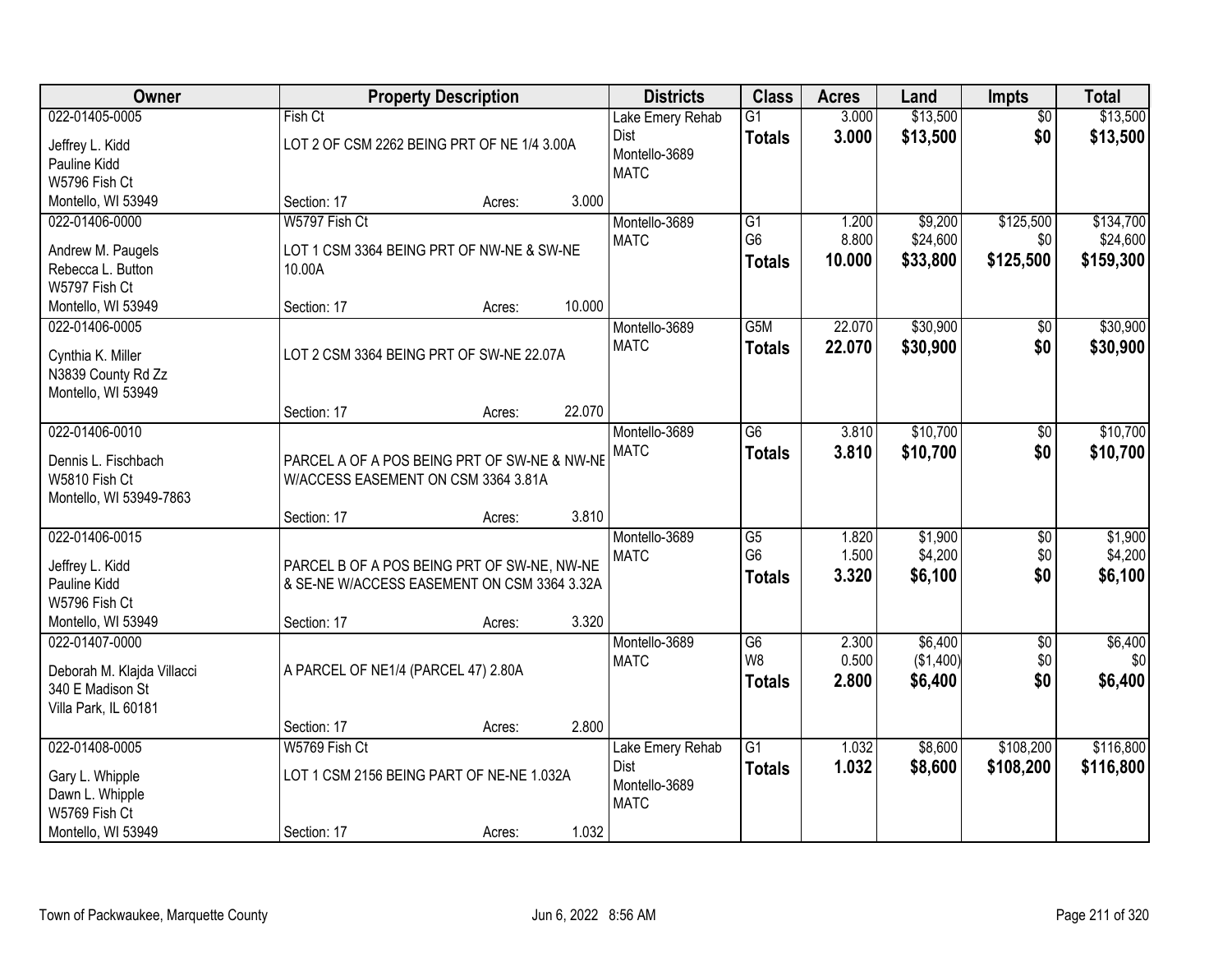| Owner | Property Description | Districts | Class | Acres | Land | Impts | Total |
|---|---|---|---|---|---|---|---|
| 022-01405-0005<br>Jeffrey L. Kidd<br>Pauline Kidd<br>W5796 Fish Ct<br>Montello, WI 53949 | Fish Ct<br>LOT 2 OF CSM 2262 BEING PRT OF NE 1/4 3.00A<br>Section: 17 Acres: 3.000 | Lake Emery Rehab Dist<br>Montello-3689<br>MATC | G1<br>**Totals** | 3.000<br>**3.000** | $13,500<br>**$13,500** | $0<br>**$0** | $13,500<br>**$13,500** |
| 022-01406-0000<br>Andrew M. Paugels<br>Rebecca L. Button<br>W5797 Fish Ct<br>Montello, WI 53949 | W5797 Fish Ct<br>LOT 1 CSM 3364 BEING PRT OF NW-NE & SW-NE 10.00A<br>Section: 17 Acres: 10.000 | Montello-3689<br>MATC | G1<br>G6<br>**Totals** | 1.200<br>8.800<br>**10.000** | $9,200<br>$24,600<br>**$33,800** | $125,500<br>$0<br>**$125,500** | $134,700<br>$24,600<br>**$159,300** |
| 022-01406-0005<br>Cynthia K. Miller<br>N3839 County Rd Zz<br>Montello, WI 53949 | LOT 2 CSM 3364 BEING PRT OF SW-NE 22.07A<br>Section: 17 Acres: 22.070 | Montello-3689<br>MATC | G5M<br>**Totals** | 22.070<br>**22.070** | $30,900<br>**$30,900** | $0<br>**$0** | $30,900<br>**$30,900** |
| 022-01406-0010<br>Dennis L. Fischbach<br>W5810 Fish Ct<br>Montello, WI 53949-7863 | PARCEL A OF A POS BEING PRT OF SW-NE & NW-NE W/ACCESS EASEMENT ON CSM 3364 3.81A<br>Section: 17 Acres: 3.810 | Montello-3689<br>MATC | G6<br>**Totals** | 3.810<br>**3.810** | $10,700<br>**$10,700** | $0<br>**$0** | $10,700<br>**$10,700** |
| 022-01406-0015<br>Jeffrey L. Kidd<br>Pauline Kidd<br>W5796 Fish Ct<br>Montello, WI 53949 | PARCEL B OF A POS BEING PRT OF SW-NE, NW-NE & SE-NE W/ACCESS EASEMENT ON CSM 3364 3.32A<br>Section: 17 Acres: 3.320 | Montello-3689<br>MATC | G5<br>G6<br>**Totals** | 1.820<br>1.500<br>**3.320** | $1,900<br>$4,200<br>**$6,100** | $0<br>$0<br>**$0** | $1,900<br>$4,200<br>**$6,100** |
| 022-01407-0000<br>Deborah M. Klajda Villacci<br>340 E Madison St<br>Villa Park, IL 60181 | A PARCEL OF NE1/4 (PARCEL 47) 2.80A<br>Section: 17 Acres: 2.800 | Montello-3689<br>MATC | G6<br>W8<br>**Totals** | 2.300<br>0.500<br>**2.800** | $6,400<br>($1,400)<br>**$6,400** | $0<br>$0<br>**$0** | $6,400<br>$0<br>**$6,400** |
| 022-01408-0005<br>Gary L. Whipple<br>Dawn L. Whipple<br>W5769 Fish Ct<br>Montello, WI 53949 | W5769 Fish Ct<br>LOT 1 CSM 2156 BEING PART OF NE-NE 1.032A<br>Section: 17 Acres: 1.032 | Lake Emery Rehab Dist<br>Montello-3689<br>MATC | G1<br>**Totals** | 1.032<br>**1.032** | $8,600<br>**$8,600** | $108,200<br>**$108,200** | $116,800<br>**$116,800** |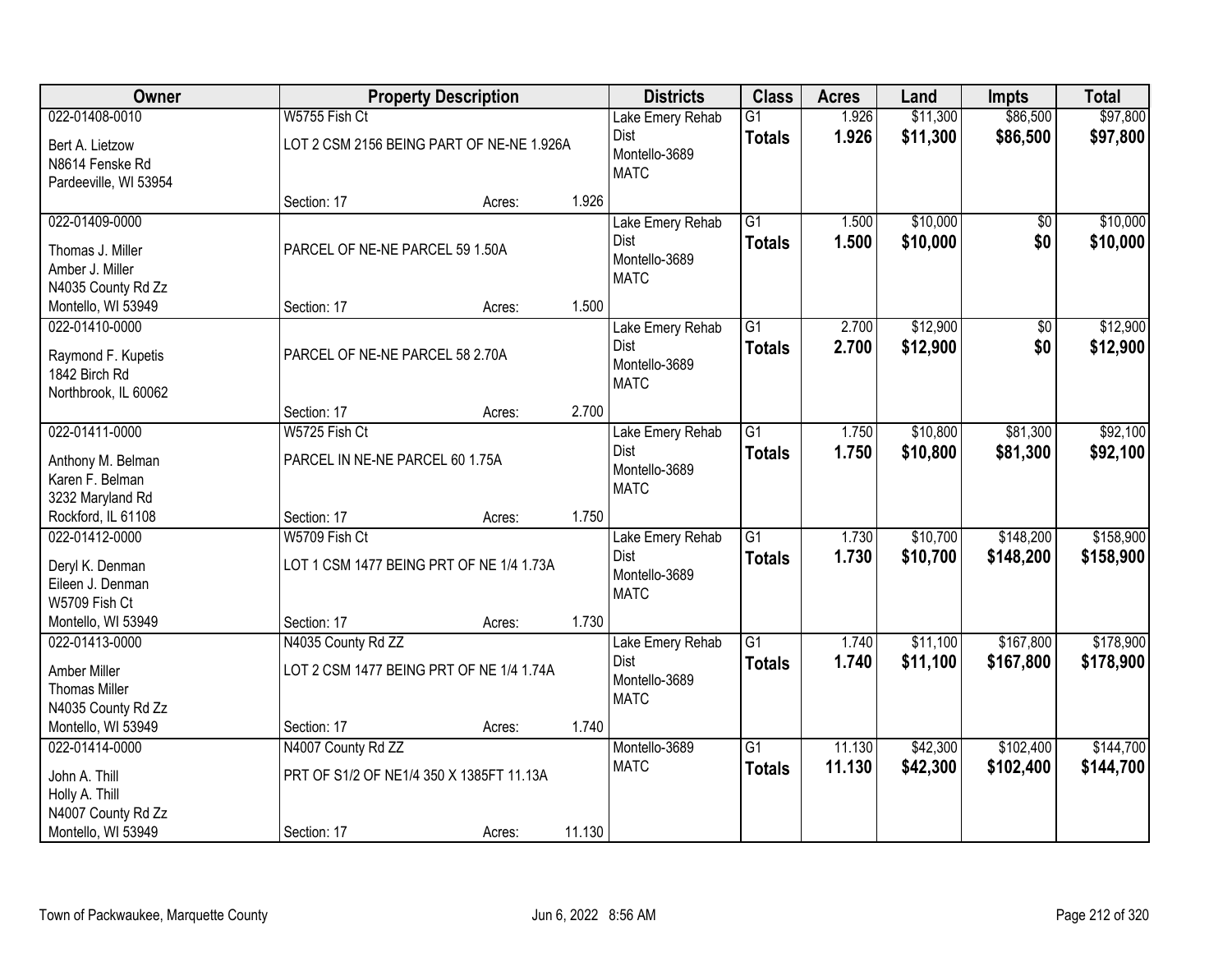| Owner | Property Description | Districts | Class | Acres | Land | Impts | Total |
|---|---|---|---|---|---|---|---|
| 022-01408-0010<br>Bert A. Lietzow<br>N8614 Fenske Rd<br>Pardeeville, WI 53954 | W5755 Fish Ct<br>LOT 2 CSM 2156 BEING PART OF NE-NE 1.926A<br>Section: 17 Acres: 1.926 | Lake Emery Rehab Dist<br>Montello-3689<br>MATC | G1<br>**Totals** | 1.926<br>**1.926** | $11,300<br>**$11,300** | $86,500<br>**$86,500** | $97,800<br>**$97,800** |
| 022-01409-0000<br>Thomas J. Miller<br>Amber J. Miller<br>N4035 County Rd Zz<br>Montello, WI 53949 | PARCEL OF NE-NE PARCEL 59 1.50A<br>Section: 17 Acres: 1.500 | Lake Emery Rehab Dist<br>Montello-3689<br>MATC | G1<br>**Totals** | 1.500<br>**1.500** | $10,000<br>**$10,000** | $0<br>**$0** | $10,000<br>**$10,000** |
| 022-01410-0000<br>Raymond F. Kupetis<br>1842 Birch Rd<br>Northbrook, IL 60062 | PARCEL OF NE-NE PARCEL 58 2.70A<br>Section: 17 Acres: 2.700 | Lake Emery Rehab Dist<br>Montello-3689<br>MATC | G1<br>**Totals** | 2.700<br>**2.700** | $12,900<br>**$12,900** | $0<br>**$0** | $12,900<br>**$12,900** |
| 022-01411-0000<br>Anthony M. Belman<br>Karen F. Belman<br>3232 Maryland Rd<br>Rockford, IL 61108 | W5725 Fish Ct<br>PARCEL IN NE-NE PARCEL 60 1.75A<br>Section: 17 Acres: 1.750 | Lake Emery Rehab Dist<br>Montello-3689<br>MATC | G1<br>**Totals** | 1.750<br>**1.750** | $10,800<br>**$10,800** | $81,300<br>**$81,300** | $92,100<br>**$92,100** |
| 022-01412-0000<br>Deryl K. Denman<br>Eileen J. Denman<br>W5709 Fish Ct<br>Montello, WI 53949 | W5709 Fish Ct<br>LOT 1 CSM 1477 BEING PRT OF NE 1/4 1.73A<br>Section: 17 Acres: 1.730 | Lake Emery Rehab Dist<br>Montello-3689<br>MATC | G1<br>**Totals** | 1.730<br>**1.730** | $10,700<br>**$10,700** | $148,200<br>**$148,200** | $158,900<br>**$158,900** |
| 022-01413-0000<br>Amber Miller<br>Thomas Miller<br>N4035 County Rd Zz<br>Montello, WI 53949 | N4035 County Rd ZZ<br>LOT 2 CSM 1477 BEING PRT OF NE 1/4 1.74A<br>Section: 17 Acres: 1.740 | Lake Emery Rehab Dist<br>Montello-3689<br>MATC | G1<br>**Totals** | 1.740<br>**1.740** | $11,100<br>**$11,100** | $167,800<br>**$167,800** | $178,900<br>**$178,900** |
| 022-01414-0000<br>John A. Thill<br>Holly A. Thill<br>N4007 County Rd Zz<br>Montello, WI 53949 | N4007 County Rd ZZ<br>PRT OF S1/2 OF NE1/4 350 X 1385FT 11.13A<br>Section: 17 Acres: 11.130 | Montello-3689<br>MATC | G1<br>**Totals** | 11.130<br>**11.130** | $42,300<br>**$42,300** | $102,400<br>**$102,400** | $144,700<br>**$144,700** |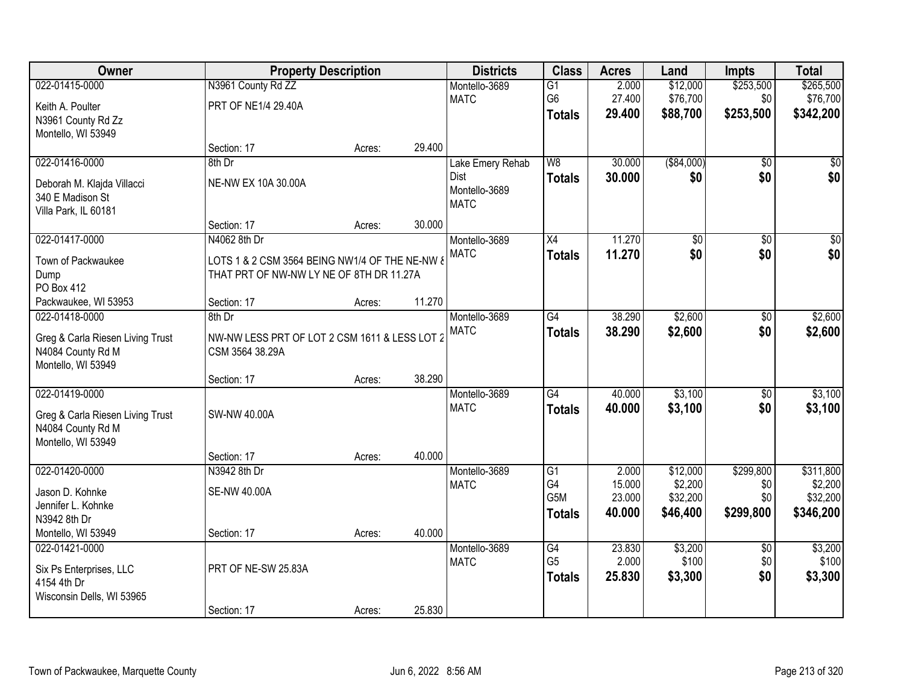| Owner | Property Description | | | Districts | Class | Acres | Land | Impts | Total |
|---|---|---|---|---|---|---|---|---|---|
| 022-01415-0000 | N3961 County Rd ZZ | | | Montello-3689 | G1 | 2.000 | $12,000 | $253,500 | $265,500 |
| Keith A. Poulter<br>N3961 County Rd Zz<br>Montello, WI 53949 | PRT OF NE1/4 29.40A | | | MATC | G6 | 27.400 | $76,700 | $0 | $76,700 |
| | | | | | **Totals** | **29.400** | **$88,700** | **$253,500** | **$342,200** |
| | Section: 17 | Acres: | 29.400 | | | | | | |
| 022-01416-0000 | 8th Dr | | | Lake Emery Rehab Dist | W8 | 30.000 | ($84,000) | $0 | $0 |
| Deborah M. Klajda Villacci<br>340 E Madison St<br>Villa Park, IL 60181 | NE-NW EX 10A 30.00A | | | Montello-3689<br>MATC | **Totals** | **30.000** | **$0** | **$0** | **$0** |
| | Section: 17 | Acres: | 30.000 | | | | | | |
| 022-01417-0000 | N4062 8th Dr | | | Montello-3689 | X4 | 11.270 | $0 | $0 | $0 |
| Town of Packwaukee<br>Dump<br>PO Box 412<br>Packwaukee, WI 53953 | LOTS 1 & 2 CSM 3564 BEING NW1/4 OF THE NE-NW & THAT PRT OF NW-NW LY NE OF 8TH DR 11.27A | | | MATC | **Totals** | **11.270** | **$0** | **$0** | **$0** |
| | Section: 17 | Acres: | 11.270 | | | | | | |
| 022-01418-0000 | 8th Dr | | | Montello-3689 | G4 | 38.290 | $2,600 | $0 | $2,600 |
| Greg & Carla Riesen Living Trust<br>N4084 County Rd M<br>Montello, WI 53949 | NW-NW LESS PRT OF LOT 2 CSM 1611 & LESS LOT 2 CSM 3564 38.29A | | | MATC | **Totals** | **38.290** | **$2,600** | **$0** | **$2,600** |
| | Section: 17 | Acres: | 38.290 | | | | | | |
| 022-01419-0000 | | | | Montello-3689 | G4 | 40.000 | $3,100 | $0 | $3,100 |
| Greg & Carla Riesen Living Trust<br>N4084 County Rd M<br>Montello, WI 53949 | SW-NW 40.00A | | | MATC | **Totals** | **40.000** | **$3,100** | **$0** | **$3,100** |
| | Section: 17 | Acres: | 40.000 | | | | | | |
| 022-01420-0000 | N3942 8th Dr | | | Montello-3689 | G1 | 2.000 | $12,000 | $299,800 | $311,800 |
| Jason D. Kohnke<br>Jennifer L. Kohnke<br>N3942 8th Dr<br>Montello, WI 53949 | SE-NW 40.00A | | | MATC | G4 | 15.000 | $2,200 | $0 | $2,200 |
| | | | | | G5M | 23.000 | $32,200 | $0 | $32,200 |
| | | | | | **Totals** | **40.000** | **$46,400** | **$299,800** | **$346,200** |
| | Section: 17 | Acres: | 40.000 | | | | | | |
| 022-01421-0000 | | | | Montello-3689 | G4 | 23.830 | $3,200 | $0 | $3,200 |
| Six Ps Enterprises, LLC<br>4154 4th Dr<br>Wisconsin Dells, WI 53965 | PRT OF NE-SW 25.83A | | | MATC | G5 | 2.000 | $100 | $0 | $100 |
| | | | | | **Totals** | **25.830** | **$3,300** | **$0** | **$3,300** |
| | Section: 17 | Acres: | 25.830 | | | | | | |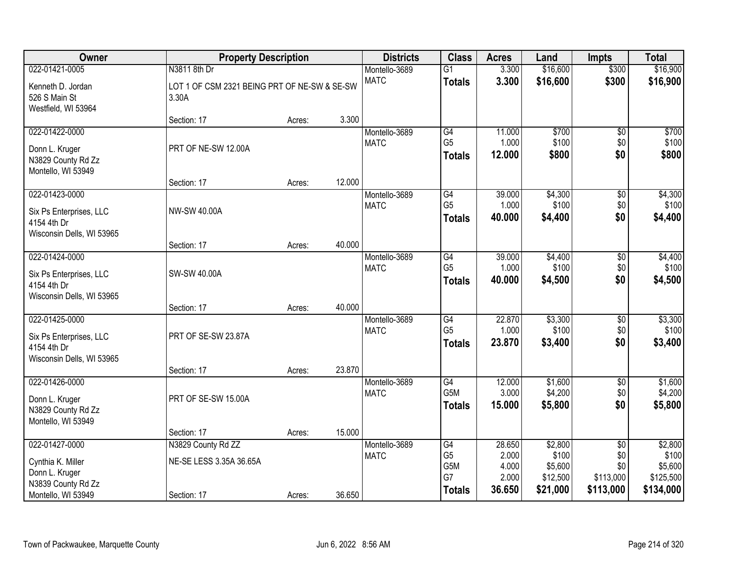| Owner | Property Description | | | Districts | Class | Acres | Land | Impts | Total |
|---|---|---|---|---|---|---|---|---|---|
| 022-01421-0005 | N3811 8th Dr | | | Montello-3689 | G1 | 3.300 | $16,600 | $300 | $16,900 |
| Kenneth D. Jordan<br>526 S Main St<br>Westfield, WI 53964 | LOT 1 OF CSM 2321 BEING PRT OF NE-SW & SE-SW 3.30A | | | MATC | **Totals** | **3.300** | **$16,600** | **$300** | **$16,900** |
| | Section: 17 | Acres: | 3.300 | | | | | | |
| 022-01422-0000 | | | | Montello-3689 | G4 | 11.000 | $700 | $0 | $700 |
| Donn L. Kruger<br>N3829 County Rd Zz<br>Montello, WI 53949 | PRT OF NE-SW 12.00A | | | MATC | G5 | 1.000 | $100 | $0 | $100 |
| | | | | | **Totals** | **12.000** | **$800** | **$0** | **$800** |
| | Section: 17 | Acres: | 12.000 | | | | | | |
| 022-01423-0000 | | | | Montello-3689 | G4 | 39.000 | $4,300 | $0 | $4,300 |
| Six Ps Enterprises, LLC<br>4154 4th Dr<br>Wisconsin Dells, WI 53965 | NW-SW 40.00A | | | MATC | G5 | 1.000 | $100 | $0 | $100 |
| | | | | | **Totals** | **40.000** | **$4,400** | **$0** | **$4,400** |
| | Section: 17 | Acres: | 40.000 | | | | | | |
| 022-01424-0000 | | | | Montello-3689 | G4 | 39.000 | $4,400 | $0 | $4,400 |
| Six Ps Enterprises, LLC<br>4154 4th Dr<br>Wisconsin Dells, WI 53965 | SW-SW 40.00A | | | MATC | G5 | 1.000 | $100 | $0 | $100 |
| | | | | | **Totals** | **40.000** | **$4,500** | **$0** | **$4,500** |
| | Section: 17 | Acres: | 40.000 | | | | | | |
| 022-01425-0000 | | | | Montello-3689 | G4 | 22.870 | $3,300 | $0 | $3,300 |
| Six Ps Enterprises, LLC<br>4154 4th Dr<br>Wisconsin Dells, WI 53965 | PRT OF SE-SW 23.87A | | | MATC | G5 | 1.000 | $100 | $0 | $100 |
| | | | | | **Totals** | **23.870** | **$3,400** | **$0** | **$3,400** |
| | Section: 17 | Acres: | 23.870 | | | | | | |
| 022-01426-0000 | | | | Montello-3689 | G4 | 12.000 | $1,600 | $0 | $1,600 |
| Donn L. Kruger<br>N3829 County Rd Zz<br>Montello, WI 53949 | PRT OF SE-SW 15.00A | | | MATC | G5M | 3.000 | $4,200 | $0 | $4,200 |
| | | | | | **Totals** | **15.000** | **$5,800** | **$0** | **$5,800** |
| | Section: 17 | Acres: | 15.000 | | | | | | |
| 022-01427-0000 | N3829 County Rd ZZ | | | Montello-3689 | G4 | 28.650 | $2,800 | $0 | $2,800 |
| Cynthia K. Miller<br>Donn L. Kruger<br>N3839 County Rd Zz<br>Montello, WI 53949 | NE-SE LESS 3.35A 36.65A | | | MATC | G5 | 2.000 | $100 | $0 | $100 |
| | | | | | G5M | 4.000 | $5,600 | $0 | $5,600 |
| | | | | | G7 | 2.000 | $12,500 | $113,000 | $125,500 |
| | Section: 17 | Acres: | 36.650 | | **Totals** | **36.650** | **$21,000** | **$113,000** | **$134,000** |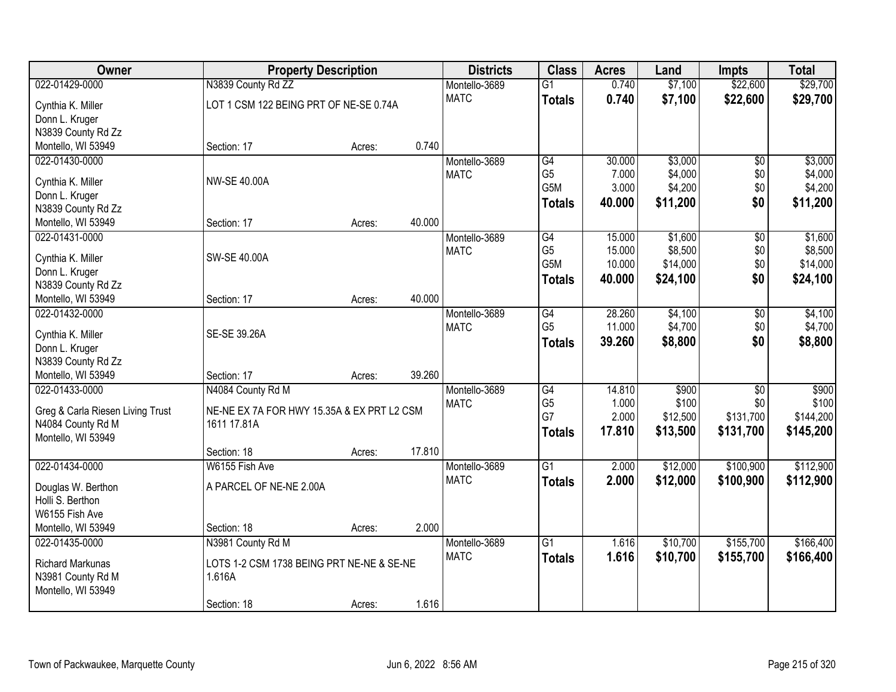| Owner | Property Description | | | Districts | Class | Acres | Land | Impts | Total |
|---|---|---|---|---|---|---|---|---|---|
| 022-01429-0000 | N3839 County Rd ZZ | | | Montello-3689 | G1 | 0.740 | $7,100 | $22,600 | $29,700 |
| Cynthia K. Miller | LOT 1 CSM 122 BEING PRT OF NE-SE 0.74A | | | MATC | **Totals** | **0.740** | **$7,100** | **$22,600** | **$29,700** |
| Donn L. Kruger | | | | | | | | | |
| N3839 County Rd Zz | | | | | | | | | |
| Montello, WI 53949 | Section: 17 | Acres: | 0.740 | | | | | | |
| 022-01430-0000 | | | | Montello-3689 | G4 | 30.000 | $3,000 | $0 | $3,000 |
| Cynthia K. Miller | NW-SE 40.00A | | | MATC | G5 | 7.000 | $4,000 | $0 | $4,000 |
| Donn L. Kruger | | | | | G5M | 3.000 | $4,200 | $0 | $4,200 |
| N3839 County Rd Zz | | | | | **Totals** | **40.000** | **$11,200** | **$0** | **$11,200** |
| Montello, WI 53949 | Section: 17 | Acres: | 40.000 | | | | | | |
| 022-01431-0000 | | | | Montello-3689 | G4 | 15.000 | $1,600 | $0 | $1,600 |
| Cynthia K. Miller | SW-SE 40.00A | | | MATC | G5 | 15.000 | $8,500 | $0 | $8,500 |
| Donn L. Kruger | | | | | G5M | 10.000 | $14,000 | $0 | $14,000 |
| N3839 County Rd Zz | | | | | **Totals** | **40.000** | **$24,100** | **$0** | **$24,100** |
| Montello, WI 53949 | Section: 17 | Acres: | 40.000 | | | | | | |
| 022-01432-0000 | | | | Montello-3689 | G4 | 28.260 | $4,100 | $0 | $4,100 |
| Cynthia K. Miller | SE-SE 39.26A | | | MATC | G5 | 11.000 | $4,700 | $0 | $4,700 |
| Donn L. Kruger | | | | | **Totals** | **39.260** | **$8,800** | **$0** | **$8,800** |
| N3839 County Rd Zz | | | | | | | | | |
| Montello, WI 53949 | Section: 17 | Acres: | 39.260 | | | | | | |
| 022-01433-0000 | N4084 County Rd M | | | Montello-3689 | G4 | 14.810 | $900 | $0 | $900 |
| Greg & Carla Riesen Living Trust | NE-NE EX 7A FOR HWY 15.35A & EX PRT L2 CSM 1611 17.81A | | | MATC | G5 | 1.000 | $100 | $0 | $100 |
| N4084 County Rd M | | | | | G7 | 2.000 | $12,500 | $131,700 | $144,200 |
| Montello, WI 53949 | | | | | **Totals** | **17.810** | **$13,500** | **$131,700** | **$145,200** |
| | Section: 18 | Acres: | 17.810 | | | | | | |
| 022-01434-0000 | W6155 Fish Ave | | | Montello-3689 | G1 | 2.000 | $12,000 | $100,900 | $112,900 |
| Douglas W. Berthon | A PARCEL OF NE-NE 2.00A | | | MATC | **Totals** | **2.000** | **$12,000** | **$100,900** | **$112,900** |
| Holli S. Berthon | | | | | | | | | |
| W6155 Fish Ave | | | | | | | | | |
| Montello, WI 53949 | Section: 18 | Acres: | 2.000 | | | | | | |
| 022-01435-0000 | N3981 County Rd M | | | Montello-3689 | G1 | 1.616 | $10,700 | $155,700 | $166,400 |
| Richard Markunas | LOTS 1-2 CSM 1738 BEING PRT NE-NE & SE-NE 1.616A | | | MATC | **Totals** | **1.616** | **$10,700** | **$155,700** | **$166,400** |
| N3981 County Rd M | | | | | | | | | |
| Montello, WI 53949 | | | | | | | | | |
| | Section: 18 | Acres: | 1.616 | | | | | | |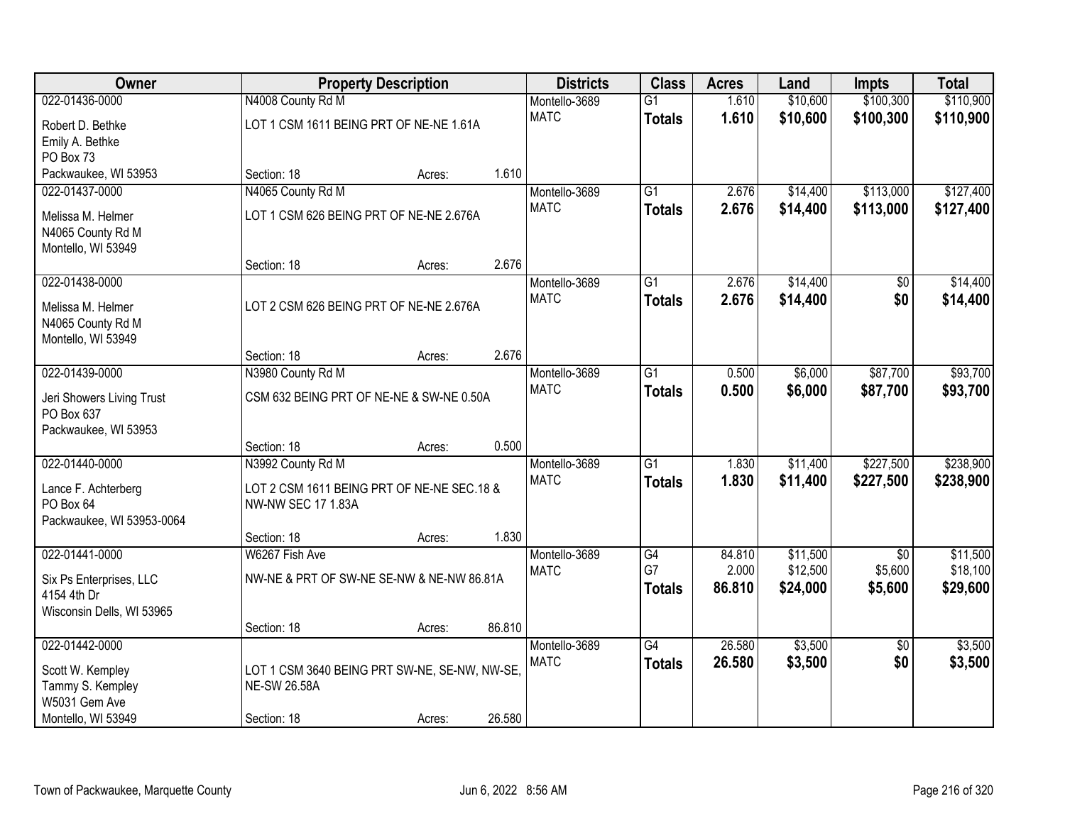| Owner | Property Description | | | Districts | Class | Acres | Land | Impts | Total |
|---|---|---|---|---|---|---|---|---|---|
| 022-01436-0000 | N4008 County Rd M | | | Montello-3689 | G1 | 1.610 | $10,600 | $100,300 | $110,900 |
| Robert D. Bethke<br>Emily A. Bethke<br>PO Box 73<br>Packwaukee, WI 53953 | LOT 1 CSM 1611 BEING PRT OF NE-NE 1.61A | | | MATC | **Totals** | **1.610** | **$10,600** | **$100,300** | **$110,900** |
| | Section: 18 | Acres: | 1.610 | | | | | | |
| 022-01437-0000 | N4065 County Rd M | | | Montello-3689 | G1 | 2.676 | $14,400 | $113,000 | $127,400 |
| Melissa M. Helmer<br>N4065 County Rd M<br>Montello, WI 53949 | LOT 1 CSM 626 BEING PRT OF NE-NE 2.676A | | | MATC | **Totals** | **2.676** | **$14,400** | **$113,000** | **$127,400** |
| | Section: 18 | Acres: | 2.676 | | | | | | |
| 022-01438-0000 | | | | Montello-3689 | G1 | 2.676 | $14,400 | $0 | $14,400 |
| Melissa M. Helmer<br>N4065 County Rd M<br>Montello, WI 53949 | LOT 2 CSM 626 BEING PRT OF NE-NE 2.676A | | | MATC | **Totals** | **2.676** | **$14,400** | **$0** | **$14,400** |
| | Section: 18 | Acres: | 2.676 | | | | | | |
| 022-01439-0000 | N3980 County Rd M | | | Montello-3689 | G1 | 0.500 | $6,000 | $87,700 | $93,700 |
| Jeri Showers Living Trust<br>PO Box 637<br>Packwaukee, WI 53953 | CSM 632 BEING PRT OF NE-NE & SW-NE 0.50A | | | MATC | **Totals** | **0.500** | **$6,000** | **$87,700** | **$93,700** |
| | Section: 18 | Acres: | 0.500 | | | | | | |
| 022-01440-0000 | N3992 County Rd M | | | Montello-3689 | G1 | 1.830 | $11,400 | $227,500 | $238,900 |
| Lance F. Achterberg<br>PO Box 64<br>Packwaukee, WI 53953-0064 | LOT 2 CSM 1611 BEING PRT OF NE-NE SEC.18 & NW-NW SEC 17 1.83A | | | MATC | **Totals** | **1.830** | **$11,400** | **$227,500** | **$238,900** |
| | Section: 18 | Acres: | 1.830 | | | | | | |
| 022-01441-0000 | W6267 Fish Ave | | | Montello-3689 | G4<br>G7 | 84.810<br>2.000 | $11,500<br>$12,500 | $0<br>$5,600 | $11,500<br>$18,100 |
| Six Ps Enterprises, LLC<br>4154 4th Dr<br>Wisconsin Dells, WI 53965 | NW-NE & PRT OF SW-NE SE-NW & NE-NW 86.81A | | | MATC | **Totals** | **86.810** | **$24,000** | **$5,600** | **$29,600** |
| | Section: 18 | Acres: | 86.810 | | | | | | |
| 022-01442-0000 | | | | Montello-3689 | G4 | 26.580 | $3,500 | $0 | $3,500 |
| Scott W. Kempley<br>Tammy S. Kempley<br>W5031 Gem Ave<br>Montello, WI 53949 | LOT 1 CSM 3640 BEING PRT SW-NE, SE-NW, NW-SE, NE-SW 26.58A | | | MATC | **Totals** | **26.580** | **$3,500** | **$0** | **$3,500** |
| | Section: 18 | Acres: | 26.580 | | | | | | |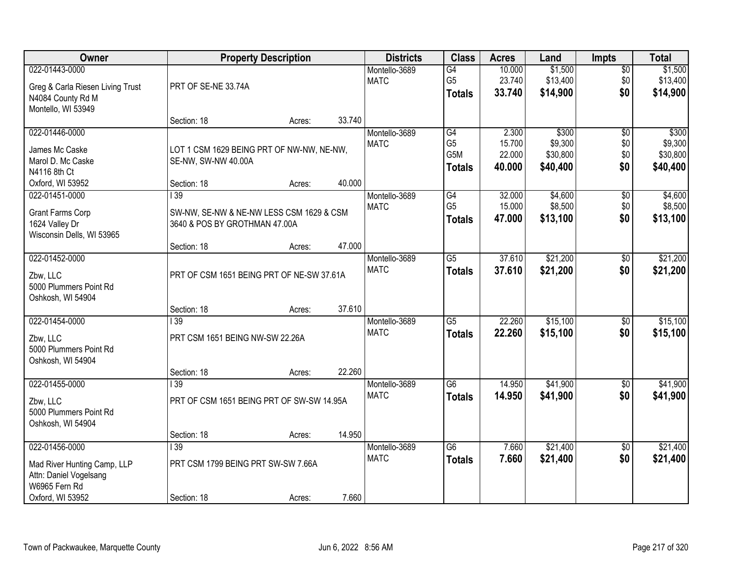| Owner | Property Description | | | Districts | Class | Acres | Land | Impts | Total |
|---|---|---|---|---|---|---|---|---|---|
| 022-01443-0000<br>Greg & Carla Riesen Living Trust<br>N4084 County Rd M<br>Montello, WI 53949 | PRT OF SE-NE 33.74A | | | Montello-3689<br>MATC | G4<br>G5<br>**Totals** | 10.000<br>23.740<br>**33.740** | $1,500<br>$13,400<br>**$14,900** | $0<br>$0<br>**$0** | $1,500<br>$13,400<br>**$14,900** |
| | Section: 18 | Acres: | 33.740 | | | | | | |
| 022-01446-0000<br>James Mc Caske<br>Marol D. Mc Caske<br>N4116 8th Ct<br>Oxford, WI 53952 | LOT 1 CSM 1629 BEING PRT OF NW-NW, NE-NW, SE-NW, SW-NW 40.00A | | | Montello-3689<br>MATC | G4<br>G5<br>G5M<br>**Totals** | 2.300<br>15.700<br>22.000<br>**40.000** | $300<br>$9,300<br>$30,800<br>**$40,400** | $0<br>$0<br>$0<br>**$0** | $300<br>$9,300<br>$30,800<br>**$40,400** |
| | Section: 18 | Acres: | 40.000 | | | | | | |
| 022-01451-0000<br>Grant Farms Corp<br>1624 Valley Dr<br>Wisconsin Dells, WI 53965 | I 39<br>SW-NW, SE-NW & NE-NW LESS CSM 1629 & CSM 3640 & POS BY GROTHMAN 47.00A | | | Montello-3689<br>MATC | G4<br>G5<br>**Totals** | 32.000<br>15.000<br>**47.000** | $4,600<br>$8,500<br>**$13,100** | $0<br>$0<br>**$0** | $4,600<br>$8,500<br>**$13,100** |
| | Section: 18 | Acres: | 47.000 | | | | | | |
| 022-01452-0000<br>Zbw, LLC<br>5000 Plummers Point Rd<br>Oshkosh, WI 54904 | PRT OF CSM 1651 BEING PRT OF NE-SW 37.61A | | | Montello-3689<br>MATC | G5<br>**Totals** | 37.610<br>**37.610** | $21,200<br>**$21,200** | $0<br>**$0** | $21,200<br>**$21,200** |
| | Section: 18 | Acres: | 37.610 | | | | | | |
| 022-01454-0000<br>Zbw, LLC<br>5000 Plummers Point Rd<br>Oshkosh, WI 54904 | I 39<br>PRT CSM 1651 BEING NW-SW 22.26A | | | Montello-3689<br>MATC | G5<br>**Totals** | 22.260<br>**22.260** | $15,100<br>**$15,100** | $0<br>**$0** | $15,100<br>**$15,100** |
| | Section: 18 | Acres: | 22.260 | | | | | | |
| 022-01455-0000<br>Zbw, LLC<br>5000 Plummers Point Rd<br>Oshkosh, WI 54904 | I 39<br>PRT OF CSM 1651 BEING PRT OF SW-SW 14.95A | | | Montello-3689<br>MATC | G6<br>**Totals** | 14.950<br>**14.950** | $41,900<br>**$41,900** | $0<br>**$0** | $41,900<br>**$41,900** |
| | Section: 18 | Acres: | 14.950 | | | | | | |
| 022-01456-0000<br>Mad River Hunting Camp, LLP<br>Attn: Daniel Vogelsang<br>W6965 Fern Rd<br>Oxford, WI 53952 | I 39<br>PRT CSM 1799 BEING PRT SW-SW 7.66A | | | Montello-3689<br>MATC | G6<br>**Totals** | 7.660<br>**7.660** | $21,400<br>**$21,400** | $0<br>**$0** | $21,400<br>**$21,400** |
| | Section: 18 | Acres: | 7.660 | | | | | | |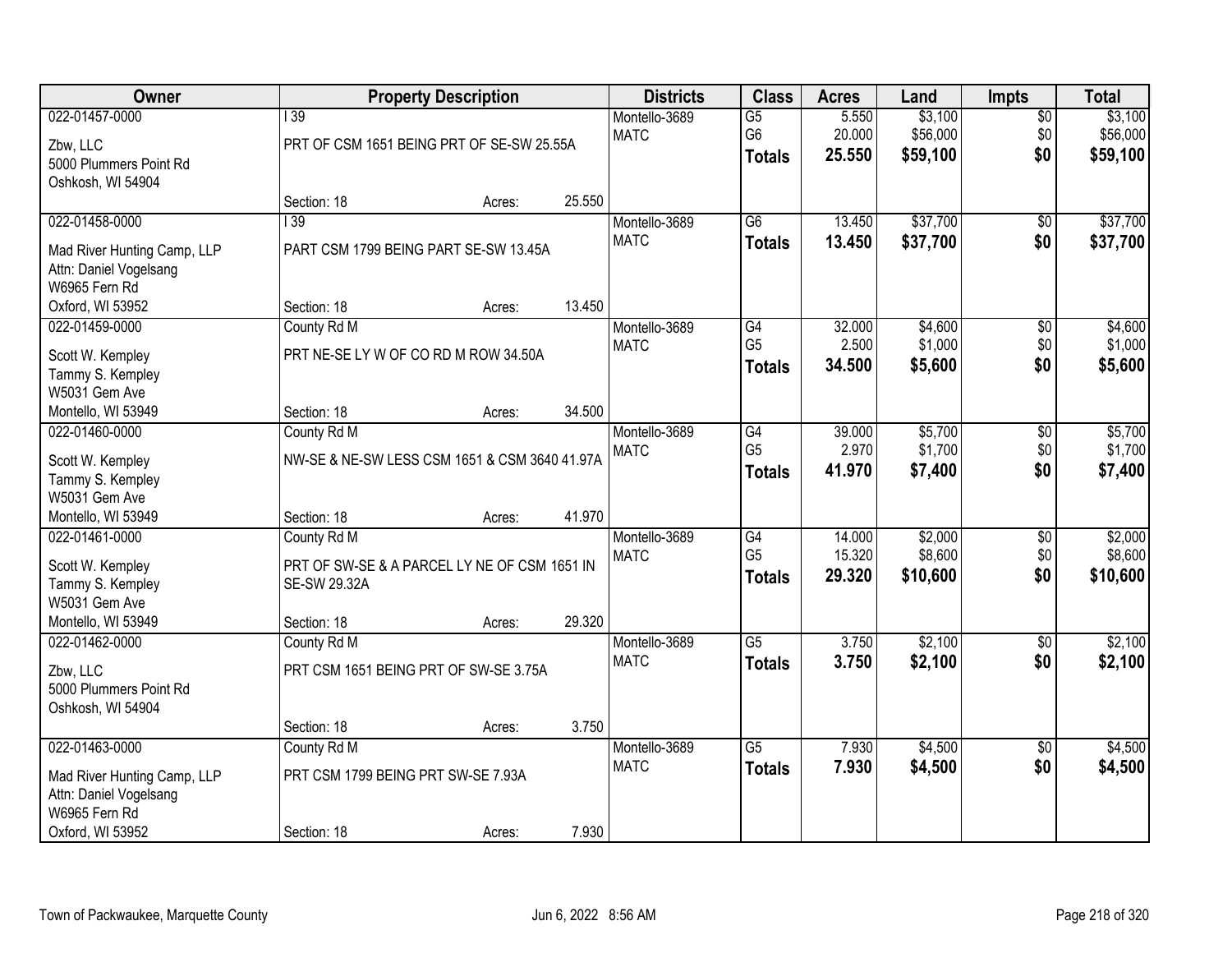| Owner | Property Description | | | Districts | Class | Acres | Land | Impts | Total |
|---|---|---|---|---|---|---|---|---|---|
| 022-01457-0000 | I 39 | | | Montello-3689 | G5 | 5.550 | $3,100 | $0 | $3,100 |
| Zbw, LLC | PRT OF CSM 1651 BEING PRT OF SE-SW 25.55A | | | MATC | G6 | 20.000 | $56,000 | $0 | $56,000 |
| 5000 Plummers Point Rd | | | | | **Totals** | **25.550** | **$59,100** | **$0** | **$59,100** |
| Oshkosh, WI 54904 | Section: 18 | Acres: | 25.550 | | | | | | |
| 022-01458-0000 | I 39 | | | Montello-3689 | G6 | 13.450 | $37,700 | $0 | $37,700 |
| Mad River Hunting Camp, LLP | PART CSM 1799 BEING PART SE-SW 13.45A | | | MATC | **Totals** | **13.450** | **$37,700** | **$0** | **$37,700** |
| Attn: Daniel Vogelsang | | | | | | | | | |
| W6965 Fern Rd | | | | | | | | | |
| Oxford, WI 53952 | Section: 18 | Acres: | 13.450 | | | | | | |
| 022-01459-0000 | County Rd M | | | Montello-3689 | G4 | 32.000 | $4,600 | $0 | $4,600 |
| Scott W. Kempley | PRT NE-SE LY W OF CO RD M ROW 34.50A | | | MATC | G5 | 2.500 | $1,000 | $0 | $1,000 |
| Tammy S. Kempley | | | | | **Totals** | **34.500** | **$5,600** | **$0** | **$5,600** |
| W5031 Gem Ave | | | | | | | | | |
| Montello, WI 53949 | Section: 18 | Acres: | 34.500 | | | | | | |
| 022-01460-0000 | County Rd M | | | Montello-3689 | G4 | 39.000 | $5,700 | $0 | $5,700 |
| Scott W. Kempley | NW-SE & NE-SW LESS CSM 1651 & CSM 3640 41.97A | | | MATC | G5 | 2.970 | $1,700 | $0 | $1,700 |
| Tammy S. Kempley | | | | | **Totals** | **41.970** | **$7,400** | **$0** | **$7,400** |
| W5031 Gem Ave | | | | | | | | | |
| Montello, WI 53949 | Section: 18 | Acres: | 41.970 | | | | | | |
| 022-01461-0000 | County Rd M | | | Montello-3689 | G4 | 14.000 | $2,000 | $0 | $2,000 |
| Scott W. Kempley | PRT OF SW-SE & A PARCEL LY NE OF CSM 1651 IN SE-SW 29.32A | | | MATC | G5 | 15.320 | $8,600 | $0 | $8,600 |
| Tammy S. Kempley | | | | | **Totals** | **29.320** | **$10,600** | **$0** | **$10,600** |
| W5031 Gem Ave | | | | | | | | | |
| Montello, WI 53949 | Section: 18 | Acres: | 29.320 | | | | | | |
| 022-01462-0000 | County Rd M | | | Montello-3689 | G5 | 3.750 | $2,100 | $0 | $2,100 |
| Zbw, LLC | PRT CSM 1651 BEING PRT OF SW-SE 3.75A | | | MATC | **Totals** | **3.750** | **$2,100** | **$0** | **$2,100** |
| 5000 Plummers Point Rd | | | | | | | | | |
| Oshkosh, WI 54904 | Section: 18 | Acres: | 3.750 | | | | | | |
| 022-01463-0000 | County Rd M | | | Montello-3689 | G5 | 7.930 | $4,500 | $0 | $4,500 |
| Mad River Hunting Camp, LLP | PRT CSM 1799 BEING PRT SW-SE 7.93A | | | MATC | **Totals** | **7.930** | **$4,500** | **$0** | **$4,500** |
| Attn: Daniel Vogelsang | | | | | | | | | |
| W6965 Fern Rd | | | | | | | | | |
| Oxford, WI 53952 | Section: 18 | Acres: | 7.930 | | | | | | |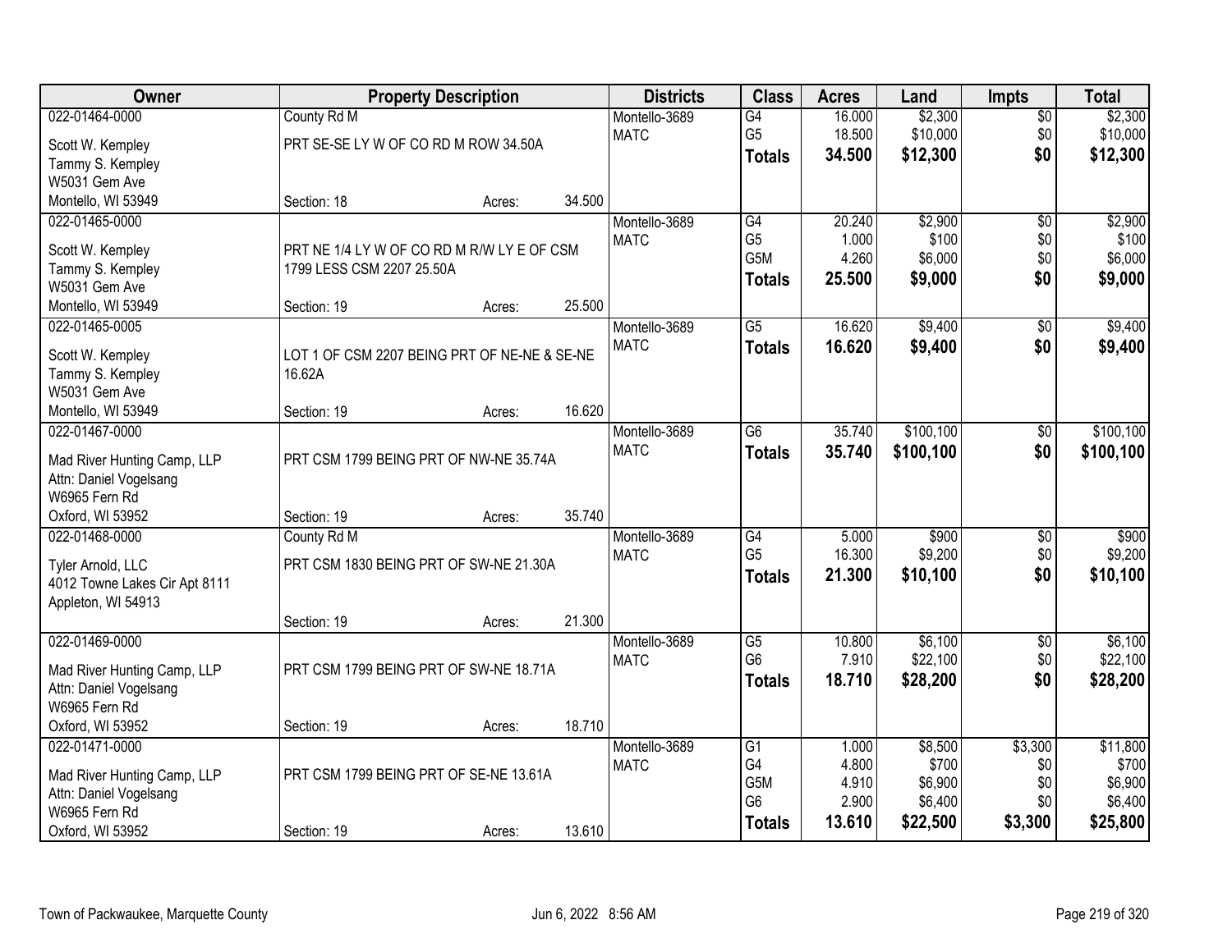| Owner | Property Description | | | Districts | Class | Acres | Land | Impts | Total |
|---|---|---|---|---|---|---|---|---|---|
| 022-01464-0000 | County Rd M | | | Montello-3689 | G4 | 16.000 | $2,300 | $0 | $2,300 |
| Scott W. Kempley | PRT SE-SE LY W OF CO RD M ROW 34.50A | | | MATC | G5 | 18.500 | $10,000 | $0 | $10,000 |
| Tammy S. Kempley | | | | | **Totals** | **34.500** | **$12,300** | **$0** | **$12,300** |
| W5031 Gem Ave | | | | | | | | | |
| Montello, WI 53949 | Section: 18 | Acres: | 34.500 | | | | | | |
| 022-01465-0000 | | | | Montello-3689 | G4 | 20.240 | $2,900 | $0 | $2,900 |
| Scott W. Kempley | PRT NE 1/4 LY W OF CO RD M R/W LY E OF CSM | | | MATC | G5 | 1.000 | $100 | $0 | $100 |
| Tammy S. Kempley | 1799 LESS CSM 2207 25.50A | | | | G5M | 4.260 | $6,000 | $0 | $6,000 |
| W5031 Gem Ave | | | | | **Totals** | **25.500** | **$9,000** | **$0** | **$9,000** |
| Montello, WI 53949 | Section: 19 | Acres: | 25.500 | | | | | | |
| 022-01465-0005 | | | | Montello-3689 | G5 | 16.620 | $9,400 | $0 | $9,400 |
| Scott W. Kempley | LOT 1 OF CSM 2207 BEING PRT OF NE-NE & SE-NE | | | MATC | **Totals** | **16.620** | **$9,400** | **$0** | **$9,400** |
| Tammy S. Kempley | 16.62A | | | | | | | | |
| W5031 Gem Ave | | | | | | | | | |
| Montello, WI 53949 | Section: 19 | Acres: | 16.620 | | | | | | |
| 022-01467-0000 | | | | Montello-3689 | G6 | 35.740 | $100,100 | $0 | $100,100 |
| Mad River Hunting Camp, LLP | PRT CSM 1799 BEING PRT OF NW-NE 35.74A | | | MATC | **Totals** | **35.740** | **$100,100** | **$0** | **$100,100** |
| Attn: Daniel Vogelsang | | | | | | | | | |
| W6965 Fern Rd | | | | | | | | | |
| Oxford, WI 53952 | Section: 19 | Acres: | 35.740 | | | | | | |
| 022-01468-0000 | County Rd M | | | Montello-3689 | G4 | 5.000 | $900 | $0 | $900 |
| Tyler Arnold, LLC | PRT CSM 1830 BEING PRT OF SW-NE 21.30A | | | MATC | G5 | 16.300 | $9,200 | $0 | $9,200 |
| 4012 Towne Lakes Cir Apt 8111 | | | | | **Totals** | **21.300** | **$10,100** | **$0** | **$10,100** |
| Appleton, WI 54913 | | | | | | | | | |
| | Section: 19 | Acres: | 21.300 | | | | | | |
| 022-01469-0000 | | | | Montello-3689 | G5 | 10.800 | $6,100 | $0 | $6,100 |
| Mad River Hunting Camp, LLP | PRT CSM 1799 BEING PRT OF SW-NE 18.71A | | | MATC | G6 | 7.910 | $22,100 | $0 | $22,100 |
| Attn: Daniel Vogelsang | | | | | **Totals** | **18.710** | **$28,200** | **$0** | **$28,200** |
| W6965 Fern Rd | | | | | | | | | |
| Oxford, WI 53952 | Section: 19 | Acres: | 18.710 | | | | | | |
| 022-01471-0000 | | | | Montello-3689 | G1 | 1.000 | $8,500 | $3,300 | $11,800 |
| Mad River Hunting Camp, LLP | PRT CSM 1799 BEING PRT OF SE-NE 13.61A | | | MATC | G4 | 4.800 | $700 | $0 | $700 |
| Attn: Daniel Vogelsang | | | | | G5M | 4.910 | $6,900 | $0 | $6,900 |
| W6965 Fern Rd | | | | | G6 | 2.900 | $6,400 | $0 | $6,400 |
| Oxford, WI 53952 | Section: 19 | Acres: | 13.610 | | **Totals** | **13.610** | **$22,500** | **$3,300** | **$25,800** |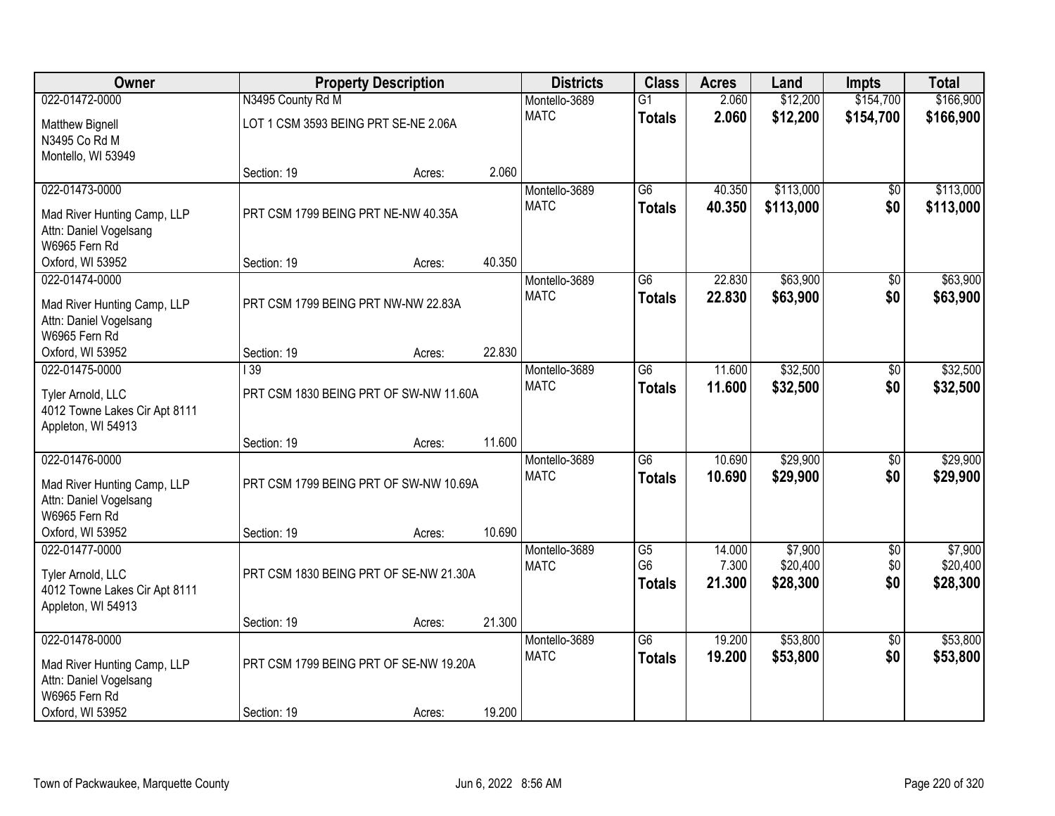| Owner | Property Description | | | Districts | Class | Acres | Land | Impts | Total |
|---|---|---|---|---|---|---|---|---|---|
| 022-01472-0000 | N3495 County Rd M | | | Montello-3689 | G1 | 2.060 | $12,200 | $154,700 | $166,900 |
| Matthew Bignell<br>N3495 Co Rd M<br>Montello, WI 53949 | LOT 1 CSM 3593 BEING PRT SE-NE 2.06A | | | MATC | **Totals** | **2.060** | **$12,200** | **$154,700** | **$166,900** |
| | Section: 19 | Acres: | 2.060 | | | | | | |
| 022-01473-0000 | | | | Montello-3689 | G6 | 40.350 | $113,000 | $0 | $113,000 |
| Mad River Hunting Camp, LLP<br>Attn: Daniel Vogelsang<br>W6965 Fern Rd<br>Oxford, WI 53952 | PRT CSM 1799 BEING PRT NE-NW 40.35A | | | MATC | **Totals** | **40.350** | **$113,000** | **$0** | **$113,000** |
| | Section: 19 | Acres: | 40.350 | | | | | | |
| 022-01474-0000 | | | | Montello-3689 | G6 | 22.830 | $63,900 | $0 | $63,900 |
| Mad River Hunting Camp, LLP<br>Attn: Daniel Vogelsang<br>W6965 Fern Rd<br>Oxford, WI 53952 | PRT CSM 1799 BEING PRT NW-NW 22.83A | | | MATC | **Totals** | **22.830** | **$63,900** | **$0** | **$63,900** |
| | Section: 19 | Acres: | 22.830 | | | | | | |
| 022-01475-0000 | I 39 | | | Montello-3689 | G6 | 11.600 | $32,500 | $0 | $32,500 |
| Tyler Arnold, LLC<br>4012 Towne Lakes Cir Apt 8111<br>Appleton, WI 54913 | PRT CSM 1830 BEING PRT OF SW-NW 11.60A | | | MATC | **Totals** | **11.600** | **$32,500** | **$0** | **$32,500** |
| | Section: 19 | Acres: | 11.600 | | | | | | |
| 022-01476-0000 | | | | Montello-3689 | G6 | 10.690 | $29,900 | $0 | $29,900 |
| Mad River Hunting Camp, LLP<br>Attn: Daniel Vogelsang<br>W6965 Fern Rd<br>Oxford, WI 53952 | PRT CSM 1799 BEING PRT OF SW-NW 10.69A | | | MATC | **Totals** | **10.690** | **$29,900** | **$0** | **$29,900** |
| | Section: 19 | Acres: | 10.690 | | | | | | |
| 022-01477-0000 | | | | Montello-3689 | G5 | 14.000 | $7,900 | $0 | $7,900 |
| Tyler Arnold, LLC<br>4012 Towne Lakes Cir Apt 8111<br>Appleton, WI 54913 | PRT CSM 1830 BEING PRT OF SE-NW 21.30A | | | MATC | G6 | 7.300 | $20,400 | $0 | $20,400 |
| | | | | | **Totals** | **21.300** | **$28,300** | **$0** | **$28,300** |
| | Section: 19 | Acres: | 21.300 | | | | | | |
| 022-01478-0000 | | | | Montello-3689 | G6 | 19.200 | $53,800 | $0 | $53,800 |
| Mad River Hunting Camp, LLP<br>Attn: Daniel Vogelsang<br>W6965 Fern Rd<br>Oxford, WI 53952 | PRT CSM 1799 BEING PRT OF SE-NW 19.20A | | | MATC | **Totals** | **19.200** | **$53,800** | **$0** | **$53,800** |
| | Section: 19 | Acres: | 19.200 | | | | | | |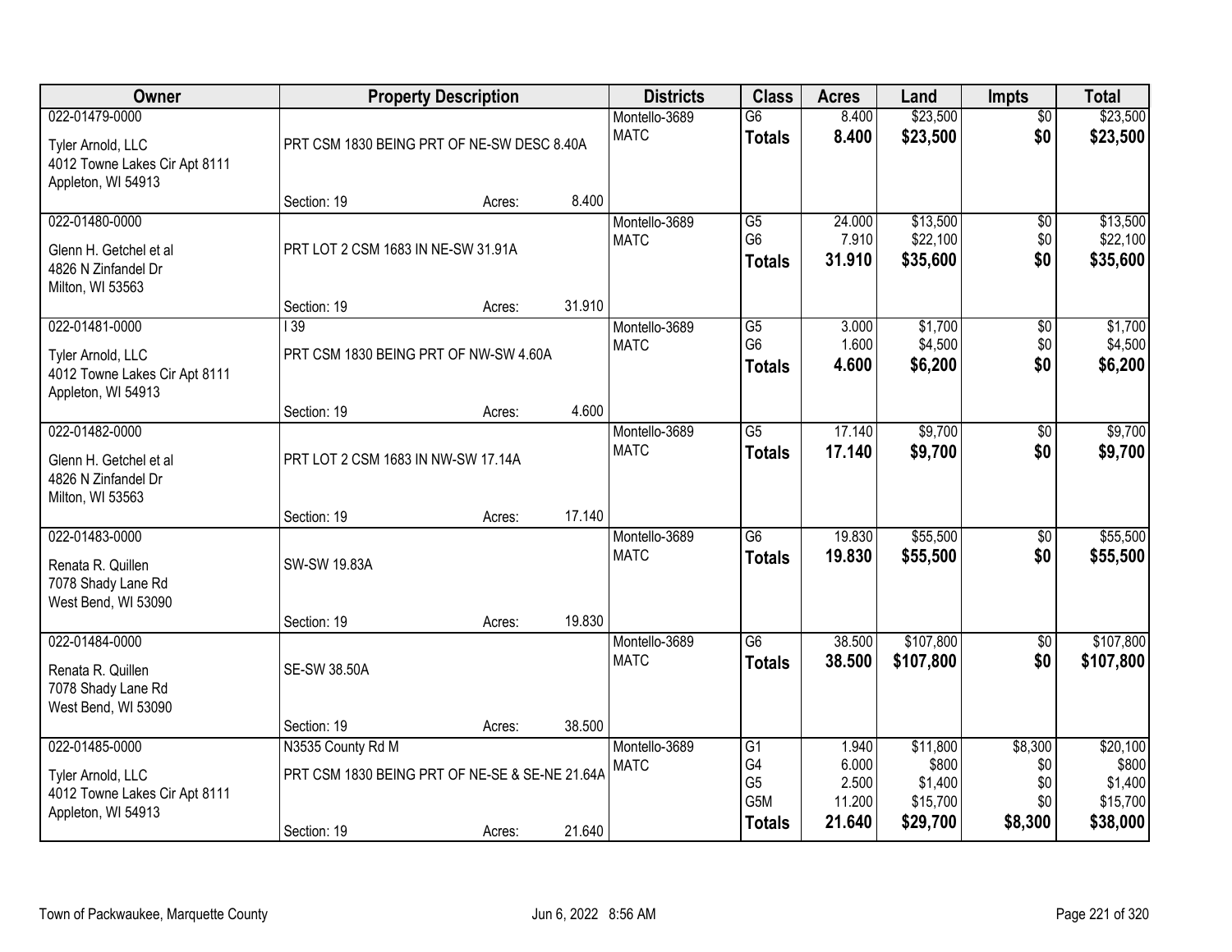| Owner | Property Description | | | Districts | Class | Acres | Land | Impts | Total |
|---|---|---|---|---|---|---|---|---|---|
| 022-01479-0000<br>Tyler Arnold, LLC<br>4012 Towne Lakes Cir Apt 8111<br>Appleton, WI 54913 | PRT CSM 1830 BEING PRT OF NE-SW DESC 8.40A | | | Montello-3689<br>MATC | G6<br>**Totals** | 8.400<br>**8.400** | $23,500<br>**$23,500** | $0<br>**$0** | $23,500<br>**$23,500** |
| | Section: 19 | Acres: | 8.400 | | | | | | |
| 022-01480-0000<br>Glenn H. Getchel et al<br>4826 N Zinfandel Dr<br>Milton, WI 53563 | PRT LOT 2 CSM 1683 IN NE-SW 31.91A | | | Montello-3689<br>MATC | G5<br>G6<br>**Totals** | 24.000<br>7.910<br>**31.910** | $13,500<br>$22,100<br>**$35,600** | $0<br>$0<br>**$0** | $13,500<br>$22,100<br>**$35,600** |
| | Section: 19 | Acres: | 31.910 | | | | | | |
| 022-01481-0000<br>Tyler Arnold, LLC<br>4012 Towne Lakes Cir Apt 8111<br>Appleton, WI 54913 | I 39<br>PRT CSM 1830 BEING PRT OF NW-SW 4.60A | | | Montello-3689<br>MATC | G5<br>G6<br>**Totals** | 3.000<br>1.600<br>**4.600** | $1,700<br>$4,500<br>**$6,200** | $0<br>$0<br>**$0** | $1,700<br>$4,500<br>**$6,200** |
| | Section: 19 | Acres: | 4.600 | | | | | | |
| 022-01482-0000<br>Glenn H. Getchel et al<br>4826 N Zinfandel Dr<br>Milton, WI 53563 | PRT LOT 2 CSM 1683 IN NW-SW 17.14A | | | Montello-3689<br>MATC | G5<br>**Totals** | 17.140<br>**17.140** | $9,700<br>**$9,700** | $0<br>**$0** | $9,700<br>**$9,700** |
| | Section: 19 | Acres: | 17.140 | | | | | | |
| 022-01483-0000<br>Renata R. Quillen<br>7078 Shady Lane Rd<br>West Bend, WI 53090 | SW-SW 19.83A | | | Montello-3689<br>MATC | G6<br>**Totals** | 19.830<br>**19.830** | $55,500<br>**$55,500** | $0<br>**$0** | $55,500<br>**$55,500** |
| | Section: 19 | Acres: | 19.830 | | | | | | |
| 022-01484-0000<br>Renata R. Quillen<br>7078 Shady Lane Rd<br>West Bend, WI 53090 | SE-SW 38.50A | | | Montello-3689<br>MATC | G6<br>**Totals** | 38.500<br>**38.500** | $107,800<br>**$107,800** | $0<br>**$0** | $107,800<br>**$107,800** |
| | Section: 19 | Acres: | 38.500 | | | | | | |
| 022-01485-0000<br>Tyler Arnold, LLC<br>4012 Towne Lakes Cir Apt 8111<br>Appleton, WI 54913 | N3535 County Rd M<br>PRT CSM 1830 BEING PRT OF NE-SE & SE-NE 21.64A | | | Montello-3689<br>MATC | G1<br>G4<br>G5<br>G5M<br>**Totals** | 1.940<br>6.000<br>2.500<br>11.200<br>**21.640** | $11,800<br>$800<br>$1,400<br>$15,700<br>**$29,700** | $8,300<br>$0<br>$0<br>$0<br>**$8,300** | $20,100<br>$800<br>$1,400<br>$15,700<br>**$38,000** |
| | Section: 19 | Acres: | 21.640 | | | | | | |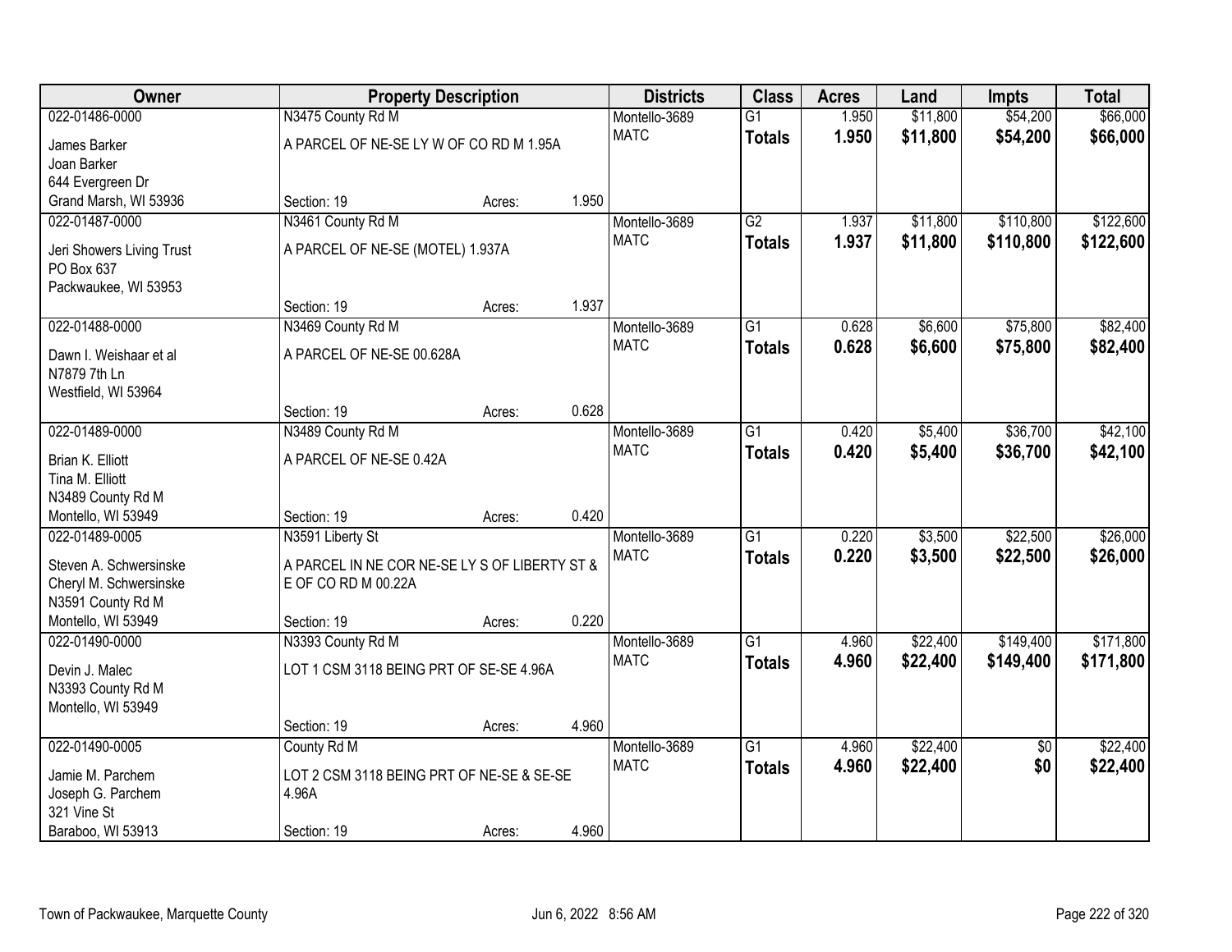| Owner | Property Description | | | Districts | Class | Acres | Land | Impts | Total |
|---|---|---|---|---|---|---|---|---|---|
| 022-01486-0000 | N3475 County Rd M | | | Montello-3689 | G1 | 1.950 | $11,800 | $54,200 | $66,000 |
| James Barker<br>Joan Barker<br>644 Evergreen Dr<br>Grand Marsh, WI 53936 | A PARCEL OF NE-SE LY W OF CO RD M 1.95A | | | MATC | **Totals** | **1.950** | **$11,800** | **$54,200** | **$66,000** |
| | Section: 19 | Acres: | 1.950 | | | | | | |
| 022-01487-0000 | N3461 County Rd M | | | Montello-3689 | G2 | 1.937 | $11,800 | $110,800 | $122,600 |
| Jeri Showers Living Trust<br>PO Box 637<br>Packwaukee, WI 53953 | A PARCEL OF NE-SE (MOTEL) 1.937A | | | MATC | **Totals** | **1.937** | **$11,800** | **$110,800** | **$122,600** |
| | Section: 19 | Acres: | 1.937 | | | | | | |
| 022-01488-0000 | N3469 County Rd M | | | Montello-3689 | G1 | 0.628 | $6,600 | $75,800 | $82,400 |
| Dawn I. Weishaar et al<br>N7879 7th Ln<br>Westfield, WI 53964 | A PARCEL OF NE-SE 00.628A | | | MATC | **Totals** | **0.628** | **$6,600** | **$75,800** | **$82,400** |
| | Section: 19 | Acres: | 0.628 | | | | | | |
| 022-01489-0000 | N3489 County Rd M | | | Montello-3689 | G1 | 0.420 | $5,400 | $36,700 | $42,100 |
| Brian K. Elliott<br>Tina M. Elliott<br>N3489 County Rd M<br>Montello, WI 53949 | A PARCEL OF NE-SE 0.42A | | | MATC | **Totals** | **0.420** | **$5,400** | **$36,700** | **$42,100** |
| | Section: 19 | Acres: | 0.420 | | | | | | |
| 022-01489-0005 | N3591 Liberty St | | | Montello-3689 | G1 | 0.220 | $3,500 | $22,500 | $26,000 |
| Steven A. Schwersinske<br>Cheryl M. Schwersinske<br>N3591 County Rd M<br>Montello, WI 53949 | A PARCEL IN NE COR NE-SE LY S OF LIBERTY ST & E OF CO RD M 00.22A | | | MATC | **Totals** | **0.220** | **$3,500** | **$22,500** | **$26,000** |
| | Section: 19 | Acres: | 0.220 | | | | | | |
| 022-01490-0000 | N3393 County Rd M | | | Montello-3689 | G1 | 4.960 | $22,400 | $149,400 | $171,800 |
| Devin J. Malec<br>N3393 County Rd M<br>Montello, WI 53949 | LOT 1 CSM 3118 BEING PRT OF SE-SE 4.96A | | | MATC | **Totals** | **4.960** | **$22,400** | **$149,400** | **$171,800** |
| | Section: 19 | Acres: | 4.960 | | | | | | |
| 022-01490-0005 | County Rd M | | | Montello-3689 | G1 | 4.960 | $22,400 | $0 | $22,400 |
| Jamie M. Parchem<br>Joseph G. Parchem<br>321 Vine St<br>Baraboo, WI 53913 | LOT 2 CSM 3118 BEING PRT OF NE-SE & SE-SE 4.96A | | | MATC | **Totals** | **4.960** | **$22,400** | **$0** | **$22,400** |
| | Section: 19 | Acres: | 4.960 | | | | | | |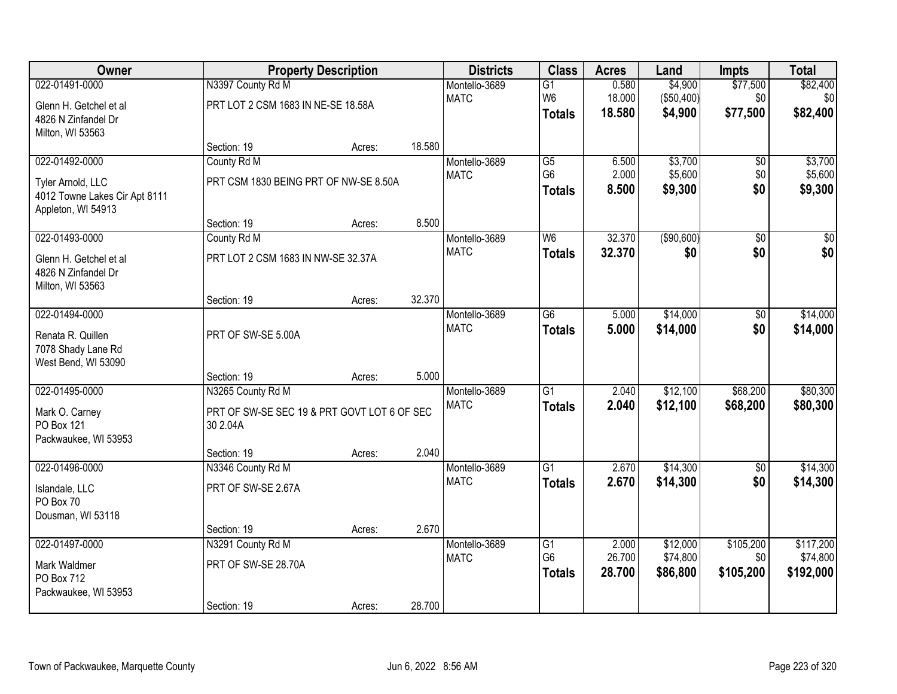| Owner | Property Description | | | Districts | Class | Acres | Land | Impts | Total |
|---|---|---|---|---|---|---|---|---|---|
| 022-01491-0000 | N3397 County Rd M | | | Montello-3689 | G1 | 0.580 | $4,900 | $77,500 | $82,400 |
| Glenn H. Getchel et al | PRT LOT 2 CSM 1683 IN NE-SE 18.58A | | | MATC | W6 | 18.000 | ($50,400) | $0 | $0 |
| 4826 N Zinfandel Dr | | | | | **Totals** | **18.580** | **$4,900** | **$77,500** | **$82,400** |
| Milton, WI 53563 | | | | | | | | | |
| | Section: 19 | Acres: | 18.580 | | | | | | |
| 022-01492-0000 | County Rd M | | | Montello-3689 | G5 | 6.500 | $3,700 | $0 | $3,700 |
| Tyler Arnold, LLC | PRT CSM 1830 BEING PRT OF NW-SE 8.50A | | | MATC | G6 | 2.000 | $5,600 | $0 | $5,600 |
| 4012 Towne Lakes Cir Apt 8111 | | | | | **Totals** | **8.500** | **$9,300** | **$0** | **$9,300** |
| Appleton, WI 54913 | | | | | | | | | |
| | Section: 19 | Acres: | 8.500 | | | | | | |
| 022-01493-0000 | County Rd M | | | Montello-3689 | W6 | 32.370 | ($90,600) | $0 | $0 |
| Glenn H. Getchel et al | PRT LOT 2 CSM 1683 IN NW-SE 32.37A | | | MATC | **Totals** | **32.370** | **$0** | **$0** | **$0** |
| 4826 N Zinfandel Dr | | | | | | | | | |
| Milton, WI 53563 | | | | | | | | | |
| | Section: 19 | Acres: | 32.370 | | | | | | |
| 022-01494-0000 | | | | Montello-3689 | G6 | 5.000 | $14,000 | $0 | $14,000 |
| Renata R. Quillen | PRT OF SW-SE 5.00A | | | MATC | **Totals** | **5.000** | **$14,000** | **$0** | **$14,000** |
| 7078 Shady Lane Rd | | | | | | | | | |
| West Bend, WI 53090 | | | | | | | | | |
| | Section: 19 | Acres: | 5.000 | | | | | | |
| 022-01495-0000 | N3265 County Rd M | | | Montello-3689 | G1 | 2.040 | $12,100 | $68,200 | $80,300 |
| Mark O. Carney | PRT OF SW-SE SEC 19 & PRT GOVT LOT 6 OF SEC 30 2.04A | | | MATC | **Totals** | **2.040** | **$12,100** | **$68,200** | **$80,300** |
| PO Box 121 | | | | | | | | | |
| Packwaukee, WI 53953 | | | | | | | | | |
| | Section: 19 | Acres: | 2.040 | | | | | | |
| 022-01496-0000 | N3346 County Rd M | | | Montello-3689 | G1 | 2.670 | $14,300 | $0 | $14,300 |
| Islandale, LLC | PRT OF SW-SE 2.67A | | | MATC | **Totals** | **2.670** | **$14,300** | **$0** | **$14,300** |
| PO Box 70 | | | | | | | | | |
| Dousman, WI 53118 | | | | | | | | | |
| | Section: 19 | Acres: | 2.670 | | | | | | |
| 022-01497-0000 | N3291 County Rd M | | | Montello-3689 | G1 | 2.000 | $12,000 | $105,200 | $117,200 |
| Mark Waldmer | PRT OF SW-SE 28.70A | | | MATC | G6 | 26.700 | $74,800 | $0 | $74,800 |
| PO Box 712 | | | | | **Totals** | **28.700** | **$86,800** | **$105,200** | **$192,000** |
| Packwaukee, WI 53953 | | | | | | | | | |
| | Section: 19 | Acres: | 28.700 | | | | | | |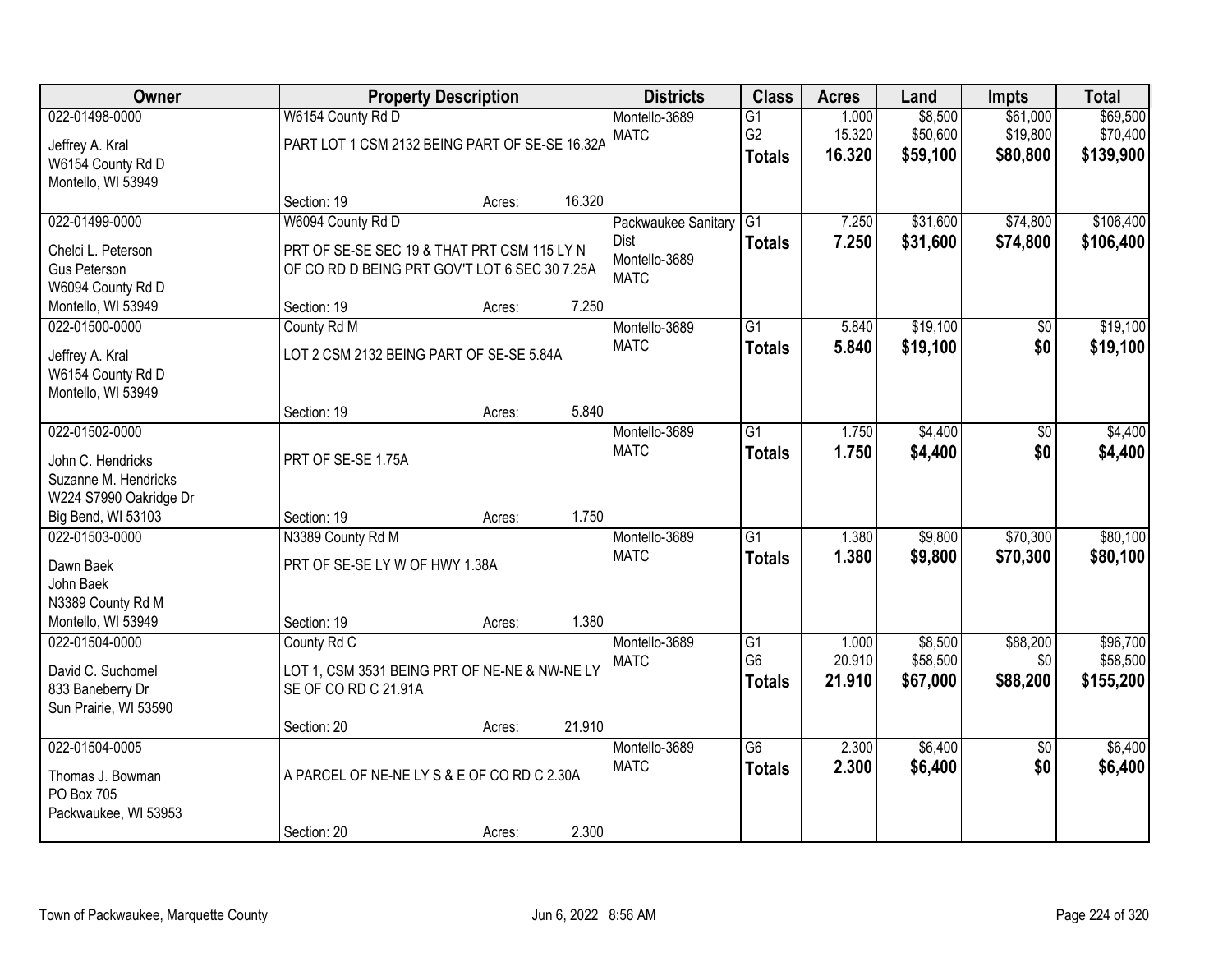| Owner | Property Description | Districts | Class | Acres | Land | Impts | Total |
|---|---|---|---|---|---|---|---|
| 022-01498-0000<br>Jeffrey A. Kral<br>W6154 County Rd D<br>Montello, WI 53949 | W6154 County Rd D<br>PART LOT 1 CSM 2132 BEING PART OF SE-SE 16.32A<br>Section: 19 Acres: 16.320 | Montello-3689<br>MATC | G1<br>G2<br>**Totals** | 1.000<br>15.320<br>**16.320** | $8,500<br>$50,600<br>**$59,100** | $61,000<br>$19,800<br>**$80,800** | $69,500<br>$70,400<br>**$139,900** |
| 022-01499-0000<br>Chelci L. Peterson<br>Gus Peterson<br>W6094 County Rd D<br>Montello, WI 53949 | W6094 County Rd D<br>PRT OF SE-SE SEC 19 & THAT PRT CSM 115 LY N OF CO RD D BEING PRT GOV'T LOT 6 SEC 30 7.25A<br>Section: 19 Acres: 7.250 | Packwaukee Sanitary Dist<br>Montello-3689<br>MATC | G1<br>**Totals** | 7.250<br>**7.250** | $31,600<br>**$31,600** | $74,800<br>**$74,800** | $106,400<br>**$106,400** |
| 022-01500-0000<br>Jeffrey A. Kral<br>W6154 County Rd D<br>Montello, WI 53949 | County Rd M<br>LOT 2 CSM 2132 BEING PART OF SE-SE 5.84A<br>Section: 19 Acres: 5.840 | Montello-3689<br>MATC | G1<br>**Totals** | 5.840<br>**5.840** | $19,100<br>**$19,100** | $0<br>**$0** | $19,100<br>**$19,100** |
| 022-01502-0000<br>John C. Hendricks<br>Suzanne M. Hendricks<br>W224 S7990 Oakridge Dr<br>Big Bend, WI 53103 | PRT OF SE-SE 1.75A<br>Section: 19 Acres: 1.750 | Montello-3689<br>MATC | G1<br>**Totals** | 1.750<br>**1.750** | $4,400<br>**$4,400** | $0<br>**$0** | $4,400<br>**$4,400** |
| 022-01503-0000<br>Dawn Baek<br>John Baek<br>N3389 County Rd M<br>Montello, WI 53949 | N3389 County Rd M<br>PRT OF SE-SE LY W OF HWY 1.38A<br>Section: 19 Acres: 1.380 | Montello-3689<br>MATC | G1<br>**Totals** | 1.380<br>**1.380** | $9,800<br>**$9,800** | $70,300<br>**$70,300** | $80,100<br>**$80,100** |
| 022-01504-0000<br>David C. Suchomel<br>833 Baneberry Dr<br>Sun Prairie, WI 53590 | County Rd C<br>LOT 1, CSM 3531 BEING PRT OF NE-NE & NW-NE LY SE OF CO RD C 21.91A<br>Section: 20 Acres: 21.910 | Montello-3689<br>MATC | G1<br>G6<br>**Totals** | 1.000<br>20.910<br>**21.910** | $8,500<br>$58,500<br>**$67,000** | $88,200<br>$0<br>**$88,200** | $96,700<br>$58,500<br>**$155,200** |
| 022-01504-0005<br>Thomas J. Bowman<br>PO Box 705<br>Packwaukee, WI 53953 | A PARCEL OF NE-NE LY S & E OF CO RD C 2.30A<br>Section: 20 Acres: 2.300 | Montello-3689<br>MATC | G6<br>**Totals** | 2.300<br>**2.300** | $6,400<br>**$6,400** | $0<br>**$0** | $6,400<br>**$6,400** |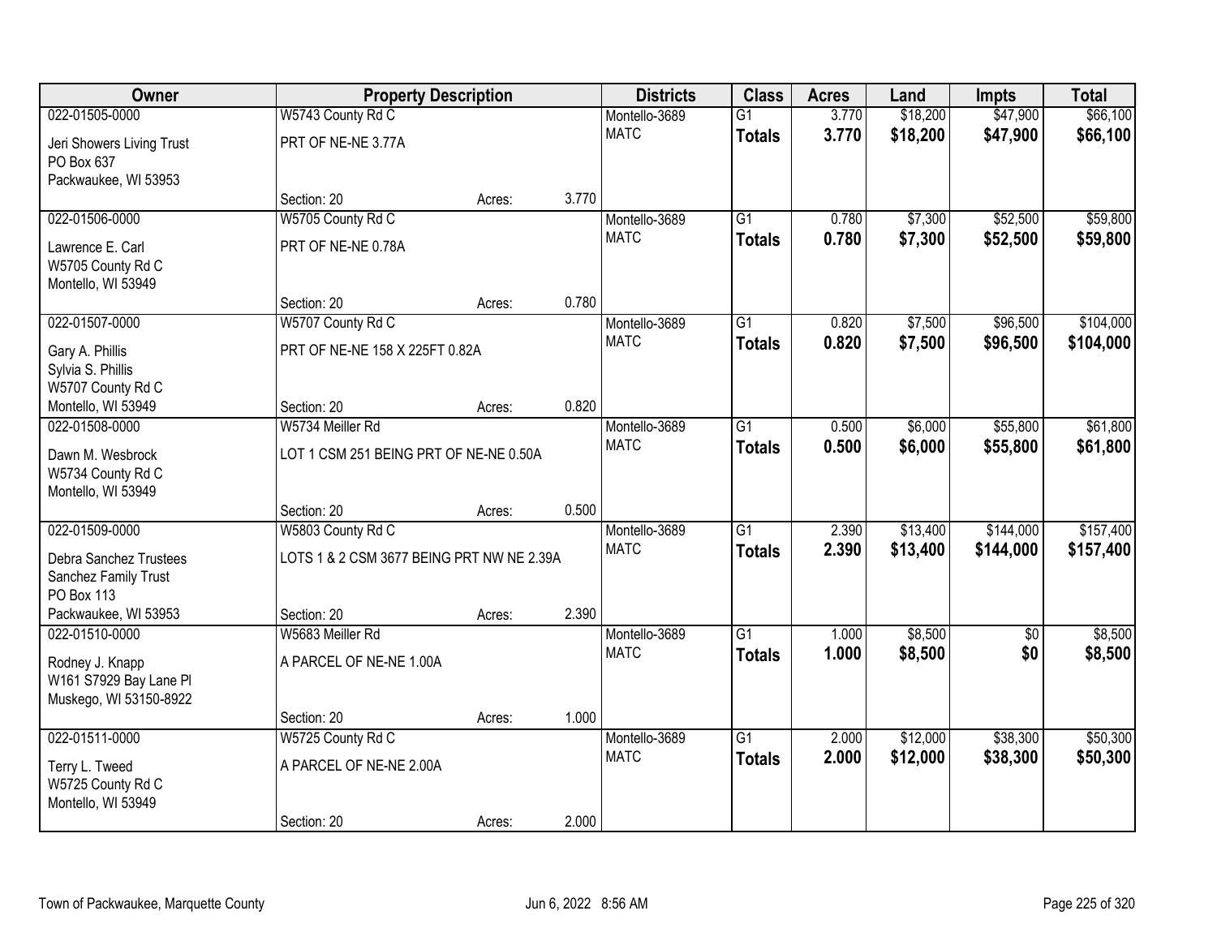| Owner | Property Description | | | Districts | Class | Acres | Land | Impts | Total |
|---|---|---|---|---|---|---|---|---|---|
| 022-01505-0000 | W5743 County Rd C | | | Montello-3689 | G1 | 3.770 | $18,200 | $47,900 | $66,100 |
| Jeri Showers Living Trust<br>PO Box 637<br>Packwaukee, WI 53953 | PRT OF NE-NE 3.77A | | | MATC | **Totals** | **3.770** | **$18,200** | **$47,900** | **$66,100** |
| | Section: 20 | Acres: | 3.770 | | | | | | |
| 022-01506-0000 | W5705 County Rd C | | | Montello-3689 | G1 | 0.780 | $7,300 | $52,500 | $59,800 |
| Lawrence E. Carl<br>W5705 County Rd C<br>Montello, WI 53949 | PRT OF NE-NE 0.78A | | | MATC | **Totals** | **0.780** | **$7,300** | **$52,500** | **$59,800** |
| | Section: 20 | Acres: | 0.780 | | | | | | |
| 022-01507-0000 | W5707 County Rd C | | | Montello-3689 | G1 | 0.820 | $7,500 | $96,500 | $104,000 |
| Gary A. Phillis<br>Sylvia S. Phillis<br>W5707 County Rd C<br>Montello, WI 53949 | PRT OF NE-NE 158 X 225FT 0.82A | | | MATC | **Totals** | **0.820** | **$7,500** | **$96,500** | **$104,000** |
| | Section: 20 | Acres: | 0.820 | | | | | | |
| 022-01508-0000 | W5734 Meiller Rd | | | Montello-3689 | G1 | 0.500 | $6,000 | $55,800 | $61,800 |
| Dawn M. Wesbrock<br>W5734 County Rd C<br>Montello, WI 53949 | LOT 1 CSM 251 BEING PRT OF NE-NE 0.50A | | | MATC | **Totals** | **0.500** | **$6,000** | **$55,800** | **$61,800** |
| | Section: 20 | Acres: | 0.500 | | | | | | |
| 022-01509-0000 | W5803 County Rd C | | | Montello-3689 | G1 | 2.390 | $13,400 | $144,000 | $157,400 |
| Debra Sanchez Trustees<br>Sanchez Family Trust<br>PO Box 113<br>Packwaukee, WI 53953 | LOTS 1 & 2 CSM 3677 BEING PRT NW NE 2.39A | | | MATC | **Totals** | **2.390** | **$13,400** | **$144,000** | **$157,400** |
| | Section: 20 | Acres: | 2.390 | | | | | | |
| 022-01510-0000 | W5683 Meiller Rd | | | Montello-3689 | G1 | 1.000 | $8,500 | $0 | $8,500 |
| Rodney J. Knapp<br>W161 S7929 Bay Lane Pl<br>Muskego, WI 53150-8922 | A PARCEL OF NE-NE 1.00A | | | MATC | **Totals** | **1.000** | **$8,500** | **$0** | **$8,500** |
| | Section: 20 | Acres: | 1.000 | | | | | | |
| 022-01511-0000 | W5725 County Rd C | | | Montello-3689 | G1 | 2.000 | $12,000 | $38,300 | $50,300 |
| Terry L. Tweed<br>W5725 County Rd C<br>Montello, WI 53949 | A PARCEL OF NE-NE 2.00A | | | MATC | **Totals** | **2.000** | **$12,000** | **$38,300** | **$50,300** |
| | Section: 20 | Acres: | 2.000 | | | | | | |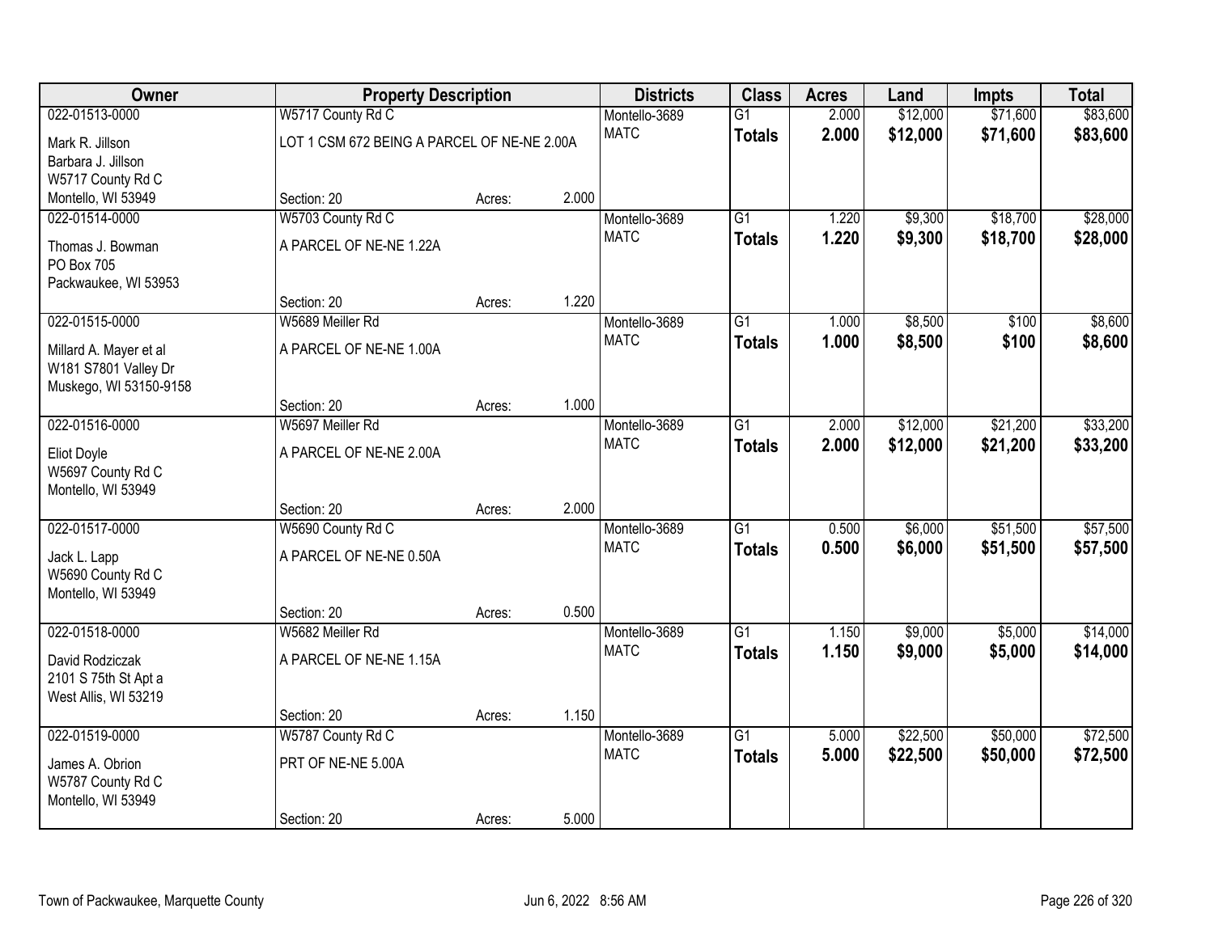| Owner | Property Description | | | Districts | Class | Acres | Land | Impts | Total |
|---|---|---|---|---|---|---|---|---|---|
| 022-01513-0000 | W5717 County Rd C | | | Montello-3689 | G1 | 2.000 | $12,000 | $71,600 | $83,600 |
| Mark R. Jillson<br>Barbara J. Jillson<br>W5717 County Rd C<br>Montello, WI 53949 | LOT 1 CSM 672 BEING A PARCEL OF NE-NE 2.00A | | | MATC | **Totals** | **2.000** | **$12,000** | **$71,600** | **$83,600** |
| | Section: 20 | Acres: | 2.000 | | | | | | |
| 022-01514-0000 | W5703 County Rd C | | | Montello-3689 | G1 | 1.220 | $9,300 | $18,700 | $28,000 |
| Thomas J. Bowman<br>PO Box 705<br>Packwaukee, WI 53953 | A PARCEL OF NE-NE 1.22A | | | MATC | **Totals** | **1.220** | **$9,300** | **$18,700** | **$28,000** |
| | Section: 20 | Acres: | 1.220 | | | | | | |
| 022-01515-0000 | W5689 Meiller Rd | | | Montello-3689 | G1 | 1.000 | $8,500 | $100 | $8,600 |
| Millard A. Mayer et al<br>W181 S7801 Valley Dr<br>Muskego, WI 53150-9158 | A PARCEL OF NE-NE 1.00A | | | MATC | **Totals** | **1.000** | **$8,500** | **$100** | **$8,600** |
| | Section: 20 | Acres: | 1.000 | | | | | | |
| 022-01516-0000 | W5697 Meiller Rd | | | Montello-3689 | G1 | 2.000 | $12,000 | $21,200 | $33,200 |
| Eliot Doyle<br>W5697 County Rd C<br>Montello, WI 53949 | A PARCEL OF NE-NE 2.00A | | | MATC | **Totals** | **2.000** | **$12,000** | **$21,200** | **$33,200** |
| | Section: 20 | Acres: | 2.000 | | | | | | |
| 022-01517-0000 | W5690 County Rd C | | | Montello-3689 | G1 | 0.500 | $6,000 | $51,500 | $57,500 |
| Jack L. Lapp<br>W5690 County Rd C<br>Montello, WI 53949 | A PARCEL OF NE-NE 0.50A | | | MATC | **Totals** | **0.500** | **$6,000** | **$51,500** | **$57,500** |
| | Section: 20 | Acres: | 0.500 | | | | | | |
| 022-01518-0000 | W5682 Meiller Rd | | | Montello-3689 | G1 | 1.150 | $9,000 | $5,000 | $14,000 |
| David Rodziczak<br>2101 S 75th St Apt a<br>West Allis, WI 53219 | A PARCEL OF NE-NE 1.15A | | | MATC | **Totals** | **1.150** | **$9,000** | **$5,000** | **$14,000** |
| | Section: 20 | Acres: | 1.150 | | | | | | |
| 022-01519-0000 | W5787 County Rd C | | | Montello-3689 | G1 | 5.000 | $22,500 | $50,000 | $72,500 |
| James A. Obrion<br>W5787 County Rd C<br>Montello, WI 53949 | PRT OF NE-NE 5.00A | | | MATC | **Totals** | **5.000** | **$22,500** | **$50,000** | **$72,500** |
| | Section: 20 | Acres: | 5.000 | | | | | | |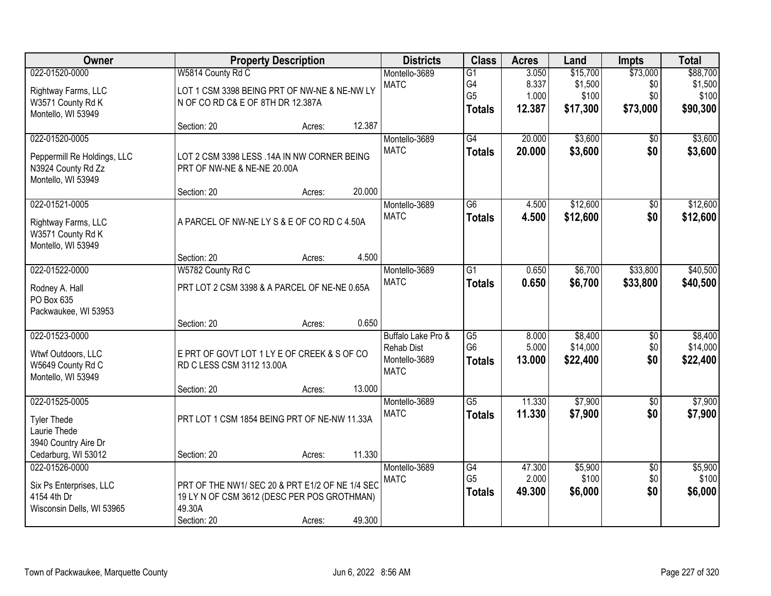| Owner | Property Description | Districts | Class | Acres | Land | Impts | Total |
|---|---|---|---|---|---|---|---|
| 022-01520-0000<br>Rightway Farms, LLC<br>W3571 County Rd K<br>Montello, WI 53949 | W5814 County Rd C<br>LOT 1 CSM 3398 BEING PRT OF NW-NE & NE-NW LY N OF CO RD C& E OF 8TH DR 12.387A<br>Section: 20 Acres: 12.387 | Montello-3689<br>MATC | G1<br>G4<br>G5<br>**Totals** | 3.050<br>8.337<br>1.000<br>**12.387** | $15,700<br>$1,500<br>$100<br>**$17,300** | $73,000<br>$0<br>$0<br>**$73,000** | $88,700<br>$1,500<br>$100<br>**$90,300** |
| 022-01520-0005<br>Peppermill Re Holdings, LLC<br>N3924 County Rd Zz<br>Montello, WI 53949 | LOT 2 CSM 3398 LESS .14A IN NW CORNER BEING PRT OF NW-NE & NE-NE 20.00A<br>Section: 20 Acres: 20.000 | Montello-3689<br>MATC | G4<br>**Totals** | 20.000<br>**20.000** | $3,600<br>**$3,600** | $0<br>**$0** | $3,600<br>**$3,600** |
| 022-01521-0005<br>Rightway Farms, LLC<br>W3571 County Rd K<br>Montello, WI 53949 | A PARCEL OF NW-NE LY S & E OF CO RD C 4.50A<br>Section: 20 Acres: 4.500 | Montello-3689<br>MATC | G6<br>**Totals** | 4.500<br>**4.500** | $12,600<br>**$12,600** | $0<br>**$0** | $12,600<br>**$12,600** |
| 022-01522-0000<br>Rodney A. Hall<br>PO Box 635<br>Packwaukee, WI 53953 | W5782 County Rd C<br>PRT LOT 2 CSM 3398 & A PARCEL OF NE-NE 0.65A<br>Section: 20 Acres: 0.650 | Montello-3689<br>MATC | G1<br>**Totals** | 0.650<br>**0.650** | $6,700<br>**$6,700** | $33,800<br>**$33,800** | $40,500<br>**$40,500** |
| 022-01523-0000<br>Wtwf Outdoors, LLC<br>W5649 County Rd C<br>Montello, WI 53949 | E PRT OF GOVT LOT 1 LY E OF CREEK & S OF CO RD C LESS CSM 3112 13.00A<br>Section: 20 Acres: 13.000 | Buffalo Lake Pro & Rehab Dist<br>Montello-3689<br>MATC | G5<br>G6<br>**Totals** | 8.000<br>5.000<br>**13.000** | $8,400<br>$14,000<br>**$22,400** | $0<br>$0<br>**$0** | $8,400<br>$14,000<br>**$22,400** |
| 022-01525-0005<br>Tyler Thede<br>Laurie Thede<br>3940 Country Aire Dr<br>Cedarburg, WI 53012 | PRT LOT 1 CSM 1854 BEING PRT OF NE-NW 11.33A<br>Section: 20 Acres: 11.330 | Montello-3689<br>MATC | G5<br>**Totals** | 11.330<br>**11.330** | $7,900<br>**$7,900** | $0<br>**$0** | $7,900<br>**$7,900** |
| 022-01526-0000<br>Six Ps Enterprises, LLC<br>4154 4th Dr<br>Wisconsin Dells, WI 53965 | PRT OF THE NW1/ SEC 20 & PRT E1/2 OF NE 1/4 SEC 19 LY N OF CSM 3612 (DESC PER POS GROTHMAN) 49.30A<br>Section: 20 Acres: 49.300 | Montello-3689<br>MATC | G4<br>G5<br>**Totals** | 47.300<br>2.000<br>**49.300** | $5,900<br>$100<br>**$6,000** | $0<br>$0<br>**$0** | $5,900<br>$100<br>**$6,000** |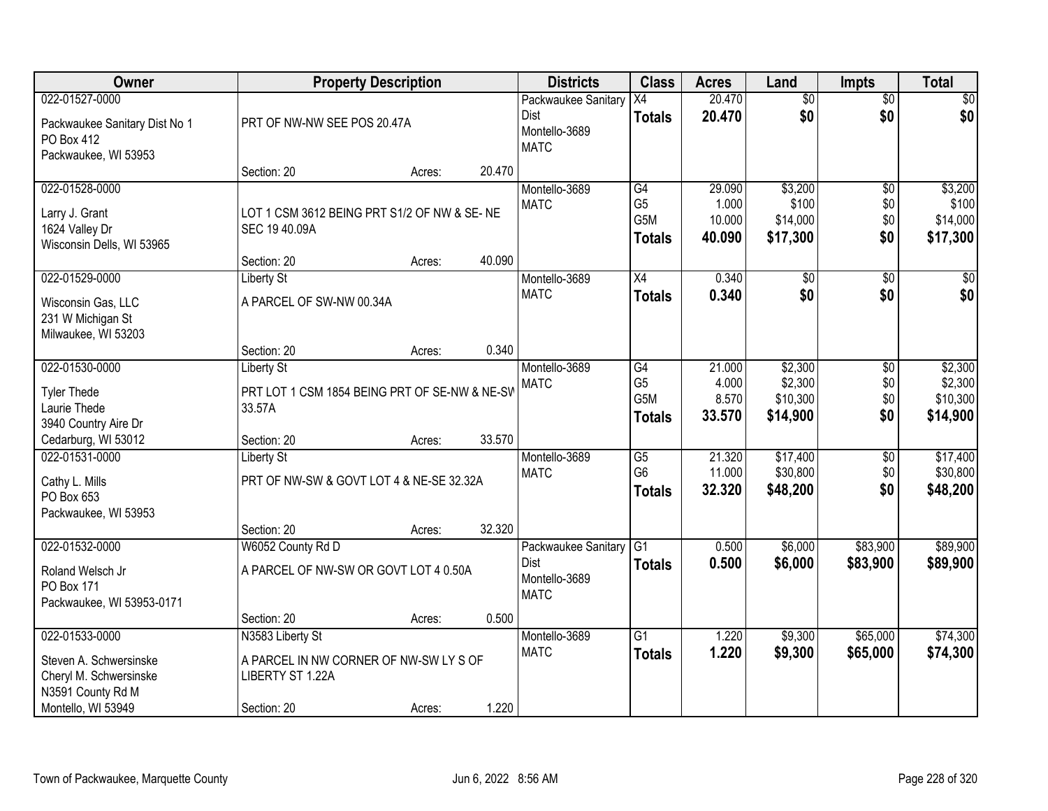| Owner | Property Description | Districts | Class | Acres | Land | Impts | Total |
|---|---|---|---|---|---|---|---|
| 022-01527-0000<br>Packwaukee Sanitary Dist No 1<br>PO Box 412<br>Packwaukee, WI 53953 | PRT OF NW-NW SEE POS 20.47A<br>Section: 20 Acres: 20.470 | Packwaukee Sanitary Dist<br>Montello-3689<br>MATC | X4<br>**Totals** | 20.470<br>**20.470** | $0<br>**$0** | $0<br>**$0** | $0<br>**$0** |
| 022-01528-0000<br>Larry J. Grant<br>1624 Valley Dr<br>Wisconsin Dells, WI 53965 | LOT 1 CSM 3612 BEING PRT S1/2 OF NW & SE- NE SEC 19 40.09A<br>Section: 20 Acres: 40.090 | Montello-3689<br>MATC | G4<br>G5<br>G5M<br>**Totals** | 29.090<br>1.000<br>10.000<br>**40.090** | $3,200<br>$100<br>$14,000<br>**$17,300** | $0<br>$0<br>$0<br>**$0** | $3,200<br>$100<br>$14,000<br>**$17,300** |
| 022-01529-0000<br>Wisconsin Gas, LLC<br>231 W Michigan St<br>Milwaukee, WI 53203 | Liberty St<br>A PARCEL OF SW-NW 00.34A<br>Section: 20 Acres: 0.340 | Montello-3689<br>MATC | X4<br>**Totals** | 0.340<br>**0.340** | $0<br>**$0** | $0<br>**$0** | $0<br>**$0** |
| 022-01530-0000<br>Tyler Thede<br>Laurie Thede<br>3940 Country Aire Dr<br>Cedarburg, WI 53012 | Liberty St<br>PRT LOT 1 CSM 1854 BEING PRT OF SE-NW & NE-SV 33.57A<br>Section: 20 Acres: 33.570 | Montello-3689<br>MATC | G4<br>G5<br>G5M<br>**Totals** | 21.000<br>4.000<br>8.570<br>**33.570** | $2,300<br>$2,300<br>$10,300<br>**$14,900** | $0<br>$0<br>$0<br>**$0** | $2,300<br>$2,300<br>$10,300<br>**$14,900** |
| 022-01531-0000<br>Cathy L. Mills<br>PO Box 653<br>Packwaukee, WI 53953 | Liberty St<br>PRT OF NW-SW & GOVT LOT 4 & NE-SE 32.32A<br>Section: 20 Acres: 32.320 | Montello-3689<br>MATC | G5<br>G6<br>**Totals** | 21.320<br>11.000<br>**32.320** | $17,400<br>$30,800<br>**$48,200** | $0<br>$0<br>**$0** | $17,400<br>$30,800<br>**$48,200** |
| 022-01532-0000<br>Roland Welsch Jr<br>PO Box 171<br>Packwaukee, WI 53953-0171 | W6052 County Rd D<br>A PARCEL OF NW-SW OR GOVT LOT 4 0.50A<br>Section: 20 Acres: 0.500 | Packwaukee Sanitary Dist<br>Montello-3689<br>MATC | G1<br>**Totals** | 0.500<br>**0.500** | $6,000<br>**$6,000** | $83,900<br>**$83,900** | $89,900<br>**$89,900** |
| 022-01533-0000<br>Steven A. Schwersinske<br>Cheryl M. Schwersinske<br>N3591 County Rd M<br>Montello, WI 53949 | N3583 Liberty St<br>A PARCEL IN NW CORNER OF NW-SW LY S OF LIBERTY ST 1.22A<br>Section: 20 Acres: 1.220 | Montello-3689<br>MATC | G1<br>**Totals** | 1.220<br>**1.220** | $9,300<br>**$9,300** | $65,000<br>**$65,000** | $74,300<br>**$74,300** |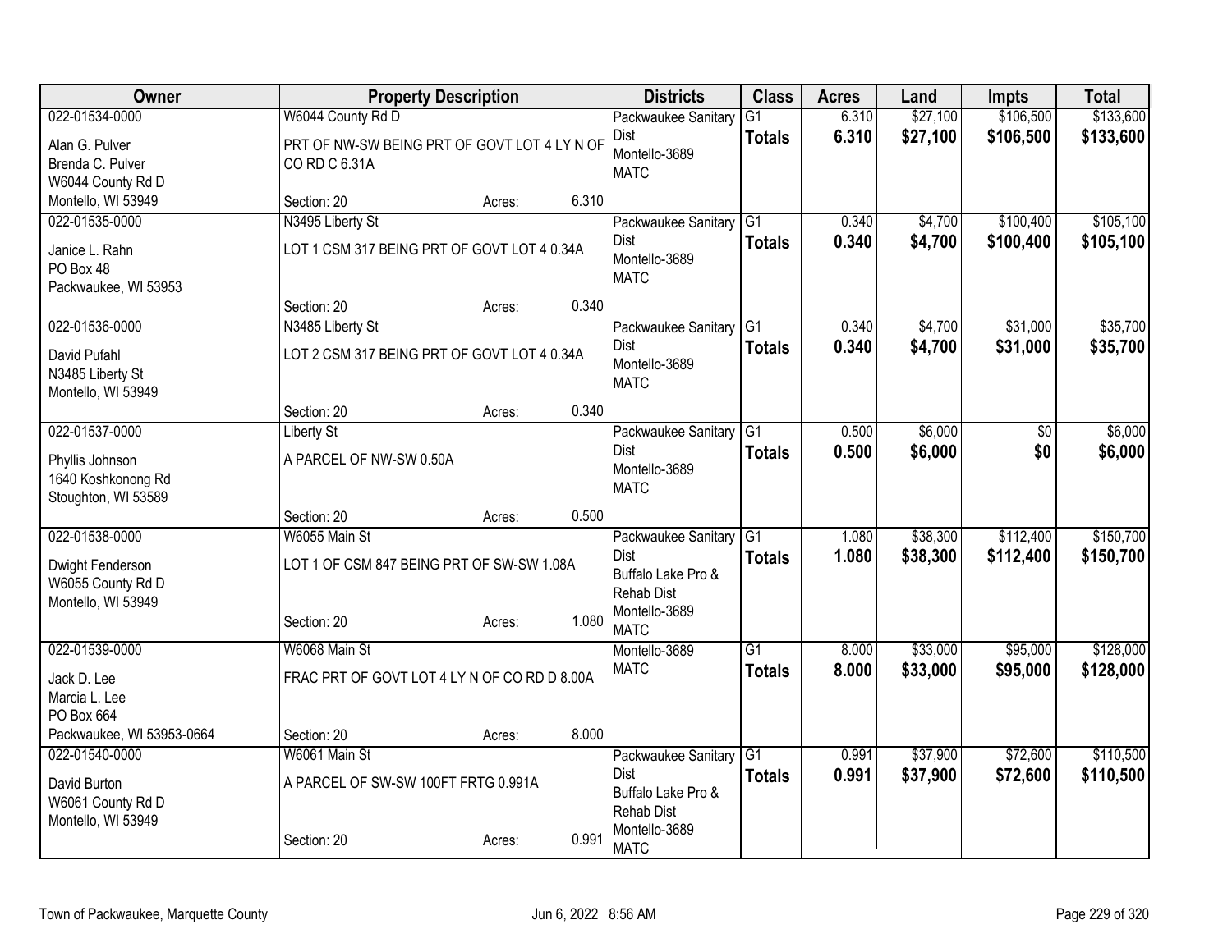| Owner | Property Description | Districts | Class | Acres | Land | Impts | Total |
|---|---|---|---|---|---|---|---|
| 022-01534-0000<br>Alan G. Pulver<br>Brenda C. Pulver<br>W6044 County Rd D<br>Montello, WI 53949 | W6044 County Rd D<br>PRT OF NW-SW BEING PRT OF GOVT LOT 4 LY N OF CO RD C 6.31A<br>Section: 20 Acres: 6.310 | Packwaukee Sanitary Dist<br>Montello-3689<br>MATC | G1<br>**Totals** | 6.310<br>**6.310** | $27,100<br>**$27,100** | $106,500<br>**$106,500** | $133,600<br>**$133,600** |
| 022-01535-0000<br>Janice L. Rahn<br>PO Box 48<br>Packwaukee, WI 53953 | N3495 Liberty St<br>LOT 1 CSM 317 BEING PRT OF GOVT LOT 4 0.34A<br>Section: 20 Acres: 0.340 | Packwaukee Sanitary Dist<br>Montello-3689<br>MATC | G1<br>**Totals** | 0.340<br>**0.340** | $4,700<br>**$4,700** | $100,400<br>**$100,400** | $105,100<br>**$105,100** |
| 022-01536-0000<br>David Pufahl<br>N3485 Liberty St<br>Montello, WI 53949 | N3485 Liberty St<br>LOT 2 CSM 317 BEING PRT OF GOVT LOT 4 0.34A<br>Section: 20 Acres: 0.340 | Packwaukee Sanitary Dist<br>Montello-3689<br>MATC | G1<br>**Totals** | 0.340<br>**0.340** | $4,700<br>**$4,700** | $31,000<br>**$31,000** | $35,700<br>**$35,700** |
| 022-01537-0000<br>Phyllis Johnson<br>1640 Koshkonong Rd<br>Stoughton, WI 53589 | Liberty St<br>A PARCEL OF NW-SW 0.50A<br>Section: 20 Acres: 0.500 | Packwaukee Sanitary Dist<br>Montello-3689<br>MATC | G1<br>**Totals** | 0.500<br>**0.500** | $6,000<br>**$6,000** | $0<br>**$0** | $6,000<br>**$6,000** |
| 022-01538-0000<br>Dwight Fenderson<br>W6055 County Rd D<br>Montello, WI 53949 | W6055 Main St<br>LOT 1 OF CSM 847 BEING PRT OF SW-SW 1.08A<br>Section: 20 Acres: 1.080 | Packwaukee Sanitary Dist<br>Buffalo Lake Pro & Rehab Dist<br>Montello-3689<br>MATC | G1<br>**Totals** | 1.080<br>**1.080** | $38,300<br>**$38,300** | $112,400<br>**$112,400** | $150,700<br>**$150,700** |
| 022-01539-0000<br>Jack D. Lee<br>Marcia L. Lee<br>PO Box 664<br>Packwaukee, WI 53953-0664 | W6068 Main St<br>FRAC PRT OF GOVT LOT 4 LY N OF CO RD D 8.00A<br>Section: 20 Acres: 8.000 | Montello-3689<br>MATC | G1<br>**Totals** | 8.000<br>**8.000** | $33,000<br>**$33,000** | $95,000<br>**$95,000** | $128,000<br>**$128,000** |
| 022-01540-0000<br>David Burton<br>W6061 County Rd D<br>Montello, WI 53949 | W6061 Main St<br>A PARCEL OF SW-SW 100FT FRTG 0.991A<br>Section: 20 Acres: 0.991 | Packwaukee Sanitary Dist<br>Buffalo Lake Pro & Rehab Dist<br>Montello-3689<br>MATC | G1<br>**Totals** | 0.991<br>**0.991** | $37,900<br>**$37,900** | $72,600<br>**$72,600** | $110,500<br>**$110,500** |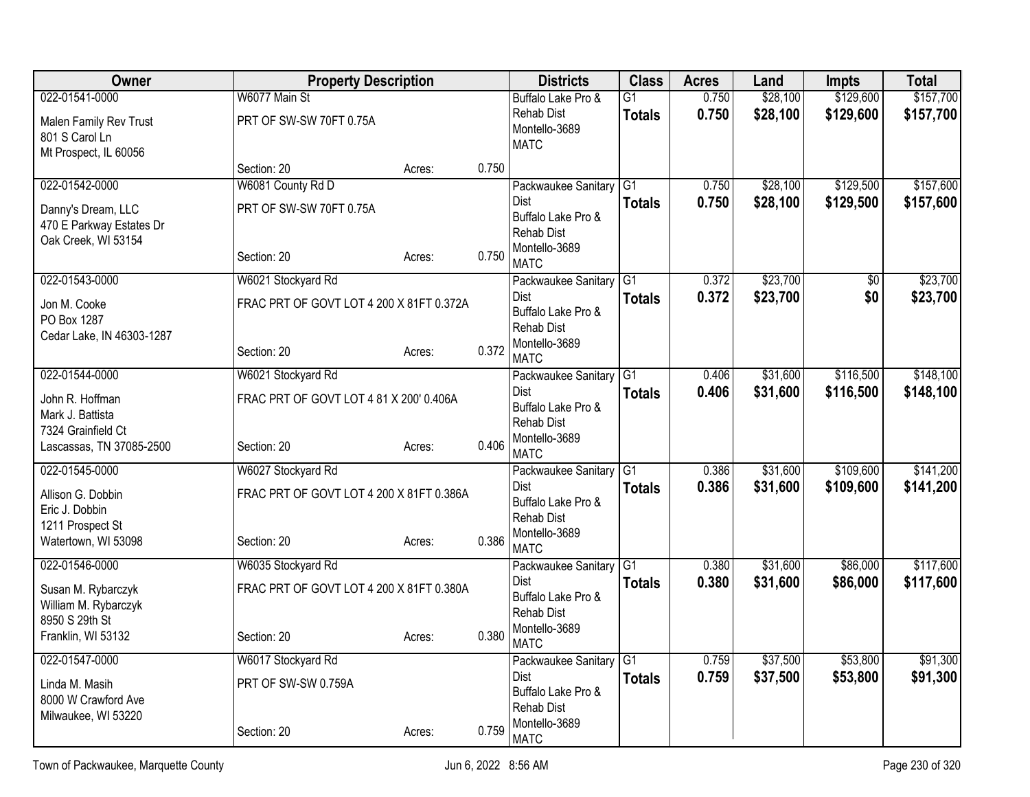| Owner | Property Description | | | Districts | Class | Acres | Land | Impts | Total |
|---|---|---|---|---|---|---|---|---|---|
| 022-01541-0000 | W6077 Main St | | | Buffalo Lake Pro & Rehab Dist | G1 | 0.750 | $28,100 | $129,600 | $157,700 |
| Malen Family Rev Trust<br>801 S Carol Ln<br>Mt Prospect, IL 60056 | PRT OF SW-SW 70FT 0.75A | | | Montello-3689<br>MATC | **Totals** | **0.750** | **$28,100** | **$129,600** | **$157,700** |
| | Section: 20 | Acres: | 0.750 | | | | | | |
| 022-01542-0000 | W6081 County Rd D | | | Packwaukee Sanitary Dist | G1 | 0.750 | $28,100 | $129,500 | $157,600 |
| Danny's Dream, LLC<br>470 E Parkway Estates Dr<br>Oak Creek, WI 53154 | PRT OF SW-SW 70FT 0.75A | | | Buffalo Lake Pro & Rehab Dist<br>Montello-3689<br>MATC | **Totals** | **0.750** | **$28,100** | **$129,500** | **$157,600** |
| | Section: 20 | Acres: | 0.750 | | | | | | |
| 022-01543-0000 | W6021 Stockyard Rd | | | Packwaukee Sanitary Dist | G1 | 0.372 | $23,700 | $0 | $23,700 |
| Jon M. Cooke<br>PO Box 1287<br>Cedar Lake, IN 46303-1287 | FRAC PRT OF GOVT LOT 4 200 X 81FT 0.372A | | | Buffalo Lake Pro & Rehab Dist<br>Montello-3689<br>MATC | **Totals** | **0.372** | **$23,700** | **$0** | **$23,700** |
| | Section: 20 | Acres: | 0.372 | | | | | | |
| 022-01544-0000 | W6021 Stockyard Rd | | | Packwaukee Sanitary Dist | G1 | 0.406 | $31,600 | $116,500 | $148,100 |
| John R. Hoffman<br>Mark J. Battista<br>7324 Grainfield Ct<br>Lascassas, TN 37085-2500 | FRAC PRT OF GOVT LOT 4 81 X 200' 0.406A | | | Buffalo Lake Pro & Rehab Dist<br>Montello-3689<br>MATC | **Totals** | **0.406** | **$31,600** | **$116,500** | **$148,100** |
| | Section: 20 | Acres: | 0.406 | | | | | | |
| 022-01545-0000 | W6027 Stockyard Rd | | | Packwaukee Sanitary Dist | G1 | 0.386 | $31,600 | $109,600 | $141,200 |
| Allison G. Dobbin<br>Eric J. Dobbin<br>1211 Prospect St<br>Watertown, WI 53098 | FRAC PRT OF GOVT LOT 4 200 X 81FT 0.386A | | | Buffalo Lake Pro & Rehab Dist<br>Montello-3689<br>MATC | **Totals** | **0.386** | **$31,600** | **$109,600** | **$141,200** |
| | Section: 20 | Acres: | 0.386 | | | | | | |
| 022-01546-0000 | W6035 Stockyard Rd | | | Packwaukee Sanitary Dist | G1 | 0.380 | $31,600 | $86,000 | $117,600 |
| Susan M. Rybarczyk<br>William M. Rybarczyk<br>8950 S 29th St<br>Franklin, WI 53132 | FRAC PRT OF GOVT LOT 4 200 X 81FT 0.380A | | | Buffalo Lake Pro & Rehab Dist<br>Montello-3689<br>MATC | **Totals** | **0.380** | **$31,600** | **$86,000** | **$117,600** |
| | Section: 20 | Acres: | 0.380 | | | | | | |
| 022-01547-0000 | W6017 Stockyard Rd | | | Packwaukee Sanitary Dist | G1 | 0.759 | $37,500 | $53,800 | $91,300 |
| Linda M. Masih<br>8000 W Crawford Ave<br>Milwaukee, WI 53220 | PRT OF SW-SW 0.759A | | | Buffalo Lake Pro & Rehab Dist<br>Montello-3689<br>MATC | **Totals** | **0.759** | **$37,500** | **$53,800** | **$91,300** |
| | Section: 20 | Acres: | 0.759 | | | | | | |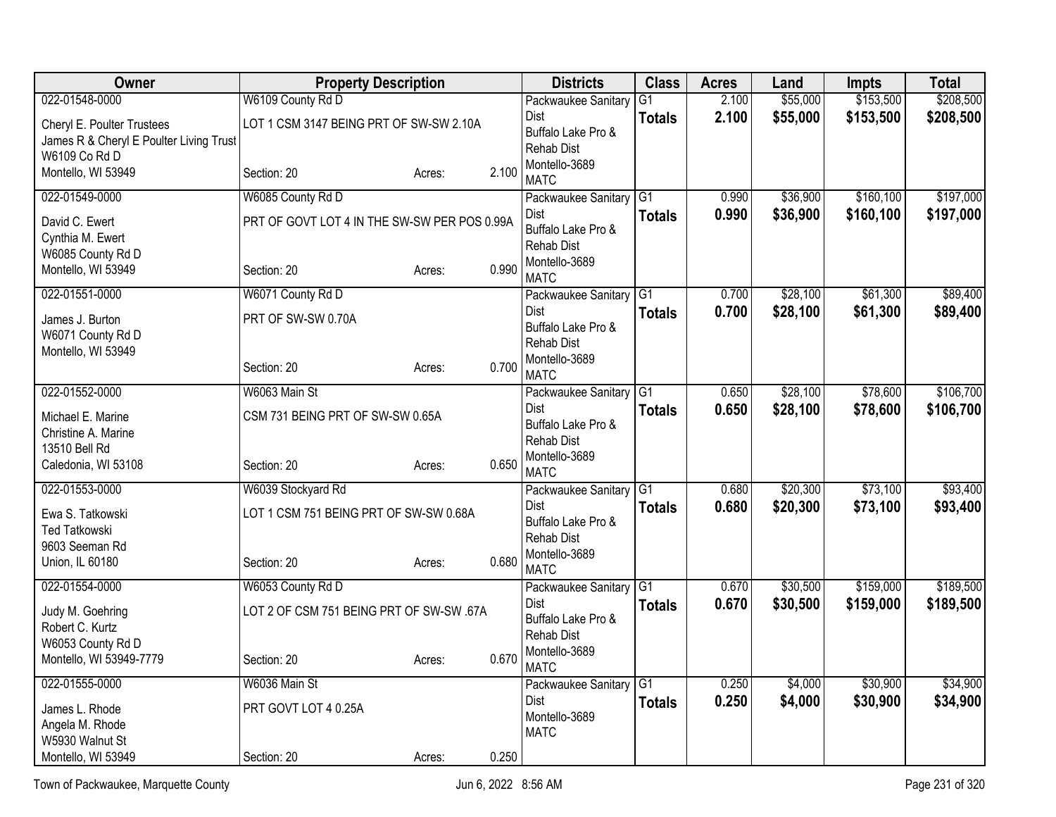| Owner | Property Description | | | Districts | Class | Acres | Land | Impts | Total |
|---|---|---|---|---|---|---|---|---|---|
| 022-01548-0000 | W6109 County Rd D | | | Packwaukee Sanitary Dist | G1 | 2.100 | $55,000 | $153,500 | $208,500 |
| Cheryl E. Poulter Trustees<br>James R & Cheryl E Poulter Living Trust<br>W6109 Co Rd D<br>Montello, WI 53949 | LOT 1 CSM 3147 BEING PRT OF SW-SW 2.10A<br>Section: 20 | Acres: | 2.100 | Buffalo Lake Pro & Rehab Dist<br>Montello-3689<br>MATC | **Totals** | **2.100** | **$55,000** | **$153,500** | **$208,500** |
| 022-01549-0000 | W6085 County Rd D | | | Packwaukee Sanitary Dist | G1 | 0.990 | $36,900 | $160,100 | $197,000 |
| David C. Ewert<br>Cynthia M. Ewert<br>W6085 County Rd D<br>Montello, WI 53949 | PRT OF GOVT LOT 4 IN THE SW-SW PER POS 0.99A<br>Section: 20 | Acres: | 0.990 | Buffalo Lake Pro & Rehab Dist<br>Montello-3689<br>MATC | **Totals** | **0.990** | **$36,900** | **$160,100** | **$197,000** |
| 022-01551-0000 | W6071 County Rd D | | | Packwaukee Sanitary Dist | G1 | 0.700 | $28,100 | $61,300 | $89,400 |
| James J. Burton<br>W6071 County Rd D<br>Montello, WI 53949 | PRT OF SW-SW 0.70A<br>Section: 20 | Acres: | 0.700 | Buffalo Lake Pro & Rehab Dist<br>Montello-3689<br>MATC | **Totals** | **0.700** | **$28,100** | **$61,300** | **$89,400** |
| 022-01552-0000 | W6063 Main St | | | Packwaukee Sanitary Dist | G1 | 0.650 | $28,100 | $78,600 | $106,700 |
| Michael E. Marine<br>Christine A. Marine<br>13510 Bell Rd<br>Caledonia, WI 53108 | CSM 731 BEING PRT OF SW-SW 0.65A<br>Section: 20 | Acres: | 0.650 | Buffalo Lake Pro & Rehab Dist<br>Montello-3689<br>MATC | **Totals** | **0.650** | **$28,100** | **$78,600** | **$106,700** |
| 022-01553-0000 | W6039 Stockyard Rd | | | Packwaukee Sanitary Dist | G1 | 0.680 | $20,300 | $73,100 | $93,400 |
| Ewa S. Tatkowski<br>Ted Tatkowski<br>9603 Seeman Rd<br>Union, IL 60180 | LOT 1 CSM 751 BEING PRT OF SW-SW 0.68A<br>Section: 20 | Acres: | 0.680 | Buffalo Lake Pro & Rehab Dist<br>Montello-3689<br>MATC | **Totals** | **0.680** | **$20,300** | **$73,100** | **$93,400** |
| 022-01554-0000 | W6053 County Rd D | | | Packwaukee Sanitary Dist | G1 | 0.670 | $30,500 | $159,000 | $189,500 |
| Judy M. Goehring<br>Robert C. Kurtz<br>W6053 County Rd D<br>Montello, WI 53949-7779 | LOT 2 OF CSM 751 BEING PRT OF SW-SW .67A<br>Section: 20 | Acres: | 0.670 | Buffalo Lake Pro & Rehab Dist<br>Montello-3689<br>MATC | **Totals** | **0.670** | **$30,500** | **$159,000** | **$189,500** |
| 022-01555-0000 | W6036 Main St | | | Packwaukee Sanitary Dist | G1 | 0.250 | $4,000 | $30,900 | $34,900 |
| James L. Rhode<br>Angela M. Rhode<br>W5930 Walnut St<br>Montello, WI 53949 | PRT GOVT LOT 4 0.25A<br>Section: 20 | Acres: | 0.250 | Montello-3689<br>MATC | **Totals** | **0.250** | **$4,000** | **$30,900** | **$34,900** |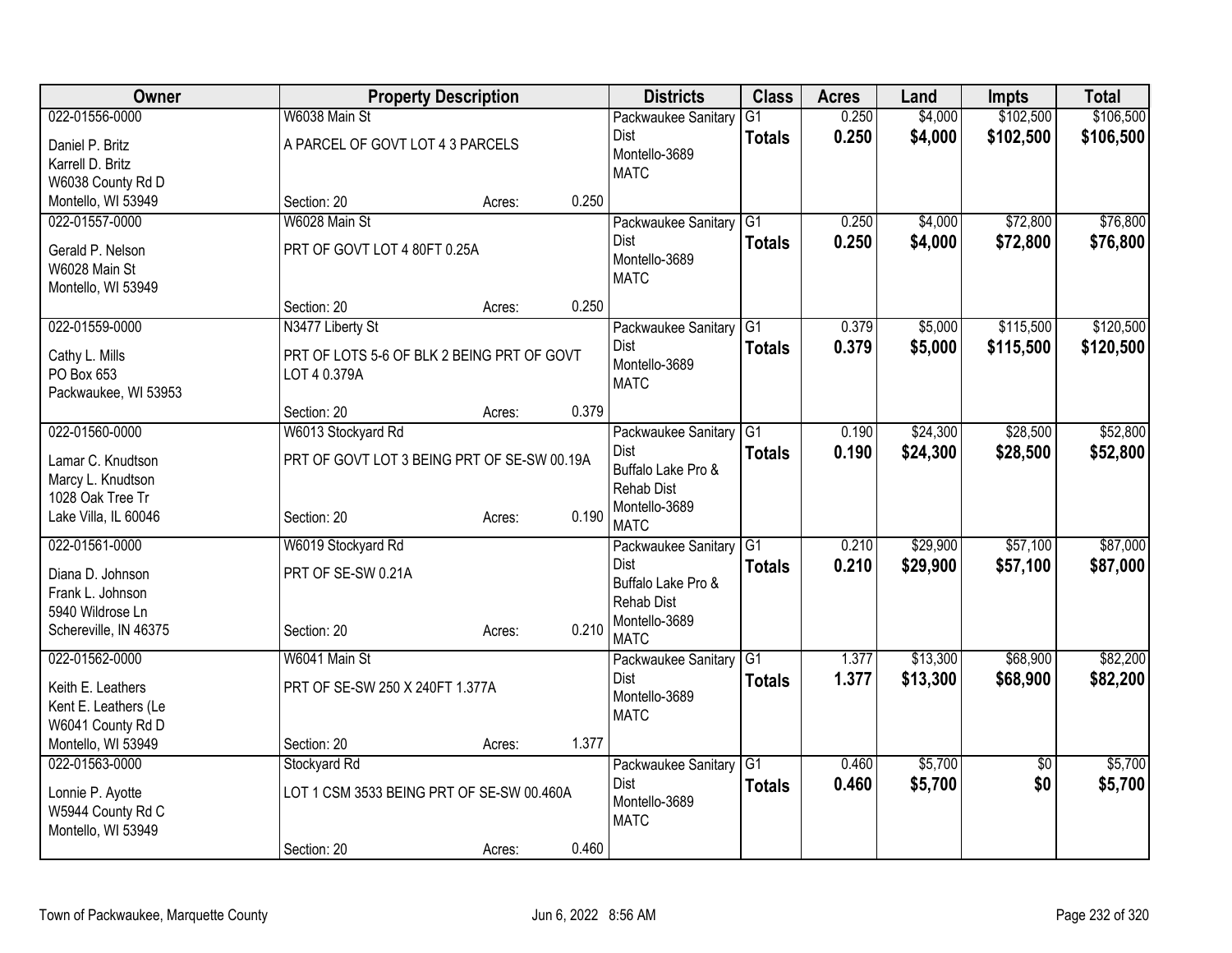| Owner | Property Description | | | Districts | Class | Acres | Land | Impts | Total |
|---|---|---|---|---|---|---|---|---|---|
| 022-01556-0000 | W6038 Main St | | | Packwaukee Sanitary Dist | G1 | 0.250 | $4,000 | $102,500 | $106,500 |
| Daniel P. Britz<br>Karrell D. Britz<br>W6038 County Rd D<br>Montello, WI 53949 | A PARCEL OF GOVT LOT 4 3 PARCELS | | | Montello-3689<br>MATC | **Totals** | **0.250** | **$4,000** | **$102,500** | **$106,500** |
| | Section: 20 | Acres: | 0.250 | | | | | | |
| 022-01557-0000 | W6028 Main St | | | Packwaukee Sanitary Dist | G1 | 0.250 | $4,000 | $72,800 | $76,800 |
| Gerald P. Nelson<br>W6028 Main St<br>Montello, WI 53949 | PRT OF GOVT LOT 4 80FT 0.25A | | | Montello-3689<br>MATC | **Totals** | **0.250** | **$4,000** | **$72,800** | **$76,800** |
| | Section: 20 | Acres: | 0.250 | | | | | | |
| 022-01559-0000 | N3477 Liberty St | | | Packwaukee Sanitary Dist | G1 | 0.379 | $5,000 | $115,500 | $120,500 |
| Cathy L. Mills<br>PO Box 653<br>Packwaukee, WI 53953 | PRT OF LOTS 5-6 OF BLK 2 BEING PRT OF GOVT LOT 4 0.379A | | | Montello-3689<br>MATC | **Totals** | **0.379** | **$5,000** | **$115,500** | **$120,500** |
| | Section: 20 | Acres: | 0.379 | | | | | | |
| 022-01560-0000 | W6013 Stockyard Rd | | | Packwaukee Sanitary Dist | G1 | 0.190 | $24,300 | $28,500 | $52,800 |
| Lamar C. Knudtson<br>Marcy L. Knudtson<br>1028 Oak Tree Tr<br>Lake Villa, IL 60046 | PRT OF GOVT LOT 3 BEING PRT OF SE-SW 00.19A | | | Buffalo Lake Pro & Rehab Dist<br>Montello-3689<br>MATC | **Totals** | **0.190** | **$24,300** | **$28,500** | **$52,800** |
| | Section: 20 | Acres: | 0.190 | | | | | | |
| 022-01561-0000 | W6019 Stockyard Rd | | | Packwaukee Sanitary Dist | G1 | 0.210 | $29,900 | $57,100 | $87,000 |
| Diana D. Johnson<br>Frank L. Johnson<br>5940 Wildrose Ln<br>Schereville, IN 46375 | PRT OF SE-SW 0.21A | | | Buffalo Lake Pro & Rehab Dist<br>Montello-3689<br>MATC | **Totals** | **0.210** | **$29,900** | **$57,100** | **$87,000** |
| | Section: 20 | Acres: | 0.210 | | | | | | |
| 022-01562-0000 | W6041 Main St | | | Packwaukee Sanitary Dist | G1 | 1.377 | $13,300 | $68,900 | $82,200 |
| Keith E. Leathers<br>Kent E. Leathers (Le<br>W6041 County Rd D<br>Montello, WI 53949 | PRT OF SE-SW 250 X 240FT 1.377A | | | Montello-3689<br>MATC | **Totals** | **1.377** | **$13,300** | **$68,900** | **$82,200** |
| | Section: 20 | Acres: | 1.377 | | | | | | |
| 022-01563-0000 | Stockyard Rd | | | Packwaukee Sanitary Dist | G1 | 0.460 | $5,700 | $0 | $5,700 |
| Lonnie P. Ayotte<br>W5944 County Rd C<br>Montello, WI 53949 | LOT 1 CSM 3533 BEING PRT OF SE-SW 00.460A | | | Montello-3689<br>MATC | **Totals** | **0.460** | **$5,700** | **$0** | **$5,700** |
| | Section: 20 | Acres: | 0.460 | | | | | | |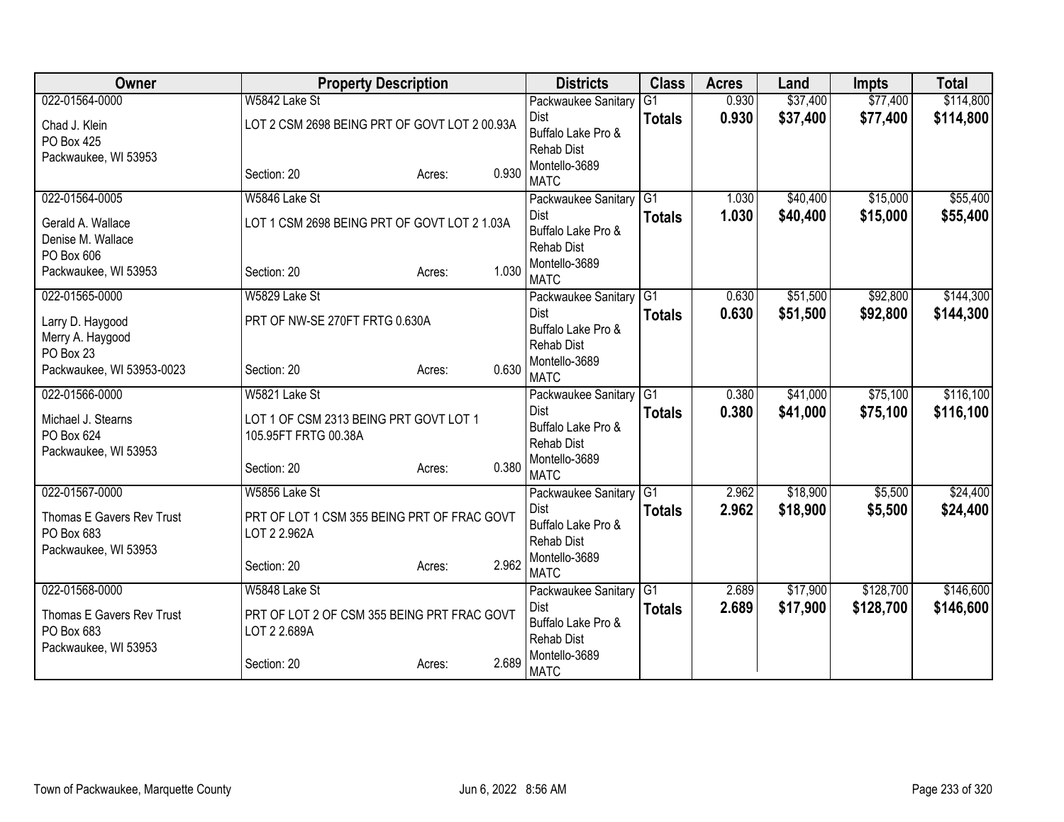| Owner | Property Description | | | Districts | Class | Acres | Land | Impts | Total |
|---|---|---|---|---|---|---|---|---|---|
| 022-01564-0000<br>Chad J. Klein<br>PO Box 425<br>Packwaukee, WI 53953 | W5842 Lake St<br>LOT 2 CSM 2698 BEING PRT OF GOVT LOT 2 00.93A<br>Section: 20 | Acres: | 0.930 | Packwaukee Sanitary Dist<br>Buffalo Lake Pro & Rehab Dist<br>Montello-3689<br>MATC | G1<br>**Totals** | 0.930<br>**0.930** | $37,400<br>**$37,400** | $77,400<br>**$77,400** | $114,800<br>**$114,800** |
| 022-01564-0005<br>Gerald A. Wallace<br>Denise M. Wallace<br>PO Box 606<br>Packwaukee, WI 53953 | W5846 Lake St<br>LOT 1 CSM 2698 BEING PRT OF GOVT LOT 2 1.03A<br>Section: 20 | Acres: | 1.030 | Packwaukee Sanitary Dist<br>Buffalo Lake Pro & Rehab Dist<br>Montello-3689<br>MATC | G1<br>**Totals** | 1.030<br>**1.030** | $40,400<br>**$40,400** | $15,000<br>**$15,000** | $55,400<br>**$55,400** |
| 022-01565-0000<br>Larry D. Haygood<br>Merry A. Haygood<br>PO Box 23<br>Packwaukee, WI 53953-0023 | W5829 Lake St<br>PRT OF NW-SE 270FT FRTG 0.630A<br>Section: 20 | Acres: | 0.630 | Packwaukee Sanitary Dist<br>Buffalo Lake Pro & Rehab Dist<br>Montello-3689<br>MATC | G1<br>**Totals** | 0.630<br>**0.630** | $51,500<br>**$51,500** | $92,800<br>**$92,800** | $144,300<br>**$144,300** |
| 022-01566-0000<br>Michael J. Stearns<br>PO Box 624<br>Packwaukee, WI 53953 | W5821 Lake St<br>LOT 1 OF CSM 2313 BEING PRT GOVT LOT 1 105.95FT FRTG 00.38A<br>Section: 20 | Acres: | 0.380 | Packwaukee Sanitary Dist<br>Buffalo Lake Pro & Rehab Dist<br>Montello-3689<br>MATC | G1<br>**Totals** | 0.380<br>**0.380** | $41,000<br>**$41,000** | $75,100<br>**$75,100** | $116,100<br>**$116,100** |
| 022-01567-0000<br>Thomas E Gavers Rev Trust<br>PO Box 683<br>Packwaukee, WI 53953 | W5856 Lake St<br>PRT OF LOT 1 CSM 355 BEING PRT OF FRAC GOVT LOT 2 2.962A<br>Section: 20 | Acres: | 2.962 | Packwaukee Sanitary Dist<br>Buffalo Lake Pro & Rehab Dist<br>Montello-3689<br>MATC | G1<br>**Totals** | 2.962<br>**2.962** | $18,900<br>**$18,900** | $5,500<br>**$5,500** | $24,400<br>**$24,400** |
| 022-01568-0000<br>Thomas E Gavers Rev Trust<br>PO Box 683<br>Packwaukee, WI 53953 | W5848 Lake St<br>PRT OF LOT 2 OF CSM 355 BEING PRT FRAC GOVT LOT 2 2.689A<br>Section: 20 | Acres: | 2.689 | Packwaukee Sanitary Dist<br>Buffalo Lake Pro & Rehab Dist<br>Montello-3689<br>MATC | G1<br>**Totals** | 2.689<br>**2.689** | $17,900<br>**$17,900** | $128,700<br>**$128,700** | $146,600<br>**$146,600** |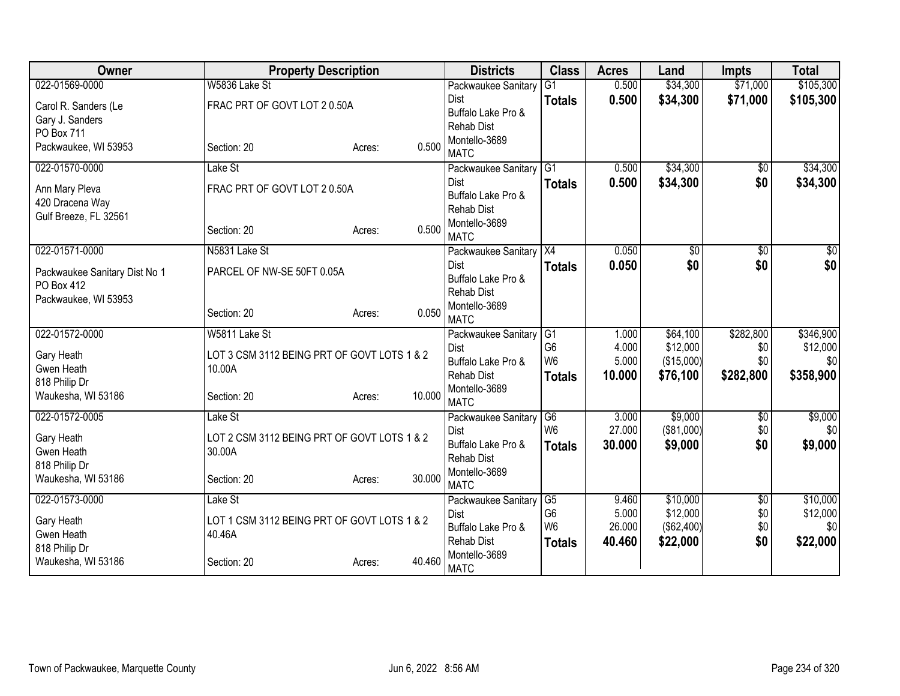| Owner | Property Description | | | Districts | Class | Acres | Land | Impts | Total |
|---|---|---|---|---|---|---|---|---|---|
| 022-01569-0000 | W5836 Lake St | | | Packwaukee Sanitary Dist | G1 | 0.500 | $34,300 | $71,000 | $105,300 |
| Carol R. Sanders (Le | FRAC PRT OF GOVT LOT 2 0.50A | | | Buffalo Lake Pro & Rehab Dist | **Totals** | **0.500** | **$34,300** | **$71,000** | **$105,300** |
| Gary J. Sanders | | | | Montello-3689 | | | | | |
| PO Box 711 | | | | MATC | | | | | |
| Packwaukee, WI 53953 | Section: 20 | Acres: | 0.500 | | | | | | |
| 022-01570-0000 | Lake St | | | Packwaukee Sanitary Dist | G1 | 0.500 | $34,300 | $0 | $34,300 |
| Ann Mary Pleva | FRAC PRT OF GOVT LOT 2 0.50A | | | Buffalo Lake Pro & Rehab Dist | **Totals** | **0.500** | **$34,300** | **$0** | **$34,300** |
| 420 Dracena Way | | | | Montello-3689 | | | | | |
| Gulf Breeze, FL 32561 | | | | MATC | | | | | |
| | Section: 20 | Acres: | 0.500 | | | | | | |
| 022-01571-0000 | N5831 Lake St | | | Packwaukee Sanitary Dist | X4 | 0.050 | $0 | $0 | $0 |
| Packwaukee Sanitary Dist No 1 | PARCEL OF NW-SE 50FT 0.05A | | | Buffalo Lake Pro & Rehab Dist | **Totals** | **0.050** | **$0** | **$0** | **$0** |
| PO Box 412 | | | | Montello-3689 | | | | | |
| Packwaukee, WI 53953 | | | | MATC | | | | | |
| | Section: 20 | Acres: | 0.050 | | | | | | |
| 022-01572-0000 | W5811 Lake St | | | Packwaukee Sanitary Dist | G1 | 1.000 | $64,100 | $282,800 | $346,900 |
| Gary Heath | LOT 3 CSM 3112 BEING PRT OF GOVT LOTS 1 & 2 10.00A | | | Buffalo Lake Pro & Rehab Dist | G6 | 4.000 | $12,000 | $0 | $12,000 |
| Gwen Heath | | | | Montello-3689 | W6 | 5.000 | ($15,000) | $0 | $0 |
| 818 Philip Dr | | | | MATC | **Totals** | **10.000** | **$76,100** | **$282,800** | **$358,900** |
| Waukesha, WI 53186 | Section: 20 | Acres: | 10.000 | | | | | | |
| 022-01572-0005 | Lake St | | | Packwaukee Sanitary Dist | G6 | 3.000 | $9,000 | $0 | $9,000 |
| Gary Heath | LOT 2 CSM 3112 BEING PRT OF GOVT LOTS 1 & 2 30.00A | | | Buffalo Lake Pro & Rehab Dist | W6 | 27.000 | ($81,000) | $0 | $0 |
| Gwen Heath | | | | Montello-3689 | **Totals** | **30.000** | **$9,000** | **$0** | **$9,000** |
| 818 Philip Dr | | | | MATC | | | | | |
| Waukesha, WI 53186 | Section: 20 | Acres: | 30.000 | | | | | | |
| 022-01573-0000 | Lake St | | | Packwaukee Sanitary Dist | G5 | 9.460 | $10,000 | $0 | $10,000 |
| Gary Heath | LOT 1 CSM 3112 BEING PRT OF GOVT LOTS 1 & 2 40.46A | | | Buffalo Lake Pro & Rehab Dist | G6 | 5.000 | $12,000 | $0 | $12,000 |
| Gwen Heath | | | | Montello-3689 | W6 | 26.000 | ($62,400) | $0 | $0 |
| 818 Philip Dr | | | | MATC | **Totals** | **40.460** | **$22,000** | **$0** | **$22,000** |
| Waukesha, WI 53186 | Section: 20 | Acres: | 40.460 | | | | | | |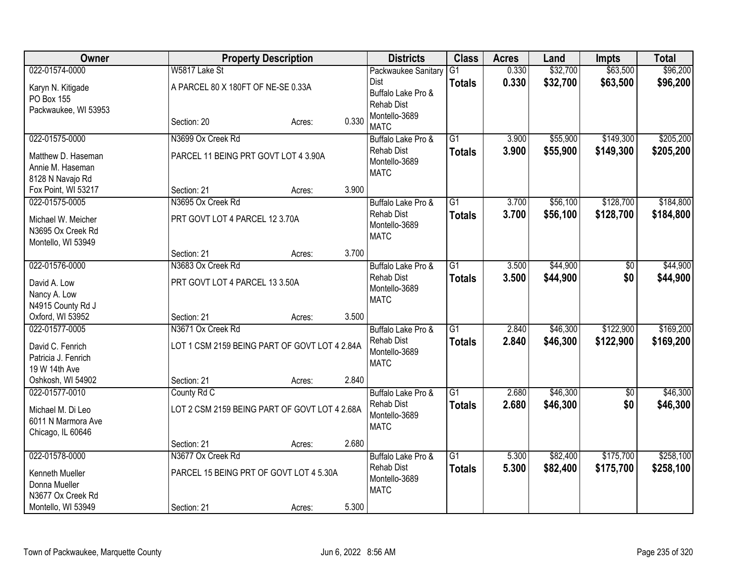| Owner | Property Description | Districts | Class | Acres | Land | Impts | Total |
|---|---|---|---|---|---|---|---|
| 022-01574-0000<br>Karyn N. Kitigade<br>PO Box 155<br>Packwaukee, WI 53953 | W5817 Lake St<br>A PARCEL 80 X 180FT OF NE-SE 0.33A<br>Section: 20 Acres: 0.330 | Packwaukee Sanitary Dist<br>Buffalo Lake Pro & Rehab Dist<br>Montello-3689<br>MATC | G1<br>**Totals** | 0.330<br>**0.330** | $32,700<br>**$32,700** | $63,500<br>**$63,500** | $96,200<br>**$96,200** |
| 022-01575-0000<br>Matthew D. Haseman<br>Annie M. Haseman<br>8128 N Navajo Rd<br>Fox Point, WI 53217 | N3699 Ox Creek Rd<br>PARCEL 11 BEING PRT GOVT LOT 4 3.90A<br>Section: 21 Acres: 3.900 | Buffalo Lake Pro & Rehab Dist<br>Montello-3689<br>MATC | G1<br>**Totals** | 3.900<br>**3.900** | $55,900<br>**$55,900** | $149,300<br>**$149,300** | $205,200<br>**$205,200** |
| 022-01575-0005<br>Michael W. Meicher<br>N3695 Ox Creek Rd<br>Montello, WI 53949 | N3695 Ox Creek Rd<br>PRT GOVT LOT 4 PARCEL 12 3.70A<br>Section: 21 Acres: 3.700 | Buffalo Lake Pro & Rehab Dist<br>Montello-3689<br>MATC | G1<br>**Totals** | 3.700<br>**3.700** | $56,100<br>**$56,100** | $128,700<br>**$128,700** | $184,800<br>**$184,800** |
| 022-01576-0000<br>David A. Low<br>Nancy A. Low<br>N4915 County Rd J<br>Oxford, WI 53952 | N3683 Ox Creek Rd<br>PRT GOVT LOT 4 PARCEL 13 3.50A<br>Section: 21 Acres: 3.500 | Buffalo Lake Pro & Rehab Dist<br>Montello-3689<br>MATC | G1<br>**Totals** | 3.500<br>**3.500** | $44,900<br>**$44,900** | $0<br>**$0** | $44,900<br>**$44,900** |
| 022-01577-0005<br>David C. Fenrich<br>Patricia J. Fenrich<br>19 W 14th Ave<br>Oshkosh, WI 54902 | N3671 Ox Creek Rd<br>LOT 1 CSM 2159 BEING PART OF GOVT LOT 4 2.84A<br>Section: 21 Acres: 2.840 | Buffalo Lake Pro & Rehab Dist<br>Montello-3689<br>MATC | G1<br>**Totals** | 2.840<br>**2.840** | $46,300<br>**$46,300** | $122,900<br>**$122,900** | $169,200<br>**$169,200** |
| 022-01577-0010<br>Michael M. Di Leo<br>6011 N Marmora Ave<br>Chicago, IL 60646 | County Rd C<br>LOT 2 CSM 2159 BEING PART OF GOVT LOT 4 2.68A<br>Section: 21 Acres: 2.680 | Buffalo Lake Pro & Rehab Dist<br>Montello-3689<br>MATC | G1<br>**Totals** | 2.680<br>**2.680** | $46,300<br>**$46,300** | $0<br>**$0** | $46,300<br>**$46,300** |
| 022-01578-0000<br>Kenneth Mueller<br>Donna Mueller<br>N3677 Ox Creek Rd<br>Montello, WI 53949 | N3677 Ox Creek Rd<br>PARCEL 15 BEING PRT OF GOVT LOT 4 5.30A<br>Section: 21 Acres: 5.300 | Buffalo Lake Pro & Rehab Dist<br>Montello-3689<br>MATC | G1<br>**Totals** | 5.300<br>**5.300** | $82,400<br>**$82,400** | $175,700<br>**$175,700** | $258,100<br>**$258,100** |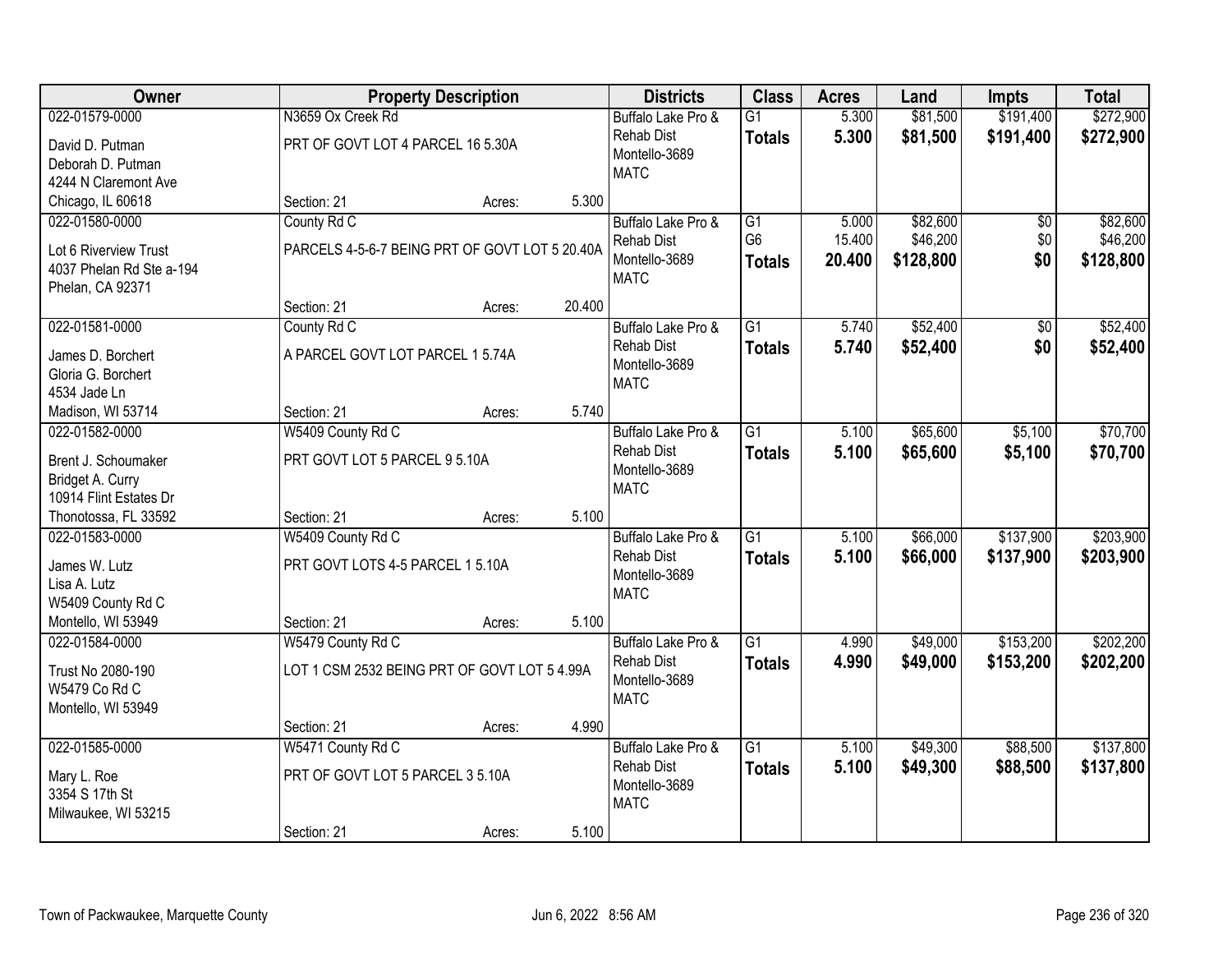| Owner | Property Description | | | Districts | Class | Acres | Land | Impts | Total |
|---|---|---|---|---|---|---|---|---|---|
| 022-01579-0000<br>David D. Putman<br>Deborah D. Putman<br>4244 N Claremont Ave<br>Chicago, IL 60618 | N3659 Ox Creek Rd<br>PRT OF GOVT LOT 4 PARCEL 16 5.30A<br>Section: 21 | Acres: | 5.300 | Buffalo Lake Pro & Rehab Dist<br>Montello-3689<br>MATC | G1<br>**Totals** | 5.300<br>**5.300** | $81,500<br>**$81,500** | $191,400<br>**$191,400** | $272,900<br>**$272,900** |
| 022-01580-0000<br>Lot 6 Riverview Trust<br>4037 Phelan Rd Ste a-194<br>Phelan, CA 92371 | County Rd C<br>PARCELS 4-5-6-7 BEING PRT OF GOVT LOT 5 20.40A<br>Section: 21 | Acres: | 20.400 | Buffalo Lake Pro & Rehab Dist<br>Montello-3689<br>MATC | G1<br>G6<br>**Totals** | 5.000<br>15.400<br>**20.400** | $82,600<br>$46,200<br>**$128,800** | $0<br>$0<br>**$0** | $82,600<br>$46,200<br>**$128,800** |
| 022-01581-0000<br>James D. Borchert<br>Gloria G. Borchert<br>4534 Jade Ln<br>Madison, WI 53714 | County Rd C<br>A PARCEL GOVT LOT PARCEL 1 5.74A<br>Section: 21 | Acres: | 5.740 | Buffalo Lake Pro & Rehab Dist<br>Montello-3689<br>MATC | G1<br>**Totals** | 5.740<br>**5.740** | $52,400<br>**$52,400** | $0<br>**$0** | $52,400<br>**$52,400** |
| 022-01582-0000<br>Brent J. Schoumaker<br>Bridget A. Curry<br>10914 Flint Estates Dr<br>Thonotossa, FL 33592 | W5409 County Rd C<br>PRT GOVT LOT 5 PARCEL 9 5.10A<br>Section: 21 | Acres: | 5.100 | Buffalo Lake Pro & Rehab Dist<br>Montello-3689<br>MATC | G1<br>**Totals** | 5.100<br>**5.100** | $65,600<br>**$65,600** | $5,100<br>**$5,100** | $70,700<br>**$70,700** |
| 022-01583-0000<br>James W. Lutz<br>Lisa A. Lutz<br>W5409 County Rd C<br>Montello, WI 53949 | W5409 County Rd C<br>PRT GOVT LOTS 4-5 PARCEL 1 5.10A<br>Section: 21 | Acres: | 5.100 | Buffalo Lake Pro & Rehab Dist<br>Montello-3689<br>MATC | G1<br>**Totals** | 5.100<br>**5.100** | $66,000<br>**$66,000** | $137,900<br>**$137,900** | $203,900<br>**$203,900** |
| 022-01584-0000<br>Trust No 2080-190<br>W5479 Co Rd C<br>Montello, WI 53949 | W5479 County Rd C<br>LOT 1 CSM 2532 BEING PRT OF GOVT LOT 5 4.99A<br>Section: 21 | Acres: | 4.990 | Buffalo Lake Pro & Rehab Dist<br>Montello-3689<br>MATC | G1<br>**Totals** | 4.990<br>**4.990** | $49,000<br>**$49,000** | $153,200<br>**$153,200** | $202,200<br>**$202,200** |
| 022-01585-0000<br>Mary L. Roe<br>3354 S 17th St<br>Milwaukee, WI 53215 | W5471 County Rd C<br>PRT OF GOVT LOT 5 PARCEL 3 5.10A<br>Section: 21 | Acres: | 5.100 | Buffalo Lake Pro & Rehab Dist<br>Montello-3689<br>MATC | G1<br>**Totals** | 5.100<br>**5.100** | $49,300<br>**$49,300** | $88,500<br>**$88,500** | $137,800<br>**$137,800** |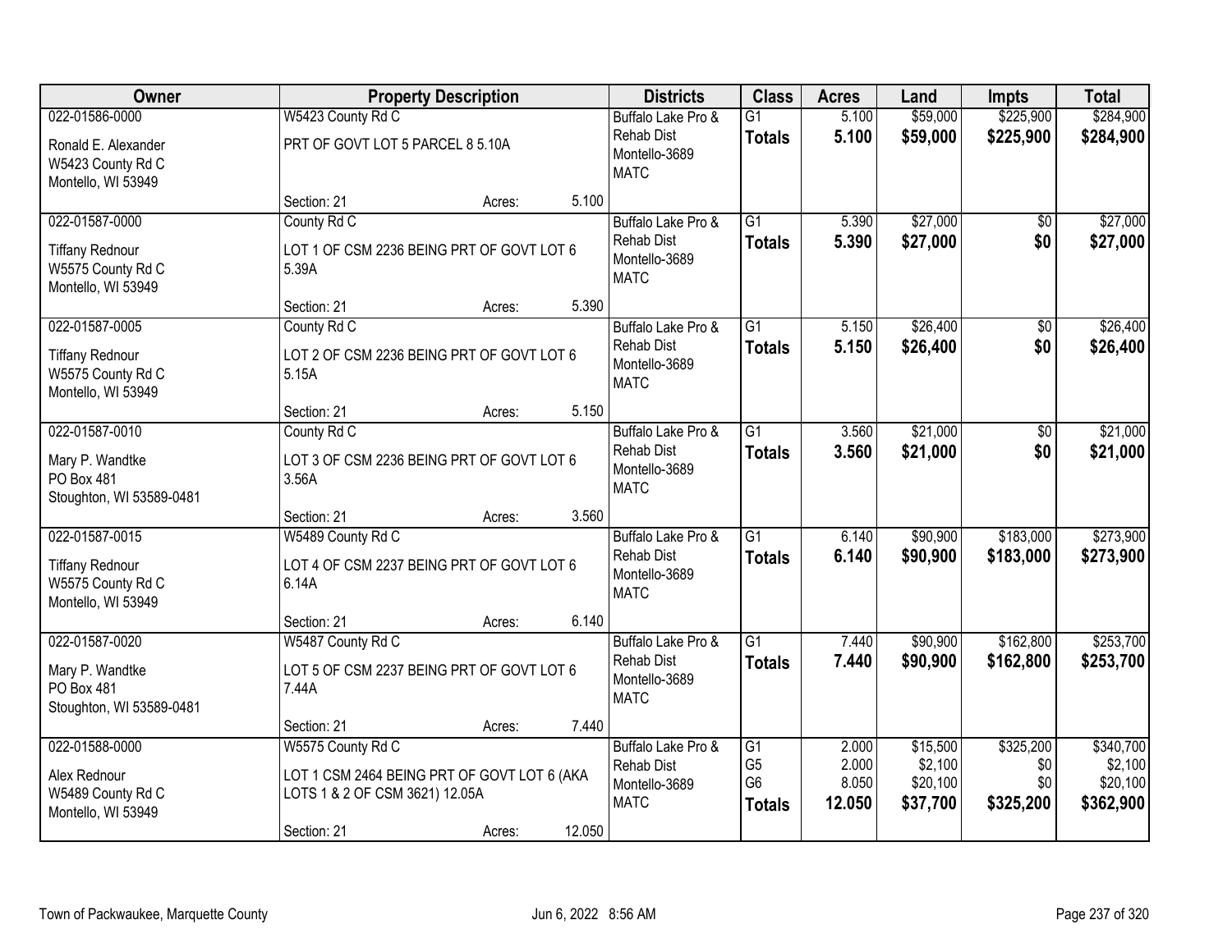| Owner | Property Description | Districts | Class | Acres | Land | Impts | Total |
|---|---|---|---|---|---|---|---|
| 022-01586-0000<br>Ronald E. Alexander<br>W5423 County Rd C<br>Montello, WI 53949 | W5423 County Rd C<br>PRT OF GOVT LOT 5 PARCEL 8 5.10A<br>Section: 21 Acres: 5.100 | Buffalo Lake Pro & Rehab Dist<br>Montello-3689<br>MATC | G1<br>**Totals** | 5.100<br>**5.100** | $59,000<br>**$59,000** | $225,900<br>**$225,900** | $284,900<br>**$284,900** |
| 022-01587-0000<br>Tiffany Rednour<br>W5575 County Rd C<br>Montello, WI 53949 | County Rd C<br>LOT 1 OF CSM 2236 BEING PRT OF GOVT LOT 6 5.39A<br>Section: 21 Acres: 5.390 | Buffalo Lake Pro & Rehab Dist<br>Montello-3689<br>MATC | G1<br>**Totals** | 5.390<br>**5.390** | $27,000<br>**$27,000** | $0<br>**$0** | $27,000<br>**$27,000** |
| 022-01587-0005<br>Tiffany Rednour<br>W5575 County Rd C<br>Montello, WI 53949 | County Rd C<br>LOT 2 OF CSM 2236 BEING PRT OF GOVT LOT 6 5.15A<br>Section: 21 Acres: 5.150 | Buffalo Lake Pro & Rehab Dist<br>Montello-3689<br>MATC | G1<br>**Totals** | 5.150<br>**5.150** | $26,400<br>**$26,400** | $0<br>**$0** | $26,400<br>**$26,400** |
| 022-01587-0010<br>Mary P. Wandtke<br>PO Box 481<br>Stoughton, WI 53589-0481 | County Rd C<br>LOT 3 OF CSM 2236 BEING PRT OF GOVT LOT 6 3.56A<br>Section: 21 Acres: 3.560 | Buffalo Lake Pro & Rehab Dist<br>Montello-3689<br>MATC | G1<br>**Totals** | 3.560<br>**3.560** | $21,000<br>**$21,000** | $0<br>**$0** | $21,000<br>**$21,000** |
| 022-01587-0015<br>Tiffany Rednour<br>W5575 County Rd C<br>Montello, WI 53949 | W5489 County Rd C<br>LOT 4 OF CSM 2237 BEING PRT OF GOVT LOT 6 6.14A<br>Section: 21 Acres: 6.140 | Buffalo Lake Pro & Rehab Dist<br>Montello-3689<br>MATC | G1<br>**Totals** | 6.140<br>**6.140** | $90,900<br>**$90,900** | $183,000<br>**$183,000** | $273,900<br>**$273,900** |
| 022-01587-0020<br>Mary P. Wandtke<br>PO Box 481<br>Stoughton, WI 53589-0481 | W5487 County Rd C<br>LOT 5 OF CSM 2237 BEING PRT OF GOVT LOT 6 7.44A<br>Section: 21 Acres: 7.440 | Buffalo Lake Pro & Rehab Dist<br>Montello-3689<br>MATC | G1<br>**Totals** | 7.440<br>**7.440** | $90,900<br>**$90,900** | $162,800<br>**$162,800** | $253,700<br>**$253,700** |
| 022-01588-0000<br>Alex Rednour<br>W5489 County Rd C<br>Montello, WI 53949 | W5575 County Rd C<br>LOT 1 CSM 2464 BEING PRT OF GOVT LOT 6 (AKA LOTS 1 & 2 OF CSM 3621) 12.05A<br>Section: 21 Acres: 12.050 | Buffalo Lake Pro & Rehab Dist<br>Montello-3689<br>MATC | G1<br>G5<br>G6<br>**Totals** | 2.000<br>2.000<br>8.050<br>**12.050** | $15,500<br>$2,100<br>$20,100<br>**$37,700** | $325,200<br>$0<br>$0<br>**$325,200** | $340,700<br>$2,100<br>$20,100<br>**$362,900** |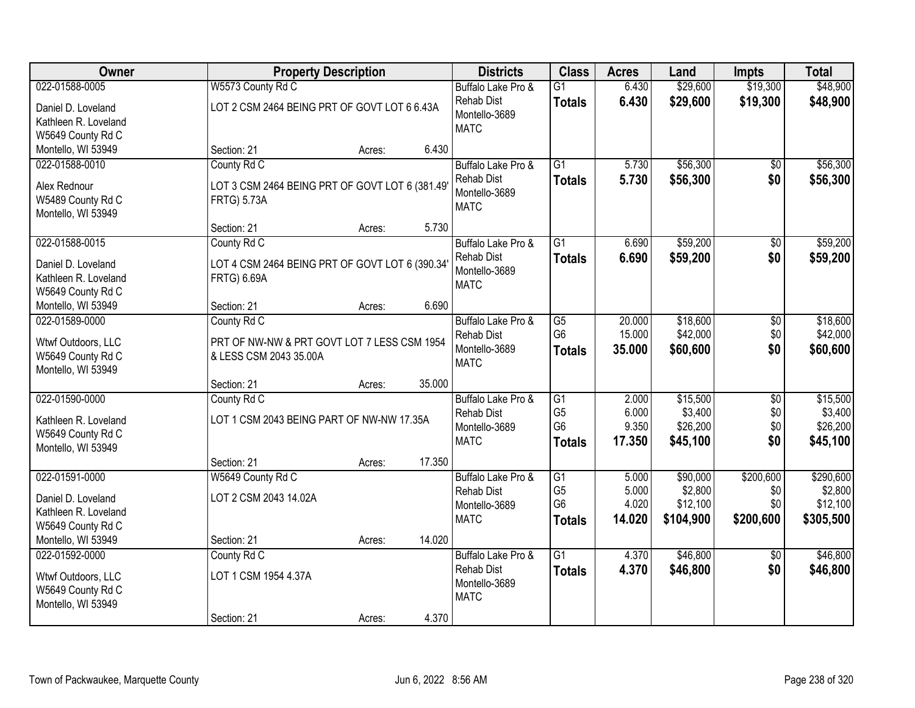| Owner | Property Description | | | Districts | Class | Acres | Land | Impts | Total |
|---|---|---|---|---|---|---|---|---|---|
| 022-01588-0005 | W5573 County Rd C | | | Buffalo Lake Pro & | G1 | 6.430 | $29,600 | $19,300 | $48,900 |
| Daniel D. Loveland<br>Kathleen R. Loveland<br>W5649 County Rd C<br>Montello, WI 53949 | LOT 2 CSM 2464 BEING PRT OF GOVT LOT 6 6.43A | | | Rehab Dist<br>Montello-3689<br>MATC | **Totals** | **6.430** | **$29,600** | **$19,300** | **$48,900** |
| | Section: 21 | Acres: | 6.430 | | | | | | |
| 022-01588-0010 | County Rd C | | | Buffalo Lake Pro & | G1 | 5.730 | $56,300 | $0 | $56,300 |
| Alex Rednour<br>W5489 County Rd C<br>Montello, WI 53949 | LOT 3 CSM 2464 BEING PRT OF GOVT LOT 6 (381.49' FRTG) 5.73A | | | Rehab Dist<br>Montello-3689<br>MATC | **Totals** | **5.730** | **$56,300** | **$0** | **$56,300** |
| | Section: 21 | Acres: | 5.730 | | | | | | |
| 022-01588-0015 | County Rd C | | | Buffalo Lake Pro & | G1 | 6.690 | $59,200 | $0 | $59,200 |
| Daniel D. Loveland<br>Kathleen R. Loveland<br>W5649 County Rd C<br>Montello, WI 53949 | LOT 4 CSM 2464 BEING PRT OF GOVT LOT 6 (390.34' FRTG) 6.69A | | | Rehab Dist<br>Montello-3689<br>MATC | **Totals** | **6.690** | **$59,200** | **$0** | **$59,200** |
| | Section: 21 | Acres: | 6.690 | | | | | | |
| 022-01589-0000 | County Rd C | | | Buffalo Lake Pro & | G5 | 20.000 | $18,600 | $0 | $18,600 |
| Wtwf Outdoors, LLC<br>W5649 County Rd C<br>Montello, WI 53949 | PRT OF NW-NW & PRT GOVT LOT 7 LESS CSM 1954 & LESS CSM 2043 35.00A | | | Rehab Dist | G6 | 15.000 | $42,000 | $0 | $42,000 |
| | | | | Montello-3689<br>MATC | **Totals** | **35.000** | **$60,600** | **$0** | **$60,600** |
| | Section: 21 | Acres: | 35.000 | | | | | | |
| 022-01590-0000 | County Rd C | | | Buffalo Lake Pro & | G1 | 2.000 | $15,500 | $0 | $15,500 |
| Kathleen R. Loveland<br>W5649 County Rd C<br>Montello, WI 53949 | LOT 1 CSM 2043 BEING PART OF NW-NW 17.35A | | | Rehab Dist | G5 | 6.000 | $3,400 | $0 | $3,400 |
| | | | | Montello-3689 | G6 | 9.350 | $26,200 | $0 | $26,200 |
| | | | | MATC | **Totals** | **17.350** | **$45,100** | **$0** | **$45,100** |
| | Section: 21 | Acres: | 17.350 | | | | | | |
| 022-01591-0000 | W5649 County Rd C | | | Buffalo Lake Pro & | G1 | 5.000 | $90,000 | $200,600 | $290,600 |
| Daniel D. Loveland<br>Kathleen R. Loveland<br>W5649 County Rd C<br>Montello, WI 53949 | LOT 2 CSM 2043 14.02A | | | Rehab Dist | G5 | 5.000 | $2,800 | $0 | $2,800 |
| | | | | Montello-3689 | G6 | 4.020 | $12,100 | $0 | $12,100 |
| | | | | MATC | **Totals** | **14.020** | **$104,900** | **$200,600** | **$305,500** |
| | Section: 21 | Acres: | 14.020 | | | | | | |
| 022-01592-0000 | County Rd C | | | Buffalo Lake Pro & | G1 | 4.370 | $46,800 | $0 | $46,800 |
| Wtwf Outdoors, LLC<br>W5649 County Rd C<br>Montello, WI 53949 | LOT 1 CSM 1954 4.37A | | | Rehab Dist<br>Montello-3689<br>MATC | **Totals** | **4.370** | **$46,800** | **$0** | **$46,800** |
| | Section: 21 | Acres: | 4.370 | | | | | | |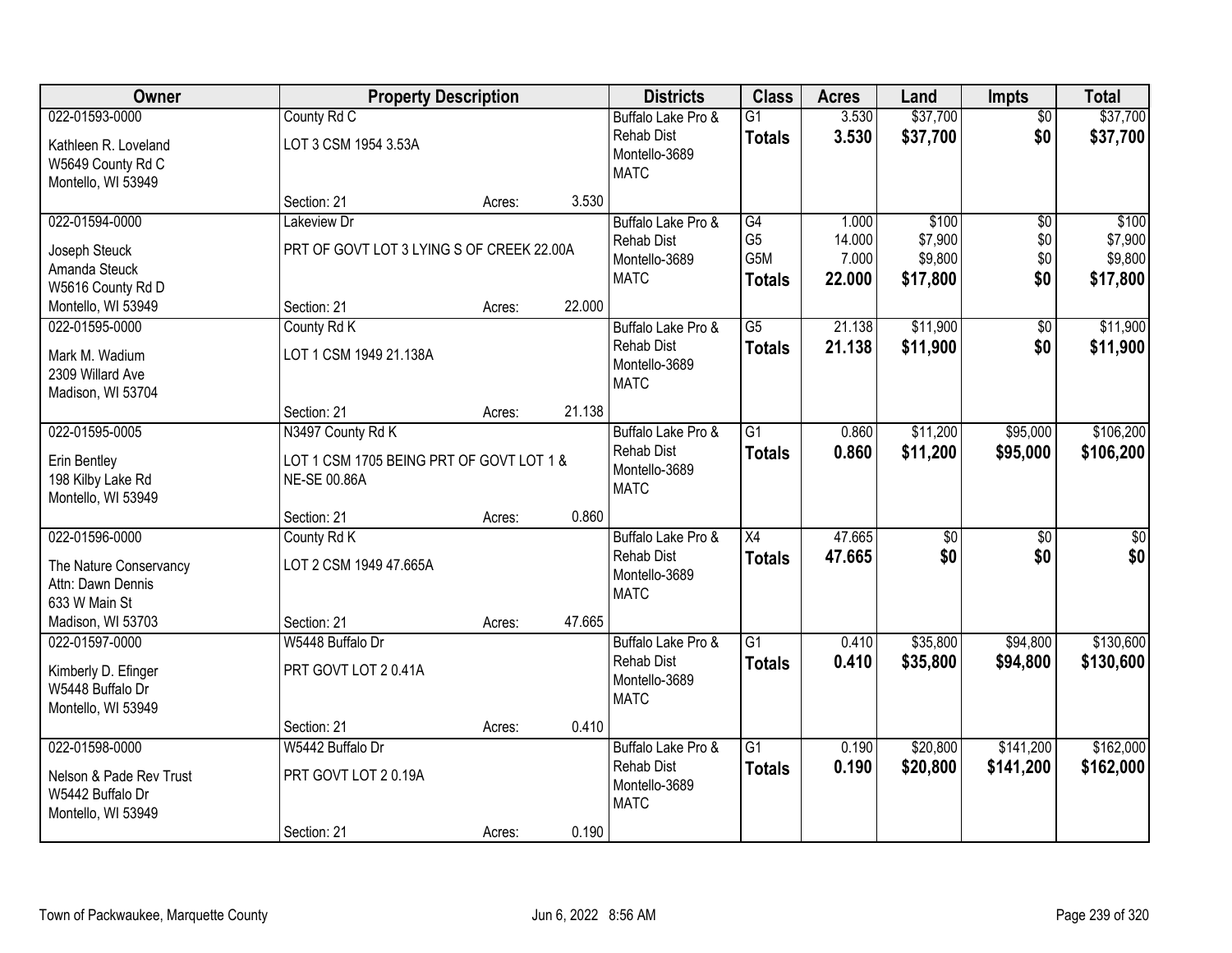| Owner | Property Description | | | Districts | Class | Acres | Land | Impts | Total |
|---|---|---|---|---|---|---|---|---|---|
| 022-01593-0000<br>Kathleen R. Loveland<br>W5649 County Rd C<br>Montello, WI 53949 | County Rd C<br>LOT 3 CSM 1954 3.53A<br>Section: 21 | Acres: | 3.530 | Buffalo Lake Pro & Rehab Dist<br>Montello-3689<br>MATC | G1<br>**Totals** | 3.530<br>**3.530** | $37,700<br>**$37,700** | $0<br>**$0** | $37,700<br>**$37,700** |
| 022-01594-0000<br>Joseph Steuck<br>Amanda Steuck<br>W5616 County Rd D<br>Montello, WI 53949 | Lakeview Dr<br>PRT OF GOVT LOT 3 LYING S OF CREEK 22.00A<br>Section: 21 | Acres: | 22.000 | Buffalo Lake Pro & Rehab Dist<br>Montello-3689<br>MATC | G4<br>G5<br>G5M<br>**Totals** | 1.000<br>14.000<br>7.000<br>**22.000** | $100<br>$7,900<br>$9,800<br>**$17,800** | $0<br>$0<br>$0<br>**$0** | $100<br>$7,900<br>$9,800<br>**$17,800** |
| 022-01595-0000<br>Mark M. Wadium<br>2309 Willard Ave<br>Madison, WI 53704 | County Rd K<br>LOT 1 CSM 1949 21.138A<br>Section: 21 | Acres: | 21.138 | Buffalo Lake Pro & Rehab Dist<br>Montello-3689<br>MATC | G5<br>**Totals** | 21.138<br>**21.138** | $11,900<br>**$11,900** | $0<br>**$0** | $11,900<br>**$11,900** |
| 022-01595-0005<br>Erin Bentley<br>198 Kilby Lake Rd<br>Montello, WI 53949 | N3497 County Rd K<br>LOT 1 CSM 1705 BEING PRT OF GOVT LOT 1 & NE-SE 00.86A<br>Section: 21 | Acres: | 0.860 | Buffalo Lake Pro & Rehab Dist<br>Montello-3689<br>MATC | G1<br>**Totals** | 0.860<br>**0.860** | $11,200<br>**$11,200** | $95,000<br>**$95,000** | $106,200<br>**$106,200** |
| 022-01596-0000<br>The Nature Conservancy<br>Attn: Dawn Dennis<br>633 W Main St<br>Madison, WI 53703 | County Rd K<br>LOT 2 CSM 1949 47.665A<br>Section: 21 | Acres: | 47.665 | Buffalo Lake Pro & Rehab Dist<br>Montello-3689<br>MATC | X4<br>**Totals** | 47.665<br>**47.665** | $0<br>**$0** | $0<br>**$0** | $0<br>**$0** |
| 022-01597-0000<br>Kimberly D. Efinger<br>W5448 Buffalo Dr<br>Montello, WI 53949 | W5448 Buffalo Dr<br>PRT GOVT LOT 2 0.41A<br>Section: 21 | Acres: | 0.410 | Buffalo Lake Pro & Rehab Dist<br>Montello-3689<br>MATC | G1<br>**Totals** | 0.410<br>**0.410** | $35,800<br>**$35,800** | $94,800<br>**$94,800** | $130,600<br>**$130,600** |
| 022-01598-0000<br>Nelson & Pade Rev Trust<br>W5442 Buffalo Dr<br>Montello, WI 53949 | W5442 Buffalo Dr<br>PRT GOVT LOT 2 0.19A<br>Section: 21 | Acres: | 0.190 | Buffalo Lake Pro & Rehab Dist<br>Montello-3689<br>MATC | G1<br>**Totals** | 0.190<br>**0.190** | $20,800<br>**$20,800** | $141,200<br>**$141,200** | $162,000<br>**$162,000** |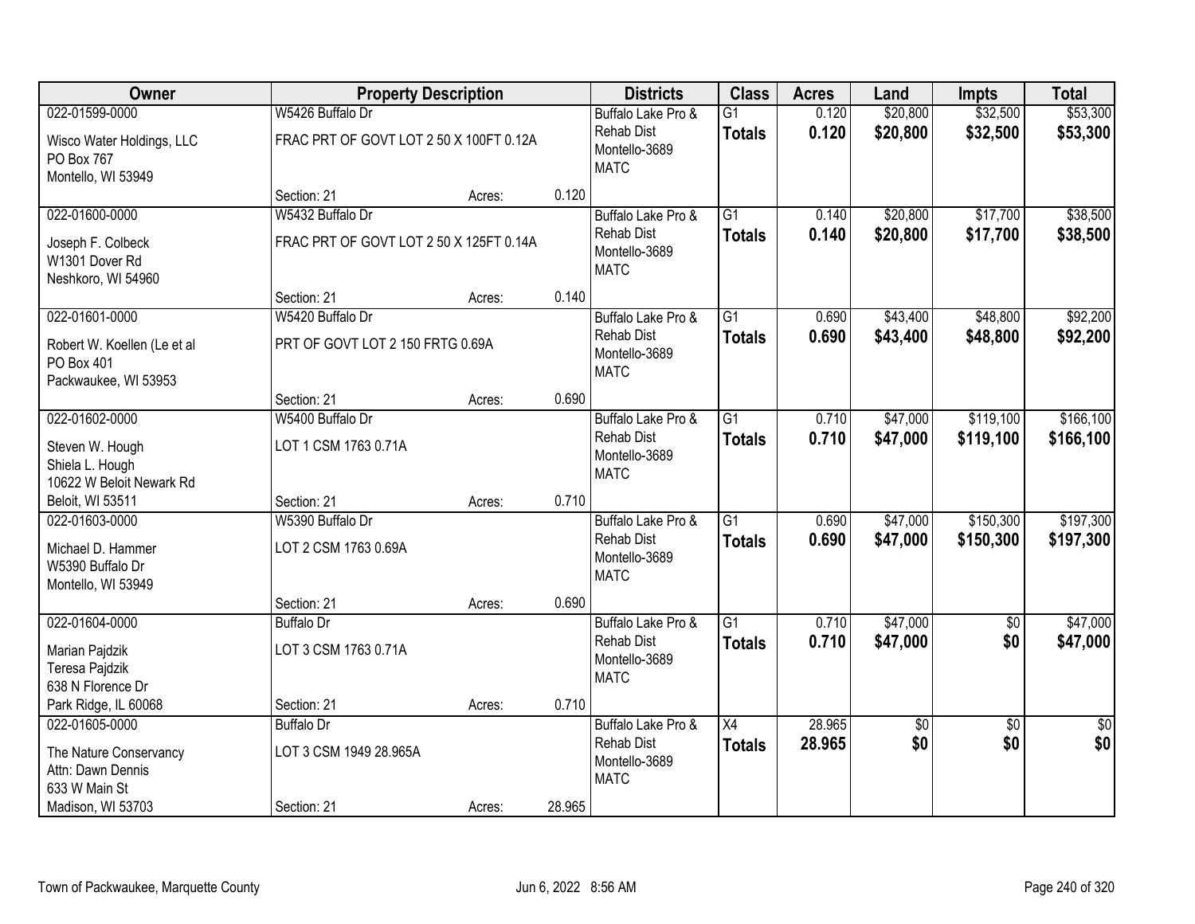| Owner | Property Description | | | Districts | Class | Acres | Land | Impts | Total |
|---|---|---|---|---|---|---|---|---|---|
| 022-01599-0000<br>Wisco Water Holdings, LLC<br>PO Box 767<br>Montello, WI 53949 | W5426 Buffalo Dr<br>FRAC PRT OF GOVT LOT 2 50 X 100FT 0.12A<br>Section: 21 | Acres: | 0.120 | Buffalo Lake Pro & Rehab Dist<br>Montello-3689<br>MATC | G1<br>**Totals** | 0.120<br>**0.120** | $20,800<br>**$20,800** | $32,500<br>**$32,500** | $53,300<br>**$53,300** |
| 022-01600-0000<br>Joseph F. Colbeck<br>W1301 Dover Rd<br>Neshkoro, WI 54960 | W5432 Buffalo Dr<br>FRAC PRT OF GOVT LOT 2 50 X 125FT 0.14A<br>Section: 21 | Acres: | 0.140 | Buffalo Lake Pro & Rehab Dist<br>Montello-3689<br>MATC | G1<br>**Totals** | 0.140<br>**0.140** | $20,800<br>**$20,800** | $17,700<br>**$17,700** | $38,500<br>**$38,500** |
| 022-01601-0000<br>Robert W. Koellen (Le et al<br>PO Box 401<br>Packwaukee, WI 53953 | W5420 Buffalo Dr<br>PRT OF GOVT LOT 2 150 FRTG 0.69A<br>Section: 21 | Acres: | 0.690 | Buffalo Lake Pro & Rehab Dist<br>Montello-3689<br>MATC | G1<br>**Totals** | 0.690<br>**0.690** | $43,400<br>**$43,400** | $48,800<br>**$48,800** | $92,200<br>**$92,200** |
| 022-01602-0000<br>Steven W. Hough<br>Shiela L. Hough<br>10622 W Beloit Newark Rd<br>Beloit, WI 53511 | W5400 Buffalo Dr<br>LOT 1 CSM 1763 0.71A<br>Section: 21 | Acres: | 0.710 | Buffalo Lake Pro & Rehab Dist<br>Montello-3689<br>MATC | G1<br>**Totals** | 0.710<br>**0.710** | $47,000<br>**$47,000** | $119,100<br>**$119,100** | $166,100<br>**$166,100** |
| 022-01603-0000<br>Michael D. Hammer<br>W5390 Buffalo Dr<br>Montello, WI 53949 | W5390 Buffalo Dr<br>LOT 2 CSM 1763 0.69A<br>Section: 21 | Acres: | 0.690 | Buffalo Lake Pro & Rehab Dist<br>Montello-3689<br>MATC | G1<br>**Totals** | 0.690<br>**0.690** | $47,000<br>**$47,000** | $150,300<br>**$150,300** | $197,300<br>**$197,300** |
| 022-01604-0000<br>Marian Pajdzik<br>Teresa Pajdzik<br>638 N Florence Dr<br>Park Ridge, IL 60068 | Buffalo Dr<br>LOT 3 CSM 1763 0.71A<br>Section: 21 | Acres: | 0.710 | Buffalo Lake Pro & Rehab Dist<br>Montello-3689<br>MATC | G1<br>**Totals** | 0.710<br>**0.710** | $47,000<br>**$47,000** | $0<br>**$0** | $47,000<br>**$47,000** |
| 022-01605-0000<br>The Nature Conservancy<br>Attn: Dawn Dennis<br>633 W Main St<br>Madison, WI 53703 | Buffalo Dr<br>LOT 3 CSM 1949 28.965A<br>Section: 21 | Acres: | 28.965 | Buffalo Lake Pro & Rehab Dist<br>Montello-3689<br>MATC | X4<br>**Totals** | 28.965<br>**28.965** | $0<br>**$0** | $0<br>**$0** | $0<br>**$0** |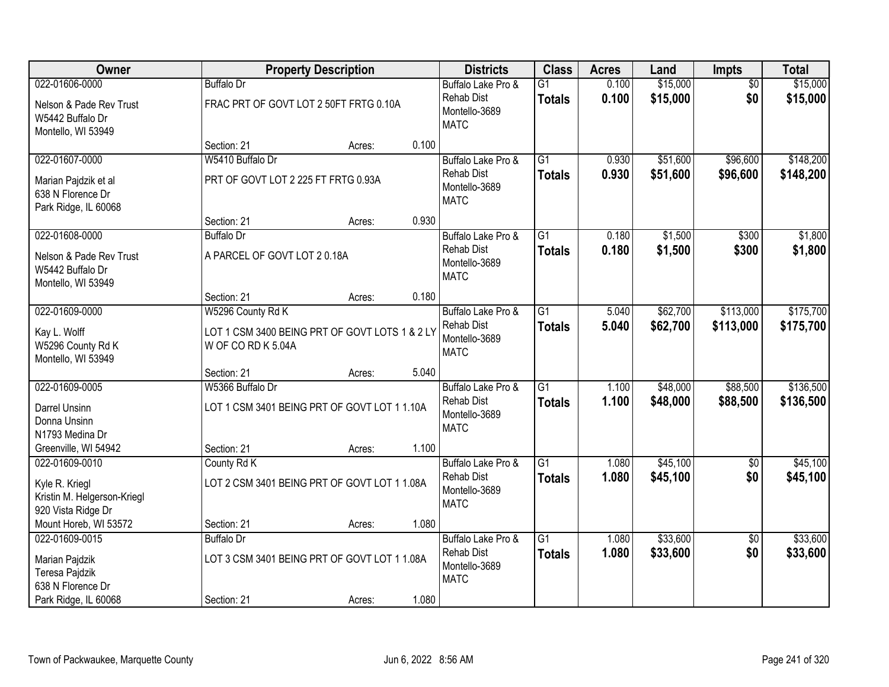| Owner | Property Description | | | Districts | Class | Acres | Land | Impts | Total |
|---|---|---|---|---|---|---|---|---|---|
| 022-01606-0000 | Buffalo Dr | | | Buffalo Lake Pro & | G1 | 0.100 | $15,000 | $0 | $15,000 |
| Nelson & Pade Rev Trust<br>W5442 Buffalo Dr<br>Montello, WI 53949 | FRAC PRT OF GOVT LOT 2 50FT FRTG 0.10A | | | Rehab Dist<br>Montello-3689<br>MATC | **Totals** | **0.100** | **$15,000** | **$0** | **$15,000** |
| | Section: 21 | Acres: | 0.100 | | | | | | |
| 022-01607-0000 | W5410 Buffalo Dr | | | Buffalo Lake Pro & | G1 | 0.930 | $51,600 | $96,600 | $148,200 |
| Marian Pajdzik et al<br>638 N Florence Dr<br>Park Ridge, IL 60068 | PRT OF GOVT LOT 2 225 FT FRTG 0.93A | | | Rehab Dist<br>Montello-3689<br>MATC | **Totals** | **0.930** | **$51,600** | **$96,600** | **$148,200** |
| | Section: 21 | Acres: | 0.930 | | | | | | |
| 022-01608-0000 | Buffalo Dr | | | Buffalo Lake Pro & | G1 | 0.180 | $1,500 | $300 | $1,800 |
| Nelson & Pade Rev Trust<br>W5442 Buffalo Dr<br>Montello, WI 53949 | A PARCEL OF GOVT LOT 2 0.18A | | | Rehab Dist<br>Montello-3689<br>MATC | **Totals** | **0.180** | **$1,500** | **$300** | **$1,800** |
| | Section: 21 | Acres: | 0.180 | | | | | | |
| 022-01609-0000 | W5296 County Rd K | | | Buffalo Lake Pro & | G1 | 5.040 | $62,700 | $113,000 | $175,700 |
| Kay L. Wolff<br>W5296 County Rd K<br>Montello, WI 53949 | LOT 1 CSM 3400 BEING PRT OF GOVT LOTS 1 & 2 LY W OF CO RD K 5.04A | | | Rehab Dist<br>Montello-3689<br>MATC | **Totals** | **5.040** | **$62,700** | **$113,000** | **$175,700** |
| | Section: 21 | Acres: | 5.040 | | | | | | |
| 022-01609-0005 | W5366 Buffalo Dr | | | Buffalo Lake Pro & | G1 | 1.100 | $48,000 | $88,500 | $136,500 |
| Darrel Unsinn<br>Donna Unsinn<br>N1793 Medina Dr<br>Greenville, WI 54942 | LOT 1 CSM 3401 BEING PRT OF GOVT LOT 1 1.10A | | | Rehab Dist<br>Montello-3689<br>MATC | **Totals** | **1.100** | **$48,000** | **$88,500** | **$136,500** |
| | Section: 21 | Acres: | 1.100 | | | | | | |
| 022-01609-0010 | County Rd K | | | Buffalo Lake Pro & | G1 | 1.080 | $45,100 | $0 | $45,100 |
| Kyle R. Kriegl<br>Kristin M. Helgerson-Kriegl<br>920 Vista Ridge Dr<br>Mount Horeb, WI 53572 | LOT 2 CSM 3401 BEING PRT OF GOVT LOT 1 1.08A | | | Rehab Dist<br>Montello-3689<br>MATC | **Totals** | **1.080** | **$45,100** | **$0** | **$45,100** |
| | Section: 21 | Acres: | 1.080 | | | | | | |
| 022-01609-0015 | Buffalo Dr | | | Buffalo Lake Pro & | G1 | 1.080 | $33,600 | $0 | $33,600 |
| Marian Pajdzik<br>Teresa Pajdzik<br>638 N Florence Dr<br>Park Ridge, IL 60068 | LOT 3 CSM 3401 BEING PRT OF GOVT LOT 1 1.08A | | | Rehab Dist<br>Montello-3689<br>MATC | **Totals** | **1.080** | **$33,600** | **$0** | **$33,600** |
| | Section: 21 | Acres: | 1.080 | | | | | | |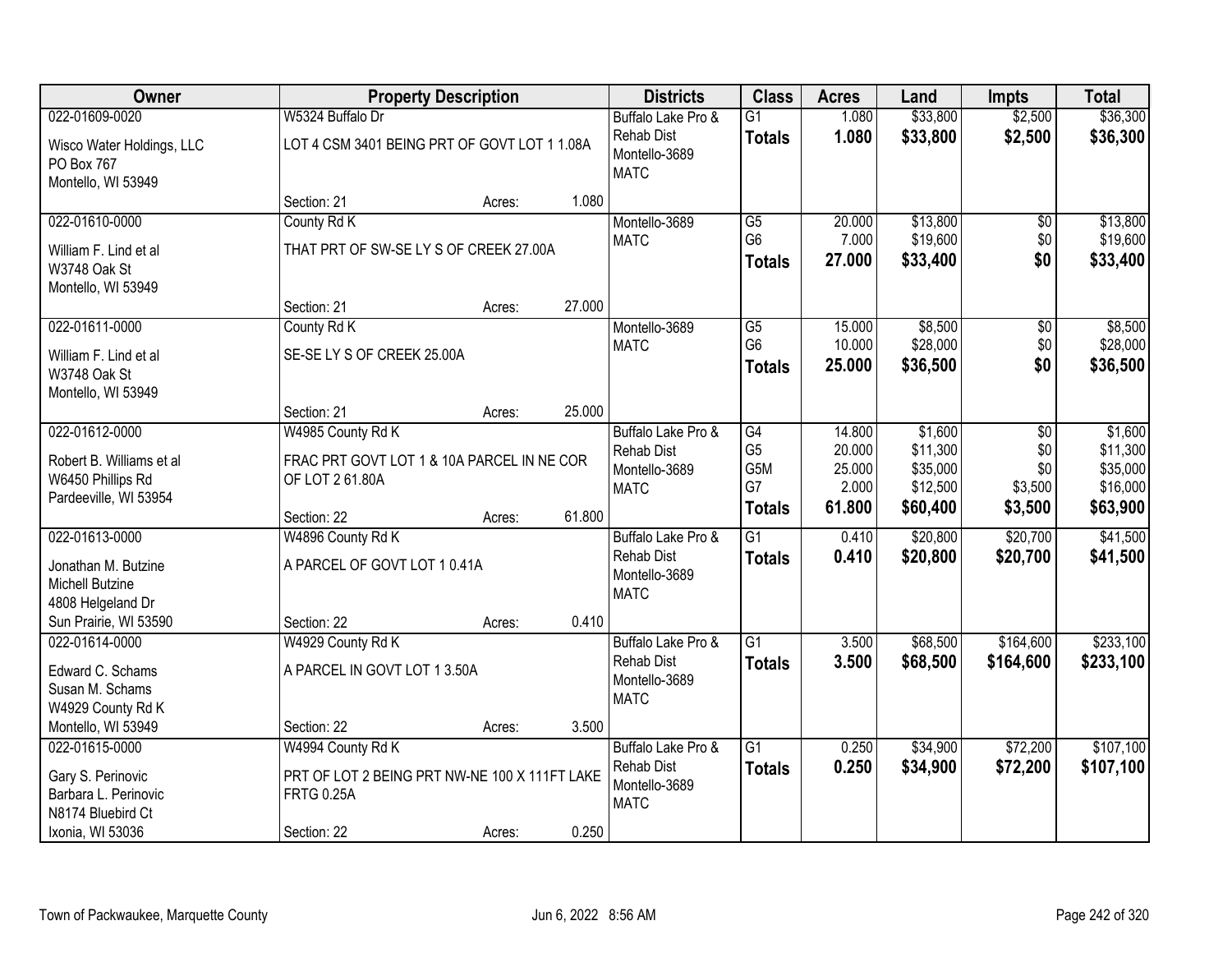| Owner | Property Description | | | Districts | Class | Acres | Land | Impts | Total |
|---|---|---|---|---|---|---|---|---|---|
| 022-01609-0020 | W5324 Buffalo Dr | | | Buffalo Lake Pro & | G1 | 1.080 | $33,800 | $2,500 | $36,300 |
| Wisco Water Holdings, LLC<br>PO Box 767<br>Montello, WI 53949 | LOT 4 CSM 3401 BEING PRT OF GOVT LOT 1 1.08A | | | Rehab Dist<br>Montello-3689<br>MATC | **Totals** | **1.080** | **$33,800** | **$2,500** | **$36,300** |
| | Section: 21 | Acres: | 1.080 | | | | | | |
| 022-01610-0000 | County Rd K | | | Montello-3689 | G5 | 20.000 | $13,800 | $0 | $13,800 |
| William F. Lind et al<br>W3748 Oak St<br>Montello, WI 53949 | THAT PRT OF SW-SE LY S OF CREEK 27.00A | | | MATC | G6 | 7.000 | $19,600 | $0 | $19,600 |
| | | | | | **Totals** | **27.000** | **$33,400** | **$0** | **$33,400** |
| | Section: 21 | Acres: | 27.000 | | | | | | |
| 022-01611-0000 | County Rd K | | | Montello-3689 | G5 | 15.000 | $8,500 | $0 | $8,500 |
| William F. Lind et al<br>W3748 Oak St<br>Montello, WI 53949 | SE-SE LY S OF CREEK 25.00A | | | MATC | G6 | 10.000 | $28,000 | $0 | $28,000 |
| | | | | | **Totals** | **25.000** | **$36,500** | **$0** | **$36,500** |
| | Section: 21 | Acres: | 25.000 | | | | | | |
| 022-01612-0000 | W4985 County Rd K | | | Buffalo Lake Pro & | G4 | 14.800 | $1,600 | $0 | $1,600 |
| Robert B. Williams et al<br>W6450 Phillips Rd<br>Pardeeville, WI 53954 | FRAC PRT GOVT LOT 1 & 10A PARCEL IN NE COR OF LOT 2 61.80A | | | Rehab Dist<br>Montello-3689<br>MATC | G5 | 20.000 | $11,300 | $0 | $11,300 |
| | | | | | G5M | 25.000 | $35,000 | $0 | $35,000 |
| | | | | | G7 | 2.000 | $12,500 | $3,500 | $16,000 |
| | | | | | **Totals** | **61.800** | **$60,400** | **$3,500** | **$63,900** |
| | Section: 22 | Acres: | 61.800 | | | | | | |
| 022-01613-0000 | W4896 County Rd K | | | Buffalo Lake Pro & | G1 | 0.410 | $20,800 | $20,700 | $41,500 |
| Jonathan M. Butzine<br>Michell Butzine<br>4808 Helgeland Dr<br>Sun Prairie, WI 53590 | A PARCEL OF GOVT LOT 1 0.41A | | | Rehab Dist<br>Montello-3689<br>MATC | **Totals** | **0.410** | **$20,800** | **$20,700** | **$41,500** |
| | Section: 22 | Acres: | 0.410 | | | | | | |
| 022-01614-0000 | W4929 County Rd K | | | Buffalo Lake Pro & | G1 | 3.500 | $68,500 | $164,600 | $233,100 |
| Edward C. Schams<br>Susan M. Schams<br>W4929 County Rd K<br>Montello, WI 53949 | A PARCEL IN GOVT LOT 1 3.50A | | | Rehab Dist<br>Montello-3689<br>MATC | **Totals** | **3.500** | **$68,500** | **$164,600** | **$233,100** |
| | Section: 22 | Acres: | 3.500 | | | | | | |
| 022-01615-0000 | W4994 County Rd K | | | Buffalo Lake Pro & | G1 | 0.250 | $34,900 | $72,200 | $107,100 |
| Gary S. Perinovic<br>Barbara L. Perinovic<br>N8174 Bluebird Ct<br>Ixonia, WI 53036 | PRT OF LOT 2 BEING PRT NW-NE 100 X 111FT LAKE FRTG 0.25A | | | Rehab Dist<br>Montello-3689<br>MATC | **Totals** | **0.250** | **$34,900** | **$72,200** | **$107,100** |
| | Section: 22 | Acres: | 0.250 | | | | | | |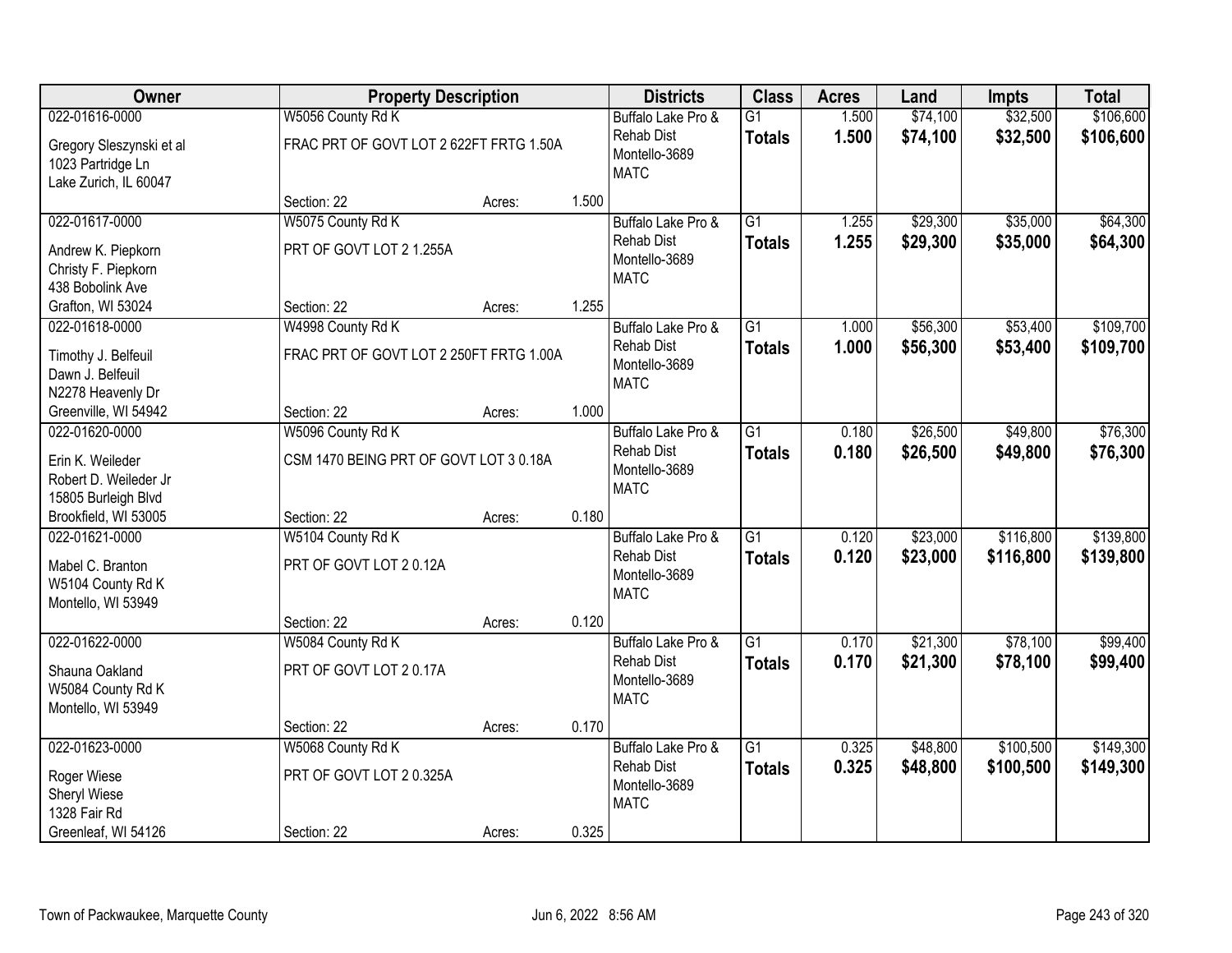| Owner | Property Description | | | Districts | Class | Acres | Land | Impts | Total |
|---|---|---|---|---|---|---|---|---|---|
| 022-01616-0000 | W5056 County Rd K | | | Buffalo Lake Pro & | G1 | 1.500 | $74,100 | $32,500 | $106,600 |
| Gregory Sleszynski et al<br>1023 Partridge Ln<br>Lake Zurich, IL 60047 | FRAC PRT OF GOVT LOT 2 622FT FRTG 1.50A | | | Rehab Dist<br>Montello-3689<br>MATC | **Totals** | **1.500** | **$74,100** | **$32,500** | **$106,600** |
| | Section: 22 | Acres: | 1.500 | | | | | | |
| 022-01617-0000 | W5075 County Rd K | | | Buffalo Lake Pro & | G1 | 1.255 | $29,300 | $35,000 | $64,300 |
| Andrew K. Piepkorn<br>Christy F. Piepkorn<br>438 Bobolink Ave<br>Grafton, WI 53024 | PRT OF GOVT LOT 2 1.255A | | | Rehab Dist<br>Montello-3689<br>MATC | **Totals** | **1.255** | **$29,300** | **$35,000** | **$64,300** |
| | Section: 22 | Acres: | 1.255 | | | | | | |
| 022-01618-0000 | W4998 County Rd K | | | Buffalo Lake Pro & | G1 | 1.000 | $56,300 | $53,400 | $109,700 |
| Timothy J. Belfeuil<br>Dawn J. Belfeuil<br>N2278 Heavenly Dr<br>Greenville, WI 54942 | FRAC PRT OF GOVT LOT 2 250FT FRTG 1.00A | | | Rehab Dist<br>Montello-3689<br>MATC | **Totals** | **1.000** | **$56,300** | **$53,400** | **$109,700** |
| | Section: 22 | Acres: | 1.000 | | | | | | |
| 022-01620-0000 | W5096 County Rd K | | | Buffalo Lake Pro & | G1 | 0.180 | $26,500 | $49,800 | $76,300 |
| Erin K. Weileder<br>Robert D. Weileder Jr<br>15805 Burleigh Blvd<br>Brookfield, WI 53005 | CSM 1470 BEING PRT OF GOVT LOT 3 0.18A | | | Rehab Dist<br>Montello-3689<br>MATC | **Totals** | **0.180** | **$26,500** | **$49,800** | **$76,300** |
| | Section: 22 | Acres: | 0.180 | | | | | | |
| 022-01621-0000 | W5104 County Rd K | | | Buffalo Lake Pro & | G1 | 0.120 | $23,000 | $116,800 | $139,800 |
| Mabel C. Branton<br>W5104 County Rd K<br>Montello, WI 53949 | PRT OF GOVT LOT 2 0.12A | | | Rehab Dist<br>Montello-3689<br>MATC | **Totals** | **0.120** | **$23,000** | **$116,800** | **$139,800** |
| | Section: 22 | Acres: | 0.120 | | | | | | |
| 022-01622-0000 | W5084 County Rd K | | | Buffalo Lake Pro & | G1 | 0.170 | $21,300 | $78,100 | $99,400 |
| Shauna Oakland<br>W5084 County Rd K<br>Montello, WI 53949 | PRT OF GOVT LOT 2 0.17A | | | Rehab Dist<br>Montello-3689<br>MATC | **Totals** | **0.170** | **$21,300** | **$78,100** | **$99,400** |
| | Section: 22 | Acres: | 0.170 | | | | | | |
| 022-01623-0000 | W5068 County Rd K | | | Buffalo Lake Pro & | G1 | 0.325 | $48,800 | $100,500 | $149,300 |
| Roger Wiese<br>Sheryl Wiese<br>1328 Fair Rd<br>Greenleaf, WI 54126 | PRT OF GOVT LOT 2 0.325A | | | Rehab Dist<br>Montello-3689<br>MATC | **Totals** | **0.325** | **$48,800** | **$100,500** | **$149,300** |
| | Section: 22 | Acres: | 0.325 | | | | | | |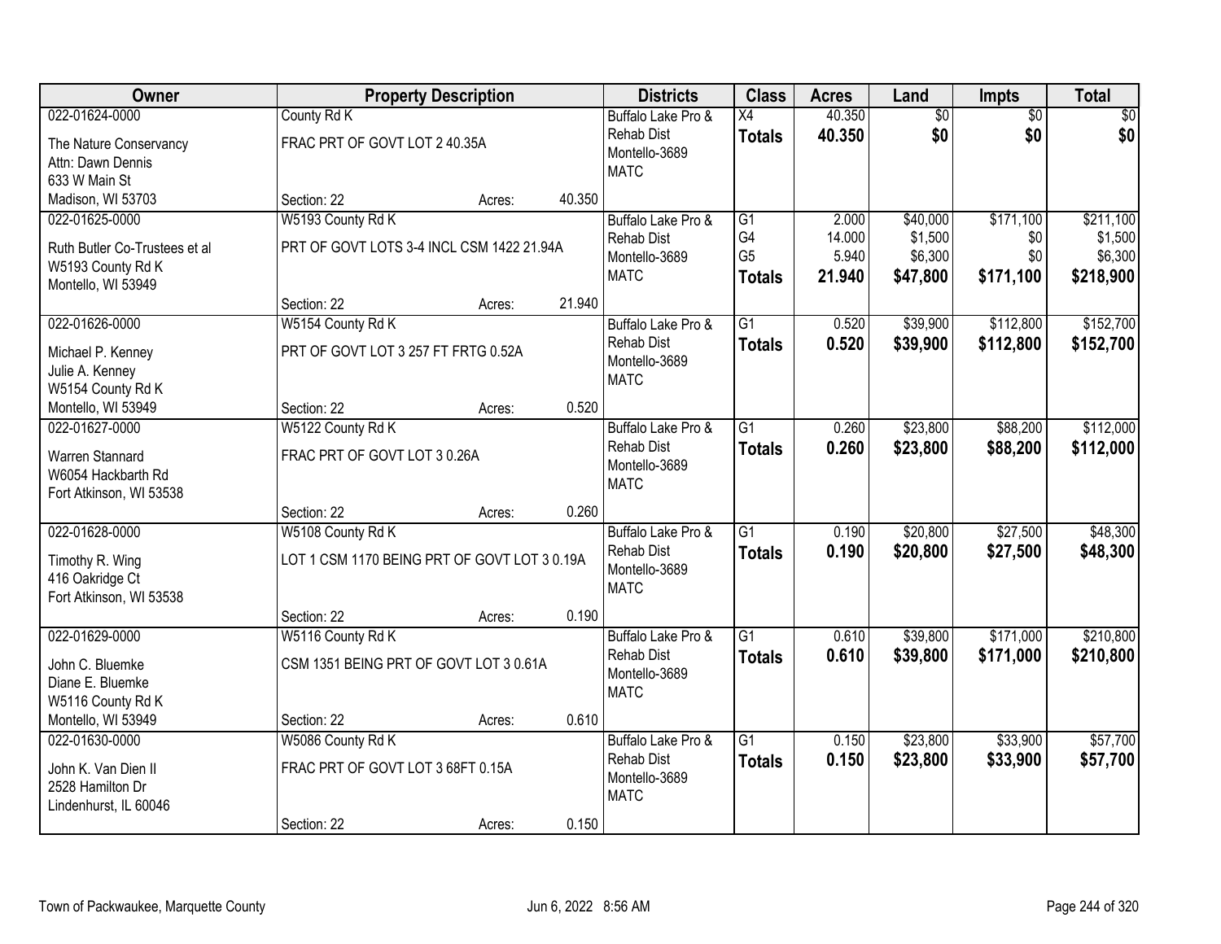| Owner | Property Description | | | Districts | Class | Acres | Land | Impts | Total |
|---|---|---|---|---|---|---|---|---|---|
| 022-01624-0000 | County Rd K | | | Buffalo Lake Pro & | X4 | 40.350 | $0 | $0 | $0 |
| The Nature Conservancy<br>Attn: Dawn Dennis<br>633 W Main St<br>Madison, WI 53703 | FRAC PRT OF GOVT LOT 2 40.35A | | | Rehab Dist<br>Montello-3689<br>MATC | **Totals** | **40.350** | **$0** | **$0** | **$0** |
| | Section: 22 | Acres: | 40.350 | | | | | | |
| 022-01625-0000 | W5193 County Rd K | | | Buffalo Lake Pro & | G1 | 2.000 | $40,000 | $171,100 | $211,100 |
| Ruth Butler Co-Trustees et al<br>W5193 County Rd K<br>Montello, WI 53949 | PRT OF GOVT LOTS 3-4 INCL CSM 1422 21.94A | | | Rehab Dist<br>Montello-3689<br>MATC | G4 | 14.000 | $1,500 | $0 | $1,500 |
| | | | | | G5 | 5.940 | $6,300 | $0 | $6,300 |
| | | | | | **Totals** | **21.940** | **$47,800** | **$171,100** | **$218,900** |
| | Section: 22 | Acres: | 21.940 | | | | | | |
| 022-01626-0000 | W5154 County Rd K | | | Buffalo Lake Pro & | G1 | 0.520 | $39,900 | $112,800 | $152,700 |
| Michael P. Kenney<br>Julie A. Kenney<br>W5154 County Rd K<br>Montello, WI 53949 | PRT OF GOVT LOT 3 257 FT FRTG 0.52A | | | Rehab Dist<br>Montello-3689<br>MATC | **Totals** | **0.520** | **$39,900** | **$112,800** | **$152,700** |
| | Section: 22 | Acres: | 0.520 | | | | | | |
| 022-01627-0000 | W5122 County Rd K | | | Buffalo Lake Pro & | G1 | 0.260 | $23,800 | $88,200 | $112,000 |
| Warren Stannard<br>W6054 Hackbarth Rd<br>Fort Atkinson, WI 53538 | FRAC PRT OF GOVT LOT 3 0.26A | | | Rehab Dist<br>Montello-3689<br>MATC | **Totals** | **0.260** | **$23,800** | **$88,200** | **$112,000** |
| | Section: 22 | Acres: | 0.260 | | | | | | |
| 022-01628-0000 | W5108 County Rd K | | | Buffalo Lake Pro & | G1 | 0.190 | $20,800 | $27,500 | $48,300 |
| Timothy R. Wing<br>416 Oakridge Ct<br>Fort Atkinson, WI 53538 | LOT 1 CSM 1170 BEING PRT OF GOVT LOT 3 0.19A | | | Rehab Dist<br>Montello-3689<br>MATC | **Totals** | **0.190** | **$20,800** | **$27,500** | **$48,300** |
| | Section: 22 | Acres: | 0.190 | | | | | | |
| 022-01629-0000 | W5116 County Rd K | | | Buffalo Lake Pro & | G1 | 0.610 | $39,800 | $171,000 | $210,800 |
| John C. Bluemke<br>Diane E. Bluemke<br>W5116 County Rd K<br>Montello, WI 53949 | CSM 1351 BEING PRT OF GOVT LOT 3 0.61A | | | Rehab Dist<br>Montello-3689<br>MATC | **Totals** | **0.610** | **$39,800** | **$171,000** | **$210,800** |
| | Section: 22 | Acres: | 0.610 | | | | | | |
| 022-01630-0000 | W5086 County Rd K | | | Buffalo Lake Pro & | G1 | 0.150 | $23,800 | $33,900 | $57,700 |
| John K. Van Dien II<br>2528 Hamilton Dr<br>Lindenhurst, IL 60046 | FRAC PRT OF GOVT LOT 3 68FT 0.15A | | | Rehab Dist<br>Montello-3689<br>MATC | **Totals** | **0.150** | **$23,800** | **$33,900** | **$57,700** |
| | Section: 22 | Acres: | 0.150 | | | | | | |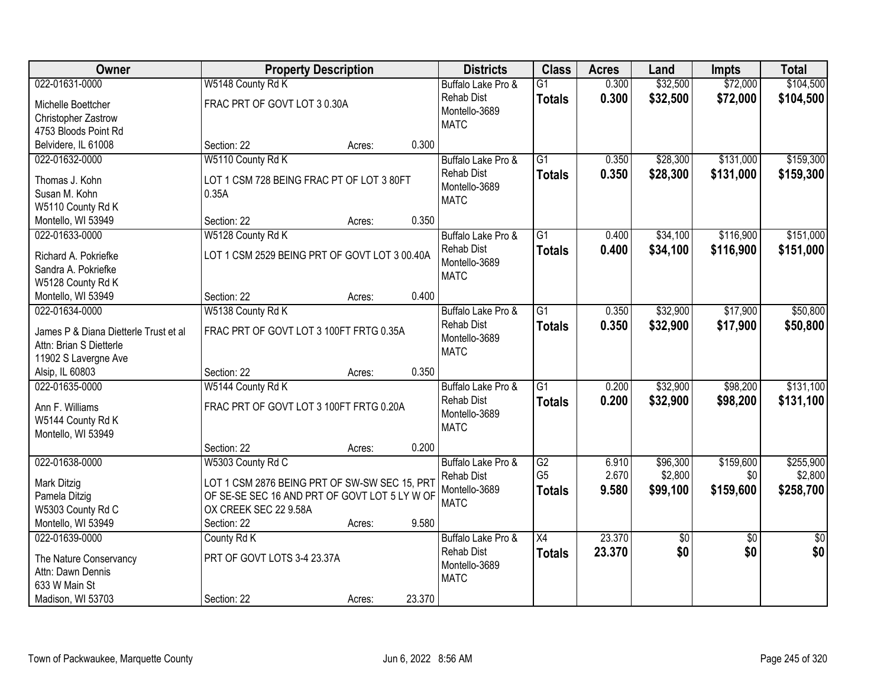| Owner | Property Description | Districts | Class | Acres | Land | Impts | Total |
|---|---|---|---|---|---|---|---|
| 022-01631-0000<br>Michelle Boettcher<br>Christopher Zastrow<br>4753 Bloods Point Rd<br>Belvidere, IL 61008 | W5148 County Rd K<br>FRAC PRT OF GOVT LOT 3 0.30A<br>Section: 22 Acres: 0.300 | Buffalo Lake Pro & Rehab Dist<br>Montello-3689<br>MATC | G1<br>**Totals** | 0.300<br>**0.300** | $32,500<br>**$32,500** | $72,000<br>**$72,000** | $104,500<br>**$104,500** |
| 022-01632-0000<br>Thomas J. Kohn<br>Susan M. Kohn<br>W5110 County Rd K<br>Montello, WI 53949 | W5110 County Rd K<br>LOT 1 CSM 728 BEING FRAC PT OF LOT 3 80FT 0.35A<br>Section: 22 Acres: 0.350 | Buffalo Lake Pro & Rehab Dist<br>Montello-3689<br>MATC | G1<br>**Totals** | 0.350<br>**0.350** | $28,300<br>**$28,300** | $131,000<br>**$131,000** | $159,300<br>**$159,300** |
| 022-01633-0000<br>Richard A. Pokriefke<br>Sandra A. Pokriefke<br>W5128 County Rd K<br>Montello, WI 53949 | W5128 County Rd K<br>LOT 1 CSM 2529 BEING PRT OF GOVT LOT 3 00.40A<br>Section: 22 Acres: 0.400 | Buffalo Lake Pro & Rehab Dist<br>Montello-3689<br>MATC | G1<br>**Totals** | 0.400<br>**0.400** | $34,100<br>**$34,100** | $116,900<br>**$116,900** | $151,000<br>**$151,000** |
| 022-01634-0000<br>James P & Diana Dietterle Trust et al<br>Attn: Brian S Dietterle<br>11902 S Lavergne Ave<br>Alsip, IL 60803 | W5138 County Rd K<br>FRAC PRT OF GOVT LOT 3 100FT FRTG 0.35A<br>Section: 22 Acres: 0.350 | Buffalo Lake Pro & Rehab Dist<br>Montello-3689<br>MATC | G1<br>**Totals** | 0.350<br>**0.350** | $32,900<br>**$32,900** | $17,900<br>**$17,900** | $50,800<br>**$50,800** |
| 022-01635-0000<br>Ann F. Williams<br>W5144 County Rd K<br>Montello, WI 53949 | W5144 County Rd K<br>FRAC PRT OF GOVT LOT 3 100FT FRTG 0.20A<br>Section: 22 Acres: 0.200 | Buffalo Lake Pro & Rehab Dist<br>Montello-3689<br>MATC | G1<br>**Totals** | 0.200<br>**0.200** | $32,900<br>**$32,900** | $98,200<br>**$98,200** | $131,100<br>**$131,100** |
| 022-01638-0000<br>Mark Ditzig<br>Pamela Ditzig<br>W5303 County Rd C<br>Montello, WI 53949 | W5303 County Rd C<br>LOT 1 CSM 2876 BEING PRT OF SW-SW SEC 15, PRT OF SE-SE SEC 16 AND PRT OF GOVT LOT 5 LY W OF OX CREEK SEC 22 9.58A<br>Section: 22 Acres: 9.580 | Buffalo Lake Pro & Rehab Dist<br>Montello-3689<br>MATC | G2<br>G5<br>**Totals** | 6.910<br>2.670<br>**9.580** | $96,300<br>$2,800<br>**$99,100** | $159,600<br>$0<br>**$159,600** | $255,900<br>$2,800<br>**$258,700** |
| 022-01639-0000<br>The Nature Conservancy<br>Attn: Dawn Dennis<br>633 W Main St<br>Madison, WI 53703 | County Rd K<br>PRT OF GOVT LOTS 3-4 23.37A<br>Section: 22 Acres: 23.370 | Buffalo Lake Pro & Rehab Dist<br>Montello-3689<br>MATC | X4<br>**Totals** | 23.370<br>**23.370** | $0<br>**$0** | $0<br>**$0** | $0<br>**$0** |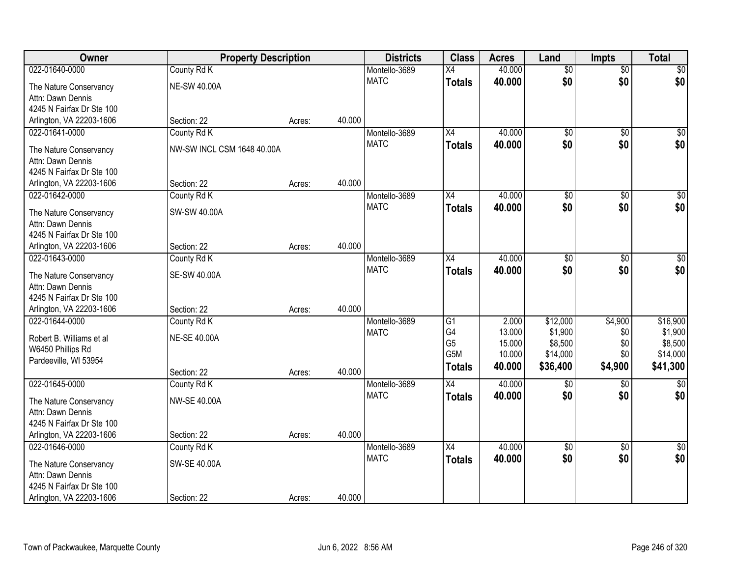| Owner | Property Description | | | Districts | Class | Acres | Land | Impts | Total |
|---|---|---|---|---|---|---|---|---|---|
| 022-01640-0000<br>The Nature Conservancy<br>Attn: Dawn Dennis<br>4245 N Fairfax Dr Ste 100<br>Arlington, VA 22203-1606 | County Rd K<br>NE-SW 40.00A<br>Section: 22 | Acres: | 40.000 | Montello-3689<br>MATC | X4<br>**Totals** | 40.000<br>**40.000** | $0<br>**$0** | $0<br>**$0** | $0<br>**$0** |
| 022-01641-0000<br>The Nature Conservancy<br>Attn: Dawn Dennis<br>4245 N Fairfax Dr Ste 100<br>Arlington, VA 22203-1606 | County Rd K<br>NW-SW INCL CSM 1648 40.00A<br>Section: 22 | Acres: | 40.000 | Montello-3689<br>MATC | X4<br>**Totals** | 40.000<br>**40.000** | $0<br>**$0** | $0<br>**$0** | $0<br>**$0** |
| 022-01642-0000<br>The Nature Conservancy<br>Attn: Dawn Dennis<br>4245 N Fairfax Dr Ste 100<br>Arlington, VA 22203-1606 | County Rd K<br>SW-SW 40.00A<br>Section: 22 | Acres: | 40.000 | Montello-3689<br>MATC | X4<br>**Totals** | 40.000<br>**40.000** | $0<br>**$0** | $0<br>**$0** | $0<br>**$0** |
| 022-01643-0000<br>The Nature Conservancy<br>Attn: Dawn Dennis<br>4245 N Fairfax Dr Ste 100<br>Arlington, VA 22203-1606 | County Rd K<br>SE-SW 40.00A<br>Section: 22 | Acres: | 40.000 | Montello-3689<br>MATC | X4<br>**Totals** | 40.000<br>**40.000** | $0<br>**$0** | $0<br>**$0** | $0<br>**$0** |
| 022-01644-0000<br>Robert B. Williams et al<br>W6450 Phillips Rd<br>Pardeeville, WI 53954 | County Rd K<br>NE-SE 40.00A<br>Section: 22 | Acres: | 40.000 | Montello-3689<br>MATC | G1<br>G4<br>G5<br>G5M<br>**Totals** | 2.000<br>13.000<br>15.000<br>10.000<br>**40.000** | $12,000<br>$1,900<br>$8,500<br>$14,000<br>**$36,400** | $4,900<br>$0<br>$0<br>$0<br>**$4,900** | $16,900<br>$1,900<br>$8,500<br>$14,000<br>**$41,300** |
| 022-01645-0000<br>The Nature Conservancy<br>Attn: Dawn Dennis<br>4245 N Fairfax Dr Ste 100<br>Arlington, VA 22203-1606 | County Rd K<br>NW-SE 40.00A<br>Section: 22 | Acres: | 40.000 | Montello-3689<br>MATC | X4<br>**Totals** | 40.000<br>**40.000** | $0<br>**$0** | $0<br>**$0** | $0<br>**$0** |
| 022-01646-0000<br>The Nature Conservancy<br>Attn: Dawn Dennis<br>4245 N Fairfax Dr Ste 100<br>Arlington, VA 22203-1606 | County Rd K<br>SW-SE 40.00A<br>Section: 22 | Acres: | 40.000 | Montello-3689<br>MATC | X4<br>**Totals** | 40.000<br>**40.000** | $0<br>**$0** | $0<br>**$0** | $0<br>**$0** |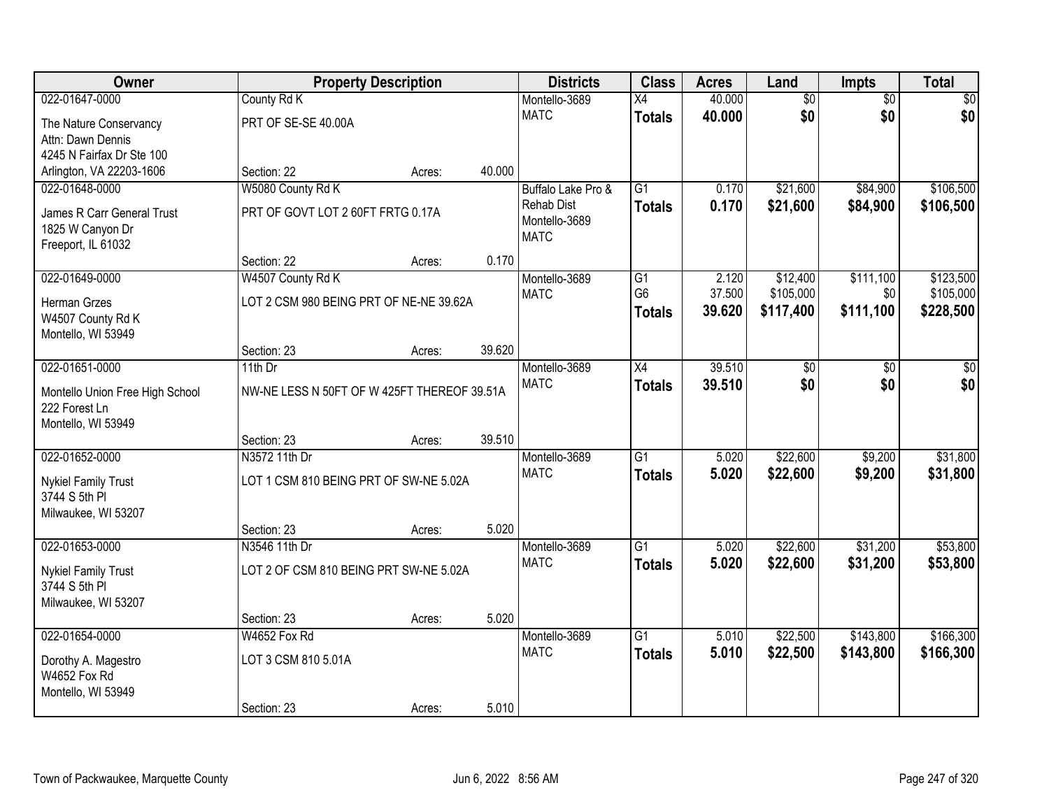| Owner | Property Description | | | Districts | Class | Acres | Land | Impts | Total |
|---|---|---|---|---|---|---|---|---|---|
| 022-01647-0000 | County Rd K | | | Montello-3689 | X4 | 40.000 | $0 | $0 | $0 |
| The Nature Conservancy<br>Attn: Dawn Dennis<br>4245 N Fairfax Dr Ste 100<br>Arlington, VA 22203-1606 | PRT OF SE-SE 40.00A | | | MATC | **Totals** | **40.000** | **$0** | **$0** | **$0** |
| | Section: 22 | Acres: | 40.000 | | | | | | |
| 022-01648-0000 | W5080 County Rd K | | | Buffalo Lake Pro & Rehab Dist | G1 | 0.170 | $21,600 | $84,900 | $106,500 |
| James R Carr General Trust<br>1825 W Canyon Dr<br>Freeport, IL 61032 | PRT OF GOVT LOT 2 60FT FRTG 0.17A | | | Montello-3689<br>MATC | **Totals** | **0.170** | **$21,600** | **$84,900** | **$106,500** |
| | Section: 22 | Acres: | 0.170 | | | | | | |
| 022-01649-0000 | W4507 County Rd K | | | Montello-3689 | G1 | 2.120 | $12,400 | $111,100 | $123,500 |
| Herman Grzes<br>W4507 County Rd K<br>Montello, WI 53949 | LOT 2 CSM 980 BEING PRT OF NE-NE 39.62A | | | MATC | G6 | 37.500 | $105,000 | $0 | $105,000 |
| | | | | | **Totals** | **39.620** | **$117,400** | **$111,100** | **$228,500** |
| | Section: 23 | Acres: | 39.620 | | | | | | |
| 022-01651-0000 | 11th Dr | | | Montello-3689 | X4 | 39.510 | $0 | $0 | $0 |
| Montello Union Free High School<br>222 Forest Ln<br>Montello, WI 53949 | NW-NE LESS N 50FT OF W 425FT THEREOF 39.51A | | | MATC | **Totals** | **39.510** | **$0** | **$0** | **$0** |
| | Section: 23 | Acres: | 39.510 | | | | | | |
| 022-01652-0000 | N3572 11th Dr | | | Montello-3689 | G1 | 5.020 | $22,600 | $9,200 | $31,800 |
| Nykiel Family Trust<br>3744 S 5th Pl<br>Milwaukee, WI 53207 | LOT 1 CSM 810 BEING PRT OF SW-NE 5.02A | | | MATC | **Totals** | **5.020** | **$22,600** | **$9,200** | **$31,800** |
| | Section: 23 | Acres: | 5.020 | | | | | | |
| 022-01653-0000 | N3546 11th Dr | | | Montello-3689 | G1 | 5.020 | $22,600 | $31,200 | $53,800 |
| Nykiel Family Trust<br>3744 S 5th Pl<br>Milwaukee, WI 53207 | LOT 2 OF CSM 810 BEING PRT SW-NE 5.02A | | | MATC | **Totals** | **5.020** | **$22,600** | **$31,200** | **$53,800** |
| | Section: 23 | Acres: | 5.020 | | | | | | |
| 022-01654-0000 | W4652 Fox Rd | | | Montello-3689 | G1 | 5.010 | $22,500 | $143,800 | $166,300 |
| Dorothy A. Magestro<br>W4652 Fox Rd<br>Montello, WI 53949 | LOT 3 CSM 810 5.01A | | | MATC | **Totals** | **5.010** | **$22,500** | **$143,800** | **$166,300** |
| | Section: 23 | Acres: | 5.010 | | | | | | |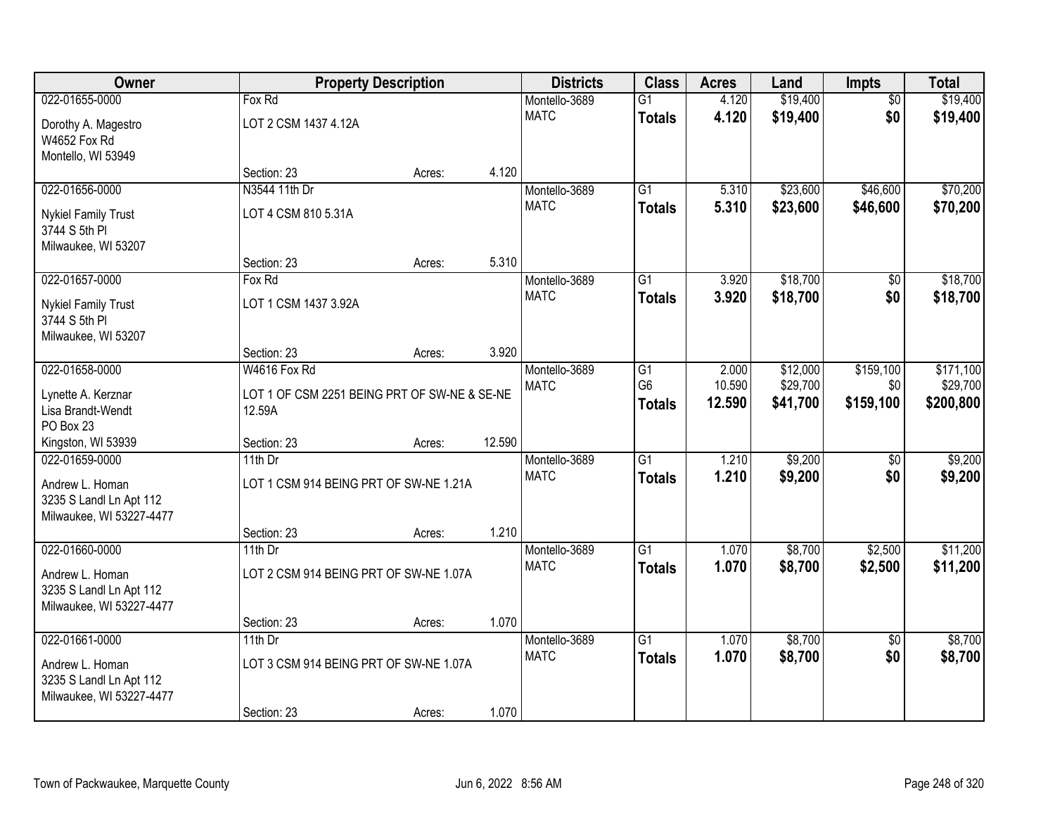| Owner | Property Description | | | Districts | Class | Acres | Land | Impts | Total |
|---|---|---|---|---|---|---|---|---|---|
| 022-01655-0000 | Fox Rd | | | Montello-3689 | G1 | 4.120 | $19,400 | $0 | $19,400 |
| Dorothy A. Magestro<br>W4652 Fox Rd<br>Montello, WI 53949 | LOT 2 CSM 1437 4.12A | | | MATC | **Totals** | **4.120** | **$19,400** | **$0** | **$19,400** |
| | Section: 23 | Acres: | 4.120 | | | | | | |
| 022-01656-0000 | N3544 11th Dr | | | Montello-3689 | G1 | 5.310 | $23,600 | $46,600 | $70,200 |
| Nykiel Family Trust<br>3744 S 5th Pl<br>Milwaukee, WI 53207 | LOT 4 CSM 810 5.31A | | | MATC | **Totals** | **5.310** | **$23,600** | **$46,600** | **$70,200** |
| | Section: 23 | Acres: | 5.310 | | | | | | |
| 022-01657-0000 | Fox Rd | | | Montello-3689 | G1 | 3.920 | $18,700 | $0 | $18,700 |
| Nykiel Family Trust<br>3744 S 5th Pl<br>Milwaukee, WI 53207 | LOT 1 CSM 1437 3.92A | | | MATC | **Totals** | **3.920** | **$18,700** | **$0** | **$18,700** |
| | Section: 23 | Acres: | 3.920 | | | | | | |
| 022-01658-0000 | W4616 Fox Rd | | | Montello-3689 | G1 | 2.000 | $12,000 | $159,100 | $171,100 |
| Lynette A. Kerznar<br>Lisa Brandt-Wendt<br>PO Box 23<br>Kingston, WI 53939 | LOT 1 OF CSM 2251 BEING PRT OF SW-NE & SE-NE 12.59A | | | MATC | G6 | 10.590 | $29,700 | $0 | $29,700 |
| | | | | | **Totals** | **12.590** | **$41,700** | **$159,100** | **$200,800** |
| | Section: 23 | Acres: | 12.590 | | | | | | |
| 022-01659-0000 | 11th Dr | | | Montello-3689 | G1 | 1.210 | $9,200 | $0 | $9,200 |
| Andrew L. Homan<br>3235 S Landl Ln Apt 112<br>Milwaukee, WI 53227-4477 | LOT 1 CSM 914 BEING PRT OF SW-NE 1.21A | | | MATC | **Totals** | **1.210** | **$9,200** | **$0** | **$9,200** |
| | Section: 23 | Acres: | 1.210 | | | | | | |
| 022-01660-0000 | 11th Dr | | | Montello-3689 | G1 | 1.070 | $8,700 | $2,500 | $11,200 |
| Andrew L. Homan<br>3235 S Landl Ln Apt 112<br>Milwaukee, WI 53227-4477 | LOT 2 CSM 914 BEING PRT OF SW-NE 1.07A | | | MATC | **Totals** | **1.070** | **$8,700** | **$2,500** | **$11,200** |
| | Section: 23 | Acres: | 1.070 | | | | | | |
| 022-01661-0000 | 11th Dr | | | Montello-3689 | G1 | 1.070 | $8,700 | $0 | $8,700 |
| Andrew L. Homan<br>3235 S Landl Ln Apt 112<br>Milwaukee, WI 53227-4477 | LOT 3 CSM 914 BEING PRT OF SW-NE 1.07A | | | MATC | **Totals** | **1.070** | **$8,700** | **$0** | **$8,700** |
| | Section: 23 | Acres: | 1.070 | | | | | | |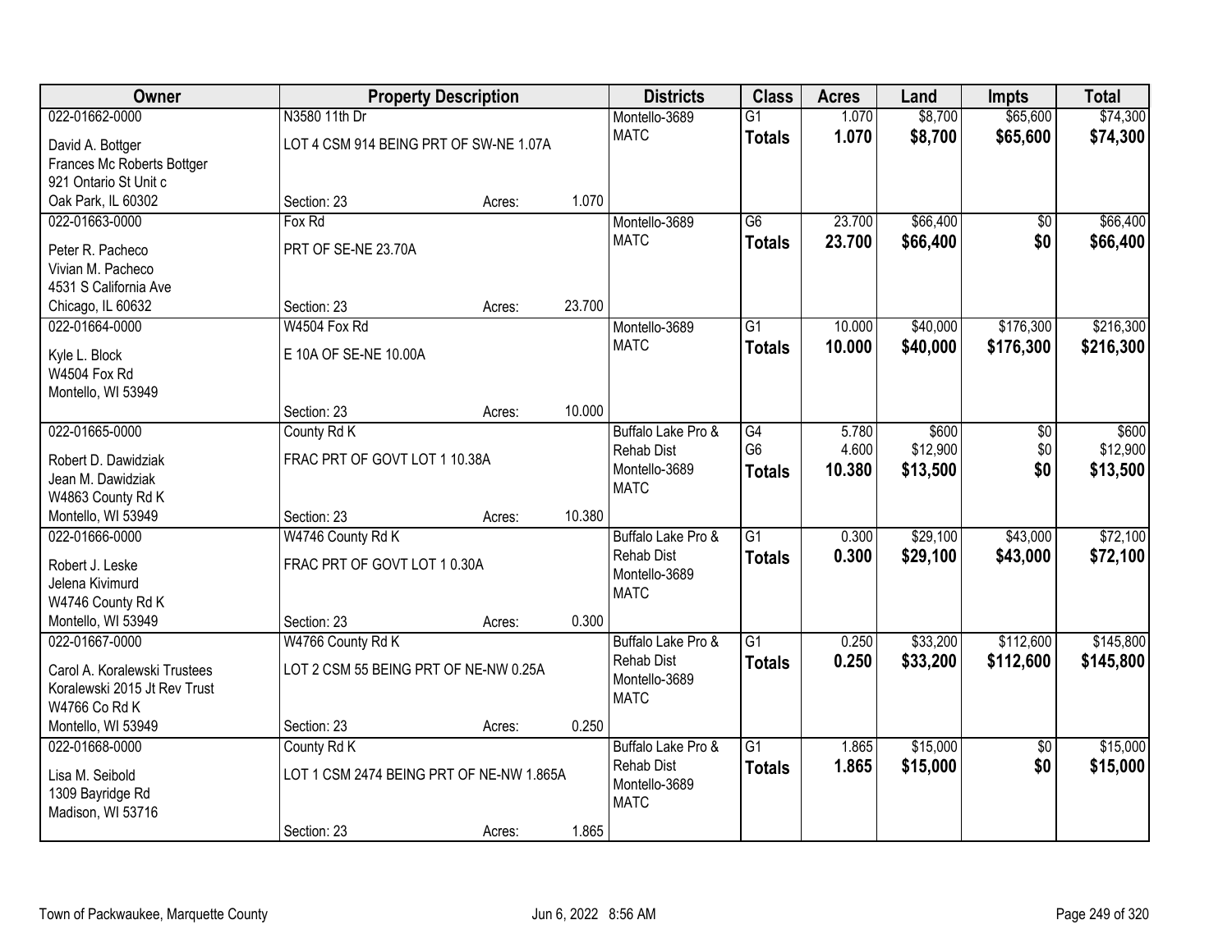| Owner | Property Description | | | Districts | Class | Acres | Land | Impts | Total |
|---|---|---|---|---|---|---|---|---|---|
| 022-01662-0000 | N3580 11th Dr | | | Montello-3689 | G1 | 1.070 | $8,700 | $65,600 | $74,300 |
| David A. Bottger<br>Frances Mc Roberts Bottger<br>921 Ontario St Unit c<br>Oak Park, IL 60302 | LOT 4 CSM 914 BEING PRT OF SW-NE 1.07A | | | MATC | **Totals** | **1.070** | **$8,700** | **$65,600** | **$74,300** |
| | Section: 23 | Acres: | 1.070 | | | | | | |
| 022-01663-0000 | Fox Rd | | | Montello-3689 | G6 | 23.700 | $66,400 | $0 | $66,400 |
| Peter R. Pacheco<br>Vivian M. Pacheco<br>4531 S California Ave<br>Chicago, IL 60632 | PRT OF SE-NE 23.70A | | | MATC | **Totals** | **23.700** | **$66,400** | **$0** | **$66,400** |
| | Section: 23 | Acres: | 23.700 | | | | | | |
| 022-01664-0000 | W4504 Fox Rd | | | Montello-3689 | G1 | 10.000 | $40,000 | $176,300 | $216,300 |
| Kyle L. Block<br>W4504 Fox Rd<br>Montello, WI 53949 | E 10A OF SE-NE 10.00A | | | MATC | **Totals** | **10.000** | **$40,000** | **$176,300** | **$216,300** |
| | Section: 23 | Acres: | 10.000 | | | | | | |
| 022-01665-0000 | County Rd K | | | Buffalo Lake Pro & Rehab Dist | G4 | 5.780 | $600 | $0 | $600 |
| Robert D. Dawidziak<br>Jean M. Dawidziak<br>W4863 County Rd K<br>Montello, WI 53949 | FRAC PRT OF GOVT LOT 1 10.38A | | | Montello-3689<br>MATC | G6 | 4.600 | $12,900 | $0 | $12,900 |
| | | | | | **Totals** | **10.380** | **$13,500** | **$0** | **$13,500** |
| | Section: 23 | Acres: | 10.380 | | | | | | |
| 022-01666-0000 | W4746 County Rd K | | | Buffalo Lake Pro & Rehab Dist | G1 | 0.300 | $29,100 | $43,000 | $72,100 |
| Robert J. Leske<br>Jelena Kivimurd<br>W4746 County Rd K<br>Montello, WI 53949 | FRAC PRT OF GOVT LOT 1 0.30A | | | Montello-3689<br>MATC | **Totals** | **0.300** | **$29,100** | **$43,000** | **$72,100** |
| | Section: 23 | Acres: | 0.300 | | | | | | |
| 022-01667-0000 | W4766 County Rd K | | | Buffalo Lake Pro & Rehab Dist | G1 | 0.250 | $33,200 | $112,600 | $145,800 |
| Carol A. Koralewski Trustees<br>Koralewski 2015 Jt Rev Trust<br>W4766 Co Rd K<br>Montello, WI 53949 | LOT 2 CSM 55 BEING PRT OF NE-NW 0.25A | | | Montello-3689<br>MATC | **Totals** | **0.250** | **$33,200** | **$112,600** | **$145,800** |
| | Section: 23 | Acres: | 0.250 | | | | | | |
| 022-01668-0000 | County Rd K | | | Buffalo Lake Pro & Rehab Dist | G1 | 1.865 | $15,000 | $0 | $15,000 |
| Lisa M. Seibold<br>1309 Bayridge Rd<br>Madison, WI 53716 | LOT 1 CSM 2474 BEING PRT OF NE-NW 1.865A | | | Montello-3689<br>MATC | **Totals** | **1.865** | **$15,000** | **$0** | **$15,000** |
| | Section: 23 | Acres: | 1.865 | | | | | | |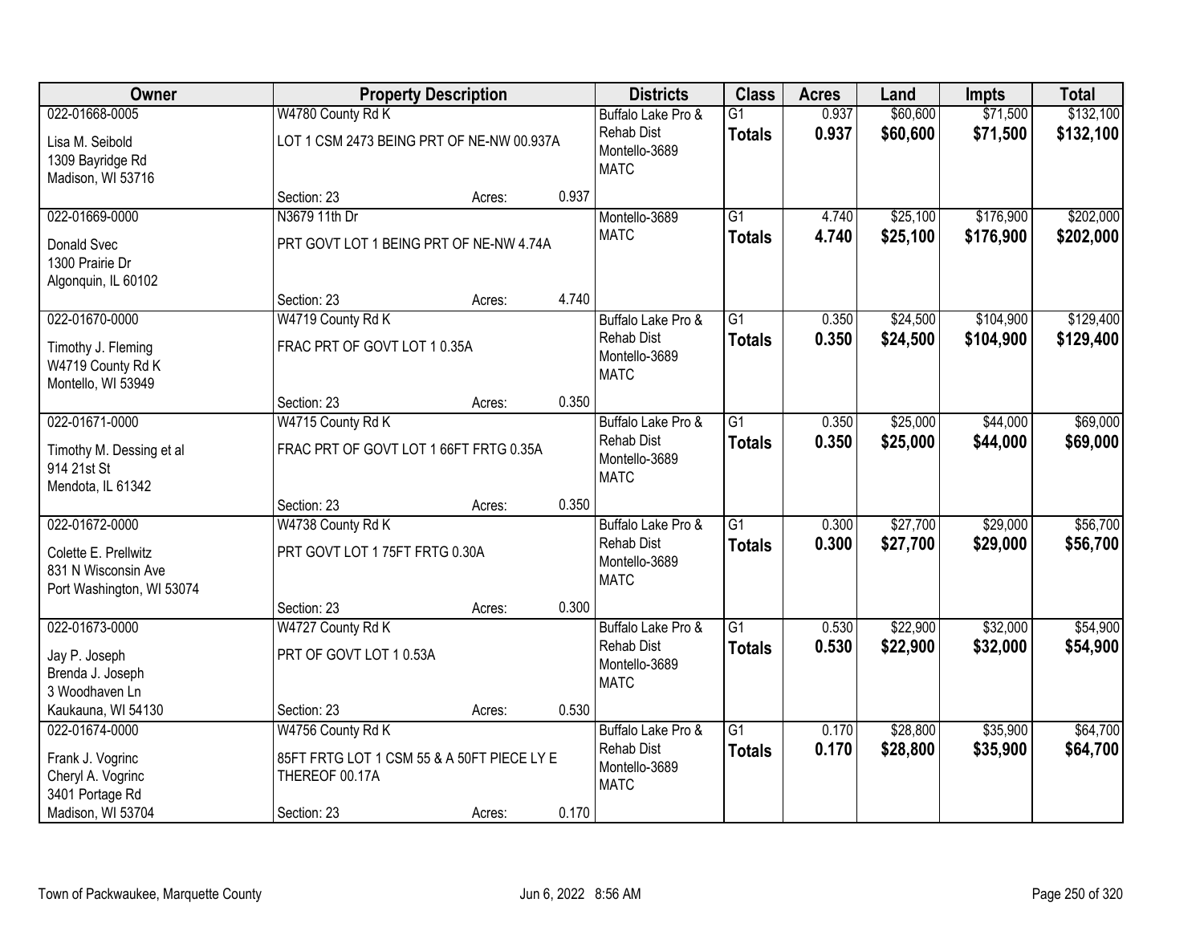| Owner | Property Description | | | Districts | Class | Acres | Land | Impts | Total |
|---|---|---|---|---|---|---|---|---|---|
| 022-01668-0005<br>Lisa M. Seibold<br>1309 Bayridge Rd<br>Madison, WI 53716 | W4780 County Rd K<br>LOT 1 CSM 2473 BEING PRT OF NE-NW 00.937A<br>Section: 23 | Acres: | 0.937 | Buffalo Lake Pro & Rehab Dist<br>Montello-3689<br>MATC | G1<br>**Totals** | 0.937<br>**0.937** | \$60,600<br>**\$60,600** | \$71,500<br>**\$71,500** | \$132,100<br>**\$132,100** |
| 022-01669-0000<br>Donald Svec<br>1300 Prairie Dr<br>Algonquin, IL 60102 | N3679 11th Dr<br>PRT GOVT LOT 1 BEING PRT OF NE-NW 4.74A<br>Section: 23 | Acres: | 4.740 | Montello-3689<br>MATC | G1<br>**Totals** | 4.740<br>**4.740** | \$25,100<br>**\$25,100** | \$176,900<br>**\$176,900** | \$202,000<br>**\$202,000** |
| 022-01670-0000<br>Timothy J. Fleming<br>W4719 County Rd K<br>Montello, WI 53949 | W4719 County Rd K<br>FRAC PRT OF GOVT LOT 1 0.35A<br>Section: 23 | Acres: | 0.350 | Buffalo Lake Pro & Rehab Dist<br>Montello-3689<br>MATC | G1<br>**Totals** | 0.350<br>**0.350** | \$24,500<br>**\$24,500** | \$104,900<br>**\$104,900** | \$129,400<br>**\$129,400** |
| 022-01671-0000<br>Timothy M. Dessing et al<br>914 21st St<br>Mendota, IL 61342 | W4715 County Rd K<br>FRAC PRT OF GOVT LOT 1 66FT FRTG 0.35A<br>Section: 23 | Acres: | 0.350 | Buffalo Lake Pro & Rehab Dist<br>Montello-3689<br>MATC | G1<br>**Totals** | 0.350<br>**0.350** | \$25,000<br>**\$25,000** | \$44,000<br>**\$44,000** | \$69,000<br>**\$69,000** |
| 022-01672-0000<br>Colette E. Prellwitz<br>831 N Wisconsin Ave<br>Port Washington, WI 53074 | W4738 County Rd K<br>PRT GOVT LOT 1 75FT FRTG 0.30A<br>Section: 23 | Acres: | 0.300 | Buffalo Lake Pro & Rehab Dist<br>Montello-3689<br>MATC | G1<br>**Totals** | 0.300<br>**0.300** | \$27,700<br>**\$27,700** | \$29,000<br>**\$29,000** | \$56,700<br>**\$56,700** |
| 022-01673-0000<br>Jay P. Joseph<br>Brenda J. Joseph<br>3 Woodhaven Ln<br>Kaukauna, WI 54130 | W4727 County Rd K<br>PRT OF GOVT LOT 1 0.53A<br>Section: 23 | Acres: | 0.530 | Buffalo Lake Pro & Rehab Dist<br>Montello-3689<br>MATC | G1<br>**Totals** | 0.530<br>**0.530** | \$22,900<br>**\$22,900** | \$32,000<br>**\$32,000** | \$54,900<br>**\$54,900** |
| 022-01674-0000<br>Frank J. Vogrinc<br>Cheryl A. Vogrinc<br>3401 Portage Rd<br>Madison, WI 53704 | W4756 County Rd K<br>85FT FRTG LOT 1 CSM 55 & A 50FT PIECE LY E THEREOF 00.17A<br>Section: 23 | Acres: | 0.170 | Buffalo Lake Pro & Rehab Dist<br>Montello-3689<br>MATC | G1<br>**Totals** | 0.170<br>**0.170** | \$28,800<br>**\$28,800** | \$35,900<br>**\$35,900** | \$64,700<br>**\$64,700** |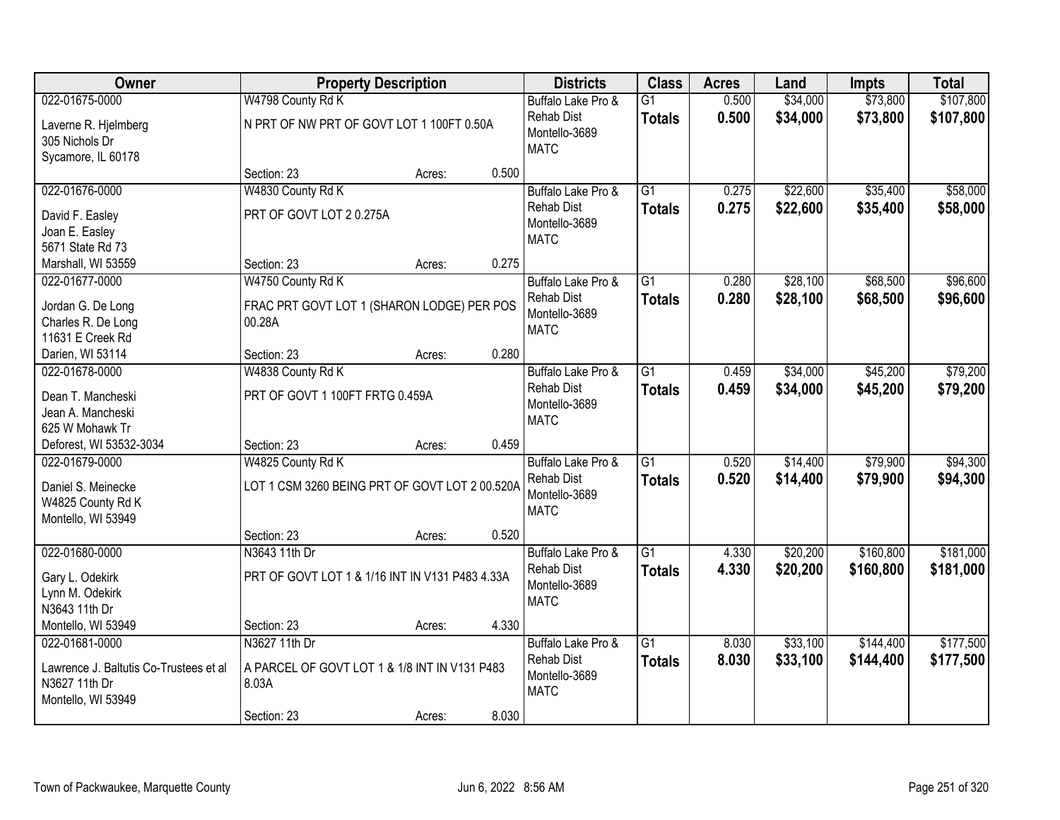| Owner | Property Description | Districts | Class | Acres | Land | Impts | Total |
|---|---|---|---|---|---|---|---|
| 022-01675-0000<br>Laverne R. Hjelmberg<br>305 Nichols Dr<br>Sycamore, IL 60178 | W4798 County Rd K<br>N PRT OF NW PRT OF GOVT LOT 1 100FT 0.50A<br>Section: 23 Acres: 0.500 | Buffalo Lake Pro & Rehab Dist<br>Montello-3689<br>MATC | G1<br>**Totals** | 0.500<br>**0.500** | $34,000<br>**$34,000** | $73,800<br>**$73,800** | $107,800<br>**$107,800** |
| 022-01676-0000<br>David F. Easley<br>Joan E. Easley<br>5671 State Rd 73<br>Marshall, WI 53559 | W4830 County Rd K<br>PRT OF GOVT LOT 2 0.275A<br>Section: 23 Acres: 0.275 | Buffalo Lake Pro & Rehab Dist<br>Montello-3689<br>MATC | G1<br>**Totals** | 0.275<br>**0.275** | $22,600<br>**$22,600** | $35,400<br>**$35,400** | $58,000<br>**$58,000** |
| 022-01677-0000<br>Jordan G. De Long<br>Charles R. De Long<br>11631 E Creek Rd<br>Darien, WI 53114 | W4750 County Rd K<br>FRAC PRT GOVT LOT 1 (SHARON LODGE) PER POS 00.28A<br>Section: 23 Acres: 0.280 | Buffalo Lake Pro & Rehab Dist<br>Montello-3689<br>MATC | G1<br>**Totals** | 0.280<br>**0.280** | $28,100<br>**$28,100** | $68,500<br>**$68,500** | $96,600<br>**$96,600** |
| 022-01678-0000<br>Dean T. Mancheski<br>Jean A. Mancheski<br>625 W Mohawk Tr<br>Deforest, WI 53532-3034 | W4838 County Rd K<br>PRT OF GOVT 1 100FT FRTG 0.459A<br>Section: 23 Acres: 0.459 | Buffalo Lake Pro & Rehab Dist<br>Montello-3689<br>MATC | G1<br>**Totals** | 0.459<br>**0.459** | $34,000<br>**$34,000** | $45,200<br>**$45,200** | $79,200<br>**$79,200** |
| 022-01679-0000<br>Daniel S. Meinecke<br>W4825 County Rd K<br>Montello, WI 53949 | W4825 County Rd K<br>LOT 1 CSM 3260 BEING PRT OF GOVT LOT 2 00.520A<br>Section: 23 Acres: 0.520 | Buffalo Lake Pro & Rehab Dist<br>Montello-3689<br>MATC | G1<br>**Totals** | 0.520<br>**0.520** | $14,400<br>**$14,400** | $79,900<br>**$79,900** | $94,300<br>**$94,300** |
| 022-01680-0000<br>Gary L. Odekirk<br>Lynn M. Odekirk<br>N3643 11th Dr<br>Montello, WI 53949 | N3643 11th Dr<br>PRT OF GOVT LOT 1 & 1/16 INT IN V131 P483 4.33A<br>Section: 23 Acres: 4.330 | Buffalo Lake Pro & Rehab Dist<br>Montello-3689<br>MATC | G1<br>**Totals** | 4.330<br>**4.330** | $20,200<br>**$20,200** | $160,800<br>**$160,800** | $181,000<br>**$181,000** |
| 022-01681-0000<br>Lawrence J. Baltutis Co-Trustees et al<br>N3627 11th Dr<br>Montello, WI 53949 | N3627 11th Dr<br>A PARCEL OF GOVT LOT 1 & 1/8 INT IN V131 P483 8.03A<br>Section: 23 Acres: 8.030 | Buffalo Lake Pro & Rehab Dist<br>Montello-3689<br>MATC | G1<br>**Totals** | 8.030<br>**8.030** | $33,100<br>**$33,100** | $144,400<br>**$144,400** | $177,500<br>**$177,500** |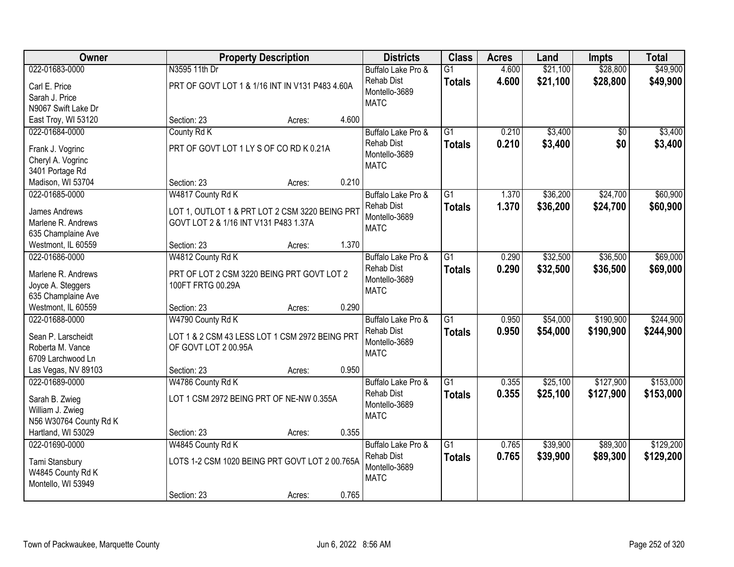| Owner | Property Description | Districts | Class | Acres | Land | Impts | Total |
|---|---|---|---|---|---|---|---|
| 022-01683-0000<br>Carl E. Price<br>Sarah J. Price<br>N9067 Swift Lake Dr<br>East Troy, WI 53120 | N3595 11th Dr<br>PRT OF GOVT LOT 1 & 1/16 INT IN V131 P483 4.60A<br>Section: 23 Acres: 4.600 | Buffalo Lake Pro & Rehab Dist<br>Montello-3689<br>MATC | G1<br>**Totals** | 4.600<br>**4.600** | $21,100<br>**$21,100** | $28,800<br>**$28,800** | $49,900<br>**$49,900** |
| 022-01684-0000<br>Frank J. Vogrinc<br>Cheryl A. Vogrinc<br>3401 Portage Rd<br>Madison, WI 53704 | County Rd K<br>PRT OF GOVT LOT 1 LY S OF CO RD K 0.21A<br>Section: 23 Acres: 0.210 | Buffalo Lake Pro & Rehab Dist<br>Montello-3689<br>MATC | G1<br>**Totals** | 0.210<br>**0.210** | $3,400<br>**$3,400** | $0<br>**$0** | $3,400<br>**$3,400** |
| 022-01685-0000<br>James Andrews<br>Marlene R. Andrews<br>635 Champlaine Ave<br>Westmont, IL 60559 | W4817 County Rd K<br>LOT 1, OUTLOT 1 & PRT LOT 2 CSM 3220 BEING PRT GOVT LOT 2 & 1/16 INT V131 P483 1.37A<br>Section: 23 Acres: 1.370 | Buffalo Lake Pro & Rehab Dist<br>Montello-3689<br>MATC | G1<br>**Totals** | 1.370<br>**1.370** | $36,200<br>**$36,200** | $24,700<br>**$24,700** | $60,900<br>**$60,900** |
| 022-01686-0000<br>Marlene R. Andrews<br>Joyce A. Steggers<br>635 Champlaine Ave<br>Westmont, IL 60559 | W4812 County Rd K<br>PRT OF LOT 2 CSM 3220 BEING PRT GOVT LOT 2 100FT FRTG 00.29A<br>Section: 23 Acres: 0.290 | Buffalo Lake Pro & Rehab Dist<br>Montello-3689<br>MATC | G1<br>**Totals** | 0.290<br>**0.290** | $32,500<br>**$32,500** | $36,500<br>**$36,500** | $69,000<br>**$69,000** |
| 022-01688-0000<br>Sean P. Larscheidt<br>Roberta M. Vance<br>6709 Larchwood Ln<br>Las Vegas, NV 89103 | W4790 County Rd K<br>LOT 1 & 2 CSM 43 LESS LOT 1 CSM 2972 BEING PRT OF GOVT LOT 2 00.95A<br>Section: 23 Acres: 0.950 | Buffalo Lake Pro & Rehab Dist<br>Montello-3689<br>MATC | G1<br>**Totals** | 0.950<br>**0.950** | $54,000<br>**$54,000** | $190,900<br>**$190,900** | $244,900<br>**$244,900** |
| 022-01689-0000<br>Sarah B. Zwieg<br>William J. Zwieg<br>N56 W30764 County Rd K<br>Hartland, WI 53029 | W4786 County Rd K<br>LOT 1 CSM 2972 BEING PRT OF NE-NW 0.355A<br>Section: 23 Acres: 0.355 | Buffalo Lake Pro & Rehab Dist<br>Montello-3689<br>MATC | G1<br>**Totals** | 0.355<br>**0.355** | $25,100<br>**$25,100** | $127,900<br>**$127,900** | $153,000<br>**$153,000** |
| 022-01690-0000<br>Tami Stansbury<br>W4845 County Rd K<br>Montello, WI 53949 | W4845 County Rd K<br>LOTS 1-2 CSM 1020 BEING PRT GOVT LOT 2 00.765A<br>Section: 23 Acres: 0.765 | Buffalo Lake Pro & Rehab Dist<br>Montello-3689<br>MATC | G1<br>**Totals** | 0.765<br>**0.765** | $39,900<br>**$39,900** | $89,300<br>**$89,300** | $129,200<br>**$129,200** |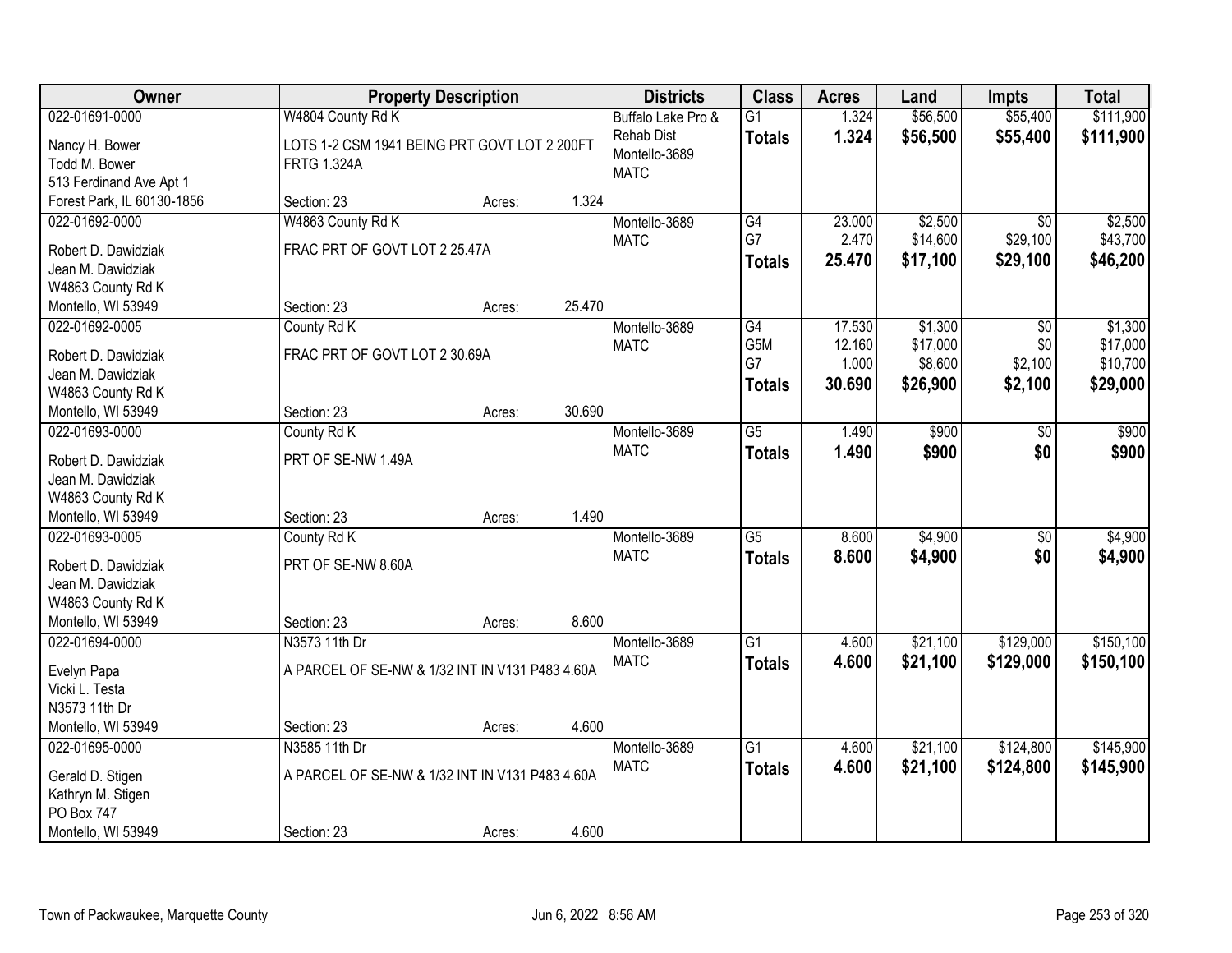| Owner | Property Description | | | Districts | Class | Acres | Land | Impts | Total |
|---|---|---|---|---|---|---|---|---|---|
| 022-01691-0000 | W4804 County Rd K | | | Buffalo Lake Pro & Rehab Dist | G1 | 1.324 | $56,500 | $55,400 | $111,900 |
| Nancy H. Bower<br>Todd M. Bower<br>513 Ferdinand Ave Apt 1<br>Forest Park, IL 60130-1856 | LOTS 1-2 CSM 1941 BEING PRT GOVT LOT 2 200FT FRTG 1.324A | | | Montello-3689<br>MATC | **Totals** | **1.324** | **$56,500** | **$55,400** | **$111,900** |
| | Section: 23 | Acres: | 1.324 | | | | | | |
| 022-01692-0000 | W4863 County Rd K | | | Montello-3689 | G4 | 23.000 | $2,500 | $0 | $2,500 |
| Robert D. Dawidziak<br>Jean M. Dawidziak<br>W4863 County Rd K<br>Montello, WI 53949 | FRAC PRT OF GOVT LOT 2 25.47A | | | MATC | G7 | 2.470 | $14,600 | $29,100 | $43,700 |
| | | | | | **Totals** | **25.470** | **$17,100** | **$29,100** | **$46,200** |
| | Section: 23 | Acres: | 25.470 | | | | | | |
| 022-01692-0005 | County Rd K | | | Montello-3689 | G4 | 17.530 | $1,300 | $0 | $1,300 |
| Robert D. Dawidziak<br>Jean M. Dawidziak<br>W4863 County Rd K<br>Montello, WI 53949 | FRAC PRT OF GOVT LOT 2 30.69A | | | MATC | G5M | 12.160 | $17,000 | $0 | $17,000 |
| | | | | | G7 | 1.000 | $8,600 | $2,100 | $10,700 |
| | | | | | **Totals** | **30.690** | **$26,900** | **$2,100** | **$29,000** |
| | Section: 23 | Acres: | 30.690 | | | | | | |
| 022-01693-0000 | County Rd K | | | Montello-3689 | G5 | 1.490 | $900 | $0 | $900 |
| Robert D. Dawidziak<br>Jean M. Dawidziak<br>W4863 County Rd K<br>Montello, WI 53949 | PRT OF SE-NW 1.49A | | | MATC | **Totals** | **1.490** | **$900** | **$0** | **$900** |
| | Section: 23 | Acres: | 1.490 | | | | | | |
| 022-01693-0005 | County Rd K | | | Montello-3689 | G5 | 8.600 | $4,900 | $0 | $4,900 |
| Robert D. Dawidziak<br>Jean M. Dawidziak<br>W4863 County Rd K<br>Montello, WI 53949 | PRT OF SE-NW 8.60A | | | MATC | **Totals** | **8.600** | **$4,900** | **$0** | **$4,900** |
| | Section: 23 | Acres: | 8.600 | | | | | | |
| 022-01694-0000 | N3573 11th Dr | | | Montello-3689 | G1 | 4.600 | $21,100 | $129,000 | $150,100 |
| Evelyn Papa<br>Vicki L. Testa<br>N3573 11th Dr<br>Montello, WI 53949 | A PARCEL OF SE-NW & 1/32 INT IN V131 P483 4.60A | | | MATC | **Totals** | **4.600** | **$21,100** | **$129,000** | **$150,100** |
| | Section: 23 | Acres: | 4.600 | | | | | | |
| 022-01695-0000 | N3585 11th Dr | | | Montello-3689 | G1 | 4.600 | $21,100 | $124,800 | $145,900 |
| Gerald D. Stigen<br>Kathryn M. Stigen<br>PO Box 747<br>Montello, WI 53949 | A PARCEL OF SE-NW & 1/32 INT IN V131 P483 4.60A | | | MATC | **Totals** | **4.600** | **$21,100** | **$124,800** | **$145,900** |
| | Section: 23 | Acres: | 4.600 | | | | | | |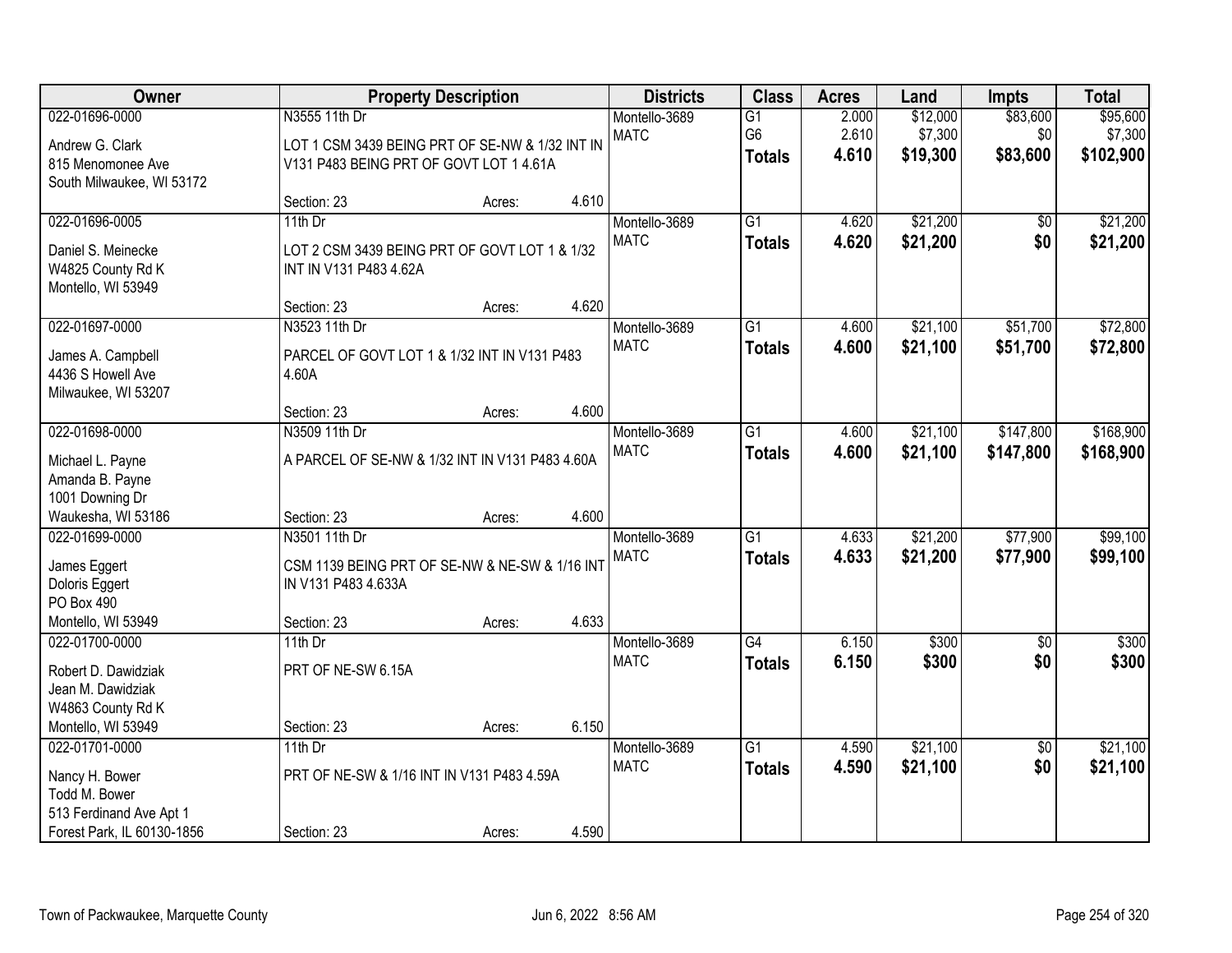| Owner | Property Description | Districts | Class | Acres | Land | Impts | Total |
|---|---|---|---|---|---|---|---|
| 022-01696-0000<br>Andrew G. Clark<br>815 Menomonee Ave<br>South Milwaukee, WI 53172 | N3555 11th Dr<br>LOT 1 CSM 3439 BEING PRT OF SE-NW & 1/32 INT IN V131 P483 BEING PRT OF GOVT LOT 1 4.61A<br>Section: 23 Acres: 4.610 | Montello-3689<br>MATC | G1<br>G6<br>**Totals** | 2.000<br>2.610<br>**4.610** | $12,000<br>$7,300<br>**$19,300** | $83,600<br>$0<br>**$83,600** | $95,600<br>$7,300<br>**$102,900** |
| 022-01696-0005<br>Daniel S. Meinecke<br>W4825 County Rd K<br>Montello, WI 53949 | 11th Dr<br>LOT 2 CSM 3439 BEING PRT OF GOVT LOT 1 & 1/32 INT IN V131 P483 4.62A<br>Section: 23 Acres: 4.620 | Montello-3689<br>MATC | G1<br>**Totals** | 4.620<br>**4.620** | $21,200<br>**$21,200** | $0<br>**$0** | $21,200<br>**$21,200** |
| 022-01697-0000<br>James A. Campbell<br>4436 S Howell Ave<br>Milwaukee, WI 53207 | N3523 11th Dr<br>PARCEL OF GOVT LOT 1 & 1/32 INT IN V131 P483 4.60A<br>Section: 23 Acres: 4.600 | Montello-3689<br>MATC | G1<br>**Totals** | 4.600<br>**4.600** | $21,100<br>**$21,100** | $51,700<br>**$51,700** | $72,800<br>**$72,800** |
| 022-01698-0000<br>Michael L. Payne<br>Amanda B. Payne<br>1001 Downing Dr<br>Waukesha, WI 53186 | N3509 11th Dr<br>A PARCEL OF SE-NW & 1/32 INT IN V131 P483 4.60A<br>Section: 23 Acres: 4.600 | Montello-3689<br>MATC | G1<br>**Totals** | 4.600<br>**4.600** | $21,100<br>**$21,100** | $147,800<br>**$147,800** | $168,900<br>**$168,900** |
| 022-01699-0000<br>James Eggert<br>Doloris Eggert<br>PO Box 490<br>Montello, WI 53949 | N3501 11th Dr<br>CSM 1139 BEING PRT OF SE-NW & NE-SW & 1/16 INT IN V131 P483 4.633A<br>Section: 23 Acres: 4.633 | Montello-3689<br>MATC | G1<br>**Totals** | 4.633<br>**4.633** | $21,200<br>**$21,200** | $77,900<br>**$77,900** | $99,100<br>**$99,100** |
| 022-01700-0000<br>Robert D. Dawidziak<br>Jean M. Dawidziak<br>W4863 County Rd K<br>Montello, WI 53949 | 11th Dr<br>PRT OF NE-SW 6.15A<br>Section: 23 Acres: 6.150 | Montello-3689<br>MATC | G4<br>**Totals** | 6.150<br>**6.150** | $300<br>**$300** | $0<br>**$0** | $300<br>**$300** |
| 022-01701-0000<br>Nancy H. Bower<br>Todd M. Bower<br>513 Ferdinand Ave Apt 1<br>Forest Park, IL 60130-1856 | 11th Dr<br>PRT OF NE-SW & 1/16 INT IN V131 P483 4.59A<br>Section: 23 Acres: 4.590 | Montello-3689<br>MATC | G1<br>**Totals** | 4.590<br>**4.590** | $21,100<br>**$21,100** | $0<br>**$0** | $21,100<br>**$21,100** |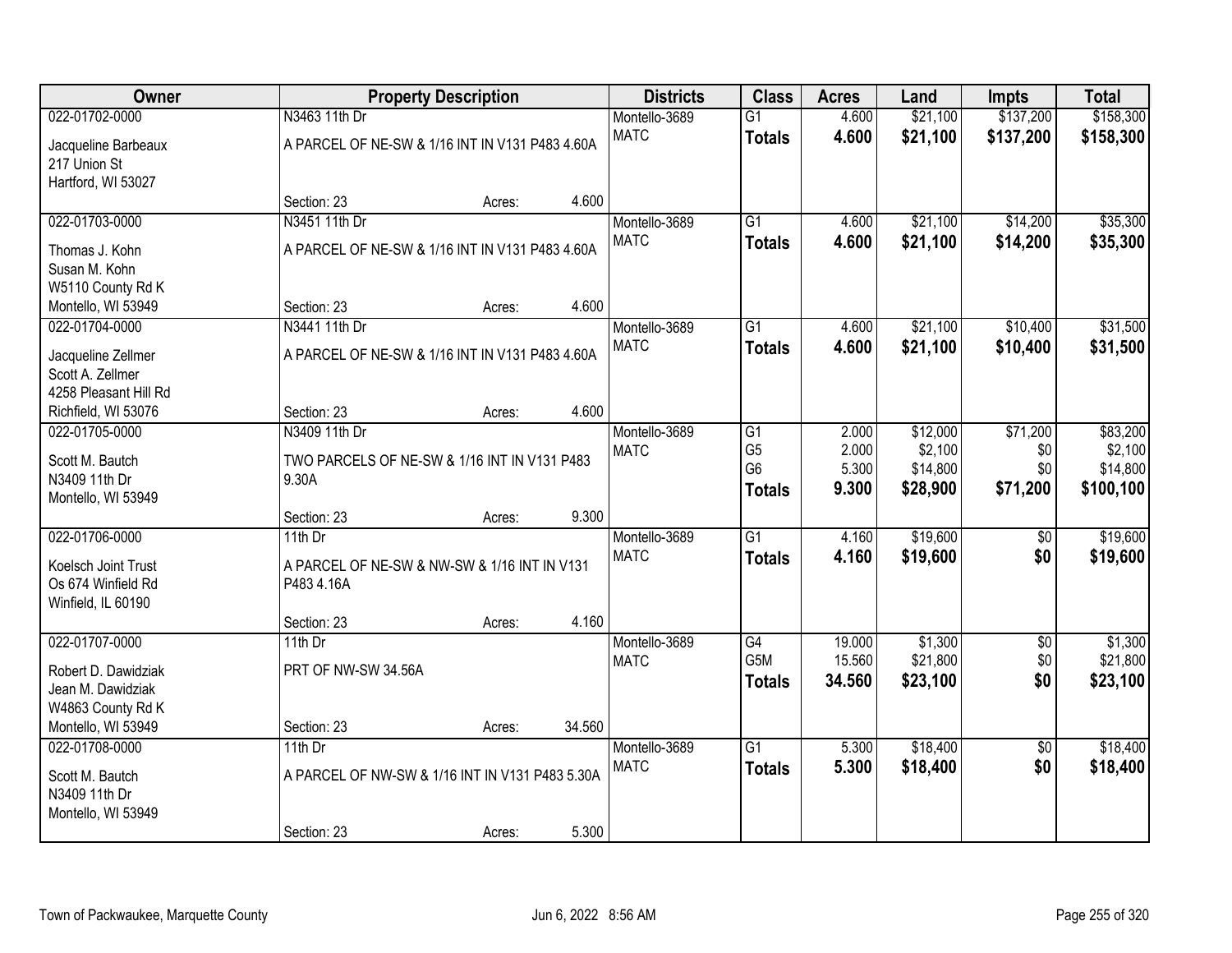| Owner | Property Description | | | Districts | Class | Acres | Land | Impts | Total |
|---|---|---|---|---|---|---|---|---|---|
| 022-01702-0000 | N3463 11th Dr | | | Montello-3689 | G1 | 4.600 | $21,100 | $137,200 | $158,300 |
| Jacqueline Barbeaux<br>217 Union St<br>Hartford, WI 53027 | A PARCEL OF NE-SW & 1/16 INT IN V131 P483 4.60A | | | MATC | **Totals** | **4.600** | **$21,100** | **$137,200** | **$158,300** |
| | Section: 23 | Acres: | 4.600 | | | | | | |
| 022-01703-0000 | N3451 11th Dr | | | Montello-3689 | G1 | 4.600 | $21,100 | $14,200 | $35,300 |
| Thomas J. Kohn<br>Susan M. Kohn<br>W5110 County Rd K<br>Montello, WI 53949 | A PARCEL OF NE-SW & 1/16 INT IN V131 P483 4.60A | | | MATC | **Totals** | **4.600** | **$21,100** | **$14,200** | **$35,300** |
| | Section: 23 | Acres: | 4.600 | | | | | | |
| 022-01704-0000 | N3441 11th Dr | | | Montello-3689 | G1 | 4.600 | $21,100 | $10,400 | $31,500 |
| Jacqueline Zellmer<br>Scott A. Zellmer<br>4258 Pleasant Hill Rd<br>Richfield, WI 53076 | A PARCEL OF NE-SW & 1/16 INT IN V131 P483 4.60A | | | MATC | **Totals** | **4.600** | **$21,100** | **$10,400** | **$31,500** |
| | Section: 23 | Acres: | 4.600 | | | | | | |
| 022-01705-0000 | N3409 11th Dr | | | Montello-3689 | G1 | 2.000 | $12,000 | $71,200 | $83,200 |
| Scott M. Bautch<br>N3409 11th Dr<br>Montello, WI 53949 | TWO PARCELS OF NE-SW & 1/16 INT IN V131 P483 9.30A | | | MATC | G5 | 2.000 | $2,100 | $0 | $2,100 |
| | | | | | G6 | 5.300 | $14,800 | $0 | $14,800 |
| | | | | | **Totals** | **9.300** | **$28,900** | **$71,200** | **$100,100** |
| | Section: 23 | Acres: | 9.300 | | | | | | |
| 022-01706-0000 | 11th Dr | | | Montello-3689 | G1 | 4.160 | $19,600 | $0 | $19,600 |
| Koelsch Joint Trust<br>Os 674 Winfield Rd<br>Winfield, IL 60190 | A PARCEL OF NE-SW & NW-SW & 1/16 INT IN V131 P483 4.16A | | | MATC | **Totals** | **4.160** | **$19,600** | **$0** | **$19,600** |
| | Section: 23 | Acres: | 4.160 | | | | | | |
| 022-01707-0000 | 11th Dr | | | Montello-3689 | G4 | 19.000 | $1,300 | $0 | $1,300 |
| Robert D. Dawidziak<br>Jean M. Dawidziak<br>W4863 County Rd K<br>Montello, WI 53949 | PRT OF NW-SW 34.56A | | | MATC | G5M | 15.560 | $21,800 | $0 | $21,800 |
| | | | | | **Totals** | **34.560** | **$23,100** | **$0** | **$23,100** |
| | Section: 23 | Acres: | 34.560 | | | | | | |
| 022-01708-0000 | 11th Dr | | | Montello-3689 | G1 | 5.300 | $18,400 | $0 | $18,400 |
| Scott M. Bautch<br>N3409 11th Dr<br>Montello, WI 53949 | A PARCEL OF NW-SW & 1/16 INT IN V131 P483 5.30A | | | MATC | **Totals** | **5.300** | **$18,400** | **$0** | **$18,400** |
| | Section: 23 | Acres: | 5.300 | | | | | | |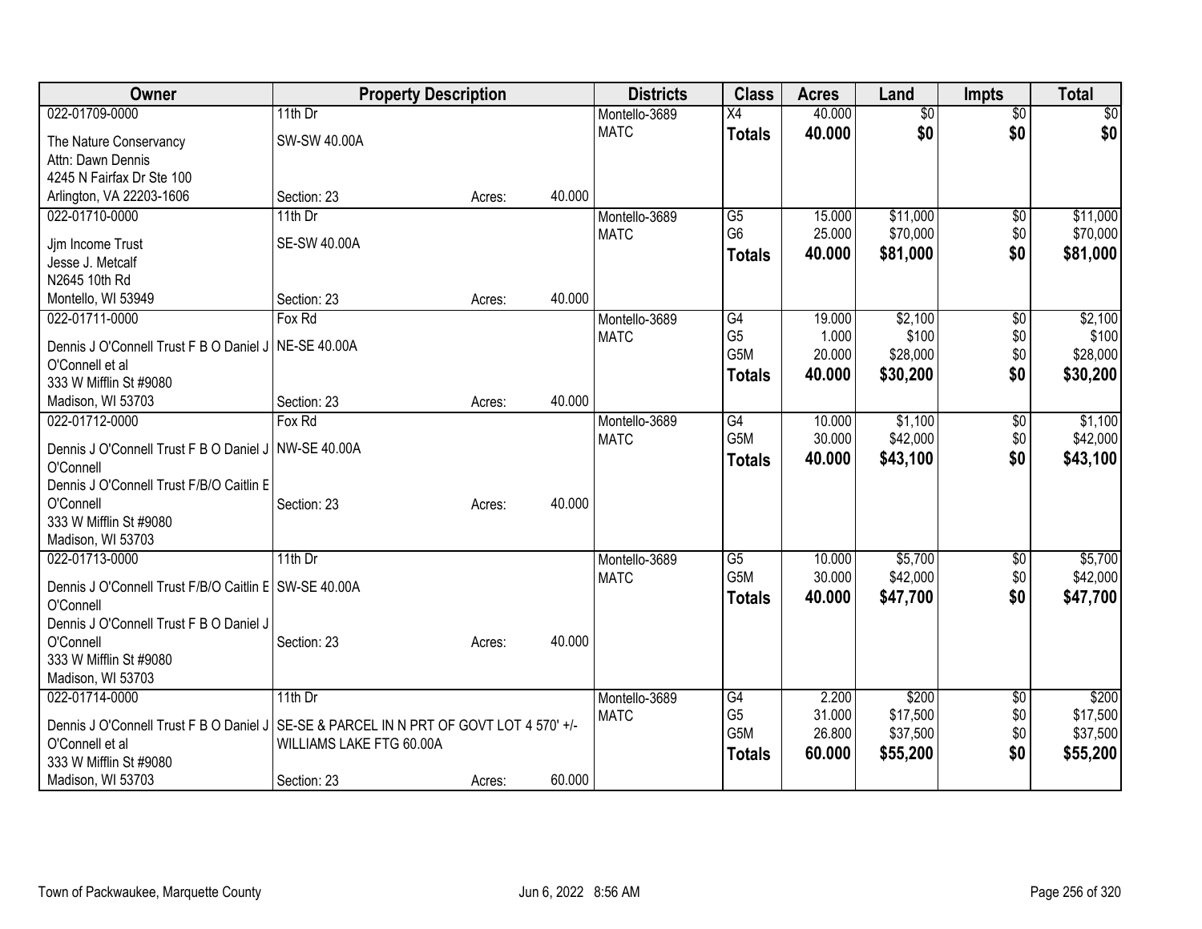| Owner | Property Description | | | Districts | Class | Acres | Land | Impts | Total |
|---|---|---|---|---|---|---|---|---|---|
| 022-01709-0000 | 11th Dr | | | Montello-3689 | X4 | 40.000 | $0 | $0 | $0 |
| The Nature Conservancy<br>Attn: Dawn Dennis<br>4245 N Fairfax Dr Ste 100<br>Arlington, VA 22203-1606 | SW-SW 40.00A<br><br>Section: 23 | Acres: | 40.000 | MATC | **Totals** | **40.000** | **$0** | **$0** | **$0** |
| 022-01710-0000 | 11th Dr | | | Montello-3689 | G5 | 15.000 | $11,000 | $0 | $11,000 |
| Jjm Income Trust<br>Jesse J. Metcalf<br>N2645 10th Rd<br>Montello, WI 53949 | SE-SW 40.00A<br><br>Section: 23 | Acres: | 40.000 | MATC | G6 | 25.000 | $70,000 | $0 | $70,000 |
| | | | | | **Totals** | **40.000** | **$81,000** | **$0** | **$81,000** |
| 022-01711-0000 | Fox Rd | | | Montello-3689 | G4 | 19.000 | $2,100 | $0 | $2,100 |
| Dennis J O'Connell Trust F B O Daniel J O'Connell et al<br>333 W Mifflin St #9080<br>Madison, WI 53703 | NE-SE 40.00A<br><br>Section: 23 | Acres: | 40.000 | MATC | G5 | 1.000 | $100 | $0 | $100 |
| | | | | | G5M | 20.000 | $28,000 | $0 | $28,000 |
| | | | | | **Totals** | **40.000** | **$30,200** | **$0** | **$30,200** |
| 022-01712-0000 | Fox Rd | | | Montello-3689 | G4 | 10.000 | $1,100 | $0 | $1,100 |
| Dennis J O'Connell Trust F B O Daniel J O'Connell<br>Dennis J O'Connell Trust F/B/O Caitlin E O'Connell<br>333 W Mifflin St #9080<br>Madison, WI 53703 | NW-SE 40.00A<br><br>Section: 23 | Acres: | 40.000 | MATC | G5M | 30.000 | $42,000 | $0 | $42,000 |
| | | | | | **Totals** | **40.000** | **$43,100** | **$0** | **$43,100** |
| 022-01713-0000 | 11th Dr | | | Montello-3689 | G5 | 10.000 | $5,700 | $0 | $5,700 |
| Dennis J O'Connell Trust F/B/O Caitlin E O'Connell<br>Dennis J O'Connell Trust F B O Daniel J O'Connell<br>333 W Mifflin St #9080<br>Madison, WI 53703 | SW-SE 40.00A<br><br>Section: 23 | Acres: | 40.000 | MATC | G5M | 30.000 | $42,000 | $0 | $42,000 |
| | | | | | **Totals** | **40.000** | **$47,700** | **$0** | **$47,700** |
| 022-01714-0000 | 11th Dr | | | Montello-3689 | G4 | 2.200 | $200 | $0 | $200 |
| Dennis J O'Connell Trust F B O Daniel J O'Connell et al<br>333 W Mifflin St #9080<br>Madison, WI 53703 | SE-SE & PARCEL IN N PRT OF GOVT LOT 4 570' +/- WILLIAMS LAKE FTG 60.00A<br><br>Section: 23 | Acres: | 60.000 | MATC | G5 | 31.000 | $17,500 | $0 | $17,500 |
| | | | | | G5M | 26.800 | $37,500 | $0 | $37,500 |
| | | | | | **Totals** | **60.000** | **$55,200** | **$0** | **$55,200** |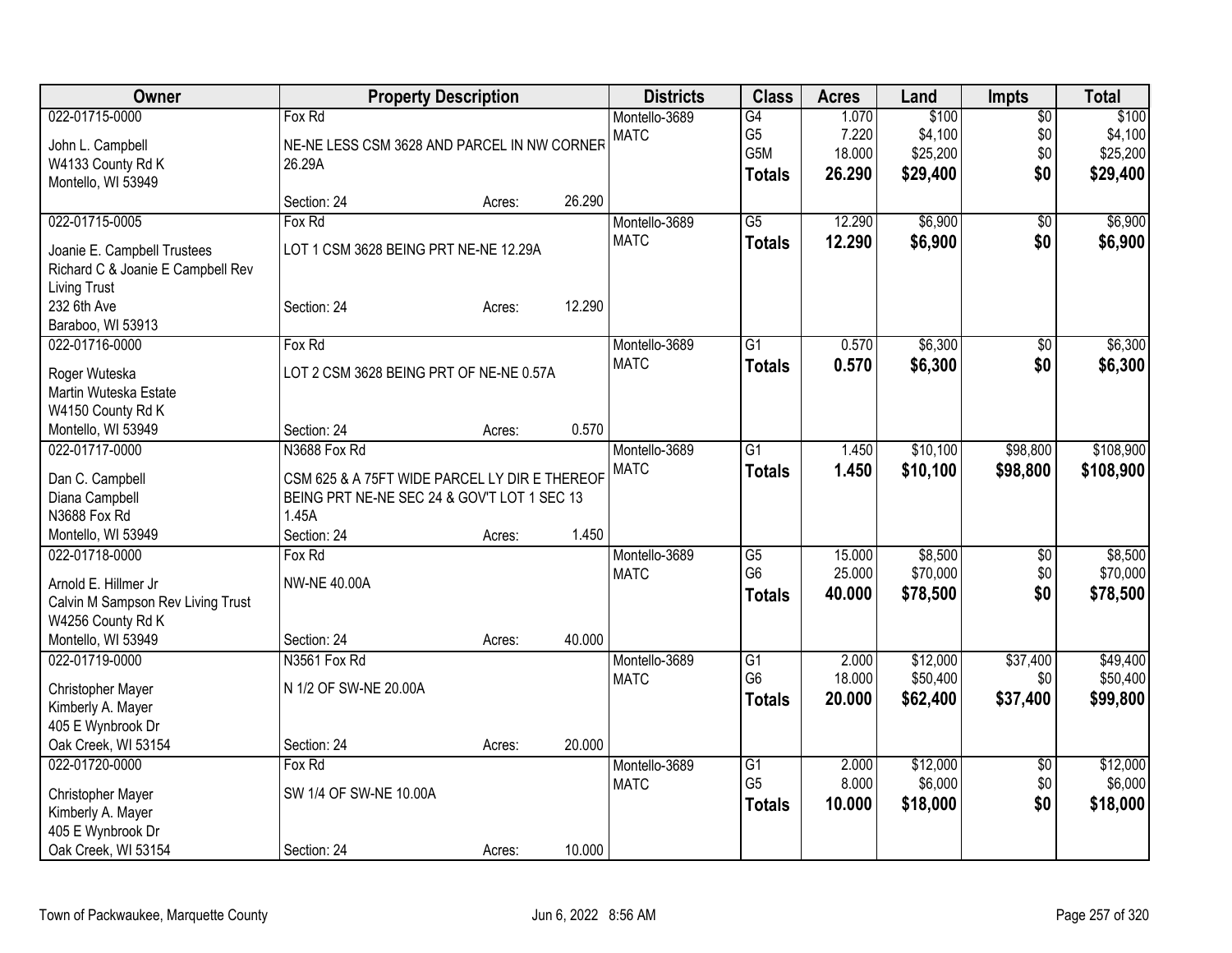| Owner | Property Description | | | Districts | Class | Acres | Land | Impts | Total |
|---|---|---|---|---|---|---|---|---|---|
| 022-01715-0000 | Fox Rd | | | Montello-3689 | G4 | 1.070 | $100 | $0 | $100 |
| John L. Campbell | NE-NE LESS CSM 3628 AND PARCEL IN NW CORNER | | | MATC | G5 | 7.220 | $4,100 | $0 | $4,100 |
| W4133 County Rd K | 26.29A | | | | G5M | 18.000 | $25,200 | $0 | $25,200 |
| Montello, WI 53949 | | | | | **Totals** | **26.290** | **$29,400** | **$0** | **$29,400** |
| | Section: 24 | Acres: | 26.290 | | | | | | |
| 022-01715-0005 | Fox Rd | | | Montello-3689 | G5 | 12.290 | $6,900 | $0 | $6,900 |
| Joanie E. Campbell Trustees | LOT 1 CSM 3628 BEING PRT NE-NE 12.29A | | | MATC | **Totals** | **12.290** | **$6,900** | **$0** | **$6,900** |
| Richard C & Joanie E Campbell Rev | | | | | | | | | |
| Living Trust | | | | | | | | | |
| 232 6th Ave | Section: 24 | Acres: | 12.290 | | | | | | |
| Baraboo, WI 53913 | | | | | | | | | |
| 022-01716-0000 | Fox Rd | | | Montello-3689 | G1 | 0.570 | $6,300 | $0 | $6,300 |
| Roger Wuteska | LOT 2 CSM 3628 BEING PRT OF NE-NE 0.57A | | | MATC | **Totals** | **0.570** | **$6,300** | **$0** | **$6,300** |
| Martin Wuteska Estate | | | | | | | | | |
| W4150 County Rd K | | | | | | | | | |
| Montello, WI 53949 | Section: 24 | Acres: | 0.570 | | | | | | |
| 022-01717-0000 | N3688 Fox Rd | | | Montello-3689 | G1 | 1.450 | $10,100 | $98,800 | $108,900 |
| Dan C. Campbell | CSM 625 & A 75FT WIDE PARCEL LY DIR E THEREOF | | | MATC | **Totals** | **1.450** | **$10,100** | **$98,800** | **$108,900** |
| Diana Campbell | BEING PRT NE-NE SEC 24 & GOV'T LOT 1 SEC 13 | | | | | | | | |
| N3688 Fox Rd | 1.45A | | | | | | | | |
| Montello, WI 53949 | Section: 24 | Acres: | 1.450 | | | | | | |
| 022-01718-0000 | Fox Rd | | | Montello-3689 | G5 | 15.000 | $8,500 | $0 | $8,500 |
| Arnold E. Hillmer Jr | NW-NE 40.00A | | | MATC | G6 | 25.000 | $70,000 | $0 | $70,000 |
| Calvin M Sampson Rev Living Trust | | | | | **Totals** | **40.000** | **$78,500** | **$0** | **$78,500** |
| W4256 County Rd K | | | | | | | | | |
| Montello, WI 53949 | Section: 24 | Acres: | 40.000 | | | | | | |
| 022-01719-0000 | N3561 Fox Rd | | | Montello-3689 | G1 | 2.000 | $12,000 | $37,400 | $49,400 |
| Christopher Mayer | N 1/2 OF SW-NE 20.00A | | | MATC | G6 | 18.000 | $50,400 | $0 | $50,400 |
| Kimberly A. Mayer | | | | | **Totals** | **20.000** | **$62,400** | **$37,400** | **$99,800** |
| 405 E Wynbrook Dr | | | | | | | | | |
| Oak Creek, WI 53154 | Section: 24 | Acres: | 20.000 | | | | | | |
| 022-01720-0000 | Fox Rd | | | Montello-3689 | G1 | 2.000 | $12,000 | $0 | $12,000 |
| Christopher Mayer | SW 1/4 OF SW-NE 10.00A | | | MATC | G5 | 8.000 | $6,000 | $0 | $6,000 |
| Kimberly A. Mayer | | | | | **Totals** | **10.000** | **$18,000** | **$0** | **$18,000** |
| 405 E Wynbrook Dr | | | | | | | | | |
| Oak Creek, WI 53154 | Section: 24 | Acres: | 10.000 | | | | | | |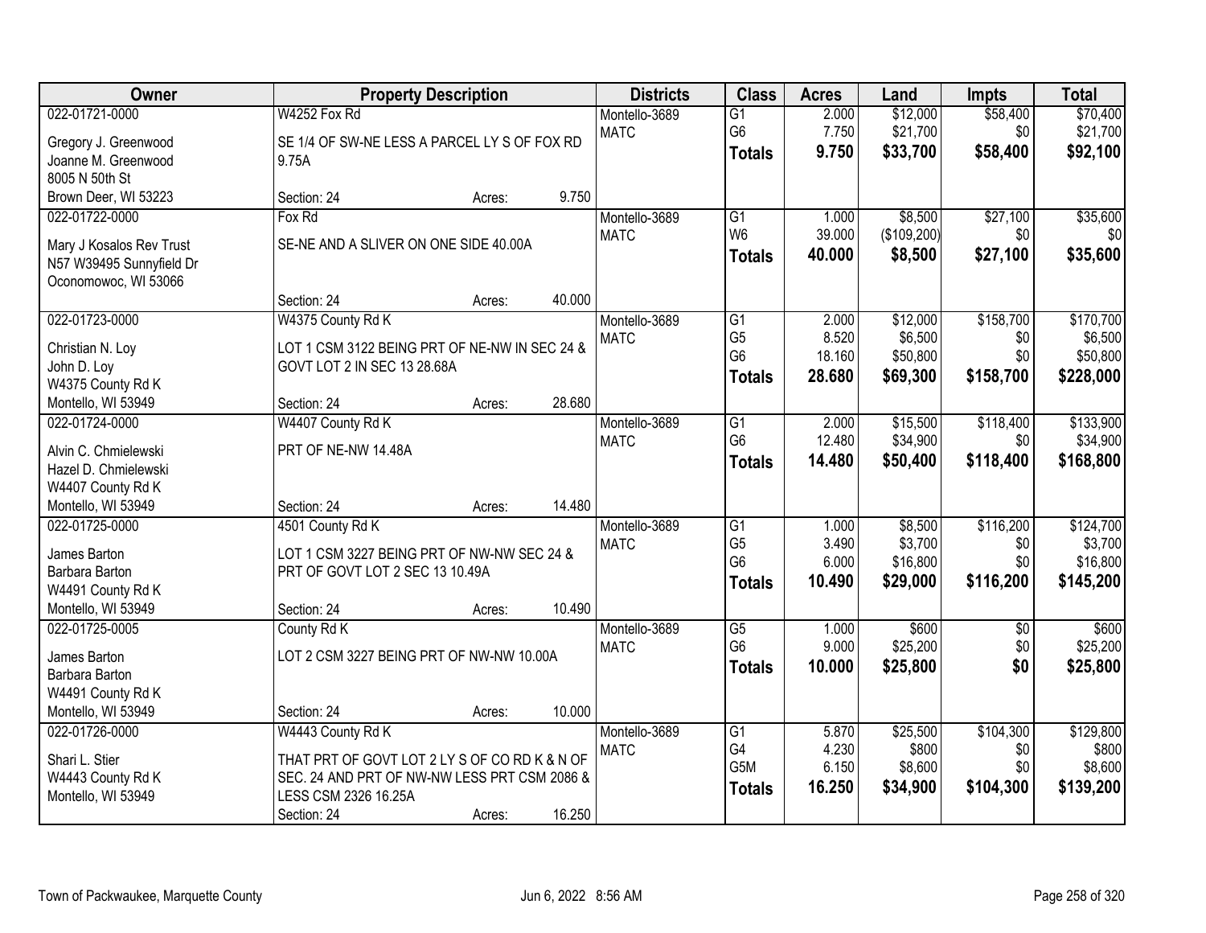| Owner | Property Description | | | Districts | Class | Acres | Land | Impts | Total |
|---|---|---|---|---|---|---|---|---|---|
| 022-01721-0000 | W4252 Fox Rd | | | Montello-3689 | G1 | 2.000 | $12,000 | $58,400 | $70,400 |
| Gregory J. Greenwood | SE 1/4 OF SW-NE LESS A PARCEL LY S OF FOX RD | | | MATC | G6 | 7.750 | $21,700 | $0 | $21,700 |
| Joanne M. Greenwood | 9.75A | | | | **Totals** | **9.750** | **$33,700** | **$58,400** | **$92,100** |
| 8005 N 50th St | | | | | | | | | |
| Brown Deer, WI 53223 | Section: 24 | Acres: | 9.750 | | | | | | |
| 022-01722-0000 | Fox Rd | | | Montello-3689 | G1 | 1.000 | $8,500 | $27,100 | $35,600 |
| Mary J Kosalos Rev Trust | SE-NE AND A SLIVER ON ONE SIDE 40.00A | | | MATC | W6 | 39.000 | ($109,200) | $0 | $0 |
| N57 W39495 Sunnyfield Dr | | | | | **Totals** | **40.000** | **$8,500** | **$27,100** | **$35,600** |
| Oconomowoc, WI 53066 | | | | | | | | | |
| | Section: 24 | Acres: | 40.000 | | | | | | |
| 022-01723-0000 | W4375 County Rd K | | | Montello-3689 | G1 | 2.000 | $12,000 | $158,700 | $170,700 |
| Christian N. Loy | LOT 1 CSM 3122 BEING PRT OF NE-NW IN SEC 24 & | | | MATC | G5 | 8.520 | $6,500 | $0 | $6,500 |
| John D. Loy | GOVT LOT 2 IN SEC 13 28.68A | | | | G6 | 18.160 | $50,800 | $0 | $50,800 |
| W4375 County Rd K | | | | | **Totals** | **28.680** | **$69,300** | **$158,700** | **$228,000** |
| Montello, WI 53949 | Section: 24 | Acres: | 28.680 | | | | | | |
| 022-01724-0000 | W4407 County Rd K | | | Montello-3689 | G1 | 2.000 | $15,500 | $118,400 | $133,900 |
| Alvin C. Chmielewski | PRT OF NE-NW 14.48A | | | MATC | G6 | 12.480 | $34,900 | $0 | $34,900 |
| Hazel D. Chmielewski | | | | | **Totals** | **14.480** | **$50,400** | **$118,400** | **$168,800** |
| W4407 County Rd K | | | | | | | | | |
| Montello, WI 53949 | Section: 24 | Acres: | 14.480 | | | | | | |
| 022-01725-0000 | 4501 County Rd K | | | Montello-3689 | G1 | 1.000 | $8,500 | $116,200 | $124,700 |
| James Barton | LOT 1 CSM 3227 BEING PRT OF NW-NW SEC 24 & | | | MATC | G5 | 3.490 | $3,700 | $0 | $3,700 |
| Barbara Barton | PRT OF GOVT LOT 2 SEC 13 10.49A | | | | G6 | 6.000 | $16,800 | $0 | $16,800 |
| W4491 County Rd K | | | | | **Totals** | **10.490** | **$29,000** | **$116,200** | **$145,200** |
| Montello, WI 53949 | Section: 24 | Acres: | 10.490 | | | | | | |
| 022-01725-0005 | County Rd K | | | Montello-3689 | G5 | 1.000 | $600 | $0 | $600 |
| James Barton | LOT 2 CSM 3227 BEING PRT OF NW-NW 10.00A | | | MATC | G6 | 9.000 | $25,200 | $0 | $25,200 |
| Barbara Barton | | | | | **Totals** | **10.000** | **$25,800** | **$0** | **$25,800** |
| W4491 County Rd K | | | | | | | | | |
| Montello, WI 53949 | Section: 24 | Acres: | 10.000 | | | | | | |
| 022-01726-0000 | W4443 County Rd K | | | Montello-3689 | G1 | 5.870 | $25,500 | $104,300 | $129,800 |
| Shari L. Stier | THAT PRT OF GOVT LOT 2 LY S OF CO RD K & N OF | | | MATC | G4 | 4.230 | $800 | $0 | $800 |
| W4443 County Rd K | SEC. 24 AND PRT OF NW-NW LESS PRT CSM 2086 & | | | | G5M | 6.150 | $8,600 | $0 | $8,600 |
| Montello, WI 53949 | LESS CSM 2326 16.25A | | | | **Totals** | **16.250** | **$34,900** | **$104,300** | **$139,200** |
| | Section: 24 | Acres: | 16.250 | | | | | | |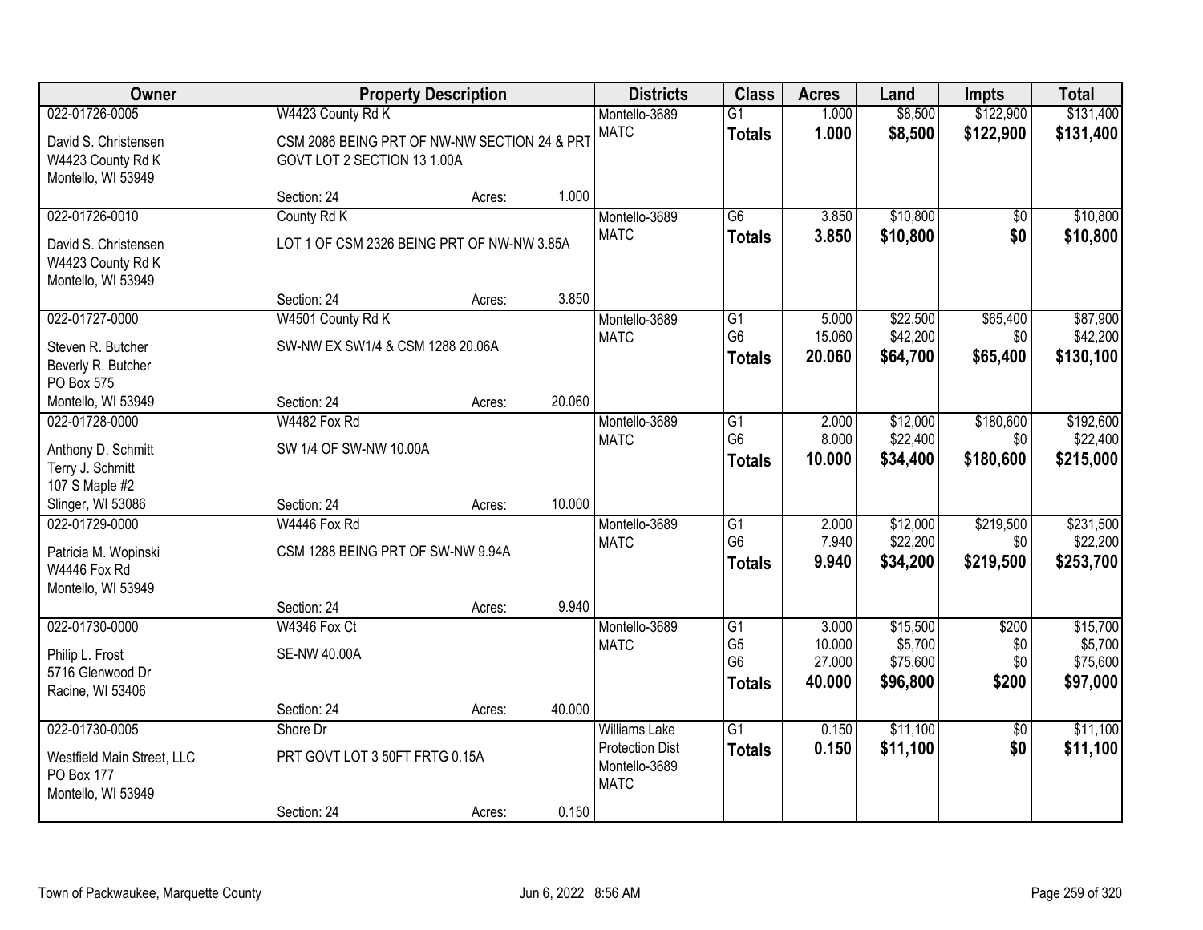| Owner | Property Description | | | Districts | Class | Acres | Land | Impts | Total |
|---|---|---|---|---|---|---|---|---|---|
| 022-01726-0005 | W4423 County Rd K | | | Montello-3689 | G1 | 1.000 | $8,500 | $122,900 | $131,400 |
| David S. Christensen<br>W4423 County Rd K<br>Montello, WI 53949 | CSM 2086 BEING PRT OF NW-NW SECTION 24 & PRT GOVT LOT 2 SECTION 13 1.00A | | | MATC | **Totals** | **1.000** | **$8,500** | **$122,900** | **$131,400** |
| | Section: 24 | Acres: | 1.000 | | | | | | |
| 022-01726-0010 | County Rd K | | | Montello-3689 | G6 | 3.850 | $10,800 | $0 | $10,800 |
| David S. Christensen<br>W4423 County Rd K<br>Montello, WI 53949 | LOT 1 OF CSM 2326 BEING PRT OF NW-NW 3.85A | | | MATC | **Totals** | **3.850** | **$10,800** | **$0** | **$10,800** |
| | Section: 24 | Acres: | 3.850 | | | | | | |
| 022-01727-0000 | W4501 County Rd K | | | Montello-3689 | G1 | 5.000 | $22,500 | $65,400 | $87,900 |
| Steven R. Butcher<br>Beverly R. Butcher<br>PO Box 575<br>Montello, WI 53949 | SW-NW EX SW1/4 & CSM 1288 20.06A | | | MATC | G6 | 15.060 | $42,200 | $0 | $42,200 |
| | | | | | **Totals** | **20.060** | **$64,700** | **$65,400** | **$130,100** |
| | Section: 24 | Acres: | 20.060 | | | | | | |
| 022-01728-0000 | W4482 Fox Rd | | | Montello-3689 | G1 | 2.000 | $12,000 | $180,600 | $192,600 |
| Anthony D. Schmitt<br>Terry J. Schmitt<br>107 S Maple #2<br>Slinger, WI 53086 | SW 1/4 OF SW-NW 10.00A | | | MATC | G6 | 8.000 | $22,400 | $0 | $22,400 |
| | | | | | **Totals** | **10.000** | **$34,400** | **$180,600** | **$215,000** |
| | Section: 24 | Acres: | 10.000 | | | | | | |
| 022-01729-0000 | W4446 Fox Rd | | | Montello-3689 | G1 | 2.000 | $12,000 | $219,500 | $231,500 |
| Patricia M. Wopinski<br>W4446 Fox Rd<br>Montello, WI 53949 | CSM 1288 BEING PRT OF SW-NW 9.94A | | | MATC | G6 | 7.940 | $22,200 | $0 | $22,200 |
| | | | | | **Totals** | **9.940** | **$34,200** | **$219,500** | **$253,700** |
| | Section: 24 | Acres: | 9.940 | | | | | | |
| 022-01730-0000 | W4346 Fox Ct | | | Montello-3689 | G1 | 3.000 | $15,500 | $200 | $15,700 |
| Philip L. Frost<br>5716 Glenwood Dr<br>Racine, WI 53406 | SE-NW 40.00A | | | MATC | G5 | 10.000 | $5,700 | $0 | $5,700 |
| | | | | | G6 | 27.000 | $75,600 | $0 | $75,600 |
| | | | | | **Totals** | **40.000** | **$96,800** | **$200** | **$97,000** |
| | Section: 24 | Acres: | 40.000 | | | | | | |
| 022-01730-0005 | Shore Dr | | | Williams Lake Protection Dist | G1 | 0.150 | $11,100 | $0 | $11,100 |
| Westfield Main Street, LLC<br>PO Box 177<br>Montello, WI 53949 | PRT GOVT LOT 3 50FT FRTG 0.15A | | | Montello-3689<br>MATC | **Totals** | **0.150** | **$11,100** | **$0** | **$11,100** |
| | Section: 24 | Acres: | 0.150 | | | | | | |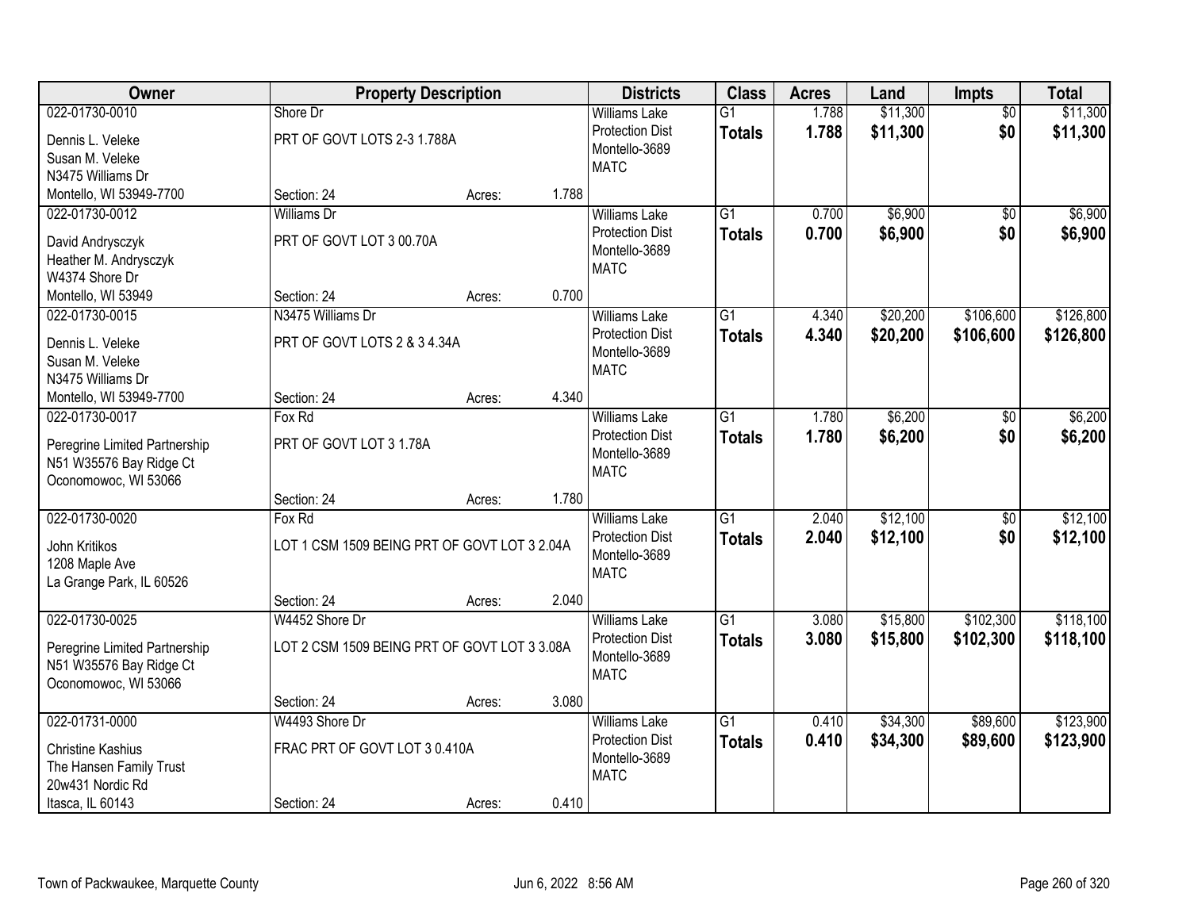| Owner | Property Description | | | Districts | Class | Acres | Land | Impts | Total |
|---|---|---|---|---|---|---|---|---|---|
| 022-01730-0010 | Shore Dr | | | Williams Lake | G1 | 1.788 | $11,300 | $0 | $11,300 |
| Dennis L. Veleke<br>Susan M. Veleke<br>N3475 Williams Dr<br>Montello, WI 53949-7700 | PRT OF GOVT LOTS 2-3 1.788A | | | Protection Dist<br>Montello-3689<br>MATC | Totals | 1.788 | $11,300 | $0 | $11,300 |
| | Section: 24 | Acres: | 1.788 | | | | | | |
| 022-01730-0012 | Williams Dr | | | Williams Lake | G1 | 0.700 | $6,900 | $0 | $6,900 |
| David Andrysczyk<br>Heather M. Andrysczyk<br>W4374 Shore Dr<br>Montello, WI 53949 | PRT OF GOVT LOT 3 00.70A | | | Protection Dist<br>Montello-3689<br>MATC | Totals | 0.700 | $6,900 | $0 | $6,900 |
| | Section: 24 | Acres: | 0.700 | | | | | | |
| 022-01730-0015 | N3475 Williams Dr | | | Williams Lake | G1 | 4.340 | $20,200 | $106,600 | $126,800 |
| Dennis L. Veleke<br>Susan M. Veleke<br>N3475 Williams Dr<br>Montello, WI 53949-7700 | PRT OF GOVT LOTS 2 & 3 4.34A | | | Protection Dist<br>Montello-3689<br>MATC | Totals | 4.340 | $20,200 | $106,600 | $126,800 |
| | Section: 24 | Acres: | 4.340 | | | | | | |
| 022-01730-0017 | Fox Rd | | | Williams Lake | G1 | 1.780 | $6,200 | $0 | $6,200 |
| Peregrine Limited Partnership<br>N51 W35576 Bay Ridge Ct<br>Oconomowoc, WI 53066 | PRT OF GOVT LOT 3 1.78A | | | Protection Dist<br>Montello-3689<br>MATC | Totals | 1.780 | $6,200 | $0 | $6,200 |
| | Section: 24 | Acres: | 1.780 | | | | | | |
| 022-01730-0020 | Fox Rd | | | Williams Lake | G1 | 2.040 | $12,100 | $0 | $12,100 |
| John Kritikos<br>1208 Maple Ave<br>La Grange Park, IL 60526 | LOT 1 CSM 1509 BEING PRT OF GOVT LOT 3 2.04A | | | Protection Dist<br>Montello-3689<br>MATC | Totals | 2.040 | $12,100 | $0 | $12,100 |
| | Section: 24 | Acres: | 2.040 | | | | | | |
| 022-01730-0025 | W4452 Shore Dr | | | Williams Lake | G1 | 3.080 | $15,800 | $102,300 | $118,100 |
| Peregrine Limited Partnership<br>N51 W35576 Bay Ridge Ct<br>Oconomowoc, WI 53066 | LOT 2 CSM 1509 BEING PRT OF GOVT LOT 3 3.08A | | | Protection Dist<br>Montello-3689<br>MATC | Totals | 3.080 | $15,800 | $102,300 | $118,100 |
| | Section: 24 | Acres: | 3.080 | | | | | | |
| 022-01731-0000 | W4493 Shore Dr | | | Williams Lake | G1 | 0.410 | $34,300 | $89,600 | $123,900 |
| Christine Kashius<br>The Hansen Family Trust<br>20w431 Nordic Rd<br>Itasca, IL 60143 | FRAC PRT OF GOVT LOT 3 0.410A | | | Protection Dist<br>Montello-3689<br>MATC | Totals | 0.410 | $34,300 | $89,600 | $123,900 |
| | Section: 24 | Acres: | 0.410 | | | | | | |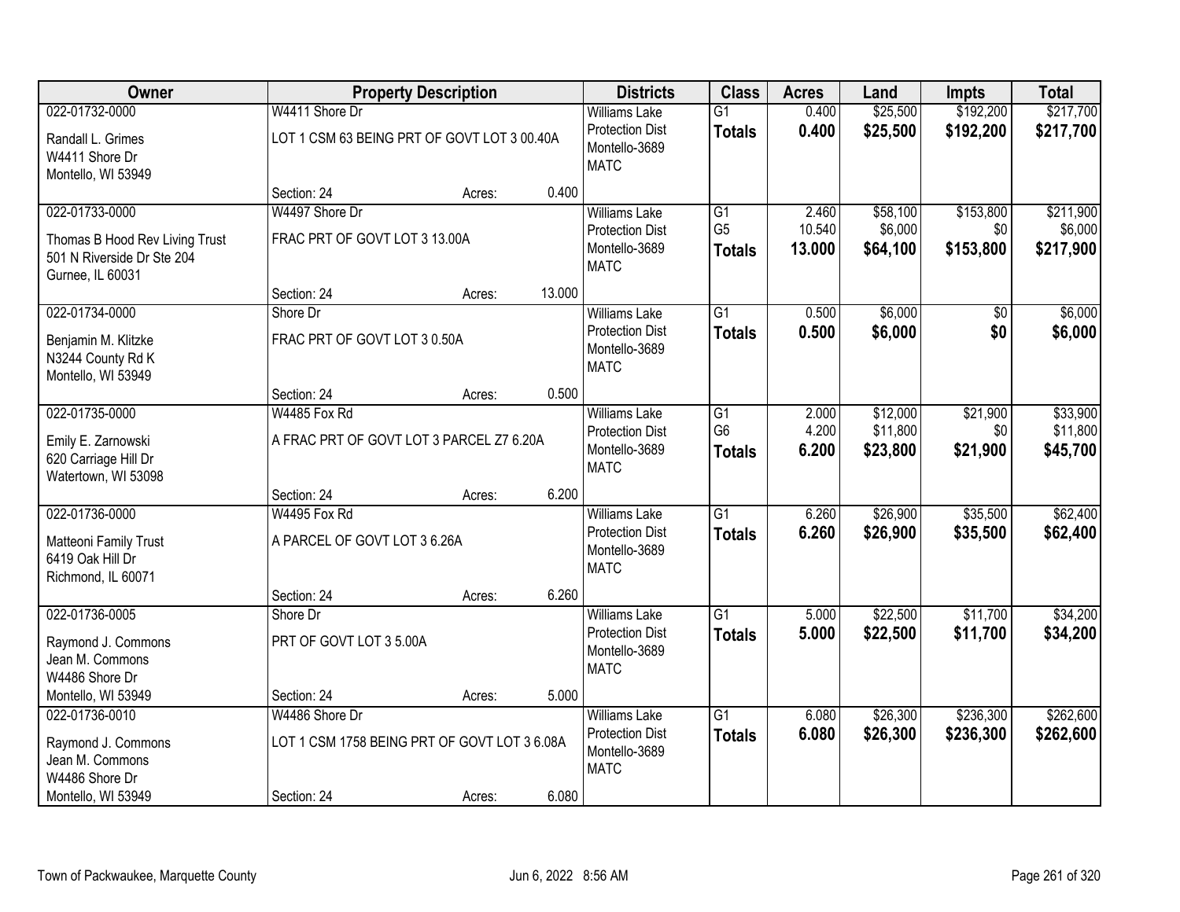| Owner | Property Description | | | Districts | Class | Acres | Land | Impts | Total |
|---|---|---|---|---|---|---|---|---|---|
| 022-01732-0000<br>Randall L. Grimes<br>W4411 Shore Dr<br>Montello, WI 53949 | W4411 Shore Dr<br>LOT 1 CSM 63 BEING PRT OF GOVT LOT 3 00.40A<br>Section: 24 | Acres: | 0.400 | Williams Lake<br>Protection Dist<br>Montello-3689<br>MATC | G1<br>**Totals** | 0.400<br>**0.400** | \$25,500<br>**\$25,500** | \$192,200<br>**\$192,200** | \$217,700<br>**\$217,700** |
| 022-01733-0000<br>Thomas B Hood Rev Living Trust<br>501 N Riverside Dr Ste 204<br>Gurnee, IL 60031 | W4497 Shore Dr<br>FRAC PRT OF GOVT LOT 3 13.00A<br>Section: 24 | Acres: | 13.000 | Williams Lake<br>Protection Dist<br>Montello-3689<br>MATC | G1<br>G5<br>**Totals** | 2.460<br>10.540<br>**13.000** | \$58,100<br>\$6,000<br>**\$64,100** | \$153,800<br>\$0<br>**\$153,800** | \$211,900<br>\$6,000<br>**\$217,900** |
| 022-01734-0000<br>Benjamin M. Klitzke<br>N3244 County Rd K<br>Montello, WI 53949 | Shore Dr<br>FRAC PRT OF GOVT LOT 3 0.50A<br>Section: 24 | Acres: | 0.500 | Williams Lake<br>Protection Dist<br>Montello-3689<br>MATC | G1<br>**Totals** | 0.500<br>**0.500** | \$6,000<br>**\$6,000** | \$0<br>**\$0** | \$6,000<br>**\$6,000** |
| 022-01735-0000<br>Emily E. Zarnowski<br>620 Carriage Hill Dr<br>Watertown, WI 53098 | W4485 Fox Rd<br>A FRAC PRT OF GOVT LOT 3 PARCEL Z7 6.20A<br>Section: 24 | Acres: | 6.200 | Williams Lake<br>Protection Dist<br>Montello-3689<br>MATC | G1<br>G6<br>**Totals** | 2.000<br>4.200<br>**6.200** | \$12,000<br>\$11,800<br>**\$23,800** | \$21,900<br>\$0<br>**\$21,900** | \$33,900<br>\$11,800<br>**\$45,700** |
| 022-01736-0000<br>Matteoni Family Trust<br>6419 Oak Hill Dr<br>Richmond, IL 60071 | W4495 Fox Rd<br>A PARCEL OF GOVT LOT 3 6.26A<br>Section: 24 | Acres: | 6.260 | Williams Lake<br>Protection Dist<br>Montello-3689<br>MATC | G1<br>**Totals** | 6.260<br>**6.260** | \$26,900<br>**\$26,900** | \$35,500<br>**\$35,500** | \$62,400<br>**\$62,400** |
| 022-01736-0005<br>Raymond J. Commons<br>Jean M. Commons<br>W4486 Shore Dr<br>Montello, WI 53949 | Shore Dr<br>PRT OF GOVT LOT 3 5.00A<br>Section: 24 | Acres: | 5.000 | Williams Lake<br>Protection Dist<br>Montello-3689<br>MATC | G1<br>**Totals** | 5.000<br>**5.000** | \$22,500<br>**\$22,500** | \$11,700<br>**\$11,700** | \$34,200<br>**\$34,200** |
| 022-01736-0010<br>Raymond J. Commons<br>Jean M. Commons<br>W4486 Shore Dr<br>Montello, WI 53949 | W4486 Shore Dr<br>LOT 1 CSM 1758 BEING PRT OF GOVT LOT 3 6.08A<br>Section: 24 | Acres: | 6.080 | Williams Lake<br>Protection Dist<br>Montello-3689<br>MATC | G1<br>**Totals** | 6.080<br>**6.080** | \$26,300<br>**\$26,300** | \$236,300<br>**\$236,300** | \$262,600<br>**\$262,600** |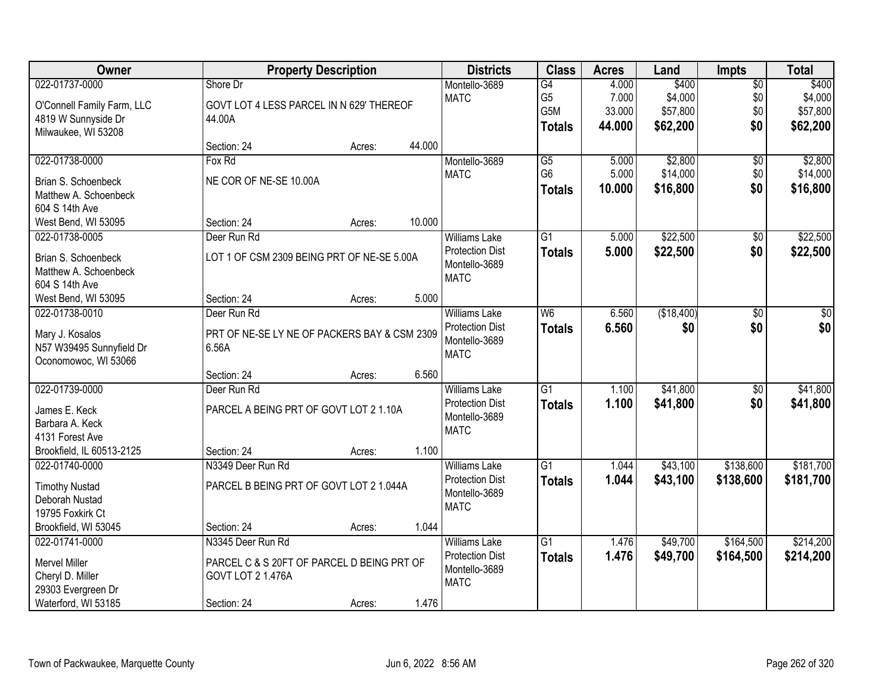| Owner | Property Description | | | Districts | Class | Acres | Land | Impts | Total |
|---|---|---|---|---|---|---|---|---|---|
| 022-01737-0000<br>O'Connell Family Farm, LLC<br>4819 W Sunnyside Dr<br>Milwaukee, WI 53208 | Shore Dr<br>GOVT LOT 4 LESS PARCEL IN N 629' THEREOF 44.00A<br>Section: 24 | Acres: | 44.000 | Montello-3689<br>MATC | G4<br>G5<br>G5M<br>**Totals** | 4.000<br>7.000<br>33.000<br>**44.000** | $400<br>$4,000<br>$57,800<br>**$62,200** | $0<br>$0<br>$0<br>**$0** | $400<br>$4,000<br>$57,800<br>**$62,200** |
| 022-01738-0000<br>Brian S. Schoenbeck<br>Matthew A. Schoenbeck<br>604 S 14th Ave<br>West Bend, WI 53095 | Fox Rd<br>NE COR OF NE-SE 10.00A<br>Section: 24 | Acres: | 10.000 | Montello-3689<br>MATC | G5<br>G6<br>**Totals** | 5.000<br>5.000<br>**10.000** | $2,800<br>$14,000<br>**$16,800** | $0<br>$0<br>**$0** | $2,800<br>$14,000<br>**$16,800** |
| 022-01738-0005<br>Brian S. Schoenbeck<br>Matthew A. Schoenbeck<br>604 S 14th Ave<br>West Bend, WI 53095 | Deer Run Rd<br>LOT 1 OF CSM 2309 BEING PRT OF NE-SE 5.00A<br>Section: 24 | Acres: | 5.000 | Williams Lake Protection Dist<br>Montello-3689<br>MATC | G1<br>**Totals** | 5.000<br>**5.000** | $22,500<br>**$22,500** | $0<br>**$0** | $22,500<br>**$22,500** |
| 022-01738-0010<br>Mary J. Kosalos<br>N57 W39495 Sunnyfield Dr<br>Oconomowoc, WI 53066 | Deer Run Rd<br>PRT OF NE-SE LY NE OF PACKERS BAY & CSM 2309 6.56A<br>Section: 24 | Acres: | 6.560 | Williams Lake Protection Dist<br>Montello-3689<br>MATC | W6<br>**Totals** | 6.560<br>**6.560** | ($18,400)<br>**$0** | $0<br>**$0** | $0<br>**$0** |
| 022-01739-0000<br>James E. Keck<br>Barbara A. Keck<br>4131 Forest Ave<br>Brookfield, IL 60513-2125 | Deer Run Rd<br>PARCEL A BEING PRT OF GOVT LOT 2 1.10A<br>Section: 24 | Acres: | 1.100 | Williams Lake Protection Dist<br>Montello-3689<br>MATC | G1<br>**Totals** | 1.100<br>**1.100** | $41,800<br>**$41,800** | $0<br>**$0** | $41,800<br>**$41,800** |
| 022-01740-0000<br>Timothy Nustad<br>Deborah Nustad<br>19795 Foxkirk Ct<br>Brookfield, WI 53045 | N3349 Deer Run Rd<br>PARCEL B BEING PRT OF GOVT LOT 2 1.044A<br>Section: 24 | Acres: | 1.044 | Williams Lake Protection Dist<br>Montello-3689<br>MATC | G1<br>**Totals** | 1.044<br>**1.044** | $43,100<br>**$43,100** | $138,600<br>**$138,600** | $181,700<br>**$181,700** |
| 022-01741-0000<br>Mervel Miller<br>Cheryl D. Miller<br>29303 Evergreen Dr<br>Waterford, WI 53185 | N3345 Deer Run Rd<br>PARCEL C & S 20FT OF PARCEL D BEING PRT OF GOVT LOT 2 1.476A<br>Section: 24 | Acres: | 1.476 | Williams Lake Protection Dist<br>Montello-3689<br>MATC | G1<br>**Totals** | 1.476<br>**1.476** | $49,700<br>**$49,700** | $164,500<br>**$164,500** | $214,200<br>**$214,200** |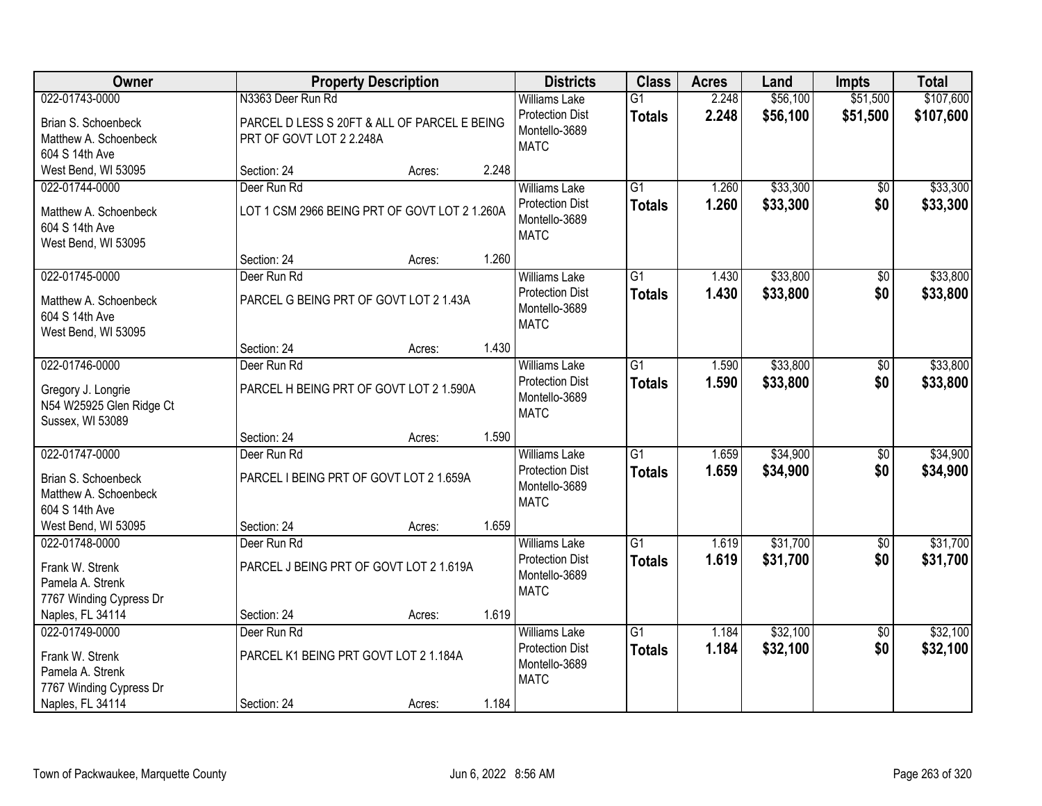| Owner | Property Description | | | Districts | Class | Acres | Land | Impts | Total |
|---|---|---|---|---|---|---|---|---|---|
| 022-01743-0000 | N3363 Deer Run Rd | | | Williams Lake | G1 | 2.248 | $56,100 | $51,500 | $107,600 |
| Brian S. Schoenbeck<br>Matthew A. Schoenbeck<br>604 S 14th Ave<br>West Bend, WI 53095 | PARCEL D LESS S 20FT & ALL OF PARCEL E BEING PRT OF GOVT LOT 2 2.248A | | | Protection Dist<br>Montello-3689<br>MATC | **Totals** | **2.248** | **$56,100** | **$51,500** | **$107,600** |
| | Section: 24 | Acres: | 2.248 | | | | | | |
| 022-01744-0000 | Deer Run Rd | | | Williams Lake | G1 | 1.260 | $33,300 | $0 | $33,300 |
| Matthew A. Schoenbeck<br>604 S 14th Ave<br>West Bend, WI 53095 | LOT 1 CSM 2966 BEING PRT OF GOVT LOT 2 1.260A | | | Protection Dist<br>Montello-3689<br>MATC | **Totals** | **1.260** | **$33,300** | **$0** | **$33,300** |
| | Section: 24 | Acres: | 1.260 | | | | | | |
| 022-01745-0000 | Deer Run Rd | | | Williams Lake | G1 | 1.430 | $33,800 | $0 | $33,800 |
| Matthew A. Schoenbeck<br>604 S 14th Ave<br>West Bend, WI 53095 | PARCEL G BEING PRT OF GOVT LOT 2 1.43A | | | Protection Dist<br>Montello-3689<br>MATC | **Totals** | **1.430** | **$33,800** | **$0** | **$33,800** |
| | Section: 24 | Acres: | 1.430 | | | | | | |
| 022-01746-0000 | Deer Run Rd | | | Williams Lake | G1 | 1.590 | $33,800 | $0 | $33,800 |
| Gregory J. Longrie<br>N54 W25925 Glen Ridge Ct<br>Sussex, WI 53089 | PARCEL H BEING PRT OF GOVT LOT 2 1.590A | | | Protection Dist<br>Montello-3689<br>MATC | **Totals** | **1.590** | **$33,800** | **$0** | **$33,800** |
| | Section: 24 | Acres: | 1.590 | | | | | | |
| 022-01747-0000 | Deer Run Rd | | | Williams Lake | G1 | 1.659 | $34,900 | $0 | $34,900 |
| Brian S. Schoenbeck<br>Matthew A. Schoenbeck<br>604 S 14th Ave<br>West Bend, WI 53095 | PARCEL I BEING PRT OF GOVT LOT 2 1.659A | | | Protection Dist<br>Montello-3689<br>MATC | **Totals** | **1.659** | **$34,900** | **$0** | **$34,900** |
| | Section: 24 | Acres: | 1.659 | | | | | | |
| 022-01748-0000 | Deer Run Rd | | | Williams Lake | G1 | 1.619 | $31,700 | $0 | $31,700 |
| Frank W. Strenk<br>Pamela A. Strenk<br>7767 Winding Cypress Dr<br>Naples, FL 34114 | PARCEL J BEING PRT OF GOVT LOT 2 1.619A | | | Protection Dist<br>Montello-3689<br>MATC | **Totals** | **1.619** | **$31,700** | **$0** | **$31,700** |
| | Section: 24 | Acres: | 1.619 | | | | | | |
| 022-01749-0000 | Deer Run Rd | | | Williams Lake | G1 | 1.184 | $32,100 | $0 | $32,100 |
| Frank W. Strenk<br>Pamela A. Strenk<br>7767 Winding Cypress Dr<br>Naples, FL 34114 | PARCEL K1 BEING PRT GOVT LOT 2 1.184A | | | Protection Dist<br>Montello-3689<br>MATC | **Totals** | **1.184** | **$32,100** | **$0** | **$32,100** |
| | Section: 24 | Acres: | 1.184 | | | | | | |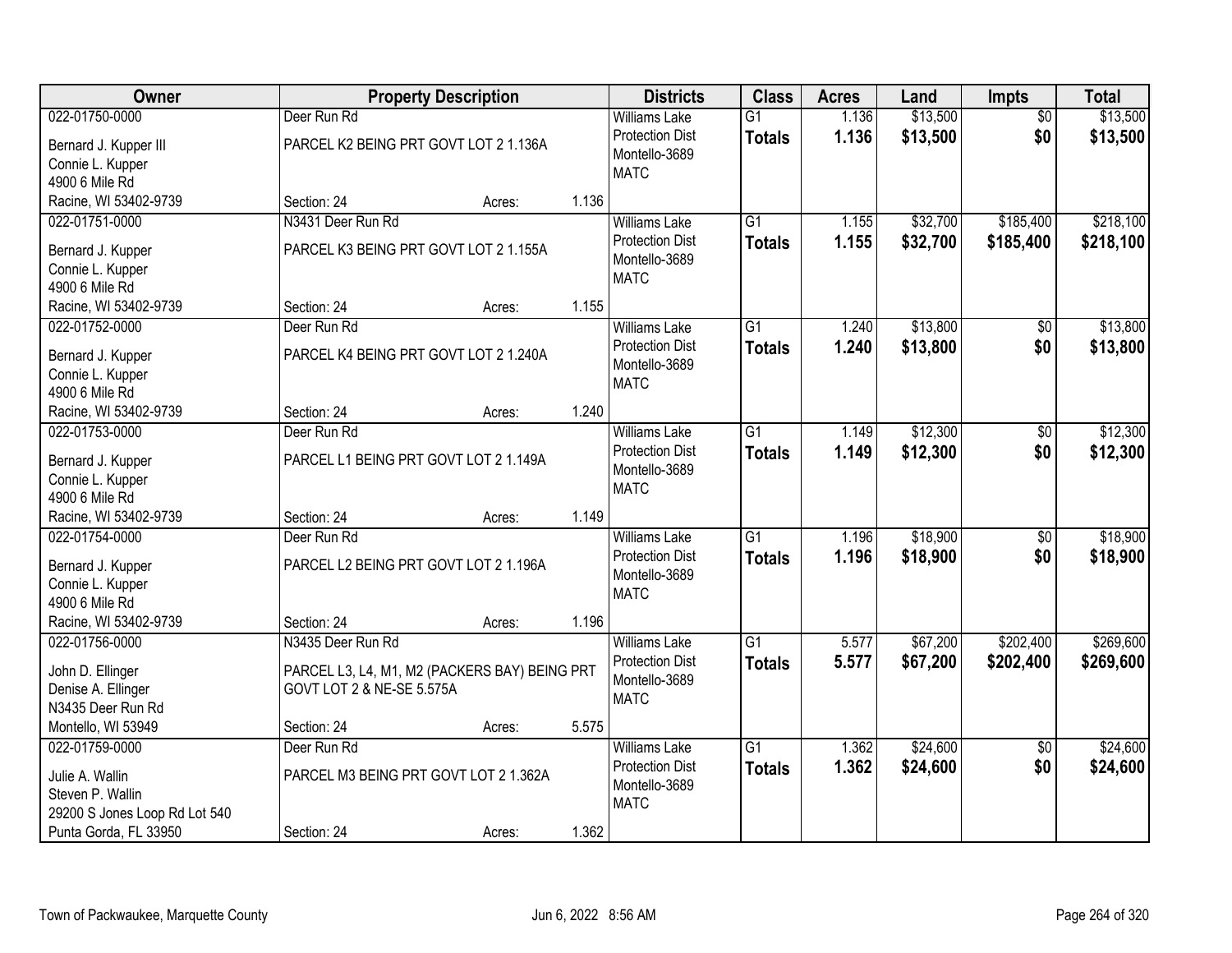| Owner | Property Description | | | Districts | Class | Acres | Land | Impts | Total |
|---|---|---|---|---|---|---|---|---|---|
| 022-01750-0000<br>Bernard J. Kupper III<br>Connie L. Kupper<br>4900 6 Mile Rd<br>Racine, WI 53402-9739 | Deer Run Rd<br>PARCEL K2 BEING PRT GOVT LOT 2 1.136A<br>Section: 24 | Acres: | 1.136 | Williams Lake Protection Dist<br>Montello-3689<br>MATC | G1<br>**Totals** | 1.136<br>**1.136** | $13,500<br>**$13,500** | $0<br>**$0** | $13,500<br>**$13,500** |
| 022-01751-0000<br>Bernard J. Kupper<br>Connie L. Kupper<br>4900 6 Mile Rd<br>Racine, WI 53402-9739 | N3431 Deer Run Rd<br>PARCEL K3 BEING PRT GOVT LOT 2 1.155A<br>Section: 24 | Acres: | 1.155 | Williams Lake Protection Dist<br>Montello-3689<br>MATC | G1<br>**Totals** | 1.155<br>**1.155** | $32,700<br>**$32,700** | $185,400<br>**$185,400** | $218,100<br>**$218,100** |
| 022-01752-0000<br>Bernard J. Kupper<br>Connie L. Kupper<br>4900 6 Mile Rd<br>Racine, WI 53402-9739 | Deer Run Rd<br>PARCEL K4 BEING PRT GOVT LOT 2 1.240A<br>Section: 24 | Acres: | 1.240 | Williams Lake Protection Dist<br>Montello-3689<br>MATC | G1<br>**Totals** | 1.240<br>**1.240** | $13,800<br>**$13,800** | $0<br>**$0** | $13,800<br>**$13,800** |
| 022-01753-0000<br>Bernard J. Kupper<br>Connie L. Kupper<br>4900 6 Mile Rd<br>Racine, WI 53402-9739 | Deer Run Rd<br>PARCEL L1 BEING PRT GOVT LOT 2 1.149A<br>Section: 24 | Acres: | 1.149 | Williams Lake Protection Dist<br>Montello-3689<br>MATC | G1<br>**Totals** | 1.149<br>**1.149** | $12,300<br>**$12,300** | $0<br>**$0** | $12,300<br>**$12,300** |
| 022-01754-0000<br>Bernard J. Kupper<br>Connie L. Kupper<br>4900 6 Mile Rd<br>Racine, WI 53402-9739 | Deer Run Rd<br>PARCEL L2 BEING PRT GOVT LOT 2 1.196A<br>Section: 24 | Acres: | 1.196 | Williams Lake Protection Dist<br>Montello-3689<br>MATC | G1<br>**Totals** | 1.196<br>**1.196** | $18,900<br>**$18,900** | $0<br>**$0** | $18,900<br>**$18,900** |
| 022-01756-0000<br>John D. Ellinger<br>Denise A. Ellinger<br>N3435 Deer Run Rd<br>Montello, WI 53949 | N3435 Deer Run Rd<br>PARCEL L3, L4, M1, M2 (PACKERS BAY) BEING PRT GOVT LOT 2 & NE-SE 5.575A<br>Section: 24 | Acres: | 5.575 | Williams Lake Protection Dist<br>Montello-3689<br>MATC | G1<br>**Totals** | 5.577<br>**5.577** | $67,200<br>**$67,200** | $202,400<br>**$202,400** | $269,600<br>**$269,600** |
| 022-01759-0000<br>Julie A. Wallin<br>Steven P. Wallin<br>29200 S Jones Loop Rd Lot 540<br>Punta Gorda, FL 33950 | Deer Run Rd<br>PARCEL M3 BEING PRT GOVT LOT 2 1.362A<br>Section: 24 | Acres: | 1.362 | Williams Lake Protection Dist<br>Montello-3689<br>MATC | G1<br>**Totals** | 1.362<br>**1.362** | $24,600<br>**$24,600** | $0<br>**$0** | $24,600<br>**$24,600** |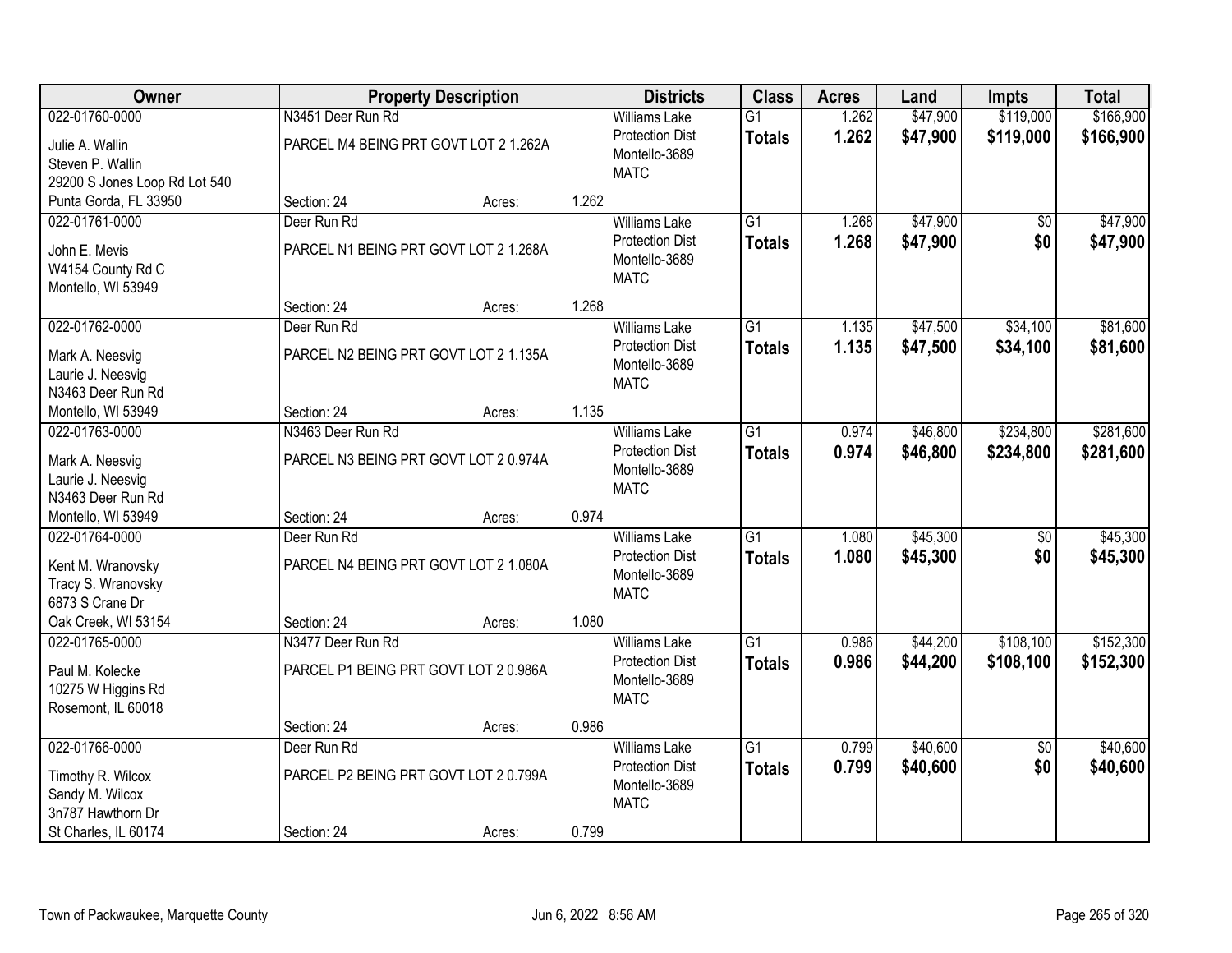| Owner | Property Description | | | Districts | Class | Acres | Land | Impts | Total |
|---|---|---|---|---|---|---|---|---|---|
| 022-01760-0000<br>Julie A. Wallin<br>Steven P. Wallin<br>29200 S Jones Loop Rd Lot 540<br>Punta Gorda, FL 33950 | N3451 Deer Run Rd<br>PARCEL M4 BEING PRT GOVT LOT 2 1.262A<br>Section: 24 | Acres: | 1.262 | Williams Lake Protection Dist<br>Montello-3689<br>MATC | G1<br>**Totals** | 1.262<br>**1.262** | $47,900<br>**$47,900** | $119,000<br>**$119,000** | $166,900<br>**$166,900** |
| 022-01761-0000<br>John E. Mevis<br>W4154 County Rd C<br>Montello, WI 53949 | Deer Run Rd<br>PARCEL N1 BEING PRT GOVT LOT 2 1.268A<br>Section: 24 | Acres: | 1.268 | Williams Lake Protection Dist<br>Montello-3689<br>MATC | G1<br>**Totals** | 1.268<br>**1.268** | $47,900<br>**$47,900** | $0<br>**$0** | $47,900<br>**$47,900** |
| 022-01762-0000<br>Mark A. Neesvig<br>Laurie J. Neesvig<br>N3463 Deer Run Rd<br>Montello, WI 53949 | Deer Run Rd<br>PARCEL N2 BEING PRT GOVT LOT 2 1.135A<br>Section: 24 | Acres: | 1.135 | Williams Lake Protection Dist<br>Montello-3689<br>MATC | G1<br>**Totals** | 1.135<br>**1.135** | $47,500<br>**$47,500** | $34,100<br>**$34,100** | $81,600<br>**$81,600** |
| 022-01763-0000<br>Mark A. Neesvig<br>Laurie J. Neesvig<br>N3463 Deer Run Rd<br>Montello, WI 53949 | N3463 Deer Run Rd<br>PARCEL N3 BEING PRT GOVT LOT 2 0.974A<br>Section: 24 | Acres: | 0.974 | Williams Lake Protection Dist<br>Montello-3689<br>MATC | G1<br>**Totals** | 0.974<br>**0.974** | $46,800<br>**$46,800** | $234,800<br>**$234,800** | $281,600<br>**$281,600** |
| 022-01764-0000<br>Kent M. Wranovsky<br>Tracy S. Wranovsky<br>6873 S Crane Dr<br>Oak Creek, WI 53154 | Deer Run Rd<br>PARCEL N4 BEING PRT GOVT LOT 2 1.080A<br>Section: 24 | Acres: | 1.080 | Williams Lake Protection Dist<br>Montello-3689<br>MATC | G1<br>**Totals** | 1.080<br>**1.080** | $45,300<br>**$45,300** | $0<br>**$0** | $45,300<br>**$45,300** |
| 022-01765-0000<br>Paul M. Kolecke<br>10275 W Higgins Rd<br>Rosemont, IL 60018 | N3477 Deer Run Rd<br>PARCEL P1 BEING PRT GOVT LOT 2 0.986A<br>Section: 24 | Acres: | 0.986 | Williams Lake Protection Dist<br>Montello-3689<br>MATC | G1<br>**Totals** | 0.986<br>**0.986** | $44,200<br>**$44,200** | $108,100<br>**$108,100** | $152,300<br>**$152,300** |
| 022-01766-0000<br>Timothy R. Wilcox<br>Sandy M. Wilcox<br>3n787 Hawthorn Dr<br>St Charles, IL 60174 | Deer Run Rd<br>PARCEL P2 BEING PRT GOVT LOT 2 0.799A<br>Section: 24 | Acres: | 0.799 | Williams Lake Protection Dist<br>Montello-3689<br>MATC | G1<br>**Totals** | 0.799<br>**0.799** | $40,600<br>**$40,600** | $0<br>**$0** | $40,600<br>**$40,600** |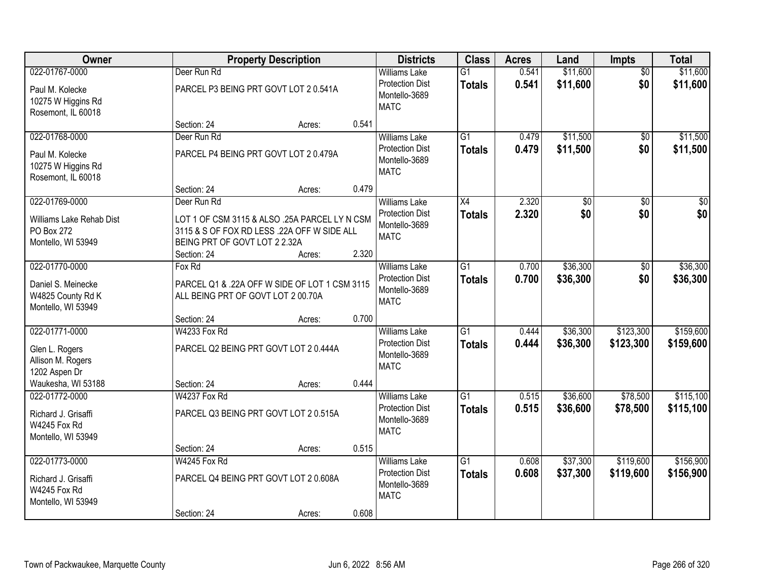| Owner | Property Description | | | Districts | Class | Acres | Land | Impts | Total |
|---|---|---|---|---|---|---|---|---|---|
| 022-01767-0000<br>Paul M. Kolecke<br>10275 W Higgins Rd<br>Rosemont, IL 60018 | Deer Run Rd<br>PARCEL P3 BEING PRT GOVT LOT 2 0.541A<br>Section: 24 | Acres: | 0.541 | Williams Lake<br>Protection Dist<br>Montello-3689<br>MATC | G1<br>**Totals** | 0.541<br>**0.541** | $11,600<br>**$11,600** | $0<br>**$0** | $11,600<br>**$11,600** |
| 022-01768-0000<br>Paul M. Kolecke<br>10275 W Higgins Rd<br>Rosemont, IL 60018 | Deer Run Rd<br>PARCEL P4 BEING PRT GOVT LOT 2 0.479A<br>Section: 24 | Acres: | 0.479 | Williams Lake<br>Protection Dist<br>Montello-3689<br>MATC | G1<br>**Totals** | 0.479<br>**0.479** | $11,500<br>**$11,500** | $0<br>**$0** | $11,500<br>**$11,500** |
| 022-01769-0000<br>Williams Lake Rehab Dist<br>PO Box 272<br>Montello, WI 53949 | Deer Run Rd<br>LOT 1 OF CSM 3115 & ALSO .25A PARCEL LY N CSM 3115 & S OF FOX RD LESS .22A OFF W SIDE ALL BEING PRT OF GOVT LOT 2 2.32A<br>Section: 24 | Acres: | 2.320 | Williams Lake<br>Protection Dist<br>Montello-3689<br>MATC | X4<br>**Totals** | 2.320<br>**2.320** | $0<br>**$0** | $0<br>**$0** | $0<br>**$0** |
| 022-01770-0000<br>Daniel S. Meinecke<br>W4825 County Rd K<br>Montello, WI 53949 | Fox Rd<br>PARCEL Q1 & .22A OFF W SIDE OF LOT 1 CSM 3115 ALL BEING PRT OF GOVT LOT 2 00.70A<br>Section: 24 | Acres: | 0.700 | Williams Lake<br>Protection Dist<br>Montello-3689<br>MATC | G1<br>**Totals** | 0.700<br>**0.700** | $36,300<br>**$36,300** | $0<br>**$0** | $36,300<br>**$36,300** |
| 022-01771-0000<br>Glen L. Rogers<br>Allison M. Rogers<br>1202 Aspen Dr<br>Waukesha, WI 53188 | W4233 Fox Rd<br>PARCEL Q2 BEING PRT GOVT LOT 2 0.444A<br>Section: 24 | Acres: | 0.444 | Williams Lake<br>Protection Dist<br>Montello-3689<br>MATC | G1<br>**Totals** | 0.444<br>**0.444** | $36,300<br>**$36,300** | $123,300<br>**$123,300** | $159,600<br>**$159,600** |
| 022-01772-0000<br>Richard J. Grisaffi<br>W4245 Fox Rd<br>Montello, WI 53949 | W4237 Fox Rd<br>PARCEL Q3 BEING PRT GOVT LOT 2 0.515A<br>Section: 24 | Acres: | 0.515 | Williams Lake<br>Protection Dist<br>Montello-3689<br>MATC | G1<br>**Totals** | 0.515<br>**0.515** | $36,600<br>**$36,600** | $78,500<br>**$78,500** | $115,100<br>**$115,100** |
| 022-01773-0000<br>Richard J. Grisaffi<br>W4245 Fox Rd<br>Montello, WI 53949 | W4245 Fox Rd<br>PARCEL Q4 BEING PRT GOVT LOT 2 0.608A<br>Section: 24 | Acres: | 0.608 | Williams Lake<br>Protection Dist<br>Montello-3689<br>MATC | G1<br>**Totals** | 0.608<br>**0.608** | $37,300<br>**$37,300** | $119,600<br>**$119,600** | $156,900<br>**$156,900** |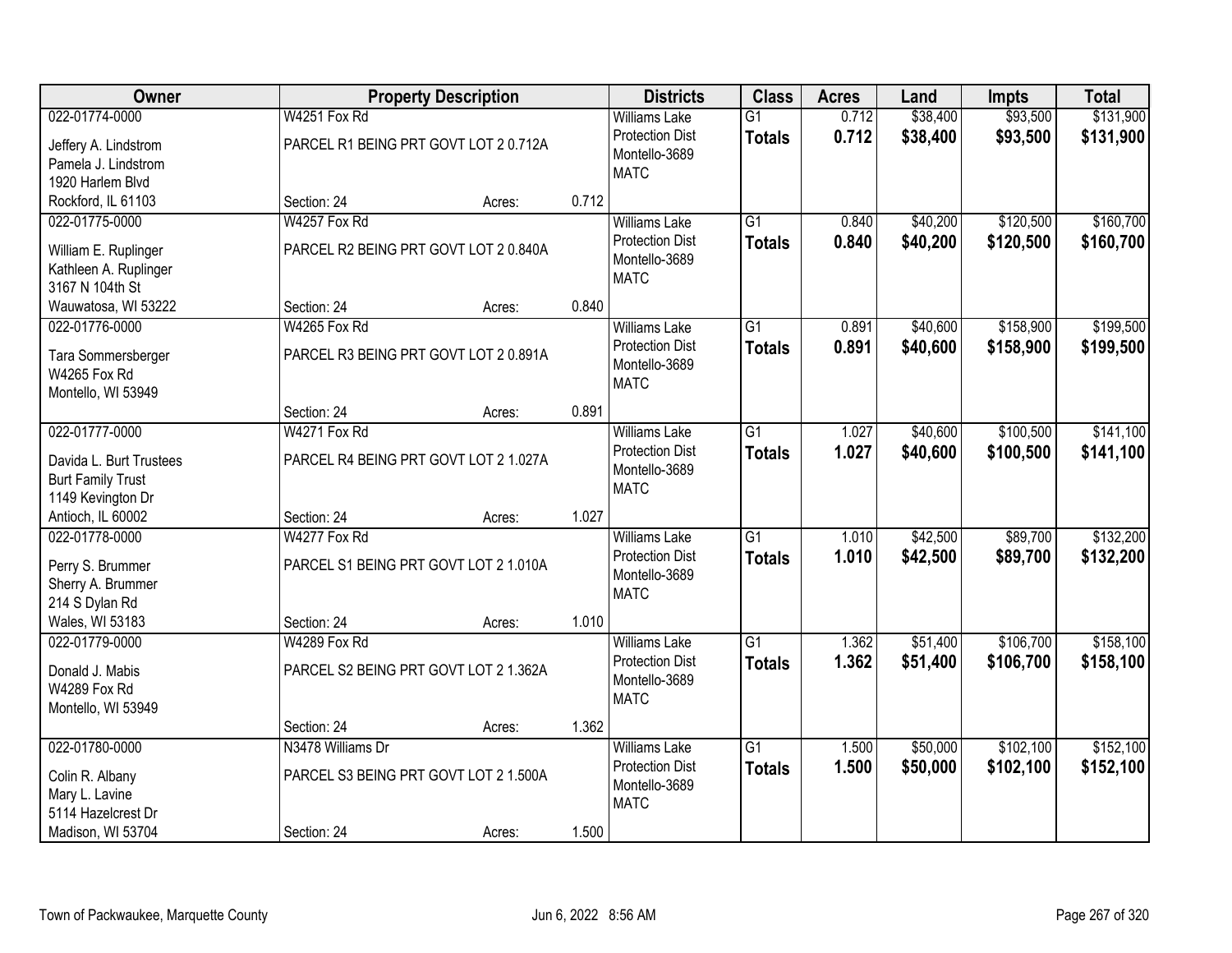| Owner | Property Description | | | Districts | Class | Acres | Land | Impts | Total |
|---|---|---|---|---|---|---|---|---|---|
| 022-01774-0000 | W4251 Fox Rd | | | Williams Lake | G1 | 0.712 | $38,400 | $93,500 | $131,900 |
| Jeffery A. Lindstrom<br>Pamela J. Lindstrom<br>1920 Harlem Blvd<br>Rockford, IL 61103 | PARCEL R1 BEING PRT GOVT LOT 2 0.712A | | | Protection Dist<br>Montello-3689<br>MATC | **Totals** | **0.712** | **$38,400** | **$93,500** | **$131,900** |
| | Section: 24 | Acres: | 0.712 | | | | | | |
| 022-01775-0000 | W4257 Fox Rd | | | Williams Lake | G1 | 0.840 | $40,200 | $120,500 | $160,700 |
| William E. Ruplinger<br>Kathleen A. Ruplinger<br>3167 N 104th St<br>Wauwatosa, WI 53222 | PARCEL R2 BEING PRT GOVT LOT 2 0.840A | | | Protection Dist<br>Montello-3689<br>MATC | **Totals** | **0.840** | **$40,200** | **$120,500** | **$160,700** |
| | Section: 24 | Acres: | 0.840 | | | | | | |
| 022-01776-0000 | W4265 Fox Rd | | | Williams Lake | G1 | 0.891 | $40,600 | $158,900 | $199,500 |
| Tara Sommersberger<br>W4265 Fox Rd<br>Montello, WI 53949 | PARCEL R3 BEING PRT GOVT LOT 2 0.891A | | | Protection Dist<br>Montello-3689<br>MATC | **Totals** | **0.891** | **$40,600** | **$158,900** | **$199,500** |
| | Section: 24 | Acres: | 0.891 | | | | | | |
| 022-01777-0000 | W4271 Fox Rd | | | Williams Lake | G1 | 1.027 | $40,600 | $100,500 | $141,100 |
| Davida L. Burt Trustees<br>Burt Family Trust<br>1149 Kevington Dr<br>Antioch, IL 60002 | PARCEL R4 BEING PRT GOVT LOT 2 1.027A | | | Protection Dist<br>Montello-3689<br>MATC | **Totals** | **1.027** | **$40,600** | **$100,500** | **$141,100** |
| | Section: 24 | Acres: | 1.027 | | | | | | |
| 022-01778-0000 | W4277 Fox Rd | | | Williams Lake | G1 | 1.010 | $42,500 | $89,700 | $132,200 |
| Perry S. Brummer<br>Sherry A. Brummer<br>214 S Dylan Rd<br>Wales, WI 53183 | PARCEL S1 BEING PRT GOVT LOT 2 1.010A | | | Protection Dist<br>Montello-3689<br>MATC | **Totals** | **1.010** | **$42,500** | **$89,700** | **$132,200** |
| | Section: 24 | Acres: | 1.010 | | | | | | |
| 022-01779-0000 | W4289 Fox Rd | | | Williams Lake | G1 | 1.362 | $51,400 | $106,700 | $158,100 |
| Donald J. Mabis<br>W4289 Fox Rd<br>Montello, WI 53949 | PARCEL S2 BEING PRT GOVT LOT 2 1.362A | | | Protection Dist<br>Montello-3689<br>MATC | **Totals** | **1.362** | **$51,400** | **$106,700** | **$158,100** |
| | Section: 24 | Acres: | 1.362 | | | | | | |
| 022-01780-0000 | N3478 Williams Dr | | | Williams Lake | G1 | 1.500 | $50,000 | $102,100 | $152,100 |
| Colin R. Albany<br>Mary L. Lavine<br>5114 Hazelcrest Dr<br>Madison, WI 53704 | PARCEL S3 BEING PRT GOVT LOT 2 1.500A | | | Protection Dist<br>Montello-3689<br>MATC | **Totals** | **1.500** | **$50,000** | **$102,100** | **$152,100** |
| | Section: 24 | Acres: | 1.500 | | | | | | |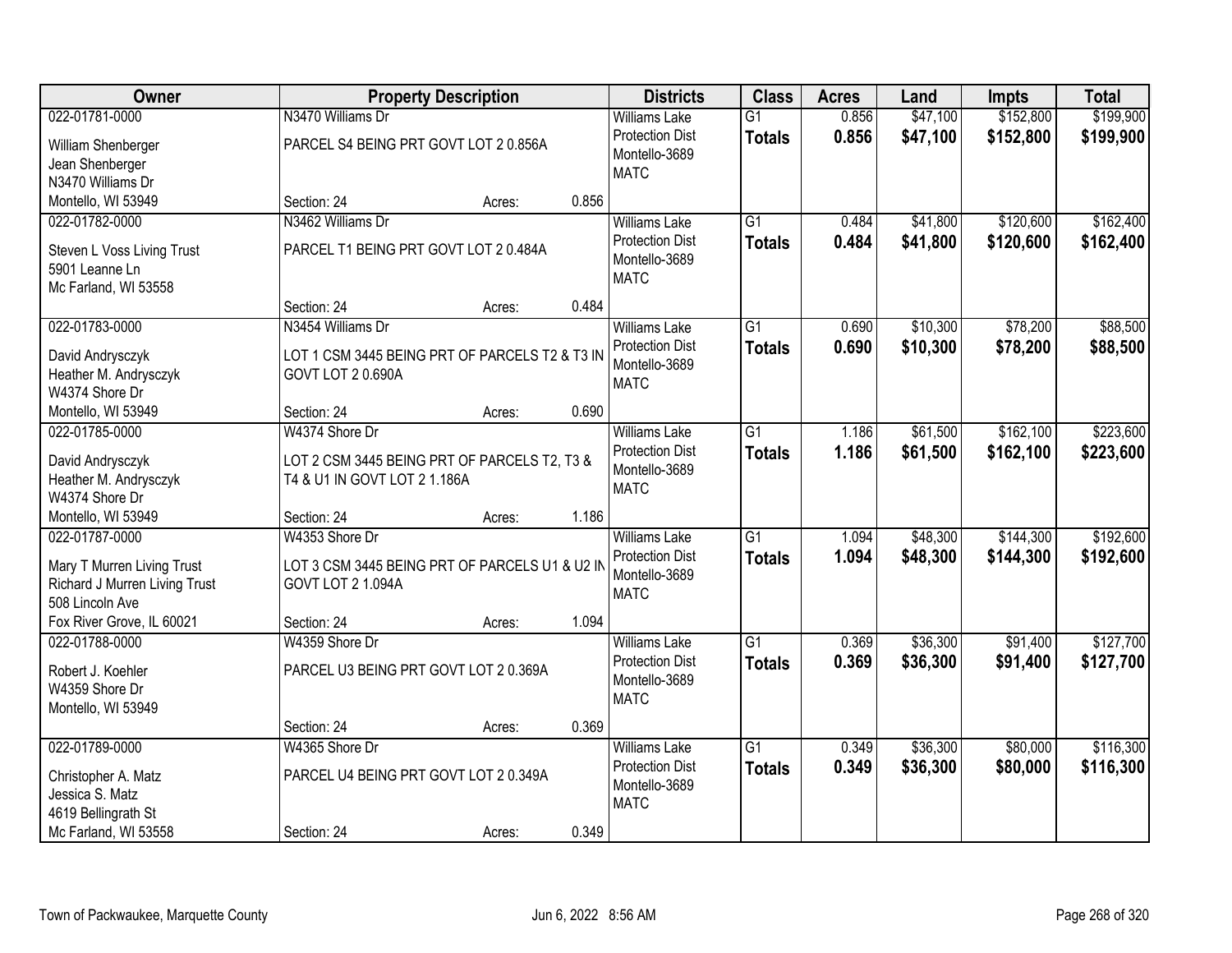| Owner | Property Description | | | Districts | Class | Acres | Land | Impts | Total |
|---|---|---|---|---|---|---|---|---|---|
| 022-01781-0000<br>William Shenberger<br>Jean Shenberger<br>N3470 Williams Dr<br>Montello, WI 53949 | N3470 Williams Dr<br>PARCEL S4 BEING PRT GOVT LOT 2 0.856A<br>Section: 24 | Acres: | 0.856 | Williams Lake<br>Protection Dist<br>Montello-3689<br>MATC | G1<br>**Totals** | 0.856<br>**0.856** | $47,100<br>**$47,100** | $152,800<br>**$152,800** | $199,900<br>**$199,900** |
| 022-01782-0000<br>Steven L Voss Living Trust<br>5901 Leanne Ln<br>Mc Farland, WI 53558 | N3462 Williams Dr<br>PARCEL T1 BEING PRT GOVT LOT 2 0.484A<br>Section: 24 | Acres: | 0.484 | Williams Lake<br>Protection Dist<br>Montello-3689<br>MATC | G1<br>**Totals** | 0.484<br>**0.484** | $41,800<br>**$41,800** | $120,600<br>**$120,600** | $162,400<br>**$162,400** |
| 022-01783-0000<br>David Andrysczyk<br>Heather M. Andrysczyk<br>W4374 Shore Dr<br>Montello, WI 53949 | N3454 Williams Dr<br>LOT 1 CSM 3445 BEING PRT OF PARCELS T2 & T3 IN GOVT LOT 2 0.690A<br>Section: 24 | Acres: | 0.690 | Williams Lake<br>Protection Dist<br>Montello-3689<br>MATC | G1<br>**Totals** | 0.690<br>**0.690** | $10,300<br>**$10,300** | $78,200<br>**$78,200** | $88,500<br>**$88,500** |
| 022-01785-0000<br>David Andrysczyk<br>Heather M. Andrysczyk<br>W4374 Shore Dr<br>Montello, WI 53949 | W4374 Shore Dr<br>LOT 2 CSM 3445 BEING PRT OF PARCELS T2, T3 & T4 & U1 IN GOVT LOT 2 1.186A<br>Section: 24 | Acres: | 1.186 | Williams Lake<br>Protection Dist<br>Montello-3689<br>MATC | G1<br>**Totals** | 1.186<br>**1.186** | $61,500<br>**$61,500** | $162,100<br>**$162,100** | $223,600<br>**$223,600** |
| 022-01787-0000<br>Mary T Murren Living Trust<br>Richard J Murren Living Trust<br>508 Lincoln Ave<br>Fox River Grove, IL 60021 | W4353 Shore Dr<br>LOT 3 CSM 3445 BEING PRT OF PARCELS U1 & U2 IN GOVT LOT 2 1.094A<br>Section: 24 | Acres: | 1.094 | Williams Lake<br>Protection Dist<br>Montello-3689<br>MATC | G1<br>**Totals** | 1.094<br>**1.094** | $48,300<br>**$48,300** | $144,300<br>**$144,300** | $192,600<br>**$192,600** |
| 022-01788-0000<br>Robert J. Koehler<br>W4359 Shore Dr<br>Montello, WI 53949 | W4359 Shore Dr<br>PARCEL U3 BEING PRT GOVT LOT 2 0.369A<br>Section: 24 | Acres: | 0.369 | Williams Lake<br>Protection Dist<br>Montello-3689<br>MATC | G1<br>**Totals** | 0.369<br>**0.369** | $36,300<br>**$36,300** | $91,400<br>**$91,400** | $127,700<br>**$127,700** |
| 022-01789-0000<br>Christopher A. Matz<br>Jessica S. Matz<br>4619 Bellingrath St<br>Mc Farland, WI 53558 | W4365 Shore Dr<br>PARCEL U4 BEING PRT GOVT LOT 2 0.349A<br>Section: 24 | Acres: | 0.349 | Williams Lake<br>Protection Dist<br>Montello-3689<br>MATC | G1<br>**Totals** | 0.349<br>**0.349** | $36,300<br>**$36,300** | $80,000<br>**$80,000** | $116,300<br>**$116,300** |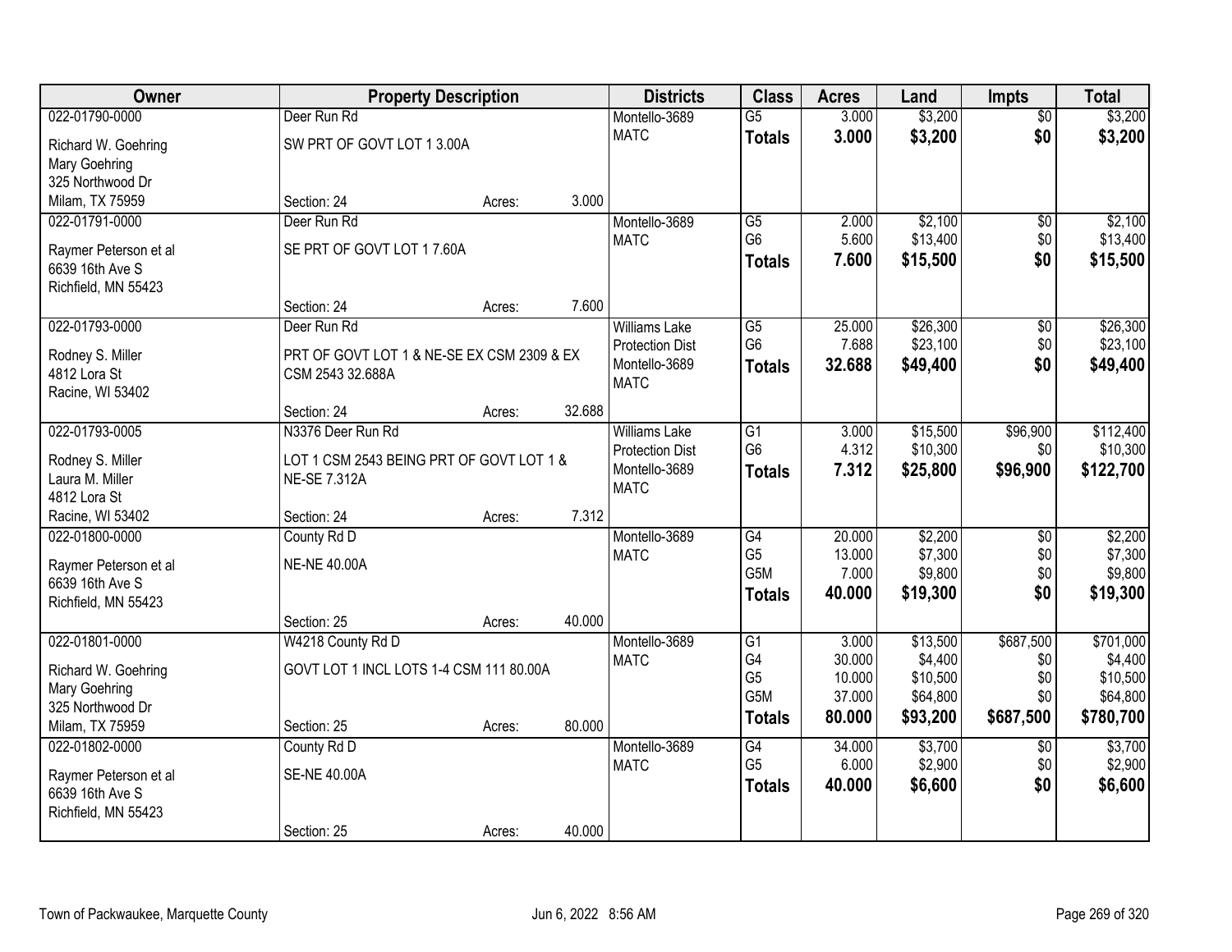| Owner | Property Description | | | Districts | Class | Acres | Land | Impts | Total |
|---|---|---|---|---|---|---|---|---|---|
| 022-01790-0000 | Deer Run Rd | | | Montello-3689 | G5 | 3.000 | $3,200 | $0 | $3,200 |
| Richard W. Goehring | SW PRT OF GOVT LOT 1 3.00A | | | MATC | **Totals** | **3.000** | **$3,200** | **$0** | **$3,200** |
| Mary Goehring | | | | | | | | | |
| 325 Northwood Dr | | | | | | | | | |
| Milam, TX 75959 | Section: 24 | Acres: | 3.000 | | | | | | |
| 022-01791-0000 | Deer Run Rd | | | Montello-3689 | G5 | 2.000 | $2,100 | $0 | $2,100 |
| Raymer Peterson et al | SE PRT OF GOVT LOT 1 7.60A | | | MATC | G6 | 5.600 | $13,400 | $0 | $13,400 |
| 6639 16th Ave S | | | | | **Totals** | **7.600** | **$15,500** | **$0** | **$15,500** |
| Richfield, MN 55423 | | | | | | | | | |
| | Section: 24 | Acres: | 7.600 | | | | | | |
| 022-01793-0000 | Deer Run Rd | | | Williams Lake | G5 | 25.000 | $26,300 | $0 | $26,300 |
| Rodney S. Miller | PRT OF GOVT LOT 1 & NE-SE EX CSM 2309 & EX | | | Protection Dist | G6 | 7.688 | $23,100 | $0 | $23,100 |
| 4812 Lora St | CSM 2543 32.688A | | | Montello-3689 | **Totals** | **32.688** | **$49,400** | **$0** | **$49,400** |
| Racine, WI 53402 | | | | MATC | | | | | |
| | Section: 24 | Acres: | 32.688 | | | | | | |
| 022-01793-0005 | N3376 Deer Run Rd | | | Williams Lake | G1 | 3.000 | $15,500 | $96,900 | $112,400 |
| Rodney S. Miller | LOT 1 CSM 2543 BEING PRT OF GOVT LOT 1 & | | | Protection Dist | G6 | 4.312 | $10,300 | $0 | $10,300 |
| Laura M. Miller | NE-SE 7.312A | | | Montello-3689 | **Totals** | **7.312** | **$25,800** | **$96,900** | **$122,700** |
| 4812 Lora St | | | | MATC | | | | | |
| Racine, WI 53402 | Section: 24 | Acres: | 7.312 | | | | | | |
| 022-01800-0000 | County Rd D | | | Montello-3689 | G4 | 20.000 | $2,200 | $0 | $2,200 |
| Raymer Peterson et al | NE-NE 40.00A | | | MATC | G5 | 13.000 | $7,300 | $0 | $7,300 |
| 6639 16th Ave S | | | | | G5M | 7.000 | $9,800 | $0 | $9,800 |
| Richfield, MN 55423 | | | | | **Totals** | **40.000** | **$19,300** | **$0** | **$19,300** |
| | Section: 25 | Acres: | 40.000 | | | | | | |
| 022-01801-0000 | W4218 County Rd D | | | Montello-3689 | G1 | 3.000 | $13,500 | $687,500 | $701,000 |
| Richard W. Goehring | GOVT LOT 1 INCL LOTS 1-4 CSM 111 80.00A | | | MATC | G4 | 30.000 | $4,400 | $0 | $4,400 |
| Mary Goehring | | | | | G5 | 10.000 | $10,500 | $0 | $10,500 |
| 325 Northwood Dr | | | | | G5M | 37.000 | $64,800 | $0 | $64,800 |
| Milam, TX 75959 | Section: 25 | Acres: | 80.000 | | **Totals** | **80.000** | **$93,200** | **$687,500** | **$780,700** |
| 022-01802-0000 | County Rd D | | | Montello-3689 | G4 | 34.000 | $3,700 | $0 | $3,700 |
| Raymer Peterson et al | SE-NE 40.00A | | | MATC | G5 | 6.000 | $2,900 | $0 | $2,900 |
| 6639 16th Ave S | | | | | **Totals** | **40.000** | **$6,600** | **$0** | **$6,600** |
| Richfield, MN 55423 | | | | | | | | | |
| | Section: 25 | Acres: | 40.000 | | | | | | |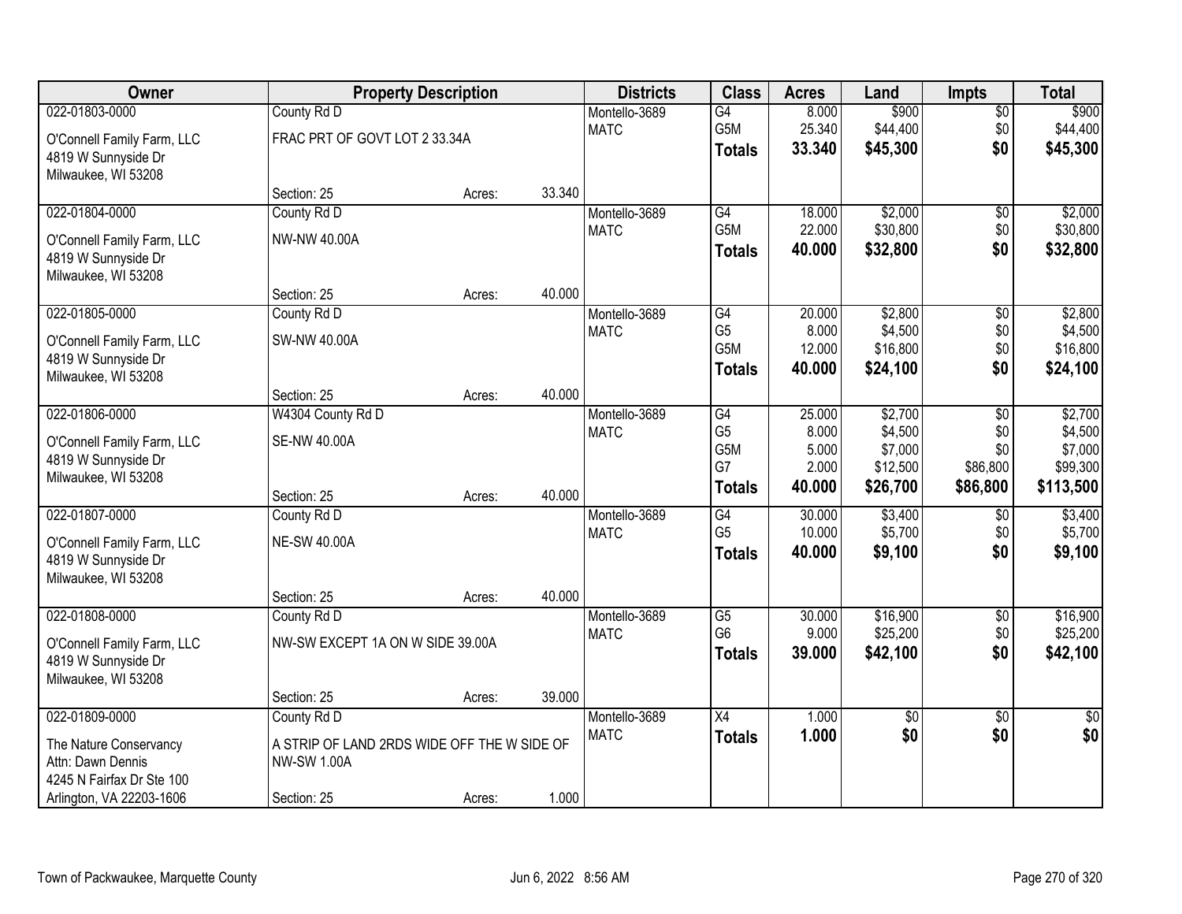| Owner | Property Description | | | Districts | Class | Acres | Land | Impts | Total |
|---|---|---|---|---|---|---|---|---|---|
| 022-01803-0000 | County Rd D | | | Montello-3689 | G4 | 8.000 | $900 | $0 | $900 |
| O'Connell Family Farm, LLC | FRAC PRT OF GOVT LOT 2 33.34A | | | MATC | G5M | 25.340 | $44,400 | $0 | $44,400 |
| 4819 W Sunnyside Dr | | | | | **Totals** | **33.340** | **$45,300** | **$0** | **$45,300** |
| Milwaukee, WI 53208 | | | | | | | | | |
| | Section: 25 | Acres: | 33.340 | | | | | | |
| 022-01804-0000 | County Rd D | | | Montello-3689 | G4 | 18.000 | $2,000 | $0 | $2,000 |
| O'Connell Family Farm, LLC | NW-NW 40.00A | | | MATC | G5M | 22.000 | $30,800 | $0 | $30,800 |
| 4819 W Sunnyside Dr | | | | | **Totals** | **40.000** | **$32,800** | **$0** | **$32,800** |
| Milwaukee, WI 53208 | | | | | | | | | |
| | Section: 25 | Acres: | 40.000 | | | | | | |
| 022-01805-0000 | County Rd D | | | Montello-3689 | G4 | 20.000 | $2,800 | $0 | $2,800 |
| O'Connell Family Farm, LLC | SW-NW 40.00A | | | MATC | G5 | 8.000 | $4,500 | $0 | $4,500 |
| 4819 W Sunnyside Dr | | | | | G5M | 12.000 | $16,800 | $0 | $16,800 |
| Milwaukee, WI 53208 | | | | | **Totals** | **40.000** | **$24,100** | **$0** | **$24,100** |
| | Section: 25 | Acres: | 40.000 | | | | | | |
| 022-01806-0000 | W4304 County Rd D | | | Montello-3689 | G4 | 25.000 | $2,700 | $0 | $2,700 |
| O'Connell Family Farm, LLC | SE-NW 40.00A | | | MATC | G5 | 8.000 | $4,500 | $0 | $4,500 |
| 4819 W Sunnyside Dr | | | | | G5M | 5.000 | $7,000 | $0 | $7,000 |
| Milwaukee, WI 53208 | | | | | G7 | 2.000 | $12,500 | $86,800 | $99,300 |
| | Section: 25 | Acres: | 40.000 | | **Totals** | **40.000** | **$26,700** | **$86,800** | **$113,500** |
| 022-01807-0000 | County Rd D | | | Montello-3689 | G4 | 30.000 | $3,400 | $0 | $3,400 |
| O'Connell Family Farm, LLC | NE-SW 40.00A | | | MATC | G5 | 10.000 | $5,700 | $0 | $5,700 |
| 4819 W Sunnyside Dr | | | | | **Totals** | **40.000** | **$9,100** | **$0** | **$9,100** |
| Milwaukee, WI 53208 | | | | | | | | | |
| | Section: 25 | Acres: | 40.000 | | | | | | |
| 022-01808-0000 | County Rd D | | | Montello-3689 | G5 | 30.000 | $16,900 | $0 | $16,900 |
| O'Connell Family Farm, LLC | NW-SW EXCEPT 1A ON W SIDE 39.00A | | | MATC | G6 | 9.000 | $25,200 | $0 | $25,200 |
| 4819 W Sunnyside Dr | | | | | **Totals** | **39.000** | **$42,100** | **$0** | **$42,100** |
| Milwaukee, WI 53208 | | | | | | | | | |
| | Section: 25 | Acres: | 39.000 | | | | | | |
| 022-01809-0000 | County Rd D | | | Montello-3689 | X4 | 1.000 | $0 | $0 | $0 |
| The Nature Conservancy | A STRIP OF LAND 2RDS WIDE OFF THE W SIDE OF | | | MATC | **Totals** | **1.000** | **$0** | **$0** | **$0** |
| Attn: Dawn Dennis | NW-SW 1.00A | | | | | | | | |
| 4245 N Fairfax Dr Ste 100 | | | | | | | | | |
| Arlington, VA 22203-1606 | Section: 25 | Acres: | 1.000 | | | | | | |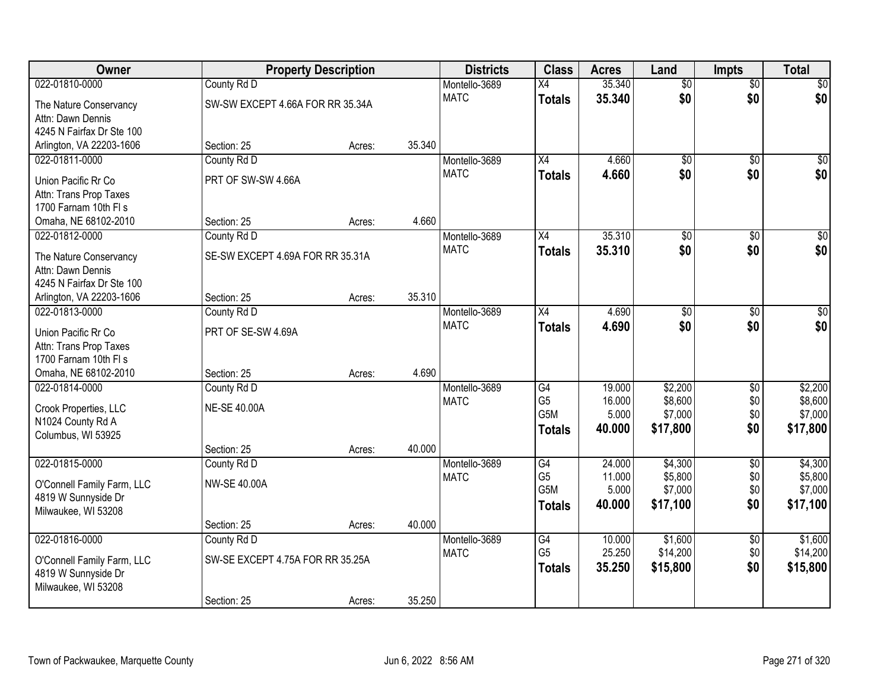| Owner | Property Description | | | Districts | Class | Acres | Land | Impts | Total |
|---|---|---|---|---|---|---|---|---|---|
| 022-01810-0000 | County Rd D | | | Montello-3689 | X4 | 35.340 | $0 | $0 | $0 |
| The Nature Conservancy<br>Attn: Dawn Dennis<br>4245 N Fairfax Dr Ste 100<br>Arlington, VA 22203-1606 | SW-SW EXCEPT 4.66A FOR RR 35.34A | | | MATC | **Totals** | **35.340** | **$0** | **$0** | **$0** |
| | Section: 25 | Acres: | 35.340 | | | | | | |
| 022-01811-0000 | County Rd D | | | Montello-3689 | X4 | 4.660 | $0 | $0 | $0 |
| Union Pacific Rr Co<br>Attn: Trans Prop Taxes<br>1700 Farnam 10th Fl s<br>Omaha, NE 68102-2010 | PRT OF SW-SW 4.66A | | | MATC | **Totals** | **4.660** | **$0** | **$0** | **$0** |
| | Section: 25 | Acres: | 4.660 | | | | | | |
| 022-01812-0000 | County Rd D | | | Montello-3689 | X4 | 35.310 | $0 | $0 | $0 |
| The Nature Conservancy<br>Attn: Dawn Dennis<br>4245 N Fairfax Dr Ste 100<br>Arlington, VA 22203-1606 | SE-SW EXCEPT 4.69A FOR RR 35.31A | | | MATC | **Totals** | **35.310** | **$0** | **$0** | **$0** |
| | Section: 25 | Acres: | 35.310 | | | | | | |
| 022-01813-0000 | County Rd D | | | Montello-3689 | X4 | 4.690 | $0 | $0 | $0 |
| Union Pacific Rr Co<br>Attn: Trans Prop Taxes<br>1700 Farnam 10th Fl s<br>Omaha, NE 68102-2010 | PRT OF SE-SW 4.69A | | | MATC | **Totals** | **4.690** | **$0** | **$0** | **$0** |
| | Section: 25 | Acres: | 4.690 | | | | | | |
| 022-01814-0000 | County Rd D | | | Montello-3689 | G4 | 19.000 | $2,200 | $0 | $2,200 |
| Crook Properties, LLC<br>N1024 County Rd A<br>Columbus, WI 53925 | NE-SE 40.00A | | | MATC | G5 | 16.000 | $8,600 | $0 | $8,600 |
| | | | | | G5M | 5.000 | $7,000 | $0 | $7,000 |
| | | | | | **Totals** | **40.000** | **$17,800** | **$0** | **$17,800** |
| | Section: 25 | Acres: | 40.000 | | | | | | |
| 022-01815-0000 | County Rd D | | | Montello-3689 | G4 | 24.000 | $4,300 | $0 | $4,300 |
| O'Connell Family Farm, LLC<br>4819 W Sunnyside Dr<br>Milwaukee, WI 53208 | NW-SE 40.00A | | | MATC | G5 | 11.000 | $5,800 | $0 | $5,800 |
| | | | | | G5M | 5.000 | $7,000 | $0 | $7,000 |
| | | | | | **Totals** | **40.000** | **$17,100** | **$0** | **$17,100** |
| | Section: 25 | Acres: | 40.000 | | | | | | |
| 022-01816-0000 | County Rd D | | | Montello-3689 | G4 | 10.000 | $1,600 | $0 | $1,600 |
| O'Connell Family Farm, LLC<br>4819 W Sunnyside Dr<br>Milwaukee, WI 53208 | SW-SE EXCEPT 4.75A FOR RR 35.25A | | | MATC | G5 | 25.250 | $14,200 | $0 | $14,200 |
| | | | | | **Totals** | **35.250** | **$15,800** | **$0** | **$15,800** |
| | Section: 25 | Acres: | 35.250 | | | | | | |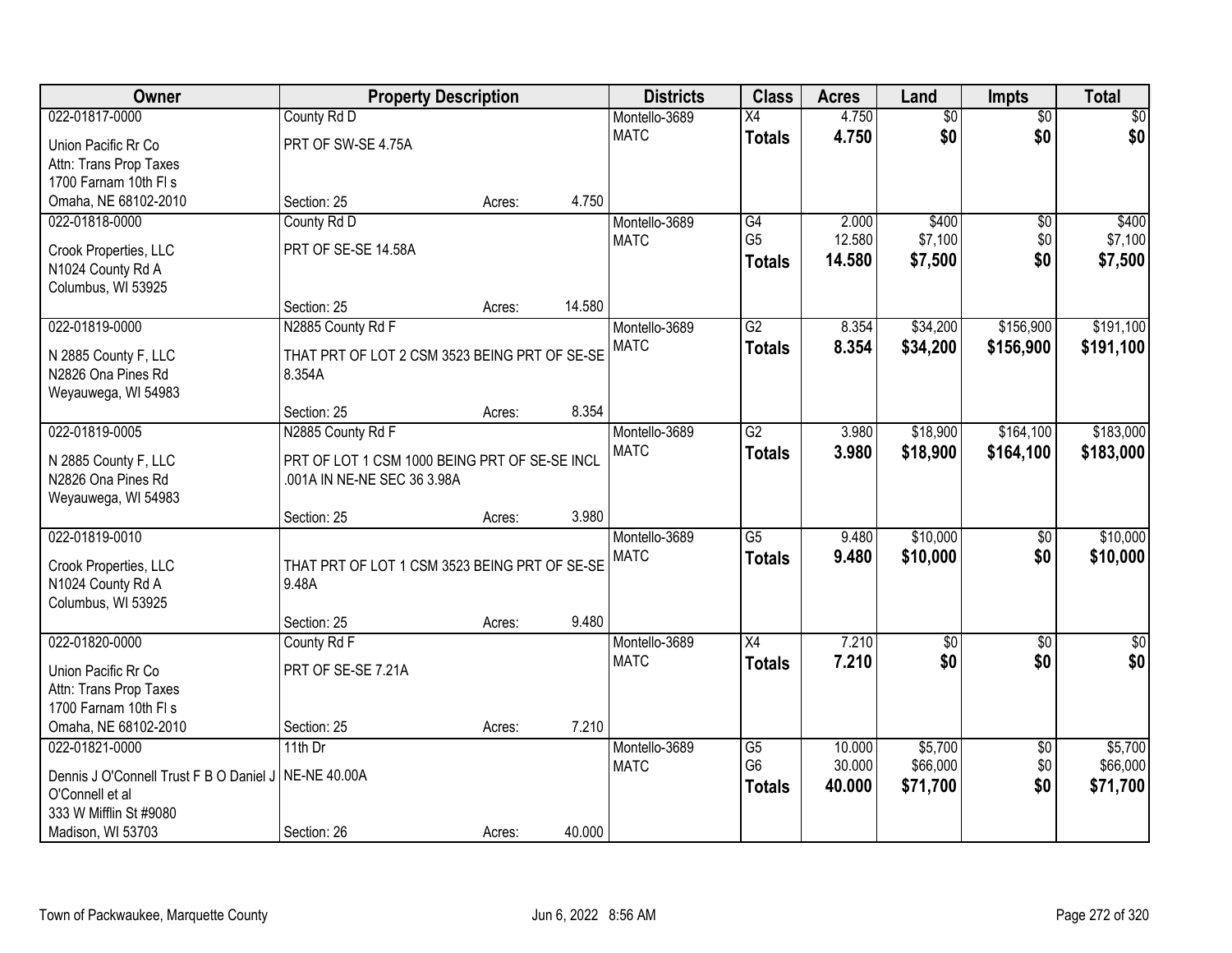| Owner | Property Description | Districts | Class | Acres | Land | Impts | Total |
|---|---|---|---|---|---|---|---|
| 022-01817-0000<br>Union Pacific Rr Co<br>Attn: Trans Prop Taxes<br>1700 Farnam 10th Fl s<br>Omaha, NE 68102-2010 | County Rd D<br>PRT OF SW-SE 4.75A<br>Section: 25 Acres: 4.750 | Montello-3689<br>MATC | X4<br>**Totals** | 4.750<br>**4.750** | $0<br>**$0** | $0<br>**$0** | $0<br>**$0** |
| 022-01818-0000<br>Crook Properties, LLC<br>N1024 County Rd A<br>Columbus, WI 53925 | County Rd D<br>PRT OF SE-SE 14.58A<br>Section: 25 Acres: 14.580 | Montello-3689<br>MATC | G4<br>G5<br>**Totals** | 2.000<br>12.580<br>**14.580** | $400<br>$7,100<br>**$7,500** | $0<br>$0<br>**$0** | $400<br>$7,100<br>**$7,500** |
| 022-01819-0000<br>N 2885 County F, LLC<br>N2826 Ona Pines Rd<br>Weyauwega, WI 54983 | N2885 County Rd F<br>THAT PRT OF LOT 2 CSM 3523 BEING PRT OF SE-SE 8.354A<br>Section: 25 Acres: 8.354 | Montello-3689<br>MATC | G2<br>**Totals** | 8.354<br>**8.354** | $34,200<br>**$34,200** | $156,900<br>**$156,900** | $191,100<br>**$191,100** |
| 022-01819-0005<br>N 2885 County F, LLC<br>N2826 Ona Pines Rd<br>Weyauwega, WI 54983 | N2885 County Rd F<br>PRT OF LOT 1 CSM 1000 BEING PRT OF SE-SE INCL .001A IN NE-NE SEC 36 3.98A<br>Section: 25 Acres: 3.980 | Montello-3689<br>MATC | G2<br>**Totals** | 3.980<br>**3.980** | $18,900<br>**$18,900** | $164,100<br>**$164,100** | $183,000<br>**$183,000** |
| 022-01819-0010<br>Crook Properties, LLC<br>N1024 County Rd A<br>Columbus, WI 53925 | THAT PRT OF LOT 1 CSM 3523 BEING PRT OF SE-SE 9.48A<br>Section: 25 Acres: 9.480 | Montello-3689<br>MATC | G5<br>**Totals** | 9.480<br>**9.480** | $10,000<br>**$10,000** | $0<br>**$0** | $10,000<br>**$10,000** |
| 022-01820-0000<br>Union Pacific Rr Co<br>Attn: Trans Prop Taxes<br>1700 Farnam 10th Fl s<br>Omaha, NE 68102-2010 | County Rd F<br>PRT OF SE-SE 7.21A<br>Section: 25 Acres: 7.210 | Montello-3689<br>MATC | X4<br>**Totals** | 7.210<br>**7.210** | $0<br>**$0** | $0<br>**$0** | $0<br>**$0** |
| 022-01821-0000<br>Dennis J O'Connell Trust F B O Daniel J O'Connell et al<br>333 W Mifflin St #9080<br>Madison, WI 53703 | 11th Dr<br>NE-NE 40.00A<br>Section: 26 Acres: 40.000 | Montello-3689<br>MATC | G5<br>G6<br>**Totals** | 10.000<br>30.000<br>**40.000** | $5,700<br>$66,000<br>**$71,700** | $0<br>$0<br>**$0** | $5,700<br>$66,000<br>**$71,700** |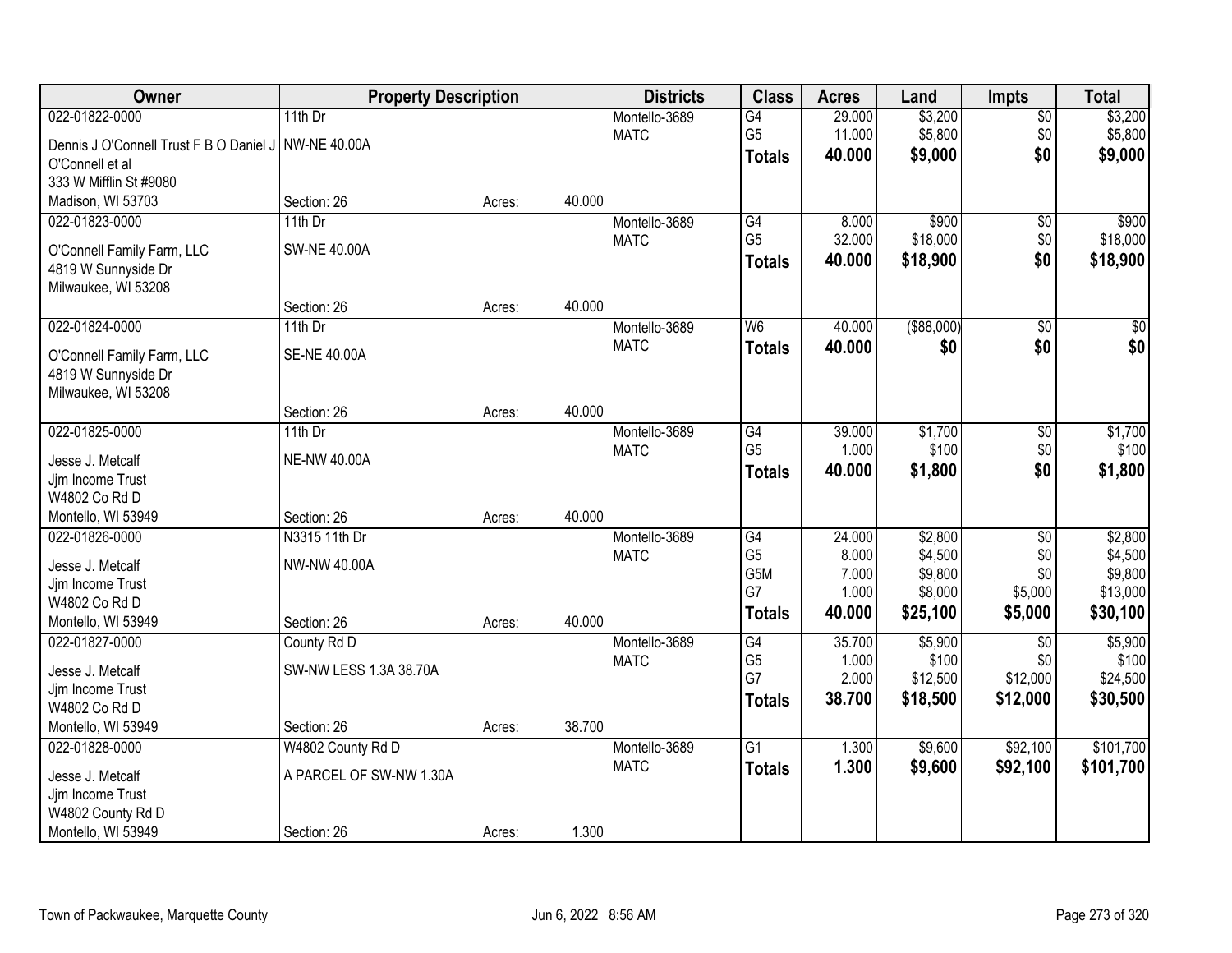| Owner | Property Description | | | Districts | Class | Acres | Land | Impts | Total |
|---|---|---|---|---|---|---|---|---|---|
| 022-01822-0000 | 11th Dr | | | Montello-3689 | G4 | 29.000 | $3,200 | $0 | $3,200 |
| Dennis J O'Connell Trust F B O Daniel J O'Connell et al | NW-NE 40.00A | | | MATC | G5 | 11.000 | $5,800 | $0 | $5,800 |
| 333 W Mifflin St #9080 | | | | | **Totals** | **40.000** | **$9,000** | **$0** | **$9,000** |
| Madison, WI 53703 | Section: 26 | Acres: | 40.000 | | | | | | |
| 022-01823-0000 | 11th Dr | | | Montello-3689 | G4 | 8.000 | $900 | $0 | $900 |
| O'Connell Family Farm, LLC | SW-NE 40.00A | | | MATC | G5 | 32.000 | $18,000 | $0 | $18,000 |
| 4819 W Sunnyside Dr | | | | | **Totals** | **40.000** | **$18,900** | **$0** | **$18,900** |
| Milwaukee, WI 53208 | Section: 26 | Acres: | 40.000 | | | | | | |
| 022-01824-0000 | 11th Dr | | | Montello-3689 | W6 | 40.000 | ($88,000) | $0 | $0 |
| O'Connell Family Farm, LLC | SE-NE 40.00A | | | MATC | **Totals** | **40.000** | **$0** | **$0** | **$0** |
| 4819 W Sunnyside Dr | | | | | | | | | |
| Milwaukee, WI 53208 | Section: 26 | Acres: | 40.000 | | | | | | |
| 022-01825-0000 | 11th Dr | | | Montello-3689 | G4 | 39.000 | $1,700 | $0 | $1,700 |
| Jesse J. Metcalf | NE-NW 40.00A | | | MATC | G5 | 1.000 | $100 | $0 | $100 |
| Jjm Income Trust | | | | | **Totals** | **40.000** | **$1,800** | **$0** | **$1,800** |
| W4802 Co Rd D | | | | | | | | | |
| Montello, WI 53949 | Section: 26 | Acres: | 40.000 | | | | | | |
| 022-01826-0000 | N3315 11th Dr | | | Montello-3689 | G4 | 24.000 | $2,800 | $0 | $2,800 |
| Jesse J. Metcalf | NW-NW 40.00A | | | MATC | G5 | 8.000 | $4,500 | $0 | $4,500 |
| Jjm Income Trust | | | | | G5M | 7.000 | $9,800 | $0 | $9,800 |
| W4802 Co Rd D | | | | | G7 | 1.000 | $8,000 | $5,000 | $13,000 |
| Montello, WI 53949 | Section: 26 | Acres: | 40.000 | | **Totals** | **40.000** | **$25,100** | **$5,000** | **$30,100** |
| 022-01827-0000 | County Rd D | | | Montello-3689 | G4 | 35.700 | $5,900 | $0 | $5,900 |
| Jesse J. Metcalf | SW-NW LESS 1.3A 38.70A | | | MATC | G5 | 1.000 | $100 | $0 | $100 |
| Jjm Income Trust | | | | | G7 | 2.000 | $12,500 | $12,000 | $24,500 |
| W4802 Co Rd D | | | | | **Totals** | **38.700** | **$18,500** | **$12,000** | **$30,500** |
| Montello, WI 53949 | Section: 26 | Acres: | 38.700 | | | | | | |
| 022-01828-0000 | W4802 County Rd D | | | Montello-3689 | G1 | 1.300 | $9,600 | $92,100 | $101,700 |
| Jesse J. Metcalf | A PARCEL OF SW-NW 1.30A | | | MATC | **Totals** | **1.300** | **$9,600** | **$92,100** | **$101,700** |
| Jjm Income Trust | | | | | | | | | |
| W4802 County Rd D | | | | | | | | | |
| Montello, WI 53949 | Section: 26 | Acres: | 1.300 | | | | | | |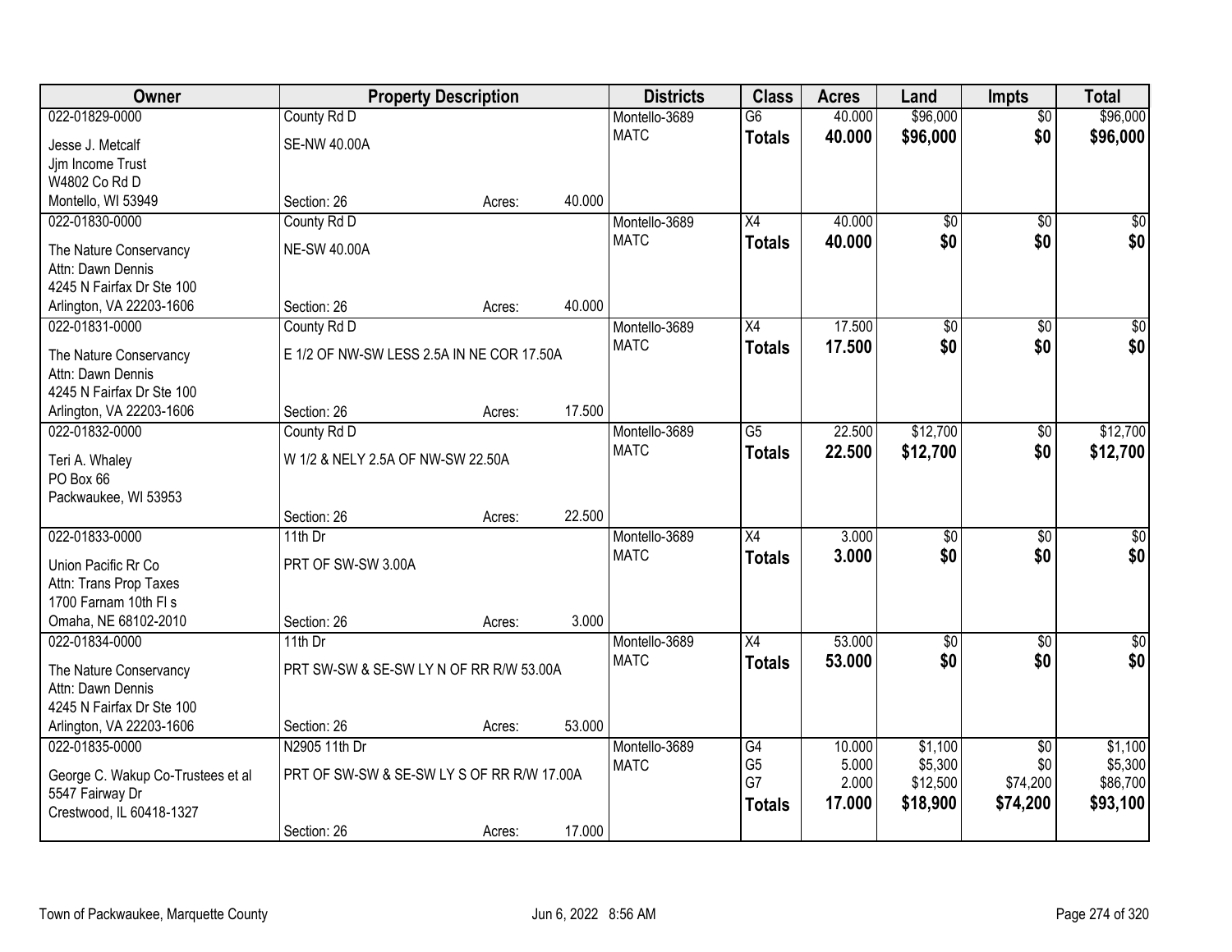| Owner | Property Description | | | Districts | Class | Acres | Land | Impts | Total |
|---|---|---|---|---|---|---|---|---|---|
| 022-01829-0000 | County Rd D | | | Montello-3689 | G6 | 40.000 | $96,000 | $0 | $96,000 |
| Jesse J. Metcalf<br>Jjm Income Trust<br>W4802 Co Rd D<br>Montello, WI 53949 | SE-NW 40.00A | | | MATC | **Totals** | **40.000** | **$96,000** | **$0** | **$96,000** |
| | Section: 26 | Acres: | 40.000 | | | | | | |
| 022-01830-0000 | County Rd D | | | Montello-3689 | X4 | 40.000 | $0 | $0 | $0 |
| The Nature Conservancy<br>Attn: Dawn Dennis<br>4245 N Fairfax Dr Ste 100<br>Arlington, VA 22203-1606 | NE-SW 40.00A | | | MATC | **Totals** | **40.000** | **$0** | **$0** | **$0** |
| | Section: 26 | Acres: | 40.000 | | | | | | |
| 022-01831-0000 | County Rd D | | | Montello-3689 | X4 | 17.500 | $0 | $0 | $0 |
| The Nature Conservancy<br>Attn: Dawn Dennis<br>4245 N Fairfax Dr Ste 100<br>Arlington, VA 22203-1606 | E 1/2 OF NW-SW LESS 2.5A IN NE COR 17.50A | | | MATC | **Totals** | **17.500** | **$0** | **$0** | **$0** |
| | Section: 26 | Acres: | 17.500 | | | | | | |
| 022-01832-0000 | County Rd D | | | Montello-3689 | G5 | 22.500 | $12,700 | $0 | $12,700 |
| Teri A. Whaley<br>PO Box 66<br>Packwaukee, WI 53953 | W 1/2 & NELY 2.5A OF NW-SW 22.50A | | | MATC | **Totals** | **22.500** | **$12,700** | **$0** | **$12,700** |
| | Section: 26 | Acres: | 22.500 | | | | | | |
| 022-01833-0000 | 11th Dr | | | Montello-3689 | X4 | 3.000 | $0 | $0 | $0 |
| Union Pacific Rr Co<br>Attn: Trans Prop Taxes<br>1700 Farnam 10th Fl s<br>Omaha, NE 68102-2010 | PRT OF SW-SW 3.00A | | | MATC | **Totals** | **3.000** | **$0** | **$0** | **$0** |
| | Section: 26 | Acres: | 3.000 | | | | | | |
| 022-01834-0000 | 11th Dr | | | Montello-3689 | X4 | 53.000 | $0 | $0 | $0 |
| The Nature Conservancy<br>Attn: Dawn Dennis<br>4245 N Fairfax Dr Ste 100<br>Arlington, VA 22203-1606 | PRT SW-SW & SE-SW LY N OF RR R/W 53.00A | | | MATC | **Totals** | **53.000** | **$0** | **$0** | **$0** |
| | Section: 26 | Acres: | 53.000 | | | | | | |
| 022-01835-0000 | N2905 11th Dr | | | Montello-3689 | G4 | 10.000 | $1,100 | $0 | $1,100 |
| George C. Wakup Co-Trustees et al<br>5547 Fairway Dr<br>Crestwood, IL 60418-1327 | PRT OF SW-SW & SE-SW LY S OF RR R/W 17.00A | | | MATC | G5 | 5.000 | $5,300 | $0 | $5,300 |
| | | | | | G7 | 2.000 | $12,500 | $74,200 | $86,700 |
| | | | | | **Totals** | **17.000** | **$18,900** | **$74,200** | **$93,100** |
| | Section: 26 | Acres: | 17.000 | | | | | | |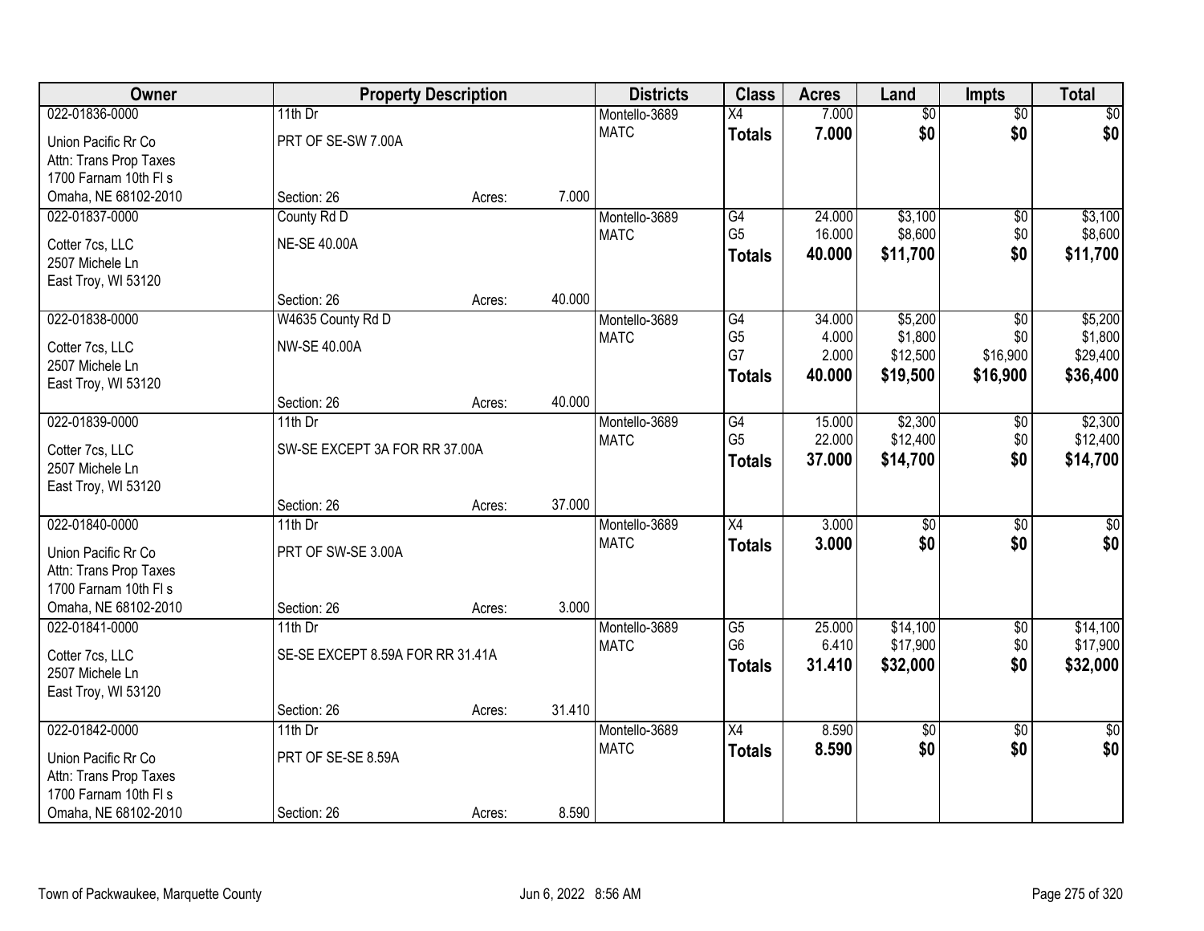| Owner | Property Description | | | Districts | Class | Acres | Land | Impts | Total |
|---|---|---|---|---|---|---|---|---|---|
| 022-01836-0000 | 11th Dr | | | Montello-3689 | X4 | 7.000 | $0 | $0 | $0 |
| Union Pacific Rr Co | PRT OF SE-SW 7.00A | | | MATC | **Totals** | **7.000** | **$0** | **$0** | **$0** |
| Attn: Trans Prop Taxes | | | | | | | | | |
| 1700 Farnam 10th Fl s | | | | | | | | | |
| Omaha, NE 68102-2010 | Section: 26 | Acres: | 7.000 | | | | | | |
| 022-01837-0000 | County Rd D | | | Montello-3689 | G4 | 24.000 | $3,100 | $0 | $3,100 |
| Cotter 7cs, LLC | NE-SE 40.00A | | | MATC | G5 | 16.000 | $8,600 | $0 | $8,600 |
| 2507 Michele Ln | | | | | **Totals** | **40.000** | **$11,700** | **$0** | **$11,700** |
| East Troy, WI 53120 | | | | | | | | | |
| | Section: 26 | Acres: | 40.000 | | | | | | |
| 022-01838-0000 | W4635 County Rd D | | | Montello-3689 | G4 | 34.000 | $5,200 | $0 | $5,200 |
| Cotter 7cs, LLC | NW-SE 40.00A | | | MATC | G5 | 4.000 | $1,800 | $0 | $1,800 |
| 2507 Michele Ln | | | | | G7 | 2.000 | $12,500 | $16,900 | $29,400 |
| East Troy, WI 53120 | | | | | **Totals** | **40.000** | **$19,500** | **$16,900** | **$36,400** |
| | Section: 26 | Acres: | 40.000 | | | | | | |
| 022-01839-0000 | 11th Dr | | | Montello-3689 | G4 | 15.000 | $2,300 | $0 | $2,300 |
| Cotter 7cs, LLC | SW-SE EXCEPT 3A FOR RR 37.00A | | | MATC | G5 | 22.000 | $12,400 | $0 | $12,400 |
| 2507 Michele Ln | | | | | **Totals** | **37.000** | **$14,700** | **$0** | **$14,700** |
| East Troy, WI 53120 | | | | | | | | | |
| | Section: 26 | Acres: | 37.000 | | | | | | |
| 022-01840-0000 | 11th Dr | | | Montello-3689 | X4 | 3.000 | $0 | $0 | $0 |
| Union Pacific Rr Co | PRT OF SW-SE 3.00A | | | MATC | **Totals** | **3.000** | **$0** | **$0** | **$0** |
| Attn: Trans Prop Taxes | | | | | | | | | |
| 1700 Farnam 10th Fl s | | | | | | | | | |
| Omaha, NE 68102-2010 | Section: 26 | Acres: | 3.000 | | | | | | |
| 022-01841-0000 | 11th Dr | | | Montello-3689 | G5 | 25.000 | $14,100 | $0 | $14,100 |
| Cotter 7cs, LLC | SE-SE EXCEPT 8.59A FOR RR 31.41A | | | MATC | G6 | 6.410 | $17,900 | $0 | $17,900 |
| 2507 Michele Ln | | | | | **Totals** | **31.410** | **$32,000** | **$0** | **$32,000** |
| East Troy, WI 53120 | | | | | | | | | |
| | Section: 26 | Acres: | 31.410 | | | | | | |
| 022-01842-0000 | 11th Dr | | | Montello-3689 | X4 | 8.590 | $0 | $0 | $0 |
| Union Pacific Rr Co | PRT OF SE-SE 8.59A | | | MATC | **Totals** | **8.590** | **$0** | **$0** | **$0** |
| Attn: Trans Prop Taxes | | | | | | | | | |
| 1700 Farnam 10th Fl s | | | | | | | | | |
| Omaha, NE 68102-2010 | Section: 26 | Acres: | 8.590 | | | | | | |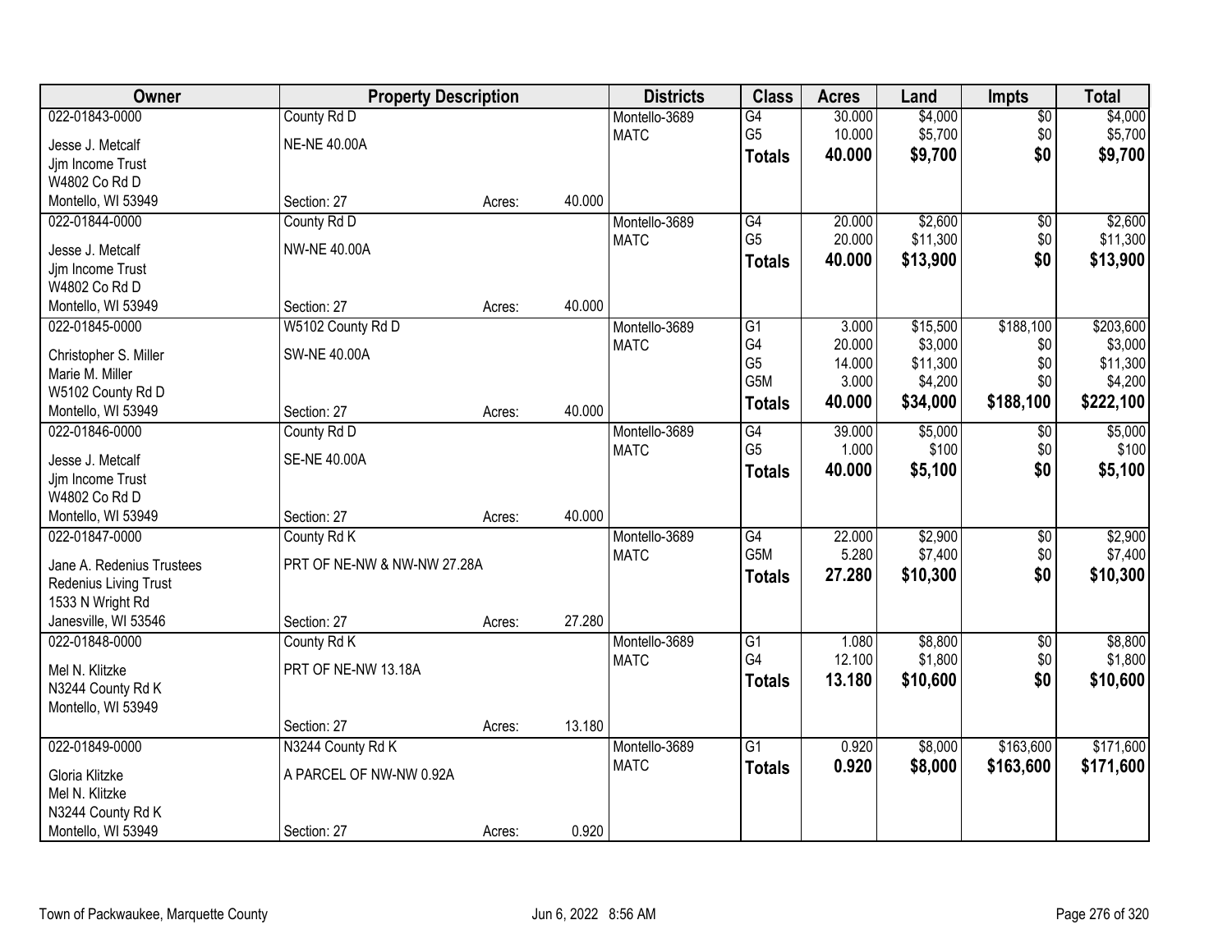| Owner | Property Description | | | Districts | Class | Acres | Land | Impts | Total |
|---|---|---|---|---|---|---|---|---|---|
| 022-01843-0000 | County Rd D | | | Montello-3689 | G4 | 30.000 | $4,000 | $0 | $4,000 |
| Jesse J. Metcalf | NE-NE 40.00A | | | MATC | G5 | 10.000 | $5,700 | $0 | $5,700 |
| Jjm Income Trust | | | | | **Totals** | **40.000** | **$9,700** | **$0** | **$9,700** |
| W4802 Co Rd D | | | | | | | | | |
| Montello, WI 53949 | Section: 27 | Acres: | 40.000 | | | | | | |
| 022-01844-0000 | County Rd D | | | Montello-3689 | G4 | 20.000 | $2,600 | $0 | $2,600 |
| Jesse J. Metcalf | NW-NE 40.00A | | | MATC | G5 | 20.000 | $11,300 | $0 | $11,300 |
| Jjm Income Trust | | | | | **Totals** | **40.000** | **$13,900** | **$0** | **$13,900** |
| W4802 Co Rd D | | | | | | | | | |
| Montello, WI 53949 | Section: 27 | Acres: | 40.000 | | | | | | |
| 022-01845-0000 | W5102 County Rd D | | | Montello-3689 | G1 | 3.000 | $15,500 | $188,100 | $203,600 |
| Christopher S. Miller | SW-NE 40.00A | | | MATC | G4 | 20.000 | $3,000 | $0 | $3,000 |
| Marie M. Miller | | | | | G5 | 14.000 | $11,300 | $0 | $11,300 |
| W5102 County Rd D | | | | | G5M | 3.000 | $4,200 | $0 | $4,200 |
| Montello, WI 53949 | Section: 27 | Acres: | 40.000 | | **Totals** | **40.000** | **$34,000** | **$188,100** | **$222,100** |
| 022-01846-0000 | County Rd D | | | Montello-3689 | G4 | 39.000 | $5,000 | $0 | $5,000 |
| Jesse J. Metcalf | SE-NE 40.00A | | | MATC | G5 | 1.000 | $100 | $0 | $100 |
| Jjm Income Trust | | | | | **Totals** | **40.000** | **$5,100** | **$0** | **$5,100** |
| W4802 Co Rd D | | | | | | | | | |
| Montello, WI 53949 | Section: 27 | Acres: | 40.000 | | | | | | |
| 022-01847-0000 | County Rd K | | | Montello-3689 | G4 | 22.000 | $2,900 | $0 | $2,900 |
| Jane A. Redenius Trustees | PRT OF NE-NW & NW-NW 27.28A | | | MATC | G5M | 5.280 | $7,400 | $0 | $7,400 |
| Redenius Living Trust | | | | | **Totals** | **27.280** | **$10,300** | **$0** | **$10,300** |
| 1533 N Wright Rd | | | | | | | | | |
| Janesville, WI 53546 | Section: 27 | Acres: | 27.280 | | | | | | |
| 022-01848-0000 | County Rd K | | | Montello-3689 | G1 | 1.080 | $8,800 | $0 | $8,800 |
| Mel N. Klitzke | PRT OF NE-NW 13.18A | | | MATC | G4 | 12.100 | $1,800 | $0 | $1,800 |
| N3244 County Rd K | | | | | **Totals** | **13.180** | **$10,600** | **$0** | **$10,600** |
| Montello, WI 53949 | | | | | | | | | |
| | Section: 27 | Acres: | 13.180 | | | | | | |
| 022-01849-0000 | N3244 County Rd K | | | Montello-3689 | G1 | 0.920 | $8,000 | $163,600 | $171,600 |
| Gloria Klitzke | A PARCEL OF NW-NW 0.92A | | | MATC | **Totals** | **0.920** | **$8,000** | **$163,600** | **$171,600** |
| Mel N. Klitzke | | | | | | | | | |
| N3244 County Rd K | | | | | | | | | |
| Montello, WI 53949 | Section: 27 | Acres: | 0.920 | | | | | | |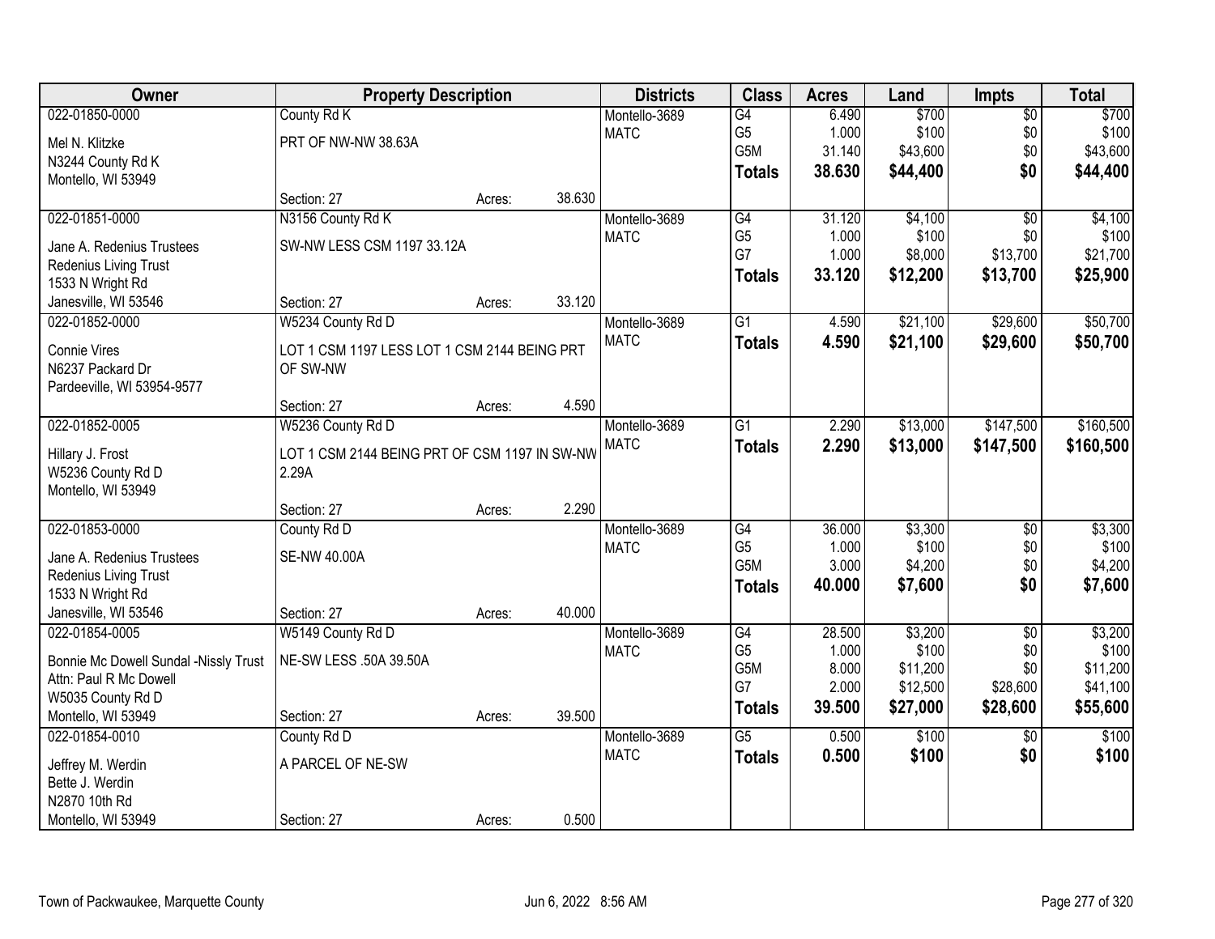| Owner | Property Description | | | Districts | Class | Acres | Land | Impts | Total |
|---|---|---|---|---|---|---|---|---|---|
| 022-01850-0000 | County Rd K | | | Montello-3689 | G4 | 6.490 | $700 | $0 | $700 |
| Mel N. Klitzke | PRT OF NW-NW 38.63A | | | MATC | G5 | 1.000 | $100 | $0 | $100 |
| N3244 County Rd K | | | | | G5M | 31.140 | $43,600 | $0 | $43,600 |
| Montello, WI 53949 | | | | | **Totals** | **38.630** | **$44,400** | **$0** | **$44,400** |
| | Section: 27 | Acres: | 38.630 | | | | | | |
| 022-01851-0000 | N3156 County Rd K | | | Montello-3689 | G4 | 31.120 | $4,100 | $0 | $4,100 |
| Jane A. Redenius Trustees | SW-NW LESS CSM 1197 33.12A | | | MATC | G5 | 1.000 | $100 | $0 | $100 |
| Redenius Living Trust | | | | | G7 | 1.000 | $8,000 | $13,700 | $21,700 |
| 1533 N Wright Rd | | | | | **Totals** | **33.120** | **$12,200** | **$13,700** | **$25,900** |
| Janesville, WI 53546 | Section: 27 | Acres: | 33.120 | | | | | | |
| 022-01852-0000 | W5234 County Rd D | | | Montello-3689 | G1 | 4.590 | $21,100 | $29,600 | $50,700 |
| Connie Vires | LOT 1 CSM 1197 LESS LOT 1 CSM 2144 BEING PRT OF SW-NW | | | MATC | **Totals** | **4.590** | **$21,100** | **$29,600** | **$50,700** |
| N6237 Packard Dr | | | | | | | | | |
| Pardeeville, WI 53954-9577 | | | | | | | | | |
| | Section: 27 | Acres: | 4.590 | | | | | | |
| 022-01852-0005 | W5236 County Rd D | | | Montello-3689 | G1 | 2.290 | $13,000 | $147,500 | $160,500 |
| Hillary J. Frost | LOT 1 CSM 2144 BEING PRT OF CSM 1197 IN SW-NW 2.29A | | | MATC | **Totals** | **2.290** | **$13,000** | **$147,500** | **$160,500** |
| W5236 County Rd D | | | | | | | | | |
| Montello, WI 53949 | | | | | | | | | |
| | Section: 27 | Acres: | 2.290 | | | | | | |
| 022-01853-0000 | County Rd D | | | Montello-3689 | G4 | 36.000 | $3,300 | $0 | $3,300 |
| Jane A. Redenius Trustees | SE-NW 40.00A | | | MATC | G5 | 1.000 | $100 | $0 | $100 |
| Redenius Living Trust | | | | | G5M | 3.000 | $4,200 | $0 | $4,200 |
| 1533 N Wright Rd | | | | | **Totals** | **40.000** | **$7,600** | **$0** | **$7,600** |
| Janesville, WI 53546 | Section: 27 | Acres: | 40.000 | | | | | | |
| 022-01854-0005 | W5149 County Rd D | | | Montello-3689 | G4 | 28.500 | $3,200 | $0 | $3,200 |
| Bonnie Mc Dowell Sundal -Nissly Trust | NE-SW LESS .50A 39.50A | | | MATC | G5 | 1.000 | $100 | $0 | $100 |
| Attn: Paul R Mc Dowell | | | | | G5M | 8.000 | $11,200 | $0 | $11,200 |
| W5035 County Rd D | | | | | G7 | 2.000 | $12,500 | $28,600 | $41,100 |
| Montello, WI 53949 | Section: 27 | Acres: | 39.500 | | **Totals** | **39.500** | **$27,000** | **$28,600** | **$55,600** |
| 022-01854-0010 | County Rd D | | | Montello-3689 | G5 | 0.500 | $100 | $0 | $100 |
| Jeffrey M. Werdin | A PARCEL OF NE-SW | | | MATC | **Totals** | **0.500** | **$100** | **$0** | **$100** |
| Bette J. Werdin | | | | | | | | | |
| N2870 10th Rd | | | | | | | | | |
| Montello, WI 53949 | Section: 27 | Acres: | 0.500 | | | | | | |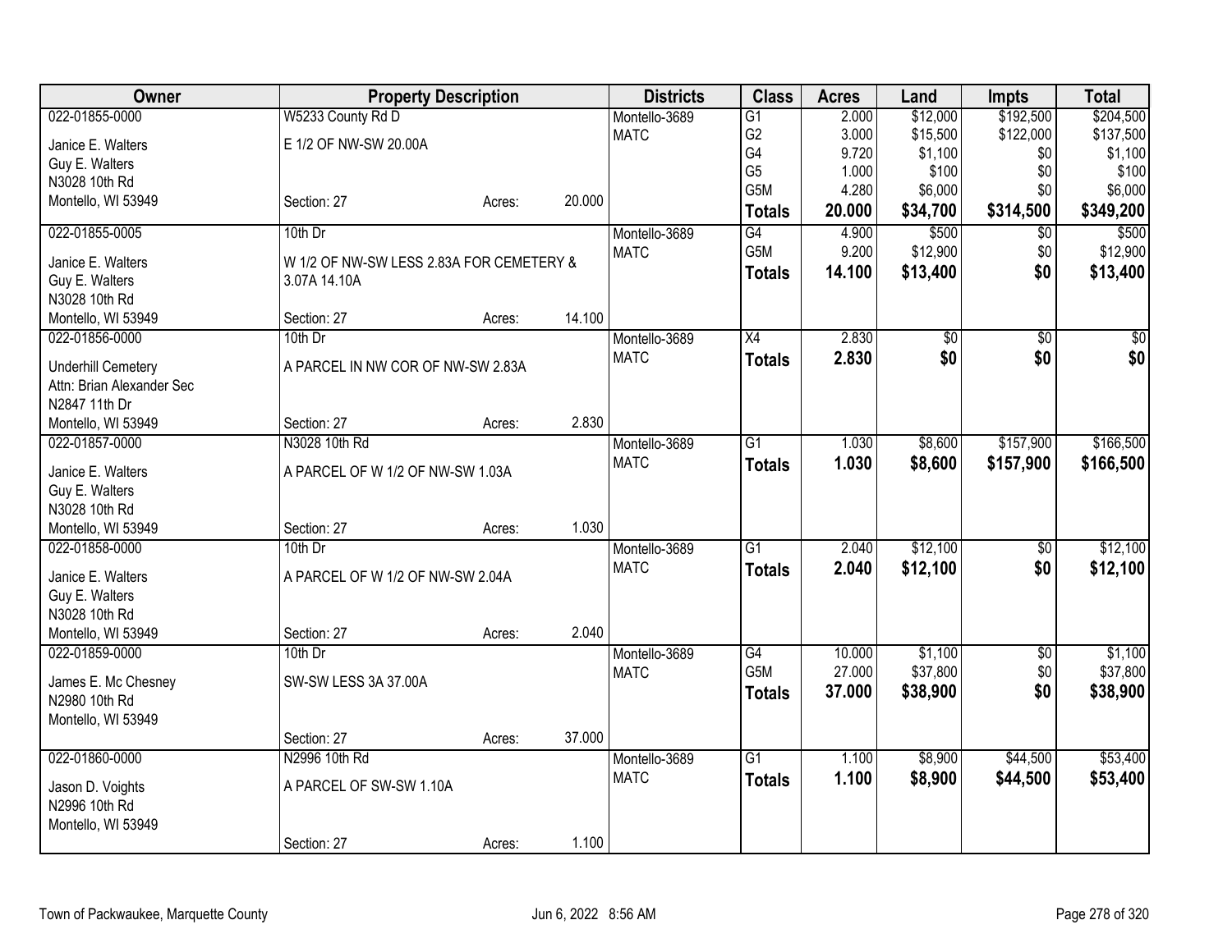| Owner | Property Description | | | Districts | Class | Acres | Land | Impts | Total |
|---|---|---|---|---|---|---|---|---|---|
| 022-01855-0000 | W5233 County Rd D | | | Montello-3689 | G1 | 2.000 | $12,000 | $192,500 | $204,500 |
| Janice E. Walters | E 1/2 OF NW-SW 20.00A | | | MATC | G2 | 3.000 | $15,500 | $122,000 | $137,500 |
| Guy E. Walters | | | | | G4 | 9.720 | $1,100 | $0 | $1,100 |
| N3028 10th Rd | | | | | G5 | 1.000 | $100 | $0 | $100 |
| Montello, WI 53949 | Section: 27 | Acres: | 20.000 | | G5M | 4.280 | $6,000 | $0 | $6,000 |
| | | | | | **Totals** | **20.000** | **$34,700** | **$314,500** | **$349,200** |
| 022-01855-0005 | 10th Dr | | | Montello-3689 | G4 | 4.900 | $500 | $0 | $500 |
| Janice E. Walters | W 1/2 OF NW-SW LESS 2.83A FOR CEMETERY & 3.07A 14.10A | | | MATC | G5M | 9.200 | $12,900 | $0 | $12,900 |
| Guy E. Walters | | | | | **Totals** | **14.100** | **$13,400** | **$0** | **$13,400** |
| N3028 10th Rd | | | | | | | | | |
| Montello, WI 53949 | Section: 27 | Acres: | 14.100 | | | | | | |
| 022-01856-0000 | 10th Dr | | | Montello-3689 | X4 | 2.830 | $0 | $0 | $0 |
| Underhill Cemetery | A PARCEL IN NW COR OF NW-SW 2.83A | | | MATC | **Totals** | **2.830** | **$0** | **$0** | **$0** |
| Attn: Brian Alexander Sec | | | | | | | | | |
| N2847 11th Dr | | | | | | | | | |
| Montello, WI 53949 | Section: 27 | Acres: | 2.830 | | | | | | |
| 022-01857-0000 | N3028 10th Rd | | | Montello-3689 | G1 | 1.030 | $8,600 | $157,900 | $166,500 |
| Janice E. Walters | A PARCEL OF W 1/2 OF NW-SW 1.03A | | | MATC | **Totals** | **1.030** | **$8,600** | **$157,900** | **$166,500** |
| Guy E. Walters | | | | | | | | | |
| N3028 10th Rd | | | | | | | | | |
| Montello, WI 53949 | Section: 27 | Acres: | 1.030 | | | | | | |
| 022-01858-0000 | 10th Dr | | | Montello-3689 | G1 | 2.040 | $12,100 | $0 | $12,100 |
| Janice E. Walters | A PARCEL OF W 1/2 OF NW-SW 2.04A | | | MATC | **Totals** | **2.040** | **$12,100** | **$0** | **$12,100** |
| Guy E. Walters | | | | | | | | | |
| N3028 10th Rd | | | | | | | | | |
| Montello, WI 53949 | Section: 27 | Acres: | 2.040 | | | | | | |
| 022-01859-0000 | 10th Dr | | | Montello-3689 | G4 | 10.000 | $1,100 | $0 | $1,100 |
| James E. Mc Chesney | SW-SW LESS 3A 37.00A | | | MATC | G5M | 27.000 | $37,800 | $0 | $37,800 |
| N2980 10th Rd | | | | | **Totals** | **37.000** | **$38,900** | **$0** | **$38,900** |
| Montello, WI 53949 | | | | | | | | | |
| | Section: 27 | Acres: | 37.000 | | | | | | |
| 022-01860-0000 | N2996 10th Rd | | | Montello-3689 | G1 | 1.100 | $8,900 | $44,500 | $53,400 |
| Jason D. Voights | A PARCEL OF SW-SW 1.10A | | | MATC | **Totals** | **1.100** | **$8,900** | **$44,500** | **$53,400** |
| N2996 10th Rd | | | | | | | | | |
| Montello, WI 53949 | | | | | | | | | |
| | Section: 27 | Acres: | 1.100 | | | | | | |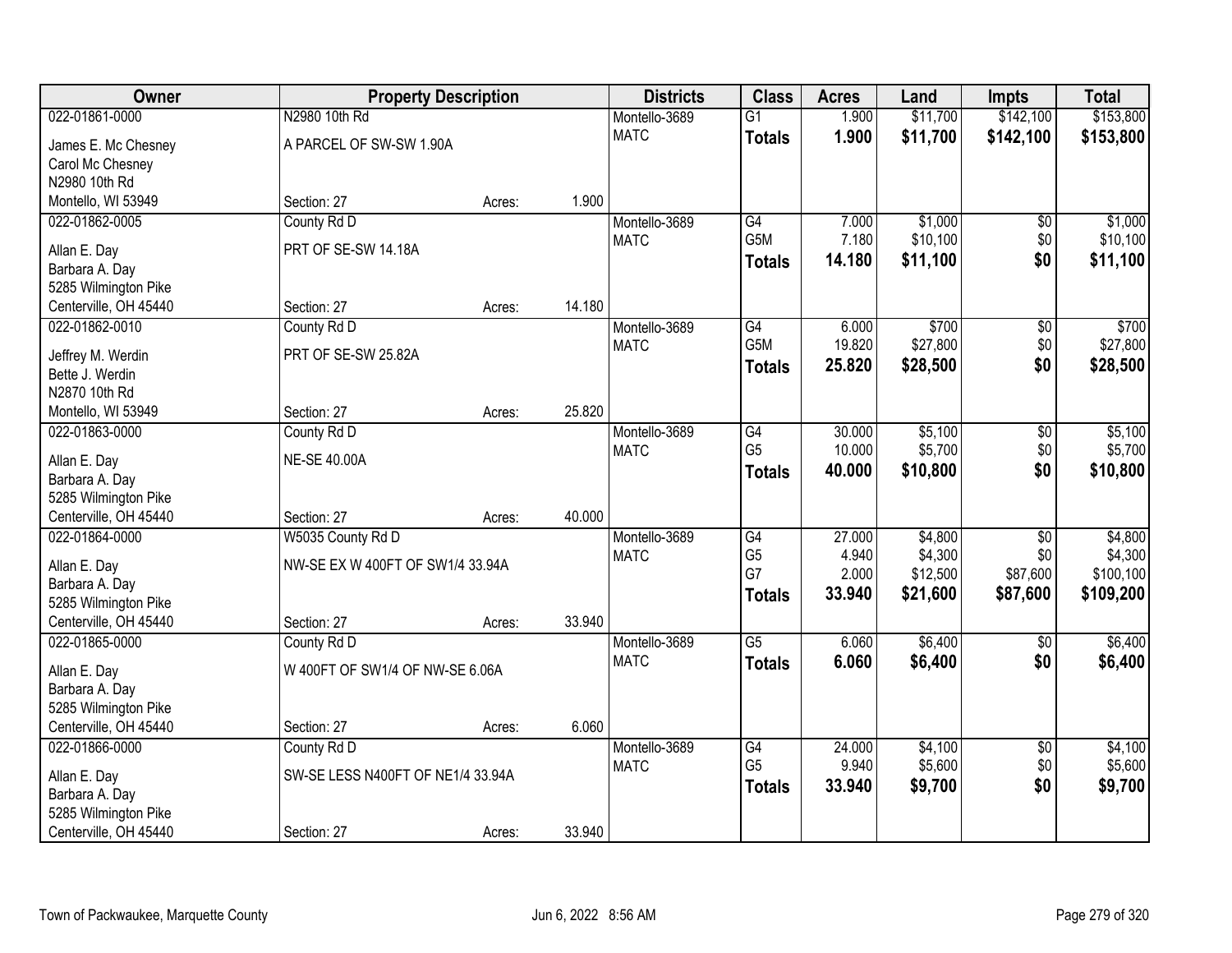| Owner | Property Description | | | Districts | Class | Acres | Land | Impts | Total |
|---|---|---|---|---|---|---|---|---|---|
| 022-01861-0000 | N2980 10th Rd | | | Montello-3689 | G1 | 1.900 | $11,700 | $142,100 | $153,800 |
| James E. Mc Chesney | A PARCEL OF SW-SW 1.90A | | | MATC | **Totals** | **1.900** | **$11,700** | **$142,100** | **$153,800** |
| Carol Mc Chesney | | | | | | | | | |
| N2980 10th Rd | | | | | | | | | |
| Montello, WI 53949 | Section: 27 | Acres: | 1.900 | | | | | | |
| 022-01862-0005 | County Rd D | | | Montello-3689 | G4 | 7.000 | $1,000 | $0 | $1,000 |
| Allan E. Day | PRT OF SE-SW 14.18A | | | MATC | G5M | 7.180 | $10,100 | $0 | $10,100 |
| Barbara A. Day | | | | | **Totals** | **14.180** | **$11,100** | **$0** | **$11,100** |
| 5285 Wilmington Pike | | | | | | | | | |
| Centerville, OH 45440 | Section: 27 | Acres: | 14.180 | | | | | | |
| 022-01862-0010 | County Rd D | | | Montello-3689 | G4 | 6.000 | $700 | $0 | $700 |
| Jeffrey M. Werdin | PRT OF SE-SW 25.82A | | | MATC | G5M | 19.820 | $27,800 | $0 | $27,800 |
| Bette J. Werdin | | | | | **Totals** | **25.820** | **$28,500** | **$0** | **$28,500** |
| N2870 10th Rd | | | | | | | | | |
| Montello, WI 53949 | Section: 27 | Acres: | 25.820 | | | | | | |
| 022-01863-0000 | County Rd D | | | Montello-3689 | G4 | 30.000 | $5,100 | $0 | $5,100 |
| Allan E. Day | NE-SE 40.00A | | | MATC | G5 | 10.000 | $5,700 | $0 | $5,700 |
| Barbara A. Day | | | | | **Totals** | **40.000** | **$10,800** | **$0** | **$10,800** |
| 5285 Wilmington Pike | | | | | | | | | |
| Centerville, OH 45440 | Section: 27 | Acres: | 40.000 | | | | | | |
| 022-01864-0000 | W5035 County Rd D | | | Montello-3689 | G4 | 27.000 | $4,800 | $0 | $4,800 |
| Allan E. Day | NW-SE EX W 400FT OF SW1/4 33.94A | | | MATC | G5 | 4.940 | $4,300 | $0 | $4,300 |
| Barbara A. Day | | | | | G7 | 2.000 | $12,500 | $87,600 | $100,100 |
| 5285 Wilmington Pike | | | | | **Totals** | **33.940** | **$21,600** | **$87,600** | **$109,200** |
| Centerville, OH 45440 | Section: 27 | Acres: | 33.940 | | | | | | |
| 022-01865-0000 | County Rd D | | | Montello-3689 | G5 | 6.060 | $6,400 | $0 | $6,400 |
| Allan E. Day | W 400FT OF SW1/4 OF NW-SE 6.06A | | | MATC | **Totals** | **6.060** | **$6,400** | **$0** | **$6,400** |
| Barbara A. Day | | | | | | | | | |
| 5285 Wilmington Pike | | | | | | | | | |
| Centerville, OH 45440 | Section: 27 | Acres: | 6.060 | | | | | | |
| 022-01866-0000 | County Rd D | | | Montello-3689 | G4 | 24.000 | $4,100 | $0 | $4,100 |
| Allan E. Day | SW-SE LESS N400FT OF NE1/4 33.94A | | | MATC | G5 | 9.940 | $5,600 | $0 | $5,600 |
| Barbara A. Day | | | | | **Totals** | **33.940** | **$9,700** | **$0** | **$9,700** |
| 5285 Wilmington Pike | | | | | | | | | |
| Centerville, OH 45440 | Section: 27 | Acres: | 33.940 | | | | | | |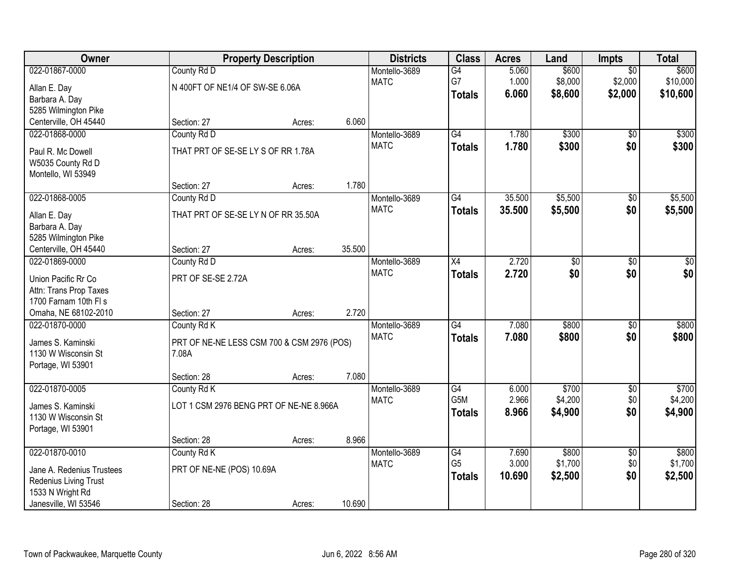| Owner | Property Description | | | Districts | Class | Acres | Land | Impts | Total |
|---|---|---|---|---|---|---|---|---|---|
| 022-01867-0000 | County Rd D | | | Montello-3689 | G4 | 5.060 | $600 | $0 | $600 |
| Allan E. Day | N 400FT OF NE1/4 OF SW-SE 6.06A | | | MATC | G7 | 1.000 | $8,000 | $2,000 | $10,000 |
| Barbara A. Day | | | | | **Totals** | **6.060** | **$8,600** | **$2,000** | **$10,600** |
| 5285 Wilmington Pike | | | | | | | | | |
| Centerville, OH 45440 | Section: 27 | Acres: | 6.060 | | | | | | |
| 022-01868-0000 | County Rd D | | | Montello-3689 | G4 | 1.780 | $300 | $0 | $300 |
| Paul R. Mc Dowell | THAT PRT OF SE-SE LY S OF RR 1.78A | | | MATC | **Totals** | **1.780** | **$300** | **$0** | **$300** |
| W5035 County Rd D | | | | | | | | | |
| Montello, WI 53949 | | | | | | | | | |
| | Section: 27 | Acres: | 1.780 | | | | | | |
| 022-01868-0005 | County Rd D | | | Montello-3689 | G4 | 35.500 | $5,500 | $0 | $5,500 |
| Allan E. Day | THAT PRT OF SE-SE LY N OF RR 35.50A | | | MATC | **Totals** | **35.500** | **$5,500** | **$0** | **$5,500** |
| Barbara A. Day | | | | | | | | | |
| 5285 Wilmington Pike | | | | | | | | | |
| Centerville, OH 45440 | Section: 27 | Acres: | 35.500 | | | | | | |
| 022-01869-0000 | County Rd D | | | Montello-3689 | X4 | 2.720 | $0 | $0 | $0 |
| Union Pacific Rr Co | PRT OF SE-SE 2.72A | | | MATC | **Totals** | **2.720** | **$0** | **$0** | **$0** |
| Attn: Trans Prop Taxes | | | | | | | | | |
| 1700 Farnam 10th Fl s | | | | | | | | | |
| Omaha, NE 68102-2010 | Section: 27 | Acres: | 2.720 | | | | | | |
| 022-01870-0000 | County Rd K | | | Montello-3689 | G4 | 7.080 | $800 | $0 | $800 |
| James S. Kaminski | PRT OF NE-NE LESS CSM 700 & CSM 2976 (POS) 7.08A | | | MATC | **Totals** | **7.080** | **$800** | **$0** | **$800** |
| 1130 W Wisconsin St | | | | | | | | | |
| Portage, WI 53901 | | | | | | | | | |
| | Section: 28 | Acres: | 7.080 | | | | | | |
| 022-01870-0005 | County Rd K | | | Montello-3689 | G4 | 6.000 | $700 | $0 | $700 |
| James S. Kaminski | LOT 1 CSM 2976 BENG PRT OF NE-NE 8.966A | | | MATC | G5M | 2.966 | $4,200 | $0 | $4,200 |
| 1130 W Wisconsin St | | | | | **Totals** | **8.966** | **$4,900** | **$0** | **$4,900** |
| Portage, WI 53901 | | | | | | | | | |
| | Section: 28 | Acres: | 8.966 | | | | | | |
| 022-01870-0010 | County Rd K | | | Montello-3689 | G4 | 7.690 | $800 | $0 | $800 |
| Jane A. Redenius Trustees | PRT OF NE-NE (POS) 10.69A | | | MATC | G5 | 3.000 | $1,700 | $0 | $1,700 |
| Redenius Living Trust | | | | | **Totals** | **10.690** | **$2,500** | **$0** | **$2,500** |
| 1533 N Wright Rd | | | | | | | | | |
| Janesville, WI 53546 | Section: 28 | Acres: | 10.690 | | | | | | |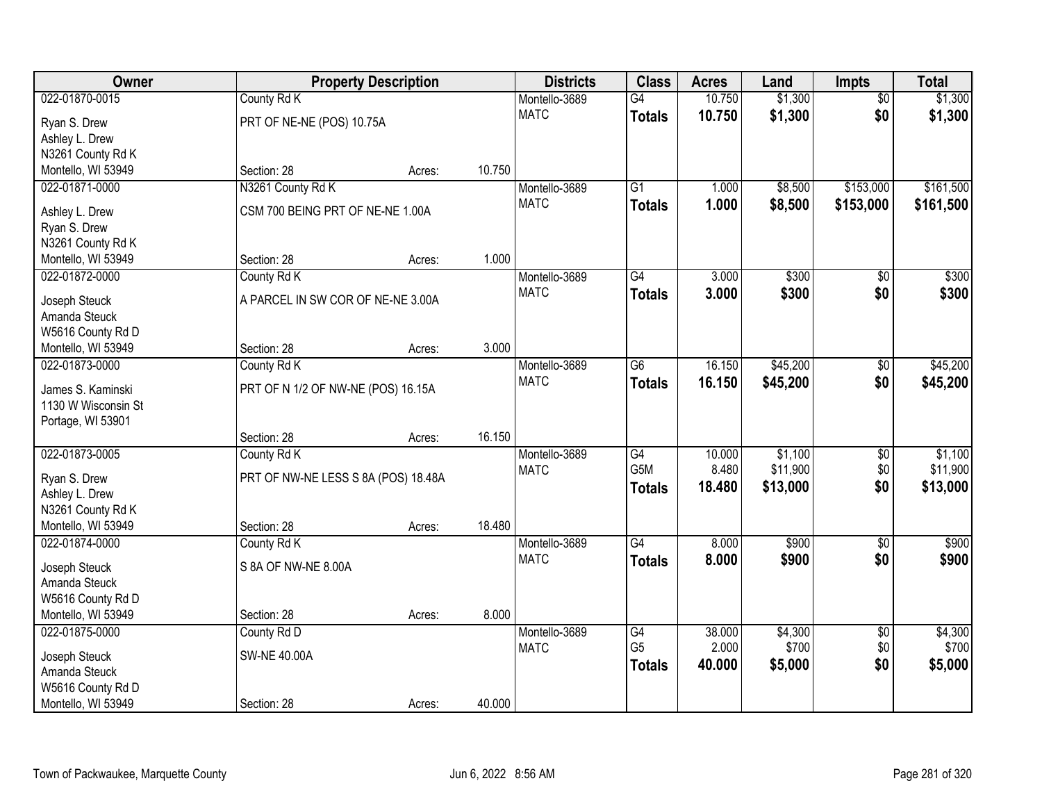| Owner | Property Description | | | Districts | Class | Acres | Land | Impts | Total |
|---|---|---|---|---|---|---|---|---|---|
| 022-01870-0015 | County Rd K | | | Montello-3689 | G4 | 10.750 | $1,300 | $0 | $1,300 |
| Ryan S. Drew | PRT OF NE-NE (POS) 10.75A | | | MATC | **Totals** | **10.750** | **$1,300** | **$0** | **$1,300** |
| Ashley L. Drew | | | | | | | | | |
| N3261 County Rd K | | | | | | | | | |
| Montello, WI 53949 | Section: 28 | Acres: | 10.750 | | | | | | |
| 022-01871-0000 | N3261 County Rd K | | | Montello-3689 | G1 | 1.000 | $8,500 | $153,000 | $161,500 |
| Ashley L. Drew | CSM 700 BEING PRT OF NE-NE 1.00A | | | MATC | **Totals** | **1.000** | **$8,500** | **$153,000** | **$161,500** |
| Ryan S. Drew | | | | | | | | | |
| N3261 County Rd K | | | | | | | | | |
| Montello, WI 53949 | Section: 28 | Acres: | 1.000 | | | | | | |
| 022-01872-0000 | County Rd K | | | Montello-3689 | G4 | 3.000 | $300 | $0 | $300 |
| Joseph Steuck | A PARCEL IN SW COR OF NE-NE 3.00A | | | MATC | **Totals** | **3.000** | **$300** | **$0** | **$300** |
| Amanda Steuck | | | | | | | | | |
| W5616 County Rd D | | | | | | | | | |
| Montello, WI 53949 | Section: 28 | Acres: | 3.000 | | | | | | |
| 022-01873-0000 | County Rd K | | | Montello-3689 | G6 | 16.150 | $45,200 | $0 | $45,200 |
| James S. Kaminski | PRT OF N 1/2 OF NW-NE (POS) 16.15A | | | MATC | **Totals** | **16.150** | **$45,200** | **$0** | **$45,200** |
| 1130 W Wisconsin St | | | | | | | | | |
| Portage, WI 53901 | | | | | | | | | |
| | Section: 28 | Acres: | 16.150 | | | | | | |
| 022-01873-0005 | County Rd K | | | Montello-3689 | G4 | 10.000 | $1,100 | $0 | $1,100 |
| Ryan S. Drew | PRT OF NW-NE LESS S 8A (POS) 18.48A | | | MATC | G5M | 8.480 | $11,900 | $0 | $11,900 |
| Ashley L. Drew | | | | | **Totals** | **18.480** | **$13,000** | **$0** | **$13,000** |
| N3261 County Rd K | | | | | | | | | |
| Montello, WI 53949 | Section: 28 | Acres: | 18.480 | | | | | | |
| 022-01874-0000 | County Rd K | | | Montello-3689 | G4 | 8.000 | $900 | $0 | $900 |
| Joseph Steuck | S 8A OF NW-NE 8.00A | | | MATC | **Totals** | **8.000** | **$900** | **$0** | **$900** |
| Amanda Steuck | | | | | | | | | |
| W5616 County Rd D | | | | | | | | | |
| Montello, WI 53949 | Section: 28 | Acres: | 8.000 | | | | | | |
| 022-01875-0000 | County Rd D | | | Montello-3689 | G4 | 38.000 | $4,300 | $0 | $4,300 |
| Joseph Steuck | SW-NE 40.00A | | | MATC | G5 | 2.000 | $700 | $0 | $700 |
| Amanda Steuck | | | | | **Totals** | **40.000** | **$5,000** | **$0** | **$5,000** |
| W5616 County Rd D | | | | | | | | | |
| Montello, WI 53949 | Section: 28 | Acres: | 40.000 | | | | | | |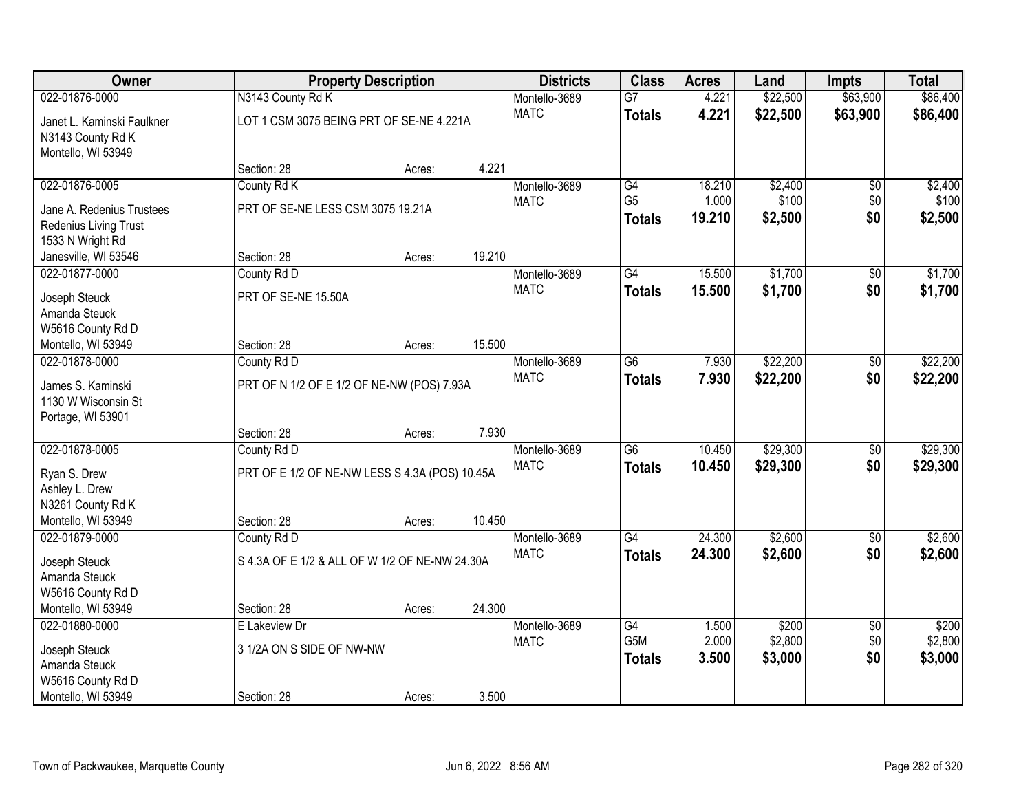| Owner | Property Description | | | Districts | Class | Acres | Land | Impts | Total |
|---|---|---|---|---|---|---|---|---|---|
| 022-01876-0000 | N3143 County Rd K | | | Montello-3689 | G7 | 4.221 | $22,500 | $63,900 | $86,400 |
| Janet L. Kaminski Faulkner<br>N3143 County Rd K<br>Montello, WI 53949 | LOT 1 CSM 3075 BEING PRT OF SE-NE 4.221A | | | MATC | **Totals** | **4.221** | **$22,500** | **$63,900** | **$86,400** |
| | Section: 28 | Acres: | 4.221 | | | | | | |
| 022-01876-0005 | County Rd K | | | Montello-3689 | G4 | 18.210 | $2,400 | $0 | $2,400 |
| Jane A. Redenius Trustees<br>Redenius Living Trust<br>1533 N Wright Rd<br>Janesville, WI 53546 | PRT OF SE-NE LESS CSM 3075 19.21A | | | MATC | G5 | 1.000 | $100 | $0 | $100 |
| | | | | | **Totals** | **19.210** | **$2,500** | **$0** | **$2,500** |
| | Section: 28 | Acres: | 19.210 | | | | | | |
| 022-01877-0000 | County Rd D | | | Montello-3689 | G4 | 15.500 | $1,700 | $0 | $1,700 |
| Joseph Steuck<br>Amanda Steuck<br>W5616 County Rd D<br>Montello, WI 53949 | PRT OF SE-NE 15.50A | | | MATC | **Totals** | **15.500** | **$1,700** | **$0** | **$1,700** |
| | Section: 28 | Acres: | 15.500 | | | | | | |
| 022-01878-0000 | County Rd D | | | Montello-3689 | G6 | 7.930 | $22,200 | $0 | $22,200 |
| James S. Kaminski<br>1130 W Wisconsin St<br>Portage, WI 53901 | PRT OF N 1/2 OF E 1/2 OF NE-NW (POS) 7.93A | | | MATC | **Totals** | **7.930** | **$22,200** | **$0** | **$22,200** |
| | Section: 28 | Acres: | 7.930 | | | | | | |
| 022-01878-0005 | County Rd D | | | Montello-3689 | G6 | 10.450 | $29,300 | $0 | $29,300 |
| Ryan S. Drew<br>Ashley L. Drew<br>N3261 County Rd K<br>Montello, WI 53949 | PRT OF E 1/2 OF NE-NW LESS S 4.3A (POS) 10.45A | | | MATC | **Totals** | **10.450** | **$29,300** | **$0** | **$29,300** |
| | Section: 28 | Acres: | 10.450 | | | | | | |
| 022-01879-0000 | County Rd D | | | Montello-3689 | G4 | 24.300 | $2,600 | $0 | $2,600 |
| Joseph Steuck<br>Amanda Steuck<br>W5616 County Rd D<br>Montello, WI 53949 | S 4.3A OF E 1/2 & ALL OF W 1/2 OF NE-NW 24.30A | | | MATC | **Totals** | **24.300** | **$2,600** | **$0** | **$2,600** |
| | Section: 28 | Acres: | 24.300 | | | | | | |
| 022-01880-0000 | E Lakeview Dr | | | Montello-3689 | G4 | 1.500 | $200 | $0 | $200 |
| Joseph Steuck<br>Amanda Steuck<br>W5616 County Rd D<br>Montello, WI 53949 | 3 1/2A ON S SIDE OF NW-NW | | | MATC | G5M | 2.000 | $2,800 | $0 | $2,800 |
| | | | | | **Totals** | **3.500** | **$3,000** | **$0** | **$3,000** |
| | Section: 28 | Acres: | 3.500 | | | | | | |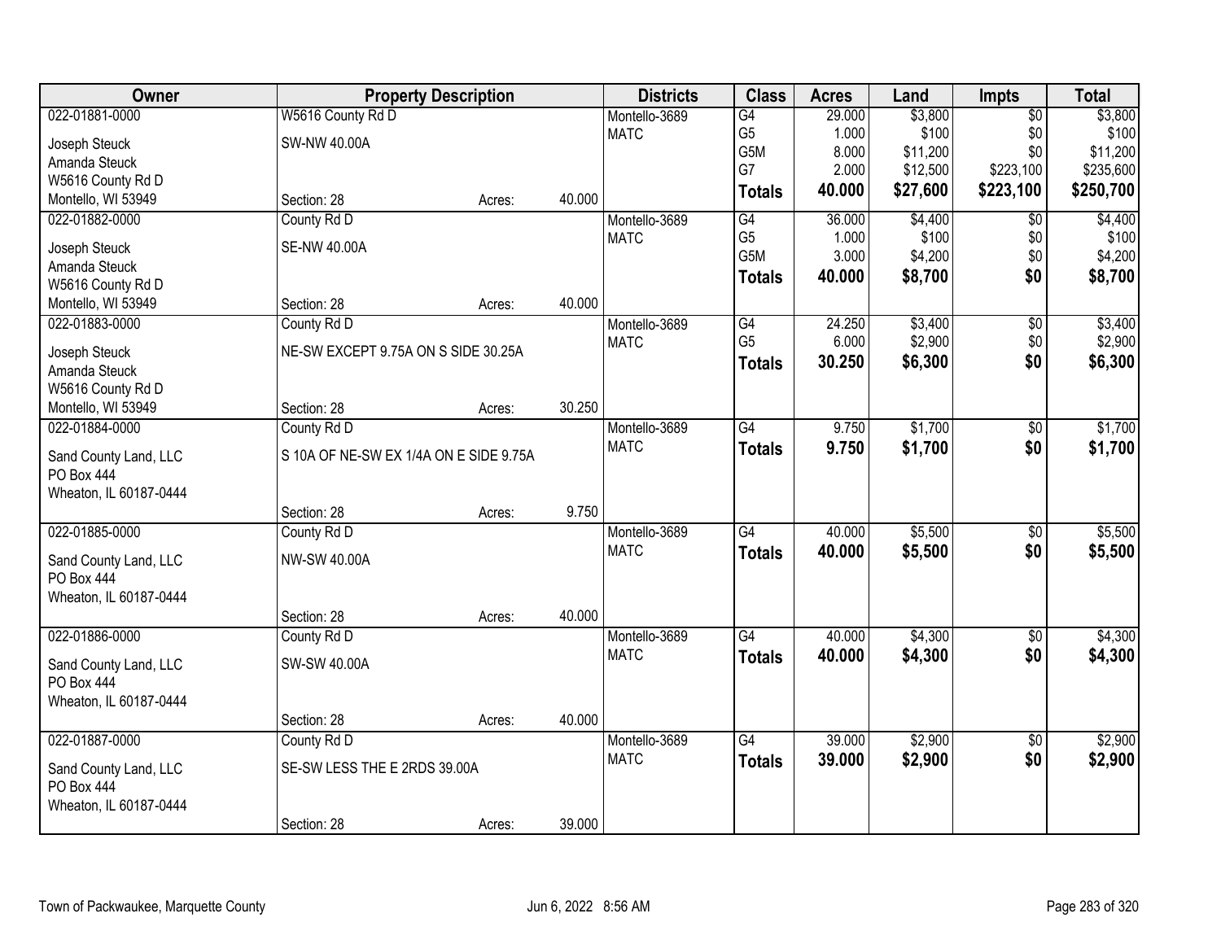| Owner | Property Description | | | Districts | Class | Acres | Land | Impts | Total |
|---|---|---|---|---|---|---|---|---|---|
| 022-01881-0000 | W5616 County Rd D | | | Montello-3689 | G4 | 29.000 | $3,800 | $0 | $3,800 |
| Joseph Steuck | SW-NW 40.00A | | | MATC | G5 | 1.000 | $100 | $0 | $100 |
| Amanda Steuck | | | | | G5M | 8.000 | $11,200 | $0 | $11,200 |
| W5616 County Rd D | | | | | G7 | 2.000 | $12,500 | $223,100 | $235,600 |
| Montello, WI 53949 | Section: 28 | Acres: | 40.000 | | **Totals** | **40.000** | **$27,600** | **$223,100** | **$250,700** |
| 022-01882-0000 | County Rd D | | | Montello-3689 | G4 | 36.000 | $4,400 | $0 | $4,400 |
| Joseph Steuck | SE-NW 40.00A | | | MATC | G5 | 1.000 | $100 | $0 | $100 |
| Amanda Steuck | | | | | G5M | 3.000 | $4,200 | $0 | $4,200 |
| W5616 County Rd D | | | | | **Totals** | **40.000** | **$8,700** | **$0** | **$8,700** |
| Montello, WI 53949 | Section: 28 | Acres: | 40.000 | | | | | | |
| 022-01883-0000 | County Rd D | | | Montello-3689 | G4 | 24.250 | $3,400 | $0 | $3,400 |
| Joseph Steuck | NE-SW EXCEPT 9.75A ON S SIDE 30.25A | | | MATC | G5 | 6.000 | $2,900 | $0 | $2,900 |
| Amanda Steuck | | | | | **Totals** | **30.250** | **$6,300** | **$0** | **$6,300** |
| W5616 County Rd D | | | | | | | | | |
| Montello, WI 53949 | Section: 28 | Acres: | 30.250 | | | | | | |
| 022-01884-0000 | County Rd D | | | Montello-3689 | G4 | 9.750 | $1,700 | $0 | $1,700 |
| Sand County Land, LLC | S 10A OF NE-SW EX 1/4A ON E SIDE 9.75A | | | MATC | **Totals** | **9.750** | **$1,700** | **$0** | **$1,700** |
| PO Box 444 | | | | | | | | | |
| Wheaton, IL 60187-0444 | | | | | | | | | |
| | Section: 28 | Acres: | 9.750 | | | | | | |
| 022-01885-0000 | County Rd D | | | Montello-3689 | G4 | 40.000 | $5,500 | $0 | $5,500 |
| Sand County Land, LLC | NW-SW 40.00A | | | MATC | **Totals** | **40.000** | **$5,500** | **$0** | **$5,500** |
| PO Box 444 | | | | | | | | | |
| Wheaton, IL 60187-0444 | | | | | | | | | |
| | Section: 28 | Acres: | 40.000 | | | | | | |
| 022-01886-0000 | County Rd D | | | Montello-3689 | G4 | 40.000 | $4,300 | $0 | $4,300 |
| Sand County Land, LLC | SW-SW 40.00A | | | MATC | **Totals** | **40.000** | **$4,300** | **$0** | **$4,300** |
| PO Box 444 | | | | | | | | | |
| Wheaton, IL 60187-0444 | | | | | | | | | |
| | Section: 28 | Acres: | 40.000 | | | | | | |
| 022-01887-0000 | County Rd D | | | Montello-3689 | G4 | 39.000 | $2,900 | $0 | $2,900 |
| Sand County Land, LLC | SE-SW LESS THE E 2RDS 39.00A | | | MATC | **Totals** | **39.000** | **$2,900** | **$0** | **$2,900** |
| PO Box 444 | | | | | | | | | |
| Wheaton, IL 60187-0444 | | | | | | | | | |
| | Section: 28 | Acres: | 39.000 | | | | | | |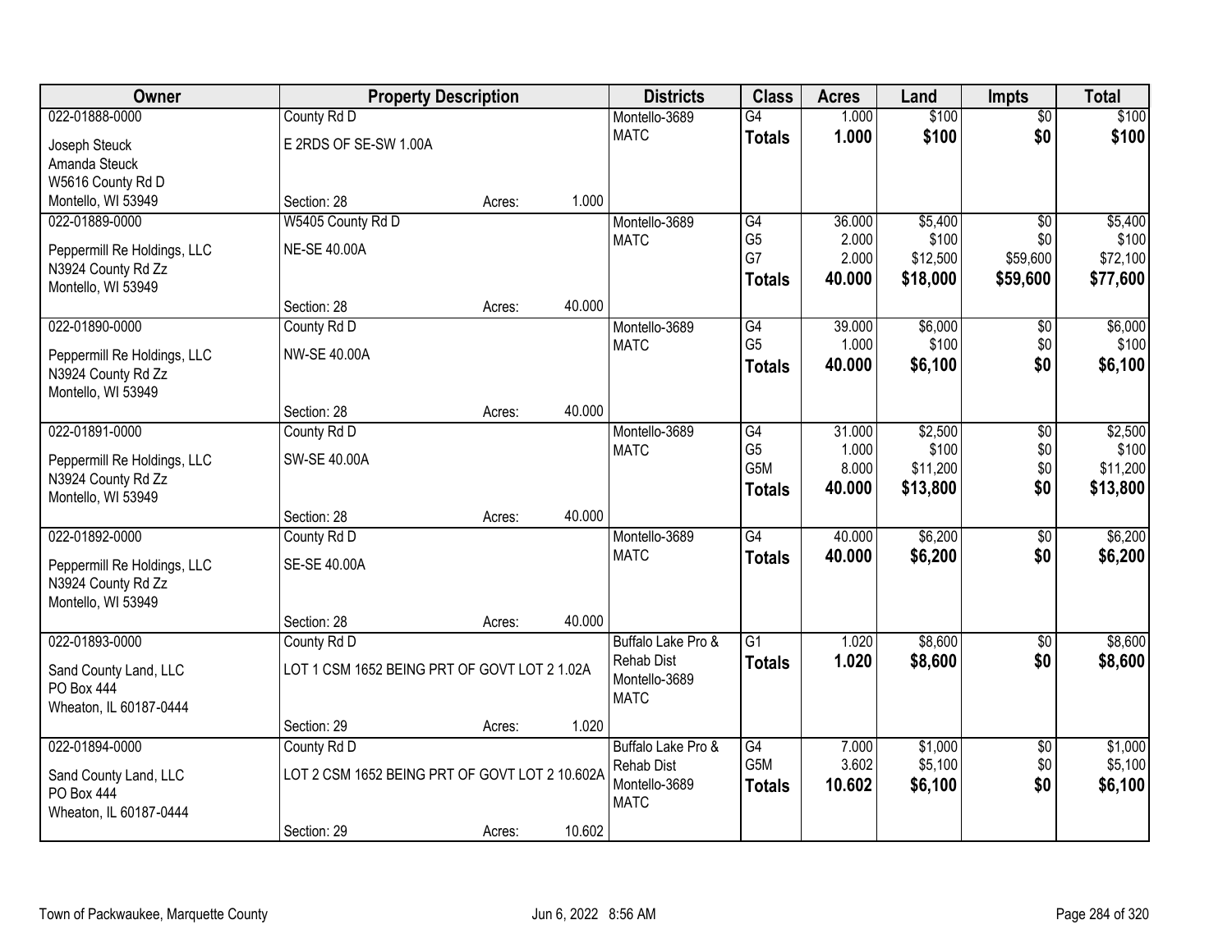| Owner | Property Description | | | Districts | Class | Acres | Land | Impts | Total |
|---|---|---|---|---|---|---|---|---|---|
| 022-01888-0000 | County Rd D | | | Montello-3689 | G4 | 1.000 | $100 | $0 | $100 |
| Joseph Steuck | E 2RDS OF SE-SW 1.00A | | | MATC | **Totals** | **1.000** | **$100** | **$0** | **$100** |
| Amanda Steuck | | | | | | | | | |
| W5616 County Rd D | | | | | | | | | |
| Montello, WI 53949 | Section: 28 | Acres: | 1.000 | | | | | | |
| 022-01889-0000 | W5405 County Rd D | | | Montello-3689 | G4 | 36.000 | $5,400 | $0 | $5,400 |
| Peppermill Re Holdings, LLC | NE-SE 40.00A | | | MATC | G5 | 2.000 | $100 | $0 | $100 |
| N3924 County Rd Zz | | | | | G7 | 2.000 | $12,500 | $59,600 | $72,100 |
| Montello, WI 53949 | | | | | **Totals** | **40.000** | **$18,000** | **$59,600** | **$77,600** |
| | Section: 28 | Acres: | 40.000 | | | | | | |
| 022-01890-0000 | County Rd D | | | Montello-3689 | G4 | 39.000 | $6,000 | $0 | $6,000 |
| Peppermill Re Holdings, LLC | NW-SE 40.00A | | | MATC | G5 | 1.000 | $100 | $0 | $100 |
| N3924 County Rd Zz | | | | | **Totals** | **40.000** | **$6,100** | **$0** | **$6,100** |
| Montello, WI 53949 | | | | | | | | | |
| | Section: 28 | Acres: | 40.000 | | | | | | |
| 022-01891-0000 | County Rd D | | | Montello-3689 | G4 | 31.000 | $2,500 | $0 | $2,500 |
| Peppermill Re Holdings, LLC | SW-SE 40.00A | | | MATC | G5 | 1.000 | $100 | $0 | $100 |
| N3924 County Rd Zz | | | | | G5M | 8.000 | $11,200 | $0 | $11,200 |
| Montello, WI 53949 | | | | | **Totals** | **40.000** | **$13,800** | **$0** | **$13,800** |
| | Section: 28 | Acres: | 40.000 | | | | | | |
| 022-01892-0000 | County Rd D | | | Montello-3689 | G4 | 40.000 | $6,200 | $0 | $6,200 |
| Peppermill Re Holdings, LLC | SE-SE 40.00A | | | MATC | **Totals** | **40.000** | **$6,200** | **$0** | **$6,200** |
| N3924 County Rd Zz | | | | | | | | | |
| Montello, WI 53949 | | | | | | | | | |
| | Section: 28 | Acres: | 40.000 | | | | | | |
| 022-01893-0000 | County Rd D | | | Buffalo Lake Pro & | G1 | 1.020 | $8,600 | $0 | $8,600 |
| Sand County Land, LLC | LOT 1 CSM 1652 BEING PRT OF GOVT LOT 2 1.02A | | | Rehab Dist | **Totals** | **1.020** | **$8,600** | **$0** | **$8,600** |
| PO Box 444 | | | | Montello-3689 | | | | | |
| Wheaton, IL 60187-0444 | | | | MATC | | | | | |
| | Section: 29 | Acres: | 1.020 | | | | | | |
| 022-01894-0000 | County Rd D | | | Buffalo Lake Pro & | G4 | 7.000 | $1,000 | $0 | $1,000 |
| Sand County Land, LLC | LOT 2 CSM 1652 BEING PRT OF GOVT LOT 2 10.602A | | | Rehab Dist | G5M | 3.602 | $5,100 | $0 | $5,100 |
| PO Box 444 | | | | Montello-3689 | **Totals** | **10.602** | **$6,100** | **$0** | **$6,100** |
| Wheaton, IL 60187-0444 | | | | MATC | | | | | |
| | Section: 29 | Acres: | 10.602 | | | | | | |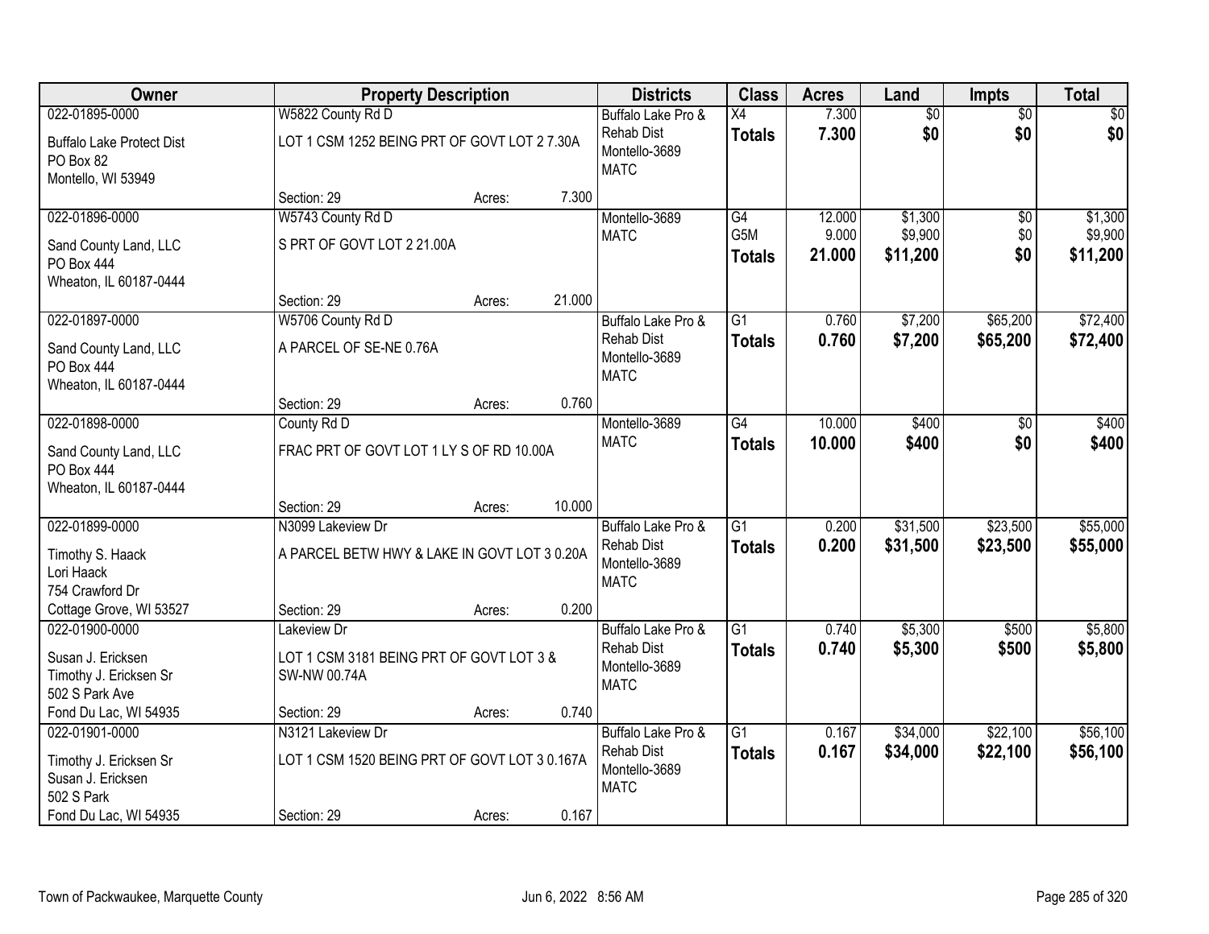| Owner | Property Description | | | Districts | Class | Acres | Land | Impts | Total |
|---|---|---|---|---|---|---|---|---|---|
| 022-01895-0000<br>Buffalo Lake Protect Dist<br>PO Box 82<br>Montello, WI 53949 | W5822 County Rd D<br>LOT 1 CSM 1252 BEING PRT OF GOVT LOT 2 7.30A<br>Section: 29 | Acres: | 7.300 | Buffalo Lake Pro & Rehab Dist<br>Montello-3689<br>MATC | X4<br>**Totals** | 7.300<br>**7.300** | $0<br>**$0** | $0<br>**$0** | $0<br>**$0** |
| 022-01896-0000<br>Sand County Land, LLC<br>PO Box 444<br>Wheaton, IL 60187-0444 | W5743 County Rd D<br>S PRT OF GOVT LOT 2 21.00A<br>Section: 29 | Acres: | 21.000 | Montello-3689<br>MATC | G4<br>G5M<br>**Totals** | 12.000<br>9.000<br>**21.000** | $1,300<br>$9,900<br>**$11,200** | $0<br>$0<br>**$0** | $1,300<br>$9,900<br>**$11,200** |
| 022-01897-0000<br>Sand County Land, LLC<br>PO Box 444<br>Wheaton, IL 60187-0444 | W5706 County Rd D<br>A PARCEL OF SE-NE 0.76A<br>Section: 29 | Acres: | 0.760 | Buffalo Lake Pro & Rehab Dist<br>Montello-3689<br>MATC | G1<br>**Totals** | 0.760<br>**0.760** | $7,200<br>**$7,200** | $65,200<br>**$65,200** | $72,400<br>**$72,400** |
| 022-01898-0000<br>Sand County Land, LLC<br>PO Box 444<br>Wheaton, IL 60187-0444 | County Rd D<br>FRAC PRT OF GOVT LOT 1 LY S OF RD 10.00A<br>Section: 29 | Acres: | 10.000 | Montello-3689<br>MATC | G4<br>**Totals** | 10.000<br>**10.000** | $400<br>**$400** | $0<br>**$0** | $400<br>**$400** |
| 022-01899-0000<br>Timothy S. Haack<br>Lori Haack<br>754 Crawford Dr<br>Cottage Grove, WI 53527 | N3099 Lakeview Dr<br>A PARCEL BETW HWY & LAKE IN GOVT LOT 3 0.20A<br>Section: 29 | Acres: | 0.200 | Buffalo Lake Pro & Rehab Dist<br>Montello-3689<br>MATC | G1<br>**Totals** | 0.200<br>**0.200** | $31,500<br>**$31,500** | $23,500<br>**$23,500** | $55,000<br>**$55,000** |
| 022-01900-0000<br>Susan J. Ericksen<br>Timothy J. Ericksen Sr<br>502 S Park Ave<br>Fond Du Lac, WI 54935 | Lakeview Dr<br>LOT 1 CSM 3181 BEING PRT OF GOVT LOT 3 & SW-NW 00.74A<br>Section: 29 | Acres: | 0.740 | Buffalo Lake Pro & Rehab Dist<br>Montello-3689<br>MATC | G1<br>**Totals** | 0.740<br>**0.740** | $5,300<br>**$5,300** | $500<br>**$500** | $5,800<br>**$5,800** |
| 022-01901-0000<br>Timothy J. Ericksen Sr<br>Susan J. Ericksen<br>502 S Park<br>Fond Du Lac, WI 54935 | N3121 Lakeview Dr<br>LOT 1 CSM 1520 BEING PRT OF GOVT LOT 3 0.167A<br>Section: 29 | Acres: | 0.167 | Buffalo Lake Pro & Rehab Dist<br>Montello-3689<br>MATC | G1<br>**Totals** | 0.167<br>**0.167** | $34,000<br>**$34,000** | $22,100<br>**$22,100** | $56,100<br>**$56,100** |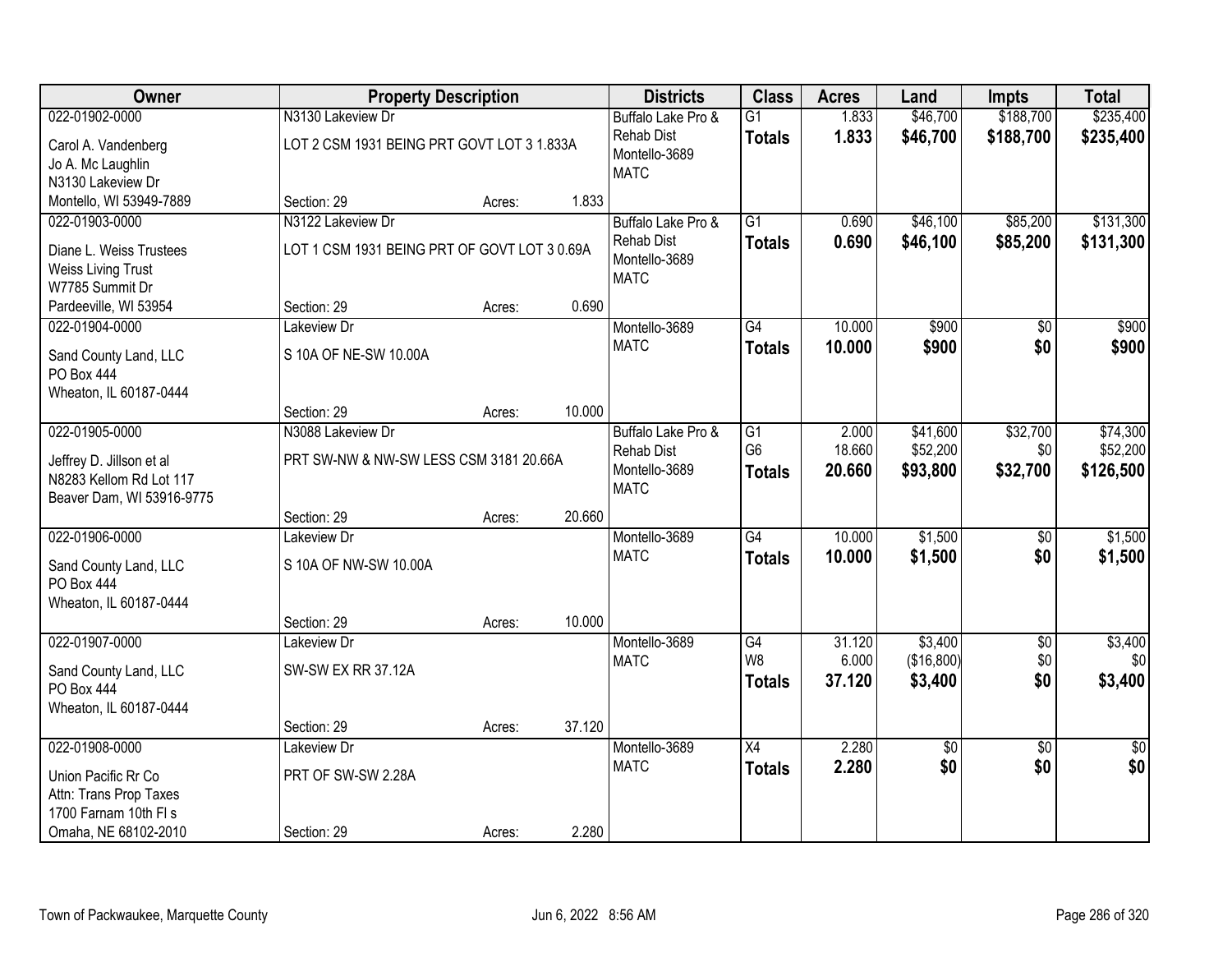| Owner | Property Description | | | Districts | Class | Acres | Land | Impts | Total |
|---|---|---|---|---|---|---|---|---|---|
| 022-01902-0000 | N3130 Lakeview Dr | | | Buffalo Lake Pro & Rehab Dist Montello-3689 MATC | G1 | 1.833 | $46,700 | $188,700 | $235,400 |
| Carol A. Vandenberg Jo A. Mc Laughlin N3130 Lakeview Dr Montello, WI 53949-7889 | LOT 2 CSM 1931 BEING PRT GOVT LOT 3 1.833A | | | | **Totals** | **1.833** | **$46,700** | **$188,700** | **$235,400** |
| | Section: 29 | Acres: | 1.833 | | | | | | |
| 022-01903-0000 | N3122 Lakeview Dr | | | Buffalo Lake Pro & Rehab Dist Montello-3689 MATC | G1 | 0.690 | $46,100 | $85,200 | $131,300 |
| Diane L. Weiss Trustees Weiss Living Trust W7785 Summit Dr Pardeeville, WI 53954 | LOT 1 CSM 1931 BEING PRT OF GOVT LOT 3 0.69A | | | | **Totals** | **0.690** | **$46,100** | **$85,200** | **$131,300** |
| | Section: 29 | Acres: | 0.690 | | | | | | |
| 022-01904-0000 | Lakeview Dr | | | Montello-3689 MATC | G4 | 10.000 | $900 | $0 | $900 |
| Sand County Land, LLC PO Box 444 Wheaton, IL 60187-0444 | S 10A OF NE-SW 10.00A | | | | **Totals** | **10.000** | **$900** | **$0** | **$900** |
| | Section: 29 | Acres: | 10.000 | | | | | | |
| 022-01905-0000 | N3088 Lakeview Dr | | | Buffalo Lake Pro & Rehab Dist Montello-3689 MATC | G1 | 2.000 | $41,600 | $32,700 | $74,300 |
| Jeffrey D. Jillson et al N8283 Kellom Rd Lot 117 Beaver Dam, WI 53916-9775 | PRT SW-NW & NW-SW LESS CSM 3181 20.66A | | | | G6 | 18.660 | $52,200 | $0 | $52,200 |
| | | | | | **Totals** | **20.660** | **$93,800** | **$32,700** | **$126,500** |
| | Section: 29 | Acres: | 20.660 | | | | | | |
| 022-01906-0000 | Lakeview Dr | | | Montello-3689 MATC | G4 | 10.000 | $1,500 | $0 | $1,500 |
| Sand County Land, LLC PO Box 444 Wheaton, IL 60187-0444 | S 10A OF NW-SW 10.00A | | | | **Totals** | **10.000** | **$1,500** | **$0** | **$1,500** |
| | Section: 29 | Acres: | 10.000 | | | | | | |
| 022-01907-0000 | Lakeview Dr | | | Montello-3689 MATC | G4 | 31.120 | $3,400 | $0 | $3,400 |
| Sand County Land, LLC PO Box 444 Wheaton, IL 60187-0444 | SW-SW EX RR 37.12A | | | | W8 | 6.000 | ($16,800) | $0 | $0 |
| | | | | | **Totals** | **37.120** | **$3,400** | **$0** | **$3,400** |
| | Section: 29 | Acres: | 37.120 | | | | | | |
| 022-01908-0000 | Lakeview Dr | | | Montello-3689 MATC | X4 | 2.280 | $0 | $0 | $0 |
| Union Pacific Rr Co Attn: Trans Prop Taxes 1700 Farnam 10th Fl s Omaha, NE 68102-2010 | PRT OF SW-SW 2.28A | | | | **Totals** | **2.280** | **$0** | **$0** | **$0** |
| | Section: 29 | Acres: | 2.280 | | | | | | |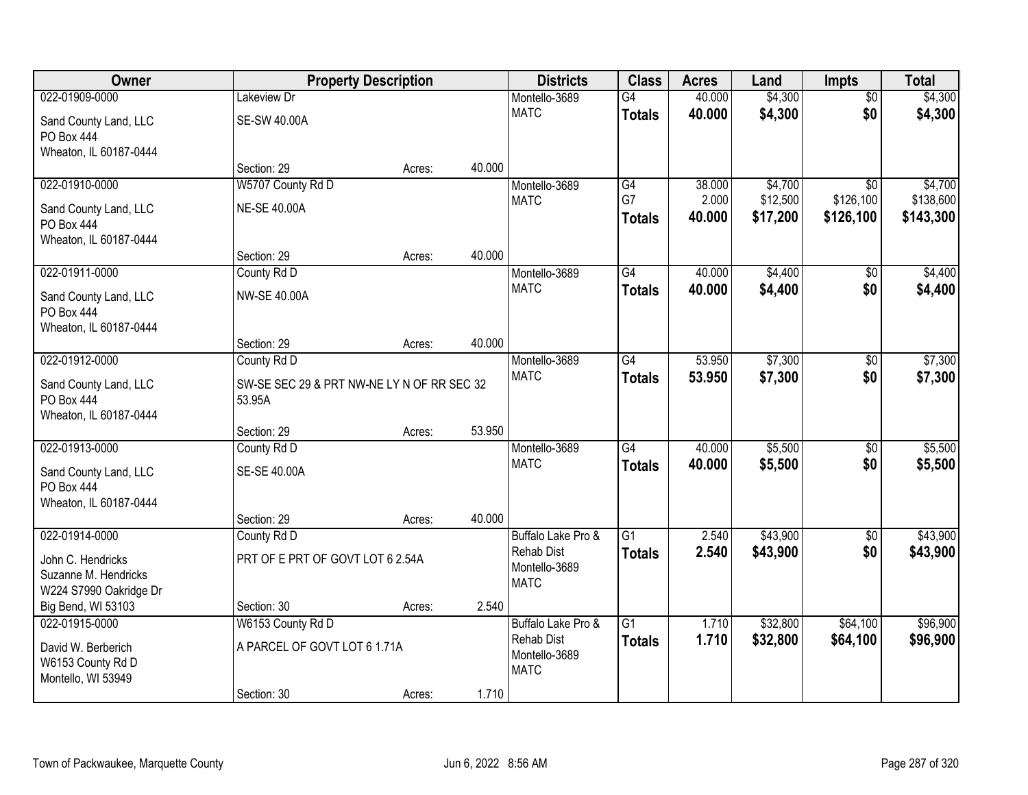| Owner | Property Description | | | Districts | Class | Acres | Land | Impts | Total |
|---|---|---|---|---|---|---|---|---|---|
| 022-01909-0000<br>Sand County Land, LLC<br>PO Box 444<br>Wheaton, IL 60187-0444 | Lakeview Dr<br>SE-SW 40.00A<br>Section: 29 | Acres: | 40.000 | Montello-3689<br>MATC | G4<br>**Totals** | 40.000<br>**40.000** | $4,300<br>**$4,300** | $0<br>**$0** | $4,300<br>**$4,300** |
| 022-01910-0000<br>Sand County Land, LLC<br>PO Box 444<br>Wheaton, IL 60187-0444 | W5707 County Rd D<br>NE-SE 40.00A<br>Section: 29 | Acres: | 40.000 | Montello-3689<br>MATC | G4<br>G7<br>**Totals** | 38.000<br>2.000<br>**40.000** | $4,700<br>$12,500<br>**$17,200** | $0<br>$126,100<br>**$126,100** | $4,700<br>$138,600<br>**$143,300** |
| 022-01911-0000<br>Sand County Land, LLC<br>PO Box 444<br>Wheaton, IL 60187-0444 | County Rd D<br>NW-SE 40.00A<br>Section: 29 | Acres: | 40.000 | Montello-3689<br>MATC | G4<br>**Totals** | 40.000<br>**40.000** | $4,400<br>**$4,400** | $0<br>**$0** | $4,400<br>**$4,400** |
| 022-01912-0000<br>Sand County Land, LLC<br>PO Box 444<br>Wheaton, IL 60187-0444 | County Rd D<br>SW-SE SEC 29 & PRT NW-NE LY N OF RR SEC 32 53.95A<br>Section: 29 | Acres: | 53.950 | Montello-3689<br>MATC | G4<br>**Totals** | 53.950<br>**53.950** | $7,300<br>**$7,300** | $0<br>**$0** | $7,300<br>**$7,300** |
| 022-01913-0000<br>Sand County Land, LLC<br>PO Box 444<br>Wheaton, IL 60187-0444 | County Rd D<br>SE-SE 40.00A<br>Section: 29 | Acres: | 40.000 | Montello-3689<br>MATC | G4<br>**Totals** | 40.000<br>**40.000** | $5,500<br>**$5,500** | $0<br>**$0** | $5,500<br>**$5,500** |
| 022-01914-0000<br>John C. Hendricks<br>Suzanne M. Hendricks<br>W224 S7990 Oakridge Dr<br>Big Bend, WI 53103 | County Rd D<br>PRT OF E PRT OF GOVT LOT 6 2.54A<br>Section: 30 | Acres: | 2.540 | Buffalo Lake Pro & Rehab Dist<br>Montello-3689<br>MATC | G1<br>**Totals** | 2.540<br>**2.540** | $43,900<br>**$43,900** | $0<br>**$0** | $43,900<br>**$43,900** |
| 022-01915-0000<br>David W. Berberich<br>W6153 County Rd D<br>Montello, WI 53949 | W6153 County Rd D<br>A PARCEL OF GOVT LOT 6 1.71A<br>Section: 30 | Acres: | 1.710 | Buffalo Lake Pro & Rehab Dist<br>Montello-3689<br>MATC | G1<br>**Totals** | 1.710<br>**1.710** | $32,800<br>**$32,800** | $64,100<br>**$64,100** | $96,900<br>**$96,900** |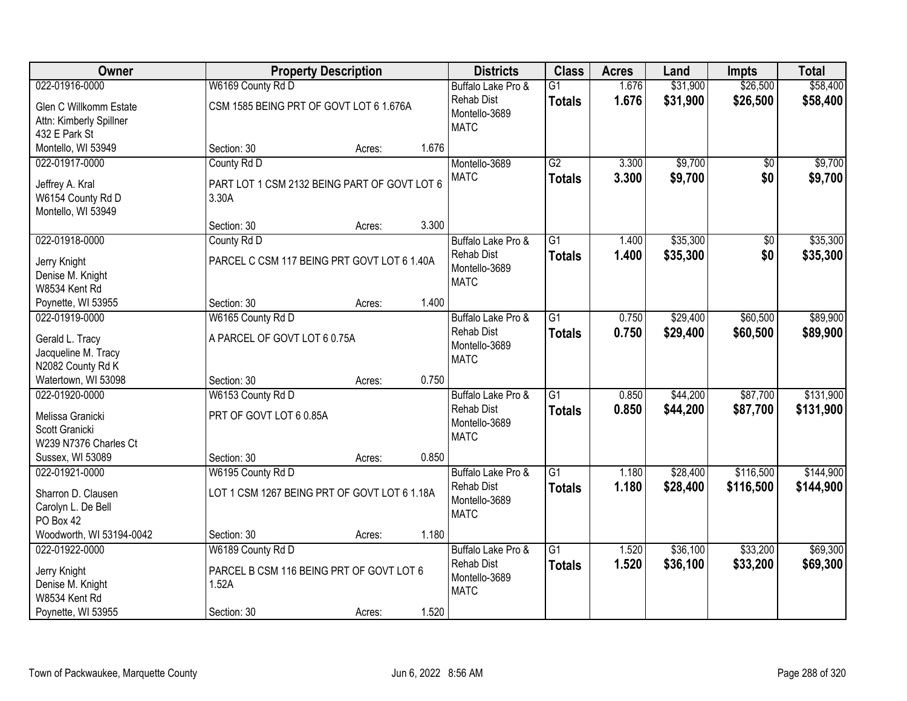| Owner | Property Description | Districts | Class | Acres | Land | Impts | Total |
|---|---|---|---|---|---|---|---|
| 022-01916-0000<br>Glen C Willkomm Estate<br>Attn: Kimberly Spillner<br>432 E Park St<br>Montello, WI 53949 | W6169 County Rd D<br>CSM 1585 BEING PRT OF GOVT LOT 6 1.676A<br>Section: 30 Acres: 1.676 | Buffalo Lake Pro & Rehab Dist<br>Montello-3689<br>MATC | G1<br>**Totals** | 1.676<br>**1.676** | $31,900<br>**$31,900** | $26,500<br>**$26,500** | $58,400<br>**$58,400** |
| 022-01917-0000<br>Jeffrey A. Kral<br>W6154 County Rd D<br>Montello, WI 53949 | County Rd D<br>PART LOT 1 CSM 2132 BEING PART OF GOVT LOT 6 3.30A<br>Section: 30 Acres: 3.300 | Montello-3689<br>MATC | G2<br>**Totals** | 3.300<br>**3.300** | $9,700<br>**$9,700** | $0<br>**$0** | $9,700<br>**$9,700** |
| 022-01918-0000<br>Jerry Knight<br>Denise M. Knight<br>W8534 Kent Rd<br>Poynette, WI 53955 | County Rd D<br>PARCEL C CSM 117 BEING PRT GOVT LOT 6 1.40A<br>Section: 30 Acres: 1.400 | Buffalo Lake Pro & Rehab Dist<br>Montello-3689<br>MATC | G1<br>**Totals** | 1.400<br>**1.400** | $35,300<br>**$35,300** | $0<br>**$0** | $35,300<br>**$35,300** |
| 022-01919-0000<br>Gerald L. Tracy<br>Jacqueline M. Tracy<br>N2082 County Rd K<br>Watertown, WI 53098 | W6165 County Rd D<br>A PARCEL OF GOVT LOT 6 0.75A<br>Section: 30 Acres: 0.750 | Buffalo Lake Pro & Rehab Dist<br>Montello-3689<br>MATC | G1<br>**Totals** | 0.750<br>**0.750** | $29,400<br>**$29,400** | $60,500<br>**$60,500** | $89,900<br>**$89,900** |
| 022-01920-0000<br>Melissa Granicki<br>Scott Granicki<br>W239 N7376 Charles Ct<br>Sussex, WI 53089 | W6153 County Rd D<br>PRT OF GOVT LOT 6 0.85A<br>Section: 30 Acres: 0.850 | Buffalo Lake Pro & Rehab Dist<br>Montello-3689<br>MATC | G1<br>**Totals** | 0.850<br>**0.850** | $44,200<br>**$44,200** | $87,700<br>**$87,700** | $131,900<br>**$131,900** |
| 022-01921-0000<br>Sharron D. Clausen<br>Carolyn L. De Bell<br>PO Box 42<br>Woodworth, WI 53194-0042 | W6195 County Rd D<br>LOT 1 CSM 1267 BEING PRT OF GOVT LOT 6 1.18A<br>Section: 30 Acres: 1.180 | Buffalo Lake Pro & Rehab Dist<br>Montello-3689<br>MATC | G1<br>**Totals** | 1.180<br>**1.180** | $28,400<br>**$28,400** | $116,500<br>**$116,500** | $144,900<br>**$144,900** |
| 022-01922-0000<br>Jerry Knight<br>Denise M. Knight<br>W8534 Kent Rd<br>Poynette, WI 53955 | W6189 County Rd D<br>PARCEL B CSM 116 BEING PRT OF GOVT LOT 6 1.52A<br>Section: 30 Acres: 1.520 | Buffalo Lake Pro & Rehab Dist<br>Montello-3689<br>MATC | G1<br>**Totals** | 1.520<br>**1.520** | $36,100<br>**$36,100** | $33,200<br>**$33,200** | $69,300<br>**$69,300** |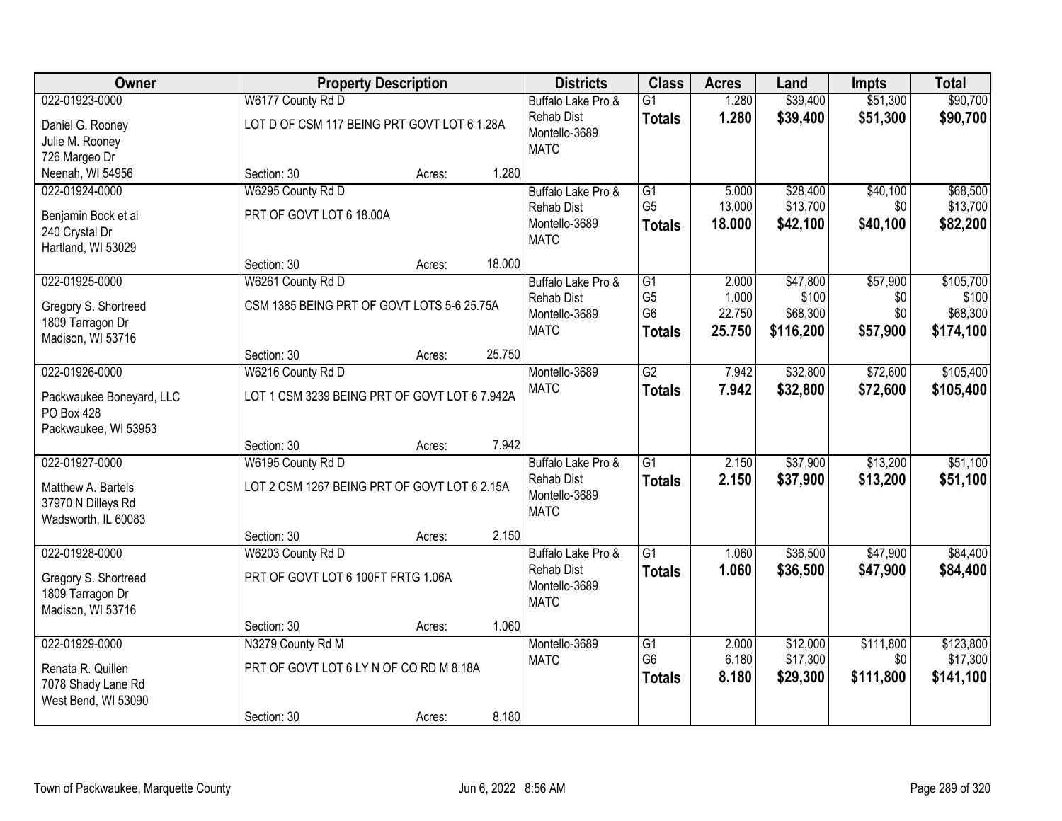| Owner | Property Description | Districts | Class | Acres | Land | Impts | Total |
|---|---|---|---|---|---|---|---|
| 022-01923-0000<br>Daniel G. Rooney<br>Julie M. Rooney<br>726 Margeo Dr<br>Neenah, WI 54956 | W6177 County Rd D<br>LOT D OF CSM 117 BEING PRT GOVT LOT 6 1.28A<br>Section: 30 Acres: 1.280 | Buffalo Lake Pro & Rehab Dist<br>Montello-3689<br>MATC | G1<br>**Totals** | 1.280<br>**1.280** | $39,400<br>**$39,400** | $51,300<br>**$51,300** | $90,700<br>**$90,700** |
| 022-01924-0000<br>Benjamin Bock et al<br>240 Crystal Dr<br>Hartland, WI 53029 | W6295 County Rd D<br>PRT OF GOVT LOT 6 18.00A<br>Section: 30 Acres: 18.000 | Buffalo Lake Pro & Rehab Dist<br>Montello-3689<br>MATC | G1<br>G5<br>**Totals** | 5.000<br>13.000<br>**18.000** | $28,400<br>$13,700<br>**$42,100** | $40,100<br>$0<br>**$40,100** | $68,500<br>$13,700<br>**$82,200** |
| 022-01925-0000<br>Gregory S. Shortreed<br>1809 Tarragon Dr<br>Madison, WI 53716 | W6261 County Rd D<br>CSM 1385 BEING PRT OF GOVT LOTS 5-6 25.75A<br>Section: 30 Acres: 25.750 | Buffalo Lake Pro & Rehab Dist<br>Montello-3689<br>MATC | G1<br>G5<br>G6<br>**Totals** | 2.000<br>1.000<br>22.750<br>**25.750** | $47,800<br>$100<br>$68,300<br>**$116,200** | $57,900<br>$0<br>$0<br>**$57,900** | $105,700<br>$100<br>$68,300<br>**$174,100** |
| 022-01926-0000<br>Packwaukee Boneyard, LLC<br>PO Box 428<br>Packwaukee, WI 53953 | W6216 County Rd D<br>LOT 1 CSM 3239 BEING PRT OF GOVT LOT 6 7.942A<br>Section: 30 Acres: 7.942 | Montello-3689<br>MATC | G2<br>**Totals** | 7.942<br>**7.942** | $32,800<br>**$32,800** | $72,600<br>**$72,600** | $105,400<br>**$105,400** |
| 022-01927-0000<br>Matthew A. Bartels<br>37970 N Dilleys Rd<br>Wadsworth, IL 60083 | W6195 County Rd D<br>LOT 2 CSM 1267 BEING PRT OF GOVT LOT 6 2.15A<br>Section: 30 Acres: 2.150 | Buffalo Lake Pro & Rehab Dist<br>Montello-3689<br>MATC | G1<br>**Totals** | 2.150<br>**2.150** | $37,900<br>**$37,900** | $13,200<br>**$13,200** | $51,100<br>**$51,100** |
| 022-01928-0000<br>Gregory S. Shortreed<br>1809 Tarragon Dr<br>Madison, WI 53716 | W6203 County Rd D<br>PRT OF GOVT LOT 6 100FT FRTG 1.06A<br>Section: 30 Acres: 1.060 | Buffalo Lake Pro & Rehab Dist<br>Montello-3689<br>MATC | G1<br>**Totals** | 1.060<br>**1.060** | $36,500<br>**$36,500** | $47,900<br>**$47,900** | $84,400<br>**$84,400** |
| 022-01929-0000<br>Renata R. Quillen<br>7078 Shady Lane Rd<br>West Bend, WI 53090 | N3279 County Rd M<br>PRT OF GOVT LOT 6 LY N OF CO RD M 8.18A<br>Section: 30 Acres: 8.180 | Montello-3689<br>MATC | G1<br>G6<br>**Totals** | 2.000<br>6.180<br>**8.180** | $12,000<br>$17,300<br>**$29,300** | $111,800<br>$0<br>**$111,800** | $123,800<br>$17,300<br>**$141,100** |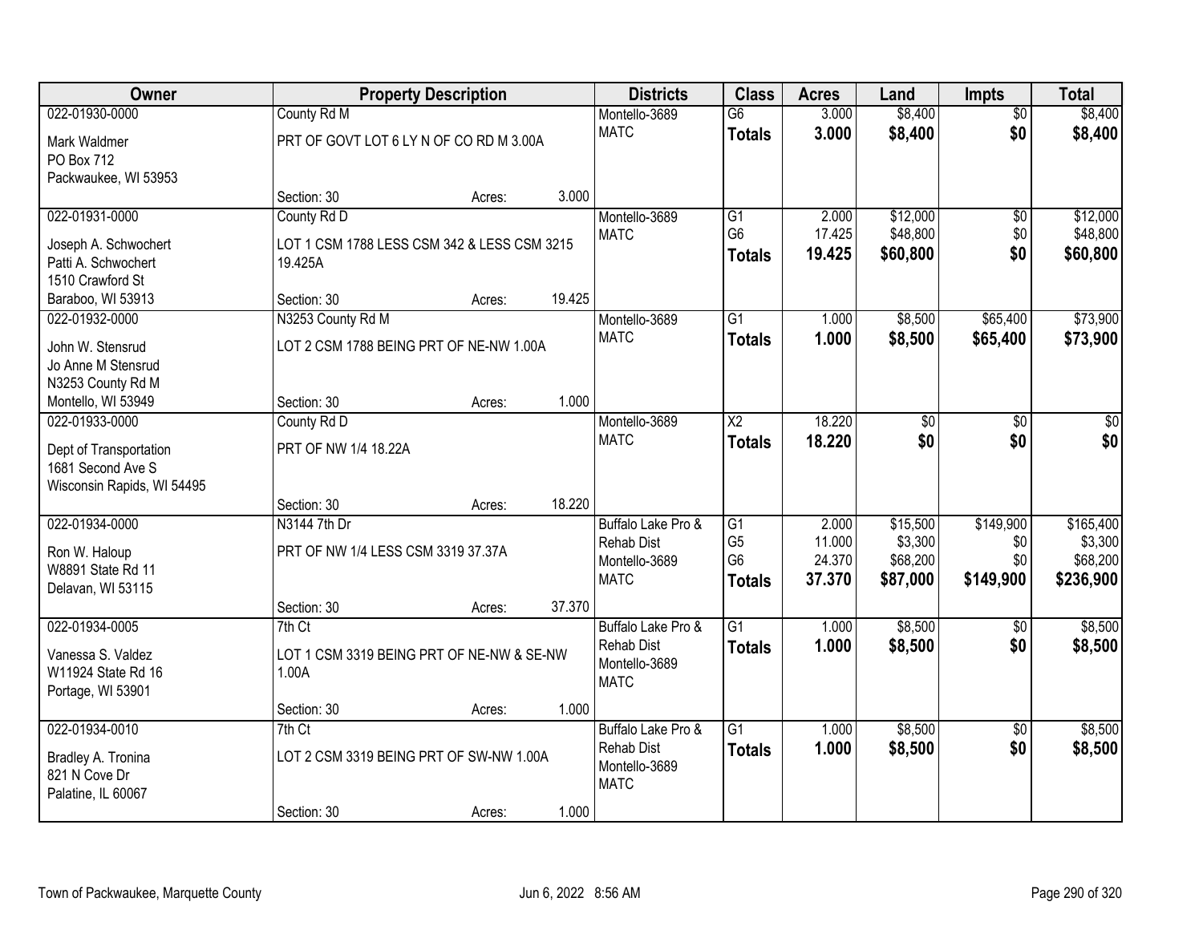| Owner | Property Description | | | Districts | Class | Acres | Land | Impts | Total |
|---|---|---|---|---|---|---|---|---|---|
| 022-01930-0000 | County Rd M | | | Montello-3689 | G6 | 3.000 | $8,400 | $0 | $8,400 |
| Mark Waldmer<br>PO Box 712<br>Packwaukee, WI 53953 | PRT OF GOVT LOT 6 LY N OF CO RD M 3.00A | | | MATC | **Totals** | **3.000** | **$8,400** | **$0** | **$8,400** |
| | Section: 30 | Acres: | 3.000 | | | | | | |
| 022-01931-0000 | County Rd D | | | Montello-3689 | G1 | 2.000 | $12,000 | $0 | $12,000 |
| Joseph A. Schwochert<br>Patti A. Schwochert<br>1510 Crawford St<br>Baraboo, WI 53913 | LOT 1 CSM 1788 LESS CSM 342 & LESS CSM 3215 19.425A | | | MATC | G6 | 17.425 | $48,800 | $0 | $48,800 |
| | | | | | **Totals** | **19.425** | **$60,800** | **$0** | **$60,800** |
| | Section: 30 | Acres: | 19.425 | | | | | | |
| 022-01932-0000 | N3253 County Rd M | | | Montello-3689 | G1 | 1.000 | $8,500 | $65,400 | $73,900 |
| John W. Stensrud<br>Jo Anne M Stensrud<br>N3253 County Rd M<br>Montello, WI 53949 | LOT 2 CSM 1788 BEING PRT OF NE-NW 1.00A | | | MATC | **Totals** | **1.000** | **$8,500** | **$65,400** | **$73,900** |
| | Section: 30 | Acres: | 1.000 | | | | | | |
| 022-01933-0000 | County Rd D | | | Montello-3689 | X2 | 18.220 | $0 | $0 | $0 |
| Dept of Transportation<br>1681 Second Ave S<br>Wisconsin Rapids, WI 54495 | PRT OF NW 1/4 18.22A | | | MATC | **Totals** | **18.220** | **$0** | **$0** | **$0** |
| | Section: 30 | Acres: | 18.220 | | | | | | |
| 022-01934-0000 | N3144 7th Dr | | | Buffalo Lake Pro & Rehab Dist | G1 | 2.000 | $15,500 | $149,900 | $165,400 |
| Ron W. Haloup<br>W8891 State Rd 11<br>Delavan, WI 53115 | PRT OF NW 1/4 LESS CSM 3319 37.37A | | | Montello-3689 | G5 | 11.000 | $3,300 | $0 | $3,300 |
| | | | | MATC | G6 | 24.370 | $68,200 | $0 | $68,200 |
| | | | | | **Totals** | **37.370** | **$87,000** | **$149,900** | **$236,900** |
| | Section: 30 | Acres: | 37.370 | | | | | | |
| 022-01934-0005 | 7th Ct | | | Buffalo Lake Pro & Rehab Dist | G1 | 1.000 | $8,500 | $0 | $8,500 |
| Vanessa S. Valdez<br>W11924 State Rd 16<br>Portage, WI 53901 | LOT 1 CSM 3319 BEING PRT OF NE-NW & SE-NW 1.00A | | | Montello-3689<br>MATC | **Totals** | **1.000** | **$8,500** | **$0** | **$8,500** |
| | Section: 30 | Acres: | 1.000 | | | | | | |
| 022-01934-0010 | 7th Ct | | | Buffalo Lake Pro & Rehab Dist | G1 | 1.000 | $8,500 | $0 | $8,500 |
| Bradley A. Tronina<br>821 N Cove Dr<br>Palatine, IL 60067 | LOT 2 CSM 3319 BEING PRT OF SW-NW 1.00A | | | Montello-3689<br>MATC | **Totals** | **1.000** | **$8,500** | **$0** | **$8,500** |
| | Section: 30 | Acres: | 1.000 | | | | | | |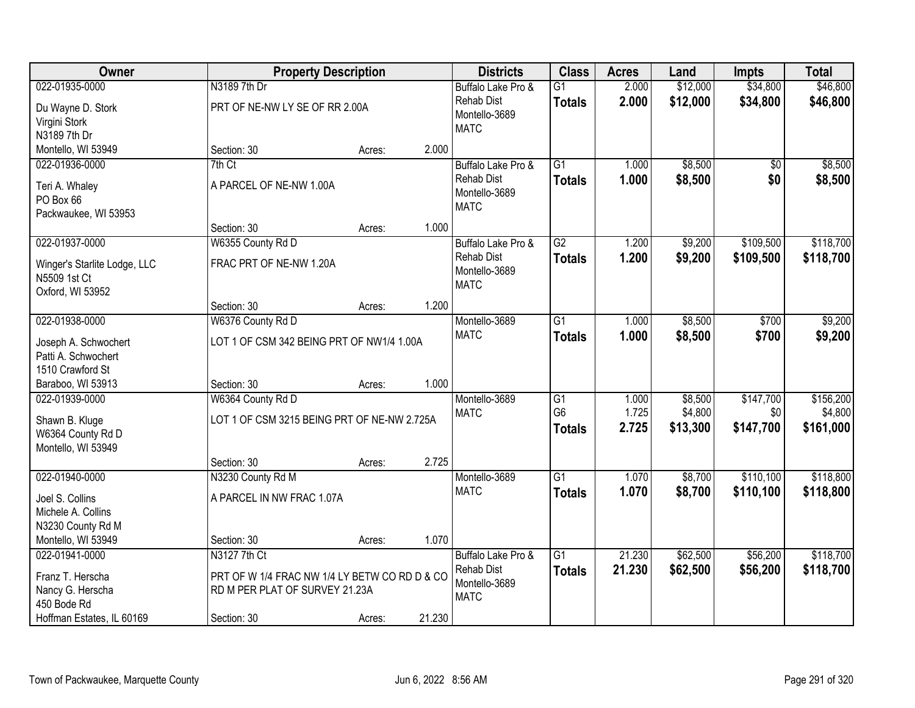| Owner | Property Description | | | Districts | Class | Acres | Land | Impts | Total |
|---|---|---|---|---|---|---|---|---|---|
| 022-01935-0000 | N3189 7th Dr | | | Buffalo Lake Pro & Rehab Dist | G1 | 2.000 | $12,000 | $34,800 | $46,800 |
| Du Wayne D. Stork<br>Virgini Stork<br>N3189 7th Dr<br>Montello, WI 53949 | PRT OF NE-NW LY SE OF RR 2.00A | | | Montello-3689<br>MATC | **Totals** | **2.000** | **$12,000** | **$34,800** | **$46,800** |
| | Section: 30 | Acres: | 2.000 | | | | | | |
| 022-01936-0000 | 7th Ct | | | Buffalo Lake Pro & Rehab Dist | G1 | 1.000 | $8,500 | $0 | $8,500 |
| Teri A. Whaley<br>PO Box 66<br>Packwaukee, WI 53953 | A PARCEL OF NE-NW 1.00A | | | Montello-3689<br>MATC | **Totals** | **1.000** | **$8,500** | **$0** | **$8,500** |
| | Section: 30 | Acres: | 1.000 | | | | | | |
| 022-01937-0000 | W6355 County Rd D | | | Buffalo Lake Pro & Rehab Dist | G2 | 1.200 | $9,200 | $109,500 | $118,700 |
| Winger's Starlite Lodge, LLC<br>N5509 1st Ct<br>Oxford, WI 53952 | FRAC PRT OF NE-NW 1.20A | | | Montello-3689<br>MATC | **Totals** | **1.200** | **$9,200** | **$109,500** | **$118,700** |
| | Section: 30 | Acres: | 1.200 | | | | | | |
| 022-01938-0000 | W6376 County Rd D | | | Montello-3689 | G1 | 1.000 | $8,500 | $700 | $9,200 |
| Joseph A. Schwochert<br>Patti A. Schwochert<br>1510 Crawford St<br>Baraboo, WI 53913 | LOT 1 OF CSM 342 BEING PRT OF NW1/4 1.00A | | | MATC | **Totals** | **1.000** | **$8,500** | **$700** | **$9,200** |
| | Section: 30 | Acres: | 1.000 | | | | | | |
| 022-01939-0000 | W6364 County Rd D | | | Montello-3689 | G1 | 1.000 | $8,500 | $147,700 | $156,200 |
| Shawn B. Kluge<br>W6364 County Rd D<br>Montello, WI 53949 | LOT 1 OF CSM 3215 BEING PRT OF NE-NW 2.725A | | | MATC | G6 | 1.725 | $4,800 | $0 | $4,800 |
| | | | | | **Totals** | **2.725** | **$13,300** | **$147,700** | **$161,000** |
| | Section: 30 | Acres: | 2.725 | | | | | | |
| 022-01940-0000 | N3230 County Rd M | | | Montello-3689 | G1 | 1.070 | $8,700 | $110,100 | $118,800 |
| Joel S. Collins<br>Michele A. Collins<br>N3230 County Rd M<br>Montello, WI 53949 | A PARCEL IN NW FRAC 1.07A | | | MATC | **Totals** | **1.070** | **$8,700** | **$110,100** | **$118,800** |
| | Section: 30 | Acres: | 1.070 | | | | | | |
| 022-01941-0000 | N3127 7th Ct | | | Buffalo Lake Pro & Rehab Dist | G1 | 21.230 | $62,500 | $56,200 | $118,700 |
| Franz T. Herscha<br>Nancy G. Herscha<br>450 Bode Rd<br>Hoffman Estates, IL 60169 | PRT OF W 1/4 FRAC NW 1/4 LY BETW CO RD D & CO RD M PER PLAT OF SURVEY 21.23A | | | Montello-3689<br>MATC | **Totals** | **21.230** | **$62,500** | **$56,200** | **$118,700** |
| | Section: 30 | Acres: | 21.230 | | | | | | |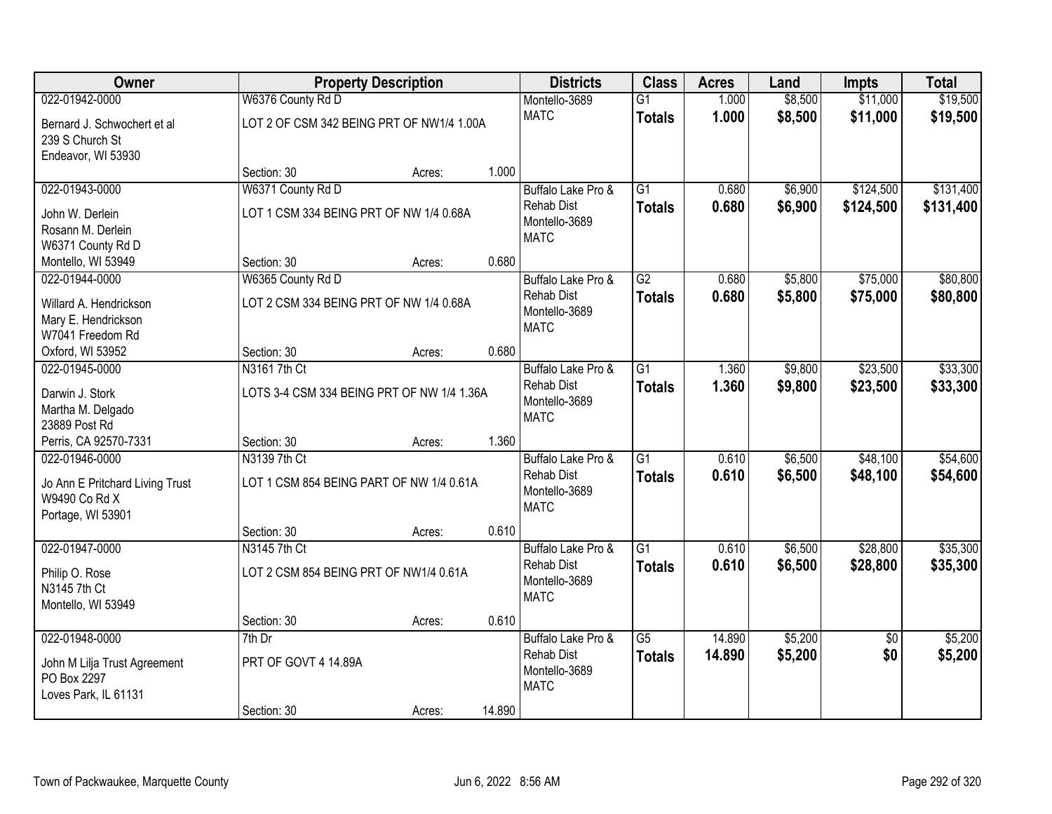| Owner | Property Description | | | Districts | Class | Acres | Land | Impts | Total |
|---|---|---|---|---|---|---|---|---|---|
| 022-01942-0000<br>Bernard J. Schwochert et al<br>239 S Church St<br>Endeavor, WI 53930 | W6376 County Rd D<br>LOT 2 OF CSM 342 BEING PRT OF NW1/4 1.00A<br>Section: 30 | Acres: | 1.000 | Montello-3689<br>MATC | G1<br>**Totals** | 1.000<br>**1.000** | $8,500<br>**$8,500** | $11,000<br>**$11,000** | $19,500<br>**$19,500** |
| 022-01943-0000<br>John W. Derlein<br>Rosann M. Derlein<br>W6371 County Rd D<br>Montello, WI 53949 | W6371 County Rd D<br>LOT 1 CSM 334 BEING PRT OF NW 1/4 0.68A<br>Section: 30 | Acres: | 0.680 | Buffalo Lake Pro & Rehab Dist<br>Montello-3689<br>MATC | G1<br>**Totals** | 0.680<br>**0.680** | $6,900<br>**$6,900** | $124,500<br>**$124,500** | $131,400<br>**$131,400** |
| 022-01944-0000<br>Willard A. Hendrickson<br>Mary E. Hendrickson<br>W7041 Freedom Rd<br>Oxford, WI 53952 | W6365 County Rd D<br>LOT 2 CSM 334 BEING PRT OF NW 1/4 0.68A<br>Section: 30 | Acres: | 0.680 | Buffalo Lake Pro & Rehab Dist<br>Montello-3689<br>MATC | G2<br>**Totals** | 0.680<br>**0.680** | $5,800<br>**$5,800** | $75,000<br>**$75,000** | $80,800<br>**$80,800** |
| 022-01945-0000<br>Darwin J. Stork<br>Martha M. Delgado<br>23889 Post Rd<br>Perris, CA 92570-7331 | N3161 7th Ct<br>LOTS 3-4 CSM 334 BEING PRT OF NW 1/4 1.36A<br>Section: 30 | Acres: | 1.360 | Buffalo Lake Pro & Rehab Dist<br>Montello-3689<br>MATC | G1<br>**Totals** | 1.360<br>**1.360** | $9,800<br>**$9,800** | $23,500<br>**$23,500** | $33,300<br>**$33,300** |
| 022-01946-0000<br>Jo Ann E Pritchard Living Trust<br>W9490 Co Rd X<br>Portage, WI 53901 | N3139 7th Ct<br>LOT 1 CSM 854 BEING PART OF NW 1/4 0.61A<br>Section: 30 | Acres: | 0.610 | Buffalo Lake Pro & Rehab Dist<br>Montello-3689<br>MATC | G1<br>**Totals** | 0.610<br>**0.610** | $6,500<br>**$6,500** | $48,100<br>**$48,100** | $54,600<br>**$54,600** |
| 022-01947-0000<br>Philip O. Rose<br>N3145 7th Ct<br>Montello, WI 53949 | N3145 7th Ct<br>LOT 2 CSM 854 BEING PRT OF NW1/4 0.61A<br>Section: 30 | Acres: | 0.610 | Buffalo Lake Pro & Rehab Dist<br>Montello-3689<br>MATC | G1<br>**Totals** | 0.610<br>**0.610** | $6,500<br>**$6,500** | $28,800<br>**$28,800** | $35,300<br>**$35,300** |
| 022-01948-0000<br>John M Lilja Trust Agreement<br>PO Box 2297<br>Loves Park, IL 61131 | 7th Dr<br>PRT OF GOVT 4 14.89A<br>Section: 30 | Acres: | 14.890 | Buffalo Lake Pro & Rehab Dist<br>Montello-3689<br>MATC | G5<br>**Totals** | 14.890<br>**14.890** | $5,200<br>**$5,200** | $0<br>**$0** | $5,200<br>**$5,200** |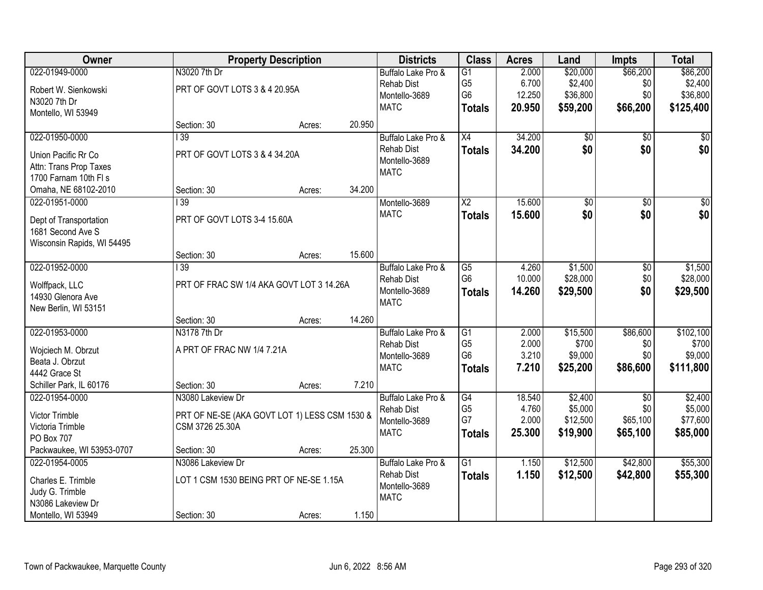| Owner | Property Description | | | Districts | Class | Acres | Land | Impts | Total |
|---|---|---|---|---|---|---|---|---|---|
| 022-01949-0000<br>Robert W. Sienkowski<br>N3020 7th Dr<br>Montello, WI 53949 | N3020 7th Dr<br>PRT OF GOVT LOTS 3 & 4 20.95A | | | Buffalo Lake Pro & Rehab Dist<br>Montello-3689<br>MATC | G1<br>G5<br>G6<br>**Totals** | 2.000<br>6.700<br>12.250<br>**20.950** | $20,000<br>$2,400<br>$36,800<br>**$59,200** | $66,200<br>$0<br>$0<br>**$66,200** | $86,200<br>$2,400<br>$36,800<br>**$125,400** |
| | Section: 30 | Acres: | 20.950 | | | | | | |
| 022-01950-0000<br>Union Pacific Rr Co<br>Attn: Trans Prop Taxes<br>1700 Farnam 10th Fl s<br>Omaha, NE 68102-2010 | I 39<br>PRT OF GOVT LOTS 3 & 4 34.20A | | | Buffalo Lake Pro & Rehab Dist<br>Montello-3689<br>MATC | X4<br>**Totals** | 34.200<br>**34.200** | $0<br>**$0** | $0<br>**$0** | $0<br>**$0** |
| | Section: 30 | Acres: | 34.200 | | | | | | |
| 022-01951-0000<br>Dept of Transportation<br>1681 Second Ave S<br>Wisconsin Rapids, WI 54495 | I 39<br>PRT OF GOVT LOTS 3-4 15.60A | | | Montello-3689<br>MATC | X2<br>**Totals** | 15.600<br>**15.600** | $0<br>**$0** | $0<br>**$0** | $0<br>**$0** |
| | Section: 30 | Acres: | 15.600 | | | | | | |
| 022-01952-0000<br>Wolffpack, LLC<br>14930 Glenora Ave<br>New Berlin, WI 53151 | I 39<br>PRT OF FRAC SW 1/4 AKA GOVT LOT 3 14.26A | | | Buffalo Lake Pro & Rehab Dist<br>Montello-3689<br>MATC | G5<br>G6<br>**Totals** | 4.260<br>10.000<br>**14.260** | $1,500<br>$28,000<br>**$29,500** | $0<br>$0<br>**$0** | $1,500<br>$28,000<br>**$29,500** |
| | Section: 30 | Acres: | 14.260 | | | | | | |
| 022-01953-0000<br>Wojciech M. Obrzut<br>Beata J. Obrzut<br>4442 Grace St<br>Schiller Park, IL 60176 | N3178 7th Dr<br>A PRT OF FRAC NW 1/4 7.21A | | | Buffalo Lake Pro & Rehab Dist<br>Montello-3689<br>MATC | G1<br>G5<br>G6<br>**Totals** | 2.000<br>2.000<br>3.210<br>**7.210** | $15,500<br>$700<br>$9,000<br>**$25,200** | $86,600<br>$0<br>$0<br>**$86,600** | $102,100<br>$700<br>$9,000<br>**$111,800** |
| | Section: 30 | Acres: | 7.210 | | | | | | |
| 022-01954-0000<br>Victor Trimble<br>Victoria Trimble<br>PO Box 707<br>Packwaukee, WI 53953-0707 | N3080 Lakeview Dr<br>PRT OF NE-SE (AKA GOVT LOT 1) LESS CSM 1530 & CSM 3726 25.30A | | | Buffalo Lake Pro & Rehab Dist<br>Montello-3689<br>MATC | G4<br>G5<br>G7<br>**Totals** | 18.540<br>4.760<br>2.000<br>**25.300** | $2,400<br>$5,000<br>$12,500<br>**$19,900** | $0<br>$0<br>$65,100<br>**$65,100** | $2,400<br>$5,000<br>$77,600<br>**$85,000** |
| | Section: 30 | Acres: | 25.300 | | | | | | |
| 022-01954-0005<br>Charles E. Trimble<br>Judy G. Trimble<br>N3086 Lakeview Dr<br>Montello, WI 53949 | N3086 Lakeview Dr<br>LOT 1 CSM 1530 BEING PRT OF NE-SE 1.15A | | | Buffalo Lake Pro & Rehab Dist<br>Montello-3689<br>MATC | G1<br>**Totals** | 1.150<br>**1.150** | $12,500<br>**$12,500** | $42,800<br>**$42,800** | $55,300<br>**$55,300** |
| | Section: 30 | Acres: | 1.150 | | | | | | |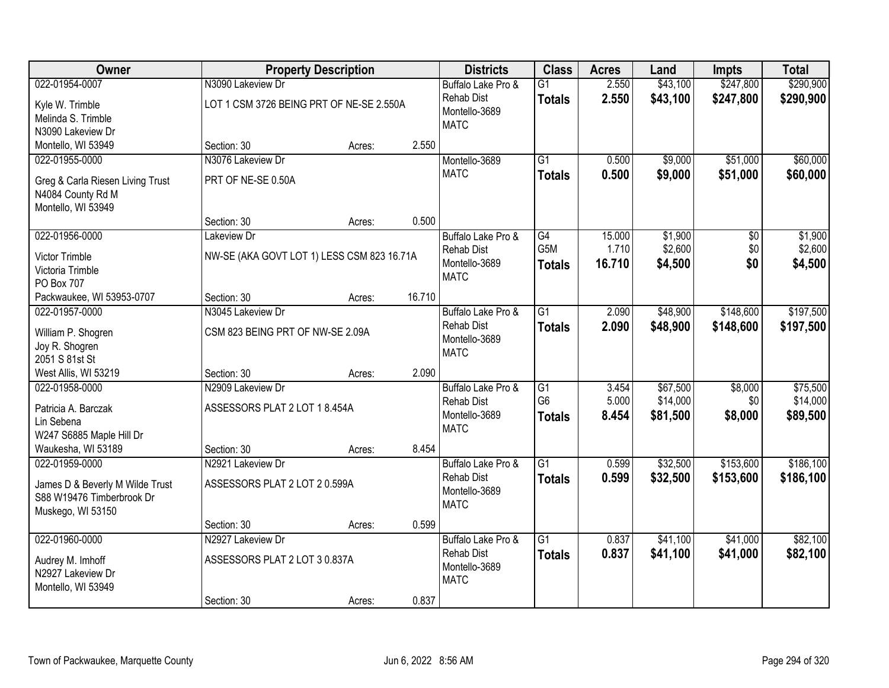| Owner | Property Description | | | Districts | Class | Acres | Land | Impts | Total |
|---|---|---|---|---|---|---|---|---|---|
| 022-01954-0007 | N3090 Lakeview Dr | | | Buffalo Lake Pro & | G1 | 2.550 | $43,100 | $247,800 | $290,900 |
| Kyle W. Trimble<br>Melinda S. Trimble<br>N3090 Lakeview Dr | LOT 1 CSM 3726 BEING PRT OF NE-SE 2.550A | | | Rehab Dist<br>Montello-3689<br>MATC | **Totals** | **2.550** | **$43,100** | **$247,800** | **$290,900** |
| Montello, WI 53949 | Section: 30 | Acres: | 2.550 | | | | | | |
| 022-01955-0000 | N3076 Lakeview Dr | | | Montello-3689 | G1 | 0.500 | $9,000 | $51,000 | $60,000 |
| Greg & Carla Riesen Living Trust<br>N4084 County Rd M<br>Montello, WI 53949 | PRT OF NE-SE 0.50A | | | MATC | **Totals** | **0.500** | **$9,000** | **$51,000** | **$60,000** |
| | Section: 30 | Acres: | 0.500 | | | | | | |
| 022-01956-0000 | Lakeview Dr | | | Buffalo Lake Pro & | G4 | 15.000 | $1,900 | $0 | $1,900 |
| Victor Trimble<br>Victoria Trimble<br>PO Box 707 | NW-SE (AKA GOVT LOT 1) LESS CSM 823 16.71A | | | Rehab Dist<br>Montello-3689<br>MATC | G5M | 1.710 | $2,600 | $0 | $2,600 |
| | | | | | **Totals** | **16.710** | **$4,500** | **$0** | **$4,500** |
| Packwaukee, WI 53953-0707 | Section: 30 | Acres: | 16.710 | | | | | | |
| 022-01957-0000 | N3045 Lakeview Dr | | | Buffalo Lake Pro & | G1 | 2.090 | $48,900 | $148,600 | $197,500 |
| William P. Shogren<br>Joy R. Shogren<br>2051 S 81st St | CSM 823 BEING PRT OF NW-SE 2.09A | | | Rehab Dist<br>Montello-3689<br>MATC | **Totals** | **2.090** | **$48,900** | **$148,600** | **$197,500** |
| West Allis, WI 53219 | Section: 30 | Acres: | 2.090 | | | | | | |
| 022-01958-0000 | N2909 Lakeview Dr | | | Buffalo Lake Pro & | G1 | 3.454 | $67,500 | $8,000 | $75,500 |
| Patricia A. Barczak<br>Lin Sebena<br>W247 S6885 Maple Hill Dr | ASSESSORS PLAT 2 LOT 1 8.454A | | | Rehab Dist<br>Montello-3689<br>MATC | G6 | 5.000 | $14,000 | $0 | $14,000 |
| | | | | | **Totals** | **8.454** | **$81,500** | **$8,000** | **$89,500** |
| Waukesha, WI 53189 | Section: 30 | Acres: | 8.454 | | | | | | |
| 022-01959-0000 | N2921 Lakeview Dr | | | Buffalo Lake Pro & | G1 | 0.599 | $32,500 | $153,600 | $186,100 |
| James D & Beverly M Wilde Trust<br>S88 W19476 Timberbrook Dr<br>Muskego, WI 53150 | ASSESSORS PLAT 2 LOT 2 0.599A | | | Rehab Dist<br>Montello-3689<br>MATC | **Totals** | **0.599** | **$32,500** | **$153,600** | **$186,100** |
| | Section: 30 | Acres: | 0.599 | | | | | | |
| 022-01960-0000 | N2927 Lakeview Dr | | | Buffalo Lake Pro & | G1 | 0.837 | $41,100 | $41,000 | $82,100 |
| Audrey M. Imhoff<br>N2927 Lakeview Dr<br>Montello, WI 53949 | ASSESSORS PLAT 2 LOT 3 0.837A | | | Rehab Dist<br>Montello-3689<br>MATC | **Totals** | **0.837** | **$41,100** | **$41,000** | **$82,100** |
| | Section: 30 | Acres: | 0.837 | | | | | | |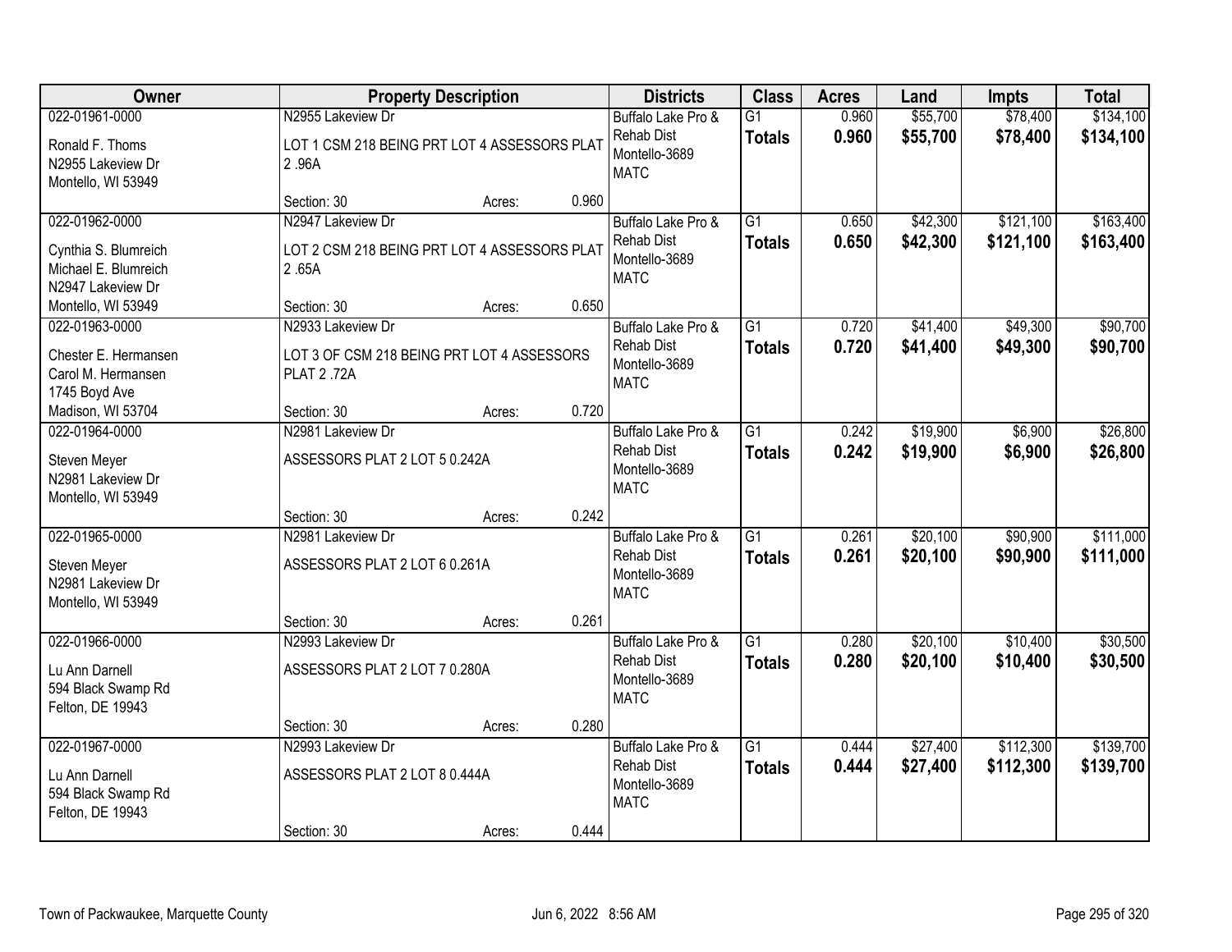| Owner | Property Description | | | Districts | Class | Acres | Land | Impts | Total |
|---|---|---|---|---|---|---|---|---|---|
| 022-01961-0000<br>Ronald F. Thoms<br>N2955 Lakeview Dr<br>Montello, WI 53949 | N2955 Lakeview Dr<br>LOT 1 CSM 218 BEING PRT LOT 4 ASSESSORS PLAT 2 .96A<br>Section: 30 | Acres: | 0.960 | Buffalo Lake Pro & Rehab Dist<br>Montello-3689<br>MATC | G1<br>**Totals** | 0.960<br>**0.960** | \$55,700<br>**\$55,700** | \$78,400<br>**\$78,400** | \$134,100<br>**\$134,100** |
| 022-01962-0000<br>Cynthia S. Blumreich<br>Michael E. Blumreich<br>N2947 Lakeview Dr<br>Montello, WI 53949 | N2947 Lakeview Dr<br>LOT 2 CSM 218 BEING PRT LOT 4 ASSESSORS PLAT 2 .65A<br>Section: 30 | Acres: | 0.650 | Buffalo Lake Pro & Rehab Dist<br>Montello-3689<br>MATC | G1<br>**Totals** | 0.650<br>**0.650** | \$42,300<br>**\$42,300** | \$121,100<br>**\$121,100** | \$163,400<br>**\$163,400** |
| 022-01963-0000<br>Chester E. Hermansen<br>Carol M. Hermansen<br>1745 Boyd Ave<br>Madison, WI 53704 | N2933 Lakeview Dr<br>LOT 3 OF CSM 218 BEING PRT LOT 4 ASSESSORS PLAT 2 .72A<br>Section: 30 | Acres: | 0.720 | Buffalo Lake Pro & Rehab Dist<br>Montello-3689<br>MATC | G1<br>**Totals** | 0.720<br>**0.720** | \$41,400<br>**\$41,400** | \$49,300<br>**\$49,300** | \$90,700<br>**\$90,700** |
| 022-01964-0000<br>Steven Meyer<br>N2981 Lakeview Dr<br>Montello, WI 53949 | N2981 Lakeview Dr<br>ASSESSORS PLAT 2 LOT 5 0.242A<br>Section: 30 | Acres: | 0.242 | Buffalo Lake Pro & Rehab Dist<br>Montello-3689<br>MATC | G1<br>**Totals** | 0.242<br>**0.242** | \$19,900<br>**\$19,900** | \$6,900<br>**\$6,900** | \$26,800<br>**\$26,800** |
| 022-01965-0000<br>Steven Meyer<br>N2981 Lakeview Dr<br>Montello, WI 53949 | N2981 Lakeview Dr<br>ASSESSORS PLAT 2 LOT 6 0.261A<br>Section: 30 | Acres: | 0.261 | Buffalo Lake Pro & Rehab Dist<br>Montello-3689<br>MATC | G1<br>**Totals** | 0.261<br>**0.261** | \$20,100<br>**\$20,100** | \$90,900<br>**\$90,900** | \$111,000<br>**\$111,000** |
| 022-01966-0000<br>Lu Ann Darnell<br>594 Black Swamp Rd<br>Felton, DE 19943 | N2993 Lakeview Dr<br>ASSESSORS PLAT 2 LOT 7 0.280A<br>Section: 30 | Acres: | 0.280 | Buffalo Lake Pro & Rehab Dist<br>Montello-3689<br>MATC | G1<br>**Totals** | 0.280<br>**0.280** | \$20,100<br>**\$20,100** | \$10,400<br>**\$10,400** | \$30,500<br>**\$30,500** |
| 022-01967-0000<br>Lu Ann Darnell<br>594 Black Swamp Rd<br>Felton, DE 19943 | N2993 Lakeview Dr<br>ASSESSORS PLAT 2 LOT 8 0.444A<br>Section: 30 | Acres: | 0.444 | Buffalo Lake Pro & Rehab Dist<br>Montello-3689<br>MATC | G1<br>**Totals** | 0.444<br>**0.444** | \$27,400<br>**\$27,400** | \$112,300<br>**\$112,300** | \$139,700<br>**\$139,700** |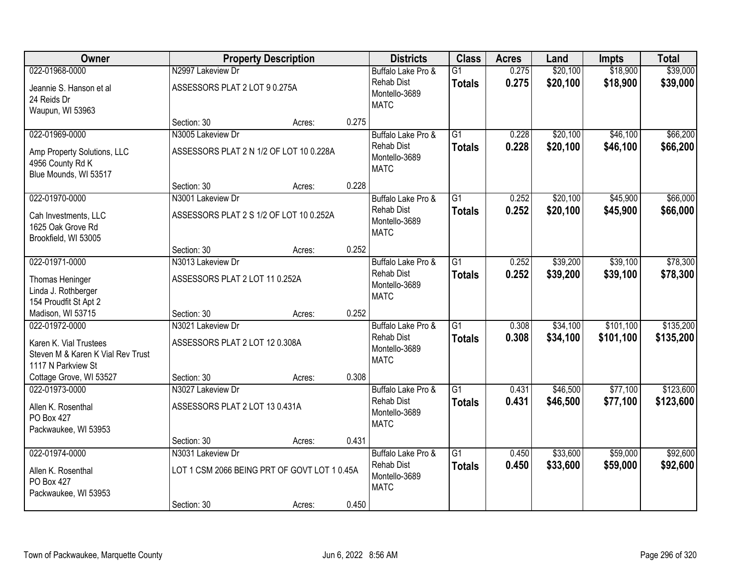| Owner | Property Description | | | Districts | Class | Acres | Land | Impts | Total |
|---|---|---|---|---|---|---|---|---|---|
| 022-01968-0000<br>Jeannie S. Hanson et al<br>24 Reids Dr<br>Waupun, WI 53963 | N2997 Lakeview Dr<br>ASSESSORS PLAT 2 LOT 9 0.275A<br>Section: 30 | Acres: | 0.275 | Buffalo Lake Pro & Rehab Dist<br>Montello-3689<br>MATC | G1<br>**Totals** | 0.275<br>**0.275** | $20,100<br>**$20,100** | $18,900<br>**$18,900** | $39,000<br>**$39,000** |
| 022-01969-0000<br>Amp Property Solutions, LLC<br>4956 County Rd K<br>Blue Mounds, WI 53517 | N3005 Lakeview Dr<br>ASSESSORS PLAT 2 N 1/2 OF LOT 10 0.228A<br>Section: 30 | Acres: | 0.228 | Buffalo Lake Pro & Rehab Dist<br>Montello-3689<br>MATC | G1<br>**Totals** | 0.228<br>**0.228** | $20,100<br>**$20,100** | $46,100<br>**$46,100** | $66,200<br>**$66,200** |
| 022-01970-0000<br>Cah Investments, LLC<br>1625 Oak Grove Rd<br>Brookfield, WI 53005 | N3001 Lakeview Dr<br>ASSESSORS PLAT 2 S 1/2 OF LOT 10 0.252A<br>Section: 30 | Acres: | 0.252 | Buffalo Lake Pro & Rehab Dist<br>Montello-3689<br>MATC | G1<br>**Totals** | 0.252<br>**0.252** | $20,100<br>**$20,100** | $45,900<br>**$45,900** | $66,000<br>**$66,000** |
| 022-01971-0000<br>Thomas Heninger<br>Linda J. Rothberger<br>154 Proudfit St Apt 2<br>Madison, WI 53715 | N3013 Lakeview Dr<br>ASSESSORS PLAT 2 LOT 11 0.252A<br>Section: 30 | Acres: | 0.252 | Buffalo Lake Pro & Rehab Dist<br>Montello-3689<br>MATC | G1<br>**Totals** | 0.252<br>**0.252** | $39,200<br>**$39,200** | $39,100<br>**$39,100** | $78,300<br>**$78,300** |
| 022-01972-0000<br>Karen K. Vial Trustees<br>Steven M & Karen K Vial Rev Trust<br>1117 N Parkview St<br>Cottage Grove, WI 53527 | N3021 Lakeview Dr<br>ASSESSORS PLAT 2 LOT 12 0.308A<br>Section: 30 | Acres: | 0.308 | Buffalo Lake Pro & Rehab Dist<br>Montello-3689<br>MATC | G1<br>**Totals** | 0.308<br>**0.308** | $34,100<br>**$34,100** | $101,100<br>**$101,100** | $135,200<br>**$135,200** |
| 022-01973-0000<br>Allen K. Rosenthal<br>PO Box 427<br>Packwaukee, WI 53953 | N3027 Lakeview Dr<br>ASSESSORS PLAT 2 LOT 13 0.431A<br>Section: 30 | Acres: | 0.431 | Buffalo Lake Pro & Rehab Dist<br>Montello-3689<br>MATC | G1<br>**Totals** | 0.431<br>**0.431** | $46,500<br>**$46,500** | $77,100<br>**$77,100** | $123,600<br>**$123,600** |
| 022-01974-0000<br>Allen K. Rosenthal<br>PO Box 427<br>Packwaukee, WI 53953 | N3031 Lakeview Dr<br>LOT 1 CSM 2066 BEING PRT OF GOVT LOT 1 0.45A<br>Section: 30 | Acres: | 0.450 | Buffalo Lake Pro & Rehab Dist<br>Montello-3689<br>MATC | G1<br>**Totals** | 0.450<br>**0.450** | $33,600<br>**$33,600** | $59,000<br>**$59,000** | $92,600<br>**$92,600** |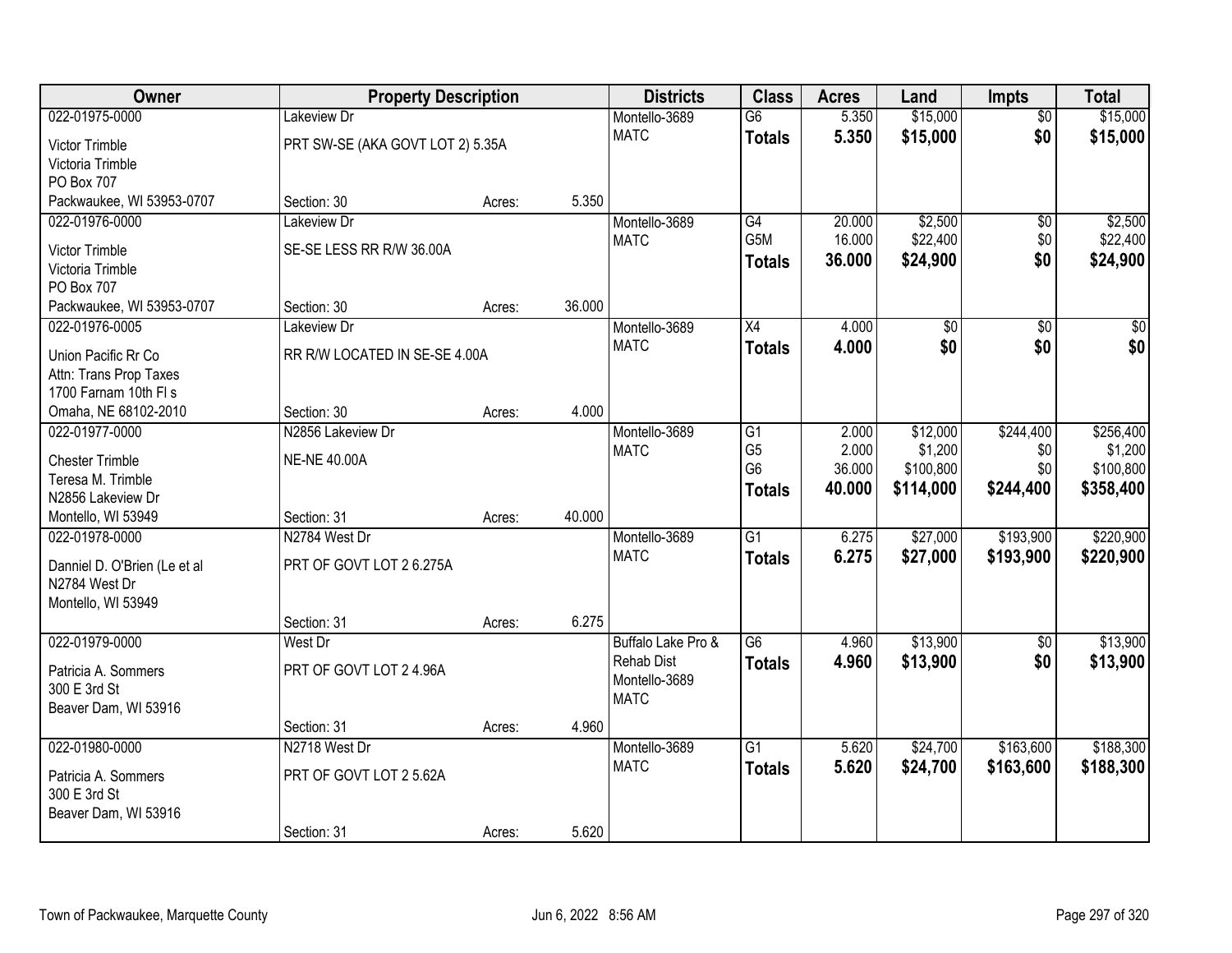| Owner | Property Description | | | Districts | Class | Acres | Land | Impts | Total |
|---|---|---|---|---|---|---|---|---|---|
| 022-01975-0000 | Lakeview Dr | | | Montello-3689 | G6 | 5.350 | $15,000 | $0 | $15,000 |
| Victor Trimble | PRT SW-SE (AKA GOVT LOT 2) 5.35A | | | MATC | **Totals** | **5.350** | **$15,000** | **$0** | **$15,000** |
| Victoria Trimble | | | | | | | | | |
| PO Box 707 | | | | | | | | | |
| Packwaukee, WI 53953-0707 | Section: 30 | Acres: | 5.350 | | | | | | |
| 022-01976-0000 | Lakeview Dr | | | Montello-3689 | G4 | 20.000 | $2,500 | $0 | $2,500 |
| Victor Trimble | SE-SE LESS RR R/W 36.00A | | | MATC | G5M | 16.000 | $22,400 | $0 | $22,400 |
| Victoria Trimble | | | | | **Totals** | **36.000** | **$24,900** | **$0** | **$24,900** |
| PO Box 707 | | | | | | | | | |
| Packwaukee, WI 53953-0707 | Section: 30 | Acres: | 36.000 | | | | | | |
| 022-01976-0005 | Lakeview Dr | | | Montello-3689 | X4 | 4.000 | $0 | $0 | $0 |
| Union Pacific Rr Co | RR R/W LOCATED IN SE-SE 4.00A | | | MATC | **Totals** | **4.000** | **$0** | **$0** | **$0** |
| Attn: Trans Prop Taxes | | | | | | | | | |
| 1700 Farnam 10th Fl s | | | | | | | | | |
| Omaha, NE 68102-2010 | Section: 30 | Acres: | 4.000 | | | | | | |
| 022-01977-0000 | N2856 Lakeview Dr | | | Montello-3689 | G1 | 2.000 | $12,000 | $244,400 | $256,400 |
| Chester Trimble | NE-NE 40.00A | | | MATC | G5 | 2.000 | $1,200 | $0 | $1,200 |
| Teresa M. Trimble | | | | | G6 | 36.000 | $100,800 | $0 | $100,800 |
| N2856 Lakeview Dr | | | | | **Totals** | **40.000** | **$114,000** | **$244,400** | **$358,400** |
| Montello, WI 53949 | Section: 31 | Acres: | 40.000 | | | | | | |
| 022-01978-0000 | N2784 West Dr | | | Montello-3689 | G1 | 6.275 | $27,000 | $193,900 | $220,900 |
| Danniel D. O'Brien (Le et al | PRT OF GOVT LOT 2 6.275A | | | MATC | **Totals** | **6.275** | **$27,000** | **$193,900** | **$220,900** |
| N2784 West Dr | | | | | | | | | |
| Montello, WI 53949 | | | | | | | | | |
| | Section: 31 | Acres: | 6.275 | | | | | | |
| 022-01979-0000 | West Dr | | | Buffalo Lake Pro & | G6 | 4.960 | $13,900 | $0 | $13,900 |
| Patricia A. Sommers | PRT OF GOVT LOT 2 4.96A | | | Rehab Dist | **Totals** | **4.960** | **$13,900** | **$0** | **$13,900** |
| 300 E 3rd St | | | | Montello-3689 | | | | | |
| Beaver Dam, WI 53916 | | | | MATC | | | | | |
| | Section: 31 | Acres: | 4.960 | | | | | | |
| 022-01980-0000 | N2718 West Dr | | | Montello-3689 | G1 | 5.620 | $24,700 | $163,600 | $188,300 |
| Patricia A. Sommers | PRT OF GOVT LOT 2 5.62A | | | MATC | **Totals** | **5.620** | **$24,700** | **$163,600** | **$188,300** |
| 300 E 3rd St | | | | | | | | | |
| Beaver Dam, WI 53916 | | | | | | | | | |
| | Section: 31 | Acres: | 5.620 | | | | | | |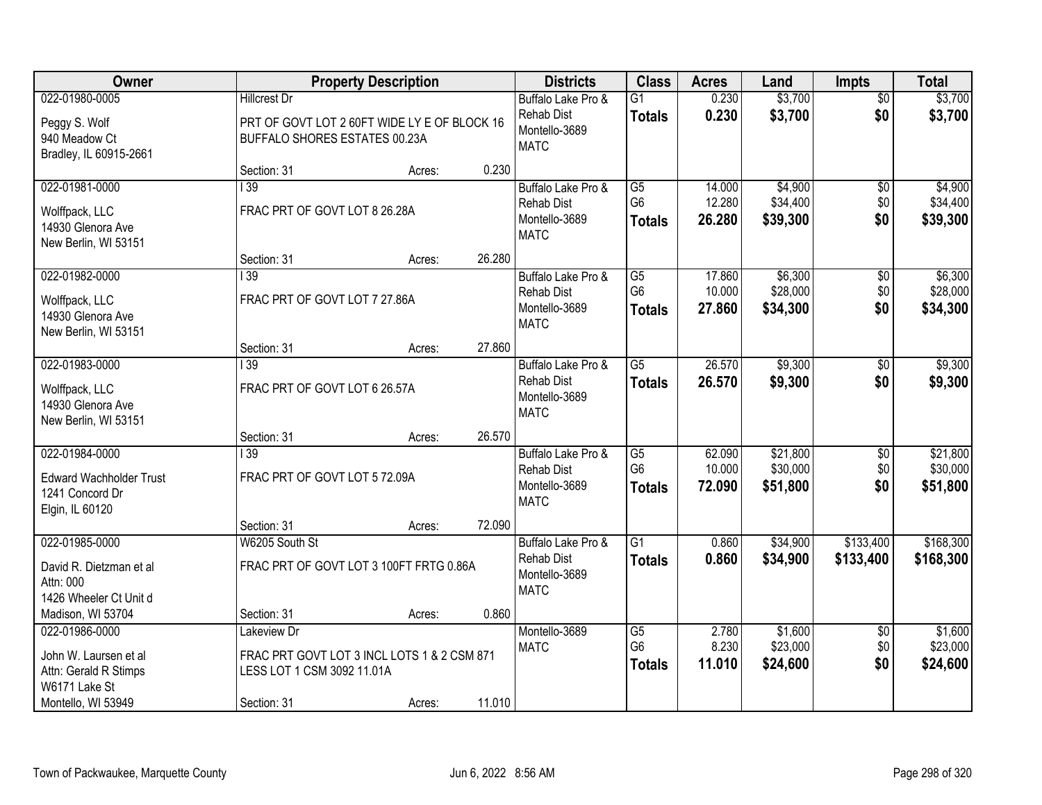| Owner | Property Description | | | Districts | Class | Acres | Land | Impts | Total |
|---|---|---|---|---|---|---|---|---|---|
| 022-01980-0005<br>Peggy S. Wolf<br>940 Meadow Ct<br>Bradley, IL 60915-2661 | Hillcrest Dr<br>PRT OF GOVT LOT 2 60FT WIDE LY E OF BLOCK 16 BUFFALO SHORES ESTATES 00.23A<br>Section: 31 | Acres: | 0.230 | Buffalo Lake Pro & Rehab Dist<br>Montello-3689<br>MATC | G1<br>**Totals** | 0.230<br>**0.230** | $3,700<br>**$3,700** | $0<br>**$0** | $3,700<br>**$3,700** |
| 022-01981-0000<br>Wolffpack, LLC<br>14930 Glenora Ave<br>New Berlin, WI 53151 | I 39<br>FRAC PRT OF GOVT LOT 8 26.28A<br>Section: 31 | Acres: | 26.280 | Buffalo Lake Pro & Rehab Dist<br>Montello-3689<br>MATC | G5<br>G6<br>**Totals** | 14.000<br>12.280<br>**26.280** | $4,900<br>$34,400<br>**$39,300** | $0<br>$0<br>**$0** | $4,900<br>$34,400<br>**$39,300** |
| 022-01982-0000<br>Wolffpack, LLC<br>14930 Glenora Ave<br>New Berlin, WI 53151 | I 39<br>FRAC PRT OF GOVT LOT 7 27.86A<br>Section: 31 | Acres: | 27.860 | Buffalo Lake Pro & Rehab Dist<br>Montello-3689<br>MATC | G5<br>G6<br>**Totals** | 17.860<br>10.000<br>**27.860** | $6,300<br>$28,000<br>**$34,300** | $0<br>$0<br>**$0** | $6,300<br>$28,000<br>**$34,300** |
| 022-01983-0000<br>Wolffpack, LLC<br>14930 Glenora Ave<br>New Berlin, WI 53151 | I 39<br>FRAC PRT OF GOVT LOT 6 26.57A<br>Section: 31 | Acres: | 26.570 | Buffalo Lake Pro & Rehab Dist<br>Montello-3689<br>MATC | G5<br>**Totals** | 26.570<br>**26.570** | $9,300<br>**$9,300** | $0<br>**$0** | $9,300<br>**$9,300** |
| 022-01984-0000<br>Edward Wachholder Trust<br>1241 Concord Dr<br>Elgin, IL 60120 | I 39<br>FRAC PRT OF GOVT LOT 5 72.09A<br>Section: 31 | Acres: | 72.090 | Buffalo Lake Pro & Rehab Dist<br>Montello-3689<br>MATC | G5<br>G6<br>**Totals** | 62.090<br>10.000<br>**72.090** | $21,800<br>$30,000<br>**$51,800** | $0<br>$0<br>**$0** | $21,800<br>$30,000<br>**$51,800** |
| 022-01985-0000<br>David R. Dietzman et al<br>Attn: 000<br>1426 Wheeler Ct Unit d<br>Madison, WI 53704 | W6205 South St<br>FRAC PRT OF GOVT LOT 3 100FT FRTG 0.86A<br>Section: 31 | Acres: | 0.860 | Buffalo Lake Pro & Rehab Dist<br>Montello-3689<br>MATC | G1<br>**Totals** | 0.860<br>**0.860** | $34,900<br>**$34,900** | $133,400<br>**$133,400** | $168,300<br>**$168,300** |
| 022-01986-0000<br>John W. Laursen et al<br>Attn: Gerald R Stimps<br>W6171 Lake St<br>Montello, WI 53949 | Lakeview Dr<br>FRAC PRT GOVT LOT 3 INCL LOTS 1 & 2 CSM 871 LESS LOT 1 CSM 3092 11.01A<br>Section: 31 | Acres: | 11.010 | Montello-3689<br>MATC | G5<br>G6<br>**Totals** | 2.780<br>8.230<br>**11.010** | $1,600<br>$23,000<br>**$24,600** | $0<br>$0<br>**$0** | $1,600<br>$23,000<br>**$24,600** |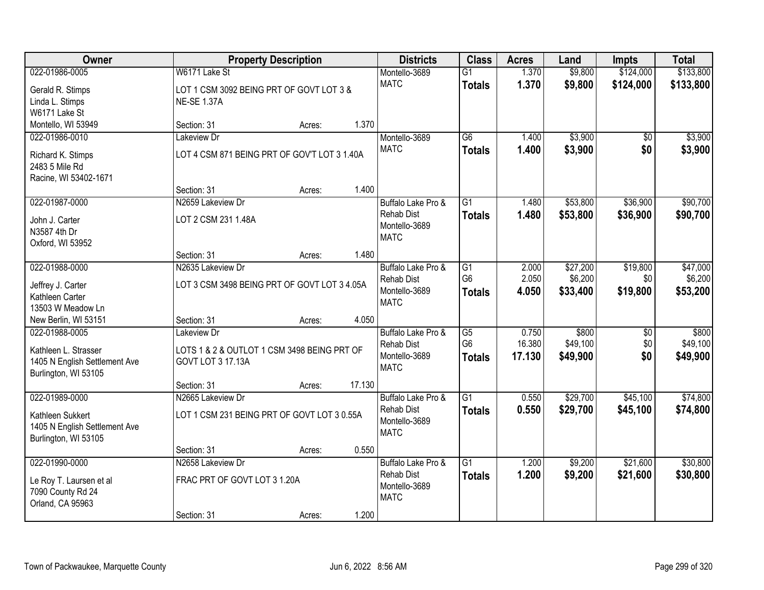| Owner | Property Description | | | Districts | Class | Acres | Land | Impts | Total |
|---|---|---|---|---|---|---|---|---|---|
| 022-01986-0005<br>Gerald R. Stimps<br>Linda L. Stimps<br>W6171 Lake St<br>Montello, WI 53949 | W6171 Lake St<br>LOT 1 CSM 3092 BEING PRT OF GOVT LOT 3 & NE-SE 1.37A<br>Section: 31 | Acres: | 1.370 | Montello-3689<br>MATC | G1<br>**Totals** | 1.370<br>**1.370** | $9,800<br>**$9,800** | $124,000<br>**$124,000** | $133,800<br>**$133,800** |
| 022-01986-0010<br>Richard K. Stimps<br>2483 5 Mile Rd<br>Racine, WI 53402-1671 | Lakeview Dr<br>LOT 4 CSM 871 BEING PRT OF GOV'T LOT 3 1.40A<br>Section: 31 | Acres: | 1.400 | Montello-3689<br>MATC | G6<br>**Totals** | 1.400<br>**1.400** | $3,900<br>**$3,900** | $0<br>**$0** | $3,900<br>**$3,900** |
| 022-01987-0000<br>John J. Carter<br>N3587 4th Dr<br>Oxford, WI 53952 | N2659 Lakeview Dr<br>LOT 2 CSM 231 1.48A<br>Section: 31 | Acres: | 1.480 | Buffalo Lake Pro & Rehab Dist<br>Montello-3689<br>MATC | G1<br>**Totals** | 1.480<br>**1.480** | $53,800<br>**$53,800** | $36,900<br>**$36,900** | $90,700<br>**$90,700** |
| 022-01988-0000<br>Jeffrey J. Carter<br>Kathleen Carter<br>13503 W Meadow Ln<br>New Berlin, WI 53151 | N2635 Lakeview Dr<br>LOT 3 CSM 3498 BEING PRT OF GOVT LOT 3 4.05A<br>Section: 31 | Acres: | 4.050 | Buffalo Lake Pro & Rehab Dist<br>Montello-3689<br>MATC | G1<br>G6<br>**Totals** | 2.000<br>2.050<br>**4.050** | $27,200<br>$6,200<br>**$33,400** | $19,800<br>$0<br>**$19,800** | $47,000<br>$6,200<br>**$53,200** |
| 022-01988-0005<br>Kathleen L. Strasser<br>1405 N English Settlement Ave<br>Burlington, WI 53105 | Lakeview Dr<br>LOTS 1 & 2 & OUTLOT 1 CSM 3498 BEING PRT OF GOVT LOT 3 17.13A<br>Section: 31 | Acres: | 17.130 | Buffalo Lake Pro & Rehab Dist<br>Montello-3689<br>MATC | G5<br>G6<br>**Totals** | 0.750<br>16.380<br>**17.130** | $800<br>$49,100<br>**$49,900** | $0<br>$0<br>**$0** | $800<br>$49,100<br>**$49,900** |
| 022-01989-0000<br>Kathleen Sukkert<br>1405 N English Settlement Ave<br>Burlington, WI 53105 | N2665 Lakeview Dr<br>LOT 1 CSM 231 BEING PRT OF GOVT LOT 3 0.55A<br>Section: 31 | Acres: | 0.550 | Buffalo Lake Pro & Rehab Dist<br>Montello-3689<br>MATC | G1<br>**Totals** | 0.550<br>**0.550** | $29,700<br>**$29,700** | $45,100<br>**$45,100** | $74,800<br>**$74,800** |
| 022-01990-0000<br>Le Roy T. Laursen et al<br>7090 County Rd 24<br>Orland, CA 95963 | N2658 Lakeview Dr<br>FRAC PRT OF GOVT LOT 3 1.20A<br>Section: 31 | Acres: | 1.200 | Buffalo Lake Pro & Rehab Dist<br>Montello-3689<br>MATC | G1<br>**Totals** | 1.200<br>**1.200** | $9,200<br>**$9,200** | $21,600<br>**$21,600** | $30,800<br>**$30,800** |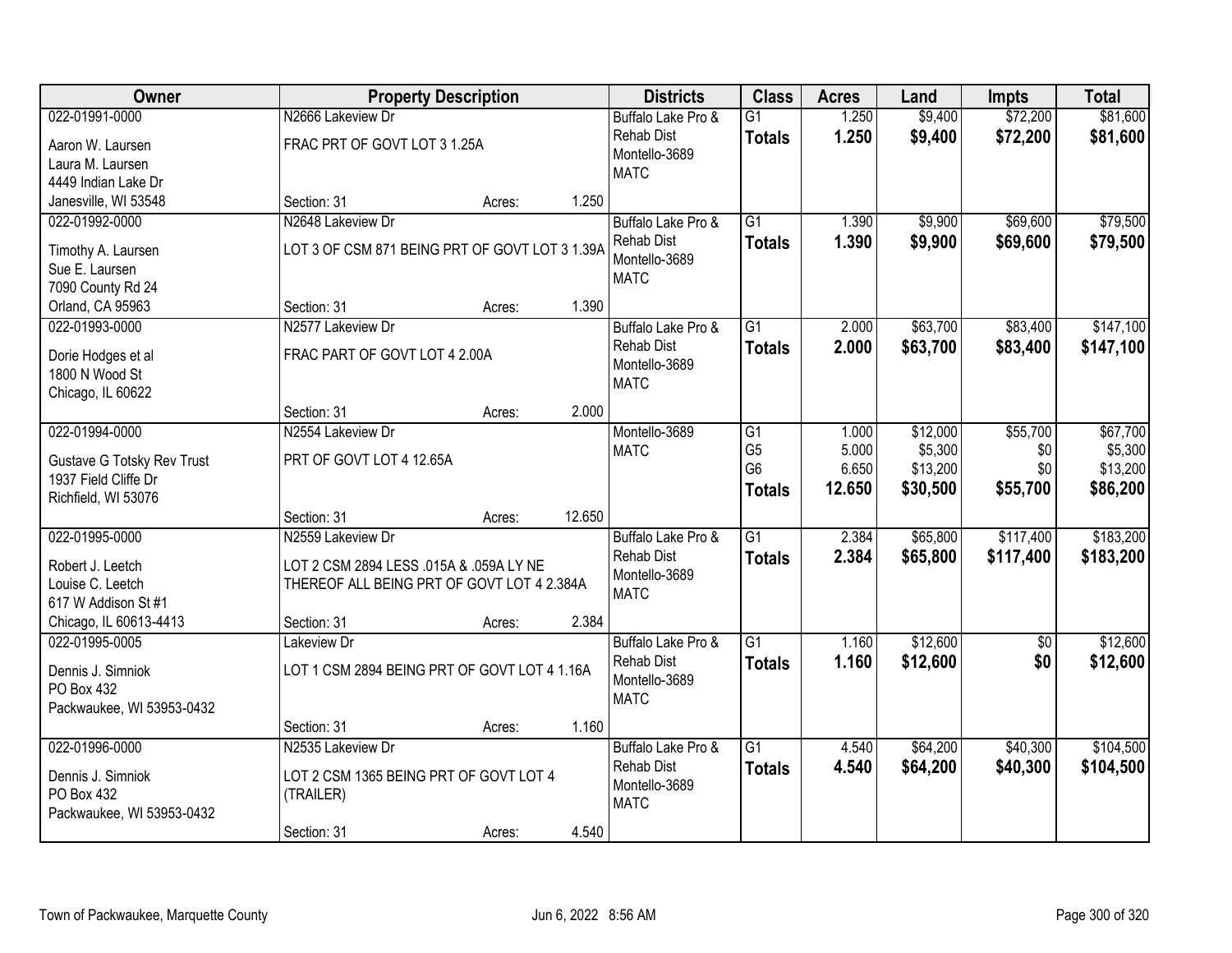| Owner | Property Description | | | Districts | Class | Acres | Land | Impts | Total |
|---|---|---|---|---|---|---|---|---|---|
| 022-01991-0000 | N2666 Lakeview Dr | | | Buffalo Lake Pro & | G1 | 1.250 | $9,400 | $72,200 | $81,600 |
| Aaron W. Laursen<br>Laura M. Laursen<br>4449 Indian Lake Dr | FRAC PRT OF GOVT LOT 3 1.25A | | | Rehab Dist<br>Montello-3689<br>MATC | **Totals** | **1.250** | **$9,400** | **$72,200** | **$81,600** |
| Janesville, WI 53548 | Section: 31 | Acres: | 1.250 | | | | | | |
| 022-01992-0000 | N2648 Lakeview Dr | | | Buffalo Lake Pro & | G1 | 1.390 | $9,900 | $69,600 | $79,500 |
| Timothy A. Laursen<br>Sue E. Laursen<br>7090 County Rd 24 | LOT 3 OF CSM 871 BEING PRT OF GOVT LOT 3 1.39A | | | Rehab Dist<br>Montello-3689<br>MATC | **Totals** | **1.390** | **$9,900** | **$69,600** | **$79,500** |
| Orland, CA 95963 | Section: 31 | Acres: | 1.390 | | | | | | |
| 022-01993-0000 | N2577 Lakeview Dr | | | Buffalo Lake Pro & | G1 | 2.000 | $63,700 | $83,400 | $147,100 |
| Dorie Hodges et al<br>1800 N Wood St<br>Chicago, IL 60622 | FRAC PART OF GOVT LOT 4 2.00A | | | Rehab Dist<br>Montello-3689<br>MATC | **Totals** | **2.000** | **$63,700** | **$83,400** | **$147,100** |
| | Section: 31 | Acres: | 2.000 | | | | | | |
| 022-01994-0000 | N2554 Lakeview Dr | | | Montello-3689 | G1 | 1.000 | $12,000 | $55,700 | $67,700 |
| Gustave G Totsky Rev Trust | PRT OF GOVT LOT 4 12.65A | | | MATC | G5 | 5.000 | $5,300 | $0 | $5,300 |
| 1937 Field Cliffe Dr | | | | | G6 | 6.650 | $13,200 | $0 | $13,200 |
| Richfield, WI 53076 | | | | | **Totals** | **12.650** | **$30,500** | **$55,700** | **$86,200** |
| | Section: 31 | Acres: | 12.650 | | | | | | |
| 022-01995-0000 | N2559 Lakeview Dr | | | Buffalo Lake Pro & | G1 | 2.384 | $65,800 | $117,400 | $183,200 |
| Robert J. Leetch<br>Louise C. Leetch<br>617 W Addison St #1 | LOT 2 CSM 2894 LESS .015A & .059A LY NE THEREOF ALL BEING PRT OF GOVT LOT 4 2.384A | | | Rehab Dist<br>Montello-3689<br>MATC | **Totals** | **2.384** | **$65,800** | **$117,400** | **$183,200** |
| Chicago, IL 60613-4413 | Section: 31 | Acres: | 2.384 | | | | | | |
| 022-01995-0005 | Lakeview Dr | | | Buffalo Lake Pro & | G1 | 1.160 | $12,600 | $0 | $12,600 |
| Dennis J. Simniok<br>PO Box 432<br>Packwaukee, WI 53953-0432 | LOT 1 CSM 2894 BEING PRT OF GOVT LOT 4 1.16A | | | Rehab Dist<br>Montello-3689<br>MATC | **Totals** | **1.160** | **$12,600** | **$0** | **$12,600** |
| | Section: 31 | Acres: | 1.160 | | | | | | |
| 022-01996-0000 | N2535 Lakeview Dr | | | Buffalo Lake Pro & | G1 | 4.540 | $64,200 | $40,300 | $104,500 |
| Dennis J. Simniok<br>PO Box 432<br>Packwaukee, WI 53953-0432 | LOT 2 CSM 1365 BEING PRT OF GOVT LOT 4 (TRAILER) | | | Rehab Dist<br>Montello-3689<br>MATC | **Totals** | **4.540** | **$64,200** | **$40,300** | **$104,500** |
| | Section: 31 | Acres: | 4.540 | | | | | | |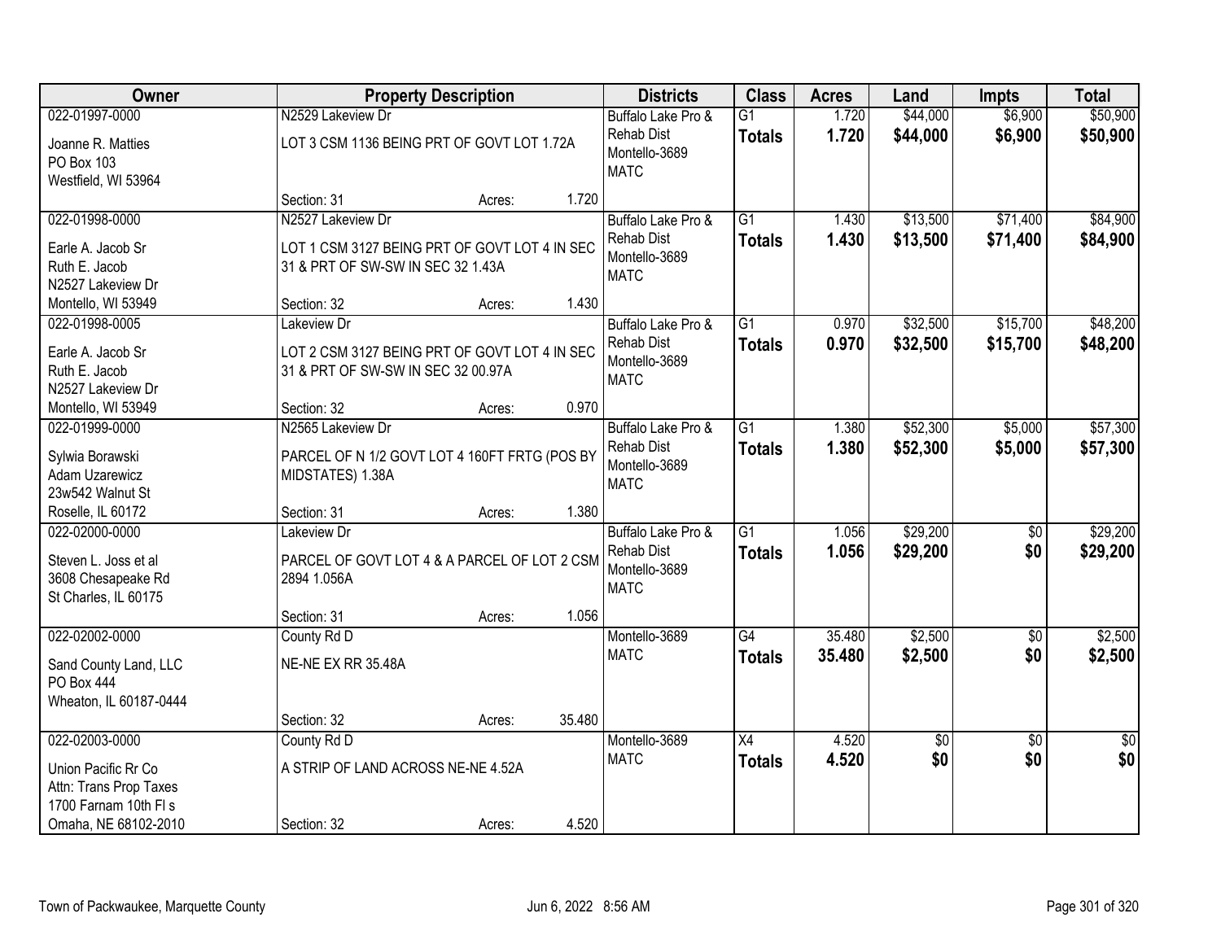| Owner | Property Description | | | Districts | Class | Acres | Land | Impts | Total |
|---|---|---|---|---|---|---|---|---|---|
| 022-01997-0000<br>Joanne R. Matties<br>PO Box 103<br>Westfield, WI 53964 | N2529 Lakeview Dr<br>LOT 3 CSM 1136 BEING PRT OF GOVT LOT 1.72A<br>Section: 31 | Acres: | 1.720 | Buffalo Lake Pro & Rehab Dist<br>Montello-3689<br>MATC | G1<br>**Totals** | 1.720<br>**1.720** | \$44,000<br>**\$44,000** | \$6,900<br>**\$6,900** | \$50,900<br>**\$50,900** |
| 022-01998-0000<br>Earle A. Jacob Sr<br>Ruth E. Jacob<br>N2527 Lakeview Dr<br>Montello, WI 53949 | N2527 Lakeview Dr<br>LOT 1 CSM 3127 BEING PRT OF GOVT LOT 4 IN SEC 31 & PRT OF SW-SW IN SEC 32 1.43A<br>Section: 32 | Acres: | 1.430 | Buffalo Lake Pro & Rehab Dist<br>Montello-3689<br>MATC | G1<br>**Totals** | 1.430<br>**1.430** | \$13,500<br>**\$13,500** | \$71,400<br>**\$71,400** | \$84,900<br>**\$84,900** |
| 022-01998-0005<br>Earle A. Jacob Sr<br>Ruth E. Jacob<br>N2527 Lakeview Dr<br>Montello, WI 53949 | Lakeview Dr<br>LOT 2 CSM 3127 BEING PRT OF GOVT LOT 4 IN SEC 31 & PRT OF SW-SW IN SEC 32 00.97A<br>Section: 32 | Acres: | 0.970 | Buffalo Lake Pro & Rehab Dist<br>Montello-3689<br>MATC | G1<br>**Totals** | 0.970<br>**0.970** | \$32,500<br>**\$32,500** | \$15,700<br>**\$15,700** | \$48,200<br>**\$48,200** |
| 022-01999-0000<br>Sylwia Borawski<br>Adam Uzarewicz<br>23w542 Walnut St<br>Roselle, IL 60172 | N2565 Lakeview Dr<br>PARCEL OF N 1/2 GOVT LOT 4 160FT FRTG (POS BY MIDSTATES) 1.38A<br>Section: 31 | Acres: | 1.380 | Buffalo Lake Pro & Rehab Dist<br>Montello-3689<br>MATC | G1<br>**Totals** | 1.380<br>**1.380** | \$52,300<br>**\$52,300** | \$5,000<br>**\$5,000** | \$57,300<br>**\$57,300** |
| 022-02000-0000<br>Steven L. Joss et al<br>3608 Chesapeake Rd<br>St Charles, IL 60175 | Lakeview Dr<br>PARCEL OF GOVT LOT 4 & A PARCEL OF LOT 2 CSM 2894 1.056A<br>Section: 31 | Acres: | 1.056 | Buffalo Lake Pro & Rehab Dist<br>Montello-3689<br>MATC | G1<br>**Totals** | 1.056<br>**1.056** | \$29,200<br>**\$29,200** | \$0<br>**\$0** | \$29,200<br>**\$29,200** |
| 022-02002-0000<br>Sand County Land, LLC<br>PO Box 444<br>Wheaton, IL 60187-0444 | County Rd D<br>NE-NE EX RR 35.48A<br>Section: 32 | Acres: | 35.480 | Montello-3689<br>MATC | G4<br>**Totals** | 35.480<br>**35.480** | \$2,500<br>**\$2,500** | \$0<br>**\$0** | \$2,500<br>**\$2,500** |
| 022-02003-0000<br>Union Pacific Rr Co<br>Attn: Trans Prop Taxes<br>1700 Farnam 10th Fl s<br>Omaha, NE 68102-2010 | County Rd D<br>A STRIP OF LAND ACROSS NE-NE 4.52A<br>Section: 32 | Acres: | 4.520 | Montello-3689<br>MATC | X4<br>**Totals** | 4.520<br>**4.520** | \$0<br>**\$0** | \$0<br>**\$0** | \$0<br>**\$0** |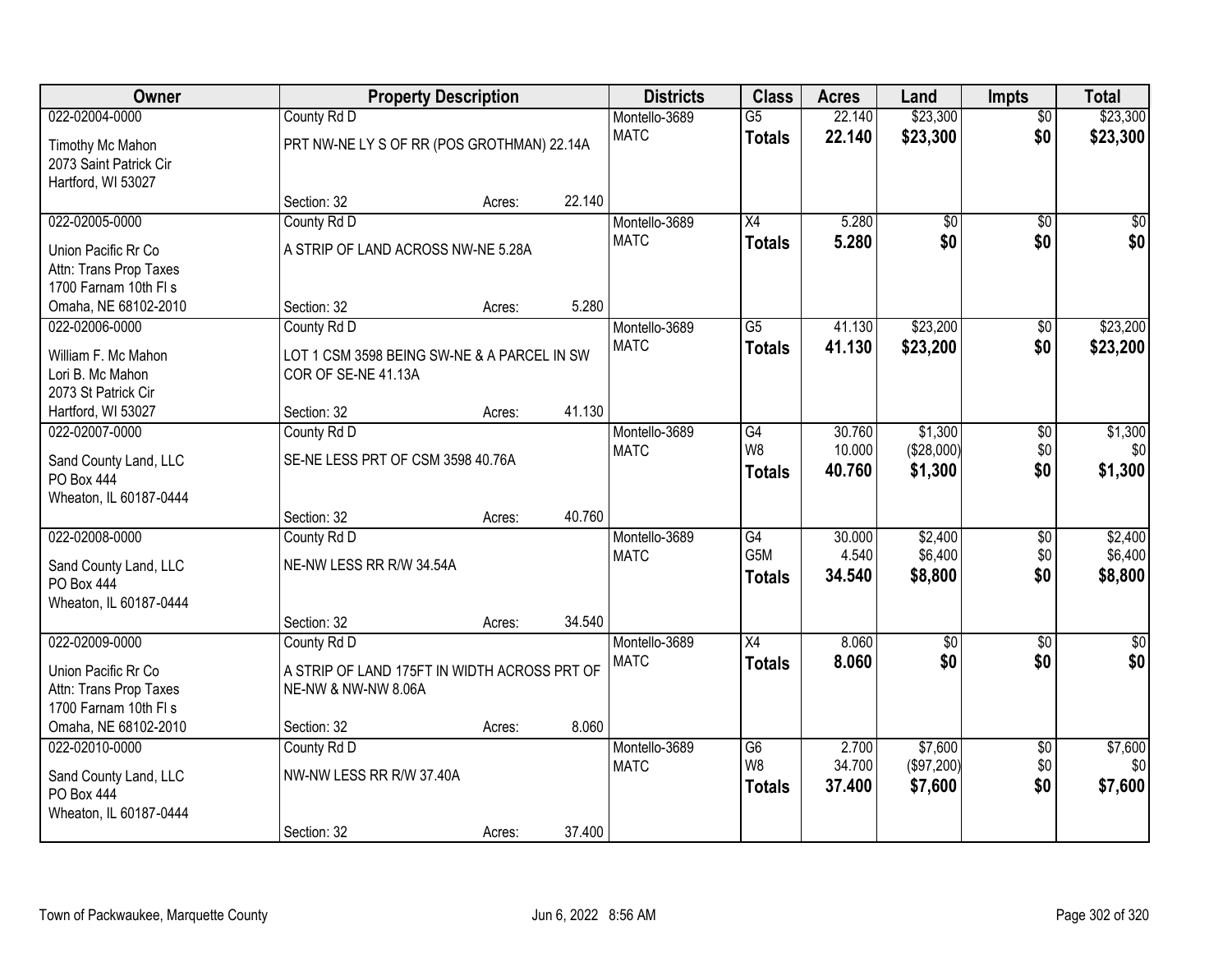| Owner | Property Description | | | Districts | Class | Acres | Land | Impts | Total |
|---|---|---|---|---|---|---|---|---|---|
| 022-02004-0000 | County Rd D | | | Montello-3689 | G5 | 22.140 | $23,300 | $0 | $23,300 |
| Timothy Mc Mahon<br>2073 Saint Patrick Cir<br>Hartford, WI 53027 | PRT NW-NE LY S OF RR (POS GROTHMAN) 22.14A | | | MATC | **Totals** | **22.140** | **$23,300** | **$0** | **$23,300** |
| | Section: 32 | Acres: | 22.140 | | | | | | |
| 022-02005-0000 | County Rd D | | | Montello-3689 | X4 | 5.280 | $0 | $0 | $0 |
| Union Pacific Rr Co<br>Attn: Trans Prop Taxes<br>1700 Farnam 10th Fl s<br>Omaha, NE 68102-2010 | A STRIP OF LAND ACROSS NW-NE 5.28A | | | MATC | **Totals** | **5.280** | **$0** | **$0** | **$0** |
| | Section: 32 | Acres: | 5.280 | | | | | | |
| 022-02006-0000 | County Rd D | | | Montello-3689 | G5 | 41.130 | $23,200 | $0 | $23,200 |
| William F. Mc Mahon<br>Lori B. Mc Mahon<br>2073 St Patrick Cir<br>Hartford, WI 53027 | LOT 1 CSM 3598 BEING SW-NE & A PARCEL IN SW COR OF SE-NE 41.13A | | | MATC | **Totals** | **41.130** | **$23,200** | **$0** | **$23,200** |
| | Section: 32 | Acres: | 41.130 | | | | | | |
| 022-02007-0000 | County Rd D | | | Montello-3689 | G4 | 30.760 | $1,300 | $0 | $1,300 |
| Sand County Land, LLC<br>PO Box 444<br>Wheaton, IL 60187-0444 | SE-NE LESS PRT OF CSM 3598 40.76A | | | MATC | W8 | 10.000 | ($28,000) | $0 | $0 |
| | | | | | **Totals** | **40.760** | **$1,300** | **$0** | **$1,300** |
| | Section: 32 | Acres: | 40.760 | | | | | | |
| 022-02008-0000 | County Rd D | | | Montello-3689 | G4 | 30.000 | $2,400 | $0 | $2,400 |
| Sand County Land, LLC<br>PO Box 444<br>Wheaton, IL 60187-0444 | NE-NW LESS RR R/W 34.54A | | | MATC | G5M | 4.540 | $6,400 | $0 | $6,400 |
| | | | | | **Totals** | **34.540** | **$8,800** | **$0** | **$8,800** |
| | Section: 32 | Acres: | 34.540 | | | | | | |
| 022-02009-0000 | County Rd D | | | Montello-3689 | X4 | 8.060 | $0 | $0 | $0 |
| Union Pacific Rr Co<br>Attn: Trans Prop Taxes<br>1700 Farnam 10th Fl s<br>Omaha, NE 68102-2010 | A STRIP OF LAND 175FT IN WIDTH ACROSS PRT OF NE-NW & NW-NW 8.06A | | | MATC | **Totals** | **8.060** | **$0** | **$0** | **$0** |
| | Section: 32 | Acres: | 8.060 | | | | | | |
| 022-02010-0000 | County Rd D | | | Montello-3689 | G6 | 2.700 | $7,600 | $0 | $7,600 |
| Sand County Land, LLC<br>PO Box 444<br>Wheaton, IL 60187-0444 | NW-NW LESS RR R/W 37.40A | | | MATC | W8 | 34.700 | ($97,200) | $0 | $0 |
| | | | | | **Totals** | **37.400** | **$7,600** | **$0** | **$7,600** |
| | Section: 32 | Acres: | 37.400 | | | | | | |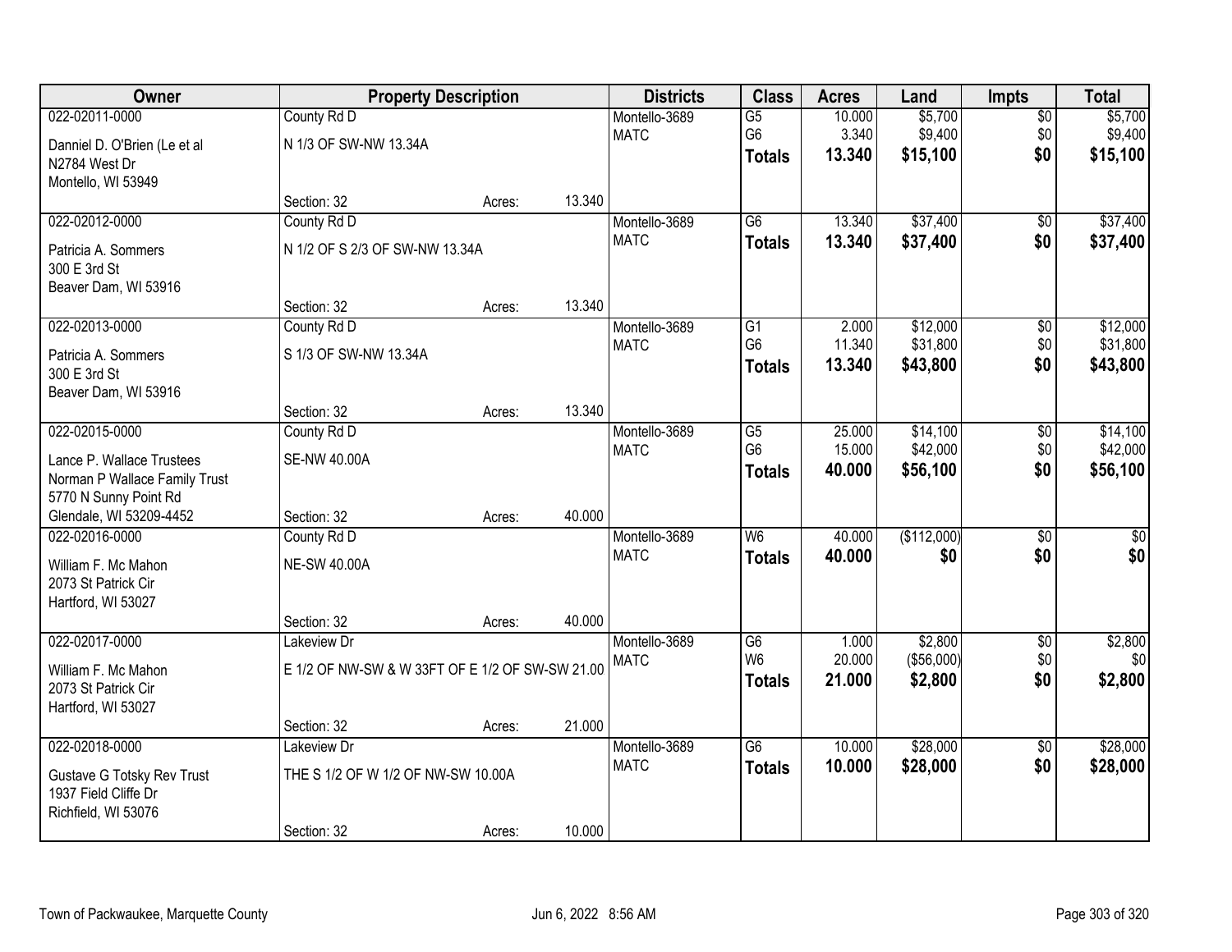| Owner | Property Description | | | Districts | Class | Acres | Land | Impts | Total |
|---|---|---|---|---|---|---|---|---|---|
| 022-02011-0000 | County Rd D | | | Montello-3689 | G5 | 10.000 | $5,700 | $0 | $5,700 |
| Danniel D. O'Brien (Le et al | N 1/3 OF SW-NW 13.34A | | | MATC | G6 | 3.340 | $9,400 | $0 | $9,400 |
| N2784 West Dr | | | | | **Totals** | **13.340** | **$15,100** | **$0** | **$15,100** |
| Montello, WI 53949 | | | | | | | | | |
| | Section: 32 | Acres: | 13.340 | | | | | | |
| 022-02012-0000 | County Rd D | | | Montello-3689 | G6 | 13.340 | $37,400 | $0 | $37,400 |
| Patricia A. Sommers | N 1/2 OF S 2/3 OF SW-NW 13.34A | | | MATC | **Totals** | **13.340** | **$37,400** | **$0** | **$37,400** |
| 300 E 3rd St | | | | | | | | | |
| Beaver Dam, WI 53916 | | | | | | | | | |
| | Section: 32 | Acres: | 13.340 | | | | | | |
| 022-02013-0000 | County Rd D | | | Montello-3689 | G1 | 2.000 | $12,000 | $0 | $12,000 |
| Patricia A. Sommers | S 1/3 OF SW-NW 13.34A | | | MATC | G6 | 11.340 | $31,800 | $0 | $31,800 |
| 300 E 3rd St | | | | | **Totals** | **13.340** | **$43,800** | **$0** | **$43,800** |
| Beaver Dam, WI 53916 | | | | | | | | | |
| | Section: 32 | Acres: | 13.340 | | | | | | |
| 022-02015-0000 | County Rd D | | | Montello-3689 | G5 | 25.000 | $14,100 | $0 | $14,100 |
| Lance P. Wallace Trustees | SE-NW 40.00A | | | MATC | G6 | 15.000 | $42,000 | $0 | $42,000 |
| Norman P Wallace Family Trust | | | | | **Totals** | **40.000** | **$56,100** | **$0** | **$56,100** |
| 5770 N Sunny Point Rd | | | | | | | | | |
| Glendale, WI 53209-4452 | Section: 32 | Acres: | 40.000 | | | | | | |
| 022-02016-0000 | County Rd D | | | Montello-3689 | W6 | 40.000 | ($112,000) | $0 | $0 |
| William F. Mc Mahon | NE-SW 40.00A | | | MATC | **Totals** | **40.000** | **$0** | **$0** | **$0** |
| 2073 St Patrick Cir | | | | | | | | | |
| Hartford, WI 53027 | | | | | | | | | |
| | Section: 32 | Acres: | 40.000 | | | | | | |
| 022-02017-0000 | Lakeview Dr | | | Montello-3689 | G6 | 1.000 | $2,800 | $0 | $2,800 |
| William F. Mc Mahon | E 1/2 OF NW-SW & W 33FT OF E 1/2 OF SW-SW 21.00 | | | MATC | W6 | 20.000 | ($56,000) | $0 | $0 |
| 2073 St Patrick Cir | | | | | **Totals** | **21.000** | **$2,800** | **$0** | **$2,800** |
| Hartford, WI 53027 | | | | | | | | | |
| | Section: 32 | Acres: | 21.000 | | | | | | |
| 022-02018-0000 | Lakeview Dr | | | Montello-3689 | G6 | 10.000 | $28,000 | $0 | $28,000 |
| Gustave G Totsky Rev Trust | THE S 1/2 OF W 1/2 OF NW-SW 10.00A | | | MATC | **Totals** | **10.000** | **$28,000** | **$0** | **$28,000** |
| 1937 Field Cliffe Dr | | | | | | | | | |
| Richfield, WI 53076 | | | | | | | | | |
| | Section: 32 | Acres: | 10.000 | | | | | | |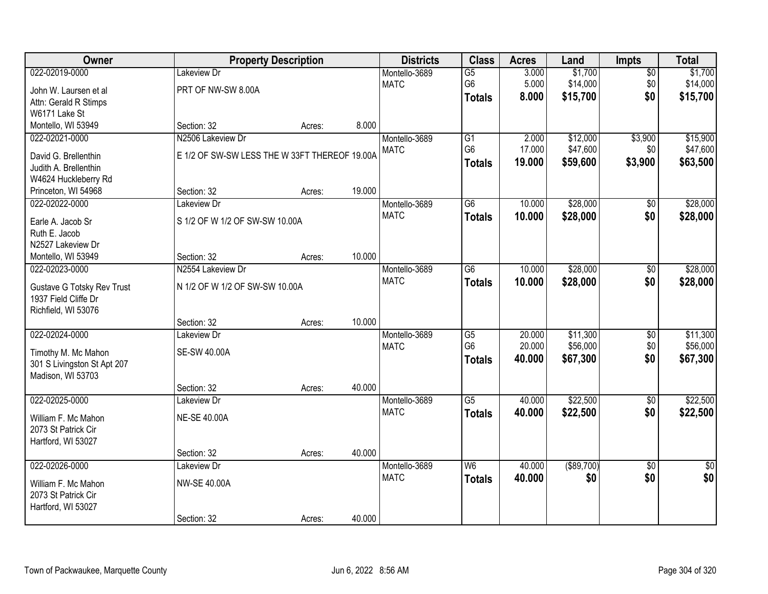| Owner | Property Description | | | Districts | Class | Acres | Land | Impts | Total |
|---|---|---|---|---|---|---|---|---|---|
| 022-02019-0000 | Lakeview Dr | | | Montello-3689 | G5 | 3.000 | $1,700 | $0 | $1,700 |
| John W. Laursen et al | PRT OF NW-SW 8.00A | | | MATC | G6 | 5.000 | $14,000 | $0 | $14,000 |
| Attn: Gerald R Stimps | | | | | **Totals** | **8.000** | **$15,700** | **$0** | **$15,700** |
| W6171 Lake St | | | | | | | | | |
| Montello, WI 53949 | Section: 32 | Acres: | 8.000 | | | | | | |
| 022-02021-0000 | N2506 Lakeview Dr | | | Montello-3689 | G1 | 2.000 | $12,000 | $3,900 | $15,900 |
| David G. Brellenthin | E 1/2 OF SW-SW LESS THE W 33FT THEREOF 19.00A | | | MATC | G6 | 17.000 | $47,600 | $0 | $47,600 |
| Judith A. Brellenthin | | | | | **Totals** | **19.000** | **$59,600** | **$3,900** | **$63,500** |
| W4624 Huckleberry Rd | | | | | | | | | |
| Princeton, WI 54968 | Section: 32 | Acres: | 19.000 | | | | | | |
| 022-02022-0000 | Lakeview Dr | | | Montello-3689 | G6 | 10.000 | $28,000 | $0 | $28,000 |
| Earle A. Jacob Sr | S 1/2 OF W 1/2 OF SW-SW 10.00A | | | MATC | **Totals** | **10.000** | **$28,000** | **$0** | **$28,000** |
| Ruth E. Jacob | | | | | | | | | |
| N2527 Lakeview Dr | | | | | | | | | |
| Montello, WI 53949 | Section: 32 | Acres: | 10.000 | | | | | | |
| 022-02023-0000 | N2554 Lakeview Dr | | | Montello-3689 | G6 | 10.000 | $28,000 | $0 | $28,000 |
| Gustave G Totsky Rev Trust | N 1/2 OF W 1/2 OF SW-SW 10.00A | | | MATC | **Totals** | **10.000** | **$28,000** | **$0** | **$28,000** |
| 1937 Field Cliffe Dr | | | | | | | | | |
| Richfield, WI 53076 | | | | | | | | | |
| | Section: 32 | Acres: | 10.000 | | | | | | |
| 022-02024-0000 | Lakeview Dr | | | Montello-3689 | G5 | 20.000 | $11,300 | $0 | $11,300 |
| Timothy M. Mc Mahon | SE-SW 40.00A | | | MATC | G6 | 20.000 | $56,000 | $0 | $56,000 |
| 301 S Livingston St Apt 207 | | | | | **Totals** | **40.000** | **$67,300** | **$0** | **$67,300** |
| Madison, WI 53703 | | | | | | | | | |
| | Section: 32 | Acres: | 40.000 | | | | | | |
| 022-02025-0000 | Lakeview Dr | | | Montello-3689 | G5 | 40.000 | $22,500 | $0 | $22,500 |
| William F. Mc Mahon | NE-SE 40.00A | | | MATC | **Totals** | **40.000** | **$22,500** | **$0** | **$22,500** |
| 2073 St Patrick Cir | | | | | | | | | |
| Hartford, WI 53027 | | | | | | | | | |
| | Section: 32 | Acres: | 40.000 | | | | | | |
| 022-02026-0000 | Lakeview Dr | | | Montello-3689 | W6 | 40.000 | ($89,700) | $0 | $0 |
| William F. Mc Mahon | NW-SE 40.00A | | | MATC | **Totals** | **40.000** | **$0** | **$0** | **$0** |
| 2073 St Patrick Cir | | | | | | | | | |
| Hartford, WI 53027 | | | | | | | | | |
| | Section: 32 | Acres: | 40.000 | | | | | | |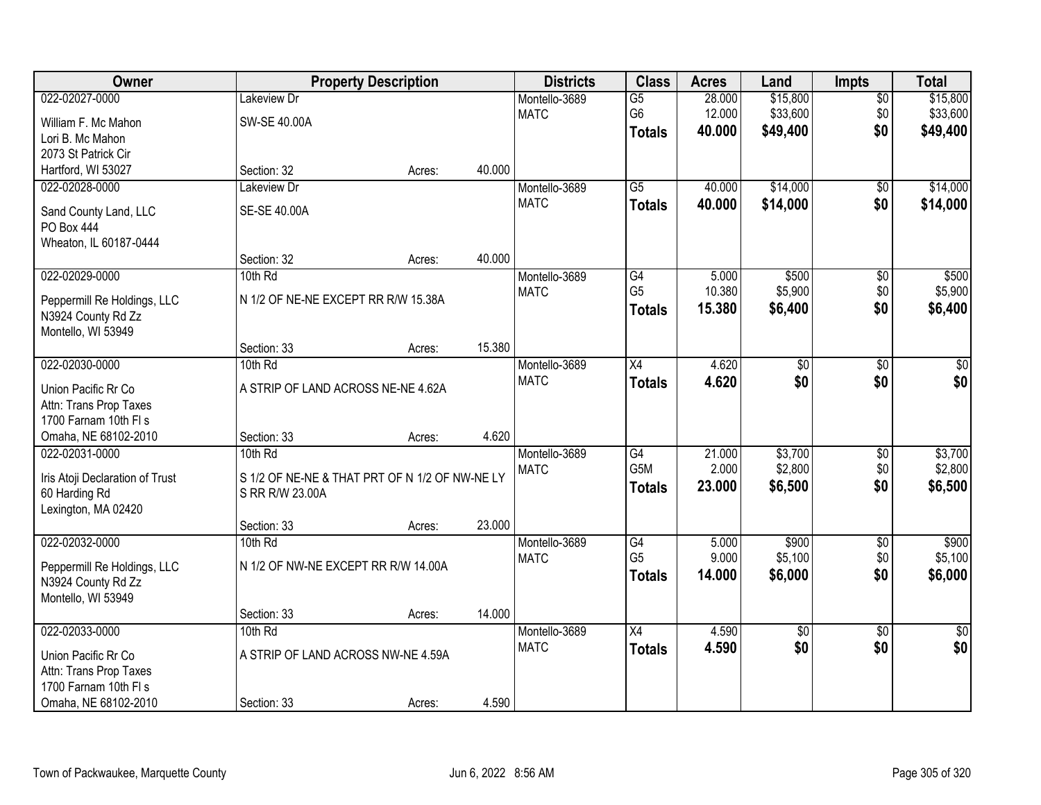| Owner | Property Description | | | Districts | Class | Acres | Land | Impts | Total |
|---|---|---|---|---|---|---|---|---|---|
| 022-02027-0000 | Lakeview Dr | | | Montello-3689 | G5 | 28.000 | $15,800 | $0 | $15,800 |
| William F. Mc Mahon | SW-SE 40.00A | | | MATC | G6 | 12.000 | $33,600 | $0 | $33,600 |
| Lori B. Mc Mahon | | | | | **Totals** | **40.000** | **$49,400** | **$0** | **$49,400** |
| 2073 St Patrick Cir | | | | | | | | | |
| Hartford, WI 53027 | Section: 32 | Acres: | 40.000 | | | | | | |
| 022-02028-0000 | Lakeview Dr | | | Montello-3689 | G5 | 40.000 | $14,000 | $0 | $14,000 |
| Sand County Land, LLC | SE-SE 40.00A | | | MATC | **Totals** | **40.000** | **$14,000** | **$0** | **$14,000** |
| PO Box 444 | | | | | | | | | |
| Wheaton, IL 60187-0444 | | | | | | | | | |
| | Section: 32 | Acres: | 40.000 | | | | | | |
| 022-02029-0000 | 10th Rd | | | Montello-3689 | G4 | 5.000 | $500 | $0 | $500 |
| Peppermill Re Holdings, LLC | N 1/2 OF NE-NE EXCEPT RR R/W 15.38A | | | MATC | G5 | 10.380 | $5,900 | $0 | $5,900 |
| N3924 County Rd Zz | | | | | **Totals** | **15.380** | **$6,400** | **$0** | **$6,400** |
| Montello, WI 53949 | | | | | | | | | |
| | Section: 33 | Acres: | 15.380 | | | | | | |
| 022-02030-0000 | 10th Rd | | | Montello-3689 | X4 | 4.620 | $0 | $0 | $0 |
| Union Pacific Rr Co | A STRIP OF LAND ACROSS NE-NE 4.62A | | | MATC | **Totals** | **4.620** | **$0** | **$0** | **$0** |
| Attn: Trans Prop Taxes | | | | | | | | | |
| 1700 Farnam 10th Fl s | | | | | | | | | |
| Omaha, NE 68102-2010 | Section: 33 | Acres: | 4.620 | | | | | | |
| 022-02031-0000 | 10th Rd | | | Montello-3689 | G4 | 21.000 | $3,700 | $0 | $3,700 |
| Iris Atoji Declaration of Trust | S 1/2 OF NE-NE & THAT PRT OF N 1/2 OF NW-NE LY S RR R/W 23.00A | | | MATC | G5M | 2.000 | $2,800 | $0 | $2,800 |
| 60 Harding Rd | | | | | **Totals** | **23.000** | **$6,500** | **$0** | **$6,500** |
| Lexington, MA 02420 | | | | | | | | | |
| | Section: 33 | Acres: | 23.000 | | | | | | |
| 022-02032-0000 | 10th Rd | | | Montello-3689 | G4 | 5.000 | $900 | $0 | $900 |
| Peppermill Re Holdings, LLC | N 1/2 OF NW-NE EXCEPT RR R/W 14.00A | | | MATC | G5 | 9.000 | $5,100 | $0 | $5,100 |
| N3924 County Rd Zz | | | | | **Totals** | **14.000** | **$6,000** | **$0** | **$6,000** |
| Montello, WI 53949 | | | | | | | | | |
| | Section: 33 | Acres: | 14.000 | | | | | | |
| 022-02033-0000 | 10th Rd | | | Montello-3689 | X4 | 4.590 | $0 | $0 | $0 |
| Union Pacific Rr Co | A STRIP OF LAND ACROSS NW-NE 4.59A | | | MATC | **Totals** | **4.590** | **$0** | **$0** | **$0** |
| Attn: Trans Prop Taxes | | | | | | | | | |
| 1700 Farnam 10th Fl s | | | | | | | | | |
| Omaha, NE 68102-2010 | Section: 33 | Acres: | 4.590 | | | | | | |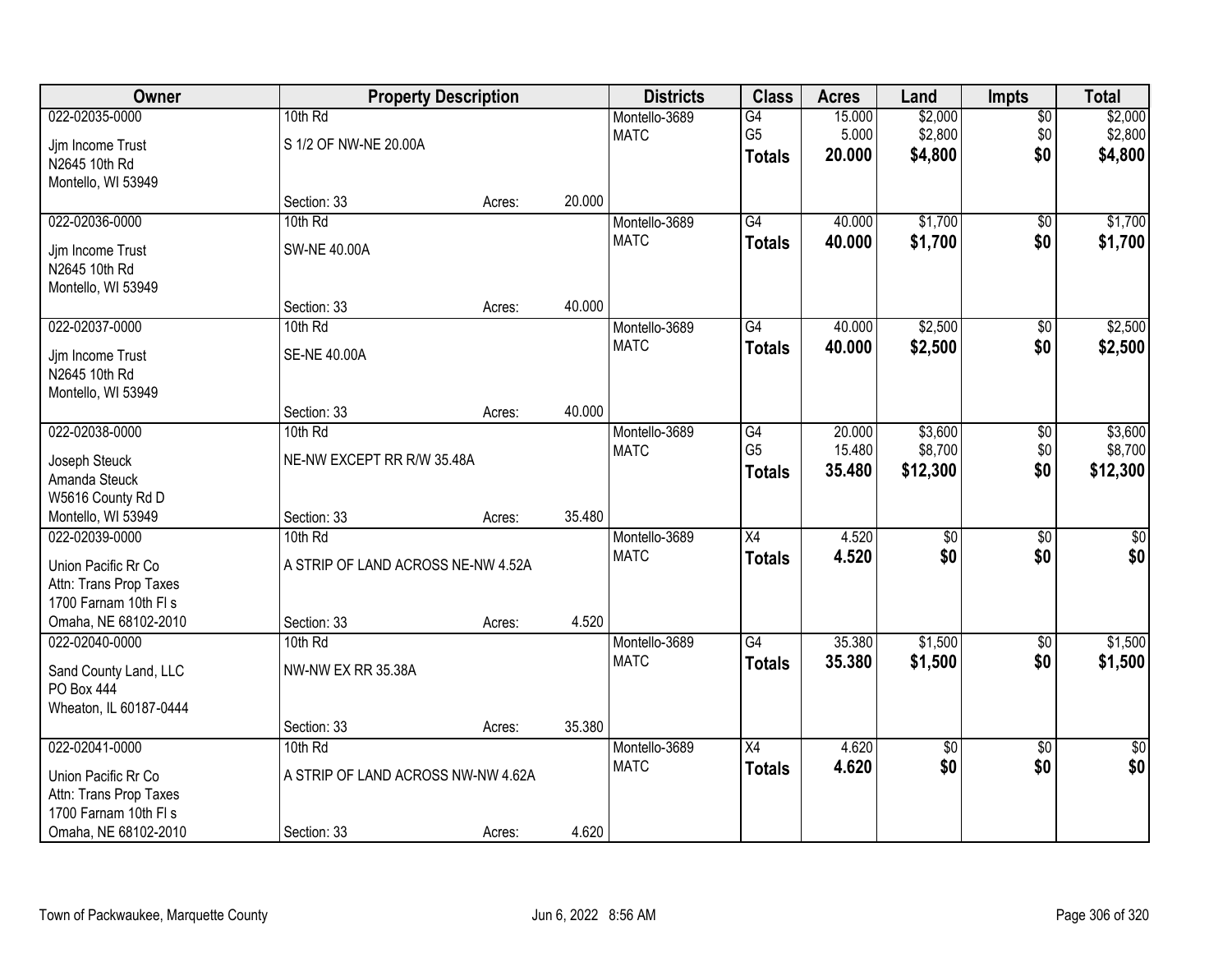| Owner | Property Description | | | Districts | Class | Acres | Land | Impts | Total |
|---|---|---|---|---|---|---|---|---|---|
| 022-02035-0000 | 10th Rd | | | Montello-3689 | G4 | 15.000 | $2,000 | $0 | $2,000 |
| Jjm Income Trust | S 1/2 OF NW-NE 20.00A | | | MATC | G5 | 5.000 | $2,800 | $0 | $2,800 |
| N2645 10th Rd | | | | | **Totals** | **20.000** | **$4,800** | **$0** | **$4,800** |
| Montello, WI 53949 | | | | | | | | | |
| | Section: 33 | Acres: | 20.000 | | | | | | |
| 022-02036-0000 | 10th Rd | | | Montello-3689 | G4 | 40.000 | $1,700 | $0 | $1,700 |
| Jjm Income Trust | SW-NE 40.00A | | | MATC | **Totals** | **40.000** | **$1,700** | **$0** | **$1,700** |
| N2645 10th Rd | | | | | | | | | |
| Montello, WI 53949 | | | | | | | | | |
| | Section: 33 | Acres: | 40.000 | | | | | | |
| 022-02037-0000 | 10th Rd | | | Montello-3689 | G4 | 40.000 | $2,500 | $0 | $2,500 |
| Jjm Income Trust | SE-NE 40.00A | | | MATC | **Totals** | **40.000** | **$2,500** | **$0** | **$2,500** |
| N2645 10th Rd | | | | | | | | | |
| Montello, WI 53949 | | | | | | | | | |
| | Section: 33 | Acres: | 40.000 | | | | | | |
| 022-02038-0000 | 10th Rd | | | Montello-3689 | G4 | 20.000 | $3,600 | $0 | $3,600 |
| Joseph Steuck | NE-NW EXCEPT RR R/W 35.48A | | | MATC | G5 | 15.480 | $8,700 | $0 | $8,700 |
| Amanda Steuck | | | | | **Totals** | **35.480** | **$12,300** | **$0** | **$12,300** |
| W5616 County Rd D | | | | | | | | | |
| Montello, WI 53949 | Section: 33 | Acres: | 35.480 | | | | | | |
| 022-02039-0000 | 10th Rd | | | Montello-3689 | X4 | 4.520 | $0 | $0 | $0 |
| Union Pacific Rr Co | A STRIP OF LAND ACROSS NE-NW 4.52A | | | MATC | **Totals** | **4.520** | **$0** | **$0** | **$0** |
| Attn: Trans Prop Taxes | | | | | | | | | |
| 1700 Farnam 10th Fl s | | | | | | | | | |
| Omaha, NE 68102-2010 | Section: 33 | Acres: | 4.520 | | | | | | |
| 022-02040-0000 | 10th Rd | | | Montello-3689 | G4 | 35.380 | $1,500 | $0 | $1,500 |
| Sand County Land, LLC | NW-NW EX RR 35.38A | | | MATC | **Totals** | **35.380** | **$1,500** | **$0** | **$1,500** |
| PO Box 444 | | | | | | | | | |
| Wheaton, IL 60187-0444 | | | | | | | | | |
| | Section: 33 | Acres: | 35.380 | | | | | | |
| 022-02041-0000 | 10th Rd | | | Montello-3689 | X4 | 4.620 | $0 | $0 | $0 |
| Union Pacific Rr Co | A STRIP OF LAND ACROSS NW-NW 4.62A | | | MATC | **Totals** | **4.620** | **$0** | **$0** | **$0** |
| Attn: Trans Prop Taxes | | | | | | | | | |
| 1700 Farnam 10th Fl s | | | | | | | | | |
| Omaha, NE 68102-2010 | Section: 33 | Acres: | 4.620 | | | | | | |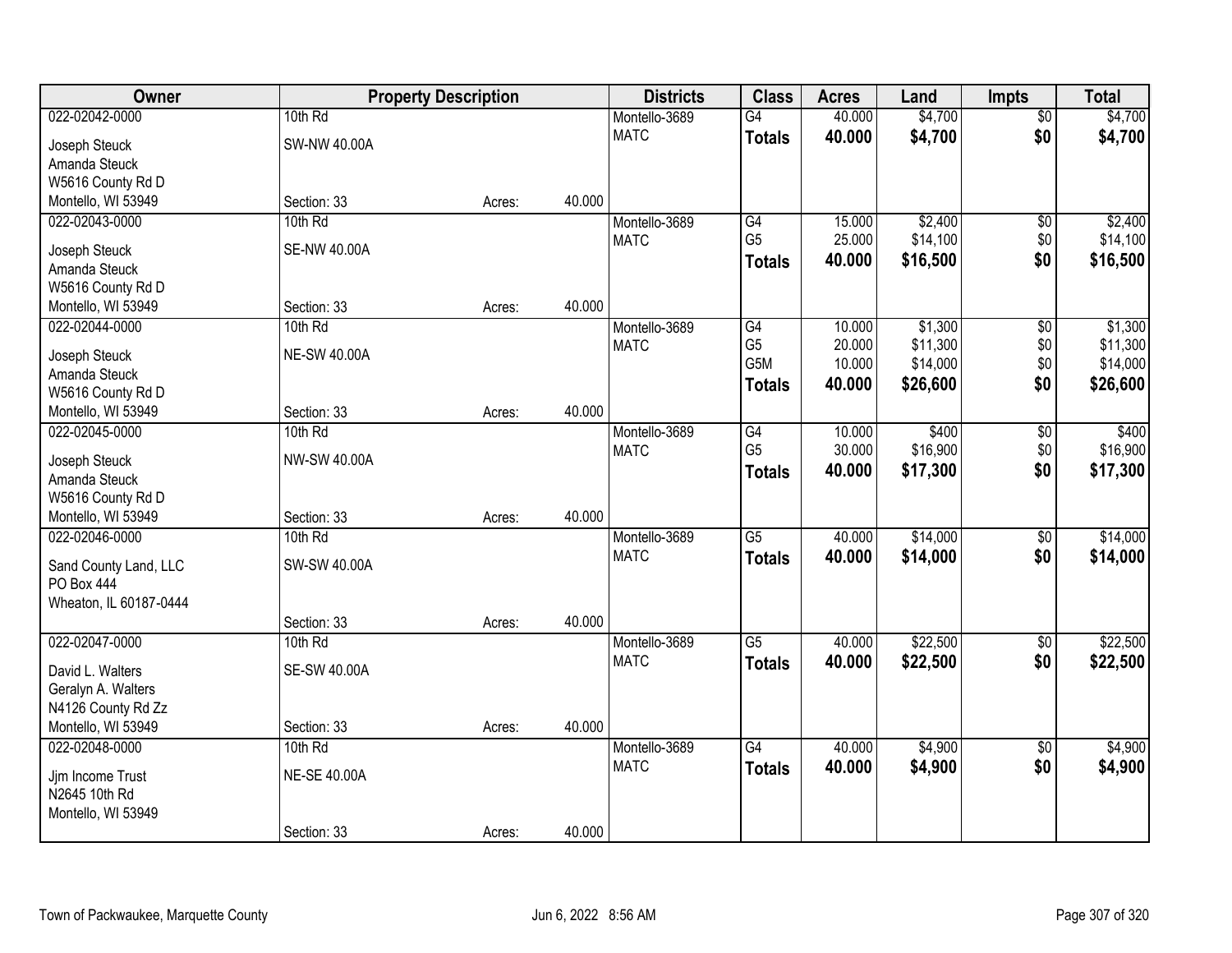| Owner | Property Description | | | Districts | Class | Acres | Land | Impts | Total |
|---|---|---|---|---|---|---|---|---|---|
| 022-02042-0000 | 10th Rd | | | Montello-3689 | G4 | 40.000 | $4,700 | $0 | $4,700 |
| Joseph Steuck | SW-NW 40.00A | | | MATC | **Totals** | **40.000** | **$4,700** | **$0** | **$4,700** |
| Amanda Steuck | | | | | | | | | |
| W5616 County Rd D | | | | | | | | | |
| Montello, WI 53949 | Section: 33 | Acres: | 40.000 | | | | | | |
| 022-02043-0000 | 10th Rd | | | Montello-3689 | G4 | 15.000 | $2,400 | $0 | $2,400 |
| Joseph Steuck | SE-NW 40.00A | | | MATC | G5 | 25.000 | $14,100 | $0 | $14,100 |
| Amanda Steuck | | | | | **Totals** | **40.000** | **$16,500** | **$0** | **$16,500** |
| W5616 County Rd D | | | | | | | | | |
| Montello, WI 53949 | Section: 33 | Acres: | 40.000 | | | | | | |
| 022-02044-0000 | 10th Rd | | | Montello-3689 | G4 | 10.000 | $1,300 | $0 | $1,300 |
| Joseph Steuck | NE-SW 40.00A | | | MATC | G5 | 20.000 | $11,300 | $0 | $11,300 |
| Amanda Steuck | | | | | G5M | 10.000 | $14,000 | $0 | $14,000 |
| W5616 County Rd D | | | | | **Totals** | **40.000** | **$26,600** | **$0** | **$26,600** |
| Montello, WI 53949 | Section: 33 | Acres: | 40.000 | | | | | | |
| 022-02045-0000 | 10th Rd | | | Montello-3689 | G4 | 10.000 | $400 | $0 | $400 |
| Joseph Steuck | NW-SW 40.00A | | | MATC | G5 | 30.000 | $16,900 | $0 | $16,900 |
| Amanda Steuck | | | | | **Totals** | **40.000** | **$17,300** | **$0** | **$17,300** |
| W5616 County Rd D | | | | | | | | | |
| Montello, WI 53949 | Section: 33 | Acres: | 40.000 | | | | | | |
| 022-02046-0000 | 10th Rd | | | Montello-3689 | G5 | 40.000 | $14,000 | $0 | $14,000 |
| Sand County Land, LLC | SW-SW 40.00A | | | MATC | **Totals** | **40.000** | **$14,000** | **$0** | **$14,000** |
| PO Box 444 | | | | | | | | | |
| Wheaton, IL 60187-0444 | | | | | | | | | |
| | Section: 33 | Acres: | 40.000 | | | | | | |
| 022-02047-0000 | 10th Rd | | | Montello-3689 | G5 | 40.000 | $22,500 | $0 | $22,500 |
| David L. Walters | SE-SW 40.00A | | | MATC | **Totals** | **40.000** | **$22,500** | **$0** | **$22,500** |
| Geralyn A. Walters | | | | | | | | | |
| N4126 County Rd Zz | | | | | | | | | |
| Montello, WI 53949 | Section: 33 | Acres: | 40.000 | | | | | | |
| 022-02048-0000 | 10th Rd | | | Montello-3689 | G4 | 40.000 | $4,900 | $0 | $4,900 |
| Jjm Income Trust | NE-SE 40.00A | | | MATC | **Totals** | **40.000** | **$4,900** | **$0** | **$4,900** |
| N2645 10th Rd | | | | | | | | | |
| Montello, WI 53949 | | | | | | | | | |
| | Section: 33 | Acres: | 40.000 | | | | | | |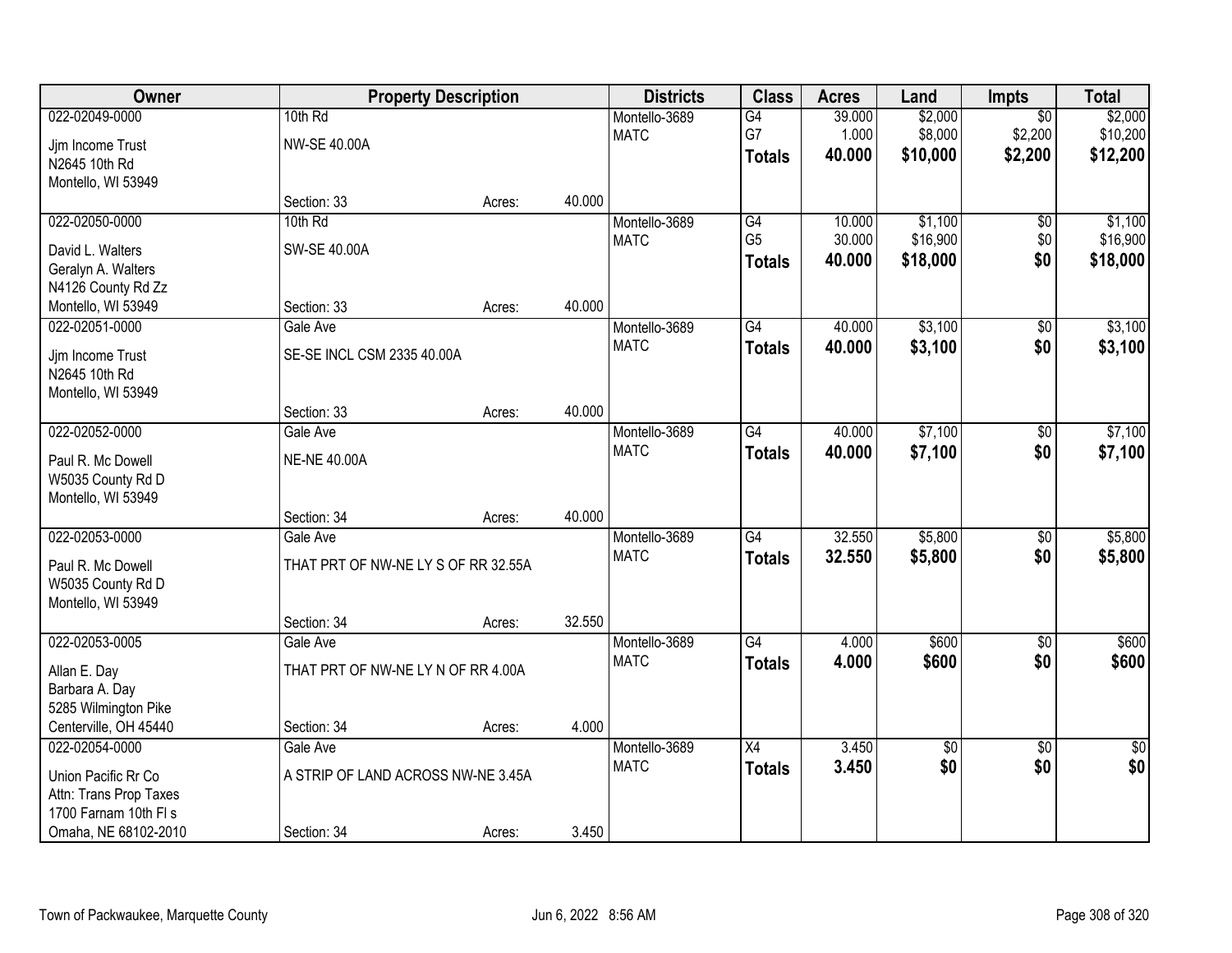| Owner | Property Description | | | Districts | Class | Acres | Land | Impts | Total |
|---|---|---|---|---|---|---|---|---|---|
| 022-02049-0000<br>Jjm Income Trust<br>N2645 10th Rd<br>Montello, WI 53949 | 10th Rd<br>NW-SE 40.00A<br>Section: 33 | Acres: | 40.000 | Montello-3689<br>MATC | G4<br>G7<br>**Totals** | 39.000<br>1.000<br>**40.000** | $2,000<br>$8,000<br>**$10,000** | $0<br>$2,200<br>**$2,200** | $2,000<br>$10,200<br>**$12,200** |
| 022-02050-0000<br>David L. Walters<br>Geralyn A. Walters<br>N4126 County Rd Zz<br>Montello, WI 53949 | 10th Rd<br>SW-SE 40.00A<br>Section: 33 | Acres: | 40.000 | Montello-3689<br>MATC | G4<br>G5<br>**Totals** | 10.000<br>30.000<br>**40.000** | $1,100<br>$16,900<br>**$18,000** | $0<br>$0<br>**$0** | $1,100<br>$16,900<br>**$18,000** |
| 022-02051-0000<br>Jjm Income Trust<br>N2645 10th Rd<br>Montello, WI 53949 | Gale Ave<br>SE-SE INCL CSM 2335 40.00A<br>Section: 33 | Acres: | 40.000 | Montello-3689<br>MATC | G4<br>**Totals** | 40.000<br>**40.000** | $3,100<br>**$3,100** | $0<br>**$0** | $3,100<br>**$3,100** |
| 022-02052-0000<br>Paul R. Mc Dowell<br>W5035 County Rd D<br>Montello, WI 53949 | Gale Ave<br>NE-NE 40.00A<br>Section: 34 | Acres: | 40.000 | Montello-3689<br>MATC | G4<br>**Totals** | 40.000<br>**40.000** | $7,100<br>**$7,100** | $0<br>**$0** | $7,100<br>**$7,100** |
| 022-02053-0000<br>Paul R. Mc Dowell<br>W5035 County Rd D<br>Montello, WI 53949 | Gale Ave<br>THAT PRT OF NW-NE LY S OF RR 32.55A<br>Section: 34 | Acres: | 32.550 | Montello-3689<br>MATC | G4<br>**Totals** | 32.550<br>**32.550** | $5,800<br>**$5,800** | $0<br>**$0** | $5,800<br>**$5,800** |
| 022-02053-0005<br>Allan E. Day<br>Barbara A. Day<br>5285 Wilmington Pike<br>Centerville, OH 45440 | Gale Ave<br>THAT PRT OF NW-NE LY N OF RR 4.00A<br>Section: 34 | Acres: | 4.000 | Montello-3689<br>MATC | G4<br>**Totals** | 4.000<br>**4.000** | $600<br>**$600** | $0<br>**$0** | $600<br>**$600** |
| 022-02054-0000<br>Union Pacific Rr Co<br>Attn: Trans Prop Taxes<br>1700 Farnam 10th Fl s<br>Omaha, NE 68102-2010 | Gale Ave<br>A STRIP OF LAND ACROSS NW-NE 3.45A<br>Section: 34 | Acres: | 3.450 | Montello-3689<br>MATC | X4<br>**Totals** | 3.450<br>**3.450** | $0<br>**$0** | $0<br>**$0** | $0<br>**$0** |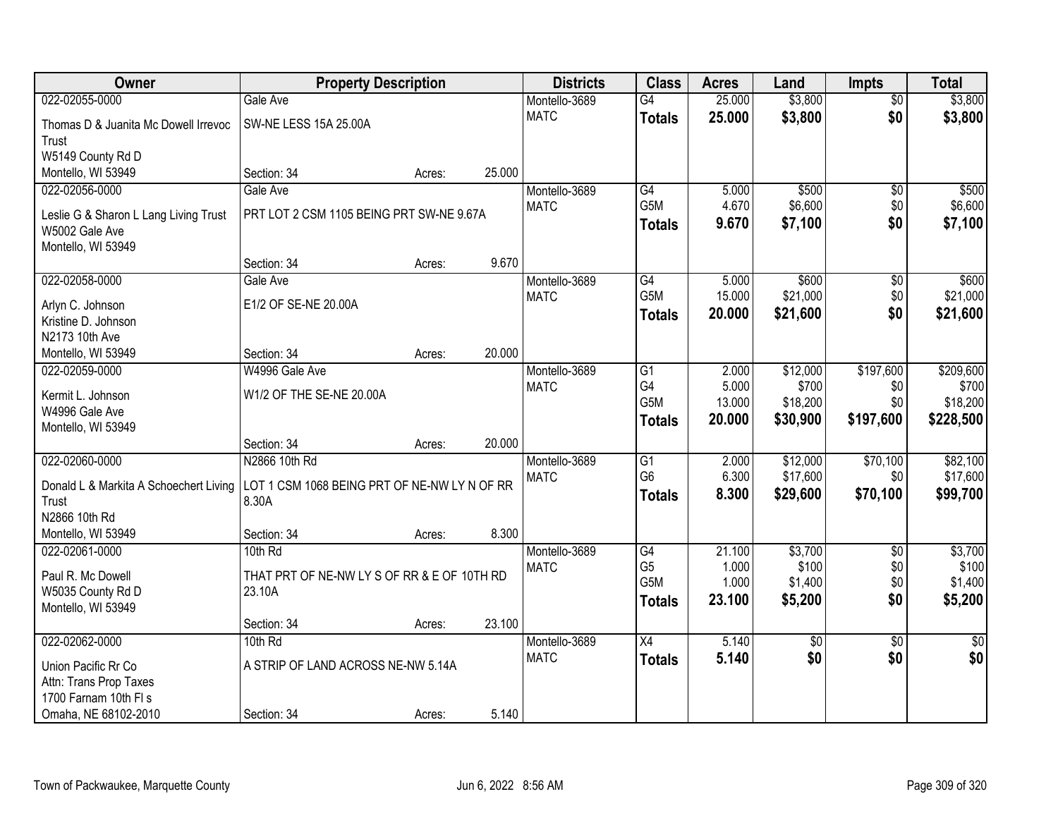| Owner | Property Description | | | Districts | Class | Acres | Land | Impts | Total |
|---|---|---|---|---|---|---|---|---|---|
| 022-02055-0000 | Gale Ave | | | Montello-3689 | G4 | 25.000 | $3,800 | $0 | $3,800 |
| Thomas D & Juanita Mc Dowell Irrevoc Trust | SW-NE LESS 15A 25.00A | | | MATC | **Totals** | **25.000** | **$3,800** | **$0** | **$3,800** |
| W5149 County Rd D | | | | | | | | | |
| Montello, WI 53949 | Section: 34 | Acres: | 25.000 | | | | | | |
| 022-02056-0000 | Gale Ave | | | Montello-3689 | G4 | 5.000 | $500 | $0 | $500 |
| Leslie G & Sharon L Lang Living Trust | PRT LOT 2 CSM 1105 BEING PRT SW-NE 9.67A | | | MATC | G5M | 4.670 | $6,600 | $0 | $6,600 |
| W5002 Gale Ave | | | | | **Totals** | **9.670** | **$7,100** | **$0** | **$7,100** |
| Montello, WI 53949 | | | | | | | | | |
| | Section: 34 | Acres: | 9.670 | | | | | | |
| 022-02058-0000 | Gale Ave | | | Montello-3689 | G4 | 5.000 | $600 | $0 | $600 |
| Arlyn C. Johnson | E1/2 OF SE-NE 20.00A | | | MATC | G5M | 15.000 | $21,000 | $0 | $21,000 |
| Kristine D. Johnson | | | | | **Totals** | **20.000** | **$21,600** | **$0** | **$21,600** |
| N2173 10th Ave | | | | | | | | | |
| Montello, WI 53949 | Section: 34 | Acres: | 20.000 | | | | | | |
| 022-02059-0000 | W4996 Gale Ave | | | Montello-3689 | G1 | 2.000 | $12,000 | $197,600 | $209,600 |
| Kermit L. Johnson | W1/2 OF THE SE-NE 20.00A | | | MATC | G4 | 5.000 | $700 | $0 | $700 |
| W4996 Gale Ave | | | | | G5M | 13.000 | $18,200 | $0 | $18,200 |
| Montello, WI 53949 | | | | | **Totals** | **20.000** | **$30,900** | **$197,600** | **$228,500** |
| | Section: 34 | Acres: | 20.000 | | | | | | |
| 022-02060-0000 | N2866 10th Rd | | | Montello-3689 | G1 | 2.000 | $12,000 | $70,100 | $82,100 |
| Donald L & Markita A Schoechert Living Trust | LOT 1 CSM 1068 BEING PRT OF NE-NW LY N OF RR 8.30A | | | MATC | G6 | 6.300 | $17,600 | $0 | $17,600 |
| N2866 10th Rd | | | | | **Totals** | **8.300** | **$29,600** | **$70,100** | **$99,700** |
| Montello, WI 53949 | Section: 34 | Acres: | 8.300 | | | | | | |
| 022-02061-0000 | 10th Rd | | | Montello-3689 | G4 | 21.100 | $3,700 | $0 | $3,700 |
| Paul R. Mc Dowell | THAT PRT OF NE-NW LY S OF RR & E OF 10TH RD 23.10A | | | MATC | G5 | 1.000 | $100 | $0 | $100 |
| W5035 County Rd D | | | | | G5M | 1.000 | $1,400 | $0 | $1,400 |
| Montello, WI 53949 | | | | | **Totals** | **23.100** | **$5,200** | **$0** | **$5,200** |
| | Section: 34 | Acres: | 23.100 | | | | | | |
| 022-02062-0000 | 10th Rd | | | Montello-3689 | X4 | 5.140 | $0 | $0 | $0 |
| Union Pacific Rr Co | A STRIP OF LAND ACROSS NE-NW 5.14A | | | MATC | **Totals** | **5.140** | **$0** | **$0** | **$0** |
| Attn: Trans Prop Taxes | | | | | | | | | |
| 1700 Farnam 10th Fl s | | | | | | | | | |
| Omaha, NE 68102-2010 | Section: 34 | Acres: | 5.140 | | | | | | |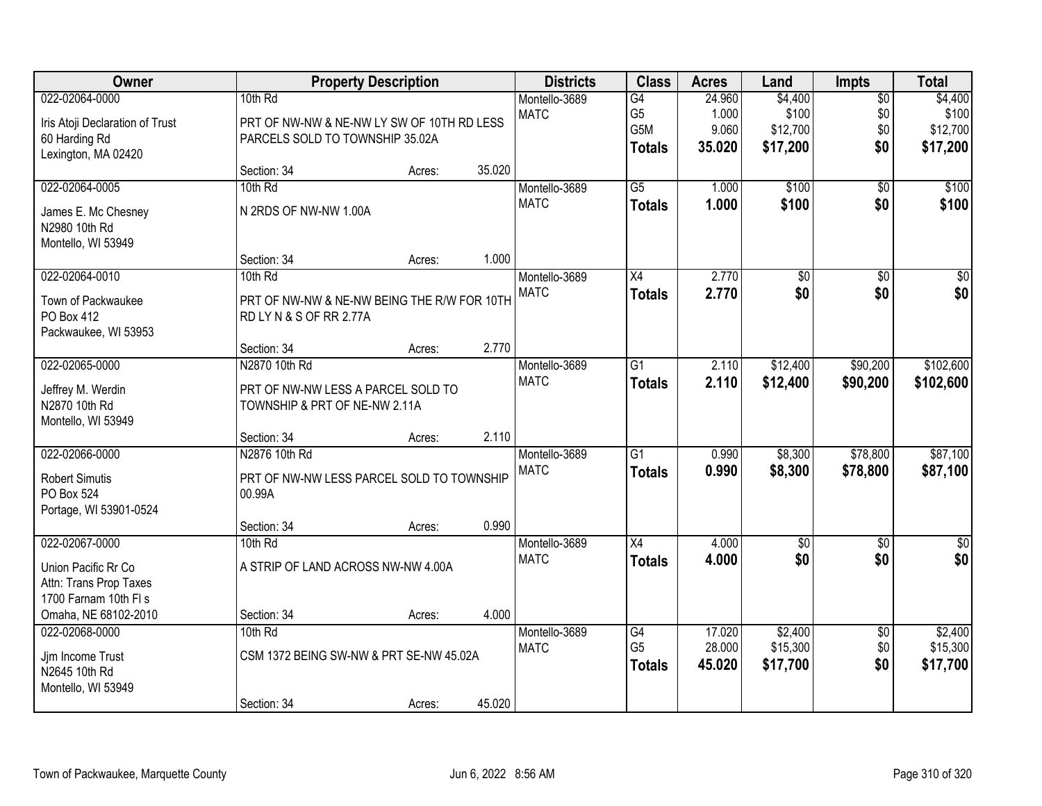| Owner | Property Description | | | Districts | Class | Acres | Land | Impts | Total |
|---|---|---|---|---|---|---|---|---|---|
| 022-02064-0000 | 10th Rd | | | Montello-3689 | G4 | 24.960 | $4,400 | $0 | $4,400 |
| Iris Atoji Declaration of Trust | PRT OF NW-NW & NE-NW LY SW OF 10TH RD LESS | | | MATC | G5 | 1.000 | $100 | $0 | $100 |
| 60 Harding Rd | PARCELS SOLD TO TOWNSHIP 35.02A | | | | G5M | 9.060 | $12,700 | $0 | $12,700 |
| Lexington, MA 02420 | | | | | **Totals** | **35.020** | **$17,200** | **$0** | **$17,200** |
| | Section: 34 | Acres: | 35.020 | | | | | | |
| 022-02064-0005 | 10th Rd | | | Montello-3689 | G5 | 1.000 | $100 | $0 | $100 |
| James E. Mc Chesney | N 2RDS OF NW-NW 1.00A | | | MATC | **Totals** | **1.000** | **$100** | **$0** | **$100** |
| N2980 10th Rd | | | | | | | | | |
| Montello, WI 53949 | | | | | | | | | |
| | Section: 34 | Acres: | 1.000 | | | | | | |
| 022-02064-0010 | 10th Rd | | | Montello-3689 | X4 | 2.770 | $0 | $0 | $0 |
| Town of Packwaukee | PRT OF NW-NW & NE-NW BEING THE R/W FOR 10TH | | | MATC | **Totals** | **2.770** | **$0** | **$0** | **$0** |
| PO Box 412 | RD LY N & S OF RR 2.77A | | | | | | | | |
| Packwaukee, WI 53953 | | | | | | | | | |
| | Section: 34 | Acres: | 2.770 | | | | | | |
| 022-02065-0000 | N2870 10th Rd | | | Montello-3689 | G1 | 2.110 | $12,400 | $90,200 | $102,600 |
| Jeffrey M. Werdin | PRT OF NW-NW LESS A PARCEL SOLD TO | | | MATC | **Totals** | **2.110** | **$12,400** | **$90,200** | **$102,600** |
| N2870 10th Rd | TOWNSHIP & PRT OF NE-NW 2.11A | | | | | | | | |
| Montello, WI 53949 | | | | | | | | | |
| | Section: 34 | Acres: | 2.110 | | | | | | |
| 022-02066-0000 | N2876 10th Rd | | | Montello-3689 | G1 | 0.990 | $8,300 | $78,800 | $87,100 |
| Robert Simutis | PRT OF NW-NW LESS PARCEL SOLD TO TOWNSHIP | | | MATC | **Totals** | **0.990** | **$8,300** | **$78,800** | **$87,100** |
| PO Box 524 | 00.99A | | | | | | | | |
| Portage, WI 53901-0524 | | | | | | | | | |
| | Section: 34 | Acres: | 0.990 | | | | | | |
| 022-02067-0000 | 10th Rd | | | Montello-3689 | X4 | 4.000 | $0 | $0 | $0 |
| Union Pacific Rr Co | A STRIP OF LAND ACROSS NW-NW 4.00A | | | MATC | **Totals** | **4.000** | **$0** | **$0** | **$0** |
| Attn: Trans Prop Taxes | | | | | | | | | |
| 1700 Farnam 10th Fl s | | | | | | | | | |
| Omaha, NE 68102-2010 | Section: 34 | Acres: | 4.000 | | | | | | |
| 022-02068-0000 | 10th Rd | | | Montello-3689 | G4 | 17.020 | $2,400 | $0 | $2,400 |
| Jjm Income Trust | CSM 1372 BEING SW-NW & PRT SE-NW 45.02A | | | MATC | G5 | 28.000 | $15,300 | $0 | $15,300 |
| N2645 10th Rd | | | | | **Totals** | **45.020** | **$17,700** | **$0** | **$17,700** |
| Montello, WI 53949 | | | | | | | | | |
| | Section: 34 | Acres: | 45.020 | | | | | | |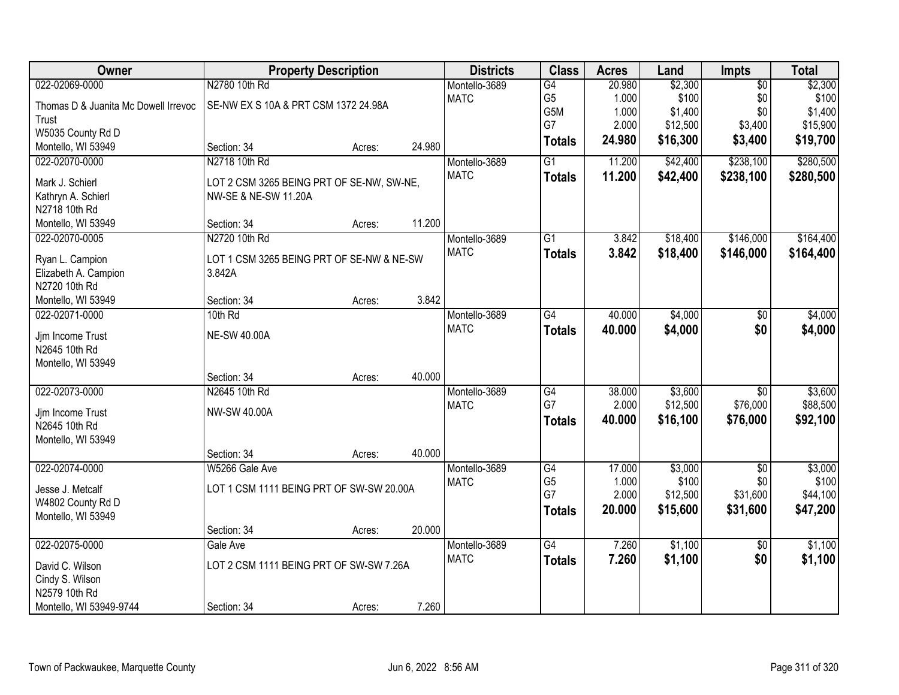| Owner | Property Description | Districts | Class | Acres | Land | Impts | Total |
|---|---|---|---|---|---|---|---|
| 022-02069-0000<br>Thomas D & Juanita Mc Dowell Irrevoc Trust<br>W5035 County Rd D<br>Montello, WI 53949 | N2780 10th Rd<br>SE-NW EX S 10A & PRT CSM 1372 24.98A<br>Section: 34 Acres: 24.980 | Montello-3689<br>MATC | G4<br>G5<br>G5M<br>G7<br>**Totals** | 20.980<br>1.000<br>1.000<br>2.000<br>**24.980** | $2,300<br>$100<br>$1,400<br>$12,500<br>**$16,300** | $0<br>$0<br>$0<br>$3,400<br>**$3,400** | $2,300<br>$100<br>$1,400<br>$15,900<br>**$19,700** |
| 022-02070-0000<br>Mark J. Schierl<br>Kathryn A. Schierl<br>N2718 10th Rd<br>Montello, WI 53949 | N2718 10th Rd<br>LOT 2 CSM 3265 BEING PRT OF SE-NW, SW-NE, NW-SE & NE-SW 11.20A<br>Section: 34 Acres: 11.200 | Montello-3689<br>MATC | G1<br>**Totals** | 11.200<br>**11.200** | $42,400<br>**$42,400** | $238,100<br>**$238,100** | $280,500<br>**$280,500** |
| 022-02070-0005<br>Ryan L. Campion<br>Elizabeth A. Campion<br>N2720 10th Rd<br>Montello, WI 53949 | N2720 10th Rd<br>LOT 1 CSM 3265 BEING PRT OF SE-NW & NE-SW 3.842A<br>Section: 34 Acres: 3.842 | Montello-3689<br>MATC | G1<br>**Totals** | 3.842<br>**3.842** | $18,400<br>**$18,400** | $146,000<br>**$146,000** | $164,400<br>**$164,400** |
| 022-02071-0000<br>Jjm Income Trust<br>N2645 10th Rd<br>Montello, WI 53949 | 10th Rd<br>NE-SW 40.00A<br>Section: 34 Acres: 40.000 | Montello-3689<br>MATC | G4<br>**Totals** | 40.000<br>**40.000** | $4,000<br>**$4,000** | $0<br>**$0** | $4,000<br>**$4,000** |
| 022-02073-0000<br>Jjm Income Trust<br>N2645 10th Rd<br>Montello, WI 53949 | N2645 10th Rd<br>NW-SW 40.00A<br>Section: 34 Acres: 40.000 | Montello-3689<br>MATC | G4<br>G7<br>**Totals** | 38.000<br>2.000<br>**40.000** | $3,600<br>$12,500<br>**$16,100** | $0<br>$76,000<br>**$76,000** | $3,600<br>$88,500<br>**$92,100** |
| 022-02074-0000<br>Jesse J. Metcalf<br>W4802 County Rd D<br>Montello, WI 53949 | W5266 Gale Ave<br>LOT 1 CSM 1111 BEING PRT OF SW-SW 20.00A<br>Section: 34 Acres: 20.000 | Montello-3689<br>MATC | G4<br>G5<br>G7<br>**Totals** | 17.000<br>1.000<br>2.000<br>**20.000** | $3,000<br>$100<br>$12,500<br>**$15,600** | $0<br>$0<br>$31,600<br>**$31,600** | $3,000<br>$100<br>$44,100<br>**$47,200** |
| 022-02075-0000<br>David C. Wilson<br>Cindy S. Wilson<br>N2579 10th Rd<br>Montello, WI 53949-9744 | Gale Ave<br>LOT 2 CSM 1111 BEING PRT OF SW-SW 7.26A<br>Section: 34 Acres: 7.260 | Montello-3689<br>MATC | G4<br>**Totals** | 7.260<br>**7.260** | $1,100<br>**$1,100** | $0<br>**$0** | $1,100<br>**$1,100** |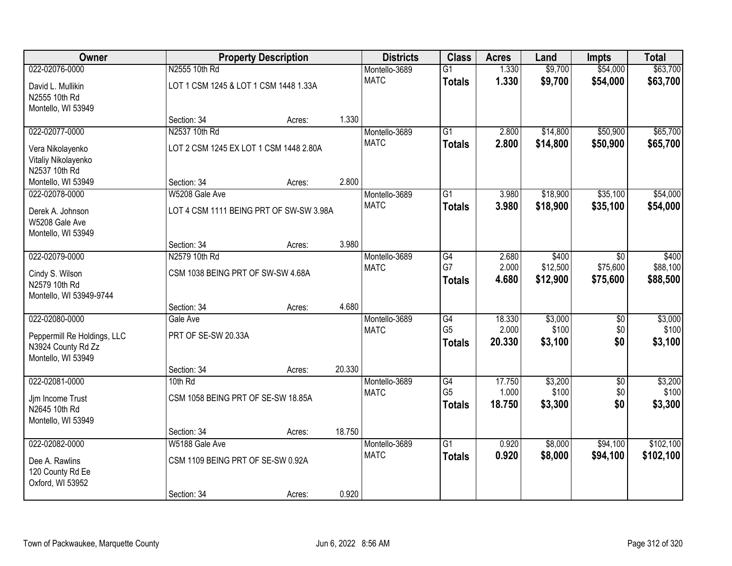| Owner | Property Description | | | Districts | Class | Acres | Land | Impts | Total |
|---|---|---|---|---|---|---|---|---|---|
| 022-02076-0000 | N2555 10th Rd | | | Montello-3689 | G1 | 1.330 | $9,700 | $54,000 | $63,700 |
| David L. Mullikin<br>N2555 10th Rd<br>Montello, WI 53949 | LOT 1 CSM 1245 & LOT 1 CSM 1448 1.33A | | | MATC | **Totals** | **1.330** | **$9,700** | **$54,000** | **$63,700** |
| | Section: 34 | Acres: | 1.330 | | | | | | |
| 022-02077-0000 | N2537 10th Rd | | | Montello-3689 | G1 | 2.800 | $14,800 | $50,900 | $65,700 |
| Vera Nikolayenko<br>Vitaliy Nikolayenko<br>N2537 10th Rd<br>Montello, WI 53949 | LOT 2 CSM 1245 EX LOT 1 CSM 1448 2.80A | | | MATC | **Totals** | **2.800** | **$14,800** | **$50,900** | **$65,700** |
| | Section: 34 | Acres: | 2.800 | | | | | | |
| 022-02078-0000 | W5208 Gale Ave | | | Montello-3689 | G1 | 3.980 | $18,900 | $35,100 | $54,000 |
| Derek A. Johnson<br>W5208 Gale Ave<br>Montello, WI 53949 | LOT 4 CSM 1111 BEING PRT OF SW-SW 3.98A | | | MATC | **Totals** | **3.980** | **$18,900** | **$35,100** | **$54,000** |
| | Section: 34 | Acres: | 3.980 | | | | | | |
| 022-02079-0000 | N2579 10th Rd | | | Montello-3689 | G4 | 2.680 | $400 | $0 | $400 |
| Cindy S. Wilson<br>N2579 10th Rd<br>Montello, WI 53949-9744 | CSM 1038 BEING PRT OF SW-SW 4.68A | | | MATC | G7 | 2.000 | $12,500 | $75,600 | $88,100 |
| | | | | | **Totals** | **4.680** | **$12,900** | **$75,600** | **$88,500** |
| | Section: 34 | Acres: | 4.680 | | | | | | |
| 022-02080-0000 | Gale Ave | | | Montello-3689 | G4 | 18.330 | $3,000 | $0 | $3,000 |
| Peppermill Re Holdings, LLC<br>N3924 County Rd Zz<br>Montello, WI 53949 | PRT OF SE-SW 20.33A | | | MATC | G5 | 2.000 | $100 | $0 | $100 |
| | | | | | **Totals** | **20.330** | **$3,100** | **$0** | **$3,100** |
| | Section: 34 | Acres: | 20.330 | | | | | | |
| 022-02081-0000 | 10th Rd | | | Montello-3689 | G4 | 17.750 | $3,200 | $0 | $3,200 |
| Jjm Income Trust<br>N2645 10th Rd<br>Montello, WI 53949 | CSM 1058 BEING PRT OF SE-SW 18.85A | | | MATC | G5 | 1.000 | $100 | $0 | $100 |
| | | | | | **Totals** | **18.750** | **$3,300** | **$0** | **$3,300** |
| | Section: 34 | Acres: | 18.750 | | | | | | |
| 022-02082-0000 | W5188 Gale Ave | | | Montello-3689 | G1 | 0.920 | $8,000 | $94,100 | $102,100 |
| Dee A. Rawlins<br>120 County Rd Ee<br>Oxford, WI 53952 | CSM 1109 BEING PRT OF SE-SW 0.92A | | | MATC | **Totals** | **0.920** | **$8,000** | **$94,100** | **$102,100** |
| | Section: 34 | Acres: | 0.920 | | | | | | |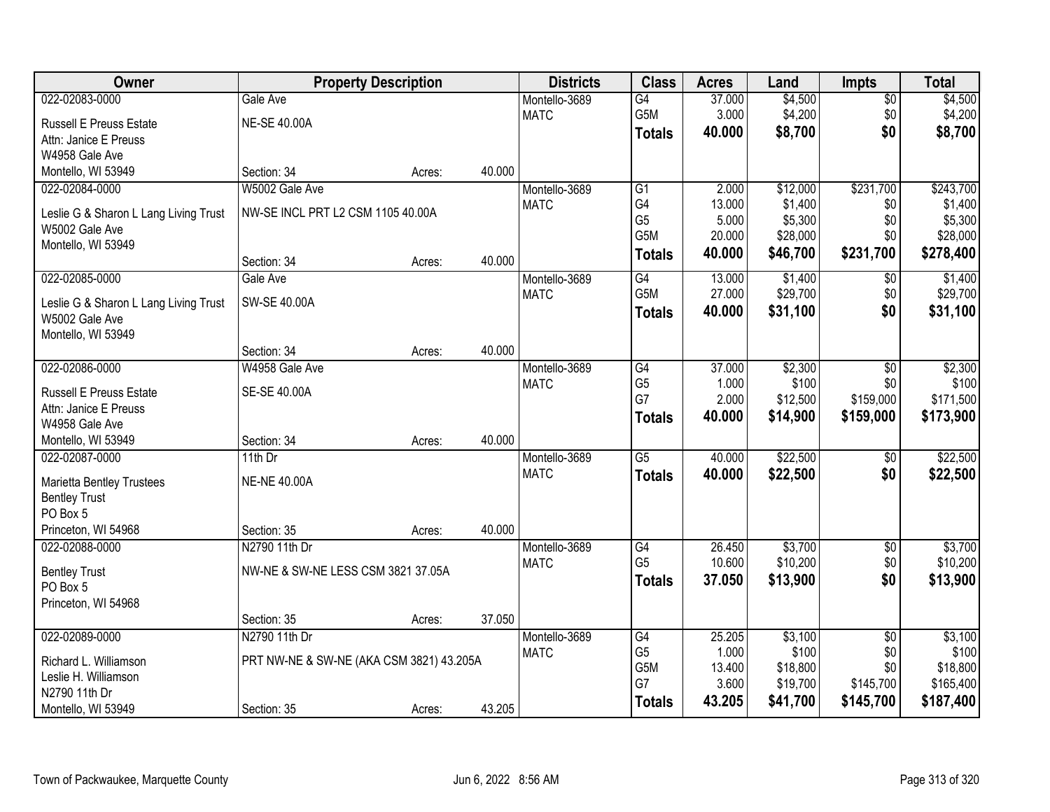| Owner | Property Description | | | Districts | Class | Acres | Land | Impts | Total |
|---|---|---|---|---|---|---|---|---|---|
| 022-02083-0000 | Gale Ave | | | Montello-3689 | G4 | 37.000 | $4,500 | $0 | $4,500 |
| Russell E Preuss Estate | NE-SE 40.00A | | | MATC | G5M | 3.000 | $4,200 | $0 | $4,200 |
| Attn: Janice E Preuss | | | | | **Totals** | **40.000** | **$8,700** | **$0** | **$8,700** |
| W4958 Gale Ave | | | | | | | | | |
| Montello, WI 53949 | Section: 34 | Acres: | 40.000 | | | | | | |
| 022-02084-0000 | W5002 Gale Ave | | | Montello-3689 | G1 | 2.000 | $12,000 | $231,700 | $243,700 |
| Leslie G & Sharon L Lang Living Trust | NW-SE INCL PRT L2 CSM 1105 40.00A | | | MATC | G4 | 13.000 | $1,400 | $0 | $1,400 |
| W5002 Gale Ave | | | | | G5 | 5.000 | $5,300 | $0 | $5,300 |
| Montello, WI 53949 | | | | | G5M | 20.000 | $28,000 | $0 | $28,000 |
| | Section: 34 | Acres: | 40.000 | | **Totals** | **40.000** | **$46,700** | **$231,700** | **$278,400** |
| 022-02085-0000 | Gale Ave | | | Montello-3689 | G4 | 13.000 | $1,400 | $0 | $1,400 |
| Leslie G & Sharon L Lang Living Trust | SW-SE 40.00A | | | MATC | G5M | 27.000 | $29,700 | $0 | $29,700 |
| W5002 Gale Ave | | | | | **Totals** | **40.000** | **$31,100** | **$0** | **$31,100** |
| Montello, WI 53949 | | | | | | | | | |
| | Section: 34 | Acres: | 40.000 | | | | | | |
| 022-02086-0000 | W4958 Gale Ave | | | Montello-3689 | G4 | 37.000 | $2,300 | $0 | $2,300 |
| Russell E Preuss Estate | SE-SE 40.00A | | | MATC | G5 | 1.000 | $100 | $0 | $100 |
| Attn: Janice E Preuss | | | | | G7 | 2.000 | $12,500 | $159,000 | $171,500 |
| W4958 Gale Ave | | | | | **Totals** | **40.000** | **$14,900** | **$159,000** | **$173,900** |
| Montello, WI 53949 | Section: 34 | Acres: | 40.000 | | | | | | |
| 022-02087-0000 | 11th Dr | | | Montello-3689 | G5 | 40.000 | $22,500 | $0 | $22,500 |
| Marietta Bentley Trustees | NE-NE 40.00A | | | MATC | **Totals** | **40.000** | **$22,500** | **$0** | **$22,500** |
| Bentley Trust | | | | | | | | | |
| PO Box 5 | | | | | | | | | |
| Princeton, WI 54968 | Section: 35 | Acres: | 40.000 | | | | | | |
| 022-02088-0000 | N2790 11th Dr | | | Montello-3689 | G4 | 26.450 | $3,700 | $0 | $3,700 |
| Bentley Trust | NW-NE & SW-NE LESS CSM 3821 37.05A | | | MATC | G5 | 10.600 | $10,200 | $0 | $10,200 |
| PO Box 5 | | | | | **Totals** | **37.050** | **$13,900** | **$0** | **$13,900** |
| Princeton, WI 54968 | | | | | | | | | |
| | Section: 35 | Acres: | 37.050 | | | | | | |
| 022-02089-0000 | N2790 11th Dr | | | Montello-3689 | G4 | 25.205 | $3,100 | $0 | $3,100 |
| Richard L. Williamson | PRT NW-NE & SW-NE (AKA CSM 3821) 43.205A | | | MATC | G5 | 1.000 | $100 | $0 | $100 |
| Leslie H. Williamson | | | | | G5M | 13.400 | $18,800 | $0 | $18,800 |
| N2790 11th Dr | | | | | G7 | 3.600 | $19,700 | $145,700 | $165,400 |
| Montello, WI 53949 | Section: 35 | Acres: | 43.205 | | **Totals** | **43.205** | **$41,700** | **$145,700** | **$187,400** |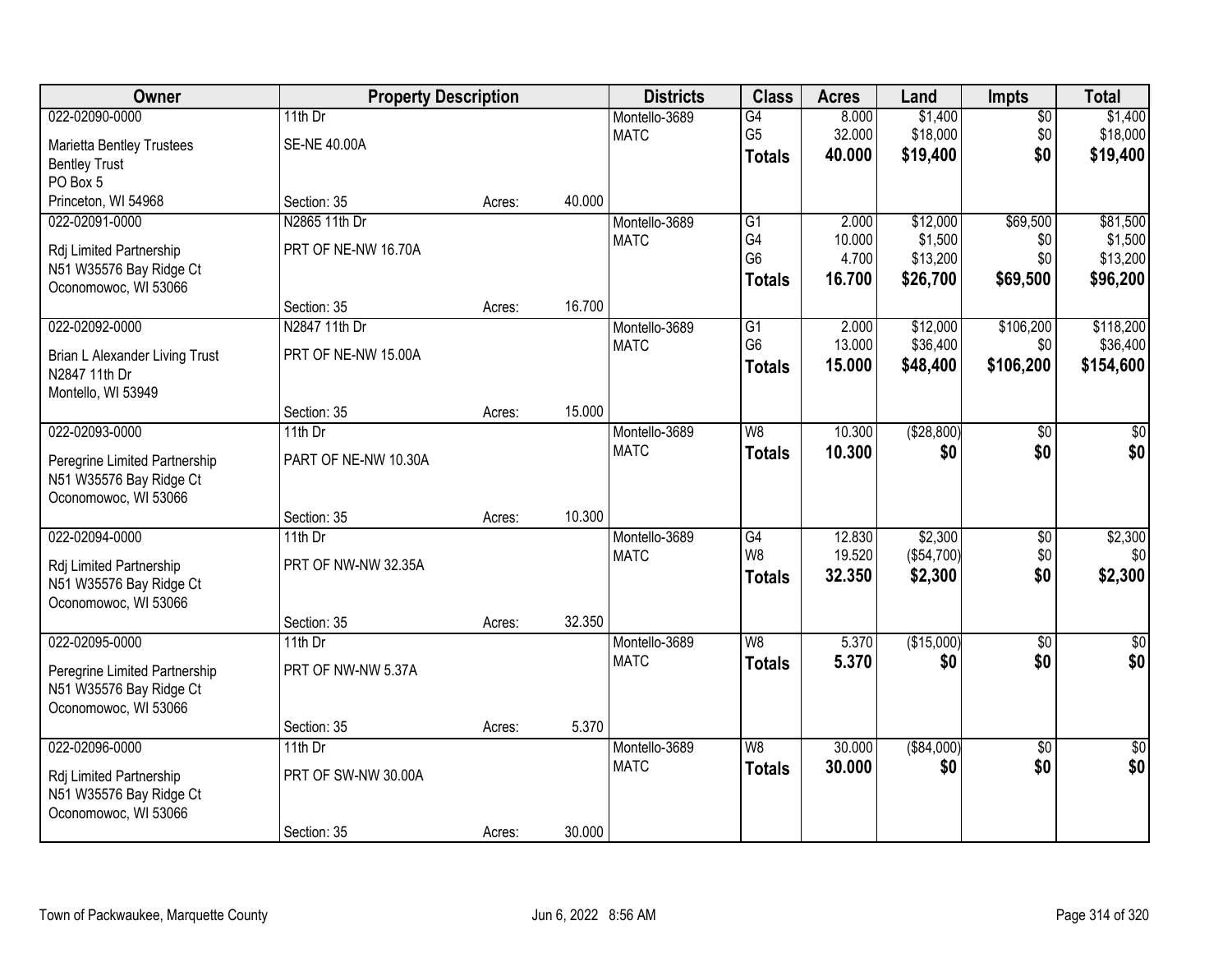| Owner | Property Description | | | Districts | Class | Acres | Land | Impts | Total |
|---|---|---|---|---|---|---|---|---|---|
| 022-02090-0000 | 11th Dr | | | Montello-3689 | G4 | 8.000 | $1,400 | $0 | $1,400 |
| Marietta Bentley Trustees | SE-NE 40.00A | | | MATC | G5 | 32.000 | $18,000 | $0 | $18,000 |
| Bentley Trust | | | | | **Totals** | **40.000** | **$19,400** | **$0** | **$19,400** |
| PO Box 5 | | | | | | | | | |
| Princeton, WI 54968 | Section: 35 | Acres: | 40.000 | | | | | | |
| 022-02091-0000 | N2865 11th Dr | | | Montello-3689 | G1 | 2.000 | $12,000 | $69,500 | $81,500 |
| Rdj Limited Partnership | PRT OF NE-NW 16.70A | | | MATC | G4 | 10.000 | $1,500 | $0 | $1,500 |
| N51 W35576 Bay Ridge Ct | | | | | G6 | 4.700 | $13,200 | $0 | $13,200 |
| Oconomowoc, WI 53066 | | | | | **Totals** | **16.700** | **$26,700** | **$69,500** | **$96,200** |
| | Section: 35 | Acres: | 16.700 | | | | | | |
| 022-02092-0000 | N2847 11th Dr | | | Montello-3689 | G1 | 2.000 | $12,000 | $106,200 | $118,200 |
| Brian L Alexander Living Trust | PRT OF NE-NW 15.00A | | | MATC | G6 | 13.000 | $36,400 | $0 | $36,400 |
| N2847 11th Dr | | | | | **Totals** | **15.000** | **$48,400** | **$106,200** | **$154,600** |
| Montello, WI 53949 | | | | | | | | | |
| | Section: 35 | Acres: | 15.000 | | | | | | |
| 022-02093-0000 | 11th Dr | | | Montello-3689 | W8 | 10.300 | ($28,800) | $0 | $0 |
| Peregrine Limited Partnership | PART OF NE-NW 10.30A | | | MATC | **Totals** | **10.300** | **$0** | **$0** | **$0** |
| N51 W35576 Bay Ridge Ct | | | | | | | | | |
| Oconomowoc, WI 53066 | | | | | | | | | |
| | Section: 35 | Acres: | 10.300 | | | | | | |
| 022-02094-0000 | 11th Dr | | | Montello-3689 | G4 | 12.830 | $2,300 | $0 | $2,300 |
| Rdj Limited Partnership | PRT OF NW-NW 32.35A | | | MATC | W8 | 19.520 | ($54,700) | $0 | $0 |
| N51 W35576 Bay Ridge Ct | | | | | **Totals** | **32.350** | **$2,300** | **$0** | **$2,300** |
| Oconomowoc, WI 53066 | | | | | | | | | |
| | Section: 35 | Acres: | 32.350 | | | | | | |
| 022-02095-0000 | 11th Dr | | | Montello-3689 | W8 | 5.370 | ($15,000) | $0 | $0 |
| Peregrine Limited Partnership | PRT OF NW-NW 5.37A | | | MATC | **Totals** | **5.370** | **$0** | **$0** | **$0** |
| N51 W35576 Bay Ridge Ct | | | | | | | | | |
| Oconomowoc, WI 53066 | | | | | | | | | |
| | Section: 35 | Acres: | 5.370 | | | | | | |
| 022-02096-0000 | 11th Dr | | | Montello-3689 | W8 | 30.000 | ($84,000) | $0 | $0 |
| Rdj Limited Partnership | PRT OF SW-NW 30.00A | | | MATC | **Totals** | **30.000** | **$0** | **$0** | **$0** |
| N51 W35576 Bay Ridge Ct | | | | | | | | | |
| Oconomowoc, WI 53066 | | | | | | | | | |
| | Section: 35 | Acres: | 30.000 | | | | | | |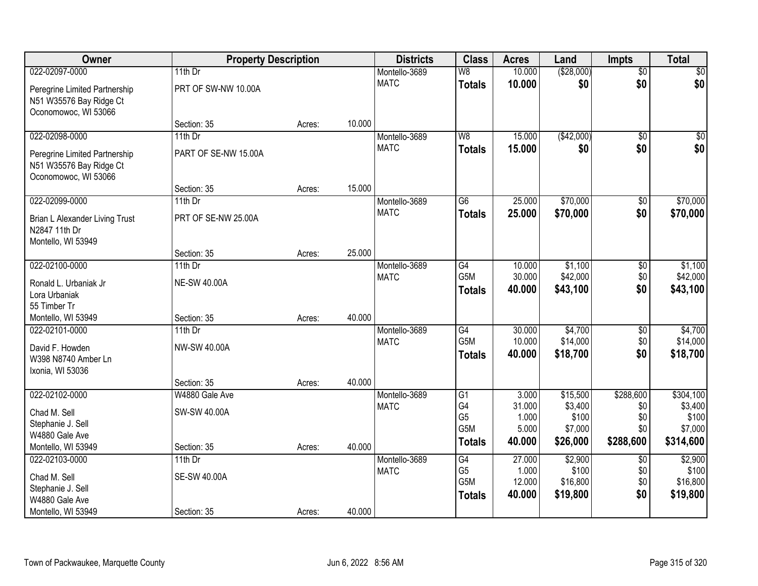| Owner | Property Description | | | Districts | Class | Acres | Land | Impts | Total |
|---|---|---|---|---|---|---|---|---|---|
| 022-02097-0000 | 11th Dr | | | Montello-3689 | W8 | 10.000 | ($28,000) | $0 | $0 |
| Peregrine Limited Partnership<br>N51 W35576 Bay Ridge Ct<br>Oconomowoc, WI 53066 | PRT OF SW-NW 10.00A | | | MATC | **Totals** | **10.000** | **$0** | **$0** | **$0** |
| | Section: 35 | Acres: | 10.000 | | | | | | |
| 022-02098-0000 | 11th Dr | | | Montello-3689 | W8 | 15.000 | ($42,000) | $0 | $0 |
| Peregrine Limited Partnership<br>N51 W35576 Bay Ridge Ct<br>Oconomowoc, WI 53066 | PART OF SE-NW 15.00A | | | MATC | **Totals** | **15.000** | **$0** | **$0** | **$0** |
| | Section: 35 | Acres: | 15.000 | | | | | | |
| 022-02099-0000 | 11th Dr | | | Montello-3689 | G6 | 25.000 | $70,000 | $0 | $70,000 |
| Brian L Alexander Living Trust<br>N2847 11th Dr<br>Montello, WI 53949 | PRT OF SE-NW 25.00A | | | MATC | **Totals** | **25.000** | **$70,000** | **$0** | **$70,000** |
| | Section: 35 | Acres: | 25.000 | | | | | | |
| 022-02100-0000 | 11th Dr | | | Montello-3689 | G4 | 10.000 | $1,100 | $0 | $1,100 |
| Ronald L. Urbaniak Jr<br>Lora Urbaniak<br>55 Timber Tr | NE-SW 40.00A | | | MATC | G5M | 30.000 | $42,000 | $0 | $42,000 |
| | | | | | **Totals** | **40.000** | **$43,100** | **$0** | **$43,100** |
| Montello, WI 53949 | Section: 35 | Acres: | 40.000 | | | | | | |
| 022-02101-0000 | 11th Dr | | | Montello-3689 | G4 | 30.000 | $4,700 | $0 | $4,700 |
| David F. Howden<br>W398 N8740 Amber Ln<br>Ixonia, WI 53036 | NW-SW 40.00A | | | MATC | G5M | 10.000 | $14,000 | $0 | $14,000 |
| | | | | | **Totals** | **40.000** | **$18,700** | **$0** | **$18,700** |
| | Section: 35 | Acres: | 40.000 | | | | | | |
| 022-02102-0000 | W4880 Gale Ave | | | Montello-3689 | G1 | 3.000 | $15,500 | $288,600 | $304,100 |
| Chad M. Sell | SW-SW 40.00A | | | MATC | G4 | 31.000 | $3,400 | $0 | $3,400 |
| Stephanie J. Sell | | | | | G5 | 1.000 | $100 | $0 | $100 |
| W4880 Gale Ave | | | | | G5M | 5.000 | $7,000 | $0 | $7,000 |
| Montello, WI 53949 | Section: 35 | Acres: | 40.000 | | **Totals** | **40.000** | **$26,000** | **$288,600** | **$314,600** |
| 022-02103-0000 | 11th Dr | | | Montello-3689 | G4 | 27.000 | $2,900 | $0 | $2,900 |
| Chad M. Sell | SE-SW 40.00A | | | MATC | G5 | 1.000 | $100 | $0 | $100 |
| Stephanie J. Sell | | | | | G5M | 12.000 | $16,800 | $0 | $16,800 |
| W4880 Gale Ave | | | | | **Totals** | **40.000** | **$19,800** | **$0** | **$19,800** |
| Montello, WI 53949 | Section: 35 | Acres: | 40.000 | | | | | | |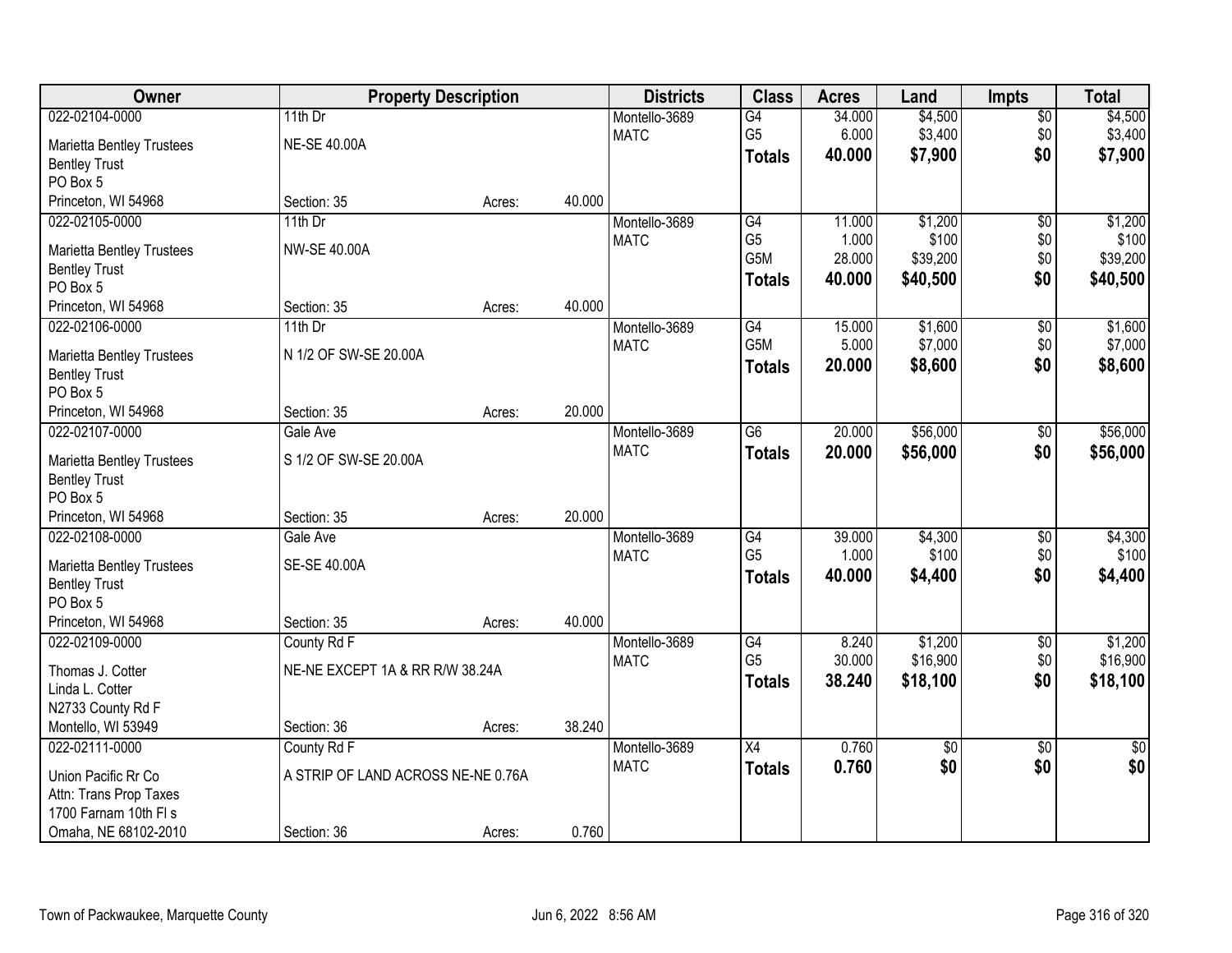| Owner | Property Description | | | Districts | Class | Acres | Land | Impts | Total |
|---|---|---|---|---|---|---|---|---|---|
| 022-02104-0000 | 11th Dr | | | Montello-3689 | G4 | 34.000 | $4,500 | $0 | $4,500 |
| Marietta Bentley Trustees | NE-SE 40.00A | | | MATC | G5 | 6.000 | $3,400 | $0 | $3,400 |
| Bentley Trust | | | | | **Totals** | **40.000** | **$7,900** | **$0** | **$7,900** |
| PO Box 5 | | | | | | | | | |
| Princeton, WI 54968 | Section: 35 | Acres: | 40.000 | | | | | | |
| 022-02105-0000 | 11th Dr | | | Montello-3689 | G4 | 11.000 | $1,200 | $0 | $1,200 |
| Marietta Bentley Trustees | NW-SE 40.00A | | | MATC | G5 | 1.000 | $100 | $0 | $100 |
| Bentley Trust | | | | | G5M | 28.000 | $39,200 | $0 | $39,200 |
| PO Box 5 | | | | | **Totals** | **40.000** | **$40,500** | **$0** | **$40,500** |
| Princeton, WI 54968 | Section: 35 | Acres: | 40.000 | | | | | | |
| 022-02106-0000 | 11th Dr | | | Montello-3689 | G4 | 15.000 | $1,600 | $0 | $1,600 |
| Marietta Bentley Trustees | N 1/2 OF SW-SE 20.00A | | | MATC | G5M | 5.000 | $7,000 | $0 | $7,000 |
| Bentley Trust | | | | | **Totals** | **20.000** | **$8,600** | **$0** | **$8,600** |
| PO Box 5 | | | | | | | | | |
| Princeton, WI 54968 | Section: 35 | Acres: | 20.000 | | | | | | |
| 022-02107-0000 | Gale Ave | | | Montello-3689 | G6 | 20.000 | $56,000 | $0 | $56,000 |
| Marietta Bentley Trustees | S 1/2 OF SW-SE 20.00A | | | MATC | **Totals** | **20.000** | **$56,000** | **$0** | **$56,000** |
| Bentley Trust | | | | | | | | | |
| PO Box 5 | | | | | | | | | |
| Princeton, WI 54968 | Section: 35 | Acres: | 20.000 | | | | | | |
| 022-02108-0000 | Gale Ave | | | Montello-3689 | G4 | 39.000 | $4,300 | $0 | $4,300 |
| Marietta Bentley Trustees | SE-SE 40.00A | | | MATC | G5 | 1.000 | $100 | $0 | $100 |
| Bentley Trust | | | | | **Totals** | **40.000** | **$4,400** | **$0** | **$4,400** |
| PO Box 5 | | | | | | | | | |
| Princeton, WI 54968 | Section: 35 | Acres: | 40.000 | | | | | | |
| 022-02109-0000 | County Rd F | | | Montello-3689 | G4 | 8.240 | $1,200 | $0 | $1,200 |
| Thomas J. Cotter | NE-NE EXCEPT 1A & RR R/W 38.24A | | | MATC | G5 | 30.000 | $16,900 | $0 | $16,900 |
| Linda L. Cotter | | | | | **Totals** | **38.240** | **$18,100** | **$0** | **$18,100** |
| N2733 County Rd F | | | | | | | | | |
| Montello, WI 53949 | Section: 36 | Acres: | 38.240 | | | | | | |
| 022-02111-0000 | County Rd F | | | Montello-3689 | X4 | 0.760 | $0 | $0 | $0 |
| Union Pacific Rr Co | A STRIP OF LAND ACROSS NE-NE 0.76A | | | MATC | **Totals** | **0.760** | **$0** | **$0** | **$0** |
| Attn: Trans Prop Taxes | | | | | | | | | |
| 1700 Farnam 10th Fl s | | | | | | | | | |
| Omaha, NE 68102-2010 | Section: 36 | Acres: | 0.760 | | | | | | |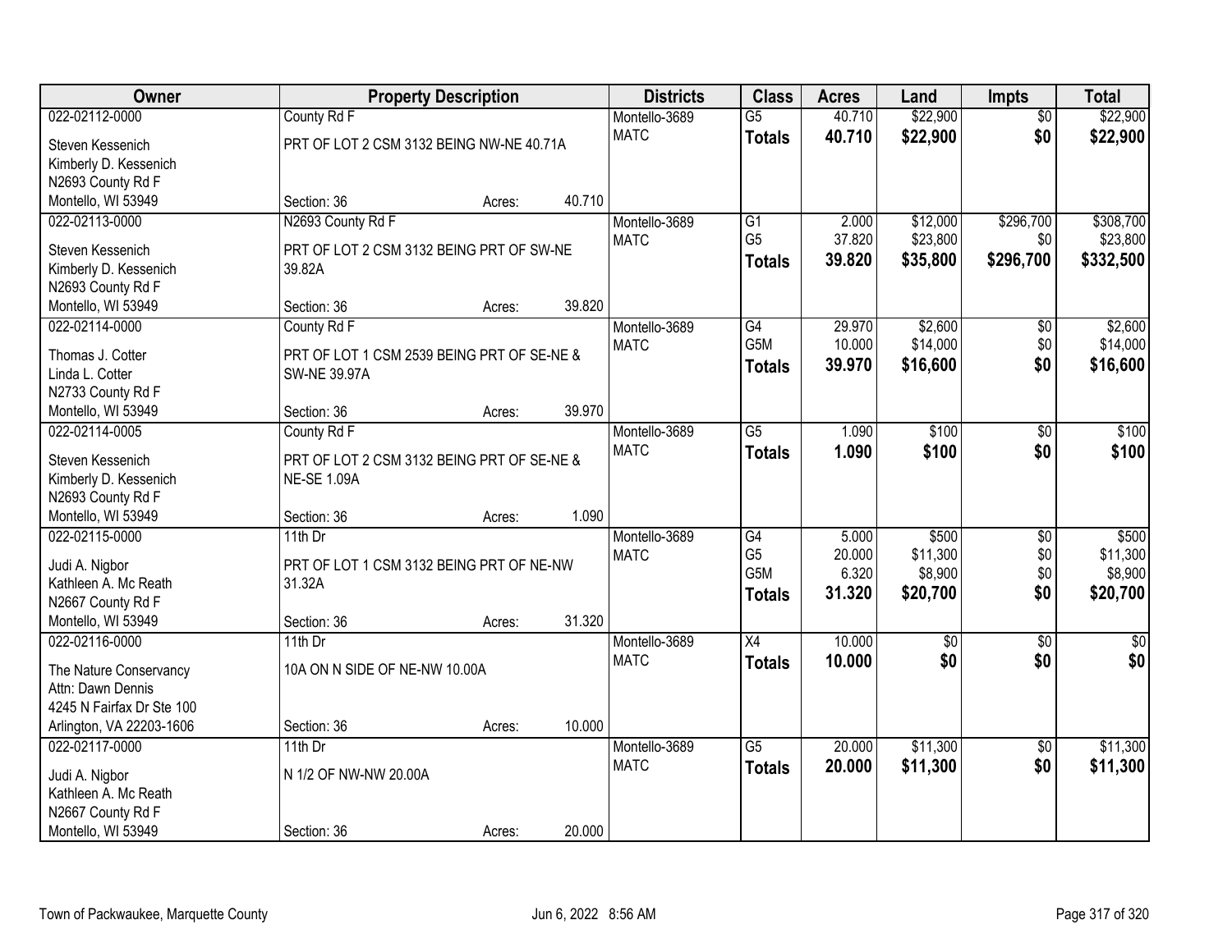| Owner | Property Description | Districts | Class | Acres | Land | Impts | Total |
|---|---|---|---|---|---|---|---|
| 022-02112-0000<br>Steven Kessenich<br>Kimberly D. Kessenich<br>N2693 County Rd F<br>Montello, WI 53949 | County Rd F<br>PRT OF LOT 2 CSM 3132 BEING NW-NE 40.71A<br>Section: 36 Acres: 40.710 | Montello-3689<br>MATC | G5<br>**Totals** | 40.710<br>**40.710** | \$22,900<br>**\$22,900** | \$0<br>**\$0** | \$22,900<br>**\$22,900** |
| 022-02113-0000<br>Steven Kessenich<br>Kimberly D. Kessenich<br>N2693 County Rd F<br>Montello, WI 53949 | N2693 County Rd F<br>PRT OF LOT 2 CSM 3132 BEING PRT OF SW-NE 39.82A<br>Section: 36 Acres: 39.820 | Montello-3689<br>MATC | G1<br>G5<br>**Totals** | 2.000<br>37.820<br>**39.820** | \$12,000<br>\$23,800<br>**\$35,800** | \$296,700<br>\$0<br>**\$296,700** | \$308,700<br>\$23,800<br>**\$332,500** |
| 022-02114-0000<br>Thomas J. Cotter<br>Linda L. Cotter<br>N2733 County Rd F<br>Montello, WI 53949 | County Rd F<br>PRT OF LOT 1 CSM 2539 BEING PRT OF SE-NE & SW-NE 39.97A<br>Section: 36 Acres: 39.970 | Montello-3689<br>MATC | G4<br>G5M<br>**Totals** | 29.970<br>10.000<br>**39.970** | \$2,600<br>\$14,000<br>**\$16,600** | \$0<br>\$0<br>**\$0** | \$2,600<br>\$14,000<br>**\$16,600** |
| 022-02114-0005<br>Steven Kessenich<br>Kimberly D. Kessenich<br>N2693 County Rd F<br>Montello, WI 53949 | County Rd F<br>PRT OF LOT 2 CSM 3132 BEING PRT OF SE-NE & NE-SE 1.09A<br>Section: 36 Acres: 1.090 | Montello-3689<br>MATC | G5<br>**Totals** | 1.090<br>**1.090** | \$100<br>**\$100** | \$0<br>**\$0** | \$100<br>**\$100** |
| 022-02115-0000<br>Judi A. Nigbor<br>Kathleen A. Mc Reath<br>N2667 County Rd F<br>Montello, WI 53949 | 11th Dr<br>PRT OF LOT 1 CSM 3132 BEING PRT OF NE-NW 31.32A<br>Section: 36 Acres: 31.320 | Montello-3689<br>MATC | G4<br>G5<br>G5M<br>**Totals** | 5.000<br>20.000<br>6.320<br>**31.320** | \$500<br>\$11,300<br>\$8,900<br>**\$20,700** | \$0<br>\$0<br>\$0<br>**\$0** | \$500<br>\$11,300<br>\$8,900<br>**\$20,700** |
| 022-02116-0000<br>The Nature Conservancy<br>Attn: Dawn Dennis<br>4245 N Fairfax Dr Ste 100<br>Arlington, VA 22203-1606 | 11th Dr<br>10A ON N SIDE OF NE-NW 10.00A<br>Section: 36 Acres: 10.000 | Montello-3689<br>MATC | X4<br>**Totals** | 10.000<br>**10.000** | \$0<br>**\$0** | \$0<br>**\$0** | \$0<br>**\$0** |
| 022-02117-0000<br>Judi A. Nigbor<br>Kathleen A. Mc Reath<br>N2667 County Rd F<br>Montello, WI 53949 | 11th Dr<br>N 1/2 OF NW-NW 20.00A<br>Section: 36 Acres: 20.000 | Montello-3689<br>MATC | G5<br>**Totals** | 20.000<br>**20.000** | \$11,300<br>**\$11,300** | \$0<br>**\$0** | \$11,300<br>**\$11,300** |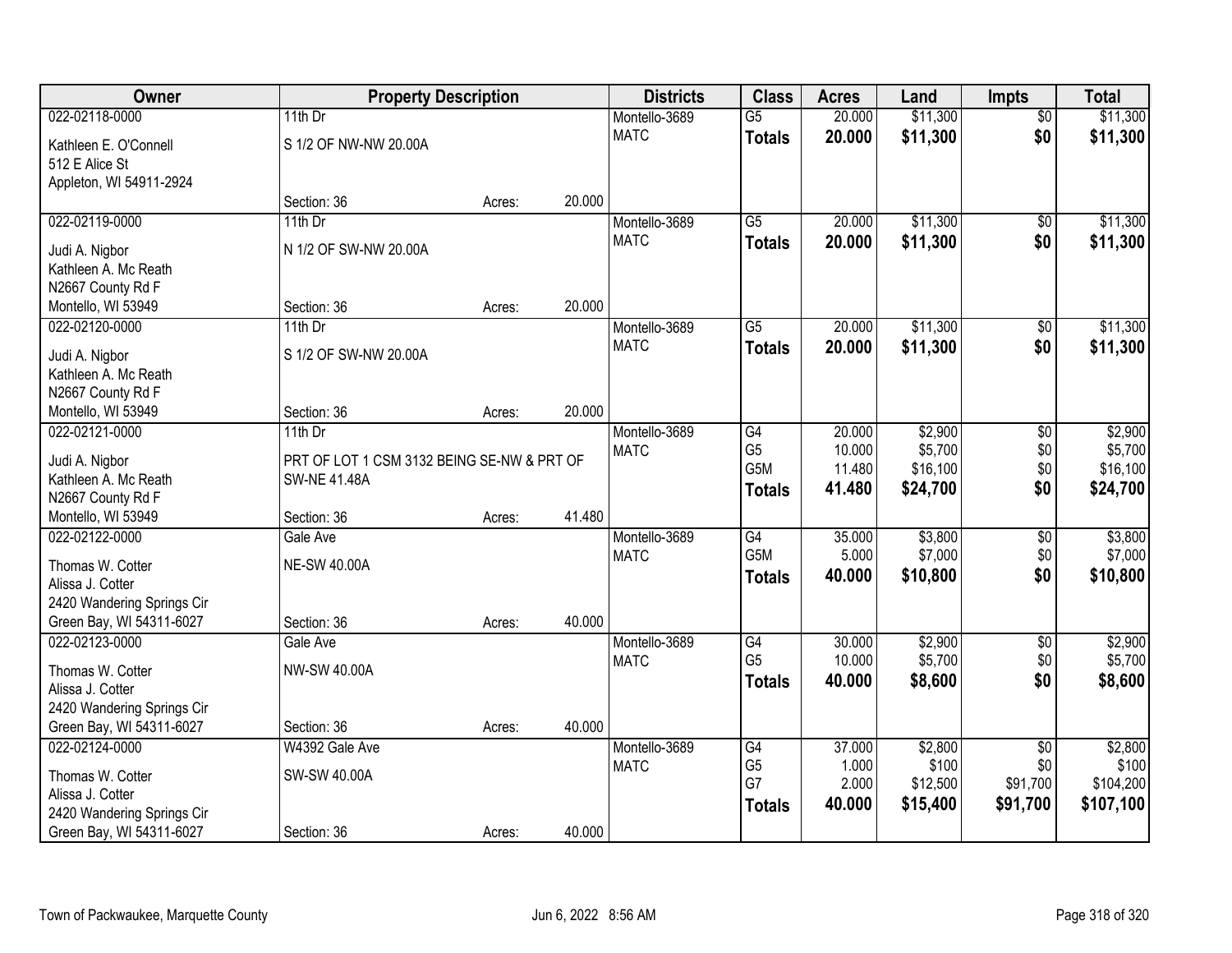| Owner | Property Description | | | Districts | Class | Acres | Land | Impts | Total |
|---|---|---|---|---|---|---|---|---|---|
| 022-02118-0000 | 11th Dr | | | Montello-3689 | G5 | 20.000 | $11,300 | $0 | $11,300 |
| Kathleen E. O'Connell | S 1/2 OF NW-NW 20.00A | | | MATC | **Totals** | **20.000** | **$11,300** | **$0** | **$11,300** |
| 512 E Alice St | | | | | | | | | |
| Appleton, WI 54911-2924 | | | | | | | | | |
| | Section: 36 | Acres: | 20.000 | | | | | | |
| 022-02119-0000 | 11th Dr | | | Montello-3689 | G5 | 20.000 | $11,300 | $0 | $11,300 |
| Judi A. Nigbor | N 1/2 OF SW-NW 20.00A | | | MATC | **Totals** | **20.000** | **$11,300** | **$0** | **$11,300** |
| Kathleen A. Mc Reath | | | | | | | | | |
| N2667 County Rd F | | | | | | | | | |
| Montello, WI 53949 | Section: 36 | Acres: | 20.000 | | | | | | |
| 022-02120-0000 | 11th Dr | | | Montello-3689 | G5 | 20.000 | $11,300 | $0 | $11,300 |
| Judi A. Nigbor | S 1/2 OF SW-NW 20.00A | | | MATC | **Totals** | **20.000** | **$11,300** | **$0** | **$11,300** |
| Kathleen A. Mc Reath | | | | | | | | | |
| N2667 County Rd F | | | | | | | | | |
| Montello, WI 53949 | Section: 36 | Acres: | 20.000 | | | | | | |
| 022-02121-0000 | 11th Dr | | | Montello-3689 | G4 | 20.000 | $2,900 | $0 | $2,900 |
| Judi A. Nigbor | PRT OF LOT 1 CSM 3132 BEING SE-NW & PRT OF | | | MATC | G5 | 10.000 | $5,700 | $0 | $5,700 |
| Kathleen A. Mc Reath | SW-NE 41.48A | | | | G5M | 11.480 | $16,100 | $0 | $16,100 |
| N2667 County Rd F | | | | | **Totals** | **41.480** | **$24,700** | **$0** | **$24,700** |
| Montello, WI 53949 | Section: 36 | Acres: | 41.480 | | | | | | |
| 022-02122-0000 | Gale Ave | | | Montello-3689 | G4 | 35.000 | $3,800 | $0 | $3,800 |
| Thomas W. Cotter | NE-SW 40.00A | | | MATC | G5M | 5.000 | $7,000 | $0 | $7,000 |
| Alissa J. Cotter | | | | | **Totals** | **40.000** | **$10,800** | **$0** | **$10,800** |
| 2420 Wandering Springs Cir | | | | | | | | | |
| Green Bay, WI 54311-6027 | Section: 36 | Acres: | 40.000 | | | | | | |
| 022-02123-0000 | Gale Ave | | | Montello-3689 | G4 | 30.000 | $2,900 | $0 | $2,900 |
| Thomas W. Cotter | NW-SW 40.00A | | | MATC | G5 | 10.000 | $5,700 | $0 | $5,700 |
| Alissa J. Cotter | | | | | **Totals** | **40.000** | **$8,600** | **$0** | **$8,600** |
| 2420 Wandering Springs Cir | | | | | | | | | |
| Green Bay, WI 54311-6027 | Section: 36 | Acres: | 40.000 | | | | | | |
| 022-02124-0000 | W4392 Gale Ave | | | Montello-3689 | G4 | 37.000 | $2,800 | $0 | $2,800 |
| Thomas W. Cotter | SW-SW 40.00A | | | MATC | G5 | 1.000 | $100 | $0 | $100 |
| Alissa J. Cotter | | | | | G7 | 2.000 | $12,500 | $91,700 | $104,200 |
| 2420 Wandering Springs Cir | | | | | **Totals** | **40.000** | **$15,400** | **$91,700** | **$107,100** |
| Green Bay, WI 54311-6027 | Section: 36 | Acres: | 40.000 | | | | | | |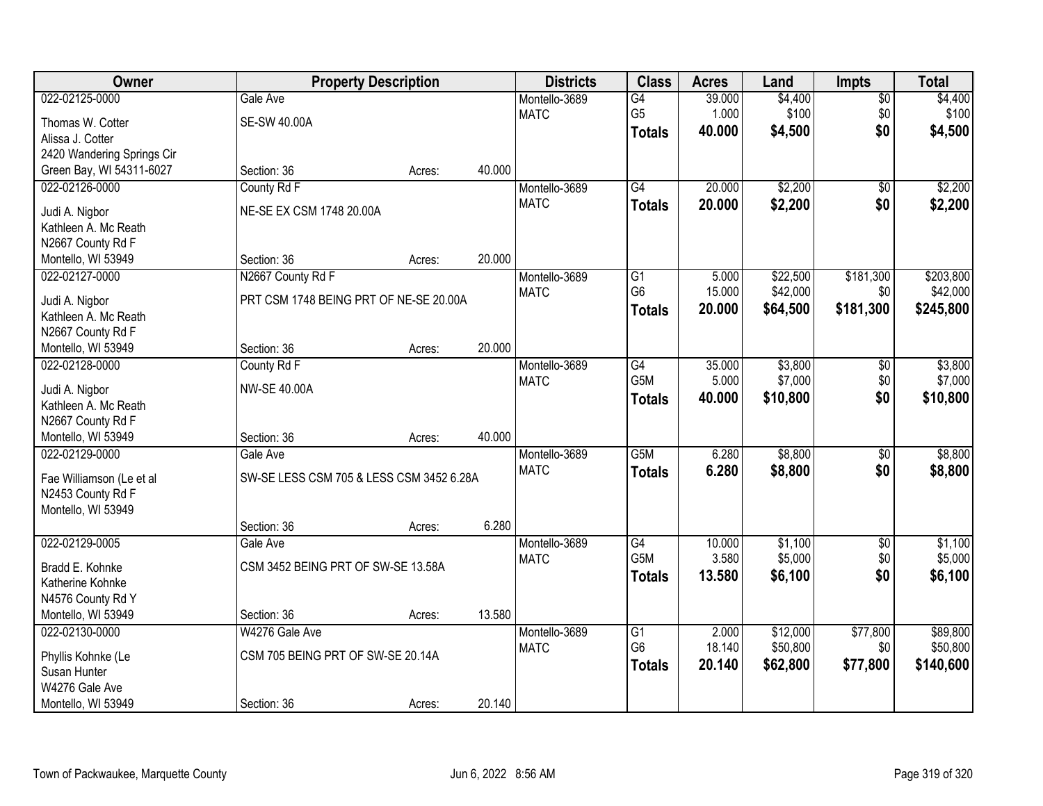| Owner | Property Description | | | Districts | Class | Acres | Land | Impts | Total |
|---|---|---|---|---|---|---|---|---|---|
| 022-02125-0000 | Gale Ave | | | Montello-3689 | G4 | 39.000 | $4,400 | $0 | $4,400 |
| Thomas W. Cotter | SE-SW 40.00A | | | MATC | G5 | 1.000 | $100 | $0 | $100 |
| Alissa J. Cotter | | | | | **Totals** | **40.000** | **$4,500** | **$0** | **$4,500** |
| 2420 Wandering Springs Cir | | | | | | | | | |
| Green Bay, WI 54311-6027 | Section: 36 | Acres: | 40.000 | | | | | | |
| 022-02126-0000 | County Rd F | | | Montello-3689 | G4 | 20.000 | $2,200 | $0 | $2,200 |
| Judi A. Nigbor | NE-SE EX CSM 1748 20.00A | | | MATC | **Totals** | **20.000** | **$2,200** | **$0** | **$2,200** |
| Kathleen A. Mc Reath | | | | | | | | | |
| N2667 County Rd F | | | | | | | | | |
| Montello, WI 53949 | Section: 36 | Acres: | 20.000 | | | | | | |
| 022-02127-0000 | N2667 County Rd F | | | Montello-3689 | G1 | 5.000 | $22,500 | $181,300 | $203,800 |
| Judi A. Nigbor | PRT CSM 1748 BEING PRT OF NE-SE 20.00A | | | MATC | G6 | 15.000 | $42,000 | $0 | $42,000 |
| Kathleen A. Mc Reath | | | | | **Totals** | **20.000** | **$64,500** | **$181,300** | **$245,800** |
| N2667 County Rd F | | | | | | | | | |
| Montello, WI 53949 | Section: 36 | Acres: | 20.000 | | | | | | |
| 022-02128-0000 | County Rd F | | | Montello-3689 | G4 | 35.000 | $3,800 | $0 | $3,800 |
| Judi A. Nigbor | NW-SE 40.00A | | | MATC | G5M | 5.000 | $7,000 | $0 | $7,000 |
| Kathleen A. Mc Reath | | | | | **Totals** | **40.000** | **$10,800** | **$0** | **$10,800** |
| N2667 County Rd F | | | | | | | | | |
| Montello, WI 53949 | Section: 36 | Acres: | 40.000 | | | | | | |
| 022-02129-0000 | Gale Ave | | | Montello-3689 | G5M | 6.280 | $8,800 | $0 | $8,800 |
| Fae Williamson (Le et al | SW-SE LESS CSM 705 & LESS CSM 3452 6.28A | | | MATC | **Totals** | **6.280** | **$8,800** | **$0** | **$8,800** |
| N2453 County Rd F | | | | | | | | | |
| Montello, WI 53949 | | | | | | | | | |
| | Section: 36 | Acres: | 6.280 | | | | | | |
| 022-02129-0005 | Gale Ave | | | Montello-3689 | G4 | 10.000 | $1,100 | $0 | $1,100 |
| Bradd E. Kohnke | CSM 3452 BEING PRT OF SW-SE 13.58A | | | MATC | G5M | 3.580 | $5,000 | $0 | $5,000 |
| Katherine Kohnke | | | | | **Totals** | **13.580** | **$6,100** | **$0** | **$6,100** |
| N4576 County Rd Y | | | | | | | | | |
| Montello, WI 53949 | Section: 36 | Acres: | 13.580 | | | | | | |
| 022-02130-0000 | W4276 Gale Ave | | | Montello-3689 | G1 | 2.000 | $12,000 | $77,800 | $89,800 |
| Phyllis Kohnke (Le | CSM 705 BEING PRT OF SW-SE 20.14A | | | MATC | G6 | 18.140 | $50,800 | $0 | $50,800 |
| Susan Hunter | | | | | **Totals** | **20.140** | **$62,800** | **$77,800** | **$140,600** |
| W4276 Gale Ave | | | | | | | | | |
| Montello, WI 53949 | Section: 36 | Acres: | 20.140 | | | | | | |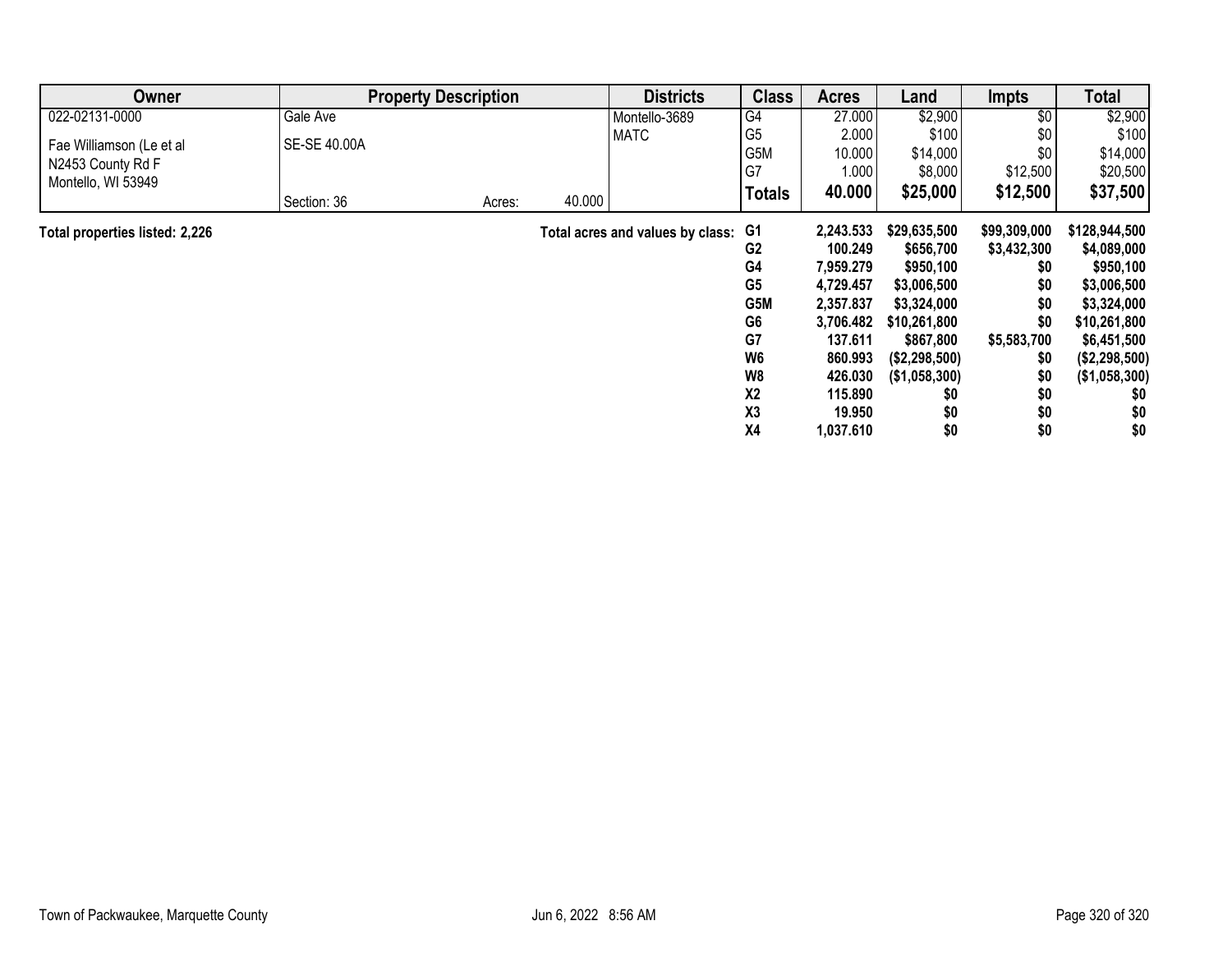| Owner | Property Description | | | Districts | Class | Acres | Land | Impts | Total |
|---|---|---|---|---|---|---|---|---|---|
| 022-02131-0000 | Gale Ave | | | Montello-3689 | G4 | 27.000 | $2,900 | $0 | $2,900 |
| Fae Williamson (Le et al | SE-SE 40.00A | | | MATC | G5 | 2.000 | $100 | $0 | $100 |
| N2453 County Rd F | | | | | G5M | 10.000 | $14,000 | $0 | $14,000 |
| Montello, WI 53949 | | | | | G7 | 1.000 | $8,000 | $12,500 | $20,500 |
| | Section: 36 | Acres: | 40.000 | | **Totals** | **40.000** | **$25,000** | **$12,500** | **$37,500** |

**Total properties listed: 2,226**

**Total acres and values by class:**

| Class | Acres | Land | Impts | Total |
|---|---|---|---|---|
| G1 | 2,243.533 | $29,635,500 | $99,309,000 | $128,944,500 |
| G2 | 100.249 | $656,700 | $3,432,300 | $4,089,000 |
| G4 | 7,959.279 | $950,100 | $0 | $950,100 |
| G5 | 4,729.457 | $3,006,500 | $0 | $3,006,500 |
| G5M | 2,357.837 | $3,324,000 | $0 | $3,324,000 |
| G6 | 3,706.482 | $10,261,800 | $0 | $10,261,800 |
| G7 | 137.611 | $867,800 | $5,583,700 | $6,451,500 |
| W6 | 860.993 | ($2,298,500) | $0 | ($2,298,500) |
| W8 | 426.030 | ($1,058,300) | $0 | ($1,058,300) |
| X2 | 115.890 | $0 | $0 | $0 |
| X3 | 19.950 | $0 | $0 | $0 |
| X4 | 1,037.610 | $0 | $0 | $0 |